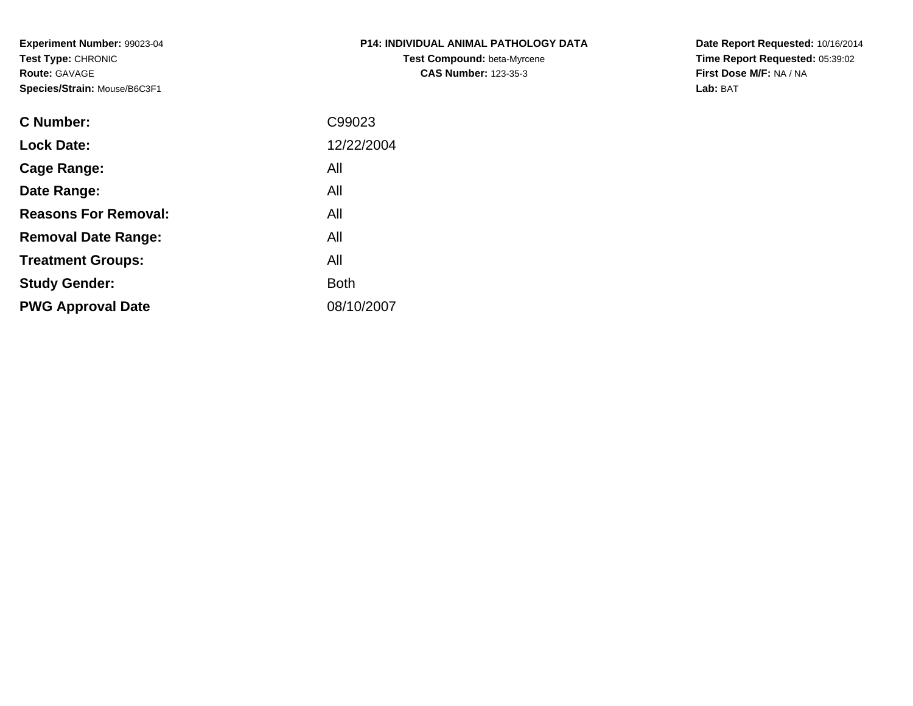**Experiment Number:** 99023-04
**Test Type:** CHRONIC
**Route:** GAVAGE
**Species/Strain:** Mouse/B6C3F1

**P14: INDIVIDUAL ANIMAL PATHOLOGY DATA**
**Test Compound:** beta-Myrcene
**CAS Number:** 123-35-3

**Date Report Requested:** 10/16/2014
**Time Report Requested:** 05:39:02
**First Dose M/F:** NA / NA
**Lab:** BAT

| | |
|---|---|
| **C Number:** | C99023 |
| **Lock Date:** | 12/22/2004 |
| **Cage Range:** | All |
| **Date Range:** | All |
| **Reasons For Removal:** | All |
| **Removal Date Range:** | All |
| **Treatment Groups:** | All |
| **Study Gender:** | Both |
| **PWG Approval Date** | 08/10/2007 |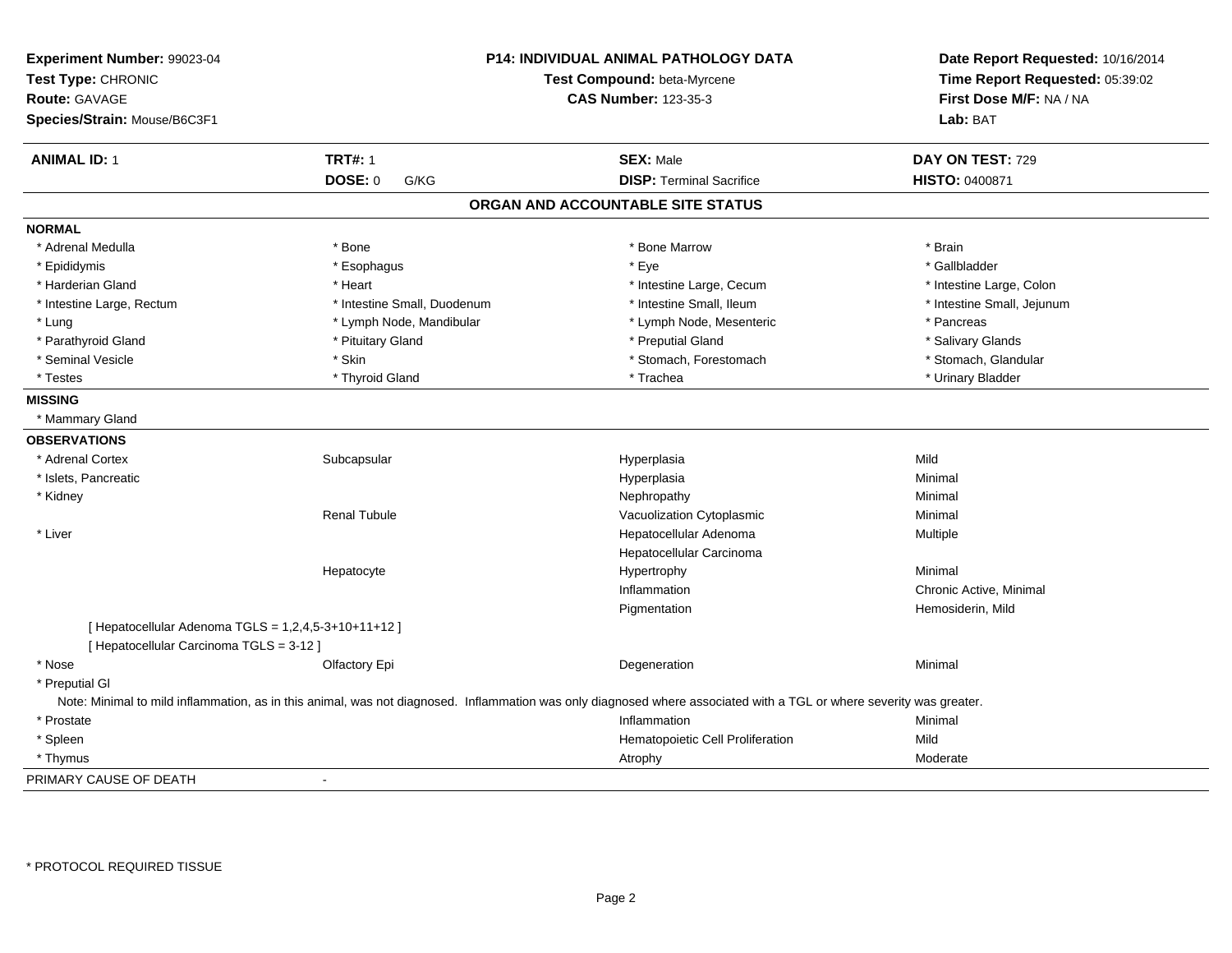**Experiment Number:** 99023-04
**Test Type:** CHRONIC
**Route:** GAVAGE
**Species/Strain:** Mouse/B6C3F1

**P14: INDIVIDUAL ANIMAL PATHOLOGY DATA**
**Test Compound:** beta-Myrcene
**CAS Number:** 123-35-3

**Date Report Requested:** 10/16/2014
**Time Report Requested:** 05:39:02
**First Dose M/F:** NA / NA
**Lab:** BAT

| **ANIMAL ID:** 1 | **TRT#:** 1 | **SEX:** Male | **DAY ON TEST:** 729 |
|---|---|---|---|
| | **DOSE:** 0 G/KG | **DISP:** Terminal Sacrifice | **HISTO:** 0400871 |

## ORGAN AND ACCOUNTABLE SITE STATUS

**NORMAL**

| | | | |
|---|---|---|---|
| * Adrenal Medulla | * Bone | * Bone Marrow | * Brain |
| * Epididymis | * Esophagus | * Eye | * Gallbladder |
| * Harderian Gland | * Heart | * Intestine Large, Cecum | * Intestine Large, Colon |
| * Intestine Large, Rectum | * Intestine Small, Duodenum | * Intestine Small, Ileum | * Intestine Small, Jejunum |
| * Lung | * Lymph Node, Mandibular | * Lymph Node, Mesenteric | * Pancreas |
| * Parathyroid Gland | * Pituitary Gland | * Preputial Gland | * Salivary Glands |
| * Seminal Vesicle | * Skin | * Stomach, Forestomach | * Stomach, Glandular |
| * Testes | * Thyroid Gland | * Trachea | * Urinary Bladder |

**MISSING**

* Mammary Gland

**OBSERVATIONS**

| | | | |
|---|---|---|---|
| * Adrenal Cortex | Subcapsular | Hyperplasia | Mild |
| * Islets, Pancreatic | | Hyperplasia | Minimal |
| * Kidney | | Nephropathy | Minimal |
| | Renal Tubule | Vacuolization Cytoplasmic | Minimal |
| * Liver | | Hepatocellular Adenoma | Multiple |
| | | Hepatocellular Carcinoma | |
| | Hepatocyte | Hypertrophy | Minimal |
| | | Inflammation | Chronic Active, Minimal |
| | | Pigmentation | Hemosiderin, Mild |

[ Hepatocellular Adenoma TGLS = 1,2,4,5-3+10+11+12 ]
[ Hepatocellular Carcinoma TGLS = 3-12 ]

| | | | |
|---|---|---|---|
| * Nose | Olfactory Epi | Degeneration | Minimal |
| * Preputial Gl | | | |

Note: Minimal to mild inflammation, as in this animal, was not diagnosed. Inflammation was only diagnosed where associated with a TGL or where severity was greater.

| | | | |
|---|---|---|---|
| * Prostate | | Inflammation | Minimal |
| * Spleen | | Hematopoietic Cell Proliferation | Mild |
| * Thymus | | Atrophy | Moderate |

PRIMARY CAUSE OF DEATH -

\* PROTOCOL REQUIRED TISSUE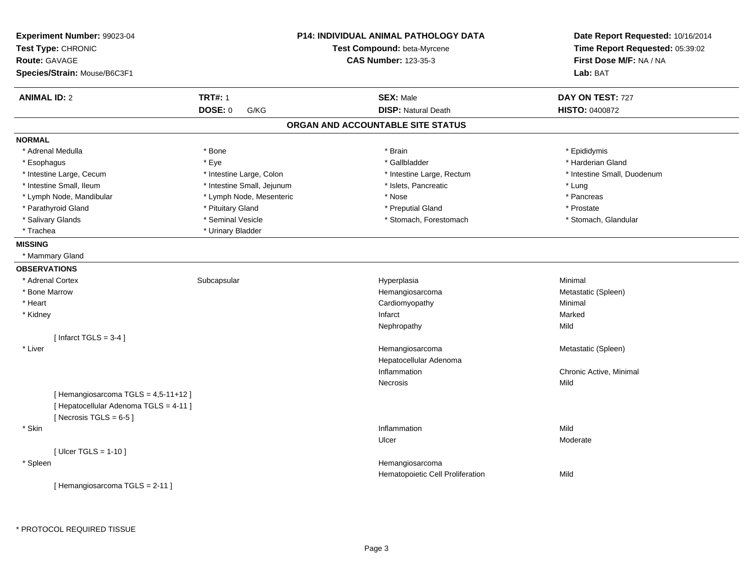**Experiment Number:** 99023-04
**Test Type:** CHRONIC
**Route:** GAVAGE
**Species/Strain:** Mouse/B6C3F1

**P14: INDIVIDUAL ANIMAL PATHOLOGY DATA**
**Test Compound:** beta-Myrcene
**CAS Number:** 123-35-3

**Date Report Requested:** 10/16/2014
**Time Report Requested:** 05:39:02
**First Dose M/F:** NA / NA
**Lab:** BAT

| **ANIMAL ID:** 2 | **TRT#:** 1 | **SEX:** Male | **DAY ON TEST:** 727 |
|---|---|---|---|
| | **DOSE:** 0 G/KG | **DISP:** Natural Death | **HISTO:** 0400872 |

## ORGAN AND ACCOUNTABLE SITE STATUS

### NORMAL

| | | | |
|---|---|---|---|
| * Adrenal Medulla | * Bone | * Brain | * Epididymis |
| * Esophagus | * Eye | * Gallbladder | * Harderian Gland |
| * Intestine Large, Cecum | * Intestine Large, Colon | * Intestine Large, Rectum | * Intestine Small, Duodenum |
| * Intestine Small, Ileum | * Intestine Small, Jejunum | * Islets, Pancreatic | * Lung |
| * Lymph Node, Mandibular | * Lymph Node, Mesenteric | * Nose | * Pancreas |
| * Parathyroid Gland | * Pituitary Gland | * Preputial Gland | * Prostate |
| * Salivary Glands | * Seminal Vesicle | * Stomach, Forestomach | * Stomach, Glandular |
| * Trachea | * Urinary Bladder | | |

### MISSING

* Mammary Gland

### OBSERVATIONS

| | | | |
|---|---|---|---|
| * Adrenal Cortex | Subcapsular | Hyperplasia | Minimal |
| * Bone Marrow | | Hemangiosarcoma | Metastatic (Spleen) |
| * Heart | | Cardiomyopathy | Minimal |
| * Kidney | | Infarct | Marked |
| | | Nephropathy | Mild |
| [ Infarct TGLS = 3-4 ] | | | |
| * Liver | | Hemangiosarcoma | Metastatic (Spleen) |
| | | Hepatocellular Adenoma | |
| | | Inflammation | Chronic Active, Minimal |
| | | Necrosis | Mild |
| [ Hemangiosarcoma TGLS = 4,5-11+12 ] | | | |
| [ Hepatocellular Adenoma TGLS = 4-11 ] | | | |
| [ Necrosis TGLS = 6-5 ] | | | |
| * Skin | | Inflammation | Mild |
| | | Ulcer | Moderate |
| [ Ulcer TGLS = 1-10 ] | | | |
| * Spleen | | Hemangiosarcoma | |
| | | Hematopoietic Cell Proliferation | Mild |
| [ Hemangiosarcoma TGLS = 2-11 ] | | | |

\* PROTOCOL REQUIRED TISSUE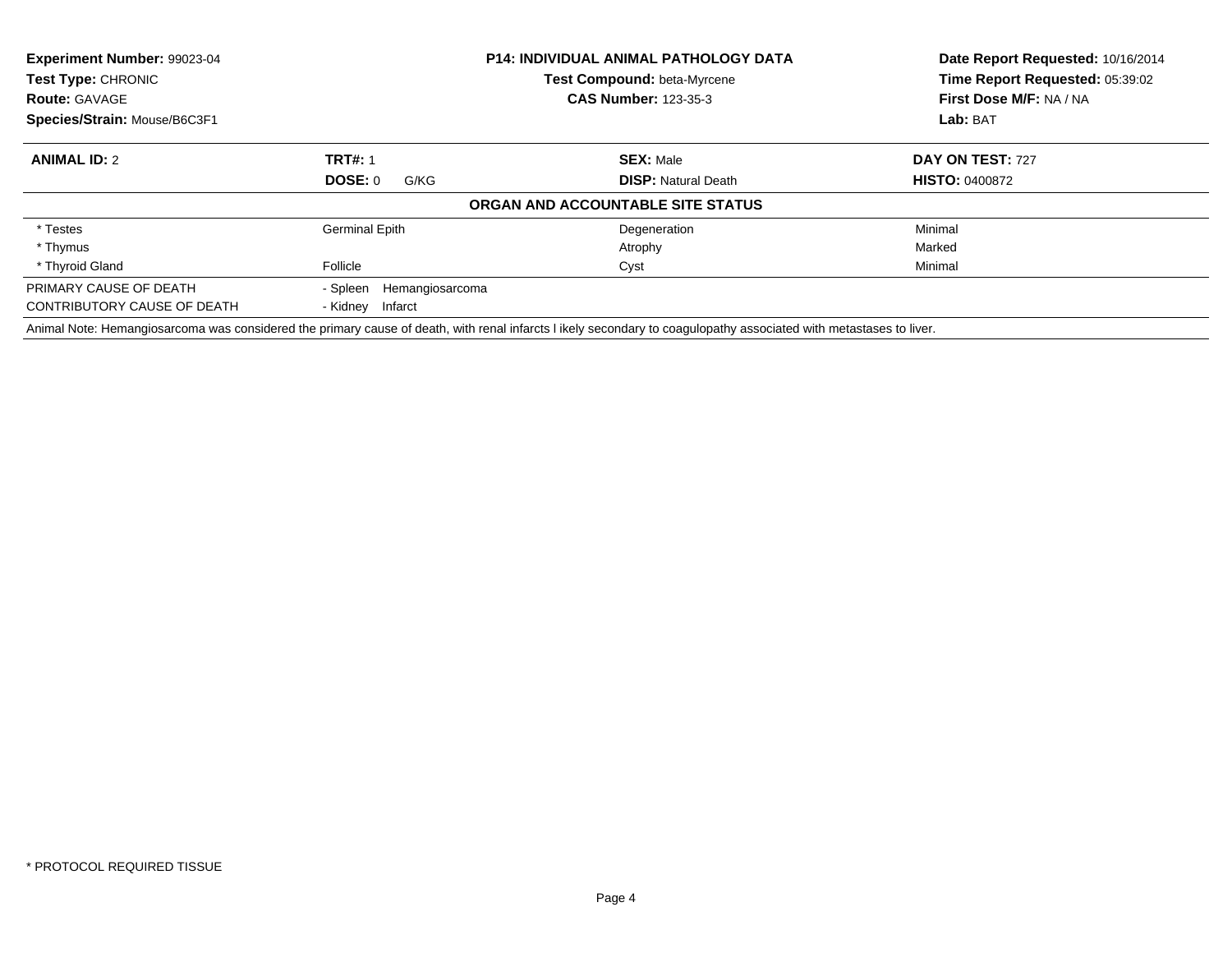**Experiment Number:** 99023-04
**Test Type:** CHRONIC
**Route:** GAVAGE
**Species/Strain:** Mouse/B6C3F1

**P14: INDIVIDUAL ANIMAL PATHOLOGY DATA**
**Test Compound:** beta-Myrcene
**CAS Number:** 123-35-3

**Date Report Requested:** 10/16/2014
**Time Report Requested:** 05:39:02
**First Dose M/F:** NA / NA
**Lab:** BAT

| **ANIMAL ID:** 2 | **TRT#:** 1 | **SEX:** Male | **DAY ON TEST:** 727 |
|---|---|---|---|
| | **DOSE:** 0 G/KG | **DISP:** Natural Death | **HISTO:** 0400872 |

**ORGAN AND ACCOUNTABLE SITE STATUS**

| | | | |
|---|---|---|---|
| * Testes | Germinal Epith | Degeneration | Minimal |
| * Thymus | | Atrophy | Marked |
| * Thyroid Gland | Follicle | Cyst | Minimal |

PRIMARY CAUSE OF DEATH - Spleen Hemangiosarcoma
CONTRIBUTORY CAUSE OF DEATH - Kidney Infarct

Animal Note: Hemangiosarcoma was considered the primary cause of death, with renal infarcts l ikely secondary to coagulopathy associated with metastases to liver.

* PROTOCOL REQUIRED TISSUE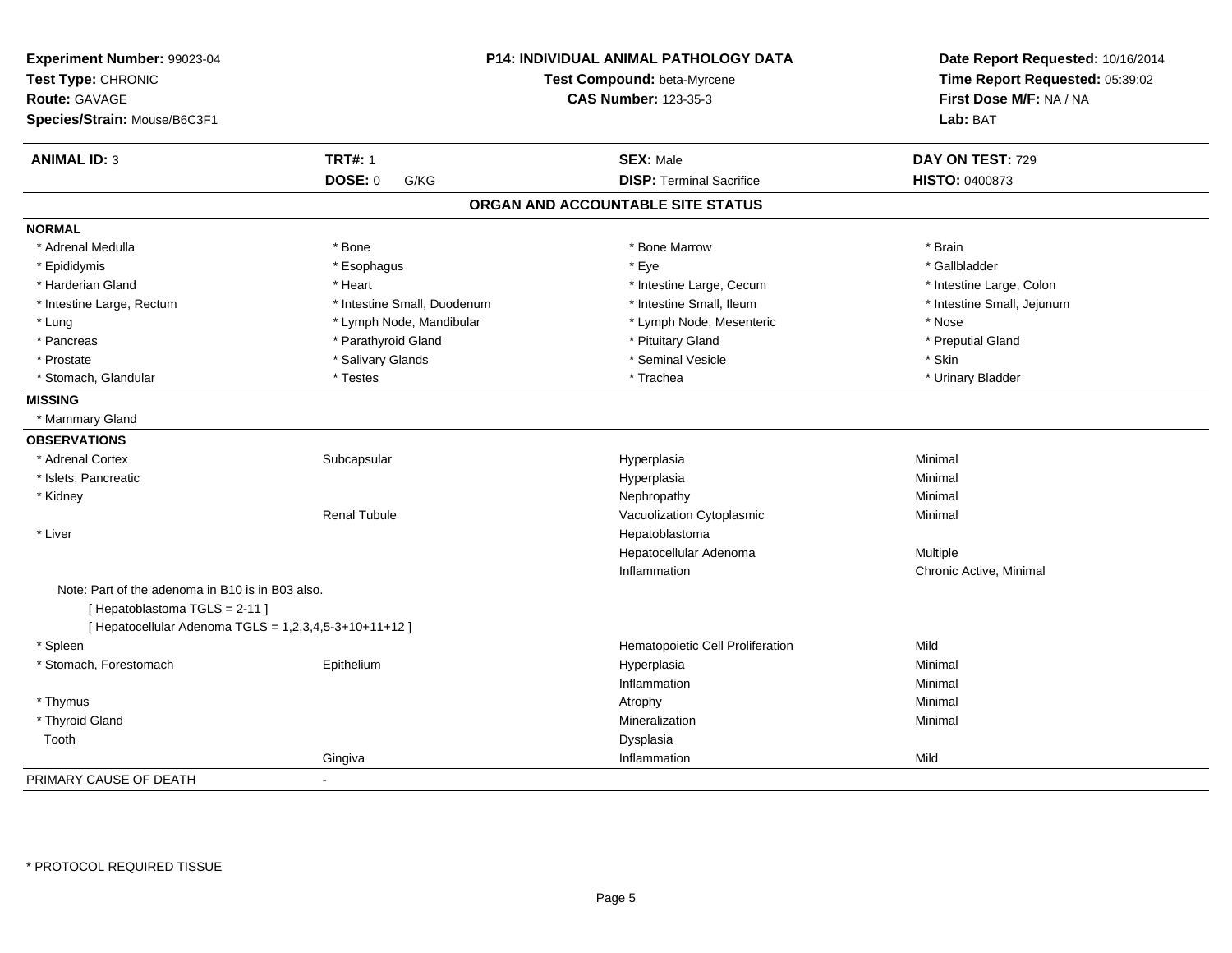**Experiment Number:** 99023-04
**Test Type:** CHRONIC
**Route:** GAVAGE
**Species/Strain:** Mouse/B6C3F1

**P14: INDIVIDUAL ANIMAL PATHOLOGY DATA**
**Test Compound:** beta-Myrcene
**CAS Number:** 123-35-3

**Date Report Requested:** 10/16/2014
**Time Report Requested:** 05:39:02
**First Dose M/F:** NA / NA
**Lab:** BAT

| **ANIMAL ID:** 3 | **TRT#:** 1 | **SEX:** Male | **DAY ON TEST:** 729 |
|---|---|---|---|
| | **DOSE:** 0 G/KG | **DISP:** Terminal Sacrifice | **HISTO:** 0400873 |

## ORGAN AND ACCOUNTABLE SITE STATUS

**NORMAL**

| | | | |
|---|---|---|---|
| * Adrenal Medulla | * Bone | * Bone Marrow | * Brain |
| * Epididymis | * Esophagus | * Eye | * Gallbladder |
| * Harderian Gland | * Heart | * Intestine Large, Cecum | * Intestine Large, Colon |
| * Intestine Large, Rectum | * Intestine Small, Duodenum | * Intestine Small, Ileum | * Intestine Small, Jejunum |
| * Lung | * Lymph Node, Mandibular | * Lymph Node, Mesenteric | * Nose |
| * Pancreas | * Parathyroid Gland | * Pituitary Gland | * Preputial Gland |
| * Prostate | * Salivary Glands | * Seminal Vesicle | * Skin |
| * Stomach, Glandular | * Testes | * Trachea | * Urinary Bladder |

**MISSING**

* Mammary Gland

**OBSERVATIONS**

| | | | |
|---|---|---|---|
| * Adrenal Cortex | Subcapsular | Hyperplasia | Minimal |
| * Islets, Pancreatic | | Hyperplasia | Minimal |
| * Kidney | | Nephropathy | Minimal |
| | Renal Tubule | Vacuolization Cytoplasmic | Minimal |
| * Liver | | Hepatoblastoma | |
| | | Hepatocellular Adenoma | Multiple |
| | | Inflammation | Chronic Active, Minimal |

Note: Part of the adenoma in B10 is in B03 also.
[ Hepatoblastoma TGLS = 2-11 ]
[ Hepatocellular Adenoma TGLS = 1,2,3,4,5-3+10+11+12 ]

| | | | |
|---|---|---|---|
| * Spleen | | Hematopoietic Cell Proliferation | Mild |
| * Stomach, Forestomach | Epithelium | Hyperplasia | Minimal |
| | | Inflammation | Minimal |
| * Thymus | | Atrophy | Minimal |
| * Thyroid Gland | | Mineralization | Minimal |
| Tooth | | Dysplasia | |
| | Gingiva | Inflammation | Mild |

PRIMARY CAUSE OF DEATH -

\* PROTOCOL REQUIRED TISSUE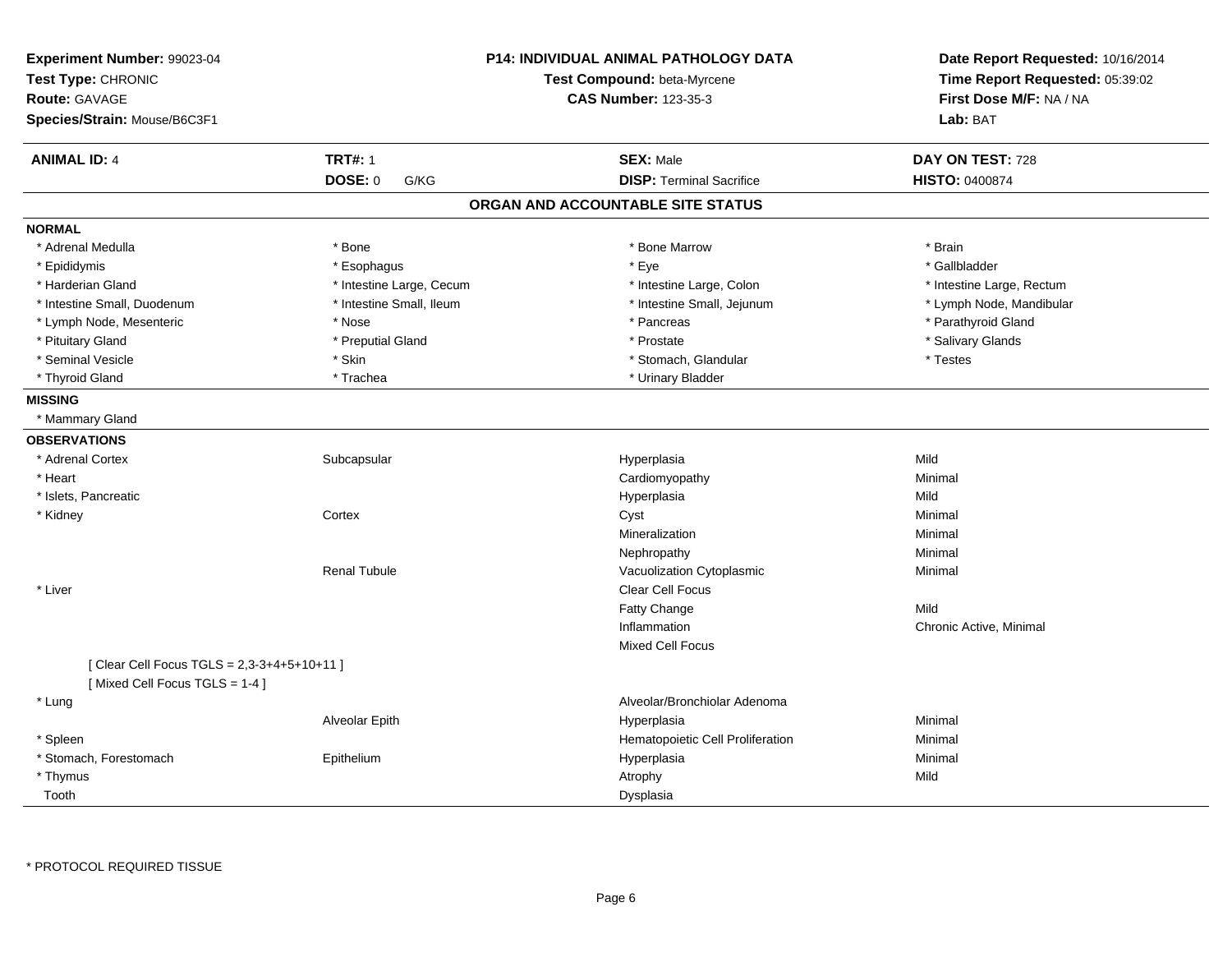**Experiment Number:** 99023-04
**Test Type:** CHRONIC
**Route:** GAVAGE
**Species/Strain:** Mouse/B6C3F1

**P14: INDIVIDUAL ANIMAL PATHOLOGY DATA**
**Test Compound:** beta-Myrcene
**CAS Number:** 123-35-3

**Date Report Requested:** 10/16/2014
**Time Report Requested:** 05:39:02
**First Dose M/F:** NA / NA
**Lab:** BAT

| **ANIMAL ID:** 4 | **TRT#:** 1 | **SEX:** Male | **DAY ON TEST:** 728 |
|---|---|---|---|
| | **DOSE:** 0 G/KG | **DISP:** Terminal Sacrifice | **HISTO:** 0400874 |

## ORGAN AND ACCOUNTABLE SITE STATUS

**NORMAL**

| | | | |
|---|---|---|---|
| * Adrenal Medulla | * Bone | * Bone Marrow | * Brain |
| * Epididymis | * Esophagus | * Eye | * Gallbladder |
| * Harderian Gland | * Intestine Large, Cecum | * Intestine Large, Colon | * Intestine Large, Rectum |
| * Intestine Small, Duodenum | * Intestine Small, Ileum | * Intestine Small, Jejunum | * Lymph Node, Mandibular |
| * Lymph Node, Mesenteric | * Nose | * Pancreas | * Parathyroid Gland |
| * Pituitary Gland | * Preputial Gland | * Prostate | * Salivary Glands |
| * Seminal Vesicle | * Skin | * Stomach, Glandular | * Testes |
| * Thyroid Gland | * Trachea | * Urinary Bladder | |

**MISSING**

* Mammary Gland

**OBSERVATIONS**

| | | | |
|---|---|---|---|
| * Adrenal Cortex | Subcapsular | Hyperplasia | Mild |
| * Heart | | Cardiomyopathy | Minimal |
| * Islets, Pancreatic | | Hyperplasia | Mild |
| * Kidney | Cortex | Cyst | Minimal |
| | | Mineralization | Minimal |
| | | Nephropathy | Minimal |
| | Renal Tubule | Vacuolization Cytoplasmic | Minimal |
| * Liver | | Clear Cell Focus | |
| | | Fatty Change | Mild |
| | | Inflammation | Chronic Active, Minimal |
| | | Mixed Cell Focus | |
| [ Clear Cell Focus TGLS = 2,3-3+4+5+10+11 ] | | | |
| [ Mixed Cell Focus TGLS = 1-4 ] | | | |
| * Lung | | Alveolar/Bronchiolar Adenoma | |
| | Alveolar Epith | Hyperplasia | Minimal |
| * Spleen | | Hematopoietic Cell Proliferation | Minimal |
| * Stomach, Forestomach | Epithelium | Hyperplasia | Minimal |
| * Thymus | | Atrophy | Mild |
| Tooth | | Dysplasia | |

\* PROTOCOL REQUIRED TISSUE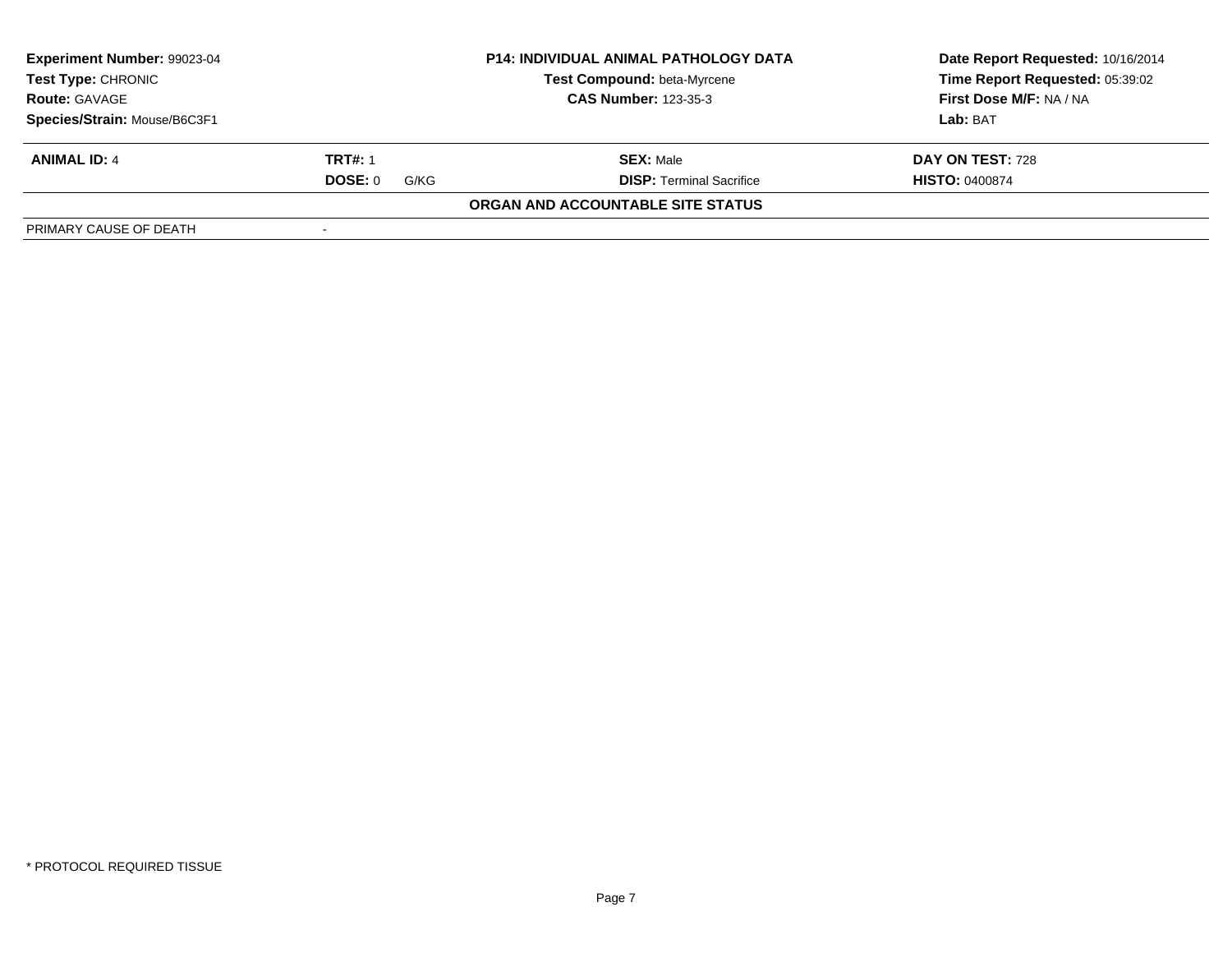| Experiment Number: 99023-04 | P14: INDIVIDUAL ANIMAL PATHOLOGY DATA | Date Report Requested: 10/16/2014 |
|---|---|---|
| Test Type: CHRONIC | Test Compound: beta-Myrcene | Time Report Requested: 05:39:02 |
| Route: GAVAGE | CAS Number: 123-35-3 | First Dose M/F: NA / NA |
| Species/Strain: Mouse/B6C3F1 | | Lab: BAT |

| ANIMAL ID: 4 | TRT#: 1 | SEX: Male | DAY ON TEST: 728 |
|---|---|---|---|
| | DOSE: 0 G/KG | DISP: Terminal Sacrifice | HISTO: 0400874 |

**ORGAN AND ACCOUNTABLE SITE STATUS**

| PRIMARY CAUSE OF DEATH | - |
|---|---|

* PROTOCOL REQUIRED TISSUE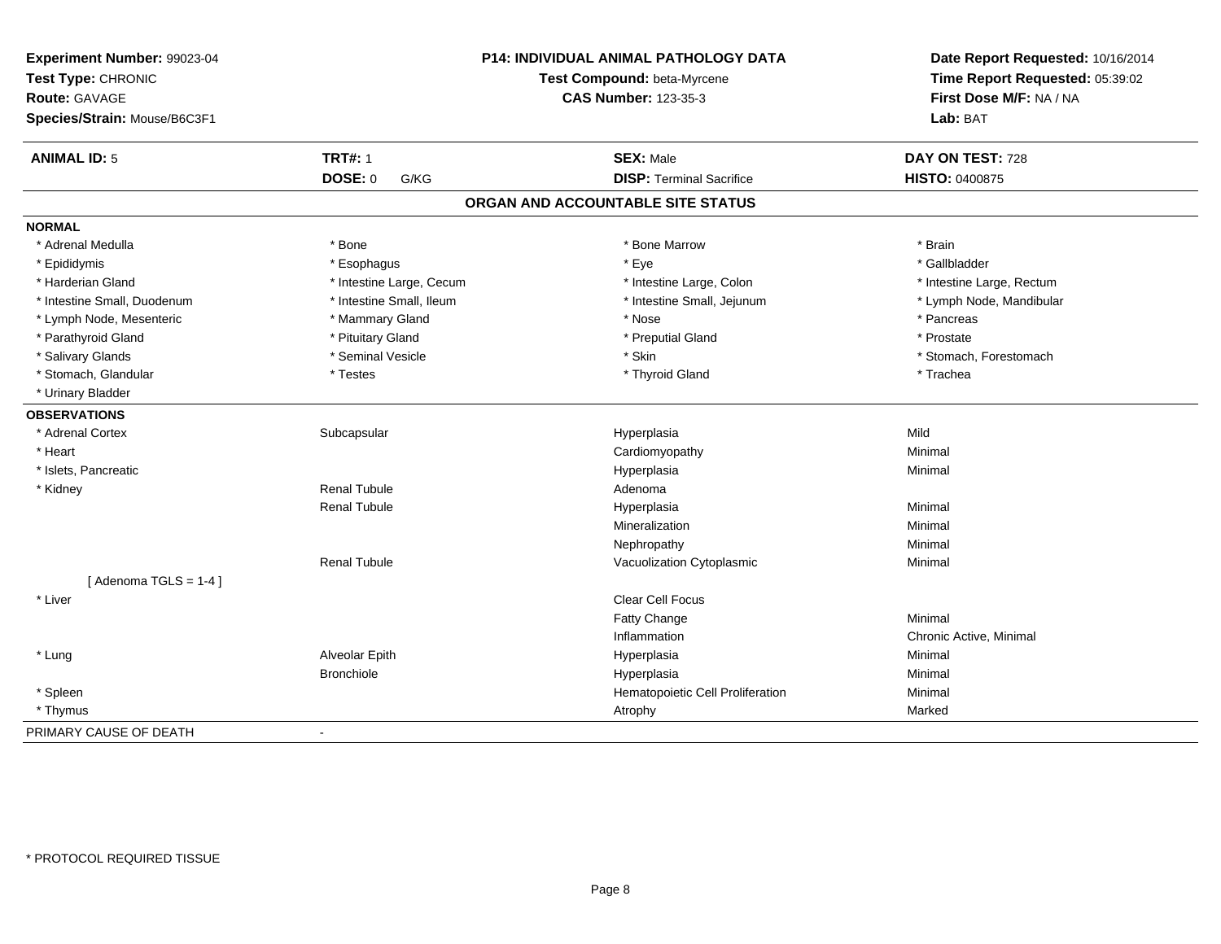**Experiment Number:** 99023-04
**Test Type:** CHRONIC
**Route:** GAVAGE
**Species/Strain:** Mouse/B6C3F1

**P14: INDIVIDUAL ANIMAL PATHOLOGY DATA**
**Test Compound:** beta-Myrcene
**CAS Number:** 123-35-3

**Date Report Requested:** 10/16/2014
**Time Report Requested:** 05:39:02
**First Dose M/F:** NA / NA
**Lab:** BAT

| **ANIMAL ID:** 5 | **TRT#:** 1 | **SEX:** Male | **DAY ON TEST:** 728 |
|---|---|---|---|
| | **DOSE:** 0 G/KG | **DISP:** Terminal Sacrifice | **HISTO:** 0400875 |

## ORGAN AND ACCOUNTABLE SITE STATUS

**NORMAL**

| | | | |
|---|---|---|---|
| * Adrenal Medulla | * Bone | * Bone Marrow | * Brain |
| * Epididymis | * Esophagus | * Eye | * Gallbladder |
| * Harderian Gland | * Intestine Large, Cecum | * Intestine Large, Colon | * Intestine Large, Rectum |
| * Intestine Small, Duodenum | * Intestine Small, Ileum | * Intestine Small, Jejunum | * Lymph Node, Mandibular |
| * Lymph Node, Mesenteric | * Mammary Gland | * Nose | * Pancreas |
| * Parathyroid Gland | * Pituitary Gland | * Preputial Gland | * Prostate |
| * Salivary Glands | * Seminal Vesicle | * Skin | * Stomach, Forestomach |
| * Stomach, Glandular | * Testes | * Thyroid Gland | * Trachea |
| * Urinary Bladder | | | |

**OBSERVATIONS**

| | | | |
|---|---|---|---|
| * Adrenal Cortex | Subcapsular | Hyperplasia | Mild |
| * Heart | | Cardiomyopathy | Minimal |
| * Islets, Pancreatic | | Hyperplasia | Minimal |
| * Kidney | Renal Tubule | Adenoma | |
| | Renal Tubule | Hyperplasia | Minimal |
| | | Mineralization | Minimal |
| | | Nephropathy | Minimal |
| | Renal Tubule | Vacuolization Cytoplasmic | Minimal |
| [ Adenoma TGLS = 1-4 ] | | | |
| * Liver | | Clear Cell Focus | |
| | | Fatty Change | Minimal |
| | | Inflammation | Chronic Active, Minimal |
| * Lung | Alveolar Epith | Hyperplasia | Minimal |
| | Bronchiole | Hyperplasia | Minimal |
| * Spleen | | Hematopoietic Cell Proliferation | Minimal |
| * Thymus | | Atrophy | Marked |

PRIMARY CAUSE OF DEATH -

* PROTOCOL REQUIRED TISSUE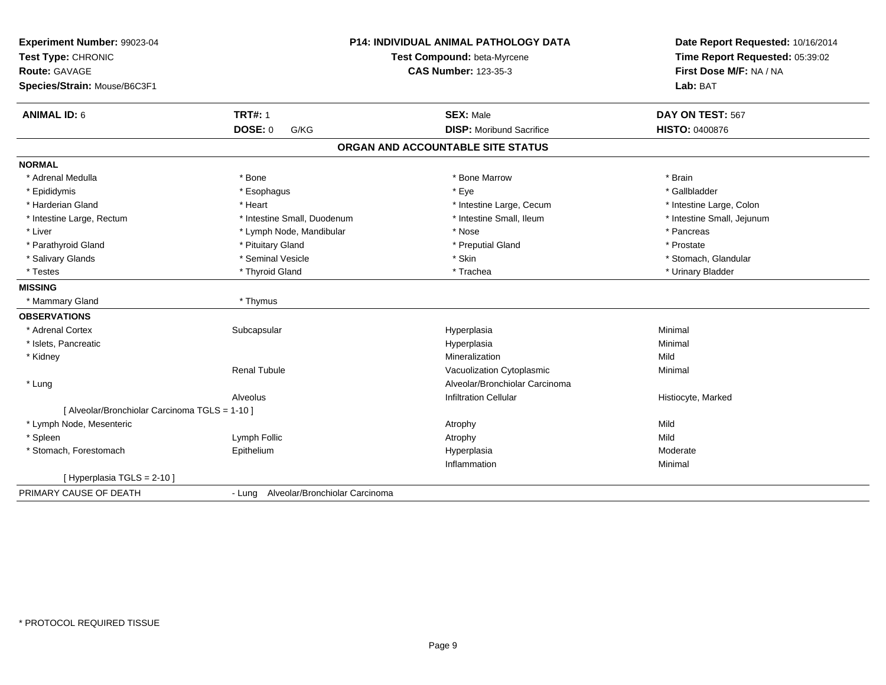**Experiment Number:** 99023-04
**Test Type:** CHRONIC
**Route:** GAVAGE
**Species/Strain:** Mouse/B6C3F1

**P14: INDIVIDUAL ANIMAL PATHOLOGY DATA**
**Test Compound:** beta-Myrcene
**CAS Number:** 123-35-3

**Date Report Requested:** 10/16/2014
**Time Report Requested:** 05:39:02
**First Dose M/F:** NA / NA
**Lab:** BAT

| **ANIMAL ID:** 6 | **TRT#:** 1 | **SEX:** Male | **DAY ON TEST:** 567 |
|---|---|---|---|
| | **DOSE:** 0 G/KG | **DISP:** Moribund Sacrifice | **HISTO:** 0400876 |

## ORGAN AND ACCOUNTABLE SITE STATUS

**NORMAL**

| | | | |
|---|---|---|---|
| * Adrenal Medulla | * Bone | * Bone Marrow | * Brain |
| * Epididymis | * Esophagus | * Eye | * Gallbladder |
| * Harderian Gland | * Heart | * Intestine Large, Cecum | * Intestine Large, Colon |
| * Intestine Large, Rectum | * Intestine Small, Duodenum | * Intestine Small, Ileum | * Intestine Small, Jejunum |
| * Liver | * Lymph Node, Mandibular | * Nose | * Pancreas |
| * Parathyroid Gland | * Pituitary Gland | * Preputial Gland | * Prostate |
| * Salivary Glands | * Seminal Vesicle | * Skin | * Stomach, Glandular |
| * Testes | * Thyroid Gland | * Trachea | * Urinary Bladder |

**MISSING**

| | |
|---|---|
| * Mammary Gland | * Thymus |

**OBSERVATIONS**

| | | | |
|---|---|---|---|
| * Adrenal Cortex | Subcapsular | Hyperplasia | Minimal |
| * Islets, Pancreatic | | Hyperplasia | Minimal |
| * Kidney | | Mineralization | Mild |
| | Renal Tubule | Vacuolization Cytoplasmic | Minimal |
| * Lung | | Alveolar/Bronchiolar Carcinoma | |
| | Alveolus | Infiltration Cellular | Histiocyte, Marked |
| [ Alveolar/Bronchiolar Carcinoma TGLS = 1-10 ] | | | |
| * Lymph Node, Mesenteric | | Atrophy | Mild |
| * Spleen | Lymph Follic | Atrophy | Mild |
| * Stomach, Forestomach | Epithelium | Hyperplasia | Moderate |
| | | Inflammation | Minimal |
| [ Hyperplasia TGLS = 2-10 ] | | | |

PRIMARY CAUSE OF DEATH - Lung Alveolar/Bronchiolar Carcinoma

* PROTOCOL REQUIRED TISSUE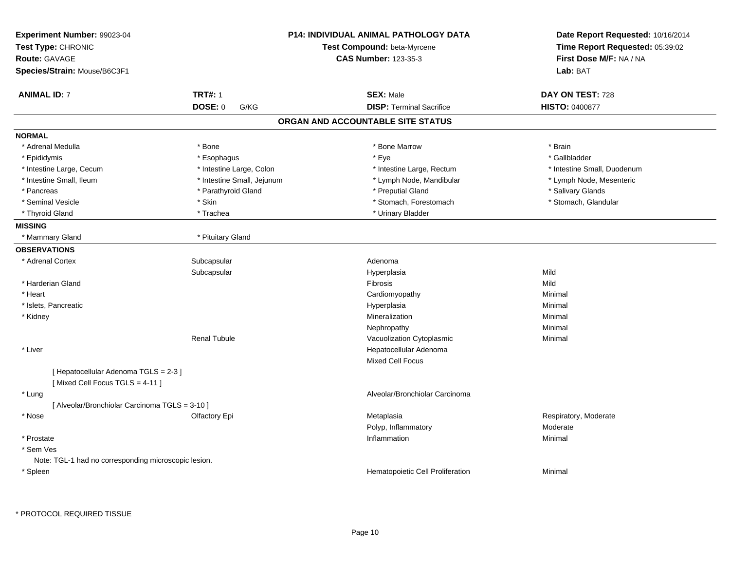**Experiment Number:** 99023-04
**Test Type:** CHRONIC
**Route:** GAVAGE
**Species/Strain:** Mouse/B6C3F1

**P14: INDIVIDUAL ANIMAL PATHOLOGY DATA**
**Test Compound:** beta-Myrcene
**CAS Number:** 123-35-3

**Date Report Requested:** 10/16/2014
**Time Report Requested:** 05:39:02
**First Dose M/F:** NA / NA
**Lab:** BAT

| **ANIMAL ID:** 7 | **TRT#:** 1 | **SEX:** Male | **DAY ON TEST:** 728 |
|---|---|---|---|
| | **DOSE:** 0 G/KG | **DISP:** Terminal Sacrifice | **HISTO:** 0400877 |

## ORGAN AND ACCOUNTABLE SITE STATUS

**NORMAL**

| | | | |
|---|---|---|---|
| * Adrenal Medulla | * Bone | * Bone Marrow | * Brain |
| * Epididymis | * Esophagus | * Eye | * Gallbladder |
| * Intestine Large, Cecum | * Intestine Large, Colon | * Intestine Large, Rectum | * Intestine Small, Duodenum |
| * Intestine Small, Ileum | * Intestine Small, Jejunum | * Lymph Node, Mandibular | * Lymph Node, Mesenteric |
| * Pancreas | * Parathyroid Gland | * Preputial Gland | * Salivary Glands |
| * Seminal Vesicle | * Skin | * Stomach, Forestomach | * Stomach, Glandular |
| * Thyroid Gland | * Trachea | * Urinary Bladder | |

**MISSING**

| | |
|---|---|
| * Mammary Gland | * Pituitary Gland |

**OBSERVATIONS**

| Organ | Site | Observation | Severity |
|---|---|---|---|
| * Adrenal Cortex | Subcapsular | Adenoma | |
| | Subcapsular | Hyperplasia | Mild |
| * Harderian Gland | | Fibrosis | Mild |
| * Heart | | Cardiomyopathy | Minimal |
| * Islets, Pancreatic | | Hyperplasia | Minimal |
| * Kidney | | Mineralization | Minimal |
| | | Nephropathy | Minimal |
| | Renal Tubule | Vacuolization Cytoplasmic | Minimal |
| * Liver | | Hepatocellular Adenoma | |
| | | Mixed Cell Focus | |
| [ Hepatocellular Adenoma TGLS = 2-3 ] | | | |
| [ Mixed Cell Focus TGLS = 4-11 ] | | | |
| * Lung | | Alveolar/Bronchiolar Carcinoma | |
| [ Alveolar/Bronchiolar Carcinoma TGLS = 3-10 ] | | | |
| * Nose | Olfactory Epi | Metaplasia | Respiratory, Moderate |
| | | Polyp, Inflammatory | Moderate |
| * Prostate | | Inflammation | Minimal |
| * Sem Ves | | | |
| Note: TGL-1 had no corresponding microscopic lesion. | | | |
| * Spleen | | Hematopoietic Cell Proliferation | Minimal |

\* PROTOCOL REQUIRED TISSUE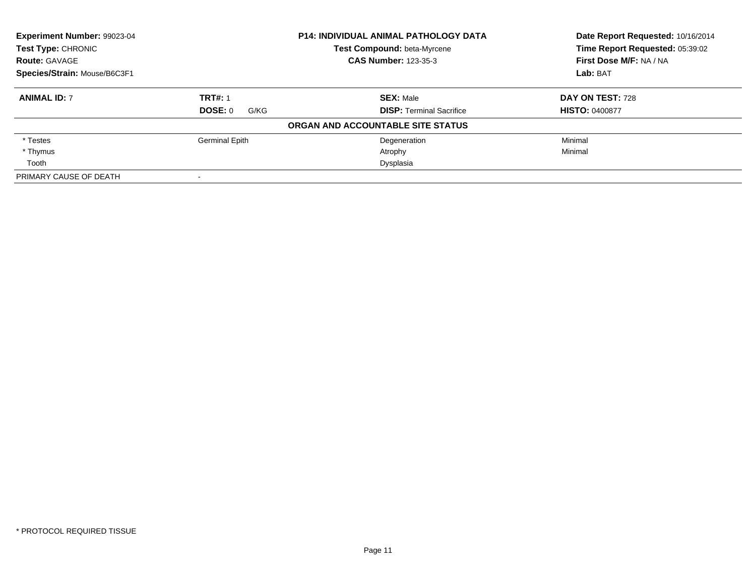**Experiment Number:** 99023-04
**Test Type:** CHRONIC
**Route:** GAVAGE
**Species/Strain:** Mouse/B6C3F1

**P14: INDIVIDUAL ANIMAL PATHOLOGY DATA**
**Test Compound:** beta-Myrcene
**CAS Number:** 123-35-3

**Date Report Requested:** 10/16/2014
**Time Report Requested:** 05:39:02
**First Dose M/F:** NA / NA
**Lab:** BAT

| **ANIMAL ID:** 7 | **TRT#:** 1 | **SEX:** Male | **DAY ON TEST:** 728 |
|---|---|---|---|
| | **DOSE:** 0 G/KG | **DISP:** Terminal Sacrifice | **HISTO:** 0400877 |

**ORGAN AND ACCOUNTABLE SITE STATUS**

| | | | |
|---|---|---|---|
| * Testes | Germinal Epith | Degeneration | Minimal |
| * Thymus | | Atrophy | Minimal |
| Tooth | | Dysplasia | |
| PRIMARY CAUSE OF DEATH | - | | |

* PROTOCOL REQUIRED TISSUE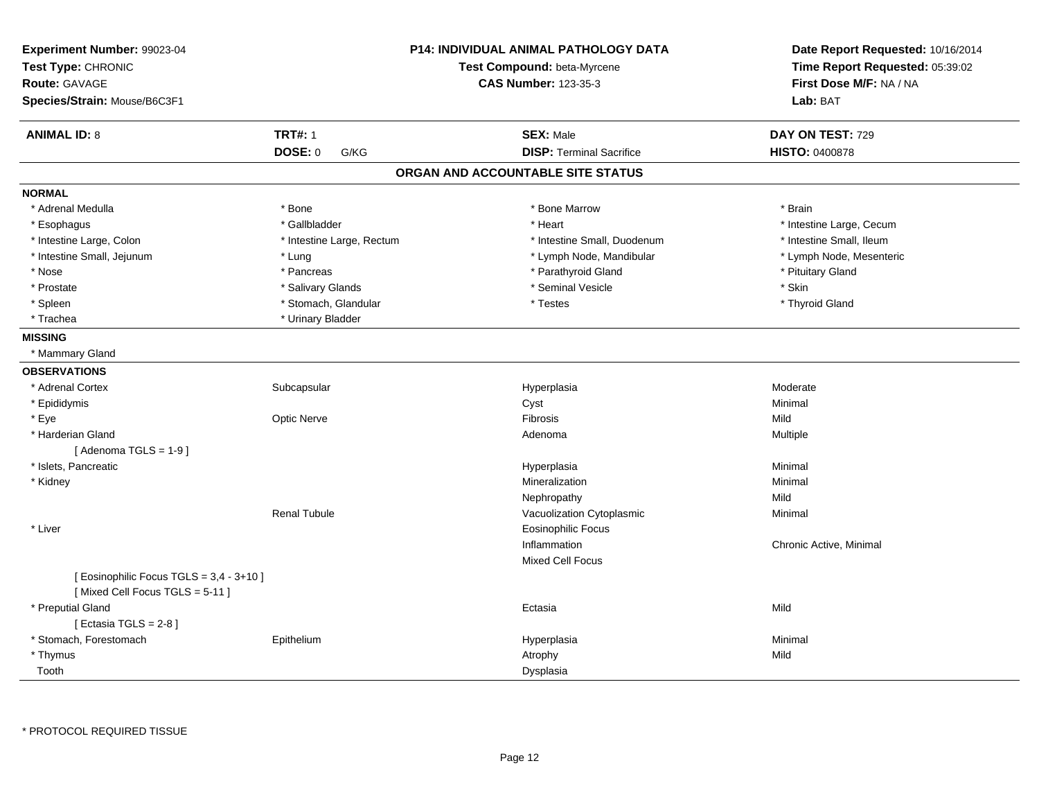**Experiment Number:** 99023-04
**Test Type:** CHRONIC
**Route:** GAVAGE
**Species/Strain:** Mouse/B6C3F1

**P14: INDIVIDUAL ANIMAL PATHOLOGY DATA**
**Test Compound:** beta-Myrcene
**CAS Number:** 123-35-3

**Date Report Requested:** 10/16/2014
**Time Report Requested:** 05:39:02
**First Dose M/F:** NA / NA
**Lab:** BAT

| **ANIMAL ID:** 8 | **TRT#:** 1 | **SEX:** Male | **DAY ON TEST:** 729 |
|---|---|---|---|
| | **DOSE:** 0 G/KG | **DISP:** Terminal Sacrifice | **HISTO:** 0400878 |

## ORGAN AND ACCOUNTABLE SITE STATUS

**NORMAL**

| | | | |
|---|---|---|---|
| * Adrenal Medulla | * Bone | * Bone Marrow | * Brain |
| * Esophagus | * Gallbladder | * Heart | * Intestine Large, Cecum |
| * Intestine Large, Colon | * Intestine Large, Rectum | * Intestine Small, Duodenum | * Intestine Small, Ileum |
| * Intestine Small, Jejunum | * Lung | * Lymph Node, Mandibular | * Lymph Node, Mesenteric |
| * Nose | * Pancreas | * Parathyroid Gland | * Pituitary Gland |
| * Prostate | * Salivary Glands | * Seminal Vesicle | * Skin |
| * Spleen | * Stomach, Glandular | * Testes | * Thyroid Gland |
| * Trachea | * Urinary Bladder | | |

**MISSING**

* Mammary Gland

**OBSERVATIONS**

| | | | |
|---|---|---|---|
| * Adrenal Cortex | Subcapsular | Hyperplasia | Moderate |
| * Epididymis | | Cyst | Minimal |
| * Eye | Optic Nerve | Fibrosis | Mild |
| * Harderian Gland | | Adenoma | Multiple |
| [ Adenoma TGLS = 1-9 ] | | | |
| * Islets, Pancreatic | | Hyperplasia | Minimal |
| * Kidney | | Mineralization | Minimal |
| | | Nephropathy | Mild |
| | Renal Tubule | Vacuolization Cytoplasmic | Minimal |
| * Liver | | Eosinophilic Focus | |
| | | Inflammation | Chronic Active, Minimal |
| | | Mixed Cell Focus | |
| [ Eosinophilic Focus TGLS = 3,4 - 3+10 ] | | | |
| [ Mixed Cell Focus TGLS = 5-11 ] | | | |
| * Preputial Gland | | Ectasia | Mild |
| [ Ectasia TGLS = 2-8 ] | | | |
| * Stomach, Forestomach | Epithelium | Hyperplasia | Minimal |
| * Thymus | | Atrophy | Mild |
| Tooth | | Dysplasia | |

* PROTOCOL REQUIRED TISSUE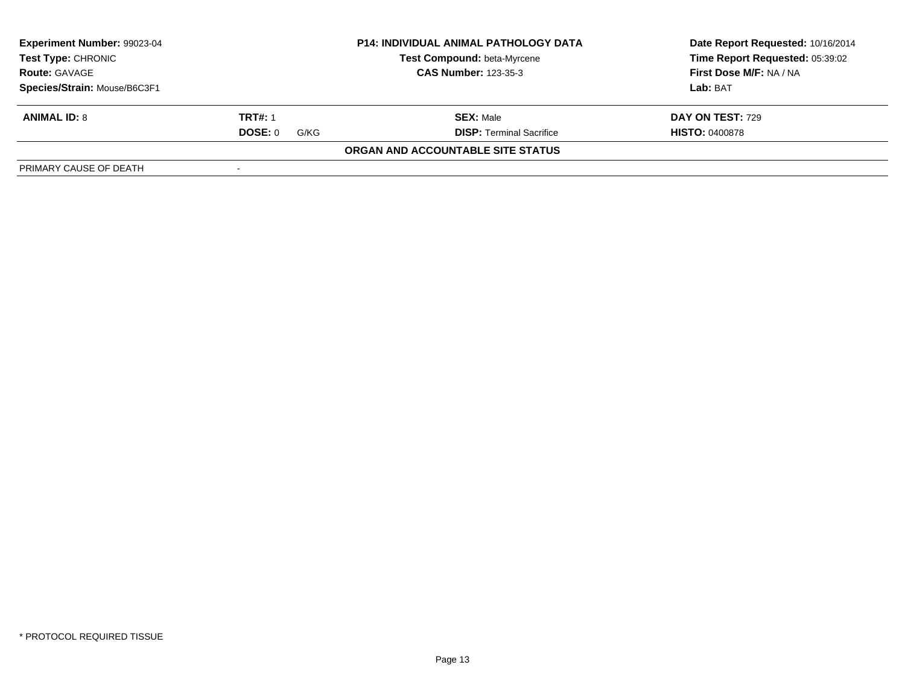| Experiment Number: 99023-04 | P14: INDIVIDUAL ANIMAL PATHOLOGY DATA | Date Report Requested: 10/16/2014 |
|---|---|---|
| Test Type: CHRONIC | Test Compound: beta-Myrcene | Time Report Requested: 05:39:02 |
| Route: GAVAGE | CAS Number: 123-35-3 | First Dose M/F: NA / NA |
| Species/Strain: Mouse/B6C3F1 | | Lab: BAT |

| ANIMAL ID: 8 | TRT#: 1 | SEX: Male | DAY ON TEST: 729 |
|---|---|---|---|
| | DOSE: 0 G/KG | DISP: Terminal Sacrifice | HISTO: 0400878 |

**ORGAN AND ACCOUNTABLE SITE STATUS**

| PRIMARY CAUSE OF DEATH | - |
|---|---|

\* PROTOCOL REQUIRED TISSUE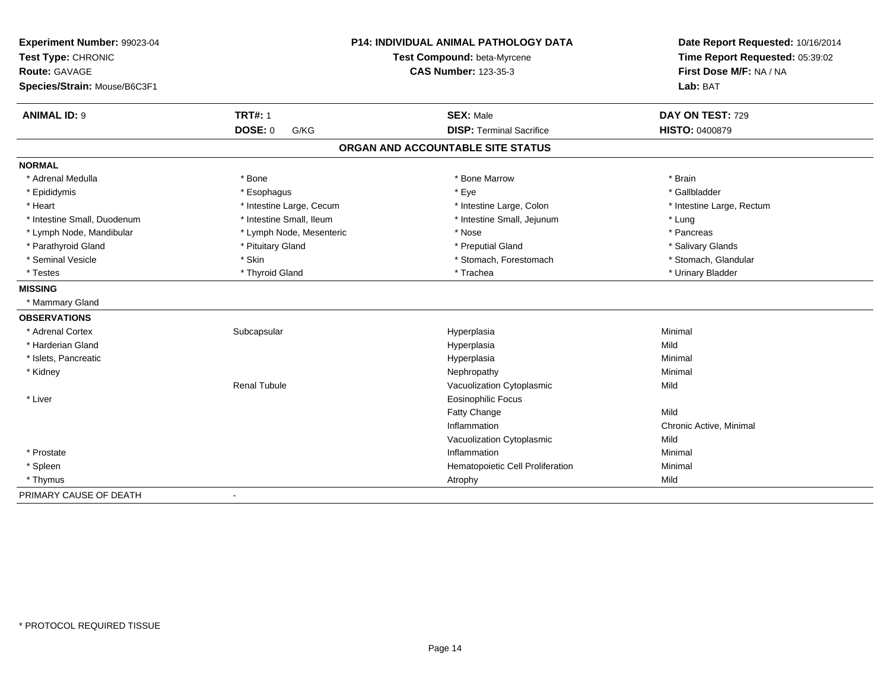**Experiment Number:** 99023-04
**Test Type:** CHRONIC
**Route:** GAVAGE
**Species/Strain:** Mouse/B6C3F1

**P14: INDIVIDUAL ANIMAL PATHOLOGY DATA**
**Test Compound:** beta-Myrcene
**CAS Number:** 123-35-3

**Date Report Requested:** 10/16/2014
**Time Report Requested:** 05:39:02
**First Dose M/F:** NA / NA
**Lab:** BAT

| **ANIMAL ID:** 9 | **TRT#:** 1 | **SEX:** Male | **DAY ON TEST:** 729 |
|---|---|---|---|
| | **DOSE:** 0 G/KG | **DISP:** Terminal Sacrifice | **HISTO:** 0400879 |

## ORGAN AND ACCOUNTABLE SITE STATUS

**NORMAL**

| | | | |
|---|---|---|---|
| * Adrenal Medulla | * Bone | * Bone Marrow | * Brain |
| * Epididymis | * Esophagus | * Eye | * Gallbladder |
| * Heart | * Intestine Large, Cecum | * Intestine Large, Colon | * Intestine Large, Rectum |
| * Intestine Small, Duodenum | * Intestine Small, Ileum | * Intestine Small, Jejunum | * Lung |
| * Lymph Node, Mandibular | * Lymph Node, Mesenteric | * Nose | * Pancreas |
| * Parathyroid Gland | * Pituitary Gland | * Preputial Gland | * Salivary Glands |
| * Seminal Vesicle | * Skin | * Stomach, Forestomach | * Stomach, Glandular |
| * Testes | * Thyroid Gland | * Trachea | * Urinary Bladder |

**MISSING**

* Mammary Gland

**OBSERVATIONS**

| | | | |
|---|---|---|---|
| * Adrenal Cortex | Subcapsular | Hyperplasia | Minimal |
| * Harderian Gland | | Hyperplasia | Mild |
| * Islets, Pancreatic | | Hyperplasia | Minimal |
| * Kidney | | Nephropathy | Minimal |
| | Renal Tubule | Vacuolization Cytoplasmic | Mild |
| * Liver | | Eosinophilic Focus | |
| | | Fatty Change | Mild |
| | | Inflammation | Chronic Active, Minimal |
| | | Vacuolization Cytoplasmic | Mild |
| * Prostate | | Inflammation | Minimal |
| * Spleen | | Hematopoietic Cell Proliferation | Minimal |
| * Thymus | | Atrophy | Mild |

PRIMARY CAUSE OF DEATH -

* PROTOCOL REQUIRED TISSUE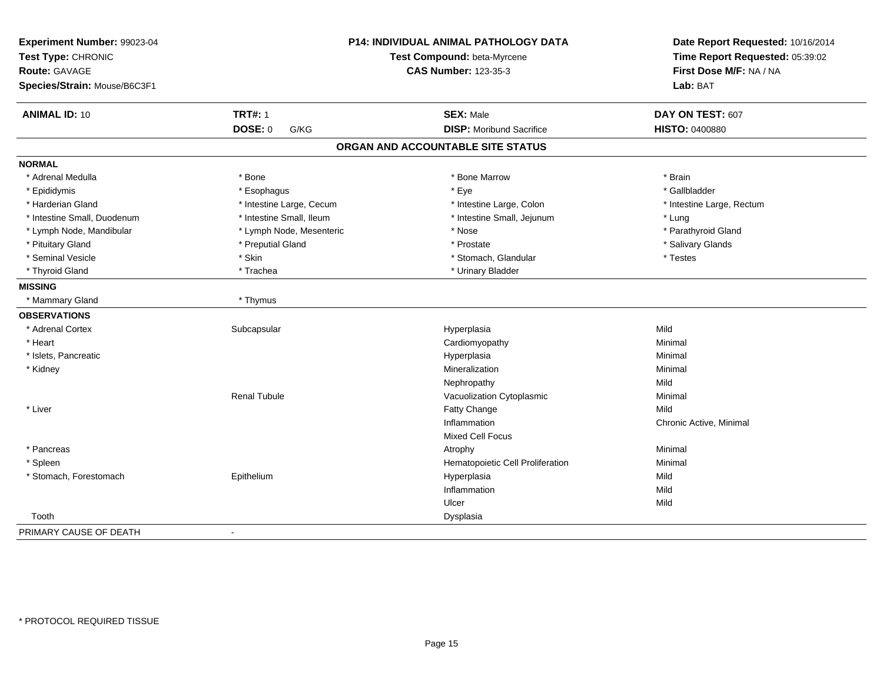**Experiment Number:** 99023-04
**Test Type:** CHRONIC
**Route:** GAVAGE
**Species/Strain:** Mouse/B6C3F1

**P14: INDIVIDUAL ANIMAL PATHOLOGY DATA**
**Test Compound:** beta-Myrcene
**CAS Number:** 123-35-3

**Date Report Requested:** 10/16/2014
**Time Report Requested:** 05:39:02
**First Dose M/F:** NA / NA
**Lab:** BAT

| **ANIMAL ID:** 10 | **TRT#:** 1 | **SEX:** Male | **DAY ON TEST:** 607 |
|---|---|---|---|
| | **DOSE:** 0 G/KG | **DISP:** Moribund Sacrifice | **HISTO:** 0400880 |

## ORGAN AND ACCOUNTABLE SITE STATUS

**NORMAL**

| | | | |
|---|---|---|---|
| * Adrenal Medulla | * Bone | * Bone Marrow | * Brain |
| * Epididymis | * Esophagus | * Eye | * Gallbladder |
| * Harderian Gland | * Intestine Large, Cecum | * Intestine Large, Colon | * Intestine Large, Rectum |
| * Intestine Small, Duodenum | * Intestine Small, Ileum | * Intestine Small, Jejunum | * Lung |
| * Lymph Node, Mandibular | * Lymph Node, Mesenteric | * Nose | * Parathyroid Gland |
| * Pituitary Gland | * Preputial Gland | * Prostate | * Salivary Glands |
| * Seminal Vesicle | * Skin | * Stomach, Glandular | * Testes |
| * Thyroid Gland | * Trachea | * Urinary Bladder | |

**MISSING**

| | |
|---|---|
| * Mammary Gland | * Thymus |

**OBSERVATIONS**

| Organ | Site | Finding | Severity |
|---|---|---|---|
| * Adrenal Cortex | Subcapsular | Hyperplasia | Mild |
| * Heart | | Cardiomyopathy | Minimal |
| * Islets, Pancreatic | | Hyperplasia | Minimal |
| * Kidney | | Mineralization | Minimal |
| | | Nephropathy | Mild |
| | Renal Tubule | Vacuolization Cytoplasmic | Minimal |
| * Liver | | Fatty Change | Mild |
| | | Inflammation | Chronic Active, Minimal |
| | | Mixed Cell Focus | |
| * Pancreas | | Atrophy | Minimal |
| * Spleen | | Hematopoietic Cell Proliferation | Minimal |
| * Stomach, Forestomach | Epithelium | Hyperplasia | Mild |
| | | Inflammation | Mild |
| | | Ulcer | Mild |
| Tooth | | Dysplasia | |

PRIMARY CAUSE OF DEATH -

\* PROTOCOL REQUIRED TISSUE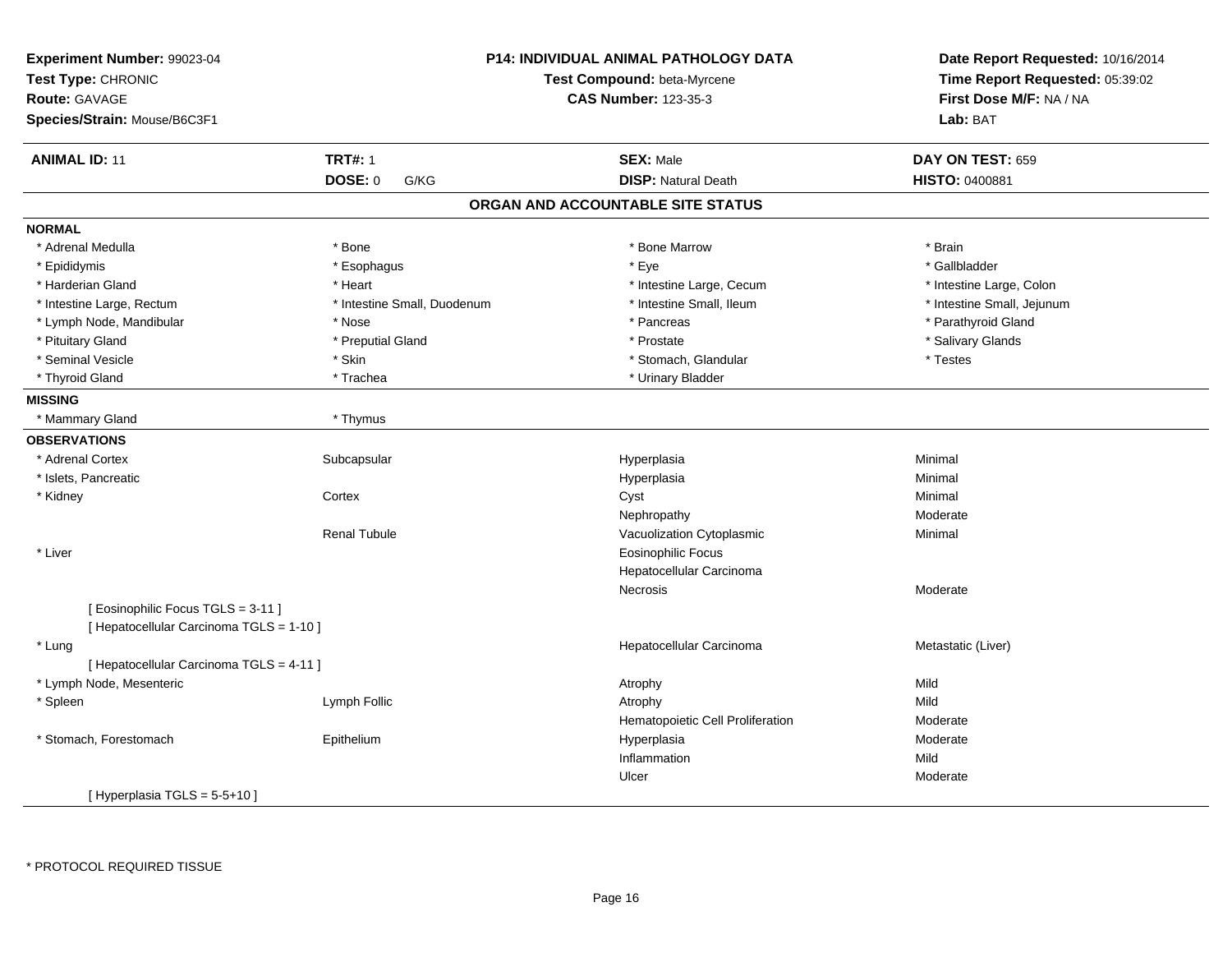**Experiment Number:** 99023-04
**Test Type:** CHRONIC
**Route:** GAVAGE
**Species/Strain:** Mouse/B6C3F1

**P14: INDIVIDUAL ANIMAL PATHOLOGY DATA**
**Test Compound:** beta-Myrcene
**CAS Number:** 123-35-3

**Date Report Requested:** 10/16/2014
**Time Report Requested:** 05:39:02
**First Dose M/F:** NA / NA
**Lab:** BAT

| **ANIMAL ID:** 11 | **TRT#:** 1 | **SEX:** Male | **DAY ON TEST:** 659 |
|---|---|---|---|
| | **DOSE:** 0 G/KG | **DISP:** Natural Death | **HISTO:** 0400881 |

## ORGAN AND ACCOUNTABLE SITE STATUS

**NORMAL**

| | | | |
|---|---|---|---|
| * Adrenal Medulla | * Bone | * Bone Marrow | * Brain |
| * Epididymis | * Esophagus | * Eye | * Gallbladder |
| * Harderian Gland | * Heart | * Intestine Large, Cecum | * Intestine Large, Colon |
| * Intestine Large, Rectum | * Intestine Small, Duodenum | * Intestine Small, Ileum | * Intestine Small, Jejunum |
| * Lymph Node, Mandibular | * Nose | * Pancreas | * Parathyroid Gland |
| * Pituitary Gland | * Preputial Gland | * Prostate | * Salivary Glands |
| * Seminal Vesicle | * Skin | * Stomach, Glandular | * Testes |
| * Thyroid Gland | * Trachea | * Urinary Bladder | |

**MISSING**

| | |
|---|---|
| * Mammary Gland | * Thymus |

**OBSERVATIONS**

| Organ | Site | Observation | Severity |
|---|---|---|---|
| * Adrenal Cortex | Subcapsular | Hyperplasia | Minimal |
| * Islets, Pancreatic | | Hyperplasia | Minimal |
| * Kidney | Cortex | Cyst | Minimal |
| | | Nephropathy | Moderate |
| | Renal Tubule | Vacuolization Cytoplasmic | Minimal |
| * Liver | | Eosinophilic Focus | |
| | | Hepatocellular Carcinoma | |
| | | Necrosis | Moderate |
| [ Eosinophilic Focus TGLS = 3-11 ] | | | |
| [ Hepatocellular Carcinoma TGLS = 1-10 ] | | | |
| * Lung | | Hepatocellular Carcinoma | Metastatic (Liver) |
| [ Hepatocellular Carcinoma TGLS = 4-11 ] | | | |
| * Lymph Node, Mesenteric | | Atrophy | Mild |
| * Spleen | Lymph Follic | Atrophy | Mild |
| | | Hematopoietic Cell Proliferation | Moderate |
| * Stomach, Forestomach | Epithelium | Hyperplasia | Moderate |
| | | Inflammation | Mild |
| | | Ulcer | Moderate |
| [ Hyperplasia TGLS = 5-5+10 ] | | | |

* PROTOCOL REQUIRED TISSUE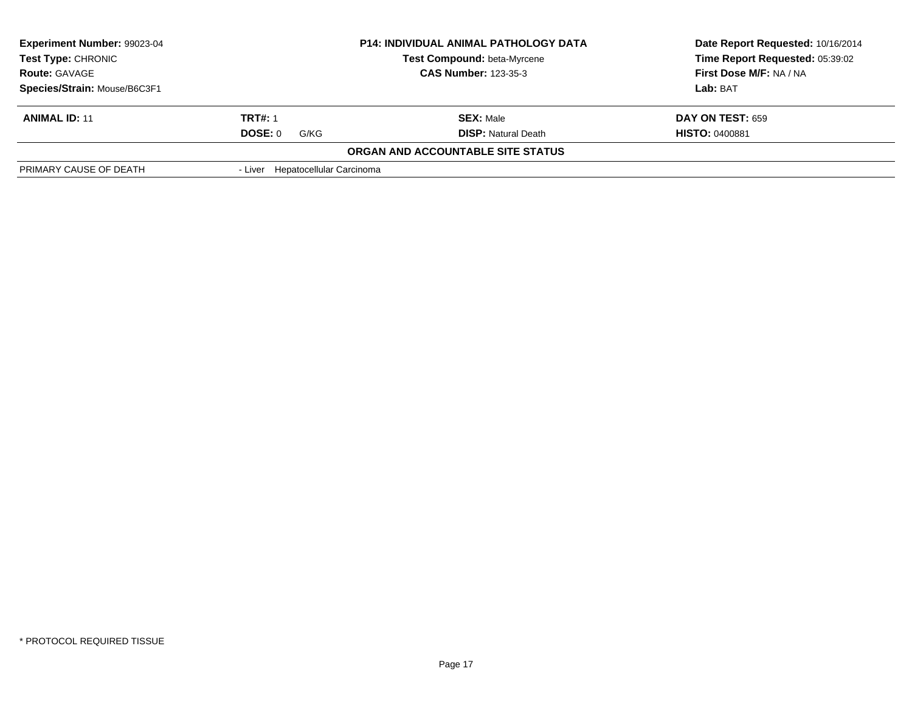| Experiment Number: 99023-04 | P14: INDIVIDUAL ANIMAL PATHOLOGY DATA | Date Report Requested: 10/16/2014 |
|---|---|---|
| Test Type: CHRONIC | Test Compound: beta-Myrcene | Time Report Requested: 05:39:02 |
| Route: GAVAGE | CAS Number: 123-35-3 | First Dose M/F: NA / NA |
| Species/Strain: Mouse/B6C3F1 | | Lab: BAT |

| ANIMAL ID: 11 | TRT#: 1 | SEX: Male | DAY ON TEST: 659 |
|---|---|---|---|
| | DOSE: 0 G/KG | DISP: Natural Death | HISTO: 0400881 |

**ORGAN AND ACCOUNTABLE SITE STATUS**

| PRIMARY CAUSE OF DEATH | - Liver Hepatocellular Carcinoma |
|---|---|

* PROTOCOL REQUIRED TISSUE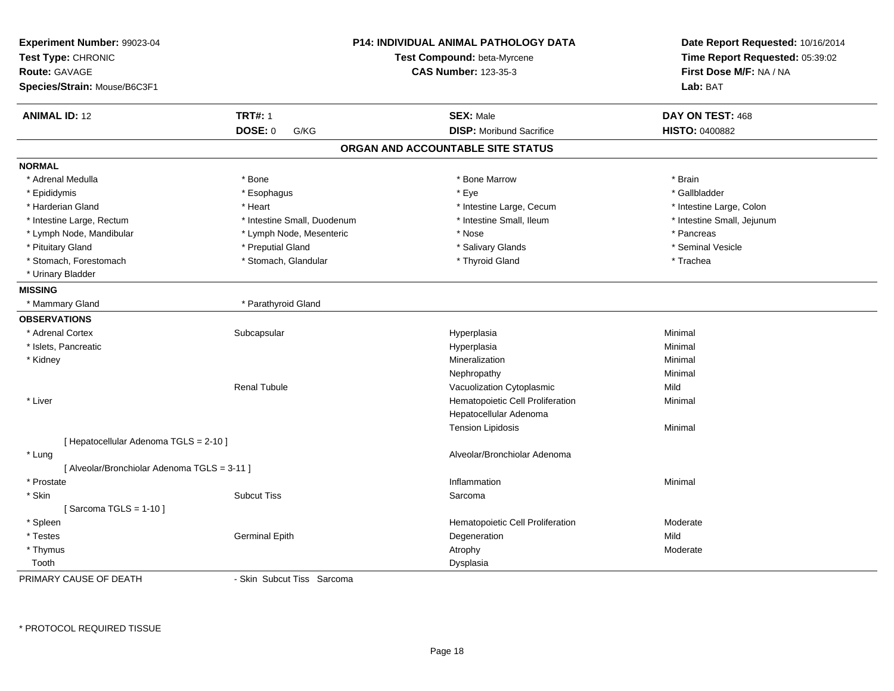**Experiment Number:** 99023-04
**Test Type:** CHRONIC
**Route:** GAVAGE
**Species/Strain:** Mouse/B6C3F1

**P14: INDIVIDUAL ANIMAL PATHOLOGY DATA**
**Test Compound:** beta-Myrcene
**CAS Number:** 123-35-3

**Date Report Requested:** 10/16/2014
**Time Report Requested:** 05:39:02
**First Dose M/F:** NA / NA
**Lab:** BAT

| **ANIMAL ID:** 12 | **TRT#:** 1 | **SEX:** Male | **DAY ON TEST:** 468 |
|---|---|---|---|
| | **DOSE:** 0 G/KG | **DISP:** Moribund Sacrifice | **HISTO:** 0400882 |

## ORGAN AND ACCOUNTABLE SITE STATUS

**NORMAL**

| | | | |
|---|---|---|---|
| * Adrenal Medulla | * Bone | * Bone Marrow | * Brain |
| * Epididymis | * Esophagus | * Eye | * Gallbladder |
| * Harderian Gland | * Heart | * Intestine Large, Cecum | * Intestine Large, Colon |
| * Intestine Large, Rectum | * Intestine Small, Duodenum | * Intestine Small, Ileum | * Intestine Small, Jejunum |
| * Lymph Node, Mandibular | * Lymph Node, Mesenteric | * Nose | * Pancreas |
| * Pituitary Gland | * Preputial Gland | * Salivary Glands | * Seminal Vesicle |
| * Stomach, Forestomach | * Stomach, Glandular | * Thyroid Gland | * Trachea |
| * Urinary Bladder | | | |

**MISSING**

| | |
|---|---|
| * Mammary Gland | * Parathyroid Gland |

**OBSERVATIONS**

| Organ | Site | Observation | Severity |
|---|---|---|---|
| * Adrenal Cortex | Subcapsular | Hyperplasia | Minimal |
| * Islets, Pancreatic | | Hyperplasia | Minimal |
| * Kidney | | Mineralization | Minimal |
| | | Nephropathy | Minimal |
| | Renal Tubule | Vacuolization Cytoplasmic | Mild |
| * Liver | | Hematopoietic Cell Proliferation | Minimal |
| | | Hepatocellular Adenoma | |
| | | Tension Lipidosis | Minimal |
| [ Hepatocellular Adenoma TGLS = 2-10 ] | | | |
| * Lung | | Alveolar/Bronchiolar Adenoma | |
| [ Alveolar/Bronchiolar Adenoma TGLS = 3-11 ] | | | |
| * Prostate | | Inflammation | Minimal |
| * Skin | Subcut Tiss | Sarcoma | |
| [ Sarcoma TGLS = 1-10 ] | | | |
| * Spleen | | Hematopoietic Cell Proliferation | Moderate |
| * Testes | Germinal Epith | Degeneration | Mild |
| * Thymus | | Atrophy | Moderate |
| Tooth | | Dysplasia | |

PRIMARY CAUSE OF DEATH - Skin Subcut Tiss Sarcoma

* PROTOCOL REQUIRED TISSUE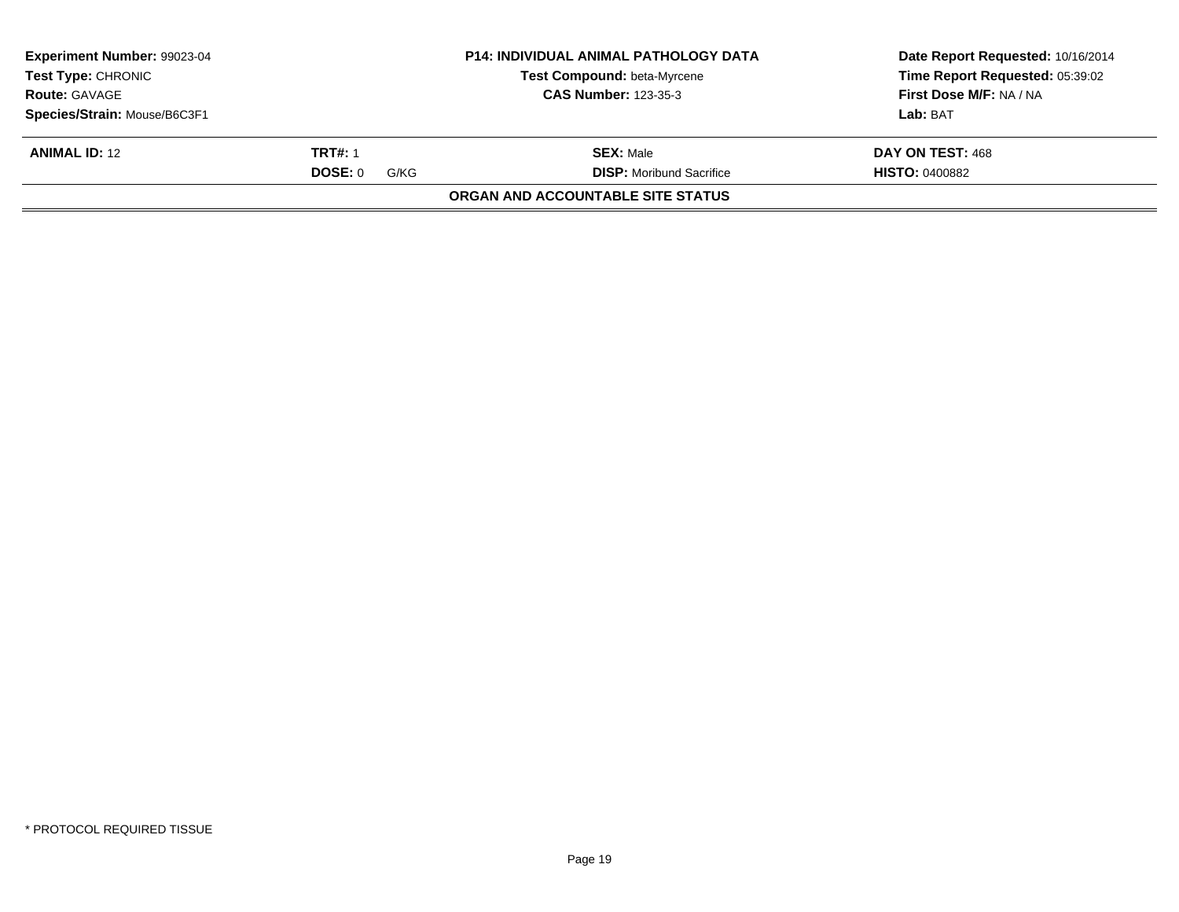| **Experiment Number:** 99023-04 | **P14: INDIVIDUAL ANIMAL PATHOLOGY DATA** | **Date Report Requested:** 10/16/2014 |
|---|---|---|
| **Test Type:** CHRONIC | **Test Compound:** beta-Myrcene | **Time Report Requested:** 05:39:02 |
| **Route:** GAVAGE | **CAS Number:** 123-35-3 | **First Dose M/F:** NA / NA |
| **Species/Strain:** Mouse/B6C3F1 | | **Lab:** BAT |

| **ANIMAL ID:** 12 | **TRT#:** 1 | **SEX:** Male | **DAY ON TEST:** 468 |
|---|---|---|---|
| | **DOSE:** 0 G/KG | **DISP:** Moribund Sacrifice | **HISTO:** 0400882 |

**ORGAN AND ACCOUNTABLE SITE STATUS**

\* PROTOCOL REQUIRED TISSUE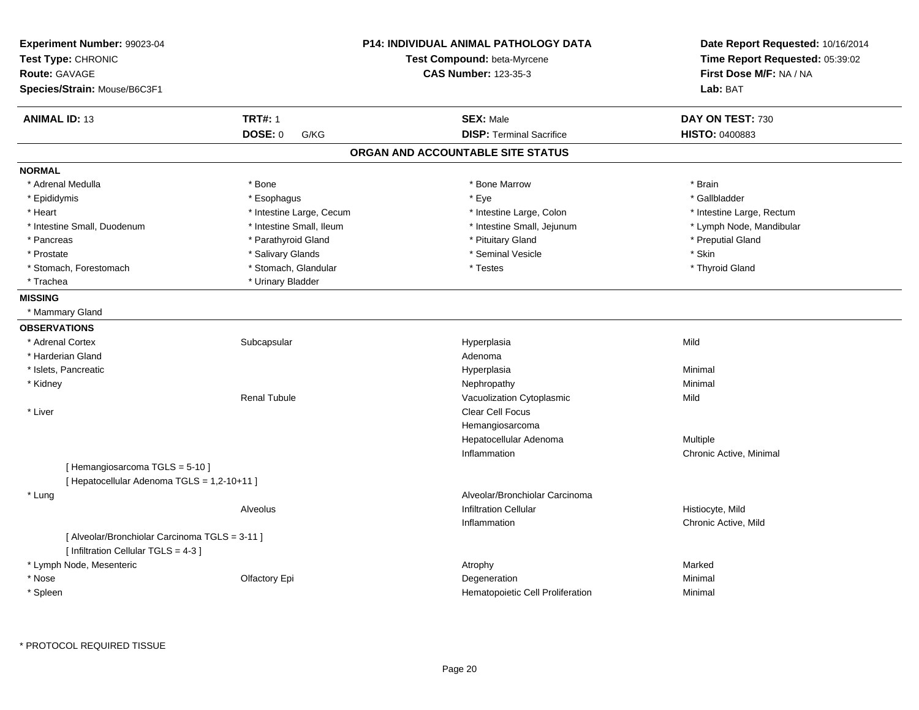**Experiment Number:** 99023-04
**Test Type:** CHRONIC
**Route:** GAVAGE
**Species/Strain:** Mouse/B6C3F1

**P14: INDIVIDUAL ANIMAL PATHOLOGY DATA**
**Test Compound:** beta-Myrcene
**CAS Number:** 123-35-3

**Date Report Requested:** 10/16/2014
**Time Report Requested:** 05:39:02
**First Dose M/F:** NA / NA
**Lab:** BAT

| **ANIMAL ID:** 13 | **TRT#:** 1 | **SEX:** Male | **DAY ON TEST:** 730 |
|---|---|---|---|
| | **DOSE:** 0 G/KG | **DISP:** Terminal Sacrifice | **HISTO:** 0400883 |

## ORGAN AND ACCOUNTABLE SITE STATUS

**NORMAL**

| | | | |
|---|---|---|---|
| * Adrenal Medulla | * Bone | * Bone Marrow | * Brain |
| * Epididymis | * Esophagus | * Eye | * Gallbladder |
| * Heart | * Intestine Large, Cecum | * Intestine Large, Colon | * Intestine Large, Rectum |
| * Intestine Small, Duodenum | * Intestine Small, Ileum | * Intestine Small, Jejunum | * Lymph Node, Mandibular |
| * Pancreas | * Parathyroid Gland | * Pituitary Gland | * Preputial Gland |
| * Prostate | * Salivary Glands | * Seminal Vesicle | * Skin |
| * Stomach, Forestomach | * Stomach, Glandular | * Testes | * Thyroid Gland |
| * Trachea | * Urinary Bladder | | |

**MISSING**

* Mammary Gland

**OBSERVATIONS**

| | | | |
|---|---|---|---|
| * Adrenal Cortex | Subcapsular | Hyperplasia | Mild |
| * Harderian Gland | | Adenoma | |
| * Islets, Pancreatic | | Hyperplasia | Minimal |
| * Kidney | | Nephropathy | Minimal |
| | Renal Tubule | Vacuolization Cytoplasmic | Mild |
| * Liver | | Clear Cell Focus | |
| | | Hemangiosarcoma | |
| | | Hepatocellular Adenoma | Multiple |
| | | Inflammation | Chronic Active, Minimal |
| [ Hemangiosarcoma TGLS = 5-10 ] | | | |
| [ Hepatocellular Adenoma TGLS = 1,2-10+11 ] | | | |
| * Lung | | Alveolar/Bronchiolar Carcinoma | |
| | Alveolus | Infiltration Cellular | Histiocyte, Mild |
| | | Inflammation | Chronic Active, Mild |
| [ Alveolar/Bronchiolar Carcinoma TGLS = 3-11 ] | | | |
| [ Infiltration Cellular TGLS = 4-3 ] | | | |
| * Lymph Node, Mesenteric | | Atrophy | Marked |
| * Nose | Olfactory Epi | Degeneration | Minimal |
| * Spleen | | Hematopoietic Cell Proliferation | Minimal |

* PROTOCOL REQUIRED TISSUE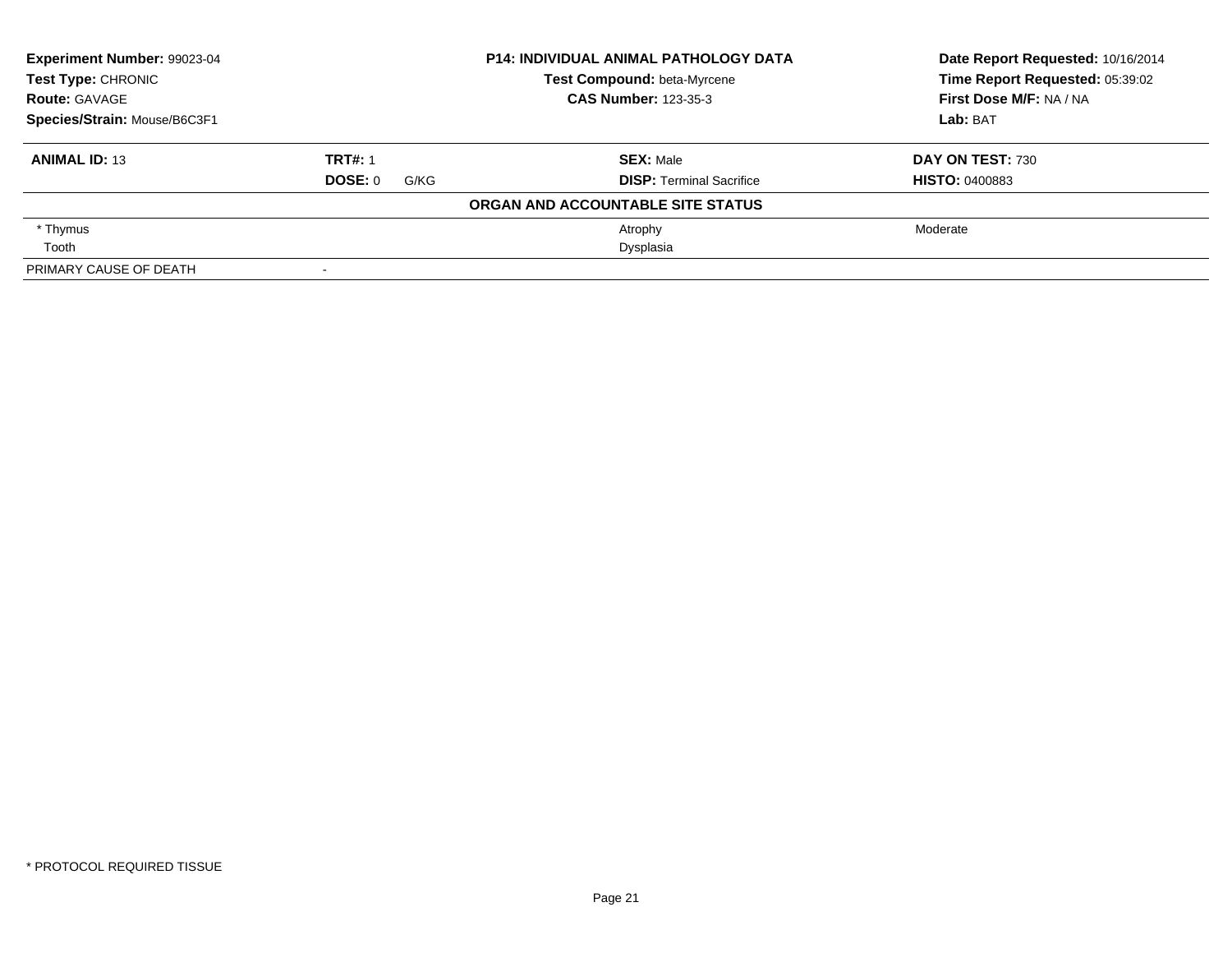**Experiment Number:** 99023-04
**Test Type:** CHRONIC
**Route:** GAVAGE
**Species/Strain:** Mouse/B6C3F1

**P14: INDIVIDUAL ANIMAL PATHOLOGY DATA**
**Test Compound:** beta-Myrcene
**CAS Number:** 123-35-3

**Date Report Requested:** 10/16/2014
**Time Report Requested:** 05:39:02
**First Dose M/F:** NA / NA
**Lab:** BAT

| **ANIMAL ID:** 13 | **TRT#:** 1 | **SEX:** Male | **DAY ON TEST:** 730 |
|---|---|---|---|
| | **DOSE:** 0 G/KG | **DISP:** Terminal Sacrifice | **HISTO:** 0400883 |

**ORGAN AND ACCOUNTABLE SITE STATUS**

| | | | |
|---|---|---|---|
| * Thymus | | Atrophy | Moderate |
| Tooth | | Dysplasia | |
| PRIMARY CAUSE OF DEATH | - | | |

* PROTOCOL REQUIRED TISSUE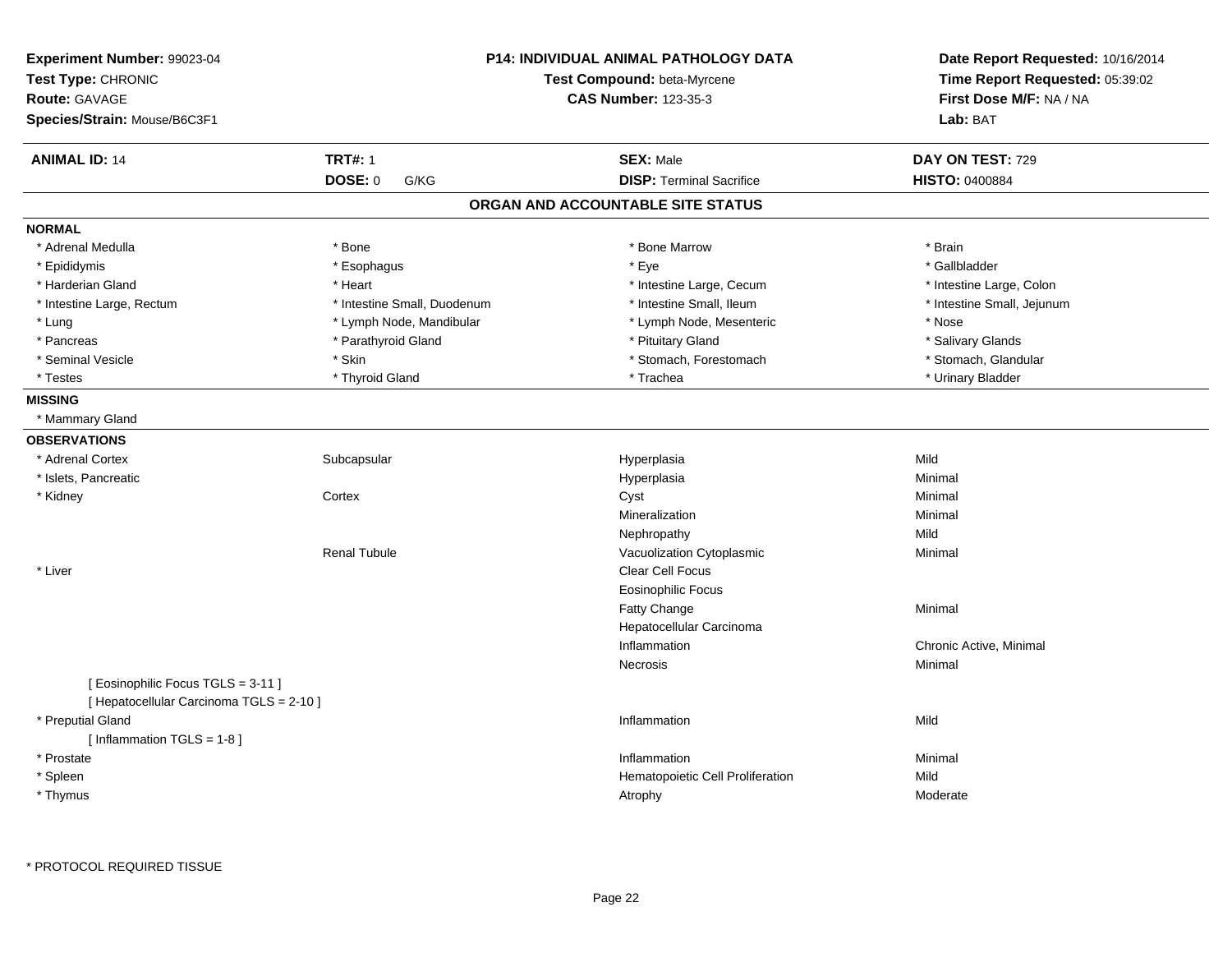**Experiment Number:** 99023-04
**Test Type:** CHRONIC
**Route:** GAVAGE
**Species/Strain:** Mouse/B6C3F1

**P14: INDIVIDUAL ANIMAL PATHOLOGY DATA**
**Test Compound:** beta-Myrcene
**CAS Number:** 123-35-3

**Date Report Requested:** 10/16/2014
**Time Report Requested:** 05:39:02
**First Dose M/F:** NA / NA
**Lab:** BAT

| **ANIMAL ID:** 14 | **TRT#:** 1 | **SEX:** Male | **DAY ON TEST:** 729 |
|---|---|---|---|
| | **DOSE:** 0 G/KG | **DISP:** Terminal Sacrifice | **HISTO:** 0400884 |

## ORGAN AND ACCOUNTABLE SITE STATUS

**NORMAL**

| | | | |
|---|---|---|---|
| * Adrenal Medulla | * Bone | * Bone Marrow | * Brain |
| * Epididymis | * Esophagus | * Eye | * Gallbladder |
| * Harderian Gland | * Heart | * Intestine Large, Cecum | * Intestine Large, Colon |
| * Intestine Large, Rectum | * Intestine Small, Duodenum | * Intestine Small, Ileum | * Intestine Small, Jejunum |
| * Lung | * Lymph Node, Mandibular | * Lymph Node, Mesenteric | * Nose |
| * Pancreas | * Parathyroid Gland | * Pituitary Gland | * Salivary Glands |
| * Seminal Vesicle | * Skin | * Stomach, Forestomach | * Stomach, Glandular |
| * Testes | * Thyroid Gland | * Trachea | * Urinary Bladder |

**MISSING**

* Mammary Gland

**OBSERVATIONS**

| | | | |
|---|---|---|---|
| * Adrenal Cortex | Subcapsular | Hyperplasia | Mild |
| * Islets, Pancreatic | | Hyperplasia | Minimal |
| * Kidney | Cortex | Cyst | Minimal |
| | | Mineralization | Minimal |
| | | Nephropathy | Mild |
| | Renal Tubule | Vacuolization Cytoplasmic | Minimal |
| * Liver | | Clear Cell Focus | |
| | | Eosinophilic Focus | |
| | | Fatty Change | Minimal |
| | | Hepatocellular Carcinoma | |
| | | Inflammation | Chronic Active, Minimal |
| | | Necrosis | Minimal |
| [ Eosinophilic Focus TGLS = 3-11 ] | | | |
| [ Hepatocellular Carcinoma TGLS = 2-10 ] | | | |
| * Preputial Gland | | Inflammation | Mild |
| [ Inflammation TGLS = 1-8 ] | | | |
| * Prostate | | Inflammation | Minimal |
| * Spleen | | Hematopoietic Cell Proliferation | Mild |
| * Thymus | | Atrophy | Moderate |

* PROTOCOL REQUIRED TISSUE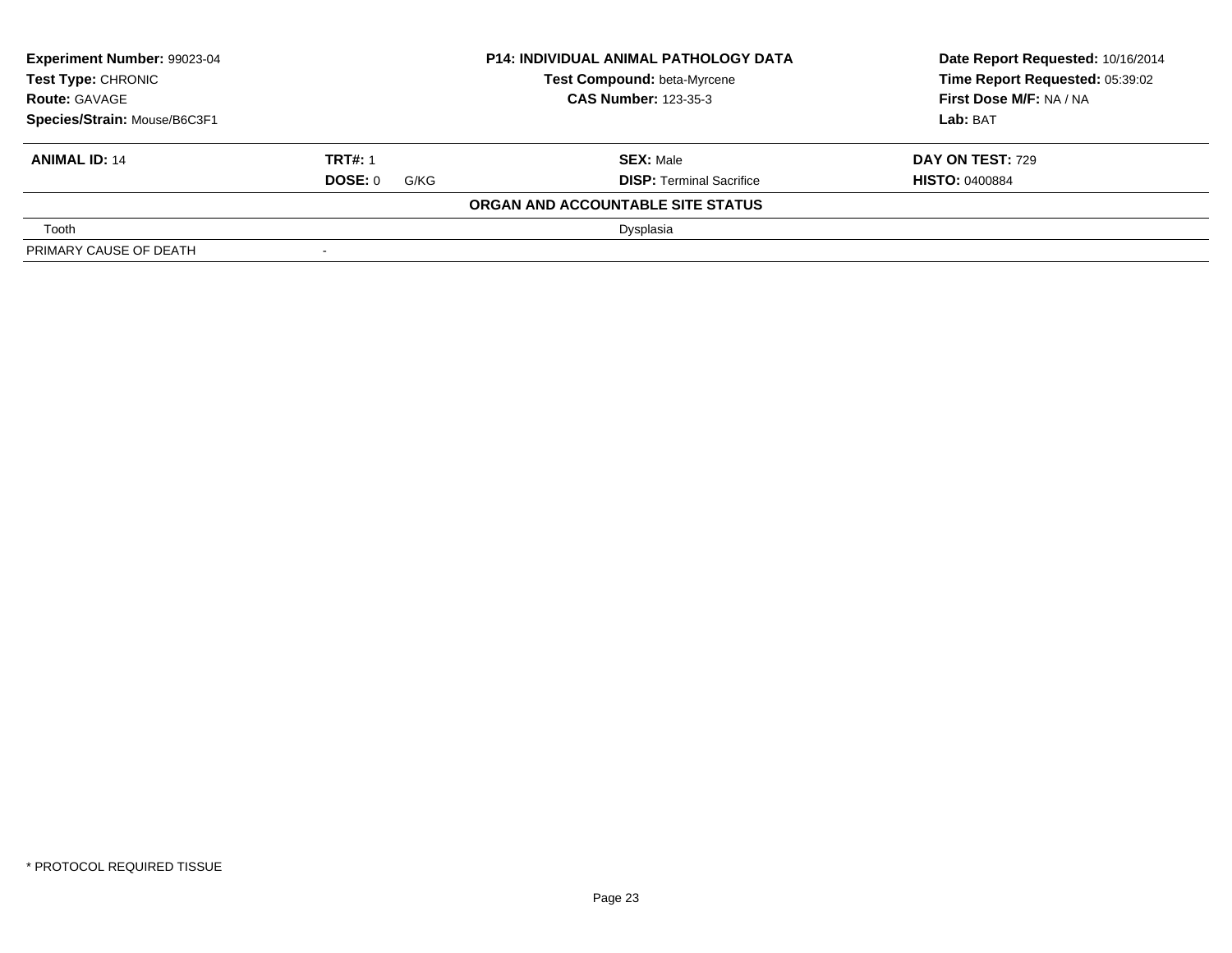**Experiment Number:** 99023-04
**Test Type:** CHRONIC
**Route:** GAVAGE
**Species/Strain:** Mouse/B6C3F1

**P14: INDIVIDUAL ANIMAL PATHOLOGY DATA**
**Test Compound:** beta-Myrcene
**CAS Number:** 123-35-3

**Date Report Requested:** 10/16/2014
**Time Report Requested:** 05:39:02
**First Dose M/F:** NA / NA
**Lab:** BAT

| **ANIMAL ID:** 14 | **TRT#:** 1 | **SEX:** Male | **DAY ON TEST:** 729 |
|---|---|---|---|
| | **DOSE:** 0 G/KG | **DISP:** Terminal Sacrifice | **HISTO:** 0400884 |

**ORGAN AND ACCOUNTABLE SITE STATUS**

| | | |
|---|---|---|
| Tooth | | Dysplasia |
| PRIMARY CAUSE OF DEATH | - | |

* PROTOCOL REQUIRED TISSUE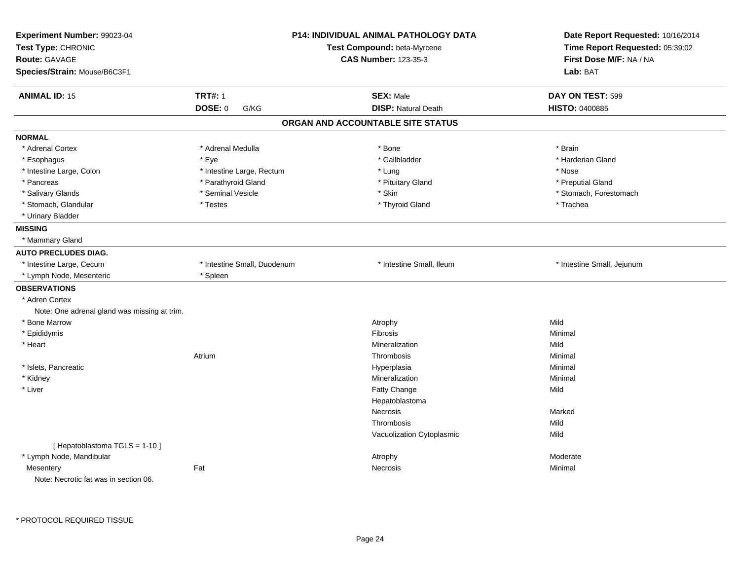**Experiment Number:** 99023-04
**Test Type:** CHRONIC
**Route:** GAVAGE
**Species/Strain:** Mouse/B6C3F1

**P14: INDIVIDUAL ANIMAL PATHOLOGY DATA**
**Test Compound:** beta-Myrcene
**CAS Number:** 123-35-3

**Date Report Requested:** 10/16/2014
**Time Report Requested:** 05:39:02
**First Dose M/F:** NA / NA
**Lab:** BAT

| **ANIMAL ID:** 15 | **TRT#:** 1 | **SEX:** Male | **DAY ON TEST:** 599 |
|---|---|---|---|
| | **DOSE:** 0 G/KG | **DISP:** Natural Death | **HISTO:** 0400885 |

## ORGAN AND ACCOUNTABLE SITE STATUS

**NORMAL**

| | | | |
|---|---|---|---|
| * Adrenal Cortex | * Adrenal Medulla | * Bone | * Brain |
| * Esophagus | * Eye | * Gallbladder | * Harderian Gland |
| * Intestine Large, Colon | * Intestine Large, Rectum | * Lung | * Nose |
| * Pancreas | * Parathyroid Gland | * Pituitary Gland | * Preputial Gland |
| * Salivary Glands | * Seminal Vesicle | * Skin | * Stomach, Forestomach |
| * Stomach, Glandular | * Testes | * Thyroid Gland | * Trachea |
| * Urinary Bladder | | | |

**MISSING**

* Mammary Gland

**AUTO PRECLUDES DIAG.**

| | | | |
|---|---|---|---|
| * Intestine Large, Cecum | * Intestine Small, Duodenum | * Intestine Small, Ileum | * Intestine Small, Jejunum |
| * Lymph Node, Mesenteric | * Spleen | | |

**OBSERVATIONS**

| | | | |
|---|---|---|---|
| * Adren Cortex | | | |
| Note: One adrenal gland was missing at trim. | | | |
| * Bone Marrow | | Atrophy | Mild |
| * Epididymis | | Fibrosis | Minimal |
| * Heart | | Mineralization | Mild |
| | Atrium | Thrombosis | Minimal |
| * Islets, Pancreatic | | Hyperplasia | Minimal |
| * Kidney | | Mineralization | Minimal |
| * Liver | | Fatty Change | Mild |
| | | Hepatoblastoma | |
| | | Necrosis | Marked |
| | | Thrombosis | Mild |
| | | Vacuolization Cytoplasmic | Mild |
| [ Hepatoblastoma TGLS = 1-10 ] | | | |
| * Lymph Node, Mandibular | | Atrophy | Moderate |
| Mesentery | Fat | Necrosis | Minimal |
| Note: Necrotic fat was in section 06. | | | |

* PROTOCOL REQUIRED TISSUE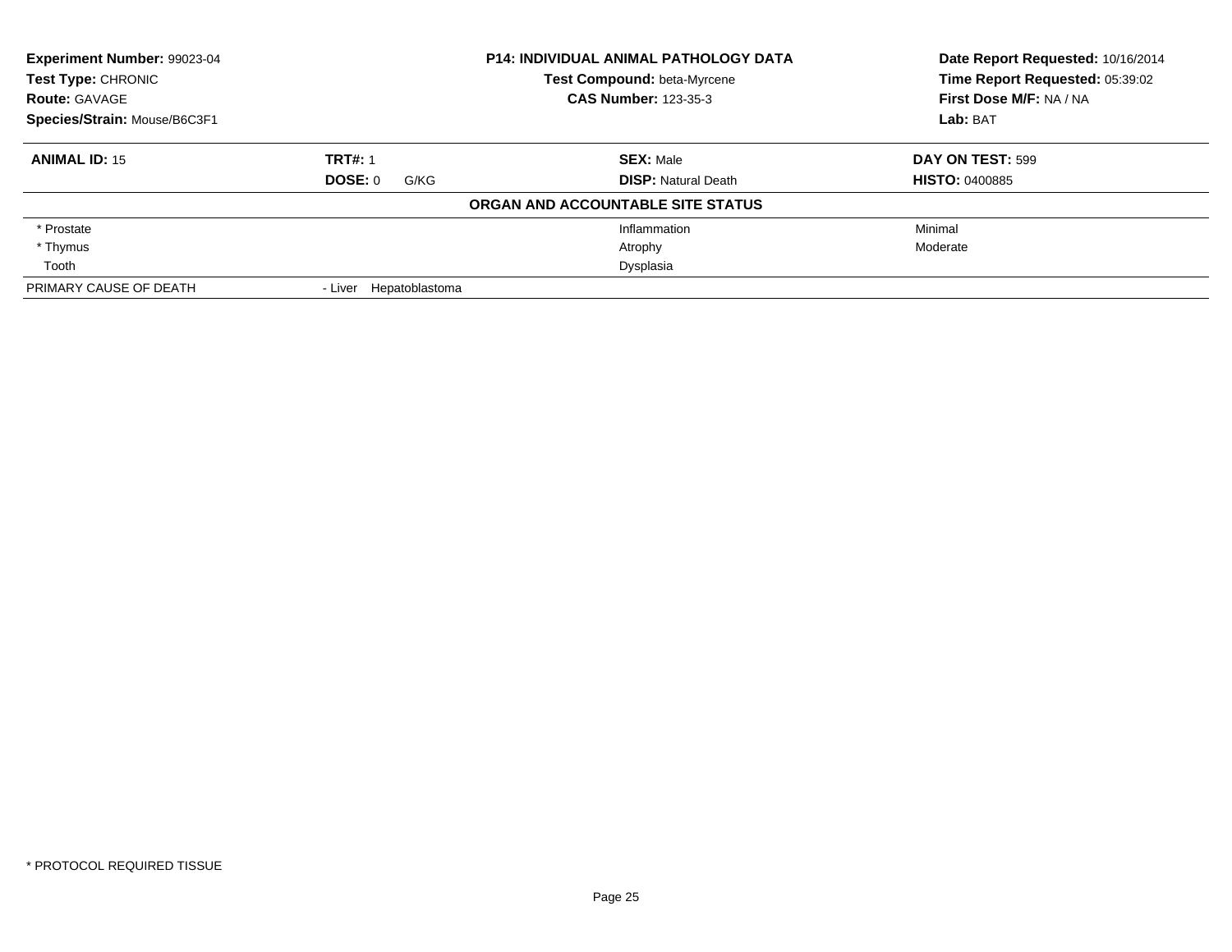**Experiment Number:** 99023-04
**Test Type:** CHRONIC
**Route:** GAVAGE
**Species/Strain:** Mouse/B6C3F1

**P14: INDIVIDUAL ANIMAL PATHOLOGY DATA**
**Test Compound:** beta-Myrcene
**CAS Number:** 123-35-3

**Date Report Requested:** 10/16/2014
**Time Report Requested:** 05:39:02
**First Dose M/F:** NA / NA
**Lab:** BAT

| **ANIMAL ID:** 15 | **TRT#:** 1 | **SEX:** Male | **DAY ON TEST:** 599 |
|---|---|---|---|
| | **DOSE:** 0 G/KG | **DISP:** Natural Death | **HISTO:** 0400885 |

**ORGAN AND ACCOUNTABLE SITE STATUS**

| | | | |
|---|---|---|---|
| * Prostate | | Inflammation | Minimal |
| * Thymus | | Atrophy | Moderate |
| Tooth | | Dysplasia | |
| PRIMARY CAUSE OF DEATH | - Liver Hepatoblastoma | | |

* PROTOCOL REQUIRED TISSUE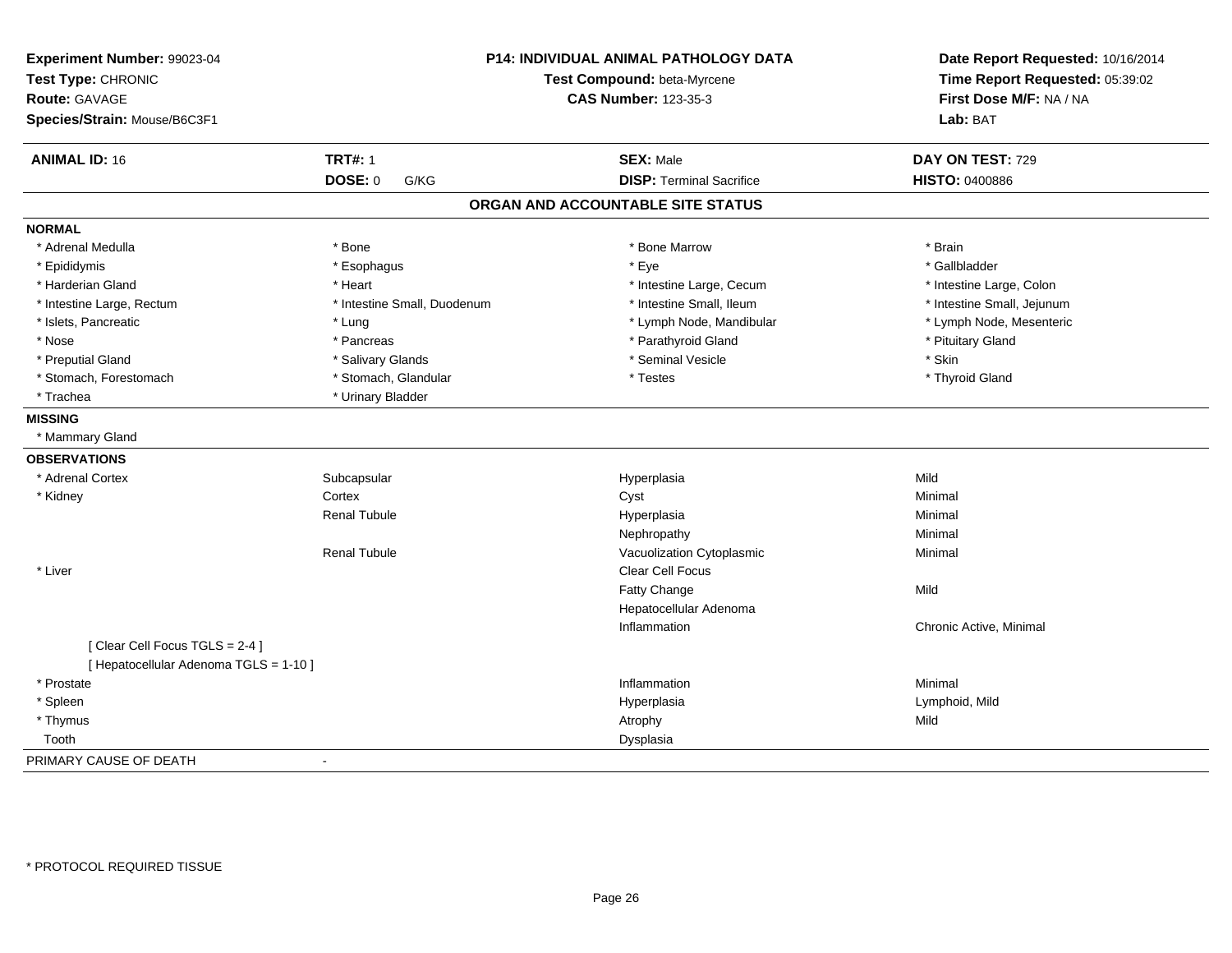**Experiment Number:** 99023-04
**Test Type:** CHRONIC
**Route:** GAVAGE
**Species/Strain:** Mouse/B6C3F1

**P14: INDIVIDUAL ANIMAL PATHOLOGY DATA**
**Test Compound:** beta-Myrcene
**CAS Number:** 123-35-3

**Date Report Requested:** 10/16/2014
**Time Report Requested:** 05:39:02
**First Dose M/F:** NA / NA
**Lab:** BAT

| **ANIMAL ID:** 16 | **TRT#:** 1 | **SEX:** Male | **DAY ON TEST:** 729 |
|---|---|---|---|
| | **DOSE:** 0 G/KG | **DISP:** Terminal Sacrifice | **HISTO:** 0400886 |

## ORGAN AND ACCOUNTABLE SITE STATUS

**NORMAL**

| | | | |
|---|---|---|---|
| * Adrenal Medulla | * Bone | * Bone Marrow | * Brain |
| * Epididymis | * Esophagus | * Eye | * Gallbladder |
| * Harderian Gland | * Heart | * Intestine Large, Cecum | * Intestine Large, Colon |
| * Intestine Large, Rectum | * Intestine Small, Duodenum | * Intestine Small, Ileum | * Intestine Small, Jejunum |
| * Islets, Pancreatic | * Lung | * Lymph Node, Mandibular | * Lymph Node, Mesenteric |
| * Nose | * Pancreas | * Parathyroid Gland | * Pituitary Gland |
| * Preputial Gland | * Salivary Glands | * Seminal Vesicle | * Skin |
| * Stomach, Forestomach | * Stomach, Glandular | * Testes | * Thyroid Gland |
| * Trachea | * Urinary Bladder | | |

**MISSING**

* Mammary Gland

**OBSERVATIONS**

| | | | |
|---|---|---|---|
| * Adrenal Cortex | Subcapsular | Hyperplasia | Mild |
| * Kidney | Cortex | Cyst | Minimal |
| | Renal Tubule | Hyperplasia | Minimal |
| | | Nephropathy | Minimal |
| | Renal Tubule | Vacuolization Cytoplasmic | Minimal |
| * Liver | | Clear Cell Focus | |
| | | Fatty Change | Mild |
| | | Hepatocellular Adenoma | |
| | | Inflammation | Chronic Active, Minimal |
| [ Clear Cell Focus TGLS = 2-4 ] | | | |
| [ Hepatocellular Adenoma TGLS = 1-10 ] | | | |
| * Prostate | | Inflammation | Minimal |
| * Spleen | | Hyperplasia | Lymphoid, Mild |
| * Thymus | | Atrophy | Mild |
| Tooth | | Dysplasia | |

PRIMARY CAUSE OF DEATH -

* PROTOCOL REQUIRED TISSUE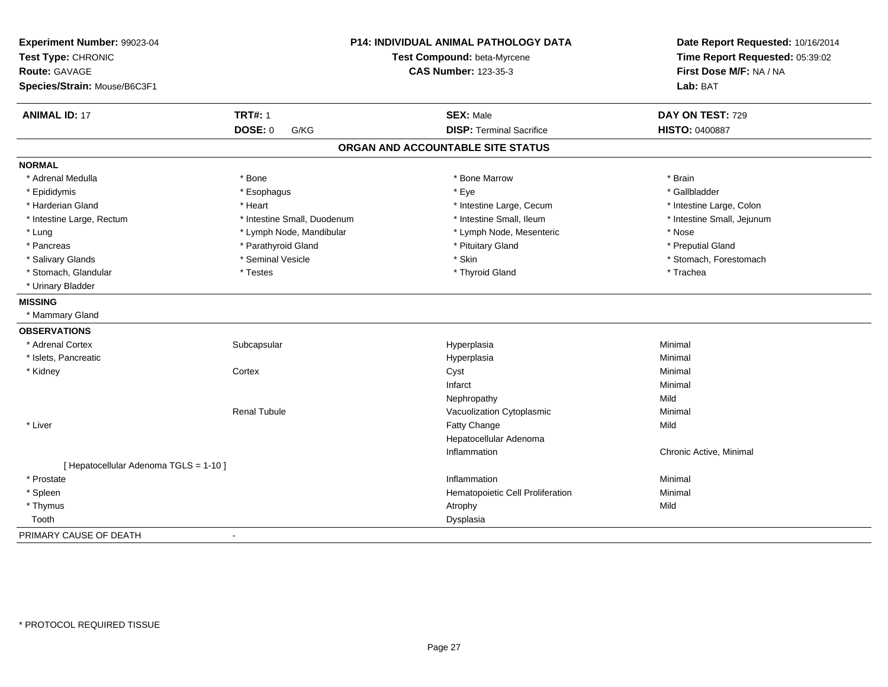**Experiment Number:** 99023-04
**Test Type:** CHRONIC
**Route:** GAVAGE
**Species/Strain:** Mouse/B6C3F1

**P14: INDIVIDUAL ANIMAL PATHOLOGY DATA**
**Test Compound:** beta-Myrcene
**CAS Number:** 123-35-3

**Date Report Requested:** 10/16/2014
**Time Report Requested:** 05:39:02
**First Dose M/F:** NA / NA
**Lab:** BAT

| **ANIMAL ID:** 17 | **TRT#:** 1 | **SEX:** Male | **DAY ON TEST:** 729 |
|---|---|---|---|
| | **DOSE:** 0 G/KG | **DISP:** Terminal Sacrifice | **HISTO:** 0400887 |

## ORGAN AND ACCOUNTABLE SITE STATUS

**NORMAL**

| | | | |
|---|---|---|---|
| * Adrenal Medulla | * Bone | * Bone Marrow | * Brain |
| * Epididymis | * Esophagus | * Eye | * Gallbladder |
| * Harderian Gland | * Heart | * Intestine Large, Cecum | * Intestine Large, Colon |
| * Intestine Large, Rectum | * Intestine Small, Duodenum | * Intestine Small, Ileum | * Intestine Small, Jejunum |
| * Lung | * Lymph Node, Mandibular | * Lymph Node, Mesenteric | * Nose |
| * Pancreas | * Parathyroid Gland | * Pituitary Gland | * Preputial Gland |
| * Salivary Glands | * Seminal Vesicle | * Skin | * Stomach, Forestomach |
| * Stomach, Glandular | * Testes | * Thyroid Gland | * Trachea |
| * Urinary Bladder | | | |

**MISSING**

* Mammary Gland

**OBSERVATIONS**

| | | | |
|---|---|---|---|
| * Adrenal Cortex | Subcapsular | Hyperplasia | Minimal |
| * Islets, Pancreatic | | Hyperplasia | Minimal |
| * Kidney | Cortex | Cyst | Minimal |
| | | Infarct | Minimal |
| | | Nephropathy | Mild |
| | Renal Tubule | Vacuolization Cytoplasmic | Minimal |
| * Liver | | Fatty Change | Mild |
| | | Hepatocellular Adenoma | |
| | | Inflammation | Chronic Active, Minimal |
| [ Hepatocellular Adenoma TGLS = 1-10 ] | | | |
| * Prostate | | Inflammation | Minimal |
| * Spleen | | Hematopoietic Cell Proliferation | Minimal |
| * Thymus | | Atrophy | Mild |
| Tooth | | Dysplasia | |

PRIMARY CAUSE OF DEATH -

* PROTOCOL REQUIRED TISSUE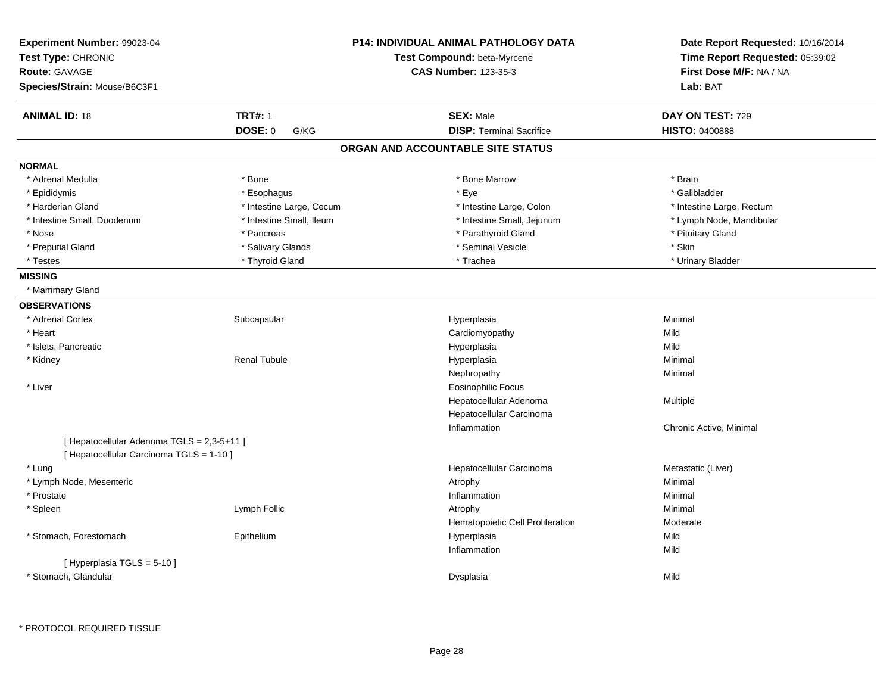**Experiment Number:** 99023-04
**Test Type:** CHRONIC
**Route:** GAVAGE
**Species/Strain:** Mouse/B6C3F1

**P14: INDIVIDUAL ANIMAL PATHOLOGY DATA**
**Test Compound:** beta-Myrcene
**CAS Number:** 123-35-3

**Date Report Requested:** 10/16/2014
**Time Report Requested:** 05:39:02
**First Dose M/F:** NA / NA
**Lab:** BAT

| **ANIMAL ID:** 18 | **TRT#:** 1 | **SEX:** Male | **DAY ON TEST:** 729 |
|---|---|---|---|
| | **DOSE:** 0 G/KG | **DISP:** Terminal Sacrifice | **HISTO:** 0400888 |

## ORGAN AND ACCOUNTABLE SITE STATUS

**NORMAL**

| | | | |
|---|---|---|---|
| * Adrenal Medulla | * Bone | * Bone Marrow | * Brain |
| * Epididymis | * Esophagus | * Eye | * Gallbladder |
| * Harderian Gland | * Intestine Large, Cecum | * Intestine Large, Colon | * Intestine Large, Rectum |
| * Intestine Small, Duodenum | * Intestine Small, Ileum | * Intestine Small, Jejunum | * Lymph Node, Mandibular |
| * Nose | * Pancreas | * Parathyroid Gland | * Pituitary Gland |
| * Preputial Gland | * Salivary Glands | * Seminal Vesicle | * Skin |
| * Testes | * Thyroid Gland | * Trachea | * Urinary Bladder |

**MISSING**

* Mammary Gland

**OBSERVATIONS**

| | | | |
|---|---|---|---|
| * Adrenal Cortex | Subcapsular | Hyperplasia | Minimal |
| * Heart | | Cardiomyopathy | Mild |
| * Islets, Pancreatic | | Hyperplasia | Mild |
| * Kidney | Renal Tubule | Hyperplasia | Minimal |
| | | Nephropathy | Minimal |
| * Liver | | Eosinophilic Focus | |
| | | Hepatocellular Adenoma | Multiple |
| | | Hepatocellular Carcinoma | |
| | | Inflammation | Chronic Active, Minimal |
| [ Hepatocellular Adenoma TGLS = 2,3-5+11 ] | | | |
| [ Hepatocellular Carcinoma TGLS = 1-10 ] | | | |
| * Lung | | Hepatocellular Carcinoma | Metastatic (Liver) |
| * Lymph Node, Mesenteric | | Atrophy | Minimal |
| * Prostate | | Inflammation | Minimal |
| * Spleen | Lymph Follic | Atrophy | Minimal |
| | | Hematopoietic Cell Proliferation | Moderate |
| * Stomach, Forestomach | Epithelium | Hyperplasia | Mild |
| | | Inflammation | Mild |
| [ Hyperplasia TGLS = 5-10 ] | | | |
| * Stomach, Glandular | | Dysplasia | Mild |

* PROTOCOL REQUIRED TISSUE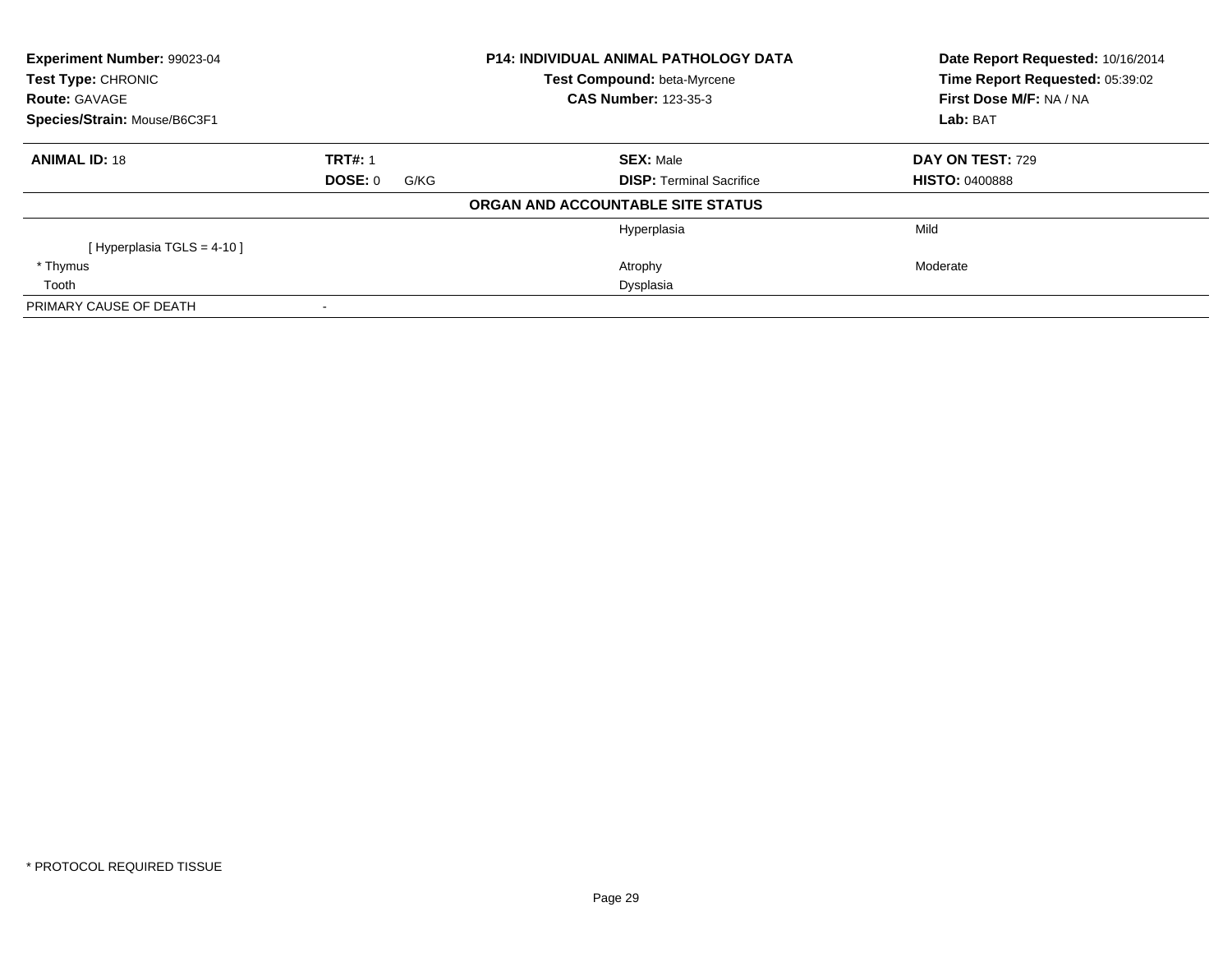**Experiment Number:** 99023-04
**Test Type:** CHRONIC
**Route:** GAVAGE
**Species/Strain:** Mouse/B6C3F1

**P14: INDIVIDUAL ANIMAL PATHOLOGY DATA**
**Test Compound:** beta-Myrcene
**CAS Number:** 123-35-3

**Date Report Requested:** 10/16/2014
**Time Report Requested:** 05:39:02
**First Dose M/F:** NA / NA
**Lab:** BAT

| **ANIMAL ID:** 18 | **TRT#:** 1 | **SEX:** Male | **DAY ON TEST:** 729 |
|---|---|---|---|
| | **DOSE:** 0 G/KG | **DISP:** Terminal Sacrifice | **HISTO:** 0400888 |

**ORGAN AND ACCOUNTABLE SITE STATUS**

| | | | |
|---|---|---|---|
| | | Hyperplasia | Mild |
| [ Hyperplasia TGLS = 4-10 ] | | | |
| * Thymus | | Atrophy | Moderate |
| Tooth | | Dysplasia | |
| PRIMARY CAUSE OF DEATH | - | | |

* PROTOCOL REQUIRED TISSUE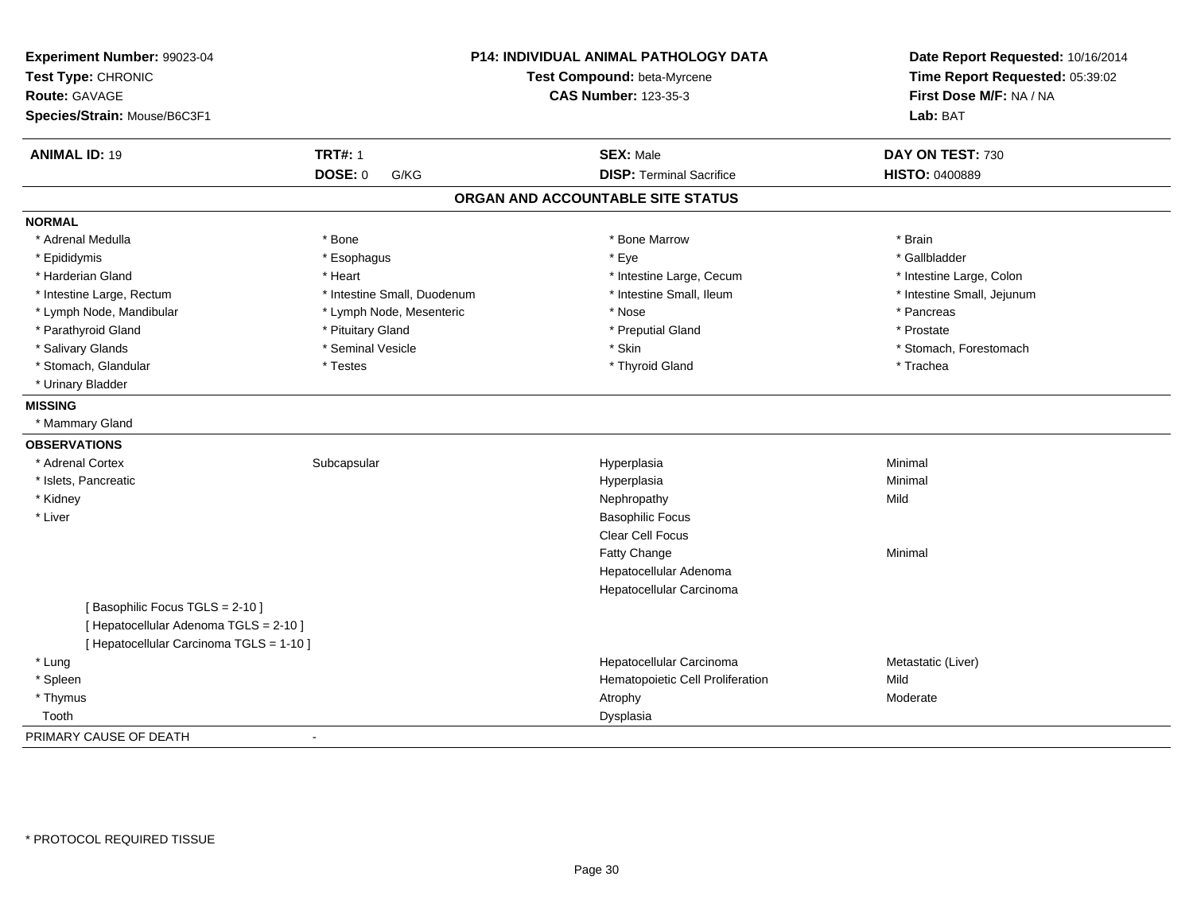**Experiment Number:** 99023-04
**Test Type:** CHRONIC
**Route:** GAVAGE
**Species/Strain:** Mouse/B6C3F1

**P14: INDIVIDUAL ANIMAL PATHOLOGY DATA**
**Test Compound:** beta-Myrcene
**CAS Number:** 123-35-3

**Date Report Requested:** 10/16/2014
**Time Report Requested:** 05:39:02
**First Dose M/F:** NA / NA
**Lab:** BAT

| **ANIMAL ID:** 19 | **TRT#:** 1 | **SEX:** Male | **DAY ON TEST:** 730 |
|---|---|---|---|
| | **DOSE:** 0 G/KG | **DISP:** Terminal Sacrifice | **HISTO:** 0400889 |

## ORGAN AND ACCOUNTABLE SITE STATUS

**NORMAL**

| | | | |
|---|---|---|---|
| * Adrenal Medulla | * Bone | * Bone Marrow | * Brain |
| * Epididymis | * Esophagus | * Eye | * Gallbladder |
| * Harderian Gland | * Heart | * Intestine Large, Cecum | * Intestine Large, Colon |
| * Intestine Large, Rectum | * Intestine Small, Duodenum | * Intestine Small, Ileum | * Intestine Small, Jejunum |
| * Lymph Node, Mandibular | * Lymph Node, Mesenteric | * Nose | * Pancreas |
| * Parathyroid Gland | * Pituitary Gland | * Preputial Gland | * Prostate |
| * Salivary Glands | * Seminal Vesicle | * Skin | * Stomach, Forestomach |
| * Stomach, Glandular | * Testes | * Thyroid Gland | * Trachea |
| * Urinary Bladder | | | |

**MISSING**

* Mammary Gland

**OBSERVATIONS**

| | | | |
|---|---|---|---|
| * Adrenal Cortex | Subcapsular | Hyperplasia | Minimal |
| * Islets, Pancreatic | | Hyperplasia | Minimal |
| * Kidney | | Nephropathy | Mild |
| * Liver | | Basophilic Focus | |
| | | Clear Cell Focus | |
| | | Fatty Change | Minimal |
| | | Hepatocellular Adenoma | |
| | | Hepatocellular Carcinoma | |
| [ Basophilic Focus TGLS = 2-10 ] | | | |
| [ Hepatocellular Adenoma TGLS = 2-10 ] | | | |
| [ Hepatocellular Carcinoma TGLS = 1-10 ] | | | |
| * Lung | | Hepatocellular Carcinoma | Metastatic (Liver) |
| * Spleen | | Hematopoietic Cell Proliferation | Mild |
| * Thymus | | Atrophy | Moderate |
| Tooth | | Dysplasia | |

PRIMARY CAUSE OF DEATH -

* PROTOCOL REQUIRED TISSUE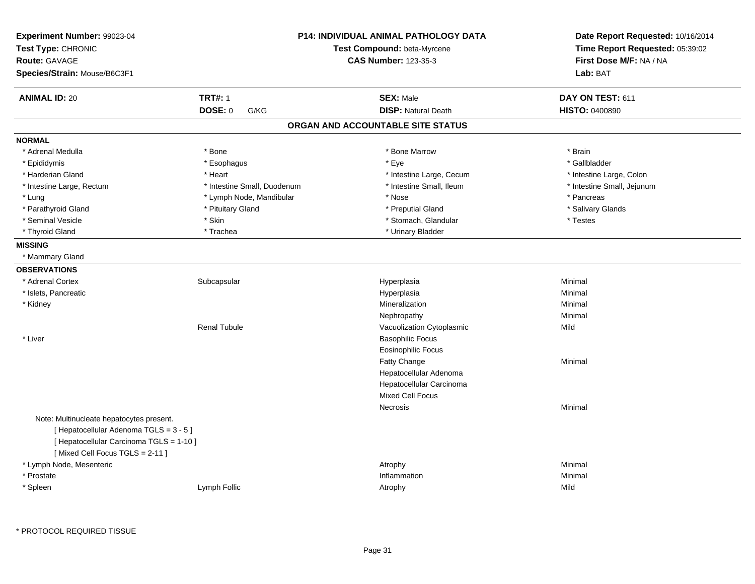**Experiment Number:** 99023-04
**Test Type:** CHRONIC
**Route:** GAVAGE
**Species/Strain:** Mouse/B6C3F1

**P14: INDIVIDUAL ANIMAL PATHOLOGY DATA**
**Test Compound:** beta-Myrcene
**CAS Number:** 123-35-3

**Date Report Requested:** 10/16/2014
**Time Report Requested:** 05:39:02
**First Dose M/F:** NA / NA
**Lab:** BAT

| **ANIMAL ID:** 20 | **TRT#:** 1 | **SEX:** Male | **DAY ON TEST:** 611 |
|---|---|---|---|
| | **DOSE:** 0 G/KG | **DISP:** Natural Death | **HISTO:** 0400890 |

## ORGAN AND ACCOUNTABLE SITE STATUS

**NORMAL**

| | | | |
|---|---|---|---|
| * Adrenal Medulla | * Bone | * Bone Marrow | * Brain |
| * Epididymis | * Esophagus | * Eye | * Gallbladder |
| * Harderian Gland | * Heart | * Intestine Large, Cecum | * Intestine Large, Colon |
| * Intestine Large, Rectum | * Intestine Small, Duodenum | * Intestine Small, Ileum | * Intestine Small, Jejunum |
| * Lung | * Lymph Node, Mandibular | * Nose | * Pancreas |
| * Parathyroid Gland | * Pituitary Gland | * Preputial Gland | * Salivary Glands |
| * Seminal Vesicle | * Skin | * Stomach, Glandular | * Testes |
| * Thyroid Gland | * Trachea | * Urinary Bladder | |

**MISSING**

* Mammary Gland

**OBSERVATIONS**

| | | | |
|---|---|---|---|
| * Adrenal Cortex | Subcapsular | Hyperplasia | Minimal |
| * Islets, Pancreatic | | Hyperplasia | Minimal |
| * Kidney | | Mineralization | Minimal |
| | | Nephropathy | Minimal |
| | Renal Tubule | Vacuolization Cytoplasmic | Mild |
| * Liver | | Basophilic Focus | |
| | | Eosinophilic Focus | |
| | | Fatty Change | Minimal |
| | | Hepatocellular Adenoma | |
| | | Hepatocellular Carcinoma | |
| | | Mixed Cell Focus | |
| | | Necrosis | Minimal |

Note: Multinucleate hepatocytes present.
[ Hepatocellular Adenoma TGLS = 3 - 5 ]
[ Hepatocellular Carcinoma TGLS = 1-10 ]
[ Mixed Cell Focus TGLS = 2-11 ]

| | | | |
|---|---|---|---|
| * Lymph Node, Mesenteric | | Atrophy | Minimal |
| * Prostate | | Inflammation | Minimal |
| * Spleen | Lymph Follic | Atrophy | Mild |

* PROTOCOL REQUIRED TISSUE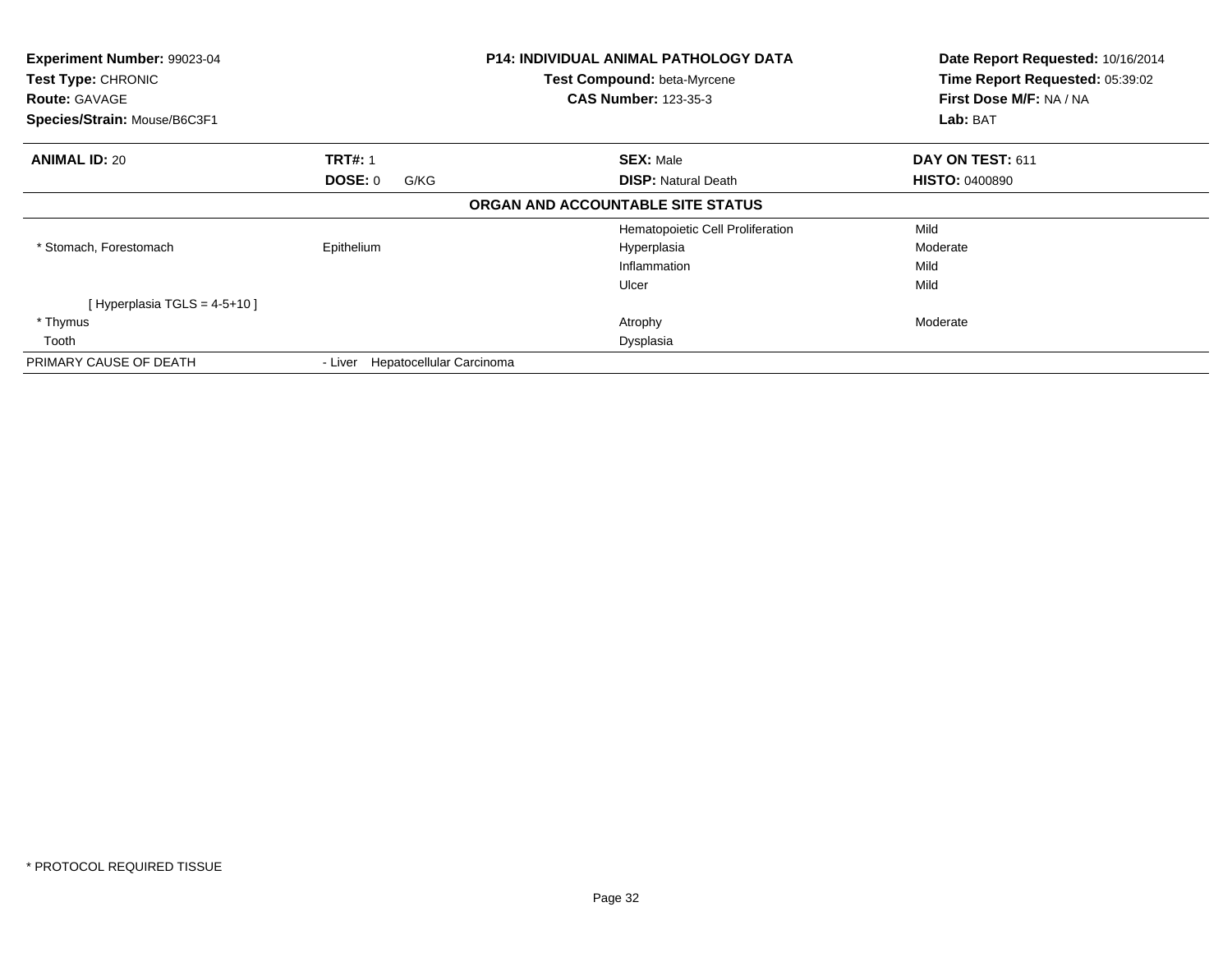**Experiment Number:** 99023-04
**Test Type:** CHRONIC
**Route:** GAVAGE
**Species/Strain:** Mouse/B6C3F1

**P14: INDIVIDUAL ANIMAL PATHOLOGY DATA**
**Test Compound:** beta-Myrcene
**CAS Number:** 123-35-3

**Date Report Requested:** 10/16/2014
**Time Report Requested:** 05:39:02
**First Dose M/F:** NA / NA
**Lab:** BAT

| **ANIMAL ID:** 20 | **TRT#:** 1 | **SEX:** Male | **DAY ON TEST:** 611 |
|---|---|---|---|
| | **DOSE:** 0 G/KG | **DISP:** Natural Death | **HISTO:** 0400890 |

**ORGAN AND ACCOUNTABLE SITE STATUS**

| | | | |
|---|---|---|---|
| | | Hematopoietic Cell Proliferation | Mild |
| * Stomach, Forestomach | Epithelium | Hyperplasia | Moderate |
| | | Inflammation | Mild |
| | | Ulcer | Mild |
| [ Hyperplasia TGLS = 4-5+10 ] | | | |
| * Thymus | | Atrophy | Moderate |
| Tooth | | Dysplasia | |
| PRIMARY CAUSE OF DEATH | - Liver Hepatocellular Carcinoma | | |

* PROTOCOL REQUIRED TISSUE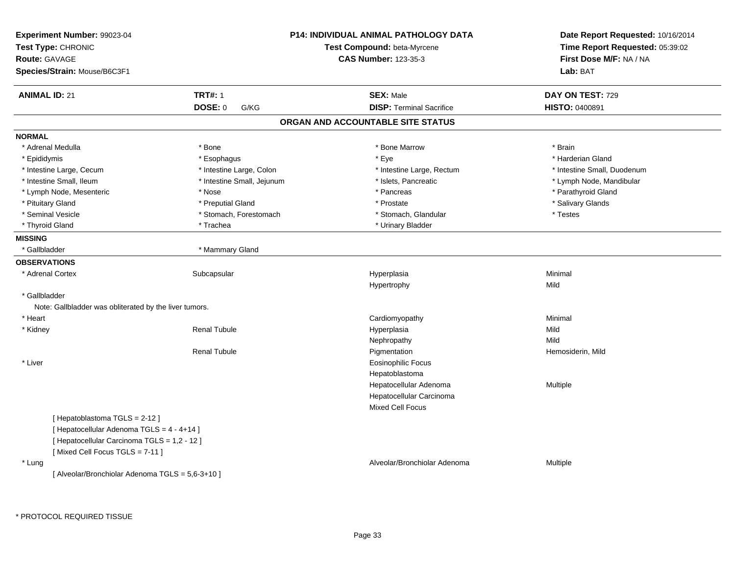**Experiment Number:** 99023-04
**Test Type:** CHRONIC
**Route:** GAVAGE
**Species/Strain:** Mouse/B6C3F1

**P14: INDIVIDUAL ANIMAL PATHOLOGY DATA**
**Test Compound:** beta-Myrcene
**CAS Number:** 123-35-3

**Date Report Requested:** 10/16/2014
**Time Report Requested:** 05:39:02
**First Dose M/F:** NA / NA
**Lab:** BAT

| **ANIMAL ID:** 21 | **TRT#:** 1 | **SEX:** Male | **DAY ON TEST:** 729 |
|---|---|---|---|
| | **DOSE:** 0 G/KG | **DISP:** Terminal Sacrifice | **HISTO:** 0400891 |

## ORGAN AND ACCOUNTABLE SITE STATUS

**NORMAL**

| | | | |
|---|---|---|---|
| * Adrenal Medulla | * Bone | * Bone Marrow | * Brain |
| * Epididymis | * Esophagus | * Eye | * Harderian Gland |
| * Intestine Large, Cecum | * Intestine Large, Colon | * Intestine Large, Rectum | * Intestine Small, Duodenum |
| * Intestine Small, Ileum | * Intestine Small, Jejunum | * Islets, Pancreatic | * Lymph Node, Mandibular |
| * Lymph Node, Mesenteric | * Nose | * Pancreas | * Parathyroid Gland |
| * Pituitary Gland | * Preputial Gland | * Prostate | * Salivary Glands |
| * Seminal Vesicle | * Stomach, Forestomach | * Stomach, Glandular | * Testes |
| * Thyroid Gland | * Trachea | * Urinary Bladder | |

**MISSING**

| | |
|---|---|
| * Gallbladder | * Mammary Gland |

**OBSERVATIONS**

| | | | |
|---|---|---|---|
| * Adrenal Cortex | Subcapsular | Hyperplasia | Minimal |
| | | Hypertrophy | Mild |
| * Gallbladder | | | |
| Note: Gallbladder was obliterated by the liver tumors. | | | |
| * Heart | | Cardiomyopathy | Minimal |
| * Kidney | Renal Tubule | Hyperplasia | Mild |
| | | Nephropathy | Mild |
| | Renal Tubule | Pigmentation | Hemosiderin, Mild |
| * Liver | | Eosinophilic Focus | |
| | | Hepatoblastoma | |
| | | Hepatocellular Adenoma | Multiple |
| | | Hepatocellular Carcinoma | |
| | | Mixed Cell Focus | |
| [ Hepatoblastoma TGLS = 2-12 ] | | | |
| [ Hepatocellular Adenoma TGLS = 4 - 4+14 ] | | | |
| [ Hepatocellular Carcinoma TGLS = 1,2 - 12 ] | | | |
| [ Mixed Cell Focus TGLS = 7-11 ] | | | |
| * Lung | | Alveolar/Bronchiolar Adenoma | Multiple |
| [ Alveolar/Bronchiolar Adenoma TGLS = 5,6-3+10 ] | | | |

\* PROTOCOL REQUIRED TISSUE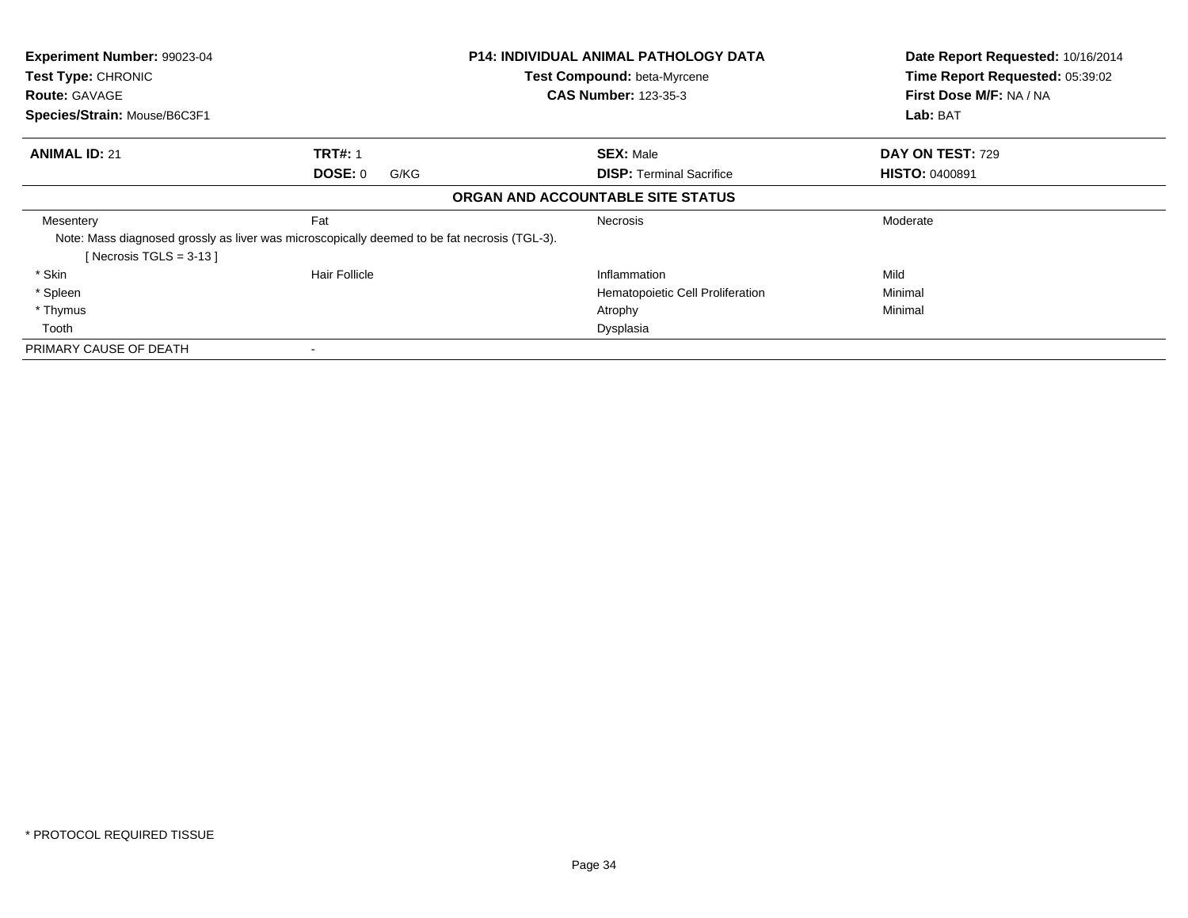**Experiment Number:** 99023-04
**Test Type:** CHRONIC
**Route:** GAVAGE
**Species/Strain:** Mouse/B6C3F1

**P14: INDIVIDUAL ANIMAL PATHOLOGY DATA**
**Test Compound:** beta-Myrcene
**CAS Number:** 123-35-3

**Date Report Requested:** 10/16/2014
**Time Report Requested:** 05:39:02
**First Dose M/F:** NA / NA
**Lab:** BAT

| **ANIMAL ID:** 21 | **TRT#:** 1 | **SEX:** Male | **DAY ON TEST:** 729 |
|---|---|---|---|
| | **DOSE:** 0 G/KG | **DISP:** Terminal Sacrifice | **HISTO:** 0400891 |

**ORGAN AND ACCOUNTABLE SITE STATUS**

| | | | |
|---|---|---|---|
| Mesentery | Fat | Necrosis | Moderate |
| Note: Mass diagnosed grossly as liver was microscopically deemed to be fat necrosis (TGL-3). [ Necrosis TGLS = 3-13 ] | | | |
| * Skin | Hair Follicle | Inflammation | Mild |
| * Spleen | | Hematopoietic Cell Proliferation | Minimal |
| * Thymus | | Atrophy | Minimal |
| Tooth | | Dysplasia | |
| PRIMARY CAUSE OF DEATH | - | | |

* PROTOCOL REQUIRED TISSUE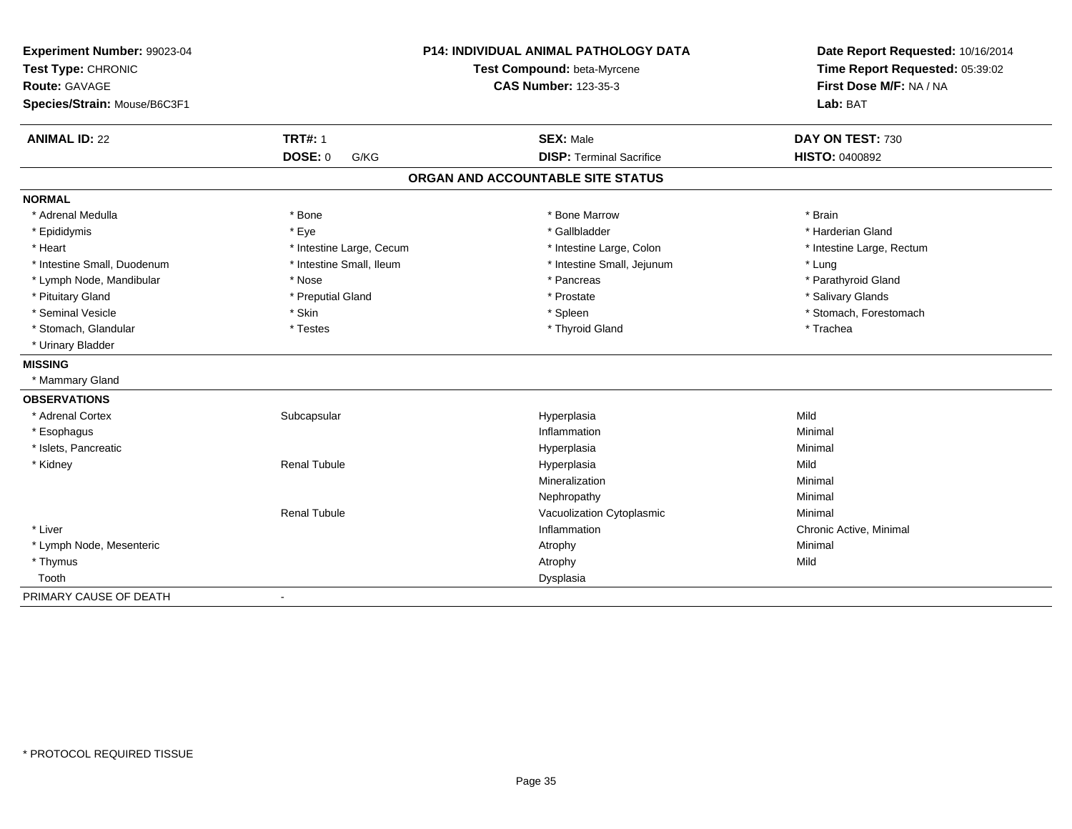**Experiment Number:** 99023-04
**Test Type:** CHRONIC
**Route:** GAVAGE
**Species/Strain:** Mouse/B6C3F1

**P14: INDIVIDUAL ANIMAL PATHOLOGY DATA**
**Test Compound:** beta-Myrcene
**CAS Number:** 123-35-3

**Date Report Requested:** 10/16/2014
**Time Report Requested:** 05:39:02
**First Dose M/F:** NA / NA
**Lab:** BAT

| **ANIMAL ID:** 22 | **TRT#:** 1 | **SEX:** Male | **DAY ON TEST:** 730 |
|---|---|---|---|
| | **DOSE:** 0 G/KG | **DISP:** Terminal Sacrifice | **HISTO:** 0400892 |

## ORGAN AND ACCOUNTABLE SITE STATUS

**NORMAL**

| | | | |
|---|---|---|---|
| * Adrenal Medulla | * Bone | * Bone Marrow | * Brain |
| * Epididymis | * Eye | * Gallbladder | * Harderian Gland |
| * Heart | * Intestine Large, Cecum | * Intestine Large, Colon | * Intestine Large, Rectum |
| * Intestine Small, Duodenum | * Intestine Small, Ileum | * Intestine Small, Jejunum | * Lung |
| * Lymph Node, Mandibular | * Nose | * Pancreas | * Parathyroid Gland |
| * Pituitary Gland | * Preputial Gland | * Prostate | * Salivary Glands |
| * Seminal Vesicle | * Skin | * Spleen | * Stomach, Forestomach |
| * Stomach, Glandular | * Testes | * Thyroid Gland | * Trachea |
| * Urinary Bladder | | | |

**MISSING**

* Mammary Gland

**OBSERVATIONS**

| | | | |
|---|---|---|---|
| * Adrenal Cortex | Subcapsular | Hyperplasia | Mild |
| * Esophagus | | Inflammation | Minimal |
| * Islets, Pancreatic | | Hyperplasia | Minimal |
| * Kidney | Renal Tubule | Hyperplasia | Mild |
| | | Mineralization | Minimal |
| | | Nephropathy | Minimal |
| | Renal Tubule | Vacuolization Cytoplasmic | Minimal |
| * Liver | | Inflammation | Chronic Active, Minimal |
| * Lymph Node, Mesenteric | | Atrophy | Minimal |
| * Thymus | | Atrophy | Mild |
| Tooth | | Dysplasia | |

PRIMARY CAUSE OF DEATH -

* PROTOCOL REQUIRED TISSUE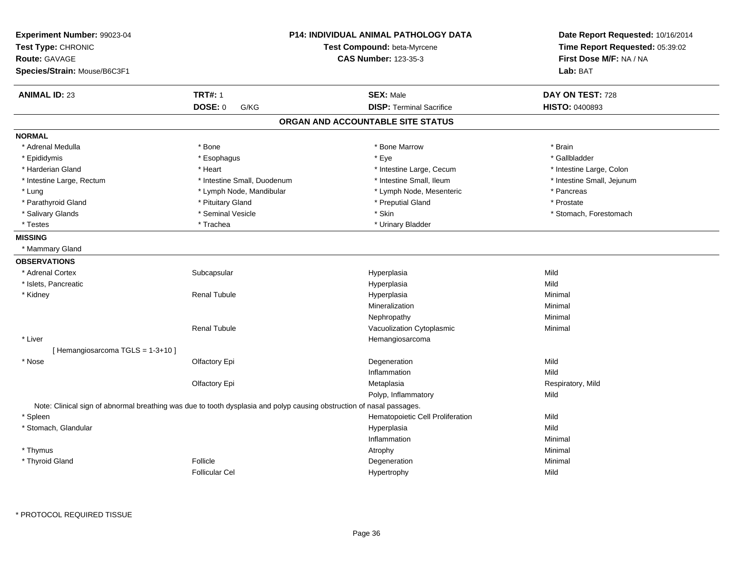**Experiment Number:** 99023-04
**Test Type:** CHRONIC
**Route:** GAVAGE
**Species/Strain:** Mouse/B6C3F1

**P14: INDIVIDUAL ANIMAL PATHOLOGY DATA**
**Test Compound:** beta-Myrcene
**CAS Number:** 123-35-3

**Date Report Requested:** 10/16/2014
**Time Report Requested:** 05:39:02
**First Dose M/F:** NA / NA
**Lab:** BAT

| **ANIMAL ID:** 23 | **TRT#:** 1 | **SEX:** Male | **DAY ON TEST:** 728 |
|---|---|---|---|
| | **DOSE:** 0 G/KG | **DISP:** Terminal Sacrifice | **HISTO:** 0400893 |

## ORGAN AND ACCOUNTABLE SITE STATUS

**NORMAL**

| | | | |
|---|---|---|---|
| * Adrenal Medulla | * Bone | * Bone Marrow | * Brain |
| * Epididymis | * Esophagus | * Eye | * Gallbladder |
| * Harderian Gland | * Heart | * Intestine Large, Cecum | * Intestine Large, Colon |
| * Intestine Large, Rectum | * Intestine Small, Duodenum | * Intestine Small, Ileum | * Intestine Small, Jejunum |
| * Lung | * Lymph Node, Mandibular | * Lymph Node, Mesenteric | * Pancreas |
| * Parathyroid Gland | * Pituitary Gland | * Preputial Gland | * Prostate |
| * Salivary Glands | * Seminal Vesicle | * Skin | * Stomach, Forestomach |
| * Testes | * Trachea | * Urinary Bladder | |

**MISSING**

* Mammary Gland

**OBSERVATIONS**

| | | | |
|---|---|---|---|
| * Adrenal Cortex | Subcapsular | Hyperplasia | Mild |
| * Islets, Pancreatic | | Hyperplasia | Mild |
| * Kidney | Renal Tubule | Hyperplasia | Minimal |
| | | Mineralization | Minimal |
| | | Nephropathy | Minimal |
| | Renal Tubule | Vacuolization Cytoplasmic | Minimal |
| * Liver | | Hemangiosarcoma | |
| [ Hemangiosarcoma TGLS = 1-3+10 ] | | | |
| * Nose | Olfactory Epi | Degeneration | Mild |
| | | Inflammation | Mild |
| | Olfactory Epi | Metaplasia | Respiratory, Mild |
| | | Polyp, Inflammatory | Mild |
| Note: Clinical sign of abnormal breathing was due to tooth dysplasia and polyp causing obstruction of nasal passages. | | | |
| * Spleen | | Hematopoietic Cell Proliferation | Mild |
| * Stomach, Glandular | | Hyperplasia | Mild |
| | | Inflammation | Minimal |
| * Thymus | | Atrophy | Minimal |
| * Thyroid Gland | Follicle | Degeneration | Minimal |
| | Follicular Cel | Hypertrophy | Mild |

\* PROTOCOL REQUIRED TISSUE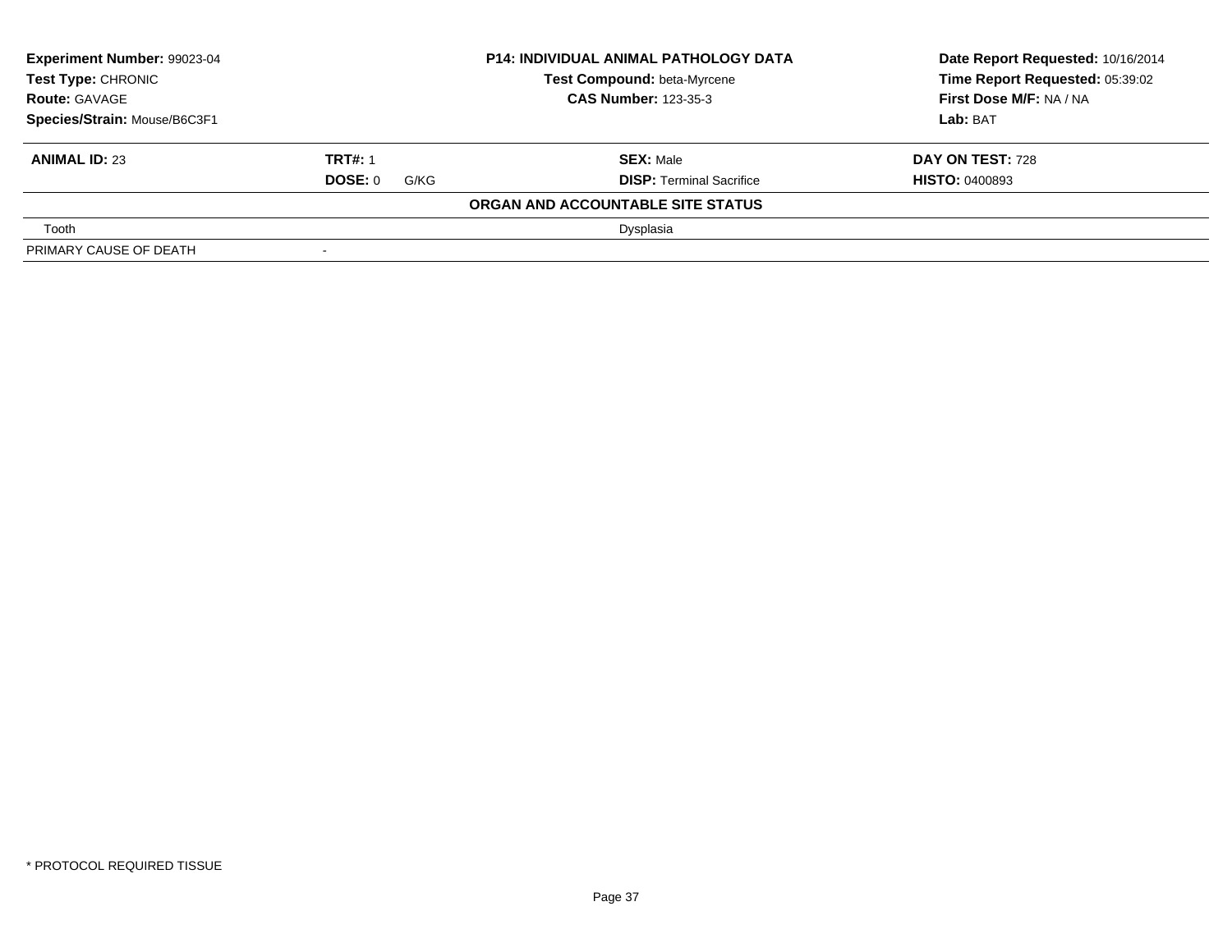| Experiment Number: 99023-04 | P14: INDIVIDUAL ANIMAL PATHOLOGY DATA | Date Report Requested: 10/16/2014 |
|---|---|---|
| Test Type: CHRONIC | Test Compound: beta-Myrcene | Time Report Requested: 05:39:02 |
| Route: GAVAGE | CAS Number: 123-35-3 | First Dose M/F: NA / NA |
| Species/Strain: Mouse/B6C3F1 | | Lab: BAT |

| ANIMAL ID: 23 | TRT#: 1 | SEX: Male | DAY ON TEST: 728 |
|---|---|---|---|
| | DOSE: 0 G/KG | DISP: Terminal Sacrifice | HISTO: 0400893 |

**ORGAN AND ACCOUNTABLE SITE STATUS**

| | | |
|---|---|---|
| Tooth | | Dysplasia |
| PRIMARY CAUSE OF DEATH | - | |

* PROTOCOL REQUIRED TISSUE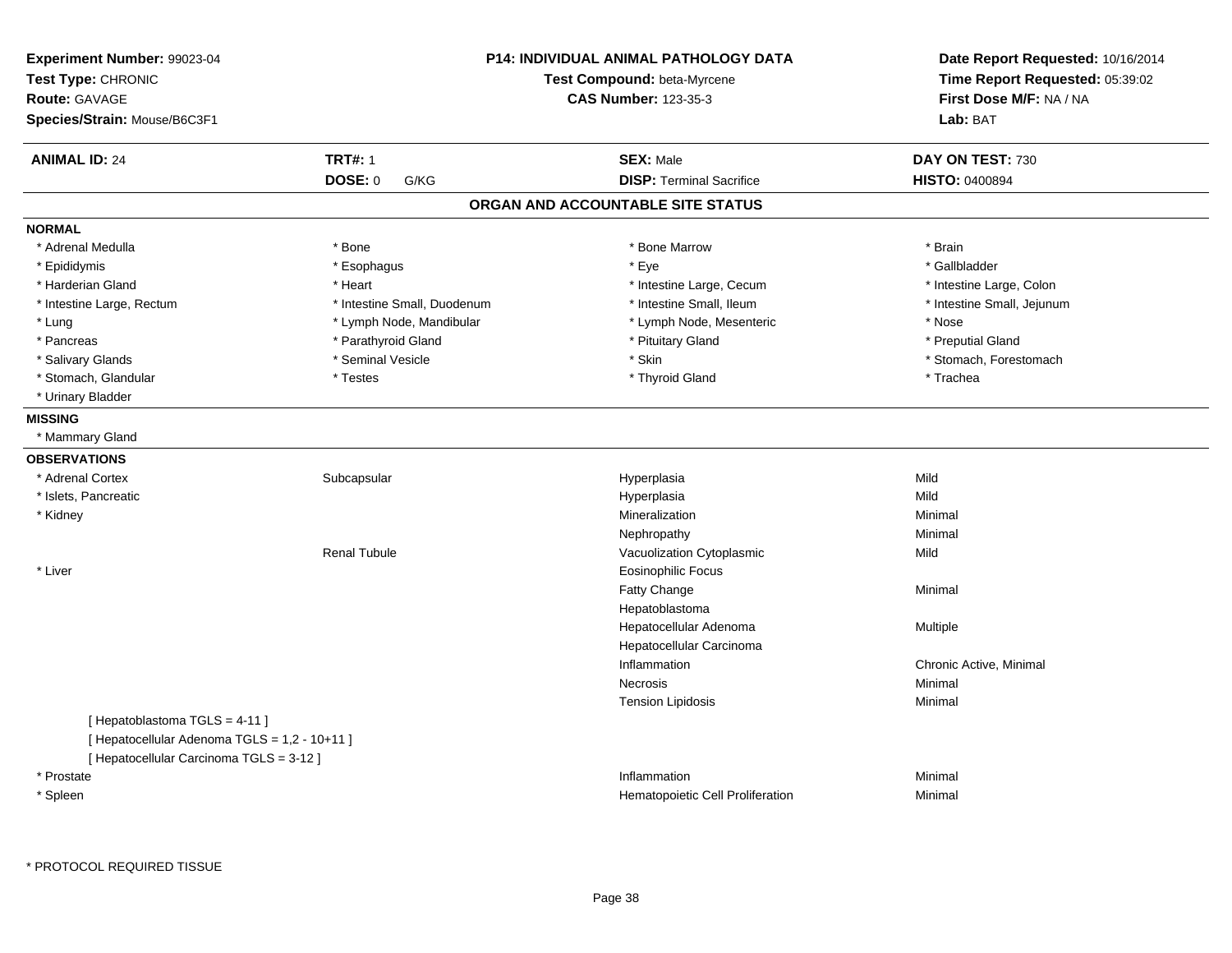**Experiment Number:** 99023-04
**Test Type:** CHRONIC
**Route:** GAVAGE
**Species/Strain:** Mouse/B6C3F1

**P14: INDIVIDUAL ANIMAL PATHOLOGY DATA**
**Test Compound:** beta-Myrcene
**CAS Number:** 123-35-3

**Date Report Requested:** 10/16/2014
**Time Report Requested:** 05:39:02
**First Dose M/F:** NA / NA
**Lab:** BAT

| **ANIMAL ID:** 24 | **TRT#:** 1 | **SEX:** Male | **DAY ON TEST:** 730 |
|---|---|---|---|
| | **DOSE:** 0 G/KG | **DISP:** Terminal Sacrifice | **HISTO:** 0400894 |

## ORGAN AND ACCOUNTABLE SITE STATUS

**NORMAL**

| | | | |
|---|---|---|---|
| * Adrenal Medulla | * Bone | * Bone Marrow | * Brain |
| * Epididymis | * Esophagus | * Eye | * Gallbladder |
| * Harderian Gland | * Heart | * Intestine Large, Cecum | * Intestine Large, Colon |
| * Intestine Large, Rectum | * Intestine Small, Duodenum | * Intestine Small, Ileum | * Intestine Small, Jejunum |
| * Lung | * Lymph Node, Mandibular | * Lymph Node, Mesenteric | * Nose |
| * Pancreas | * Parathyroid Gland | * Pituitary Gland | * Preputial Gland |
| * Salivary Glands | * Seminal Vesicle | * Skin | * Stomach, Forestomach |
| * Stomach, Glandular | * Testes | * Thyroid Gland | * Trachea |
| * Urinary Bladder | | | |

**MISSING**

* Mammary Gland

**OBSERVATIONS**

| | | | |
|---|---|---|---|
| * Adrenal Cortex | Subcapsular | Hyperplasia | Mild |
| * Islets, Pancreatic | | Hyperplasia | Mild |
| * Kidney | | Mineralization | Minimal |
| | | Nephropathy | Minimal |
| | Renal Tubule | Vacuolization Cytoplasmic | Mild |
| * Liver | | Eosinophilic Focus | |
| | | Fatty Change | Minimal |
| | | Hepatoblastoma | |
| | | Hepatocellular Adenoma | Multiple |
| | | Hepatocellular Carcinoma | |
| | | Inflammation | Chronic Active, Minimal |
| | | Necrosis | Minimal |
| | | Tension Lipidosis | Minimal |
| [ Hepatoblastoma TGLS = 4-11 ] | | | |
| [ Hepatocellular Adenoma TGLS = 1,2 - 10+11 ] | | | |
| [ Hepatocellular Carcinoma TGLS = 3-12 ] | | | |
| * Prostate | | Inflammation | Minimal |
| * Spleen | | Hematopoietic Cell Proliferation | Minimal |

* PROTOCOL REQUIRED TISSUE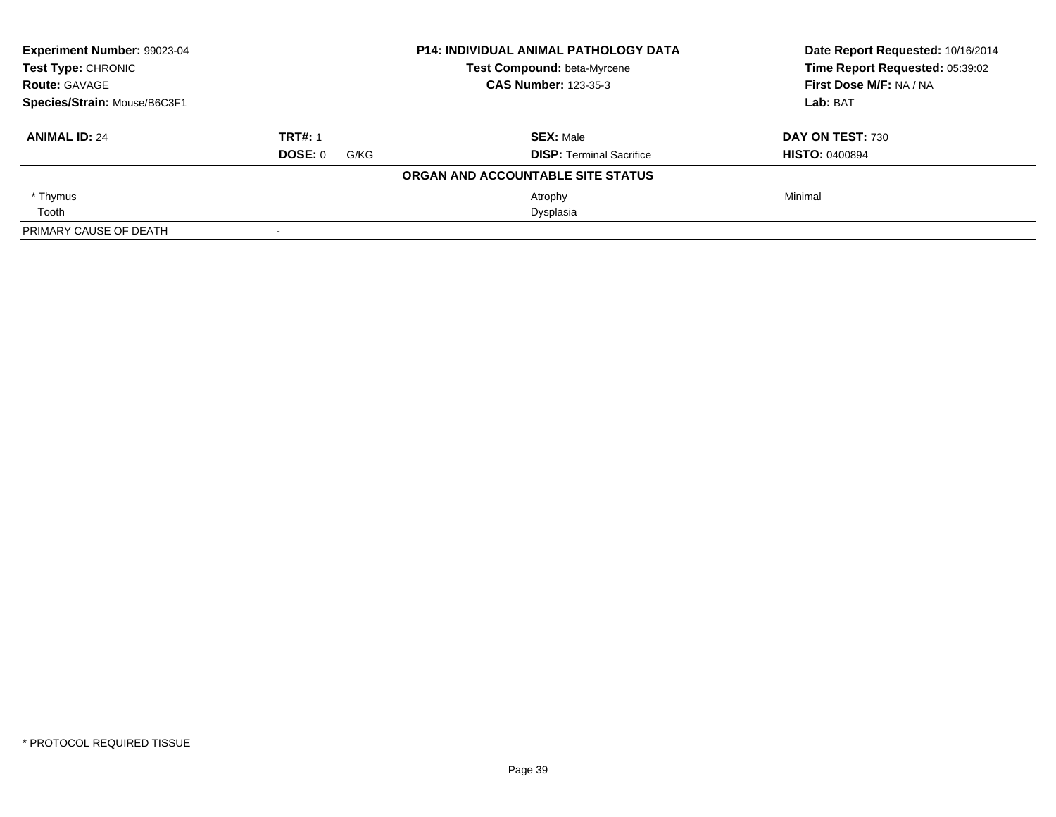**Experiment Number:** 99023-04
**Test Type:** CHRONIC
**Route:** GAVAGE
**Species/Strain:** Mouse/B6C3F1

**P14: INDIVIDUAL ANIMAL PATHOLOGY DATA**
**Test Compound:** beta-Myrcene
**CAS Number:** 123-35-3

**Date Report Requested:** 10/16/2014
**Time Report Requested:** 05:39:02
**First Dose M/F:** NA / NA
**Lab:** BAT

| **ANIMAL ID:** 24 | **TRT#:** 1 | **SEX:** Male | **DAY ON TEST:** 730 |
|---|---|---|---|
| | **DOSE:** 0 G/KG | **DISP:** Terminal Sacrifice | **HISTO:** 0400894 |

**ORGAN AND ACCOUNTABLE SITE STATUS**

| Organ | | Finding | Severity |
|---|---|---|---|
| * Thymus | | Atrophy | Minimal |
| Tooth | | Dysplasia | |
| PRIMARY CAUSE OF DEATH | - | | |

* PROTOCOL REQUIRED TISSUE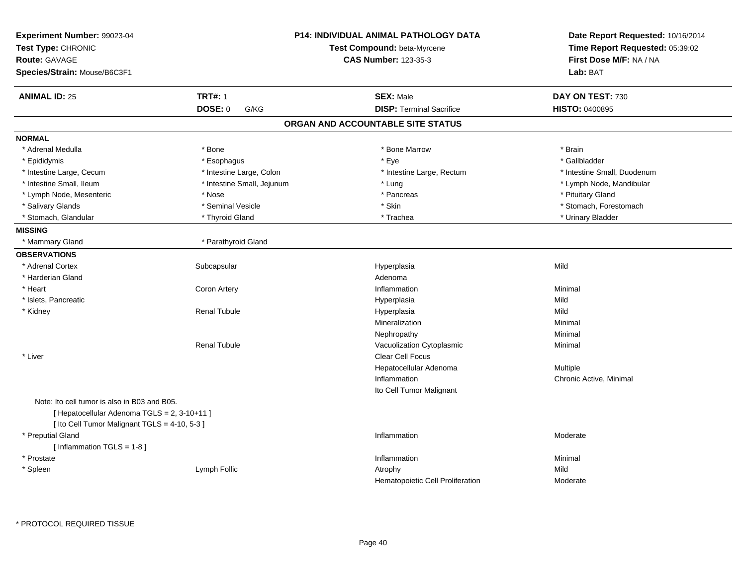**Experiment Number:** 99023-04
**Test Type:** CHRONIC
**Route:** GAVAGE
**Species/Strain:** Mouse/B6C3F1

**P14: INDIVIDUAL ANIMAL PATHOLOGY DATA**
**Test Compound:** beta-Myrcene
**CAS Number:** 123-35-3

**Date Report Requested:** 10/16/2014
**Time Report Requested:** 05:39:02
**First Dose M/F:** NA / NA
**Lab:** BAT

| **ANIMAL ID:** 25 | **TRT#:** 1 | **SEX:** Male | **DAY ON TEST:** 730 |
|---|---|---|---|
| | **DOSE:** 0 G/KG | **DISP:** Terminal Sacrifice | **HISTO:** 0400895 |

## ORGAN AND ACCOUNTABLE SITE STATUS

**NORMAL**

| | | | |
|---|---|---|---|
| * Adrenal Medulla | * Bone | * Bone Marrow | * Brain |
| * Epididymis | * Esophagus | * Eye | * Gallbladder |
| * Intestine Large, Cecum | * Intestine Large, Colon | * Intestine Large, Rectum | * Intestine Small, Duodenum |
| * Intestine Small, Ileum | * Intestine Small, Jejunum | * Lung | * Lymph Node, Mandibular |
| * Lymph Node, Mesenteric | * Nose | * Pancreas | * Pituitary Gland |
| * Salivary Glands | * Seminal Vesicle | * Skin | * Stomach, Forestomach |
| * Stomach, Glandular | * Thyroid Gland | * Trachea | * Urinary Bladder |

**MISSING**

| | |
|---|---|
| * Mammary Gland | * Parathyroid Gland |

**OBSERVATIONS**

| | | | |
|---|---|---|---|
| * Adrenal Cortex | Subcapsular | Hyperplasia | Mild |
| * Harderian Gland | | Adenoma | |
| * Heart | Coron Artery | Inflammation | Minimal |
| * Islets, Pancreatic | | Hyperplasia | Mild |
| * Kidney | Renal Tubule | Hyperplasia | Mild |
| | | Mineralization | Minimal |
| | | Nephropathy | Minimal |
| | Renal Tubule | Vacuolization Cytoplasmic | Minimal |
| * Liver | | Clear Cell Focus | |
| | | Hepatocellular Adenoma | Multiple |
| | | Inflammation | Chronic Active, Minimal |
| | | Ito Cell Tumor Malignant | |

Note: Ito cell tumor is also in B03 and B05.
[ Hepatocellular Adenoma TGLS = 2, 3-10+11 ]
[ Ito Cell Tumor Malignant TGLS = 4-10, 5-3 ]

| | | | |
|---|---|---|---|
| * Preputial Gland | | Inflammation | Moderate |

[ Inflammation TGLS = 1-8 ]

| | | | |
|---|---|---|---|
| * Prostate | | Inflammation | Minimal |
| * Spleen | Lymph Follic | Atrophy | Mild |
| | | Hematopoietic Cell Proliferation | Moderate |

* PROTOCOL REQUIRED TISSUE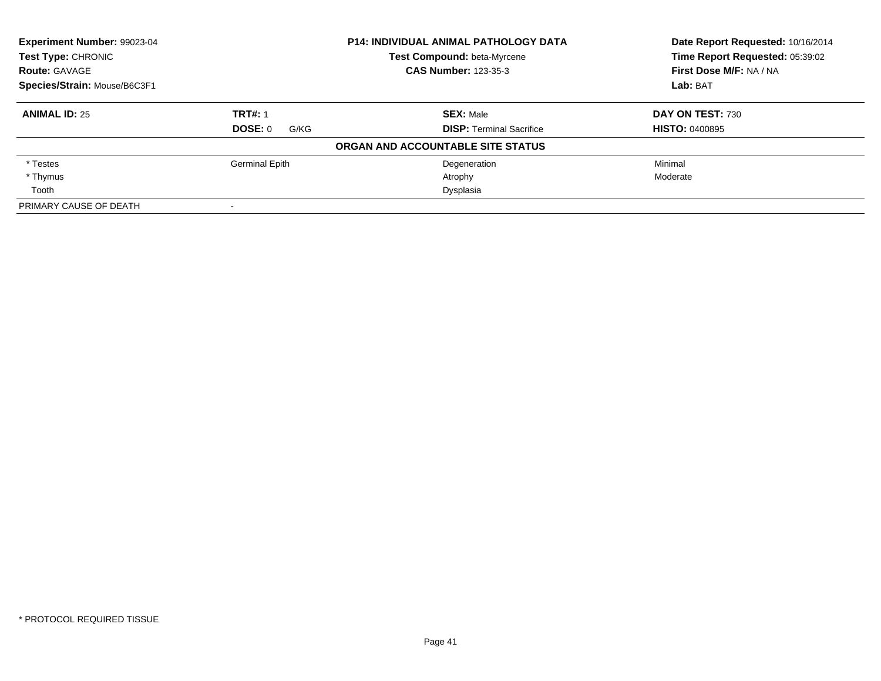**Experiment Number:** 99023-04
**Test Type:** CHRONIC
**Route:** GAVAGE
**Species/Strain:** Mouse/B6C3F1

**P14: INDIVIDUAL ANIMAL PATHOLOGY DATA**
**Test Compound:** beta-Myrcene
**CAS Number:** 123-35-3

**Date Report Requested:** 10/16/2014
**Time Report Requested:** 05:39:02
**First Dose M/F:** NA / NA
**Lab:** BAT

| **ANIMAL ID:** 25 | **TRT#:** 1 | **SEX:** Male | **DAY ON TEST:** 730 |
|---|---|---|---|
| | **DOSE:** 0 G/KG | **DISP:** Terminal Sacrifice | **HISTO:** 0400895 |

**ORGAN AND ACCOUNTABLE SITE STATUS**

| | | | |
|---|---|---|---|
| * Testes | Germinal Epith | Degeneration | Minimal |
| * Thymus | | Atrophy | Moderate |
| Tooth | | Dysplasia | |
| PRIMARY CAUSE OF DEATH | - | | |

\* PROTOCOL REQUIRED TISSUE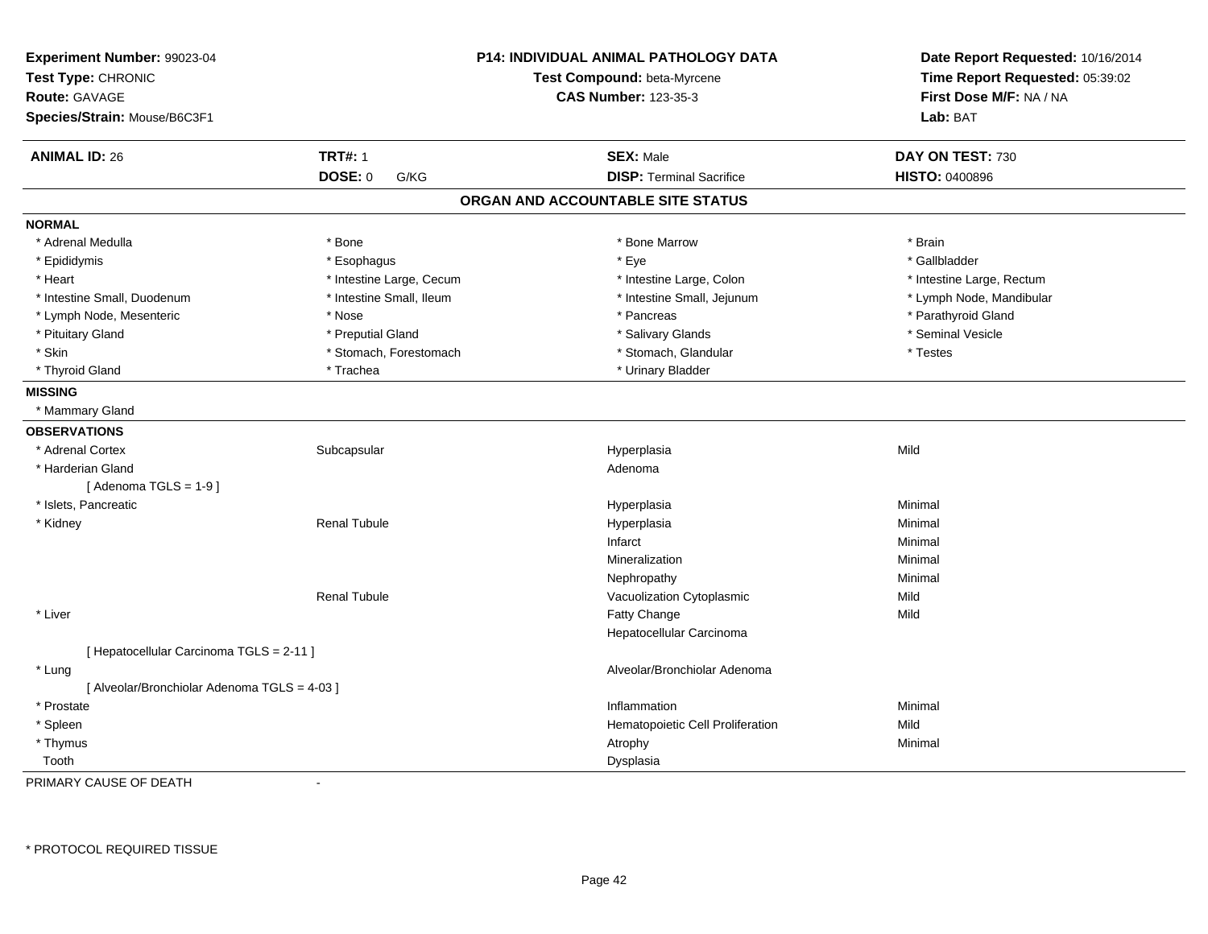**Experiment Number:** 99023-04
**Test Type:** CHRONIC
**Route:** GAVAGE
**Species/Strain:** Mouse/B6C3F1

**P14: INDIVIDUAL ANIMAL PATHOLOGY DATA**
**Test Compound:** beta-Myrcene
**CAS Number:** 123-35-3

**Date Report Requested:** 10/16/2014
**Time Report Requested:** 05:39:02
**First Dose M/F:** NA / NA
**Lab:** BAT

| **ANIMAL ID:** 26 | **TRT#:** 1 | **SEX:** Male | **DAY ON TEST:** 730 |
|---|---|---|---|
| | **DOSE:** 0 G/KG | **DISP:** Terminal Sacrifice | **HISTO:** 0400896 |

## ORGAN AND ACCOUNTABLE SITE STATUS

**NORMAL**

| | | | |
|---|---|---|---|
| * Adrenal Medulla | * Bone | * Bone Marrow | * Brain |
| * Epididymis | * Esophagus | * Eye | * Gallbladder |
| * Heart | * Intestine Large, Cecum | * Intestine Large, Colon | * Intestine Large, Rectum |
| * Intestine Small, Duodenum | * Intestine Small, Ileum | * Intestine Small, Jejunum | * Lymph Node, Mandibular |
| * Lymph Node, Mesenteric | * Nose | * Pancreas | * Parathyroid Gland |
| * Pituitary Gland | * Preputial Gland | * Salivary Glands | * Seminal Vesicle |
| * Skin | * Stomach, Forestomach | * Stomach, Glandular | * Testes |
| * Thyroid Gland | * Trachea | * Urinary Bladder | |

**MISSING**

* Mammary Gland

**OBSERVATIONS**

| Organ | Site | Observation | Severity |
|---|---|---|---|
| * Adrenal Cortex | Subcapsular | Hyperplasia | Mild |
| * Harderian Gland | | Adenoma | |
| [ Adenoma TGLS = 1-9 ] | | | |
| * Islets, Pancreatic | | Hyperplasia | Minimal |
| * Kidney | Renal Tubule | Hyperplasia | Minimal |
| | | Infarct | Minimal |
| | | Mineralization | Minimal |
| | | Nephropathy | Minimal |
| | Renal Tubule | Vacuolization Cytoplasmic | Mild |
| * Liver | | Fatty Change | Mild |
| | | Hepatocellular Carcinoma | |
| [ Hepatocellular Carcinoma TGLS = 2-11 ] | | | |
| * Lung | | Alveolar/Bronchiolar Adenoma | |
| [ Alveolar/Bronchiolar Adenoma TGLS = 4-03 ] | | | |
| * Prostate | | Inflammation | Minimal |
| * Spleen | | Hematopoietic Cell Proliferation | Mild |
| * Thymus | | Atrophy | Minimal |
| Tooth | | Dysplasia | |

PRIMARY CAUSE OF DEATH -

* PROTOCOL REQUIRED TISSUE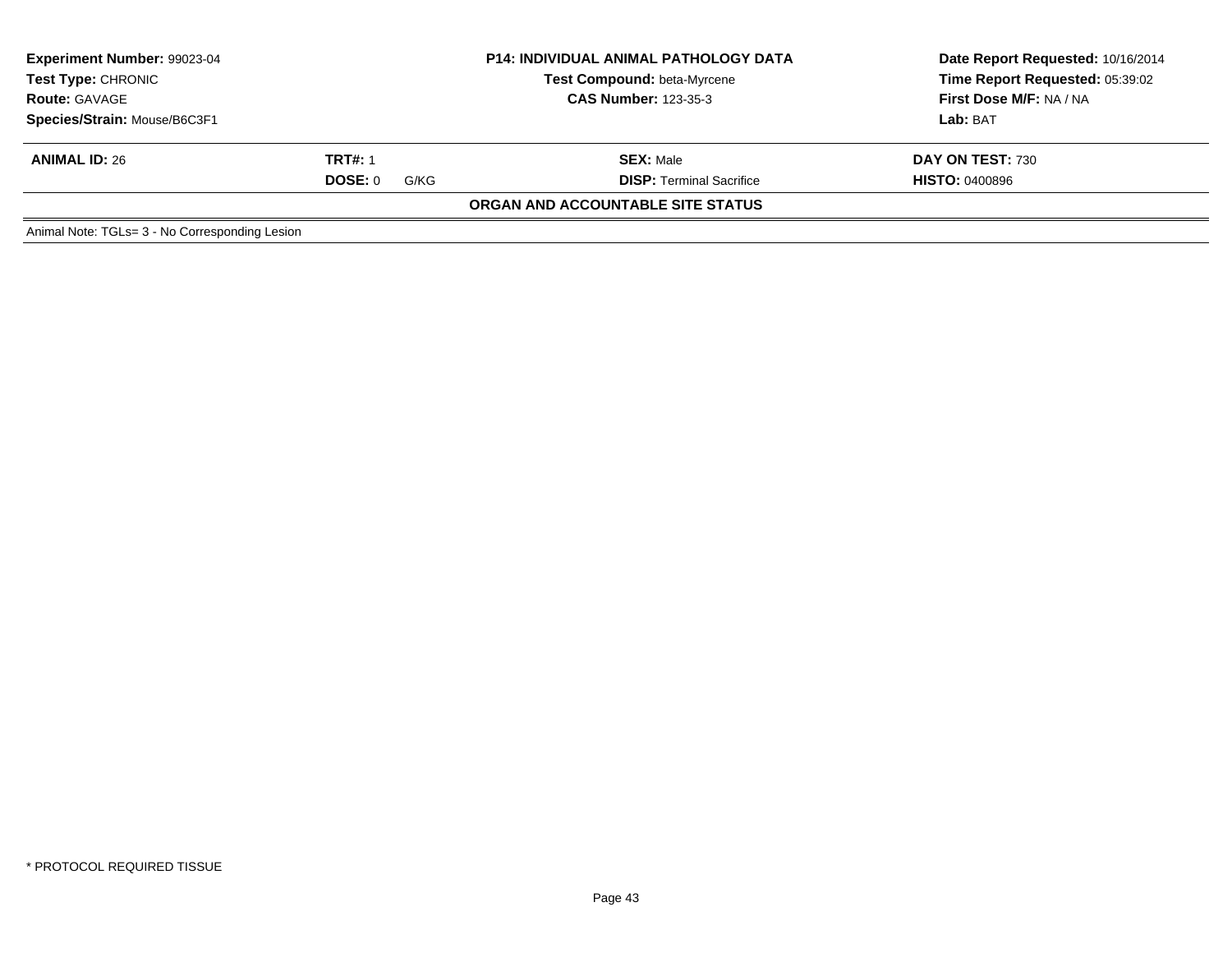| **Experiment Number:** 99023-04 | **P14: INDIVIDUAL ANIMAL PATHOLOGY DATA** | **Date Report Requested:** 10/16/2014 |
|---|---|---|
| **Test Type:** CHRONIC | **Test Compound:** beta-Myrcene | **Time Report Requested:** 05:39:02 |
| **Route:** GAVAGE | **CAS Number:** 123-35-3 | **First Dose M/F:** NA / NA |
| **Species/Strain:** Mouse/B6C3F1 | | **Lab:** BAT |

| **ANIMAL ID:** 26 | **TRT#:** 1 | **SEX:** Male | **DAY ON TEST:** 730 |
|---|---|---|---|
| | **DOSE:** 0 G/KG | **DISP:** Terminal Sacrifice | **HISTO:** 0400896 |

**ORGAN AND ACCOUNTABLE SITE STATUS**

Animal Note: TGLs= 3 - No Corresponding Lesion

\* PROTOCOL REQUIRED TISSUE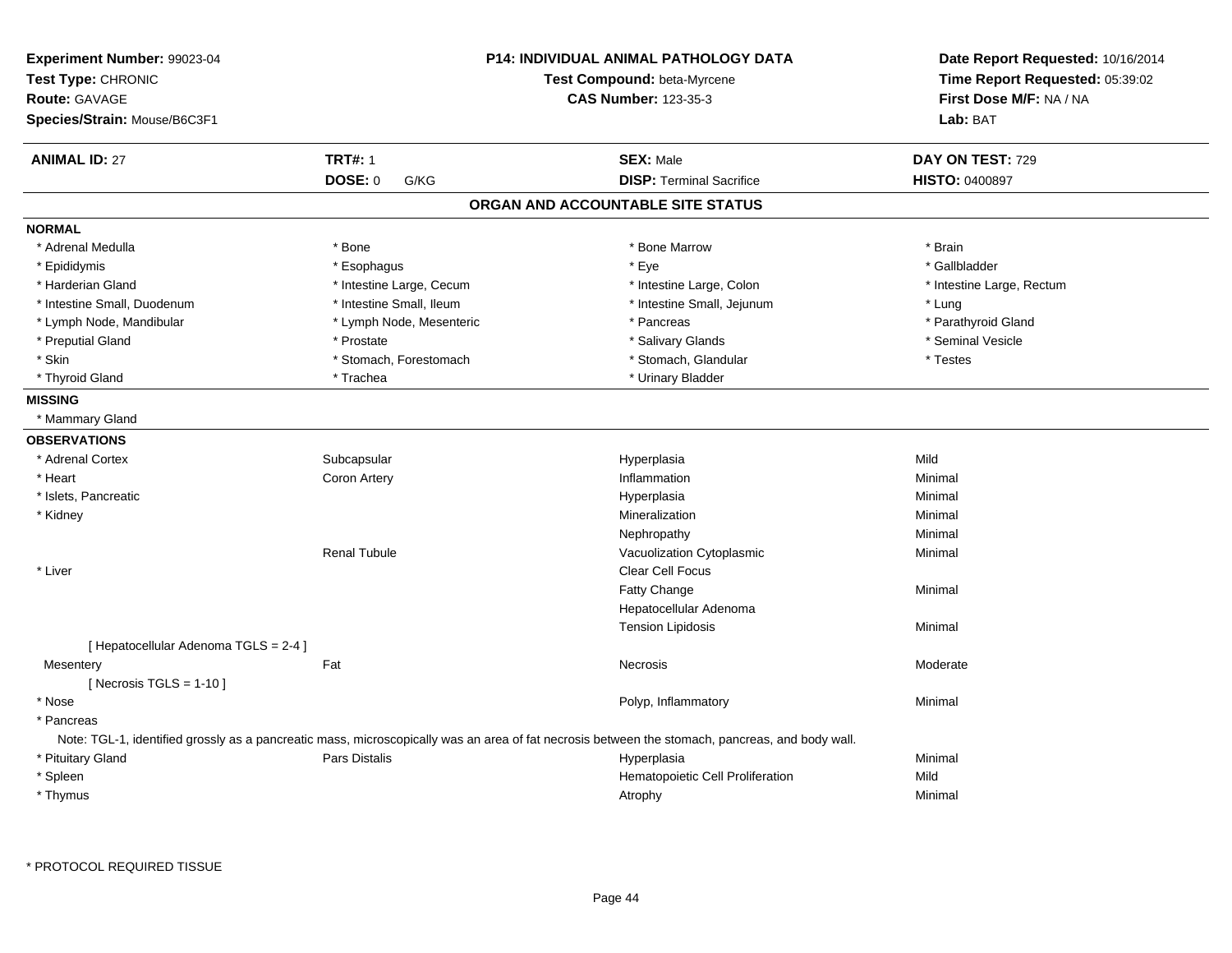**Experiment Number:** 99023-04
**Test Type:** CHRONIC
**Route:** GAVAGE
**Species/Strain:** Mouse/B6C3F1

**P14: INDIVIDUAL ANIMAL PATHOLOGY DATA**
**Test Compound:** beta-Myrcene
**CAS Number:** 123-35-3

**Date Report Requested:** 10/16/2014
**Time Report Requested:** 05:39:02
**First Dose M/F:** NA / NA
**Lab:** BAT

| **ANIMAL ID:** 27 | **TRT#:** 1 | **SEX:** Male | **DAY ON TEST:** 729 |
|---|---|---|---|
| | **DOSE:** 0 G/KG | **DISP:** Terminal Sacrifice | **HISTO:** 0400897 |

## ORGAN AND ACCOUNTABLE SITE STATUS

**NORMAL**

| | | | |
|---|---|---|---|
| * Adrenal Medulla | * Bone | * Bone Marrow | * Brain |
| * Epididymis | * Esophagus | * Eye | * Gallbladder |
| * Harderian Gland | * Intestine Large, Cecum | * Intestine Large, Colon | * Intestine Large, Rectum |
| * Intestine Small, Duodenum | * Intestine Small, Ileum | * Intestine Small, Jejunum | * Lung |
| * Lymph Node, Mandibular | * Lymph Node, Mesenteric | * Pancreas | * Parathyroid Gland |
| * Preputial Gland | * Prostate | * Salivary Glands | * Seminal Vesicle |
| * Skin | * Stomach, Forestomach | * Stomach, Glandular | * Testes |
| * Thyroid Gland | * Trachea | * Urinary Bladder | |

**MISSING**

* Mammary Gland

**OBSERVATIONS**

| | | | |
|---|---|---|---|
| * Adrenal Cortex | Subcapsular | Hyperplasia | Mild |
| * Heart | Coron Artery | Inflammation | Minimal |
| * Islets, Pancreatic | | Hyperplasia | Minimal |
| * Kidney | | Mineralization | Minimal |
| | | Nephropathy | Minimal |
| | Renal Tubule | Vacuolization Cytoplasmic | Minimal |
| * Liver | | Clear Cell Focus | |
| | | Fatty Change | Minimal |
| | | Hepatocellular Adenoma | |
| | | Tension Lipidosis | Minimal |
| [ Hepatocellular Adenoma TGLS = 2-4 ] | | | |
| Mesentery | Fat | Necrosis | Moderate |
| [ Necrosis TGLS = 1-10 ] | | | |
| * Nose | | Polyp, Inflammatory | Minimal |
| * Pancreas | | | |

Note: TGL-1, identified grossly as a pancreatic mass, microscopically was an area of fat necrosis between the stomach, pancreas, and body wall.

| | | | |
|---|---|---|---|
| * Pituitary Gland | Pars Distalis | Hyperplasia | Minimal |
| * Spleen | | Hematopoietic Cell Proliferation | Mild |
| * Thymus | | Atrophy | Minimal |

\* PROTOCOL REQUIRED TISSUE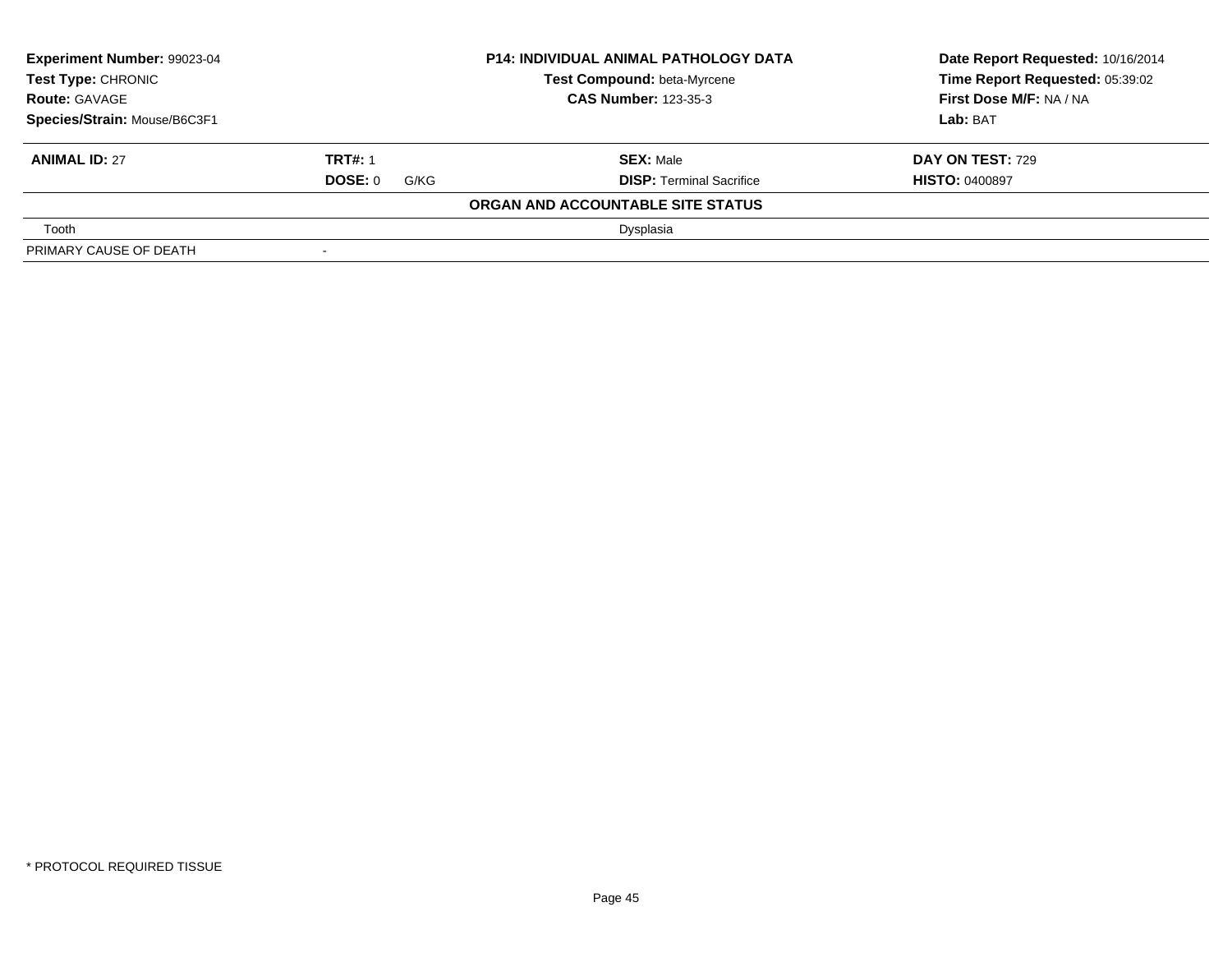| **Experiment Number:** 99023-04 | **P14: INDIVIDUAL ANIMAL PATHOLOGY DATA** | **Date Report Requested:** 10/16/2014 |
|---|---|---|
| **Test Type:** CHRONIC | **Test Compound:** beta-Myrcene | **Time Report Requested:** 05:39:02 |
| **Route:** GAVAGE | **CAS Number:** 123-35-3 | **First Dose M/F:** NA / NA |
| **Species/Strain:** Mouse/B6C3F1 | | **Lab:** BAT |

| **ANIMAL ID:** 27 | **TRT#:** 1 | **SEX:** Male | **DAY ON TEST:** 729 |
|---|---|---|---|
| | **DOSE:** 0 G/KG | **DISP:** Terminal Sacrifice | **HISTO:** 0400897 |

**ORGAN AND ACCOUNTABLE SITE STATUS**

| | | |
|---|---|---|
| Tooth | | Dysplasia |
| PRIMARY CAUSE OF DEATH | - | |

* PROTOCOL REQUIRED TISSUE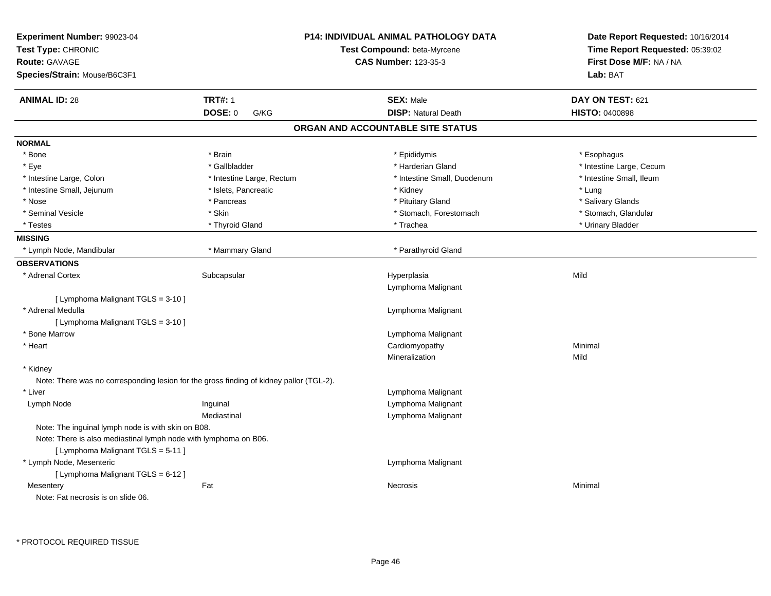**Experiment Number:** 99023-04
**Test Type:** CHRONIC
**Route:** GAVAGE
**Species/Strain:** Mouse/B6C3F1

**P14: INDIVIDUAL ANIMAL PATHOLOGY DATA**
**Test Compound:** beta-Myrcene
**CAS Number:** 123-35-3

**Date Report Requested:** 10/16/2014
**Time Report Requested:** 05:39:02
**First Dose M/F:** NA / NA
**Lab:** BAT

| **ANIMAL ID:** 28 | **TRT#:** 1 | **SEX:** Male | **DAY ON TEST:** 621 |
|---|---|---|---|
| | **DOSE:** 0 G/KG | **DISP:** Natural Death | **HISTO:** 0400898 |

## ORGAN AND ACCOUNTABLE SITE STATUS

**NORMAL**

| | | | |
|---|---|---|---|
| * Bone | * Brain | * Epididymis | * Esophagus |
| * Eye | * Gallbladder | * Harderian Gland | * Intestine Large, Cecum |
| * Intestine Large, Colon | * Intestine Large, Rectum | * Intestine Small, Duodenum | * Intestine Small, Ileum |
| * Intestine Small, Jejunum | * Islets, Pancreatic | * Kidney | * Lung |
| * Nose | * Pancreas | * Pituitary Gland | * Salivary Glands |
| * Seminal Vesicle | * Skin | * Stomach, Forestomach | * Stomach, Glandular |
| * Testes | * Thyroid Gland | * Trachea | * Urinary Bladder |

**MISSING**

| | | |
|---|---|---|
| * Lymph Node, Mandibular | * Mammary Gland | * Parathyroid Gland |

**OBSERVATIONS**

| | | | |
|---|---|---|---|
| * Adrenal Cortex | Subcapsular | Hyperplasia | Mild |
| | | Lymphoma Malignant | |
| [ Lymphoma Malignant TGLS = 3-10 ] | | | |
| * Adrenal Medulla | | Lymphoma Malignant | |
| [ Lymphoma Malignant TGLS = 3-10 ] | | | |
| * Bone Marrow | | Lymphoma Malignant | |
| * Heart | | Cardiomyopathy | Minimal |
| | | Mineralization | Mild |
| * Kidney | | | |
| Note: There was no corresponding lesion for the gross finding of kidney pallor (TGL-2). | | | |
| * Liver | | Lymphoma Malignant | |
| Lymph Node | Inguinal | Lymphoma Malignant | |
| | Mediastinal | Lymphoma Malignant | |
| Note: The inguinal lymph node is with skin on B08. | | | |
| Note: There is also mediastinal lymph node with lymphoma on B06. | | | |
| [ Lymphoma Malignant TGLS = 5-11 ] | | | |
| * Lymph Node, Mesenteric | | Lymphoma Malignant | |
| [ Lymphoma Malignant TGLS = 6-12 ] | | | |
| Mesentery | Fat | Necrosis | Minimal |
| Note: Fat necrosis is on slide 06. | | | |

* PROTOCOL REQUIRED TISSUE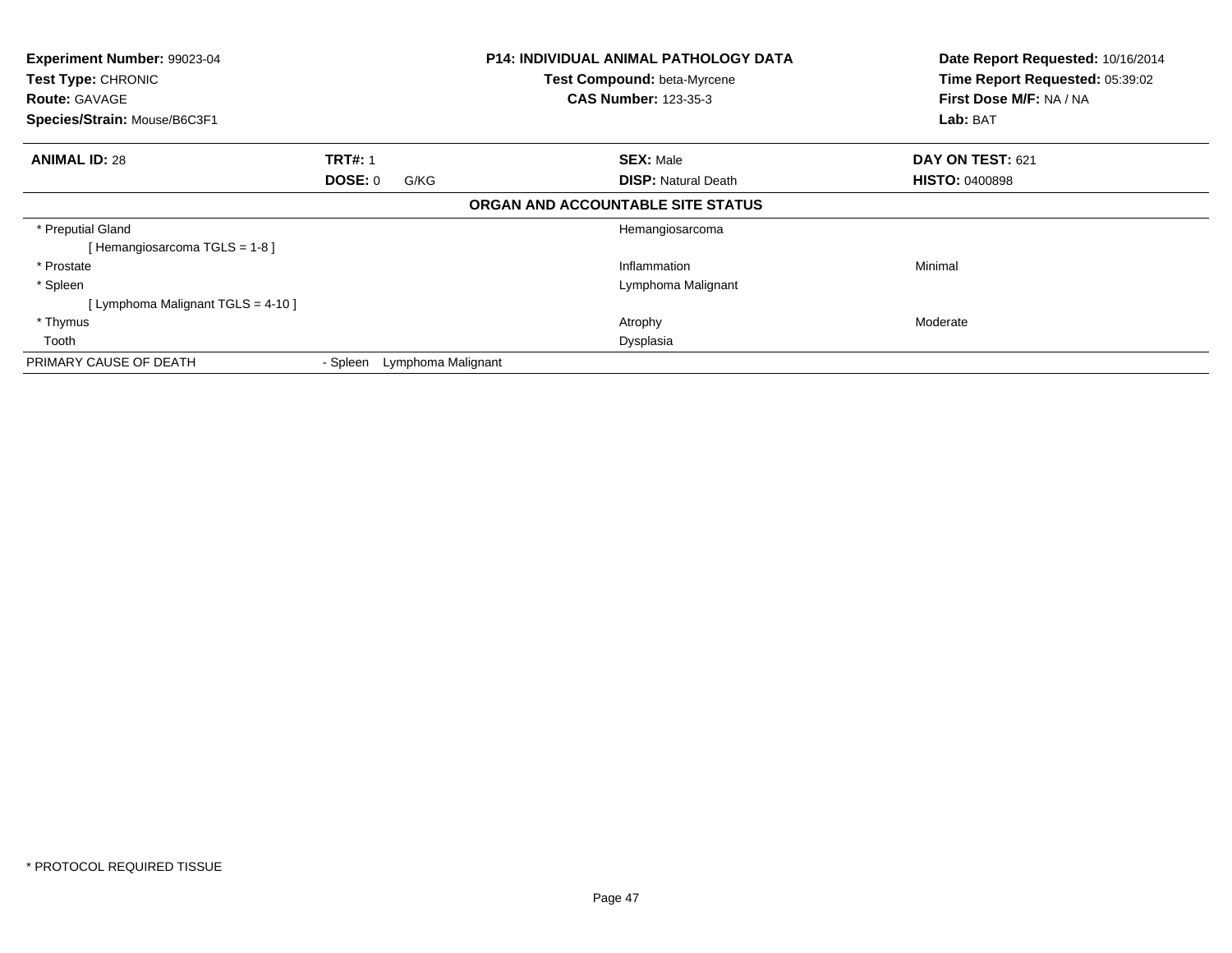**Experiment Number:** 99023-04
**Test Type:** CHRONIC
**Route:** GAVAGE
**Species/Strain:** Mouse/B6C3F1

**P14: INDIVIDUAL ANIMAL PATHOLOGY DATA**
**Test Compound:** beta-Myrcene
**CAS Number:** 123-35-3

**Date Report Requested:** 10/16/2014
**Time Report Requested:** 05:39:02
**First Dose M/F:** NA / NA
**Lab:** BAT

| **ANIMAL ID:** 28 | **TRT#:** 1 | **SEX:** Male | **DAY ON TEST:** 621 |
|---|---|---|---|
| | **DOSE:** 0 G/KG | **DISP:** Natural Death | **HISTO:** 0400898 |

**ORGAN AND ACCOUNTABLE SITE STATUS**

| Organ | | Finding | Severity |
|---|---|---|---|
| * Preputial Gland | | Hemangiosarcoma | |
| [ Hemangiosarcoma TGLS = 1-8 ] | | | |
| * Prostate | | Inflammation | Minimal |
| * Spleen | | Lymphoma Malignant | |
| [ Lymphoma Malignant TGLS = 4-10 ] | | | |
| * Thymus | | Atrophy | Moderate |
| Tooth | | Dysplasia | |
| PRIMARY CAUSE OF DEATH | - Spleen Lymphoma Malignant | | |

* PROTOCOL REQUIRED TISSUE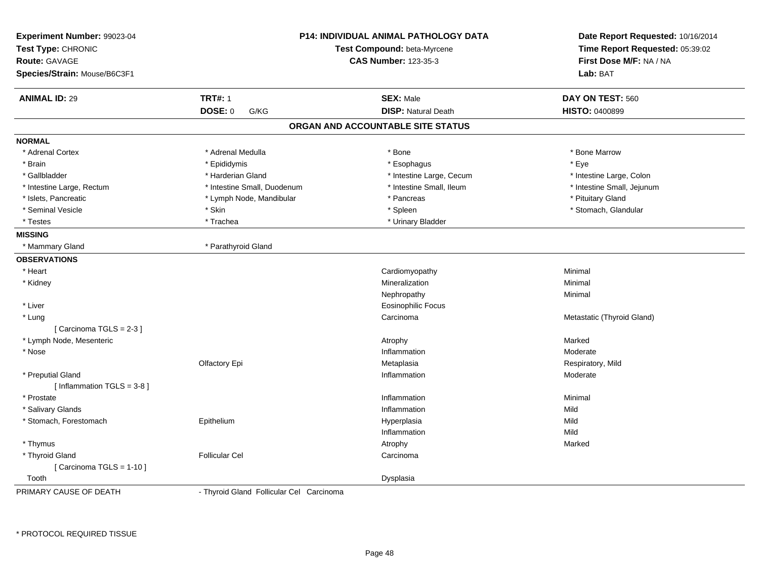**Experiment Number:** 99023-04
**Test Type:** CHRONIC
**Route:** GAVAGE
**Species/Strain:** Mouse/B6C3F1

**P14: INDIVIDUAL ANIMAL PATHOLOGY DATA**
**Test Compound:** beta-Myrcene
**CAS Number:** 123-35-3

**Date Report Requested:** 10/16/2014
**Time Report Requested:** 05:39:02
**First Dose M/F:** NA / NA
**Lab:** BAT

| **ANIMAL ID:** 29 | **TRT#:** 1 | **SEX:** Male | **DAY ON TEST:** 560 |
|---|---|---|---|
| | **DOSE:** 0 G/KG | **DISP:** Natural Death | **HISTO:** 0400899 |

## ORGAN AND ACCOUNTABLE SITE STATUS

**NORMAL**

| | | | |
|---|---|---|---|
| * Adrenal Cortex | * Adrenal Medulla | * Bone | * Bone Marrow |
| * Brain | * Epididymis | * Esophagus | * Eye |
| * Gallbladder | * Harderian Gland | * Intestine Large, Cecum | * Intestine Large, Colon |
| * Intestine Large, Rectum | * Intestine Small, Duodenum | * Intestine Small, Ileum | * Intestine Small, Jejunum |
| * Islets, Pancreatic | * Lymph Node, Mandibular | * Pancreas | * Pituitary Gland |
| * Seminal Vesicle | * Skin | * Spleen | * Stomach, Glandular |
| * Testes | * Trachea | * Urinary Bladder | |

**MISSING**

| | |
|---|---|
| * Mammary Gland | * Parathyroid Gland |

**OBSERVATIONS**

| Organ | Site | Observation | Severity/Qualifier |
|---|---|---|---|
| * Heart | | Cardiomyopathy | Minimal |
| * Kidney | | Mineralization | Minimal |
| | | Nephropathy | Minimal |
| * Liver | | Eosinophilic Focus | |
| * Lung | | Carcinoma | Metastatic (Thyroid Gland) |
| [ Carcinoma TGLS = 2-3 ] | | | |
| * Lymph Node, Mesenteric | | Atrophy | Marked |
| * Nose | | Inflammation | Moderate |
| | Olfactory Epi | Metaplasia | Respiratory, Mild |
| * Preputial Gland | | Inflammation | Moderate |
| [ Inflammation TGLS = 3-8 ] | | | |
| * Prostate | | Inflammation | Minimal |
| * Salivary Glands | | Inflammation | Mild |
| * Stomach, Forestomach | Epithelium | Hyperplasia | Mild |
| | | Inflammation | Mild |
| * Thymus | | Atrophy | Marked |
| * Thyroid Gland | Follicular Cel | Carcinoma | |
| [ Carcinoma TGLS = 1-10 ] | | | |
| Tooth | | Dysplasia | |

PRIMARY CAUSE OF DEATH - Thyroid Gland Follicular Cel Carcinoma

* PROTOCOL REQUIRED TISSUE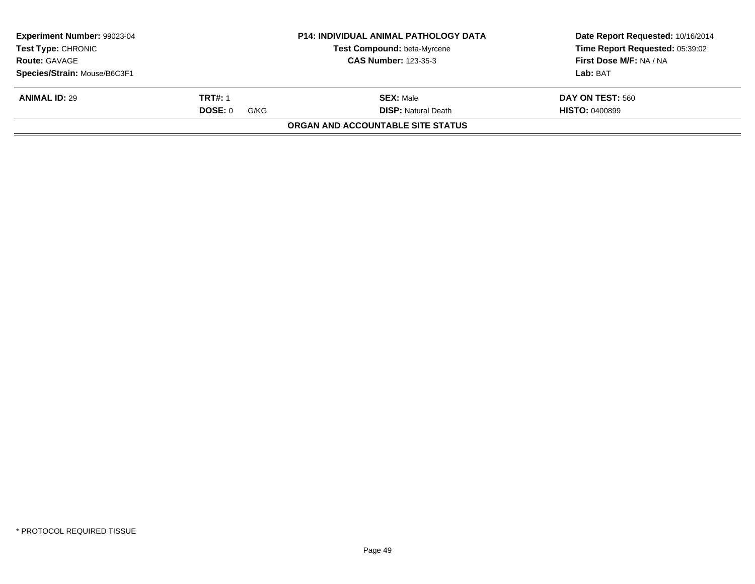| Experiment Number: 99023-04 | P14: INDIVIDUAL ANIMAL PATHOLOGY DATA | Date Report Requested: 10/16/2014 |
|---|---|---|
| Test Type: CHRONIC | Test Compound: beta-Myrcene | Time Report Requested: 05:39:02 |
| Route: GAVAGE | CAS Number: 123-35-3 | First Dose M/F: NA / NA |
| Species/Strain: Mouse/B6C3F1 | | Lab: BAT |

| ANIMAL ID: 29 | TRT#: 1 | SEX: Male | DAY ON TEST: 560 |
|---|---|---|---|
| | DOSE: 0 G/KG | DISP: Natural Death | HISTO: 0400899 |

**ORGAN AND ACCOUNTABLE SITE STATUS**

* PROTOCOL REQUIRED TISSUE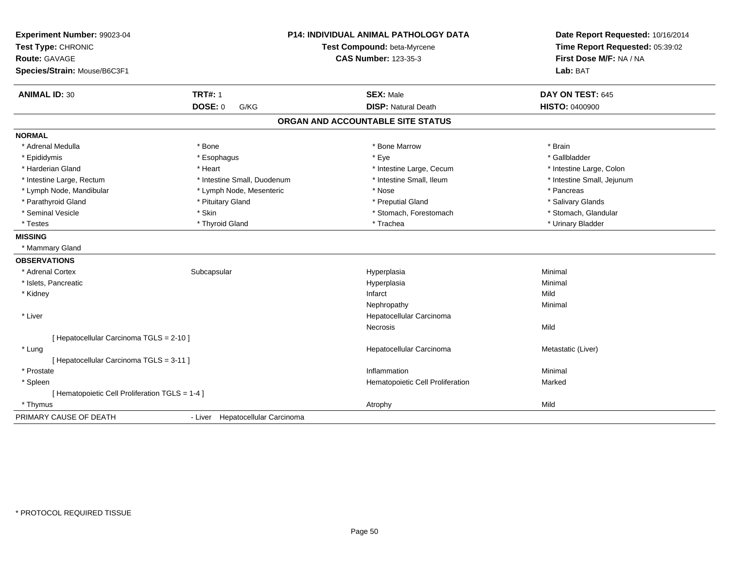**Experiment Number:** 99023-04
**Test Type:** CHRONIC
**Route:** GAVAGE
**Species/Strain:** Mouse/B6C3F1

**P14: INDIVIDUAL ANIMAL PATHOLOGY DATA**
**Test Compound:** beta-Myrcene
**CAS Number:** 123-35-3

**Date Report Requested:** 10/16/2014
**Time Report Requested:** 05:39:02
**First Dose M/F:** NA / NA
**Lab:** BAT

| **ANIMAL ID:** 30 | **TRT#:** 1 | **SEX:** Male | **DAY ON TEST:** 645 |
|---|---|---|---|
| | **DOSE:** 0 G/KG | **DISP:** Natural Death | **HISTO:** 0400900 |

**ORGAN AND ACCOUNTABLE SITE STATUS**

**NORMAL**

| | | | |
|---|---|---|---|
| * Adrenal Medulla | * Bone | * Bone Marrow | * Brain |
| * Epididymis | * Esophagus | * Eye | * Gallbladder |
| * Harderian Gland | * Heart | * Intestine Large, Cecum | * Intestine Large, Colon |
| * Intestine Large, Rectum | * Intestine Small, Duodenum | * Intestine Small, Ileum | * Intestine Small, Jejunum |
| * Lymph Node, Mandibular | * Lymph Node, Mesenteric | * Nose | * Pancreas |
| * Parathyroid Gland | * Pituitary Gland | * Preputial Gland | * Salivary Glands |
| * Seminal Vesicle | * Skin | * Stomach, Forestomach | * Stomach, Glandular |
| * Testes | * Thyroid Gland | * Trachea | * Urinary Bladder |

**MISSING**

* Mammary Gland

**OBSERVATIONS**

| | | | |
|---|---|---|---|
| * Adrenal Cortex | Subcapsular | Hyperplasia | Minimal |
| * Islets, Pancreatic | | Hyperplasia | Minimal |
| * Kidney | | Infarct | Mild |
| | | Nephropathy | Minimal |
| * Liver | | Hepatocellular Carcinoma | |
| | | Necrosis | Mild |
| [ Hepatocellular Carcinoma TGLS = 2-10 ] | | | |
| * Lung | | Hepatocellular Carcinoma | Metastatic (Liver) |
| [ Hepatocellular Carcinoma TGLS = 3-11 ] | | | |
| * Prostate | | Inflammation | Minimal |
| * Spleen | | Hematopoietic Cell Proliferation | Marked |
| [ Hematopoietic Cell Proliferation TGLS = 1-4 ] | | | |
| * Thymus | | Atrophy | Mild |

PRIMARY CAUSE OF DEATH - Liver Hepatocellular Carcinoma

* PROTOCOL REQUIRED TISSUE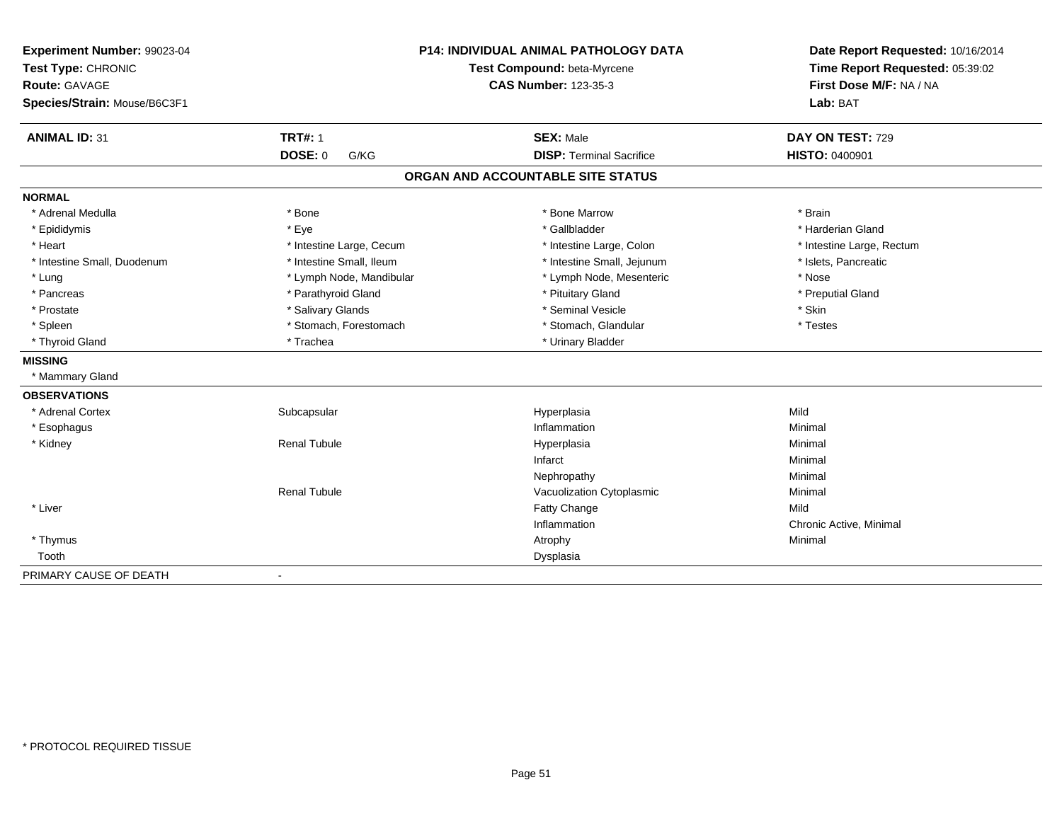**Experiment Number:** 99023-04
**Test Type:** CHRONIC
**Route:** GAVAGE
**Species/Strain:** Mouse/B6C3F1

**P14: INDIVIDUAL ANIMAL PATHOLOGY DATA**
**Test Compound:** beta-Myrcene
**CAS Number:** 123-35-3

**Date Report Requested:** 10/16/2014
**Time Report Requested:** 05:39:02
**First Dose M/F:** NA / NA
**Lab:** BAT

| **ANIMAL ID:** 31 | **TRT#:** 1 | **SEX:** Male | **DAY ON TEST:** 729 |
|---|---|---|---|
| | **DOSE:** 0 G/KG | **DISP:** Terminal Sacrifice | **HISTO:** 0400901 |

## ORGAN AND ACCOUNTABLE SITE STATUS

**NORMAL**

| | | | |
|---|---|---|---|
| * Adrenal Medulla | * Bone | * Bone Marrow | * Brain |
| * Epididymis | * Eye | * Gallbladder | * Harderian Gland |
| * Heart | * Intestine Large, Cecum | * Intestine Large, Colon | * Intestine Large, Rectum |
| * Intestine Small, Duodenum | * Intestine Small, Ileum | * Intestine Small, Jejunum | * Islets, Pancreatic |
| * Lung | * Lymph Node, Mandibular | * Lymph Node, Mesenteric | * Nose |
| * Pancreas | * Parathyroid Gland | * Pituitary Gland | * Preputial Gland |
| * Prostate | * Salivary Glands | * Seminal Vesicle | * Skin |
| * Spleen | * Stomach, Forestomach | * Stomach, Glandular | * Testes |
| * Thyroid Gland | * Trachea | * Urinary Bladder | |

**MISSING**

* Mammary Gland

**OBSERVATIONS**

| | | | |
|---|---|---|---|
| * Adrenal Cortex | Subcapsular | Hyperplasia | Mild |
| * Esophagus | | Inflammation | Minimal |
| * Kidney | Renal Tubule | Hyperplasia | Minimal |
| | | Infarct | Minimal |
| | | Nephropathy | Minimal |
| | Renal Tubule | Vacuolization Cytoplasmic | Minimal |
| * Liver | | Fatty Change | Mild |
| | | Inflammation | Chronic Active, Minimal |
| * Thymus | | Atrophy | Minimal |
| Tooth | | Dysplasia | |

PRIMARY CAUSE OF DEATH -

* PROTOCOL REQUIRED TISSUE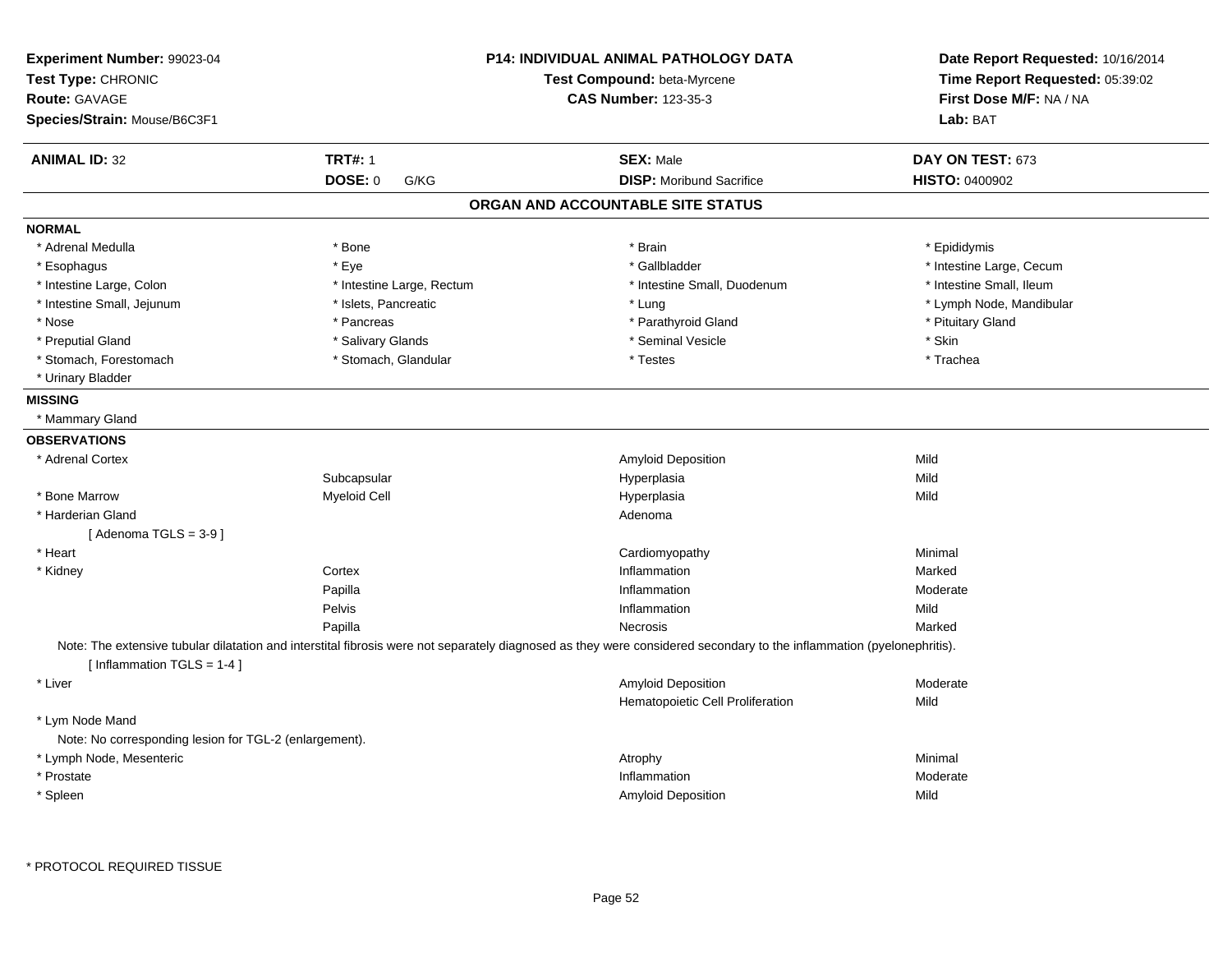**Experiment Number:** 99023-04
**Test Type:** CHRONIC
**Route:** GAVAGE
**Species/Strain:** Mouse/B6C3F1

**P14: INDIVIDUAL ANIMAL PATHOLOGY DATA**
**Test Compound:** beta-Myrcene
**CAS Number:** 123-35-3

**Date Report Requested:** 10/16/2014
**Time Report Requested:** 05:39:02
**First Dose M/F:** NA / NA
**Lab:** BAT

| **ANIMAL ID:** 32 | **TRT#:** 1 | **SEX:** Male | **DAY ON TEST:** 673 |
|---|---|---|---|
| | **DOSE:** 0 G/KG | **DISP:** Moribund Sacrifice | **HISTO:** 0400902 |

## ORGAN AND ACCOUNTABLE SITE STATUS

**NORMAL**

| | | | |
|---|---|---|---|
| * Adrenal Medulla | * Bone | * Brain | * Epididymis |
| * Esophagus | * Eye | * Gallbladder | * Intestine Large, Cecum |
| * Intestine Large, Colon | * Intestine Large, Rectum | * Intestine Small, Duodenum | * Intestine Small, Ileum |
| * Intestine Small, Jejunum | * Islets, Pancreatic | * Lung | * Lymph Node, Mandibular |
| * Nose | * Pancreas | * Parathyroid Gland | * Pituitary Gland |
| * Preputial Gland | * Salivary Glands | * Seminal Vesicle | * Skin |
| * Stomach, Forestomach | * Stomach, Glandular | * Testes | * Trachea |
| * Urinary Bladder | | | |

**MISSING**

* Mammary Gland

**OBSERVATIONS**

| Organ | Site | Observation | Severity |
|---|---|---|---|
| * Adrenal Cortex | | Amyloid Deposition | Mild |
| | Subcapsular | Hyperplasia | Mild |
| * Bone Marrow | Myeloid Cell | Hyperplasia | Mild |
| * Harderian Gland | | Adenoma | |
| [ Adenoma TGLS = 3-9 ] | | | |
| * Heart | | Cardiomyopathy | Minimal |
| * Kidney | Cortex | Inflammation | Marked |
| | Papilla | Inflammation | Moderate |
| | Pelvis | Inflammation | Mild |
| | Papilla | Necrosis | Marked |

Note: The extensive tubular dilatation and interstitial fibrosis were not separately diagnosed as they were considered secondary to the inflammation (pyelonephritis).
[ Inflammation TGLS = 1-4 ]

| Organ | Site | Observation | Severity |
|---|---|---|---|
| * Liver | | Amyloid Deposition | Moderate |
| | | Hematopoietic Cell Proliferation | Mild |
| * Lym Node Mand | | | |

Note: No corresponding lesion for TGL-2 (enlargement).

| Organ | Site | Observation | Severity |
|---|---|---|---|
| * Lymph Node, Mesenteric | | Atrophy | Minimal |
| * Prostate | | Inflammation | Moderate |
| * Spleen | | Amyloid Deposition | Mild |

\* PROTOCOL REQUIRED TISSUE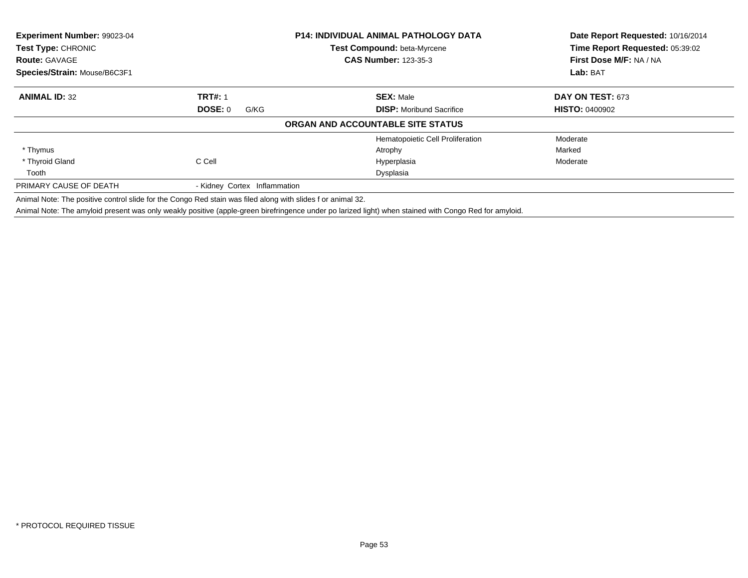| **Experiment Number:** 99023-04 | **P14: INDIVIDUAL ANIMAL PATHOLOGY DATA** | **Date Report Requested:** 10/16/2014 |
|---|---|---|
| **Test Type:** CHRONIC | **Test Compound:** beta-Myrcene | **Time Report Requested:** 05:39:02 |
| **Route:** GAVAGE | **CAS Number:** 123-35-3 | **First Dose M/F:** NA / NA |
| **Species/Strain:** Mouse/B6C3F1 | | **Lab:** BAT |

| **ANIMAL ID:** 32 | **TRT#:** 1 | **SEX:** Male | **DAY ON TEST:** 673 |
|---|---|---|---|
| | **DOSE:** 0 G/KG | **DISP:** Moribund Sacrifice | **HISTO:** 0400902 |

**ORGAN AND ACCOUNTABLE SITE STATUS**

| | | | |
|---|---|---|---|
| | | Hematopoietic Cell Proliferation | Moderate |
| * Thymus | | Atrophy | Marked |
| * Thyroid Gland | C Cell | Hyperplasia | Moderate |
| Tooth | | Dysplasia | |
| PRIMARY CAUSE OF DEATH | - Kidney Cortex Inflammation | | |

Animal Note: The positive control slide for the Congo Red stain was filed along with slides f or animal 32.

Animal Note: The amyloid present was only weakly positive (apple-green birefringence under po larized light) when stained with Congo Red for amyloid.

* PROTOCOL REQUIRED TISSUE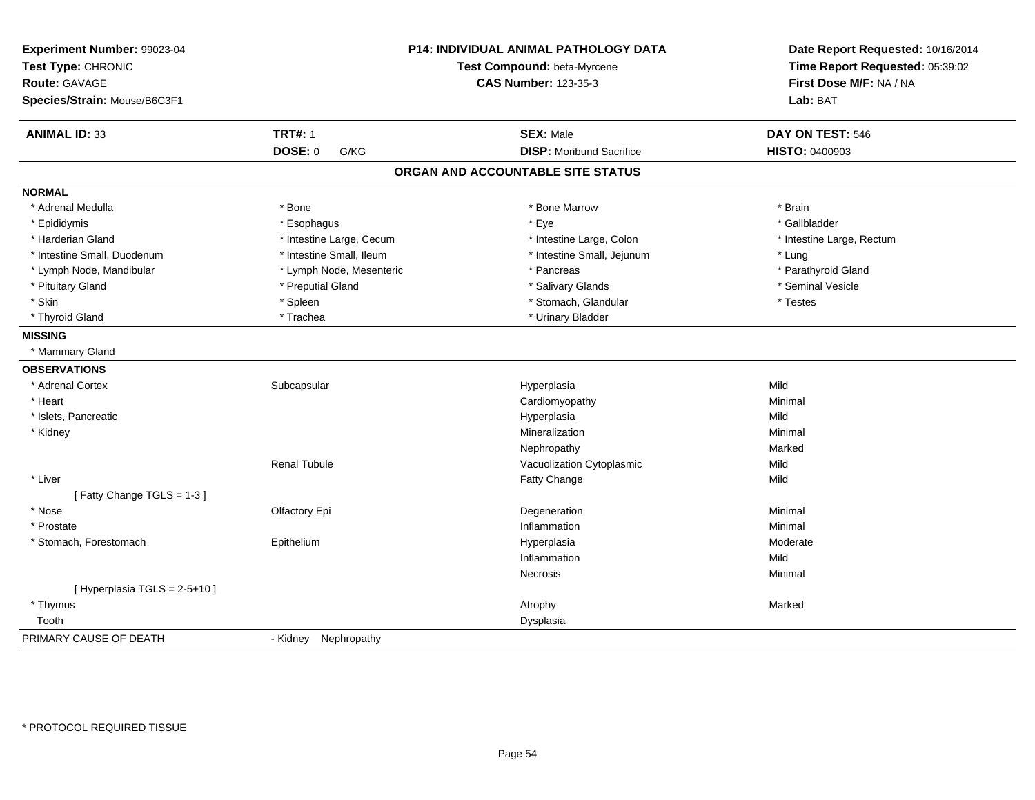**Experiment Number:** 99023-04
**Test Type:** CHRONIC
**Route:** GAVAGE
**Species/Strain:** Mouse/B6C3F1

**P14: INDIVIDUAL ANIMAL PATHOLOGY DATA**
**Test Compound:** beta-Myrcene
**CAS Number:** 123-35-3

**Date Report Requested:** 10/16/2014
**Time Report Requested:** 05:39:02
**First Dose M/F:** NA / NA
**Lab:** BAT

| **ANIMAL ID:** 33 | **TRT#:** 1 | **SEX:** Male | **DAY ON TEST:** 546 |
|---|---|---|---|
| | **DOSE:** 0 G/KG | **DISP:** Moribund Sacrifice | **HISTO:** 0400903 |

## ORGAN AND ACCOUNTABLE SITE STATUS

**NORMAL**

| | | | |
|---|---|---|---|
| * Adrenal Medulla | * Bone | * Bone Marrow | * Brain |
| * Epididymis | * Esophagus | * Eye | * Gallbladder |
| * Harderian Gland | * Intestine Large, Cecum | * Intestine Large, Colon | * Intestine Large, Rectum |
| * Intestine Small, Duodenum | * Intestine Small, Ileum | * Intestine Small, Jejunum | * Lung |
| * Lymph Node, Mandibular | * Lymph Node, Mesenteric | * Pancreas | * Parathyroid Gland |
| * Pituitary Gland | * Preputial Gland | * Salivary Glands | * Seminal Vesicle |
| * Skin | * Spleen | * Stomach, Glandular | * Testes |
| * Thyroid Gland | * Trachea | * Urinary Bladder | |

**MISSING**

* Mammary Gland

**OBSERVATIONS**

| | | | |
|---|---|---|---|
| * Adrenal Cortex | Subcapsular | Hyperplasia | Mild |
| * Heart | | Cardiomyopathy | Minimal |
| * Islets, Pancreatic | | Hyperplasia | Mild |
| * Kidney | | Mineralization | Minimal |
| | | Nephropathy | Marked |
| | Renal Tubule | Vacuolization Cytoplasmic | Mild |
| * Liver | | Fatty Change | Mild |
| [ Fatty Change TGLS = 1-3 ] | | | |
| * Nose | Olfactory Epi | Degeneration | Minimal |
| * Prostate | | Inflammation | Minimal |
| * Stomach, Forestomach | Epithelium | Hyperplasia | Moderate |
| | | Inflammation | Mild |
| | | Necrosis | Minimal |
| [ Hyperplasia TGLS = 2-5+10 ] | | | |
| * Thymus | | Atrophy | Marked |
| Tooth | | Dysplasia | |

PRIMARY CAUSE OF DEATH - Kidney Nephropathy

* PROTOCOL REQUIRED TISSUE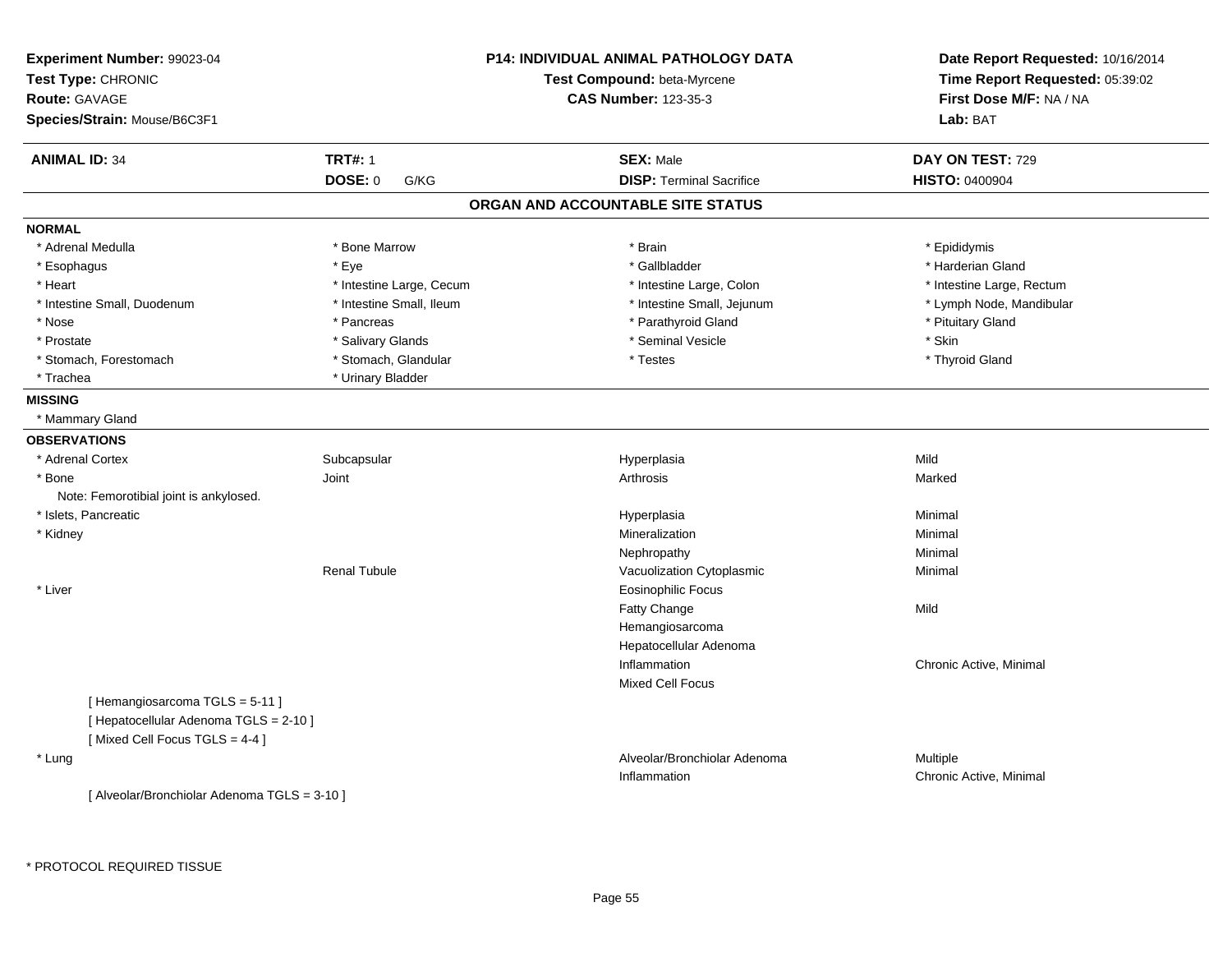**Experiment Number:** 99023-04
**Test Type:** CHRONIC
**Route:** GAVAGE
**Species/Strain:** Mouse/B6C3F1

**P14: INDIVIDUAL ANIMAL PATHOLOGY DATA**
**Test Compound:** beta-Myrcene
**CAS Number:** 123-35-3

**Date Report Requested:** 10/16/2014
**Time Report Requested:** 05:39:02
**First Dose M/F:** NA / NA
**Lab:** BAT

| **ANIMAL ID:** 34 | **TRT#:** 1 | **SEX:** Male | **DAY ON TEST:** 729 |
|---|---|---|---|
| | **DOSE:** 0 G/KG | **DISP:** Terminal Sacrifice | **HISTO:** 0400904 |

## ORGAN AND ACCOUNTABLE SITE STATUS

**NORMAL**

| | | | |
|---|---|---|---|
| * Adrenal Medulla | * Bone Marrow | * Brain | * Epididymis |
| * Esophagus | * Eye | * Gallbladder | * Harderian Gland |
| * Heart | * Intestine Large, Cecum | * Intestine Large, Colon | * Intestine Large, Rectum |
| * Intestine Small, Duodenum | * Intestine Small, Ileum | * Intestine Small, Jejunum | * Lymph Node, Mandibular |
| * Nose | * Pancreas | * Parathyroid Gland | * Pituitary Gland |
| * Prostate | * Salivary Glands | * Seminal Vesicle | * Skin |
| * Stomach, Forestomach | * Stomach, Glandular | * Testes | * Thyroid Gland |
| * Trachea | * Urinary Bladder | | |

**MISSING**

* Mammary Gland

**OBSERVATIONS**

| | | | |
|---|---|---|---|
| * Adrenal Cortex | Subcapsular | Hyperplasia | Mild |
| * Bone | Joint | Arthrosis | Marked |
| Note: Femorotibial joint is ankylosed. | | | |
| * Islets, Pancreatic | | Hyperplasia | Minimal |
| * Kidney | | Mineralization | Minimal |
| | | Nephropathy | Minimal |
| | Renal Tubule | Vacuolization Cytoplasmic | Minimal |
| * Liver | | Eosinophilic Focus | |
| | | Fatty Change | Mild |
| | | Hemangiosarcoma | |
| | | Hepatocellular Adenoma | |
| | | Inflammation | Chronic Active, Minimal |
| | | Mixed Cell Focus | |
| [ Hemangiosarcoma TGLS = 5-11 ] | | | |
| [ Hepatocellular Adenoma TGLS = 2-10 ] | | | |
| [ Mixed Cell Focus TGLS = 4-4 ] | | | |
| * Lung | | Alveolar/Bronchiolar Adenoma | Multiple |
| | | Inflammation | Chronic Active, Minimal |
| [ Alveolar/Bronchiolar Adenoma TGLS = 3-10 ] | | | |

\* PROTOCOL REQUIRED TISSUE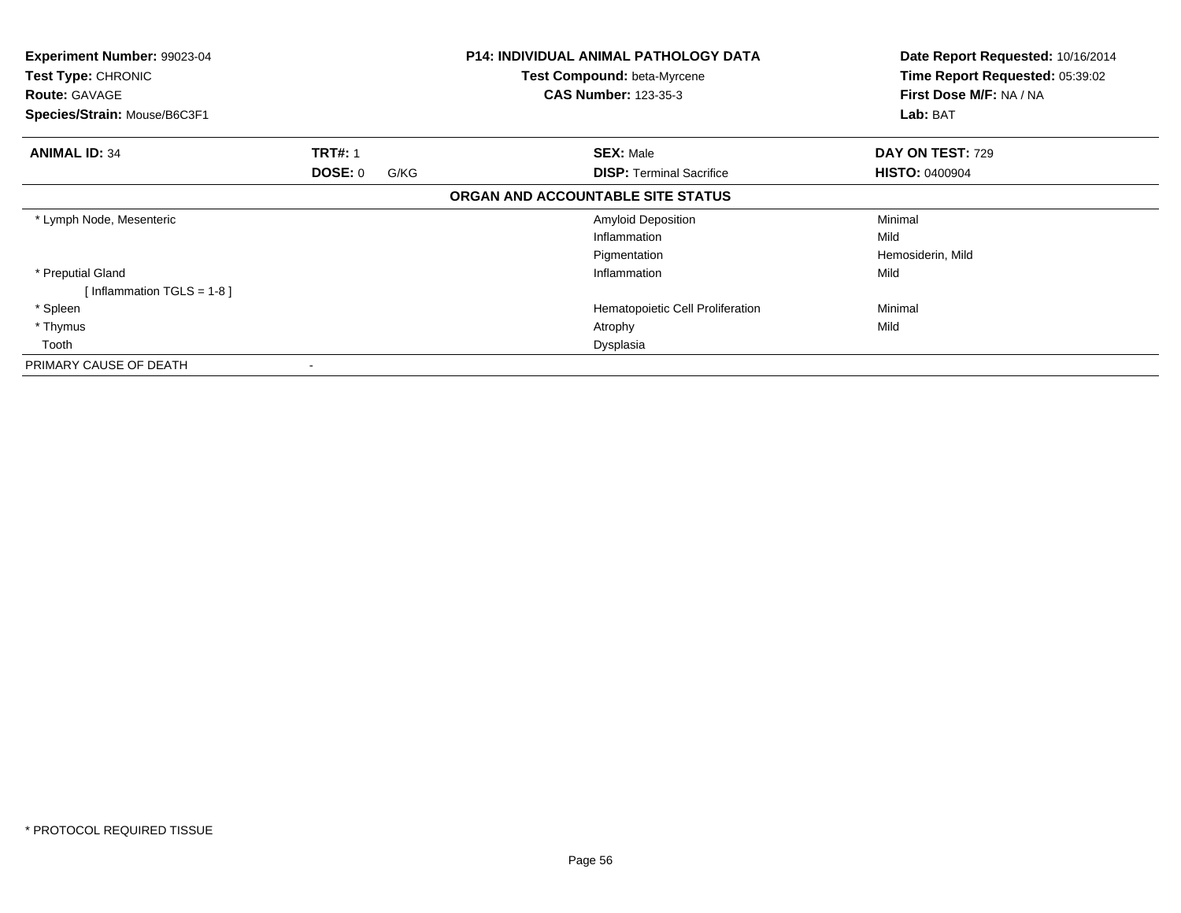**Experiment Number:** 99023-04
**Test Type:** CHRONIC
**Route:** GAVAGE
**Species/Strain:** Mouse/B6C3F1

**P14: INDIVIDUAL ANIMAL PATHOLOGY DATA**
**Test Compound:** beta-Myrcene
**CAS Number:** 123-35-3

**Date Report Requested:** 10/16/2014
**Time Report Requested:** 05:39:02
**First Dose M/F:** NA / NA
**Lab:** BAT

| **ANIMAL ID:** 34 | **TRT#:** 1 | **SEX:** Male | **DAY ON TEST:** 729 |
|---|---|---|---|
| | **DOSE:** 0 G/KG | **DISP:** Terminal Sacrifice | **HISTO:** 0400904 |

**ORGAN AND ACCOUNTABLE SITE STATUS**

| Organ | Finding | Severity |
|---|---|---|
| * Lymph Node, Mesenteric | Amyloid Deposition | Minimal |
| | Inflammation | Mild |
| | Pigmentation | Hemosiderin, Mild |
| * Preputial Gland | Inflammation | Mild |
| [ Inflammation TGLS = 1-8 ] | | |
| * Spleen | Hematopoietic Cell Proliferation | Minimal |
| * Thymus | Atrophy | Mild |
| Tooth | Dysplasia | |
| PRIMARY CAUSE OF DEATH | - | |

* PROTOCOL REQUIRED TISSUE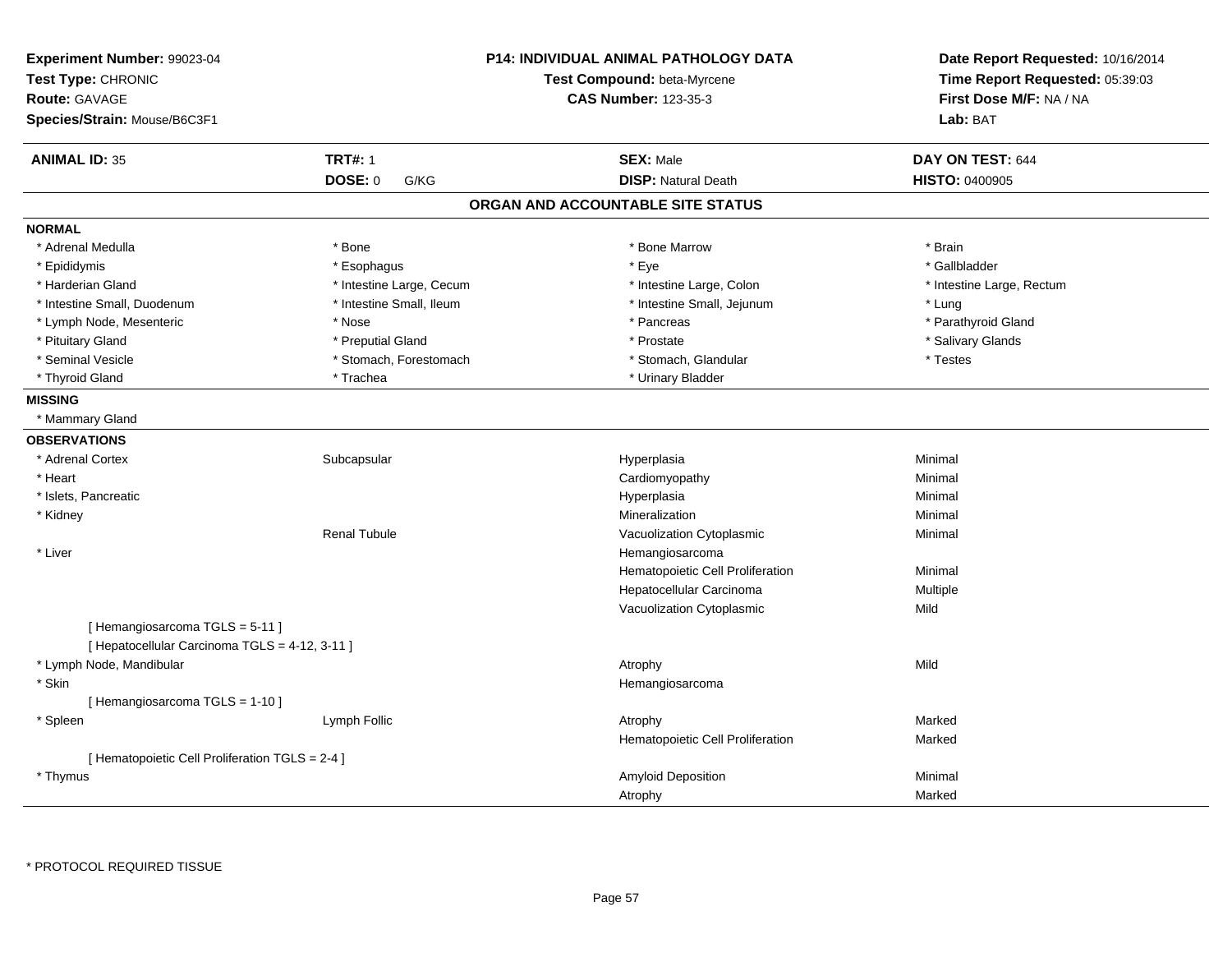**Experiment Number:** 99023-04
**Test Type:** CHRONIC
**Route:** GAVAGE
**Species/Strain:** Mouse/B6C3F1

**P14: INDIVIDUAL ANIMAL PATHOLOGY DATA**
**Test Compound:** beta-Myrcene
**CAS Number:** 123-35-3

**Date Report Requested:** 10/16/2014
**Time Report Requested:** 05:39:03
**First Dose M/F:** NA / NA
**Lab:** BAT

| **ANIMAL ID:** 35 | **TRT#:** 1 | **SEX:** Male | **DAY ON TEST:** 644 |
|---|---|---|---|
| | **DOSE:** 0 G/KG | **DISP:** Natural Death | **HISTO:** 0400905 |

## ORGAN AND ACCOUNTABLE SITE STATUS

**NORMAL**

| | | | |
|---|---|---|---|
| * Adrenal Medulla | * Bone | * Bone Marrow | * Brain |
| * Epididymis | * Esophagus | * Eye | * Gallbladder |
| * Harderian Gland | * Intestine Large, Cecum | * Intestine Large, Colon | * Intestine Large, Rectum |
| * Intestine Small, Duodenum | * Intestine Small, Ileum | * Intestine Small, Jejunum | * Lung |
| * Lymph Node, Mesenteric | * Nose | * Pancreas | * Parathyroid Gland |
| * Pituitary Gland | * Preputial Gland | * Prostate | * Salivary Glands |
| * Seminal Vesicle | * Stomach, Forestomach | * Stomach, Glandular | * Testes |
| * Thyroid Gland | * Trachea | * Urinary Bladder | |

**MISSING**

* Mammary Gland

**OBSERVATIONS**

| | | | |
|---|---|---|---|
| * Adrenal Cortex | Subcapsular | Hyperplasia | Minimal |
| * Heart | | Cardiomyopathy | Minimal |
| * Islets, Pancreatic | | Hyperplasia | Minimal |
| * Kidney | | Mineralization | Minimal |
| | Renal Tubule | Vacuolization Cytoplasmic | Minimal |
| * Liver | | Hemangiosarcoma | |
| | | Hematopoietic Cell Proliferation | Minimal |
| | | Hepatocellular Carcinoma | Multiple |
| | | Vacuolization Cytoplasmic | Mild |
| [ Hemangiosarcoma TGLS = 5-11 ] | | | |
| [ Hepatocellular Carcinoma TGLS = 4-12, 3-11 ] | | | |
| * Lymph Node, Mandibular | | Atrophy | Mild |
| * Skin | | Hemangiosarcoma | |
| [ Hemangiosarcoma TGLS = 1-10 ] | | | |
| * Spleen | Lymph Follic | Atrophy | Marked |
| | | Hematopoietic Cell Proliferation | Marked |
| [ Hematopoietic Cell Proliferation TGLS = 2-4 ] | | | |
| * Thymus | | Amyloid Deposition | Minimal |
| | | Atrophy | Marked |

* PROTOCOL REQUIRED TISSUE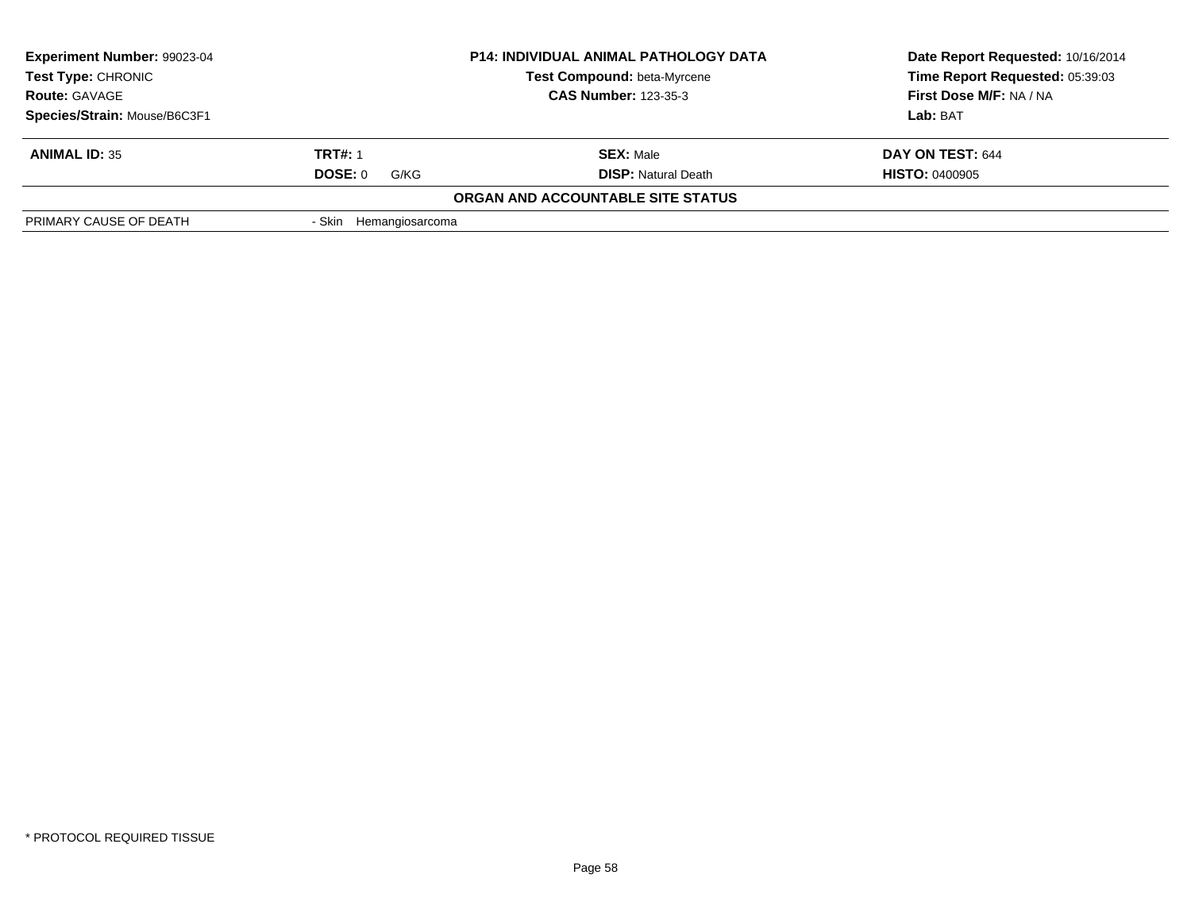| Experiment Number: 99023-04 | P14: INDIVIDUAL ANIMAL PATHOLOGY DATA | Date Report Requested: 10/16/2014 |
|---|---|---|
| Test Type: CHRONIC | Test Compound: beta-Myrcene | Time Report Requested: 05:39:03 |
| Route: GAVAGE | CAS Number: 123-35-3 | First Dose M/F: NA / NA |
| Species/Strain: Mouse/B6C3F1 | | Lab: BAT |

| ANIMAL ID: 35 | TRT#: 1 | SEX: Male | DAY ON TEST: 644 |
|---|---|---|---|
| | DOSE: 0 G/KG | DISP: Natural Death | HISTO: 0400905 |

**ORGAN AND ACCOUNTABLE SITE STATUS**

| PRIMARY CAUSE OF DEATH | - Skin Hemangiosarcoma |
|---|---|

* PROTOCOL REQUIRED TISSUE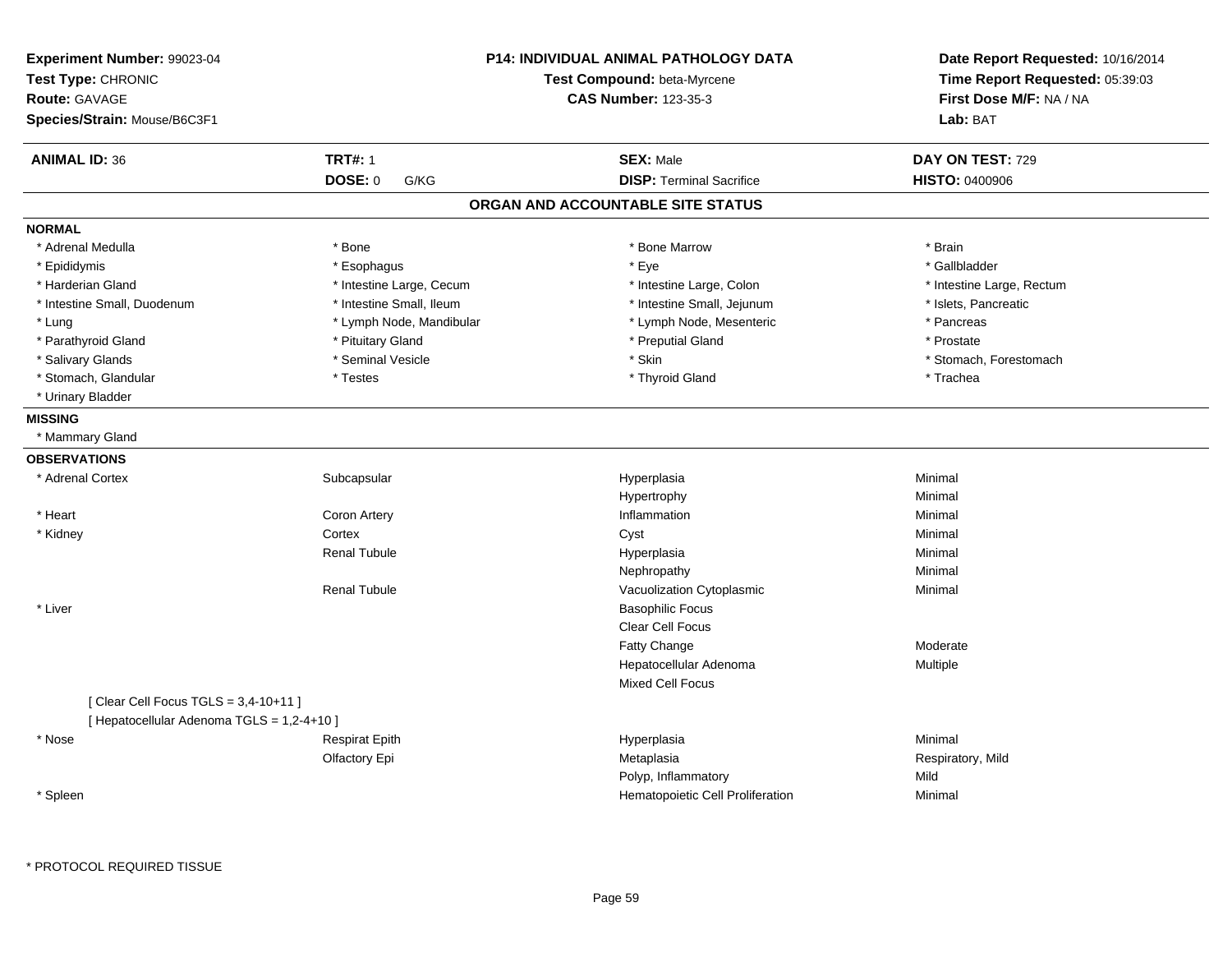**Experiment Number:** 99023-04
**Test Type:** CHRONIC
**Route:** GAVAGE
**Species/Strain:** Mouse/B6C3F1

**P14: INDIVIDUAL ANIMAL PATHOLOGY DATA**
**Test Compound:** beta-Myrcene
**CAS Number:** 123-35-3

**Date Report Requested:** 10/16/2014
**Time Report Requested:** 05:39:03
**First Dose M/F:** NA / NA
**Lab:** BAT

| **ANIMAL ID:** 36 | **TRT#:** 1 | **SEX:** Male | **DAY ON TEST:** 729 |
|---|---|---|---|
| | **DOSE:** 0 G/KG | **DISP:** Terminal Sacrifice | **HISTO:** 0400906 |

## ORGAN AND ACCOUNTABLE SITE STATUS

**NORMAL**

| | | | |
|---|---|---|---|
| * Adrenal Medulla | * Bone | * Bone Marrow | * Brain |
| * Epididymis | * Esophagus | * Eye | * Gallbladder |
| * Harderian Gland | * Intestine Large, Cecum | * Intestine Large, Colon | * Intestine Large, Rectum |
| * Intestine Small, Duodenum | * Intestine Small, Ileum | * Intestine Small, Jejunum | * Islets, Pancreatic |
| * Lung | * Lymph Node, Mandibular | * Lymph Node, Mesenteric | * Pancreas |
| * Parathyroid Gland | * Pituitary Gland | * Preputial Gland | * Prostate |
| * Salivary Glands | * Seminal Vesicle | * Skin | * Stomach, Forestomach |
| * Stomach, Glandular | * Testes | * Thyroid Gland | * Trachea |
| * Urinary Bladder | | | |

**MISSING**

* Mammary Gland

**OBSERVATIONS**

| | | | |
|---|---|---|---|
| * Adrenal Cortex | Subcapsular | Hyperplasia | Minimal |
| | | Hypertrophy | Minimal |
| * Heart | Coron Artery | Inflammation | Minimal |
| * Kidney | Cortex | Cyst | Minimal |
| | Renal Tubule | Hyperplasia | Minimal |
| | | Nephropathy | Minimal |
| | Renal Tubule | Vacuolization Cytoplasmic | Minimal |
| * Liver | | Basophilic Focus | |
| | | Clear Cell Focus | |
| | | Fatty Change | Moderate |
| | | Hepatocellular Adenoma | Multiple |
| | | Mixed Cell Focus | |
| [ Clear Cell Focus TGLS = 3,4-10+11 ] | | | |
| [ Hepatocellular Adenoma TGLS = 1,2-4+10 ] | | | |
| * Nose | Respirat Epith | Hyperplasia | Minimal |
| | Olfactory Epi | Metaplasia | Respiratory, Mild |
| | | Polyp, Inflammatory | Mild |
| * Spleen | | Hematopoietic Cell Proliferation | Minimal |

* PROTOCOL REQUIRED TISSUE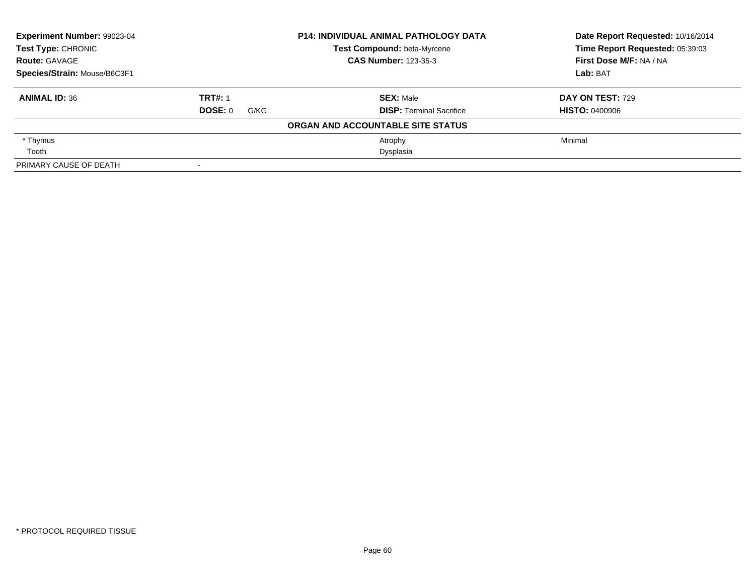| **Experiment Number:** 99023-04 | **P14: INDIVIDUAL ANIMAL PATHOLOGY DATA** | **Date Report Requested:** 10/16/2014 |
|---|---|---|
| **Test Type:** CHRONIC | **Test Compound:** beta-Myrcene | **Time Report Requested:** 05:39:03 |
| **Route:** GAVAGE | **CAS Number:** 123-35-3 | **First Dose M/F:** NA / NA |
| **Species/Strain:** Mouse/B6C3F1 | | **Lab:** BAT |

| **ANIMAL ID:** 36 | **TRT#:** 1 | **SEX:** Male | **DAY ON TEST:** 729 |
|---|---|---|---|
| | **DOSE:** 0 G/KG | **DISP:** Terminal Sacrifice | **HISTO:** 0400906 |

**ORGAN AND ACCOUNTABLE SITE STATUS**

| Organ | | Finding | Severity |
|---|---|---|---|
| * Thymus | | Atrophy | Minimal |
| Tooth | | Dysplasia | |
| PRIMARY CAUSE OF DEATH | - | | |

* PROTOCOL REQUIRED TISSUE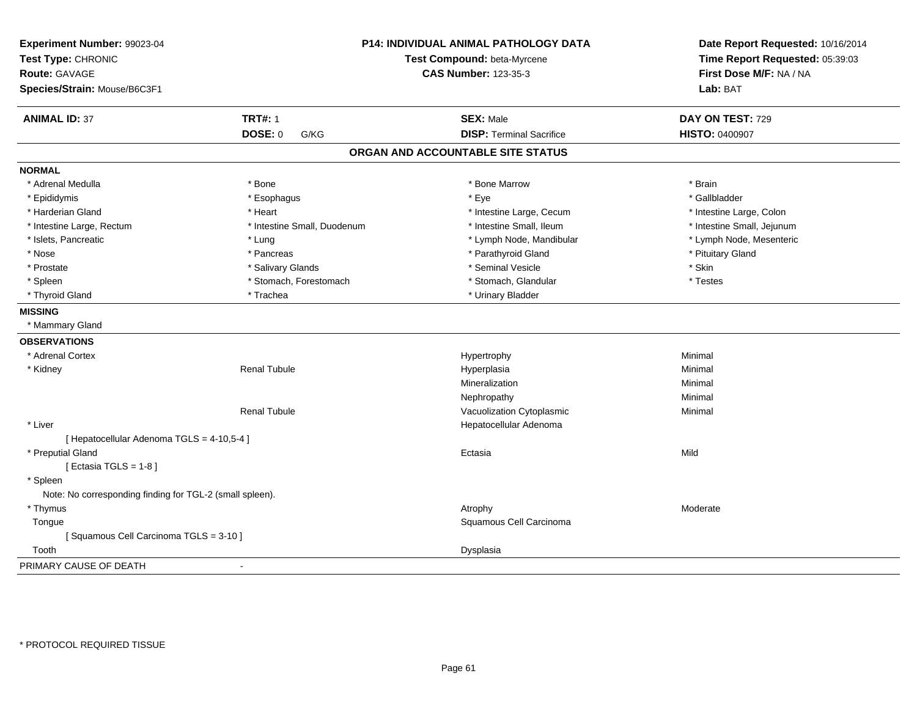**Experiment Number:** 99023-04
**Test Type:** CHRONIC
**Route:** GAVAGE
**Species/Strain:** Mouse/B6C3F1

**P14: INDIVIDUAL ANIMAL PATHOLOGY DATA**
**Test Compound:** beta-Myrcene
**CAS Number:** 123-35-3

**Date Report Requested:** 10/16/2014
**Time Report Requested:** 05:39:03
**First Dose M/F:** NA / NA
**Lab:** BAT

| **ANIMAL ID:** 37 | **TRT#:** 1 | **SEX:** Male | **DAY ON TEST:** 729 |
|---|---|---|---|
| | **DOSE:** 0 G/KG | **DISP:** Terminal Sacrifice | **HISTO:** 0400907 |

## ORGAN AND ACCOUNTABLE SITE STATUS

**NORMAL**

| | | | |
|---|---|---|---|
| * Adrenal Medulla | * Bone | * Bone Marrow | * Brain |
| * Epididymis | * Esophagus | * Eye | * Gallbladder |
| * Harderian Gland | * Heart | * Intestine Large, Cecum | * Intestine Large, Colon |
| * Intestine Large, Rectum | * Intestine Small, Duodenum | * Intestine Small, Ileum | * Intestine Small, Jejunum |
| * Islets, Pancreatic | * Lung | * Lymph Node, Mandibular | * Lymph Node, Mesenteric |
| * Nose | * Pancreas | * Parathyroid Gland | * Pituitary Gland |
| * Prostate | * Salivary Glands | * Seminal Vesicle | * Skin |
| * Spleen | * Stomach, Forestomach | * Stomach, Glandular | * Testes |
| * Thyroid Gland | * Trachea | * Urinary Bladder | |

**MISSING**

* Mammary Gland

**OBSERVATIONS**

| | | | |
|---|---|---|---|
| * Adrenal Cortex | | Hypertrophy | Minimal |
| * Kidney | Renal Tubule | Hyperplasia | Minimal |
| | | Mineralization | Minimal |
| | | Nephropathy | Minimal |
| | Renal Tubule | Vacuolization Cytoplasmic | Minimal |
| * Liver | | Hepatocellular Adenoma | |
| [ Hepatocellular Adenoma TGLS = 4-10,5-4 ] | | | |
| * Preputial Gland | | Ectasia | Mild |
| [ Ectasia TGLS = 1-8 ] | | | |
| * Spleen | | | |
| Note: No corresponding finding for TGL-2 (small spleen). | | | |
| * Thymus | | Atrophy | Moderate |
| Tongue | | Squamous Cell Carcinoma | |
| [ Squamous Cell Carcinoma TGLS = 3-10 ] | | | |
| Tooth | | Dysplasia | |

PRIMARY CAUSE OF DEATH -

* PROTOCOL REQUIRED TISSUE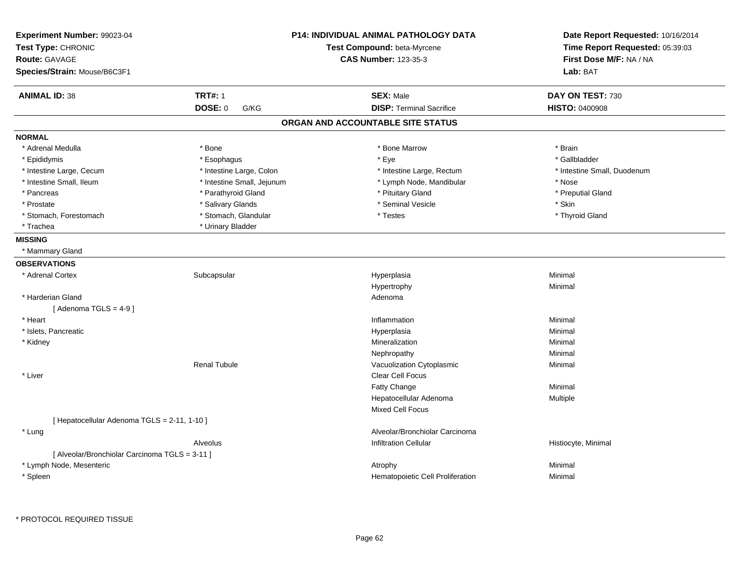**Experiment Number:** 99023-04
**Test Type:** CHRONIC
**Route:** GAVAGE
**Species/Strain:** Mouse/B6C3F1

**P14: INDIVIDUAL ANIMAL PATHOLOGY DATA**
**Test Compound:** beta-Myrcene
**CAS Number:** 123-35-3

**Date Report Requested:** 10/16/2014
**Time Report Requested:** 05:39:03
**First Dose M/F:** NA / NA
**Lab:** BAT

| **ANIMAL ID:** 38 | **TRT#:** 1 | **SEX:** Male | **DAY ON TEST:** 730 |
|---|---|---|---|
| | **DOSE:** 0 G/KG | **DISP:** Terminal Sacrifice | **HISTO:** 0400908 |

## ORGAN AND ACCOUNTABLE SITE STATUS

**NORMAL**

| | | | |
|---|---|---|---|
| * Adrenal Medulla | * Bone | * Bone Marrow | * Brain |
| * Epididymis | * Esophagus | * Eye | * Gallbladder |
| * Intestine Large, Cecum | * Intestine Large, Colon | * Intestine Large, Rectum | * Intestine Small, Duodenum |
| * Intestine Small, Ileum | * Intestine Small, Jejunum | * Lymph Node, Mandibular | * Nose |
| * Pancreas | * Parathyroid Gland | * Pituitary Gland | * Preputial Gland |
| * Prostate | * Salivary Glands | * Seminal Vesicle | * Skin |
| * Stomach, Forestomach | * Stomach, Glandular | * Testes | * Thyroid Gland |
| * Trachea | * Urinary Bladder | | |

**MISSING**

* Mammary Gland

**OBSERVATIONS**

| | | | |
|---|---|---|---|
| * Adrenal Cortex | Subcapsular | Hyperplasia | Minimal |
| | | Hypertrophy | Minimal |
| * Harderian Gland | | Adenoma | |
| [ Adenoma TGLS = 4-9 ] | | | |
| * Heart | | Inflammation | Minimal |
| * Islets, Pancreatic | | Hyperplasia | Minimal |
| * Kidney | | Mineralization | Minimal |
| | | Nephropathy | Minimal |
| | Renal Tubule | Vacuolization Cytoplasmic | Minimal |
| * Liver | | Clear Cell Focus | |
| | | Fatty Change | Minimal |
| | | Hepatocellular Adenoma | Multiple |
| | | Mixed Cell Focus | |
| [ Hepatocellular Adenoma TGLS = 2-11, 1-10 ] | | | |
| * Lung | | Alveolar/Bronchiolar Carcinoma | |
| | Alveolus | Infiltration Cellular | Histiocyte, Minimal |
| [ Alveolar/Bronchiolar Carcinoma TGLS = 3-11 ] | | | |
| * Lymph Node, Mesenteric | | Atrophy | Minimal |
| * Spleen | | Hematopoietic Cell Proliferation | Minimal |

* PROTOCOL REQUIRED TISSUE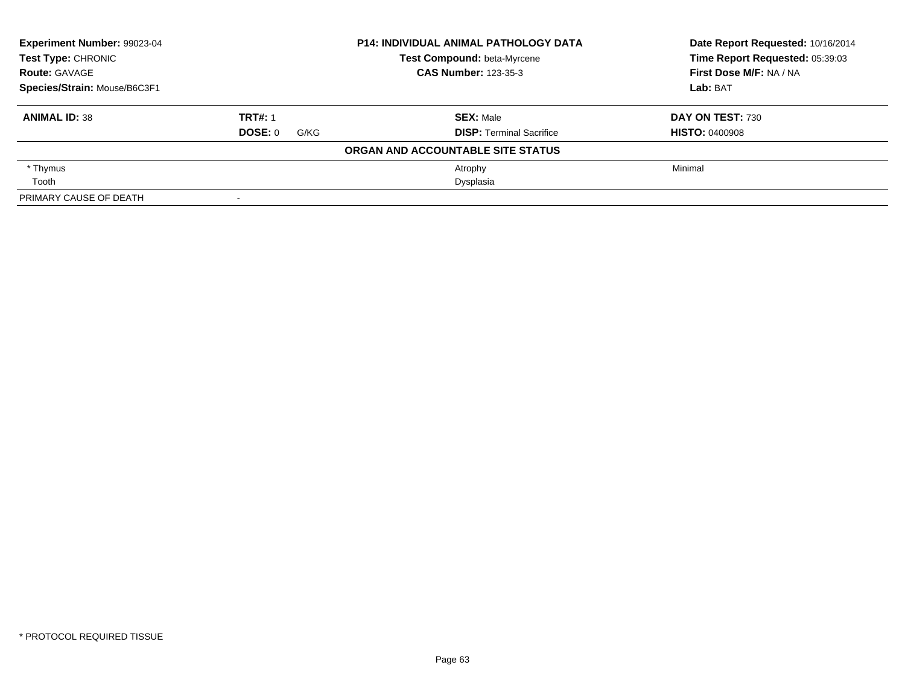**Experiment Number:** 99023-04
**Test Type:** CHRONIC
**Route:** GAVAGE
**Species/Strain:** Mouse/B6C3F1

**P14: INDIVIDUAL ANIMAL PATHOLOGY DATA**
**Test Compound:** beta-Myrcene
**CAS Number:** 123-35-3

**Date Report Requested:** 10/16/2014
**Time Report Requested:** 05:39:03
**First Dose M/F:** NA / NA
**Lab:** BAT

| **ANIMAL ID:** 38 | **TRT#:** 1 | **SEX:** Male | **DAY ON TEST:** 730 |
|---|---|---|---|
| | **DOSE:** 0 G/KG | **DISP:** Terminal Sacrifice | **HISTO:** 0400908 |

**ORGAN AND ACCOUNTABLE SITE STATUS**

| | | | |
|---|---|---|---|
| * Thymus | | Atrophy | Minimal |
| Tooth | | Dysplasia | |
| PRIMARY CAUSE OF DEATH | - | | |

* PROTOCOL REQUIRED TISSUE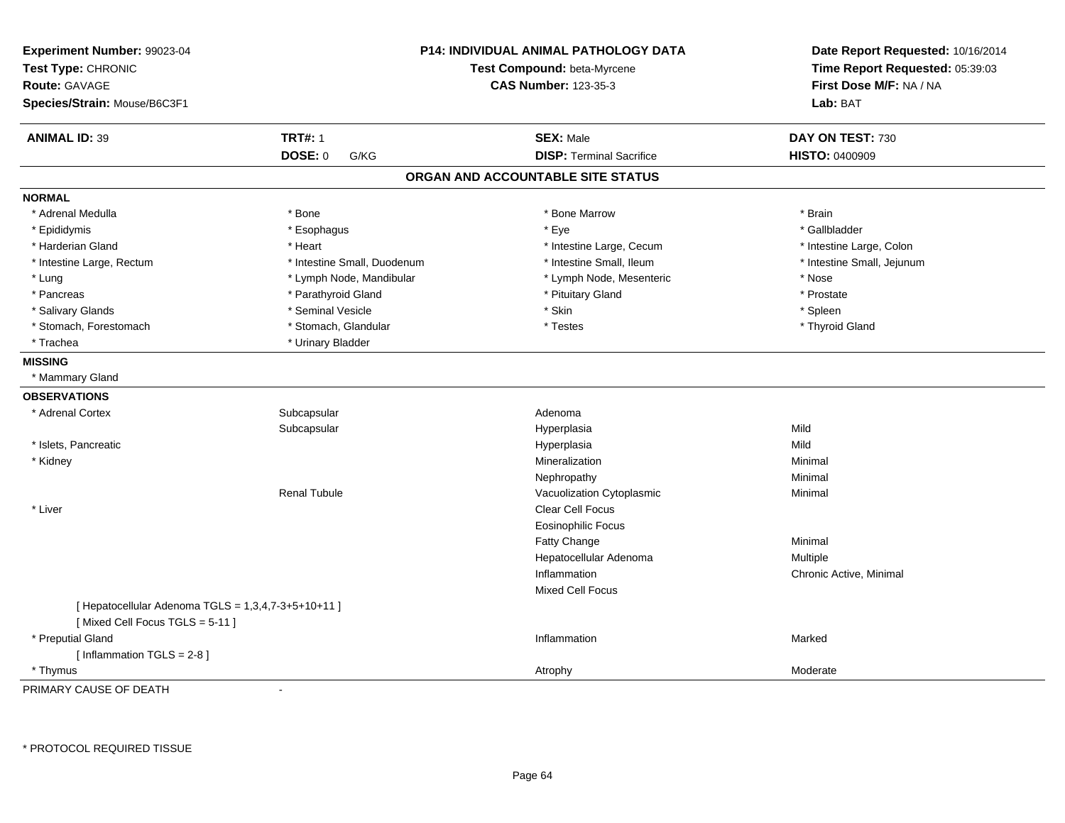**Experiment Number:** 99023-04
**Test Type:** CHRONIC
**Route:** GAVAGE
**Species/Strain:** Mouse/B6C3F1

**P14: INDIVIDUAL ANIMAL PATHOLOGY DATA**
**Test Compound:** beta-Myrcene
**CAS Number:** 123-35-3

**Date Report Requested:** 10/16/2014
**Time Report Requested:** 05:39:03
**First Dose M/F:** NA / NA
**Lab:** BAT

| **ANIMAL ID:** 39 | **TRT#:** 1 | **SEX:** Male | **DAY ON TEST:** 730 |
|---|---|---|---|
| | **DOSE:** 0 G/KG | **DISP:** Terminal Sacrifice | **HISTO:** 0400909 |

## ORGAN AND ACCOUNTABLE SITE STATUS

**NORMAL**

| | | | |
|---|---|---|---|
| * Adrenal Medulla | * Bone | * Bone Marrow | * Brain |
| * Epididymis | * Esophagus | * Eye | * Gallbladder |
| * Harderian Gland | * Heart | * Intestine Large, Cecum | * Intestine Large, Colon |
| * Intestine Large, Rectum | * Intestine Small, Duodenum | * Intestine Small, Ileum | * Intestine Small, Jejunum |
| * Lung | * Lymph Node, Mandibular | * Lymph Node, Mesenteric | * Nose |
| * Pancreas | * Parathyroid Gland | * Pituitary Gland | * Prostate |
| * Salivary Glands | * Seminal Vesicle | * Skin | * Spleen |
| * Stomach, Forestomach | * Stomach, Glandular | * Testes | * Thyroid Gland |
| * Trachea | * Urinary Bladder | | |

**MISSING**

* Mammary Gland

**OBSERVATIONS**

| | | | |
|---|---|---|---|
| * Adrenal Cortex | Subcapsular | Adenoma | |
| | Subcapsular | Hyperplasia | Mild |
| * Islets, Pancreatic | | Hyperplasia | Mild |
| * Kidney | | Mineralization | Minimal |
| | | Nephropathy | Minimal |
| | Renal Tubule | Vacuolization Cytoplasmic | Minimal |
| * Liver | | Clear Cell Focus | |
| | | Eosinophilic Focus | |
| | | Fatty Change | Minimal |
| | | Hepatocellular Adenoma | Multiple |
| | | Inflammation | Chronic Active, Minimal |
| | | Mixed Cell Focus | |
| [ Hepatocellular Adenoma TGLS = 1,3,4,7-3+5+10+11 ] | | | |
| [ Mixed Cell Focus TGLS = 5-11 ] | | | |
| * Preputial Gland | | Inflammation | Marked |
| [ Inflammation TGLS = 2-8 ] | | | |
| * Thymus | | Atrophy | Moderate |

PRIMARY CAUSE OF DEATH -

* PROTOCOL REQUIRED TISSUE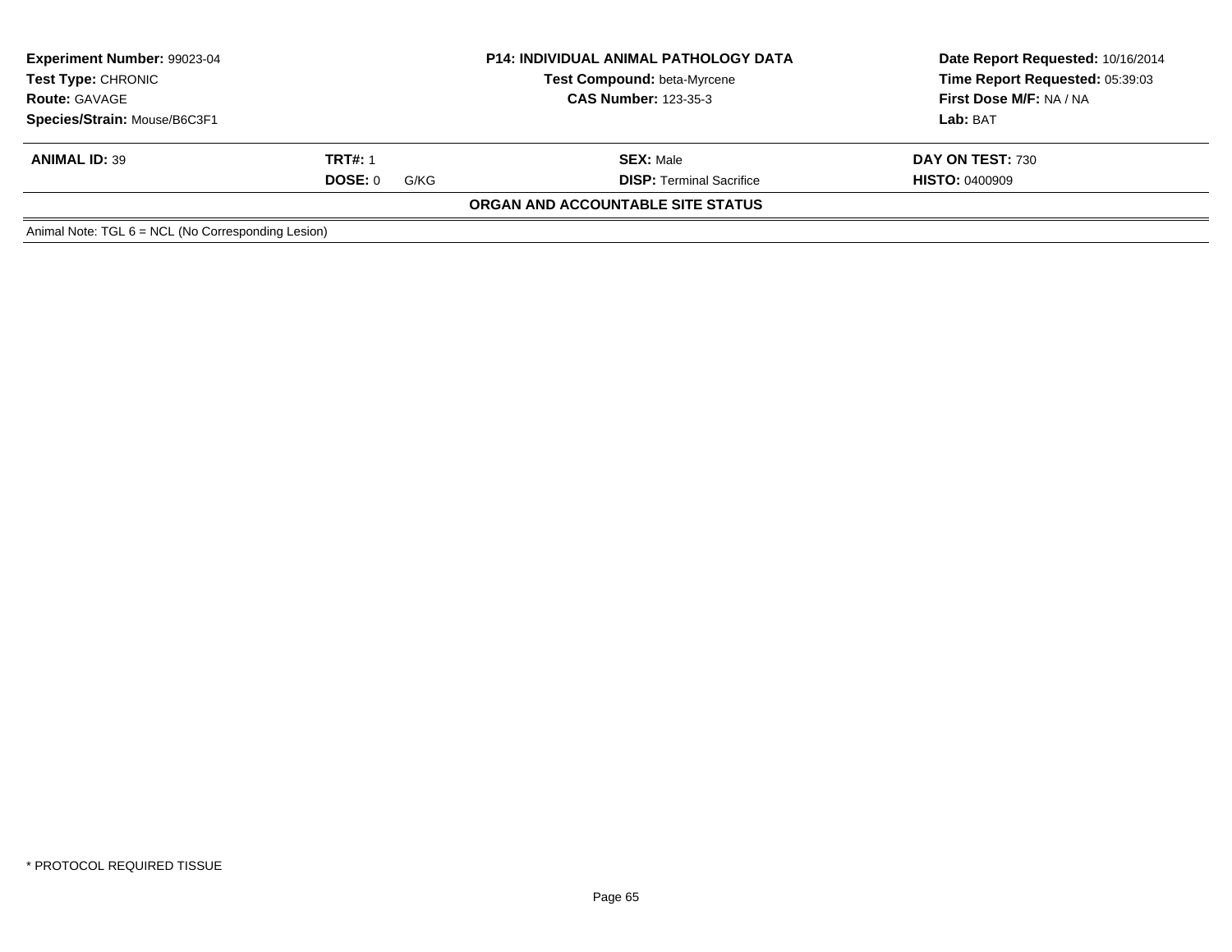| Experiment Number: 99023-04 | P14: INDIVIDUAL ANIMAL PATHOLOGY DATA | Date Report Requested: 10/16/2014 |
|---|---|---|
| Test Type: CHRONIC | Test Compound: beta-Myrcene | Time Report Requested: 05:39:03 |
| Route: GAVAGE | CAS Number: 123-35-3 | First Dose M/F: NA / NA |
| Species/Strain: Mouse/B6C3F1 | | Lab: BAT |

| ANIMAL ID: 39 | TRT#: 1 | SEX: Male | DAY ON TEST: 730 |
|---|---|---|---|
| | DOSE: 0 G/KG | DISP: Terminal Sacrifice | HISTO: 0400909 |

**ORGAN AND ACCOUNTABLE SITE STATUS**

Animal Note: TGL 6 = NCL (No Corresponding Lesion)

* PROTOCOL REQUIRED TISSUE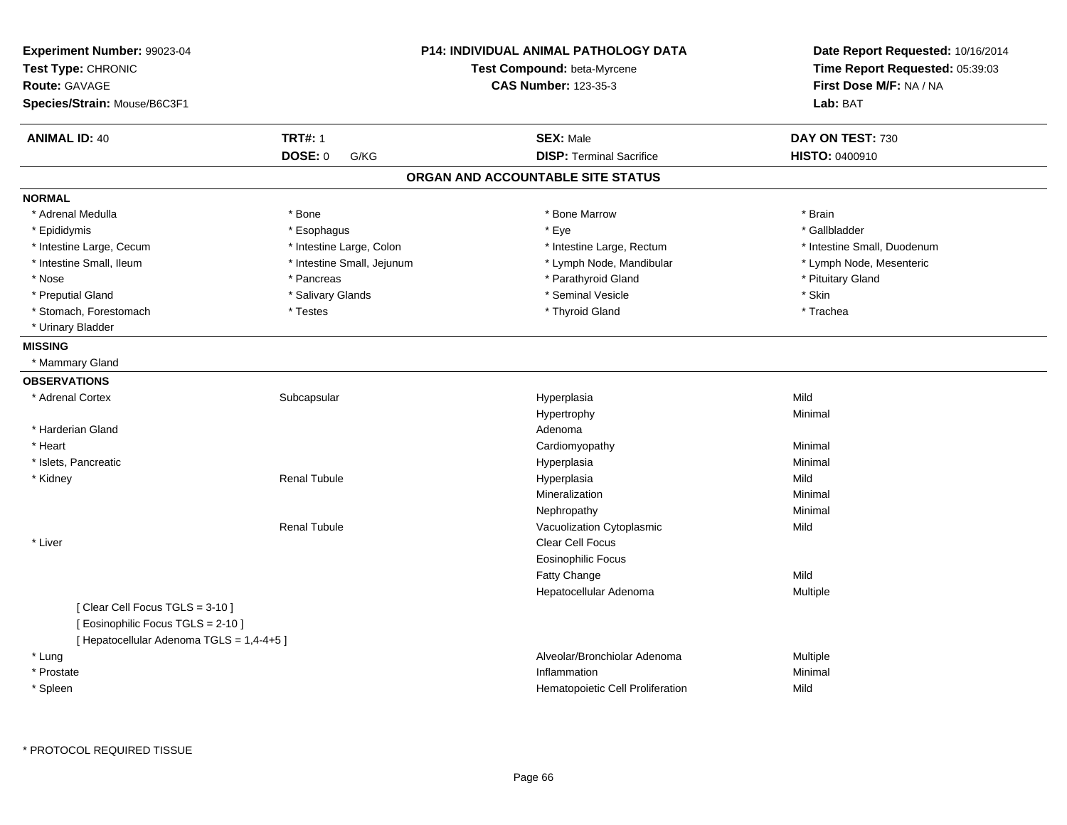**Experiment Number:** 99023-04
**Test Type:** CHRONIC
**Route:** GAVAGE
**Species/Strain:** Mouse/B6C3F1

**P14: INDIVIDUAL ANIMAL PATHOLOGY DATA**
**Test Compound:** beta-Myrcene
**CAS Number:** 123-35-3

**Date Report Requested:** 10/16/2014
**Time Report Requested:** 05:39:03
**First Dose M/F:** NA / NA
**Lab:** BAT

| **ANIMAL ID:** 40 | **TRT#:** 1 | **SEX:** Male | **DAY ON TEST:** 730 |
|---|---|---|---|
| | **DOSE:** 0 G/KG | **DISP:** Terminal Sacrifice | **HISTO:** 0400910 |

## ORGAN AND ACCOUNTABLE SITE STATUS

### NORMAL

| | | | |
|---|---|---|---|
| * Adrenal Medulla | * Bone | * Bone Marrow | * Brain |
| * Epididymis | * Esophagus | * Eye | * Gallbladder |
| * Intestine Large, Cecum | * Intestine Large, Colon | * Intestine Large, Rectum | * Intestine Small, Duodenum |
| * Intestine Small, Ileum | * Intestine Small, Jejunum | * Lymph Node, Mandibular | * Lymph Node, Mesenteric |
| * Nose | * Pancreas | * Parathyroid Gland | * Pituitary Gland |
| * Preputial Gland | * Salivary Glands | * Seminal Vesicle | * Skin |
| * Stomach, Forestomach | * Testes | * Thyroid Gland | * Trachea |
| * Urinary Bladder | | | |

### MISSING

* Mammary Gland

### OBSERVATIONS

| | | | |
|---|---|---|---|
| * Adrenal Cortex | Subcapsular | Hyperplasia | Mild |
| | | Hypertrophy | Minimal |
| * Harderian Gland | | Adenoma | |
| * Heart | | Cardiomyopathy | Minimal |
| * Islets, Pancreatic | | Hyperplasia | Minimal |
| * Kidney | Renal Tubule | Hyperplasia | Mild |
| | | Mineralization | Minimal |
| | | Nephropathy | Minimal |
| | Renal Tubule | Vacuolization Cytoplasmic | Mild |
| * Liver | | Clear Cell Focus | |
| | | Eosinophilic Focus | |
| | | Fatty Change | Mild |
| | | Hepatocellular Adenoma | Multiple |
| [ Clear Cell Focus TGLS = 3-10 ] | | | |
| [ Eosinophilic Focus TGLS = 2-10 ] | | | |
| [ Hepatocellular Adenoma TGLS = 1,4-4+5 ] | | | |
| * Lung | | Alveolar/Bronchiolar Adenoma | Multiple |
| * Prostate | | Inflammation | Minimal |
| * Spleen | | Hematopoietic Cell Proliferation | Mild |

* PROTOCOL REQUIRED TISSUE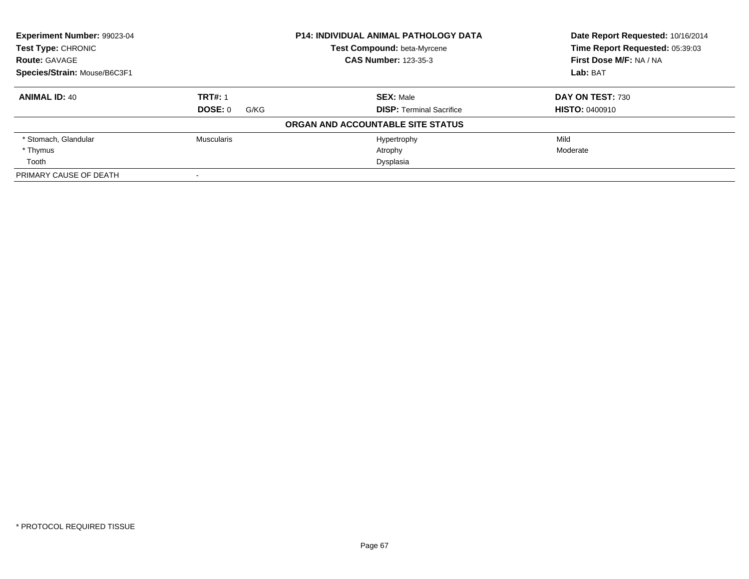| Experiment Number: 99023-04 | P14: INDIVIDUAL ANIMAL PATHOLOGY DATA | Date Report Requested: 10/16/2014 |
|---|---|---|
| Test Type: CHRONIC | Test Compound: beta-Myrcene | Time Report Requested: 05:39:03 |
| Route: GAVAGE | CAS Number: 123-35-3 | First Dose M/F: NA / NA |
| Species/Strain: Mouse/B6C3F1 | | Lab: BAT |

| ANIMAL ID: 40 | TRT#: 1 | SEX: Male | DAY ON TEST: 730 |
|---|---|---|---|
| | DOSE: 0 G/KG | DISP: Terminal Sacrifice | HISTO: 0400910 |

**ORGAN AND ACCOUNTABLE SITE STATUS**

| | | | |
|---|---|---|---|
| * Stomach, Glandular | Muscularis | Hypertrophy | Mild |
| * Thymus | | Atrophy | Moderate |
| Tooth | | Dysplasia | |
| PRIMARY CAUSE OF DEATH | - | | |

* PROTOCOL REQUIRED TISSUE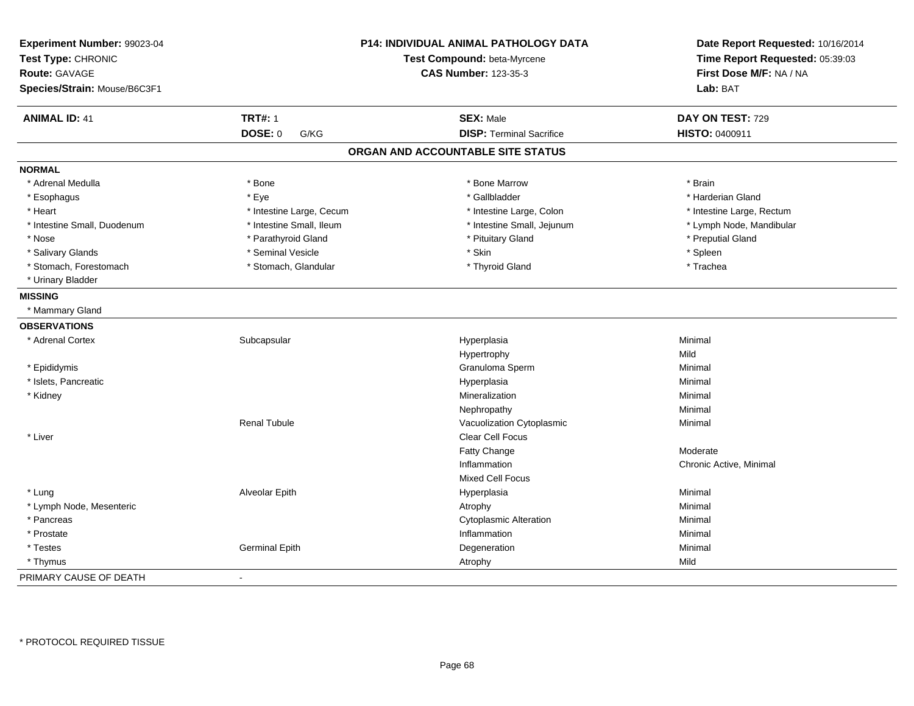**Experiment Number:** 99023-04
**Test Type:** CHRONIC
**Route:** GAVAGE
**Species/Strain:** Mouse/B6C3F1

**P14: INDIVIDUAL ANIMAL PATHOLOGY DATA**
**Test Compound:** beta-Myrcene
**CAS Number:** 123-35-3

**Date Report Requested:** 10/16/2014
**Time Report Requested:** 05:39:03
**First Dose M/F:** NA / NA
**Lab:** BAT

| **ANIMAL ID:** 41 | **TRT#:** 1 | **SEX:** Male | **DAY ON TEST:** 729 |
|---|---|---|---|
| | **DOSE:** 0 G/KG | **DISP:** Terminal Sacrifice | **HISTO:** 0400911 |

## ORGAN AND ACCOUNTABLE SITE STATUS

**NORMAL**

| | | | |
|---|---|---|---|
| * Adrenal Medulla | * Bone | * Bone Marrow | * Brain |
| * Esophagus | * Eye | * Gallbladder | * Harderian Gland |
| * Heart | * Intestine Large, Cecum | * Intestine Large, Colon | * Intestine Large, Rectum |
| * Intestine Small, Duodenum | * Intestine Small, Ileum | * Intestine Small, Jejunum | * Lymph Node, Mandibular |
| * Nose | * Parathyroid Gland | * Pituitary Gland | * Preputial Gland |
| * Salivary Glands | * Seminal Vesicle | * Skin | * Spleen |
| * Stomach, Forestomach | * Stomach, Glandular | * Thyroid Gland | * Trachea |
| * Urinary Bladder | | | |

**MISSING**

* Mammary Gland

**OBSERVATIONS**

| | | | |
|---|---|---|---|
| * Adrenal Cortex | Subcapsular | Hyperplasia | Minimal |
| | | Hypertrophy | Mild |
| * Epididymis | | Granuloma Sperm | Minimal |
| * Islets, Pancreatic | | Hyperplasia | Minimal |
| * Kidney | | Mineralization | Minimal |
| | | Nephropathy | Minimal |
| | Renal Tubule | Vacuolization Cytoplasmic | Minimal |
| * Liver | | Clear Cell Focus | |
| | | Fatty Change | Moderate |
| | | Inflammation | Chronic Active, Minimal |
| | | Mixed Cell Focus | |
| * Lung | Alveolar Epith | Hyperplasia | Minimal |
| * Lymph Node, Mesenteric | | Atrophy | Minimal |
| * Pancreas | | Cytoplasmic Alteration | Minimal |
| * Prostate | | Inflammation | Minimal |
| * Testes | Germinal Epith | Degeneration | Minimal |
| * Thymus | | Atrophy | Mild |

PRIMARY CAUSE OF DEATH -

\* PROTOCOL REQUIRED TISSUE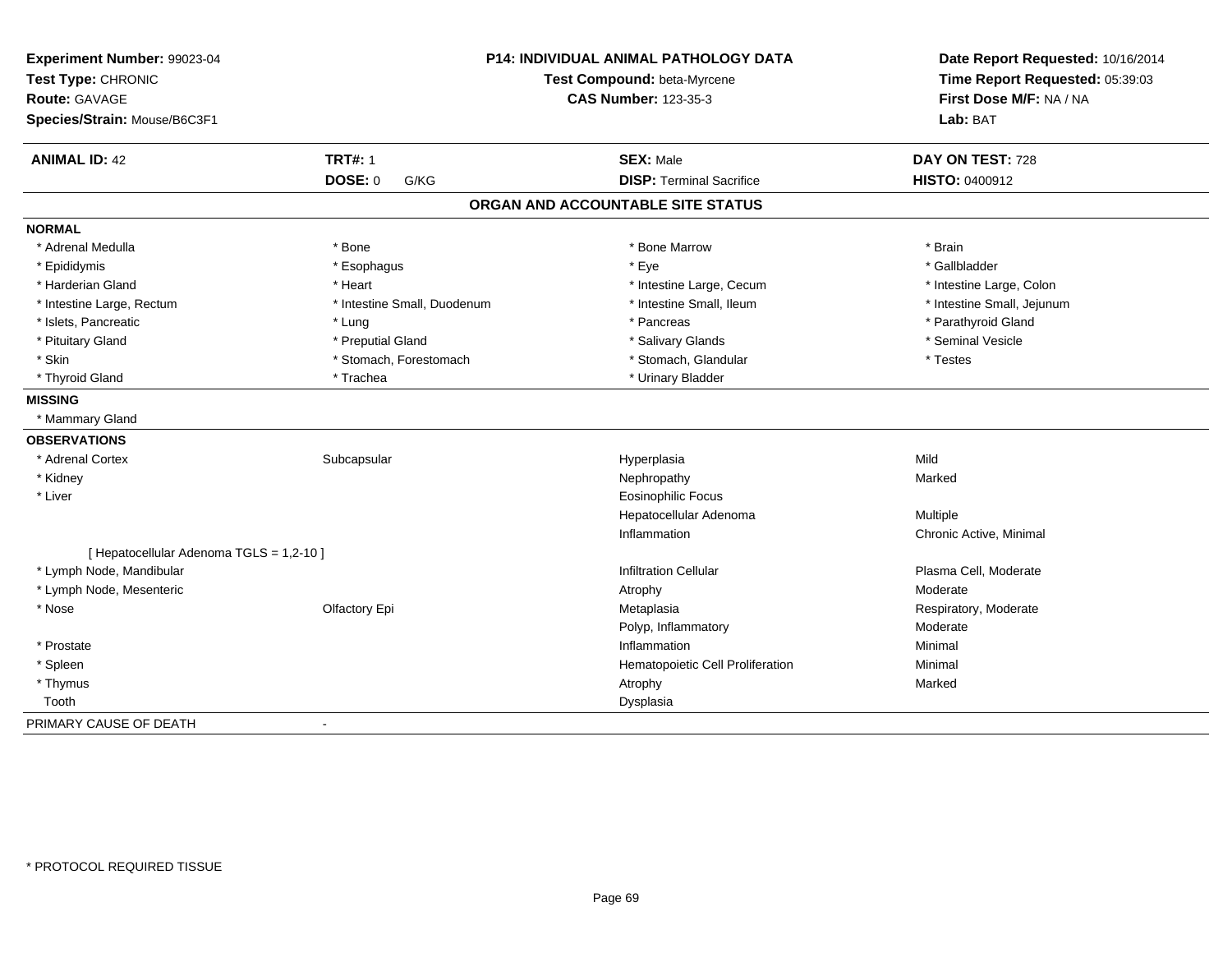**Experiment Number:** 99023-04
**Test Type:** CHRONIC
**Route:** GAVAGE
**Species/Strain:** Mouse/B6C3F1

**P14: INDIVIDUAL ANIMAL PATHOLOGY DATA**
**Test Compound:** beta-Myrcene
**CAS Number:** 123-35-3

**Date Report Requested:** 10/16/2014
**Time Report Requested:** 05:39:03
**First Dose M/F:** NA / NA
**Lab:** BAT

| **ANIMAL ID:** 42 | **TRT#:** 1 | **SEX:** Male | **DAY ON TEST:** 728 |
|---|---|---|---|
| | **DOSE:** 0 G/KG | **DISP:** Terminal Sacrifice | **HISTO:** 0400912 |

## ORGAN AND ACCOUNTABLE SITE STATUS

**NORMAL**

| | | | |
|---|---|---|---|
| * Adrenal Medulla | * Bone | * Bone Marrow | * Brain |
| * Epididymis | * Esophagus | * Eye | * Gallbladder |
| * Harderian Gland | * Heart | * Intestine Large, Cecum | * Intestine Large, Colon |
| * Intestine Large, Rectum | * Intestine Small, Duodenum | * Intestine Small, Ileum | * Intestine Small, Jejunum |
| * Islets, Pancreatic | * Lung | * Pancreas | * Parathyroid Gland |
| * Pituitary Gland | * Preputial Gland | * Salivary Glands | * Seminal Vesicle |
| * Skin | * Stomach, Forestomach | * Stomach, Glandular | * Testes |
| * Thyroid Gland | * Trachea | * Urinary Bladder | |

**MISSING**

* Mammary Gland

**OBSERVATIONS**

| | | | |
|---|---|---|---|
| * Adrenal Cortex | Subcapsular | Hyperplasia | Mild |
| * Kidney | | Nephropathy | Marked |
| * Liver | | Eosinophilic Focus | |
| | | Hepatocellular Adenoma | Multiple |
| | | Inflammation | Chronic Active, Minimal |
| [ Hepatocellular Adenoma TGLS = 1,2-10 ] | | | |
| * Lymph Node, Mandibular | | Infiltration Cellular | Plasma Cell, Moderate |
| * Lymph Node, Mesenteric | | Atrophy | Moderate |
| * Nose | Olfactory Epi | Metaplasia | Respiratory, Moderate |
| | | Polyp, Inflammatory | Moderate |
| * Prostate | | Inflammation | Minimal |
| * Spleen | | Hematopoietic Cell Proliferation | Minimal |
| * Thymus | | Atrophy | Marked |
| Tooth | | Dysplasia | |

PRIMARY CAUSE OF DEATH -

* PROTOCOL REQUIRED TISSUE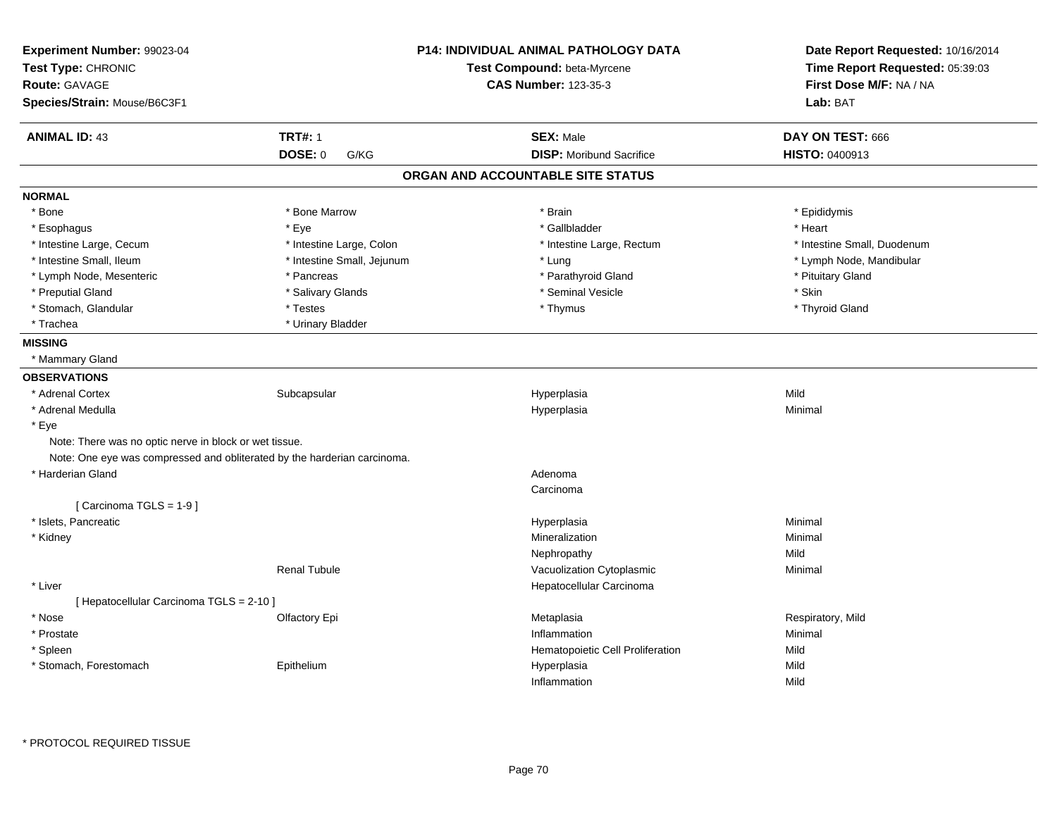**Experiment Number:** 99023-04
**Test Type:** CHRONIC
**Route:** GAVAGE
**Species/Strain:** Mouse/B6C3F1

**P14: INDIVIDUAL ANIMAL PATHOLOGY DATA**
**Test Compound:** beta-Myrcene
**CAS Number:** 123-35-3

**Date Report Requested:** 10/16/2014
**Time Report Requested:** 05:39:03
**First Dose M/F:** NA / NA
**Lab:** BAT

| **ANIMAL ID:** 43 | **TRT#:** 1 | **SEX:** Male | **DAY ON TEST:** 666 |
|---|---|---|---|
| | **DOSE:** 0 G/KG | **DISP:** Moribund Sacrifice | **HISTO:** 0400913 |

## ORGAN AND ACCOUNTABLE SITE STATUS

**NORMAL**

| | | | |
|---|---|---|---|
| * Bone | * Bone Marrow | * Brain | * Epididymis |
| * Esophagus | * Eye | * Gallbladder | * Heart |
| * Intestine Large, Cecum | * Intestine Large, Colon | * Intestine Large, Rectum | * Intestine Small, Duodenum |
| * Intestine Small, Ileum | * Intestine Small, Jejunum | * Lung | * Lymph Node, Mandibular |
| * Lymph Node, Mesenteric | * Pancreas | * Parathyroid Gland | * Pituitary Gland |
| * Preputial Gland | * Salivary Glands | * Seminal Vesicle | * Skin |
| * Stomach, Glandular | * Testes | * Thymus | * Thyroid Gland |
| * Trachea | * Urinary Bladder | | |

**MISSING**

* Mammary Gland

**OBSERVATIONS**

| | | | |
|---|---|---|---|
| * Adrenal Cortex | Subcapsular | Hyperplasia | Mild |
| * Adrenal Medulla | | Hyperplasia | Minimal |
| * Eye | | | |
| Note: There was no optic nerve in block or wet tissue. | | | |
| Note: One eye was compressed and obliterated by the harderian carcinoma. | | | |
| * Harderian Gland | | Adenoma | |
| | | Carcinoma | |
| [ Carcinoma TGLS = 1-9 ] | | | |
| * Islets, Pancreatic | | Hyperplasia | Minimal |
| * Kidney | | Mineralization | Minimal |
| | | Nephropathy | Mild |
| | Renal Tubule | Vacuolization Cytoplasmic | Minimal |
| * Liver | | Hepatocellular Carcinoma | |
| [ Hepatocellular Carcinoma TGLS = 2-10 ] | | | |
| * Nose | Olfactory Epi | Metaplasia | Respiratory, Mild |
| * Prostate | | Inflammation | Minimal |
| * Spleen | | Hematopoietic Cell Proliferation | Mild |
| * Stomach, Forestomach | Epithelium | Hyperplasia | Mild |
| | | Inflammation | Mild |

* PROTOCOL REQUIRED TISSUE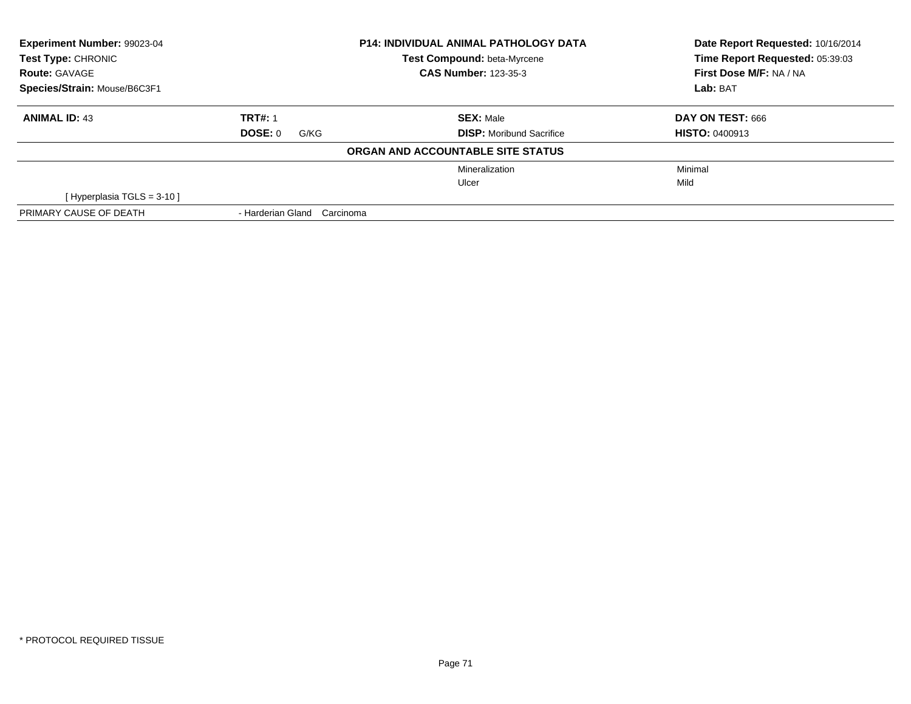**Experiment Number:** 99023-04
**Test Type:** CHRONIC
**Route:** GAVAGE
**Species/Strain:** Mouse/B6C3F1

**P14: INDIVIDUAL ANIMAL PATHOLOGY DATA**
**Test Compound:** beta-Myrcene
**CAS Number:** 123-35-3

**Date Report Requested:** 10/16/2014
**Time Report Requested:** 05:39:03
**First Dose M/F:** NA / NA
**Lab:** BAT

| **ANIMAL ID:** 43 | **TRT#:** 1 | **SEX:** Male | **DAY ON TEST:** 666 |
|---|---|---|---|
| | **DOSE:** 0 G/KG | **DISP:** Moribund Sacrifice | **HISTO:** 0400913 |

**ORGAN AND ACCOUNTABLE SITE STATUS**

| | | | |
|---|---|---|---|
| | | Mineralization | Minimal |
| | | Ulcer | Mild |
| [ Hyperplasia TGLS = 3-10 ] | | | |
| PRIMARY CAUSE OF DEATH | - Harderian Gland Carcinoma | | |

* PROTOCOL REQUIRED TISSUE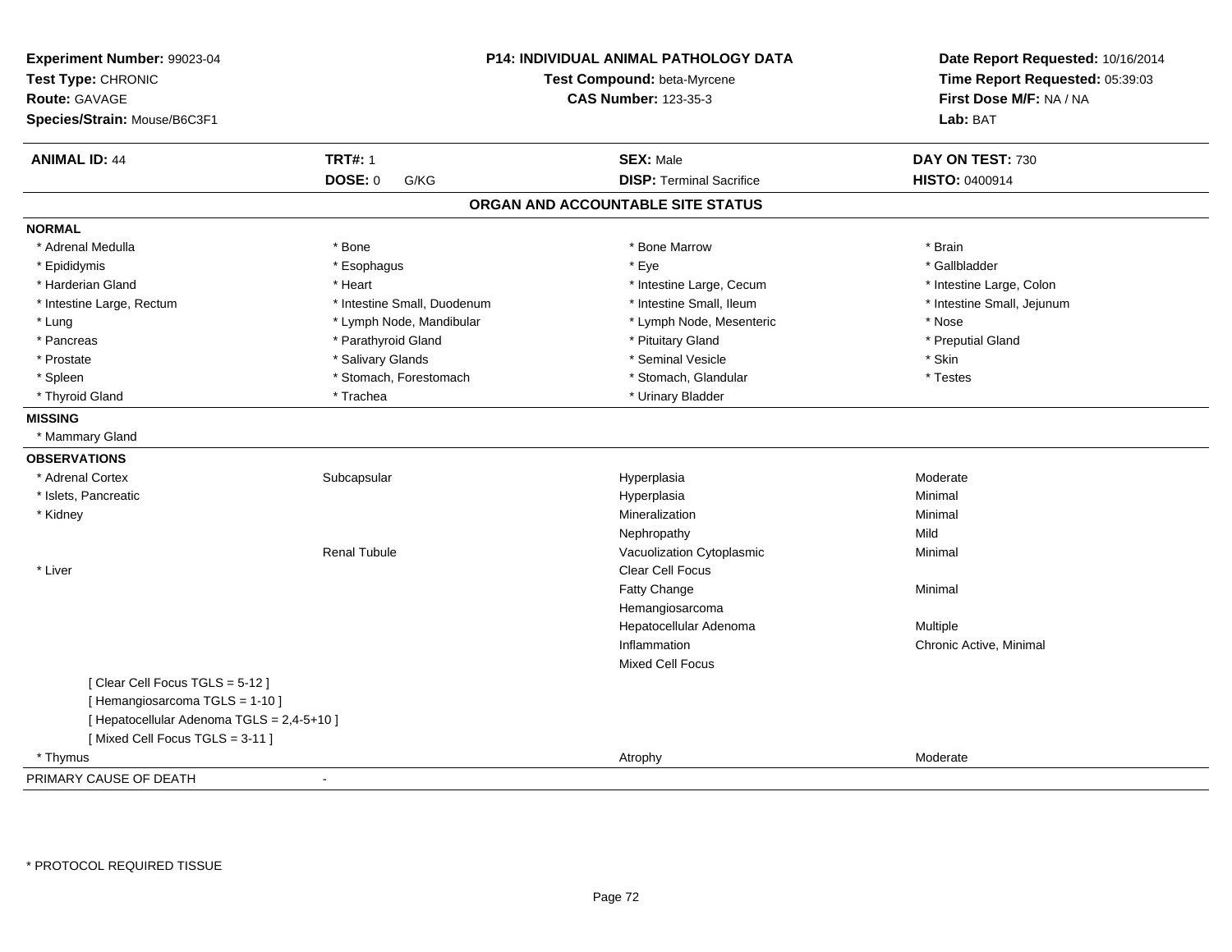**Experiment Number:** 99023-04
**Test Type:** CHRONIC
**Route:** GAVAGE
**Species/Strain:** Mouse/B6C3F1

**P14: INDIVIDUAL ANIMAL PATHOLOGY DATA**
**Test Compound:** beta-Myrcene
**CAS Number:** 123-35-3

**Date Report Requested:** 10/16/2014
**Time Report Requested:** 05:39:03
**First Dose M/F:** NA / NA
**Lab:** BAT

| **ANIMAL ID:** 44 | **TRT#:** 1 | **SEX:** Male | **DAY ON TEST:** 730 |
|---|---|---|---|
| | **DOSE:** 0 G/KG | **DISP:** Terminal Sacrifice | **HISTO:** 0400914 |

## ORGAN AND ACCOUNTABLE SITE STATUS

**NORMAL**

| | | | |
|---|---|---|---|
| * Adrenal Medulla | * Bone | * Bone Marrow | * Brain |
| * Epididymis | * Esophagus | * Eye | * Gallbladder |
| * Harderian Gland | * Heart | * Intestine Large, Cecum | * Intestine Large, Colon |
| * Intestine Large, Rectum | * Intestine Small, Duodenum | * Intestine Small, Ileum | * Intestine Small, Jejunum |
| * Lung | * Lymph Node, Mandibular | * Lymph Node, Mesenteric | * Nose |
| * Pancreas | * Parathyroid Gland | * Pituitary Gland | * Preputial Gland |
| * Prostate | * Salivary Glands | * Seminal Vesicle | * Skin |
| * Spleen | * Stomach, Forestomach | * Stomach, Glandular | * Testes |
| * Thyroid Gland | * Trachea | * Urinary Bladder | |

**MISSING**

* Mammary Gland

**OBSERVATIONS**

| | | | |
|---|---|---|---|
| * Adrenal Cortex | Subcapsular | Hyperplasia | Moderate |
| * Islets, Pancreatic | | Hyperplasia | Minimal |
| * Kidney | | Mineralization | Minimal |
| | | Nephropathy | Mild |
| | Renal Tubule | Vacuolization Cytoplasmic | Minimal |
| * Liver | | Clear Cell Focus | |
| | | Fatty Change | Minimal |
| | | Hemangiosarcoma | |
| | | Hepatocellular Adenoma | Multiple |
| | | Inflammation | Chronic Active, Minimal |
| | | Mixed Cell Focus | |
| [ Clear Cell Focus TGLS = 5-12 ] | | | |
| [ Hemangiosarcoma TGLS = 1-10 ] | | | |
| [ Hepatocellular Adenoma TGLS = 2,4-5+10 ] | | | |
| [ Mixed Cell Focus TGLS = 3-11 ] | | | |
| * Thymus | | Atrophy | Moderate |

PRIMARY CAUSE OF DEATH -

* PROTOCOL REQUIRED TISSUE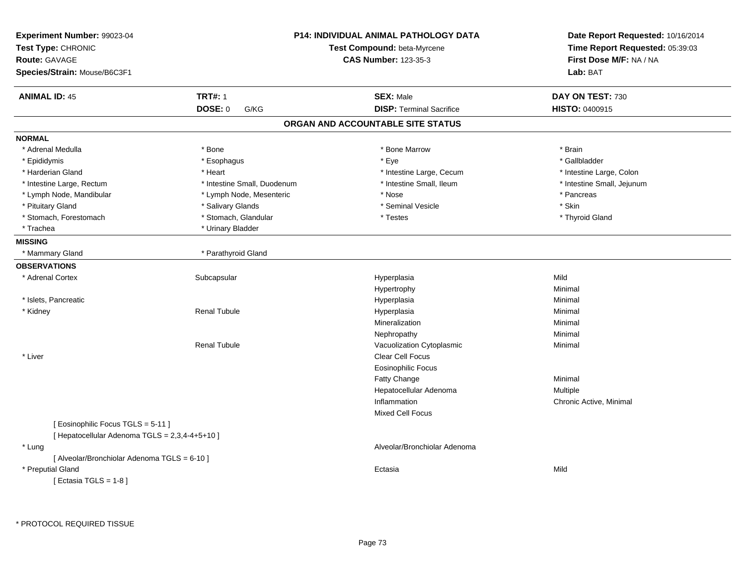**Experiment Number:** 99023-04
**Test Type:** CHRONIC
**Route:** GAVAGE
**Species/Strain:** Mouse/B6C3F1

**P14: INDIVIDUAL ANIMAL PATHOLOGY DATA**
**Test Compound:** beta-Myrcene
**CAS Number:** 123-35-3

**Date Report Requested:** 10/16/2014
**Time Report Requested:** 05:39:03
**First Dose M/F:** NA / NA
**Lab:** BAT

| **ANIMAL ID:** 45 | **TRT#:** 1 | **SEX:** Male | **DAY ON TEST:** 730 |
|---|---|---|---|
| | **DOSE:** 0 G/KG | **DISP:** Terminal Sacrifice | **HISTO:** 0400915 |

## ORGAN AND ACCOUNTABLE SITE STATUS

**NORMAL**

| | | | |
|---|---|---|---|
| * Adrenal Medulla | * Bone | * Bone Marrow | * Brain |
| * Epididymis | * Esophagus | * Eye | * Gallbladder |
| * Harderian Gland | * Heart | * Intestine Large, Cecum | * Intestine Large, Colon |
| * Intestine Large, Rectum | * Intestine Small, Duodenum | * Intestine Small, Ileum | * Intestine Small, Jejunum |
| * Lymph Node, Mandibular | * Lymph Node, Mesenteric | * Nose | * Pancreas |
| * Pituitary Gland | * Salivary Glands | * Seminal Vesicle | * Skin |
| * Stomach, Forestomach | * Stomach, Glandular | * Testes | * Thyroid Gland |
| * Trachea | * Urinary Bladder | | |

**MISSING**

| | |
|---|---|
| * Mammary Gland | * Parathyroid Gland |

**OBSERVATIONS**

| | | | |
|---|---|---|---|
| * Adrenal Cortex | Subcapsular | Hyperplasia | Mild |
| | | Hypertrophy | Minimal |
| * Islets, Pancreatic | | Hyperplasia | Minimal |
| * Kidney | Renal Tubule | Hyperplasia | Minimal |
| | | Mineralization | Minimal |
| | | Nephropathy | Minimal |
| | Renal Tubule | Vacuolization Cytoplasmic | Minimal |
| * Liver | | Clear Cell Focus | |
| | | Eosinophilic Focus | |
| | | Fatty Change | Minimal |
| | | Hepatocellular Adenoma | Multiple |
| | | Inflammation | Chronic Active, Minimal |
| | | Mixed Cell Focus | |
| [ Eosinophilic Focus TGLS = 5-11 ] | | | |
| [ Hepatocellular Adenoma TGLS = 2,3,4-4+5+10 ] | | | |
| * Lung | | Alveolar/Bronchiolar Adenoma | |
| [ Alveolar/Bronchiolar Adenoma TGLS = 6-10 ] | | | |
| * Preputial Gland | | Ectasia | Mild |
| [ Ectasia TGLS = 1-8 ] | | | |

\* PROTOCOL REQUIRED TISSUE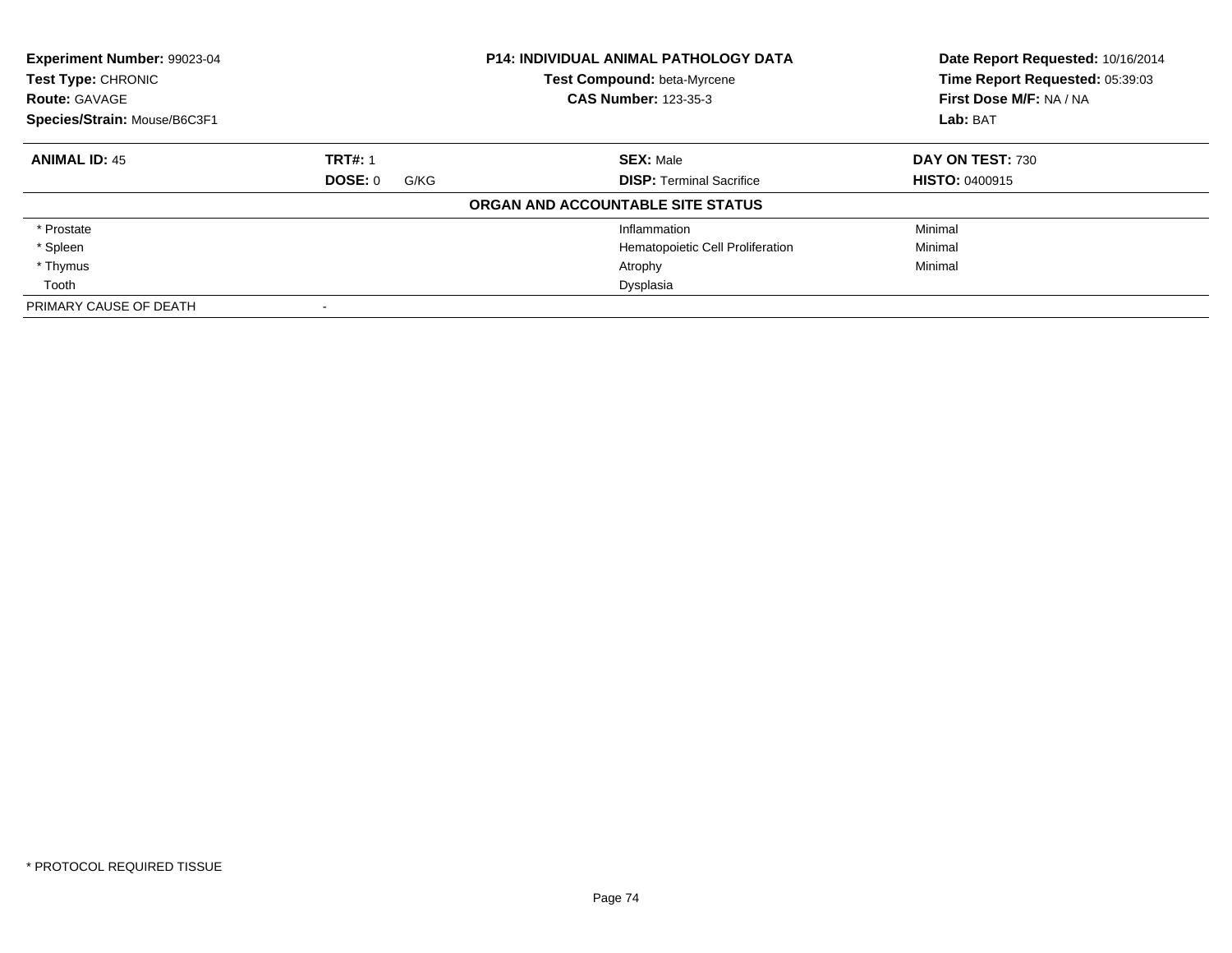**Experiment Number:** 99023-04
**Test Type:** CHRONIC
**Route:** GAVAGE
**Species/Strain:** Mouse/B6C3F1

**P14: INDIVIDUAL ANIMAL PATHOLOGY DATA**
**Test Compound:** beta-Myrcene
**CAS Number:** 123-35-3

**Date Report Requested:** 10/16/2014
**Time Report Requested:** 05:39:03
**First Dose M/F:** NA / NA
**Lab:** BAT

| **ANIMAL ID:** 45 | **TRT#:** 1 | **SEX:** Male | **DAY ON TEST:** 730 |
|---|---|---|---|
| | **DOSE:** 0 G/KG | **DISP:** Terminal Sacrifice | **HISTO:** 0400915 |

**ORGAN AND ACCOUNTABLE SITE STATUS**

| | | | |
|---|---|---|---|
| * Prostate | | Inflammation | Minimal |
| * Spleen | | Hematopoietic Cell Proliferation | Minimal |
| * Thymus | | Atrophy | Minimal |
| Tooth | | Dysplasia | |
| PRIMARY CAUSE OF DEATH | - | | |

* PROTOCOL REQUIRED TISSUE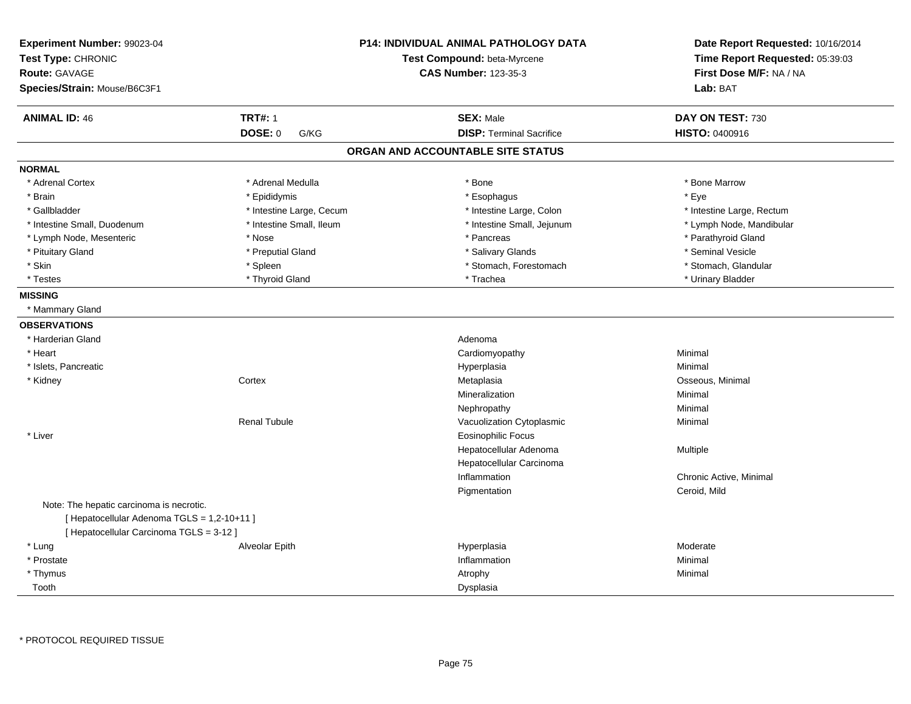**Experiment Number:** 99023-04
**Test Type:** CHRONIC
**Route:** GAVAGE
**Species/Strain:** Mouse/B6C3F1

**P14: INDIVIDUAL ANIMAL PATHOLOGY DATA**
**Test Compound:** beta-Myrcene
**CAS Number:** 123-35-3

**Date Report Requested:** 10/16/2014
**Time Report Requested:** 05:39:03
**First Dose M/F:** NA / NA
**Lab:** BAT

| **ANIMAL ID:** 46 | **TRT#:** 1 | **SEX:** Male | **DAY ON TEST:** 730 |
|---|---|---|---|
| | **DOSE:** 0 G/KG | **DISP:** Terminal Sacrifice | **HISTO:** 0400916 |

## ORGAN AND ACCOUNTABLE SITE STATUS

**NORMAL**

| | | | |
|---|---|---|---|
| * Adrenal Cortex | * Adrenal Medulla | * Bone | * Bone Marrow |
| * Brain | * Epididymis | * Esophagus | * Eye |
| * Gallbladder | * Intestine Large, Cecum | * Intestine Large, Colon | * Intestine Large, Rectum |
| * Intestine Small, Duodenum | * Intestine Small, Ileum | * Intestine Small, Jejunum | * Lymph Node, Mandibular |
| * Lymph Node, Mesenteric | * Nose | * Pancreas | * Parathyroid Gland |
| * Pituitary Gland | * Preputial Gland | * Salivary Glands | * Seminal Vesicle |
| * Skin | * Spleen | * Stomach, Forestomach | * Stomach, Glandular |
| * Testes | * Thyroid Gland | * Trachea | * Urinary Bladder |

**MISSING**

* Mammary Gland

**OBSERVATIONS**

| | | | |
|---|---|---|---|
| * Harderian Gland | | Adenoma | |
| * Heart | | Cardiomyopathy | Minimal |
| * Islets, Pancreatic | | Hyperplasia | Minimal |
| * Kidney | Cortex | Metaplasia | Osseous, Minimal |
| | | Mineralization | Minimal |
| | | Nephropathy | Minimal |
| | Renal Tubule | Vacuolization Cytoplasmic | Minimal |
| * Liver | | Eosinophilic Focus | |
| | | Hepatocellular Adenoma | Multiple |
| | | Hepatocellular Carcinoma | |
| | | Inflammation | Chronic Active, Minimal |
| | | Pigmentation | Ceroid, Mild |

Note: The hepatic carcinoma is necrotic.
[ Hepatocellular Adenoma TGLS = 1,2-10+11 ]
[ Hepatocellular Carcinoma TGLS = 3-12 ]

| | | | |
|---|---|---|---|
| * Lung | Alveolar Epith | Hyperplasia | Moderate |
| * Prostate | | Inflammation | Minimal |
| * Thymus | | Atrophy | Minimal |
| Tooth | | Dysplasia | |

* PROTOCOL REQUIRED TISSUE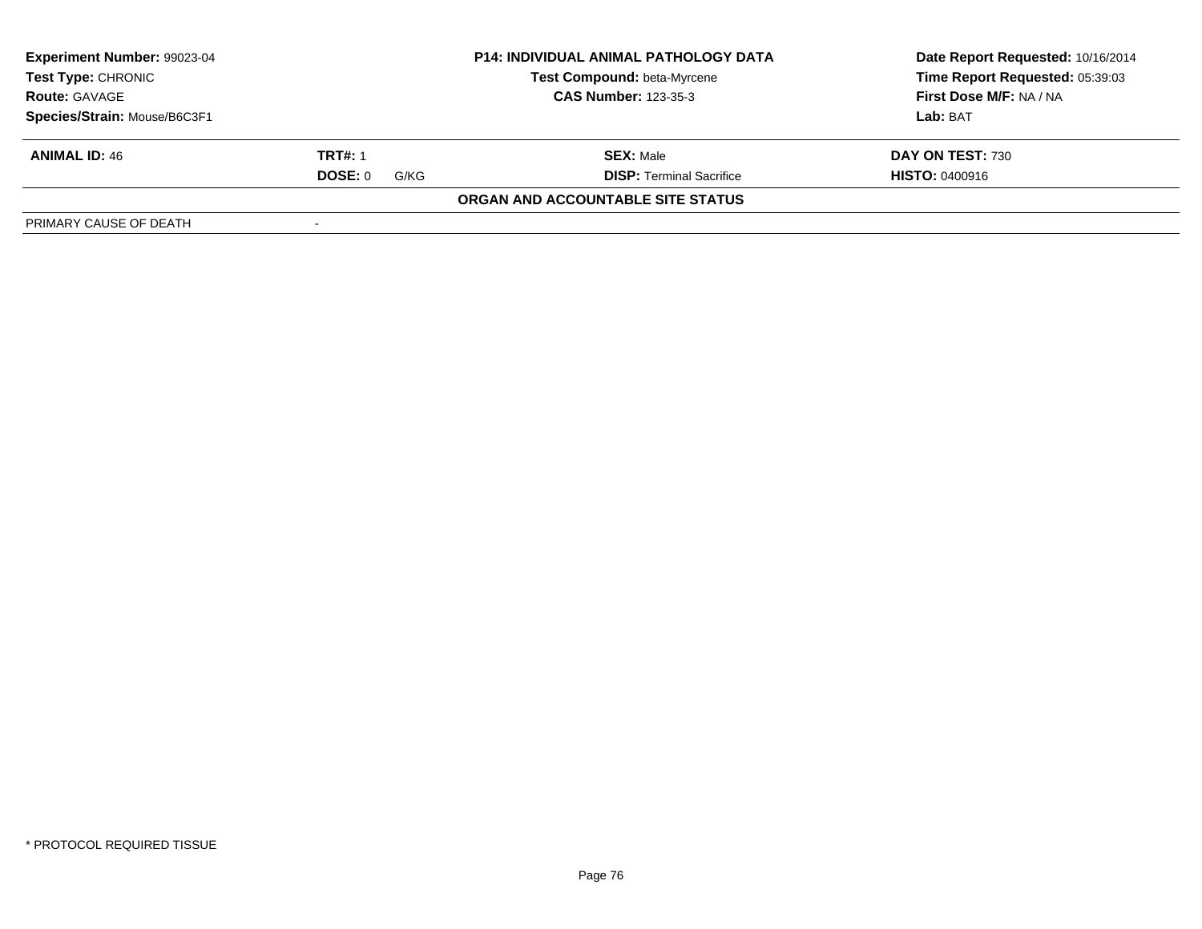| Experiment Number: 99023-04 | P14: INDIVIDUAL ANIMAL PATHOLOGY DATA | Date Report Requested: 10/16/2014 |
|---|---|---|
| Test Type: CHRONIC | Test Compound: beta-Myrcene | Time Report Requested: 05:39:03 |
| Route: GAVAGE | CAS Number: 123-35-3 | First Dose M/F: NA / NA |
| Species/Strain: Mouse/B6C3F1 | | Lab: BAT |

| ANIMAL ID: 46 | TRT#: 1 | SEX: Male | DAY ON TEST: 730 |
|---|---|---|---|
| | DOSE: 0 G/KG | DISP: Terminal Sacrifice | HISTO: 0400916 |

**ORGAN AND ACCOUNTABLE SITE STATUS**

| PRIMARY CAUSE OF DEATH | - |
|---|---|

* PROTOCOL REQUIRED TISSUE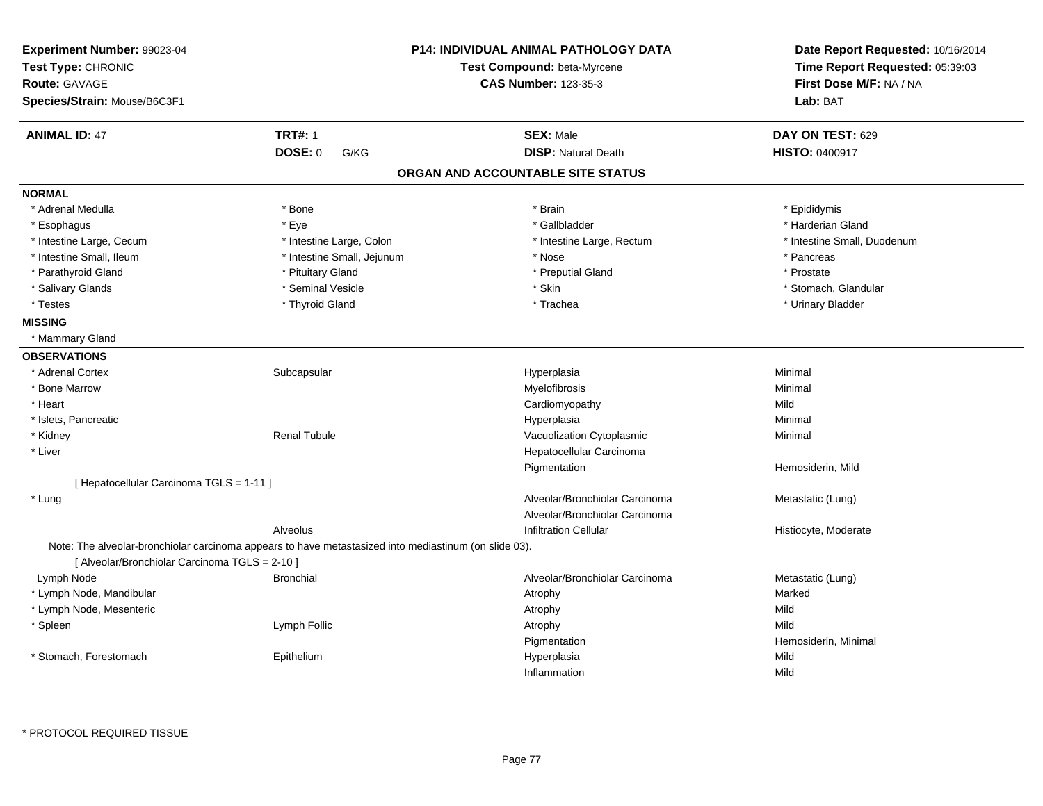**Experiment Number:** 99023-04
**Test Type:** CHRONIC
**Route:** GAVAGE
**Species/Strain:** Mouse/B6C3F1

**P14: INDIVIDUAL ANIMAL PATHOLOGY DATA**
**Test Compound:** beta-Myrcene
**CAS Number:** 123-35-3

**Date Report Requested:** 10/16/2014
**Time Report Requested:** 05:39:03
**First Dose M/F:** NA / NA
**Lab:** BAT

| **ANIMAL ID:** 47 | **TRT#:** 1 | **SEX:** Male | **DAY ON TEST:** 629 |
|---|---|---|---|
| | **DOSE:** 0 G/KG | **DISP:** Natural Death | **HISTO:** 0400917 |

## ORGAN AND ACCOUNTABLE SITE STATUS

**NORMAL**

| | | | |
|---|---|---|---|
| * Adrenal Medulla | * Bone | * Brain | * Epididymis |
| * Esophagus | * Eye | * Gallbladder | * Harderian Gland |
| * Intestine Large, Cecum | * Intestine Large, Colon | * Intestine Large, Rectum | * Intestine Small, Duodenum |
| * Intestine Small, Ileum | * Intestine Small, Jejunum | * Nose | * Pancreas |
| * Parathyroid Gland | * Pituitary Gland | * Preputial Gland | * Prostate |
| * Salivary Glands | * Seminal Vesicle | * Skin | * Stomach, Glandular |
| * Testes | * Thyroid Gland | * Trachea | * Urinary Bladder |

**MISSING**

* Mammary Gland

**OBSERVATIONS**

| | | | |
|---|---|---|---|
| * Adrenal Cortex | Subcapsular | Hyperplasia | Minimal |
| * Bone Marrow | | Myelofibrosis | Minimal |
| * Heart | | Cardiomyopathy | Mild |
| * Islets, Pancreatic | | Hyperplasia | Minimal |
| * Kidney | Renal Tubule | Vacuolization Cytoplasmic | Minimal |
| * Liver | | Hepatocellular Carcinoma | |
| | | Pigmentation | Hemosiderin, Mild |
| [ Hepatocellular Carcinoma TGLS = 1-11 ] | | | |
| * Lung | | Alveolar/Bronchiolar Carcinoma | Metastatic (Lung) |
| | | Alveolar/Bronchiolar Carcinoma | |
| | Alveolus | Infiltration Cellular | Histiocyte, Moderate |

Note: The alveolar-bronchiolar carcinoma appears to have metastasized into mediastinum (on slide 03).

[ Alveolar/Bronchiolar Carcinoma TGLS = 2-10 ]

| | | | |
|---|---|---|---|
| Lymph Node | Bronchial | Alveolar/Bronchiolar Carcinoma | Metastatic (Lung) |
| * Lymph Node, Mandibular | | Atrophy | Marked |
| * Lymph Node, Mesenteric | | Atrophy | Mild |
| * Spleen | Lymph Follic | Atrophy | Mild |
| | | Pigmentation | Hemosiderin, Minimal |
| * Stomach, Forestomach | Epithelium | Hyperplasia | Mild |
| | | Inflammation | Mild |

* PROTOCOL REQUIRED TISSUE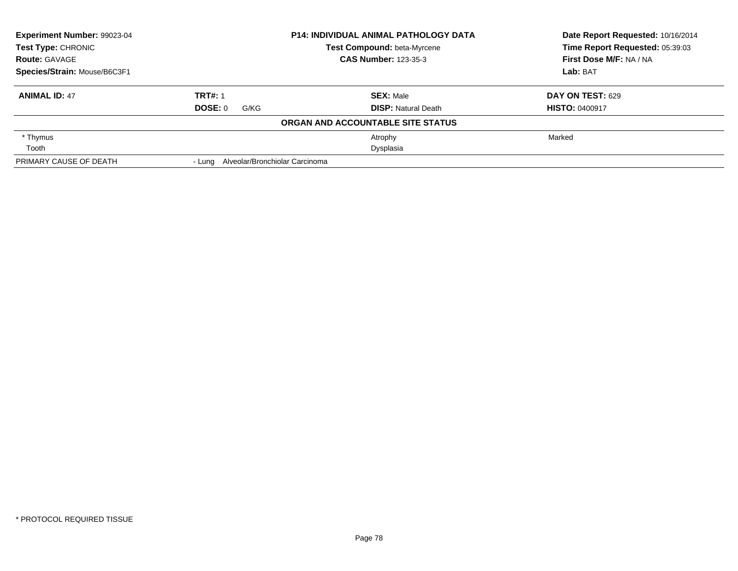**Experiment Number:** 99023-04
**Test Type:** CHRONIC
**Route:** GAVAGE
**Species/Strain:** Mouse/B6C3F1

**P14: INDIVIDUAL ANIMAL PATHOLOGY DATA**
**Test Compound:** beta-Myrcene
**CAS Number:** 123-35-3

**Date Report Requested:** 10/16/2014
**Time Report Requested:** 05:39:03
**First Dose M/F:** NA / NA
**Lab:** BAT

| **ANIMAL ID:** 47 | **TRT#:** 1 | **SEX:** Male | **DAY ON TEST:** 629 |
|---|---|---|---|
| | **DOSE:** 0 G/KG | **DISP:** Natural Death | **HISTO:** 0400917 |

**ORGAN AND ACCOUNTABLE SITE STATUS**

| | | | |
|---|---|---|---|
| * Thymus | | Atrophy | Marked |
| Tooth | | Dysplasia | |
| PRIMARY CAUSE OF DEATH | - Lung Alveolar/Bronchiolar Carcinoma | | |

* PROTOCOL REQUIRED TISSUE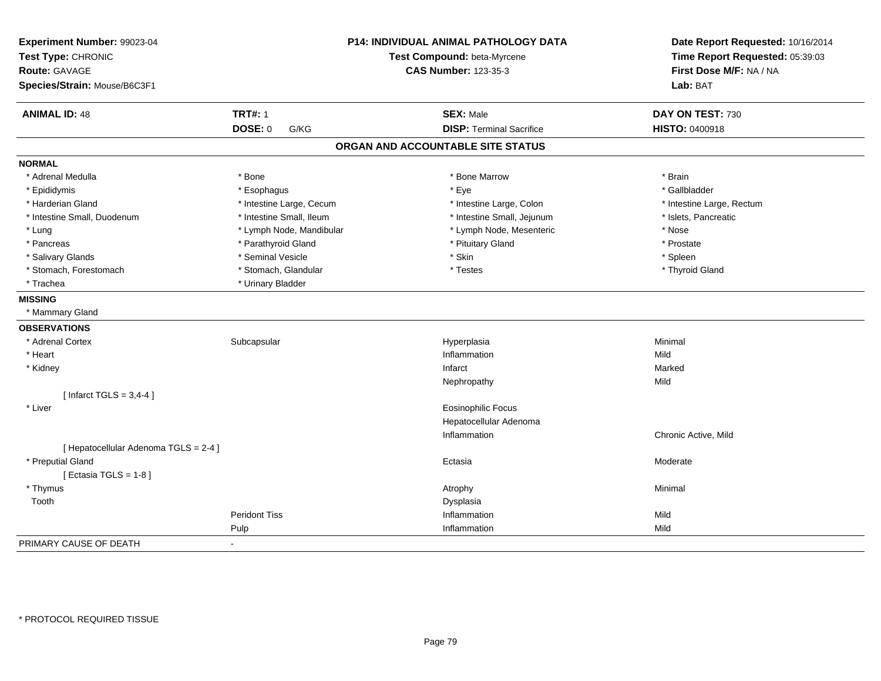**Experiment Number:** 99023-04
**Test Type:** CHRONIC
**Route:** GAVAGE
**Species/Strain:** Mouse/B6C3F1

**P14: INDIVIDUAL ANIMAL PATHOLOGY DATA**
**Test Compound:** beta-Myrcene
**CAS Number:** 123-35-3

**Date Report Requested:** 10/16/2014
**Time Report Requested:** 05:39:03
**First Dose M/F:** NA / NA
**Lab:** BAT

| **ANIMAL ID:** 48 | **TRT#:** 1 | **SEX:** Male | **DAY ON TEST:** 730 |
|---|---|---|---|
| | **DOSE:** 0 G/KG | **DISP:** Terminal Sacrifice | **HISTO:** 0400918 |

## ORGAN AND ACCOUNTABLE SITE STATUS

**NORMAL**

| | | | |
|---|---|---|---|
| * Adrenal Medulla | * Bone | * Bone Marrow | * Brain |
| * Epididymis | * Esophagus | * Eye | * Gallbladder |
| * Harderian Gland | * Intestine Large, Cecum | * Intestine Large, Colon | * Intestine Large, Rectum |
| * Intestine Small, Duodenum | * Intestine Small, Ileum | * Intestine Small, Jejunum | * Islets, Pancreatic |
| * Lung | * Lymph Node, Mandibular | * Lymph Node, Mesenteric | * Nose |
| * Pancreas | * Parathyroid Gland | * Pituitary Gland | * Prostate |
| * Salivary Glands | * Seminal Vesicle | * Skin | * Spleen |
| * Stomach, Forestomach | * Stomach, Glandular | * Testes | * Thyroid Gland |
| * Trachea | * Urinary Bladder | | |

**MISSING**

* Mammary Gland

**OBSERVATIONS**

| | | | |
|---|---|---|---|
| * Adrenal Cortex | Subcapsular | Hyperplasia | Minimal |
| * Heart | | Inflammation | Mild |
| * Kidney | | Infarct | Marked |
| | | Nephropathy | Mild |
| [ Infarct TGLS = 3,4-4 ] | | | |
| * Liver | | Eosinophilic Focus | |
| | | Hepatocellular Adenoma | |
| | | Inflammation | Chronic Active, Mild |
| [ Hepatocellular Adenoma TGLS = 2-4 ] | | | |
| * Preputial Gland | | Ectasia | Moderate |
| [ Ectasia TGLS = 1-8 ] | | | |
| * Thymus | | Atrophy | Minimal |
| Tooth | | Dysplasia | |
| | Peridont Tiss | Inflammation | Mild |
| | Pulp | Inflammation | Mild |

PRIMARY CAUSE OF DEATH -

\* PROTOCOL REQUIRED TISSUE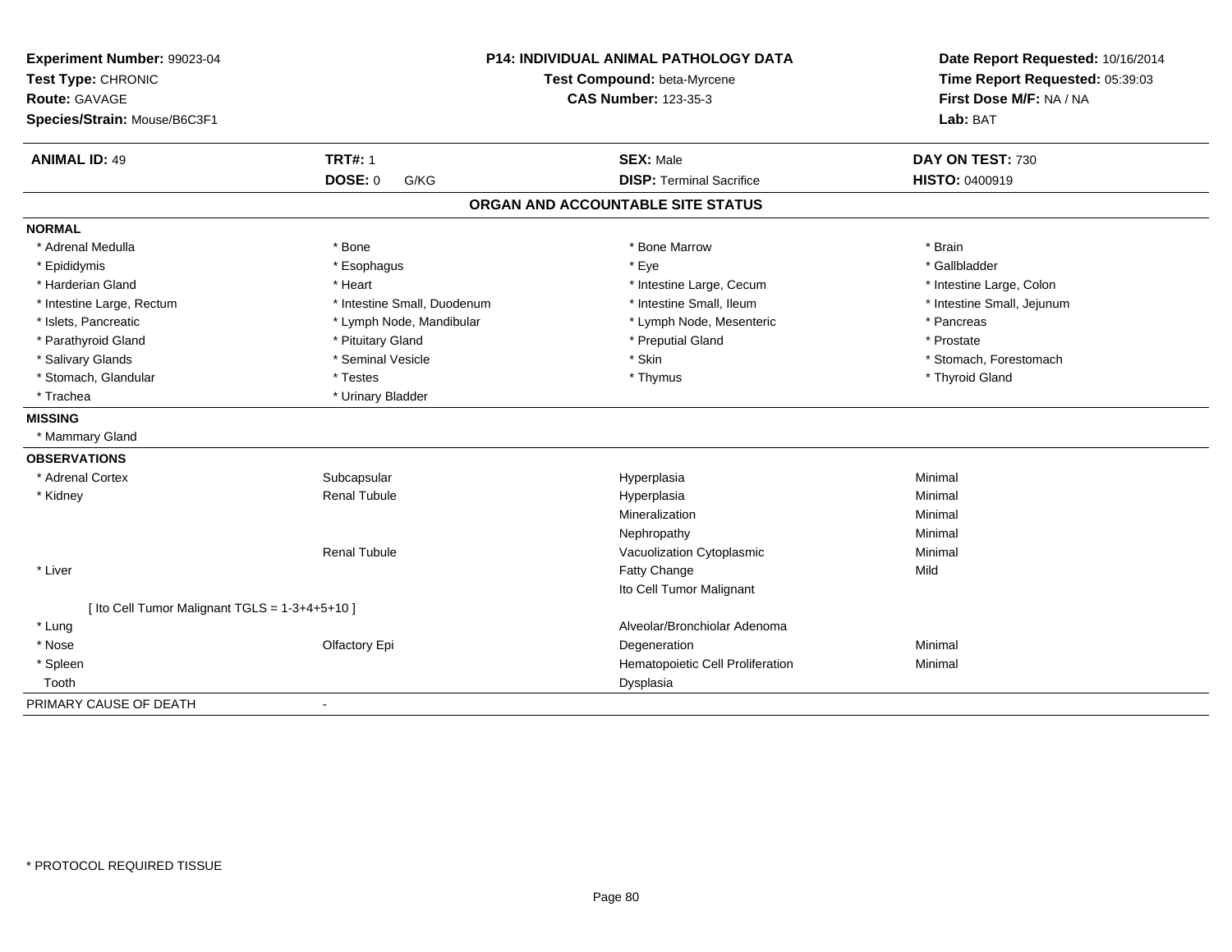**Experiment Number:** 99023-04
**Test Type:** CHRONIC
**Route:** GAVAGE
**Species/Strain:** Mouse/B6C3F1

**P14: INDIVIDUAL ANIMAL PATHOLOGY DATA**
**Test Compound:** beta-Myrcene
**CAS Number:** 123-35-3

**Date Report Requested:** 10/16/2014
**Time Report Requested:** 05:39:03
**First Dose M/F:** NA / NA
**Lab:** BAT

| **ANIMAL ID:** 49 | **TRT#:** 1 | **SEX:** Male | **DAY ON TEST:** 730 |
|---|---|---|---|
| | **DOSE:** 0 G/KG | **DISP:** Terminal Sacrifice | **HISTO:** 0400919 |

## ORGAN AND ACCOUNTABLE SITE STATUS

**NORMAL**

| | | | |
|---|---|---|---|
| * Adrenal Medulla | * Bone | * Bone Marrow | * Brain |
| * Epididymis | * Esophagus | * Eye | * Gallbladder |
| * Harderian Gland | * Heart | * Intestine Large, Cecum | * Intestine Large, Colon |
| * Intestine Large, Rectum | * Intestine Small, Duodenum | * Intestine Small, Ileum | * Intestine Small, Jejunum |
| * Islets, Pancreatic | * Lymph Node, Mandibular | * Lymph Node, Mesenteric | * Pancreas |
| * Parathyroid Gland | * Pituitary Gland | * Preputial Gland | * Prostate |
| * Salivary Glands | * Seminal Vesicle | * Skin | * Stomach, Forestomach |
| * Stomach, Glandular | * Testes | * Thymus | * Thyroid Gland |
| * Trachea | * Urinary Bladder | | |

**MISSING**

* Mammary Gland

**OBSERVATIONS**

| | | | |
|---|---|---|---|
| * Adrenal Cortex | Subcapsular | Hyperplasia | Minimal |
| * Kidney | Renal Tubule | Hyperplasia | Minimal |
| | | Mineralization | Minimal |
| | | Nephropathy | Minimal |
| | Renal Tubule | Vacuolization Cytoplasmic | Minimal |
| * Liver | | Fatty Change | Mild |
| | | Ito Cell Tumor Malignant | |
| [ Ito Cell Tumor Malignant TGLS = 1-3+4+5+10 ] | | | |
| * Lung | | Alveolar/Bronchiolar Adenoma | |
| * Nose | Olfactory Epi | Degeneration | Minimal |
| * Spleen | | Hematopoietic Cell Proliferation | Minimal |
| Tooth | | Dysplasia | |

PRIMARY CAUSE OF DEATH -

\* PROTOCOL REQUIRED TISSUE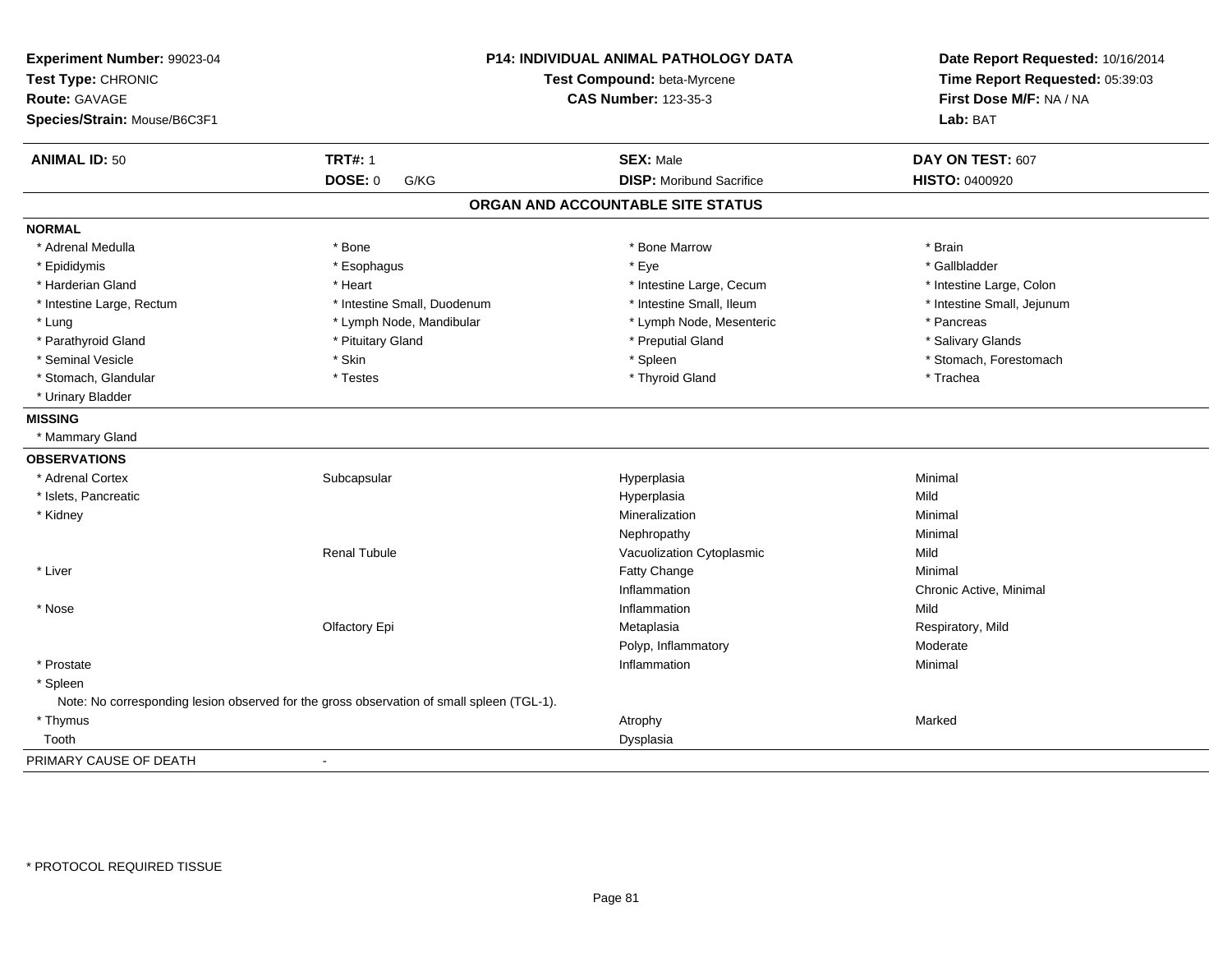**Experiment Number:** 99023-04
**Test Type:** CHRONIC
**Route:** GAVAGE
**Species/Strain:** Mouse/B6C3F1

**P14: INDIVIDUAL ANIMAL PATHOLOGY DATA**
**Test Compound:** beta-Myrcene
**CAS Number:** 123-35-3

**Date Report Requested:** 10/16/2014
**Time Report Requested:** 05:39:03
**First Dose M/F:** NA / NA
**Lab:** BAT

| **ANIMAL ID:** 50 | **TRT#:** 1 | **SEX:** Male | **DAY ON TEST:** 607 |
|---|---|---|---|
| | **DOSE:** 0 G/KG | **DISP:** Moribund Sacrifice | **HISTO:** 0400920 |

## ORGAN AND ACCOUNTABLE SITE STATUS

**NORMAL**

| | | | |
|---|---|---|---|
| * Adrenal Medulla | * Bone | * Bone Marrow | * Brain |
| * Epididymis | * Esophagus | * Eye | * Gallbladder |
| * Harderian Gland | * Heart | * Intestine Large, Cecum | * Intestine Large, Colon |
| * Intestine Large, Rectum | * Intestine Small, Duodenum | * Intestine Small, Ileum | * Intestine Small, Jejunum |
| * Lung | * Lymph Node, Mandibular | * Lymph Node, Mesenteric | * Pancreas |
| * Parathyroid Gland | * Pituitary Gland | * Preputial Gland | * Salivary Glands |
| * Seminal Vesicle | * Skin | * Spleen | * Stomach, Forestomach |
| * Stomach, Glandular | * Testes | * Thyroid Gland | * Trachea |
| * Urinary Bladder | | | |

**MISSING**

* Mammary Gland

**OBSERVATIONS**

| | | | |
|---|---|---|---|
| * Adrenal Cortex | Subcapsular | Hyperplasia | Minimal |
| * Islets, Pancreatic | | Hyperplasia | Mild |
| * Kidney | | Mineralization | Minimal |
| | | Nephropathy | Minimal |
| | Renal Tubule | Vacuolization Cytoplasmic | Mild |
| * Liver | | Fatty Change | Minimal |
| | | Inflammation | Chronic Active, Minimal |
| * Nose | | Inflammation | Mild |
| | Olfactory Epi | Metaplasia | Respiratory, Mild |
| | | Polyp, Inflammatory | Moderate |
| * Prostate | | Inflammation | Minimal |
| * Spleen | | | |

Note: No corresponding lesion observed for the gross observation of small spleen (TGL-1).

| | | | |
|---|---|---|---|
| * Thymus | | Atrophy | Marked |
| Tooth | | Dysplasia | |

PRIMARY CAUSE OF DEATH -

* PROTOCOL REQUIRED TISSUE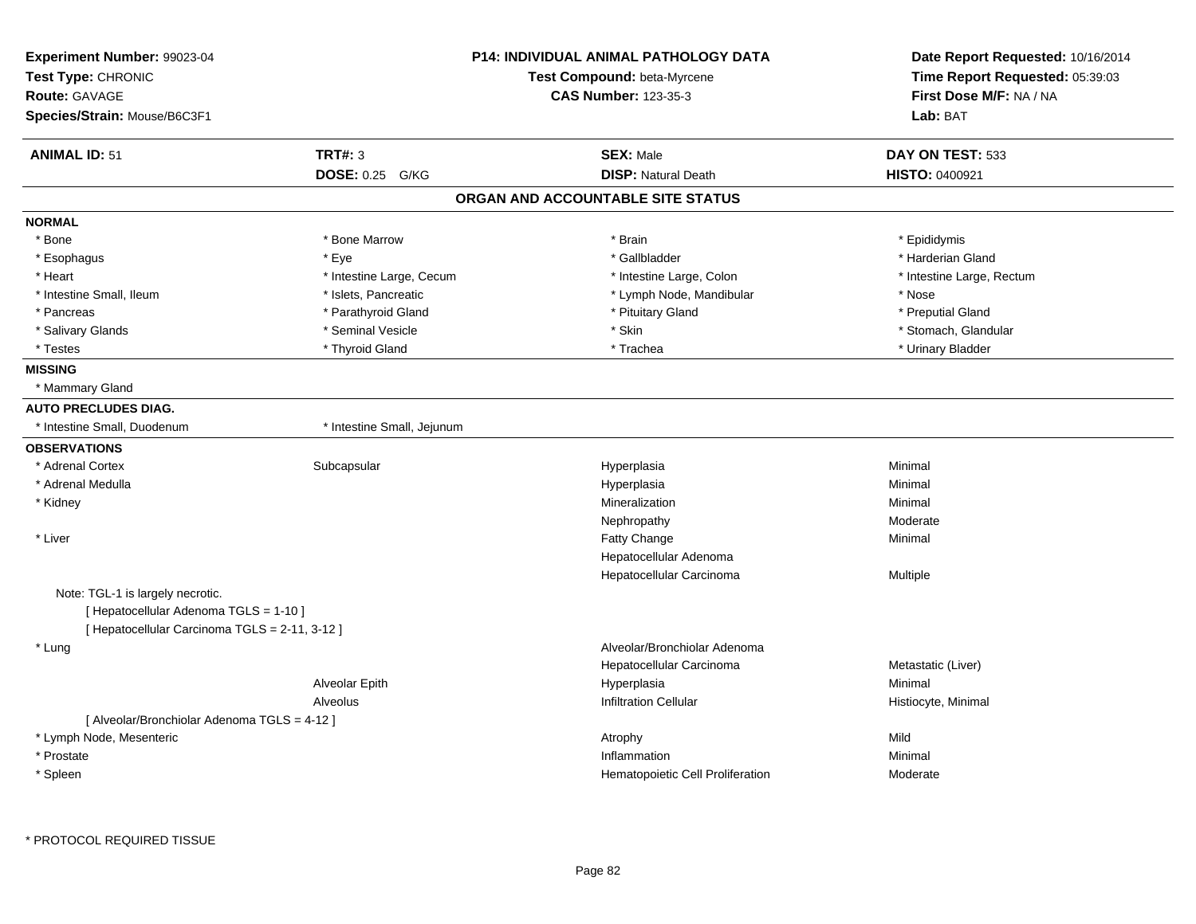**Experiment Number:** 99023-04
**Test Type:** CHRONIC
**Route:** GAVAGE
**Species/Strain:** Mouse/B6C3F1

**P14: INDIVIDUAL ANIMAL PATHOLOGY DATA**
**Test Compound:** beta-Myrcene
**CAS Number:** 123-35-3

**Date Report Requested:** 10/16/2014
**Time Report Requested:** 05:39:03
**First Dose M/F:** NA / NA
**Lab:** BAT

| **ANIMAL ID:** 51 | **TRT#:** 3 | **SEX:** Male | **DAY ON TEST:** 533 |
|---|---|---|---|
| | **DOSE:** 0.25 G/KG | **DISP:** Natural Death | **HISTO:** 0400921 |

## ORGAN AND ACCOUNTABLE SITE STATUS

**NORMAL**

| | | | |
|---|---|---|---|
| * Bone | * Bone Marrow | * Brain | * Epididymis |
| * Esophagus | * Eye | * Gallbladder | * Harderian Gland |
| * Heart | * Intestine Large, Cecum | * Intestine Large, Colon | * Intestine Large, Rectum |
| * Intestine Small, Ileum | * Islets, Pancreatic | * Lymph Node, Mandibular | * Nose |
| * Pancreas | * Parathyroid Gland | * Pituitary Gland | * Preputial Gland |
| * Salivary Glands | * Seminal Vesicle | * Skin | * Stomach, Glandular |
| * Testes | * Thyroid Gland | * Trachea | * Urinary Bladder |

**MISSING**

* Mammary Gland

**AUTO PRECLUDES DIAG.**

* Intestine Small, Duodenum
* Intestine Small, Jejunum

**OBSERVATIONS**

| | | | |
|---|---|---|---|
| * Adrenal Cortex | Subcapsular | Hyperplasia | Minimal |
| * Adrenal Medulla | | Hyperplasia | Minimal |
| * Kidney | | Mineralization | Minimal |
| | | Nephropathy | Moderate |
| * Liver | | Fatty Change | Minimal |
| | | Hepatocellular Adenoma | |
| | | Hepatocellular Carcinoma | Multiple |
| Note: TGL-1 is largely necrotic. | | | |
| [ Hepatocellular Adenoma TGLS = 1-10 ] | | | |
| [ Hepatocellular Carcinoma TGLS = 2-11, 3-12 ] | | | |
| * Lung | | Alveolar/Bronchiolar Adenoma | |
| | | Hepatocellular Carcinoma | Metastatic (Liver) |
| | Alveolar Epith | Hyperplasia | Minimal |
| | Alveolus | Infiltration Cellular | Histiocyte, Minimal |
| [ Alveolar/Bronchiolar Adenoma TGLS = 4-12 ] | | | |
| * Lymph Node, Mesenteric | | Atrophy | Mild |
| * Prostate | | Inflammation | Minimal |
| * Spleen | | Hematopoietic Cell Proliferation | Moderate |

* PROTOCOL REQUIRED TISSUE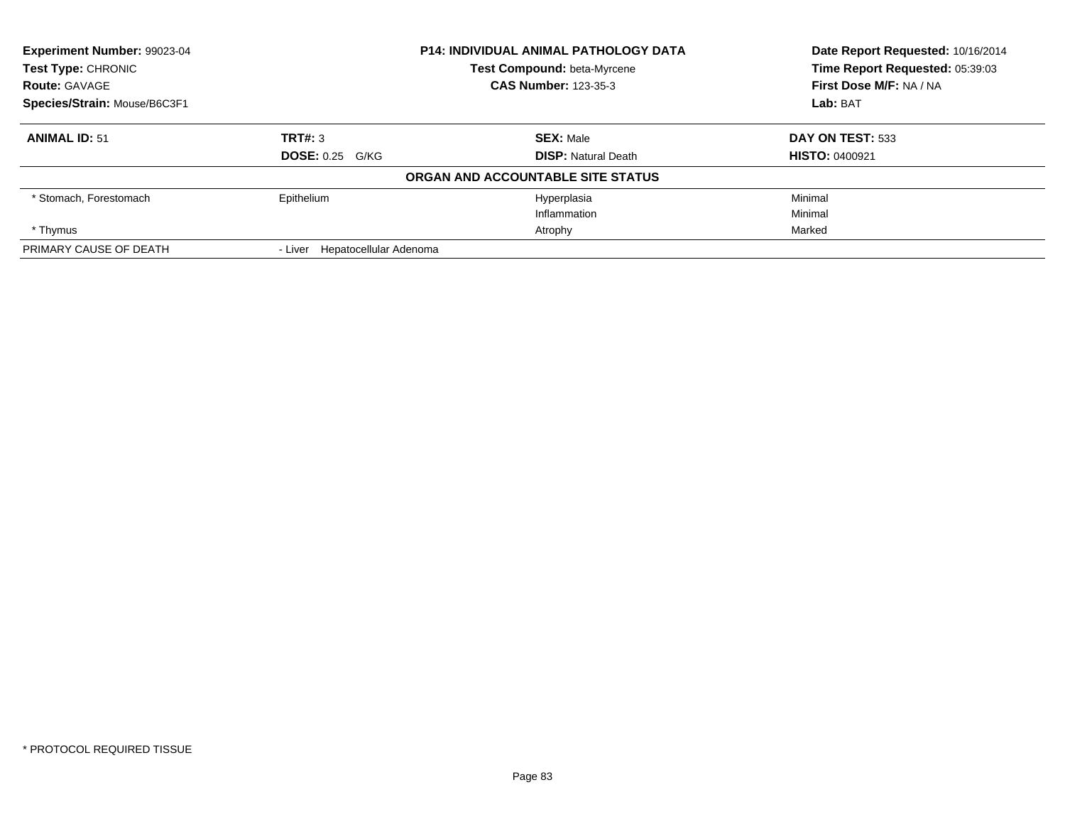**Experiment Number:** 99023-04
**Test Type:** CHRONIC
**Route:** GAVAGE
**Species/Strain:** Mouse/B6C3F1

**P14: INDIVIDUAL ANIMAL PATHOLOGY DATA**
**Test Compound:** beta-Myrcene
**CAS Number:** 123-35-3

**Date Report Requested:** 10/16/2014
**Time Report Requested:** 05:39:03
**First Dose M/F:** NA / NA
**Lab:** BAT

| **ANIMAL ID:** 51 | **TRT#:** 3 | **SEX:** Male | **DAY ON TEST:** 533 |
|---|---|---|---|
| | **DOSE:** 0.25 G/KG | **DISP:** Natural Death | **HISTO:** 0400921 |

**ORGAN AND ACCOUNTABLE SITE STATUS**

| | | | |
|---|---|---|---|
| * Stomach, Forestomach | Epithelium | Hyperplasia | Minimal |
| | | Inflammation | Minimal |
| * Thymus | | Atrophy | Marked |
| PRIMARY CAUSE OF DEATH | - Liver Hepatocellular Adenoma | | |

\* PROTOCOL REQUIRED TISSUE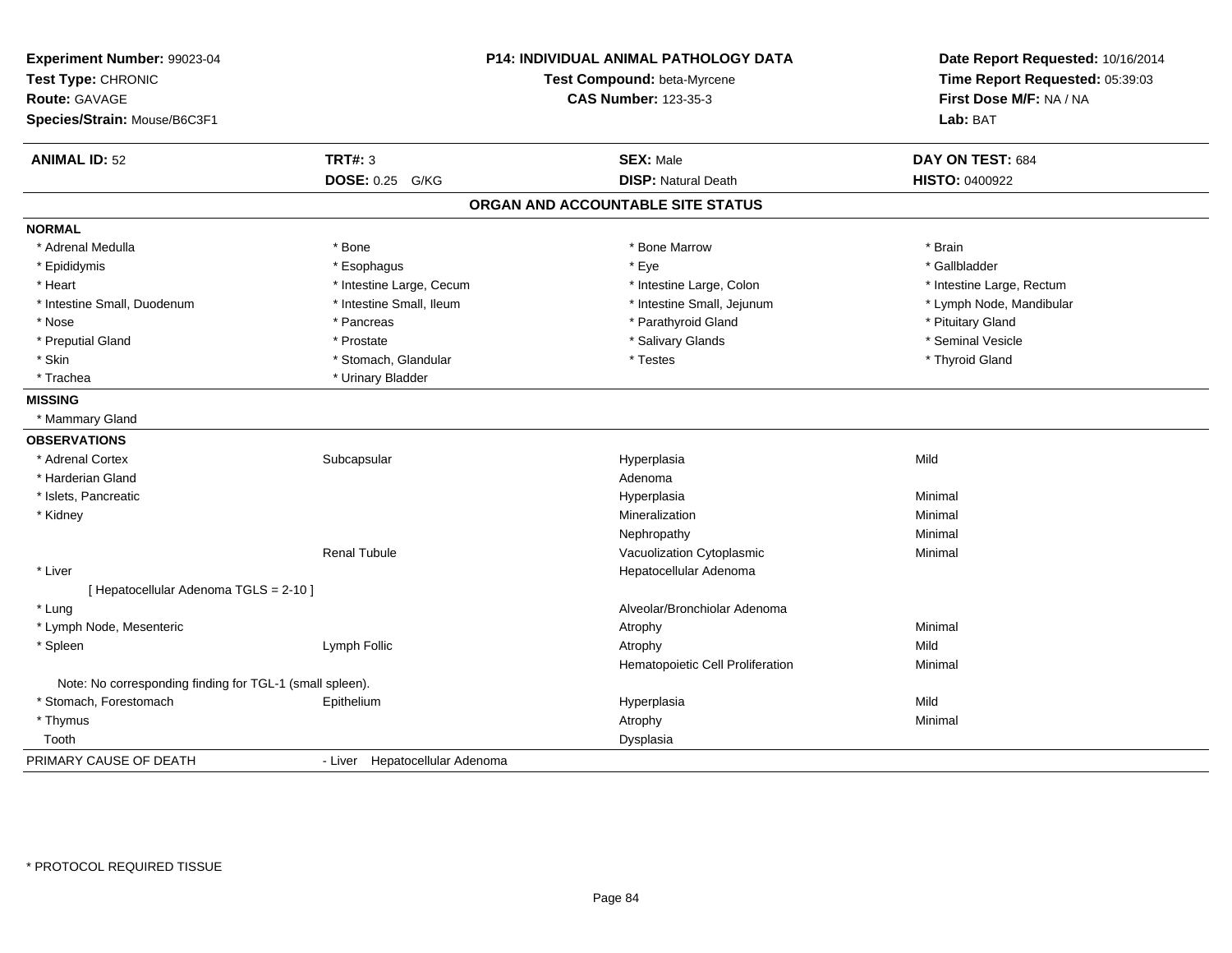**Experiment Number:** 99023-04
**Test Type:** CHRONIC
**Route:** GAVAGE
**Species/Strain:** Mouse/B6C3F1

**P14: INDIVIDUAL ANIMAL PATHOLOGY DATA**
**Test Compound:** beta-Myrcene
**CAS Number:** 123-35-3

**Date Report Requested:** 10/16/2014
**Time Report Requested:** 05:39:03
**First Dose M/F:** NA / NA
**Lab:** BAT

| **ANIMAL ID:** 52 | **TRT#:** 3 | **SEX:** Male | **DAY ON TEST:** 684 |
|---|---|---|---|
| | **DOSE:** 0.25 G/KG | **DISP:** Natural Death | **HISTO:** 0400922 |

## ORGAN AND ACCOUNTABLE SITE STATUS

**NORMAL**

| | | | |
|---|---|---|---|
| * Adrenal Medulla | * Bone | * Bone Marrow | * Brain |
| * Epididymis | * Esophagus | * Eye | * Gallbladder |
| * Heart | * Intestine Large, Cecum | * Intestine Large, Colon | * Intestine Large, Rectum |
| * Intestine Small, Duodenum | * Intestine Small, Ileum | * Intestine Small, Jejunum | * Lymph Node, Mandibular |
| * Nose | * Pancreas | * Parathyroid Gland | * Pituitary Gland |
| * Preputial Gland | * Prostate | * Salivary Glands | * Seminal Vesicle |
| * Skin | * Stomach, Glandular | * Testes | * Thyroid Gland |
| * Trachea | * Urinary Bladder | | |

**MISSING**

* Mammary Gland

**OBSERVATIONS**

| | | | |
|---|---|---|---|
| * Adrenal Cortex | Subcapsular | Hyperplasia | Mild |
| * Harderian Gland | | Adenoma | |
| * Islets, Pancreatic | | Hyperplasia | Minimal |
| * Kidney | | Mineralization | Minimal |
| | | Nephropathy | Minimal |
| | Renal Tubule | Vacuolization Cytoplasmic | Minimal |
| * Liver | | Hepatocellular Adenoma | |
| [ Hepatocellular Adenoma TGLS = 2-10 ] | | | |
| * Lung | | Alveolar/Bronchiolar Adenoma | |
| * Lymph Node, Mesenteric | | Atrophy | Minimal |
| * Spleen | Lymph Follic | Atrophy | Mild |
| | | Hematopoietic Cell Proliferation | Minimal |
| Note: No corresponding finding for TGL-1 (small spleen). | | | |
| * Stomach, Forestomach | Epithelium | Hyperplasia | Mild |
| * Thymus | | Atrophy | Minimal |
| Tooth | | Dysplasia | |

PRIMARY CAUSE OF DEATH - Liver Hepatocellular Adenoma

* PROTOCOL REQUIRED TISSUE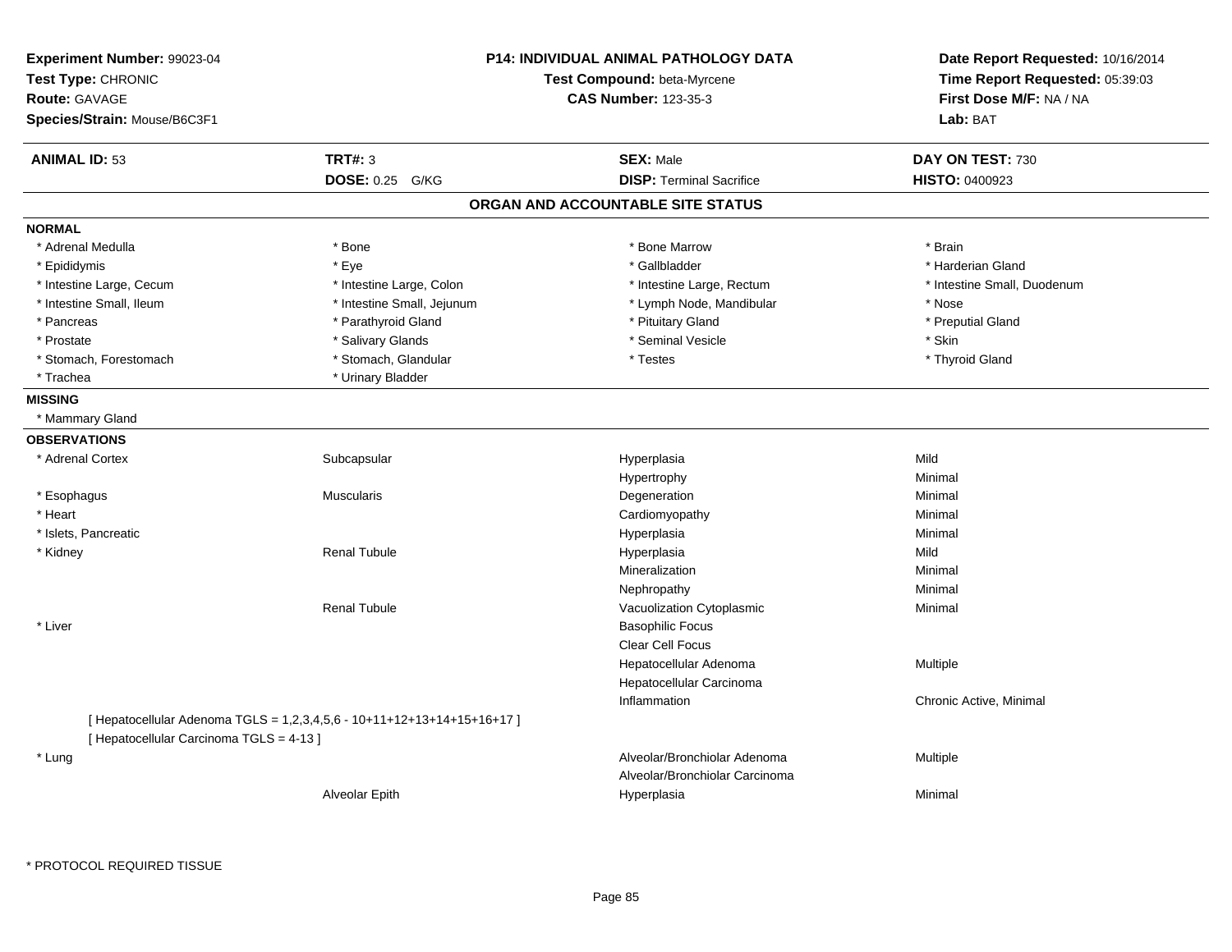**Experiment Number:** 99023-04
**Test Type:** CHRONIC
**Route:** GAVAGE
**Species/Strain:** Mouse/B6C3F1

**P14: INDIVIDUAL ANIMAL PATHOLOGY DATA**
**Test Compound:** beta-Myrcene
**CAS Number:** 123-35-3

**Date Report Requested:** 10/16/2014
**Time Report Requested:** 05:39:03
**First Dose M/F:** NA / NA
**Lab:** BAT

| **ANIMAL ID:** 53 | **TRT#:** 3 | **SEX:** Male | **DAY ON TEST:** 730 |
|---|---|---|---|
| | **DOSE:** 0.25 G/KG | **DISP:** Terminal Sacrifice | **HISTO:** 0400923 |

## ORGAN AND ACCOUNTABLE SITE STATUS

**NORMAL**

| | | | |
|---|---|---|---|
| * Adrenal Medulla | * Bone | * Bone Marrow | * Brain |
| * Epididymis | * Eye | * Gallbladder | * Harderian Gland |
| * Intestine Large, Cecum | * Intestine Large, Colon | * Intestine Large, Rectum | * Intestine Small, Duodenum |
| * Intestine Small, Ileum | * Intestine Small, Jejunum | * Lymph Node, Mandibular | * Nose |
| * Pancreas | * Parathyroid Gland | * Pituitary Gland | * Preputial Gland |
| * Prostate | * Salivary Glands | * Seminal Vesicle | * Skin |
| * Stomach, Forestomach | * Stomach, Glandular | * Testes | * Thyroid Gland |
| * Trachea | * Urinary Bladder | | |

**MISSING**

* Mammary Gland

**OBSERVATIONS**

| | | | |
|---|---|---|---|
| * Adrenal Cortex | Subcapsular | Hyperplasia | Mild |
| | | Hypertrophy | Minimal |
| * Esophagus | Muscularis | Degeneration | Minimal |
| * Heart | | Cardiomyopathy | Minimal |
| * Islets, Pancreatic | | Hyperplasia | Minimal |
| * Kidney | Renal Tubule | Hyperplasia | Mild |
| | | Mineralization | Minimal |
| | | Nephropathy | Minimal |
| | Renal Tubule | Vacuolization Cytoplasmic | Minimal |
| * Liver | | Basophilic Focus | |
| | | Clear Cell Focus | |
| | | Hepatocellular Adenoma | Multiple |
| | | Hepatocellular Carcinoma | |
| | | Inflammation | Chronic Active, Minimal |

[ Hepatocellular Adenoma TGLS = 1,2,3,4,5,6 - 10+11+12+13+14+15+16+17 ]
[ Hepatocellular Carcinoma TGLS = 4-13 ]

| | | | |
|---|---|---|---|
| * Lung | | Alveolar/Bronchiolar Adenoma | Multiple |
| | | Alveolar/Bronchiolar Carcinoma | |
| | Alveolar Epith | Hyperplasia | Minimal |

* PROTOCOL REQUIRED TISSUE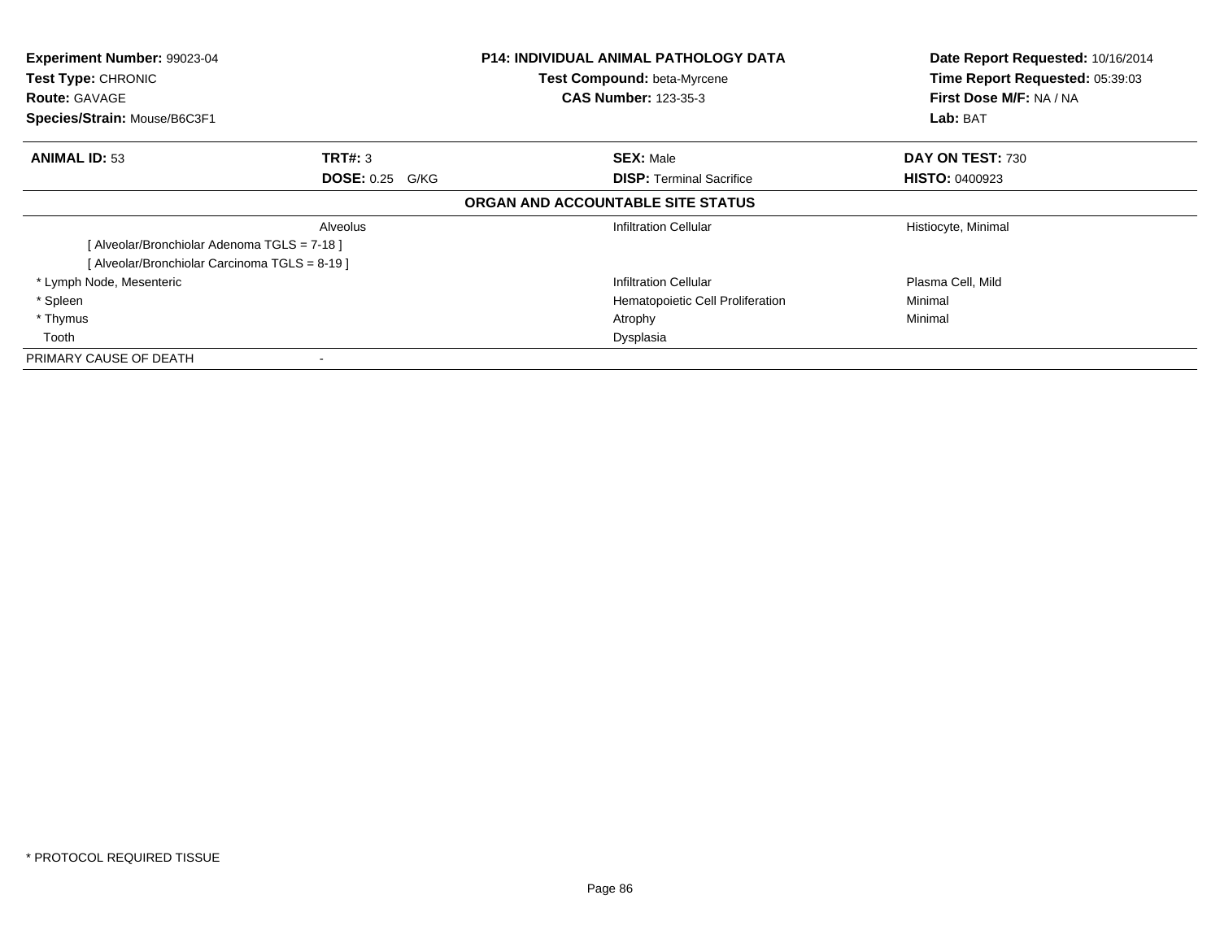**Experiment Number:** 99023-04
**Test Type:** CHRONIC
**Route:** GAVAGE
**Species/Strain:** Mouse/B6C3F1

**P14: INDIVIDUAL ANIMAL PATHOLOGY DATA**
**Test Compound:** beta-Myrcene
**CAS Number:** 123-35-3

**Date Report Requested:** 10/16/2014
**Time Report Requested:** 05:39:03
**First Dose M/F:** NA / NA
**Lab:** BAT

| **ANIMAL ID:** 53 | **TRT#:** 3 | **SEX:** Male | **DAY ON TEST:** 730 |
|---|---|---|---|
| | **DOSE:** 0.25 G/KG | **DISP:** Terminal Sacrifice | **HISTO:** 0400923 |

**ORGAN AND ACCOUNTABLE SITE STATUS**

| | | | |
|---|---|---|---|
| | Alveolus | Infiltration Cellular | Histiocyte, Minimal |
| [ Alveolar/Bronchiolar Adenoma TGLS = 7-18 ] | | | |
| [ Alveolar/Bronchiolar Carcinoma TGLS = 8-19 ] | | | |
| * Lymph Node, Mesenteric | | Infiltration Cellular | Plasma Cell, Mild |
| * Spleen | | Hematopoietic Cell Proliferation | Minimal |
| * Thymus | | Atrophy | Minimal |
| Tooth | | Dysplasia | |
| PRIMARY CAUSE OF DEATH | - | | |

* PROTOCOL REQUIRED TISSUE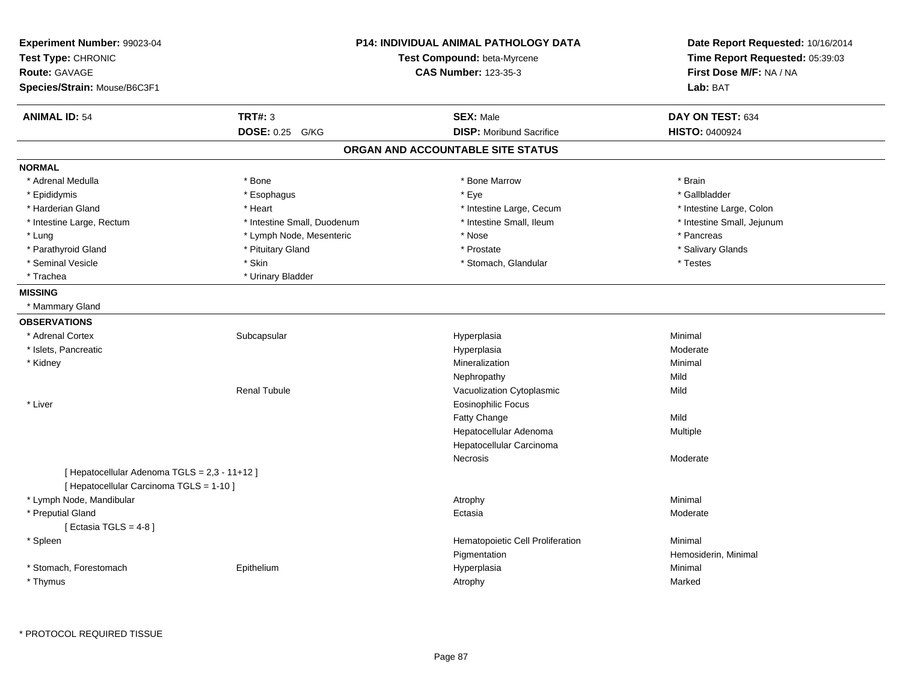**Experiment Number:** 99023-04
**Test Type:** CHRONIC
**Route:** GAVAGE
**Species/Strain:** Mouse/B6C3F1

**P14: INDIVIDUAL ANIMAL PATHOLOGY DATA**
**Test Compound:** beta-Myrcene
**CAS Number:** 123-35-3

**Date Report Requested:** 10/16/2014
**Time Report Requested:** 05:39:03
**First Dose M/F:** NA / NA
**Lab:** BAT

| **ANIMAL ID:** 54 | **TRT#:** 3 | **SEX:** Male | **DAY ON TEST:** 634 |
|---|---|---|---|
| | **DOSE:** 0.25 G/KG | **DISP:** Moribund Sacrifice | **HISTO:** 0400924 |

## ORGAN AND ACCOUNTABLE SITE STATUS

**NORMAL**

| | | | |
|---|---|---|---|
| * Adrenal Medulla | * Bone | * Bone Marrow | * Brain |
| * Epididymis | * Esophagus | * Eye | * Gallbladder |
| * Harderian Gland | * Heart | * Intestine Large, Cecum | * Intestine Large, Colon |
| * Intestine Large, Rectum | * Intestine Small, Duodenum | * Intestine Small, Ileum | * Intestine Small, Jejunum |
| * Lung | * Lymph Node, Mesenteric | * Nose | * Pancreas |
| * Parathyroid Gland | * Pituitary Gland | * Prostate | * Salivary Glands |
| * Seminal Vesicle | * Skin | * Stomach, Glandular | * Testes |
| * Trachea | * Urinary Bladder | | |

**MISSING**

* Mammary Gland

**OBSERVATIONS**

| | | | |
|---|---|---|---|
| * Adrenal Cortex | Subcapsular | Hyperplasia | Minimal |
| * Islets, Pancreatic | | Hyperplasia | Moderate |
| * Kidney | | Mineralization | Minimal |
| | | Nephropathy | Mild |
| | Renal Tubule | Vacuolization Cytoplasmic | Mild |
| * Liver | | Eosinophilic Focus | |
| | | Fatty Change | Mild |
| | | Hepatocellular Adenoma | Multiple |
| | | Hepatocellular Carcinoma | |
| | | Necrosis | Moderate |
| [ Hepatocellular Adenoma TGLS = 2,3 - 11+12 ] | | | |
| [ Hepatocellular Carcinoma TGLS = 1-10 ] | | | |
| * Lymph Node, Mandibular | | Atrophy | Minimal |
| * Preputial Gland | | Ectasia | Moderate |
| [ Ectasia TGLS = 4-8 ] | | | |
| * Spleen | | Hematopoietic Cell Proliferation | Minimal |
| | | Pigmentation | Hemosiderin, Minimal |
| * Stomach, Forestomach | Epithelium | Hyperplasia | Minimal |
| * Thymus | | Atrophy | Marked |

* PROTOCOL REQUIRED TISSUE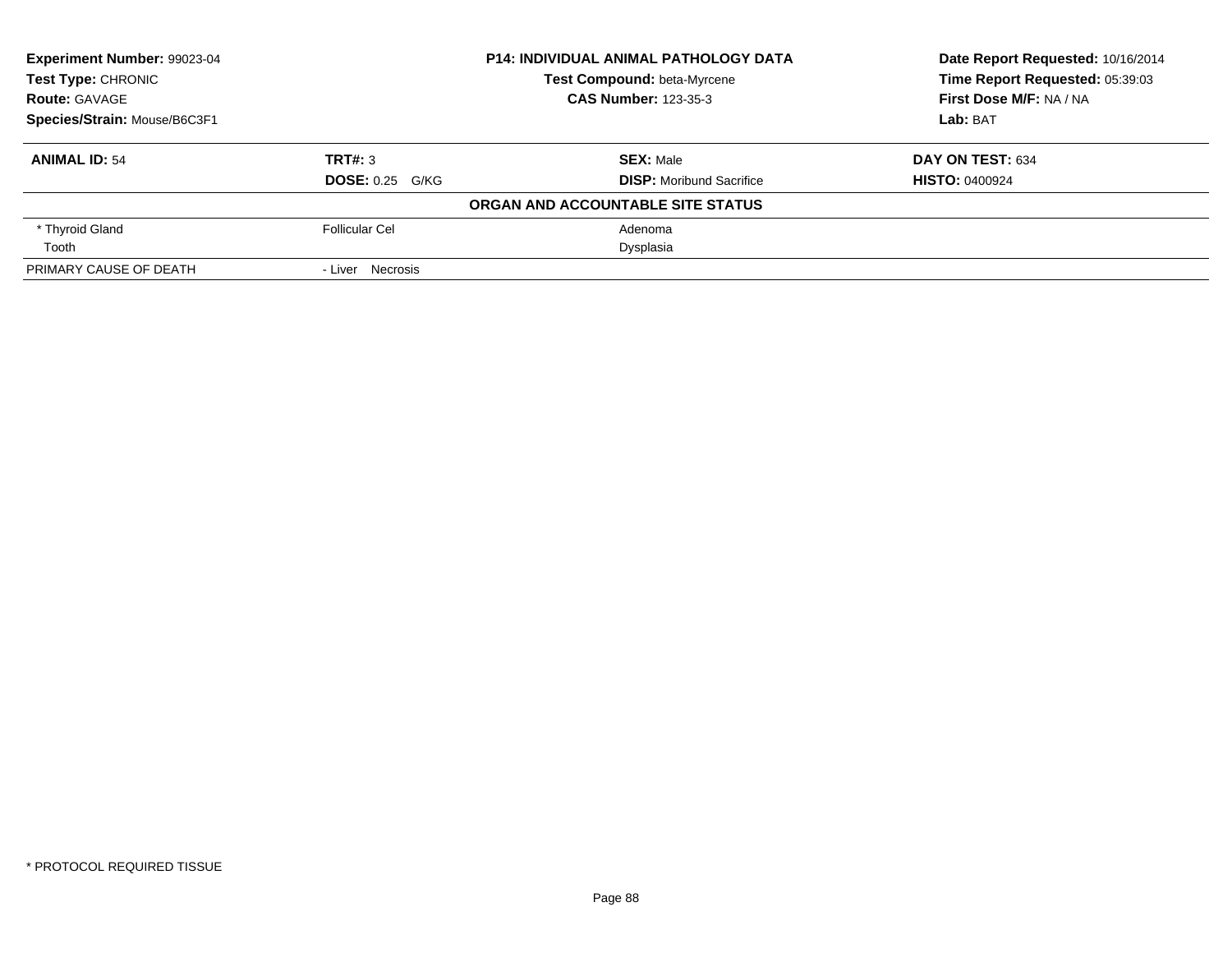**Experiment Number:** 99023-04
**Test Type:** CHRONIC
**Route:** GAVAGE
**Species/Strain:** Mouse/B6C3F1

**P14: INDIVIDUAL ANIMAL PATHOLOGY DATA**
**Test Compound:** beta-Myrcene
**CAS Number:** 123-35-3

**Date Report Requested:** 10/16/2014
**Time Report Requested:** 05:39:03
**First Dose M/F:** NA / NA
**Lab:** BAT

| **ANIMAL ID:** 54 | **TRT#:** 3 | **SEX:** Male | **DAY ON TEST:** 634 |
|---|---|---|---|
| | **DOSE:** 0.25 G/KG | **DISP:** Moribund Sacrifice | **HISTO:** 0400924 |

**ORGAN AND ACCOUNTABLE SITE STATUS**

| | | |
|---|---|---|
| * Thyroid Gland | Follicular Cel | Adenoma |
| Tooth | | Dysplasia |
| PRIMARY CAUSE OF DEATH | - Liver Necrosis | |

* PROTOCOL REQUIRED TISSUE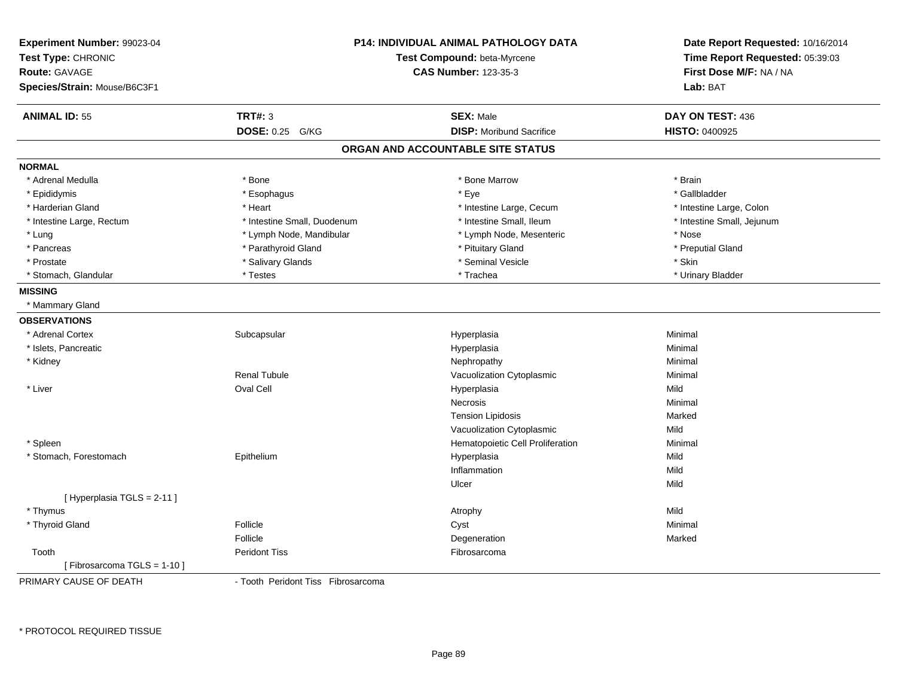**Experiment Number:** 99023-04
**Test Type:** CHRONIC
**Route:** GAVAGE
**Species/Strain:** Mouse/B6C3F1

**P14: INDIVIDUAL ANIMAL PATHOLOGY DATA**
**Test Compound:** beta-Myrcene
**CAS Number:** 123-35-3

**Date Report Requested:** 10/16/2014
**Time Report Requested:** 05:39:03
**First Dose M/F:** NA / NA
**Lab:** BAT

| **ANIMAL ID:** 55 | **TRT#:** 3 | **SEX:** Male | **DAY ON TEST:** 436 |
|---|---|---|---|
| | **DOSE:** 0.25 G/KG | **DISP:** Moribund Sacrifice | **HISTO:** 0400925 |

## ORGAN AND ACCOUNTABLE SITE STATUS

**NORMAL**

| | | | |
|---|---|---|---|
| * Adrenal Medulla | * Bone | * Bone Marrow | * Brain |
| * Epididymis | * Esophagus | * Eye | * Gallbladder |
| * Harderian Gland | * Heart | * Intestine Large, Cecum | * Intestine Large, Colon |
| * Intestine Large, Rectum | * Intestine Small, Duodenum | * Intestine Small, Ileum | * Intestine Small, Jejunum |
| * Lung | * Lymph Node, Mandibular | * Lymph Node, Mesenteric | * Nose |
| * Pancreas | * Parathyroid Gland | * Pituitary Gland | * Preputial Gland |
| * Prostate | * Salivary Glands | * Seminal Vesicle | * Skin |
| * Stomach, Glandular | * Testes | * Trachea | * Urinary Bladder |

**MISSING**

* Mammary Gland

**OBSERVATIONS**

| | | | |
|---|---|---|---|
| * Adrenal Cortex | Subcapsular | Hyperplasia | Minimal |
| * Islets, Pancreatic | | Hyperplasia | Minimal |
| * Kidney | | Nephropathy | Minimal |
| | Renal Tubule | Vacuolization Cytoplasmic | Minimal |
| * Liver | Oval Cell | Hyperplasia | Mild |
| | | Necrosis | Minimal |
| | | Tension Lipidosis | Marked |
| | | Vacuolization Cytoplasmic | Mild |
| * Spleen | | Hematopoietic Cell Proliferation | Minimal |
| * Stomach, Forestomach | Epithelium | Hyperplasia | Mild |
| | | Inflammation | Mild |
| | | Ulcer | Mild |
| [ Hyperplasia TGLS = 2-11 ] | | | |
| * Thymus | | Atrophy | Mild |
| * Thyroid Gland | Follicle | Cyst | Minimal |
| | Follicle | Degeneration | Marked |
| Tooth | Peridont Tiss | Fibrosarcoma | |
| [ Fibrosarcoma TGLS = 1-10 ] | | | |

PRIMARY CAUSE OF DEATH - Tooth Peridont Tiss Fibrosarcoma

* PROTOCOL REQUIRED TISSUE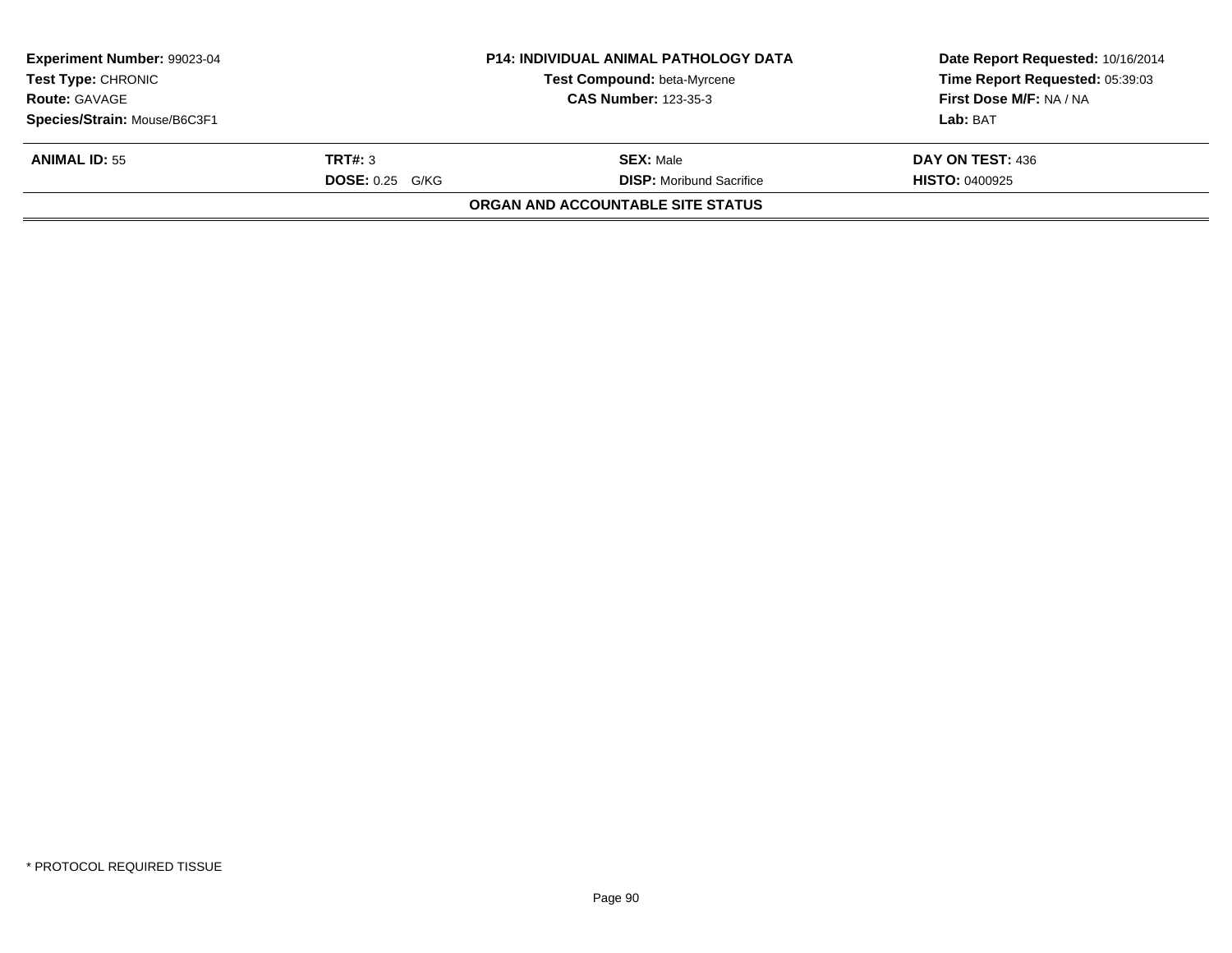| **Experiment Number:** 99023-04 | **P14: INDIVIDUAL ANIMAL PATHOLOGY DATA** | **Date Report Requested:** 10/16/2014 |
|---|---|---|
| **Test Type:** CHRONIC | **Test Compound:** beta-Myrcene | **Time Report Requested:** 05:39:03 |
| **Route:** GAVAGE | **CAS Number:** 123-35-3 | **First Dose M/F:** NA / NA |
| **Species/Strain:** Mouse/B6C3F1 | | **Lab:** BAT |

| **ANIMAL ID:** 55 | **TRT#:** 3 | **SEX:** Male | **DAY ON TEST:** 436 |
|---|---|---|---|
| | **DOSE:** 0.25 G/KG | **DISP:** Moribund Sacrifice | **HISTO:** 0400925 |

**ORGAN AND ACCOUNTABLE SITE STATUS**

* PROTOCOL REQUIRED TISSUE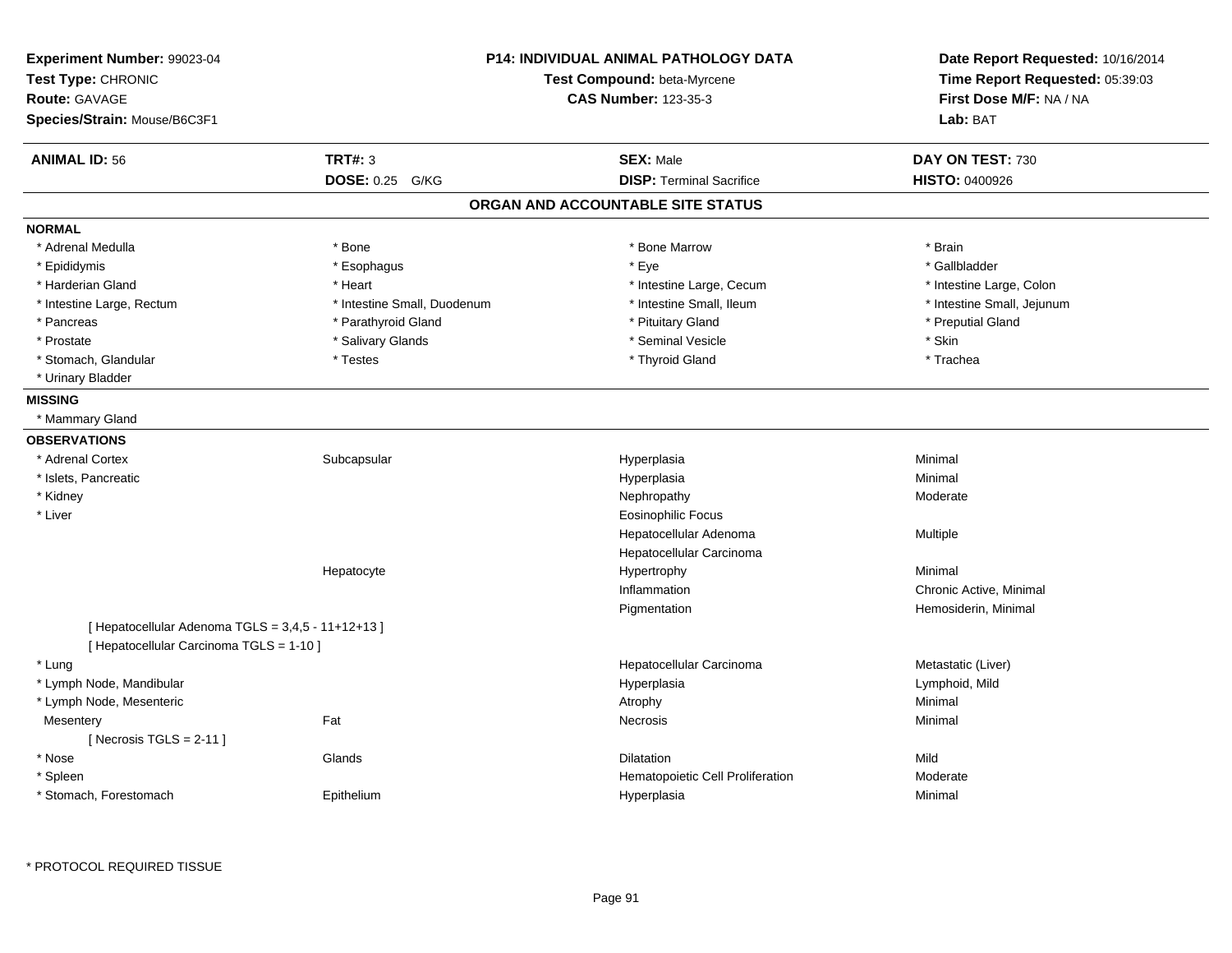**Experiment Number:** 99023-04
**Test Type:** CHRONIC
**Route:** GAVAGE
**Species/Strain:** Mouse/B6C3F1

**P14: INDIVIDUAL ANIMAL PATHOLOGY DATA**
**Test Compound:** beta-Myrcene
**CAS Number:** 123-35-3

**Date Report Requested:** 10/16/2014
**Time Report Requested:** 05:39:03
**First Dose M/F:** NA / NA
**Lab:** BAT

| **ANIMAL ID:** 56 | **TRT#:** 3 | **SEX:** Male | **DAY ON TEST:** 730 |
|---|---|---|---|
| | **DOSE:** 0.25 G/KG | **DISP:** Terminal Sacrifice | **HISTO:** 0400926 |

## ORGAN AND ACCOUNTABLE SITE STATUS

**NORMAL**

| | | | |
|---|---|---|---|
| * Adrenal Medulla | * Bone | * Bone Marrow | * Brain |
| * Epididymis | * Esophagus | * Eye | * Gallbladder |
| * Harderian Gland | * Heart | * Intestine Large, Cecum | * Intestine Large, Colon |
| * Intestine Large, Rectum | * Intestine Small, Duodenum | * Intestine Small, Ileum | * Intestine Small, Jejunum |
| * Pancreas | * Parathyroid Gland | * Pituitary Gland | * Preputial Gland |
| * Prostate | * Salivary Glands | * Seminal Vesicle | * Skin |
| * Stomach, Glandular | * Testes | * Thyroid Gland | * Trachea |
| * Urinary Bladder | | | |

**MISSING**

* Mammary Gland

**OBSERVATIONS**

| | | | |
|---|---|---|---|
| * Adrenal Cortex | Subcapsular | Hyperplasia | Minimal |
| * Islets, Pancreatic | | Hyperplasia | Minimal |
| * Kidney | | Nephropathy | Moderate |
| * Liver | | Eosinophilic Focus | |
| | | Hepatocellular Adenoma | Multiple |
| | | Hepatocellular Carcinoma | |
| | Hepatocyte | Hypertrophy | Minimal |
| | | Inflammation | Chronic Active, Minimal |
| | | Pigmentation | Hemosiderin, Minimal |
| [ Hepatocellular Adenoma TGLS = 3,4,5 - 11+12+13 ] | | | |
| [ Hepatocellular Carcinoma TGLS = 1-10 ] | | | |
| * Lung | | Hepatocellular Carcinoma | Metastatic (Liver) |
| * Lymph Node, Mandibular | | Hyperplasia | Lymphoid, Mild |
| * Lymph Node, Mesenteric | | Atrophy | Minimal |
| Mesentery | Fat | Necrosis | Minimal |
| [ Necrosis TGLS = 2-11 ] | | | |
| * Nose | Glands | Dilatation | Mild |
| * Spleen | | Hematopoietic Cell Proliferation | Moderate |
| * Stomach, Forestomach | Epithelium | Hyperplasia | Minimal |

* PROTOCOL REQUIRED TISSUE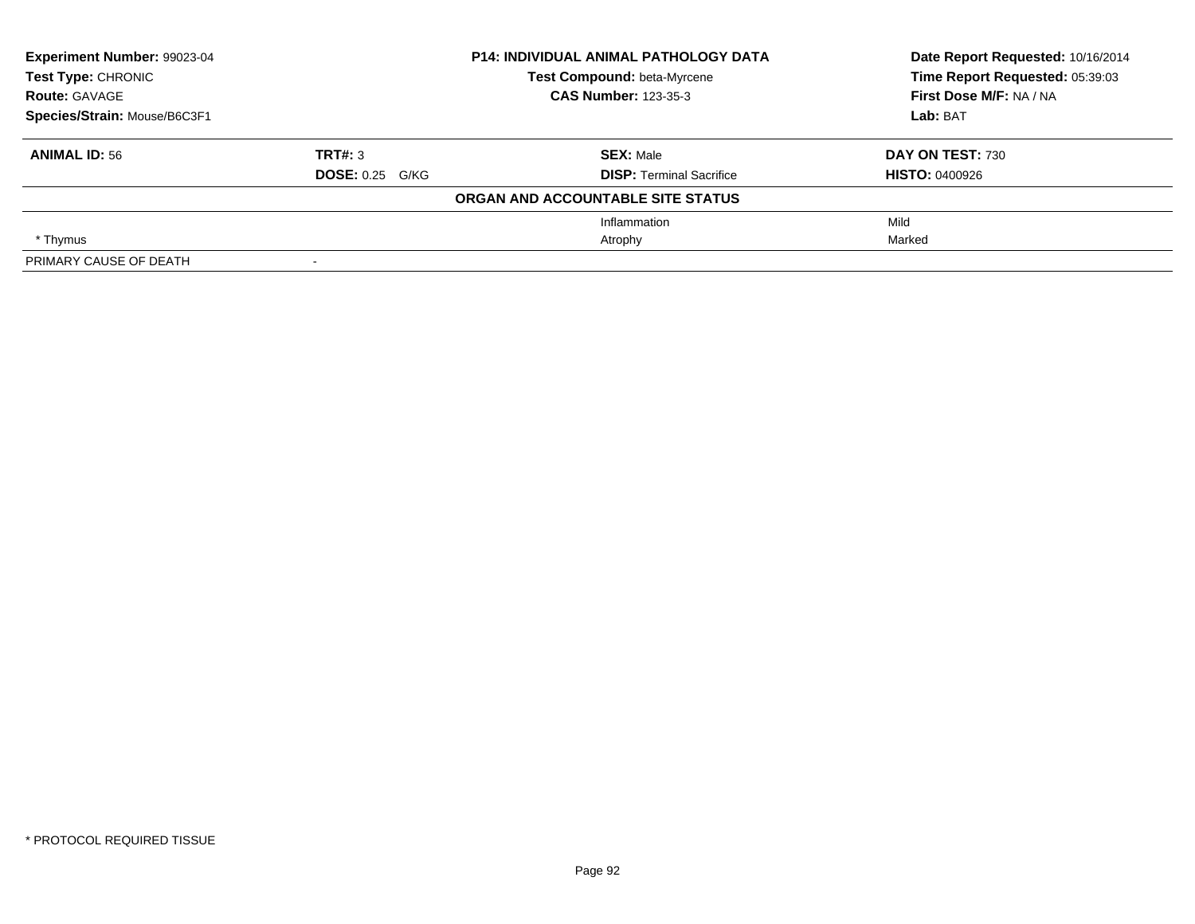| **Experiment Number:** 99023-04 | **P14: INDIVIDUAL ANIMAL PATHOLOGY DATA** | **Date Report Requested:** 10/16/2014 |
|---|---|---|
| **Test Type:** CHRONIC | **Test Compound:** beta-Myrcene | **Time Report Requested:** 05:39:03 |
| **Route:** GAVAGE | **CAS Number:** 123-35-3 | **First Dose M/F:** NA / NA |
| **Species/Strain:** Mouse/B6C3F1 | | **Lab:** BAT |

| **ANIMAL ID:** 56 | **TRT#:** 3 | **SEX:** Male | **DAY ON TEST:** 730 |
|---|---|---|---|
| | **DOSE:** 0.25 G/KG | **DISP:** Terminal Sacrifice | **HISTO:** 0400926 |

**ORGAN AND ACCOUNTABLE SITE STATUS**

| | | | |
|---|---|---|---|
| | | Inflammation | Mild |
| * Thymus | | Atrophy | Marked |
| PRIMARY CAUSE OF DEATH | - | | |

* PROTOCOL REQUIRED TISSUE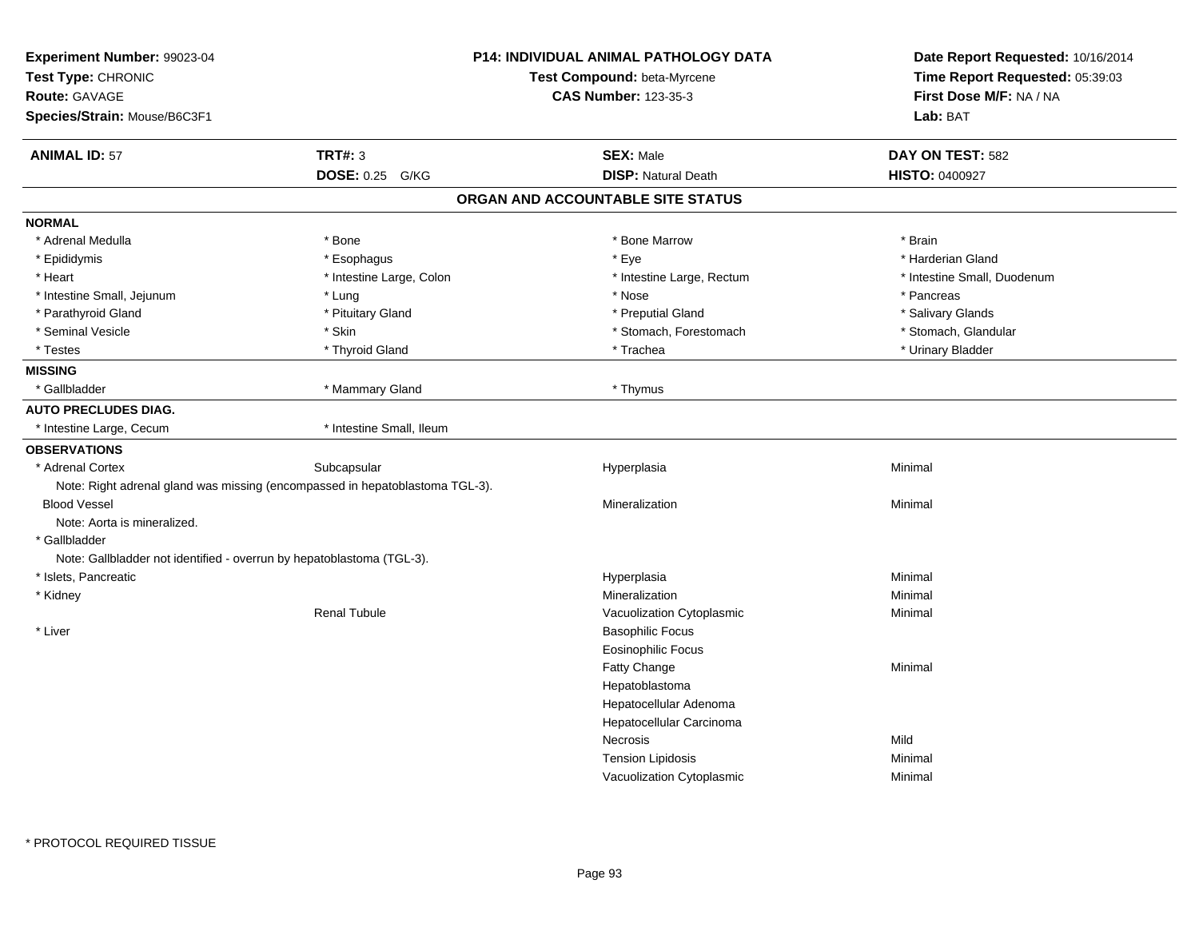**Experiment Number:** 99023-04
**Test Type:** CHRONIC
**Route:** GAVAGE
**Species/Strain:** Mouse/B6C3F1

**P14: INDIVIDUAL ANIMAL PATHOLOGY DATA**
**Test Compound:** beta-Myrcene
**CAS Number:** 123-35-3

**Date Report Requested:** 10/16/2014
**Time Report Requested:** 05:39:03
**First Dose M/F:** NA / NA
**Lab:** BAT

| **ANIMAL ID:** 57 | **TRT#:** 3 | **SEX:** Male | **DAY ON TEST:** 582 |
|---|---|---|---|
| | **DOSE:** 0.25 G/KG | **DISP:** Natural Death | **HISTO:** 0400927 |

## ORGAN AND ACCOUNTABLE SITE STATUS

**NORMAL**

| | | | |
|---|---|---|---|
| * Adrenal Medulla | * Bone | * Bone Marrow | * Brain |
| * Epididymis | * Esophagus | * Eye | * Harderian Gland |
| * Heart | * Intestine Large, Colon | * Intestine Large, Rectum | * Intestine Small, Duodenum |
| * Intestine Small, Jejunum | * Lung | * Nose | * Pancreas |
| * Parathyroid Gland | * Pituitary Gland | * Preputial Gland | * Salivary Glands |
| * Seminal Vesicle | * Skin | * Stomach, Forestomach | * Stomach, Glandular |
| * Testes | * Thyroid Gland | * Trachea | * Urinary Bladder |

**MISSING**

| | | |
|---|---|---|
| * Gallbladder | * Mammary Gland | * Thymus |

**AUTO PRECLUDES DIAG.**

| | |
|---|---|
| * Intestine Large, Cecum | * Intestine Small, Ileum |

**OBSERVATIONS**

| Organ | Site | Observation | Severity |
|---|---|---|---|
| * Adrenal Cortex | Subcapsular | Hyperplasia | Minimal |
| Note: Right adrenal gland was missing (encompassed in hepatoblastoma TGL-3). | | | |
| Blood Vessel | | Mineralization | Minimal |
| Note: Aorta is mineralized. | | | |
| * Gallbladder | | | |
| Note: Gallbladder not identified - overrun by hepatoblastoma (TGL-3). | | | |
| * Islets, Pancreatic | | Hyperplasia | Minimal |
| * Kidney | | Mineralization | Minimal |
| | Renal Tubule | Vacuolization Cytoplasmic | Minimal |
| * Liver | | Basophilic Focus | |
| | | Eosinophilic Focus | |
| | | Fatty Change | Minimal |
| | | Hepatoblastoma | |
| | | Hepatocellular Adenoma | |
| | | Hepatocellular Carcinoma | |
| | | Necrosis | Mild |
| | | Tension Lipidosis | Minimal |
| | | Vacuolization Cytoplasmic | Minimal |

\* PROTOCOL REQUIRED TISSUE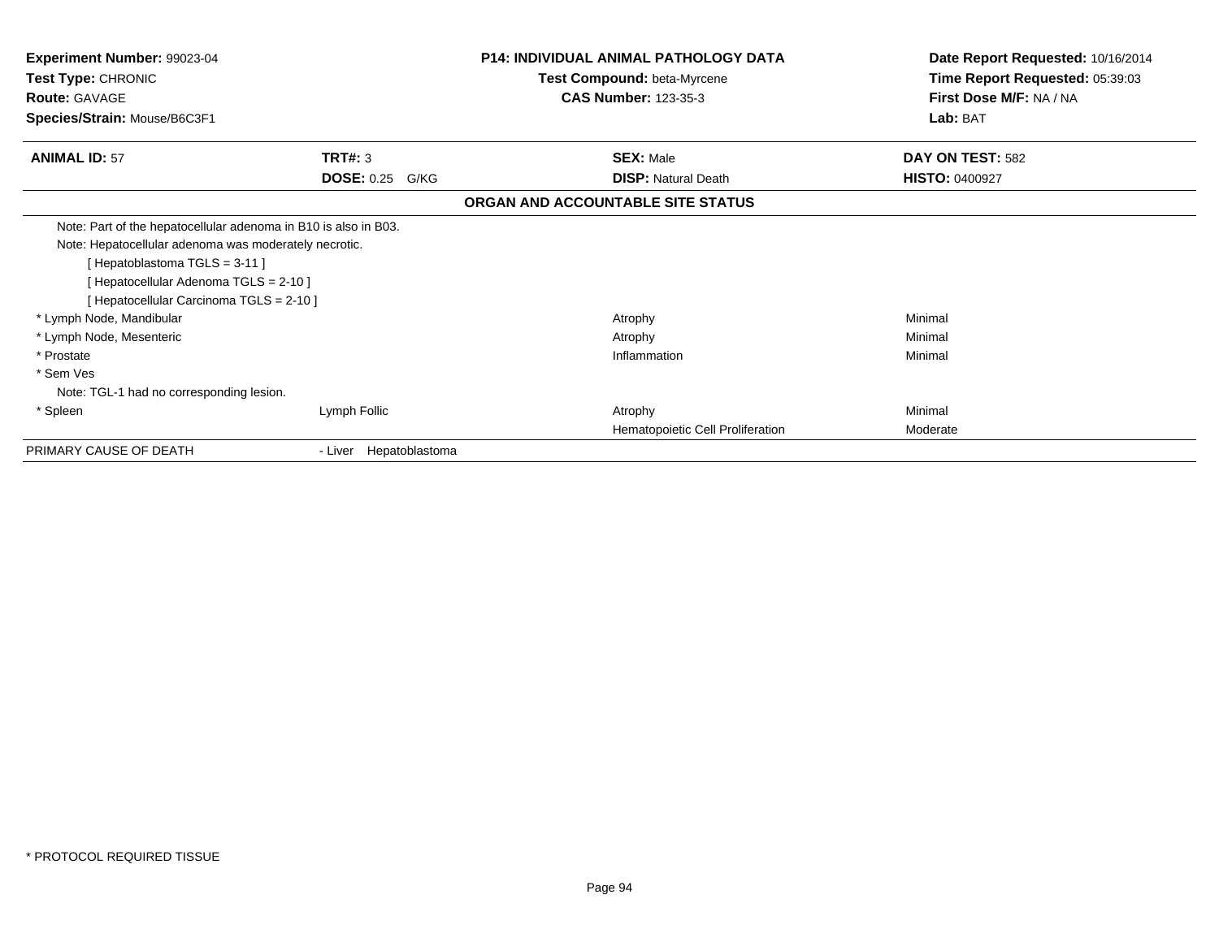**Experiment Number:** 99023-04
**Test Type:** CHRONIC
**Route:** GAVAGE
**Species/Strain:** Mouse/B6C3F1

**P14: INDIVIDUAL ANIMAL PATHOLOGY DATA**
**Test Compound:** beta-Myrcene
**CAS Number:** 123-35-3

**Date Report Requested:** 10/16/2014
**Time Report Requested:** 05:39:03
**First Dose M/F:** NA / NA
**Lab:** BAT

| **ANIMAL ID:** 57 | **TRT#:** 3 | **SEX:** Male | **DAY ON TEST:** 582 |
|---|---|---|---|
| | **DOSE:** 0.25 G/KG | **DISP:** Natural Death | **HISTO:** 0400927 |

### ORGAN AND ACCOUNTABLE SITE STATUS

| | | | |
|---|---|---|---|
| Note: Part of the hepatocellular adenoma in B10 is also in B03. | | | |
| Note: Hepatocellular adenoma was moderately necrotic. | | | |
| [ Hepatoblastoma TGLS = 3-11 ] | | | |
| [ Hepatocellular Adenoma TGLS = 2-10 ] | | | |
| [ Hepatocellular Carcinoma TGLS = 2-10 ] | | | |
| * Lymph Node, Mandibular | | Atrophy | Minimal |
| * Lymph Node, Mesenteric | | Atrophy | Minimal |
| * Prostate | | Inflammation | Minimal |
| * Sem Ves | | | |
| Note: TGL-1 had no corresponding lesion. | | | |
| * Spleen | Lymph Follic | Atrophy | Minimal |
| | | Hematopoietic Cell Proliferation | Moderate |
| PRIMARY CAUSE OF DEATH | - Liver Hepatoblastoma | | |

* PROTOCOL REQUIRED TISSUE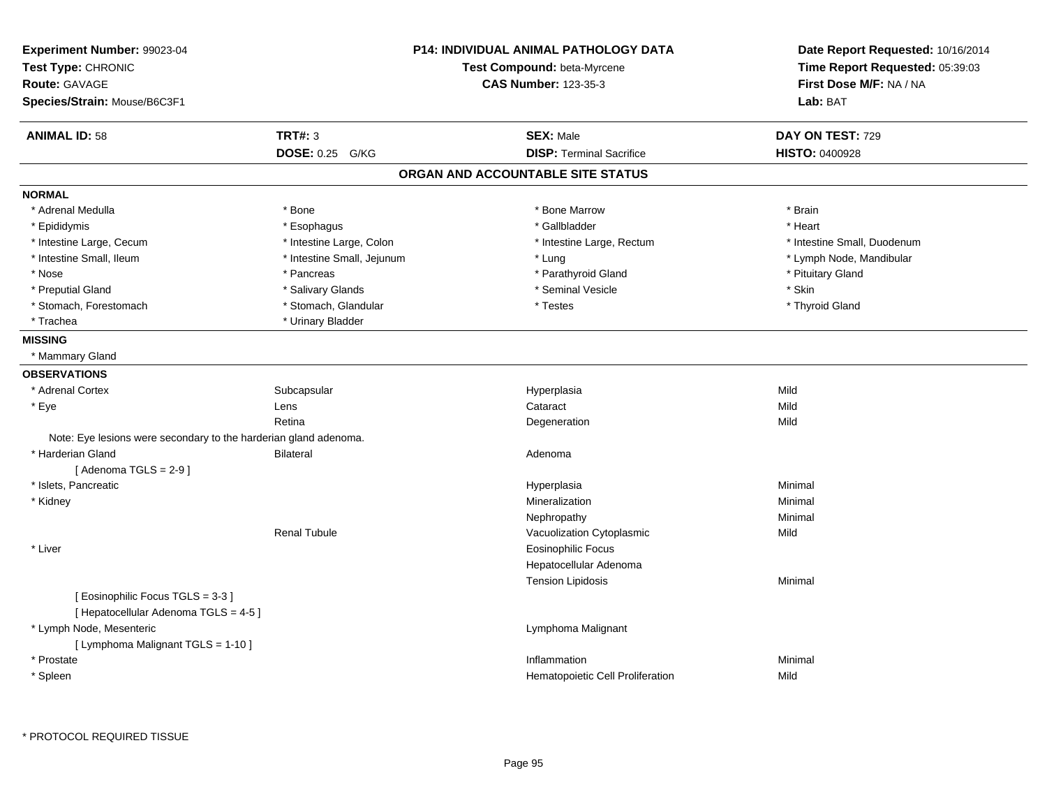**Experiment Number:** 99023-04
**Test Type:** CHRONIC
**Route:** GAVAGE
**Species/Strain:** Mouse/B6C3F1

**P14: INDIVIDUAL ANIMAL PATHOLOGY DATA**
**Test Compound:** beta-Myrcene
**CAS Number:** 123-35-3

**Date Report Requested:** 10/16/2014
**Time Report Requested:** 05:39:03
**First Dose M/F:** NA / NA
**Lab:** BAT

| **ANIMAL ID:** 58 | **TRT#:** 3 | **SEX:** Male | **DAY ON TEST:** 729 |
|---|---|---|---|
| | **DOSE:** 0.25 G/KG | **DISP:** Terminal Sacrifice | **HISTO:** 0400928 |

## ORGAN AND ACCOUNTABLE SITE STATUS

**NORMAL**

| | | | |
|---|---|---|---|
| * Adrenal Medulla | * Bone | * Bone Marrow | * Brain |
| * Epididymis | * Esophagus | * Gallbladder | * Heart |
| * Intestine Large, Cecum | * Intestine Large, Colon | * Intestine Large, Rectum | * Intestine Small, Duodenum |
| * Intestine Small, Ileum | * Intestine Small, Jejunum | * Lung | * Lymph Node, Mandibular |
| * Nose | * Pancreas | * Parathyroid Gland | * Pituitary Gland |
| * Preputial Gland | * Salivary Glands | * Seminal Vesicle | * Skin |
| * Stomach, Forestomach | * Stomach, Glandular | * Testes | * Thyroid Gland |
| * Trachea | * Urinary Bladder | | |

**MISSING**

* Mammary Gland

**OBSERVATIONS**

| | | | |
|---|---|---|---|
| * Adrenal Cortex | Subcapsular | Hyperplasia | Mild |
| * Eye | Lens | Cataract | Mild |
| | Retina | Degeneration | Mild |
| Note: Eye lesions were secondary to the harderian gland adenoma. | | | |
| * Harderian Gland | Bilateral | Adenoma | |
| [ Adenoma TGLS = 2-9 ] | | | |
| * Islets, Pancreatic | | Hyperplasia | Minimal |
| * Kidney | | Mineralization | Minimal |
| | | Nephropathy | Minimal |
| | Renal Tubule | Vacuolization Cytoplasmic | Mild |
| * Liver | | Eosinophilic Focus | |
| | | Hepatocellular Adenoma | |
| | | Tension Lipidosis | Minimal |
| [ Eosinophilic Focus TGLS = 3-3 ] | | | |
| [ Hepatocellular Adenoma TGLS = 4-5 ] | | | |
| * Lymph Node, Mesenteric | | Lymphoma Malignant | |
| [ Lymphoma Malignant TGLS = 1-10 ] | | | |
| * Prostate | | Inflammation | Minimal |
| * Spleen | | Hematopoietic Cell Proliferation | Mild |

* PROTOCOL REQUIRED TISSUE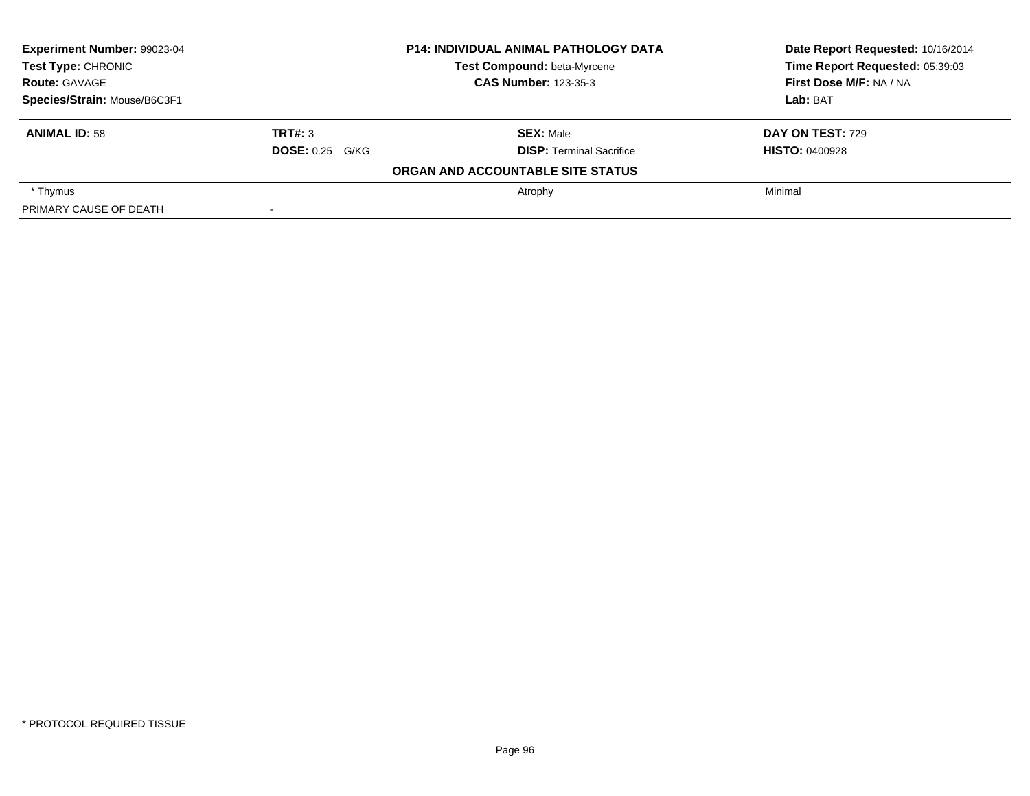**Experiment Number:** 99023-04
**Test Type:** CHRONIC
**Route:** GAVAGE
**Species/Strain:** Mouse/B6C3F1

**P14: INDIVIDUAL ANIMAL PATHOLOGY DATA**
**Test Compound:** beta-Myrcene
**CAS Number:** 123-35-3

**Date Report Requested:** 10/16/2014
**Time Report Requested:** 05:39:03
**First Dose M/F:** NA / NA
**Lab:** BAT

| **ANIMAL ID:** 58 | **TRT#:** 3 | **SEX:** Male | **DAY ON TEST:** 729 |
|---|---|---|---|
| | **DOSE:** 0.25 G/KG | **DISP:** Terminal Sacrifice | **HISTO:** 0400928 |

**ORGAN AND ACCOUNTABLE SITE STATUS**

| | | | |
|---|---|---|---|
| * Thymus | | Atrophy | Minimal |
| PRIMARY CAUSE OF DEATH | - | | |

* PROTOCOL REQUIRED TISSUE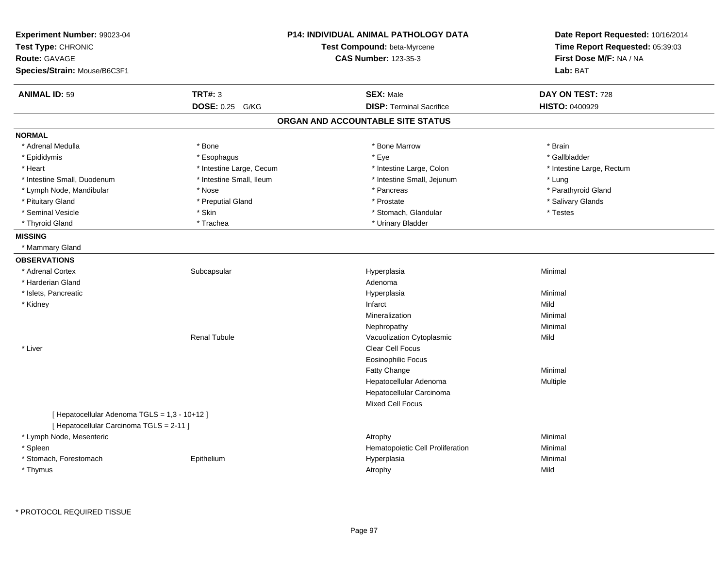**Experiment Number:** 99023-04
**Test Type:** CHRONIC
**Route:** GAVAGE
**Species/Strain:** Mouse/B6C3F1

**P14: INDIVIDUAL ANIMAL PATHOLOGY DATA**
**Test Compound:** beta-Myrcene
**CAS Number:** 123-35-3

**Date Report Requested:** 10/16/2014
**Time Report Requested:** 05:39:03
**First Dose M/F:** NA / NA
**Lab:** BAT

| **ANIMAL ID:** 59 | **TRT#:** 3 | **SEX:** Male | **DAY ON TEST:** 728 |
|---|---|---|---|
| | **DOSE:** 0.25 G/KG | **DISP:** Terminal Sacrifice | **HISTO:** 0400929 |

## ORGAN AND ACCOUNTABLE SITE STATUS

**NORMAL**

| | | | |
|---|---|---|---|
| * Adrenal Medulla | * Bone | * Bone Marrow | * Brain |
| * Epididymis | * Esophagus | * Eye | * Gallbladder |
| * Heart | * Intestine Large, Cecum | * Intestine Large, Colon | * Intestine Large, Rectum |
| * Intestine Small, Duodenum | * Intestine Small, Ileum | * Intestine Small, Jejunum | * Lung |
| * Lymph Node, Mandibular | * Nose | * Pancreas | * Parathyroid Gland |
| * Pituitary Gland | * Preputial Gland | * Prostate | * Salivary Glands |
| * Seminal Vesicle | * Skin | * Stomach, Glandular | * Testes |
| * Thyroid Gland | * Trachea | * Urinary Bladder | |

**MISSING**

* Mammary Gland

**OBSERVATIONS**

| | | | |
|---|---|---|---|
| * Adrenal Cortex | Subcapsular | Hyperplasia | Minimal |
| * Harderian Gland | | Adenoma | |
| * Islets, Pancreatic | | Hyperplasia | Minimal |
| * Kidney | | Infarct | Mild |
| | | Mineralization | Minimal |
| | | Nephropathy | Minimal |
| | Renal Tubule | Vacuolization Cytoplasmic | Mild |
| * Liver | | Clear Cell Focus | |
| | | Eosinophilic Focus | |
| | | Fatty Change | Minimal |
| | | Hepatocellular Adenoma | Multiple |
| | | Hepatocellular Carcinoma | |
| | | Mixed Cell Focus | |
| [ Hepatocellular Adenoma TGLS = 1,3 - 10+12 ] | | | |
| [ Hepatocellular Carcinoma TGLS = 2-11 ] | | | |
| * Lymph Node, Mesenteric | | Atrophy | Minimal |
| * Spleen | | Hematopoietic Cell Proliferation | Minimal |
| * Stomach, Forestomach | Epithelium | Hyperplasia | Minimal |
| * Thymus | | Atrophy | Mild |

* PROTOCOL REQUIRED TISSUE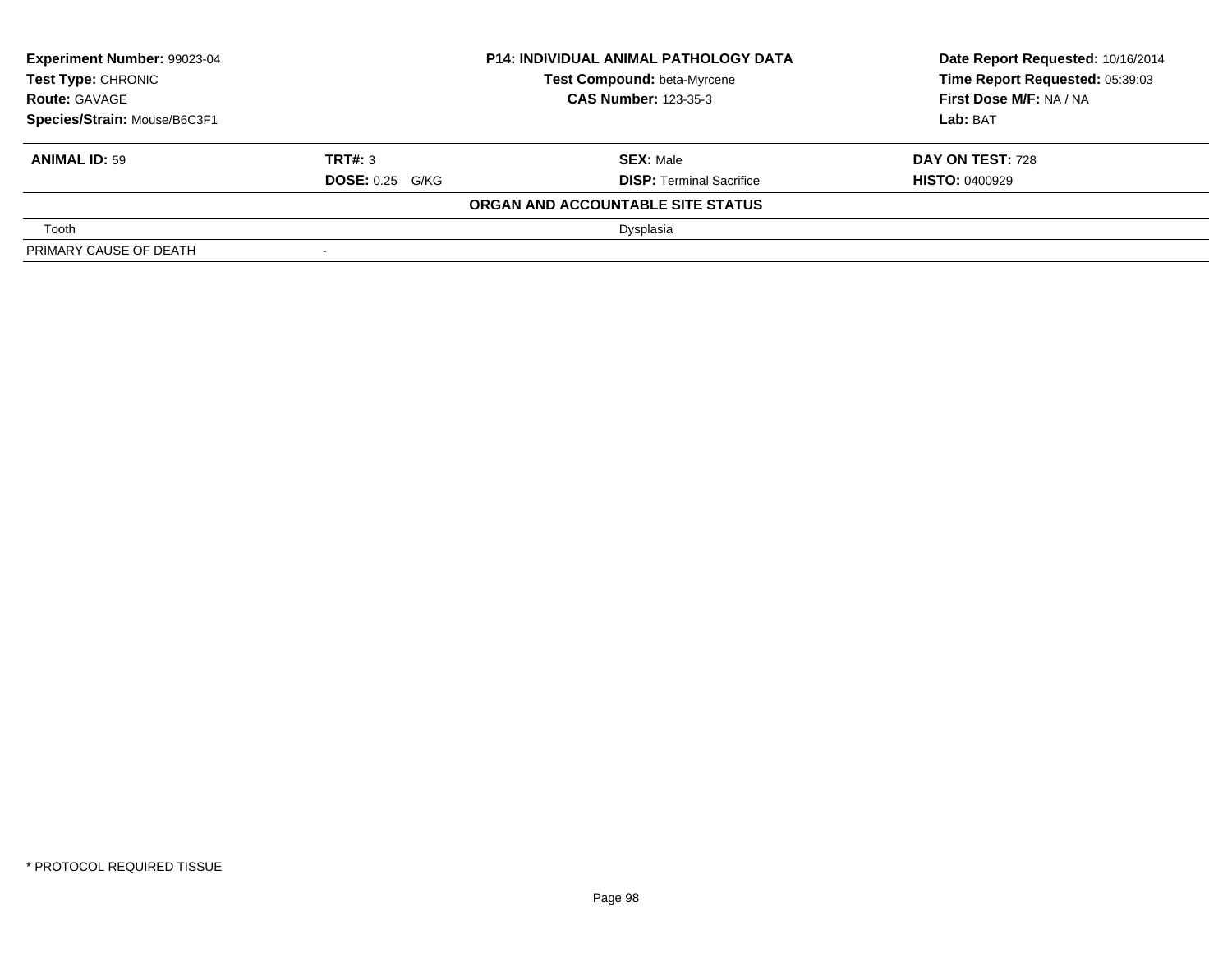| **Experiment Number:** 99023-04 | **P14: INDIVIDUAL ANIMAL PATHOLOGY DATA** | **Date Report Requested:** 10/16/2014 |
|---|---|---|
| **Test Type:** CHRONIC | **Test Compound:** beta-Myrcene | **Time Report Requested:** 05:39:03 |
| **Route:** GAVAGE | **CAS Number:** 123-35-3 | **First Dose M/F:** NA / NA |
| **Species/Strain:** Mouse/B6C3F1 | | **Lab:** BAT |

| **ANIMAL ID:** 59 | **TRT#:** 3 | **SEX:** Male | **DAY ON TEST:** 728 |
|---|---|---|---|
| | **DOSE:** 0.25 G/KG | **DISP:** Terminal Sacrifice | **HISTO:** 0400929 |

**ORGAN AND ACCOUNTABLE SITE STATUS**

| | |
|---|---|
| Tooth | Dysplasia |
| PRIMARY CAUSE OF DEATH | - |

* PROTOCOL REQUIRED TISSUE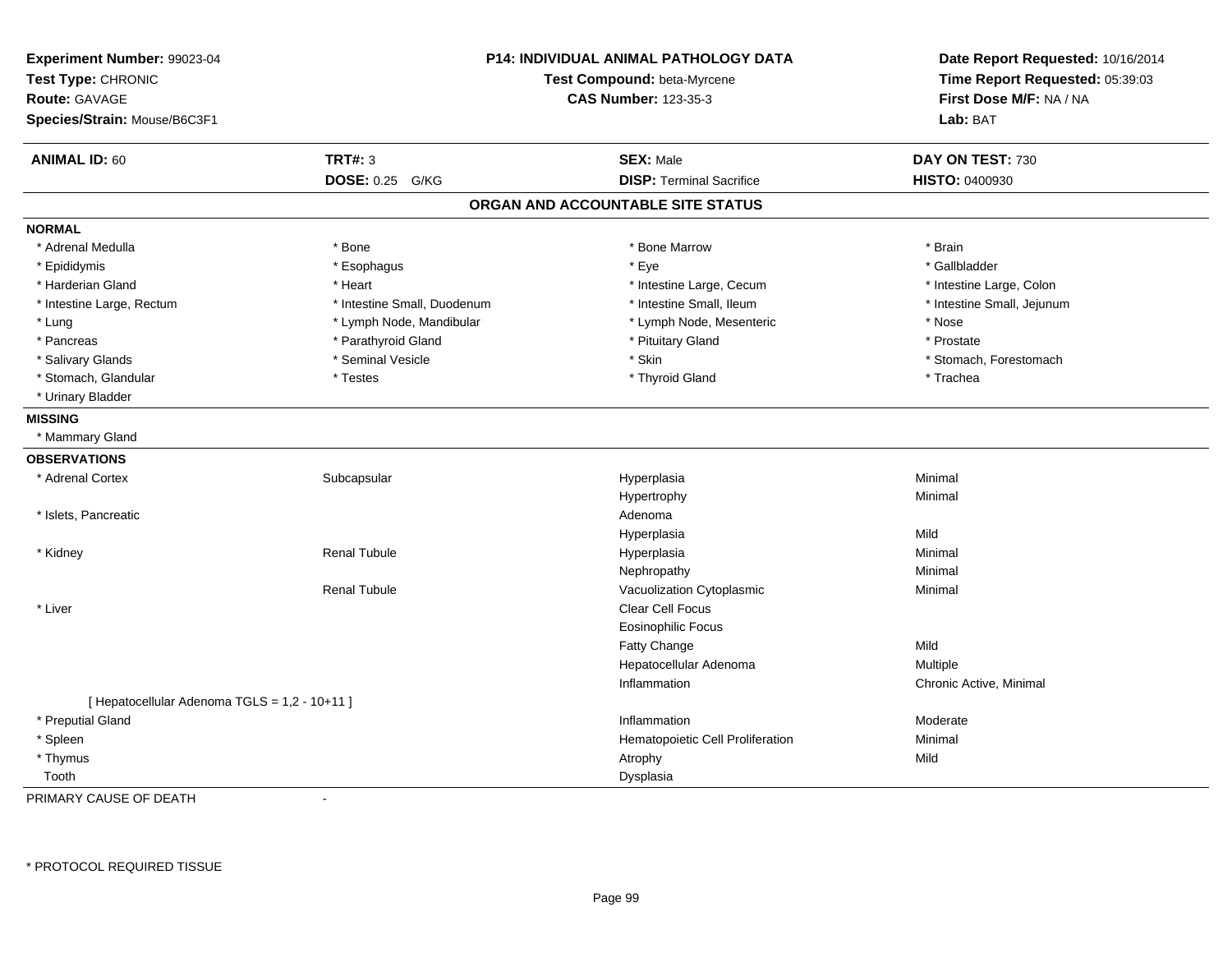**Experiment Number:** 99023-04
**Test Type:** CHRONIC
**Route:** GAVAGE
**Species/Strain:** Mouse/B6C3F1

**P14: INDIVIDUAL ANIMAL PATHOLOGY DATA**
**Test Compound:** beta-Myrcene
**CAS Number:** 123-35-3

**Date Report Requested:** 10/16/2014
**Time Report Requested:** 05:39:03
**First Dose M/F:** NA / NA
**Lab:** BAT

| **ANIMAL ID:** 60 | **TRT#:** 3 | **SEX:** Male | **DAY ON TEST:** 730 |
|---|---|---|---|
| | **DOSE:** 0.25 G/KG | **DISP:** Terminal Sacrifice | **HISTO:** 0400930 |

## ORGAN AND ACCOUNTABLE SITE STATUS

**NORMAL**

| | | | |
|---|---|---|---|
| * Adrenal Medulla | * Bone | * Bone Marrow | * Brain |
| * Epididymis | * Esophagus | * Eye | * Gallbladder |
| * Harderian Gland | * Heart | * Intestine Large, Cecum | * Intestine Large, Colon |
| * Intestine Large, Rectum | * Intestine Small, Duodenum | * Intestine Small, Ileum | * Intestine Small, Jejunum |
| * Lung | * Lymph Node, Mandibular | * Lymph Node, Mesenteric | * Nose |
| * Pancreas | * Parathyroid Gland | * Pituitary Gland | * Prostate |
| * Salivary Glands | * Seminal Vesicle | * Skin | * Stomach, Forestomach |
| * Stomach, Glandular | * Testes | * Thyroid Gland | * Trachea |
| * Urinary Bladder | | | |

**MISSING**

* Mammary Gland

**OBSERVATIONS**

| | | | |
|---|---|---|---|
| * Adrenal Cortex | Subcapsular | Hyperplasia | Minimal |
| | | Hypertrophy | Minimal |
| * Islets, Pancreatic | | Adenoma | |
| | | Hyperplasia | Mild |
| * Kidney | Renal Tubule | Hyperplasia | Minimal |
| | | Nephropathy | Minimal |
| | Renal Tubule | Vacuolization Cytoplasmic | Minimal |
| * Liver | | Clear Cell Focus | |
| | | Eosinophilic Focus | |
| | | Fatty Change | Mild |
| | | Hepatocellular Adenoma | Multiple |
| | | Inflammation | Chronic Active, Minimal |
| [ Hepatocellular Adenoma TGLS = 1,2 - 10+11 ] | | | |
| * Preputial Gland | | Inflammation | Moderate |
| * Spleen | | Hematopoietic Cell Proliferation | Minimal |
| * Thymus | | Atrophy | Mild |
| Tooth | | Dysplasia | |

PRIMARY CAUSE OF DEATH -

\* PROTOCOL REQUIRED TISSUE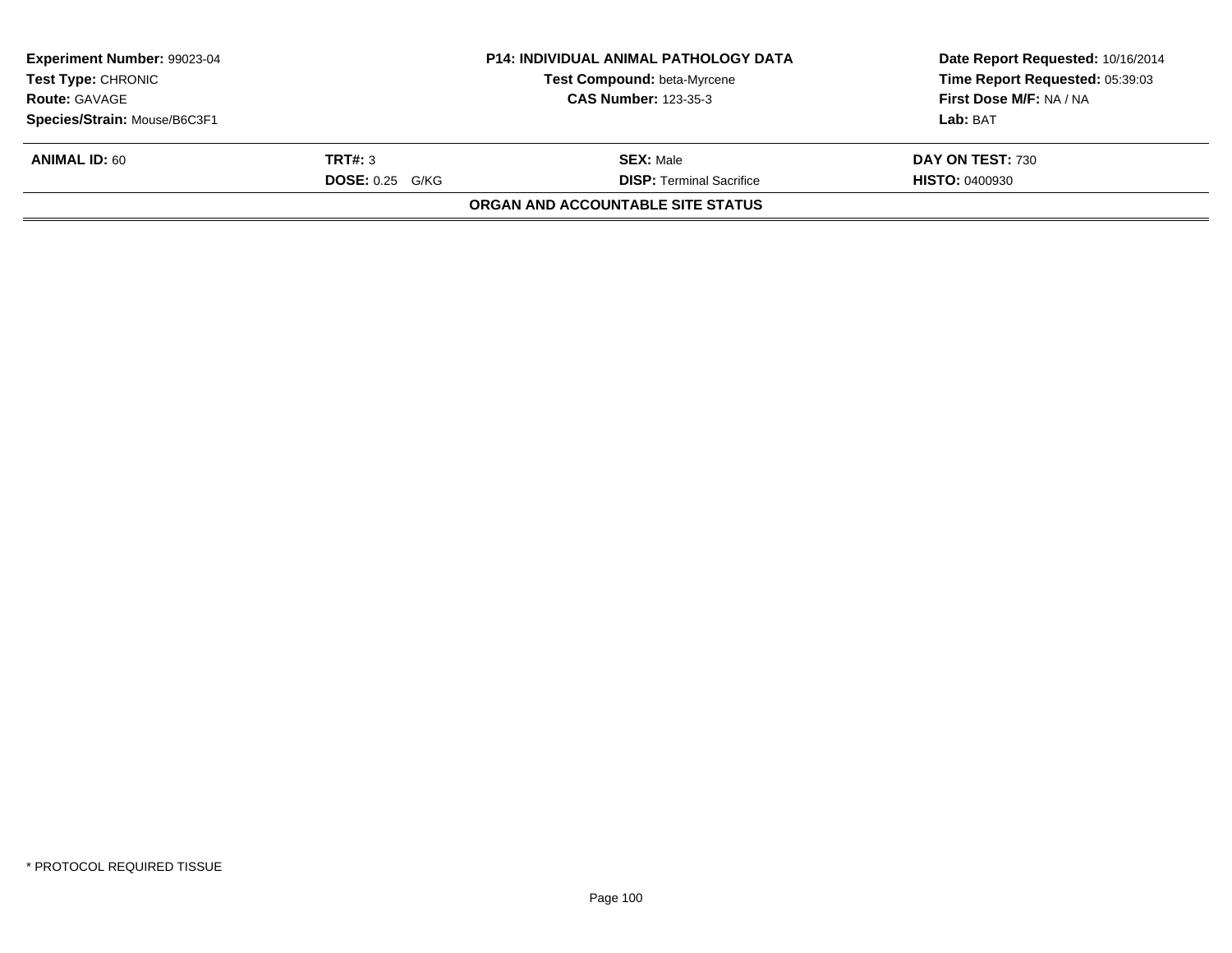| Experiment Number: 99023-04 | P14: INDIVIDUAL ANIMAL PATHOLOGY DATA | Date Report Requested: 10/16/2014 |
|---|---|---|
| Test Type: CHRONIC | Test Compound: beta-Myrcene | Time Report Requested: 05:39:03 |
| Route: GAVAGE | CAS Number: 123-35-3 | First Dose M/F: NA / NA |
| Species/Strain: Mouse/B6C3F1 | | Lab: BAT |

| ANIMAL ID: 60 | TRT#: 3 | SEX: Male | DAY ON TEST: 730 |
|---|---|---|---|
| | DOSE: 0.25 G/KG | DISP: Terminal Sacrifice | HISTO: 0400930 |

**ORGAN AND ACCOUNTABLE SITE STATUS**

* PROTOCOL REQUIRED TISSUE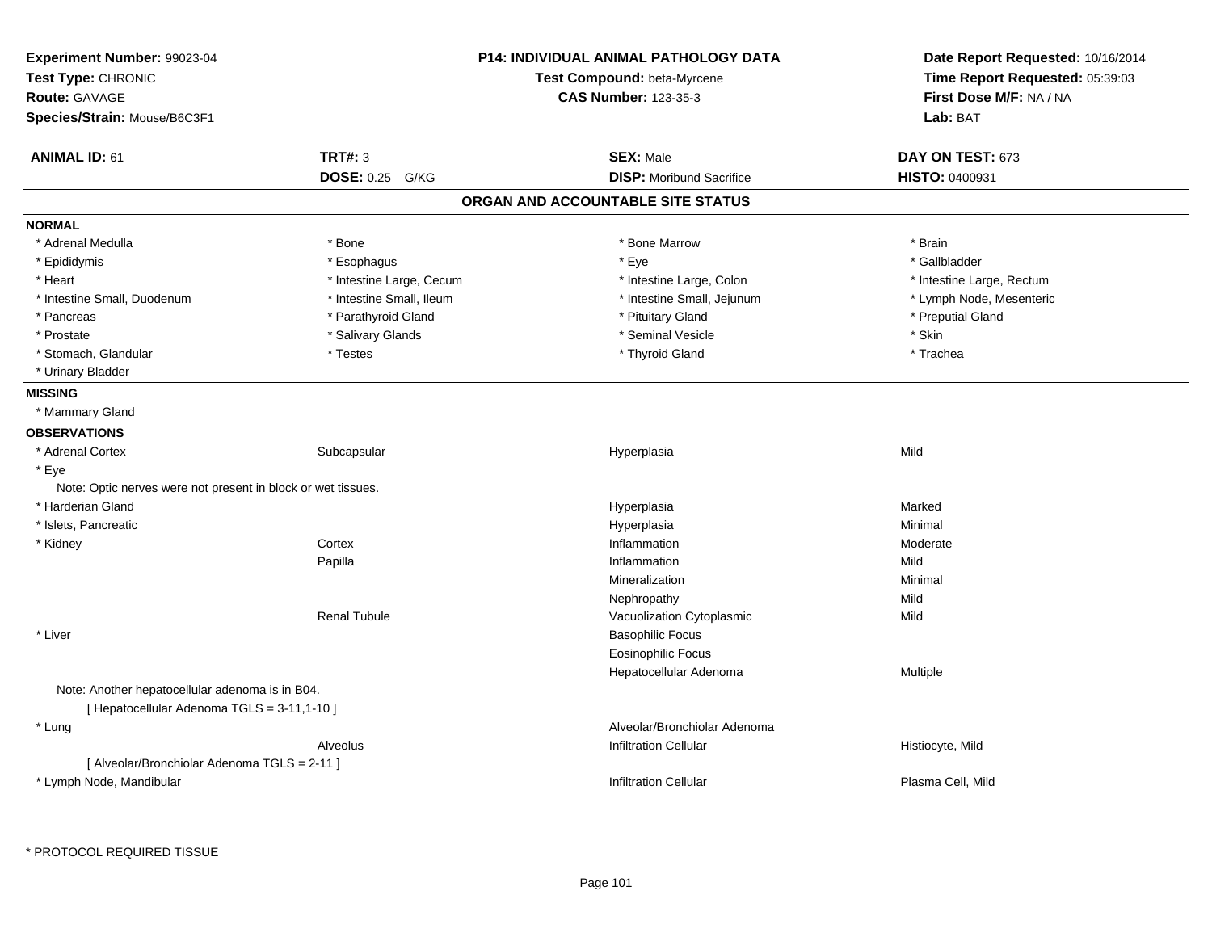**Experiment Number:** 99023-04
**Test Type:** CHRONIC
**Route:** GAVAGE
**Species/Strain:** Mouse/B6C3F1

**P14: INDIVIDUAL ANIMAL PATHOLOGY DATA**
**Test Compound:** beta-Myrcene
**CAS Number:** 123-35-3

**Date Report Requested:** 10/16/2014
**Time Report Requested:** 05:39:03
**First Dose M/F:** NA / NA
**Lab:** BAT

| **ANIMAL ID:** 61 | **TRT#:** 3 | **SEX:** Male | **DAY ON TEST:** 673 |
|---|---|---|---|
| | **DOSE:** 0.25 G/KG | **DISP:** Moribund Sacrifice | **HISTO:** 0400931 |

## ORGAN AND ACCOUNTABLE SITE STATUS

**NORMAL**

| | | | |
|---|---|---|---|
| * Adrenal Medulla | * Bone | * Bone Marrow | * Brain |
| * Epididymis | * Esophagus | * Eye | * Gallbladder |
| * Heart | * Intestine Large, Cecum | * Intestine Large, Colon | * Intestine Large, Rectum |
| * Intestine Small, Duodenum | * Intestine Small, Ileum | * Intestine Small, Jejunum | * Lymph Node, Mesenteric |
| * Pancreas | * Parathyroid Gland | * Pituitary Gland | * Preputial Gland |
| * Prostate | * Salivary Glands | * Seminal Vesicle | * Skin |
| * Stomach, Glandular | * Testes | * Thyroid Gland | * Trachea |
| * Urinary Bladder | | | |

**MISSING**

* Mammary Gland

**OBSERVATIONS**

| | | | |
|---|---|---|---|
| * Adrenal Cortex | Subcapsular | Hyperplasia | Mild |
| * Eye | | | |
| Note: Optic nerves were not present in block or wet tissues. | | | |
| * Harderian Gland | | Hyperplasia | Marked |
| * Islets, Pancreatic | | Hyperplasia | Minimal |
| * Kidney | Cortex | Inflammation | Moderate |
| | Papilla | Inflammation | Mild |
| | | Mineralization | Minimal |
| | | Nephropathy | Mild |
| | Renal Tubule | Vacuolization Cytoplasmic | Mild |
| * Liver | | Basophilic Focus | |
| | | Eosinophilic Focus | |
| | | Hepatocellular Adenoma | Multiple |
| Note: Another hepatocellular adenoma is in B04. | | | |
| [ Hepatocellular Adenoma TGLS = 3-11,1-10 ] | | | |
| * Lung | | Alveolar/Bronchiolar Adenoma | |
| | Alveolus | Infiltration Cellular | Histiocyte, Mild |
| [ Alveolar/Bronchiolar Adenoma TGLS = 2-11 ] | | | |
| * Lymph Node, Mandibular | | Infiltration Cellular | Plasma Cell, Mild |

* PROTOCOL REQUIRED TISSUE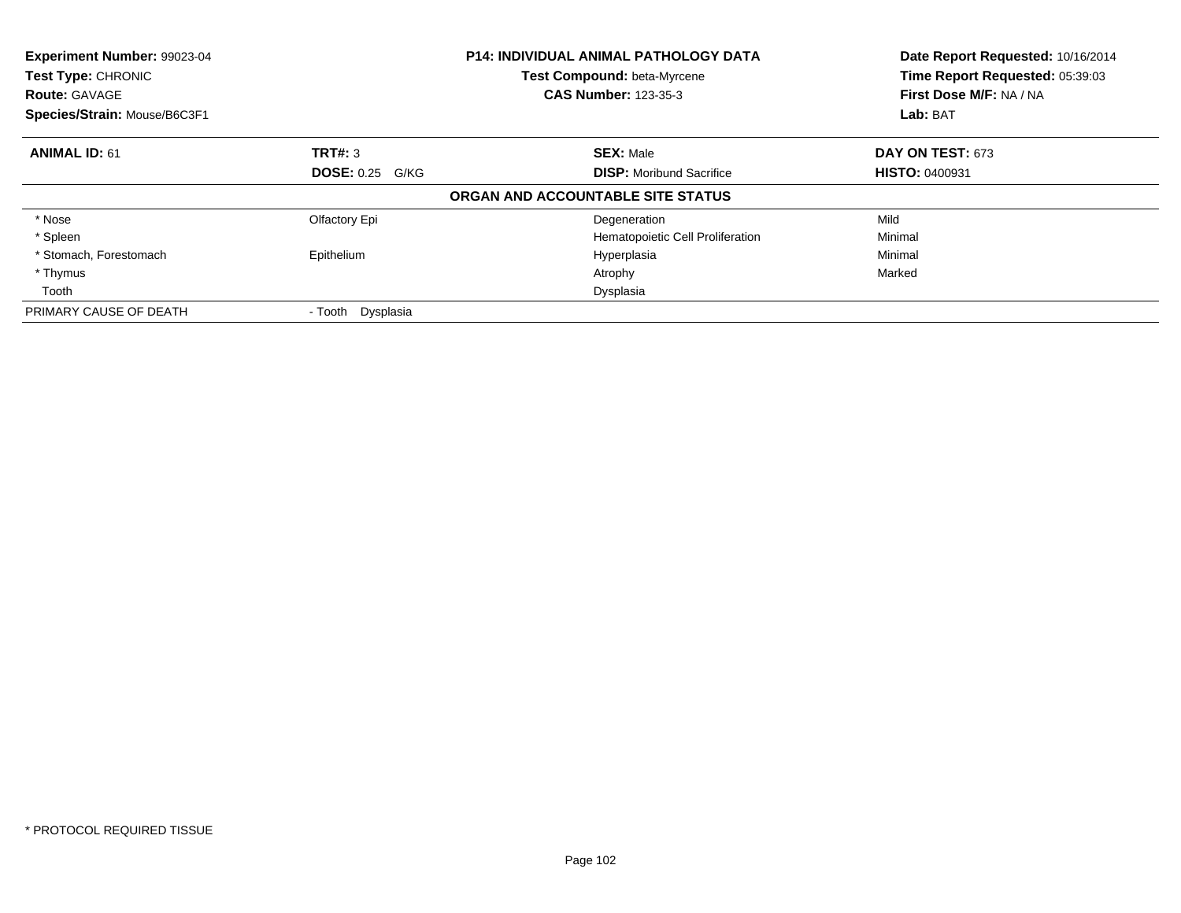**Experiment Number:** 99023-04
**Test Type:** CHRONIC
**Route:** GAVAGE
**Species/Strain:** Mouse/B6C3F1

**P14: INDIVIDUAL ANIMAL PATHOLOGY DATA**
**Test Compound:** beta-Myrcene
**CAS Number:** 123-35-3

**Date Report Requested:** 10/16/2014
**Time Report Requested:** 05:39:03
**First Dose M/F:** NA / NA
**Lab:** BAT

| **ANIMAL ID:** 61 | **TRT#:** 3 | **SEX:** Male | **DAY ON TEST:** 673 |
|---|---|---|---|
| | **DOSE:** 0.25 G/KG | **DISP:** Moribund Sacrifice | **HISTO:** 0400931 |
| | **ORGAN AND ACCOUNTABLE SITE STATUS** | | |
| * Nose | Olfactory Epi | Degeneration | Mild |
| * Spleen | | Hematopoietic Cell Proliferation | Minimal |
| * Stomach, Forestomach | Epithelium | Hyperplasia | Minimal |
| * Thymus | | Atrophy | Marked |
| Tooth | | Dysplasia | |
| PRIMARY CAUSE OF DEATH | - Tooth Dysplasia | | |

* PROTOCOL REQUIRED TISSUE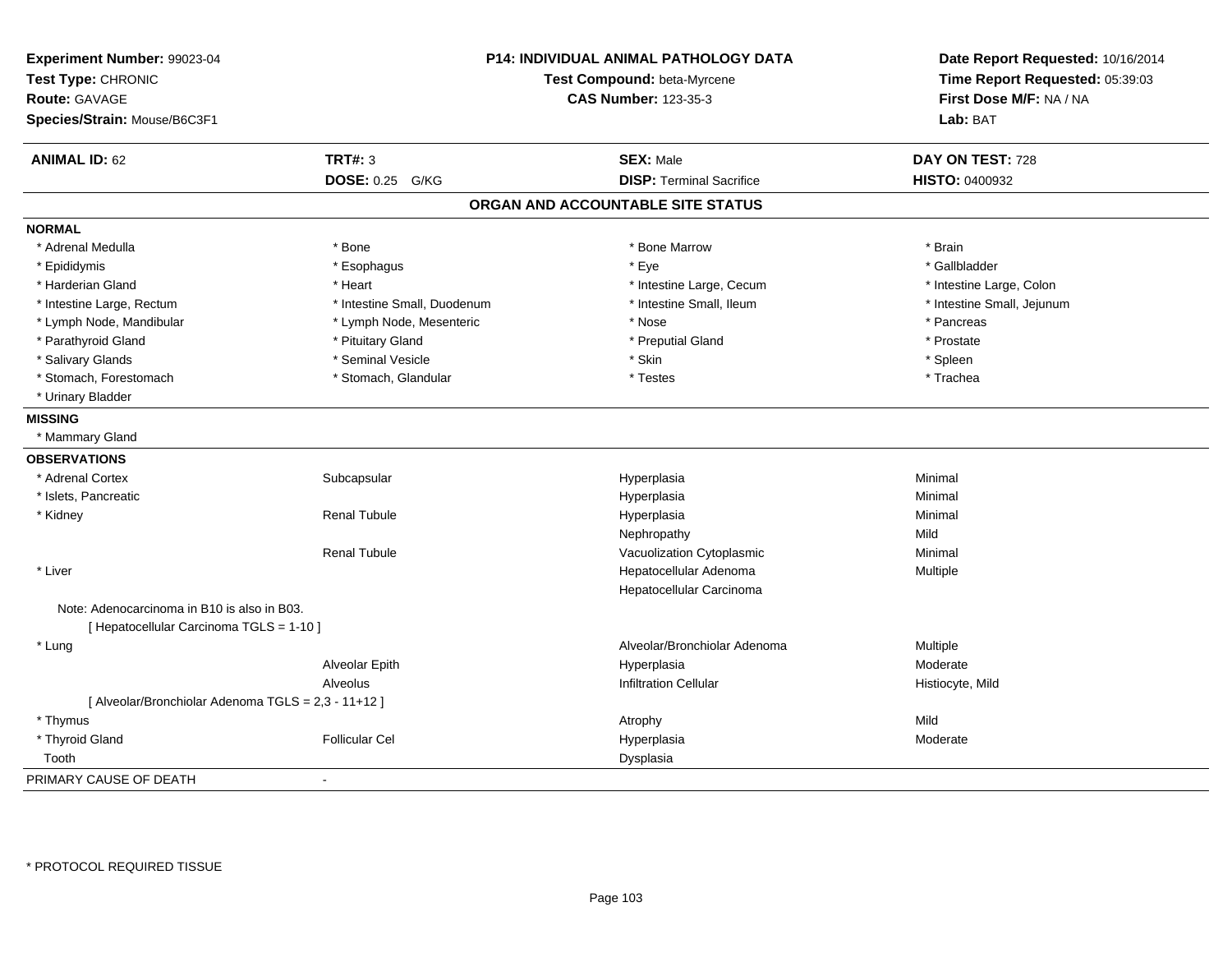**Experiment Number:** 99023-04
**Test Type:** CHRONIC
**Route:** GAVAGE
**Species/Strain:** Mouse/B6C3F1

**P14: INDIVIDUAL ANIMAL PATHOLOGY DATA**
**Test Compound:** beta-Myrcene
**CAS Number:** 123-35-3

**Date Report Requested:** 10/16/2014
**Time Report Requested:** 05:39:03
**First Dose M/F:** NA / NA
**Lab:** BAT

| **ANIMAL ID:** 62 | **TRT#:** 3 | **SEX:** Male | **DAY ON TEST:** 728 |
|---|---|---|---|
| | **DOSE:** 0.25 G/KG | **DISP:** Terminal Sacrifice | **HISTO:** 0400932 |

## ORGAN AND ACCOUNTABLE SITE STATUS

**NORMAL**

| | | | |
|---|---|---|---|
| * Adrenal Medulla | * Bone | * Bone Marrow | * Brain |
| * Epididymis | * Esophagus | * Eye | * Gallbladder |
| * Harderian Gland | * Heart | * Intestine Large, Cecum | * Intestine Large, Colon |
| * Intestine Large, Rectum | * Intestine Small, Duodenum | * Intestine Small, Ileum | * Intestine Small, Jejunum |
| * Lymph Node, Mandibular | * Lymph Node, Mesenteric | * Nose | * Pancreas |
| * Parathyroid Gland | * Pituitary Gland | * Preputial Gland | * Prostate |
| * Salivary Glands | * Seminal Vesicle | * Skin | * Spleen |
| * Stomach, Forestomach | * Stomach, Glandular | * Testes | * Trachea |
| * Urinary Bladder | | | |

**MISSING**

* Mammary Gland

**OBSERVATIONS**

| | | | |
|---|---|---|---|
| * Adrenal Cortex | Subcapsular | Hyperplasia | Minimal |
| * Islets, Pancreatic | | Hyperplasia | Minimal |
| * Kidney | Renal Tubule | Hyperplasia | Minimal |
| | | Nephropathy | Mild |
| | Renal Tubule | Vacuolization Cytoplasmic | Minimal |
| * Liver | | Hepatocellular Adenoma | Multiple |
| | | Hepatocellular Carcinoma | |
| Note: Adenocarcinoma in B10 is also in B03. | | | |
| [ Hepatocellular Carcinoma TGLS = 1-10 ] | | | |
| * Lung | | Alveolar/Bronchiolar Adenoma | Multiple |
| | Alveolar Epith | Hyperplasia | Moderate |
| | Alveolus | Infiltration Cellular | Histiocyte, Mild |
| [ Alveolar/Bronchiolar Adenoma TGLS = 2,3 - 11+12 ] | | | |
| * Thymus | | Atrophy | Mild |
| * Thyroid Gland | Follicular Cel | Hyperplasia | Moderate |
| Tooth | | Dysplasia | |

PRIMARY CAUSE OF DEATH -

* PROTOCOL REQUIRED TISSUE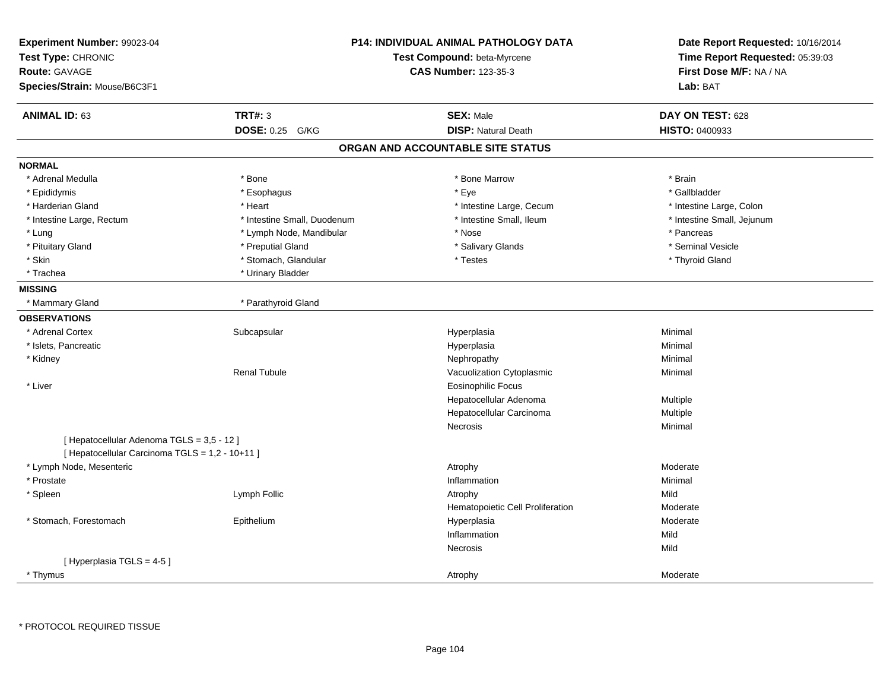**Experiment Number:** 99023-04
**Test Type:** CHRONIC
**Route:** GAVAGE
**Species/Strain:** Mouse/B6C3F1

**P14: INDIVIDUAL ANIMAL PATHOLOGY DATA**
**Test Compound:** beta-Myrcene
**CAS Number:** 123-35-3

**Date Report Requested:** 10/16/2014
**Time Report Requested:** 05:39:03
**First Dose M/F:** NA / NA
**Lab:** BAT

| **ANIMAL ID:** 63 | **TRT#:** 3 | **SEX:** Male | **DAY ON TEST:** 628 |
|---|---|---|---|
| | **DOSE:** 0.25 G/KG | **DISP:** Natural Death | **HISTO:** 0400933 |

## ORGAN AND ACCOUNTABLE SITE STATUS

**NORMAL**

| | | | |
|---|---|---|---|
| * Adrenal Medulla | * Bone | * Bone Marrow | * Brain |
| * Epididymis | * Esophagus | * Eye | * Gallbladder |
| * Harderian Gland | * Heart | * Intestine Large, Cecum | * Intestine Large, Colon |
| * Intestine Large, Rectum | * Intestine Small, Duodenum | * Intestine Small, Ileum | * Intestine Small, Jejunum |
| * Lung | * Lymph Node, Mandibular | * Nose | * Pancreas |
| * Pituitary Gland | * Preputial Gland | * Salivary Glands | * Seminal Vesicle |
| * Skin | * Stomach, Glandular | * Testes | * Thyroid Gland |
| * Trachea | * Urinary Bladder | | |

**MISSING**

| | |
|---|---|
| * Mammary Gland | * Parathyroid Gland |

**OBSERVATIONS**

| | | | |
|---|---|---|---|
| * Adrenal Cortex | Subcapsular | Hyperplasia | Minimal |
| * Islets, Pancreatic | | Hyperplasia | Minimal |
| * Kidney | | Nephropathy | Minimal |
| | Renal Tubule | Vacuolization Cytoplasmic | Minimal |
| * Liver | | Eosinophilic Focus | |
| | | Hepatocellular Adenoma | Multiple |
| | | Hepatocellular Carcinoma | Multiple |
| | | Necrosis | Minimal |
| [ Hepatocellular Adenoma TGLS = 3,5 - 12 ] | | | |
| [ Hepatocellular Carcinoma TGLS = 1,2 - 10+11 ] | | | |
| * Lymph Node, Mesenteric | | Atrophy | Moderate |
| * Prostate | | Inflammation | Minimal |
| * Spleen | Lymph Follic | Atrophy | Mild |
| | | Hematopoietic Cell Proliferation | Moderate |
| * Stomach, Forestomach | Epithelium | Hyperplasia | Moderate |
| | | Inflammation | Mild |
| | | Necrosis | Mild |
| [ Hyperplasia TGLS = 4-5 ] | | | |
| * Thymus | | Atrophy | Moderate |

* PROTOCOL REQUIRED TISSUE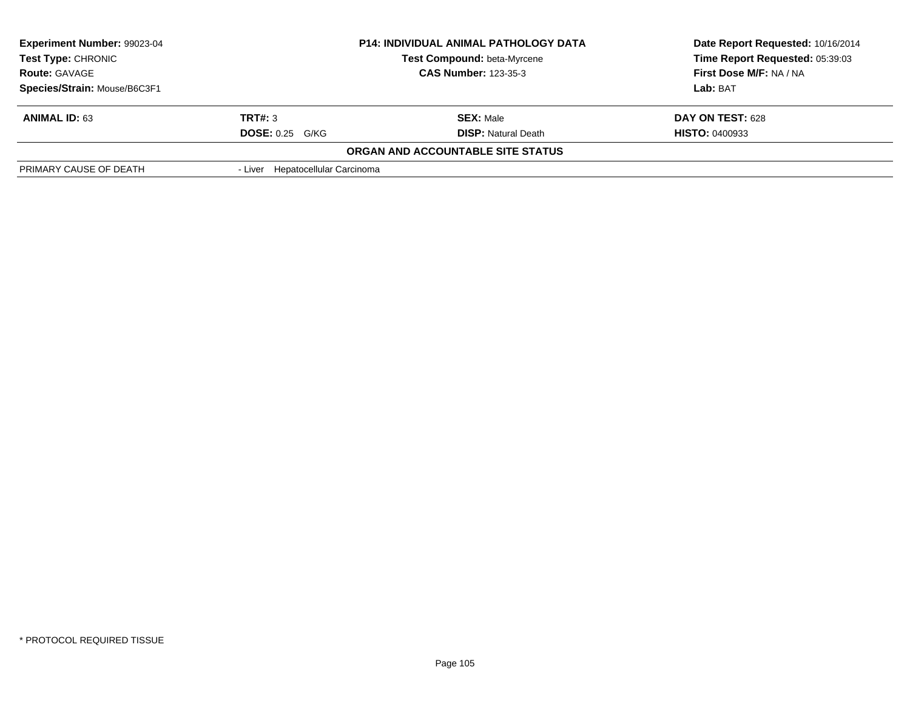**Experiment Number:** 99023-04
**Test Type:** CHRONIC
**Route:** GAVAGE
**Species/Strain:** Mouse/B6C3F1

**P14: INDIVIDUAL ANIMAL PATHOLOGY DATA**
**Test Compound:** beta-Myrcene
**CAS Number:** 123-35-3

**Date Report Requested:** 10/16/2014
**Time Report Requested:** 05:39:03
**First Dose M/F:** NA / NA
**Lab:** BAT

| **ANIMAL ID:** 63 | **TRT#:** 3 | **SEX:** Male | **DAY ON TEST:** 628 |
|---|---|---|---|
| | **DOSE:** 0.25 G/KG | **DISP:** Natural Death | **HISTO:** 0400933 |

**ORGAN AND ACCOUNTABLE SITE STATUS**

| | |
|---|---|
| PRIMARY CAUSE OF DEATH | - Liver Hepatocellular Carcinoma |

* PROTOCOL REQUIRED TISSUE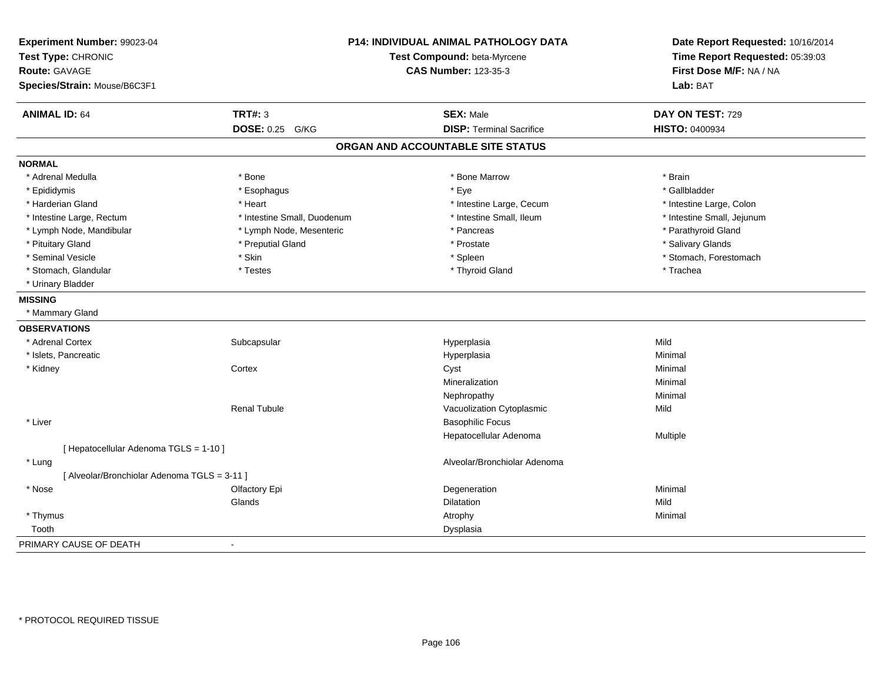**Experiment Number:** 99023-04
**Test Type:** CHRONIC
**Route:** GAVAGE
**Species/Strain:** Mouse/B6C3F1

**P14: INDIVIDUAL ANIMAL PATHOLOGY DATA**
**Test Compound:** beta-Myrcene
**CAS Number:** 123-35-3

**Date Report Requested:** 10/16/2014
**Time Report Requested:** 05:39:03
**First Dose M/F:** NA / NA
**Lab:** BAT

| **ANIMAL ID:** 64 | **TRT#:** 3 | **SEX:** Male | **DAY ON TEST:** 729 |
|---|---|---|---|
| | **DOSE:** 0.25 G/KG | **DISP:** Terminal Sacrifice | **HISTO:** 0400934 |

## ORGAN AND ACCOUNTABLE SITE STATUS

**NORMAL**

| | | | |
|---|---|---|---|
| * Adrenal Medulla | * Bone | * Bone Marrow | * Brain |
| * Epididymis | * Esophagus | * Eye | * Gallbladder |
| * Harderian Gland | * Heart | * Intestine Large, Cecum | * Intestine Large, Colon |
| * Intestine Large, Rectum | * Intestine Small, Duodenum | * Intestine Small, Ileum | * Intestine Small, Jejunum |
| * Lymph Node, Mandibular | * Lymph Node, Mesenteric | * Pancreas | * Parathyroid Gland |
| * Pituitary Gland | * Preputial Gland | * Prostate | * Salivary Glands |
| * Seminal Vesicle | * Skin | * Spleen | * Stomach, Forestomach |
| * Stomach, Glandular | * Testes | * Thyroid Gland | * Trachea |
| * Urinary Bladder | | | |

**MISSING**

* Mammary Gland

**OBSERVATIONS**

| | | | |
|---|---|---|---|
| * Adrenal Cortex | Subcapsular | Hyperplasia | Mild |
| * Islets, Pancreatic | | Hyperplasia | Minimal |
| * Kidney | Cortex | Cyst | Minimal |
| | | Mineralization | Minimal |
| | | Nephropathy | Minimal |
| | Renal Tubule | Vacuolization Cytoplasmic | Mild |
| * Liver | | Basophilic Focus | |
| | | Hepatocellular Adenoma | Multiple |
| [ Hepatocellular Adenoma TGLS = 1-10 ] | | | |
| * Lung | | Alveolar/Bronchiolar Adenoma | |
| [ Alveolar/Bronchiolar Adenoma TGLS = 3-11 ] | | | |
| * Nose | Olfactory Epi | Degeneration | Minimal |
| | Glands | Dilatation | Mild |
| * Thymus | | Atrophy | Minimal |
| Tooth | | Dysplasia | |

PRIMARY CAUSE OF DEATH -

* PROTOCOL REQUIRED TISSUE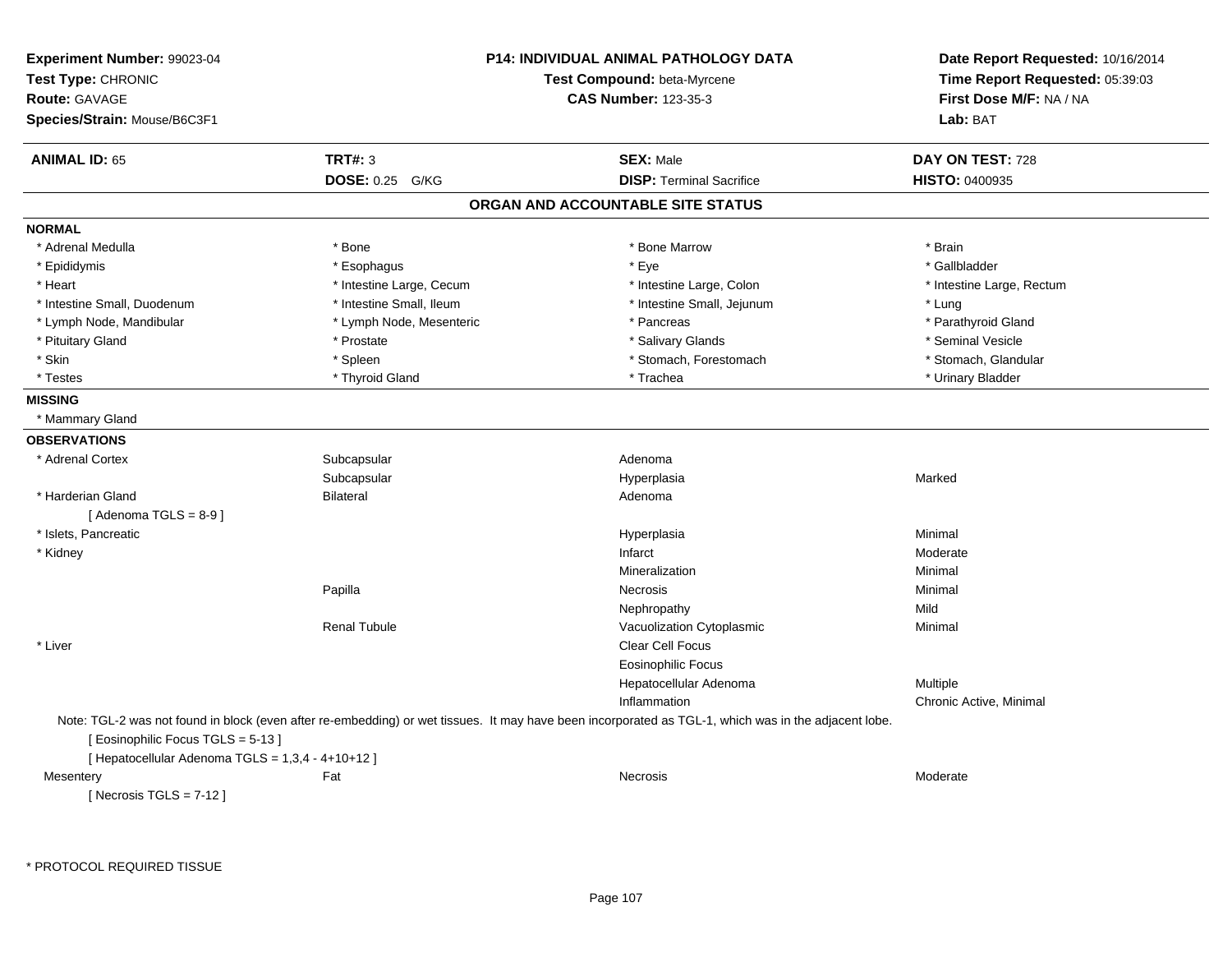**Experiment Number:** 99023-04
**Test Type:** CHRONIC
**Route:** GAVAGE
**Species/Strain:** Mouse/B6C3F1

**P14: INDIVIDUAL ANIMAL PATHOLOGY DATA**
**Test Compound:** beta-Myrcene
**CAS Number:** 123-35-3

**Date Report Requested:** 10/16/2014
**Time Report Requested:** 05:39:03
**First Dose M/F:** NA / NA
**Lab:** BAT

| **ANIMAL ID:** 65 | **TRT#:** 3 | **SEX:** Male | **DAY ON TEST:** 728 |
|---|---|---|---|
| | **DOSE:** 0.25 G/KG | **DISP:** Terminal Sacrifice | **HISTO:** 0400935 |

## ORGAN AND ACCOUNTABLE SITE STATUS

**NORMAL**

| | | | |
|---|---|---|---|
| * Adrenal Medulla | * Bone | * Bone Marrow | * Brain |
| * Epididymis | * Esophagus | * Eye | * Gallbladder |
| * Heart | * Intestine Large, Cecum | * Intestine Large, Colon | * Intestine Large, Rectum |
| * Intestine Small, Duodenum | * Intestine Small, Ileum | * Intestine Small, Jejunum | * Lung |
| * Lymph Node, Mandibular | * Lymph Node, Mesenteric | * Pancreas | * Parathyroid Gland |
| * Pituitary Gland | * Prostate | * Salivary Glands | * Seminal Vesicle |
| * Skin | * Spleen | * Stomach, Forestomach | * Stomach, Glandular |
| * Testes | * Thyroid Gland | * Trachea | * Urinary Bladder |

**MISSING**

* Mammary Gland

**OBSERVATIONS**

| | | | |
|---|---|---|---|
| * Adrenal Cortex | Subcapsular | Adenoma | |
| | Subcapsular | Hyperplasia | Marked |
| * Harderian Gland | Bilateral | Adenoma | |
| [ Adenoma TGLS = 8-9 ] | | | |
| * Islets, Pancreatic | | Hyperplasia | Minimal |
| * Kidney | | Infarct | Moderate |
| | | Mineralization | Minimal |
| | Papilla | Necrosis | Minimal |
| | | Nephropathy | Mild |
| | Renal Tubule | Vacuolization Cytoplasmic | Minimal |
| * Liver | | Clear Cell Focus | |
| | | Eosinophilic Focus | |
| | | Hepatocellular Adenoma | Multiple |
| | | Inflammation | Chronic Active, Minimal |

Note: TGL-2 was not found in block (even after re-embedding) or wet tissues. It may have been incorporated as TGL-1, which was in the adjacent lobe.

[ Eosinophilic Focus TGLS = 5-13 ]

[ Hepatocellular Adenoma TGLS = 1,3,4 - 4+10+12 ]

| | | | |
|---|---|---|---|
| Mesentery | Fat | Necrosis | Moderate |
| [ Necrosis TGLS = 7-12 ] | | | |

* PROTOCOL REQUIRED TISSUE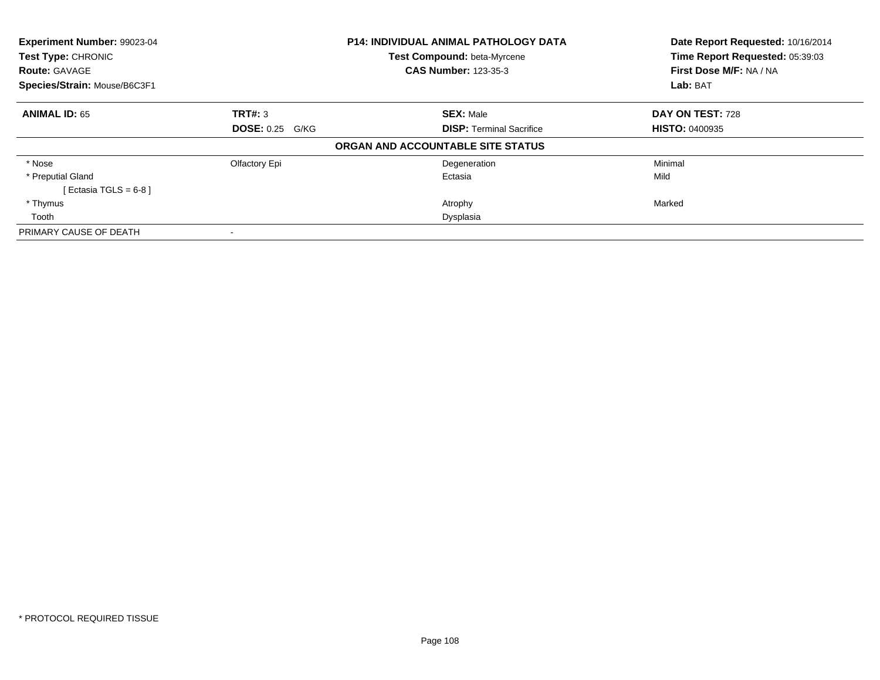**Experiment Number:** 99023-04
**Test Type:** CHRONIC
**Route:** GAVAGE
**Species/Strain:** Mouse/B6C3F1

**P14: INDIVIDUAL ANIMAL PATHOLOGY DATA**
**Test Compound:** beta-Myrcene
**CAS Number:** 123-35-3

**Date Report Requested:** 10/16/2014
**Time Report Requested:** 05:39:03
**First Dose M/F:** NA / NA
**Lab:** BAT

| **ANIMAL ID:** 65 | **TRT#:** 3 | **SEX:** Male | **DAY ON TEST:** 728 |
|---|---|---|---|
| | **DOSE:** 0.25 G/KG | **DISP:** Terminal Sacrifice | **HISTO:** 0400935 |

**ORGAN AND ACCOUNTABLE SITE STATUS**

| | | | |
|---|---|---|---|
| * Nose | Olfactory Epi | Degeneration | Minimal |
| * Preputial Gland | | Ectasia | Mild |
| [ Ectasia TGLS = 6-8 ] | | | |
| * Thymus | | Atrophy | Marked |
| Tooth | | Dysplasia | |
| PRIMARY CAUSE OF DEATH | - | | |

* PROTOCOL REQUIRED TISSUE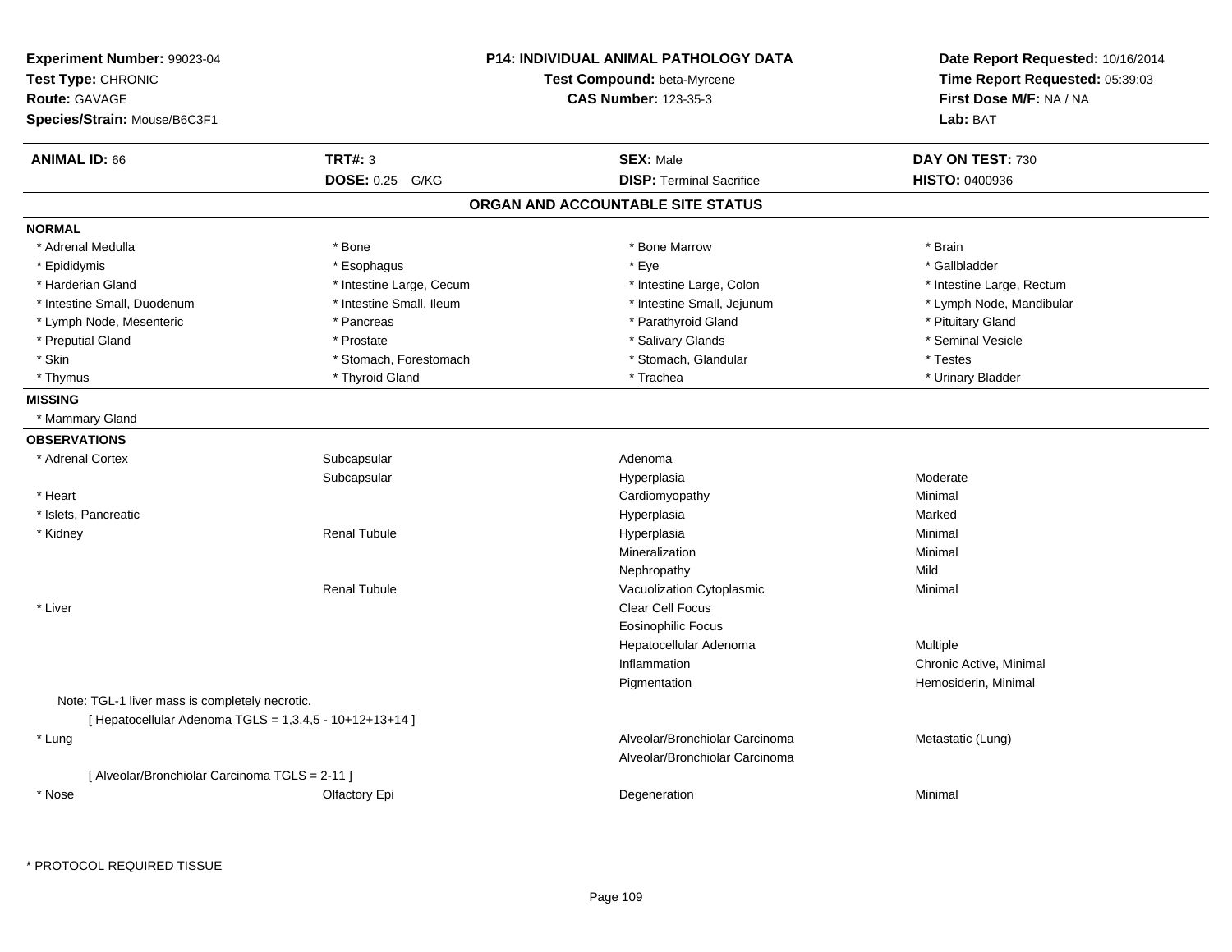**Experiment Number:** 99023-04
**Test Type:** CHRONIC
**Route:** GAVAGE
**Species/Strain:** Mouse/B6C3F1

**P14: INDIVIDUAL ANIMAL PATHOLOGY DATA**
**Test Compound:** beta-Myrcene
**CAS Number:** 123-35-3

**Date Report Requested:** 10/16/2014
**Time Report Requested:** 05:39:03
**First Dose M/F:** NA / NA
**Lab:** BAT

| **ANIMAL ID:** 66 | **TRT#:** 3 | **SEX:** Male | **DAY ON TEST:** 730 |
|---|---|---|---|
| | **DOSE:** 0.25 G/KG | **DISP:** Terminal Sacrifice | **HISTO:** 0400936 |

## ORGAN AND ACCOUNTABLE SITE STATUS

**NORMAL**

| | | | |
|---|---|---|---|
| * Adrenal Medulla | * Bone | * Bone Marrow | * Brain |
| * Epididymis | * Esophagus | * Eye | * Gallbladder |
| * Harderian Gland | * Intestine Large, Cecum | * Intestine Large, Colon | * Intestine Large, Rectum |
| * Intestine Small, Duodenum | * Intestine Small, Ileum | * Intestine Small, Jejunum | * Lymph Node, Mandibular |
| * Lymph Node, Mesenteric | * Pancreas | * Parathyroid Gland | * Pituitary Gland |
| * Preputial Gland | * Prostate | * Salivary Glands | * Seminal Vesicle |
| * Skin | * Stomach, Forestomach | * Stomach, Glandular | * Testes |
| * Thymus | * Thyroid Gland | * Trachea | * Urinary Bladder |

**MISSING**

* Mammary Gland

**OBSERVATIONS**

| | | | |
|---|---|---|---|
| * Adrenal Cortex | Subcapsular | Adenoma | |
| | Subcapsular | Hyperplasia | Moderate |
| * Heart | | Cardiomyopathy | Minimal |
| * Islets, Pancreatic | | Hyperplasia | Marked |
| * Kidney | Renal Tubule | Hyperplasia | Minimal |
| | | Mineralization | Minimal |
| | | Nephropathy | Mild |
| | Renal Tubule | Vacuolization Cytoplasmic | Minimal |
| * Liver | | Clear Cell Focus | |
| | | Eosinophilic Focus | |
| | | Hepatocellular Adenoma | Multiple |
| | | Inflammation | Chronic Active, Minimal |
| | | Pigmentation | Hemosiderin, Minimal |

Note: TGL-1 liver mass is completely necrotic.
[ Hepatocellular Adenoma TGLS = 1,3,4,5 - 10+12+13+14 ]

| | | | |
|---|---|---|---|
| * Lung | | Alveolar/Bronchiolar Carcinoma | Metastatic (Lung) |
| | | Alveolar/Bronchiolar Carcinoma | |

[ Alveolar/Bronchiolar Carcinoma TGLS = 2-11 ]

| | | | |
|---|---|---|---|
| * Nose | Olfactory Epi | Degeneration | Minimal |

* PROTOCOL REQUIRED TISSUE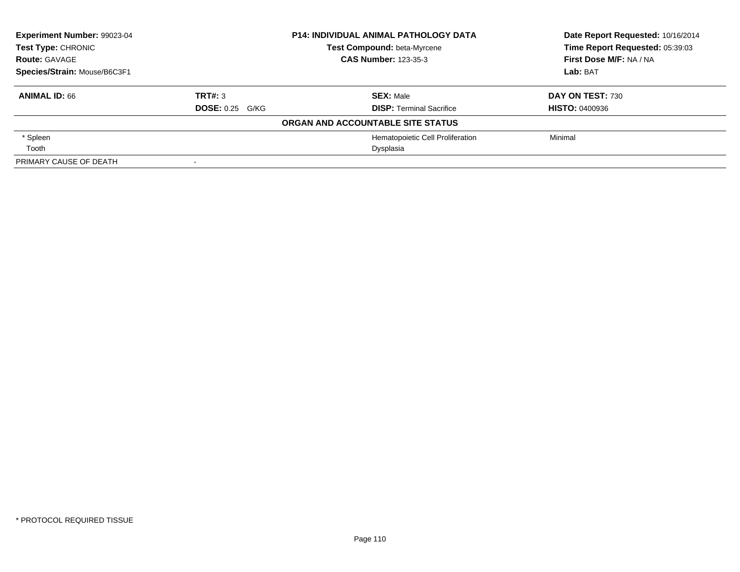| **Experiment Number:** 99023-04 | **P14: INDIVIDUAL ANIMAL PATHOLOGY DATA** | **Date Report Requested:** 10/16/2014 |
|---|---|---|
| **Test Type:** CHRONIC | **Test Compound:** beta-Myrcene | **Time Report Requested:** 05:39:03 |
| **Route:** GAVAGE | **CAS Number:** 123-35-3 | **First Dose M/F:** NA / NA |
| **Species/Strain:** Mouse/B6C3F1 | | **Lab:** BAT |

| **ANIMAL ID:** 66 | **TRT#:** 3 | **SEX:** Male | **DAY ON TEST:** 730 |
|---|---|---|---|
| | **DOSE:** 0.25 G/KG | **DISP:** Terminal Sacrifice | **HISTO:** 0400936 |

**ORGAN AND ACCOUNTABLE SITE STATUS**

| | | | |
|---|---|---|---|
| * Spleen | | Hematopoietic Cell Proliferation | Minimal |
| Tooth | | Dysplasia | |
| PRIMARY CAUSE OF DEATH | - | | |

* PROTOCOL REQUIRED TISSUE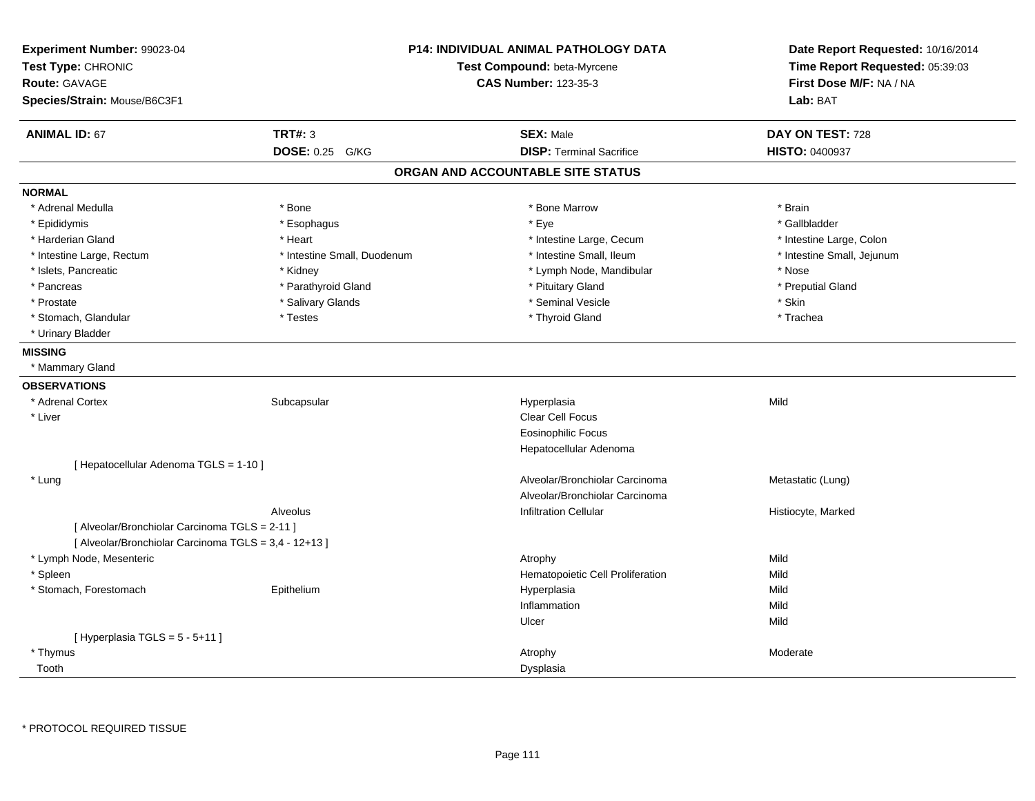**Experiment Number:** 99023-04
**Test Type:** CHRONIC
**Route:** GAVAGE
**Species/Strain:** Mouse/B6C3F1

**P14: INDIVIDUAL ANIMAL PATHOLOGY DATA**
**Test Compound:** beta-Myrcene
**CAS Number:** 123-35-3

**Date Report Requested:** 10/16/2014
**Time Report Requested:** 05:39:03
**First Dose M/F:** NA / NA
**Lab:** BAT

| **ANIMAL ID:** 67 | **TRT#:** 3 | **SEX:** Male | **DAY ON TEST:** 728 |
|---|---|---|---|
| | **DOSE:** 0.25 G/KG | **DISP:** Terminal Sacrifice | **HISTO:** 0400937 |

## ORGAN AND ACCOUNTABLE SITE STATUS

**NORMAL**

| | | | |
|---|---|---|---|
| * Adrenal Medulla | * Bone | * Bone Marrow | * Brain |
| * Epididymis | * Esophagus | * Eye | * Gallbladder |
| * Harderian Gland | * Heart | * Intestine Large, Cecum | * Intestine Large, Colon |
| * Intestine Large, Rectum | * Intestine Small, Duodenum | * Intestine Small, Ileum | * Intestine Small, Jejunum |
| * Islets, Pancreatic | * Kidney | * Lymph Node, Mandibular | * Nose |
| * Pancreas | * Parathyroid Gland | * Pituitary Gland | * Preputial Gland |
| * Prostate | * Salivary Glands | * Seminal Vesicle | * Skin |
| * Stomach, Glandular | * Testes | * Thyroid Gland | * Trachea |
| * Urinary Bladder | | | |

**MISSING**

* Mammary Gland

**OBSERVATIONS**

| | | | |
|---|---|---|---|
| * Adrenal Cortex | Subcapsular | Hyperplasia | Mild |
| * Liver | | Clear Cell Focus | |
| | | Eosinophilic Focus | |
| | | Hepatocellular Adenoma | |
| [ Hepatocellular Adenoma TGLS = 1-10 ] | | | |
| * Lung | | Alveolar/Bronchiolar Carcinoma | Metastatic (Lung) |
| | | Alveolar/Bronchiolar Carcinoma | |
| | Alveolus | Infiltration Cellular | Histiocyte, Marked |
| [ Alveolar/Bronchiolar Carcinoma TGLS = 2-11 ] | | | |
| [ Alveolar/Bronchiolar Carcinoma TGLS = 3,4 - 12+13 ] | | | |
| * Lymph Node, Mesenteric | | Atrophy | Mild |
| * Spleen | | Hematopoietic Cell Proliferation | Mild |
| * Stomach, Forestomach | Epithelium | Hyperplasia | Mild |
| | | Inflammation | Mild |
| | | Ulcer | Mild |
| [ Hyperplasia TGLS = 5 - 5+11 ] | | | |
| * Thymus | | Atrophy | Moderate |
| Tooth | | Dysplasia | |

* PROTOCOL REQUIRED TISSUE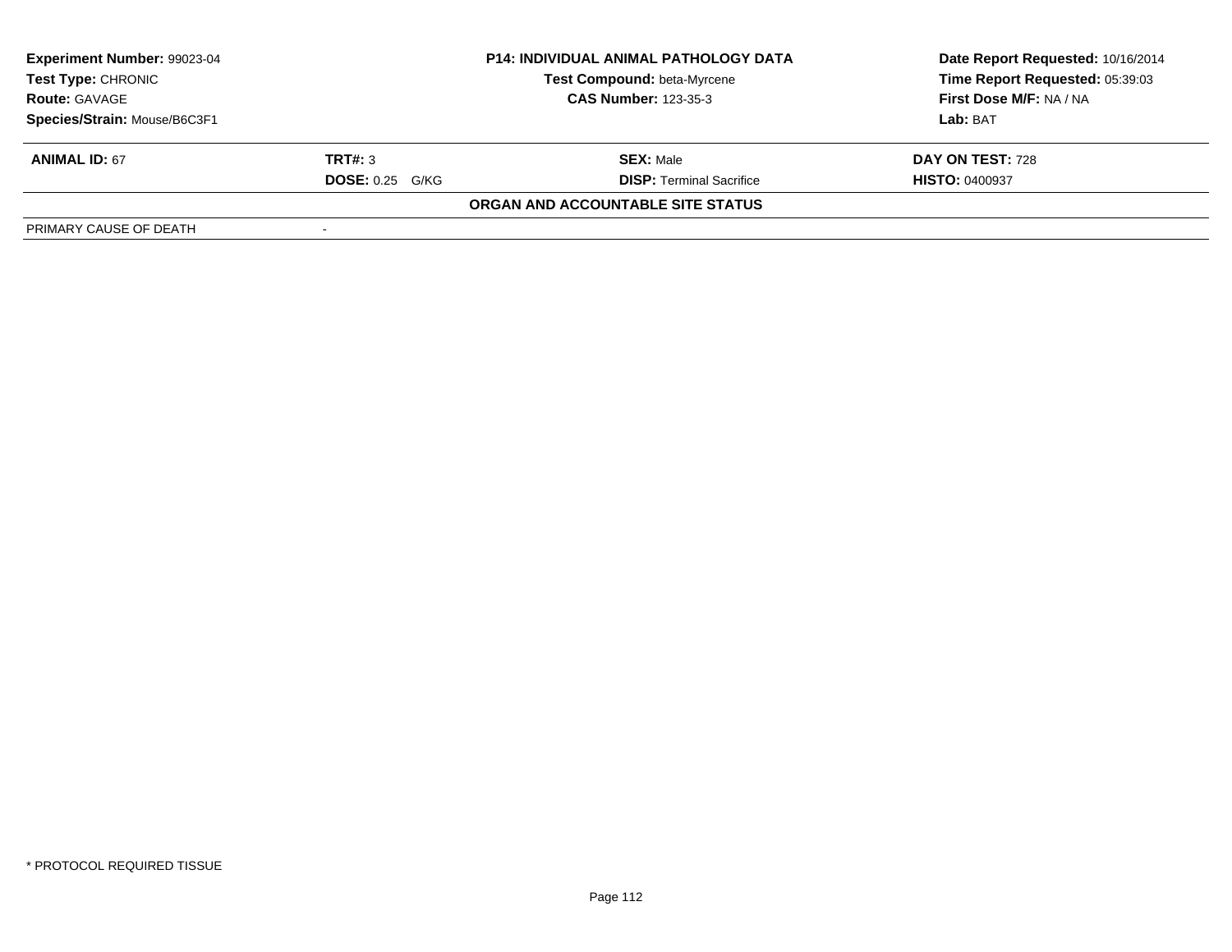| **Experiment Number:** 99023-04 | **P14: INDIVIDUAL ANIMAL PATHOLOGY DATA** | **Date Report Requested:** 10/16/2014 |
|---|---|---|
| **Test Type:** CHRONIC | **Test Compound:** beta-Myrcene | **Time Report Requested:** 05:39:03 |
| **Route:** GAVAGE | **CAS Number:** 123-35-3 | **First Dose M/F:** NA / NA |
| **Species/Strain:** Mouse/B6C3F1 | | **Lab:** BAT |

| **ANIMAL ID:** 67 | **TRT#:** 3 | **SEX:** Male | **DAY ON TEST:** 728 |
|---|---|---|---|
| | **DOSE:** 0.25 G/KG | **DISP:** Terminal Sacrifice | **HISTO:** 0400937 |

**ORGAN AND ACCOUNTABLE SITE STATUS**

| PRIMARY CAUSE OF DEATH | - |
|---|---|

\* PROTOCOL REQUIRED TISSUE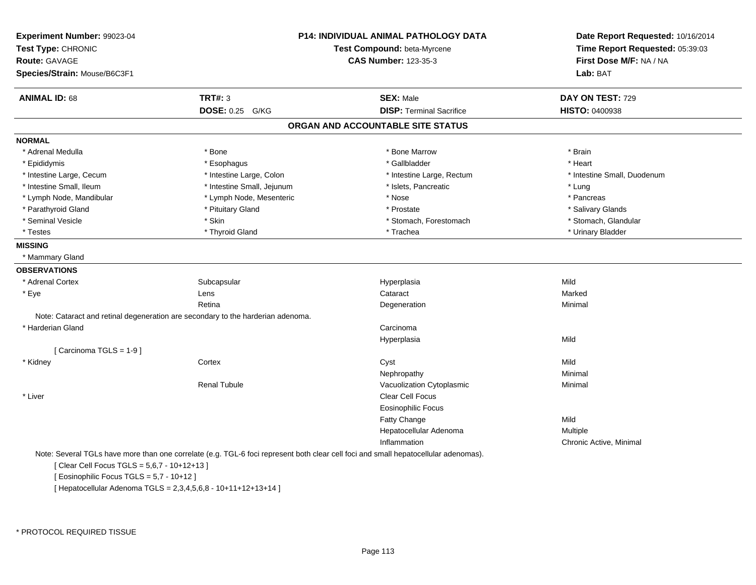**Experiment Number:** 99023-04
**Test Type:** CHRONIC
**Route:** GAVAGE
**Species/Strain:** Mouse/B6C3F1

**P14: INDIVIDUAL ANIMAL PATHOLOGY DATA**
**Test Compound:** beta-Myrcene
**CAS Number:** 123-35-3

**Date Report Requested:** 10/16/2014
**Time Report Requested:** 05:39:03
**First Dose M/F:** NA / NA
**Lab:** BAT

| **ANIMAL ID:** 68 | **TRT#:** 3 | **SEX:** Male | **DAY ON TEST:** 729 |
|---|---|---|---|
| | **DOSE:** 0.25 G/KG | **DISP:** Terminal Sacrifice | **HISTO:** 0400938 |

## ORGAN AND ACCOUNTABLE SITE STATUS

**NORMAL**

| | | | |
|---|---|---|---|
| * Adrenal Medulla | * Bone | * Bone Marrow | * Brain |
| * Epididymis | * Esophagus | * Gallbladder | * Heart |
| * Intestine Large, Cecum | * Intestine Large, Colon | * Intestine Large, Rectum | * Intestine Small, Duodenum |
| * Intestine Small, Ileum | * Intestine Small, Jejunum | * Islets, Pancreatic | * Lung |
| * Lymph Node, Mandibular | * Lymph Node, Mesenteric | * Nose | * Pancreas |
| * Parathyroid Gland | * Pituitary Gland | * Prostate | * Salivary Glands |
| * Seminal Vesicle | * Skin | * Stomach, Forestomach | * Stomach, Glandular |
| * Testes | * Thyroid Gland | * Trachea | * Urinary Bladder |

**MISSING**

* Mammary Gland

**OBSERVATIONS**

| | | | |
|---|---|---|---|
| * Adrenal Cortex | Subcapsular | Hyperplasia | Mild |
| * Eye | Lens | Cataract | Marked |
| | Retina | Degeneration | Minimal |

Note: Cataract and retinal degeneration are secondary to the harderian adenoma.

| | | | |
|---|---|---|---|
| * Harderian Gland | | Carcinoma | |
| | | Hyperplasia | Mild |

[ Carcinoma TGLS = 1-9 ]

| | | | |
|---|---|---|---|
| * Kidney | Cortex | Cyst | Mild |
| | | Nephropathy | Minimal |
| | Renal Tubule | Vacuolization Cytoplasmic | Minimal |
| * Liver | | Clear Cell Focus | |
| | | Eosinophilic Focus | |
| | | Fatty Change | Mild |
| | | Hepatocellular Adenoma | Multiple |
| | | Inflammation | Chronic Active, Minimal |

Note: Several TGLs have more than one correlate (e.g. TGL-6 foci represent both clear cell foci and small hepatocellular adenomas).

[ Clear Cell Focus TGLS = 5,6,7 - 10+12+13 ]

[ Eosinophilic Focus TGLS = 5,7 - 10+12 ]

[ Hepatocellular Adenoma TGLS = 2,3,4,5,6,8 - 10+11+12+13+14 ]

* PROTOCOL REQUIRED TISSUE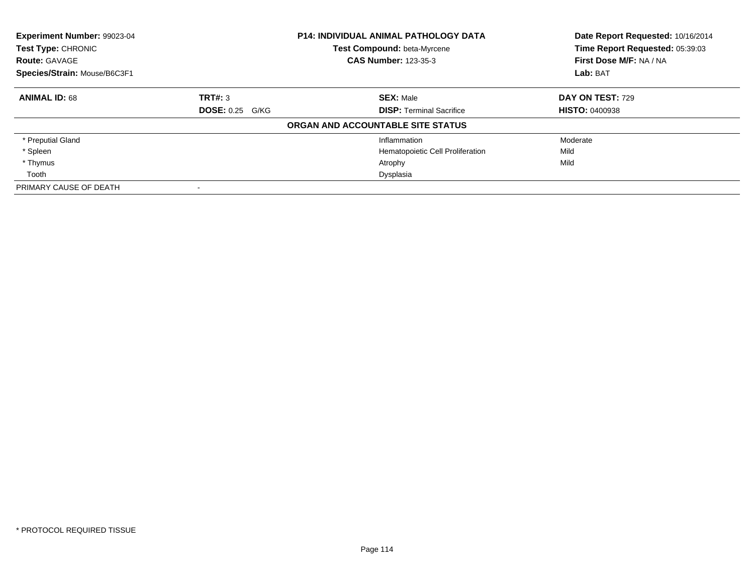**Experiment Number:** 99023-04
**Test Type:** CHRONIC
**Route:** GAVAGE
**Species/Strain:** Mouse/B6C3F1

**P14: INDIVIDUAL ANIMAL PATHOLOGY DATA**
**Test Compound:** beta-Myrcene
**CAS Number:** 123-35-3

**Date Report Requested:** 10/16/2014
**Time Report Requested:** 05:39:03
**First Dose M/F:** NA / NA
**Lab:** BAT

| **ANIMAL ID:** 68 | **TRT#:** 3 | **SEX:** Male | **DAY ON TEST:** 729 |
|---|---|---|---|
| | **DOSE:** 0.25 G/KG | **DISP:** Terminal Sacrifice | **HISTO:** 0400938 |

**ORGAN AND ACCOUNTABLE SITE STATUS**

| | | | |
|---|---|---|---|
| * Preputial Gland | | Inflammation | Moderate |
| * Spleen | | Hematopoietic Cell Proliferation | Mild |
| * Thymus | | Atrophy | Mild |
| Tooth | | Dysplasia | |
| PRIMARY CAUSE OF DEATH | - | | |

* PROTOCOL REQUIRED TISSUE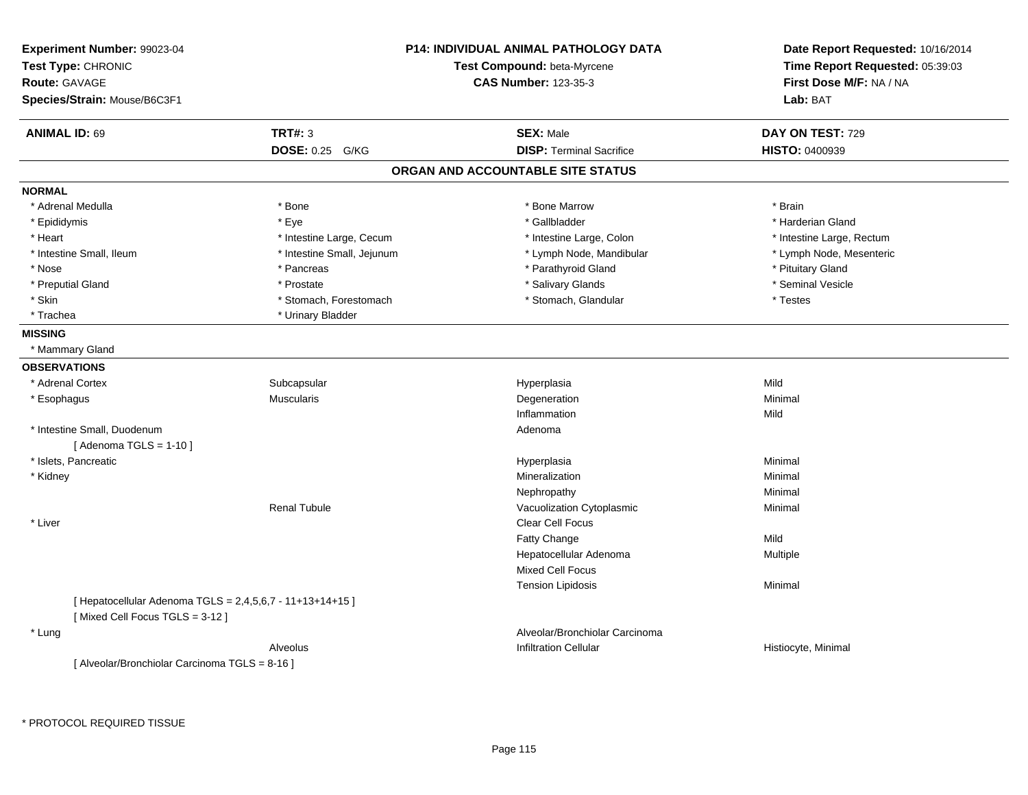**Experiment Number:** 99023-04
**Test Type:** CHRONIC
**Route:** GAVAGE
**Species/Strain:** Mouse/B6C3F1

**P14: INDIVIDUAL ANIMAL PATHOLOGY DATA**
**Test Compound:** beta-Myrcene
**CAS Number:** 123-35-3

**Date Report Requested:** 10/16/2014
**Time Report Requested:** 05:39:03
**First Dose M/F:** NA / NA
**Lab:** BAT

| **ANIMAL ID:** 69 | **TRT#:** 3 | **SEX:** Male | **DAY ON TEST:** 729 |
|---|---|---|---|
| | **DOSE:** 0.25 G/KG | **DISP:** Terminal Sacrifice | **HISTO:** 0400939 |

## ORGAN AND ACCOUNTABLE SITE STATUS

**NORMAL**

| | | | |
|---|---|---|---|
| * Adrenal Medulla | * Bone | * Bone Marrow | * Brain |
| * Epididymis | * Eye | * Gallbladder | * Harderian Gland |
| * Heart | * Intestine Large, Cecum | * Intestine Large, Colon | * Intestine Large, Rectum |
| * Intestine Small, Ileum | * Intestine Small, Jejunum | * Lymph Node, Mandibular | * Lymph Node, Mesenteric |
| * Nose | * Pancreas | * Parathyroid Gland | * Pituitary Gland |
| * Preputial Gland | * Prostate | * Salivary Glands | * Seminal Vesicle |
| * Skin | * Stomach, Forestomach | * Stomach, Glandular | * Testes |
| * Trachea | * Urinary Bladder | | |

**MISSING**

* Mammary Gland

**OBSERVATIONS**

| | | | |
|---|---|---|---|
| * Adrenal Cortex | Subcapsular | Hyperplasia | Mild |
| * Esophagus | Muscularis | Degeneration | Minimal |
| | | Inflammation | Mild |
| * Intestine Small, Duodenum | | Adenoma | |
| [ Adenoma TGLS = 1-10 ] | | | |
| * Islets, Pancreatic | | Hyperplasia | Minimal |
| * Kidney | | Mineralization | Minimal |
| | | Nephropathy | Minimal |
| | Renal Tubule | Vacuolization Cytoplasmic | Minimal |
| * Liver | | Clear Cell Focus | |
| | | Fatty Change | Mild |
| | | Hepatocellular Adenoma | Multiple |
| | | Mixed Cell Focus | |
| | | Tension Lipidosis | Minimal |
| [ Hepatocellular Adenoma TGLS = 2,4,5,6,7 - 11+13+14+15 ] | | | |
| [ Mixed Cell Focus TGLS = 3-12 ] | | | |
| * Lung | | Alveolar/Bronchiolar Carcinoma | |
| | Alveolus | Infiltration Cellular | Histiocyte, Minimal |
| [ Alveolar/Bronchiolar Carcinoma TGLS = 8-16 ] | | | |

* PROTOCOL REQUIRED TISSUE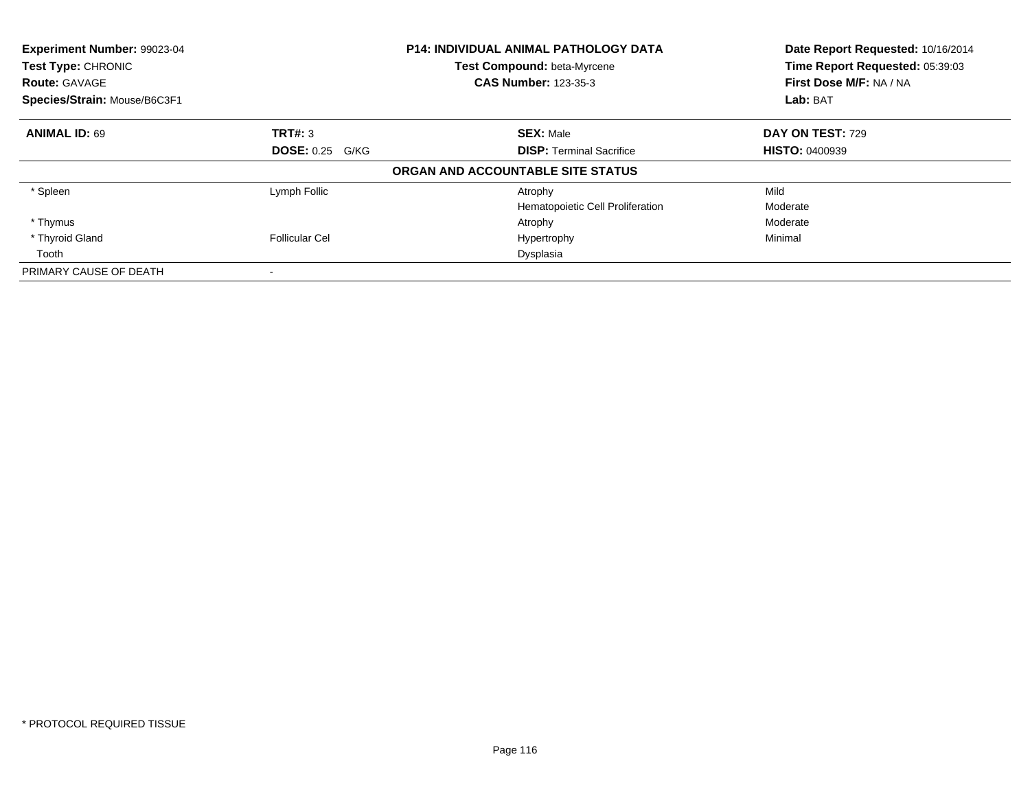**Experiment Number:** 99023-04
**Test Type:** CHRONIC
**Route:** GAVAGE
**Species/Strain:** Mouse/B6C3F1

**P14: INDIVIDUAL ANIMAL PATHOLOGY DATA**
**Test Compound:** beta-Myrcene
**CAS Number:** 123-35-3

**Date Report Requested:** 10/16/2014
**Time Report Requested:** 05:39:03
**First Dose M/F:** NA / NA
**Lab:** BAT

| **ANIMAL ID:** 69 | **TRT#:** 3 | **SEX:** Male | **DAY ON TEST:** 729 |
|---|---|---|---|
| | **DOSE:** 0.25 G/KG | **DISP:** Terminal Sacrifice | **HISTO:** 0400939 |

**ORGAN AND ACCOUNTABLE SITE STATUS**

| | | | |
|---|---|---|---|
| * Spleen | Lymph Follic | Atrophy | Mild |
| | | Hematopoietic Cell Proliferation | Moderate |
| * Thymus | | Atrophy | Moderate |
| * Thyroid Gland | Follicular Cel | Hypertrophy | Minimal |
| Tooth | | Dysplasia | |
| PRIMARY CAUSE OF DEATH | - | | |

* PROTOCOL REQUIRED TISSUE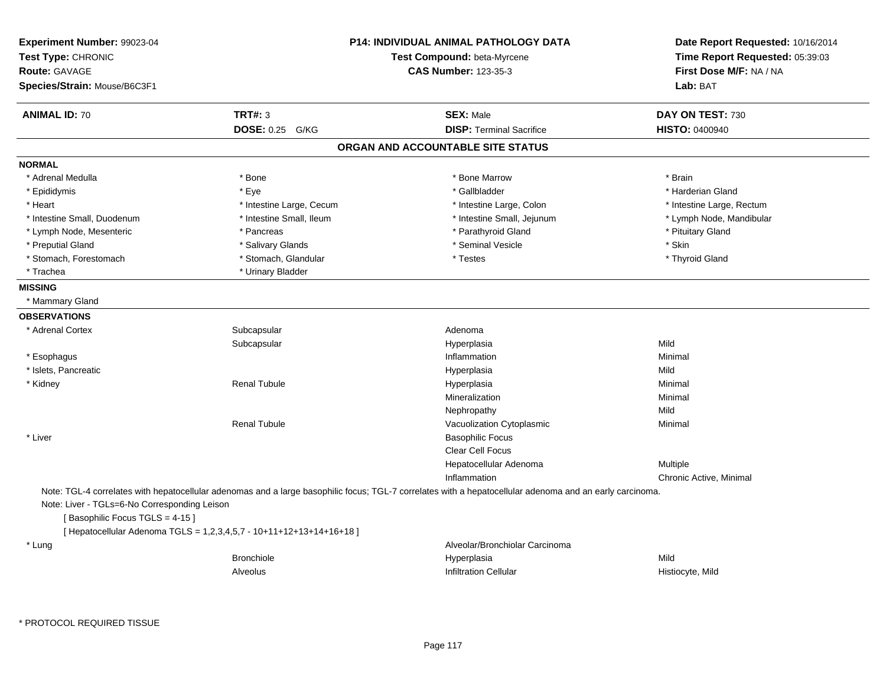**Experiment Number:** 99023-04
**Test Type:** CHRONIC
**Route:** GAVAGE
**Species/Strain:** Mouse/B6C3F1

**P14: INDIVIDUAL ANIMAL PATHOLOGY DATA**
**Test Compound:** beta-Myrcene
**CAS Number:** 123-35-3

**Date Report Requested:** 10/16/2014
**Time Report Requested:** 05:39:03
**First Dose M/F:** NA / NA
**Lab:** BAT

| **ANIMAL ID:** 70 | **TRT#:** 3 | **SEX:** Male | **DAY ON TEST:** 730 |
|---|---|---|---|
| | **DOSE:** 0.25 G/KG | **DISP:** Terminal Sacrifice | **HISTO:** 0400940 |

## ORGAN AND ACCOUNTABLE SITE STATUS

**NORMAL**

| | | | |
|---|---|---|---|
| * Adrenal Medulla | * Bone | * Bone Marrow | * Brain |
| * Epididymis | * Eye | * Gallbladder | * Harderian Gland |
| * Heart | * Intestine Large, Cecum | * Intestine Large, Colon | * Intestine Large, Rectum |
| * Intestine Small, Duodenum | * Intestine Small, Ileum | * Intestine Small, Jejunum | * Lymph Node, Mandibular |
| * Lymph Node, Mesenteric | * Pancreas | * Parathyroid Gland | * Pituitary Gland |
| * Preputial Gland | * Salivary Glands | * Seminal Vesicle | * Skin |
| * Stomach, Forestomach | * Stomach, Glandular | * Testes | * Thyroid Gland |
| * Trachea | * Urinary Bladder | | |

**MISSING**

* Mammary Gland

**OBSERVATIONS**

| | | | |
|---|---|---|---|
| * Adrenal Cortex | Subcapsular | Adenoma | |
| | Subcapsular | Hyperplasia | Mild |
| * Esophagus | | Inflammation | Minimal |
| * Islets, Pancreatic | | Hyperplasia | Mild |
| * Kidney | Renal Tubule | Hyperplasia | Minimal |
| | | Mineralization | Minimal |
| | | Nephropathy | Mild |
| | Renal Tubule | Vacuolization Cytoplasmic | Minimal |
| * Liver | | Basophilic Focus | |
| | | Clear Cell Focus | |
| | | Hepatocellular Adenoma | Multiple |
| | | Inflammation | Chronic Active, Minimal |

Note: TGL-4 correlates with hepatocellular adenomas and a large basophilic focus; TGL-7 correlates with a hepatocellular adenoma and an early carcinoma.

Note: Liver - TGLs=6-No Corresponding Leison

[ Basophilic Focus TGLS = 4-15 ]

[ Hepatocellular Adenoma TGLS = 1,2,3,4,5,7 - 10+11+12+13+14+16+18 ]

| | | | |
|---|---|---|---|
| * Lung | | Alveolar/Bronchiolar Carcinoma | |
| | Bronchiole | Hyperplasia | Mild |
| | Alveolus | Infiltration Cellular | Histiocyte, Mild |

* PROTOCOL REQUIRED TISSUE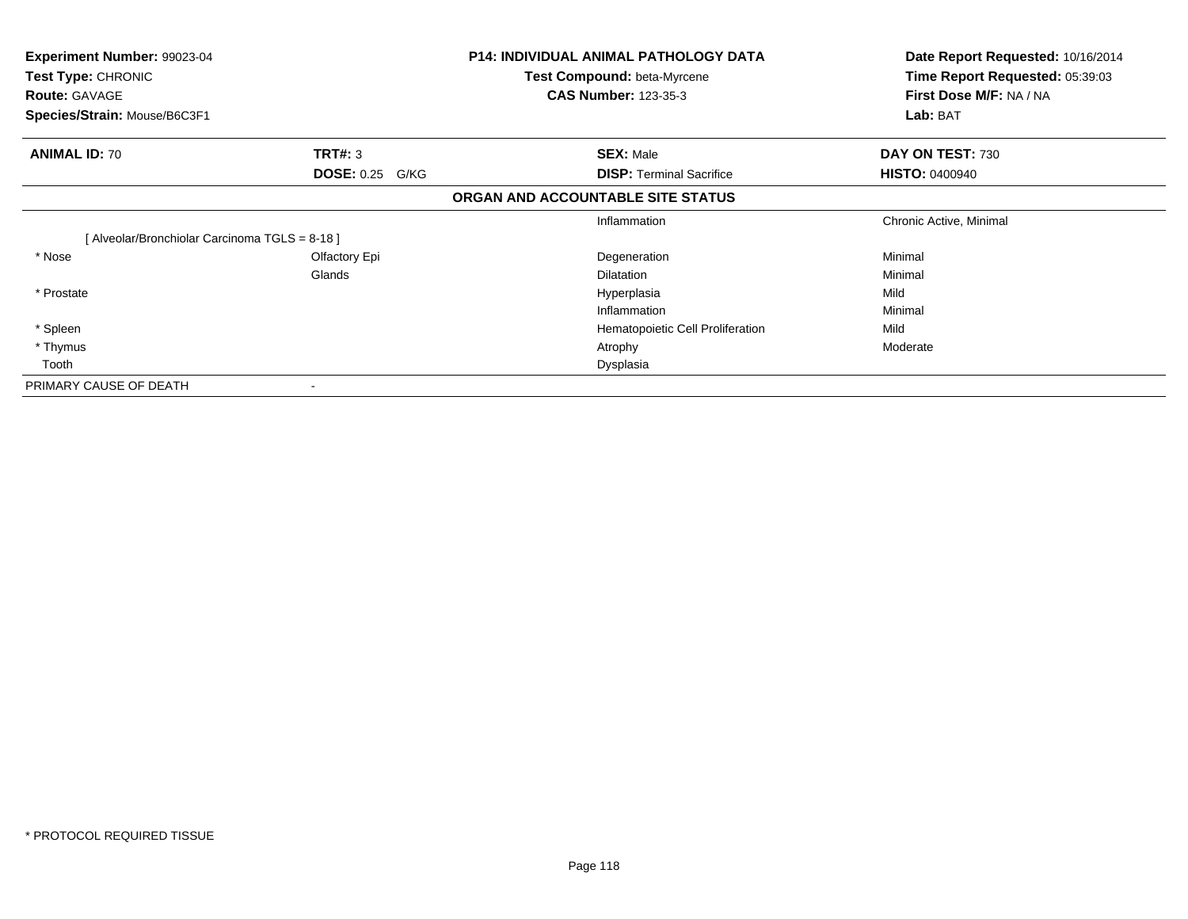**Experiment Number:** 99023-04
**Test Type:** CHRONIC
**Route:** GAVAGE
**Species/Strain:** Mouse/B6C3F1

**P14: INDIVIDUAL ANIMAL PATHOLOGY DATA**
**Test Compound:** beta-Myrcene
**CAS Number:** 123-35-3

**Date Report Requested:** 10/16/2014
**Time Report Requested:** 05:39:03
**First Dose M/F:** NA / NA
**Lab:** BAT

| **ANIMAL ID:** 70 | **TRT#:** 3 | **SEX:** Male | **DAY ON TEST:** 730 |
|---|---|---|---|
| | **DOSE:** 0.25 G/KG | **DISP:** Terminal Sacrifice | **HISTO:** 0400940 |

**ORGAN AND ACCOUNTABLE SITE STATUS**

| | | | |
|---|---|---|---|
| | | Inflammation | Chronic Active, Minimal |
| [ Alveolar/Bronchiolar Carcinoma TGLS = 8-18 ] | | | |
| * Nose | Olfactory Epi | Degeneration | Minimal |
| | Glands | Dilatation | Minimal |
| * Prostate | | Hyperplasia | Mild |
| | | Inflammation | Minimal |
| * Spleen | | Hematopoietic Cell Proliferation | Mild |
| * Thymus | | Atrophy | Moderate |
| Tooth | | Dysplasia | |
| PRIMARY CAUSE OF DEATH | - | | |

* PROTOCOL REQUIRED TISSUE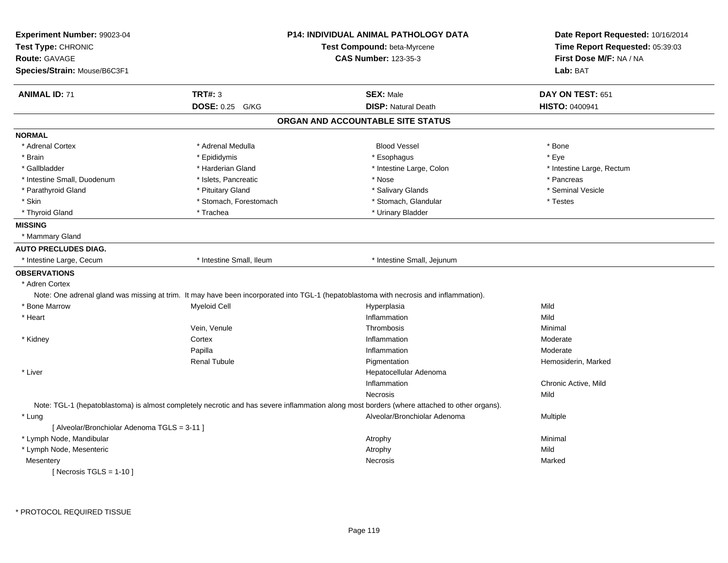**Experiment Number:** 99023-04
**Test Type:** CHRONIC
**Route:** GAVAGE
**Species/Strain:** Mouse/B6C3F1

**P14: INDIVIDUAL ANIMAL PATHOLOGY DATA**
**Test Compound:** beta-Myrcene
**CAS Number:** 123-35-3

**Date Report Requested:** 10/16/2014
**Time Report Requested:** 05:39:03
**First Dose M/F:** NA / NA
**Lab:** BAT

| **ANIMAL ID:** 71 | **TRT#:** 3 | **SEX:** Male | **DAY ON TEST:** 651 |
|---|---|---|---|
| | **DOSE:** 0.25 G/KG | **DISP:** Natural Death | **HISTO:** 0400941 |

## ORGAN AND ACCOUNTABLE SITE STATUS

**NORMAL**

| | | | |
|---|---|---|---|
| * Adrenal Cortex | * Adrenal Medulla | Blood Vessel | * Bone |
| * Brain | * Epididymis | * Esophagus | * Eye |
| * Gallbladder | * Harderian Gland | * Intestine Large, Colon | * Intestine Large, Rectum |
| * Intestine Small, Duodenum | * Islets, Pancreatic | * Nose | * Pancreas |
| * Parathyroid Gland | * Pituitary Gland | * Salivary Glands | * Seminal Vesicle |
| * Skin | * Stomach, Forestomach | * Stomach, Glandular | * Testes |
| * Thyroid Gland | * Trachea | * Urinary Bladder | |

**MISSING**

* Mammary Gland

**AUTO PRECLUDES DIAG.**

| | | |
|---|---|---|
| * Intestine Large, Cecum | * Intestine Small, Ileum | * Intestine Small, Jejunum |

**OBSERVATIONS**

* Adren Cortex

Note: One adrenal gland was missing at trim. It may have been incorporated into TGL-1 (hepatoblastoma with necrosis and inflammation).

| | | | |
|---|---|---|---|
| * Bone Marrow | Myeloid Cell | Hyperplasia | Mild |
| * Heart | | Inflammation | Mild |
| | Vein, Venule | Thrombosis | Minimal |
| * Kidney | Cortex | Inflammation | Moderate |
| | Papilla | Inflammation | Moderate |
| | Renal Tubule | Pigmentation | Hemosiderin, Marked |
| * Liver | | Hepatocellular Adenoma | |
| | | Inflammation | Chronic Active, Mild |
| | | Necrosis | Mild |

Note: TGL-1 (hepatoblastoma) is almost completely necrotic and has severe inflammation along most borders (where attached to other organs).

| | | | |
|---|---|---|---|
| * Lung | | Alveolar/Bronchiolar Adenoma | Multiple |
| [ Alveolar/Bronchiolar Adenoma TGLS = 3-11 ] | | | |
| * Lymph Node, Mandibular | | Atrophy | Minimal |
| * Lymph Node, Mesenteric | | Atrophy | Mild |
| Mesentery | | Necrosis | Marked |
| [ Necrosis TGLS = 1-10 ] | | | |

* PROTOCOL REQUIRED TISSUE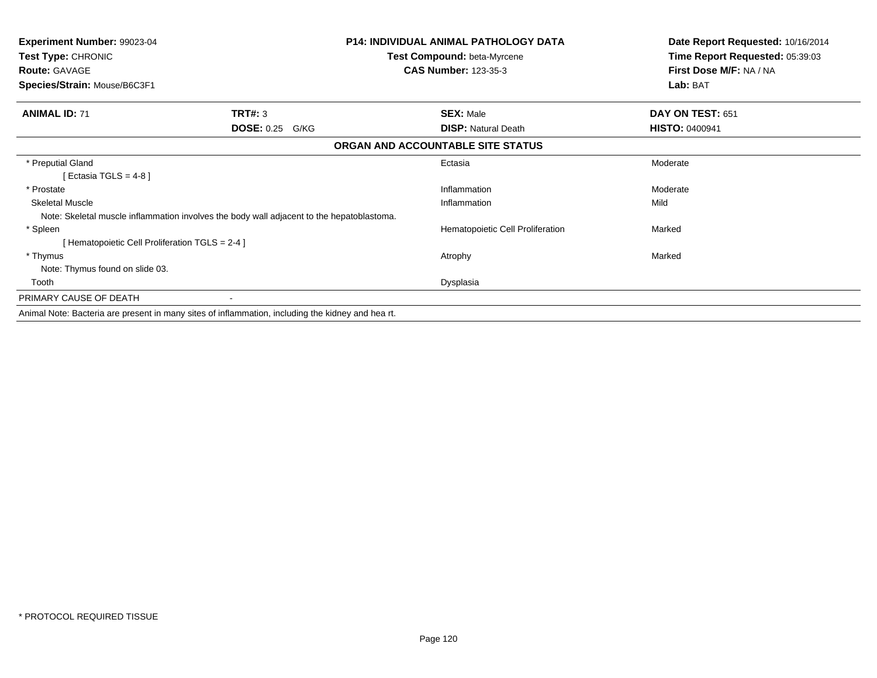**Experiment Number:** 99023-04
**Test Type:** CHRONIC
**Route:** GAVAGE
**Species/Strain:** Mouse/B6C3F1

**P14: INDIVIDUAL ANIMAL PATHOLOGY DATA**
**Test Compound:** beta-Myrcene
**CAS Number:** 123-35-3

**Date Report Requested:** 10/16/2014
**Time Report Requested:** 05:39:03
**First Dose M/F:** NA / NA
**Lab:** BAT

| **ANIMAL ID:** 71 | **TRT#:** 3 | **SEX:** Male | **DAY ON TEST:** 651 |
|---|---|---|---|
| | **DOSE:** 0.25 G/KG | **DISP:** Natural Death | **HISTO:** 0400941 |

**ORGAN AND ACCOUNTABLE SITE STATUS**

| Organ | Finding | Severity |
|---|---|---|
| * Preputial Gland | Ectasia | Moderate |
| [ Ectasia TGLS = 4-8 ] | | |
| * Prostate | Inflammation | Moderate |
| Skeletal Muscle | Inflammation | Mild |
| Note: Skeletal muscle inflammation involves the body wall adjacent to the hepatoblastoma. | | |
| * Spleen | Hematopoietic Cell Proliferation | Marked |
| [ Hematopoietic Cell Proliferation TGLS = 2-4 ] | | |
| * Thymus | Atrophy | Marked |
| Note: Thymus found on slide 03. | | |
| Tooth | Dysplasia | |

PRIMARY CAUSE OF DEATH -

Animal Note: Bacteria are present in many sites of inflammation, including the kidney and hea rt.

* PROTOCOL REQUIRED TISSUE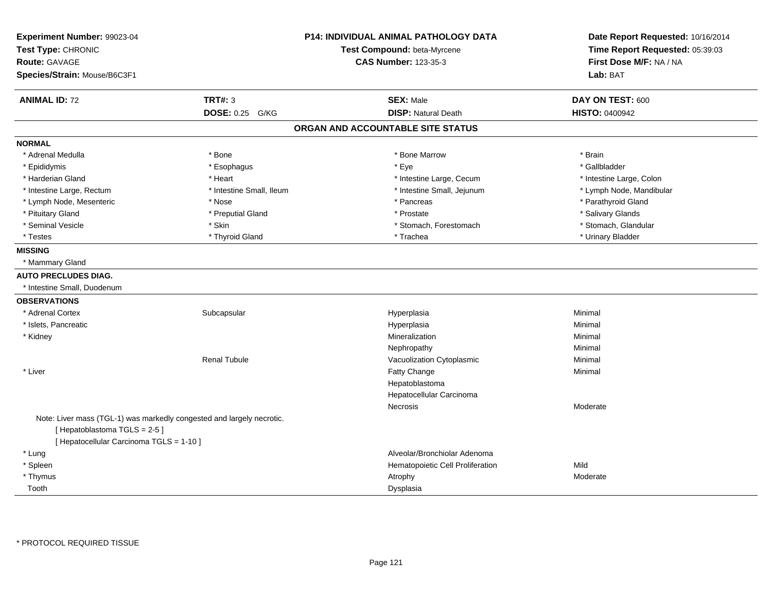**Experiment Number:** 99023-04
**Test Type:** CHRONIC
**Route:** GAVAGE
**Species/Strain:** Mouse/B6C3F1

**P14: INDIVIDUAL ANIMAL PATHOLOGY DATA**
**Test Compound:** beta-Myrcene
**CAS Number:** 123-35-3

**Date Report Requested:** 10/16/2014
**Time Report Requested:** 05:39:03
**First Dose M/F:** NA / NA
**Lab:** BAT

| **ANIMAL ID:** 72 | **TRT#:** 3 | **SEX:** Male | **DAY ON TEST:** 600 |
|---|---|---|---|
| | **DOSE:** 0.25 G/KG | **DISP:** Natural Death | **HISTO:** 0400942 |

## ORGAN AND ACCOUNTABLE SITE STATUS

**NORMAL**

| | | | |
|---|---|---|---|
| * Adrenal Medulla | * Bone | * Bone Marrow | * Brain |
| * Epididymis | * Esophagus | * Eye | * Gallbladder |
| * Harderian Gland | * Heart | * Intestine Large, Cecum | * Intestine Large, Colon |
| * Intestine Large, Rectum | * Intestine Small, Ileum | * Intestine Small, Jejunum | * Lymph Node, Mandibular |
| * Lymph Node, Mesenteric | * Nose | * Pancreas | * Parathyroid Gland |
| * Pituitary Gland | * Preputial Gland | * Prostate | * Salivary Glands |
| * Seminal Vesicle | * Skin | * Stomach, Forestomach | * Stomach, Glandular |
| * Testes | * Thyroid Gland | * Trachea | * Urinary Bladder |

**MISSING**

* Mammary Gland

**AUTO PRECLUDES DIAG.**

* Intestine Small, Duodenum

**OBSERVATIONS**

| | | | |
|---|---|---|---|
| * Adrenal Cortex | Subcapsular | Hyperplasia | Minimal |
| * Islets, Pancreatic | | Hyperplasia | Minimal |
| * Kidney | | Mineralization | Minimal |
| | | Nephropathy | Minimal |
| | Renal Tubule | Vacuolization Cytoplasmic | Minimal |
| * Liver | | Fatty Change | Minimal |
| | | Hepatoblastoma | |
| | | Hepatocellular Carcinoma | |
| | | Necrosis | Moderate |

Note: Liver mass (TGL-1) was markedly congested and largely necrotic.
[ Hepatoblastoma TGLS = 2-5 ]
[ Hepatocellular Carcinoma TGLS = 1-10 ]

| | | | |
|---|---|---|---|
| * Lung | | Alveolar/Bronchiolar Adenoma | |
| * Spleen | | Hematopoietic Cell Proliferation | Mild |
| * Thymus | | Atrophy | Moderate |
| Tooth | | Dysplasia | |

* PROTOCOL REQUIRED TISSUE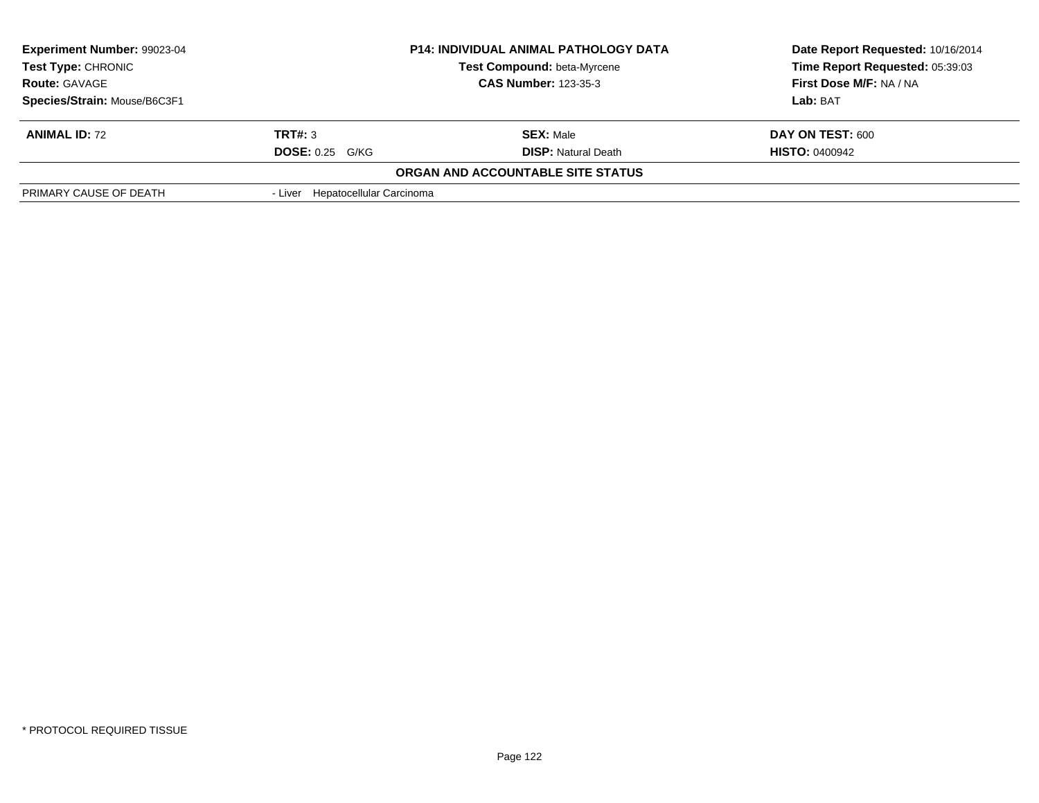**Experiment Number:** 99023-04
**Test Type:** CHRONIC
**Route:** GAVAGE
**Species/Strain:** Mouse/B6C3F1

**P14: INDIVIDUAL ANIMAL PATHOLOGY DATA**
**Test Compound:** beta-Myrcene
**CAS Number:** 123-35-3

**Date Report Requested:** 10/16/2014
**Time Report Requested:** 05:39:03
**First Dose M/F:** NA / NA
**Lab:** BAT

| **ANIMAL ID:** 72 | **TRT#:** 3 | **SEX:** Male | **DAY ON TEST:** 600 |
|---|---|---|---|
| | **DOSE:** 0.25 G/KG | **DISP:** Natural Death | **HISTO:** 0400942 |

**ORGAN AND ACCOUNTABLE SITE STATUS**

| | |
|---|---|
| PRIMARY CAUSE OF DEATH | - Liver Hepatocellular Carcinoma |

* PROTOCOL REQUIRED TISSUE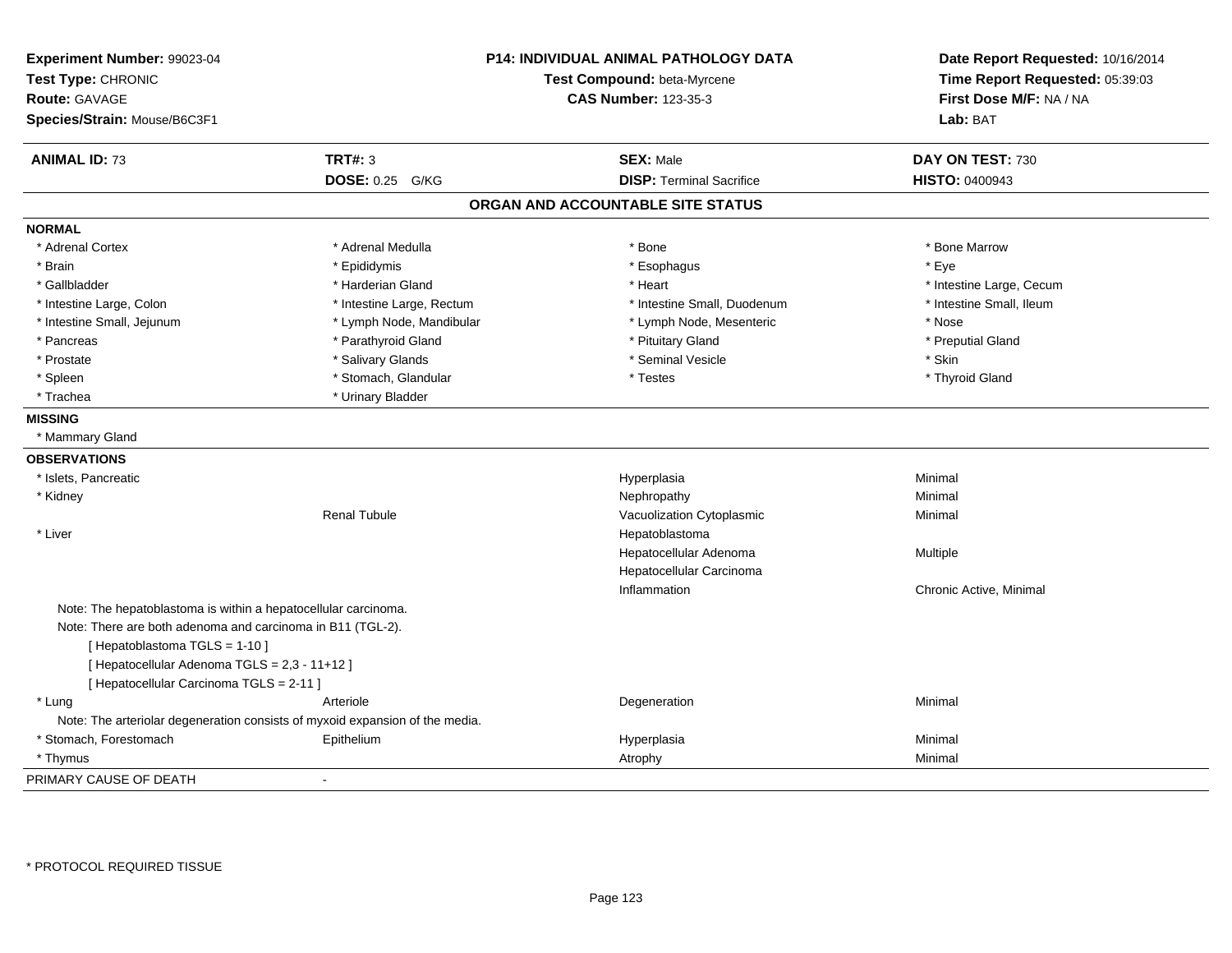**Experiment Number:** 99023-04
**Test Type:** CHRONIC
**Route:** GAVAGE
**Species/Strain:** Mouse/B6C3F1

**P14: INDIVIDUAL ANIMAL PATHOLOGY DATA**
**Test Compound:** beta-Myrcene
**CAS Number:** 123-35-3

**Date Report Requested:** 10/16/2014
**Time Report Requested:** 05:39:03
**First Dose M/F:** NA / NA
**Lab:** BAT

| **ANIMAL ID:** 73 | **TRT#:** 3 | **SEX:** Male | **DAY ON TEST:** 730 |
|---|---|---|---|
| | **DOSE:** 0.25 G/KG | **DISP:** Terminal Sacrifice | **HISTO:** 0400943 |

## ORGAN AND ACCOUNTABLE SITE STATUS

**NORMAL**

| | | | |
|---|---|---|---|
| * Adrenal Cortex | * Adrenal Medulla | * Bone | * Bone Marrow |
| * Brain | * Epididymis | * Esophagus | * Eye |
| * Gallbladder | * Harderian Gland | * Heart | * Intestine Large, Cecum |
| * Intestine Large, Colon | * Intestine Large, Rectum | * Intestine Small, Duodenum | * Intestine Small, Ileum |
| * Intestine Small, Jejunum | * Lymph Node, Mandibular | * Lymph Node, Mesenteric | * Nose |
| * Pancreas | * Parathyroid Gland | * Pituitary Gland | * Preputial Gland |
| * Prostate | * Salivary Glands | * Seminal Vesicle | * Skin |
| * Spleen | * Stomach, Glandular | * Testes | * Thyroid Gland |
| * Trachea | * Urinary Bladder | | |

**MISSING**

* Mammary Gland

**OBSERVATIONS**

| | | | |
|---|---|---|---|
| * Islets, Pancreatic | | Hyperplasia | Minimal |
| * Kidney | | Nephropathy | Minimal |
| | Renal Tubule | Vacuolization Cytoplasmic | Minimal |
| * Liver | | Hepatoblastoma | |
| | | Hepatocellular Adenoma | Multiple |
| | | Hepatocellular Carcinoma | |
| | | Inflammation | Chronic Active, Minimal |

Note: The hepatoblastoma is within a hepatocellular carcinoma.
Note: There are both adenoma and carcinoma in B11 (TGL-2).
[ Hepatoblastoma TGLS = 1-10 ]
[ Hepatocellular Adenoma TGLS = 2,3 - 11+12 ]
[ Hepatocellular Carcinoma TGLS = 2-11 ]

| | | | |
|---|---|---|---|
| * Lung | Arteriole | Degeneration | Minimal |

Note: The arteriolar degeneration consists of myxoid expansion of the media.

| | | | |
|---|---|---|---|
| * Stomach, Forestomach | Epithelium | Hyperplasia | Minimal |
| * Thymus | | Atrophy | Minimal |

PRIMARY CAUSE OF DEATH -

\* PROTOCOL REQUIRED TISSUE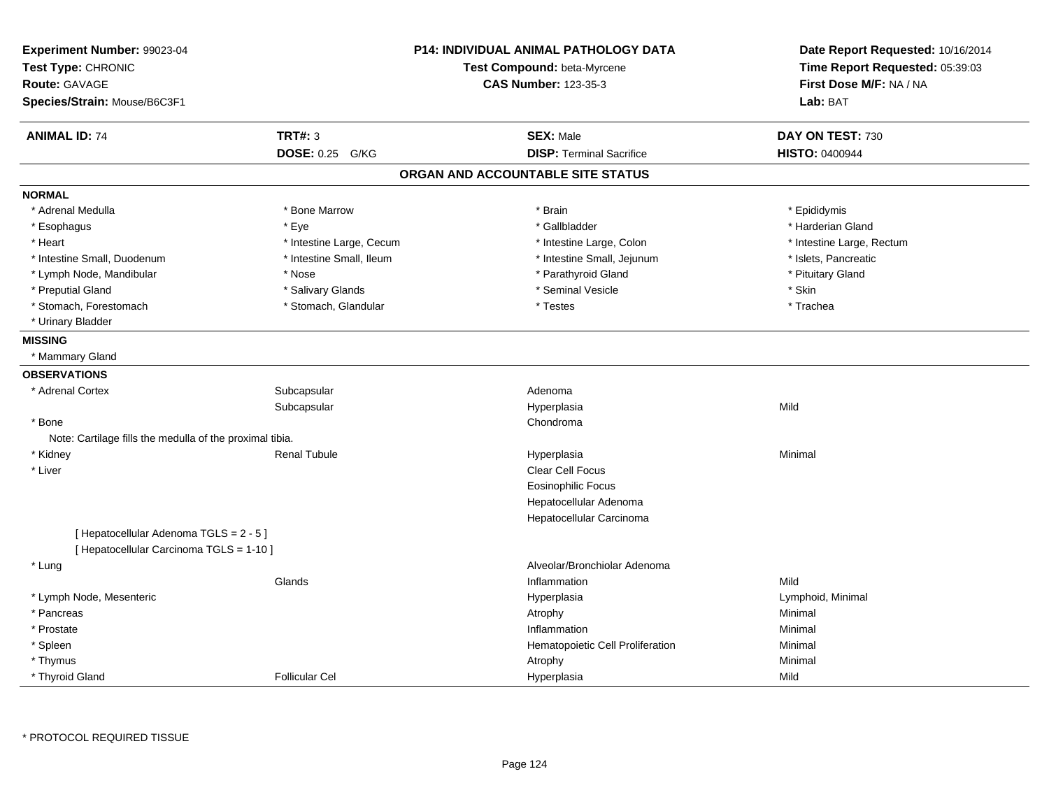**Experiment Number:** 99023-04
**Test Type:** CHRONIC
**Route:** GAVAGE
**Species/Strain:** Mouse/B6C3F1

**P14: INDIVIDUAL ANIMAL PATHOLOGY DATA**
**Test Compound:** beta-Myrcene
**CAS Number:** 123-35-3

**Date Report Requested:** 10/16/2014
**Time Report Requested:** 05:39:03
**First Dose M/F:** NA / NA
**Lab:** BAT

| **ANIMAL ID:** 74 | **TRT#:** 3 | **SEX:** Male | **DAY ON TEST:** 730 |
|---|---|---|---|
| | **DOSE:** 0.25 G/KG | **DISP:** Terminal Sacrifice | **HISTO:** 0400944 |

## ORGAN AND ACCOUNTABLE SITE STATUS

**NORMAL**

| | | | |
|---|---|---|---|
| * Adrenal Medulla | * Bone Marrow | * Brain | * Epididymis |
| * Esophagus | * Eye | * Gallbladder | * Harderian Gland |
| * Heart | * Intestine Large, Cecum | * Intestine Large, Colon | * Intestine Large, Rectum |
| * Intestine Small, Duodenum | * Intestine Small, Ileum | * Intestine Small, Jejunum | * Islets, Pancreatic |
| * Lymph Node, Mandibular | * Nose | * Parathyroid Gland | * Pituitary Gland |
| * Preputial Gland | * Salivary Glands | * Seminal Vesicle | * Skin |
| * Stomach, Forestomach | * Stomach, Glandular | * Testes | * Trachea |
| * Urinary Bladder | | | |

**MISSING**

* Mammary Gland

**OBSERVATIONS**

| | | | |
|---|---|---|---|
| * Adrenal Cortex | Subcapsular | Adenoma | |
| | Subcapsular | Hyperplasia | Mild |
| * Bone | | Chondroma | |
| Note: Cartilage fills the medulla of the proximal tibia. | | | |
| * Kidney | Renal Tubule | Hyperplasia | Minimal |
| * Liver | | Clear Cell Focus | |
| | | Eosinophilic Focus | |
| | | Hepatocellular Adenoma | |
| | | Hepatocellular Carcinoma | |
| [ Hepatocellular Adenoma TGLS = 2 - 5 ] | | | |
| [ Hepatocellular Carcinoma TGLS = 1-10 ] | | | |
| * Lung | | Alveolar/Bronchiolar Adenoma | |
| | Glands | Inflammation | Mild |
| * Lymph Node, Mesenteric | | Hyperplasia | Lymphoid, Minimal |
| * Pancreas | | Atrophy | Minimal |
| * Prostate | | Inflammation | Minimal |
| * Spleen | | Hematopoietic Cell Proliferation | Minimal |
| * Thymus | | Atrophy | Minimal |
| * Thyroid Gland | Follicular Cel | Hyperplasia | Mild |

* PROTOCOL REQUIRED TISSUE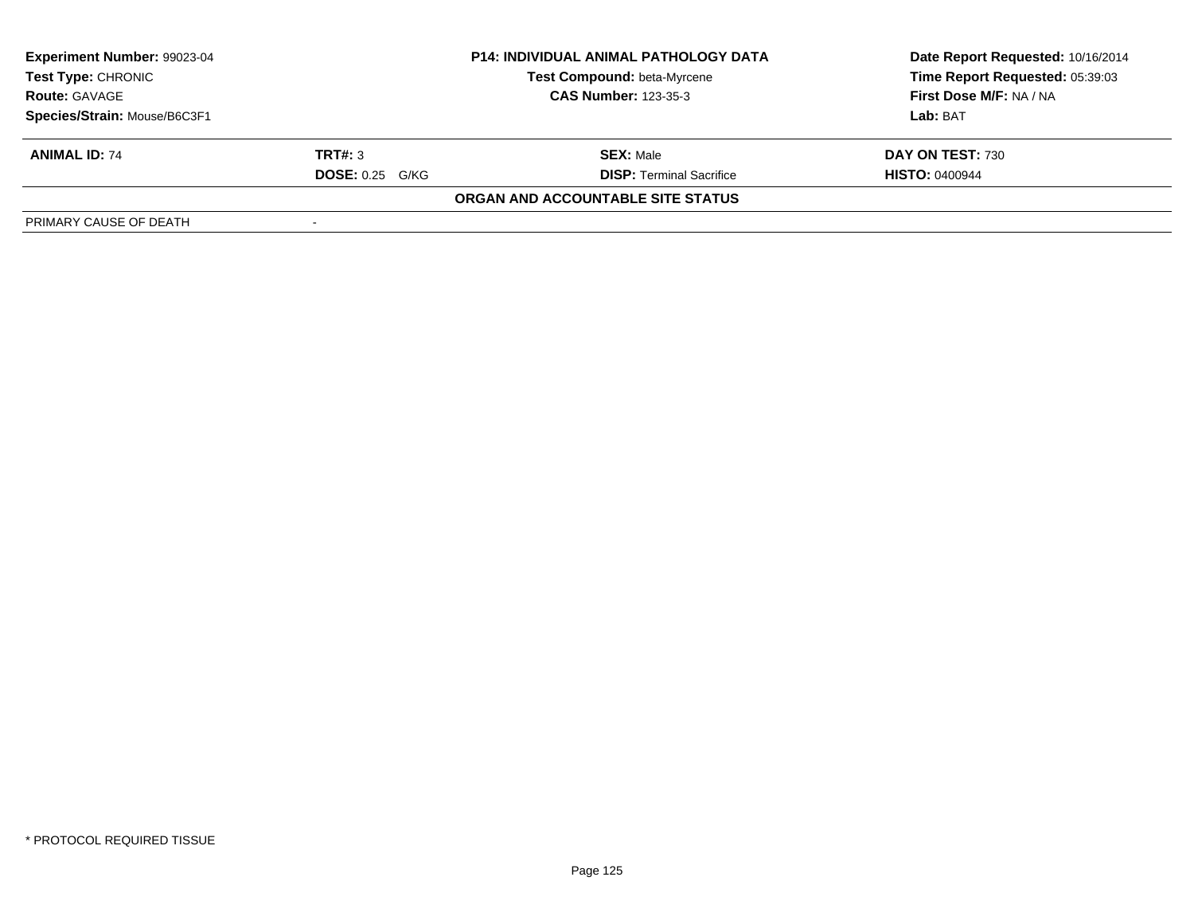| **Experiment Number:** 99023-04 | **P14: INDIVIDUAL ANIMAL PATHOLOGY DATA** | **Date Report Requested:** 10/16/2014 |
|---|---|---|
| **Test Type:** CHRONIC | **Test Compound:** beta-Myrcene | **Time Report Requested:** 05:39:03 |
| **Route:** GAVAGE | **CAS Number:** 123-35-3 | **First Dose M/F:** NA / NA |
| **Species/Strain:** Mouse/B6C3F1 | | **Lab:** BAT |

| **ANIMAL ID:** 74 | **TRT#:** 3 | **SEX:** Male | **DAY ON TEST:** 730 |
|---|---|---|---|
| | **DOSE:** 0.25 G/KG | **DISP:** Terminal Sacrifice | **HISTO:** 0400944 |

**ORGAN AND ACCOUNTABLE SITE STATUS**

| PRIMARY CAUSE OF DEATH | - |
|---|---|

\* PROTOCOL REQUIRED TISSUE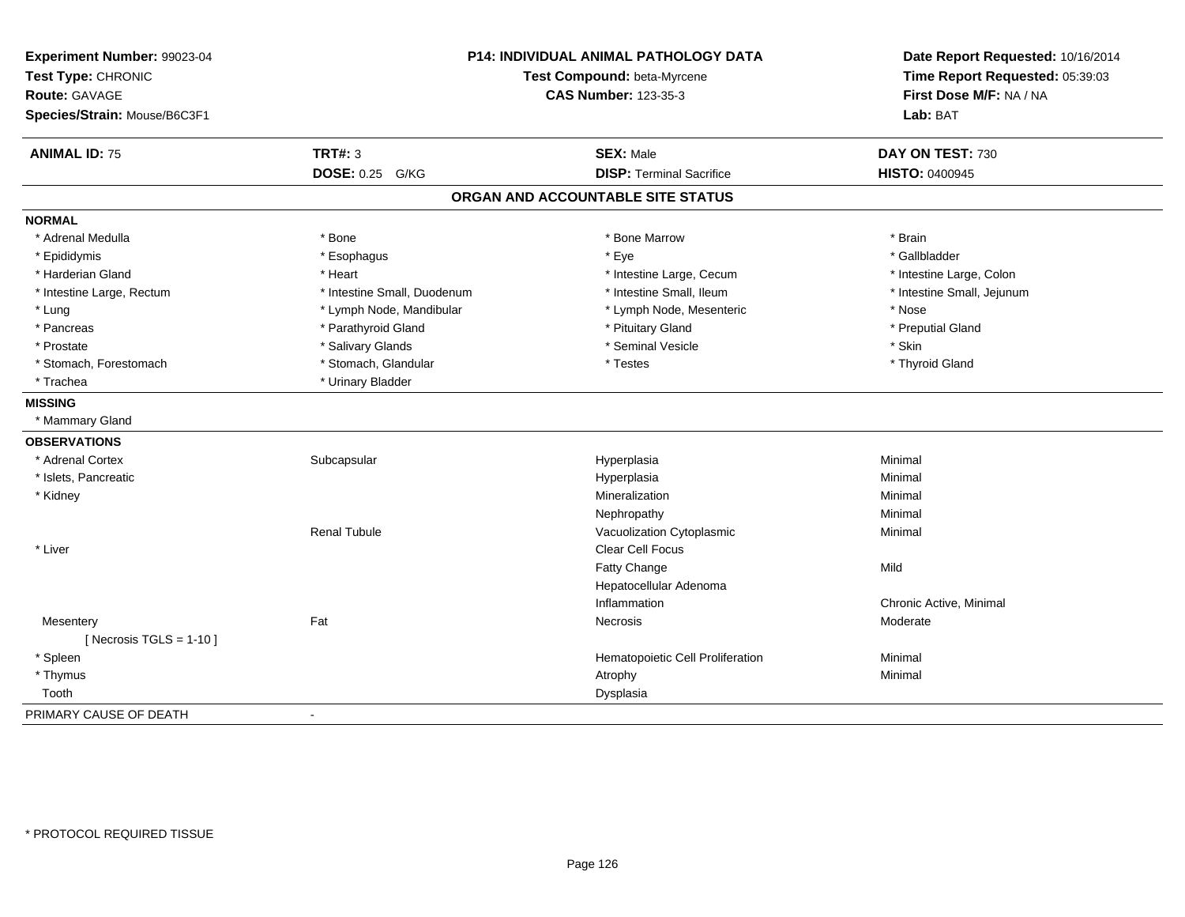**Experiment Number:** 99023-04
**Test Type:** CHRONIC
**Route:** GAVAGE
**Species/Strain:** Mouse/B6C3F1

**P14: INDIVIDUAL ANIMAL PATHOLOGY DATA**
**Test Compound:** beta-Myrcene
**CAS Number:** 123-35-3

**Date Report Requested:** 10/16/2014
**Time Report Requested:** 05:39:03
**First Dose M/F:** NA / NA
**Lab:** BAT

| **ANIMAL ID:** 75 | **TRT#:** 3 | **SEX:** Male | **DAY ON TEST:** 730 |
|---|---|---|---|
| | **DOSE:** 0.25 G/KG | **DISP:** Terminal Sacrifice | **HISTO:** 0400945 |

## ORGAN AND ACCOUNTABLE SITE STATUS

**NORMAL**

| | | | |
|---|---|---|---|
| * Adrenal Medulla | * Bone | * Bone Marrow | * Brain |
| * Epididymis | * Esophagus | * Eye | * Gallbladder |
| * Harderian Gland | * Heart | * Intestine Large, Cecum | * Intestine Large, Colon |
| * Intestine Large, Rectum | * Intestine Small, Duodenum | * Intestine Small, Ileum | * Intestine Small, Jejunum |
| * Lung | * Lymph Node, Mandibular | * Lymph Node, Mesenteric | * Nose |
| * Pancreas | * Parathyroid Gland | * Pituitary Gland | * Preputial Gland |
| * Prostate | * Salivary Glands | * Seminal Vesicle | * Skin |
| * Stomach, Forestomach | * Stomach, Glandular | * Testes | * Thyroid Gland |
| * Trachea | * Urinary Bladder | | |

**MISSING**

* Mammary Gland

**OBSERVATIONS**

| | | | |
|---|---|---|---|
| * Adrenal Cortex | Subcapsular | Hyperplasia | Minimal |
| * Islets, Pancreatic | | Hyperplasia | Minimal |
| * Kidney | | Mineralization | Minimal |
| | | Nephropathy | Minimal |
| | Renal Tubule | Vacuolization Cytoplasmic | Minimal |
| * Liver | | Clear Cell Focus | |
| | | Fatty Change | Mild |
| | | Hepatocellular Adenoma | |
| | | Inflammation | Chronic Active, Minimal |
| Mesentery | Fat | Necrosis | Moderate |
| [ Necrosis TGLS = 1-10 ] | | | |
| * Spleen | | Hematopoietic Cell Proliferation | Minimal |
| * Thymus | | Atrophy | Minimal |
| Tooth | | Dysplasia | |

PRIMARY CAUSE OF DEATH -

\* PROTOCOL REQUIRED TISSUE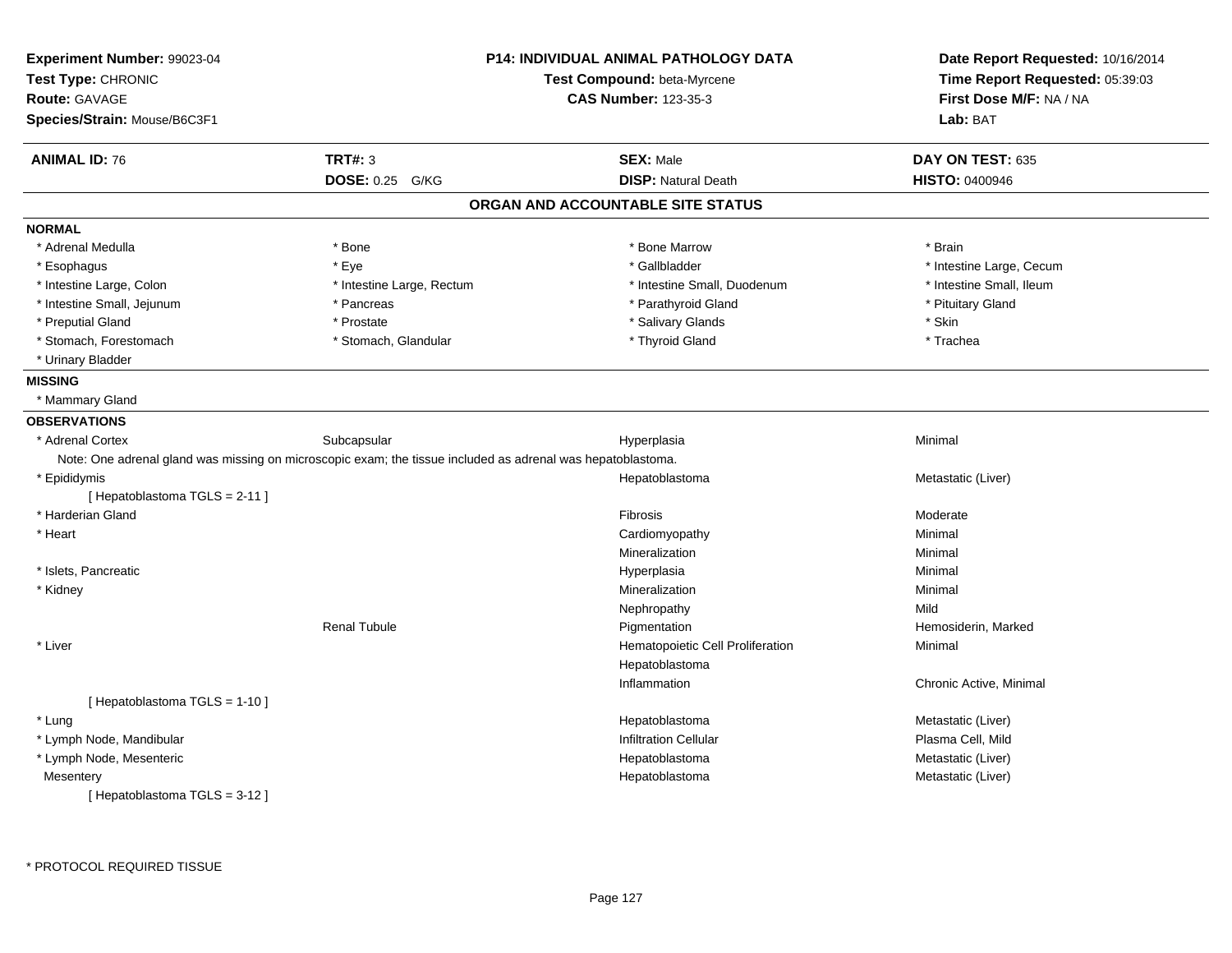**Experiment Number:** 99023-04
**Test Type:** CHRONIC
**Route:** GAVAGE
**Species/Strain:** Mouse/B6C3F1

**P14: INDIVIDUAL ANIMAL PATHOLOGY DATA**
**Test Compound:** beta-Myrcene
**CAS Number:** 123-35-3

**Date Report Requested:** 10/16/2014
**Time Report Requested:** 05:39:03
**First Dose M/F:** NA / NA
**Lab:** BAT

| **ANIMAL ID:** 76 | **TRT#:** 3 | **SEX:** Male | **DAY ON TEST:** 635 |
|---|---|---|---|
| | **DOSE:** 0.25 G/KG | **DISP:** Natural Death | **HISTO:** 0400946 |

## ORGAN AND ACCOUNTABLE SITE STATUS

**NORMAL**

| | | | |
|---|---|---|---|
| * Adrenal Medulla | * Bone | * Bone Marrow | * Brain |
| * Esophagus | * Eye | * Gallbladder | * Intestine Large, Cecum |
| * Intestine Large, Colon | * Intestine Large, Rectum | * Intestine Small, Duodenum | * Intestine Small, Ileum |
| * Intestine Small, Jejunum | * Pancreas | * Parathyroid Gland | * Pituitary Gland |
| * Preputial Gland | * Prostate | * Salivary Glands | * Skin |
| * Stomach, Forestomach | * Stomach, Glandular | * Thyroid Gland | * Trachea |
| * Urinary Bladder | | | |

**MISSING**

* Mammary Gland

**OBSERVATIONS**

| | | | |
|---|---|---|---|
| * Adrenal Cortex | Subcapsular | Hyperplasia | Minimal |
| Note: One adrenal gland was missing on microscopic exam; the tissue included as adrenal was hepatoblastoma. | | | |
| * Epididymis | | Hepatoblastoma | Metastatic (Liver) |
| [ Hepatoblastoma TGLS = 2-11 ] | | | |
| * Harderian Gland | | Fibrosis | Moderate |
| * Heart | | Cardiomyopathy | Minimal |
| | | Mineralization | Minimal |
| * Islets, Pancreatic | | Hyperplasia | Minimal |
| * Kidney | | Mineralization | Minimal |
| | | Nephropathy | Mild |
| | Renal Tubule | Pigmentation | Hemosiderin, Marked |
| * Liver | | Hematopoietic Cell Proliferation | Minimal |
| | | Hepatoblastoma | |
| | | Inflammation | Chronic Active, Minimal |
| [ Hepatoblastoma TGLS = 1-10 ] | | | |
| * Lung | | Hepatoblastoma | Metastatic (Liver) |
| * Lymph Node, Mandibular | | Infiltration Cellular | Plasma Cell, Mild |
| * Lymph Node, Mesenteric | | Hepatoblastoma | Metastatic (Liver) |
| Mesentery | | Hepatoblastoma | Metastatic (Liver) |
| [ Hepatoblastoma TGLS = 3-12 ] | | | |

\* PROTOCOL REQUIRED TISSUE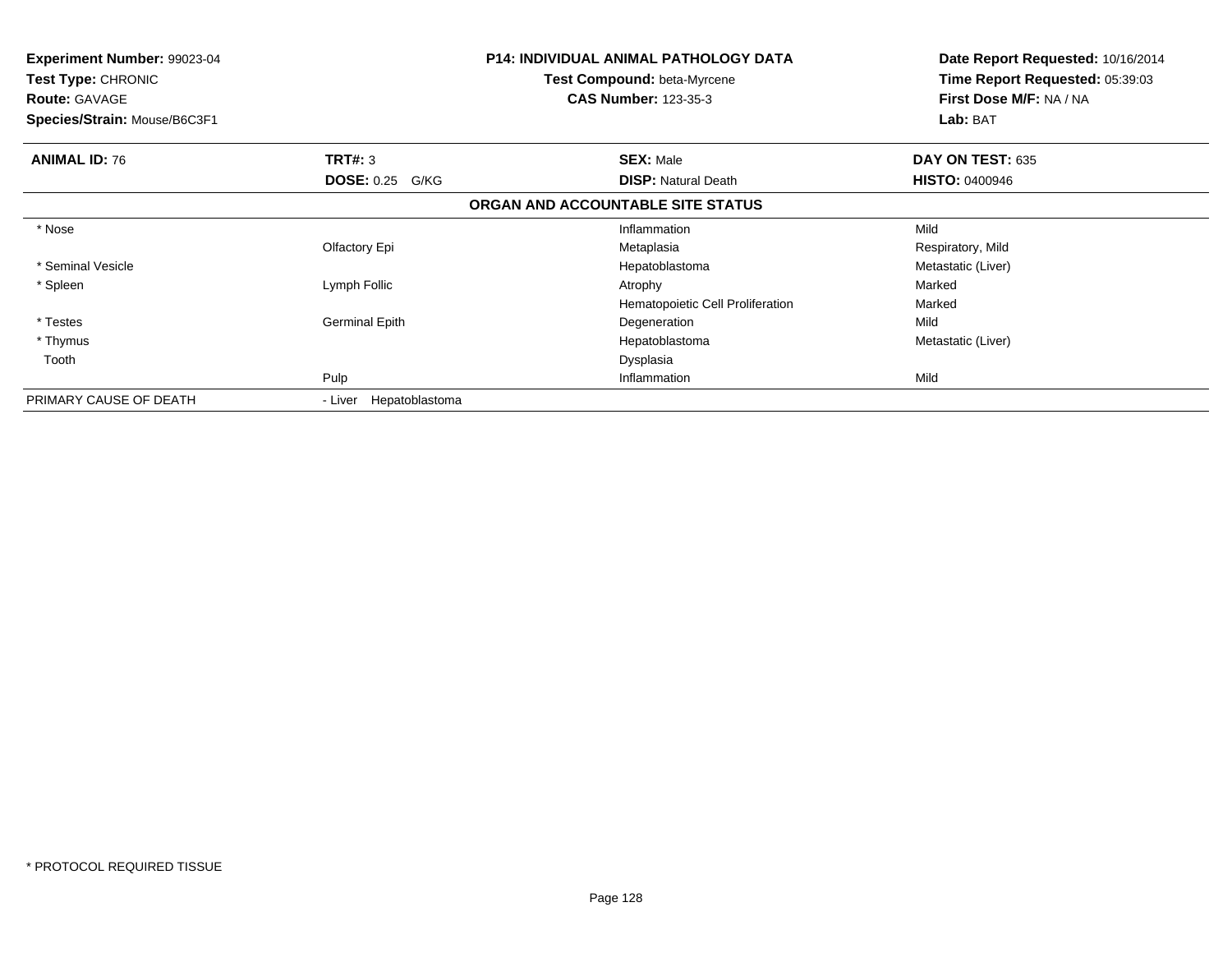**Experiment Number:** 99023-04
**Test Type:** CHRONIC
**Route:** GAVAGE
**Species/Strain:** Mouse/B6C3F1

**P14: INDIVIDUAL ANIMAL PATHOLOGY DATA**
**Test Compound:** beta-Myrcene
**CAS Number:** 123-35-3

**Date Report Requested:** 10/16/2014
**Time Report Requested:** 05:39:03
**First Dose M/F:** NA / NA
**Lab:** BAT

| **ANIMAL ID:** 76 | **TRT#:** 3 | **SEX:** Male | **DAY ON TEST:** 635 |
|---|---|---|---|
| | **DOSE:** 0.25 G/KG | **DISP:** Natural Death | **HISTO:** 0400946 |

**ORGAN AND ACCOUNTABLE SITE STATUS**

| | | | |
|---|---|---|---|
| * Nose | | Inflammation | Mild |
| | Olfactory Epi | Metaplasia | Respiratory, Mild |
| * Seminal Vesicle | | Hepatoblastoma | Metastatic (Liver) |
| * Spleen | Lymph Follic | Atrophy | Marked |
| | | Hematopoietic Cell Proliferation | Marked |
| * Testes | Germinal Epith | Degeneration | Mild |
| * Thymus | | Hepatoblastoma | Metastatic (Liver) |
| Tooth | | Dysplasia | |
| | Pulp | Inflammation | Mild |
| PRIMARY CAUSE OF DEATH | - Liver Hepatoblastoma | | |

* PROTOCOL REQUIRED TISSUE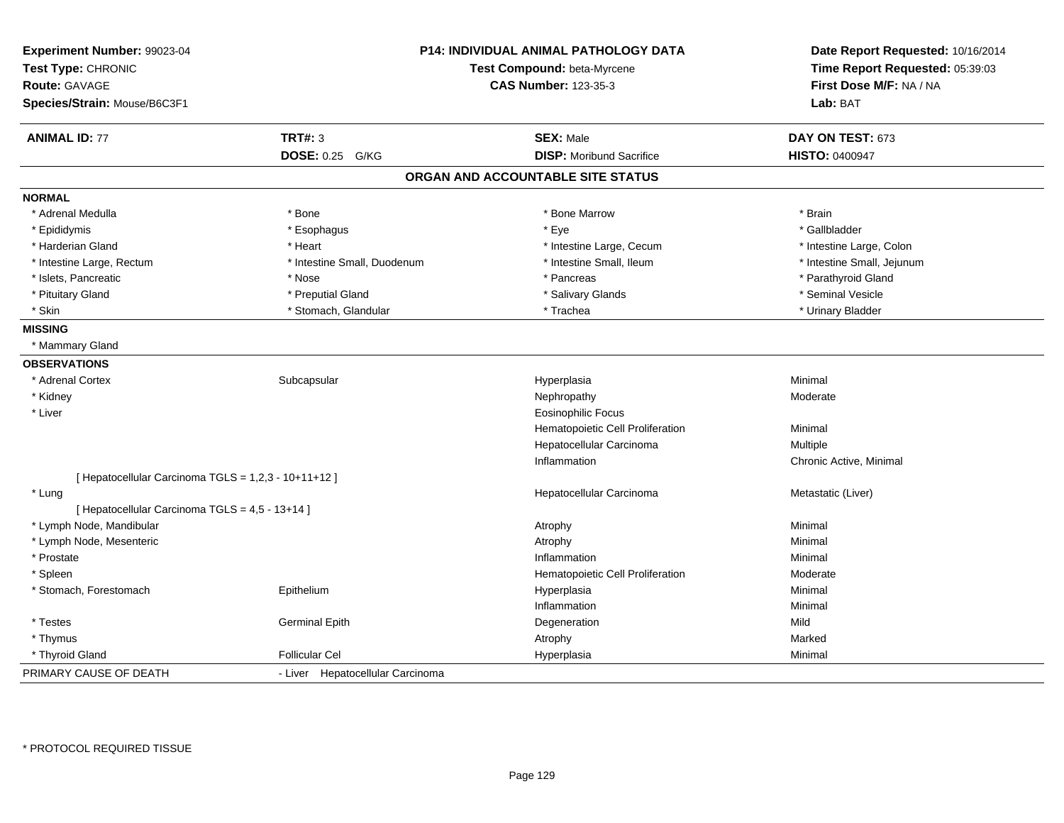**Experiment Number:** 99023-04
**Test Type:** CHRONIC
**Route:** GAVAGE
**Species/Strain:** Mouse/B6C3F1

**P14: INDIVIDUAL ANIMAL PATHOLOGY DATA**
**Test Compound:** beta-Myrcene
**CAS Number:** 123-35-3

**Date Report Requested:** 10/16/2014
**Time Report Requested:** 05:39:03
**First Dose M/F:** NA / NA
**Lab:** BAT

| **ANIMAL ID:** 77 | **TRT#:** 3 | **SEX:** Male | **DAY ON TEST:** 673 |
|---|---|---|---|
| | **DOSE:** 0.25 G/KG | **DISP:** Moribund Sacrifice | **HISTO:** 0400947 |

## ORGAN AND ACCOUNTABLE SITE STATUS

**NORMAL**

| | | | |
|---|---|---|---|
| * Adrenal Medulla | * Bone | * Bone Marrow | * Brain |
| * Epididymis | * Esophagus | * Eye | * Gallbladder |
| * Harderian Gland | * Heart | * Intestine Large, Cecum | * Intestine Large, Colon |
| * Intestine Large, Rectum | * Intestine Small, Duodenum | * Intestine Small, Ileum | * Intestine Small, Jejunum |
| * Islets, Pancreatic | * Nose | * Pancreas | * Parathyroid Gland |
| * Pituitary Gland | * Preputial Gland | * Salivary Glands | * Seminal Vesicle |
| * Skin | * Stomach, Glandular | * Trachea | * Urinary Bladder |

**MISSING**

* Mammary Gland

**OBSERVATIONS**

| | | | |
|---|---|---|---|
| * Adrenal Cortex | Subcapsular | Hyperplasia | Minimal |
| * Kidney | | Nephropathy | Moderate |
| * Liver | | Eosinophilic Focus | |
| | | Hematopoietic Cell Proliferation | Minimal |
| | | Hepatocellular Carcinoma | Multiple |
| | | Inflammation | Chronic Active, Minimal |
| [ Hepatocellular Carcinoma TGLS = 1,2,3 - 10+11+12 ] | | | |
| * Lung | | Hepatocellular Carcinoma | Metastatic (Liver) |
| [ Hepatocellular Carcinoma TGLS = 4,5 - 13+14 ] | | | |
| * Lymph Node, Mandibular | | Atrophy | Minimal |
| * Lymph Node, Mesenteric | | Atrophy | Minimal |
| * Prostate | | Inflammation | Minimal |
| * Spleen | | Hematopoietic Cell Proliferation | Moderate |
| * Stomach, Forestomach | Epithelium | Hyperplasia | Minimal |
| | | Inflammation | Minimal |
| * Testes | Germinal Epith | Degeneration | Mild |
| * Thymus | | Atrophy | Marked |
| * Thyroid Gland | Follicular Cel | Hyperplasia | Minimal |

PRIMARY CAUSE OF DEATH - Liver Hepatocellular Carcinoma

* PROTOCOL REQUIRED TISSUE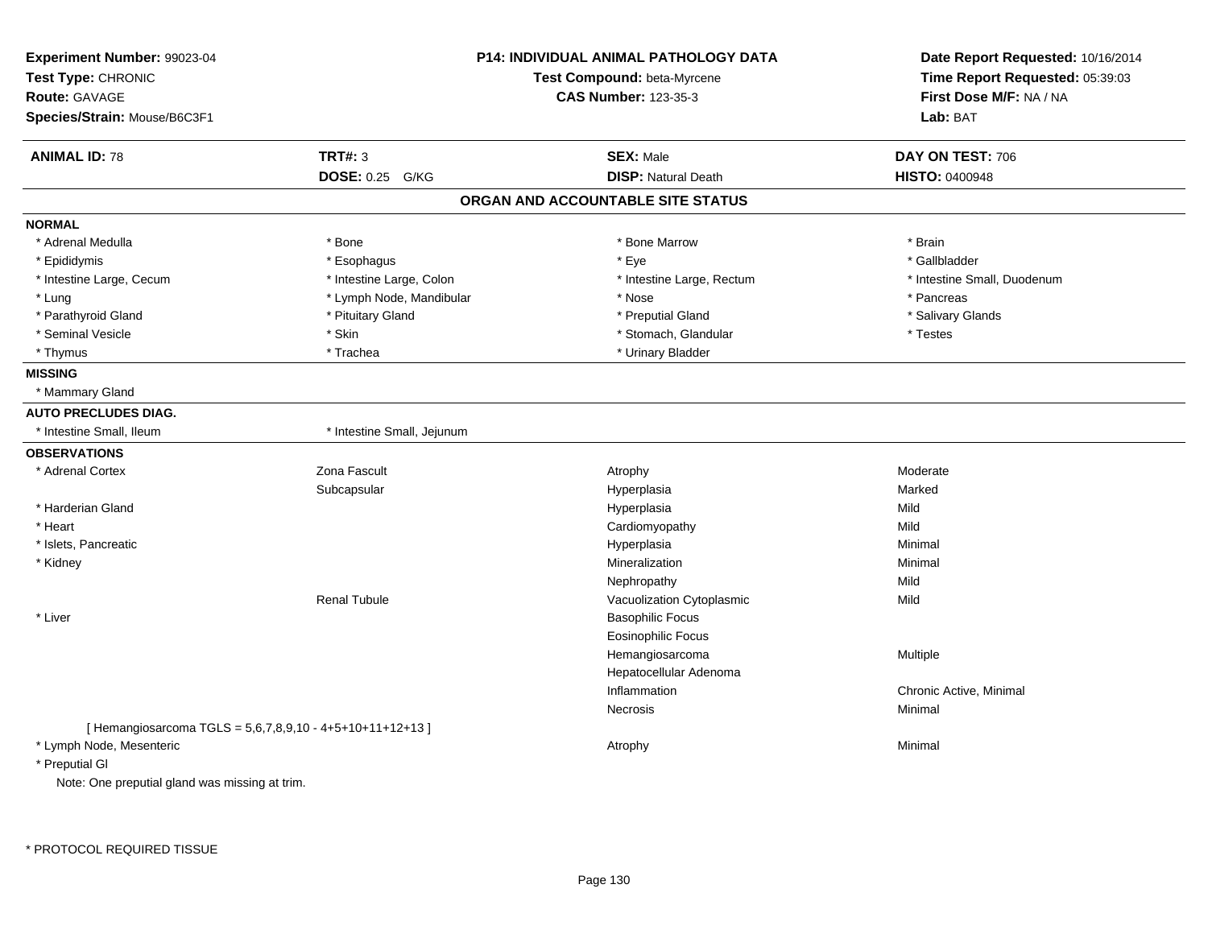**Experiment Number:** 99023-04
**Test Type:** CHRONIC
**Route:** GAVAGE
**Species/Strain:** Mouse/B6C3F1

**P14: INDIVIDUAL ANIMAL PATHOLOGY DATA**
**Test Compound:** beta-Myrcene
**CAS Number:** 123-35-3

**Date Report Requested:** 10/16/2014
**Time Report Requested:** 05:39:03
**First Dose M/F:** NA / NA
**Lab:** BAT

| **ANIMAL ID:** 78 | **TRT#:** 3 | **SEX:** Male | **DAY ON TEST:** 706 |
|---|---|---|---|
| | **DOSE:** 0.25 G/KG | **DISP:** Natural Death | **HISTO:** 0400948 |

## ORGAN AND ACCOUNTABLE SITE STATUS

**NORMAL**

| | | | |
|---|---|---|---|
| * Adrenal Medulla | * Bone | * Bone Marrow | * Brain |
| * Epididymis | * Esophagus | * Eye | * Gallbladder |
| * Intestine Large, Cecum | * Intestine Large, Colon | * Intestine Large, Rectum | * Intestine Small, Duodenum |
| * Lung | * Lymph Node, Mandibular | * Nose | * Pancreas |
| * Parathyroid Gland | * Pituitary Gland | * Preputial Gland | * Salivary Glands |
| * Seminal Vesicle | * Skin | * Stomach, Glandular | * Testes |
| * Thymus | * Trachea | * Urinary Bladder | |

**MISSING**

* Mammary Gland

**AUTO PRECLUDES DIAG.**

* Intestine Small, Ileum
* Intestine Small, Jejunum

**OBSERVATIONS**

| | | | |
|---|---|---|---|
| * Adrenal Cortex | Zona Fascult | Atrophy | Moderate |
| | Subcapsular | Hyperplasia | Marked |
| * Harderian Gland | | Hyperplasia | Mild |
| * Heart | | Cardiomyopathy | Mild |
| * Islets, Pancreatic | | Hyperplasia | Minimal |
| * Kidney | | Mineralization | Minimal |
| | | Nephropathy | Mild |
| | Renal Tubule | Vacuolization Cytoplasmic | Mild |
| * Liver | | Basophilic Focus | |
| | | Eosinophilic Focus | |
| | | Hemangiosarcoma | Multiple |
| | | Hepatocellular Adenoma | |
| | | Inflammation | Chronic Active, Minimal |
| | | Necrosis | Minimal |

[ Hemangiosarcoma TGLS = 5,6,7,8,9,10 - 4+5+10+11+12+13 ]

| | | | |
|---|---|---|---|
| * Lymph Node, Mesenteric | | Atrophy | Minimal |
| * Preputial Gl | | | |

Note: One preputial gland was missing at trim.

* PROTOCOL REQUIRED TISSUE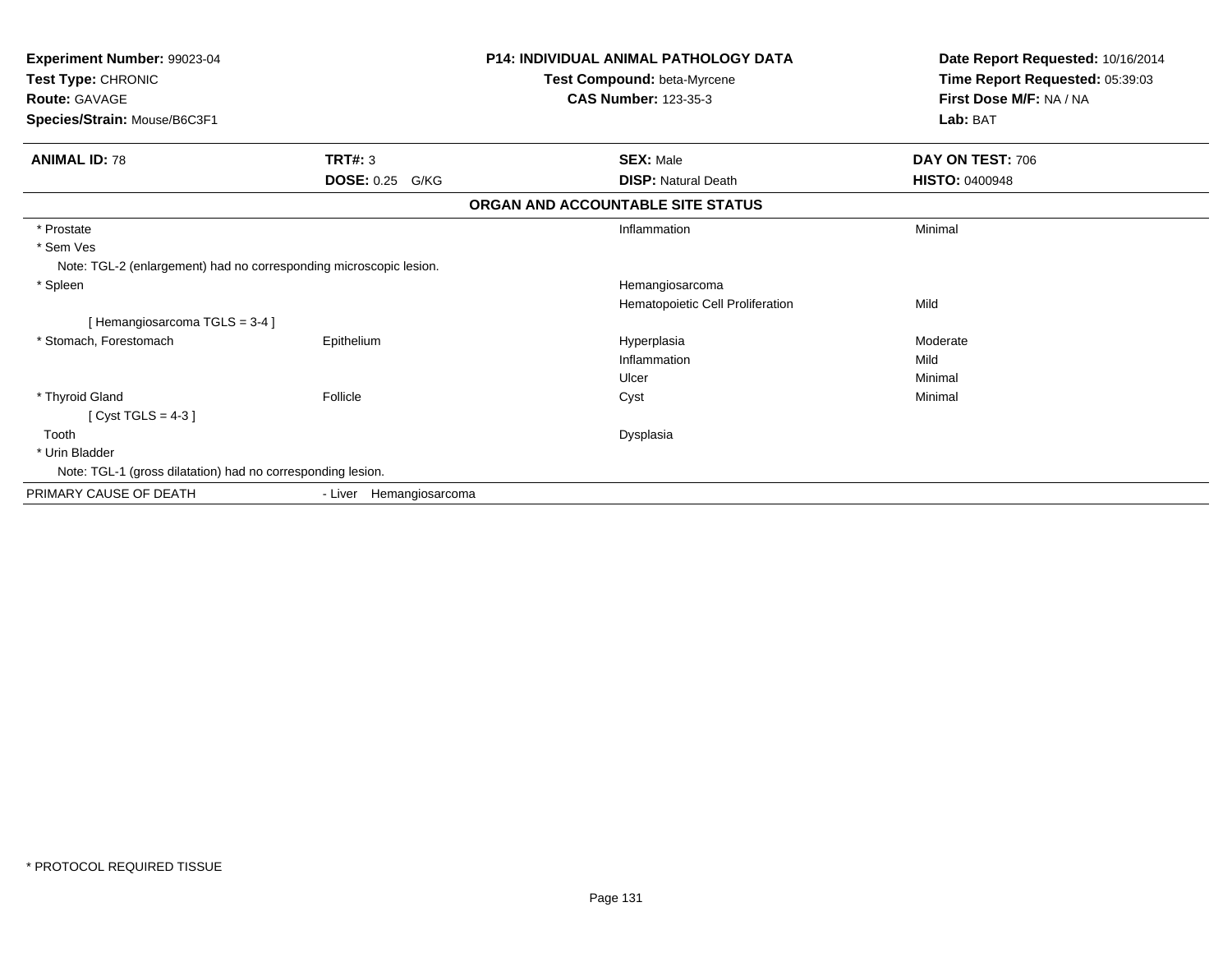**Experiment Number:** 99023-04
**Test Type:** CHRONIC
**Route:** GAVAGE
**Species/Strain:** Mouse/B6C3F1

**P14: INDIVIDUAL ANIMAL PATHOLOGY DATA**
**Test Compound:** beta-Myrcene
**CAS Number:** 123-35-3

**Date Report Requested:** 10/16/2014
**Time Report Requested:** 05:39:03
**First Dose M/F:** NA / NA
**Lab:** BAT

| **ANIMAL ID:** 78 | **TRT#:** 3 | **SEX:** Male | **DAY ON TEST:** 706 |
|---|---|---|---|
| | **DOSE:** 0.25 G/KG | **DISP:** Natural Death | **HISTO:** 0400948 |

**ORGAN AND ACCOUNTABLE SITE STATUS**

| | | | |
|---|---|---|---|
| * Prostate | | Inflammation | Minimal |
| * Sem Ves | | | |
| Note: TGL-2 (enlargement) had no corresponding microscopic lesion. | | | |
| * Spleen | | Hemangiosarcoma | |
| | | Hematopoietic Cell Proliferation | Mild |
| [ Hemangiosarcoma TGLS = 3-4 ] | | | |
| * Stomach, Forestomach | Epithelium | Hyperplasia | Moderate |
| | | Inflammation | Mild |
| | | Ulcer | Minimal |
| * Thyroid Gland | Follicle | Cyst | Minimal |
| [ Cyst TGLS = 4-3 ] | | | |
| Tooth | | Dysplasia | |
| * Urin Bladder | | | |
| Note: TGL-1 (gross dilatation) had no corresponding lesion. | | | |
| PRIMARY CAUSE OF DEATH | - Liver Hemangiosarcoma | | |

* PROTOCOL REQUIRED TISSUE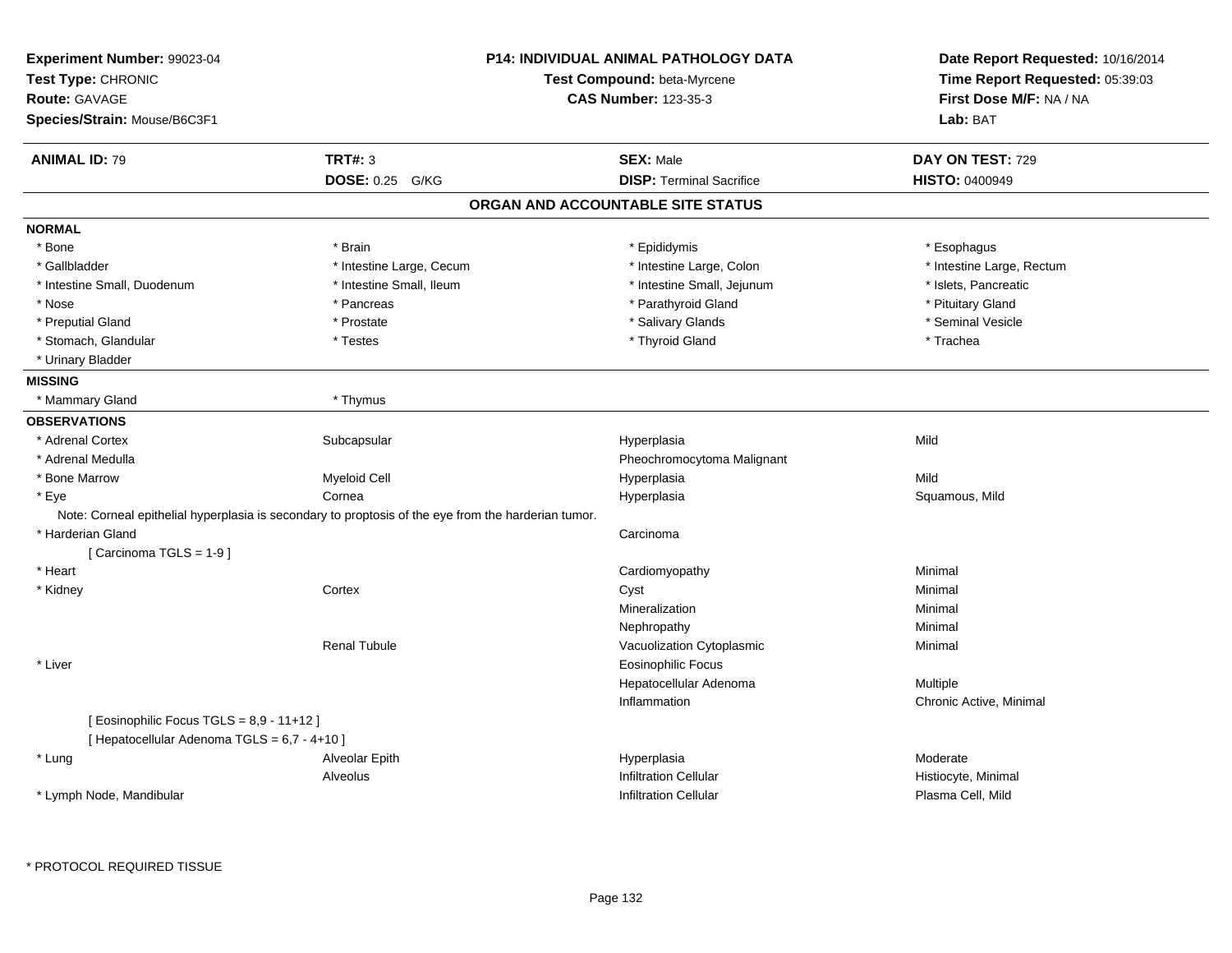**Experiment Number:** 99023-04
**Test Type:** CHRONIC
**Route:** GAVAGE
**Species/Strain:** Mouse/B6C3F1

**P14: INDIVIDUAL ANIMAL PATHOLOGY DATA**
**Test Compound:** beta-Myrcene
**CAS Number:** 123-35-3

**Date Report Requested:** 10/16/2014
**Time Report Requested:** 05:39:03
**First Dose M/F:** NA / NA
**Lab:** BAT

| **ANIMAL ID:** 79 | **TRT#:** 3 | **SEX:** Male | **DAY ON TEST:** 729 |
|---|---|---|---|
| | **DOSE:** 0.25 G/KG | **DISP:** Terminal Sacrifice | **HISTO:** 0400949 |

## ORGAN AND ACCOUNTABLE SITE STATUS

**NORMAL**

| | | | |
|---|---|---|---|
| * Bone | * Brain | * Epididymis | * Esophagus |
| * Gallbladder | * Intestine Large, Cecum | * Intestine Large, Colon | * Intestine Large, Rectum |
| * Intestine Small, Duodenum | * Intestine Small, Ileum | * Intestine Small, Jejunum | * Islets, Pancreatic |
| * Nose | * Pancreas | * Parathyroid Gland | * Pituitary Gland |
| * Preputial Gland | * Prostate | * Salivary Glands | * Seminal Vesicle |
| * Stomach, Glandular | * Testes | * Thyroid Gland | * Trachea |
| * Urinary Bladder | | | |

**MISSING**

| | |
|---|---|
| * Mammary Gland | * Thymus |

**OBSERVATIONS**

| | | | |
|---|---|---|---|
| * Adrenal Cortex | Subcapsular | Hyperplasia | Mild |
| * Adrenal Medulla | | Pheochromocytoma Malignant | |
| * Bone Marrow | Myeloid Cell | Hyperplasia | Mild |
| * Eye | Cornea | Hyperplasia | Squamous, Mild |

Note: Corneal epithelial hyperplasia is secondary to proptosis of the eye from the harderian tumor.

| | | | |
|---|---|---|---|
| * Harderian Gland | | Carcinoma | |
| [ Carcinoma TGLS = 1-9 ] | | | |
| * Heart | | Cardiomyopathy | Minimal |
| * Kidney | Cortex | Cyst | Minimal |
| | | Mineralization | Minimal |
| | | Nephropathy | Minimal |
| | Renal Tubule | Vacuolization Cytoplasmic | Minimal |
| * Liver | | Eosinophilic Focus | |
| | | Hepatocellular Adenoma | Multiple |
| | | Inflammation | Chronic Active, Minimal |
| [ Eosinophilic Focus TGLS = 8,9 - 11+12 ] | | | |
| [ Hepatocellular Adenoma TGLS = 6,7 - 4+10 ] | | | |
| * Lung | Alveolar Epith | Hyperplasia | Moderate |
| | Alveolus | Infiltration Cellular | Histiocyte, Minimal |
| * Lymph Node, Mandibular | | Infiltration Cellular | Plasma Cell, Mild |

\* PROTOCOL REQUIRED TISSUE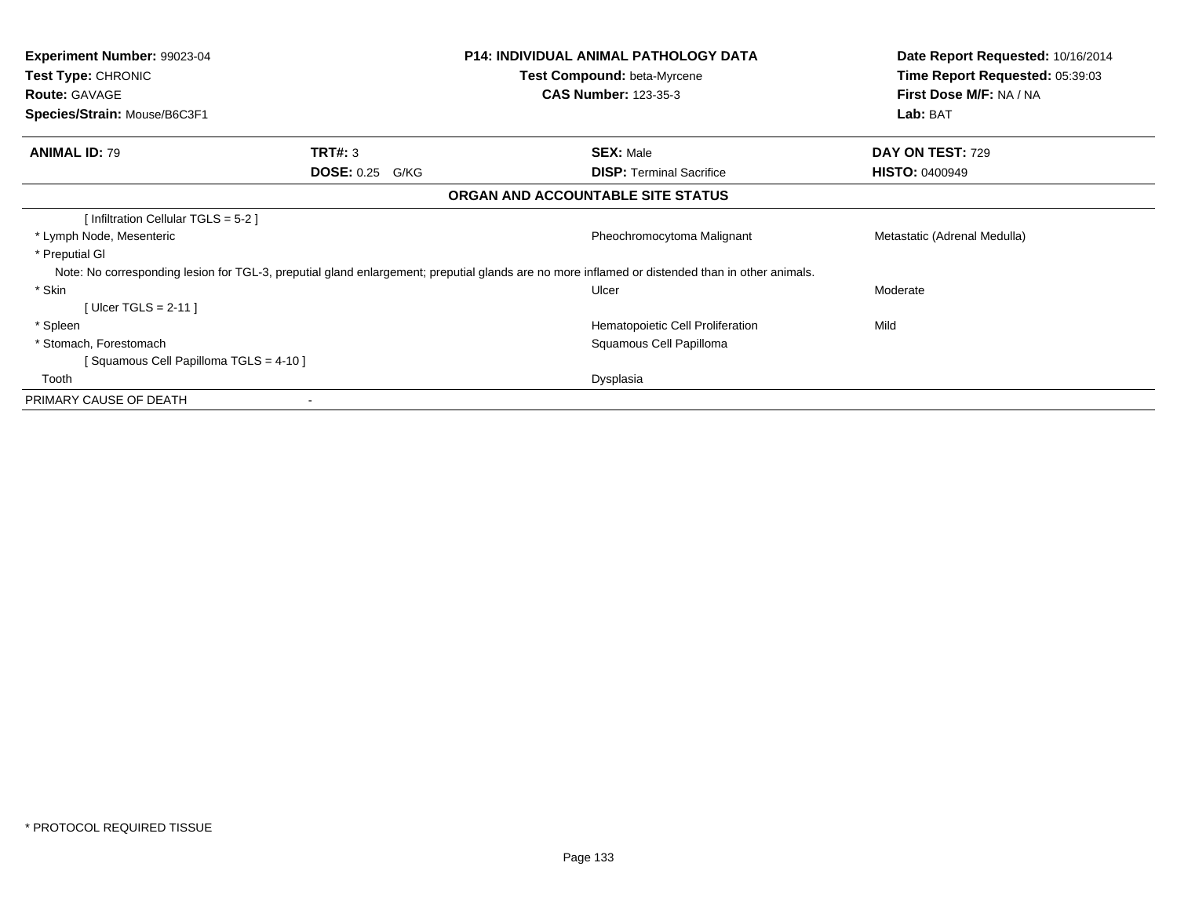**Experiment Number:** 99023-04
**Test Type:** CHRONIC
**Route:** GAVAGE
**Species/Strain:** Mouse/B6C3F1

**P14: INDIVIDUAL ANIMAL PATHOLOGY DATA**
**Test Compound:** beta-Myrcene
**CAS Number:** 123-35-3

**Date Report Requested:** 10/16/2014
**Time Report Requested:** 05:39:03
**First Dose M/F:** NA / NA
**Lab:** BAT

| **ANIMAL ID:** 79 | **TRT#:** 3 | **SEX:** Male | **DAY ON TEST:** 729 |
|---|---|---|---|
| | **DOSE:** 0.25 G/KG | **DISP:** Terminal Sacrifice | **HISTO:** 0400949 |

## ORGAN AND ACCOUNTABLE SITE STATUS

| | | |
|---|---|---|
| [ Infiltration Cellular TGLS = 5-2 ] | | |
| * Lymph Node, Mesenteric | Pheochromocytoma Malignant | Metastatic (Adrenal Medulla) |
| * Preputial Gl | | |
| Note: No corresponding lesion for TGL-3, preputial gland enlargement; preputial glands are no more inflamed or distended than in other animals. | | |
| * Skin | Ulcer | Moderate |
| [ Ulcer TGLS = 2-11 ] | | |
| * Spleen | Hematopoietic Cell Proliferation | Mild |
| * Stomach, Forestomach | Squamous Cell Papilloma | |
| [ Squamous Cell Papilloma TGLS = 4-10 ] | | |
| Tooth | Dysplasia | |
| PRIMARY CAUSE OF DEATH | - | |

* PROTOCOL REQUIRED TISSUE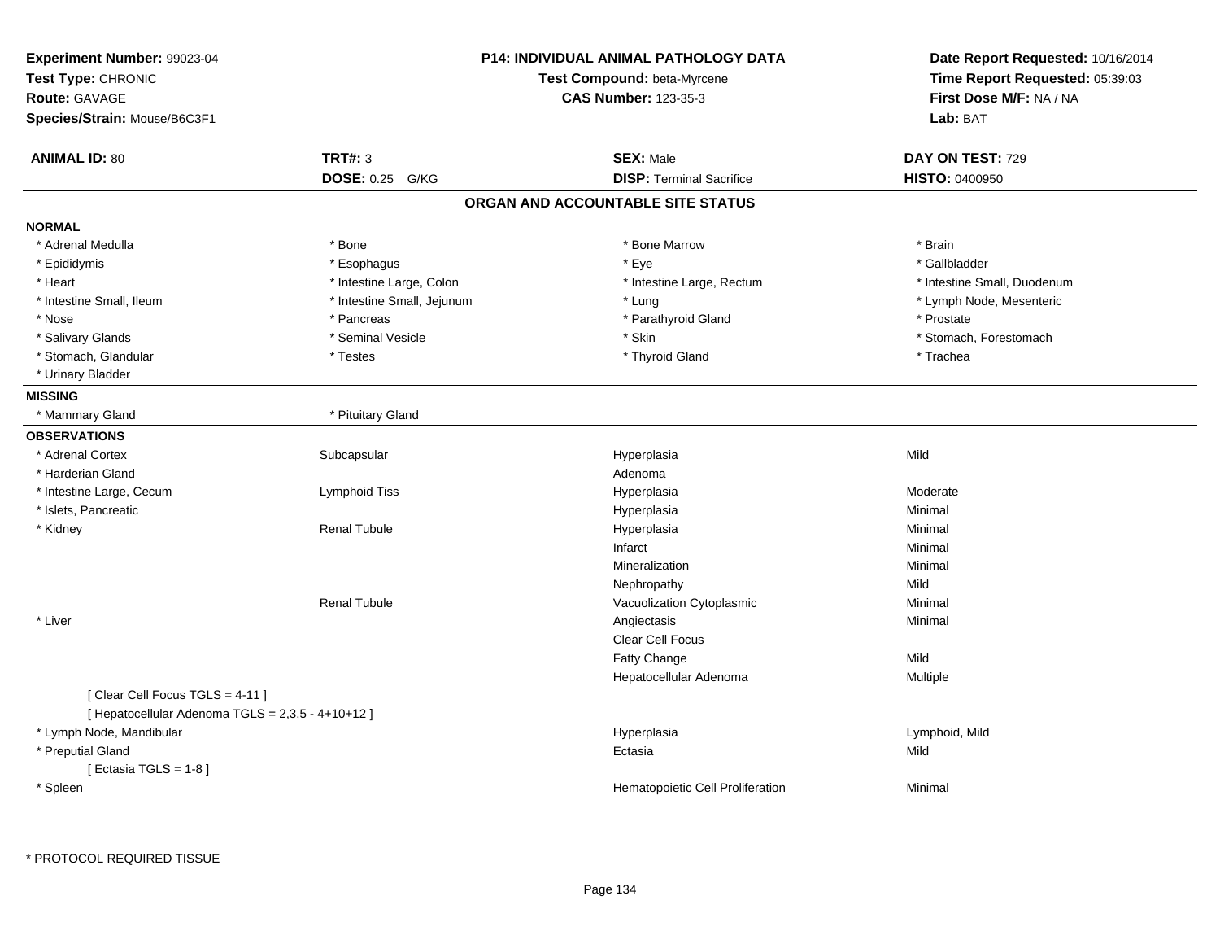**Experiment Number:** 99023-04
**Test Type:** CHRONIC
**Route:** GAVAGE
**Species/Strain:** Mouse/B6C3F1

**P14: INDIVIDUAL ANIMAL PATHOLOGY DATA**
**Test Compound:** beta-Myrcene
**CAS Number:** 123-35-3

**Date Report Requested:** 10/16/2014
**Time Report Requested:** 05:39:03
**First Dose M/F:** NA / NA
**Lab:** BAT

| **ANIMAL ID:** 80 | **TRT#:** 3 | **SEX:** Male | **DAY ON TEST:** 729 |
|---|---|---|---|
| | **DOSE:** 0.25 G/KG | **DISP:** Terminal Sacrifice | **HISTO:** 0400950 |

## ORGAN AND ACCOUNTABLE SITE STATUS

**NORMAL**

| | | | |
|---|---|---|---|
| * Adrenal Medulla | * Bone | * Bone Marrow | * Brain |
| * Epididymis | * Esophagus | * Eye | * Gallbladder |
| * Heart | * Intestine Large, Colon | * Intestine Large, Rectum | * Intestine Small, Duodenum |
| * Intestine Small, Ileum | * Intestine Small, Jejunum | * Lung | * Lymph Node, Mesenteric |
| * Nose | * Pancreas | * Parathyroid Gland | * Prostate |
| * Salivary Glands | * Seminal Vesicle | * Skin | * Stomach, Forestomach |
| * Stomach, Glandular | * Testes | * Thyroid Gland | * Trachea |
| * Urinary Bladder | | | |

**MISSING**

| | |
|---|---|
| * Mammary Gland | * Pituitary Gland |

**OBSERVATIONS**

| | | | |
|---|---|---|---|
| * Adrenal Cortex | Subcapsular | Hyperplasia | Mild |
| * Harderian Gland | | Adenoma | |
| * Intestine Large, Cecum | Lymphoid Tiss | Hyperplasia | Moderate |
| * Islets, Pancreatic | | Hyperplasia | Minimal |
| * Kidney | Renal Tubule | Hyperplasia | Minimal |
| | | Infarct | Minimal |
| | | Mineralization | Minimal |
| | | Nephropathy | Mild |
| | Renal Tubule | Vacuolization Cytoplasmic | Minimal |
| * Liver | | Angiectasis | Minimal |
| | | Clear Cell Focus | |
| | | Fatty Change | Mild |
| | | Hepatocellular Adenoma | Multiple |
| [ Clear Cell Focus TGLS = 4-11 ] | | | |
| [ Hepatocellular Adenoma TGLS = 2,3,5 - 4+10+12 ] | | | |
| * Lymph Node, Mandibular | | Hyperplasia | Lymphoid, Mild |
| * Preputial Gland | | Ectasia | Mild |
| [ Ectasia TGLS = 1-8 ] | | | |
| * Spleen | | Hematopoietic Cell Proliferation | Minimal |

* PROTOCOL REQUIRED TISSUE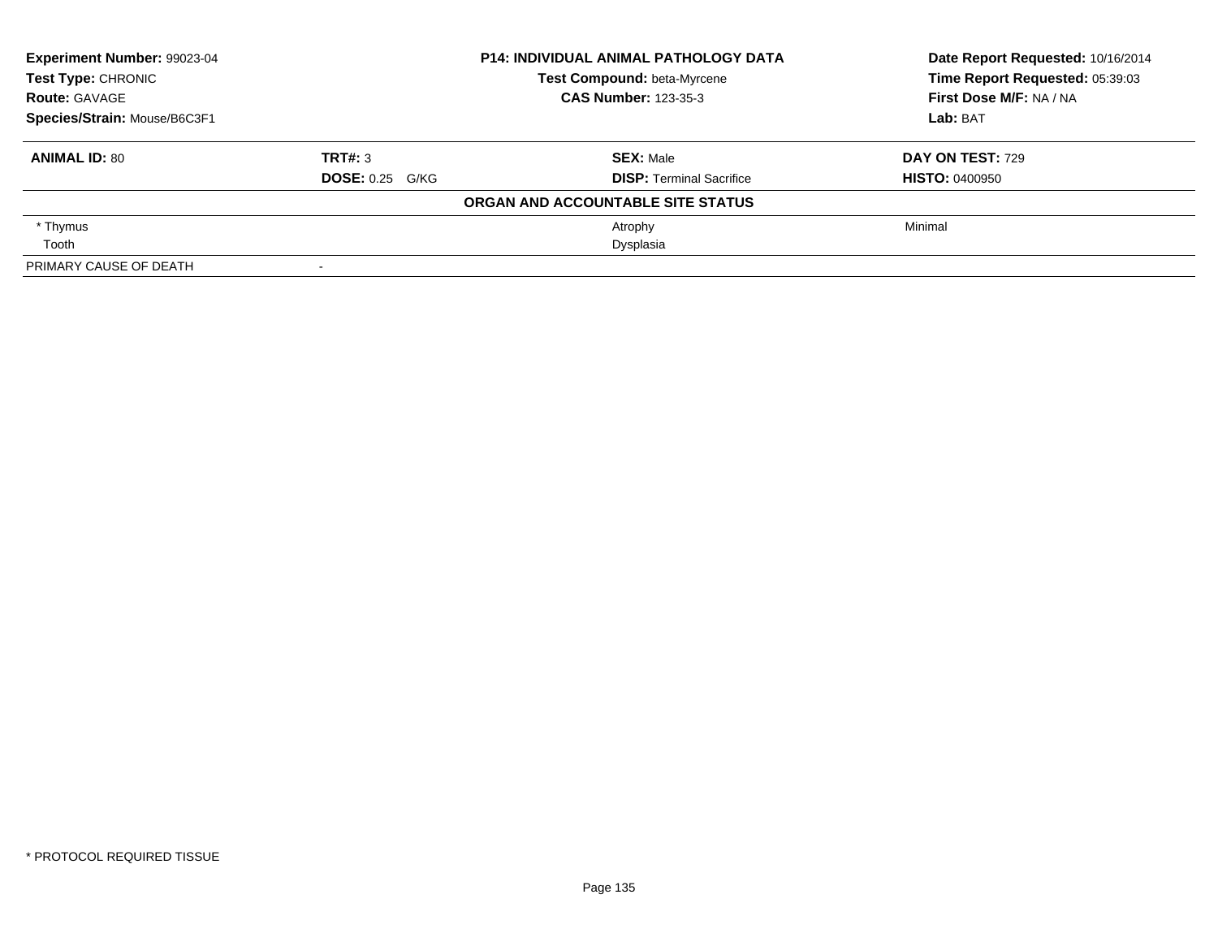**Experiment Number:** 99023-04
**Test Type:** CHRONIC
**Route:** GAVAGE
**Species/Strain:** Mouse/B6C3F1

**P14: INDIVIDUAL ANIMAL PATHOLOGY DATA**
**Test Compound:** beta-Myrcene
**CAS Number:** 123-35-3

**Date Report Requested:** 10/16/2014
**Time Report Requested:** 05:39:03
**First Dose M/F:** NA / NA
**Lab:** BAT

| **ANIMAL ID:** 80 | **TRT#:** 3 | **SEX:** Male | **DAY ON TEST:** 729 |
|---|---|---|---|
| | **DOSE:** 0.25 G/KG | **DISP:** Terminal Sacrifice | **HISTO:** 0400950 |

**ORGAN AND ACCOUNTABLE SITE STATUS**

| | | | |
|---|---|---|---|
| * Thymus | | Atrophy | Minimal |
| Tooth | | Dysplasia | |
| PRIMARY CAUSE OF DEATH | - | | |

* PROTOCOL REQUIRED TISSUE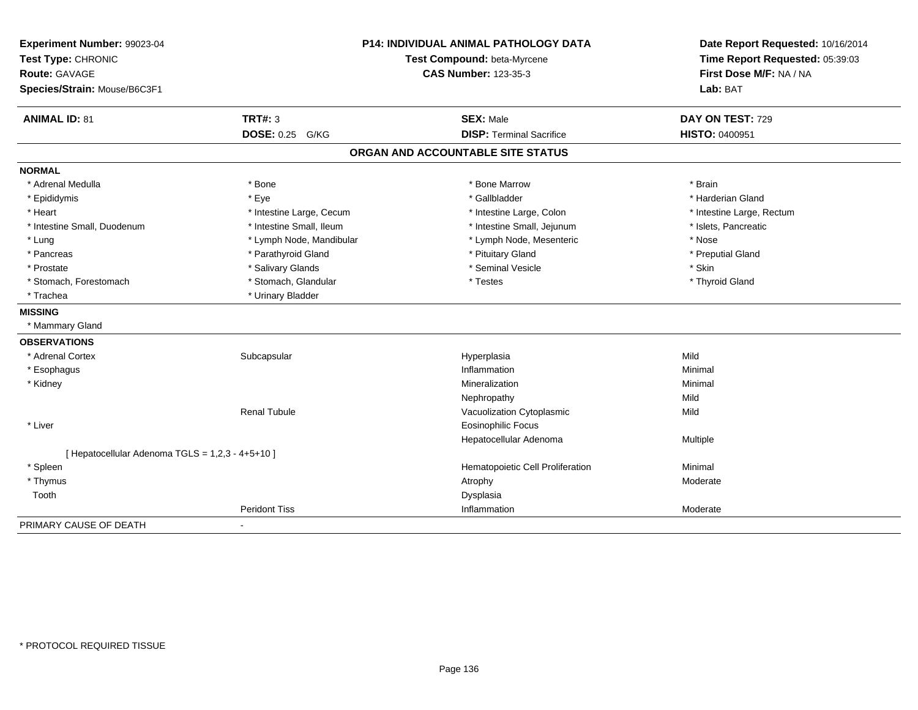**Experiment Number:** 99023-04
**Test Type:** CHRONIC
**Route:** GAVAGE
**Species/Strain:** Mouse/B6C3F1

**P14: INDIVIDUAL ANIMAL PATHOLOGY DATA**
**Test Compound:** beta-Myrcene
**CAS Number:** 123-35-3

**Date Report Requested:** 10/16/2014
**Time Report Requested:** 05:39:03
**First Dose M/F:** NA / NA
**Lab:** BAT

| **ANIMAL ID:** 81 | **TRT#:** 3 | **SEX:** Male | **DAY ON TEST:** 729 |
|---|---|---|---|
| | **DOSE:** 0.25 G/KG | **DISP:** Terminal Sacrifice | **HISTO:** 0400951 |

## ORGAN AND ACCOUNTABLE SITE STATUS

**NORMAL**

| | | | |
|---|---|---|---|
| * Adrenal Medulla | * Bone | * Bone Marrow | * Brain |
| * Epididymis | * Eye | * Gallbladder | * Harderian Gland |
| * Heart | * Intestine Large, Cecum | * Intestine Large, Colon | * Intestine Large, Rectum |
| * Intestine Small, Duodenum | * Intestine Small, Ileum | * Intestine Small, Jejunum | * Islets, Pancreatic |
| * Lung | * Lymph Node, Mandibular | * Lymph Node, Mesenteric | * Nose |
| * Pancreas | * Parathyroid Gland | * Pituitary Gland | * Preputial Gland |
| * Prostate | * Salivary Glands | * Seminal Vesicle | * Skin |
| * Stomach, Forestomach | * Stomach, Glandular | * Testes | * Thyroid Gland |
| * Trachea | * Urinary Bladder | | |

**MISSING**

* Mammary Gland

**OBSERVATIONS**

| | | | |
|---|---|---|---|
| * Adrenal Cortex | Subcapsular | Hyperplasia | Mild |
| * Esophagus | | Inflammation | Minimal |
| * Kidney | | Mineralization | Minimal |
| | | Nephropathy | Mild |
| | Renal Tubule | Vacuolization Cytoplasmic | Mild |
| * Liver | | Eosinophilic Focus | |
| | | Hepatocellular Adenoma | Multiple |
| [ Hepatocellular Adenoma TGLS = 1,2,3 - 4+5+10 ] | | | |
| * Spleen | | Hematopoietic Cell Proliferation | Minimal |
| * Thymus | | Atrophy | Moderate |
| Tooth | | Dysplasia | |
| | Peridont Tiss | Inflammation | Moderate |

PRIMARY CAUSE OF DEATH -

\* PROTOCOL REQUIRED TISSUE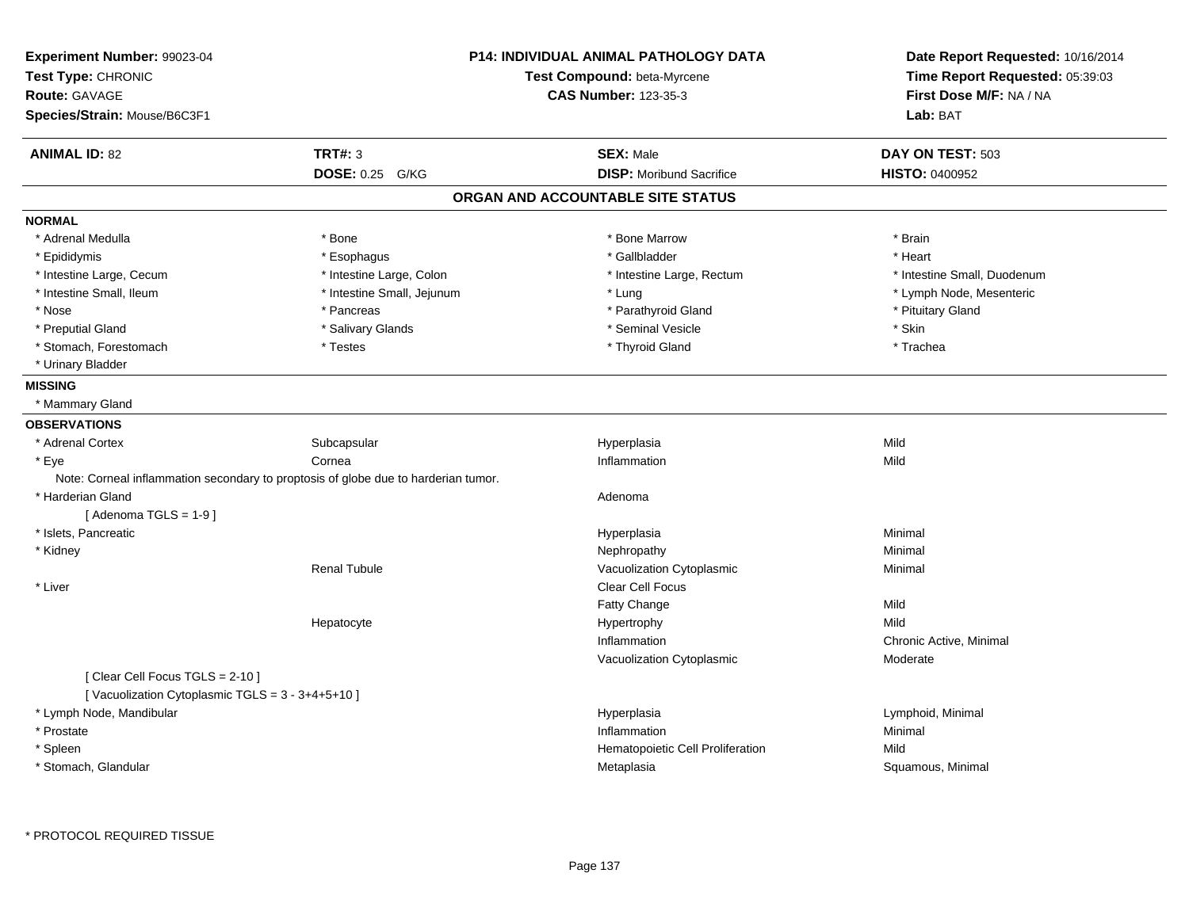**Experiment Number:** 99023-04
**Test Type:** CHRONIC
**Route:** GAVAGE
**Species/Strain:** Mouse/B6C3F1

**P14: INDIVIDUAL ANIMAL PATHOLOGY DATA**
**Test Compound:** beta-Myrcene
**CAS Number:** 123-35-3

**Date Report Requested:** 10/16/2014
**Time Report Requested:** 05:39:03
**First Dose M/F:** NA / NA
**Lab:** BAT

| **ANIMAL ID:** 82 | **TRT#:** 3 | **SEX:** Male | **DAY ON TEST:** 503 |
|---|---|---|---|
| | **DOSE:** 0.25 G/KG | **DISP:** Moribund Sacrifice | **HISTO:** 0400952 |

## ORGAN AND ACCOUNTABLE SITE STATUS

**NORMAL**

| | | | |
|---|---|---|---|
| * Adrenal Medulla | * Bone | * Bone Marrow | * Brain |
| * Epididymis | * Esophagus | * Gallbladder | * Heart |
| * Intestine Large, Cecum | * Intestine Large, Colon | * Intestine Large, Rectum | * Intestine Small, Duodenum |
| * Intestine Small, Ileum | * Intestine Small, Jejunum | * Lung | * Lymph Node, Mesenteric |
| * Nose | * Pancreas | * Parathyroid Gland | * Pituitary Gland |
| * Preputial Gland | * Salivary Glands | * Seminal Vesicle | * Skin |
| * Stomach, Forestomach | * Testes | * Thyroid Gland | * Trachea |
| * Urinary Bladder | | | |

**MISSING**

* Mammary Gland

**OBSERVATIONS**

| | | | |
|---|---|---|---|
| * Adrenal Cortex | Subcapsular | Hyperplasia | Mild |
| * Eye | Cornea | Inflammation | Mild |
| Note: Corneal inflammation secondary to proptosis of globe due to harderian tumor. | | | |
| * Harderian Gland | | Adenoma | |
| [ Adenoma TGLS = 1-9 ] | | | |
| * Islets, Pancreatic | | Hyperplasia | Minimal |
| * Kidney | | Nephropathy | Minimal |
| | Renal Tubule | Vacuolization Cytoplasmic | Minimal |
| * Liver | | Clear Cell Focus | |
| | | Fatty Change | Mild |
| | Hepatocyte | Hypertrophy | Mild |
| | | Inflammation | Chronic Active, Minimal |
| | | Vacuolization Cytoplasmic | Moderate |
| [ Clear Cell Focus TGLS = 2-10 ] | | | |
| [ Vacuolization Cytoplasmic TGLS = 3 - 3+4+5+10 ] | | | |
| * Lymph Node, Mandibular | | Hyperplasia | Lymphoid, Minimal |
| * Prostate | | Inflammation | Minimal |
| * Spleen | | Hematopoietic Cell Proliferation | Mild |
| * Stomach, Glandular | | Metaplasia | Squamous, Minimal |

\* PROTOCOL REQUIRED TISSUE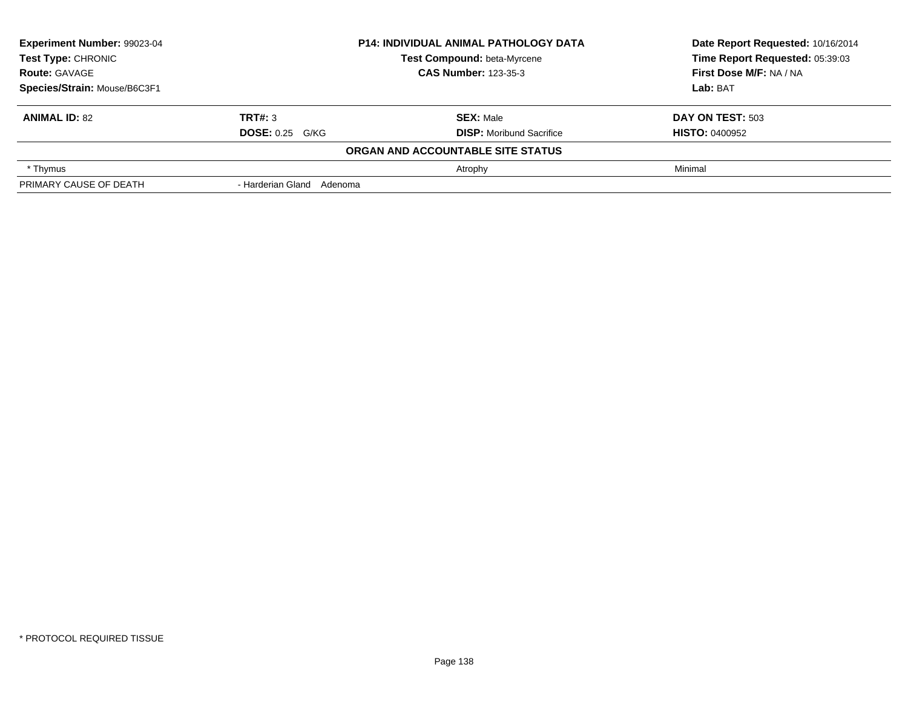| **Experiment Number:** 99023-04 | **P14: INDIVIDUAL ANIMAL PATHOLOGY DATA** | **Date Report Requested:** 10/16/2014 |
|---|---|---|
| **Test Type:** CHRONIC | **Test Compound:** beta-Myrcene | **Time Report Requested:** 05:39:03 |
| **Route:** GAVAGE | **CAS Number:** 123-35-3 | **First Dose M/F:** NA / NA |
| **Species/Strain:** Mouse/B6C3F1 | | **Lab:** BAT |

| **ANIMAL ID:** 82 | **TRT#:** 3 | **SEX:** Male | **DAY ON TEST:** 503 |
|---|---|---|---|
| | **DOSE:** 0.25 G/KG | **DISP:** Moribund Sacrifice | **HISTO:** 0400952 |
| | | **ORGAN AND ACCOUNTABLE SITE STATUS** | |
| * Thymus | | Atrophy | Minimal |
| PRIMARY CAUSE OF DEATH | - Harderian Gland Adenoma | | |

* PROTOCOL REQUIRED TISSUE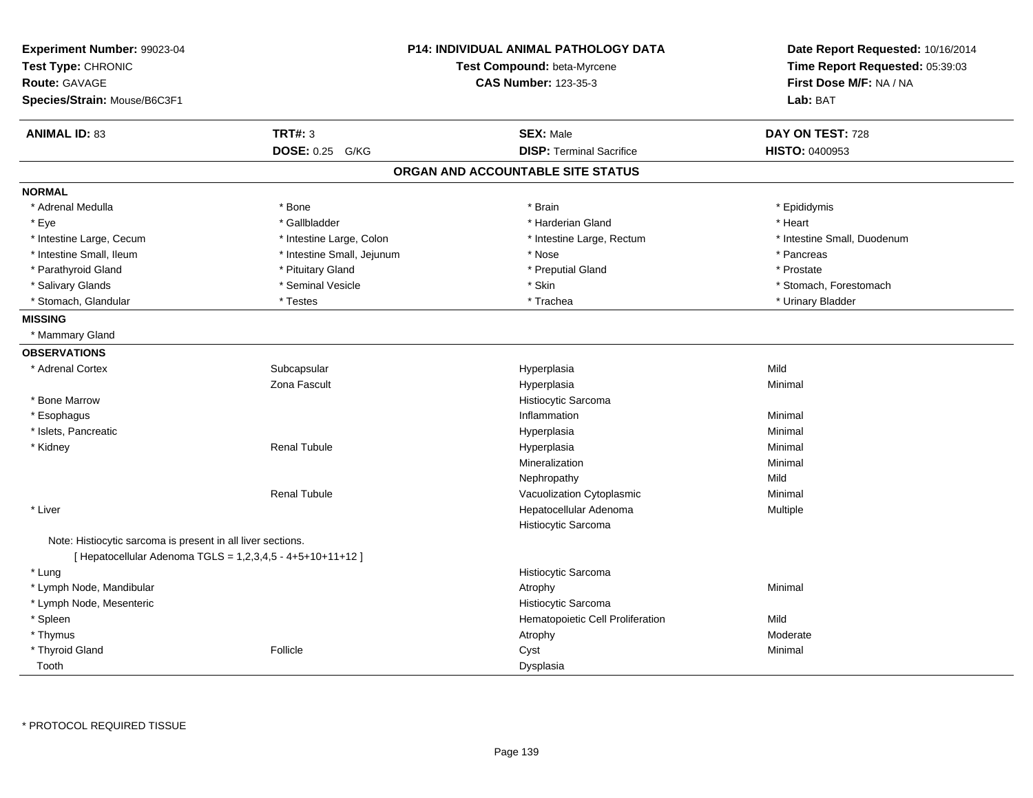**Experiment Number:** 99023-04
**Test Type:** CHRONIC
**Route:** GAVAGE
**Species/Strain:** Mouse/B6C3F1

**P14: INDIVIDUAL ANIMAL PATHOLOGY DATA**
**Test Compound:** beta-Myrcene
**CAS Number:** 123-35-3

**Date Report Requested:** 10/16/2014
**Time Report Requested:** 05:39:03
**First Dose M/F:** NA / NA
**Lab:** BAT

| **ANIMAL ID:** 83 | **TRT#:** 3 | **SEX:** Male | **DAY ON TEST:** 728 |
|---|---|---|---|
| | **DOSE:** 0.25 G/KG | **DISP:** Terminal Sacrifice | **HISTO:** 0400953 |

## ORGAN AND ACCOUNTABLE SITE STATUS

**NORMAL**

| | | | |
|---|---|---|---|
| * Adrenal Medulla | * Bone | * Brain | * Epididymis |
| * Eye | * Gallbladder | * Harderian Gland | * Heart |
| * Intestine Large, Cecum | * Intestine Large, Colon | * Intestine Large, Rectum | * Intestine Small, Duodenum |
| * Intestine Small, Ileum | * Intestine Small, Jejunum | * Nose | * Pancreas |
| * Parathyroid Gland | * Pituitary Gland | * Preputial Gland | * Prostate |
| * Salivary Glands | * Seminal Vesicle | * Skin | * Stomach, Forestomach |
| * Stomach, Glandular | * Testes | * Trachea | * Urinary Bladder |

**MISSING**

* Mammary Gland

**OBSERVATIONS**

| | | | |
|---|---|---|---|
| * Adrenal Cortex | Subcapsular | Hyperplasia | Mild |
| | Zona Fascult | Hyperplasia | Minimal |
| * Bone Marrow | | Histiocytic Sarcoma | |
| * Esophagus | | Inflammation | Minimal |
| * Islets, Pancreatic | | Hyperplasia | Minimal |
| * Kidney | Renal Tubule | Hyperplasia | Minimal |
| | | Mineralization | Minimal |
| | | Nephropathy | Mild |
| | Renal Tubule | Vacuolization Cytoplasmic | Minimal |
| * Liver | | Hepatocellular Adenoma | Multiple |
| | | Histiocytic Sarcoma | |

Note: Histiocytic sarcoma is present in all liver sections.
[ Hepatocellular Adenoma TGLS = 1,2,3,4,5 - 4+5+10+11+12 ]

| | | | |
|---|---|---|---|
| * Lung | | Histiocytic Sarcoma | |
| * Lymph Node, Mandibular | | Atrophy | Minimal |
| * Lymph Node, Mesenteric | | Histiocytic Sarcoma | |
| * Spleen | | Hematopoietic Cell Proliferation | Mild |
| * Thymus | | Atrophy | Moderate |
| * Thyroid Gland | Follicle | Cyst | Minimal |
| Tooth | | Dysplasia | |

* PROTOCOL REQUIRED TISSUE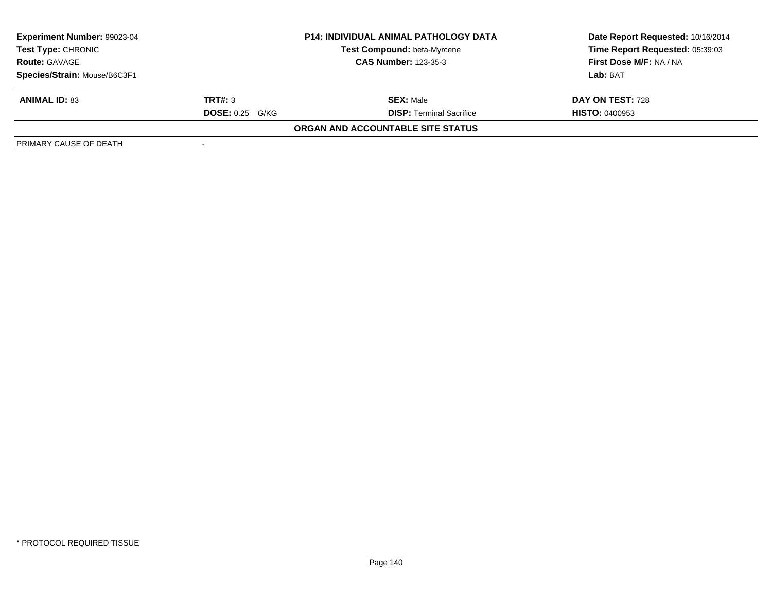| **Experiment Number:** 99023-04 | **P14: INDIVIDUAL ANIMAL PATHOLOGY DATA** | **Date Report Requested:** 10/16/2014 |
|---|---|---|
| **Test Type:** CHRONIC | **Test Compound:** beta-Myrcene | **Time Report Requested:** 05:39:03 |
| **Route:** GAVAGE | **CAS Number:** 123-35-3 | **First Dose M/F:** NA / NA |
| **Species/Strain:** Mouse/B6C3F1 | | **Lab:** BAT |

| **ANIMAL ID:** 83 | **TRT#:** 3 | **SEX:** Male | **DAY ON TEST:** 728 |
|---|---|---|---|
| | **DOSE:** 0.25 G/KG | **DISP:** Terminal Sacrifice | **HISTO:** 0400953 |

**ORGAN AND ACCOUNTABLE SITE STATUS**

| | |
|---|---|
| PRIMARY CAUSE OF DEATH | - |

* PROTOCOL REQUIRED TISSUE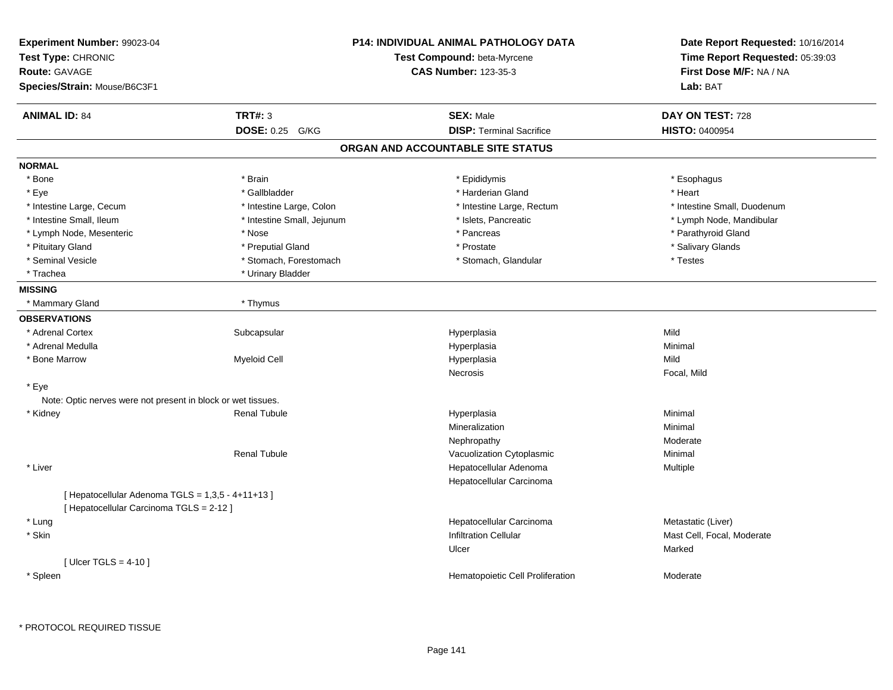**Experiment Number:** 99023-04
**Test Type:** CHRONIC
**Route:** GAVAGE
**Species/Strain:** Mouse/B6C3F1

**P14: INDIVIDUAL ANIMAL PATHOLOGY DATA**
**Test Compound:** beta-Myrcene
**CAS Number:** 123-35-3

**Date Report Requested:** 10/16/2014
**Time Report Requested:** 05:39:03
**First Dose M/F:** NA / NA
**Lab:** BAT

| **ANIMAL ID:** 84 | **TRT#:** 3 | **SEX:** Male | **DAY ON TEST:** 728 |
|---|---|---|---|
| | **DOSE:** 0.25 G/KG | **DISP:** Terminal Sacrifice | **HISTO:** 0400954 |

## ORGAN AND ACCOUNTABLE SITE STATUS

**NORMAL**

| | | | |
|---|---|---|---|
| * Bone | * Brain | * Epididymis | * Esophagus |
| * Eye | * Gallbladder | * Harderian Gland | * Heart |
| * Intestine Large, Cecum | * Intestine Large, Colon | * Intestine Large, Rectum | * Intestine Small, Duodenum |
| * Intestine Small, Ileum | * Intestine Small, Jejunum | * Islets, Pancreatic | * Lymph Node, Mandibular |
| * Lymph Node, Mesenteric | * Nose | * Pancreas | * Parathyroid Gland |
| * Pituitary Gland | * Preputial Gland | * Prostate | * Salivary Glands |
| * Seminal Vesicle | * Stomach, Forestomach | * Stomach, Glandular | * Testes |
| * Trachea | * Urinary Bladder | | |

**MISSING**

| | |
|---|---|
| * Mammary Gland | * Thymus |

**OBSERVATIONS**

| | | | |
|---|---|---|---|
| * Adrenal Cortex | Subcapsular | Hyperplasia | Mild |
| * Adrenal Medulla | | Hyperplasia | Minimal |
| * Bone Marrow | Myeloid Cell | Hyperplasia | Mild |
| | | Necrosis | Focal, Mild |
| * Eye | | | |
| Note: Optic nerves were not present in block or wet tissues. | | | |
| * Kidney | Renal Tubule | Hyperplasia | Minimal |
| | | Mineralization | Minimal |
| | | Nephropathy | Moderate |
| | Renal Tubule | Vacuolization Cytoplasmic | Minimal |
| * Liver | | Hepatocellular Adenoma | Multiple |
| | | Hepatocellular Carcinoma | |
| [ Hepatocellular Adenoma TGLS = 1,3,5 - 4+11+13 ] | | | |
| [ Hepatocellular Carcinoma TGLS = 2-12 ] | | | |
| * Lung | | Hepatocellular Carcinoma | Metastatic (Liver) |
| * Skin | | Infiltration Cellular | Mast Cell, Focal, Moderate |
| | | Ulcer | Marked |
| [ Ulcer TGLS = 4-10 ] | | | |
| * Spleen | | Hematopoietic Cell Proliferation | Moderate |

\* PROTOCOL REQUIRED TISSUE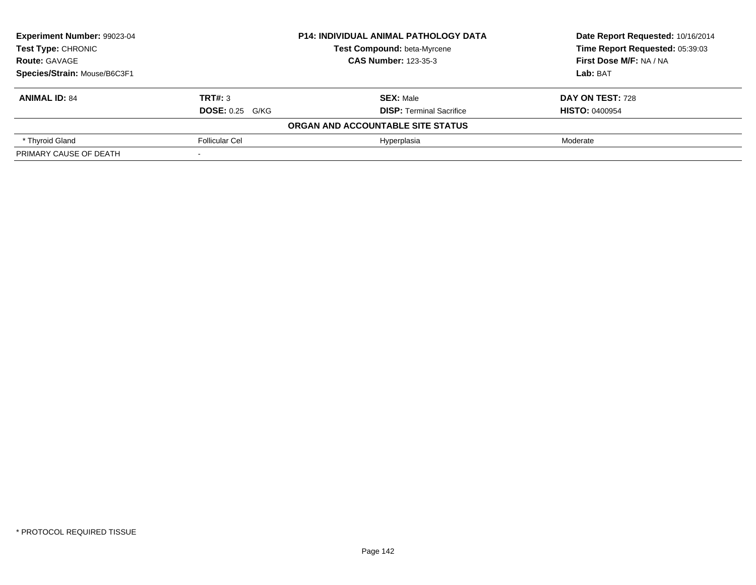| **Experiment Number:** 99023-04 | **P14: INDIVIDUAL ANIMAL PATHOLOGY DATA** | **Date Report Requested:** 10/16/2014 |
|---|---|---|
| **Test Type:** CHRONIC | **Test Compound:** beta-Myrcene | **Time Report Requested:** 05:39:03 |
| **Route:** GAVAGE | **CAS Number:** 123-35-3 | **First Dose M/F:** NA / NA |
| **Species/Strain:** Mouse/B6C3F1 | | **Lab:** BAT |

| **ANIMAL ID:** 84 | **TRT#:** 3 | **SEX:** Male | **DAY ON TEST:** 728 |
|---|---|---|---|
| | **DOSE:** 0.25 G/KG | **DISP:** Terminal Sacrifice | **HISTO:** 0400954 |
| | | **ORGAN AND ACCOUNTABLE SITE STATUS** | |
| * Thyroid Gland | Follicular Cel | Hyperplasia | Moderate |
| PRIMARY CAUSE OF DEATH | - | | |

* PROTOCOL REQUIRED TISSUE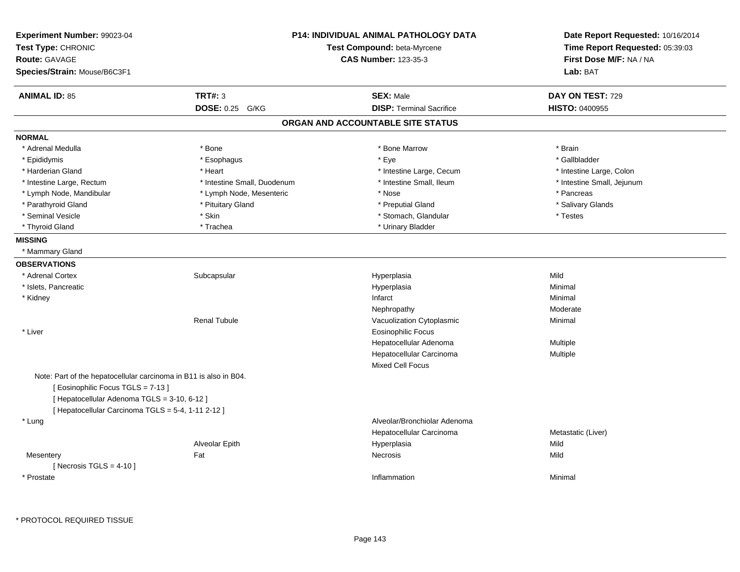**Experiment Number:** 99023-04
**Test Type:** CHRONIC
**Route:** GAVAGE
**Species/Strain:** Mouse/B6C3F1

**P14: INDIVIDUAL ANIMAL PATHOLOGY DATA**
**Test Compound:** beta-Myrcene
**CAS Number:** 123-35-3

**Date Report Requested:** 10/16/2014
**Time Report Requested:** 05:39:03
**First Dose M/F:** NA / NA
**Lab:** BAT

| **ANIMAL ID:** 85 | **TRT#:** 3 | **SEX:** Male | **DAY ON TEST:** 729 |
|---|---|---|---|
| | **DOSE:** 0.25 G/KG | **DISP:** Terminal Sacrifice | **HISTO:** 0400955 |

## ORGAN AND ACCOUNTABLE SITE STATUS

**NORMAL**

| | | | |
|---|---|---|---|
| * Adrenal Medulla | * Bone | * Bone Marrow | * Brain |
| * Epididymis | * Esophagus | * Eye | * Gallbladder |
| * Harderian Gland | * Heart | * Intestine Large, Cecum | * Intestine Large, Colon |
| * Intestine Large, Rectum | * Intestine Small, Duodenum | * Intestine Small, Ileum | * Intestine Small, Jejunum |
| * Lymph Node, Mandibular | * Lymph Node, Mesenteric | * Nose | * Pancreas |
| * Parathyroid Gland | * Pituitary Gland | * Preputial Gland | * Salivary Glands |
| * Seminal Vesicle | * Skin | * Stomach, Glandular | * Testes |
| * Thyroid Gland | * Trachea | * Urinary Bladder | |

**MISSING**

* Mammary Gland

**OBSERVATIONS**

| | | | |
|---|---|---|---|
| * Adrenal Cortex | Subcapsular | Hyperplasia | Mild |
| * Islets, Pancreatic | | Hyperplasia | Minimal |
| * Kidney | | Infarct | Minimal |
| | | Nephropathy | Moderate |
| | Renal Tubule | Vacuolization Cytoplasmic | Minimal |
| * Liver | | Eosinophilic Focus | |
| | | Hepatocellular Adenoma | Multiple |
| | | Hepatocellular Carcinoma | Multiple |
| | | Mixed Cell Focus | |

Note: Part of the hepatocellular carcinoma in B11 is also in B04.
[ Eosinophilic Focus TGLS = 7-13 ]
[ Hepatocellular Adenoma TGLS = 3-10, 6-12 ]
[ Hepatocellular Carcinoma TGLS = 5-4, 1-11 2-12 ]

| | | | |
|---|---|---|---|
| * Lung | | Alveolar/Bronchiolar Adenoma | |
| | | Hepatocellular Carcinoma | Metastatic (Liver) |
| | Alveolar Epith | Hyperplasia | Mild |
| Mesentery | Fat | Necrosis | Mild |

[ Necrosis TGLS = 4-10 ]

| | | | |
|---|---|---|---|
| * Prostate | | Inflammation | Minimal |

\* PROTOCOL REQUIRED TISSUE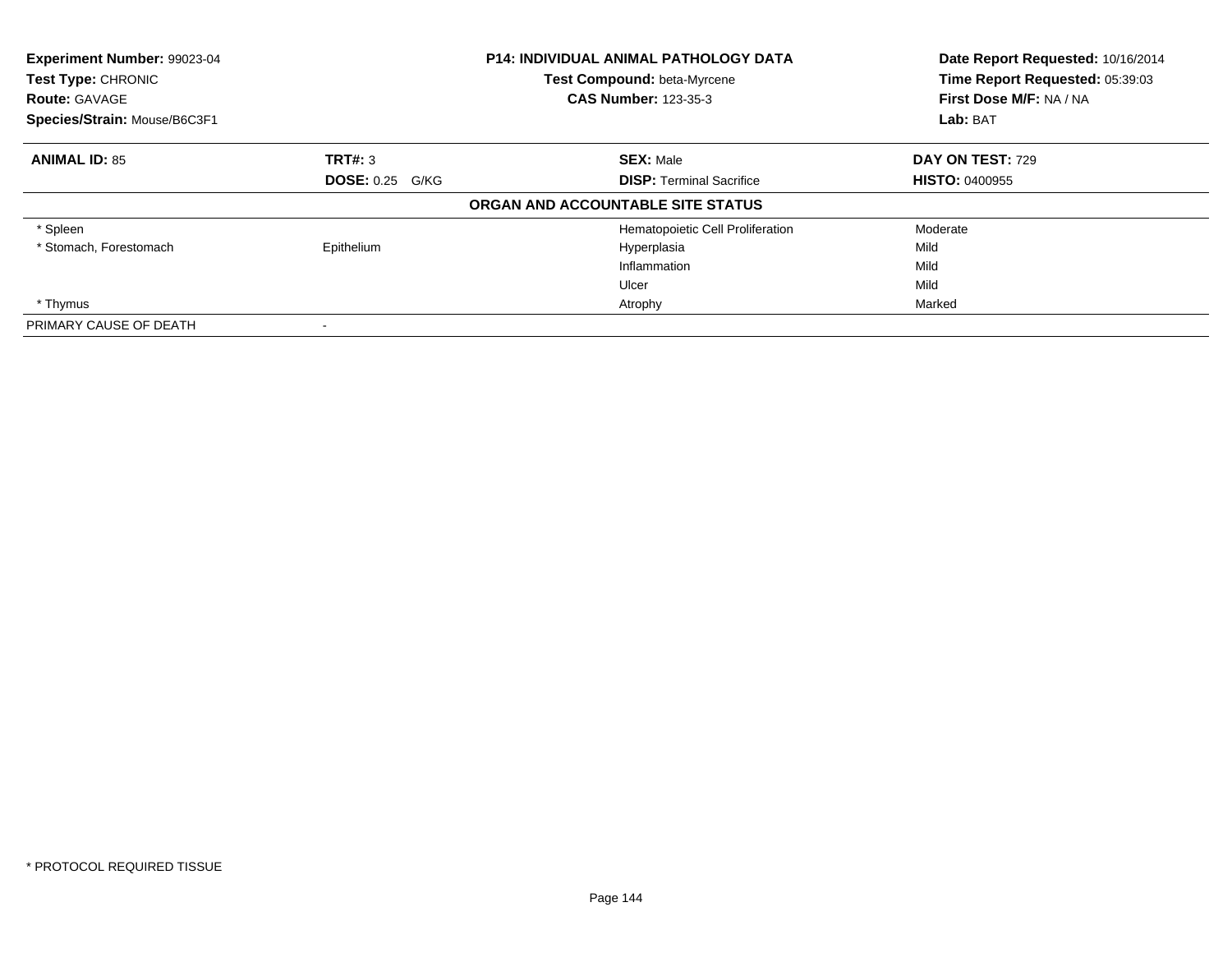**Experiment Number:** 99023-04
**Test Type:** CHRONIC
**Route:** GAVAGE
**Species/Strain:** Mouse/B6C3F1

**P14: INDIVIDUAL ANIMAL PATHOLOGY DATA**
**Test Compound:** beta-Myrcene
**CAS Number:** 123-35-3

**Date Report Requested:** 10/16/2014
**Time Report Requested:** 05:39:03
**First Dose M/F:** NA / NA
**Lab:** BAT

| **ANIMAL ID:** 85 | **TRT#:** 3 | **SEX:** Male | **DAY ON TEST:** 729 |
|---|---|---|---|
| | **DOSE:** 0.25 G/KG | **DISP:** Terminal Sacrifice | **HISTO:** 0400955 |

**ORGAN AND ACCOUNTABLE SITE STATUS**

| | | | |
|---|---|---|---|
| * Spleen | | Hematopoietic Cell Proliferation | Moderate |
| * Stomach, Forestomach | Epithelium | Hyperplasia | Mild |
| | | Inflammation | Mild |
| | | Ulcer | Mild |
| * Thymus | | Atrophy | Marked |
| PRIMARY CAUSE OF DEATH | - | | |

* PROTOCOL REQUIRED TISSUE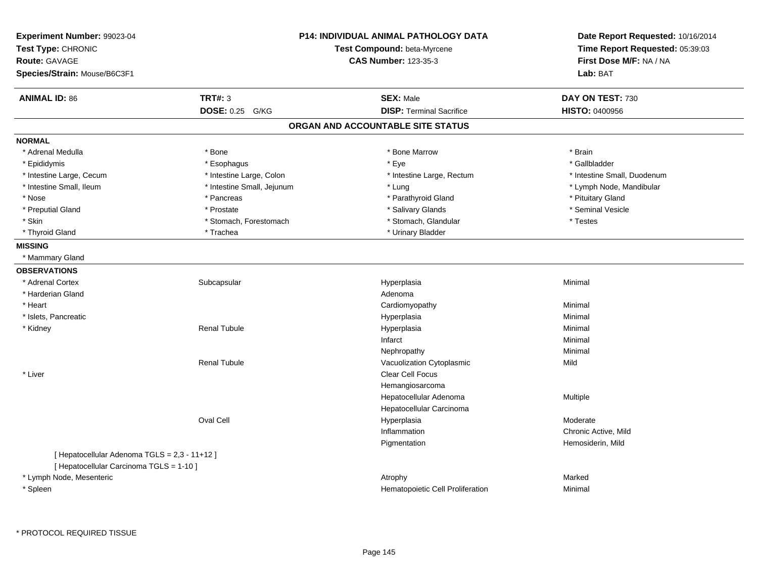**Experiment Number:** 99023-04
**Test Type:** CHRONIC
**Route:** GAVAGE
**Species/Strain:** Mouse/B6C3F1

**P14: INDIVIDUAL ANIMAL PATHOLOGY DATA**
**Test Compound:** beta-Myrcene
**CAS Number:** 123-35-3

**Date Report Requested:** 10/16/2014
**Time Report Requested:** 05:39:03
**First Dose M/F:** NA / NA
**Lab:** BAT

| **ANIMAL ID:** 86 | **TRT#:** 3 | **SEX:** Male | **DAY ON TEST:** 730 |
|---|---|---|---|
| | **DOSE:** 0.25 G/KG | **DISP:** Terminal Sacrifice | **HISTO:** 0400956 |

## ORGAN AND ACCOUNTABLE SITE STATUS

**NORMAL**

| | | | |
|---|---|---|---|
| * Adrenal Medulla | * Bone | * Bone Marrow | * Brain |
| * Epididymis | * Esophagus | * Eye | * Gallbladder |
| * Intestine Large, Cecum | * Intestine Large, Colon | * Intestine Large, Rectum | * Intestine Small, Duodenum |
| * Intestine Small, Ileum | * Intestine Small, Jejunum | * Lung | * Lymph Node, Mandibular |
| * Nose | * Pancreas | * Parathyroid Gland | * Pituitary Gland |
| * Preputial Gland | * Prostate | * Salivary Glands | * Seminal Vesicle |
| * Skin | * Stomach, Forestomach | * Stomach, Glandular | * Testes |
| * Thyroid Gland | * Trachea | * Urinary Bladder | |

**MISSING**

* Mammary Gland

**OBSERVATIONS**

| Organ | Site | Observation | Severity |
|---|---|---|---|
| * Adrenal Cortex | Subcapsular | Hyperplasia | Minimal |
| * Harderian Gland | | Adenoma | |
| * Heart | | Cardiomyopathy | Minimal |
| * Islets, Pancreatic | | Hyperplasia | Minimal |
| * Kidney | Renal Tubule | Hyperplasia | Minimal |
| | | Infarct | Minimal |
| | | Nephropathy | Minimal |
| | Renal Tubule | Vacuolization Cytoplasmic | Mild |
| * Liver | | Clear Cell Focus | |
| | | Hemangiosarcoma | |
| | | Hepatocellular Adenoma | Multiple |
| | | Hepatocellular Carcinoma | |
| | Oval Cell | Hyperplasia | Moderate |
| | | Inflammation | Chronic Active, Mild |
| | | Pigmentation | Hemosiderin, Mild |
| [ Hepatocellular Adenoma TGLS = 2,3 - 11+12 ] | | | |
| [ Hepatocellular Carcinoma TGLS = 1-10 ] | | | |
| * Lymph Node, Mesenteric | | Atrophy | Marked |
| * Spleen | | Hematopoietic Cell Proliferation | Minimal |

\* PROTOCOL REQUIRED TISSUE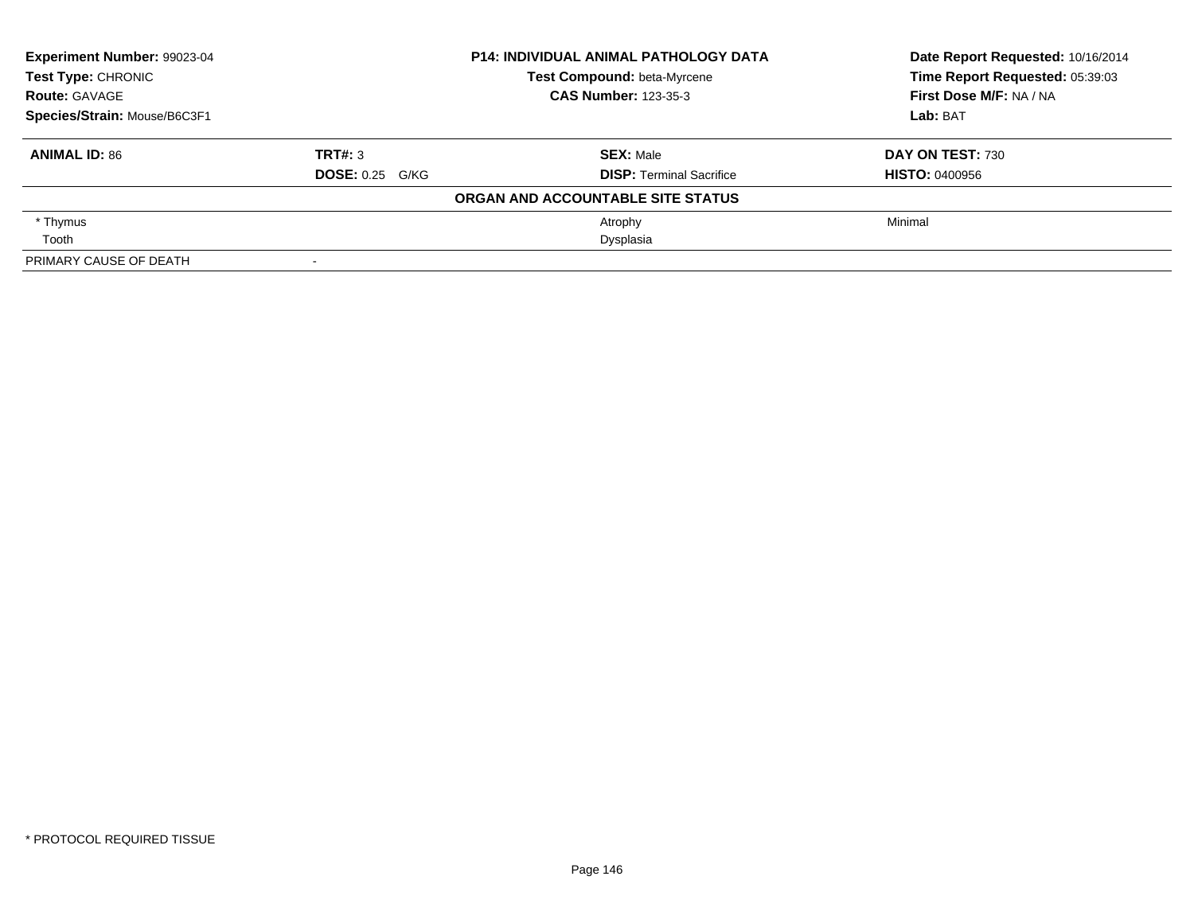| **Experiment Number:** 99023-04 | **P14: INDIVIDUAL ANIMAL PATHOLOGY DATA** | **Date Report Requested:** 10/16/2014 |
|---|---|---|
| **Test Type:** CHRONIC | **Test Compound:** beta-Myrcene | **Time Report Requested:** 05:39:03 |
| **Route:** GAVAGE | **CAS Number:** 123-35-3 | **First Dose M/F:** NA / NA |
| **Species/Strain:** Mouse/B6C3F1 | | **Lab:** BAT |

| **ANIMAL ID:** 86 | **TRT#:** 3 | **SEX:** Male | **DAY ON TEST:** 730 |
|---|---|---|---|
| | **DOSE:** 0.25 G/KG | **DISP:** Terminal Sacrifice | **HISTO:** 0400956 |

**ORGAN AND ACCOUNTABLE SITE STATUS**

| | | | |
|---|---|---|---|
| * Thymus | | Atrophy | Minimal |
| Tooth | | Dysplasia | |
| PRIMARY CAUSE OF DEATH | - | | |

* PROTOCOL REQUIRED TISSUE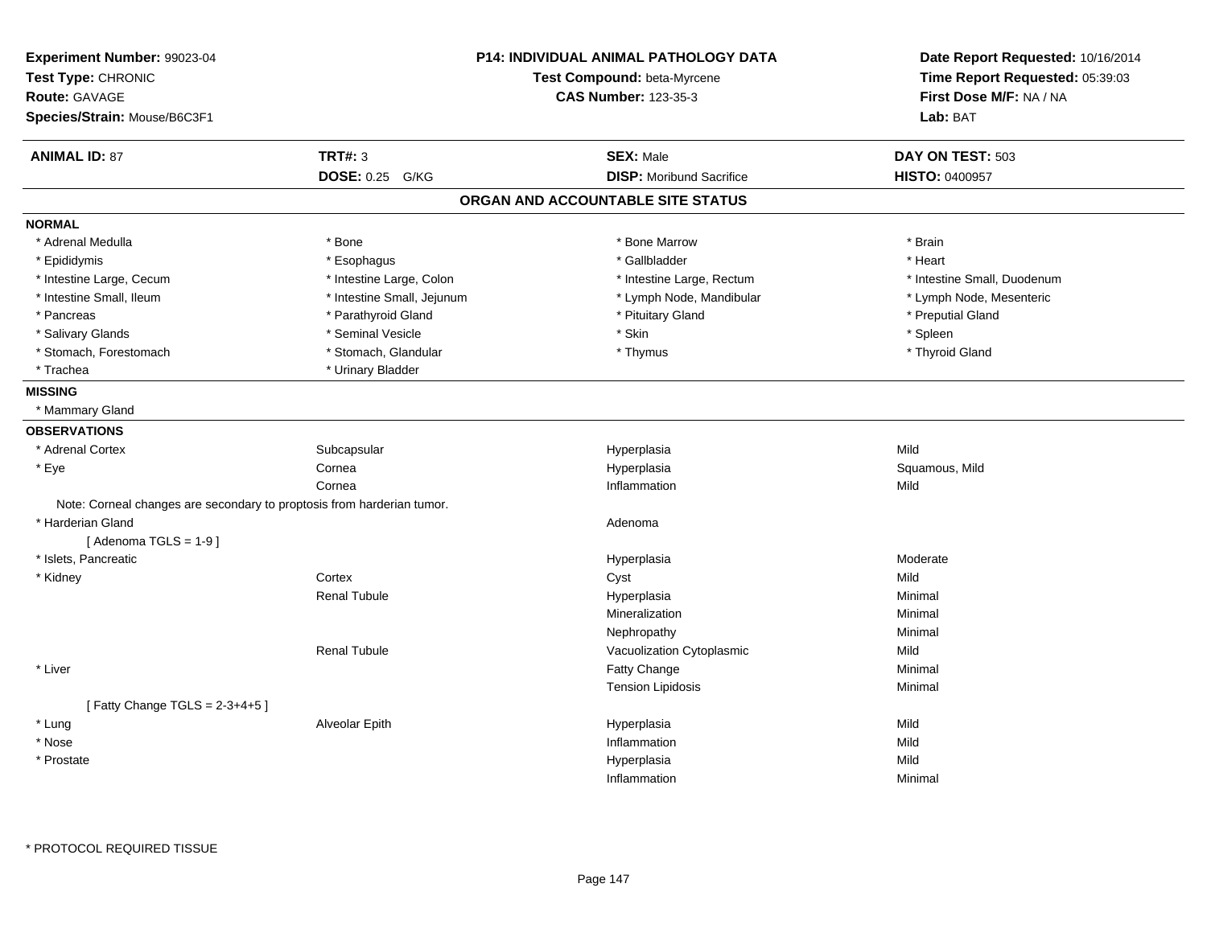**Experiment Number:** 99023-04
**Test Type:** CHRONIC
**Route:** GAVAGE
**Species/Strain:** Mouse/B6C3F1

**P14: INDIVIDUAL ANIMAL PATHOLOGY DATA**
**Test Compound:** beta-Myrcene
**CAS Number:** 123-35-3

**Date Report Requested:** 10/16/2014
**Time Report Requested:** 05:39:03
**First Dose M/F:** NA / NA
**Lab:** BAT

| **ANIMAL ID:** 87 | **TRT#:** 3 | **SEX:** Male | **DAY ON TEST:** 503 |
|---|---|---|---|
| | **DOSE:** 0.25 G/KG | **DISP:** Moribund Sacrifice | **HISTO:** 0400957 |

## ORGAN AND ACCOUNTABLE SITE STATUS

**NORMAL**

| | | | |
|---|---|---|---|
| * Adrenal Medulla | * Bone | * Bone Marrow | * Brain |
| * Epididymis | * Esophagus | * Gallbladder | * Heart |
| * Intestine Large, Cecum | * Intestine Large, Colon | * Intestine Large, Rectum | * Intestine Small, Duodenum |
| * Intestine Small, Ileum | * Intestine Small, Jejunum | * Lymph Node, Mandibular | * Lymph Node, Mesenteric |
| * Pancreas | * Parathyroid Gland | * Pituitary Gland | * Preputial Gland |
| * Salivary Glands | * Seminal Vesicle | * Skin | * Spleen |
| * Stomach, Forestomach | * Stomach, Glandular | * Thymus | * Thyroid Gland |
| * Trachea | * Urinary Bladder | | |

**MISSING**

* Mammary Gland

**OBSERVATIONS**

| | | | |
|---|---|---|---|
| * Adrenal Cortex | Subcapsular | Hyperplasia | Mild |
| * Eye | Cornea | Hyperplasia | Squamous, Mild |
| | Cornea | Inflammation | Mild |
| Note: Corneal changes are secondary to proptosis from harderian tumor. | | | |
| * Harderian Gland | | Adenoma | |
| [ Adenoma TGLS = 1-9 ] | | | |
| * Islets, Pancreatic | | Hyperplasia | Moderate |
| * Kidney | Cortex | Cyst | Mild |
| | Renal Tubule | Hyperplasia | Minimal |
| | | Mineralization | Minimal |
| | | Nephropathy | Minimal |
| | Renal Tubule | Vacuolization Cytoplasmic | Mild |
| * Liver | | Fatty Change | Minimal |
| | | Tension Lipidosis | Minimal |
| [ Fatty Change TGLS = 2-3+4+5 ] | | | |
| * Lung | Alveolar Epith | Hyperplasia | Mild |
| * Nose | | Inflammation | Mild |
| * Prostate | | Hyperplasia | Mild |
| | | Inflammation | Minimal |

* PROTOCOL REQUIRED TISSUE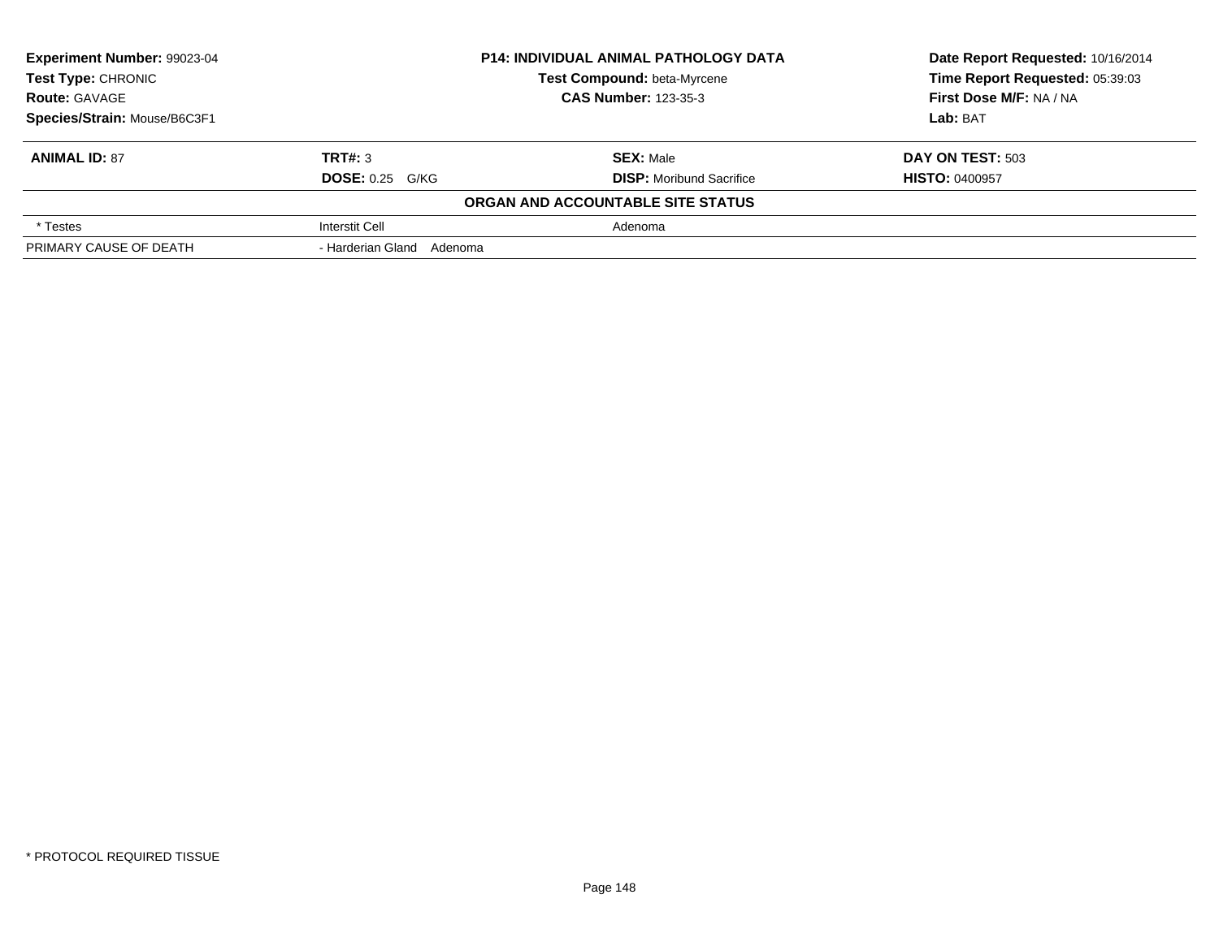**Experiment Number:** 99023-04
**Test Type:** CHRONIC
**Route:** GAVAGE
**Species/Strain:** Mouse/B6C3F1

**P14: INDIVIDUAL ANIMAL PATHOLOGY DATA**
**Test Compound:** beta-Myrcene
**CAS Number:** 123-35-3

**Date Report Requested:** 10/16/2014
**Time Report Requested:** 05:39:03
**First Dose M/F:** NA / NA
**Lab:** BAT

| **ANIMAL ID:** 87 | **TRT#:** 3 | **SEX:** Male | **DAY ON TEST:** 503 |
|---|---|---|---|
| | **DOSE:** 0.25 G/KG | **DISP:** Moribund Sacrifice | **HISTO:** 0400957 |

**ORGAN AND ACCOUNTABLE SITE STATUS**

| | | |
|---|---|---|
| * Testes | Interstit Cell | Adenoma |
| PRIMARY CAUSE OF DEATH | - Harderian Gland Adenoma | |

* PROTOCOL REQUIRED TISSUE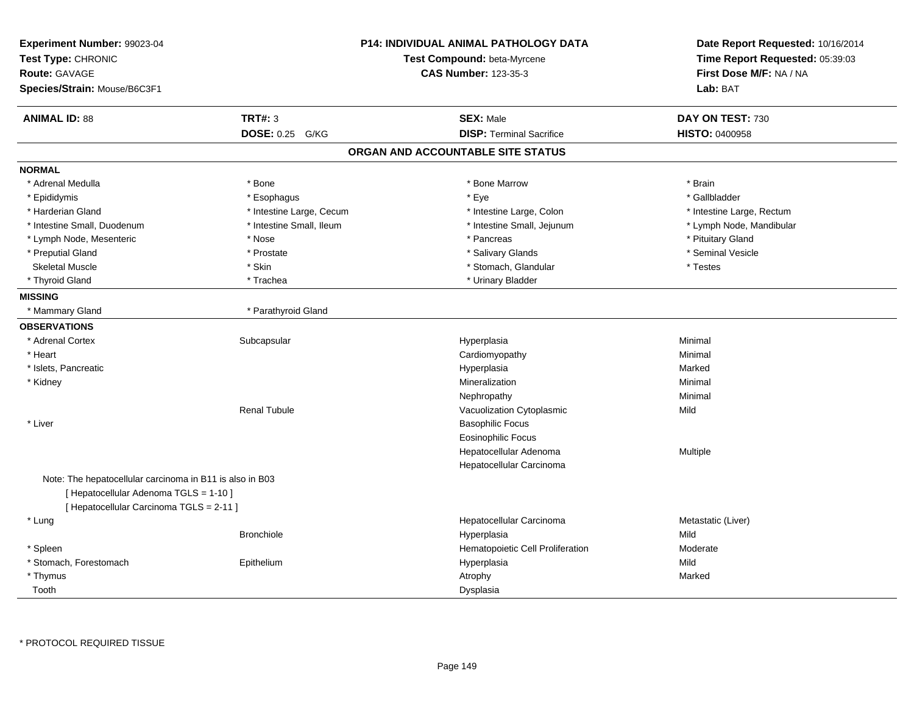**Experiment Number:** 99023-04
**Test Type:** CHRONIC
**Route:** GAVAGE
**Species/Strain:** Mouse/B6C3F1

**P14: INDIVIDUAL ANIMAL PATHOLOGY DATA**
**Test Compound:** beta-Myrcene
**CAS Number:** 123-35-3

**Date Report Requested:** 10/16/2014
**Time Report Requested:** 05:39:03
**First Dose M/F:** NA / NA
**Lab:** BAT

| **ANIMAL ID:** 88 | **TRT#:** 3 | **SEX:** Male | **DAY ON TEST:** 730 |
|---|---|---|---|
| | **DOSE:** 0.25 G/KG | **DISP:** Terminal Sacrifice | **HISTO:** 0400958 |

## ORGAN AND ACCOUNTABLE SITE STATUS

**NORMAL**

| | | | |
|---|---|---|---|
| * Adrenal Medulla | * Bone | * Bone Marrow | * Brain |
| * Epididymis | * Esophagus | * Eye | * Gallbladder |
| * Harderian Gland | * Intestine Large, Cecum | * Intestine Large, Colon | * Intestine Large, Rectum |
| * Intestine Small, Duodenum | * Intestine Small, Ileum | * Intestine Small, Jejunum | * Lymph Node, Mandibular |
| * Lymph Node, Mesenteric | * Nose | * Pancreas | * Pituitary Gland |
| * Preputial Gland | * Prostate | * Salivary Glands | * Seminal Vesicle |
| Skeletal Muscle | * Skin | * Stomach, Glandular | * Testes |
| * Thyroid Gland | * Trachea | * Urinary Bladder | |

**MISSING**

| | |
|---|---|
| * Mammary Gland | * Parathyroid Gland |

**OBSERVATIONS**

| | | | |
|---|---|---|---|
| * Adrenal Cortex | Subcapsular | Hyperplasia | Minimal |
| * Heart | | Cardiomyopathy | Minimal |
| * Islets, Pancreatic | | Hyperplasia | Marked |
| * Kidney | | Mineralization | Minimal |
| | | Nephropathy | Minimal |
| | Renal Tubule | Vacuolization Cytoplasmic | Mild |
| * Liver | | Basophilic Focus | |
| | | Eosinophilic Focus | |
| | | Hepatocellular Adenoma | Multiple |
| | | Hepatocellular Carcinoma | |

Note: The hepatocellular carcinoma in B11 is also in B03
[ Hepatocellular Adenoma TGLS = 1-10 ]
[ Hepatocellular Carcinoma TGLS = 2-11 ]

| | | | |
|---|---|---|---|
| * Lung | | Hepatocellular Carcinoma | Metastatic (Liver) |
| | Bronchiole | Hyperplasia | Mild |
| * Spleen | | Hematopoietic Cell Proliferation | Moderate |
| * Stomach, Forestomach | Epithelium | Hyperplasia | Mild |
| * Thymus | | Atrophy | Marked |
| Tooth | | Dysplasia | |

* PROTOCOL REQUIRED TISSUE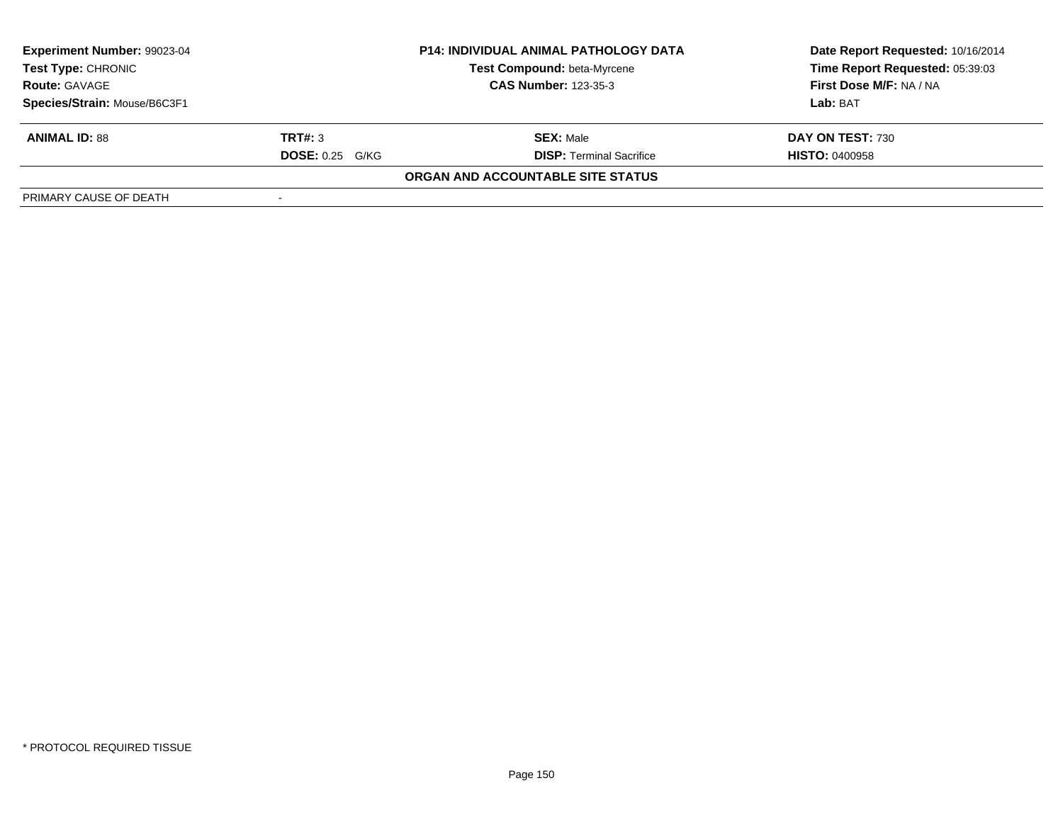**Experiment Number:** 99023-04
**Test Type:** CHRONIC
**Route:** GAVAGE
**Species/Strain:** Mouse/B6C3F1

**P14: INDIVIDUAL ANIMAL PATHOLOGY DATA**
**Test Compound:** beta-Myrcene
**CAS Number:** 123-35-3

**Date Report Requested:** 10/16/2014
**Time Report Requested:** 05:39:03
**First Dose M/F:** NA / NA
**Lab:** BAT

| **ANIMAL ID:** 88 | **TRT#:** 3 | **SEX:** Male | **DAY ON TEST:** 730 |
|---|---|---|---|
| | **DOSE:** 0.25 G/KG | **DISP:** Terminal Sacrifice | **HISTO:** 0400958 |

**ORGAN AND ACCOUNTABLE SITE STATUS**

| PRIMARY CAUSE OF DEATH | - |
|---|---|

\* PROTOCOL REQUIRED TISSUE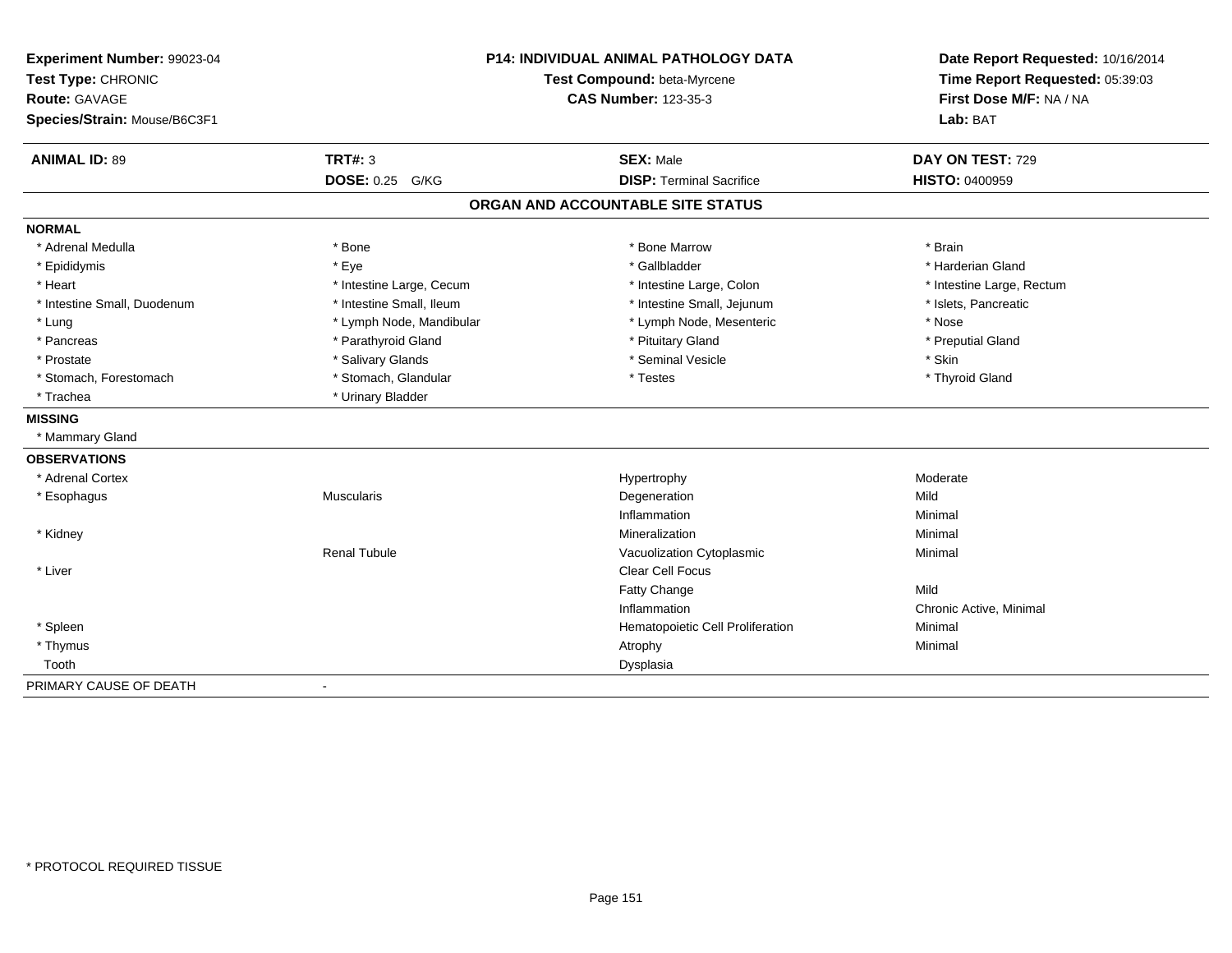**Experiment Number:** 99023-04
**Test Type:** CHRONIC
**Route:** GAVAGE
**Species/Strain:** Mouse/B6C3F1

**P14: INDIVIDUAL ANIMAL PATHOLOGY DATA**
**Test Compound:** beta-Myrcene
**CAS Number:** 123-35-3

**Date Report Requested:** 10/16/2014
**Time Report Requested:** 05:39:03
**First Dose M/F:** NA / NA
**Lab:** BAT

| **ANIMAL ID:** 89 | **TRT#:** 3 | **SEX:** Male | **DAY ON TEST:** 729 |
|---|---|---|---|
| | **DOSE:** 0.25 G/KG | **DISP:** Terminal Sacrifice | **HISTO:** 0400959 |

## ORGAN AND ACCOUNTABLE SITE STATUS

**NORMAL**

| | | | |
|---|---|---|---|
| * Adrenal Medulla | * Bone | * Bone Marrow | * Brain |
| * Epididymis | * Eye | * Gallbladder | * Harderian Gland |
| * Heart | * Intestine Large, Cecum | * Intestine Large, Colon | * Intestine Large, Rectum |
| * Intestine Small, Duodenum | * Intestine Small, Ileum | * Intestine Small, Jejunum | * Islets, Pancreatic |
| * Lung | * Lymph Node, Mandibular | * Lymph Node, Mesenteric | * Nose |
| * Pancreas | * Parathyroid Gland | * Pituitary Gland | * Preputial Gland |
| * Prostate | * Salivary Glands | * Seminal Vesicle | * Skin |
| * Stomach, Forestomach | * Stomach, Glandular | * Testes | * Thyroid Gland |
| * Trachea | * Urinary Bladder | | |

**MISSING**

* Mammary Gland

**OBSERVATIONS**

| | | | |
|---|---|---|---|
| * Adrenal Cortex | | Hypertrophy | Moderate |
| * Esophagus | Muscularis | Degeneration | Mild |
| | | Inflammation | Minimal |
| * Kidney | | Mineralization | Minimal |
| | Renal Tubule | Vacuolization Cytoplasmic | Minimal |
| * Liver | | Clear Cell Focus | |
| | | Fatty Change | Mild |
| | | Inflammation | Chronic Active, Minimal |
| * Spleen | | Hematopoietic Cell Proliferation | Minimal |
| * Thymus | | Atrophy | Minimal |
| Tooth | | Dysplasia | |

PRIMARY CAUSE OF DEATH -

* PROTOCOL REQUIRED TISSUE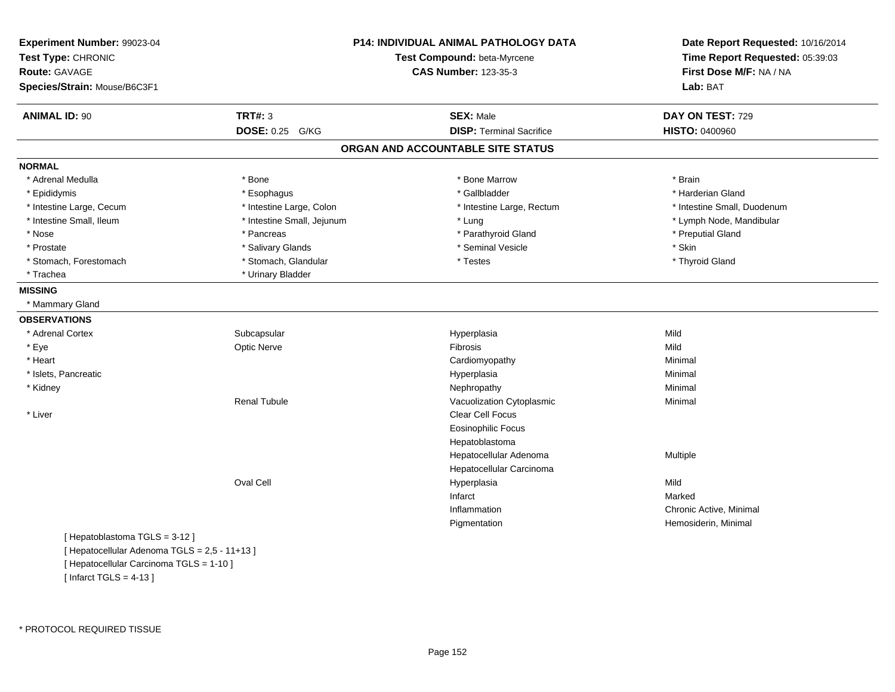**Experiment Number:** 99023-04
**Test Type:** CHRONIC
**Route:** GAVAGE
**Species/Strain:** Mouse/B6C3F1

**P14: INDIVIDUAL ANIMAL PATHOLOGY DATA**
**Test Compound:** beta-Myrcene
**CAS Number:** 123-35-3

**Date Report Requested:** 10/16/2014
**Time Report Requested:** 05:39:03
**First Dose M/F:** NA / NA
**Lab:** BAT

| **ANIMAL ID:** 90 | **TRT#:** 3 | **SEX:** Male | **DAY ON TEST:** 729 |
|---|---|---|---|
| | **DOSE:** 0.25 G/KG | **DISP:** Terminal Sacrifice | **HISTO:** 0400960 |

## ORGAN AND ACCOUNTABLE SITE STATUS

**NORMAL**

| | | | |
|---|---|---|---|
| * Adrenal Medulla | * Bone | * Bone Marrow | * Brain |
| * Epididymis | * Esophagus | * Gallbladder | * Harderian Gland |
| * Intestine Large, Cecum | * Intestine Large, Colon | * Intestine Large, Rectum | * Intestine Small, Duodenum |
| * Intestine Small, Ileum | * Intestine Small, Jejunum | * Lung | * Lymph Node, Mandibular |
| * Nose | * Pancreas | * Parathyroid Gland | * Preputial Gland |
| * Prostate | * Salivary Glands | * Seminal Vesicle | * Skin |
| * Stomach, Forestomach | * Stomach, Glandular | * Testes | * Thyroid Gland |
| * Trachea | * Urinary Bladder | | |

**MISSING**

* Mammary Gland

**OBSERVATIONS**

| | | | |
|---|---|---|---|
| * Adrenal Cortex | Subcapsular | Hyperplasia | Mild |
| * Eye | Optic Nerve | Fibrosis | Mild |
| * Heart | | Cardiomyopathy | Minimal |
| * Islets, Pancreatic | | Hyperplasia | Minimal |
| * Kidney | | Nephropathy | Minimal |
| | Renal Tubule | Vacuolization Cytoplasmic | Minimal |
| * Liver | | Clear Cell Focus | |
| | | Eosinophilic Focus | |
| | | Hepatoblastoma | |
| | | Hepatocellular Adenoma | Multiple |
| | | Hepatocellular Carcinoma | |
| | Oval Cell | Hyperplasia | Mild |
| | | Infarct | Marked |
| | | Inflammation | Chronic Active, Minimal |
| | | Pigmentation | Hemosiderin, Minimal |

[ Hepatoblastoma TGLS = 3-12 ]
[ Hepatocellular Adenoma TGLS = 2,5 - 11+13 ]
[ Hepatocellular Carcinoma TGLS = 1-10 ]
[ Infarct TGLS = 4-13 ]

* PROTOCOL REQUIRED TISSUE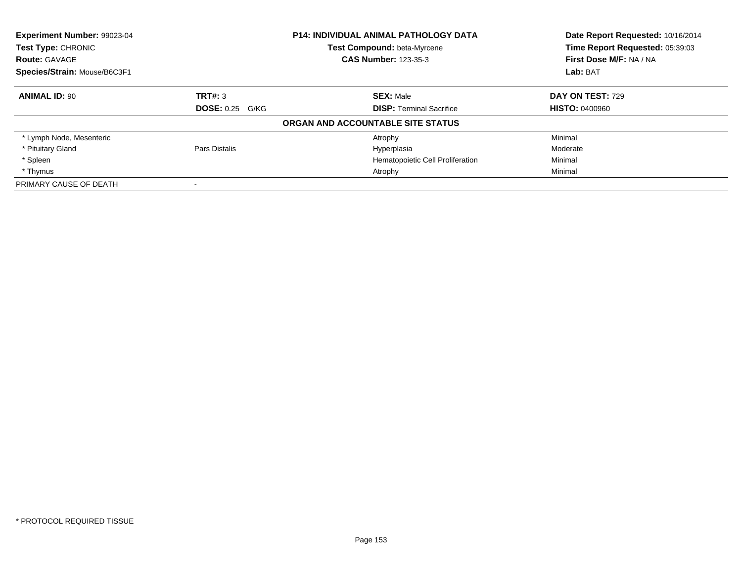**Experiment Number:** 99023-04
**Test Type:** CHRONIC
**Route:** GAVAGE
**Species/Strain:** Mouse/B6C3F1

**P14: INDIVIDUAL ANIMAL PATHOLOGY DATA**
**Test Compound:** beta-Myrcene
**CAS Number:** 123-35-3

**Date Report Requested:** 10/16/2014
**Time Report Requested:** 05:39:03
**First Dose M/F:** NA / NA
**Lab:** BAT

| **ANIMAL ID:** 90 | **TRT#:** 3 | **SEX:** Male | **DAY ON TEST:** 729 |
|---|---|---|---|
| | **DOSE:** 0.25 G/KG | **DISP:** Terminal Sacrifice | **HISTO:** 0400960 |

**ORGAN AND ACCOUNTABLE SITE STATUS**

| | | | |
|---|---|---|---|
| * Lymph Node, Mesenteric | | Atrophy | Minimal |
| * Pituitary Gland | Pars Distalis | Hyperplasia | Moderate |
| * Spleen | | Hematopoietic Cell Proliferation | Minimal |
| * Thymus | | Atrophy | Minimal |
| PRIMARY CAUSE OF DEATH | - | | |

* PROTOCOL REQUIRED TISSUE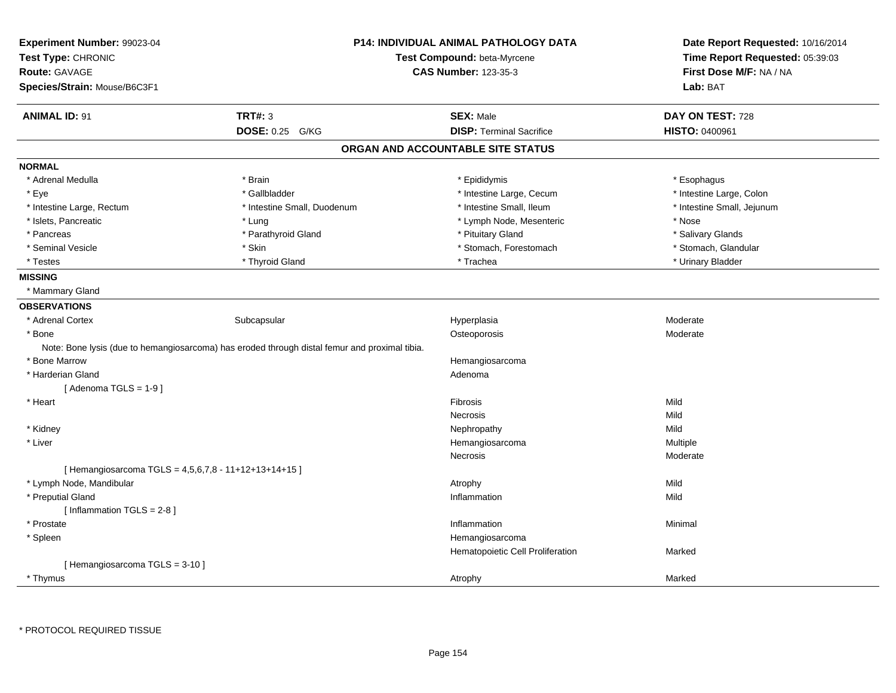**Experiment Number:** 99023-04
**Test Type:** CHRONIC
**Route:** GAVAGE
**Species/Strain:** Mouse/B6C3F1

**P14: INDIVIDUAL ANIMAL PATHOLOGY DATA**
**Test Compound:** beta-Myrcene
**CAS Number:** 123-35-3

**Date Report Requested:** 10/16/2014
**Time Report Requested:** 05:39:03
**First Dose M/F:** NA / NA
**Lab:** BAT

| **ANIMAL ID:** 91 | **TRT#:** 3 | **SEX:** Male | **DAY ON TEST:** 728 |
|---|---|---|---|
| | **DOSE:** 0.25 G/KG | **DISP:** Terminal Sacrifice | **HISTO:** 0400961 |

## ORGAN AND ACCOUNTABLE SITE STATUS

**NORMAL**

| | | | |
|---|---|---|---|
| * Adrenal Medulla | * Brain | * Epididymis | * Esophagus |
| * Eye | * Gallbladder | * Intestine Large, Cecum | * Intestine Large, Colon |
| * Intestine Large, Rectum | * Intestine Small, Duodenum | * Intestine Small, Ileum | * Intestine Small, Jejunum |
| * Islets, Pancreatic | * Lung | * Lymph Node, Mesenteric | * Nose |
| * Pancreas | * Parathyroid Gland | * Pituitary Gland | * Salivary Glands |
| * Seminal Vesicle | * Skin | * Stomach, Forestomach | * Stomach, Glandular |
| * Testes | * Thyroid Gland | * Trachea | * Urinary Bladder |

**MISSING**

* Mammary Gland

**OBSERVATIONS**

| | | | |
|---|---|---|---|
| * Adrenal Cortex | Subcapsular | Hyperplasia | Moderate |
| * Bone | | Osteoporosis | Moderate |
| Note: Bone lysis (due to hemangiosarcoma) has eroded through distal femur and proximal tibia. | | | |
| * Bone Marrow | | Hemangiosarcoma | |
| * Harderian Gland | | Adenoma | |
| [ Adenoma TGLS = 1-9 ] | | | |
| * Heart | | Fibrosis | Mild |
| | | Necrosis | Mild |
| * Kidney | | Nephropathy | Mild |
| * Liver | | Hemangiosarcoma | Multiple |
| | | Necrosis | Moderate |
| [ Hemangiosarcoma TGLS = 4,5,6,7,8 - 11+12+13+14+15 ] | | | |
| * Lymph Node, Mandibular | | Atrophy | Mild |
| * Preputial Gland | | Inflammation | Mild |
| [ Inflammation TGLS = 2-8 ] | | | |
| * Prostate | | Inflammation | Minimal |
| * Spleen | | Hemangiosarcoma | |
| | | Hematopoietic Cell Proliferation | Marked |
| [ Hemangiosarcoma TGLS = 3-10 ] | | | |
| * Thymus | | Atrophy | Marked |

* PROTOCOL REQUIRED TISSUE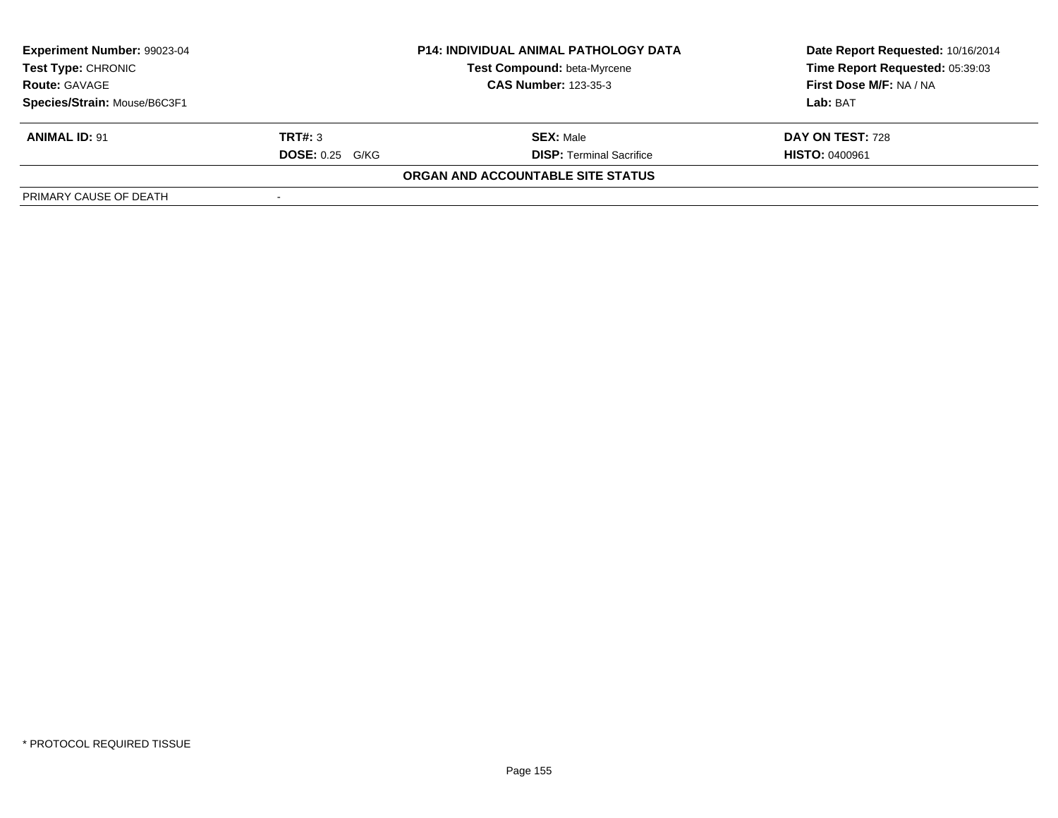| Experiment Number: 99023-04 | P14: INDIVIDUAL ANIMAL PATHOLOGY DATA | Date Report Requested: 10/16/2014 |
|---|---|---|
| Test Type: CHRONIC | Test Compound: beta-Myrcene | Time Report Requested: 05:39:03 |
| Route: GAVAGE | CAS Number: 123-35-3 | First Dose M/F: NA / NA |
| Species/Strain: Mouse/B6C3F1 | | Lab: BAT |

| ANIMAL ID: 91 | TRT#: 3 | SEX: Male | DAY ON TEST: 728 |
|---|---|---|---|
| | DOSE: 0.25 G/KG | DISP: Terminal Sacrifice | HISTO: 0400961 |

**ORGAN AND ACCOUNTABLE SITE STATUS**

| PRIMARY CAUSE OF DEATH | - |
|---|---|

* PROTOCOL REQUIRED TISSUE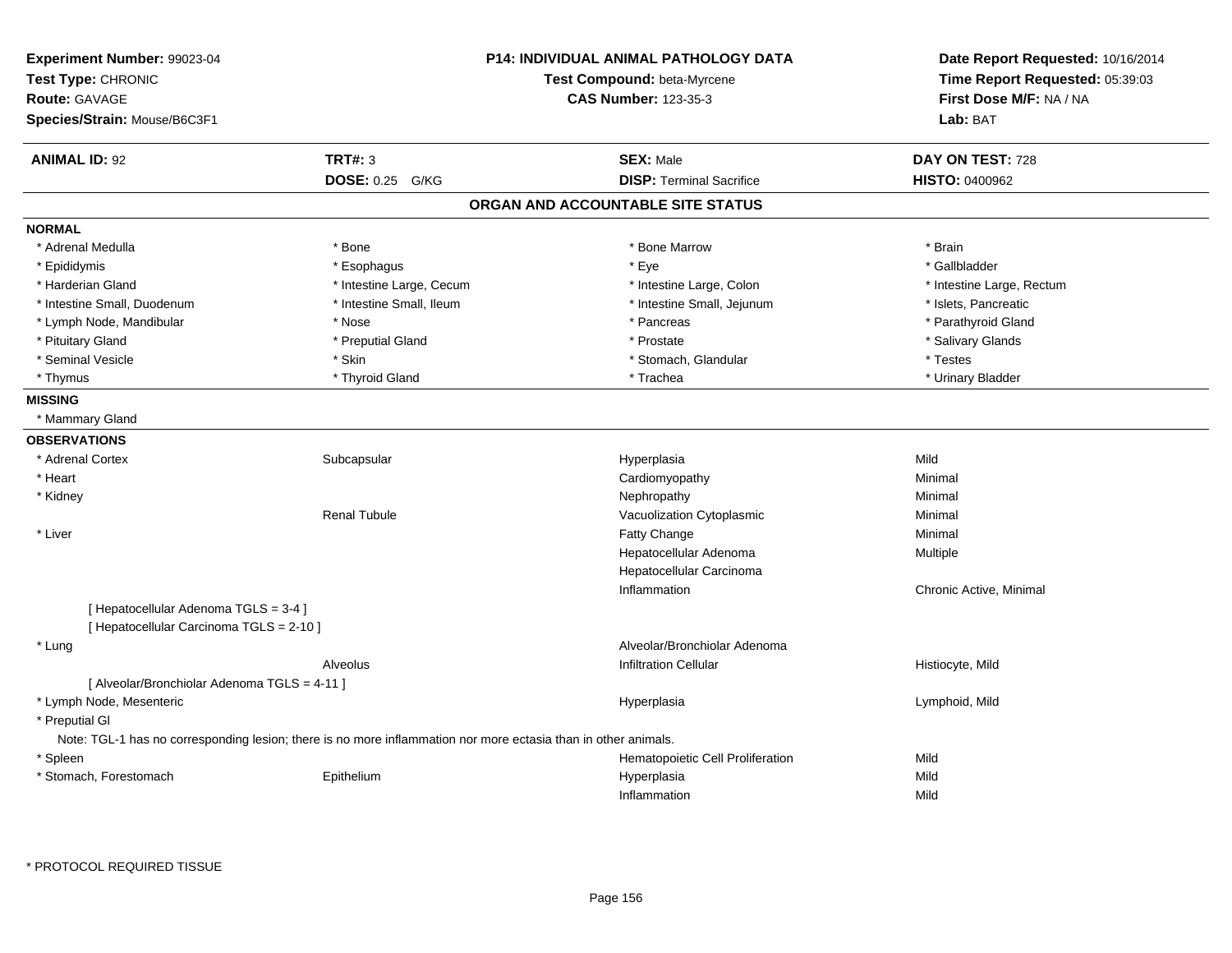**Experiment Number:** 99023-04
**Test Type:** CHRONIC
**Route:** GAVAGE
**Species/Strain:** Mouse/B6C3F1

**P14: INDIVIDUAL ANIMAL PATHOLOGY DATA**
**Test Compound:** beta-Myrcene
**CAS Number:** 123-35-3

**Date Report Requested:** 10/16/2014
**Time Report Requested:** 05:39:03
**First Dose M/F:** NA / NA
**Lab:** BAT

| **ANIMAL ID:** 92 | **TRT#:** 3 | **SEX:** Male | **DAY ON TEST:** 728 |
|---|---|---|---|
| | **DOSE:** 0.25 G/KG | **DISP:** Terminal Sacrifice | **HISTO:** 0400962 |

## ORGAN AND ACCOUNTABLE SITE STATUS

**NORMAL**

| | | | |
|---|---|---|---|
| * Adrenal Medulla | * Bone | * Bone Marrow | * Brain |
| * Epididymis | * Esophagus | * Eye | * Gallbladder |
| * Harderian Gland | * Intestine Large, Cecum | * Intestine Large, Colon | * Intestine Large, Rectum |
| * Intestine Small, Duodenum | * Intestine Small, Ileum | * Intestine Small, Jejunum | * Islets, Pancreatic |
| * Lymph Node, Mandibular | * Nose | * Pancreas | * Parathyroid Gland |
| * Pituitary Gland | * Preputial Gland | * Prostate | * Salivary Glands |
| * Seminal Vesicle | * Skin | * Stomach, Glandular | * Testes |
| * Thymus | * Thyroid Gland | * Trachea | * Urinary Bladder |

**MISSING**

* Mammary Gland

**OBSERVATIONS**

| | | | |
|---|---|---|---|
| * Adrenal Cortex | Subcapsular | Hyperplasia | Mild |
| * Heart | | Cardiomyopathy | Minimal |
| * Kidney | | Nephropathy | Minimal |
| | Renal Tubule | Vacuolization Cytoplasmic | Minimal |
| * Liver | | Fatty Change | Minimal |
| | | Hepatocellular Adenoma | Multiple |
| | | Hepatocellular Carcinoma | |
| | | Inflammation | Chronic Active, Minimal |
| [ Hepatocellular Adenoma TGLS = 3-4 ] | | | |
| [ Hepatocellular Carcinoma TGLS = 2-10 ] | | | |
| * Lung | | Alveolar/Bronchiolar Adenoma | |
| | Alveolus | Infiltration Cellular | Histiocyte, Mild |
| [ Alveolar/Bronchiolar Adenoma TGLS = 4-11 ] | | | |
| * Lymph Node, Mesenteric | | Hyperplasia | Lymphoid, Mild |
| * Preputial Gl | | | |
| Note: TGL-1 has no corresponding lesion; there is no more inflammation nor more ectasia than in other animals. | | | |
| * Spleen | | Hematopoietic Cell Proliferation | Mild |
| * Stomach, Forestomach | Epithelium | Hyperplasia | Mild |
| | | Inflammation | Mild |

\* PROTOCOL REQUIRED TISSUE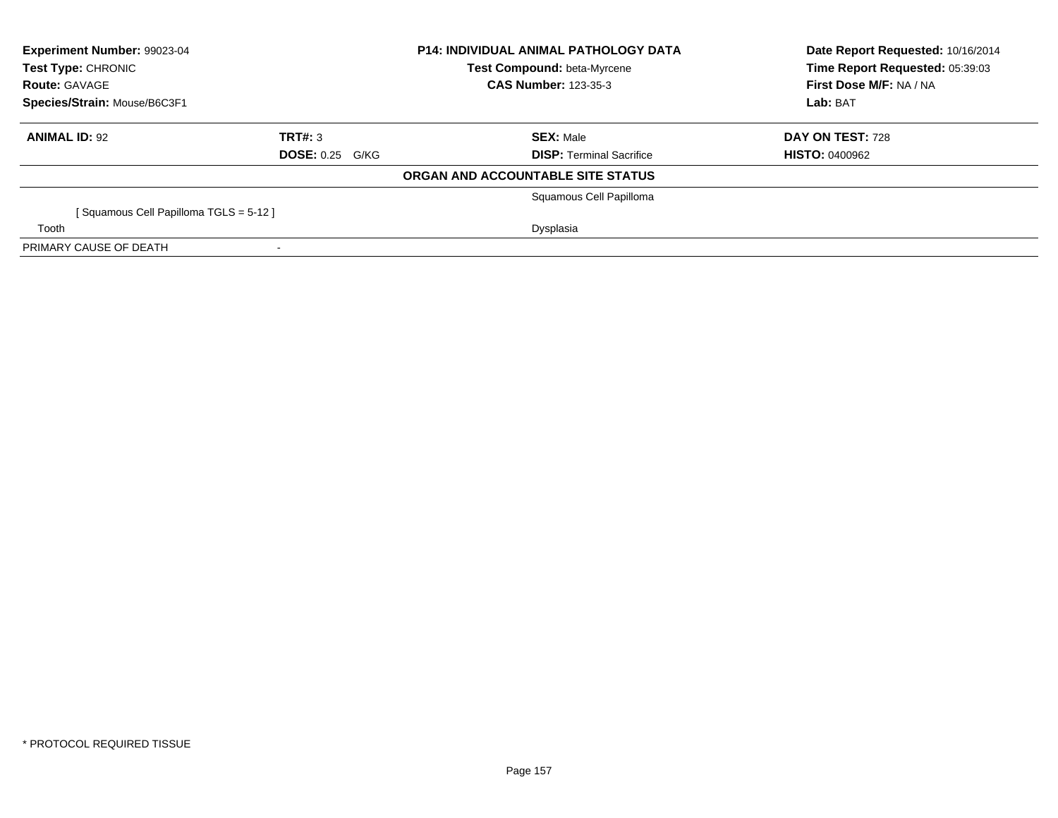| **Experiment Number:** 99023-04 | **P14: INDIVIDUAL ANIMAL PATHOLOGY DATA** | **Date Report Requested:** 10/16/2014 |
|---|---|---|
| **Test Type:** CHRONIC | **Test Compound:** beta-Myrcene | **Time Report Requested:** 05:39:03 |
| **Route:** GAVAGE | **CAS Number:** 123-35-3 | **First Dose M/F:** NA / NA |
| **Species/Strain:** Mouse/B6C3F1 | | **Lab:** BAT |

| **ANIMAL ID:** 92 | **TRT#:** 3 | **SEX:** Male | **DAY ON TEST:** 728 |
|---|---|---|---|
| | **DOSE:** 0.25 G/KG | **DISP:** Terminal Sacrifice | **HISTO:** 0400962 |

**ORGAN AND ACCOUNTABLE SITE STATUS**

| | | |
|---|---|---|
| | | Squamous Cell Papilloma |
| [ Squamous Cell Papilloma TGLS = 5-12 ] | | |
| Tooth | | Dysplasia |
| PRIMARY CAUSE OF DEATH | - | |

* PROTOCOL REQUIRED TISSUE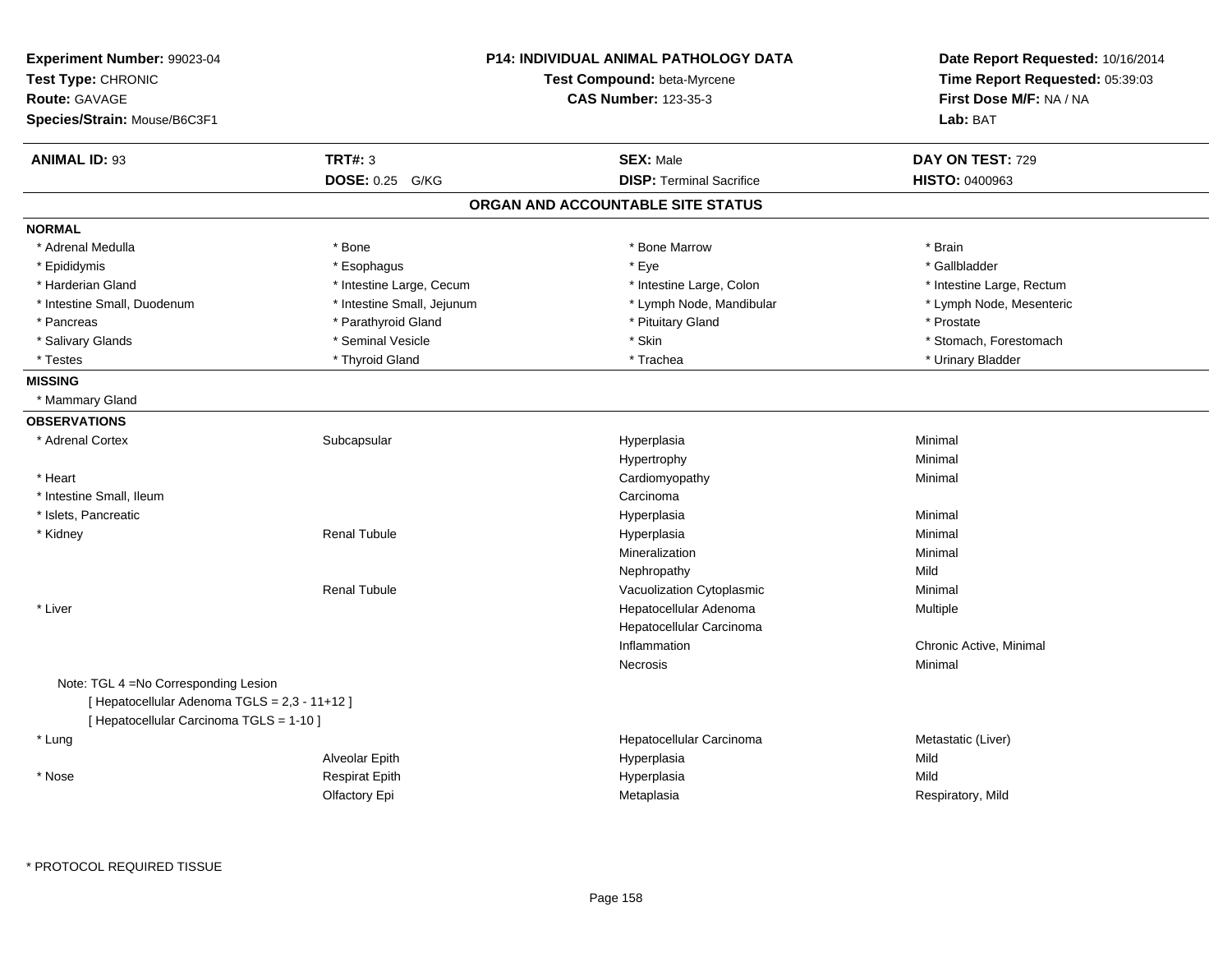**Experiment Number:** 99023-04
**Test Type:** CHRONIC
**Route:** GAVAGE
**Species/Strain:** Mouse/B6C3F1

**P14: INDIVIDUAL ANIMAL PATHOLOGY DATA**
**Test Compound:** beta-Myrcene
**CAS Number:** 123-35-3

**Date Report Requested:** 10/16/2014
**Time Report Requested:** 05:39:03
**First Dose M/F:** NA / NA
**Lab:** BAT

| **ANIMAL ID:** 93 | **TRT#:** 3 | **SEX:** Male | **DAY ON TEST:** 729 |
|---|---|---|---|
| | **DOSE:** 0.25 G/KG | **DISP:** Terminal Sacrifice | **HISTO:** 0400963 |

## ORGAN AND ACCOUNTABLE SITE STATUS

**NORMAL**

| | | | |
|---|---|---|---|
| * Adrenal Medulla | * Bone | * Bone Marrow | * Brain |
| * Epididymis | * Esophagus | * Eye | * Gallbladder |
| * Harderian Gland | * Intestine Large, Cecum | * Intestine Large, Colon | * Intestine Large, Rectum |
| * Intestine Small, Duodenum | * Intestine Small, Jejunum | * Lymph Node, Mandibular | * Lymph Node, Mesenteric |
| * Pancreas | * Parathyroid Gland | * Pituitary Gland | * Prostate |
| * Salivary Glands | * Seminal Vesicle | * Skin | * Stomach, Forestomach |
| * Testes | * Thyroid Gland | * Trachea | * Urinary Bladder |

**MISSING**

* Mammary Gland

**OBSERVATIONS**

| | | | |
|---|---|---|---|
| * Adrenal Cortex | Subcapsular | Hyperplasia | Minimal |
| | | Hypertrophy | Minimal |
| * Heart | | Cardiomyopathy | Minimal |
| * Intestine Small, Ileum | | Carcinoma | |
| * Islets, Pancreatic | | Hyperplasia | Minimal |
| * Kidney | Renal Tubule | Hyperplasia | Minimal |
| | | Mineralization | Minimal |
| | | Nephropathy | Mild |
| | Renal Tubule | Vacuolization Cytoplasmic | Minimal |
| * Liver | | Hepatocellular Adenoma | Multiple |
| | | Hepatocellular Carcinoma | |
| | | Inflammation | Chronic Active, Minimal |
| | | Necrosis | Minimal |

Note: TGL 4 =No Corresponding Lesion
[ Hepatocellular Adenoma TGLS = 2,3 - 11+12 ]
[ Hepatocellular Carcinoma TGLS = 1-10 ]

| | | | |
|---|---|---|---|
| * Lung | | Hepatocellular Carcinoma | Metastatic (Liver) |
| | Alveolar Epith | Hyperplasia | Mild |
| * Nose | Respirat Epith | Hyperplasia | Mild |
| | Olfactory Epi | Metaplasia | Respiratory, Mild |

* PROTOCOL REQUIRED TISSUE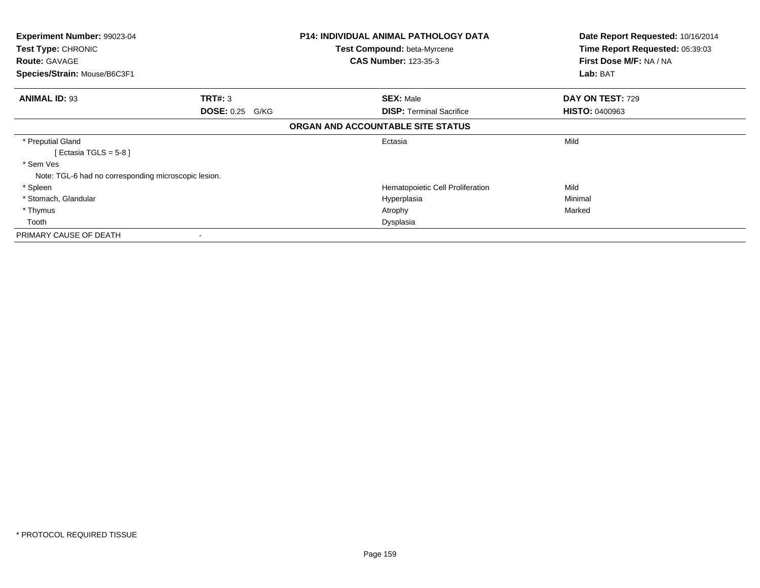**Experiment Number:** 99023-04
**Test Type:** CHRONIC
**Route:** GAVAGE
**Species/Strain:** Mouse/B6C3F1

**P14: INDIVIDUAL ANIMAL PATHOLOGY DATA**
**Test Compound:** beta-Myrcene
**CAS Number:** 123-35-3

**Date Report Requested:** 10/16/2014
**Time Report Requested:** 05:39:03
**First Dose M/F:** NA / NA
**Lab:** BAT

| **ANIMAL ID:** 93 | **TRT#:** 3 | **SEX:** Male | **DAY ON TEST:** 729 |
|---|---|---|---|
| | **DOSE:** 0.25 G/KG | **DISP:** Terminal Sacrifice | **HISTO:** 0400963 |

**ORGAN AND ACCOUNTABLE SITE STATUS**

| Organ | Lesion | Severity |
|---|---|---|
| * Preputial Gland | Ectasia | Mild |
| [ Ectasia TGLS = 5-8 ] | | |
| * Sem Ves | | |
| Note: TGL-6 had no corresponding microscopic lesion. | | |
| * Spleen | Hematopoietic Cell Proliferation | Mild |
| * Stomach, Glandular | Hyperplasia | Minimal |
| * Thymus | Atrophy | Marked |
| Tooth | Dysplasia | |
| PRIMARY CAUSE OF DEATH | - | |

* PROTOCOL REQUIRED TISSUE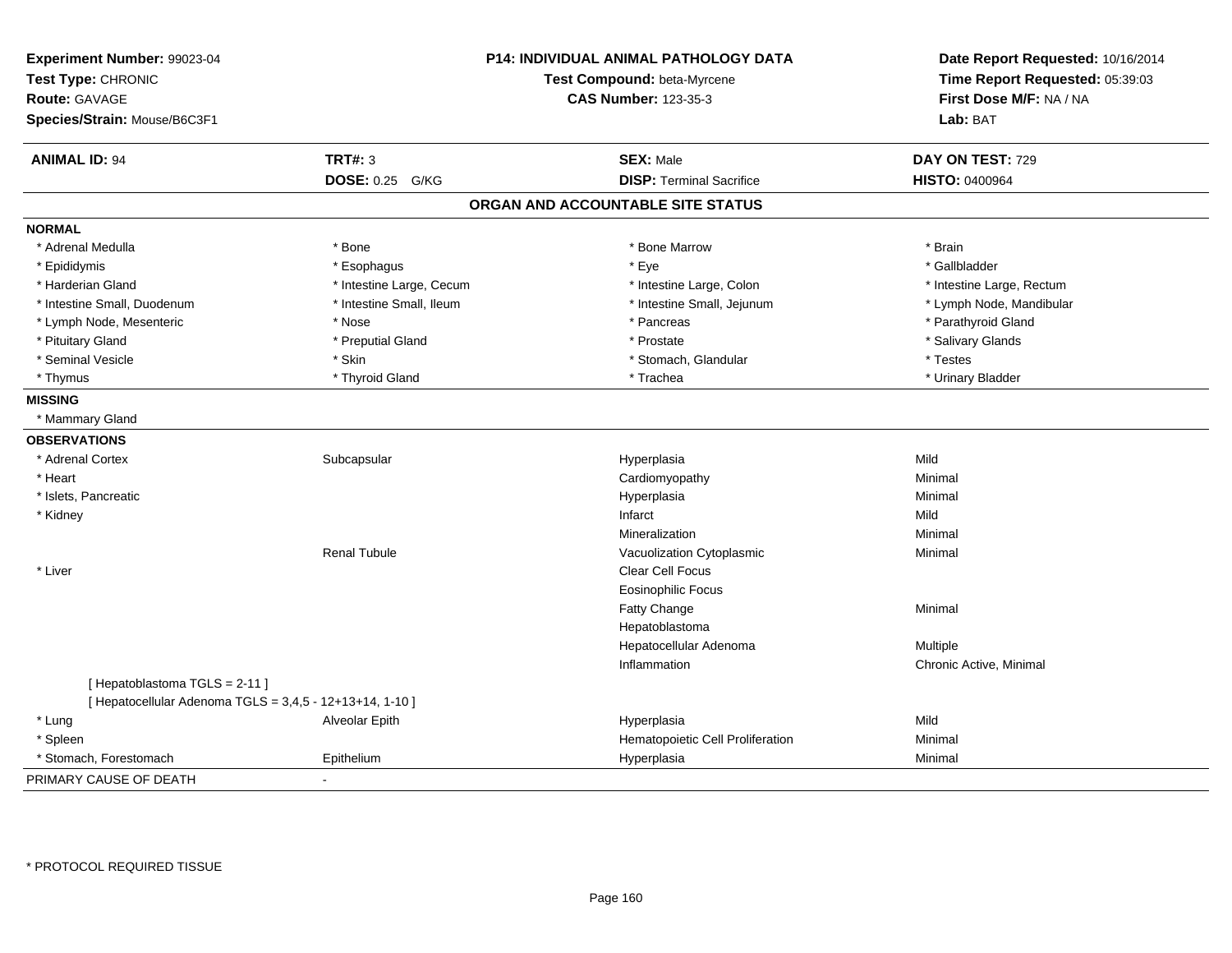**Experiment Number:** 99023-04
**Test Type:** CHRONIC
**Route:** GAVAGE
**Species/Strain:** Mouse/B6C3F1

**P14: INDIVIDUAL ANIMAL PATHOLOGY DATA**
**Test Compound:** beta-Myrcene
**CAS Number:** 123-35-3

**Date Report Requested:** 10/16/2014
**Time Report Requested:** 05:39:03
**First Dose M/F:** NA / NA
**Lab:** BAT

| **ANIMAL ID:** 94 | **TRT#:** 3 | **SEX:** Male | **DAY ON TEST:** 729 |
|---|---|---|---|
| | **DOSE:** 0.25 G/KG | **DISP:** Terminal Sacrifice | **HISTO:** 0400964 |

## ORGAN AND ACCOUNTABLE SITE STATUS

**NORMAL**

| | | | |
|---|---|---|---|
| * Adrenal Medulla | * Bone | * Bone Marrow | * Brain |
| * Epididymis | * Esophagus | * Eye | * Gallbladder |
| * Harderian Gland | * Intestine Large, Cecum | * Intestine Large, Colon | * Intestine Large, Rectum |
| * Intestine Small, Duodenum | * Intestine Small, Ileum | * Intestine Small, Jejunum | * Lymph Node, Mandibular |
| * Lymph Node, Mesenteric | * Nose | * Pancreas | * Parathyroid Gland |
| * Pituitary Gland | * Preputial Gland | * Prostate | * Salivary Glands |
| * Seminal Vesicle | * Skin | * Stomach, Glandular | * Testes |
| * Thymus | * Thyroid Gland | * Trachea | * Urinary Bladder |

**MISSING**

* Mammary Gland

**OBSERVATIONS**

| | | | |
|---|---|---|---|
| * Adrenal Cortex | Subcapsular | Hyperplasia | Mild |
| * Heart | | Cardiomyopathy | Minimal |
| * Islets, Pancreatic | | Hyperplasia | Minimal |
| * Kidney | | Infarct | Mild |
| | | Mineralization | Minimal |
| | Renal Tubule | Vacuolization Cytoplasmic | Minimal |
| * Liver | | Clear Cell Focus | |
| | | Eosinophilic Focus | |
| | | Fatty Change | Minimal |
| | | Hepatoblastoma | |
| | | Hepatocellular Adenoma | Multiple |
| | | Inflammation | Chronic Active, Minimal |
| [ Hepatoblastoma TGLS = 2-11 ] | | | |
| [ Hepatocellular Adenoma TGLS = 3,4,5 - 12+13+14, 1-10 ] | | | |
| * Lung | Alveolar Epith | Hyperplasia | Mild |
| * Spleen | | Hematopoietic Cell Proliferation | Minimal |
| * Stomach, Forestomach | Epithelium | Hyperplasia | Minimal |

PRIMARY CAUSE OF DEATH -

\* PROTOCOL REQUIRED TISSUE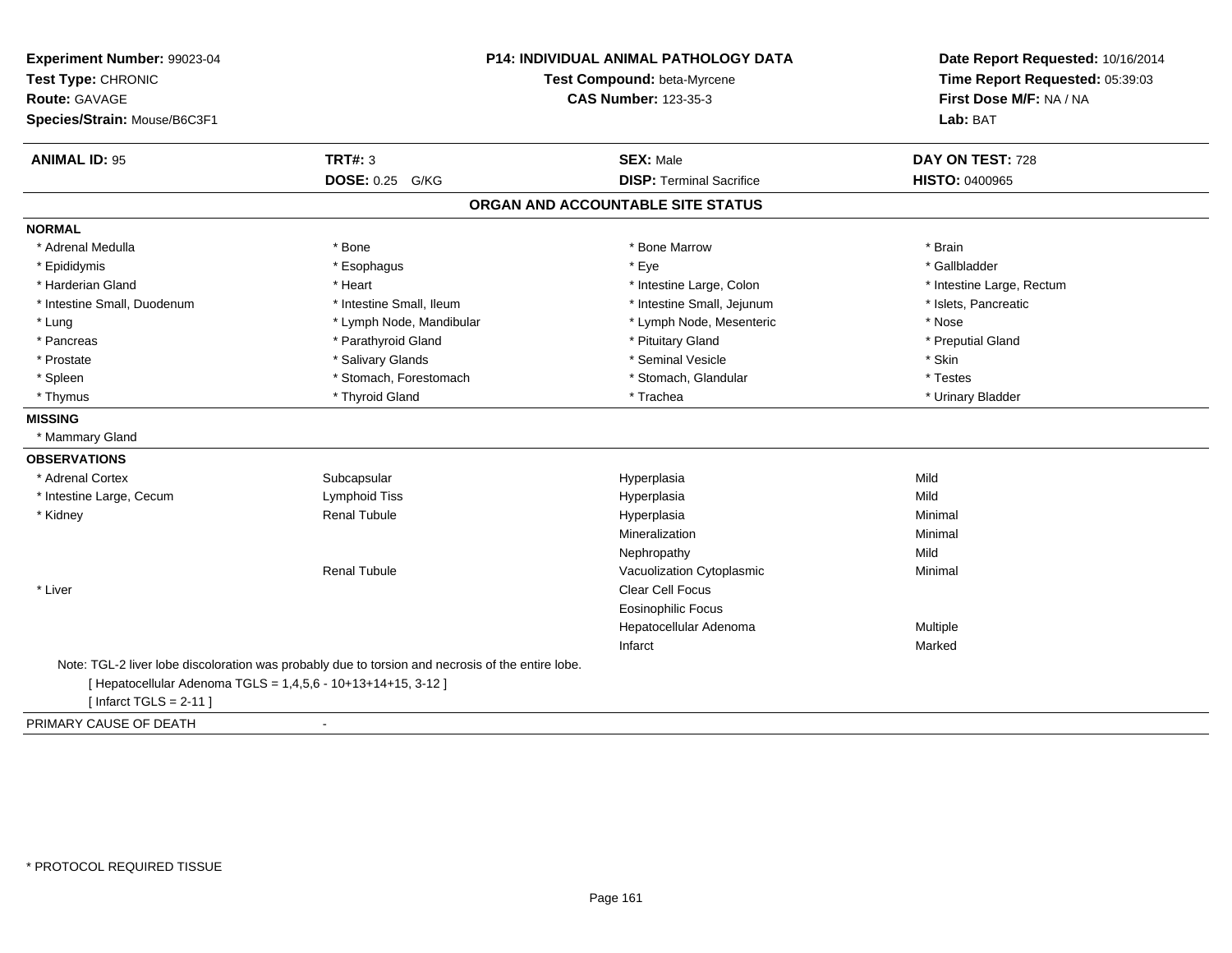**Experiment Number:** 99023-04
**Test Type:** CHRONIC
**Route:** GAVAGE
**Species/Strain:** Mouse/B6C3F1

**P14: INDIVIDUAL ANIMAL PATHOLOGY DATA**
**Test Compound:** beta-Myrcene
**CAS Number:** 123-35-3

**Date Report Requested:** 10/16/2014
**Time Report Requested:** 05:39:03
**First Dose M/F:** NA / NA
**Lab:** BAT

| **ANIMAL ID:** 95 | **TRT#:** 3 | **SEX:** Male | **DAY ON TEST:** 728 |
|---|---|---|---|
| | **DOSE:** 0.25 G/KG | **DISP:** Terminal Sacrifice | **HISTO:** 0400965 |

## ORGAN AND ACCOUNTABLE SITE STATUS

**NORMAL**

| | | | |
|---|---|---|---|
| * Adrenal Medulla | * Bone | * Bone Marrow | * Brain |
| * Epididymis | * Esophagus | * Eye | * Gallbladder |
| * Harderian Gland | * Heart | * Intestine Large, Colon | * Intestine Large, Rectum |
| * Intestine Small, Duodenum | * Intestine Small, Ileum | * Intestine Small, Jejunum | * Islets, Pancreatic |
| * Lung | * Lymph Node, Mandibular | * Lymph Node, Mesenteric | * Nose |
| * Pancreas | * Parathyroid Gland | * Pituitary Gland | * Preputial Gland |
| * Prostate | * Salivary Glands | * Seminal Vesicle | * Skin |
| * Spleen | * Stomach, Forestomach | * Stomach, Glandular | * Testes |
| * Thymus | * Thyroid Gland | * Trachea | * Urinary Bladder |

**MISSING**

* Mammary Gland

**OBSERVATIONS**

| | | | |
|---|---|---|---|
| * Adrenal Cortex | Subcapsular | Hyperplasia | Mild |
| * Intestine Large, Cecum | Lymphoid Tiss | Hyperplasia | Mild |
| * Kidney | Renal Tubule | Hyperplasia | Minimal |
| | | Mineralization | Minimal |
| | | Nephropathy | Mild |
| | Renal Tubule | Vacuolization Cytoplasmic | Minimal |
| * Liver | | Clear Cell Focus | |
| | | Eosinophilic Focus | |
| | | Hepatocellular Adenoma | Multiple |
| | | Infarct | Marked |

Note: TGL-2 liver lobe discoloration was probably due to torsion and necrosis of the entire lobe.
[ Hepatocellular Adenoma TGLS = 1,4,5,6 - 10+13+14+15, 3-12 ]
[ Infarct TGLS = 2-11 ]

PRIMARY CAUSE OF DEATH -

* PROTOCOL REQUIRED TISSUE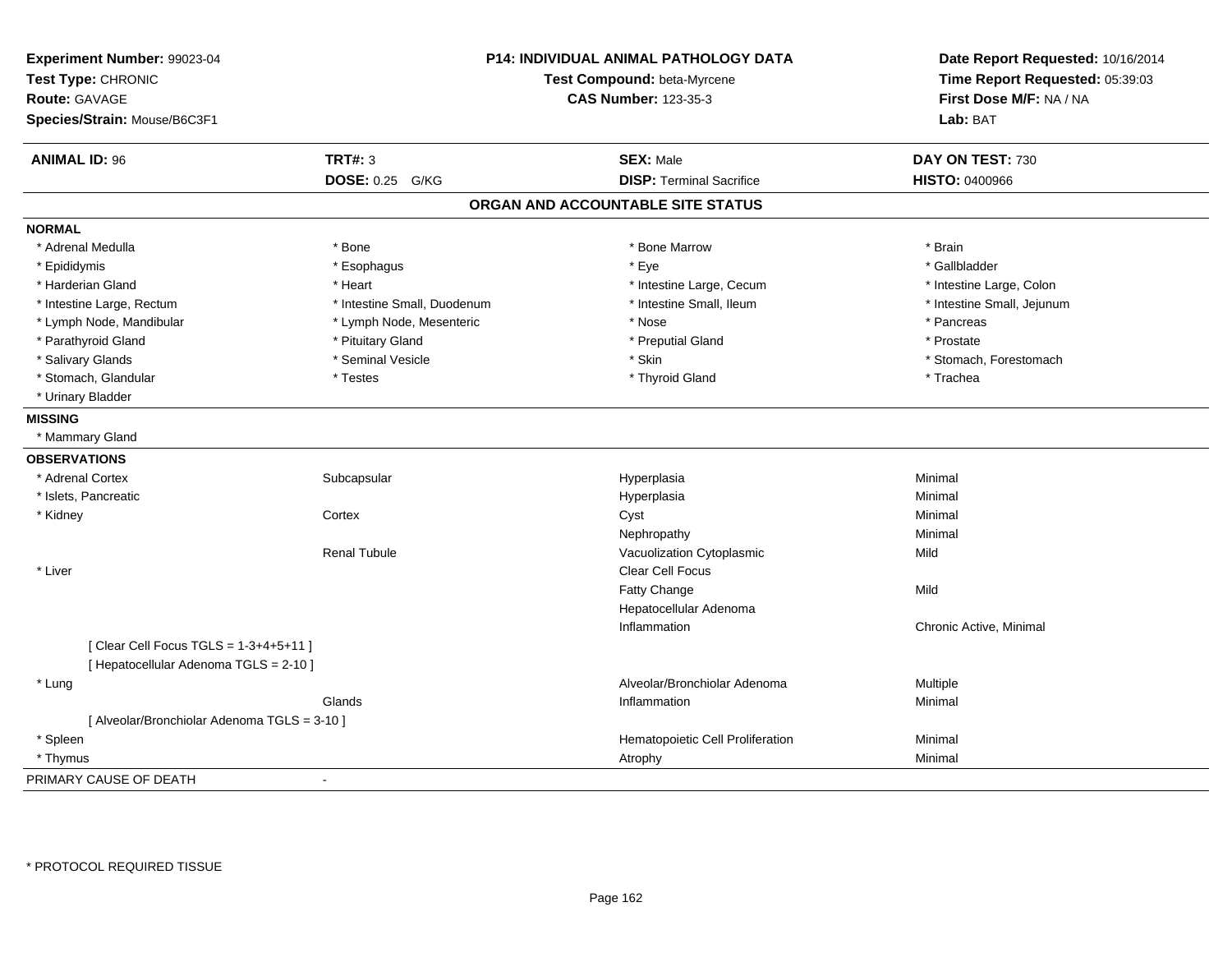**Experiment Number:** 99023-04
**Test Type:** CHRONIC
**Route:** GAVAGE
**Species/Strain:** Mouse/B6C3F1

**P14: INDIVIDUAL ANIMAL PATHOLOGY DATA**
**Test Compound:** beta-Myrcene
**CAS Number:** 123-35-3

**Date Report Requested:** 10/16/2014
**Time Report Requested:** 05:39:03
**First Dose M/F:** NA / NA
**Lab:** BAT

| **ANIMAL ID:** 96 | **TRT#:** 3 | **SEX:** Male | **DAY ON TEST:** 730 |
|---|---|---|---|
| | **DOSE:** 0.25 G/KG | **DISP:** Terminal Sacrifice | **HISTO:** 0400966 |

## ORGAN AND ACCOUNTABLE SITE STATUS

**NORMAL**

| | | | |
|---|---|---|---|
| * Adrenal Medulla | * Bone | * Bone Marrow | * Brain |
| * Epididymis | * Esophagus | * Eye | * Gallbladder |
| * Harderian Gland | * Heart | * Intestine Large, Cecum | * Intestine Large, Colon |
| * Intestine Large, Rectum | * Intestine Small, Duodenum | * Intestine Small, Ileum | * Intestine Small, Jejunum |
| * Lymph Node, Mandibular | * Lymph Node, Mesenteric | * Nose | * Pancreas |
| * Parathyroid Gland | * Pituitary Gland | * Preputial Gland | * Prostate |
| * Salivary Glands | * Seminal Vesicle | * Skin | * Stomach, Forestomach |
| * Stomach, Glandular | * Testes | * Thyroid Gland | * Trachea |
| * Urinary Bladder | | | |

**MISSING**

* Mammary Gland

**OBSERVATIONS**

| | | | |
|---|---|---|---|
| * Adrenal Cortex | Subcapsular | Hyperplasia | Minimal |
| * Islets, Pancreatic | | Hyperplasia | Minimal |
| * Kidney | Cortex | Cyst | Minimal |
| | | Nephropathy | Minimal |
| | Renal Tubule | Vacuolization Cytoplasmic | Mild |
| * Liver | | Clear Cell Focus | |
| | | Fatty Change | Mild |
| | | Hepatocellular Adenoma | |
| | | Inflammation | Chronic Active, Minimal |
| [ Clear Cell Focus TGLS = 1-3+4+5+11 ] | | | |
| [ Hepatocellular Adenoma TGLS = 2-10 ] | | | |
| * Lung | | Alveolar/Bronchiolar Adenoma | Multiple |
| | Glands | Inflammation | Minimal |
| [ Alveolar/Bronchiolar Adenoma TGLS = 3-10 ] | | | |
| * Spleen | | Hematopoietic Cell Proliferation | Minimal |
| * Thymus | | Atrophy | Minimal |

PRIMARY CAUSE OF DEATH -

\* PROTOCOL REQUIRED TISSUE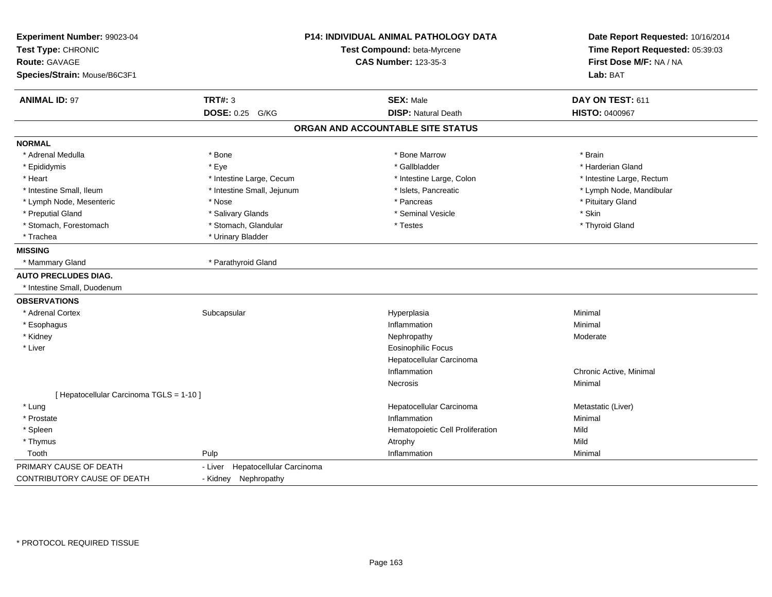**Experiment Number:** 99023-04
**Test Type:** CHRONIC
**Route:** GAVAGE
**Species/Strain:** Mouse/B6C3F1

**P14: INDIVIDUAL ANIMAL PATHOLOGY DATA**
**Test Compound:** beta-Myrcene
**CAS Number:** 123-35-3

**Date Report Requested:** 10/16/2014
**Time Report Requested:** 05:39:03
**First Dose M/F:** NA / NA
**Lab:** BAT

| **ANIMAL ID:** 97 | **TRT#:** 3 | **SEX:** Male | **DAY ON TEST:** 611 |
|---|---|---|---|
| | **DOSE:** 0.25 G/KG | **DISP:** Natural Death | **HISTO:** 0400967 |

## ORGAN AND ACCOUNTABLE SITE STATUS

**NORMAL**

| | | | |
|---|---|---|---|
| * Adrenal Medulla | * Bone | * Bone Marrow | * Brain |
| * Epididymis | * Eye | * Gallbladder | * Harderian Gland |
| * Heart | * Intestine Large, Cecum | * Intestine Large, Colon | * Intestine Large, Rectum |
| * Intestine Small, Ileum | * Intestine Small, Jejunum | * Islets, Pancreatic | * Lymph Node, Mandibular |
| * Lymph Node, Mesenteric | * Nose | * Pancreas | * Pituitary Gland |
| * Preputial Gland | * Salivary Glands | * Seminal Vesicle | * Skin |
| * Stomach, Forestomach | * Stomach, Glandular | * Testes | * Thyroid Gland |
| * Trachea | * Urinary Bladder | | |

**MISSING**

| | |
|---|---|
| * Mammary Gland | * Parathyroid Gland |

**AUTO PRECLUDES DIAG.**

* Intestine Small, Duodenum

**OBSERVATIONS**

| | | | |
|---|---|---|---|
| * Adrenal Cortex | Subcapsular | Hyperplasia | Minimal |
| * Esophagus | | Inflammation | Minimal |
| * Kidney | | Nephropathy | Moderate |
| * Liver | | Eosinophilic Focus | |
| | | Hepatocellular Carcinoma | |
| | | Inflammation | Chronic Active, Minimal |
| | | Necrosis | Minimal |
| [ Hepatocellular Carcinoma TGLS = 1-10 ] | | | |
| * Lung | | Hepatocellular Carcinoma | Metastatic (Liver) |
| * Prostate | | Inflammation | Minimal |
| * Spleen | | Hematopoietic Cell Proliferation | Mild |
| * Thymus | | Atrophy | Mild |
| Tooth | Pulp | Inflammation | Minimal |

| | |
|---|---|
| PRIMARY CAUSE OF DEATH | - Liver Hepatocellular Carcinoma |
| CONTRIBUTORY CAUSE OF DEATH | - Kidney Nephropathy |

* PROTOCOL REQUIRED TISSUE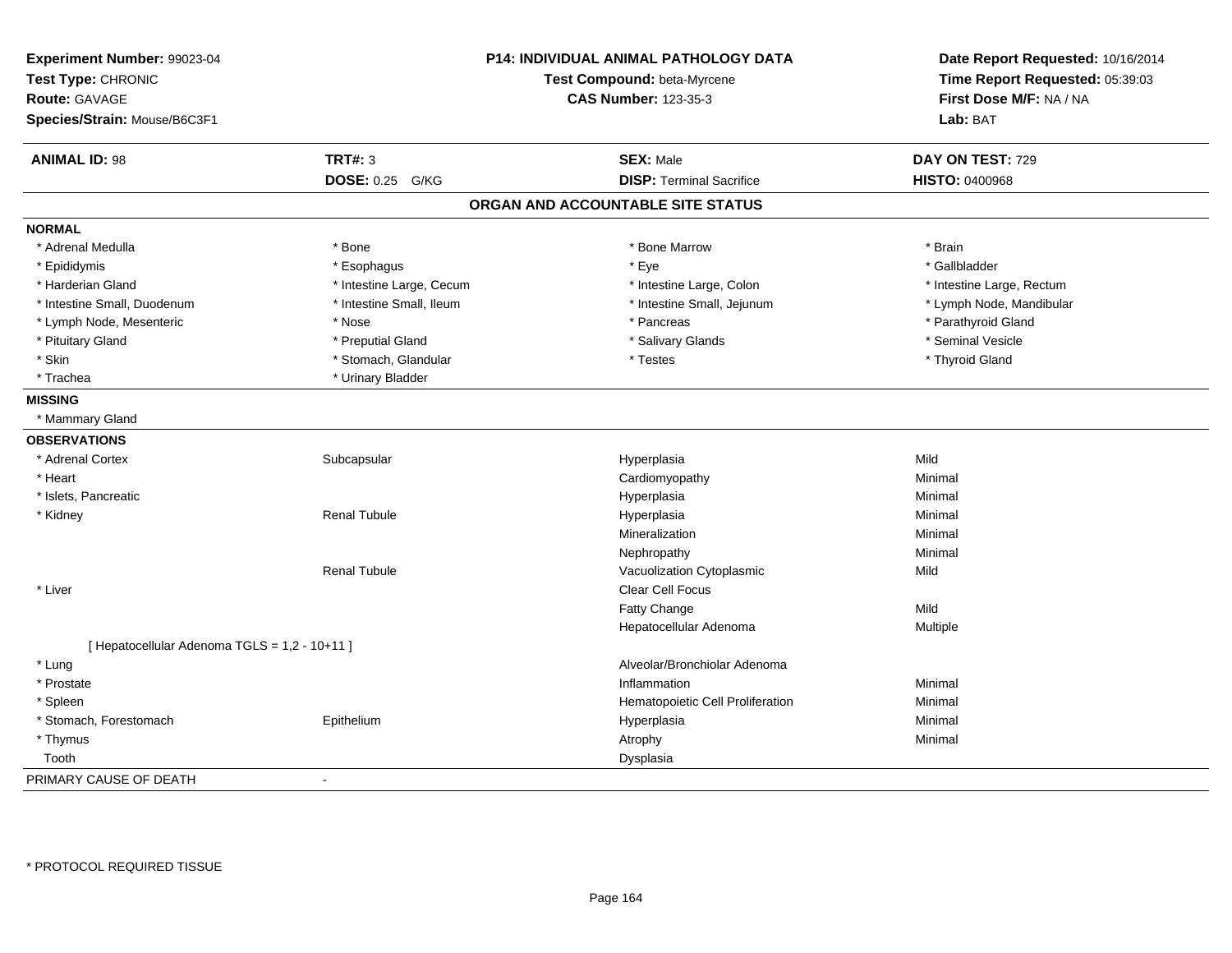**Experiment Number:** 99023-04
**Test Type:** CHRONIC
**Route:** GAVAGE
**Species/Strain:** Mouse/B6C3F1

**P14: INDIVIDUAL ANIMAL PATHOLOGY DATA**
**Test Compound:** beta-Myrcene
**CAS Number:** 123-35-3

**Date Report Requested:** 10/16/2014
**Time Report Requested:** 05:39:03
**First Dose M/F:** NA / NA
**Lab:** BAT

| **ANIMAL ID:** 98 | **TRT#:** 3 | **SEX:** Male | **DAY ON TEST:** 729 |
|---|---|---|---|
| | **DOSE:** 0.25 G/KG | **DISP:** Terminal Sacrifice | **HISTO:** 0400968 |

## ORGAN AND ACCOUNTABLE SITE STATUS

**NORMAL**

| | | | |
|---|---|---|---|
| * Adrenal Medulla | * Bone | * Bone Marrow | * Brain |
| * Epididymis | * Esophagus | * Eye | * Gallbladder |
| * Harderian Gland | * Intestine Large, Cecum | * Intestine Large, Colon | * Intestine Large, Rectum |
| * Intestine Small, Duodenum | * Intestine Small, Ileum | * Intestine Small, Jejunum | * Lymph Node, Mandibular |
| * Lymph Node, Mesenteric | * Nose | * Pancreas | * Parathyroid Gland |
| * Pituitary Gland | * Preputial Gland | * Salivary Glands | * Seminal Vesicle |
| * Skin | * Stomach, Glandular | * Testes | * Thyroid Gland |
| * Trachea | * Urinary Bladder | | |

**MISSING**

* Mammary Gland

**OBSERVATIONS**

| | | | |
|---|---|---|---|
| * Adrenal Cortex | Subcapsular | Hyperplasia | Mild |
| * Heart | | Cardiomyopathy | Minimal |
| * Islets, Pancreatic | | Hyperplasia | Minimal |
| * Kidney | Renal Tubule | Hyperplasia | Minimal |
| | | Mineralization | Minimal |
| | | Nephropathy | Minimal |
| | Renal Tubule | Vacuolization Cytoplasmic | Mild |
| * Liver | | Clear Cell Focus | |
| | | Fatty Change | Mild |
| | | Hepatocellular Adenoma | Multiple |
| [ Hepatocellular Adenoma TGLS = 1,2 - 10+11 ] | | | |
| * Lung | | Alveolar/Bronchiolar Adenoma | |
| * Prostate | | Inflammation | Minimal |
| * Spleen | | Hematopoietic Cell Proliferation | Minimal |
| * Stomach, Forestomach | Epithelium | Hyperplasia | Minimal |
| * Thymus | | Atrophy | Minimal |
| Tooth | | Dysplasia | |

PRIMARY CAUSE OF DEATH -

\* PROTOCOL REQUIRED TISSUE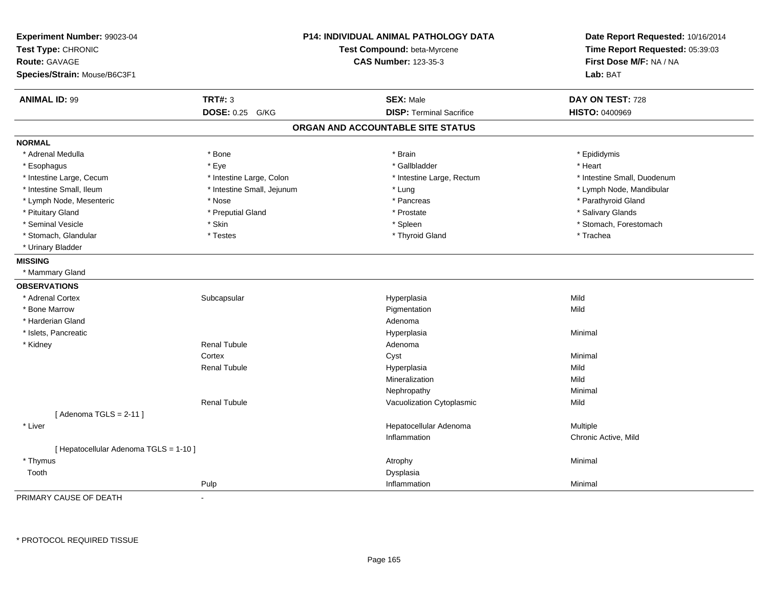**Experiment Number:** 99023-04
**Test Type:** CHRONIC
**Route:** GAVAGE
**Species/Strain:** Mouse/B6C3F1

**P14: INDIVIDUAL ANIMAL PATHOLOGY DATA**
**Test Compound:** beta-Myrcene
**CAS Number:** 123-35-3

**Date Report Requested:** 10/16/2014
**Time Report Requested:** 05:39:03
**First Dose M/F:** NA / NA
**Lab:** BAT

| **ANIMAL ID:** 99 | **TRT#:** 3 | **SEX:** Male | **DAY ON TEST:** 728 |
|---|---|---|---|
| | **DOSE:** 0.25 G/KG | **DISP:** Terminal Sacrifice | **HISTO:** 0400969 |

## ORGAN AND ACCOUNTABLE SITE STATUS

**NORMAL**

| | | | |
|---|---|---|---|
| * Adrenal Medulla | * Bone | * Brain | * Epididymis |
| * Esophagus | * Eye | * Gallbladder | * Heart |
| * Intestine Large, Cecum | * Intestine Large, Colon | * Intestine Large, Rectum | * Intestine Small, Duodenum |
| * Intestine Small, Ileum | * Intestine Small, Jejunum | * Lung | * Lymph Node, Mandibular |
| * Lymph Node, Mesenteric | * Nose | * Pancreas | * Parathyroid Gland |
| * Pituitary Gland | * Preputial Gland | * Prostate | * Salivary Glands |
| * Seminal Vesicle | * Skin | * Spleen | * Stomach, Forestomach |
| * Stomach, Glandular | * Testes | * Thyroid Gland | * Trachea |
| * Urinary Bladder | | | |

**MISSING**

* Mammary Gland

**OBSERVATIONS**

| | | | |
|---|---|---|---|
| * Adrenal Cortex | Subcapsular | Hyperplasia | Mild |
| * Bone Marrow | | Pigmentation | Mild |
| * Harderian Gland | | Adenoma | |
| * Islets, Pancreatic | | Hyperplasia | Minimal |
| * Kidney | Renal Tubule | Adenoma | |
| | Cortex | Cyst | Minimal |
| | Renal Tubule | Hyperplasia | Mild |
| | | Mineralization | Mild |
| | | Nephropathy | Minimal |
| | Renal Tubule | Vacuolization Cytoplasmic | Mild |
| [ Adenoma TGLS = 2-11 ] | | | |
| * Liver | | Hepatocellular Adenoma | Multiple |
| | | Inflammation | Chronic Active, Mild |
| [ Hepatocellular Adenoma TGLS = 1-10 ] | | | |
| * Thymus | | Atrophy | Minimal |
| Tooth | | Dysplasia | |
| | Pulp | Inflammation | Minimal |

PRIMARY CAUSE OF DEATH -

* PROTOCOL REQUIRED TISSUE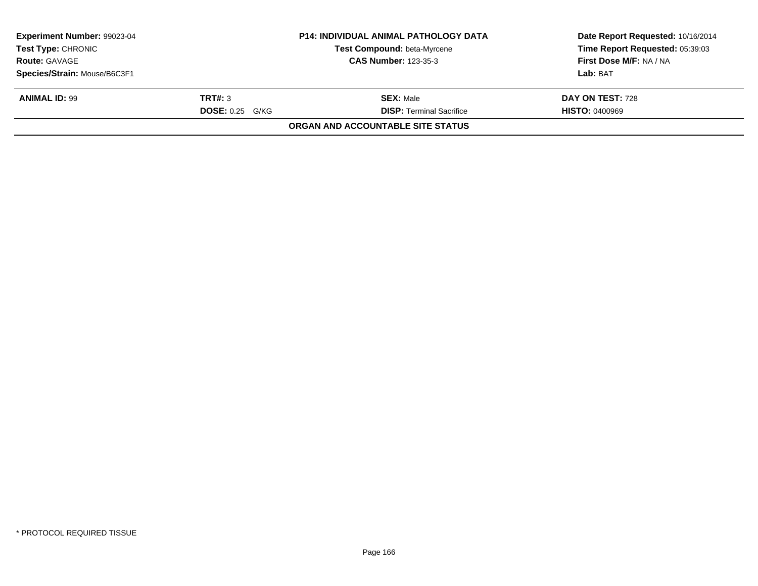| Experiment Number: 99023-04 | P14: INDIVIDUAL ANIMAL PATHOLOGY DATA | Date Report Requested: 10/16/2014 |
|---|---|---|
| Test Type: CHRONIC | Test Compound: beta-Myrcene | Time Report Requested: 05:39:03 |
| Route: GAVAGE | CAS Number: 123-35-3 | First Dose M/F: NA / NA |
| Species/Strain: Mouse/B6C3F1 | | Lab: BAT |

| ANIMAL ID: 99 | TRT#: 3 | SEX: Male | DAY ON TEST: 728 |
|---|---|---|---|
| | DOSE: 0.25 G/KG | DISP: Terminal Sacrifice | HISTO: 0400969 |

**ORGAN AND ACCOUNTABLE SITE STATUS**

* PROTOCOL REQUIRED TISSUE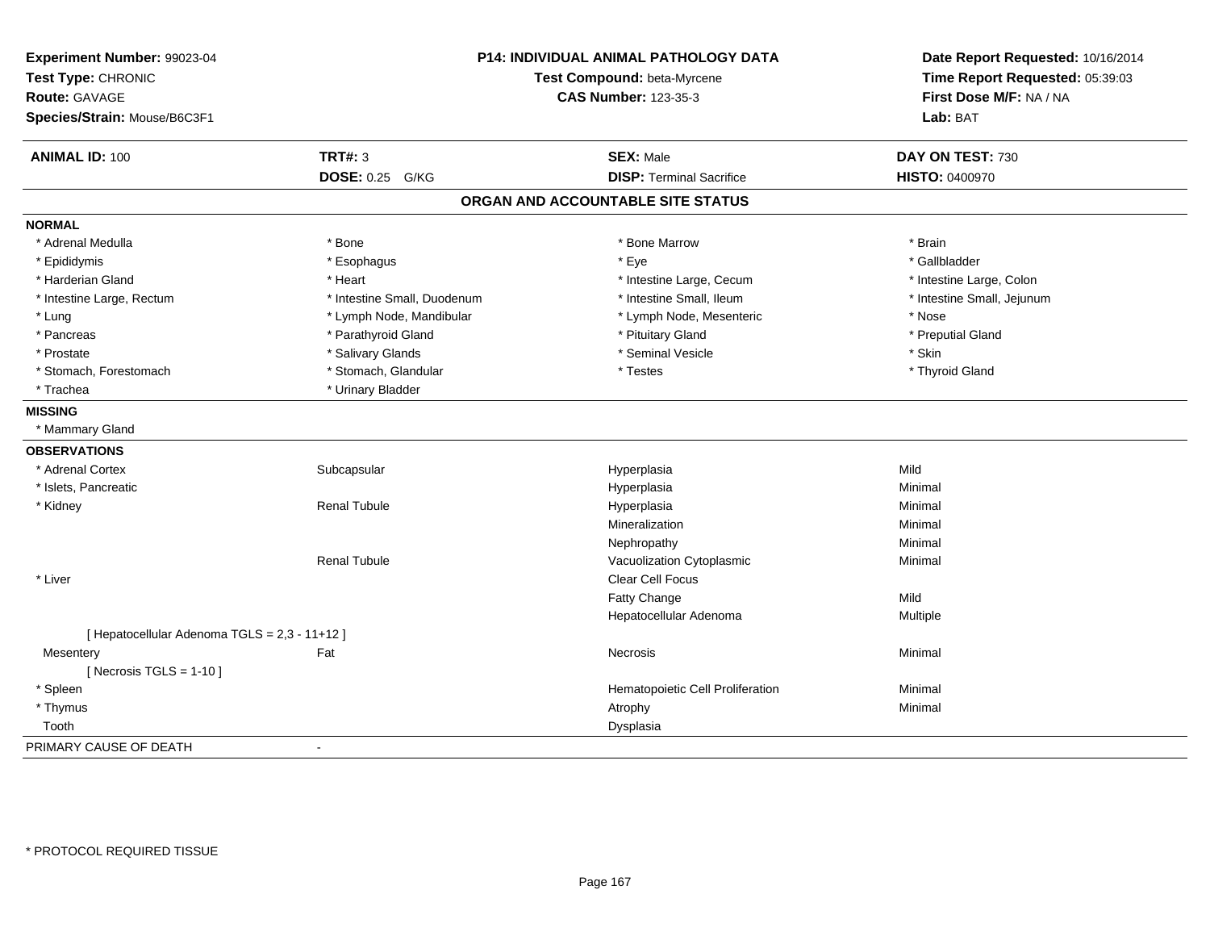**Experiment Number:** 99023-04
**Test Type:** CHRONIC
**Route:** GAVAGE
**Species/Strain:** Mouse/B6C3F1

**P14: INDIVIDUAL ANIMAL PATHOLOGY DATA**
**Test Compound:** beta-Myrcene
**CAS Number:** 123-35-3

**Date Report Requested:** 10/16/2014
**Time Report Requested:** 05:39:03
**First Dose M/F:** NA / NA
**Lab:** BAT

| **ANIMAL ID:** 100 | **TRT#:** 3 | **SEX:** Male | **DAY ON TEST:** 730 |
|---|---|---|---|
| | **DOSE:** 0.25 G/KG | **DISP:** Terminal Sacrifice | **HISTO:** 0400970 |

## ORGAN AND ACCOUNTABLE SITE STATUS

**NORMAL**

| | | | |
|---|---|---|---|
| * Adrenal Medulla | * Bone | * Bone Marrow | * Brain |
| * Epididymis | * Esophagus | * Eye | * Gallbladder |
| * Harderian Gland | * Heart | * Intestine Large, Cecum | * Intestine Large, Colon |
| * Intestine Large, Rectum | * Intestine Small, Duodenum | * Intestine Small, Ileum | * Intestine Small, Jejunum |
| * Lung | * Lymph Node, Mandibular | * Lymph Node, Mesenteric | * Nose |
| * Pancreas | * Parathyroid Gland | * Pituitary Gland | * Preputial Gland |
| * Prostate | * Salivary Glands | * Seminal Vesicle | * Skin |
| * Stomach, Forestomach | * Stomach, Glandular | * Testes | * Thyroid Gland |
| * Trachea | * Urinary Bladder | | |

**MISSING**

* Mammary Gland

**OBSERVATIONS**

| | | | |
|---|---|---|---|
| * Adrenal Cortex | Subcapsular | Hyperplasia | Mild |
| * Islets, Pancreatic | | Hyperplasia | Minimal |
| * Kidney | Renal Tubule | Hyperplasia | Minimal |
| | | Mineralization | Minimal |
| | | Nephropathy | Minimal |
| | Renal Tubule | Vacuolization Cytoplasmic | Minimal |
| * Liver | | Clear Cell Focus | |
| | | Fatty Change | Mild |
| | | Hepatocellular Adenoma | Multiple |
| [ Hepatocellular Adenoma TGLS = 2,3 - 11+12 ] | | | |
| Mesentery | Fat | Necrosis | Minimal |
| [ Necrosis TGLS = 1-10 ] | | | |
| * Spleen | | Hematopoietic Cell Proliferation | Minimal |
| * Thymus | | Atrophy | Minimal |
| Tooth | | Dysplasia | |

PRIMARY CAUSE OF DEATH -

* PROTOCOL REQUIRED TISSUE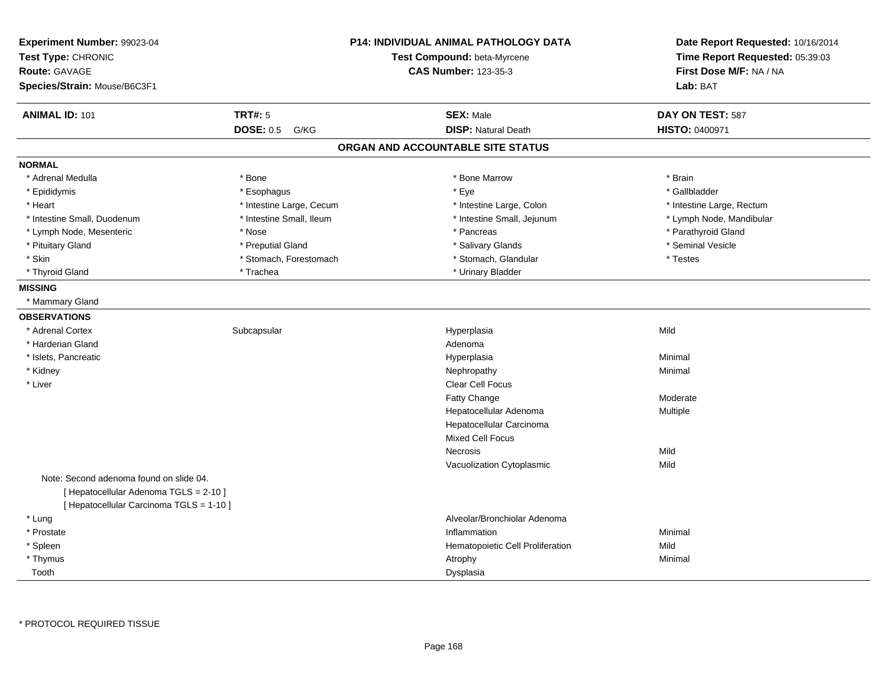**Experiment Number:** 99023-04
**Test Type:** CHRONIC
**Route:** GAVAGE
**Species/Strain:** Mouse/B6C3F1

**P14: INDIVIDUAL ANIMAL PATHOLOGY DATA**
**Test Compound:** beta-Myrcene
**CAS Number:** 123-35-3

**Date Report Requested:** 10/16/2014
**Time Report Requested:** 05:39:03
**First Dose M/F:** NA / NA
**Lab:** BAT

| **ANIMAL ID:** 101 | **TRT#:** 5 | **SEX:** Male | **DAY ON TEST:** 587 |
|---|---|---|---|
| | **DOSE:** 0.5 G/KG | **DISP:** Natural Death | **HISTO:** 0400971 |

## ORGAN AND ACCOUNTABLE SITE STATUS

**NORMAL**

| | | | |
|---|---|---|---|
| * Adrenal Medulla | * Bone | * Bone Marrow | * Brain |
| * Epididymis | * Esophagus | * Eye | * Gallbladder |
| * Heart | * Intestine Large, Cecum | * Intestine Large, Colon | * Intestine Large, Rectum |
| * Intestine Small, Duodenum | * Intestine Small, Ileum | * Intestine Small, Jejunum | * Lymph Node, Mandibular |
| * Lymph Node, Mesenteric | * Nose | * Pancreas | * Parathyroid Gland |
| * Pituitary Gland | * Preputial Gland | * Salivary Glands | * Seminal Vesicle |
| * Skin | * Stomach, Forestomach | * Stomach, Glandular | * Testes |
| * Thyroid Gland | * Trachea | * Urinary Bladder | |

**MISSING**

* Mammary Gland

**OBSERVATIONS**

| | | | |
|---|---|---|---|
| * Adrenal Cortex | Subcapsular | Hyperplasia | Mild |
| * Harderian Gland | | Adenoma | |
| * Islets, Pancreatic | | Hyperplasia | Minimal |
| * Kidney | | Nephropathy | Minimal |
| * Liver | | Clear Cell Focus | |
| | | Fatty Change | Moderate |
| | | Hepatocellular Adenoma | Multiple |
| | | Hepatocellular Carcinoma | |
| | | Mixed Cell Focus | |
| | | Necrosis | Mild |
| | | Vacuolization Cytoplasmic | Mild |

Note: Second adenoma found on slide 04.
[ Hepatocellular Adenoma TGLS = 2-10 ]
[ Hepatocellular Carcinoma TGLS = 1-10 ]

| | | | |
|---|---|---|---|
| * Lung | | Alveolar/Bronchiolar Adenoma | |
| * Prostate | | Inflammation | Minimal |
| * Spleen | | Hematopoietic Cell Proliferation | Mild |
| * Thymus | | Atrophy | Minimal |
| Tooth | | Dysplasia | |

* PROTOCOL REQUIRED TISSUE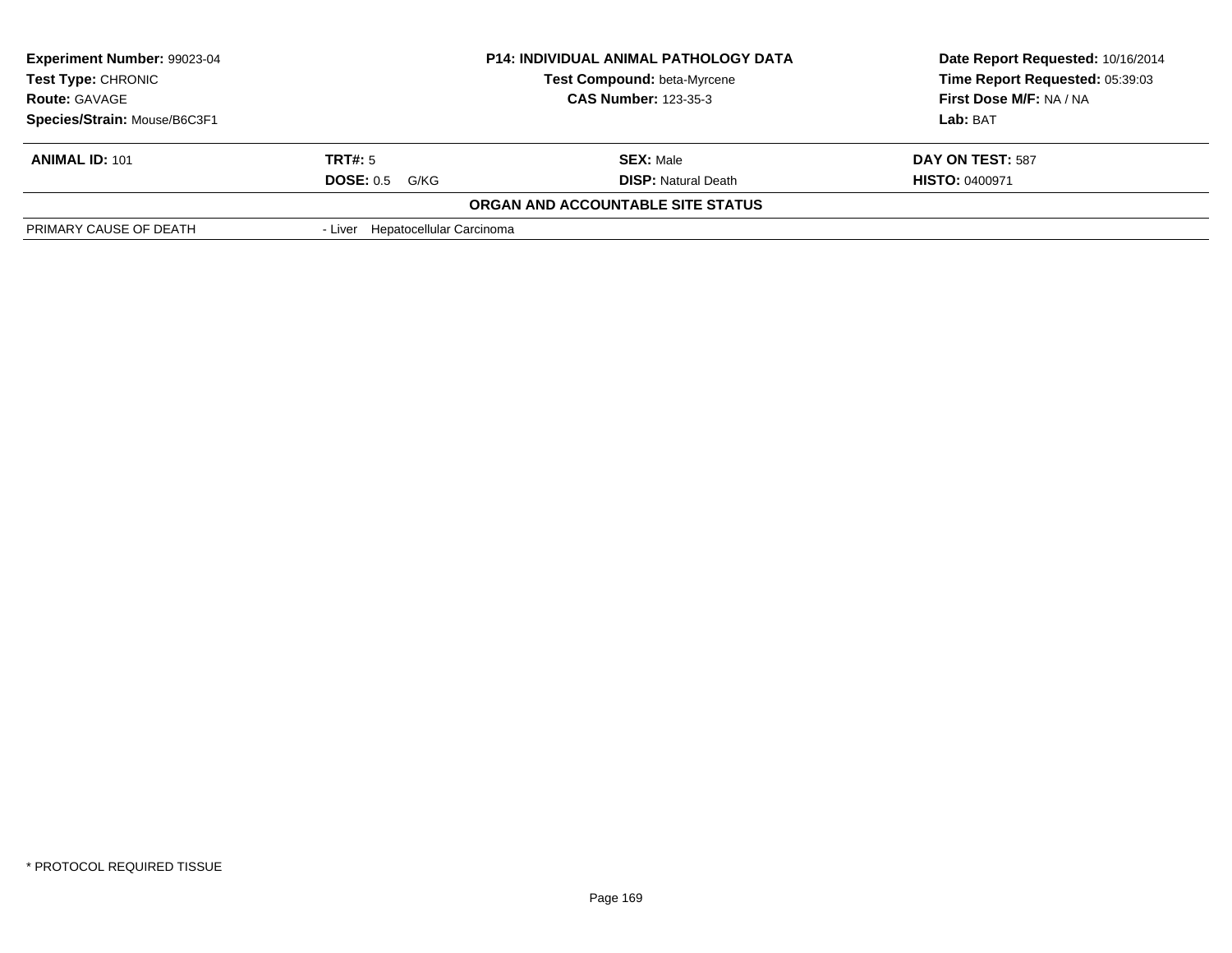| **Experiment Number:** 99023-04 | **P14: INDIVIDUAL ANIMAL PATHOLOGY DATA** | **Date Report Requested:** 10/16/2014 |
|---|---|---|
| **Test Type:** CHRONIC | **Test Compound:** beta-Myrcene | **Time Report Requested:** 05:39:03 |
| **Route:** GAVAGE | **CAS Number:** 123-35-3 | **First Dose M/F:** NA / NA |
| **Species/Strain:** Mouse/B6C3F1 | | **Lab:** BAT |

| **ANIMAL ID:** 101 | **TRT#:** 5 | **SEX:** Male | **DAY ON TEST:** 587 |
|---|---|---|---|
| | **DOSE:** 0.5 G/KG | **DISP:** Natural Death | **HISTO:** 0400971 |

**ORGAN AND ACCOUNTABLE SITE STATUS**

| | |
|---|---|
| PRIMARY CAUSE OF DEATH | - Liver Hepatocellular Carcinoma |

* PROTOCOL REQUIRED TISSUE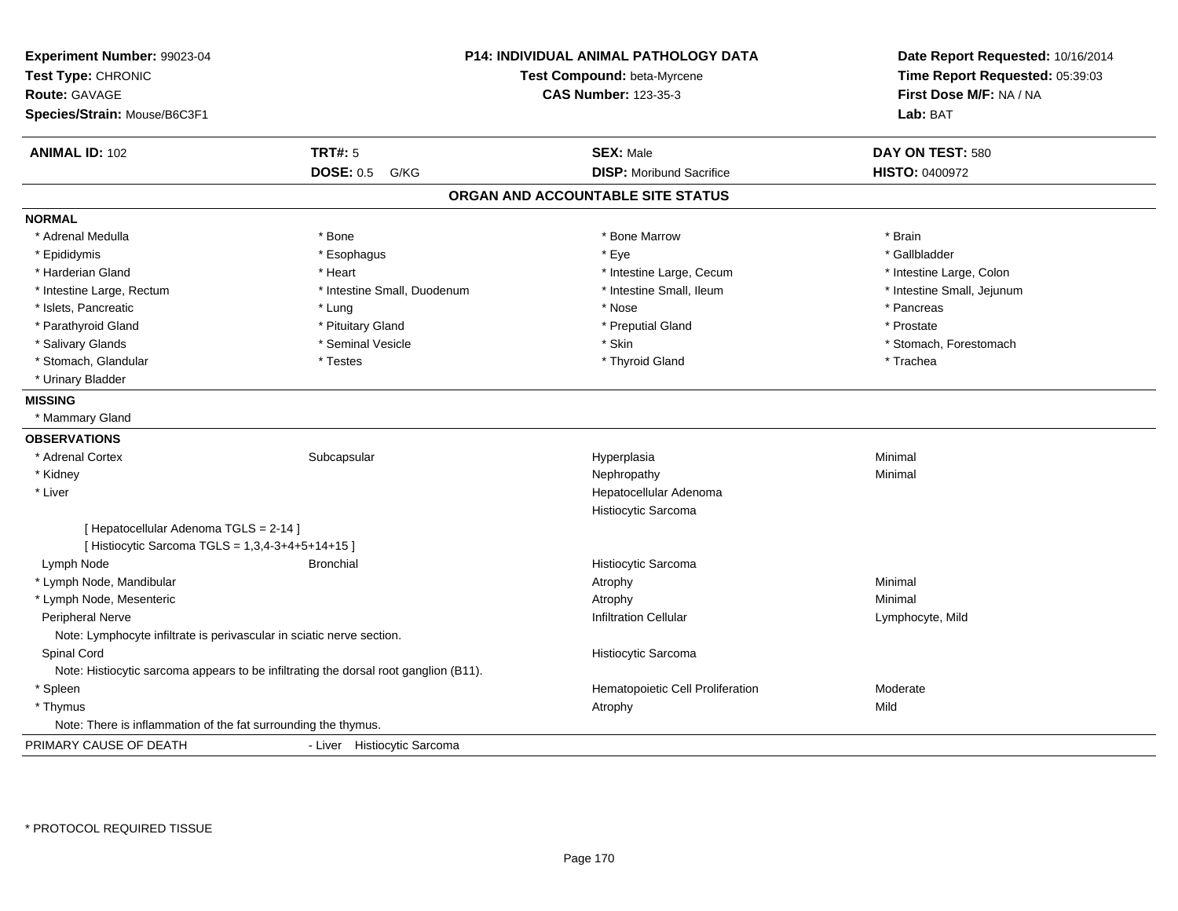**Experiment Number:** 99023-04
**Test Type:** CHRONIC
**Route:** GAVAGE
**Species/Strain:** Mouse/B6C3F1

**P14: INDIVIDUAL ANIMAL PATHOLOGY DATA**
**Test Compound:** beta-Myrcene
**CAS Number:** 123-35-3

**Date Report Requested:** 10/16/2014
**Time Report Requested:** 05:39:03
**First Dose M/F:** NA / NA
**Lab:** BAT

| **ANIMAL ID:** 102 | **TRT#:** 5 | **SEX:** Male | **DAY ON TEST:** 580 |
|---|---|---|---|
| | **DOSE:** 0.5 G/KG | **DISP:** Moribund Sacrifice | **HISTO:** 0400972 |

## ORGAN AND ACCOUNTABLE SITE STATUS

**NORMAL**

| | | | |
|---|---|---|---|
| * Adrenal Medulla | * Bone | * Bone Marrow | * Brain |
| * Epididymis | * Esophagus | * Eye | * Gallbladder |
| * Harderian Gland | * Heart | * Intestine Large, Cecum | * Intestine Large, Colon |
| * Intestine Large, Rectum | * Intestine Small, Duodenum | * Intestine Small, Ileum | * Intestine Small, Jejunum |
| * Islets, Pancreatic | * Lung | * Nose | * Pancreas |
| * Parathyroid Gland | * Pituitary Gland | * Preputial Gland | * Prostate |
| * Salivary Glands | * Seminal Vesicle | * Skin | * Stomach, Forestomach |
| * Stomach, Glandular | * Testes | * Thyroid Gland | * Trachea |
| * Urinary Bladder | | | |

**MISSING**

* Mammary Gland

**OBSERVATIONS**

| | | | |
|---|---|---|---|
| * Adrenal Cortex | Subcapsular | Hyperplasia | Minimal |
| * Kidney | | Nephropathy | Minimal |
| * Liver | | Hepatocellular Adenoma | |
| | | Histiocytic Sarcoma | |
| [ Hepatocellular Adenoma TGLS = 2-14 ] | | | |
| [ Histiocytic Sarcoma TGLS = 1,3,4-3+4+5+14+15 ] | | | |
| Lymph Node | Bronchial | Histiocytic Sarcoma | |
| * Lymph Node, Mandibular | | Atrophy | Minimal |
| * Lymph Node, Mesenteric | | Atrophy | Minimal |
| Peripheral Nerve | | Infiltration Cellular | Lymphocyte, Mild |
| Note: Lymphocyte infiltrate is perivascular in sciatic nerve section. | | | |
| Spinal Cord | | Histiocytic Sarcoma | |
| Note: Histiocytic sarcoma appears to be infiltrating the dorsal root ganglion (B11). | | | |
| * Spleen | | Hematopoietic Cell Proliferation | Moderate |
| * Thymus | | Atrophy | Mild |
| Note: There is inflammation of the fat surrounding the thymus. | | | |

PRIMARY CAUSE OF DEATH - Liver Histiocytic Sarcoma

* PROTOCOL REQUIRED TISSUE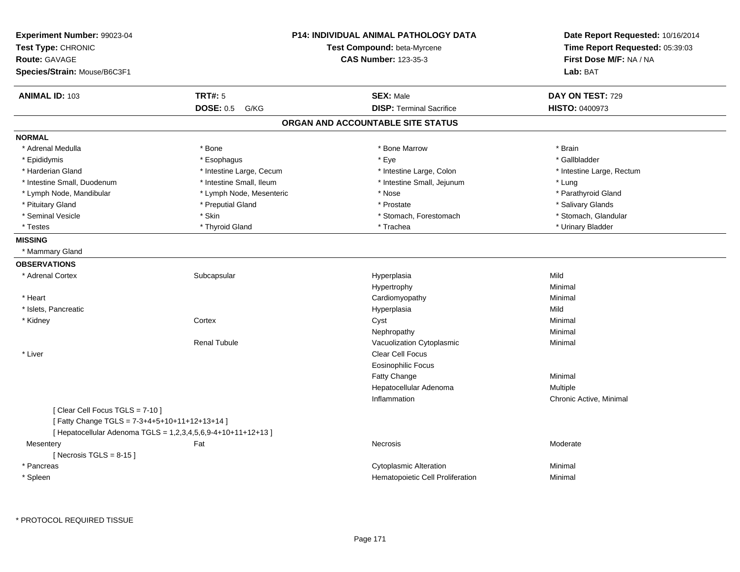**Experiment Number:** 99023-04
**Test Type:** CHRONIC
**Route:** GAVAGE
**Species/Strain:** Mouse/B6C3F1

**P14: INDIVIDUAL ANIMAL PATHOLOGY DATA**
**Test Compound:** beta-Myrcene
**CAS Number:** 123-35-3

**Date Report Requested:** 10/16/2014
**Time Report Requested:** 05:39:03
**First Dose M/F:** NA / NA
**Lab:** BAT

| **ANIMAL ID:** 103 | **TRT#:** 5 | **SEX:** Male | **DAY ON TEST:** 729 |
|---|---|---|---|
| | **DOSE:** 0.5 G/KG | **DISP:** Terminal Sacrifice | **HISTO:** 0400973 |

## ORGAN AND ACCOUNTABLE SITE STATUS

**NORMAL**

| | | | |
|---|---|---|---|
| * Adrenal Medulla | * Bone | * Bone Marrow | * Brain |
| * Epididymis | * Esophagus | * Eye | * Gallbladder |
| * Harderian Gland | * Intestine Large, Cecum | * Intestine Large, Colon | * Intestine Large, Rectum |
| * Intestine Small, Duodenum | * Intestine Small, Ileum | * Intestine Small, Jejunum | * Lung |
| * Lymph Node, Mandibular | * Lymph Node, Mesenteric | * Nose | * Parathyroid Gland |
| * Pituitary Gland | * Preputial Gland | * Prostate | * Salivary Glands |
| * Seminal Vesicle | * Skin | * Stomach, Forestomach | * Stomach, Glandular |
| * Testes | * Thyroid Gland | * Trachea | * Urinary Bladder |

**MISSING**

* Mammary Gland

**OBSERVATIONS**

| | | | |
|---|---|---|---|
| * Adrenal Cortex | Subcapsular | Hyperplasia | Mild |
| | | Hypertrophy | Minimal |
| * Heart | | Cardiomyopathy | Minimal |
| * Islets, Pancreatic | | Hyperplasia | Mild |
| * Kidney | Cortex | Cyst | Minimal |
| | | Nephropathy | Minimal |
| | Renal Tubule | Vacuolization Cytoplasmic | Minimal |
| * Liver | | Clear Cell Focus | |
| | | Eosinophilic Focus | |
| | | Fatty Change | Minimal |
| | | Hepatocellular Adenoma | Multiple |
| | | Inflammation | Chronic Active, Minimal |
| [ Clear Cell Focus TGLS = 7-10 ] | | | |
| [ Fatty Change TGLS = 7-3+4+5+10+11+12+13+14 ] | | | |
| [ Hepatocellular Adenoma TGLS = 1,2,3,4,5,6,9-4+10+11+12+13 ] | | | |
| Mesentery | Fat | Necrosis | Moderate |
| [ Necrosis TGLS = 8-15 ] | | | |
| * Pancreas | | Cytoplasmic Alteration | Minimal |
| * Spleen | | Hematopoietic Cell Proliferation | Minimal |

* PROTOCOL REQUIRED TISSUE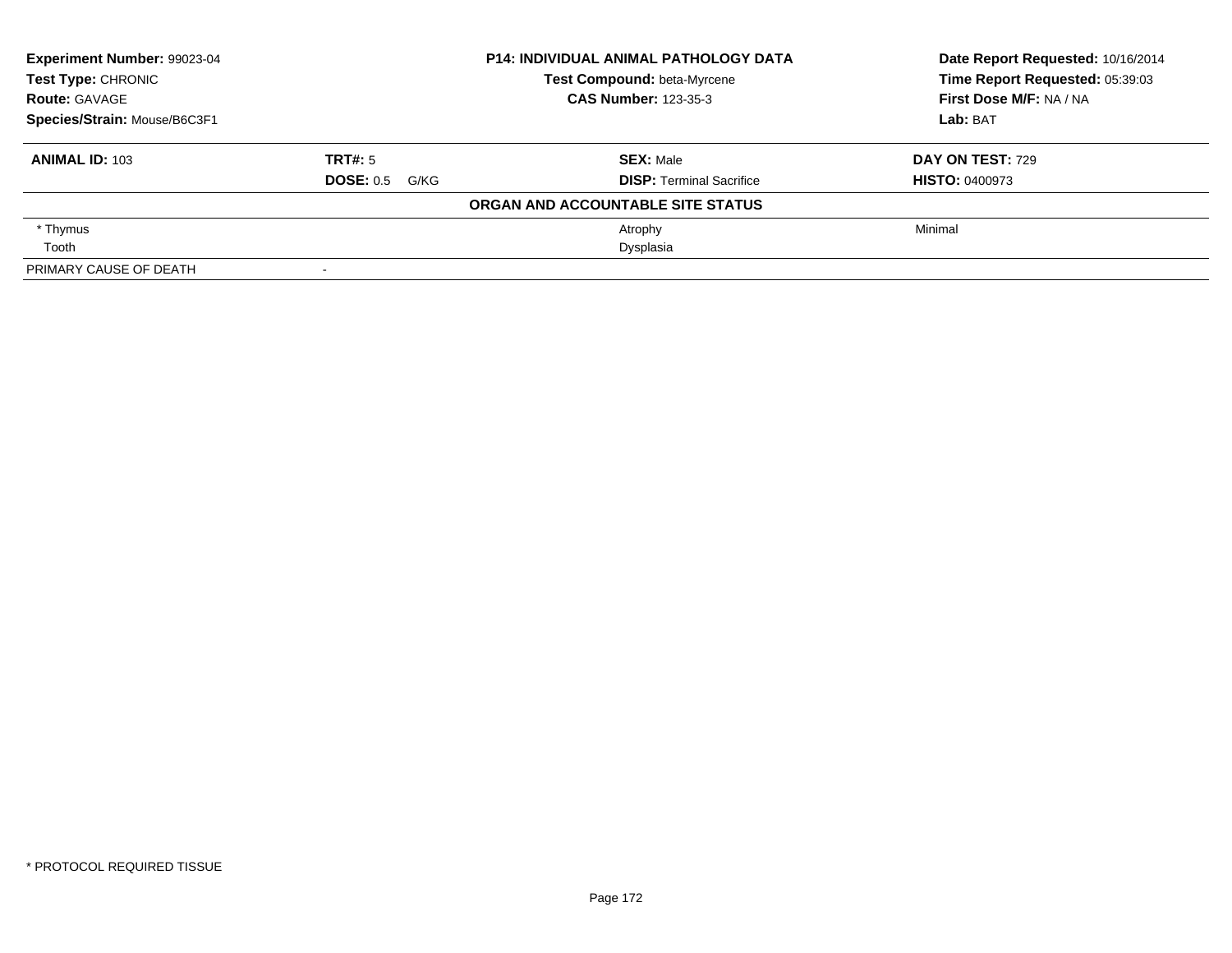| **Experiment Number:** 99023-04 | **P14: INDIVIDUAL ANIMAL PATHOLOGY DATA** | **Date Report Requested:** 10/16/2014 |
|---|---|---|
| **Test Type:** CHRONIC | **Test Compound:** beta-Myrcene | **Time Report Requested:** 05:39:03 |
| **Route:** GAVAGE | **CAS Number:** 123-35-3 | **First Dose M/F:** NA / NA |
| **Species/Strain:** Mouse/B6C3F1 | | **Lab:** BAT |

| **ANIMAL ID:** 103 | **TRT#:** 5 | **SEX:** Male | **DAY ON TEST:** 729 |
|---|---|---|---|
| | **DOSE:** 0.5 G/KG | **DISP:** Terminal Sacrifice | **HISTO:** 0400973 |

**ORGAN AND ACCOUNTABLE SITE STATUS**

| | | | |
|---|---|---|---|
| * Thymus | | Atrophy | Minimal |
| Tooth | | Dysplasia | |
| PRIMARY CAUSE OF DEATH | - | | |

* PROTOCOL REQUIRED TISSUE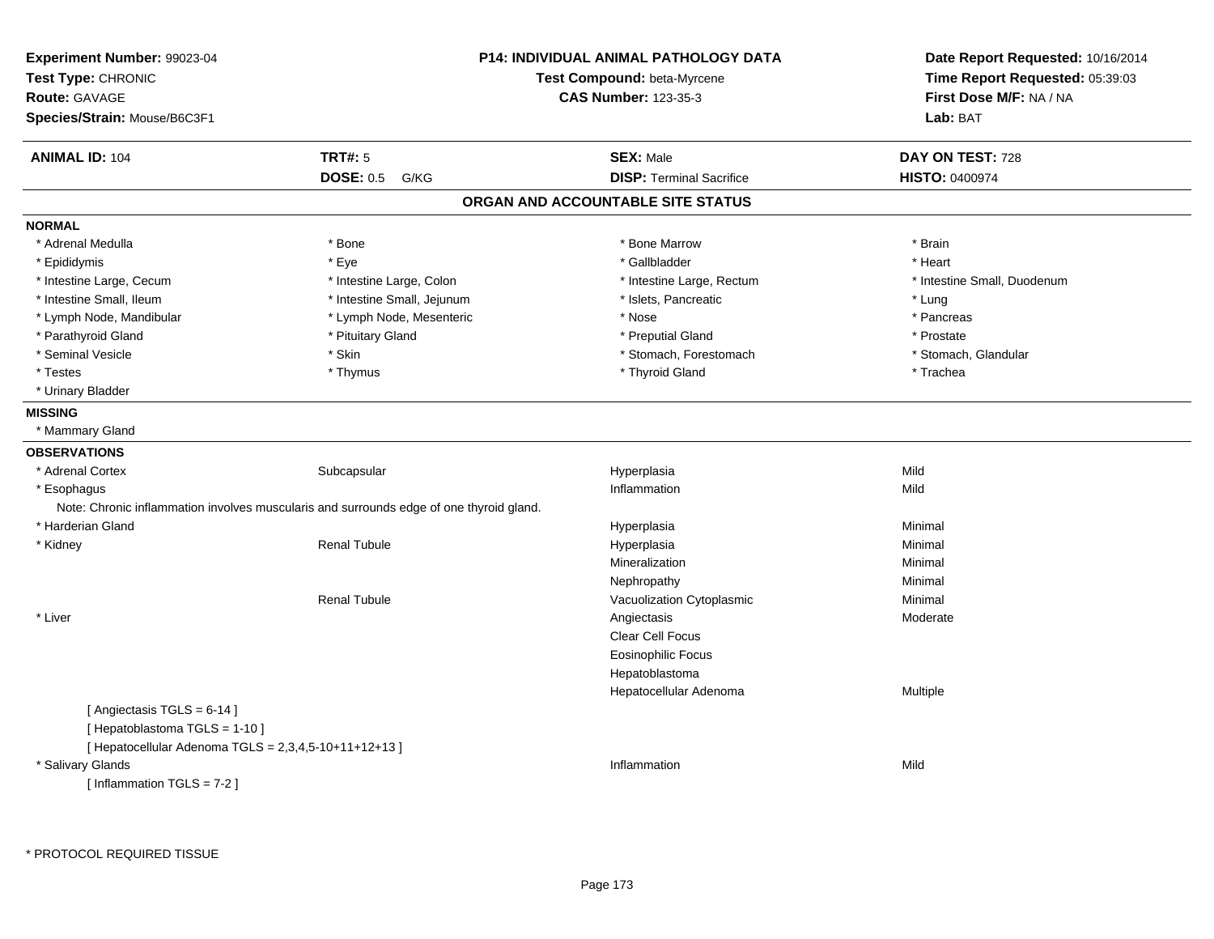**Experiment Number:** 99023-04
**Test Type:** CHRONIC
**Route:** GAVAGE
**Species/Strain:** Mouse/B6C3F1

**P14: INDIVIDUAL ANIMAL PATHOLOGY DATA**
**Test Compound:** beta-Myrcene
**CAS Number:** 123-35-3

**Date Report Requested:** 10/16/2014
**Time Report Requested:** 05:39:03
**First Dose M/F:** NA / NA
**Lab:** BAT

| **ANIMAL ID:** 104 | **TRT#:** 5 | **SEX:** Male | **DAY ON TEST:** 728 |
|---|---|---|---|
| | **DOSE:** 0.5 G/KG | **DISP:** Terminal Sacrifice | **HISTO:** 0400974 |

## ORGAN AND ACCOUNTABLE SITE STATUS

**NORMAL**

| | | | |
|---|---|---|---|
| * Adrenal Medulla | * Bone | * Bone Marrow | * Brain |
| * Epididymis | * Eye | * Gallbladder | * Heart |
| * Intestine Large, Cecum | * Intestine Large, Colon | * Intestine Large, Rectum | * Intestine Small, Duodenum |
| * Intestine Small, Ileum | * Intestine Small, Jejunum | * Islets, Pancreatic | * Lung |
| * Lymph Node, Mandibular | * Lymph Node, Mesenteric | * Nose | * Pancreas |
| * Parathyroid Gland | * Pituitary Gland | * Preputial Gland | * Prostate |
| * Seminal Vesicle | * Skin | * Stomach, Forestomach | * Stomach, Glandular |
| * Testes | * Thymus | * Thyroid Gland | * Trachea |
| * Urinary Bladder | | | |

**MISSING**

* Mammary Gland

**OBSERVATIONS**

| | | | |
|---|---|---|---|
| * Adrenal Cortex | Subcapsular | Hyperplasia | Mild |
| * Esophagus | | Inflammation | Mild |
| Note: Chronic inflammation involves muscularis and surrounds edge of one thyroid gland. | | | |
| * Harderian Gland | | Hyperplasia | Minimal |
| * Kidney | Renal Tubule | Hyperplasia | Minimal |
| | | Mineralization | Minimal |
| | | Nephropathy | Minimal |
| | Renal Tubule | Vacuolization Cytoplasmic | Minimal |
| * Liver | | Angiectasis | Moderate |
| | | Clear Cell Focus | |
| | | Eosinophilic Focus | |
| | | Hepatoblastoma | |
| | | Hepatocellular Adenoma | Multiple |
| [ Angiectasis TGLS = 6-14 ] | | | |
| [ Hepatoblastoma TGLS = 1-10 ] | | | |
| [ Hepatocellular Adenoma TGLS = 2,3,4,5-10+11+12+13 ] | | | |
| * Salivary Glands | | Inflammation | Mild |
| [ Inflammation TGLS = 7-2 ] | | | |

* PROTOCOL REQUIRED TISSUE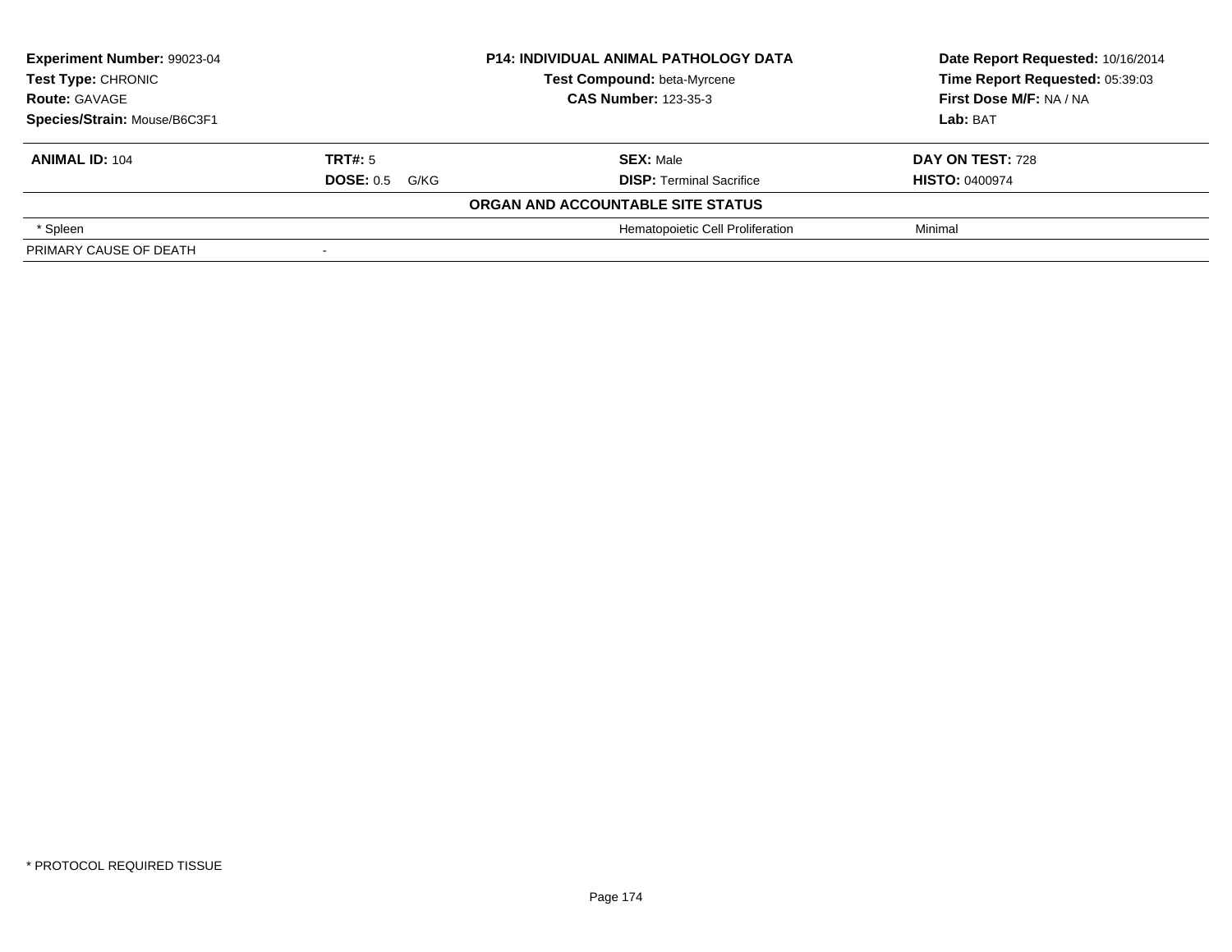| **Experiment Number:** 99023-04 | **P14: INDIVIDUAL ANIMAL PATHOLOGY DATA** | **Date Report Requested:** 10/16/2014 |
|---|---|---|
| **Test Type:** CHRONIC | **Test Compound:** beta-Myrcene | **Time Report Requested:** 05:39:03 |
| **Route:** GAVAGE | **CAS Number:** 123-35-3 | **First Dose M/F:** NA / NA |
| **Species/Strain:** Mouse/B6C3F1 | | **Lab:** BAT |

| **ANIMAL ID:** 104 | **TRT#:** 5 | **SEX:** Male | **DAY ON TEST:** 728 |
|---|---|---|---|
| | **DOSE:** 0.5 G/KG | **DISP:** Terminal Sacrifice | **HISTO:** 0400974 |
| | | **ORGAN AND ACCOUNTABLE SITE STATUS** | |
| * Spleen | | Hematopoietic Cell Proliferation | Minimal |
| PRIMARY CAUSE OF DEATH | - | | |

* PROTOCOL REQUIRED TISSUE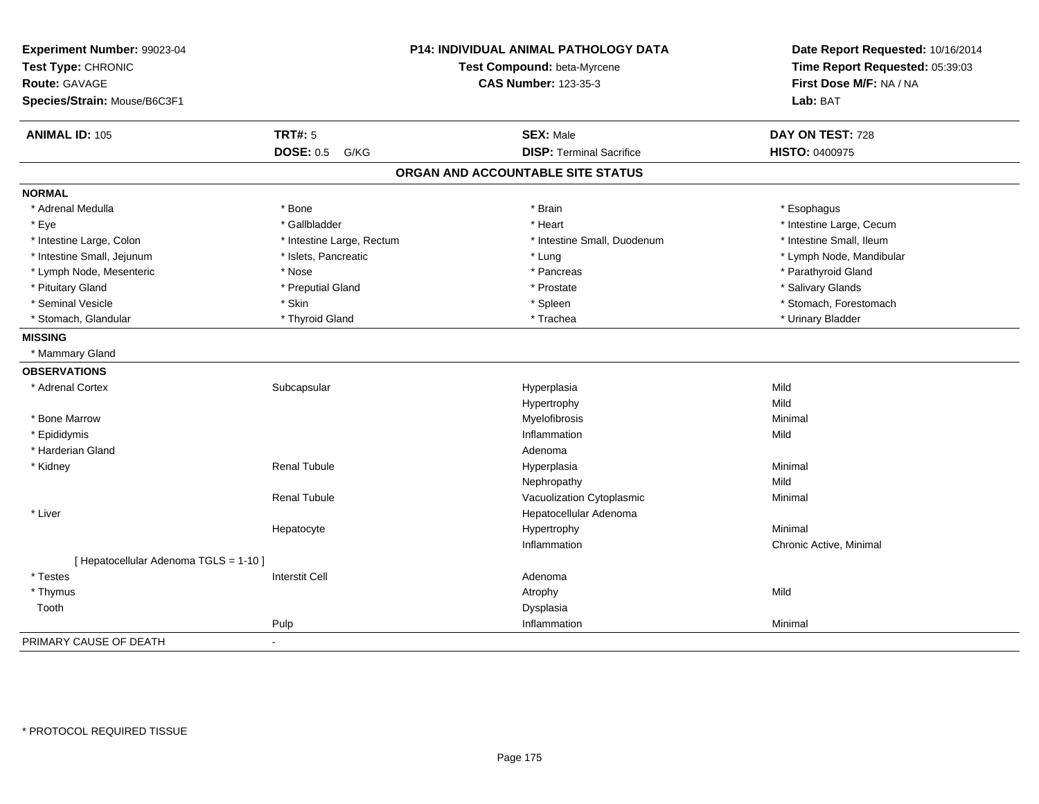**Experiment Number:** 99023-04
**Test Type:** CHRONIC
**Route:** GAVAGE
**Species/Strain:** Mouse/B6C3F1

**P14: INDIVIDUAL ANIMAL PATHOLOGY DATA**
**Test Compound:** beta-Myrcene
**CAS Number:** 123-35-3

**Date Report Requested:** 10/16/2014
**Time Report Requested:** 05:39:03
**First Dose M/F:** NA / NA
**Lab:** BAT

| **ANIMAL ID:** 105 | **TRT#:** 5 | **SEX:** Male | **DAY ON TEST:** 728 |
|---|---|---|---|
| | **DOSE:** 0.5 G/KG | **DISP:** Terminal Sacrifice | **HISTO:** 0400975 |

## ORGAN AND ACCOUNTABLE SITE STATUS

**NORMAL**

| | | | |
|---|---|---|---|
| * Adrenal Medulla | * Bone | * Brain | * Esophagus |
| * Eye | * Gallbladder | * Heart | * Intestine Large, Cecum |
| * Intestine Large, Colon | * Intestine Large, Rectum | * Intestine Small, Duodenum | * Intestine Small, Ileum |
| * Intestine Small, Jejunum | * Islets, Pancreatic | * Lung | * Lymph Node, Mandibular |
| * Lymph Node, Mesenteric | * Nose | * Pancreas | * Parathyroid Gland |
| * Pituitary Gland | * Preputial Gland | * Prostate | * Salivary Glands |
| * Seminal Vesicle | * Skin | * Spleen | * Stomach, Forestomach |
| * Stomach, Glandular | * Thyroid Gland | * Trachea | * Urinary Bladder |

**MISSING**

* Mammary Gland

**OBSERVATIONS**

| | | | |
|---|---|---|---|
| * Adrenal Cortex | Subcapsular | Hyperplasia | Mild |
| | | Hypertrophy | Mild |
| * Bone Marrow | | Myelofibrosis | Minimal |
| * Epididymis | | Inflammation | Mild |
| * Harderian Gland | | Adenoma | |
| * Kidney | Renal Tubule | Hyperplasia | Minimal |
| | | Nephropathy | Mild |
| | Renal Tubule | Vacuolization Cytoplasmic | Minimal |
| * Liver | | Hepatocellular Adenoma | |
| | Hepatocyte | Hypertrophy | Minimal |
| | | Inflammation | Chronic Active, Minimal |
| [ Hepatocellular Adenoma TGLS = 1-10 ] | | | |
| * Testes | Interstit Cell | Adenoma | |
| * Thymus | | Atrophy | Mild |
| Tooth | | Dysplasia | |
| | Pulp | Inflammation | Minimal |

PRIMARY CAUSE OF DEATH -

* PROTOCOL REQUIRED TISSUE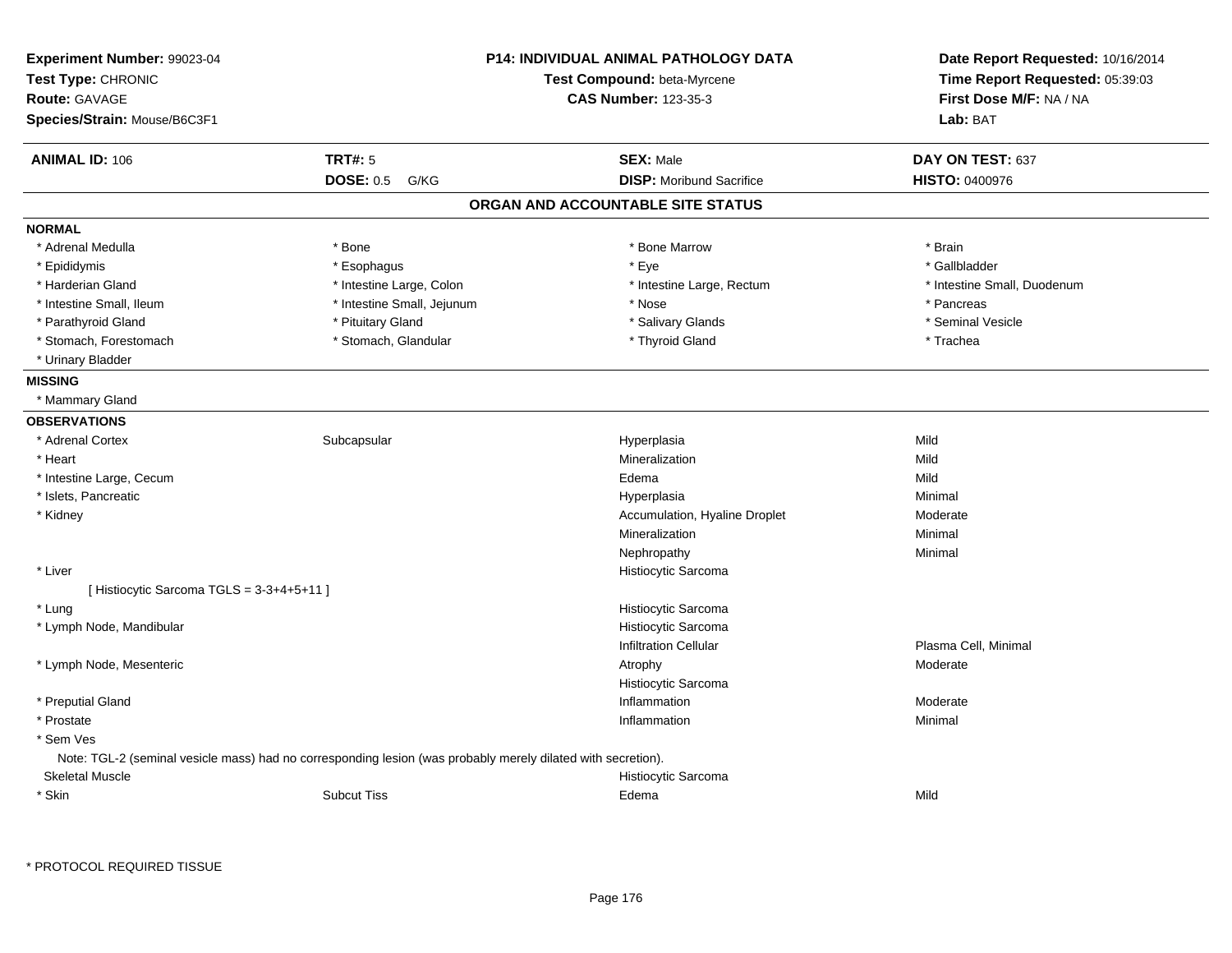**Experiment Number:** 99023-04
**Test Type:** CHRONIC
**Route:** GAVAGE
**Species/Strain:** Mouse/B6C3F1

**P14: INDIVIDUAL ANIMAL PATHOLOGY DATA**
**Test Compound:** beta-Myrcene
**CAS Number:** 123-35-3

**Date Report Requested:** 10/16/2014
**Time Report Requested:** 05:39:03
**First Dose M/F:** NA / NA
**Lab:** BAT

| **ANIMAL ID:** 106 | **TRT#:** 5 | **SEX:** Male | **DAY ON TEST:** 637 |
|---|---|---|---|
| | **DOSE:** 0.5 G/KG | **DISP:** Moribund Sacrifice | **HISTO:** 0400976 |

## ORGAN AND ACCOUNTABLE SITE STATUS

**NORMAL**

| | | | |
|---|---|---|---|
| * Adrenal Medulla | * Bone | * Bone Marrow | * Brain |
| * Epididymis | * Esophagus | * Eye | * Gallbladder |
| * Harderian Gland | * Intestine Large, Colon | * Intestine Large, Rectum | * Intestine Small, Duodenum |
| * Intestine Small, Ileum | * Intestine Small, Jejunum | * Nose | * Pancreas |
| * Parathyroid Gland | * Pituitary Gland | * Salivary Glands | * Seminal Vesicle |
| * Stomach, Forestomach | * Stomach, Glandular | * Thyroid Gland | * Trachea |
| * Urinary Bladder | | | |

**MISSING**

* Mammary Gland

**OBSERVATIONS**

| | | | |
|---|---|---|---|
| * Adrenal Cortex | Subcapsular | Hyperplasia | Mild |
| * Heart | | Mineralization | Mild |
| * Intestine Large, Cecum | | Edema | Mild |
| * Islets, Pancreatic | | Hyperplasia | Minimal |
| * Kidney | | Accumulation, Hyaline Droplet | Moderate |
| | | Mineralization | Minimal |
| | | Nephropathy | Minimal |
| * Liver | | Histiocytic Sarcoma | |
| [ Histiocytic Sarcoma TGLS = 3-3+4+5+11 ] | | | |
| * Lung | | Histiocytic Sarcoma | |
| * Lymph Node, Mandibular | | Histiocytic Sarcoma | |
| | | Infiltration Cellular | Plasma Cell, Minimal |
| * Lymph Node, Mesenteric | | Atrophy | Moderate |
| | | Histiocytic Sarcoma | |
| * Preputial Gland | | Inflammation | Moderate |
| * Prostate | | Inflammation | Minimal |
| * Sem Ves | | | |
| Note: TGL-2 (seminal vesicle mass) had no corresponding lesion (was probably merely dilated with secretion). | | | |
| Skeletal Muscle | | Histiocytic Sarcoma | |
| * Skin | Subcut Tiss | Edema | Mild |

* PROTOCOL REQUIRED TISSUE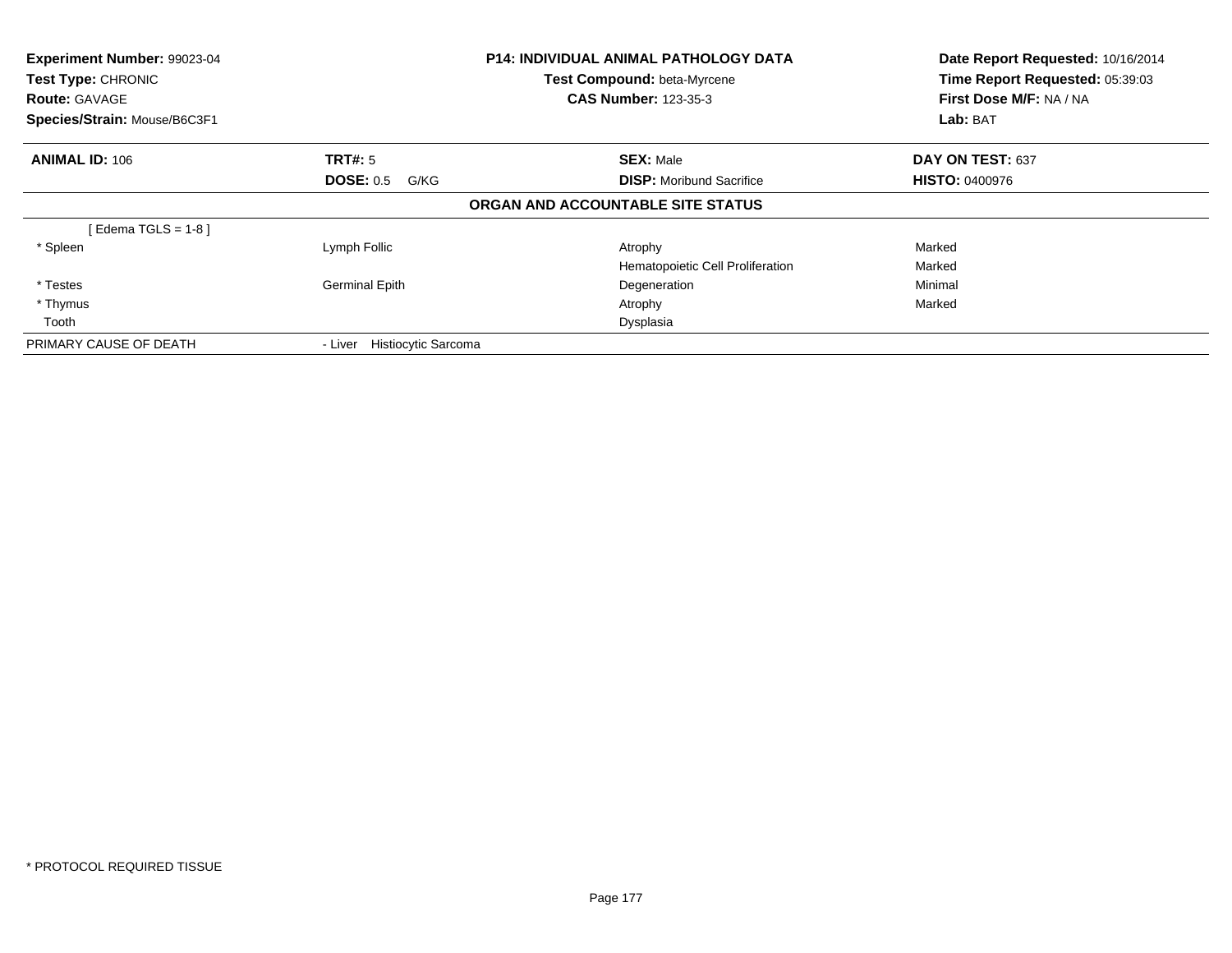**Experiment Number:** 99023-04
**Test Type:** CHRONIC
**Route:** GAVAGE
**Species/Strain:** Mouse/B6C3F1

**P14: INDIVIDUAL ANIMAL PATHOLOGY DATA**
**Test Compound:** beta-Myrcene
**CAS Number:** 123-35-3

**Date Report Requested:** 10/16/2014
**Time Report Requested:** 05:39:03
**First Dose M/F:** NA / NA
**Lab:** BAT

| **ANIMAL ID:** 106 | **TRT#:** 5 | **SEX:** Male | **DAY ON TEST:** 637 |
|---|---|---|---|
| | **DOSE:** 0.5 G/KG | **DISP:** Moribund Sacrifice | **HISTO:** 0400976 |

**ORGAN AND ACCOUNTABLE SITE STATUS**

| | | | |
|---|---|---|---|
| [ Edema TGLS = 1-8 ] | | | |
| * Spleen | Lymph Follic | Atrophy | Marked |
| | | Hematopoietic Cell Proliferation | Marked |
| * Testes | Germinal Epith | Degeneration | Minimal |
| * Thymus | | Atrophy | Marked |
| Tooth | | Dysplasia | |
| PRIMARY CAUSE OF DEATH | - Liver Histiocytic Sarcoma | | |

* PROTOCOL REQUIRED TISSUE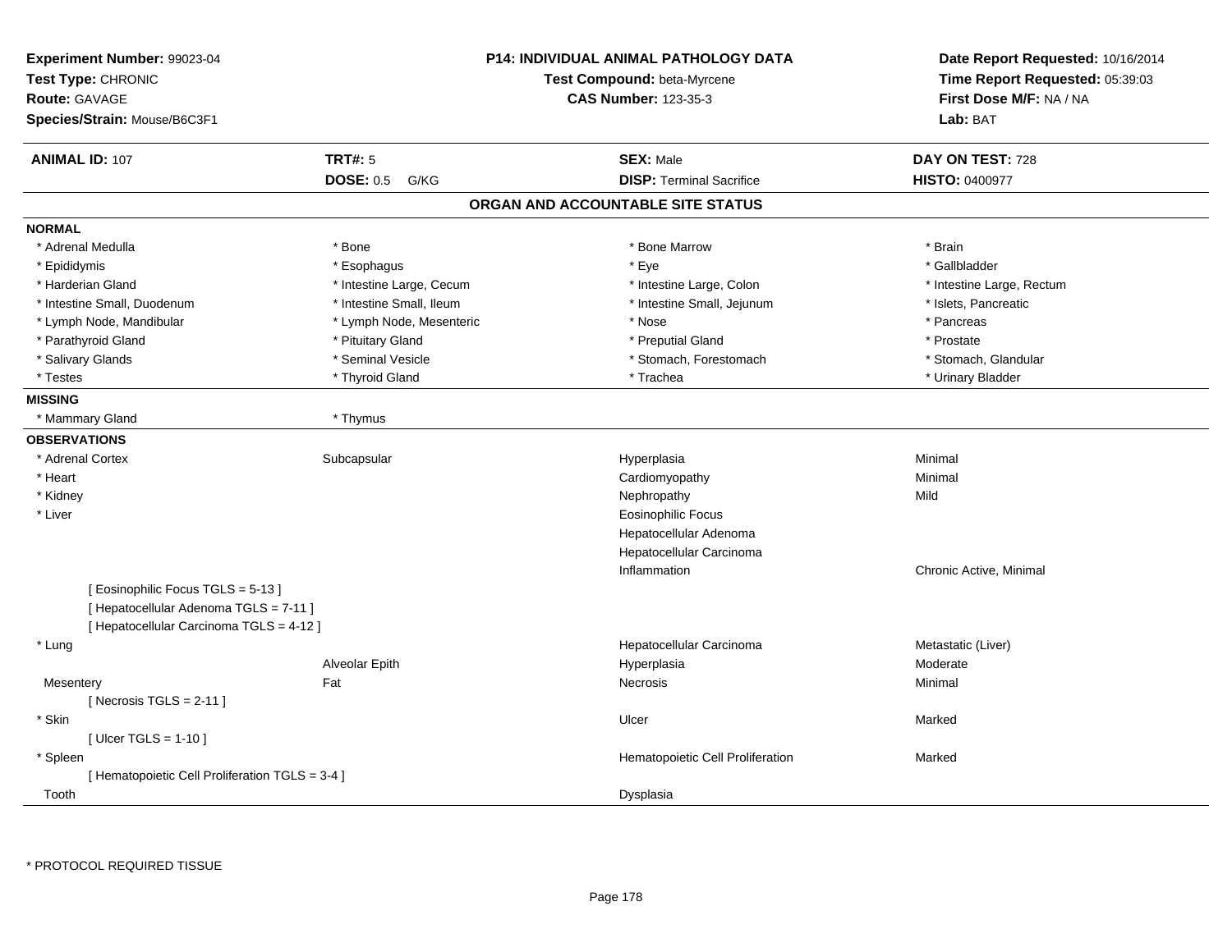**Experiment Number:** 99023-04
**Test Type:** CHRONIC
**Route:** GAVAGE
**Species/Strain:** Mouse/B6C3F1

**P14: INDIVIDUAL ANIMAL PATHOLOGY DATA**
**Test Compound:** beta-Myrcene
**CAS Number:** 123-35-3

**Date Report Requested:** 10/16/2014
**Time Report Requested:** 05:39:03
**First Dose M/F:** NA / NA
**Lab:** BAT

| **ANIMAL ID:** 107 | **TRT#:** 5 | **SEX:** Male | **DAY ON TEST:** 728 |
|---|---|---|---|
| | **DOSE:** 0.5 G/KG | **DISP:** Terminal Sacrifice | **HISTO:** 0400977 |

## ORGAN AND ACCOUNTABLE SITE STATUS

**NORMAL**

| | | | |
|---|---|---|---|
| * Adrenal Medulla | * Bone | * Bone Marrow | * Brain |
| * Epididymis | * Esophagus | * Eye | * Gallbladder |
| * Harderian Gland | * Intestine Large, Cecum | * Intestine Large, Colon | * Intestine Large, Rectum |
| * Intestine Small, Duodenum | * Intestine Small, Ileum | * Intestine Small, Jejunum | * Islets, Pancreatic |
| * Lymph Node, Mandibular | * Lymph Node, Mesenteric | * Nose | * Pancreas |
| * Parathyroid Gland | * Pituitary Gland | * Preputial Gland | * Prostate |
| * Salivary Glands | * Seminal Vesicle | * Stomach, Forestomach | * Stomach, Glandular |
| * Testes | * Thyroid Gland | * Trachea | * Urinary Bladder |

**MISSING**

| | |
|---|---|
| * Mammary Gland | * Thymus |

**OBSERVATIONS**

| | | | |
|---|---|---|---|
| * Adrenal Cortex | Subcapsular | Hyperplasia | Minimal |
| * Heart | | Cardiomyopathy | Minimal |
| * Kidney | | Nephropathy | Mild |
| * Liver | | Eosinophilic Focus | |
| | | Hepatocellular Adenoma | |
| | | Hepatocellular Carcinoma | |
| | | Inflammation | Chronic Active, Minimal |
| [ Eosinophilic Focus TGLS = 5-13 ] | | | |
| [ Hepatocellular Adenoma TGLS = 7-11 ] | | | |
| [ Hepatocellular Carcinoma TGLS = 4-12 ] | | | |
| * Lung | | Hepatocellular Carcinoma | Metastatic (Liver) |
| | Alveolar Epith | Hyperplasia | Moderate |
| Mesentery | Fat | Necrosis | Minimal |
| [ Necrosis TGLS = 2-11 ] | | | |
| * Skin | | Ulcer | Marked |
| [ Ulcer TGLS = 1-10 ] | | | |
| * Spleen | | Hematopoietic Cell Proliferation | Marked |
| [ Hematopoietic Cell Proliferation TGLS = 3-4 ] | | | |
| Tooth | | Dysplasia | |

* PROTOCOL REQUIRED TISSUE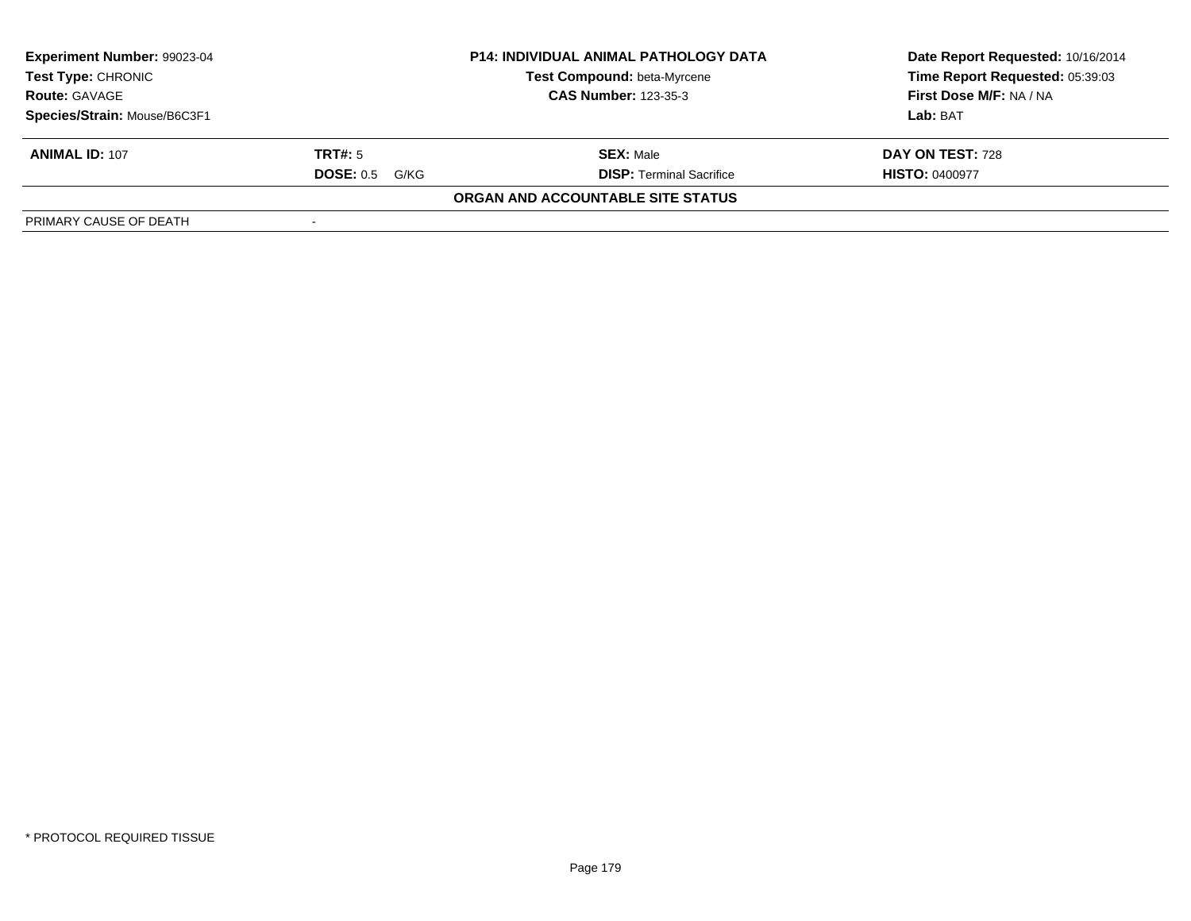| **Experiment Number:** 99023-04 | **P14: INDIVIDUAL ANIMAL PATHOLOGY DATA** | **Date Report Requested:** 10/16/2014 |
|---|---|---|
| **Test Type:** CHRONIC | **Test Compound:** beta-Myrcene | **Time Report Requested:** 05:39:03 |
| **Route:** GAVAGE | **CAS Number:** 123-35-3 | **First Dose M/F:** NA / NA |
| **Species/Strain:** Mouse/B6C3F1 | | **Lab:** BAT |

| **ANIMAL ID:** 107 | **TRT#:** 5 | **SEX:** Male | **DAY ON TEST:** 728 |
|---|---|---|---|
| | **DOSE:** 0.5 G/KG | **DISP:** Terminal Sacrifice | **HISTO:** 0400977 |

**ORGAN AND ACCOUNTABLE SITE STATUS**

| PRIMARY CAUSE OF DEATH | - |
|---|---|

* PROTOCOL REQUIRED TISSUE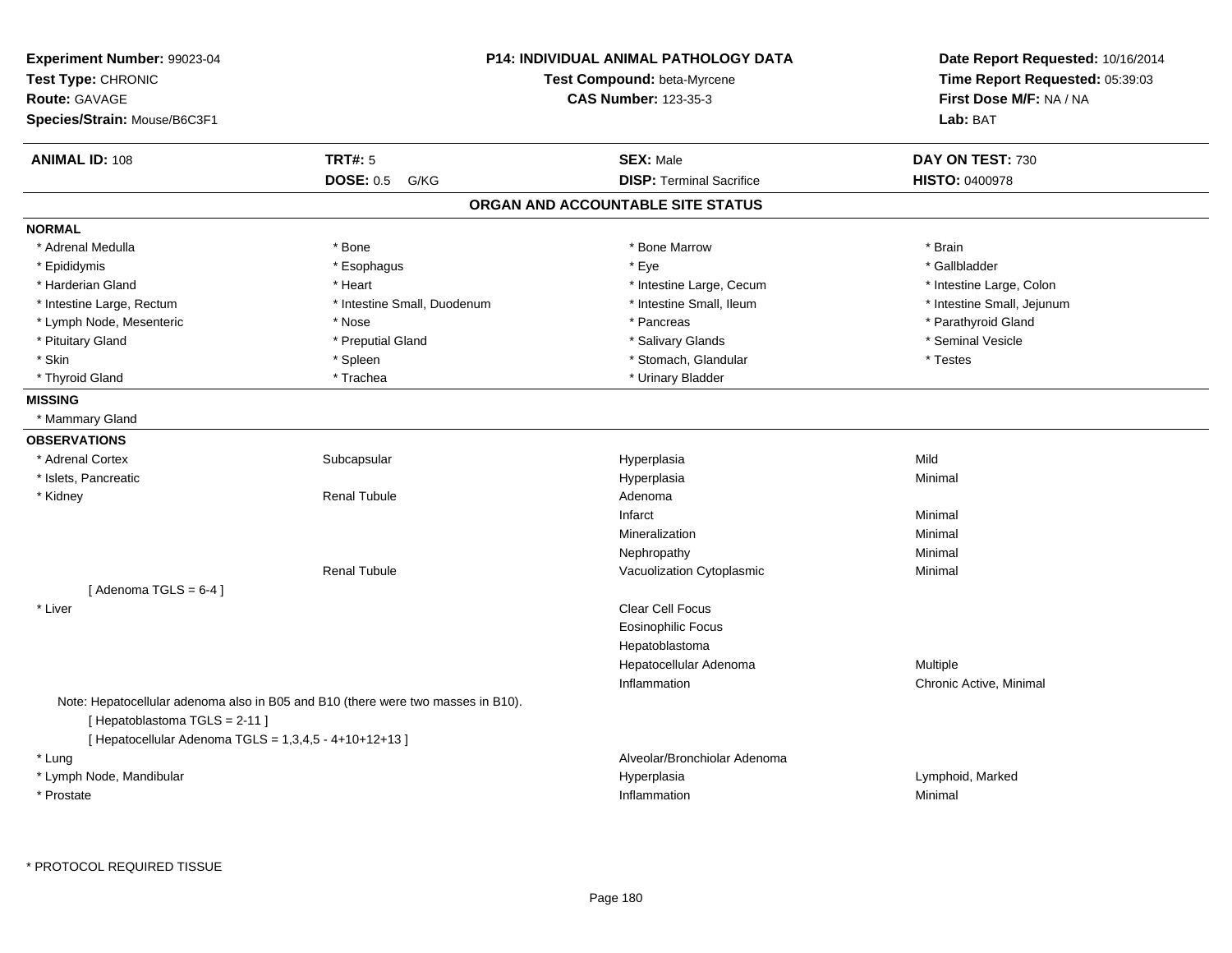**Experiment Number:** 99023-04
**Test Type:** CHRONIC
**Route:** GAVAGE
**Species/Strain:** Mouse/B6C3F1

**P14: INDIVIDUAL ANIMAL PATHOLOGY DATA**
**Test Compound:** beta-Myrcene
**CAS Number:** 123-35-3

**Date Report Requested:** 10/16/2014
**Time Report Requested:** 05:39:03
**First Dose M/F:** NA / NA
**Lab:** BAT

| **ANIMAL ID:** 108 | **TRT#:** 5 | **SEX:** Male | **DAY ON TEST:** 730 |
|---|---|---|---|
| | **DOSE:** 0.5 G/KG | **DISP:** Terminal Sacrifice | **HISTO:** 0400978 |

## ORGAN AND ACCOUNTABLE SITE STATUS

**NORMAL**

| | | | |
|---|---|---|---|
| * Adrenal Medulla | * Bone | * Bone Marrow | * Brain |
| * Epididymis | * Esophagus | * Eye | * Gallbladder |
| * Harderian Gland | * Heart | * Intestine Large, Cecum | * Intestine Large, Colon |
| * Intestine Large, Rectum | * Intestine Small, Duodenum | * Intestine Small, Ileum | * Intestine Small, Jejunum |
| * Lymph Node, Mesenteric | * Nose | * Pancreas | * Parathyroid Gland |
| * Pituitary Gland | * Preputial Gland | * Salivary Glands | * Seminal Vesicle |
| * Skin | * Spleen | * Stomach, Glandular | * Testes |
| * Thyroid Gland | * Trachea | * Urinary Bladder | |

**MISSING**

* Mammary Gland

**OBSERVATIONS**

| | | | |
|---|---|---|---|
| * Adrenal Cortex | Subcapsular | Hyperplasia | Mild |
| * Islets, Pancreatic | | Hyperplasia | Minimal |
| * Kidney | Renal Tubule | Adenoma | |
| | | Infarct | Minimal |
| | | Mineralization | Minimal |
| | | Nephropathy | Minimal |
| | Renal Tubule | Vacuolization Cytoplasmic | Minimal |
| [ Adenoma TGLS = 6-4 ] | | | |
| * Liver | | Clear Cell Focus | |
| | | Eosinophilic Focus | |
| | | Hepatoblastoma | |
| | | Hepatocellular Adenoma | Multiple |
| | | Inflammation | Chronic Active, Minimal |
| Note: Hepatocellular adenoma also in B05 and B10 (there were two masses in B10). | | | |
| [ Hepatoblastoma TGLS = 2-11 ] | | | |
| [ Hepatocellular Adenoma TGLS = 1,3,4,5 - 4+10+12+13 ] | | | |
| * Lung | | Alveolar/Bronchiolar Adenoma | |
| * Lymph Node, Mandibular | | Hyperplasia | Lymphoid, Marked |
| * Prostate | | Inflammation | Minimal |

* PROTOCOL REQUIRED TISSUE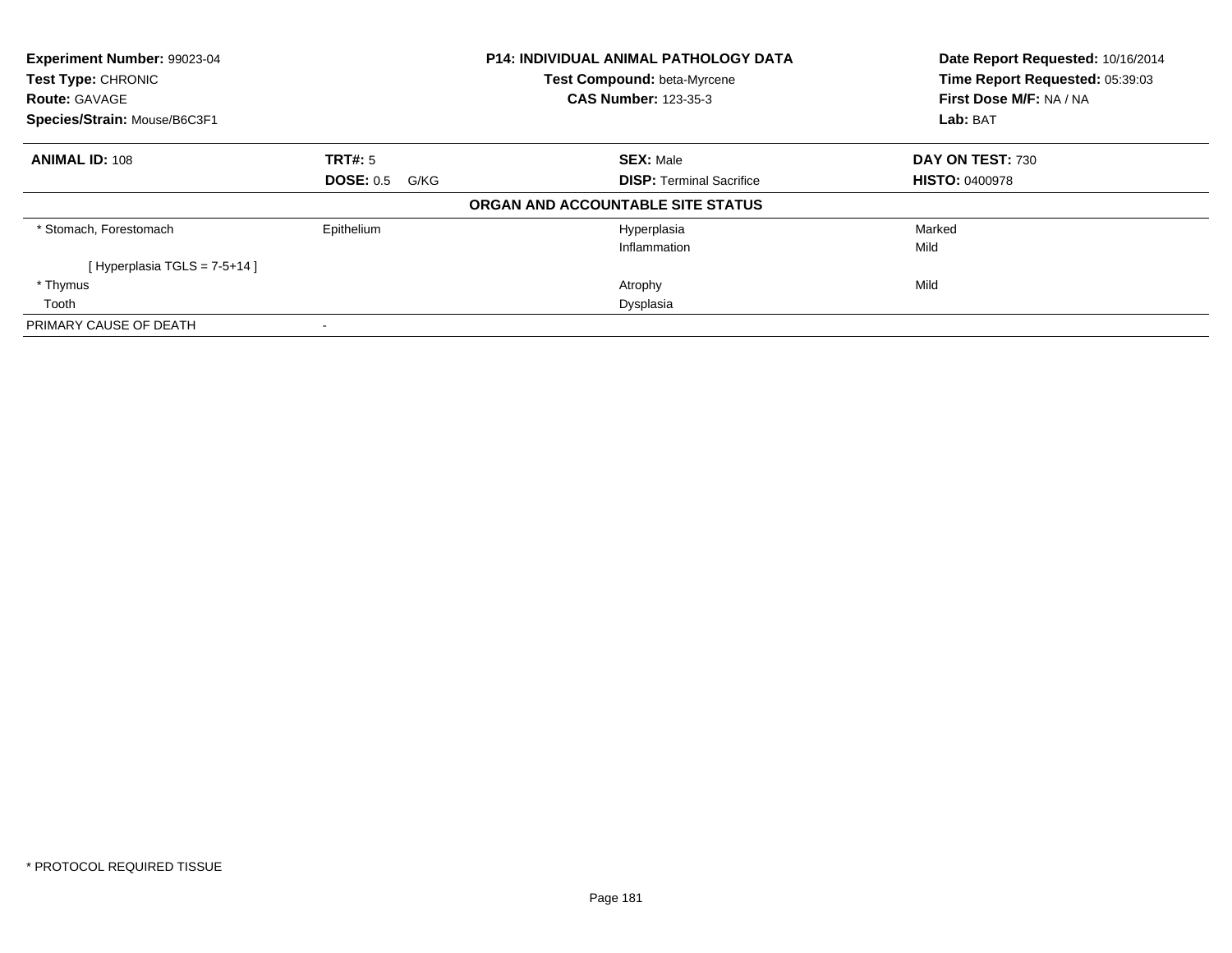| **Experiment Number:** 99023-04 | **P14: INDIVIDUAL ANIMAL PATHOLOGY DATA** | **Date Report Requested:** 10/16/2014 |
|---|---|---|
| **Test Type:** CHRONIC | **Test Compound:** beta-Myrcene | **Time Report Requested:** 05:39:03 |
| **Route:** GAVAGE | **CAS Number:** 123-35-3 | **First Dose M/F:** NA / NA |
| **Species/Strain:** Mouse/B6C3F1 | | **Lab:** BAT |

| **ANIMAL ID:** 108 | **TRT#:** 5 | **SEX:** Male | **DAY ON TEST:** 730 |
|---|---|---|---|
| | **DOSE:** 0.5 G/KG | **DISP:** Terminal Sacrifice | **HISTO:** 0400978 |

**ORGAN AND ACCOUNTABLE SITE STATUS**

| | | | |
|---|---|---|---|
| * Stomach, Forestomach | Epithelium | Hyperplasia | Marked |
| | | Inflammation | Mild |
| [ Hyperplasia TGLS = 7-5+14 ] | | | |
| * Thymus | | Atrophy | Mild |
| Tooth | | Dysplasia | |
| PRIMARY CAUSE OF DEATH | - | | |

* PROTOCOL REQUIRED TISSUE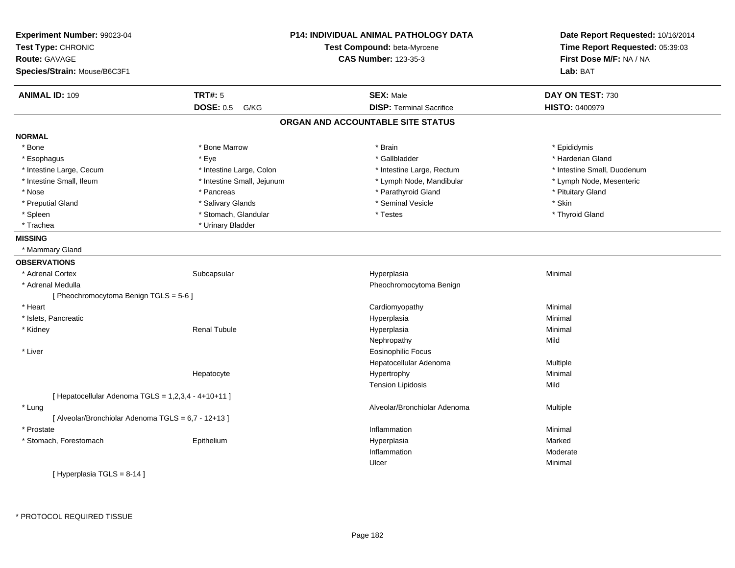**Experiment Number:** 99023-04
**Test Type:** CHRONIC
**Route:** GAVAGE
**Species/Strain:** Mouse/B6C3F1

**P14: INDIVIDUAL ANIMAL PATHOLOGY DATA**
**Test Compound:** beta-Myrcene
**CAS Number:** 123-35-3

**Date Report Requested:** 10/16/2014
**Time Report Requested:** 05:39:03
**First Dose M/F:** NA / NA
**Lab:** BAT

| **ANIMAL ID:** 109 | **TRT#:** 5 | **SEX:** Male | **DAY ON TEST:** 730 |
|---|---|---|---|
| | **DOSE:** 0.5 G/KG | **DISP:** Terminal Sacrifice | **HISTO:** 0400979 |

## ORGAN AND ACCOUNTABLE SITE STATUS

**NORMAL**

| | | | |
|---|---|---|---|
| * Bone | * Bone Marrow | * Brain | * Epididymis |
| * Esophagus | * Eye | * Gallbladder | * Harderian Gland |
| * Intestine Large, Cecum | * Intestine Large, Colon | * Intestine Large, Rectum | * Intestine Small, Duodenum |
| * Intestine Small, Ileum | * Intestine Small, Jejunum | * Lymph Node, Mandibular | * Lymph Node, Mesenteric |
| * Nose | * Pancreas | * Parathyroid Gland | * Pituitary Gland |
| * Preputial Gland | * Salivary Glands | * Seminal Vesicle | * Skin |
| * Spleen | * Stomach, Glandular | * Testes | * Thyroid Gland |
| * Trachea | * Urinary Bladder | | |

**MISSING**

* Mammary Gland

**OBSERVATIONS**

| | | | |
|---|---|---|---|
| * Adrenal Cortex | Subcapsular | Hyperplasia | Minimal |
| * Adrenal Medulla | | Pheochromocytoma Benign | |
| [ Pheochromocytoma Benign TGLS = 5-6 ] | | | |
| * Heart | | Cardiomyopathy | Minimal |
| * Islets, Pancreatic | | Hyperplasia | Minimal |
| * Kidney | Renal Tubule | Hyperplasia | Minimal |
| | | Nephropathy | Mild |
| * Liver | | Eosinophilic Focus | |
| | | Hepatocellular Adenoma | Multiple |
| | Hepatocyte | Hypertrophy | Minimal |
| | | Tension Lipidosis | Mild |
| [ Hepatocellular Adenoma TGLS = 1,2,3,4 - 4+10+11 ] | | | |
| * Lung | | Alveolar/Bronchiolar Adenoma | Multiple |
| [ Alveolar/Bronchiolar Adenoma TGLS = 6,7 - 12+13 ] | | | |
| * Prostate | | Inflammation | Minimal |
| * Stomach, Forestomach | Epithelium | Hyperplasia | Marked |
| | | Inflammation | Moderate |
| | | Ulcer | Minimal |
| [ Hyperplasia TGLS = 8-14 ] | | | |

* PROTOCOL REQUIRED TISSUE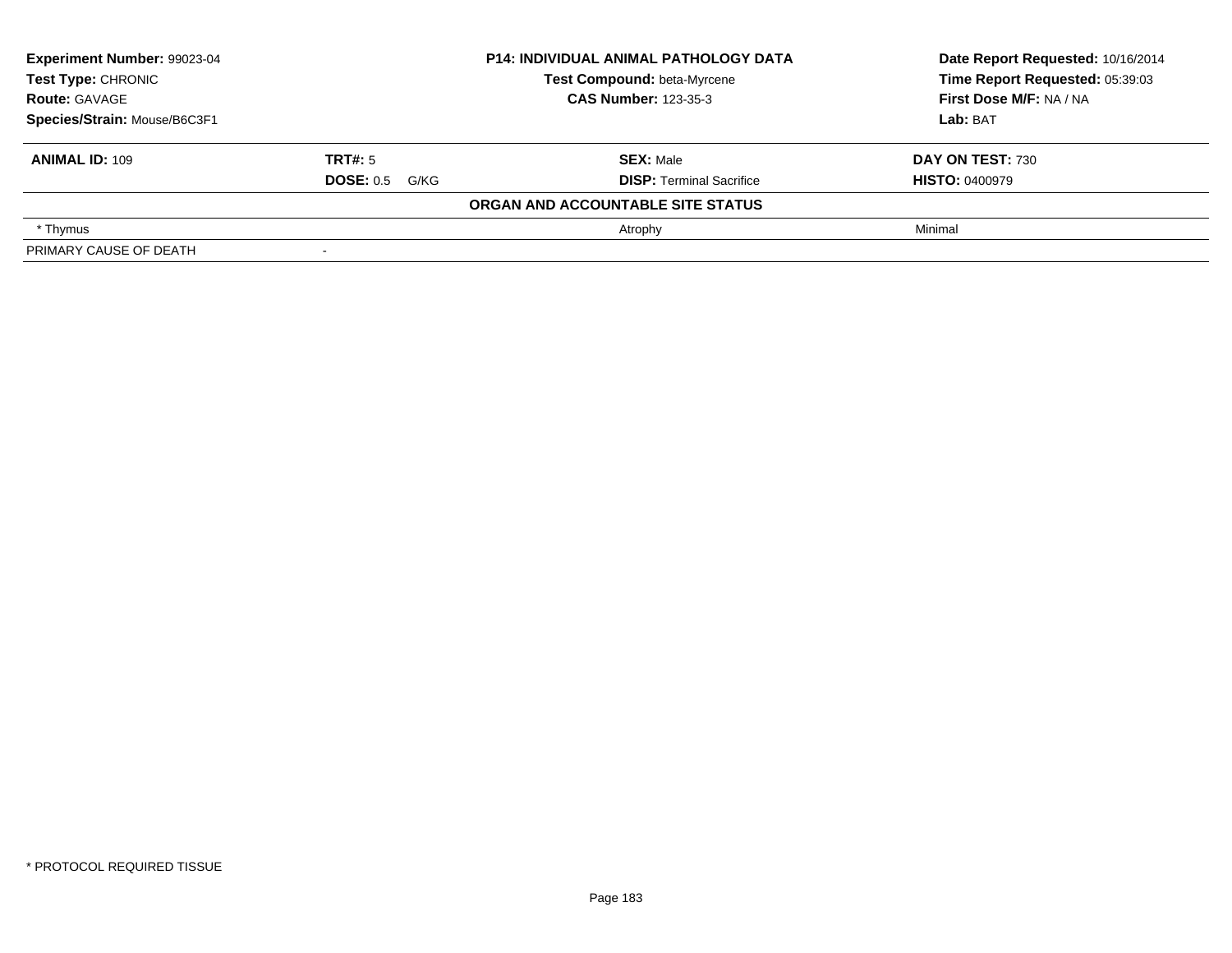| **Experiment Number:** 99023-04 | **P14: INDIVIDUAL ANIMAL PATHOLOGY DATA** | **Date Report Requested:** 10/16/2014 |
|---|---|---|
| **Test Type:** CHRONIC | **Test Compound:** beta-Myrcene | **Time Report Requested:** 05:39:03 |
| **Route:** GAVAGE | **CAS Number:** 123-35-3 | **First Dose M/F:** NA / NA |
| **Species/Strain:** Mouse/B6C3F1 | | **Lab:** BAT |

| **ANIMAL ID:** 109 | **TRT#:** 5 | **SEX:** Male | **DAY ON TEST:** 730 |
|---|---|---|---|
| | **DOSE:** 0.5 G/KG | **DISP:** Terminal Sacrifice | **HISTO:** 0400979 |

**ORGAN AND ACCOUNTABLE SITE STATUS**

| | | | |
|---|---|---|---|
| * Thymus | | Atrophy | Minimal |
| PRIMARY CAUSE OF DEATH | - | | |

* PROTOCOL REQUIRED TISSUE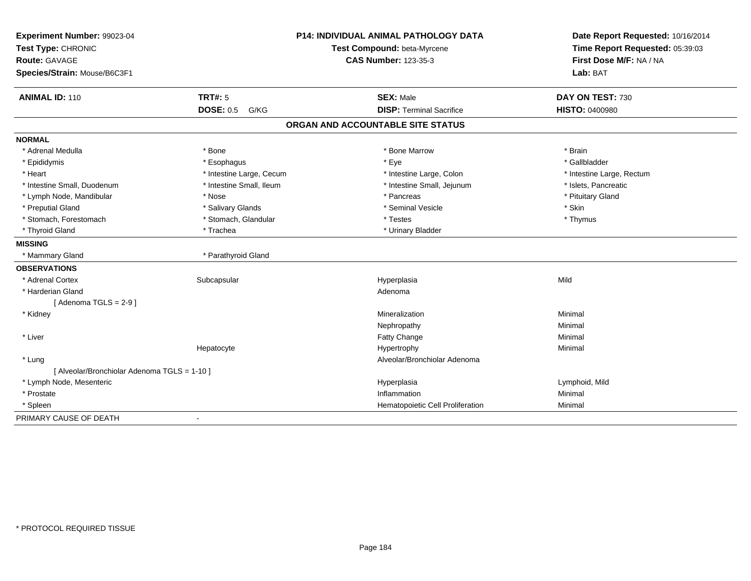**Experiment Number:** 99023-04
**Test Type:** CHRONIC
**Route:** GAVAGE
**Species/Strain:** Mouse/B6C3F1

**P14: INDIVIDUAL ANIMAL PATHOLOGY DATA**
**Test Compound:** beta-Myrcene
**CAS Number:** 123-35-3

**Date Report Requested:** 10/16/2014
**Time Report Requested:** 05:39:03
**First Dose M/F:** NA / NA
**Lab:** BAT

| **ANIMAL ID:** 110 | **TRT#:** 5 | **SEX:** Male | **DAY ON TEST:** 730 |
|---|---|---|---|
| | **DOSE:** 0.5 G/KG | **DISP:** Terminal Sacrifice | **HISTO:** 0400980 |

## ORGAN AND ACCOUNTABLE SITE STATUS

**NORMAL**

| | | | |
|---|---|---|---|
| * Adrenal Medulla | * Bone | * Bone Marrow | * Brain |
| * Epididymis | * Esophagus | * Eye | * Gallbladder |
| * Heart | * Intestine Large, Cecum | * Intestine Large, Colon | * Intestine Large, Rectum |
| * Intestine Small, Duodenum | * Intestine Small, Ileum | * Intestine Small, Jejunum | * Islets, Pancreatic |
| * Lymph Node, Mandibular | * Nose | * Pancreas | * Pituitary Gland |
| * Preputial Gland | * Salivary Glands | * Seminal Vesicle | * Skin |
| * Stomach, Forestomach | * Stomach, Glandular | * Testes | * Thymus |
| * Thyroid Gland | * Trachea | * Urinary Bladder | |

**MISSING**

| | |
|---|---|
| * Mammary Gland | * Parathyroid Gland |

**OBSERVATIONS**

| | | | |
|---|---|---|---|
| * Adrenal Cortex | Subcapsular | Hyperplasia | Mild |
| * Harderian Gland | | Adenoma | |
| [ Adenoma TGLS = 2-9 ] | | | |
| * Kidney | | Mineralization | Minimal |
| | | Nephropathy | Minimal |
| * Liver | | Fatty Change | Minimal |
| | Hepatocyte | Hypertrophy | Minimal |
| * Lung | | Alveolar/Bronchiolar Adenoma | |
| [ Alveolar/Bronchiolar Adenoma TGLS = 1-10 ] | | | |
| * Lymph Node, Mesenteric | | Hyperplasia | Lymphoid, Mild |
| * Prostate | | Inflammation | Minimal |
| * Spleen | | Hematopoietic Cell Proliferation | Minimal |

PRIMARY CAUSE OF DEATH -

* PROTOCOL REQUIRED TISSUE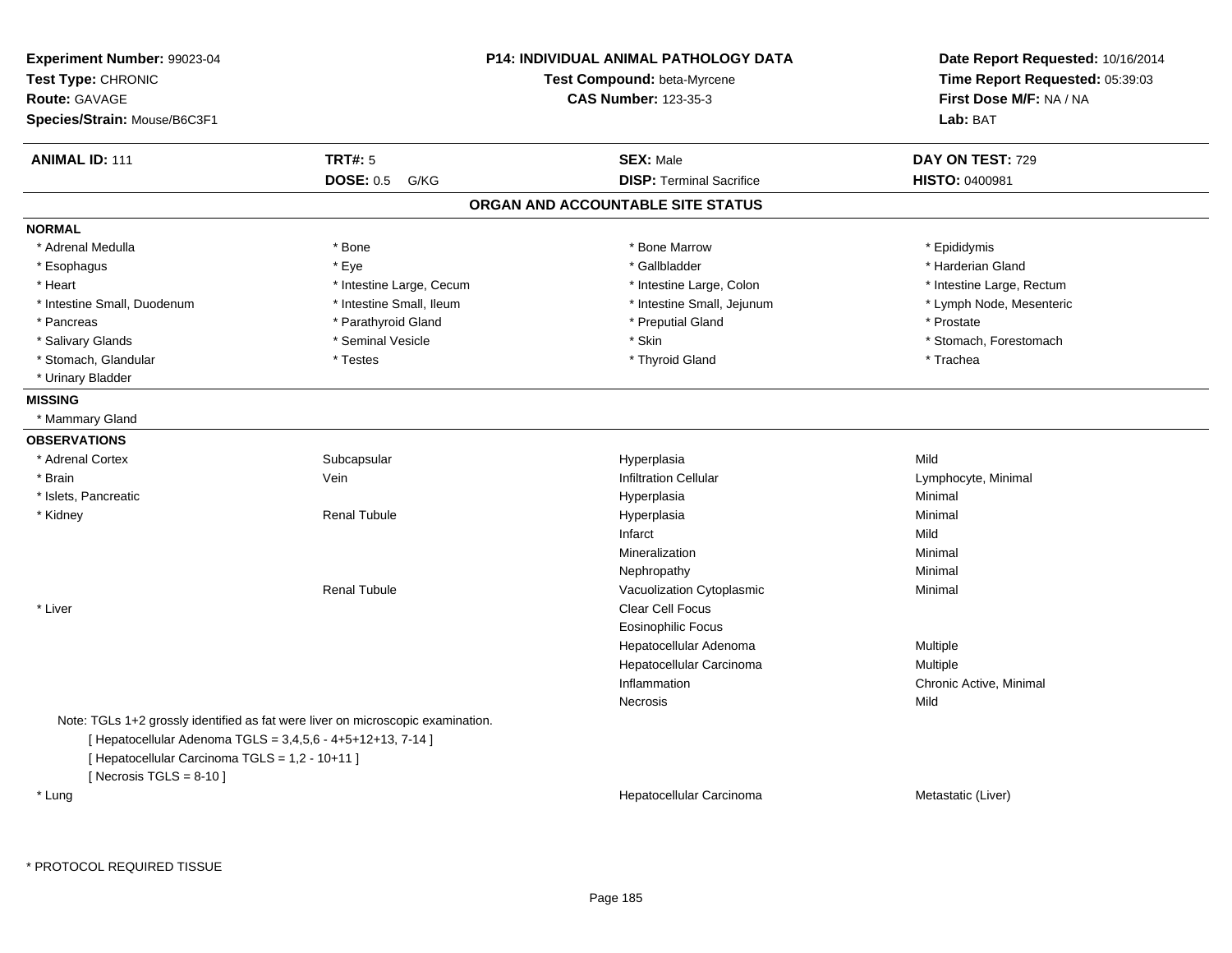**Experiment Number:** 99023-04
**Test Type:** CHRONIC
**Route:** GAVAGE
**Species/Strain:** Mouse/B6C3F1

**P14: INDIVIDUAL ANIMAL PATHOLOGY DATA**
**Test Compound:** beta-Myrcene
**CAS Number:** 123-35-3

**Date Report Requested:** 10/16/2014
**Time Report Requested:** 05:39:03
**First Dose M/F:** NA / NA
**Lab:** BAT

| **ANIMAL ID:** 111 | **TRT#:** 5 | **SEX:** Male | **DAY ON TEST:** 729 |
|---|---|---|---|
| | **DOSE:** 0.5 G/KG | **DISP:** Terminal Sacrifice | **HISTO:** 0400981 |

## ORGAN AND ACCOUNTABLE SITE STATUS

**NORMAL**

| | | | |
|---|---|---|---|
| * Adrenal Medulla | * Bone | * Bone Marrow | * Epididymis |
| * Esophagus | * Eye | * Gallbladder | * Harderian Gland |
| * Heart | * Intestine Large, Cecum | * Intestine Large, Colon | * Intestine Large, Rectum |
| * Intestine Small, Duodenum | * Intestine Small, Ileum | * Intestine Small, Jejunum | * Lymph Node, Mesenteric |
| * Pancreas | * Parathyroid Gland | * Preputial Gland | * Prostate |
| * Salivary Glands | * Seminal Vesicle | * Skin | * Stomach, Forestomach |
| * Stomach, Glandular | * Testes | * Thyroid Gland | * Trachea |
| * Urinary Bladder | | | |

**MISSING**

* Mammary Gland

**OBSERVATIONS**

| | | | |
|---|---|---|---|
| * Adrenal Cortex | Subcapsular | Hyperplasia | Mild |
| * Brain | Vein | Infiltration Cellular | Lymphocyte, Minimal |
| * Islets, Pancreatic | | Hyperplasia | Minimal |
| * Kidney | Renal Tubule | Hyperplasia | Minimal |
| | | Infarct | Mild |
| | | Mineralization | Minimal |
| | | Nephropathy | Minimal |
| | Renal Tubule | Vacuolization Cytoplasmic | Minimal |
| * Liver | | Clear Cell Focus | |
| | | Eosinophilic Focus | |
| | | Hepatocellular Adenoma | Multiple |
| | | Hepatocellular Carcinoma | Multiple |
| | | Inflammation | Chronic Active, Minimal |
| | | Necrosis | Mild |

Note: TGLs 1+2 grossly identified as fat were liver on microscopic examination.
[ Hepatocellular Adenoma TGLS = 3,4,5,6 - 4+5+12+13, 7-14 ]
[ Hepatocellular Carcinoma TGLS = 1,2 - 10+11 ]
[ Necrosis TGLS = 8-10 ]

| | | | |
|---|---|---|---|
| * Lung | | Hepatocellular Carcinoma | Metastatic (Liver) |

* PROTOCOL REQUIRED TISSUE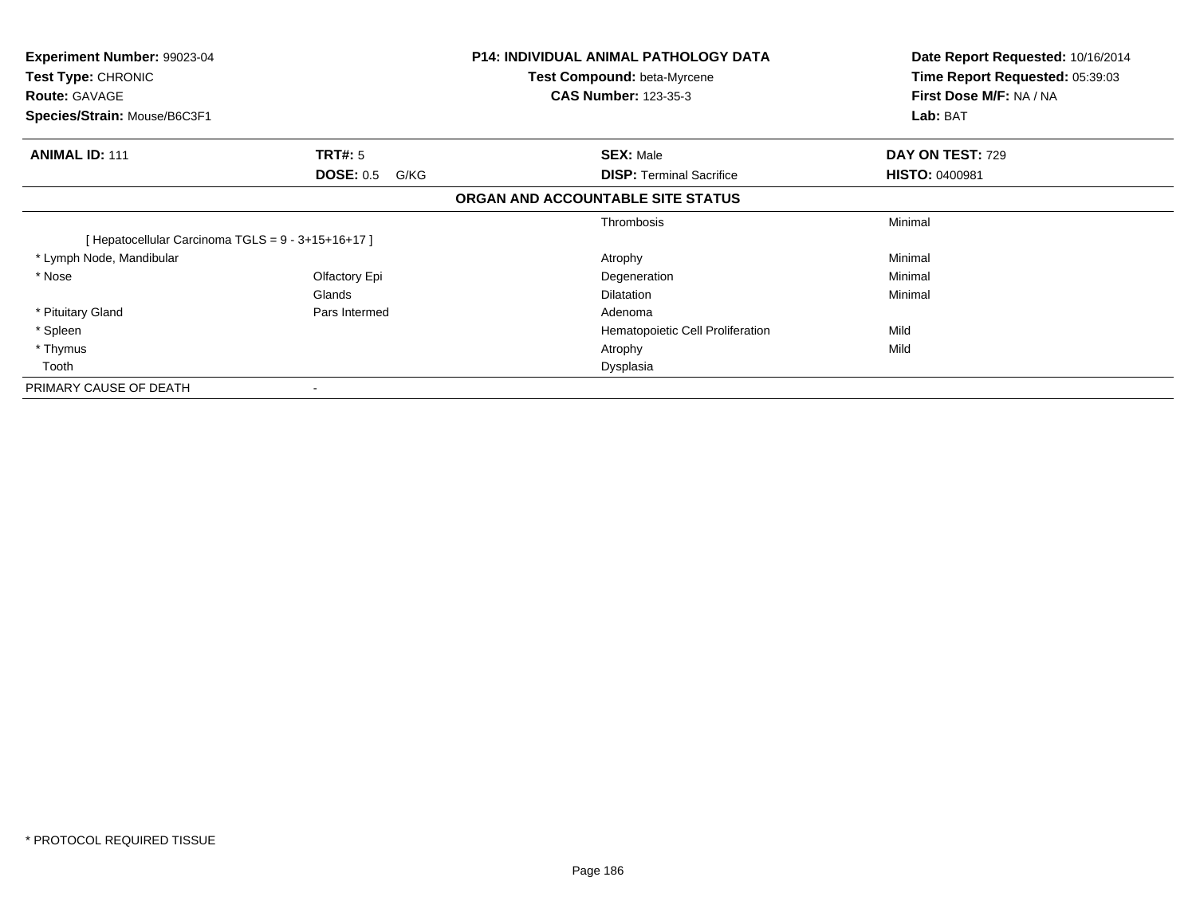**Experiment Number:** 99023-04
**Test Type:** CHRONIC
**Route:** GAVAGE
**Species/Strain:** Mouse/B6C3F1

**P14: INDIVIDUAL ANIMAL PATHOLOGY DATA**
**Test Compound:** beta-Myrcene
**CAS Number:** 123-35-3

**Date Report Requested:** 10/16/2014
**Time Report Requested:** 05:39:03
**First Dose M/F:** NA / NA
**Lab:** BAT

| **ANIMAL ID:** 111 | **TRT#:** 5 | **SEX:** Male | **DAY ON TEST:** 729 |
|---|---|---|---|
| | **DOSE:** 0.5 G/KG | **DISP:** Terminal Sacrifice | **HISTO:** 0400981 |

**ORGAN AND ACCOUNTABLE SITE STATUS**

| | | | |
|---|---|---|---|
| | | Thrombosis | Minimal |
| [ Hepatocellular Carcinoma TGLS = 9 - 3+15+16+17 ] | | | |
| * Lymph Node, Mandibular | | Atrophy | Minimal |
| * Nose | Olfactory Epi | Degeneration | Minimal |
| | Glands | Dilatation | Minimal |
| * Pituitary Gland | Pars Intermed | Adenoma | |
| * Spleen | | Hematopoietic Cell Proliferation | Mild |
| * Thymus | | Atrophy | Mild |
| Tooth | | Dysplasia | |
| PRIMARY CAUSE OF DEATH | - | | |

* PROTOCOL REQUIRED TISSUE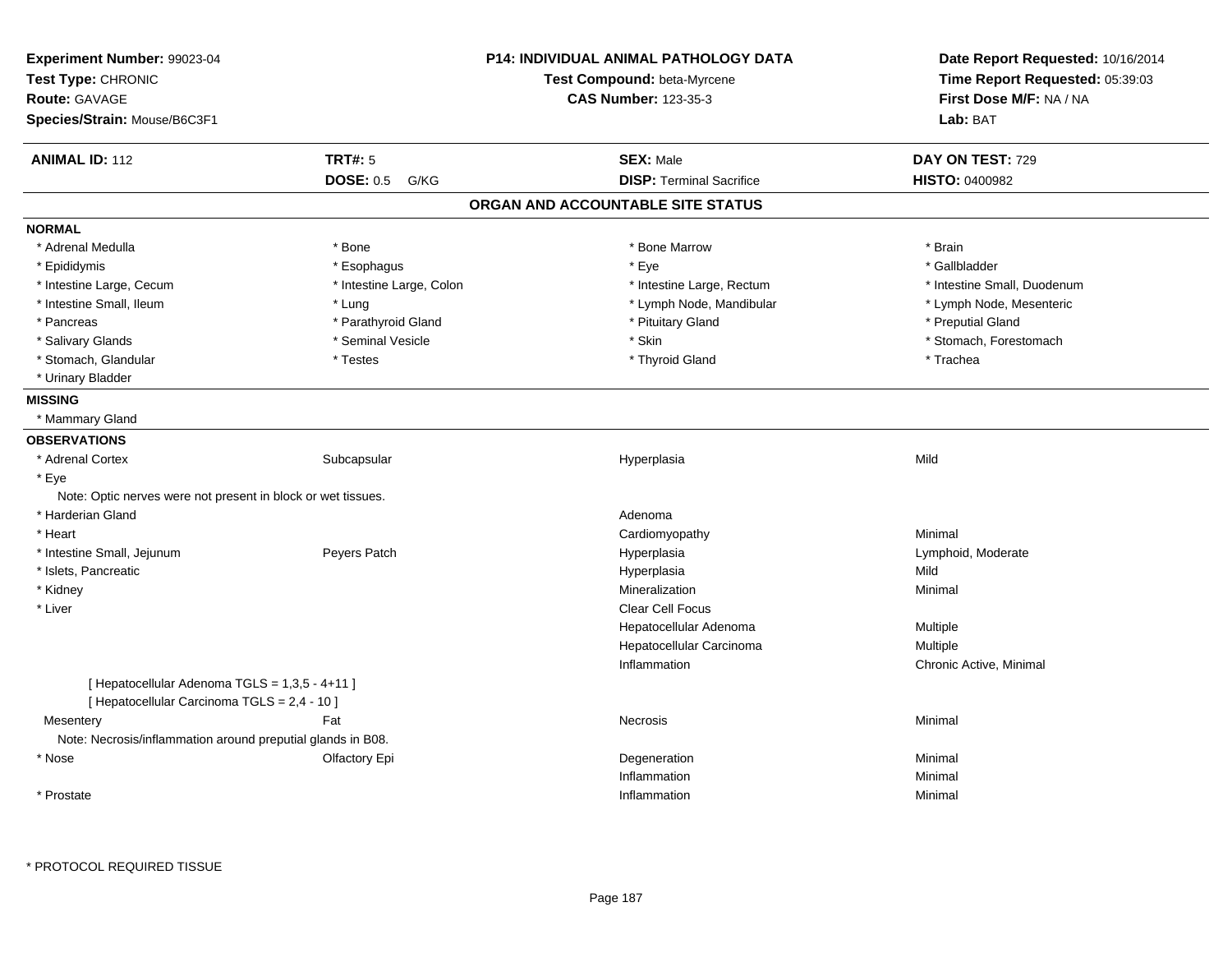**Experiment Number:** 99023-04
**Test Type:** CHRONIC
**Route:** GAVAGE
**Species/Strain:** Mouse/B6C3F1

**P14: INDIVIDUAL ANIMAL PATHOLOGY DATA**
**Test Compound:** beta-Myrcene
**CAS Number:** 123-35-3

**Date Report Requested:** 10/16/2014
**Time Report Requested:** 05:39:03
**First Dose M/F:** NA / NA
**Lab:** BAT

| **ANIMAL ID:** 112 | **TRT#:** 5 | **SEX:** Male | **DAY ON TEST:** 729 |
|---|---|---|---|
| | **DOSE:** 0.5 G/KG | **DISP:** Terminal Sacrifice | **HISTO:** 0400982 |

## ORGAN AND ACCOUNTABLE SITE STATUS

**NORMAL**

| | | | |
|---|---|---|---|
| * Adrenal Medulla | * Bone | * Bone Marrow | * Brain |
| * Epididymis | * Esophagus | * Eye | * Gallbladder |
| * Intestine Large, Cecum | * Intestine Large, Colon | * Intestine Large, Rectum | * Intestine Small, Duodenum |
| * Intestine Small, Ileum | * Lung | * Lymph Node, Mandibular | * Lymph Node, Mesenteric |
| * Pancreas | * Parathyroid Gland | * Pituitary Gland | * Preputial Gland |
| * Salivary Glands | * Seminal Vesicle | * Skin | * Stomach, Forestomach |
| * Stomach, Glandular | * Testes | * Thyroid Gland | * Trachea |
| * Urinary Bladder | | | |

**MISSING**

* Mammary Gland

**OBSERVATIONS**

| | | | |
|---|---|---|---|
| * Adrenal Cortex | Subcapsular | Hyperplasia | Mild |
| * Eye | | | |
| Note: Optic nerves were not present in block or wet tissues. | | | |
| * Harderian Gland | | Adenoma | |
| * Heart | | Cardiomyopathy | Minimal |
| * Intestine Small, Jejunum | Peyers Patch | Hyperplasia | Lymphoid, Moderate |
| * Islets, Pancreatic | | Hyperplasia | Mild |
| * Kidney | | Mineralization | Minimal |
| * Liver | | Clear Cell Focus | |
| | | Hepatocellular Adenoma | Multiple |
| | | Hepatocellular Carcinoma | Multiple |
| | | Inflammation | Chronic Active, Minimal |
| [ Hepatocellular Adenoma TGLS = 1,3,5 - 4+11 ] | | | |
| [ Hepatocellular Carcinoma TGLS = 2,4 - 10 ] | | | |
| Mesentery | Fat | Necrosis | Minimal |
| Note: Necrosis/inflammation around preputial glands in B08. | | | |
| * Nose | Olfactory Epi | Degeneration | Minimal |
| | | Inflammation | Minimal |
| * Prostate | | Inflammation | Minimal |

* PROTOCOL REQUIRED TISSUE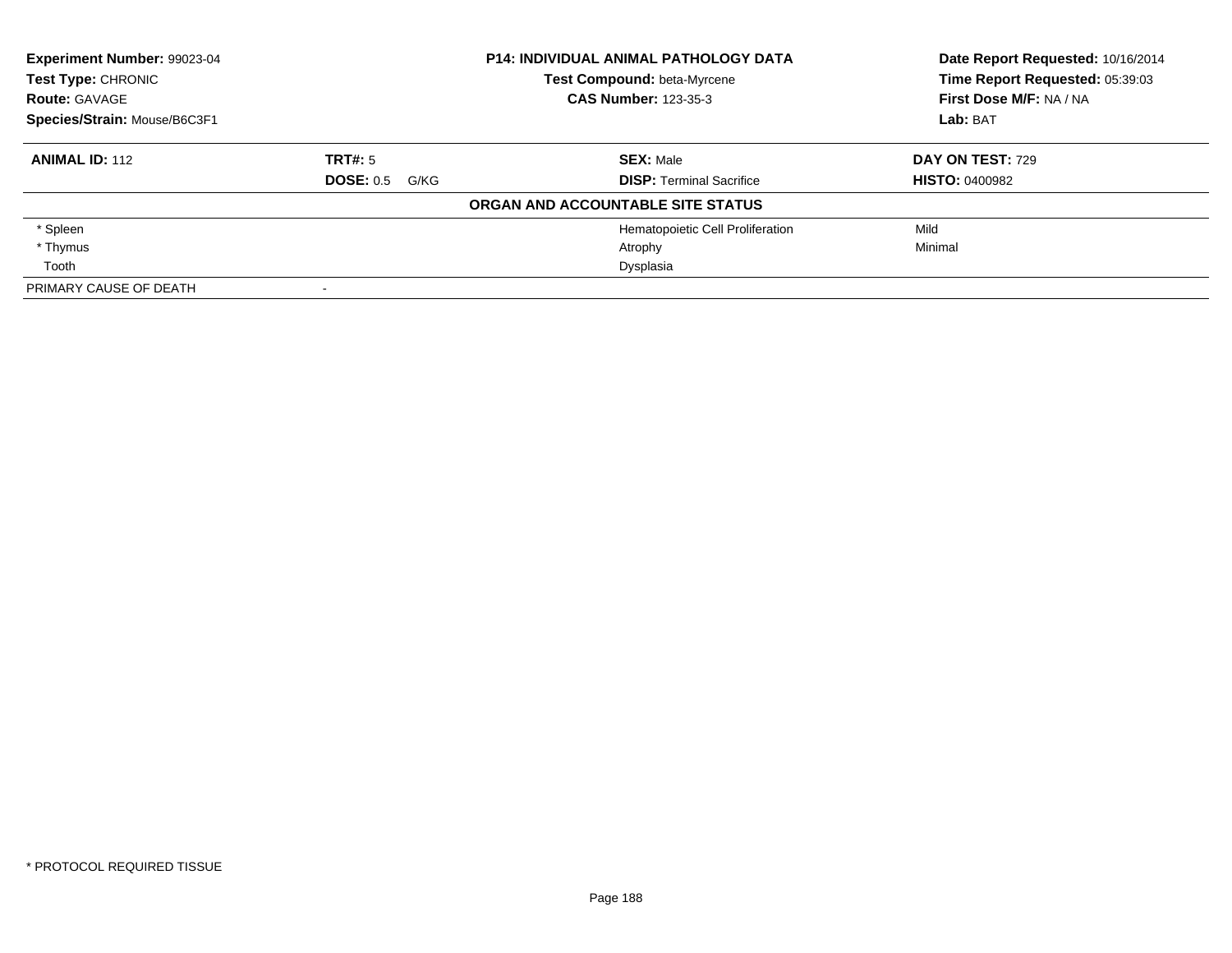**Experiment Number:** 99023-04
**Test Type:** CHRONIC
**Route:** GAVAGE
**Species/Strain:** Mouse/B6C3F1

**P14: INDIVIDUAL ANIMAL PATHOLOGY DATA**
**Test Compound:** beta-Myrcene
**CAS Number:** 123-35-3

**Date Report Requested:** 10/16/2014
**Time Report Requested:** 05:39:03
**First Dose M/F:** NA / NA
**Lab:** BAT

| **ANIMAL ID:** 112 | **TRT#:** 5 | **SEX:** Male | **DAY ON TEST:** 729 |
|---|---|---|---|
| | **DOSE:** 0.5 G/KG | **DISP:** Terminal Sacrifice | **HISTO:** 0400982 |

**ORGAN AND ACCOUNTABLE SITE STATUS**

| Organ | | Finding | Severity |
|---|---|---|---|
| * Spleen | | Hematopoietic Cell Proliferation | Mild |
| * Thymus | | Atrophy | Minimal |
| Tooth | | Dysplasia | |
| PRIMARY CAUSE OF DEATH | - | | |

* PROTOCOL REQUIRED TISSUE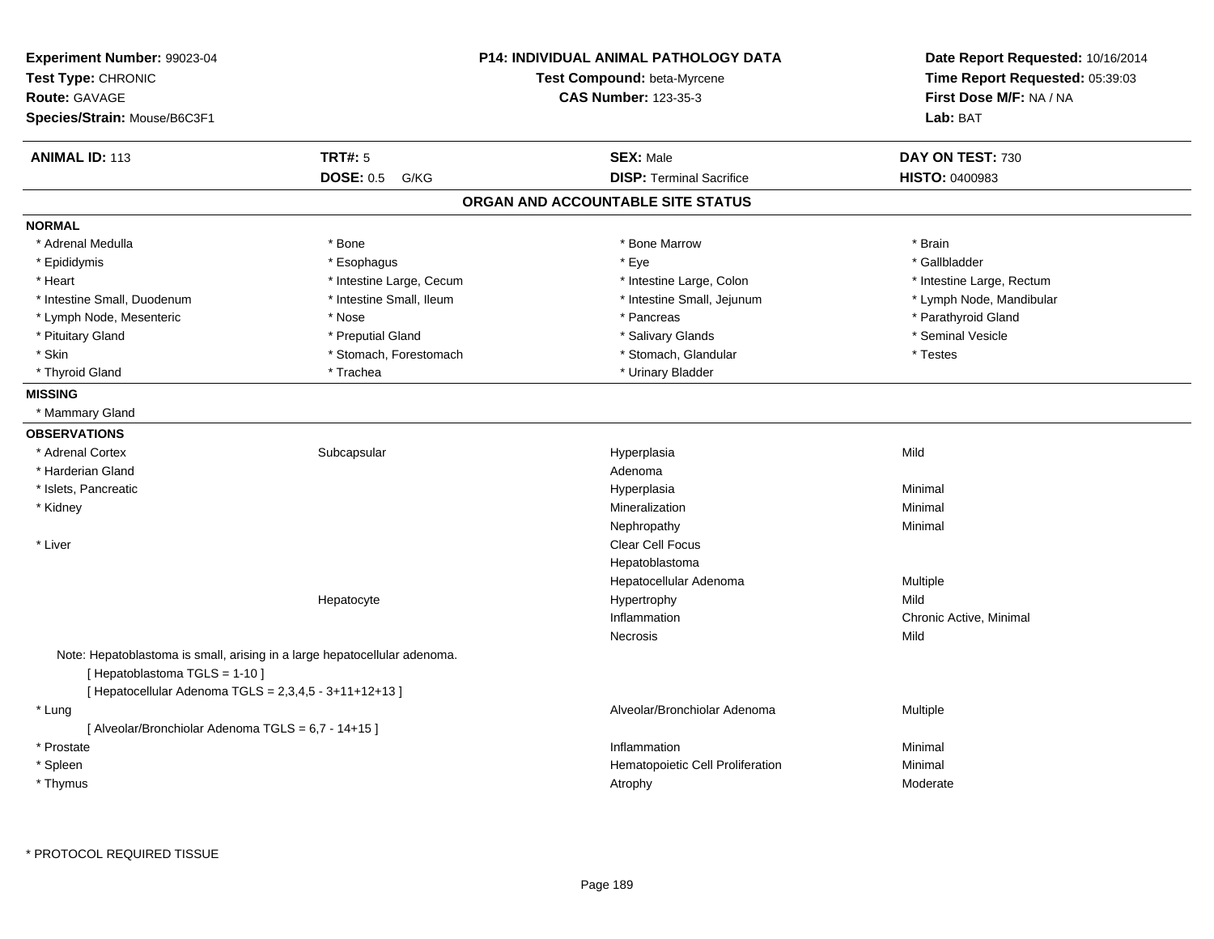**Experiment Number:** 99023-04
**Test Type:** CHRONIC
**Route:** GAVAGE
**Species/Strain:** Mouse/B6C3F1

**P14: INDIVIDUAL ANIMAL PATHOLOGY DATA**
**Test Compound:** beta-Myrcene
**CAS Number:** 123-35-3

**Date Report Requested:** 10/16/2014
**Time Report Requested:** 05:39:03
**First Dose M/F:** NA / NA
**Lab:** BAT

| **ANIMAL ID:** 113 | **TRT#:** 5 | **SEX:** Male | **DAY ON TEST:** 730 |
|---|---|---|---|
| | **DOSE:** 0.5 G/KG | **DISP:** Terminal Sacrifice | **HISTO:** 0400983 |

## ORGAN AND ACCOUNTABLE SITE STATUS

**NORMAL**

| | | | |
|---|---|---|---|
| * Adrenal Medulla | * Bone | * Bone Marrow | * Brain |
| * Epididymis | * Esophagus | * Eye | * Gallbladder |
| * Heart | * Intestine Large, Cecum | * Intestine Large, Colon | * Intestine Large, Rectum |
| * Intestine Small, Duodenum | * Intestine Small, Ileum | * Intestine Small, Jejunum | * Lymph Node, Mandibular |
| * Lymph Node, Mesenteric | * Nose | * Pancreas | * Parathyroid Gland |
| * Pituitary Gland | * Preputial Gland | * Salivary Glands | * Seminal Vesicle |
| * Skin | * Stomach, Forestomach | * Stomach, Glandular | * Testes |
| * Thyroid Gland | * Trachea | * Urinary Bladder | |

**MISSING**

* Mammary Gland

**OBSERVATIONS**

| | | | |
|---|---|---|---|
| * Adrenal Cortex | Subcapsular | Hyperplasia | Mild |
| * Harderian Gland | | Adenoma | |
| * Islets, Pancreatic | | Hyperplasia | Minimal |
| * Kidney | | Mineralization | Minimal |
| | | Nephropathy | Minimal |
| * Liver | | Clear Cell Focus | |
| | | Hepatoblastoma | |
| | | Hepatocellular Adenoma | Multiple |
| | Hepatocyte | Hypertrophy | Mild |
| | | Inflammation | Chronic Active, Minimal |
| | | Necrosis | Mild |

Note: Hepatoblastoma is small, arising in a large hepatocellular adenoma.
[ Hepatoblastoma TGLS = 1-10 ]
[ Hepatocellular Adenoma TGLS = 2,3,4,5 - 3+11+12+13 ]

| | | | |
|---|---|---|---|
| * Lung | | Alveolar/Bronchiolar Adenoma | Multiple |

[ Alveolar/Bronchiolar Adenoma TGLS = 6,7 - 14+15 ]

| | | | |
|---|---|---|---|
| * Prostate | | Inflammation | Minimal |
| * Spleen | | Hematopoietic Cell Proliferation | Minimal |
| * Thymus | | Atrophy | Moderate |

\* PROTOCOL REQUIRED TISSUE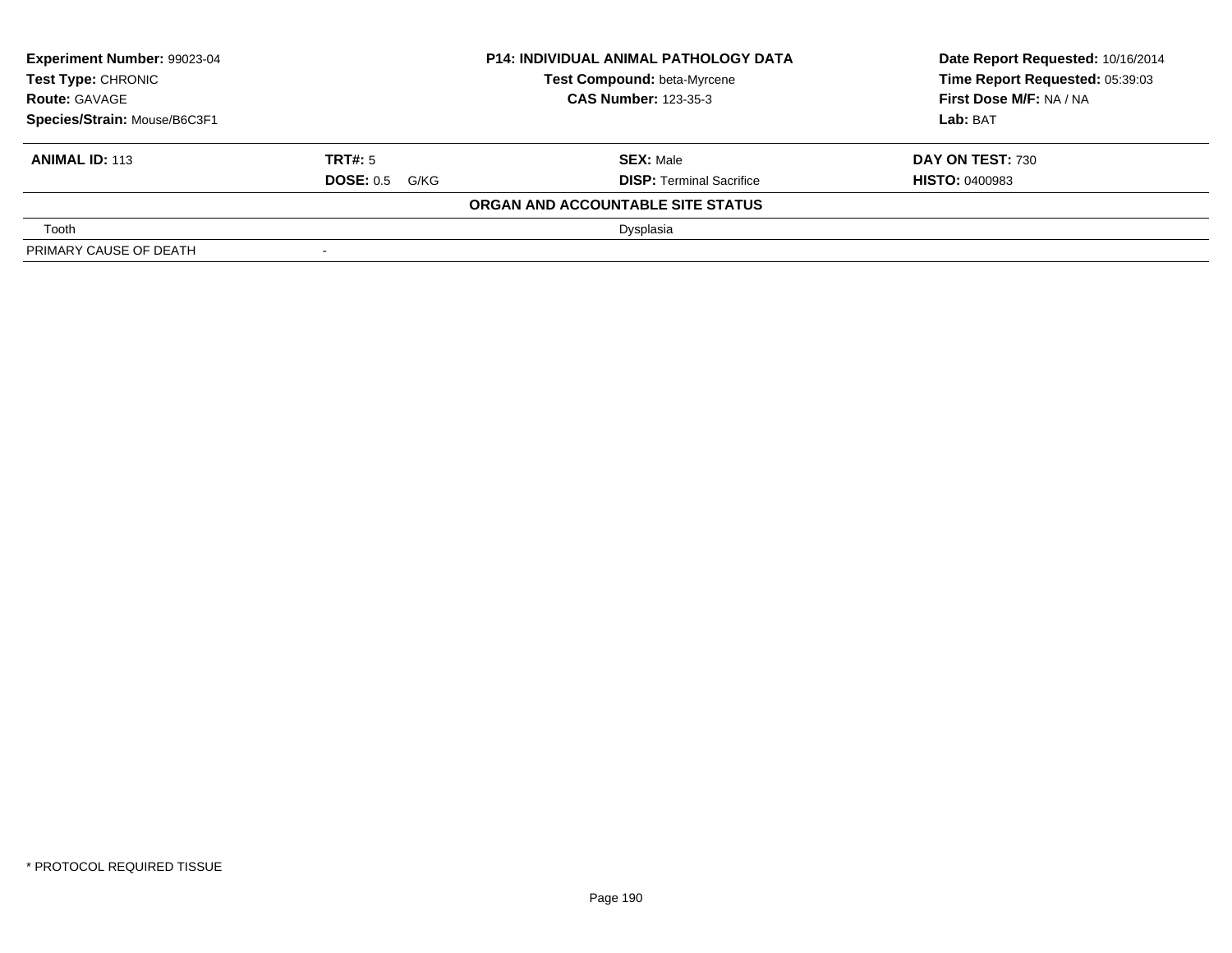| **Experiment Number:** 99023-04 | **P14: INDIVIDUAL ANIMAL PATHOLOGY DATA** | **Date Report Requested:** 10/16/2014 |
|---|---|---|
| **Test Type:** CHRONIC | **Test Compound:** beta-Myrcene | **Time Report Requested:** 05:39:03 |
| **Route:** GAVAGE | **CAS Number:** 123-35-3 | **First Dose M/F:** NA / NA |
| **Species/Strain:** Mouse/B6C3F1 | | **Lab:** BAT |

| **ANIMAL ID:** 113 | **TRT#:** 5 | **SEX:** Male | **DAY ON TEST:** 730 |
|---|---|---|---|
| | **DOSE:** 0.5 G/KG | **DISP:** Terminal Sacrifice | **HISTO:** 0400983 |

**ORGAN AND ACCOUNTABLE SITE STATUS**

| | | |
|---|---|---|
| Tooth | | Dysplasia |
| PRIMARY CAUSE OF DEATH | - | |

* PROTOCOL REQUIRED TISSUE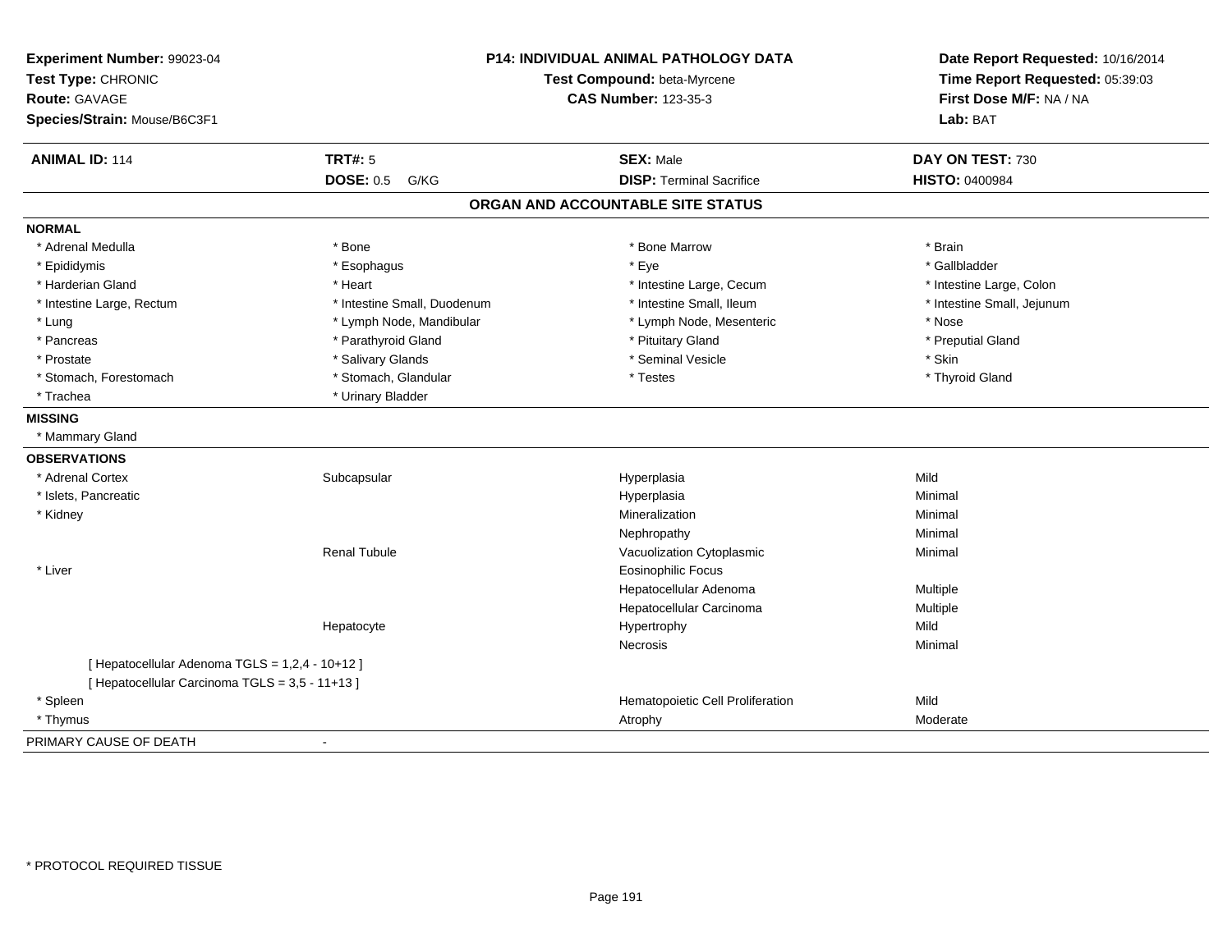| Experiment Number: 99023-04 | P14: INDIVIDUAL ANIMAL PATHOLOGY DATA | Date Report Requested: 10/16/2014 |
|---|---|---|
| Test Type: CHRONIC | Test Compound: beta-Myrcene | Time Report Requested: 05:39:03 |
| Route: GAVAGE | CAS Number: 123-35-3 | First Dose M/F: NA / NA |
| Species/Strain: Mouse/B6C3F1 | | Lab: BAT |

| ANIMAL ID: 114 | TRT#: 5 | SEX: Male | DAY ON TEST: 730 |
|---|---|---|---|
| | DOSE: 0.5 G/KG | DISP: Terminal Sacrifice | HISTO: 0400984 |

## ORGAN AND ACCOUNTABLE SITE STATUS

**NORMAL**

| | | | |
|---|---|---|---|
| * Adrenal Medulla | * Bone | * Bone Marrow | * Brain |
| * Epididymis | * Esophagus | * Eye | * Gallbladder |
| * Harderian Gland | * Heart | * Intestine Large, Cecum | * Intestine Large, Colon |
| * Intestine Large, Rectum | * Intestine Small, Duodenum | * Intestine Small, Ileum | * Intestine Small, Jejunum |
| * Lung | * Lymph Node, Mandibular | * Lymph Node, Mesenteric | * Nose |
| * Pancreas | * Parathyroid Gland | * Pituitary Gland | * Preputial Gland |
| * Prostate | * Salivary Glands | * Seminal Vesicle | * Skin |
| * Stomach, Forestomach | * Stomach, Glandular | * Testes | * Thyroid Gland |
| * Trachea | * Urinary Bladder | | |

**MISSING**

* Mammary Gland

**OBSERVATIONS**

| | | | |
|---|---|---|---|
| * Adrenal Cortex | Subcapsular | Hyperplasia | Mild |
| * Islets, Pancreatic | | Hyperplasia | Minimal |
| * Kidney | | Mineralization | Minimal |
| | | Nephropathy | Minimal |
| | Renal Tubule | Vacuolization Cytoplasmic | Minimal |
| * Liver | | Eosinophilic Focus | |
| | | Hepatocellular Adenoma | Multiple |
| | | Hepatocellular Carcinoma | Multiple |
| | Hepatocyte | Hypertrophy | Mild |
| | | Necrosis | Minimal |
| [ Hepatocellular Adenoma TGLS = 1,2,4 - 10+12 ] | | | |
| [ Hepatocellular Carcinoma TGLS = 3,5 - 11+13 ] | | | |
| * Spleen | | Hematopoietic Cell Proliferation | Mild |
| * Thymus | | Atrophy | Moderate |

PRIMARY CAUSE OF DEATH -

* PROTOCOL REQUIRED TISSUE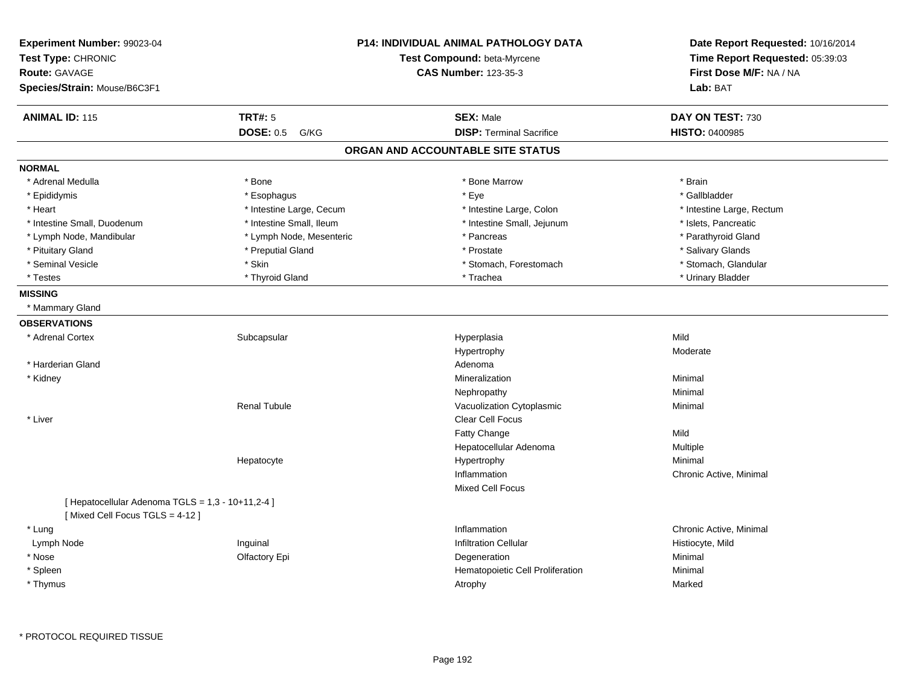**Experiment Number:** 99023-04
**Test Type:** CHRONIC
**Route:** GAVAGE
**Species/Strain:** Mouse/B6C3F1

**P14: INDIVIDUAL ANIMAL PATHOLOGY DATA**
**Test Compound:** beta-Myrcene
**CAS Number:** 123-35-3

**Date Report Requested:** 10/16/2014
**Time Report Requested:** 05:39:03
**First Dose M/F:** NA / NA
**Lab:** BAT

| **ANIMAL ID:** 115 | **TRT#:** 5 | **SEX:** Male | **DAY ON TEST:** 730 |
|---|---|---|---|
| | **DOSE:** 0.5 G/KG | **DISP:** Terminal Sacrifice | **HISTO:** 0400985 |

## ORGAN AND ACCOUNTABLE SITE STATUS

**NORMAL**

| | | | |
|---|---|---|---|
| * Adrenal Medulla | * Bone | * Bone Marrow | * Brain |
| * Epididymis | * Esophagus | * Eye | * Gallbladder |
| * Heart | * Intestine Large, Cecum | * Intestine Large, Colon | * Intestine Large, Rectum |
| * Intestine Small, Duodenum | * Intestine Small, Ileum | * Intestine Small, Jejunum | * Islets, Pancreatic |
| * Lymph Node, Mandibular | * Lymph Node, Mesenteric | * Pancreas | * Parathyroid Gland |
| * Pituitary Gland | * Preputial Gland | * Prostate | * Salivary Glands |
| * Seminal Vesicle | * Skin | * Stomach, Forestomach | * Stomach, Glandular |
| * Testes | * Thyroid Gland | * Trachea | * Urinary Bladder |

**MISSING**

* Mammary Gland

**OBSERVATIONS**

| | | | |
|---|---|---|---|
| * Adrenal Cortex | Subcapsular | Hyperplasia | Mild |
| | | Hypertrophy | Moderate |
| * Harderian Gland | | Adenoma | |
| * Kidney | | Mineralization | Minimal |
| | | Nephropathy | Minimal |
| | Renal Tubule | Vacuolization Cytoplasmic | Minimal |
| * Liver | | Clear Cell Focus | |
| | | Fatty Change | Mild |
| | | Hepatocellular Adenoma | Multiple |
| | Hepatocyte | Hypertrophy | Minimal |
| | | Inflammation | Chronic Active, Minimal |
| | | Mixed Cell Focus | |
| [ Hepatocellular Adenoma TGLS = 1,3 - 10+11,2-4 ] | | | |
| [ Mixed Cell Focus TGLS = 4-12 ] | | | |
| * Lung | | Inflammation | Chronic Active, Minimal |
| Lymph Node | Inguinal | Infiltration Cellular | Histiocyte, Mild |
| * Nose | Olfactory Epi | Degeneration | Minimal |
| * Spleen | | Hematopoietic Cell Proliferation | Minimal |
| * Thymus | | Atrophy | Marked |

\* PROTOCOL REQUIRED TISSUE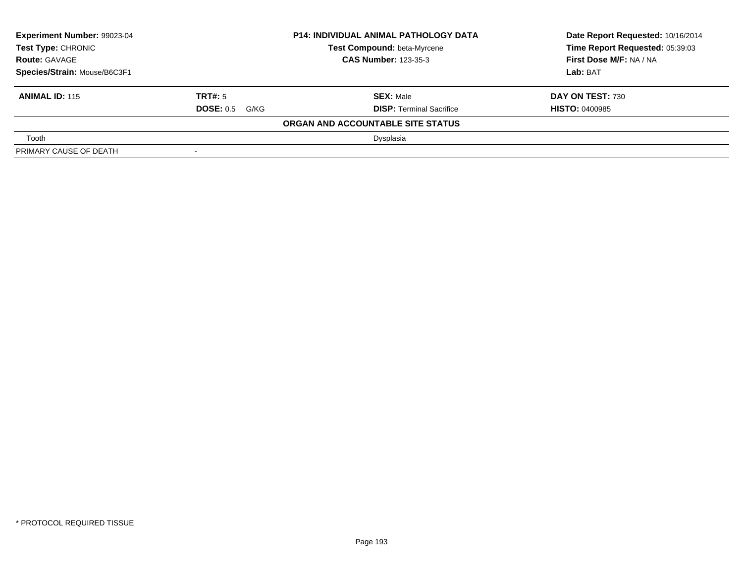| **Experiment Number:** 99023-04 | **P14: INDIVIDUAL ANIMAL PATHOLOGY DATA** | **Date Report Requested:** 10/16/2014 |
|---|---|---|
| **Test Type:** CHRONIC | **Test Compound:** beta-Myrcene | **Time Report Requested:** 05:39:03 |
| **Route:** GAVAGE | **CAS Number:** 123-35-3 | **First Dose M/F:** NA / NA |
| **Species/Strain:** Mouse/B6C3F1 | | **Lab:** BAT |

| **ANIMAL ID:** 115 | **TRT#:** 5 | **SEX:** Male | **DAY ON TEST:** 730 |
|---|---|---|---|
| | **DOSE:** 0.5 G/KG | **DISP:** Terminal Sacrifice | **HISTO:** 0400985 |

**ORGAN AND ACCOUNTABLE SITE STATUS**

| | | |
|---|---|---|
| Tooth | | Dysplasia |
| PRIMARY CAUSE OF DEATH | - | |

* PROTOCOL REQUIRED TISSUE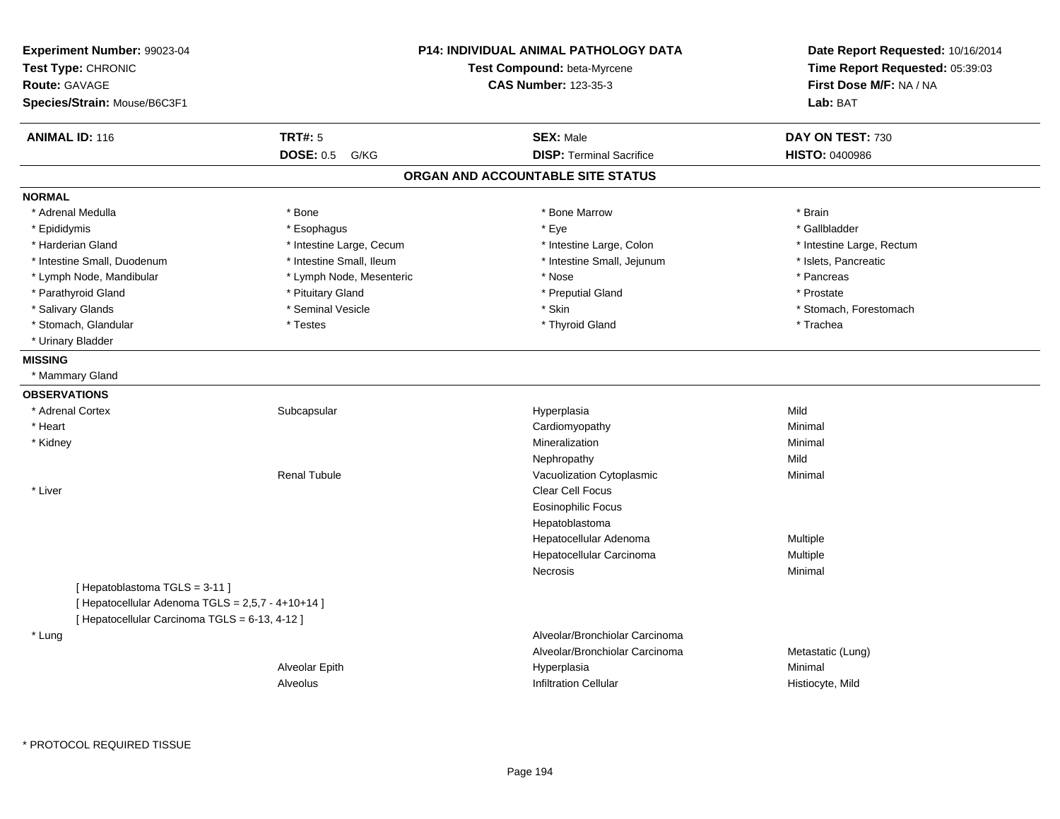**Experiment Number:** 99023-04
**Test Type:** CHRONIC
**Route:** GAVAGE
**Species/Strain:** Mouse/B6C3F1

**P14: INDIVIDUAL ANIMAL PATHOLOGY DATA**
**Test Compound:** beta-Myrcene
**CAS Number:** 123-35-3

**Date Report Requested:** 10/16/2014
**Time Report Requested:** 05:39:03
**First Dose M/F:** NA / NA
**Lab:** BAT

| **ANIMAL ID:** 116 | **TRT#:** 5 | **SEX:** Male | **DAY ON TEST:** 730 |
|---|---|---|---|
| | **DOSE:** 0.5 G/KG | **DISP:** Terminal Sacrifice | **HISTO:** 0400986 |

## ORGAN AND ACCOUNTABLE SITE STATUS

### NORMAL

| | | | |
|---|---|---|---|
| * Adrenal Medulla | * Bone | * Bone Marrow | * Brain |
| * Epididymis | * Esophagus | * Eye | * Gallbladder |
| * Harderian Gland | * Intestine Large, Cecum | * Intestine Large, Colon | * Intestine Large, Rectum |
| * Intestine Small, Duodenum | * Intestine Small, Ileum | * Intestine Small, Jejunum | * Islets, Pancreatic |
| * Lymph Node, Mandibular | * Lymph Node, Mesenteric | * Nose | * Pancreas |
| * Parathyroid Gland | * Pituitary Gland | * Preputial Gland | * Prostate |
| * Salivary Glands | * Seminal Vesicle | * Skin | * Stomach, Forestomach |
| * Stomach, Glandular | * Testes | * Thyroid Gland | * Trachea |
| * Urinary Bladder | | | |

### MISSING

* Mammary Gland

### OBSERVATIONS

| | | | |
|---|---|---|---|
| * Adrenal Cortex | Subcapsular | Hyperplasia | Mild |
| * Heart | | Cardiomyopathy | Minimal |
| * Kidney | | Mineralization | Minimal |
| | | Nephropathy | Mild |
| | Renal Tubule | Vacuolization Cytoplasmic | Minimal |
| * Liver | | Clear Cell Focus | |
| | | Eosinophilic Focus | |
| | | Hepatoblastoma | |
| | | Hepatocellular Adenoma | Multiple |
| | | Hepatocellular Carcinoma | Multiple |
| | | Necrosis | Minimal |
| [ Hepatoblastoma TGLS = 3-11 ] | | | |
| [ Hepatocellular Adenoma TGLS = 2,5,7 - 4+10+14 ] | | | |
| [ Hepatocellular Carcinoma TGLS = 6-13, 4-12 ] | | | |
| * Lung | | Alveolar/Bronchiolar Carcinoma | |
| | | Alveolar/Bronchiolar Carcinoma | Metastatic (Lung) |
| | Alveolar Epith | Hyperplasia | Minimal |
| | Alveolus | Infiltration Cellular | Histiocyte, Mild |

\* PROTOCOL REQUIRED TISSUE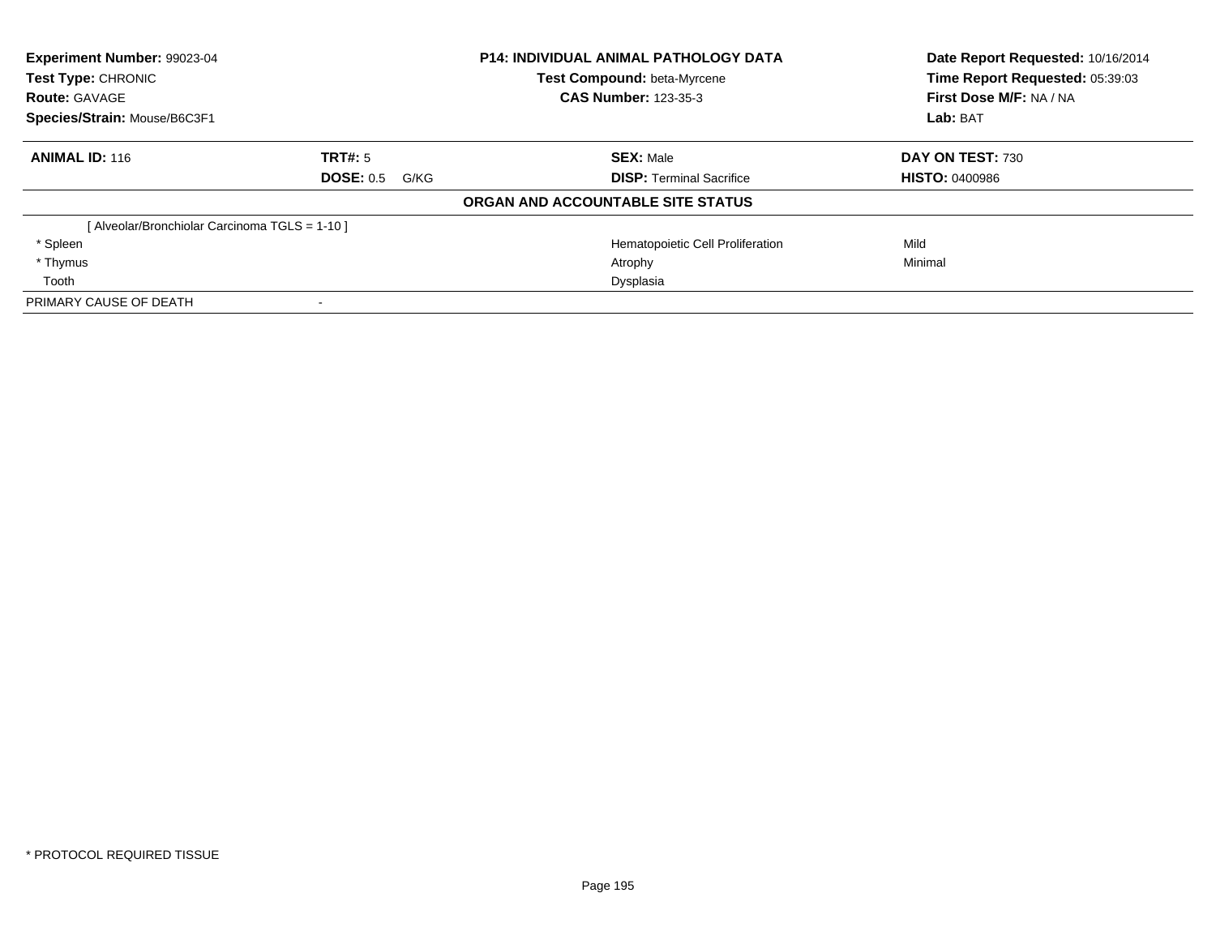**Experiment Number:** 99023-04
**Test Type:** CHRONIC
**Route:** GAVAGE
**Species/Strain:** Mouse/B6C3F1

**P14: INDIVIDUAL ANIMAL PATHOLOGY DATA**
**Test Compound:** beta-Myrcene
**CAS Number:** 123-35-3

**Date Report Requested:** 10/16/2014
**Time Report Requested:** 05:39:03
**First Dose M/F:** NA / NA
**Lab:** BAT

| **ANIMAL ID:** 116 | **TRT#:** 5 | **SEX:** Male | **DAY ON TEST:** 730 |
|---|---|---|---|
| | **DOSE:** 0.5 G/KG | **DISP:** Terminal Sacrifice | **HISTO:** 0400986 |

**ORGAN AND ACCOUNTABLE SITE STATUS**

| | | |
|---|---|---|
| [ Alveolar/Bronchiolar Carcinoma TGLS = 1-10 ] | | |
| * Spleen | Hematopoietic Cell Proliferation | Mild |
| * Thymus | Atrophy | Minimal |
| Tooth | Dysplasia | |
| PRIMARY CAUSE OF DEATH | - | |

* PROTOCOL REQUIRED TISSUE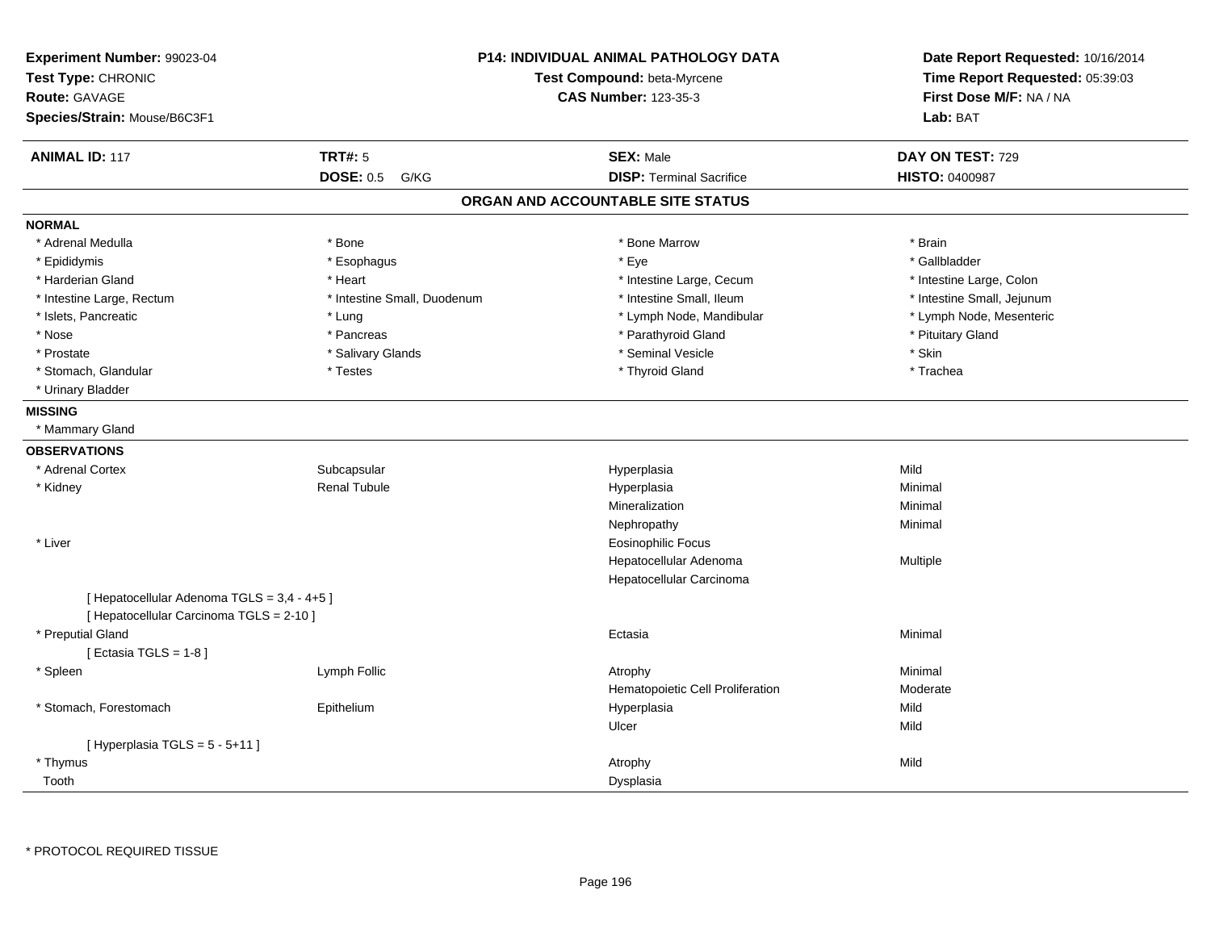**Experiment Number:** 99023-04
**Test Type:** CHRONIC
**Route:** GAVAGE
**Species/Strain:** Mouse/B6C3F1

**P14: INDIVIDUAL ANIMAL PATHOLOGY DATA**
**Test Compound:** beta-Myrcene
**CAS Number:** 123-35-3

**Date Report Requested:** 10/16/2014
**Time Report Requested:** 05:39:03
**First Dose M/F:** NA / NA
**Lab:** BAT

| **ANIMAL ID:** 117 | **TRT#:** 5 | **SEX:** Male | **DAY ON TEST:** 729 |
|---|---|---|---|
| | **DOSE:** 0.5 G/KG | **DISP:** Terminal Sacrifice | **HISTO:** 0400987 |

## ORGAN AND ACCOUNTABLE SITE STATUS

**NORMAL**

| | | | |
|---|---|---|---|
| * Adrenal Medulla | * Bone | * Bone Marrow | * Brain |
| * Epididymis | * Esophagus | * Eye | * Gallbladder |
| * Harderian Gland | * Heart | * Intestine Large, Cecum | * Intestine Large, Colon |
| * Intestine Large, Rectum | * Intestine Small, Duodenum | * Intestine Small, Ileum | * Intestine Small, Jejunum |
| * Islets, Pancreatic | * Lung | * Lymph Node, Mandibular | * Lymph Node, Mesenteric |
| * Nose | * Pancreas | * Parathyroid Gland | * Pituitary Gland |
| * Prostate | * Salivary Glands | * Seminal Vesicle | * Skin |
| * Stomach, Glandular | * Testes | * Thyroid Gland | * Trachea |
| * Urinary Bladder | | | |

**MISSING**

* Mammary Gland

**OBSERVATIONS**

| | | | |
|---|---|---|---|
| * Adrenal Cortex | Subcapsular | Hyperplasia | Mild |
| * Kidney | Renal Tubule | Hyperplasia | Minimal |
| | | Mineralization | Minimal |
| | | Nephropathy | Minimal |
| * Liver | | Eosinophilic Focus | |
| | | Hepatocellular Adenoma | Multiple |
| | | Hepatocellular Carcinoma | |
| [ Hepatocellular Adenoma TGLS = 3,4 - 4+5 ] | | | |
| [ Hepatocellular Carcinoma TGLS = 2-10 ] | | | |
| * Preputial Gland | | Ectasia | Minimal |
| [ Ectasia TGLS = 1-8 ] | | | |
| * Spleen | Lymph Follic | Atrophy | Minimal |
| | | Hematopoietic Cell Proliferation | Moderate |
| * Stomach, Forestomach | Epithelium | Hyperplasia | Mild |
| | | Ulcer | Mild |
| [ Hyperplasia TGLS = 5 - 5+11 ] | | | |
| * Thymus | | Atrophy | Mild |
| Tooth | | Dysplasia | |

\* PROTOCOL REQUIRED TISSUE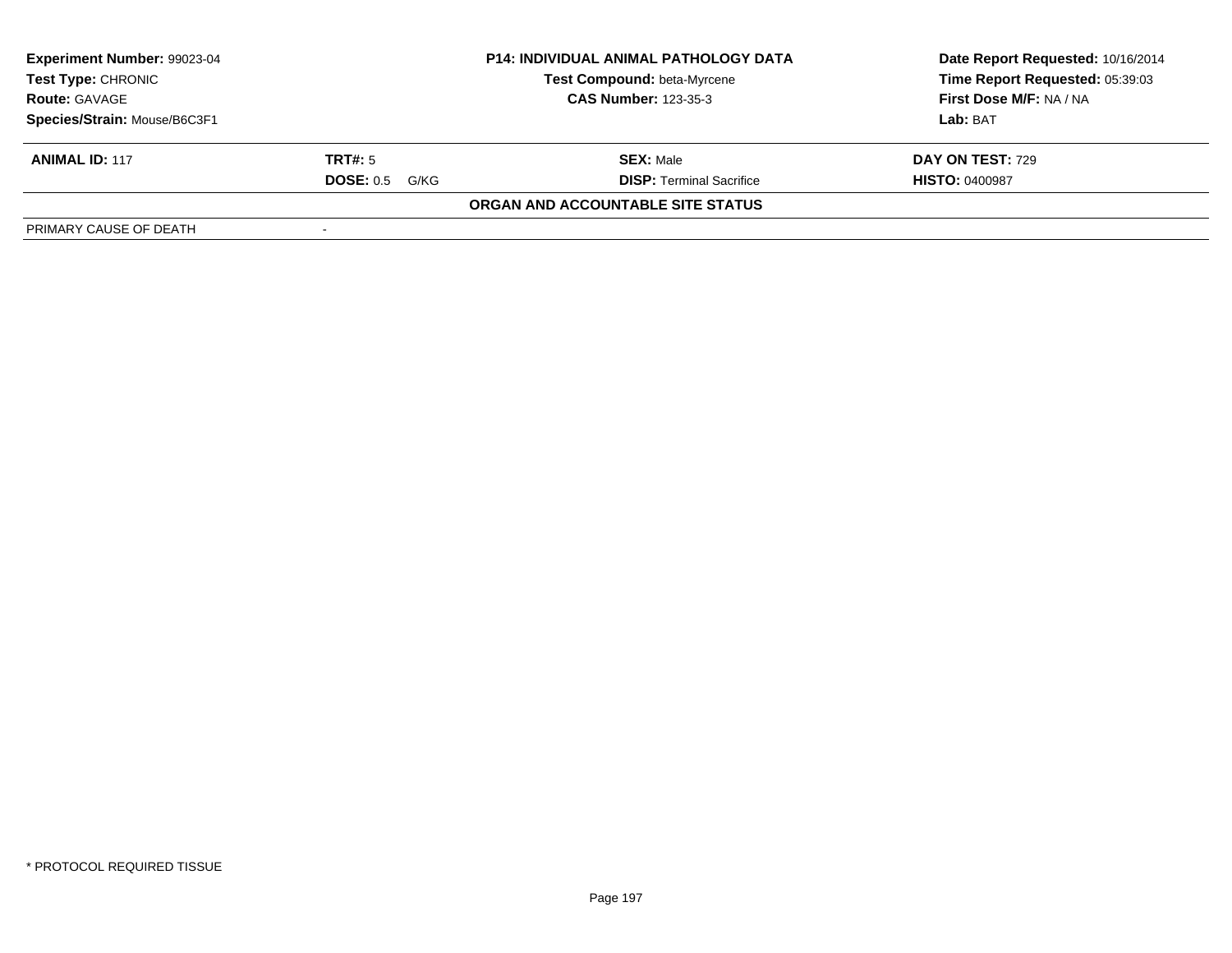| Experiment Number: 99023-04 | P14: INDIVIDUAL ANIMAL PATHOLOGY DATA | Date Report Requested: 10/16/2014 |
|---|---|---|
| Test Type: CHRONIC | Test Compound: beta-Myrcene | Time Report Requested: 05:39:03 |
| Route: GAVAGE | CAS Number: 123-35-3 | First Dose M/F: NA / NA |
| Species/Strain: Mouse/B6C3F1 | | Lab: BAT |

| ANIMAL ID: 117 | TRT#: 5 | SEX: Male | DAY ON TEST: 729 |
|---|---|---|---|
| | DOSE: 0.5 G/KG | DISP: Terminal Sacrifice | HISTO: 0400987 |

**ORGAN AND ACCOUNTABLE SITE STATUS**

| PRIMARY CAUSE OF DEATH | - |
|---|---|

* PROTOCOL REQUIRED TISSUE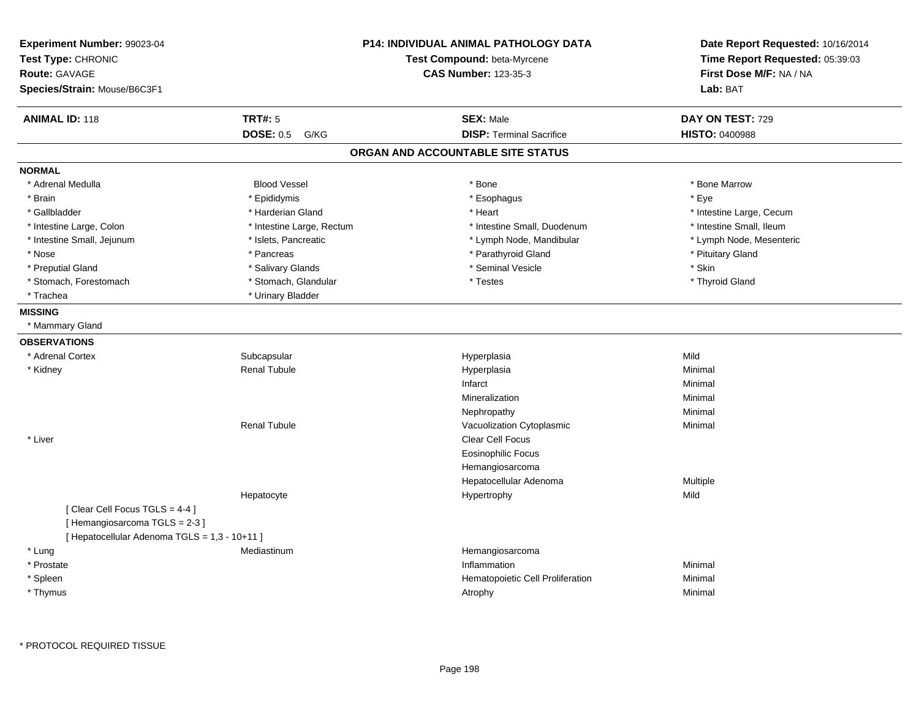**Experiment Number:** 99023-04
**Test Type:** CHRONIC
**Route:** GAVAGE
**Species/Strain:** Mouse/B6C3F1

**P14: INDIVIDUAL ANIMAL PATHOLOGY DATA**
**Test Compound:** beta-Myrcene
**CAS Number:** 123-35-3

**Date Report Requested:** 10/16/2014
**Time Report Requested:** 05:39:03
**First Dose M/F:** NA / NA
**Lab:** BAT

| **ANIMAL ID:** 118 | **TRT#:** 5 | **SEX:** Male | **DAY ON TEST:** 729 |
|---|---|---|---|
| | **DOSE:** 0.5 G/KG | **DISP:** Terminal Sacrifice | **HISTO:** 0400988 |

## ORGAN AND ACCOUNTABLE SITE STATUS

**NORMAL**

| | | | |
|---|---|---|---|
| * Adrenal Medulla | Blood Vessel | * Bone | * Bone Marrow |
| * Brain | * Epididymis | * Esophagus | * Eye |
| * Gallbladder | * Harderian Gland | * Heart | * Intestine Large, Cecum |
| * Intestine Large, Colon | * Intestine Large, Rectum | * Intestine Small, Duodenum | * Intestine Small, Ileum |
| * Intestine Small, Jejunum | * Islets, Pancreatic | * Lymph Node, Mandibular | * Lymph Node, Mesenteric |
| * Nose | * Pancreas | * Parathyroid Gland | * Pituitary Gland |
| * Preputial Gland | * Salivary Glands | * Seminal Vesicle | * Skin |
| * Stomach, Forestomach | * Stomach, Glandular | * Testes | * Thyroid Gland |
| * Trachea | * Urinary Bladder | | |

**MISSING**

* Mammary Gland

**OBSERVATIONS**

| | | | |
|---|---|---|---|
| * Adrenal Cortex | Subcapsular | Hyperplasia | Mild |
| * Kidney | Renal Tubule | Hyperplasia | Minimal |
| | | Infarct | Minimal |
| | | Mineralization | Minimal |
| | | Nephropathy | Minimal |
| | Renal Tubule | Vacuolization Cytoplasmic | Minimal |
| * Liver | | Clear Cell Focus | |
| | | Eosinophilic Focus | |
| | | Hemangiosarcoma | |
| | | Hepatocellular Adenoma | Multiple |
| | Hepatocyte | Hypertrophy | Mild |
| [ Clear Cell Focus TGLS = 4-4 ] | | | |
| [ Hemangiosarcoma TGLS = 2-3 ] | | | |
| [ Hepatocellular Adenoma TGLS = 1,3 - 10+11 ] | | | |
| * Lung | Mediastinum | Hemangiosarcoma | |
| * Prostate | | Inflammation | Minimal |
| * Spleen | | Hematopoietic Cell Proliferation | Minimal |
| * Thymus | | Atrophy | Minimal |

* PROTOCOL REQUIRED TISSUE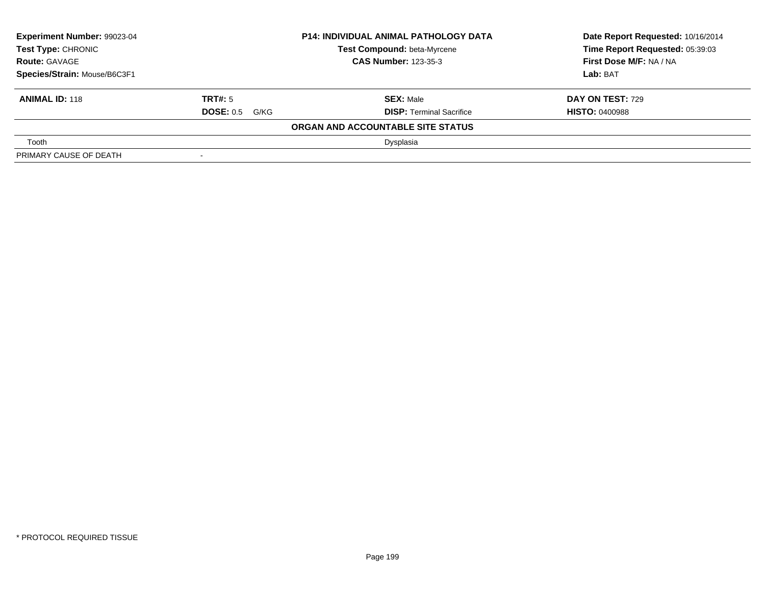| **Experiment Number:** 99023-04 | **P14: INDIVIDUAL ANIMAL PATHOLOGY DATA** | **Date Report Requested:** 10/16/2014 |
|---|---|---|
| **Test Type:** CHRONIC | **Test Compound:** beta-Myrcene | **Time Report Requested:** 05:39:03 |
| **Route:** GAVAGE | **CAS Number:** 123-35-3 | **First Dose M/F:** NA / NA |
| **Species/Strain:** Mouse/B6C3F1 | | **Lab:** BAT |

| **ANIMAL ID:** 118 | **TRT#:** 5 | **SEX:** Male | **DAY ON TEST:** 729 |
|---|---|---|---|
| | **DOSE:** 0.5 G/KG | **DISP:** Terminal Sacrifice | **HISTO:** 0400988 |

**ORGAN AND ACCOUNTABLE SITE STATUS**

| | | |
|---|---|---|
| Tooth | | Dysplasia |
| PRIMARY CAUSE OF DEATH | - | |

\* PROTOCOL REQUIRED TISSUE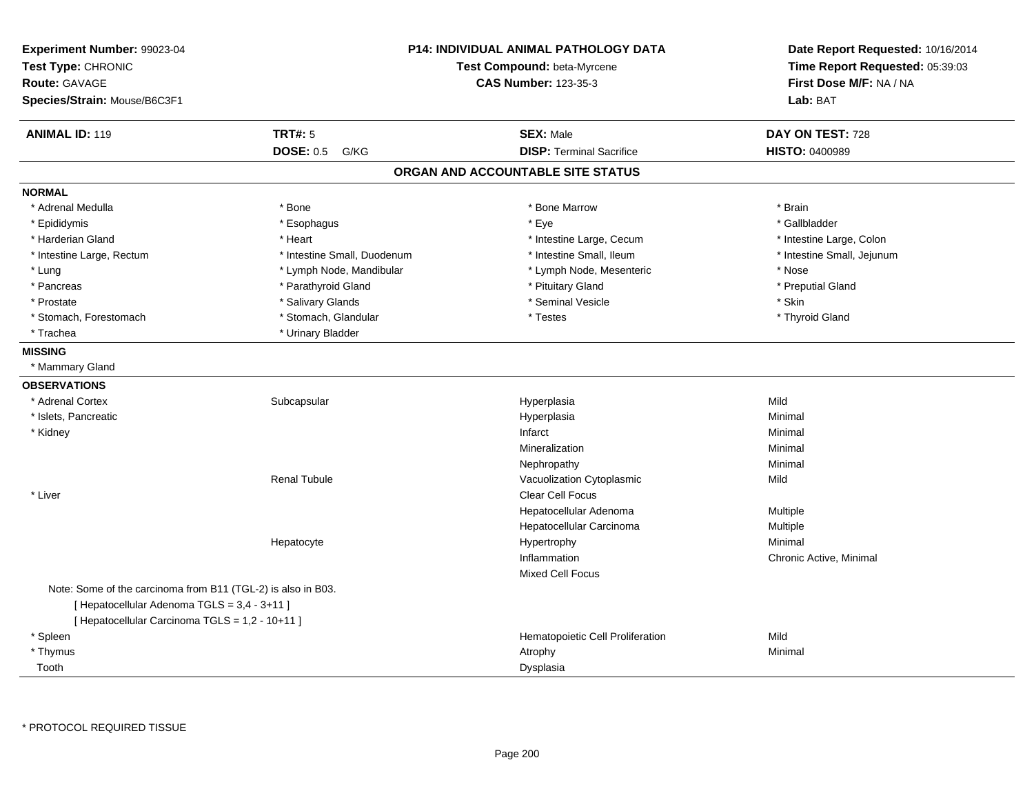**Experiment Number:** 99023-04
**Test Type:** CHRONIC
**Route:** GAVAGE
**Species/Strain:** Mouse/B6C3F1

**P14: INDIVIDUAL ANIMAL PATHOLOGY DATA**
**Test Compound:** beta-Myrcene
**CAS Number:** 123-35-3

**Date Report Requested:** 10/16/2014
**Time Report Requested:** 05:39:03
**First Dose M/F:** NA / NA
**Lab:** BAT

| **ANIMAL ID:** 119 | **TRT#:** 5 | **SEX:** Male | **DAY ON TEST:** 728 |
|---|---|---|---|
| | **DOSE:** 0.5 G/KG | **DISP:** Terminal Sacrifice | **HISTO:** 0400989 |

## ORGAN AND ACCOUNTABLE SITE STATUS

**NORMAL**

| | | | |
|---|---|---|---|
| * Adrenal Medulla | * Bone | * Bone Marrow | * Brain |
| * Epididymis | * Esophagus | * Eye | * Gallbladder |
| * Harderian Gland | * Heart | * Intestine Large, Cecum | * Intestine Large, Colon |
| * Intestine Large, Rectum | * Intestine Small, Duodenum | * Intestine Small, Ileum | * Intestine Small, Jejunum |
| * Lung | * Lymph Node, Mandibular | * Lymph Node, Mesenteric | * Nose |
| * Pancreas | * Parathyroid Gland | * Pituitary Gland | * Preputial Gland |
| * Prostate | * Salivary Glands | * Seminal Vesicle | * Skin |
| * Stomach, Forestomach | * Stomach, Glandular | * Testes | * Thyroid Gland |
| * Trachea | * Urinary Bladder | | |

**MISSING**

* Mammary Gland

**OBSERVATIONS**

| | | | |
|---|---|---|---|
| * Adrenal Cortex | Subcapsular | Hyperplasia | Mild |
| * Islets, Pancreatic | | Hyperplasia | Minimal |
| * Kidney | | Infarct | Minimal |
| | | Mineralization | Minimal |
| | | Nephropathy | Minimal |
| | Renal Tubule | Vacuolization Cytoplasmic | Mild |
| * Liver | | Clear Cell Focus | |
| | | Hepatocellular Adenoma | Multiple |
| | | Hepatocellular Carcinoma | Multiple |
| | Hepatocyte | Hypertrophy | Minimal |
| | | Inflammation | Chronic Active, Minimal |
| | | Mixed Cell Focus | |

Note: Some of the carcinoma from B11 (TGL-2) is also in B03.
[ Hepatocellular Adenoma TGLS = 3,4 - 3+11 ]
[ Hepatocellular Carcinoma TGLS = 1,2 - 10+11 ]

| | | | |
|---|---|---|---|
| * Spleen | | Hematopoietic Cell Proliferation | Mild |
| * Thymus | | Atrophy | Minimal |
| Tooth | | Dysplasia | |

* PROTOCOL REQUIRED TISSUE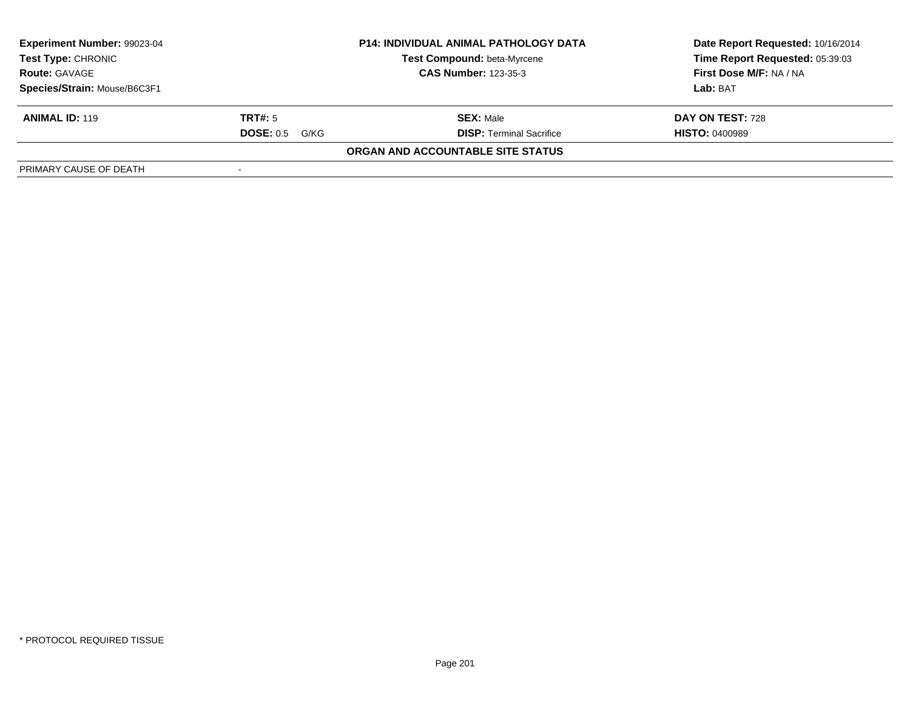| Experiment Number: 99023-04 | P14: INDIVIDUAL ANIMAL PATHOLOGY DATA | Date Report Requested: 10/16/2014 |
|---|---|---|
| Test Type: CHRONIC | Test Compound: beta-Myrcene | Time Report Requested: 05:39:03 |
| Route: GAVAGE | CAS Number: 123-35-3 | First Dose M/F: NA / NA |
| Species/Strain: Mouse/B6C3F1 | | Lab: BAT |

| ANIMAL ID: 119 | TRT#: 5 | SEX: Male | DAY ON TEST: 728 |
|---|---|---|---|
| | DOSE: 0.5 G/KG | DISP: Terminal Sacrifice | HISTO: 0400989 |

**ORGAN AND ACCOUNTABLE SITE STATUS**

| | |
|---|---|
| PRIMARY CAUSE OF DEATH | - |

* PROTOCOL REQUIRED TISSUE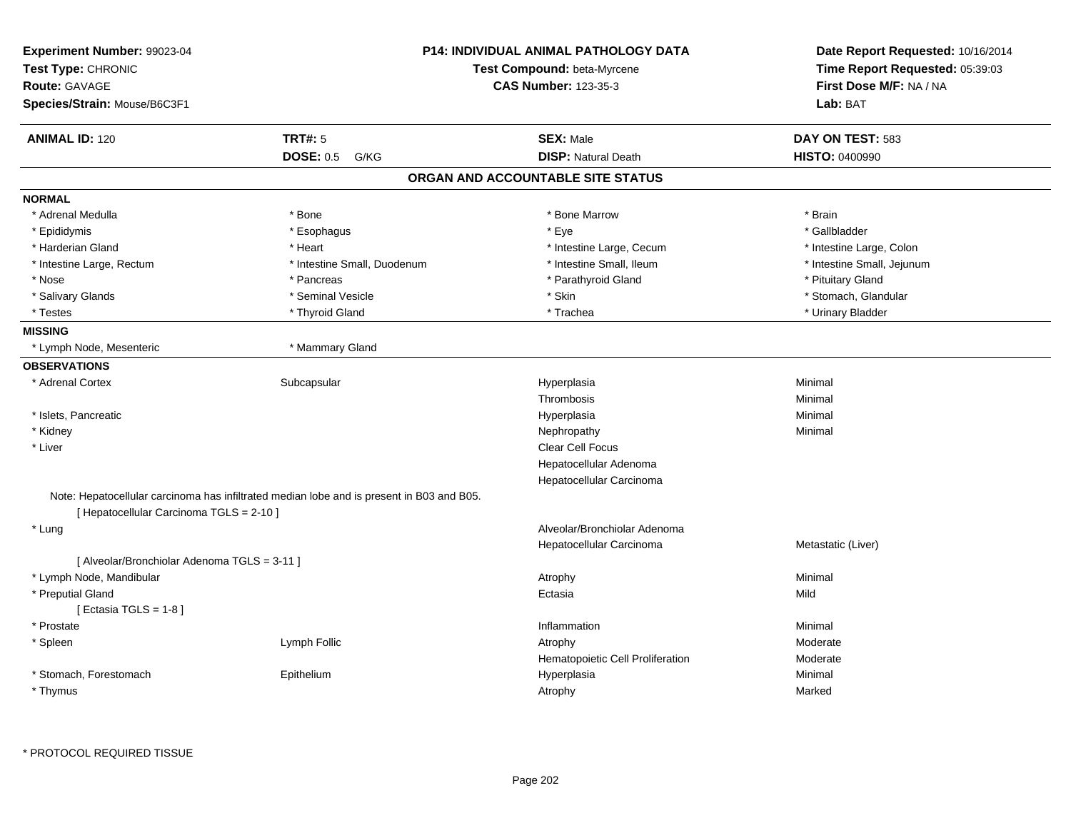**Experiment Number:** 99023-04
**Test Type:** CHRONIC
**Route:** GAVAGE
**Species/Strain:** Mouse/B6C3F1

**P14: INDIVIDUAL ANIMAL PATHOLOGY DATA**
**Test Compound:** beta-Myrcene
**CAS Number:** 123-35-3

**Date Report Requested:** 10/16/2014
**Time Report Requested:** 05:39:03
**First Dose M/F:** NA / NA
**Lab:** BAT

| **ANIMAL ID:** 120 | **TRT#:** 5 | **SEX:** Male | **DAY ON TEST:** 583 |
|---|---|---|---|
| | **DOSE:** 0.5 G/KG | **DISP:** Natural Death | **HISTO:** 0400990 |

## ORGAN AND ACCOUNTABLE SITE STATUS

**NORMAL**

| | | | |
|---|---|---|---|
| * Adrenal Medulla | * Bone | * Bone Marrow | * Brain |
| * Epididymis | * Esophagus | * Eye | * Gallbladder |
| * Harderian Gland | * Heart | * Intestine Large, Cecum | * Intestine Large, Colon |
| * Intestine Large, Rectum | * Intestine Small, Duodenum | * Intestine Small, Ileum | * Intestine Small, Jejunum |
| * Nose | * Pancreas | * Parathyroid Gland | * Pituitary Gland |
| * Salivary Glands | * Seminal Vesicle | * Skin | * Stomach, Glandular |
| * Testes | * Thyroid Gland | * Trachea | * Urinary Bladder |

**MISSING**

| | |
|---|---|
| * Lymph Node, Mesenteric | * Mammary Gland |

**OBSERVATIONS**

| | | | |
|---|---|---|---|
| * Adrenal Cortex | Subcapsular | Hyperplasia | Minimal |
| | | Thrombosis | Minimal |
| * Islets, Pancreatic | | Hyperplasia | Minimal |
| * Kidney | | Nephropathy | Minimal |
| * Liver | | Clear Cell Focus | |
| | | Hepatocellular Adenoma | |
| | | Hepatocellular Carcinoma | |

Note: Hepatocellular carcinoma has infiltrated median lobe and is present in B03 and B05.
[ Hepatocellular Carcinoma TGLS = 2-10 ]

| | | | |
|---|---|---|---|
| * Lung | | Alveolar/Bronchiolar Adenoma | |
| | | Hepatocellular Carcinoma | Metastatic (Liver) |

[ Alveolar/Bronchiolar Adenoma TGLS = 3-11 ]

| | | | |
|---|---|---|---|
| * Lymph Node, Mandibular | | Atrophy | Minimal |
| * Preputial Gland | | Ectasia | Mild |

[ Ectasia TGLS = 1-8 ]

| | | | |
|---|---|---|---|
| * Prostate | | Inflammation | Minimal |
| * Spleen | Lymph Follic | Atrophy | Moderate |
| | | Hematopoietic Cell Proliferation | Moderate |
| * Stomach, Forestomach | Epithelium | Hyperplasia | Minimal |
| * Thymus | | Atrophy | Marked |

* PROTOCOL REQUIRED TISSUE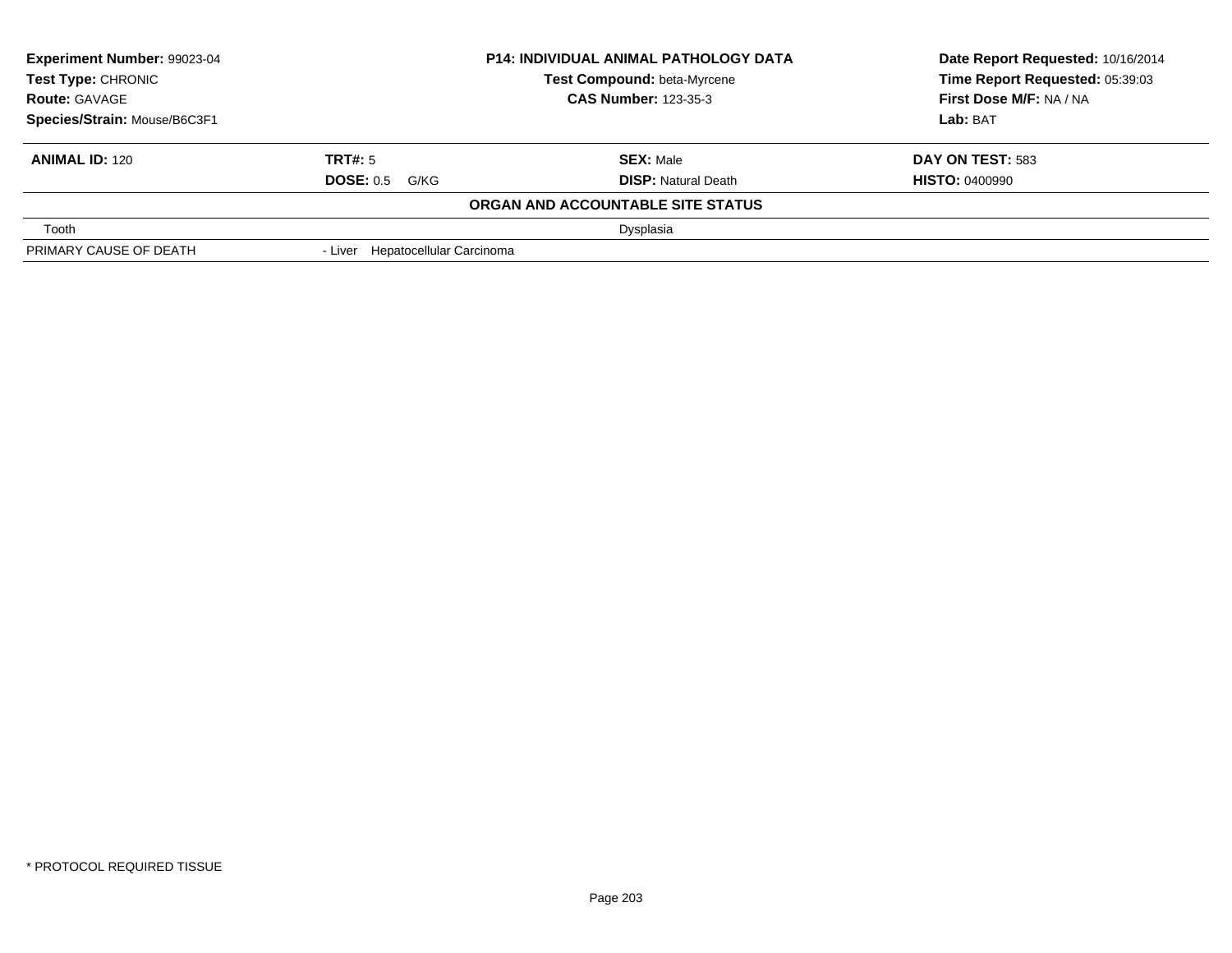| **Experiment Number:** 99023-04 | **P14: INDIVIDUAL ANIMAL PATHOLOGY DATA** | **Date Report Requested:** 10/16/2014 |
|---|---|---|
| **Test Type:** CHRONIC | **Test Compound:** beta-Myrcene | **Time Report Requested:** 05:39:03 |
| **Route:** GAVAGE | **CAS Number:** 123-35-3 | **First Dose M/F:** NA / NA |
| **Species/Strain:** Mouse/B6C3F1 | | **Lab:** BAT |

| **ANIMAL ID:** 120 | **TRT#:** 5 | **SEX:** Male | **DAY ON TEST:** 583 |
|---|---|---|---|
| | **DOSE:** 0.5 G/KG | **DISP:** Natural Death | **HISTO:** 0400990 |

**ORGAN AND ACCOUNTABLE SITE STATUS**

| | |
|---|---|
| Tooth | Dysplasia |
| PRIMARY CAUSE OF DEATH | - Liver Hepatocellular Carcinoma |

* PROTOCOL REQUIRED TISSUE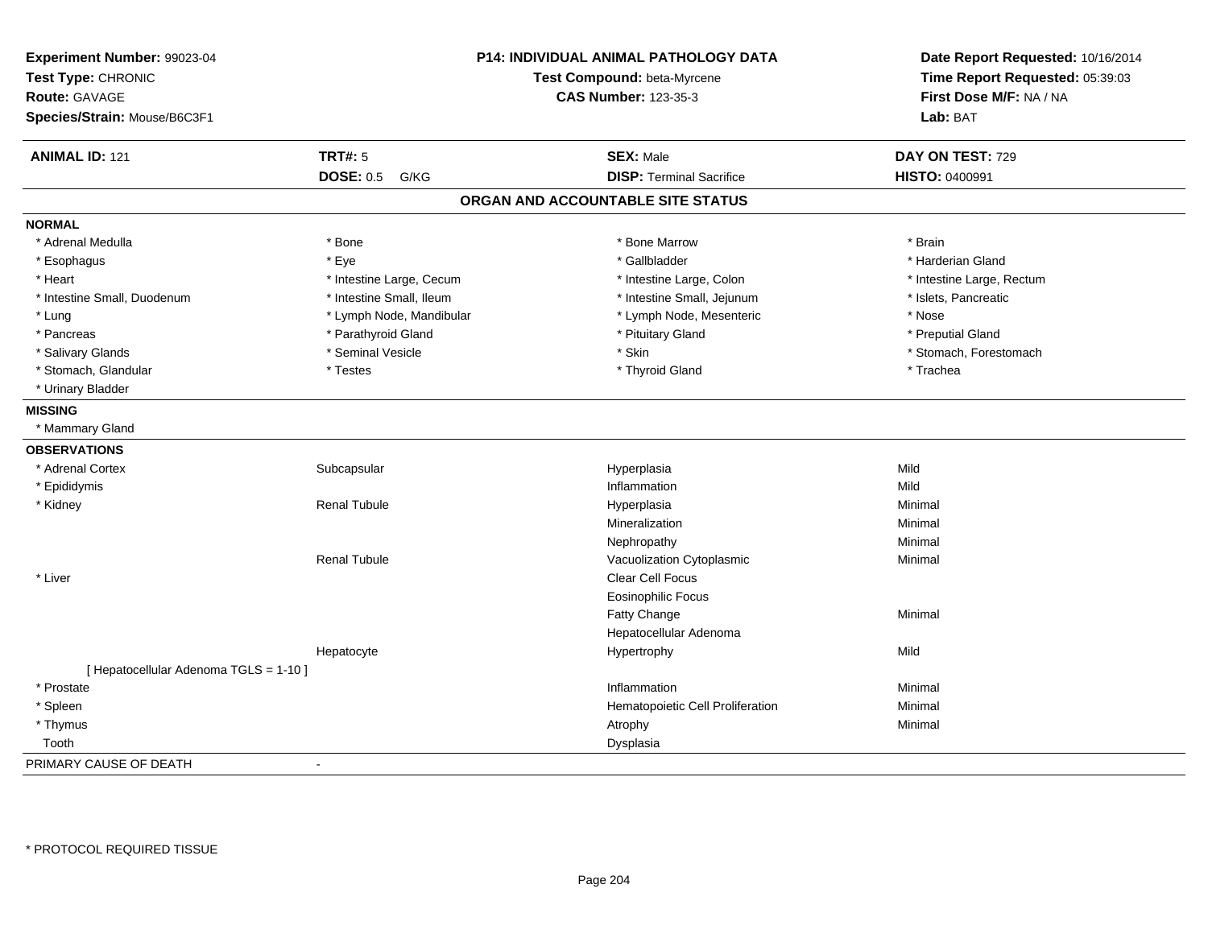**Experiment Number:** 99023-04
**Test Type:** CHRONIC
**Route:** GAVAGE
**Species/Strain:** Mouse/B6C3F1

**P14: INDIVIDUAL ANIMAL PATHOLOGY DATA**
**Test Compound:** beta-Myrcene
**CAS Number:** 123-35-3

**Date Report Requested:** 10/16/2014
**Time Report Requested:** 05:39:03
**First Dose M/F:** NA / NA
**Lab:** BAT

| **ANIMAL ID:** 121 | **TRT#:** 5 | **SEX:** Male | **DAY ON TEST:** 729 |
|---|---|---|---|
| | **DOSE:** 0.5 G/KG | **DISP:** Terminal Sacrifice | **HISTO:** 0400991 |

## ORGAN AND ACCOUNTABLE SITE STATUS

**NORMAL**

| | | | |
|---|---|---|---|
| * Adrenal Medulla | * Bone | * Bone Marrow | * Brain |
| * Esophagus | * Eye | * Gallbladder | * Harderian Gland |
| * Heart | * Intestine Large, Cecum | * Intestine Large, Colon | * Intestine Large, Rectum |
| * Intestine Small, Duodenum | * Intestine Small, Ileum | * Intestine Small, Jejunum | * Islets, Pancreatic |
| * Lung | * Lymph Node, Mandibular | * Lymph Node, Mesenteric | * Nose |
| * Pancreas | * Parathyroid Gland | * Pituitary Gland | * Preputial Gland |
| * Salivary Glands | * Seminal Vesicle | * Skin | * Stomach, Forestomach |
| * Stomach, Glandular | * Testes | * Thyroid Gland | * Trachea |
| * Urinary Bladder | | | |

**MISSING**

* Mammary Gland

**OBSERVATIONS**

| | | | |
|---|---|---|---|
| * Adrenal Cortex | Subcapsular | Hyperplasia | Mild |
| * Epididymis | | Inflammation | Mild |
| * Kidney | Renal Tubule | Hyperplasia | Minimal |
| | | Mineralization | Minimal |
| | | Nephropathy | Minimal |
| | Renal Tubule | Vacuolization Cytoplasmic | Minimal |
| * Liver | | Clear Cell Focus | |
| | | Eosinophilic Focus | |
| | | Fatty Change | Minimal |
| | | Hepatocellular Adenoma | |
| | Hepatocyte | Hypertrophy | Mild |
| [ Hepatocellular Adenoma TGLS = 1-10 ] | | | |
| * Prostate | | Inflammation | Minimal |
| * Spleen | | Hematopoietic Cell Proliferation | Minimal |
| * Thymus | | Atrophy | Minimal |
| Tooth | | Dysplasia | |

PRIMARY CAUSE OF DEATH -

* PROTOCOL REQUIRED TISSUE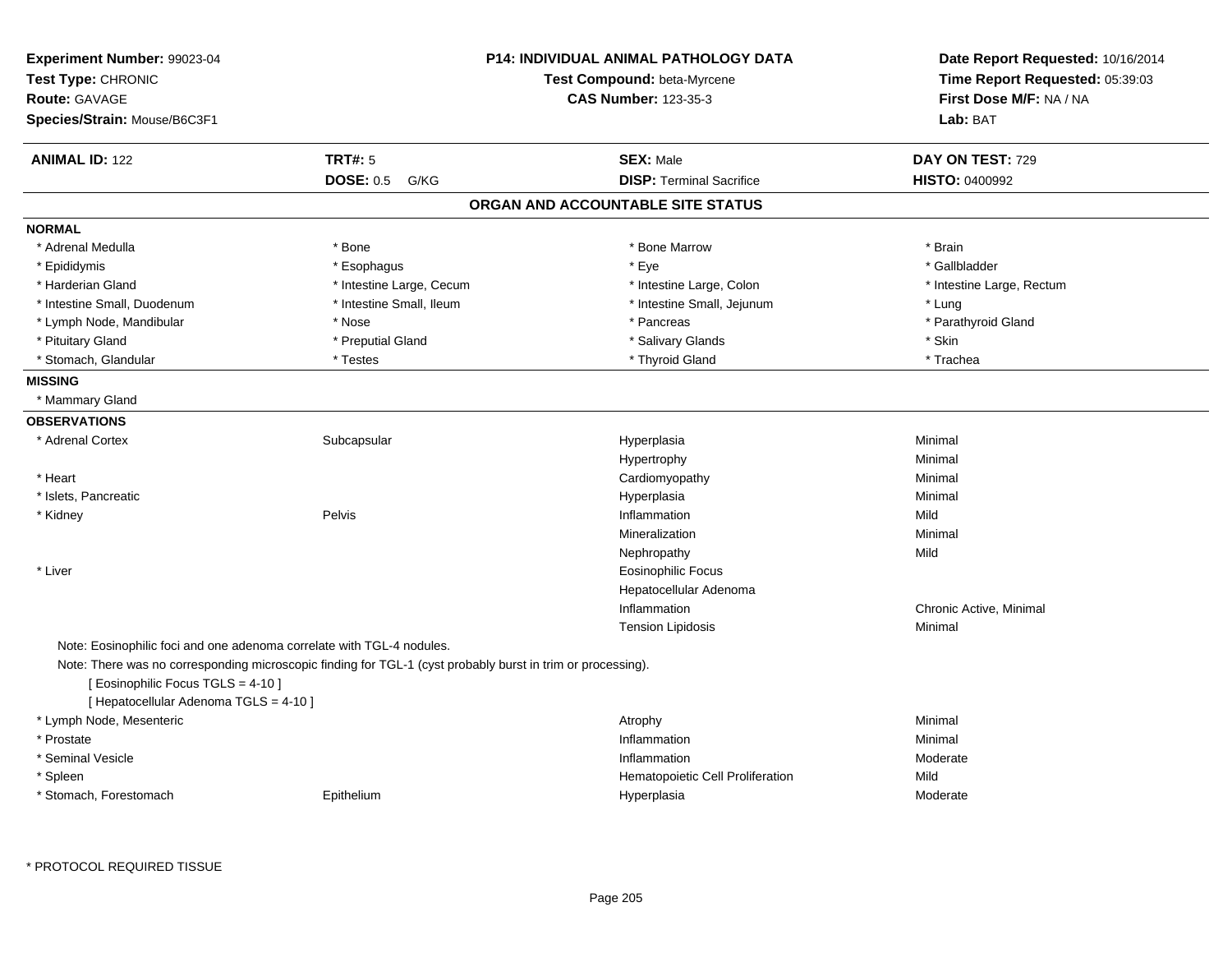**Experiment Number:** 99023-04
**Test Type:** CHRONIC
**Route:** GAVAGE
**Species/Strain:** Mouse/B6C3F1

**P14: INDIVIDUAL ANIMAL PATHOLOGY DATA**
**Test Compound:** beta-Myrcene
**CAS Number:** 123-35-3

**Date Report Requested:** 10/16/2014
**Time Report Requested:** 05:39:03
**First Dose M/F:** NA / NA
**Lab:** BAT

| **ANIMAL ID:** 122 | **TRT#:** 5 | **SEX:** Male | **DAY ON TEST:** 729 |
|---|---|---|---|
| | **DOSE:** 0.5 G/KG | **DISP:** Terminal Sacrifice | **HISTO:** 0400992 |

## ORGAN AND ACCOUNTABLE SITE STATUS

**NORMAL**

| | | | |
|---|---|---|---|
| * Adrenal Medulla | * Bone | * Bone Marrow | * Brain |
| * Epididymis | * Esophagus | * Eye | * Gallbladder |
| * Harderian Gland | * Intestine Large, Cecum | * Intestine Large, Colon | * Intestine Large, Rectum |
| * Intestine Small, Duodenum | * Intestine Small, Ileum | * Intestine Small, Jejunum | * Lung |
| * Lymph Node, Mandibular | * Nose | * Pancreas | * Parathyroid Gland |
| * Pituitary Gland | * Preputial Gland | * Salivary Glands | * Skin |
| * Stomach, Glandular | * Testes | * Thyroid Gland | * Trachea |

**MISSING**

* Mammary Gland

**OBSERVATIONS**

| | | | |
|---|---|---|---|
| * Adrenal Cortex | Subcapsular | Hyperplasia | Minimal |
| | | Hypertrophy | Minimal |
| * Heart | | Cardiomyopathy | Minimal |
| * Islets, Pancreatic | | Hyperplasia | Minimal |
| * Kidney | Pelvis | Inflammation | Mild |
| | | Mineralization | Minimal |
| | | Nephropathy | Mild |
| * Liver | | Eosinophilic Focus | |
| | | Hepatocellular Adenoma | |
| | | Inflammation | Chronic Active, Minimal |
| | | Tension Lipidosis | Minimal |

Note: Eosinophilic foci and one adenoma correlate with TGL-4 nodules.

Note: There was no corresponding microscopic finding for TGL-1 (cyst probably burst in trim or processing).

[ Eosinophilic Focus TGLS = 4-10 ]

[ Hepatocellular Adenoma TGLS = 4-10 ]

| | | | |
|---|---|---|---|
| * Lymph Node, Mesenteric | | Atrophy | Minimal |
| * Prostate | | Inflammation | Minimal |
| * Seminal Vesicle | | Inflammation | Moderate |
| * Spleen | | Hematopoietic Cell Proliferation | Mild |
| * Stomach, Forestomach | Epithelium | Hyperplasia | Moderate |

* PROTOCOL REQUIRED TISSUE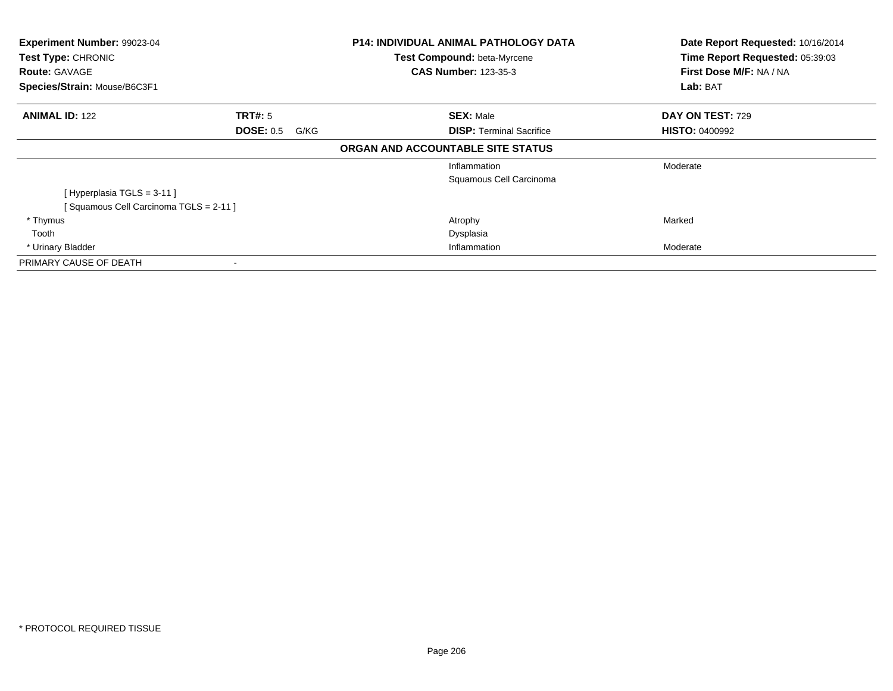**Experiment Number:** 99023-04
**Test Type:** CHRONIC
**Route:** GAVAGE
**Species/Strain:** Mouse/B6C3F1

**P14: INDIVIDUAL ANIMAL PATHOLOGY DATA**
**Test Compound:** beta-Myrcene
**CAS Number:** 123-35-3

**Date Report Requested:** 10/16/2014
**Time Report Requested:** 05:39:03
**First Dose M/F:** NA / NA
**Lab:** BAT

| **ANIMAL ID:** 122 | **TRT#:** 5 | **SEX:** Male | **DAY ON TEST:** 729 |
|---|---|---|---|
| | **DOSE:** 0.5 G/KG | **DISP:** Terminal Sacrifice | **HISTO:** 0400992 |

**ORGAN AND ACCOUNTABLE SITE STATUS**

| | | |
|---|---|---|
| | Inflammation | Moderate |
| | Squamous Cell Carcinoma | |
| [ Hyperplasia TGLS = 3-11 ] | | |
| [ Squamous Cell Carcinoma TGLS = 2-11 ] | | |
| * Thymus | Atrophy | Marked |
| Tooth | Dysplasia | |
| * Urinary Bladder | Inflammation | Moderate |
| PRIMARY CAUSE OF DEATH | - | |

* PROTOCOL REQUIRED TISSUE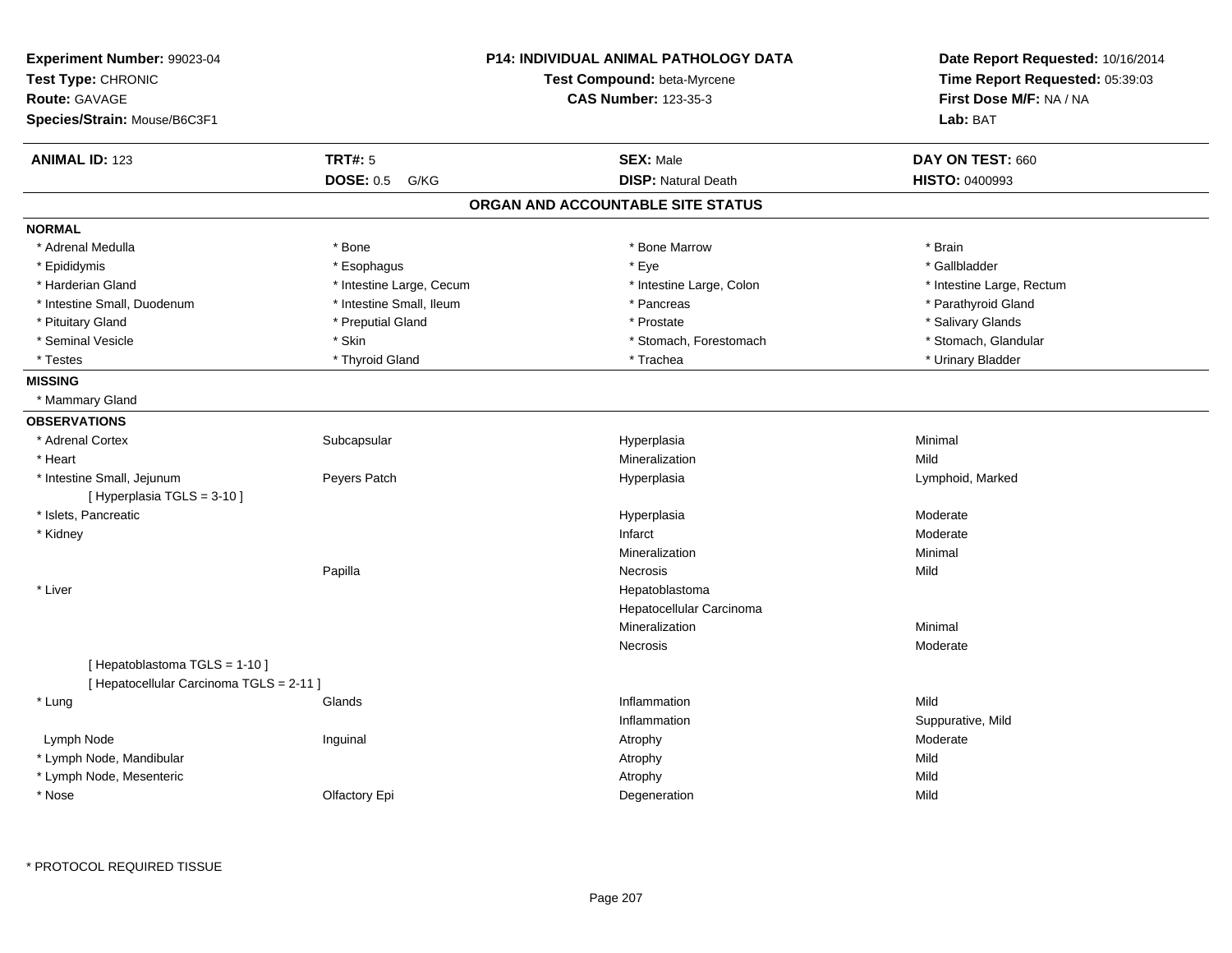**Experiment Number:** 99023-04
**Test Type:** CHRONIC
**Route:** GAVAGE
**Species/Strain:** Mouse/B6C3F1

**P14: INDIVIDUAL ANIMAL PATHOLOGY DATA**
**Test Compound:** beta-Myrcene
**CAS Number:** 123-35-3

**Date Report Requested:** 10/16/2014
**Time Report Requested:** 05:39:03
**First Dose M/F:** NA / NA
**Lab:** BAT

| **ANIMAL ID:** 123 | **TRT#:** 5 | **SEX:** Male | **DAY ON TEST:** 660 |
|---|---|---|---|
| | **DOSE:** 0.5 G/KG | **DISP:** Natural Death | **HISTO:** 0400993 |

## ORGAN AND ACCOUNTABLE SITE STATUS

**NORMAL**

| | | | |
|---|---|---|---|
| * Adrenal Medulla | * Bone | * Bone Marrow | * Brain |
| * Epididymis | * Esophagus | * Eye | * Gallbladder |
| * Harderian Gland | * Intestine Large, Cecum | * Intestine Large, Colon | * Intestine Large, Rectum |
| * Intestine Small, Duodenum | * Intestine Small, Ileum | * Pancreas | * Parathyroid Gland |
| * Pituitary Gland | * Preputial Gland | * Prostate | * Salivary Glands |
| * Seminal Vesicle | * Skin | * Stomach, Forestomach | * Stomach, Glandular |
| * Testes | * Thyroid Gland | * Trachea | * Urinary Bladder |

**MISSING**

* Mammary Gland

**OBSERVATIONS**

| | | | |
|---|---|---|---|
| * Adrenal Cortex | Subcapsular | Hyperplasia | Minimal |
| * Heart | | Mineralization | Mild |
| * Intestine Small, Jejunum | Peyers Patch | Hyperplasia | Lymphoid, Marked |
| [ Hyperplasia TGLS = 3-10 ] | | | |
| * Islets, Pancreatic | | Hyperplasia | Moderate |
| * Kidney | | Infarct | Moderate |
| | | Mineralization | Minimal |
| | Papilla | Necrosis | Mild |
| * Liver | | Hepatoblastoma | |
| | | Hepatocellular Carcinoma | |
| | | Mineralization | Minimal |
| | | Necrosis | Moderate |
| [ Hepatoblastoma TGLS = 1-10 ] | | | |
| [ Hepatocellular Carcinoma TGLS = 2-11 ] | | | |
| * Lung | Glands | Inflammation | Mild |
| | | Inflammation | Suppurative, Mild |
| Lymph Node | Inguinal | Atrophy | Moderate |
| * Lymph Node, Mandibular | | Atrophy | Mild |
| * Lymph Node, Mesenteric | | Atrophy | Mild |
| * Nose | Olfactory Epi | Degeneration | Mild |

* PROTOCOL REQUIRED TISSUE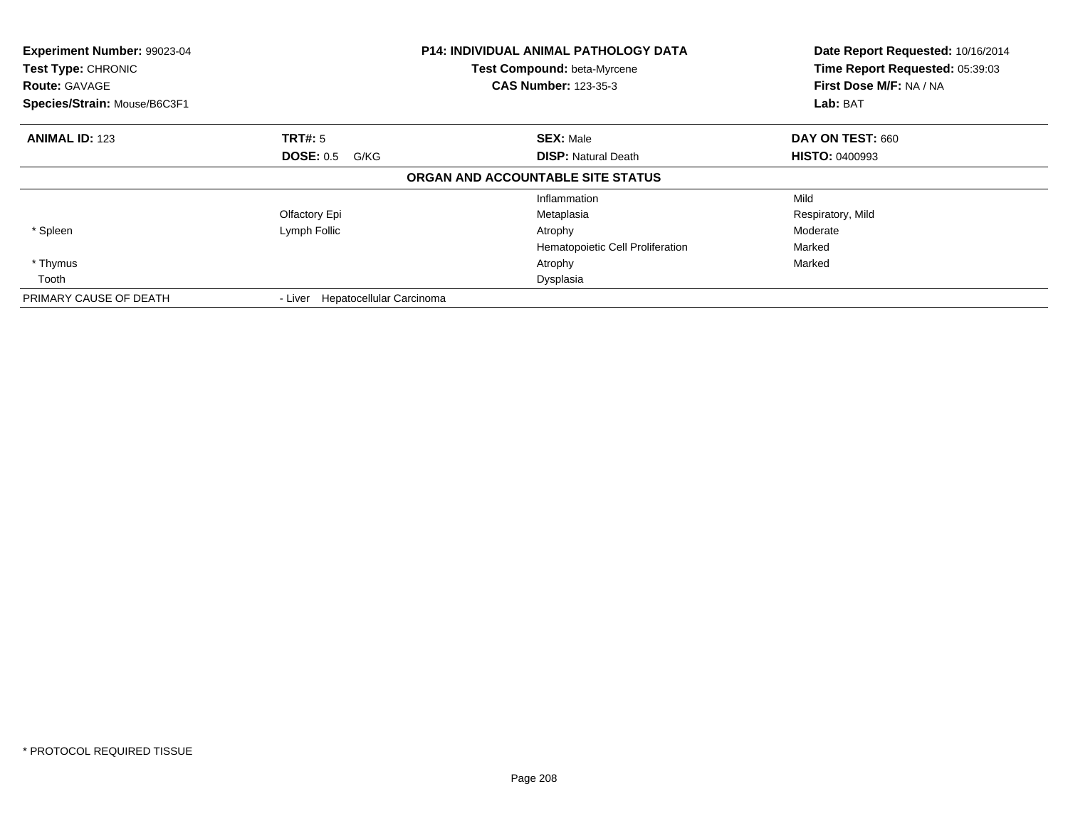**Experiment Number:** 99023-04
**Test Type:** CHRONIC
**Route:** GAVAGE
**Species/Strain:** Mouse/B6C3F1

**P14: INDIVIDUAL ANIMAL PATHOLOGY DATA**
**Test Compound:** beta-Myrcene
**CAS Number:** 123-35-3

**Date Report Requested:** 10/16/2014
**Time Report Requested:** 05:39:03
**First Dose M/F:** NA / NA
**Lab:** BAT

| **ANIMAL ID:** 123 | **TRT#:** 5 | **SEX:** Male | **DAY ON TEST:** 660 |
|---|---|---|---|
| | **DOSE:** 0.5 G/KG | **DISP:** Natural Death | **HISTO:** 0400993 |

**ORGAN AND ACCOUNTABLE SITE STATUS**

| | | | |
|---|---|---|---|
| | | Inflammation | Mild |
| | Olfactory Epi | Metaplasia | Respiratory, Mild |
| * Spleen | Lymph Follic | Atrophy | Moderate |
| | | Hematopoietic Cell Proliferation | Marked |
| * Thymus | | Atrophy | Marked |
| Tooth | | Dysplasia | |
| PRIMARY CAUSE OF DEATH | - Liver Hepatocellular Carcinoma | | |

* PROTOCOL REQUIRED TISSUE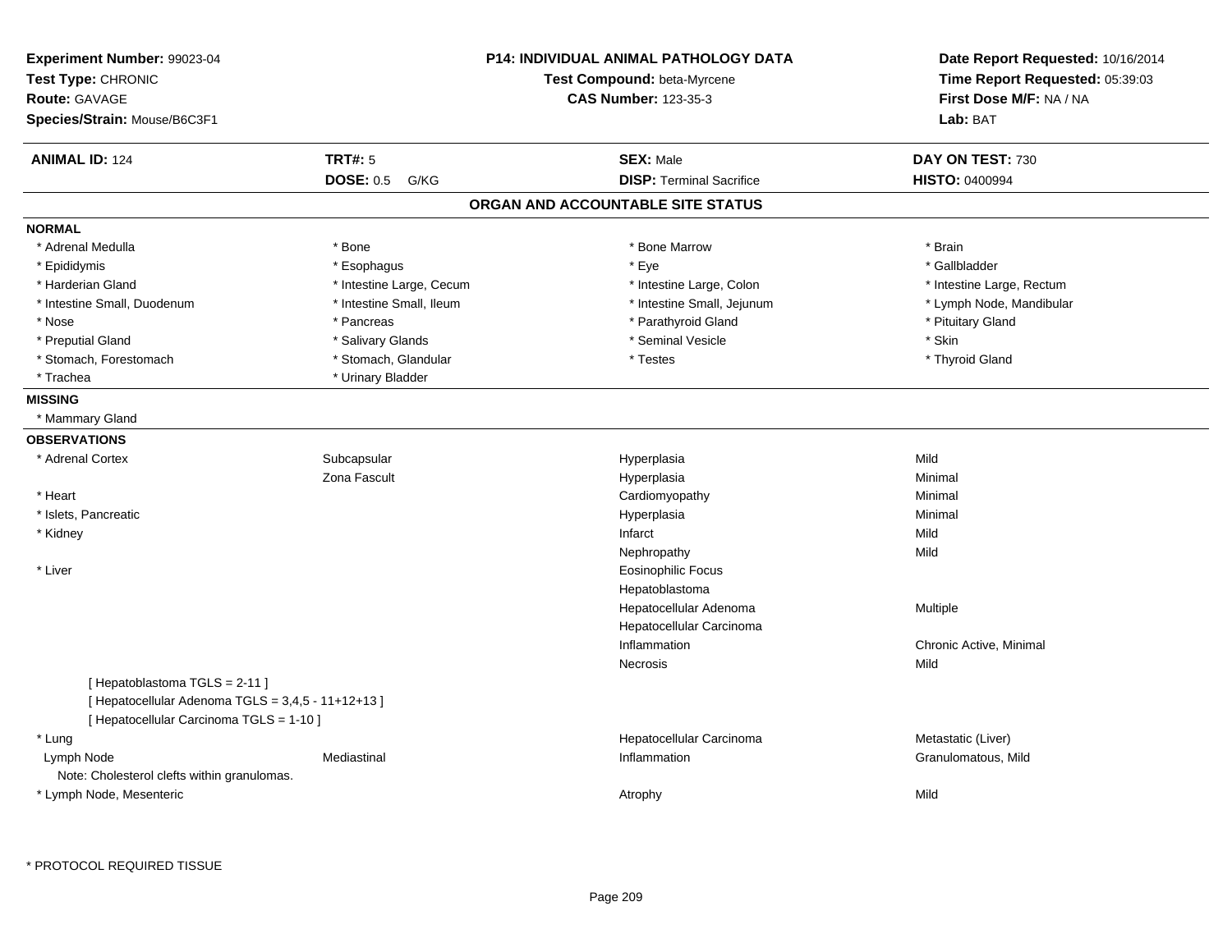**Experiment Number:** 99023-04
**Test Type:** CHRONIC
**Route:** GAVAGE
**Species/Strain:** Mouse/B6C3F1

**P14: INDIVIDUAL ANIMAL PATHOLOGY DATA**
**Test Compound:** beta-Myrcene
**CAS Number:** 123-35-3

**Date Report Requested:** 10/16/2014
**Time Report Requested:** 05:39:03
**First Dose M/F:** NA / NA
**Lab:** BAT

| **ANIMAL ID:** 124 | **TRT#:** 5 | **SEX:** Male | **DAY ON TEST:** 730 |
|---|---|---|---|
| | **DOSE:** 0.5 G/KG | **DISP:** Terminal Sacrifice | **HISTO:** 0400994 |

## ORGAN AND ACCOUNTABLE SITE STATUS

### NORMAL

| | | | |
|---|---|---|---|
| * Adrenal Medulla | * Bone | * Bone Marrow | * Brain |
| * Epididymis | * Esophagus | * Eye | * Gallbladder |
| * Harderian Gland | * Intestine Large, Cecum | * Intestine Large, Colon | * Intestine Large, Rectum |
| * Intestine Small, Duodenum | * Intestine Small, Ileum | * Intestine Small, Jejunum | * Lymph Node, Mandibular |
| * Nose | * Pancreas | * Parathyroid Gland | * Pituitary Gland |
| * Preputial Gland | * Salivary Glands | * Seminal Vesicle | * Skin |
| * Stomach, Forestomach | * Stomach, Glandular | * Testes | * Thyroid Gland |
| * Trachea | * Urinary Bladder | | |

### MISSING

* Mammary Gland

### OBSERVATIONS

| | | | |
|---|---|---|---|
| * Adrenal Cortex | Subcapsular | Hyperplasia | Mild |
| | Zona Fascult | Hyperplasia | Minimal |
| * Heart | | Cardiomyopathy | Minimal |
| * Islets, Pancreatic | | Hyperplasia | Minimal |
| * Kidney | | Infarct | Mild |
| | | Nephropathy | Mild |
| * Liver | | Eosinophilic Focus | |
| | | Hepatoblastoma | |
| | | Hepatocellular Adenoma | Multiple |
| | | Hepatocellular Carcinoma | |
| | | Inflammation | Chronic Active, Minimal |
| | | Necrosis | Mild |
| [ Hepatoblastoma TGLS = 2-11 ] | | | |
| [ Hepatocellular Adenoma TGLS = 3,4,5 - 11+12+13 ] | | | |
| [ Hepatocellular Carcinoma TGLS = 1-10 ] | | | |
| * Lung | | Hepatocellular Carcinoma | Metastatic (Liver) |
| Lymph Node | Mediastinal | Inflammation | Granulomatous, Mild |
| Note: Cholesterol clefts within granulomas. | | | |
| * Lymph Node, Mesenteric | | Atrophy | Mild |

* PROTOCOL REQUIRED TISSUE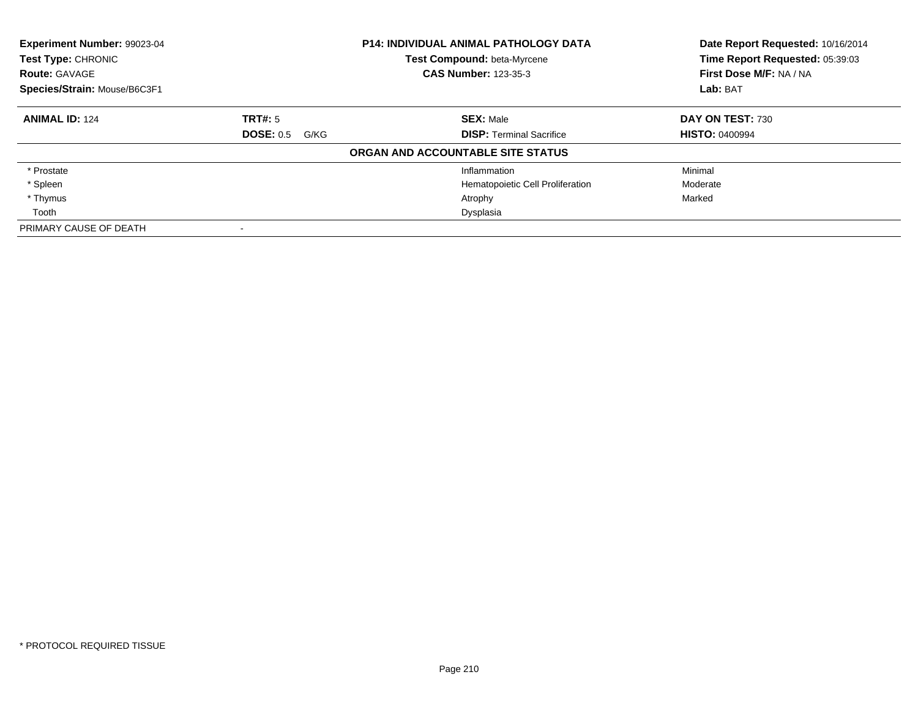**Experiment Number:** 99023-04
**Test Type:** CHRONIC
**Route:** GAVAGE
**Species/Strain:** Mouse/B6C3F1

**P14: INDIVIDUAL ANIMAL PATHOLOGY DATA**
**Test Compound:** beta-Myrcene
**CAS Number:** 123-35-3

**Date Report Requested:** 10/16/2014
**Time Report Requested:** 05:39:03
**First Dose M/F:** NA / NA
**Lab:** BAT

| **ANIMAL ID:** 124 | **TRT#:** 5 | **SEX:** Male | **DAY ON TEST:** 730 |
|---|---|---|---|
| | **DOSE:** 0.5 G/KG | **DISP:** Terminal Sacrifice | **HISTO:** 0400994 |

**ORGAN AND ACCOUNTABLE SITE STATUS**

| Organ | | Finding | Severity |
|---|---|---|---|
| * Prostate | | Inflammation | Minimal |
| * Spleen | | Hematopoietic Cell Proliferation | Moderate |
| * Thymus | | Atrophy | Marked |
| Tooth | | Dysplasia | |
| PRIMARY CAUSE OF DEATH | - | | |

* PROTOCOL REQUIRED TISSUE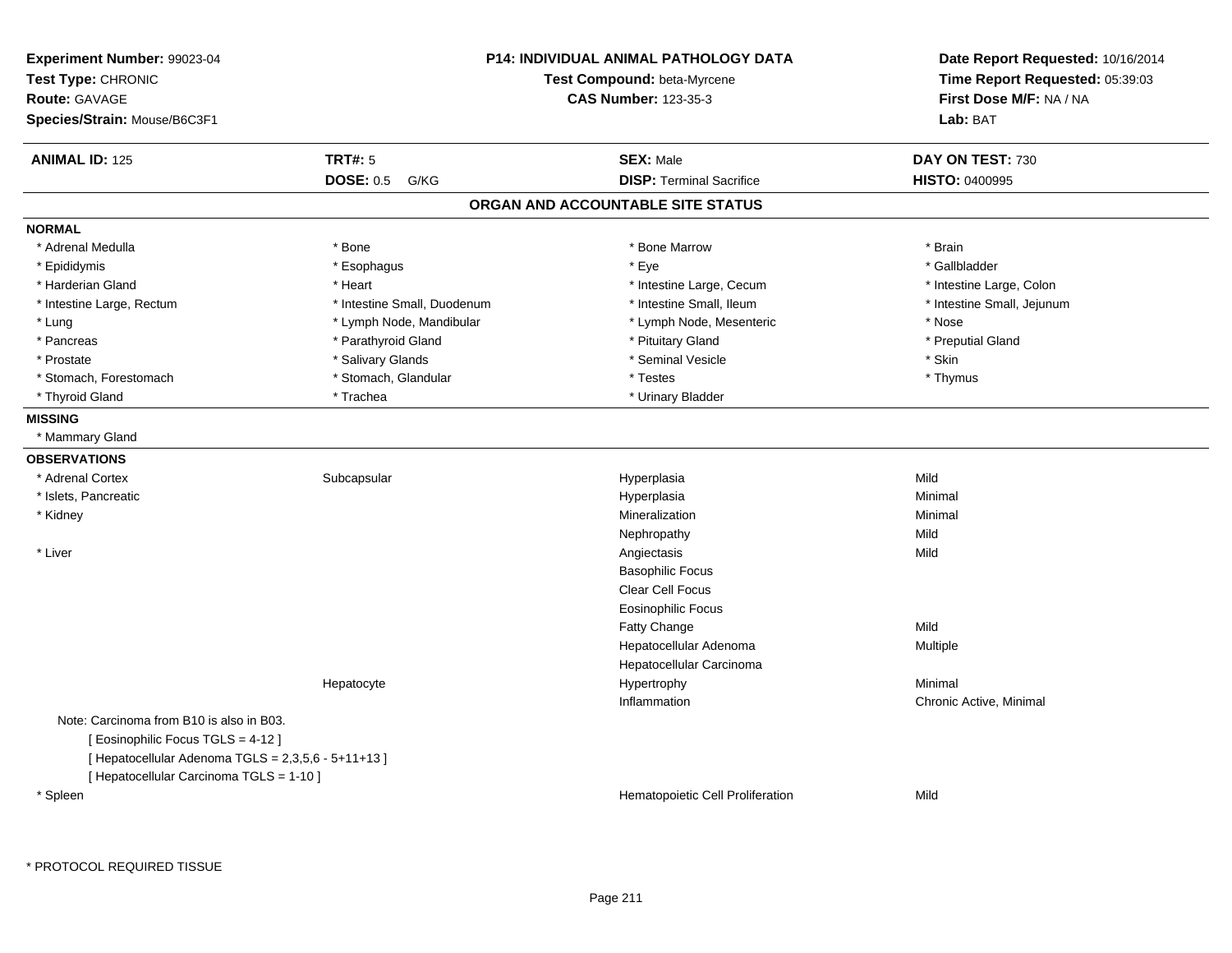**Experiment Number:** 99023-04
**Test Type:** CHRONIC
**Route:** GAVAGE
**Species/Strain:** Mouse/B6C3F1

**P14: INDIVIDUAL ANIMAL PATHOLOGY DATA**
**Test Compound:** beta-Myrcene
**CAS Number:** 123-35-3

**Date Report Requested:** 10/16/2014
**Time Report Requested:** 05:39:03
**First Dose M/F:** NA / NA
**Lab:** BAT

| **ANIMAL ID:** 125 | **TRT#:** 5 | **SEX:** Male | **DAY ON TEST:** 730 |
|---|---|---|---|
| | **DOSE:** 0.5 G/KG | **DISP:** Terminal Sacrifice | **HISTO:** 0400995 |

## ORGAN AND ACCOUNTABLE SITE STATUS

**NORMAL**

| | | | |
|---|---|---|---|
| * Adrenal Medulla | * Bone | * Bone Marrow | * Brain |
| * Epididymis | * Esophagus | * Eye | * Gallbladder |
| * Harderian Gland | * Heart | * Intestine Large, Cecum | * Intestine Large, Colon |
| * Intestine Large, Rectum | * Intestine Small, Duodenum | * Intestine Small, Ileum | * Intestine Small, Jejunum |
| * Lung | * Lymph Node, Mandibular | * Lymph Node, Mesenteric | * Nose |
| * Pancreas | * Parathyroid Gland | * Pituitary Gland | * Preputial Gland |
| * Prostate | * Salivary Glands | * Seminal Vesicle | * Skin |
| * Stomach, Forestomach | * Stomach, Glandular | * Testes | * Thymus |
| * Thyroid Gland | * Trachea | * Urinary Bladder | |

**MISSING**

* Mammary Gland

**OBSERVATIONS**

| | | | |
|---|---|---|---|
| * Adrenal Cortex | Subcapsular | Hyperplasia | Mild |
| * Islets, Pancreatic | | Hyperplasia | Minimal |
| * Kidney | | Mineralization | Minimal |
| | | Nephropathy | Mild |
| * Liver | | Angiectasis | Mild |
| | | Basophilic Focus | |
| | | Clear Cell Focus | |
| | | Eosinophilic Focus | |
| | | Fatty Change | Mild |
| | | Hepatocellular Adenoma | Multiple |
| | | Hepatocellular Carcinoma | |
| | Hepatocyte | Hypertrophy | Minimal |
| | | Inflammation | Chronic Active, Minimal |

Note: Carcinoma from B10 is also in B03.
[ Eosinophilic Focus TGLS = 4-12 ]
[ Hepatocellular Adenoma TGLS = 2,3,5,6 - 5+11+13 ]
[ Hepatocellular Carcinoma TGLS = 1-10 ]

| | | | |
|---|---|---|---|
| * Spleen | | Hematopoietic Cell Proliferation | Mild |

\* PROTOCOL REQUIRED TISSUE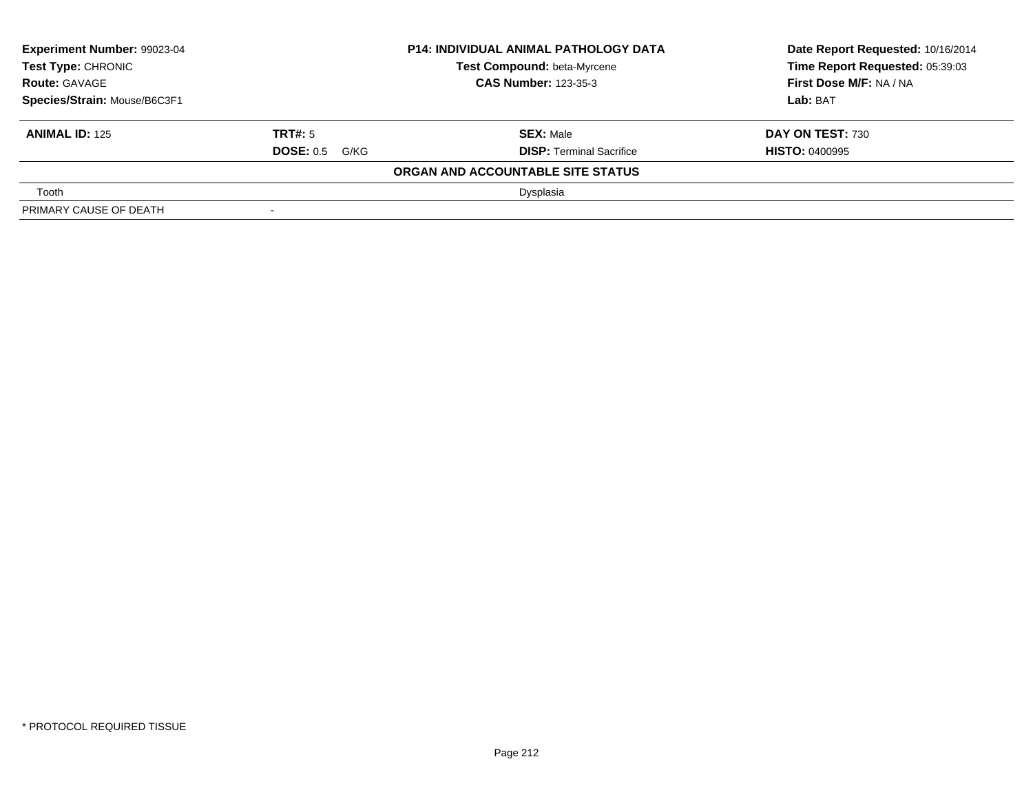| **Experiment Number:** 99023-04 | **P14: INDIVIDUAL ANIMAL PATHOLOGY DATA** | **Date Report Requested:** 10/16/2014 |
|---|---|---|
| **Test Type:** CHRONIC | **Test Compound:** beta-Myrcene | **Time Report Requested:** 05:39:03 |
| **Route:** GAVAGE | **CAS Number:** 123-35-3 | **First Dose M/F:** NA / NA |
| **Species/Strain:** Mouse/B6C3F1 | | **Lab:** BAT |

| **ANIMAL ID:** 125 | **TRT#:** 5 | **SEX:** Male | **DAY ON TEST:** 730 |
|---|---|---|---|
| | **DOSE:** 0.5 G/KG | **DISP:** Terminal Sacrifice | **HISTO:** 0400995 |

**ORGAN AND ACCOUNTABLE SITE STATUS**

| | |
|---|---|
| Tooth | Dysplasia |
| PRIMARY CAUSE OF DEATH | - |

* PROTOCOL REQUIRED TISSUE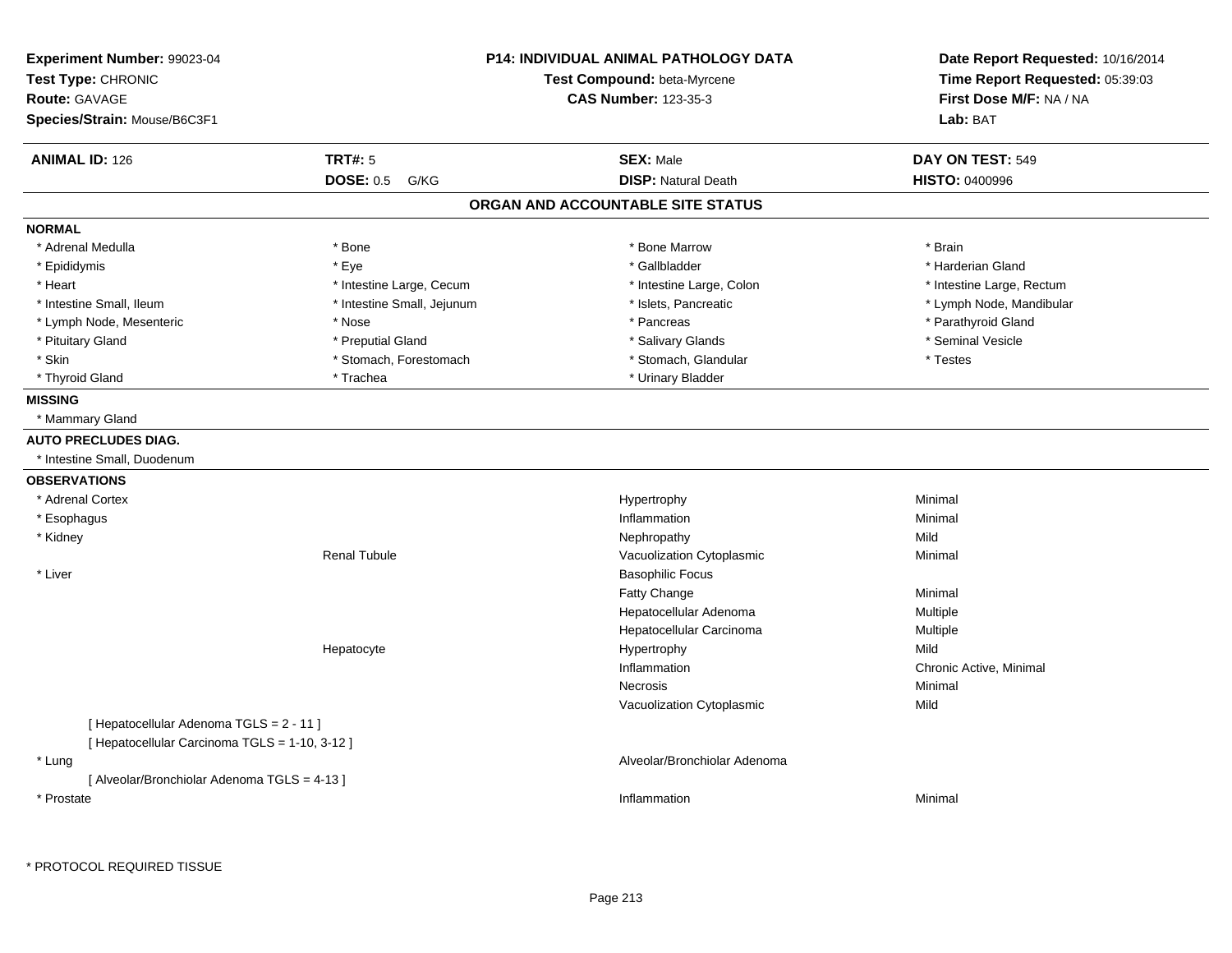**Experiment Number:** 99023-04
**Test Type:** CHRONIC
**Route:** GAVAGE
**Species/Strain:** Mouse/B6C3F1

**P14: INDIVIDUAL ANIMAL PATHOLOGY DATA**
**Test Compound:** beta-Myrcene
**CAS Number:** 123-35-3

**Date Report Requested:** 10/16/2014
**Time Report Requested:** 05:39:03
**First Dose M/F:** NA / NA
**Lab:** BAT

| **ANIMAL ID:** 126 | **TRT#:** 5 | **SEX:** Male | **DAY ON TEST:** 549 |
|---|---|---|---|
| | **DOSE:** 0.5 G/KG | **DISP:** Natural Death | **HISTO:** 0400996 |

## ORGAN AND ACCOUNTABLE SITE STATUS

**NORMAL**

| | | | |
|---|---|---|---|
| * Adrenal Medulla | * Bone | * Bone Marrow | * Brain |
| * Epididymis | * Eye | * Gallbladder | * Harderian Gland |
| * Heart | * Intestine Large, Cecum | * Intestine Large, Colon | * Intestine Large, Rectum |
| * Intestine Small, Ileum | * Intestine Small, Jejunum | * Islets, Pancreatic | * Lymph Node, Mandibular |
| * Lymph Node, Mesenteric | * Nose | * Pancreas | * Parathyroid Gland |
| * Pituitary Gland | * Preputial Gland | * Salivary Glands | * Seminal Vesicle |
| * Skin | * Stomach, Forestomach | * Stomach, Glandular | * Testes |
| * Thyroid Gland | * Trachea | * Urinary Bladder | |

**MISSING**

* Mammary Gland

**AUTO PRECLUDES DIAG.**

* Intestine Small, Duodenum

**OBSERVATIONS**

| Organ | Site | Observation | Severity |
|---|---|---|---|
| * Adrenal Cortex | | Hypertrophy | Minimal |
| * Esophagus | | Inflammation | Minimal |
| * Kidney | | Nephropathy | Mild |
| | Renal Tubule | Vacuolization Cytoplasmic | Minimal |
| * Liver | | Basophilic Focus | |
| | | Fatty Change | Minimal |
| | | Hepatocellular Adenoma | Multiple |
| | | Hepatocellular Carcinoma | Multiple |
| | Hepatocyte | Hypertrophy | Mild |
| | | Inflammation | Chronic Active, Minimal |
| | | Necrosis | Minimal |
| | | Vacuolization Cytoplasmic | Mild |
| [ Hepatocellular Adenoma TGLS = 2 - 11 ] | | | |
| [ Hepatocellular Carcinoma TGLS = 1-10, 3-12 ] | | | |
| * Lung | | Alveolar/Bronchiolar Adenoma | |
| [ Alveolar/Bronchiolar Adenoma TGLS = 4-13 ] | | | |
| * Prostate | | Inflammation | Minimal |

* PROTOCOL REQUIRED TISSUE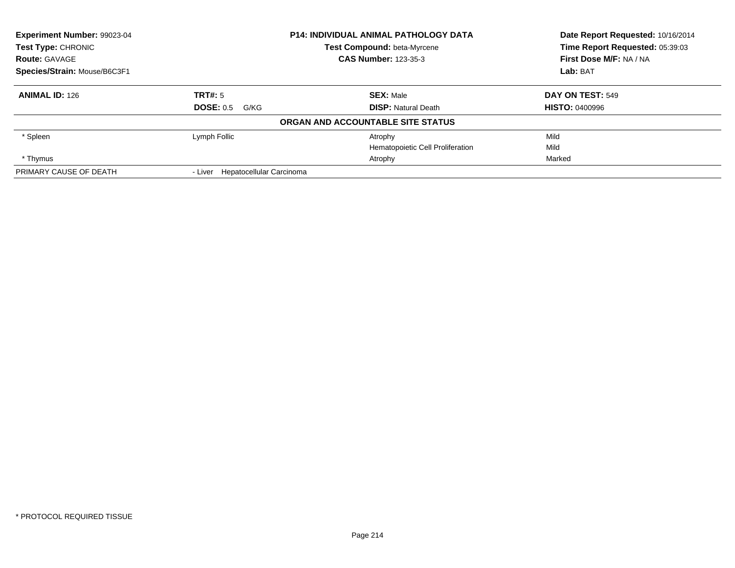**Experiment Number:** 99023-04
**Test Type:** CHRONIC
**Route:** GAVAGE
**Species/Strain:** Mouse/B6C3F1

**P14: INDIVIDUAL ANIMAL PATHOLOGY DATA**
**Test Compound:** beta-Myrcene
**CAS Number:** 123-35-3

**Date Report Requested:** 10/16/2014
**Time Report Requested:** 05:39:03
**First Dose M/F:** NA / NA
**Lab:** BAT

| **ANIMAL ID:** 126 | **TRT#:** 5 | **SEX:** Male | **DAY ON TEST:** 549 |
|---|---|---|---|
| | **DOSE:** 0.5 G/KG | **DISP:** Natural Death | **HISTO:** 0400996 |

**ORGAN AND ACCOUNTABLE SITE STATUS**

| | | | |
|---|---|---|---|
| * Spleen | Lymph Follic | Atrophy | Mild |
| | | Hematopoietic Cell Proliferation | Mild |
| * Thymus | | Atrophy | Marked |
| PRIMARY CAUSE OF DEATH | - Liver Hepatocellular Carcinoma | | |

* PROTOCOL REQUIRED TISSUE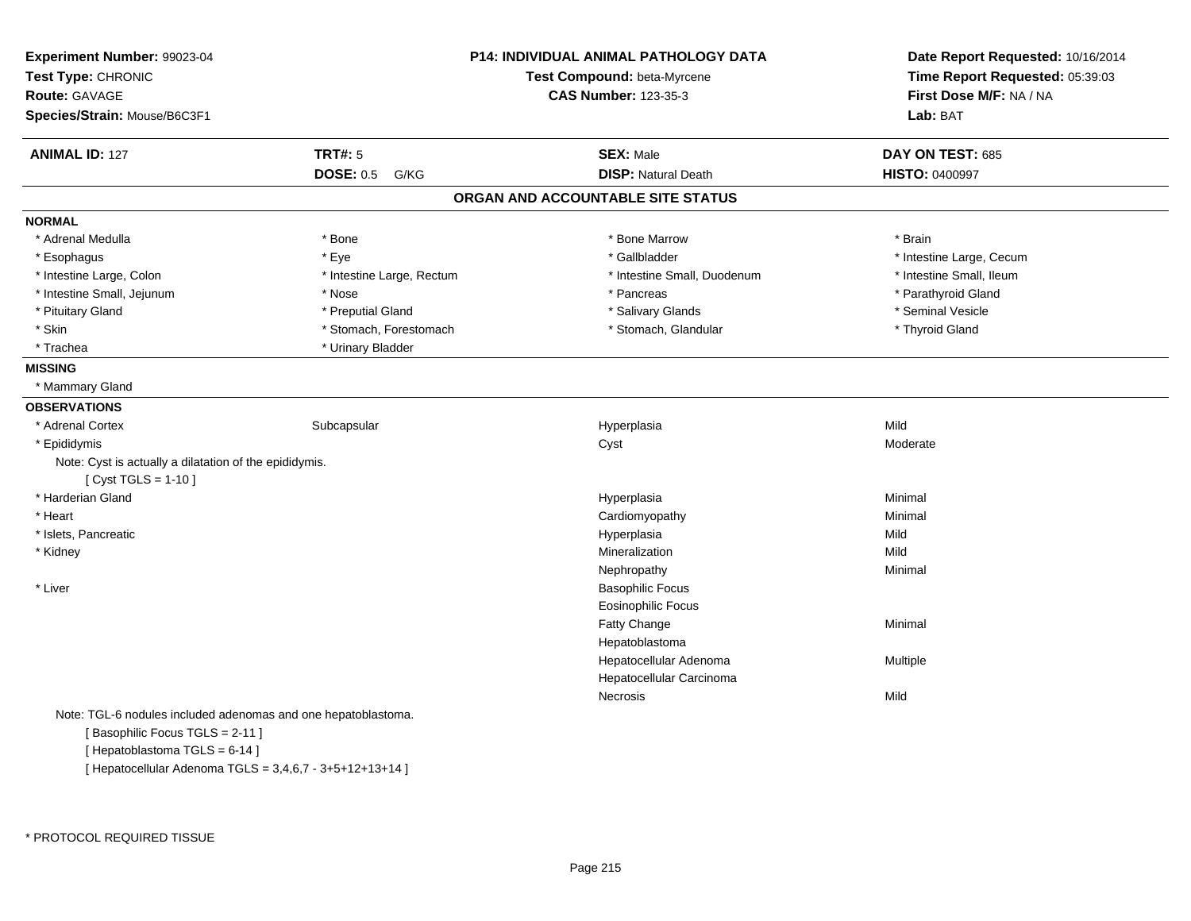**Experiment Number:** 99023-04
**Test Type:** CHRONIC
**Route:** GAVAGE
**Species/Strain:** Mouse/B6C3F1

**P14: INDIVIDUAL ANIMAL PATHOLOGY DATA**
**Test Compound:** beta-Myrcene
**CAS Number:** 123-35-3

**Date Report Requested:** 10/16/2014
**Time Report Requested:** 05:39:03
**First Dose M/F:** NA / NA
**Lab:** BAT

| **ANIMAL ID:** 127 | **TRT#:** 5 | **SEX:** Male | **DAY ON TEST:** 685 |
|---|---|---|---|
| | **DOSE:** 0.5 G/KG | **DISP:** Natural Death | **HISTO:** 0400997 |

## ORGAN AND ACCOUNTABLE SITE STATUS

**NORMAL**

| | | | |
|---|---|---|---|
| * Adrenal Medulla | * Bone | * Bone Marrow | * Brain |
| * Esophagus | * Eye | * Gallbladder | * Intestine Large, Cecum |
| * Intestine Large, Colon | * Intestine Large, Rectum | * Intestine Small, Duodenum | * Intestine Small, Ileum |
| * Intestine Small, Jejunum | * Nose | * Pancreas | * Parathyroid Gland |
| * Pituitary Gland | * Preputial Gland | * Salivary Glands | * Seminal Vesicle |
| * Skin | * Stomach, Forestomach | * Stomach, Glandular | * Thyroid Gland |
| * Trachea | * Urinary Bladder | | |

**MISSING**

* Mammary Gland

**OBSERVATIONS**

| | | | |
|---|---|---|---|
| * Adrenal Cortex | Subcapsular | Hyperplasia | Mild |
| * Epididymis | | Cyst | Moderate |

Note: Cyst is actually a dilatation of the epididymis.
[ Cyst TGLS = 1-10 ]

| | | | |
|---|---|---|---|
| * Harderian Gland | | Hyperplasia | Minimal |
| * Heart | | Cardiomyopathy | Minimal |
| * Islets, Pancreatic | | Hyperplasia | Mild |
| * Kidney | | Mineralization | Mild |
| | | Nephropathy | Minimal |
| * Liver | | Basophilic Focus | |
| | | Eosinophilic Focus | |
| | | Fatty Change | Minimal |
| | | Hepatoblastoma | |
| | | Hepatocellular Adenoma | Multiple |
| | | Hepatocellular Carcinoma | |
| | | Necrosis | Mild |

Note: TGL-6 nodules included adenomas and one hepatoblastoma.
[ Basophilic Focus TGLS = 2-11 ]
[ Hepatoblastoma TGLS = 6-14 ]
[ Hepatocellular Adenoma TGLS = 3,4,6,7 - 3+5+12+13+14 ]

* PROTOCOL REQUIRED TISSUE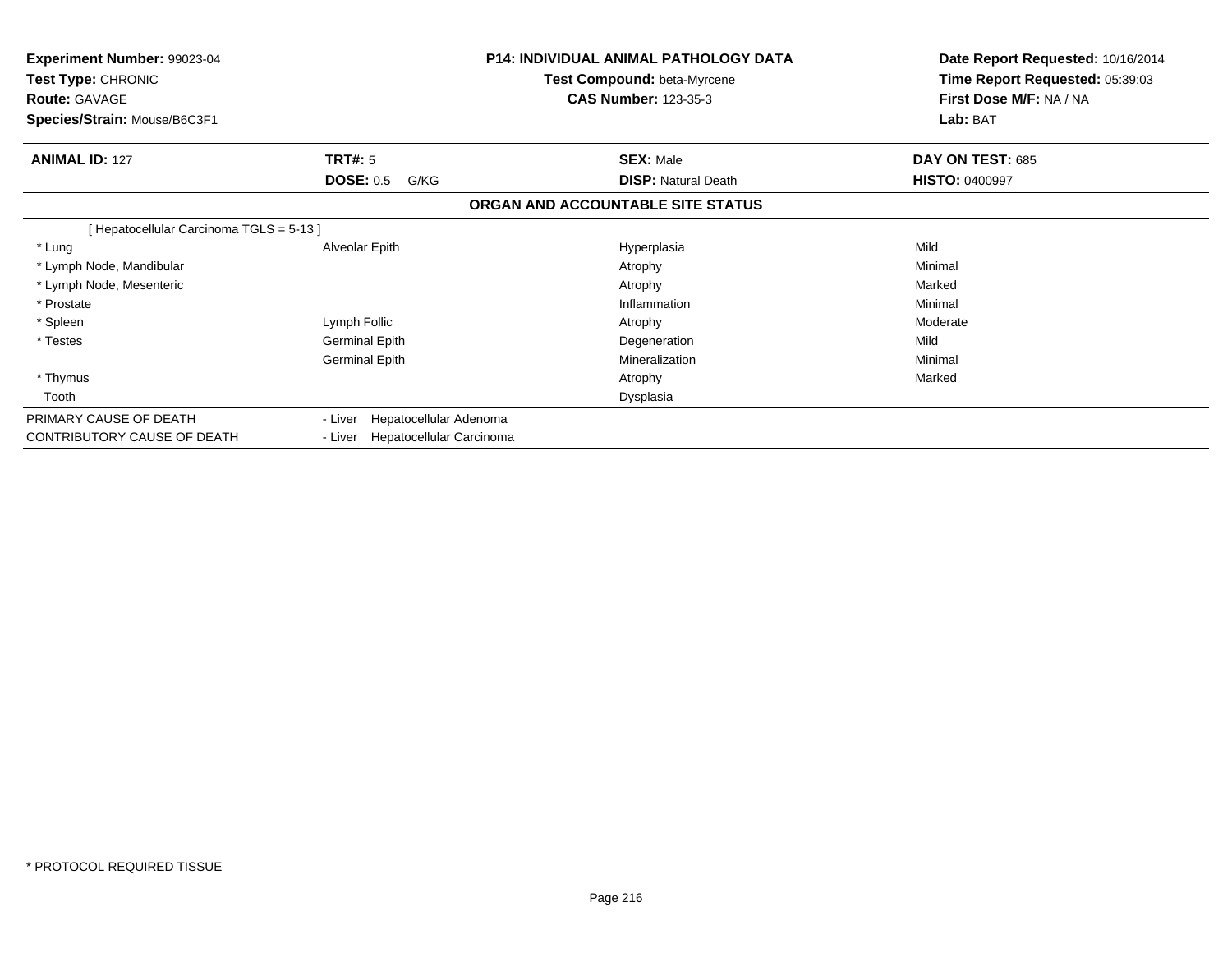**Experiment Number:** 99023-04
**Test Type:** CHRONIC
**Route:** GAVAGE
**Species/Strain:** Mouse/B6C3F1

**P14: INDIVIDUAL ANIMAL PATHOLOGY DATA**
**Test Compound:** beta-Myrcene
**CAS Number:** 123-35-3

**Date Report Requested:** 10/16/2014
**Time Report Requested:** 05:39:03
**First Dose M/F:** NA / NA
**Lab:** BAT

| **ANIMAL ID:** 127 | **TRT#:** 5 | **SEX:** Male | **DAY ON TEST:** 685 |
|---|---|---|---|
| | **DOSE:** 0.5 G/KG | **DISP:** Natural Death | **HISTO:** 0400997 |

## ORGAN AND ACCOUNTABLE SITE STATUS

| | | | |
|---|---|---|---|
| [ Hepatocellular Carcinoma TGLS = 5-13 ] | | | |
| * Lung | Alveolar Epith | Hyperplasia | Mild |
| * Lymph Node, Mandibular | | Atrophy | Minimal |
| * Lymph Node, Mesenteric | | Atrophy | Marked |
| * Prostate | | Inflammation | Minimal |
| * Spleen | Lymph Follic | Atrophy | Moderate |
| * Testes | Germinal Epith | Degeneration | Mild |
| | Germinal Epith | Mineralization | Minimal |
| * Thymus | | Atrophy | Marked |
| Tooth | | Dysplasia | |
| PRIMARY CAUSE OF DEATH | - Liver Hepatocellular Adenoma | | |
| CONTRIBUTORY CAUSE OF DEATH | - Liver Hepatocellular Carcinoma | | |

* PROTOCOL REQUIRED TISSUE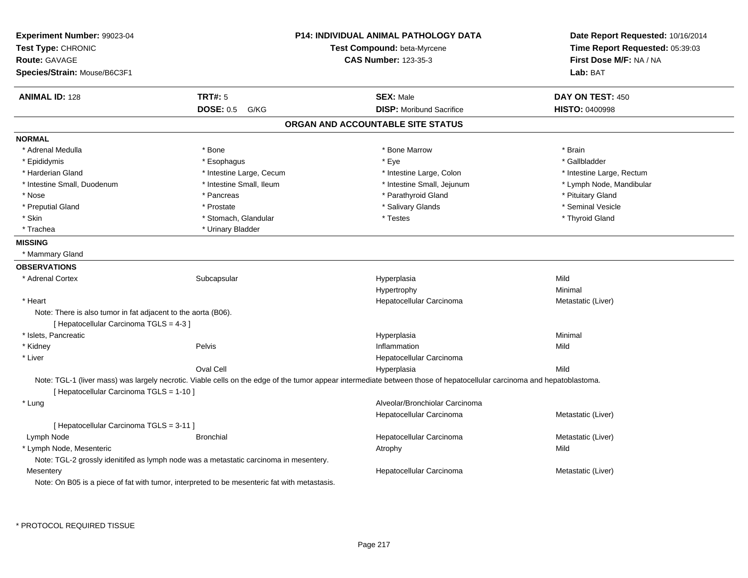**Experiment Number:** 99023-04
**Test Type:** CHRONIC
**Route:** GAVAGE
**Species/Strain:** Mouse/B6C3F1

**P14: INDIVIDUAL ANIMAL PATHOLOGY DATA**
**Test Compound:** beta-Myrcene
**CAS Number:** 123-35-3

**Date Report Requested:** 10/16/2014
**Time Report Requested:** 05:39:03
**First Dose M/F:** NA / NA
**Lab:** BAT

| **ANIMAL ID:** 128 | **TRT#:** 5 | **SEX:** Male | **DAY ON TEST:** 450 |
|---|---|---|---|
| | **DOSE:** 0.5 G/KG | **DISP:** Moribund Sacrifice | **HISTO:** 0400998 |

## ORGAN AND ACCOUNTABLE SITE STATUS

**NORMAL**

| | | | |
|---|---|---|---|
| * Adrenal Medulla | * Bone | * Bone Marrow | * Brain |
| * Epididymis | * Esophagus | * Eye | * Gallbladder |
| * Harderian Gland | * Intestine Large, Cecum | * Intestine Large, Colon | * Intestine Large, Rectum |
| * Intestine Small, Duodenum | * Intestine Small, Ileum | * Intestine Small, Jejunum | * Lymph Node, Mandibular |
| * Nose | * Pancreas | * Parathyroid Gland | * Pituitary Gland |
| * Preputial Gland | * Prostate | * Salivary Glands | * Seminal Vesicle |
| * Skin | * Stomach, Glandular | * Testes | * Thyroid Gland |
| * Trachea | * Urinary Bladder | | |

**MISSING**

* Mammary Gland

**OBSERVATIONS**

| | | | |
|---|---|---|---|
| * Adrenal Cortex | Subcapsular | Hyperplasia | Mild |
| | | Hypertrophy | Minimal |
| * Heart | | Hepatocellular Carcinoma | Metastatic (Liver) |

Note: There is also tumor in fat adjacent to the aorta (B06).
[ Hepatocellular Carcinoma TGLS = 4-3 ]

| | | | |
|---|---|---|---|
| * Islets, Pancreatic | | Hyperplasia | Minimal |
| * Kidney | Pelvis | Inflammation | Mild |
| * Liver | | Hepatocellular Carcinoma | |
| | Oval Cell | Hyperplasia | Mild |

Note: TGL-1 (liver mass) was largely necrotic. Viable cells on the edge of the tumor appear intermediate between those of hepatocellular carcinoma and hepatoblastoma.
[ Hepatocellular Carcinoma TGLS = 1-10 ]

| | | | |
|---|---|---|---|
| * Lung | | Alveolar/Bronchiolar Carcinoma | |
| | | Hepatocellular Carcinoma | Metastatic (Liver) |

[ Hepatocellular Carcinoma TGLS = 3-11 ]

| | | | |
|---|---|---|---|
| Lymph Node | Bronchial | Hepatocellular Carcinoma | Metastatic (Liver) |
| * Lymph Node, Mesenteric | | Atrophy | Mild |

Note: TGL-2 grossly idenitifed as lymph node was a metastatic carcinoma in mesentery.

| | | | |
|---|---|---|---|
| Mesentery | | Hepatocellular Carcinoma | Metastatic (Liver) |

Note: On B05 is a piece of fat with tumor, interpreted to be mesenteric fat with metastasis.

* PROTOCOL REQUIRED TISSUE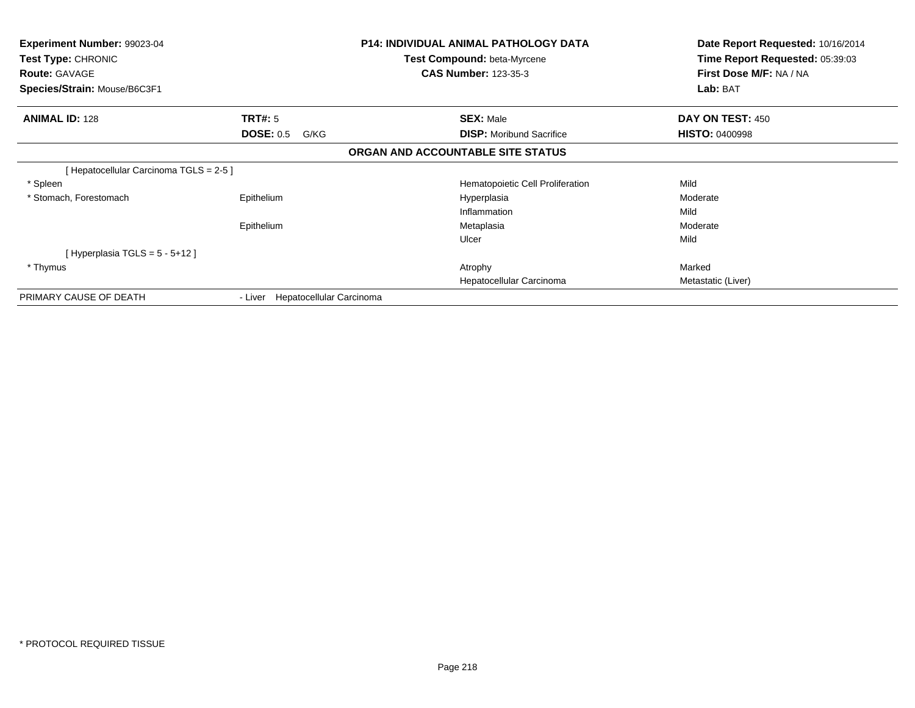**Experiment Number:** 99023-04
**Test Type:** CHRONIC
**Route:** GAVAGE
**Species/Strain:** Mouse/B6C3F1

**P14: INDIVIDUAL ANIMAL PATHOLOGY DATA**
**Test Compound:** beta-Myrcene
**CAS Number:** 123-35-3

**Date Report Requested:** 10/16/2014
**Time Report Requested:** 05:39:03
**First Dose M/F:** NA / NA
**Lab:** BAT

| **ANIMAL ID:** 128 | **TRT#:** 5 | **SEX:** Male | **DAY ON TEST:** 450 |
|---|---|---|---|
| | **DOSE:** 0.5 G/KG | **DISP:** Moribund Sacrifice | **HISTO:** 0400998 |

**ORGAN AND ACCOUNTABLE SITE STATUS**

| | | | |
|---|---|---|---|
| [ Hepatocellular Carcinoma TGLS = 2-5 ] | | | |
| * Spleen | | Hematopoietic Cell Proliferation | Mild |
| * Stomach, Forestomach | Epithelium | Hyperplasia | Moderate |
| | | Inflammation | Mild |
| | Epithelium | Metaplasia | Moderate |
| | | Ulcer | Mild |
| [ Hyperplasia TGLS = 5 - 5+12 ] | | | |
| * Thymus | | Atrophy | Marked |
| | | Hepatocellular Carcinoma | Metastatic (Liver) |
| PRIMARY CAUSE OF DEATH | - Liver Hepatocellular Carcinoma | | |

* PROTOCOL REQUIRED TISSUE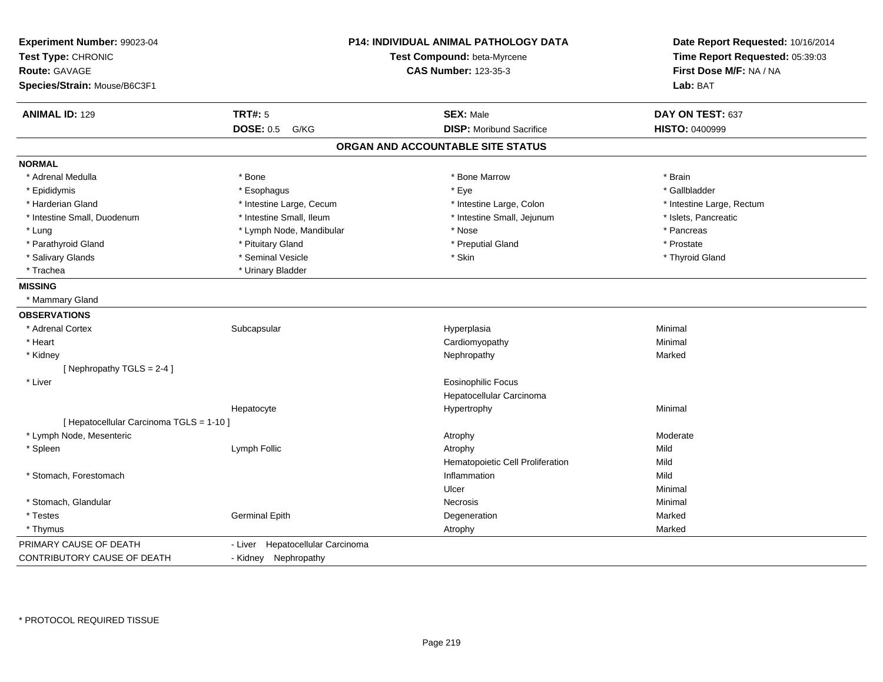**Experiment Number:** 99023-04
**Test Type:** CHRONIC
**Route:** GAVAGE
**Species/Strain:** Mouse/B6C3F1

**P14: INDIVIDUAL ANIMAL PATHOLOGY DATA**
**Test Compound:** beta-Myrcene
**CAS Number:** 123-35-3

**Date Report Requested:** 10/16/2014
**Time Report Requested:** 05:39:03
**First Dose M/F:** NA / NA
**Lab:** BAT

| **ANIMAL ID:** 129 | **TRT#:** 5 | **SEX:** Male | **DAY ON TEST:** 637 |
|---|---|---|---|
| | **DOSE:** 0.5 G/KG | **DISP:** Moribund Sacrifice | **HISTO:** 0400999 |

## ORGAN AND ACCOUNTABLE SITE STATUS

**NORMAL**

| | | | |
|---|---|---|---|
| * Adrenal Medulla | * Bone | * Bone Marrow | * Brain |
| * Epididymis | * Esophagus | * Eye | * Gallbladder |
| * Harderian Gland | * Intestine Large, Cecum | * Intestine Large, Colon | * Intestine Large, Rectum |
| * Intestine Small, Duodenum | * Intestine Small, Ileum | * Intestine Small, Jejunum | * Islets, Pancreatic |
| * Lung | * Lymph Node, Mandibular | * Nose | * Pancreas |
| * Parathyroid Gland | * Pituitary Gland | * Preputial Gland | * Prostate |
| * Salivary Glands | * Seminal Vesicle | * Skin | * Thyroid Gland |
| * Trachea | * Urinary Bladder | | |

**MISSING**

* Mammary Gland

**OBSERVATIONS**

| | | | |
|---|---|---|---|
| * Adrenal Cortex | Subcapsular | Hyperplasia | Minimal |
| * Heart | | Cardiomyopathy | Minimal |
| * Kidney | | Nephropathy | Marked |
| [ Nephropathy TGLS = 2-4 ] | | | |
| * Liver | | Eosinophilic Focus | |
| | | Hepatocellular Carcinoma | |
| | Hepatocyte | Hypertrophy | Minimal |
| [ Hepatocellular Carcinoma TGLS = 1-10 ] | | | |
| * Lymph Node, Mesenteric | | Atrophy | Moderate |
| * Spleen | Lymph Follic | Atrophy | Mild |
| | | Hematopoietic Cell Proliferation | Mild |
| * Stomach, Forestomach | | Inflammation | Mild |
| | | Ulcer | Minimal |
| * Stomach, Glandular | | Necrosis | Minimal |
| * Testes | Germinal Epith | Degeneration | Marked |
| * Thymus | | Atrophy | Marked |

| | |
|---|---|
| PRIMARY CAUSE OF DEATH | - Liver Hepatocellular Carcinoma |
| CONTRIBUTORY CAUSE OF DEATH | - Kidney Nephropathy |

* PROTOCOL REQUIRED TISSUE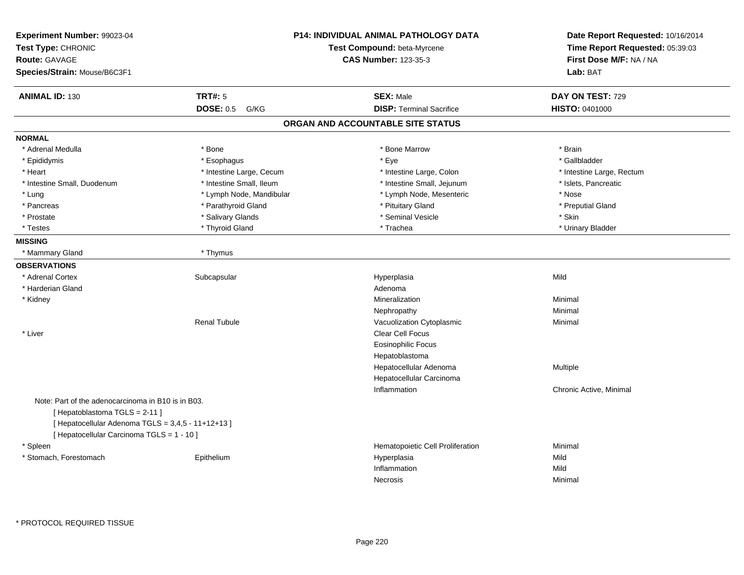**Experiment Number:** 99023-04
**Test Type:** CHRONIC
**Route:** GAVAGE
**Species/Strain:** Mouse/B6C3F1

**P14: INDIVIDUAL ANIMAL PATHOLOGY DATA**
**Test Compound:** beta-Myrcene
**CAS Number:** 123-35-3

**Date Report Requested:** 10/16/2014
**Time Report Requested:** 05:39:03
**First Dose M/F:** NA / NA
**Lab:** BAT

| **ANIMAL ID:** 130 | **TRT#:** 5 | **SEX:** Male | **DAY ON TEST:** 729 |
|---|---|---|---|
| | **DOSE:** 0.5 G/KG | **DISP:** Terminal Sacrifice | **HISTO:** 0401000 |

## ORGAN AND ACCOUNTABLE SITE STATUS

**NORMAL**

| | | | |
|---|---|---|---|
| * Adrenal Medulla | * Bone | * Bone Marrow | * Brain |
| * Epididymis | * Esophagus | * Eye | * Gallbladder |
| * Heart | * Intestine Large, Cecum | * Intestine Large, Colon | * Intestine Large, Rectum |
| * Intestine Small, Duodenum | * Intestine Small, Ileum | * Intestine Small, Jejunum | * Islets, Pancreatic |
| * Lung | * Lymph Node, Mandibular | * Lymph Node, Mesenteric | * Nose |
| * Pancreas | * Parathyroid Gland | * Pituitary Gland | * Preputial Gland |
| * Prostate | * Salivary Glands | * Seminal Vesicle | * Skin |
| * Testes | * Thyroid Gland | * Trachea | * Urinary Bladder |

**MISSING**

| | |
|---|---|
| * Mammary Gland | * Thymus |

**OBSERVATIONS**

| | | | |
|---|---|---|---|
| * Adrenal Cortex | Subcapsular | Hyperplasia | Mild |
| * Harderian Gland | | Adenoma | |
| * Kidney | | Mineralization | Minimal |
| | | Nephropathy | Minimal |
| | Renal Tubule | Vacuolization Cytoplasmic | Minimal |
| * Liver | | Clear Cell Focus | |
| | | Eosinophilic Focus | |
| | | Hepatoblastoma | |
| | | Hepatocellular Adenoma | Multiple |
| | | Hepatocellular Carcinoma | |
| | | Inflammation | Chronic Active, Minimal |

Note: Part of the adenocarcinoma in B10 is in B03.
[ Hepatoblastoma TGLS = 2-11 ]
[ Hepatocellular Adenoma TGLS = 3,4,5 - 11+12+13 ]
[ Hepatocellular Carcinoma TGLS = 1 - 10 ]

| | | | |
|---|---|---|---|
| * Spleen | | Hematopoietic Cell Proliferation | Minimal |
| * Stomach, Forestomach | Epithelium | Hyperplasia | Mild |
| | | Inflammation | Mild |
| | | Necrosis | Minimal |

\* PROTOCOL REQUIRED TISSUE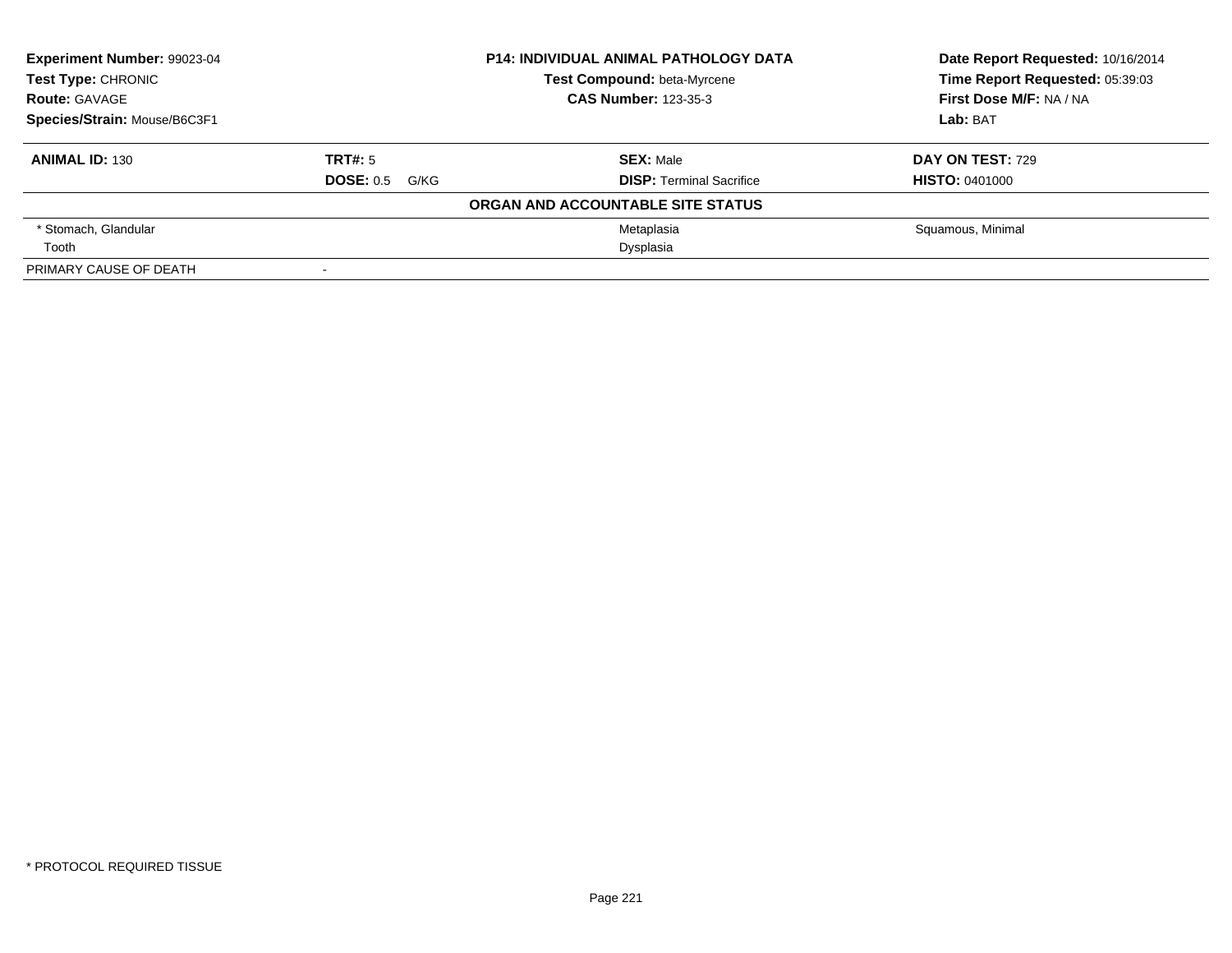**Experiment Number:** 99023-04
**Test Type:** CHRONIC
**Route:** GAVAGE
**Species/Strain:** Mouse/B6C3F1

**P14: INDIVIDUAL ANIMAL PATHOLOGY DATA**
**Test Compound:** beta-Myrcene
**CAS Number:** 123-35-3

**Date Report Requested:** 10/16/2014
**Time Report Requested:** 05:39:03
**First Dose M/F:** NA / NA
**Lab:** BAT

| **ANIMAL ID:** 130 | **TRT#:** 5 | **SEX:** Male | **DAY ON TEST:** 729 |
|---|---|---|---|
| | **DOSE:** 0.5 G/KG | **DISP:** Terminal Sacrifice | **HISTO:** 0401000 |

**ORGAN AND ACCOUNTABLE SITE STATUS**

| | | | |
|---|---|---|---|
| * Stomach, Glandular | | Metaplasia | Squamous, Minimal |
| Tooth | | Dysplasia | |
| PRIMARY CAUSE OF DEATH | - | | |

* PROTOCOL REQUIRED TISSUE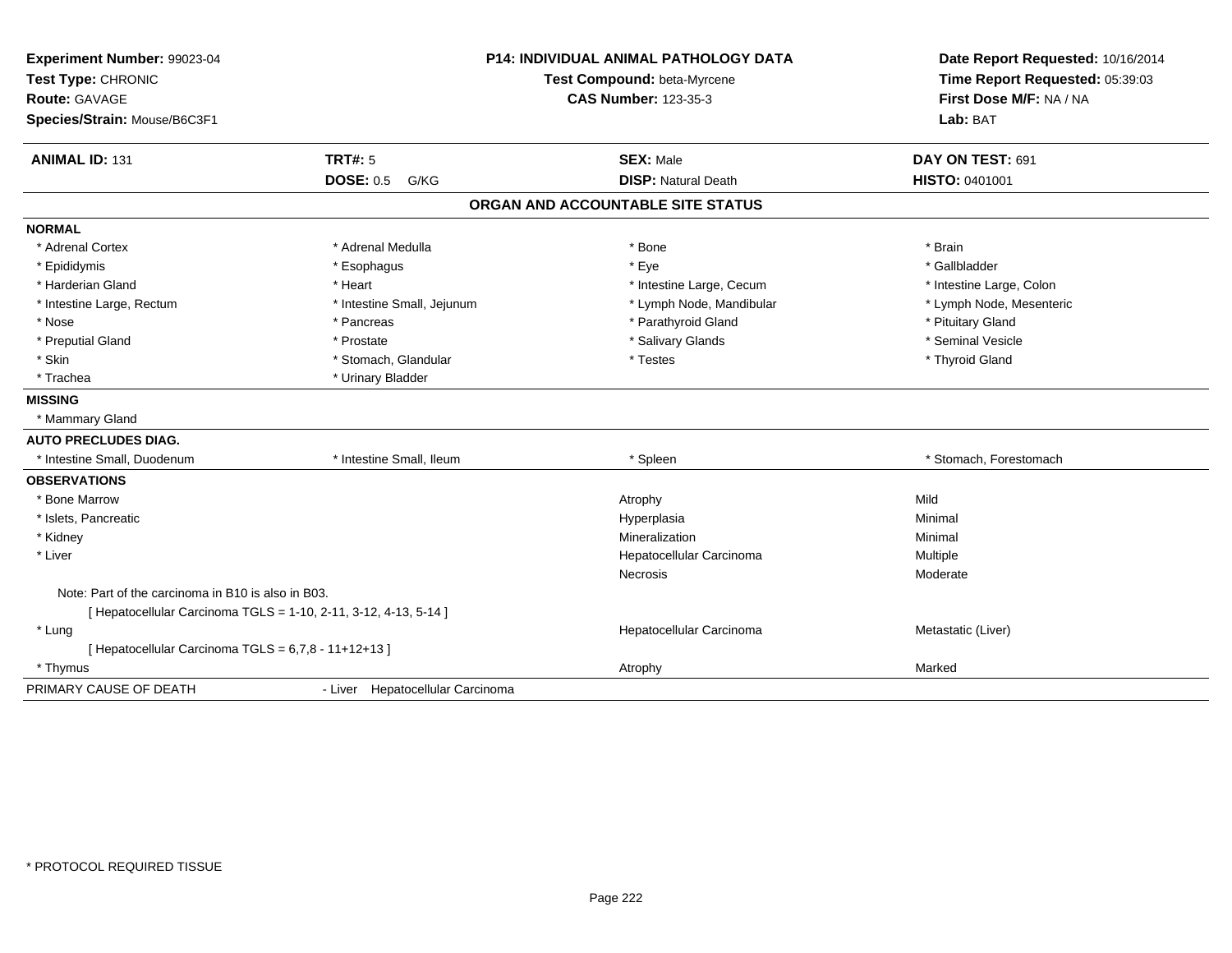**Experiment Number:** 99023-04
**Test Type:** CHRONIC
**Route:** GAVAGE
**Species/Strain:** Mouse/B6C3F1

**P14: INDIVIDUAL ANIMAL PATHOLOGY DATA**
**Test Compound:** beta-Myrcene
**CAS Number:** 123-35-3

**Date Report Requested:** 10/16/2014
**Time Report Requested:** 05:39:03
**First Dose M/F:** NA / NA
**Lab:** BAT

| **ANIMAL ID:** 131 | **TRT#:** 5 | **SEX:** Male | **DAY ON TEST:** 691 |
|---|---|---|---|
| | **DOSE:** 0.5 G/KG | **DISP:** Natural Death | **HISTO:** 0401001 |

## ORGAN AND ACCOUNTABLE SITE STATUS

**NORMAL**

| | | | |
|---|---|---|---|
| * Adrenal Cortex | * Adrenal Medulla | * Bone | * Brain |
| * Epididymis | * Esophagus | * Eye | * Gallbladder |
| * Harderian Gland | * Heart | * Intestine Large, Cecum | * Intestine Large, Colon |
| * Intestine Large, Rectum | * Intestine Small, Jejunum | * Lymph Node, Mandibular | * Lymph Node, Mesenteric |
| * Nose | * Pancreas | * Parathyroid Gland | * Pituitary Gland |
| * Preputial Gland | * Prostate | * Salivary Glands | * Seminal Vesicle |
| * Skin | * Stomach, Glandular | * Testes | * Thyroid Gland |
| * Trachea | * Urinary Bladder | | |

**MISSING**

* Mammary Gland

**AUTO PRECLUDES DIAG.**

| | | | |
|---|---|---|---|
| * Intestine Small, Duodenum | * Intestine Small, Ileum | * Spleen | * Stomach, Forestomach |

**OBSERVATIONS**

| | | |
|---|---|---|
| * Bone Marrow | Atrophy | Mild |
| * Islets, Pancreatic | Hyperplasia | Minimal |
| * Kidney | Mineralization | Minimal |
| * Liver | Hepatocellular Carcinoma | Multiple |
| | Necrosis | Moderate |

Note: Part of the carcinoma in B10 is also in B03.

[ Hepatocellular Carcinoma TGLS = 1-10, 2-11, 3-12, 4-13, 5-14 ]

| | | |
|---|---|---|
| * Lung | Hepatocellular Carcinoma | Metastatic (Liver) |

[ Hepatocellular Carcinoma TGLS = 6,7,8 - 11+12+13 ]

| | | |
|---|---|---|
| * Thymus | Atrophy | Marked |

PRIMARY CAUSE OF DEATH - Liver Hepatocellular Carcinoma

* PROTOCOL REQUIRED TISSUE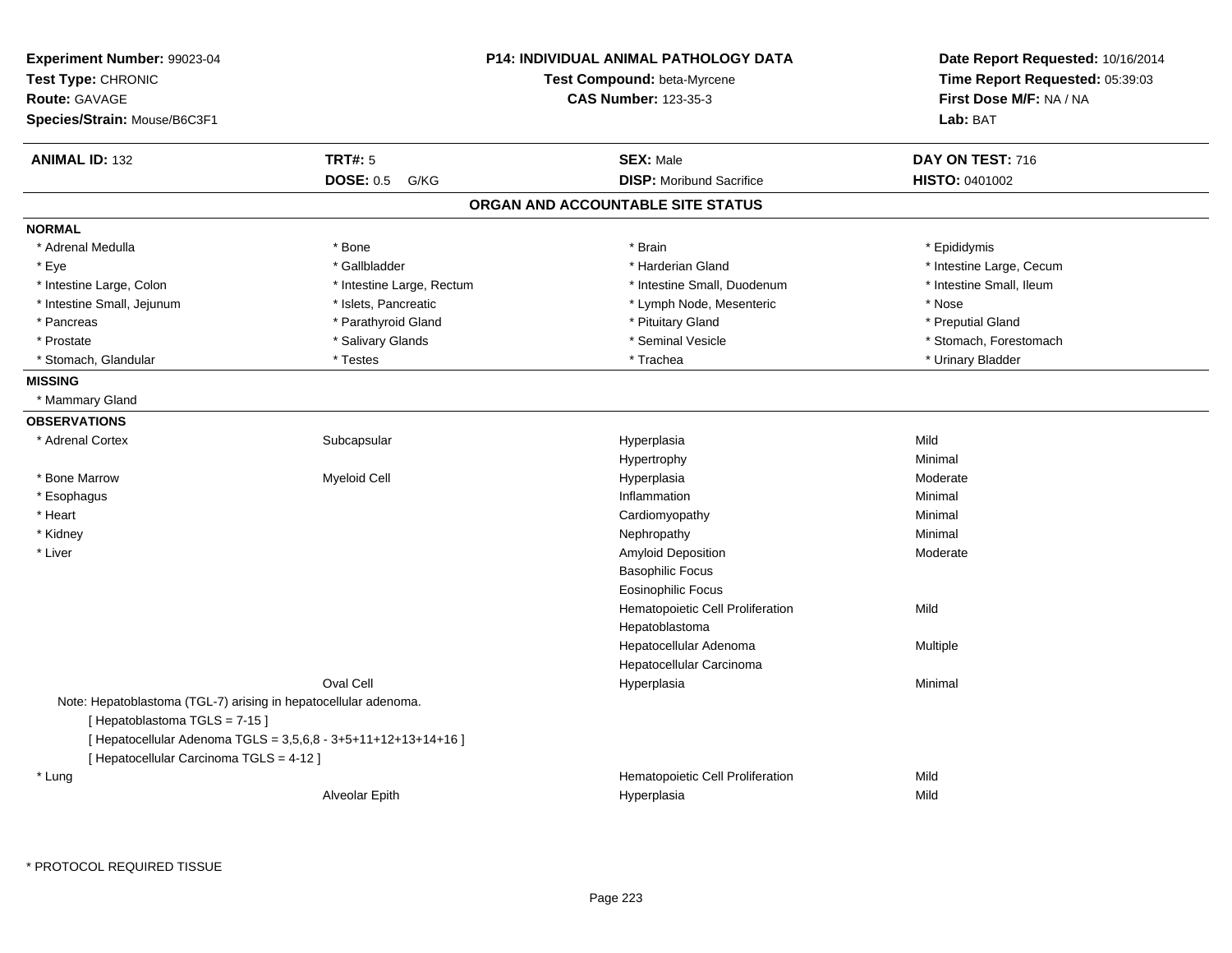**Experiment Number:** 99023-04
**Test Type:** CHRONIC
**Route:** GAVAGE
**Species/Strain:** Mouse/B6C3F1

**P14: INDIVIDUAL ANIMAL PATHOLOGY DATA**
**Test Compound:** beta-Myrcene
**CAS Number:** 123-35-3

**Date Report Requested:** 10/16/2014
**Time Report Requested:** 05:39:03
**First Dose M/F:** NA / NA
**Lab:** BAT

| **ANIMAL ID:** 132 | **TRT#:** 5 | **SEX:** Male | **DAY ON TEST:** 716 |
|---|---|---|---|
| | **DOSE:** 0.5 G/KG | **DISP:** Moribund Sacrifice | **HISTO:** 0401002 |

## ORGAN AND ACCOUNTABLE SITE STATUS

**NORMAL**

| | | | |
|---|---|---|---|
| * Adrenal Medulla | * Bone | * Brain | * Epididymis |
| * Eye | * Gallbladder | * Harderian Gland | * Intestine Large, Cecum |
| * Intestine Large, Colon | * Intestine Large, Rectum | * Intestine Small, Duodenum | * Intestine Small, Ileum |
| * Intestine Small, Jejunum | * Islets, Pancreatic | * Lymph Node, Mesenteric | * Nose |
| * Pancreas | * Parathyroid Gland | * Pituitary Gland | * Preputial Gland |
| * Prostate | * Salivary Glands | * Seminal Vesicle | * Stomach, Forestomach |
| * Stomach, Glandular | * Testes | * Trachea | * Urinary Bladder |

**MISSING**

* Mammary Gland

**OBSERVATIONS**

| | | | |
|---|---|---|---|
| * Adrenal Cortex | Subcapsular | Hyperplasia | Mild |
| | | Hypertrophy | Minimal |
| * Bone Marrow | Myeloid Cell | Hyperplasia | Moderate |
| * Esophagus | | Inflammation | Minimal |
| * Heart | | Cardiomyopathy | Minimal |
| * Kidney | | Nephropathy | Minimal |
| * Liver | | Amyloid Deposition | Moderate |
| | | Basophilic Focus | |
| | | Eosinophilic Focus | |
| | | Hematopoietic Cell Proliferation | Mild |
| | | Hepatoblastoma | |
| | | Hepatocellular Adenoma | Multiple |
| | | Hepatocellular Carcinoma | |
| | Oval Cell | Hyperplasia | Minimal |

Note: Hepatoblastoma (TGL-7) arising in hepatocellular adenoma.
[ Hepatoblastoma TGLS = 7-15 ]
[ Hepatocellular Adenoma TGLS = 3,5,6,8 - 3+5+11+12+13+14+16 ]
[ Hepatocellular Carcinoma TGLS = 4-12 ]

| | | | |
|---|---|---|---|
| * Lung | | Hematopoietic Cell Proliferation | Mild |
| | Alveolar Epith | Hyperplasia | Mild |

* PROTOCOL REQUIRED TISSUE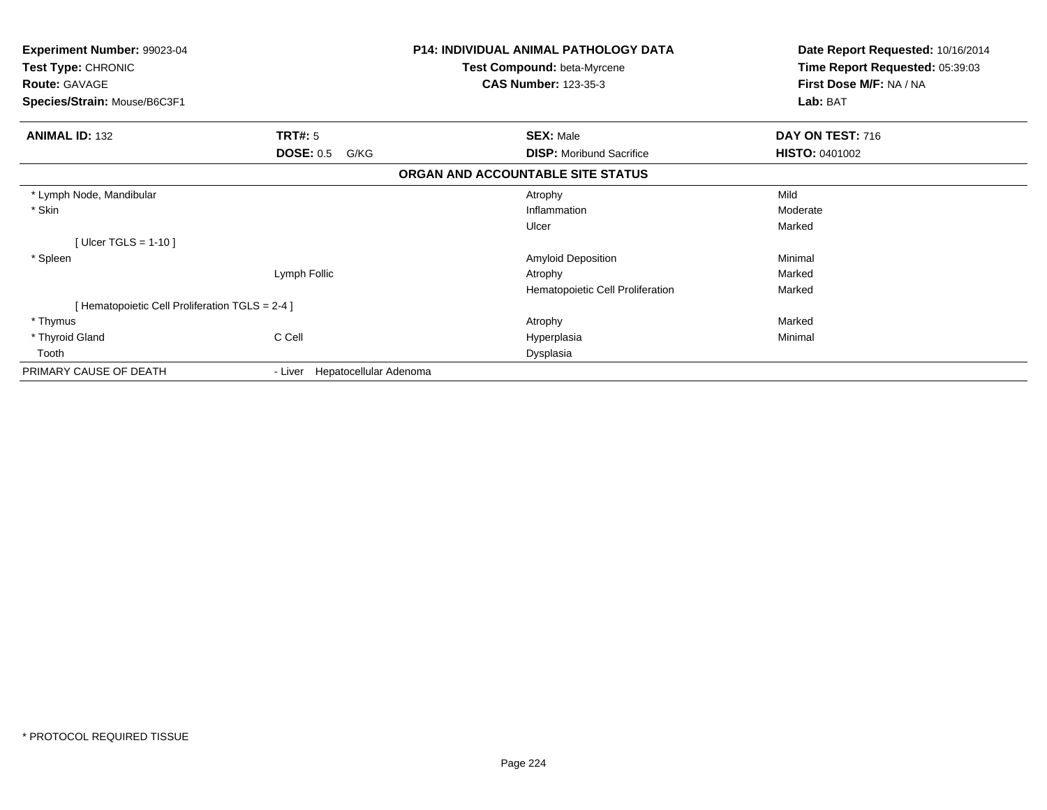**Experiment Number:** 99023-04
**Test Type:** CHRONIC
**Route:** GAVAGE
**Species/Strain:** Mouse/B6C3F1

**P14: INDIVIDUAL ANIMAL PATHOLOGY DATA**
**Test Compound:** beta-Myrcene
**CAS Number:** 123-35-3

**Date Report Requested:** 10/16/2014
**Time Report Requested:** 05:39:03
**First Dose M/F:** NA / NA
**Lab:** BAT

| **ANIMAL ID:** 132 | **TRT#:** 5 | **SEX:** Male | **DAY ON TEST:** 716 |
|---|---|---|---|
| | **DOSE:** 0.5 G/KG | **DISP:** Moribund Sacrifice | **HISTO:** 0401002 |

**ORGAN AND ACCOUNTABLE SITE STATUS**

| Organ | Site | Lesion | Severity |
|---|---|---|---|
| * Lymph Node, Mandibular | | Atrophy | Mild |
| * Skin | | Inflammation | Moderate |
| | | Ulcer | Marked |
| [ Ulcer TGLS = 1-10 ] | | | |
| * Spleen | | Amyloid Deposition | Minimal |
| | Lymph Follic | Atrophy | Marked |
| | | Hematopoietic Cell Proliferation | Marked |
| [ Hematopoietic Cell Proliferation TGLS = 2-4 ] | | | |
| * Thymus | | Atrophy | Marked |
| * Thyroid Gland | C Cell | Hyperplasia | Minimal |
| Tooth | | Dysplasia | |
| PRIMARY CAUSE OF DEATH | - Liver Hepatocellular Adenoma | | |

* PROTOCOL REQUIRED TISSUE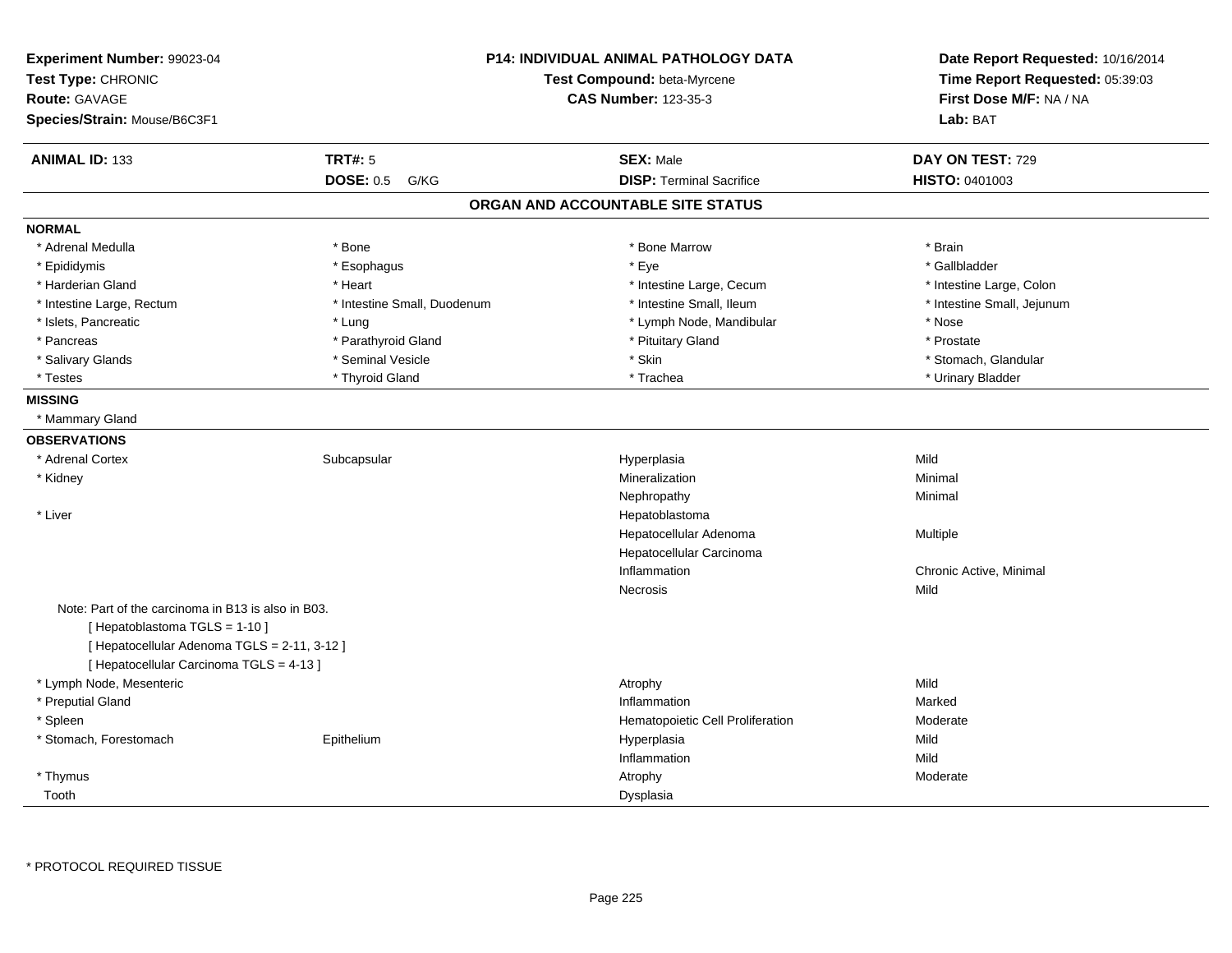**Experiment Number:** 99023-04
**Test Type:** CHRONIC
**Route:** GAVAGE
**Species/Strain:** Mouse/B6C3F1

**P14: INDIVIDUAL ANIMAL PATHOLOGY DATA**
**Test Compound:** beta-Myrcene
**CAS Number:** 123-35-3

**Date Report Requested:** 10/16/2014
**Time Report Requested:** 05:39:03
**First Dose M/F:** NA / NA
**Lab:** BAT

| **ANIMAL ID:** 133 | **TRT#:** 5 | **SEX:** Male | **DAY ON TEST:** 729 |
|---|---|---|---|
| | **DOSE:** 0.5 G/KG | **DISP:** Terminal Sacrifice | **HISTO:** 0401003 |

## ORGAN AND ACCOUNTABLE SITE STATUS

**NORMAL**

| | | | |
|---|---|---|---|
| * Adrenal Medulla | * Bone | * Bone Marrow | * Brain |
| * Epididymis | * Esophagus | * Eye | * Gallbladder |
| * Harderian Gland | * Heart | * Intestine Large, Cecum | * Intestine Large, Colon |
| * Intestine Large, Rectum | * Intestine Small, Duodenum | * Intestine Small, Ileum | * Intestine Small, Jejunum |
| * Islets, Pancreatic | * Lung | * Lymph Node, Mandibular | * Nose |
| * Pancreas | * Parathyroid Gland | * Pituitary Gland | * Prostate |
| * Salivary Glands | * Seminal Vesicle | * Skin | * Stomach, Glandular |
| * Testes | * Thyroid Gland | * Trachea | * Urinary Bladder |

**MISSING**

* Mammary Gland

**OBSERVATIONS**

| | | | |
|---|---|---|---|
| * Adrenal Cortex | Subcapsular | Hyperplasia | Mild |
| * Kidney | | Mineralization | Minimal |
| | | Nephropathy | Minimal |
| * Liver | | Hepatoblastoma | |
| | | Hepatocellular Adenoma | Multiple |
| | | Hepatocellular Carcinoma | |
| | | Inflammation | Chronic Active, Minimal |
| | | Necrosis | Mild |

Note: Part of the carcinoma in B13 is also in B03.
[ Hepatoblastoma TGLS = 1-10 ]
[ Hepatocellular Adenoma TGLS = 2-11, 3-12 ]
[ Hepatocellular Carcinoma TGLS = 4-13 ]

| | | | |
|---|---|---|---|
| * Lymph Node, Mesenteric | | Atrophy | Mild |
| * Preputial Gland | | Inflammation | Marked |
| * Spleen | | Hematopoietic Cell Proliferation | Moderate |
| * Stomach, Forestomach | Epithelium | Hyperplasia | Mild |
| | | Inflammation | Mild |
| * Thymus | | Atrophy | Moderate |
| Tooth | | Dysplasia | |

\* PROTOCOL REQUIRED TISSUE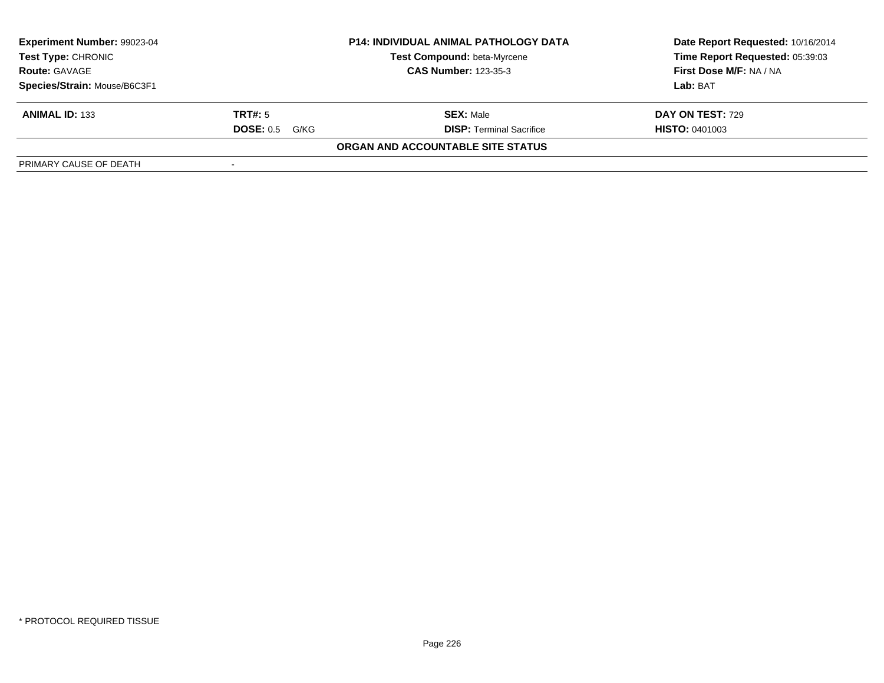| **Experiment Number:** 99023-04 | **P14: INDIVIDUAL ANIMAL PATHOLOGY DATA** | **Date Report Requested:** 10/16/2014 |
|---|---|---|
| **Test Type:** CHRONIC | **Test Compound:** beta-Myrcene | **Time Report Requested:** 05:39:03 |
| **Route:** GAVAGE | **CAS Number:** 123-35-3 | **First Dose M/F:** NA / NA |
| **Species/Strain:** Mouse/B6C3F1 | | **Lab:** BAT |

| **ANIMAL ID:** 133 | **TRT#:** 5 | **SEX:** Male | **DAY ON TEST:** 729 |
|---|---|---|---|
| | **DOSE:** 0.5 G/KG | **DISP:** Terminal Sacrifice | **HISTO:** 0401003 |

**ORGAN AND ACCOUNTABLE SITE STATUS**

| PRIMARY CAUSE OF DEATH | - |
|---|---|

\* PROTOCOL REQUIRED TISSUE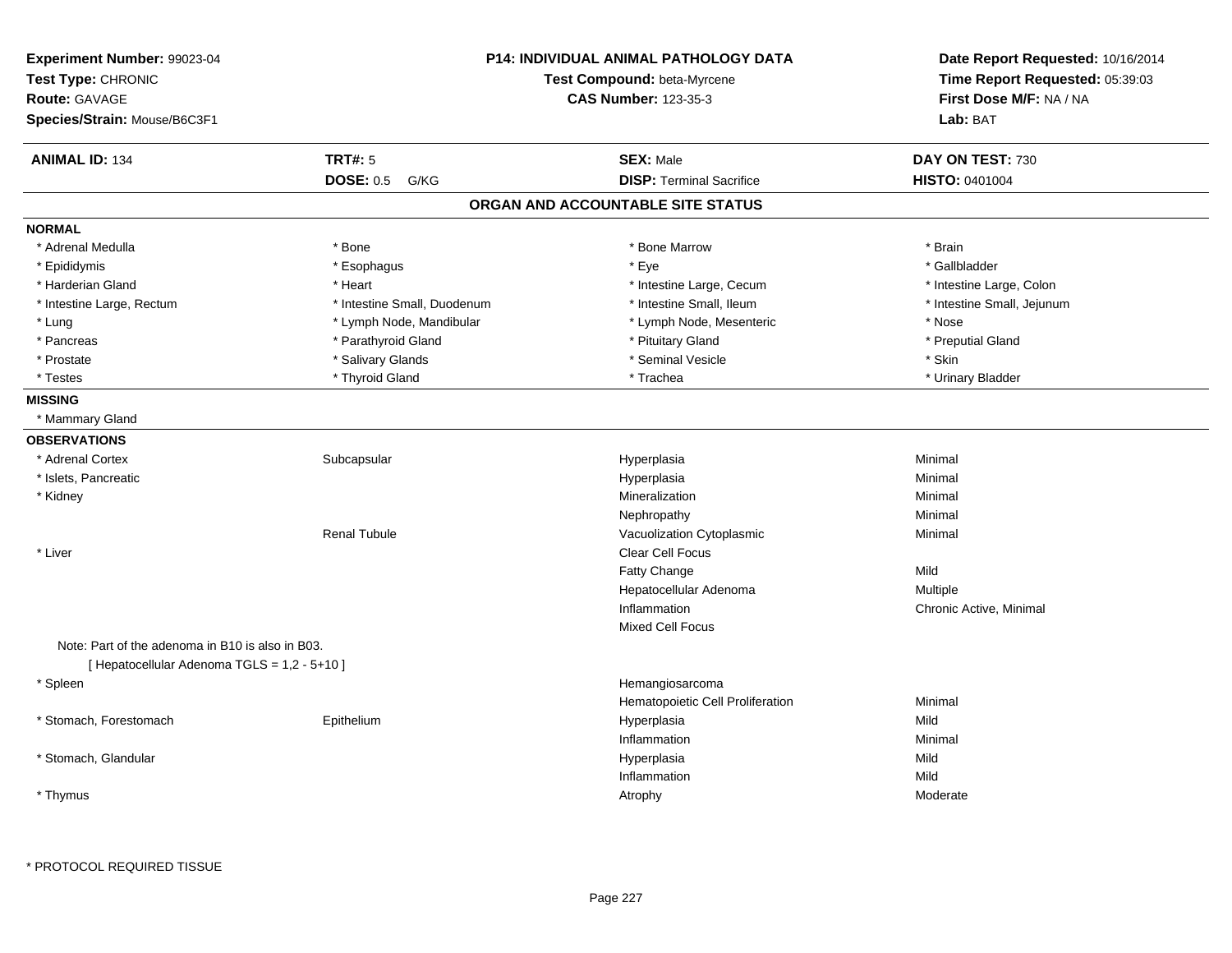**Experiment Number:** 99023-04
**Test Type:** CHRONIC
**Route:** GAVAGE
**Species/Strain:** Mouse/B6C3F1

**P14: INDIVIDUAL ANIMAL PATHOLOGY DATA**
**Test Compound:** beta-Myrcene
**CAS Number:** 123-35-3

**Date Report Requested:** 10/16/2014
**Time Report Requested:** 05:39:03
**First Dose M/F:** NA / NA
**Lab:** BAT

| **ANIMAL ID:** 134 | **TRT#:** 5 | **SEX:** Male | **DAY ON TEST:** 730 |
|---|---|---|---|
| | **DOSE:** 0.5 G/KG | **DISP:** Terminal Sacrifice | **HISTO:** 0401004 |

## ORGAN AND ACCOUNTABLE SITE STATUS

**NORMAL**

| | | | |
|---|---|---|---|
| * Adrenal Medulla | * Bone | * Bone Marrow | * Brain |
| * Epididymis | * Esophagus | * Eye | * Gallbladder |
| * Harderian Gland | * Heart | * Intestine Large, Cecum | * Intestine Large, Colon |
| * Intestine Large, Rectum | * Intestine Small, Duodenum | * Intestine Small, Ileum | * Intestine Small, Jejunum |
| * Lung | * Lymph Node, Mandibular | * Lymph Node, Mesenteric | * Nose |
| * Pancreas | * Parathyroid Gland | * Pituitary Gland | * Preputial Gland |
| * Prostate | * Salivary Glands | * Seminal Vesicle | * Skin |
| * Testes | * Thyroid Gland | * Trachea | * Urinary Bladder |

**MISSING**

* Mammary Gland

**OBSERVATIONS**

| Organ | Site | Observation | Severity |
|---|---|---|---|
| * Adrenal Cortex | Subcapsular | Hyperplasia | Minimal |
| * Islets, Pancreatic | | Hyperplasia | Minimal |
| * Kidney | | Mineralization | Minimal |
| | | Nephropathy | Minimal |
| | Renal Tubule | Vacuolization Cytoplasmic | Minimal |
| * Liver | | Clear Cell Focus | |
| | | Fatty Change | Mild |
| | | Hepatocellular Adenoma | Multiple |
| | | Inflammation | Chronic Active, Minimal |
| | | Mixed Cell Focus | |

Note: Part of the adenoma in B10 is also in B03.
[ Hepatocellular Adenoma TGLS = 1,2 - 5+10 ]

| Organ | Site | Observation | Severity |
|---|---|---|---|
| * Spleen | | Hemangiosarcoma | |
| | | Hematopoietic Cell Proliferation | Minimal |
| * Stomach, Forestomach | Epithelium | Hyperplasia | Mild |
| | | Inflammation | Minimal |
| * Stomach, Glandular | | Hyperplasia | Mild |
| | | Inflammation | Mild |
| * Thymus | | Atrophy | Moderate |

* PROTOCOL REQUIRED TISSUE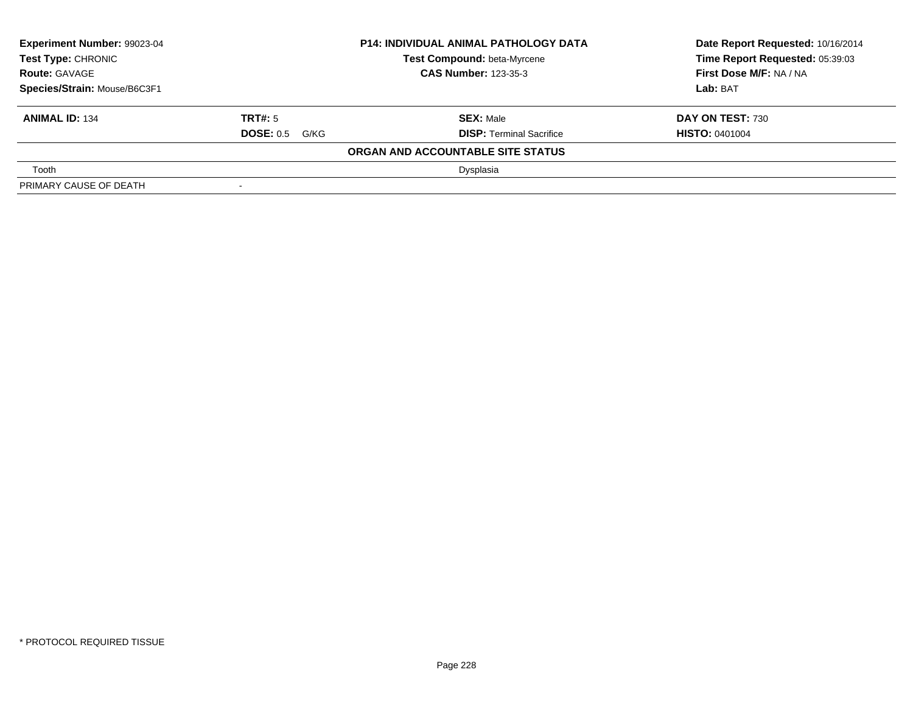| **Experiment Number:** 99023-04 | **P14: INDIVIDUAL ANIMAL PATHOLOGY DATA** | **Date Report Requested:** 10/16/2014 |
|---|---|---|
| **Test Type:** CHRONIC | **Test Compound:** beta-Myrcene | **Time Report Requested:** 05:39:03 |
| **Route:** GAVAGE | **CAS Number:** 123-35-3 | **First Dose M/F:** NA / NA |
| **Species/Strain:** Mouse/B6C3F1 | | **Lab:** BAT |

| **ANIMAL ID:** 134 | **TRT#:** 5 | **SEX:** Male | **DAY ON TEST:** 730 |
|---|---|---|---|
| | **DOSE:** 0.5 G/KG | **DISP:** Terminal Sacrifice | **HISTO:** 0401004 |

**ORGAN AND ACCOUNTABLE SITE STATUS**

| | |
|---|---|
| Tooth | Dysplasia |
| PRIMARY CAUSE OF DEATH | - |

* PROTOCOL REQUIRED TISSUE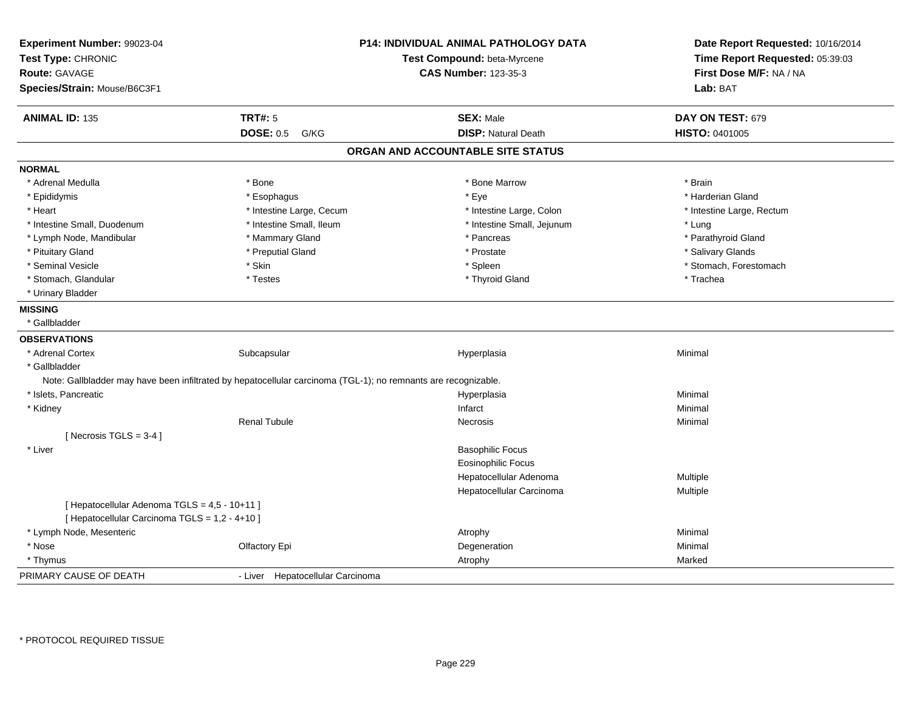**Experiment Number:** 99023-04
**Test Type:** CHRONIC
**Route:** GAVAGE
**Species/Strain:** Mouse/B6C3F1

**P14: INDIVIDUAL ANIMAL PATHOLOGY DATA**
**Test Compound:** beta-Myrcene
**CAS Number:** 123-35-3

**Date Report Requested:** 10/16/2014
**Time Report Requested:** 05:39:03
**First Dose M/F:** NA / NA
**Lab:** BAT

| **ANIMAL ID:** 135 | **TRT#:** 5 | **SEX:** Male | **DAY ON TEST:** 679 |
|---|---|---|---|
| | **DOSE:** 0.5 G/KG | **DISP:** Natural Death | **HISTO:** 0401005 |

## ORGAN AND ACCOUNTABLE SITE STATUS

**NORMAL**

| | | | |
|---|---|---|---|
| * Adrenal Medulla | * Bone | * Bone Marrow | * Brain |
| * Epididymis | * Esophagus | * Eye | * Harderian Gland |
| * Heart | * Intestine Large, Cecum | * Intestine Large, Colon | * Intestine Large, Rectum |
| * Intestine Small, Duodenum | * Intestine Small, Ileum | * Intestine Small, Jejunum | * Lung |
| * Lymph Node, Mandibular | * Mammary Gland | * Pancreas | * Parathyroid Gland |
| * Pituitary Gland | * Preputial Gland | * Prostate | * Salivary Glands |
| * Seminal Vesicle | * Skin | * Spleen | * Stomach, Forestomach |
| * Stomach, Glandular | * Testes | * Thyroid Gland | * Trachea |
| * Urinary Bladder | | | |

**MISSING**

* Gallbladder

**OBSERVATIONS**

| | | | |
|---|---|---|---|
| * Adrenal Cortex | Subcapsular | Hyperplasia | Minimal |
| * Gallbladder | | | |
| Note: Gallbladder may have been infiltrated by hepatocellular carcinoma (TGL-1); no remnants are recognizable. | | | |
| * Islets, Pancreatic | | Hyperplasia | Minimal |
| * Kidney | | Infarct | Minimal |
| | Renal Tubule | Necrosis | Minimal |
| [ Necrosis TGLS = 3-4 ] | | | |
| * Liver | | Basophilic Focus | |
| | | Eosinophilic Focus | |
| | | Hepatocellular Adenoma | Multiple |
| | | Hepatocellular Carcinoma | Multiple |
| [ Hepatocellular Adenoma TGLS = 4,5 - 10+11 ] | | | |
| [ Hepatocellular Carcinoma TGLS = 1,2 - 4+10 ] | | | |
| * Lymph Node, Mesenteric | | Atrophy | Minimal |
| * Nose | Olfactory Epi | Degeneration | Minimal |
| * Thymus | | Atrophy | Marked |

PRIMARY CAUSE OF DEATH - Liver Hepatocellular Carcinoma

\* PROTOCOL REQUIRED TISSUE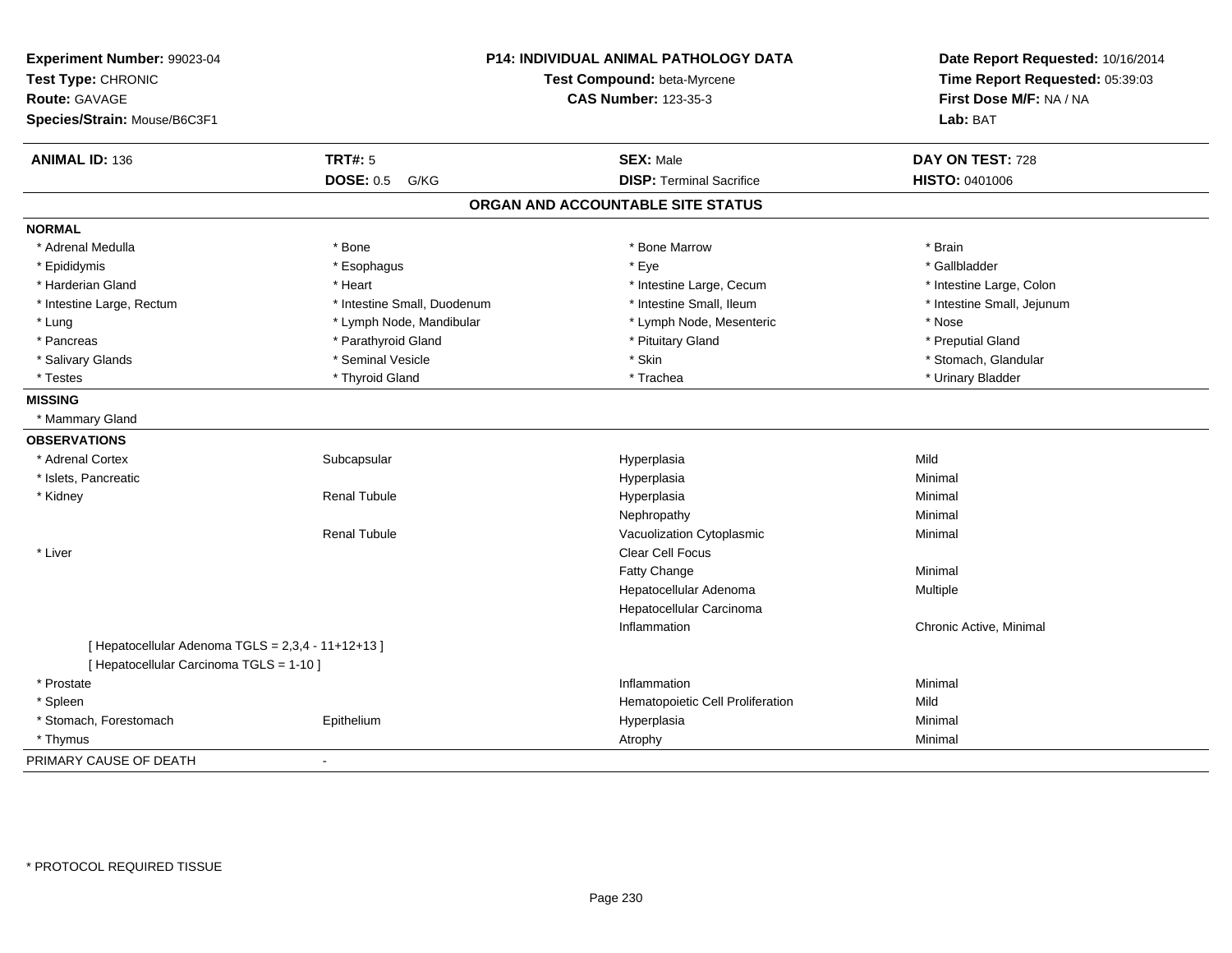**Experiment Number:** 99023-04
**Test Type:** CHRONIC
**Route:** GAVAGE
**Species/Strain:** Mouse/B6C3F1

**P14: INDIVIDUAL ANIMAL PATHOLOGY DATA**
**Test Compound:** beta-Myrcene
**CAS Number:** 123-35-3

**Date Report Requested:** 10/16/2014
**Time Report Requested:** 05:39:03
**First Dose M/F:** NA / NA
**Lab:** BAT

| **ANIMAL ID:** 136 | **TRT#:** 5 | **SEX:** Male | **DAY ON TEST:** 728 |
|---|---|---|---|
| | **DOSE:** 0.5 G/KG | **DISP:** Terminal Sacrifice | **HISTO:** 0401006 |

## ORGAN AND ACCOUNTABLE SITE STATUS

**NORMAL**

| | | | |
|---|---|---|---|
| * Adrenal Medulla | * Bone | * Bone Marrow | * Brain |
| * Epididymis | * Esophagus | * Eye | * Gallbladder |
| * Harderian Gland | * Heart | * Intestine Large, Cecum | * Intestine Large, Colon |
| * Intestine Large, Rectum | * Intestine Small, Duodenum | * Intestine Small, Ileum | * Intestine Small, Jejunum |
| * Lung | * Lymph Node, Mandibular | * Lymph Node, Mesenteric | * Nose |
| * Pancreas | * Parathyroid Gland | * Pituitary Gland | * Preputial Gland |
| * Salivary Glands | * Seminal Vesicle | * Skin | * Stomach, Glandular |
| * Testes | * Thyroid Gland | * Trachea | * Urinary Bladder |

**MISSING**

* Mammary Gland

**OBSERVATIONS**

| | | | |
|---|---|---|---|
| * Adrenal Cortex | Subcapsular | Hyperplasia | Mild |
| * Islets, Pancreatic | | Hyperplasia | Minimal |
| * Kidney | Renal Tubule | Hyperplasia | Minimal |
| | | Nephropathy | Minimal |
| | Renal Tubule | Vacuolization Cytoplasmic | Minimal |
| * Liver | | Clear Cell Focus | |
| | | Fatty Change | Minimal |
| | | Hepatocellular Adenoma | Multiple |
| | | Hepatocellular Carcinoma | |
| | | Inflammation | Chronic Active, Minimal |
| [ Hepatocellular Adenoma TGLS = 2,3,4 - 11+12+13 ] | | | |
| [ Hepatocellular Carcinoma TGLS = 1-10 ] | | | |
| * Prostate | | Inflammation | Minimal |
| * Spleen | | Hematopoietic Cell Proliferation | Mild |
| * Stomach, Forestomach | Epithelium | Hyperplasia | Minimal |
| * Thymus | | Atrophy | Minimal |

PRIMARY CAUSE OF DEATH -

* PROTOCOL REQUIRED TISSUE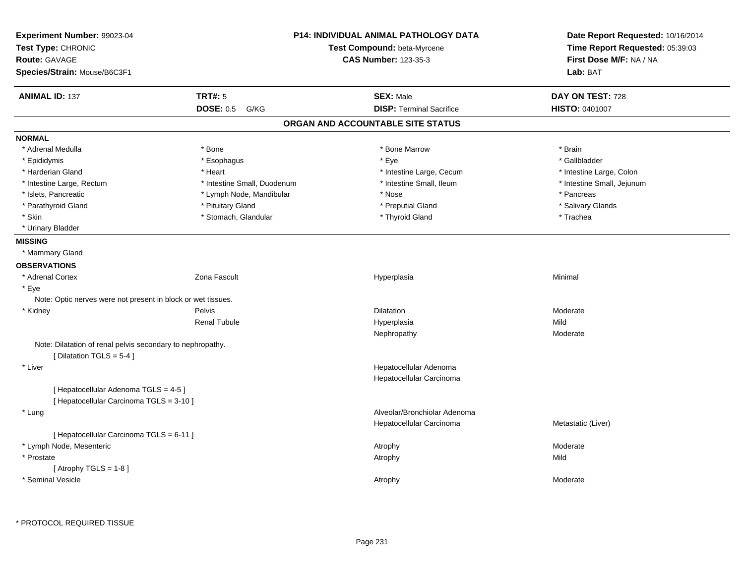**Experiment Number:** 99023-04
**Test Type:** CHRONIC
**Route:** GAVAGE
**Species/Strain:** Mouse/B6C3F1

**P14: INDIVIDUAL ANIMAL PATHOLOGY DATA**
**Test Compound:** beta-Myrcene
**CAS Number:** 123-35-3

**Date Report Requested:** 10/16/2014
**Time Report Requested:** 05:39:03
**First Dose M/F:** NA / NA
**Lab:** BAT

| **ANIMAL ID:** 137 | **TRT#:** 5 | **SEX:** Male | **DAY ON TEST:** 728 |
|---|---|---|---|
| | **DOSE:** 0.5 G/KG | **DISP:** Terminal Sacrifice | **HISTO:** 0401007 |

## ORGAN AND ACCOUNTABLE SITE STATUS

### NORMAL

| | | | |
|---|---|---|---|
| * Adrenal Medulla | * Bone | * Bone Marrow | * Brain |
| * Epididymis | * Esophagus | * Eye | * Gallbladder |
| * Harderian Gland | * Heart | * Intestine Large, Cecum | * Intestine Large, Colon |
| * Intestine Large, Rectum | * Intestine Small, Duodenum | * Intestine Small, Ileum | * Intestine Small, Jejunum |
| * Islets, Pancreatic | * Lymph Node, Mandibular | * Nose | * Pancreas |
| * Parathyroid Gland | * Pituitary Gland | * Preputial Gland | * Salivary Glands |
| * Skin | * Stomach, Glandular | * Thyroid Gland | * Trachea |
| * Urinary Bladder | | | |

### MISSING

* Mammary Gland

### OBSERVATIONS

| | | | |
|---|---|---|---|
| * Adrenal Cortex | Zona Fascult | Hyperplasia | Minimal |
| * Eye | | | |
| Note: Optic nerves were not present in block or wet tissues. | | | |
| * Kidney | Pelvis | Dilatation | Moderate |
| | Renal Tubule | Hyperplasia | Mild |
| | | Nephropathy | Moderate |
| Note: Dilatation of renal pelvis secondary to nephropathy. | | | |
| [ Dilatation TGLS = 5-4 ] | | | |
| * Liver | | Hepatocellular Adenoma | |
| | | Hepatocellular Carcinoma | |
| [ Hepatocellular Adenoma TGLS = 4-5 ] | | | |
| [ Hepatocellular Carcinoma TGLS = 3-10 ] | | | |
| * Lung | | Alveolar/Bronchiolar Adenoma | |
| | | Hepatocellular Carcinoma | Metastatic (Liver) |
| [ Hepatocellular Carcinoma TGLS = 6-11 ] | | | |
| * Lymph Node, Mesenteric | | Atrophy | Moderate |
| * Prostate | | Atrophy | Mild |
| [ Atrophy TGLS = 1-8 ] | | | |
| * Seminal Vesicle | | Atrophy | Moderate |

* PROTOCOL REQUIRED TISSUE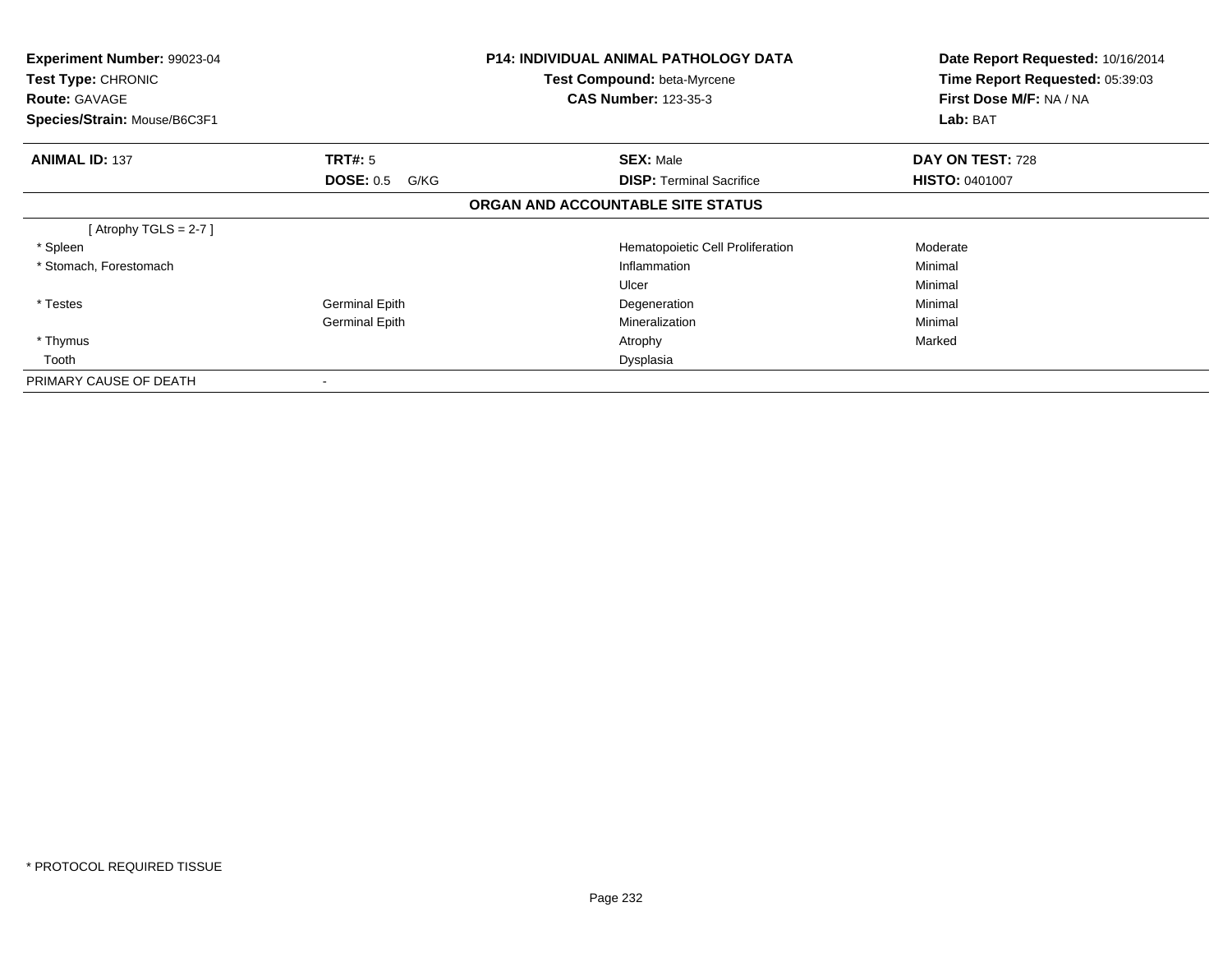**Experiment Number:** 99023-04
**Test Type:** CHRONIC
**Route:** GAVAGE
**Species/Strain:** Mouse/B6C3F1

**P14: INDIVIDUAL ANIMAL PATHOLOGY DATA**
**Test Compound:** beta-Myrcene
**CAS Number:** 123-35-3

**Date Report Requested:** 10/16/2014
**Time Report Requested:** 05:39:03
**First Dose M/F:** NA / NA
**Lab:** BAT

| **ANIMAL ID:** 137 | **TRT#:** 5 | **SEX:** Male | **DAY ON TEST:** 728 |
|---|---|---|---|
| | **DOSE:** 0.5 G/KG | **DISP:** Terminal Sacrifice | **HISTO:** 0401007 |

**ORGAN AND ACCOUNTABLE SITE STATUS**

| | | | |
|---|---|---|---|
| [ Atrophy TGLS = 2-7 ] | | | |
| * Spleen | | Hematopoietic Cell Proliferation | Moderate |
| * Stomach, Forestomach | | Inflammation | Minimal |
| | | Ulcer | Minimal |
| * Testes | Germinal Epith | Degeneration | Minimal |
| | Germinal Epith | Mineralization | Minimal |
| * Thymus | | Atrophy | Marked |
| Tooth | | Dysplasia | |
| PRIMARY CAUSE OF DEATH | - | | |

* PROTOCOL REQUIRED TISSUE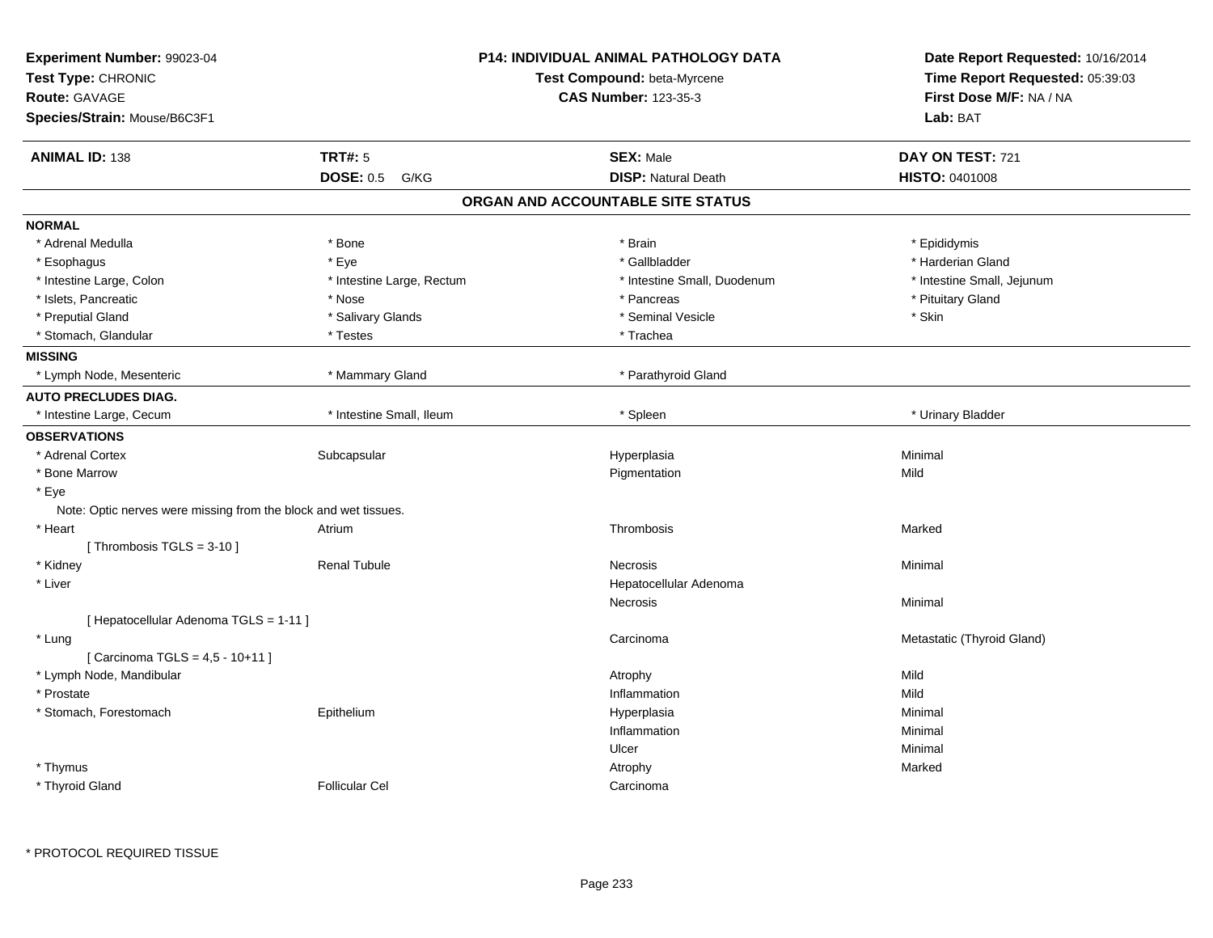**Experiment Number:** 99023-04
**Test Type:** CHRONIC
**Route:** GAVAGE
**Species/Strain:** Mouse/B6C3F1

**P14: INDIVIDUAL ANIMAL PATHOLOGY DATA**
**Test Compound:** beta-Myrcene
**CAS Number:** 123-35-3

**Date Report Requested:** 10/16/2014
**Time Report Requested:** 05:39:03
**First Dose M/F:** NA / NA
**Lab:** BAT

| **ANIMAL ID:** 138 | **TRT#:** 5 | **SEX:** Male | **DAY ON TEST:** 721 |
|---|---|---|---|
| | **DOSE:** 0.5 G/KG | **DISP:** Natural Death | **HISTO:** 0401008 |

## ORGAN AND ACCOUNTABLE SITE STATUS

**NORMAL**

| | | | |
|---|---|---|---|
| * Adrenal Medulla | * Bone | * Brain | * Epididymis |
| * Esophagus | * Eye | * Gallbladder | * Harderian Gland |
| * Intestine Large, Colon | * Intestine Large, Rectum | * Intestine Small, Duodenum | * Intestine Small, Jejunum |
| * Islets, Pancreatic | * Nose | * Pancreas | * Pituitary Gland |
| * Preputial Gland | * Salivary Glands | * Seminal Vesicle | * Skin |
| * Stomach, Glandular | * Testes | * Trachea | |

**MISSING**

| | | | |
|---|---|---|---|
| * Lymph Node, Mesenteric | * Mammary Gland | * Parathyroid Gland | |

**AUTO PRECLUDES DIAG.**

| | | | |
|---|---|---|---|
| * Intestine Large, Cecum | * Intestine Small, Ileum | * Spleen | * Urinary Bladder |

**OBSERVATIONS**

| | | | |
|---|---|---|---|
| * Adrenal Cortex | Subcapsular | Hyperplasia | Minimal |
| * Bone Marrow | | Pigmentation | Mild |
| * Eye | | | |
| Note: Optic nerves were missing from the block and wet tissues. | | | |
| * Heart | Atrium | Thrombosis | Marked |
| [ Thrombosis TGLS = 3-10 ] | | | |
| * Kidney | Renal Tubule | Necrosis | Minimal |
| * Liver | | Hepatocellular Adenoma | |
| | | Necrosis | Minimal |
| [ Hepatocellular Adenoma TGLS = 1-11 ] | | | |
| * Lung | | Carcinoma | Metastatic (Thyroid Gland) |
| [ Carcinoma TGLS = 4,5 - 10+11 ] | | | |
| * Lymph Node, Mandibular | | Atrophy | Mild |
| * Prostate | | Inflammation | Mild |
| * Stomach, Forestomach | Epithelium | Hyperplasia | Minimal |
| | | Inflammation | Minimal |
| | | Ulcer | Minimal |
| * Thymus | | Atrophy | Marked |
| * Thyroid Gland | Follicular Cel | Carcinoma | |

* PROTOCOL REQUIRED TISSUE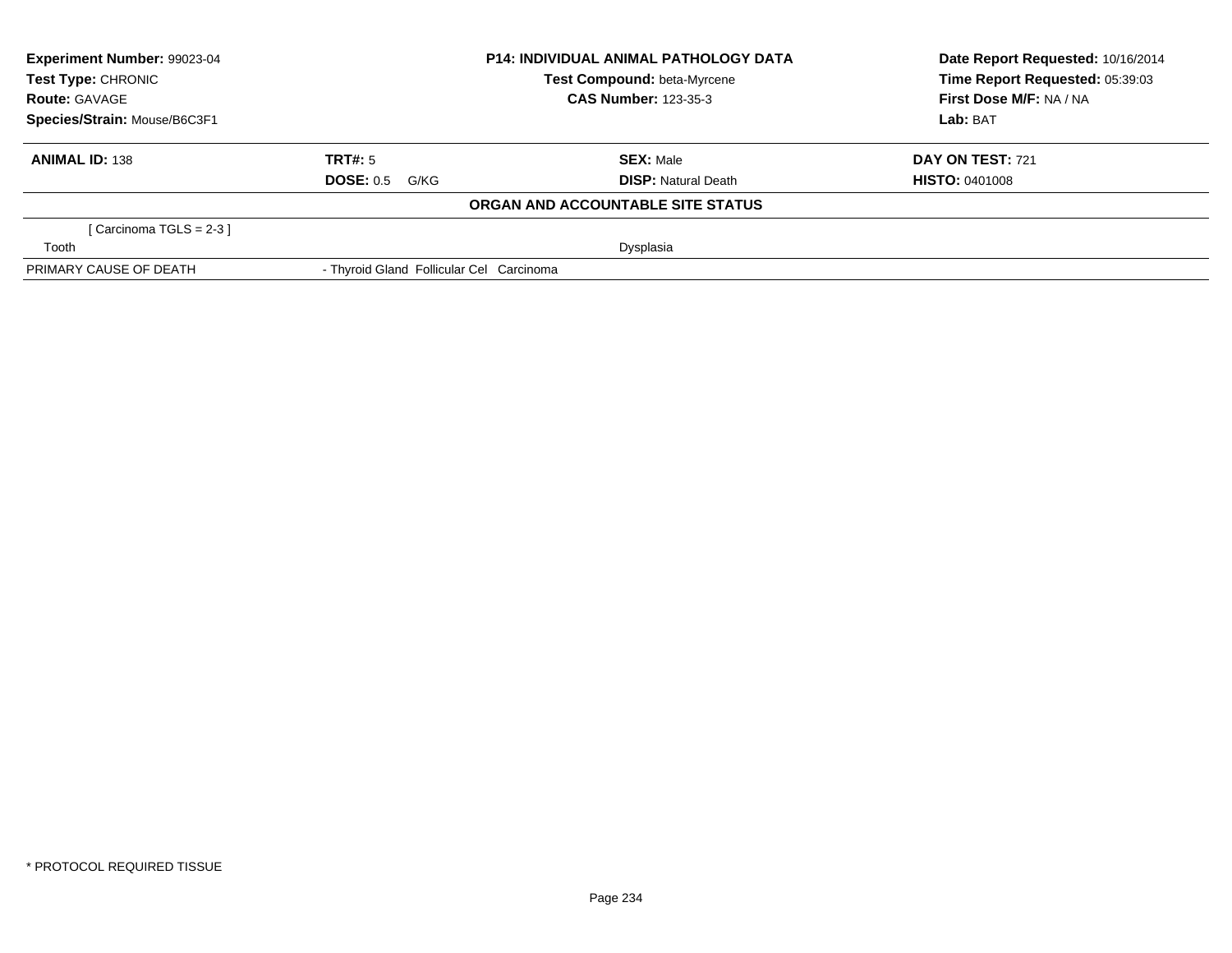**Experiment Number:** 99023-04
**Test Type:** CHRONIC
**Route:** GAVAGE
**Species/Strain:** Mouse/B6C3F1

**P14: INDIVIDUAL ANIMAL PATHOLOGY DATA**
**Test Compound:** beta-Myrcene
**CAS Number:** 123-35-3

**Date Report Requested:** 10/16/2014
**Time Report Requested:** 05:39:03
**First Dose M/F:** NA / NA
**Lab:** BAT

| **ANIMAL ID:** 138 | **TRT#:** 5 | **SEX:** Male | **DAY ON TEST:** 721 |
|---|---|---|---|
| | **DOSE:** 0.5 G/KG | **DISP:** Natural Death | **HISTO:** 0401008 |

**ORGAN AND ACCOUNTABLE SITE STATUS**

| | |
|---|---|
| [ Carcinoma TGLS = 2-3 ] | |
| Tooth | Dysplasia |
| PRIMARY CAUSE OF DEATH | - Thyroid Gland Follicular Cel Carcinoma |

* PROTOCOL REQUIRED TISSUE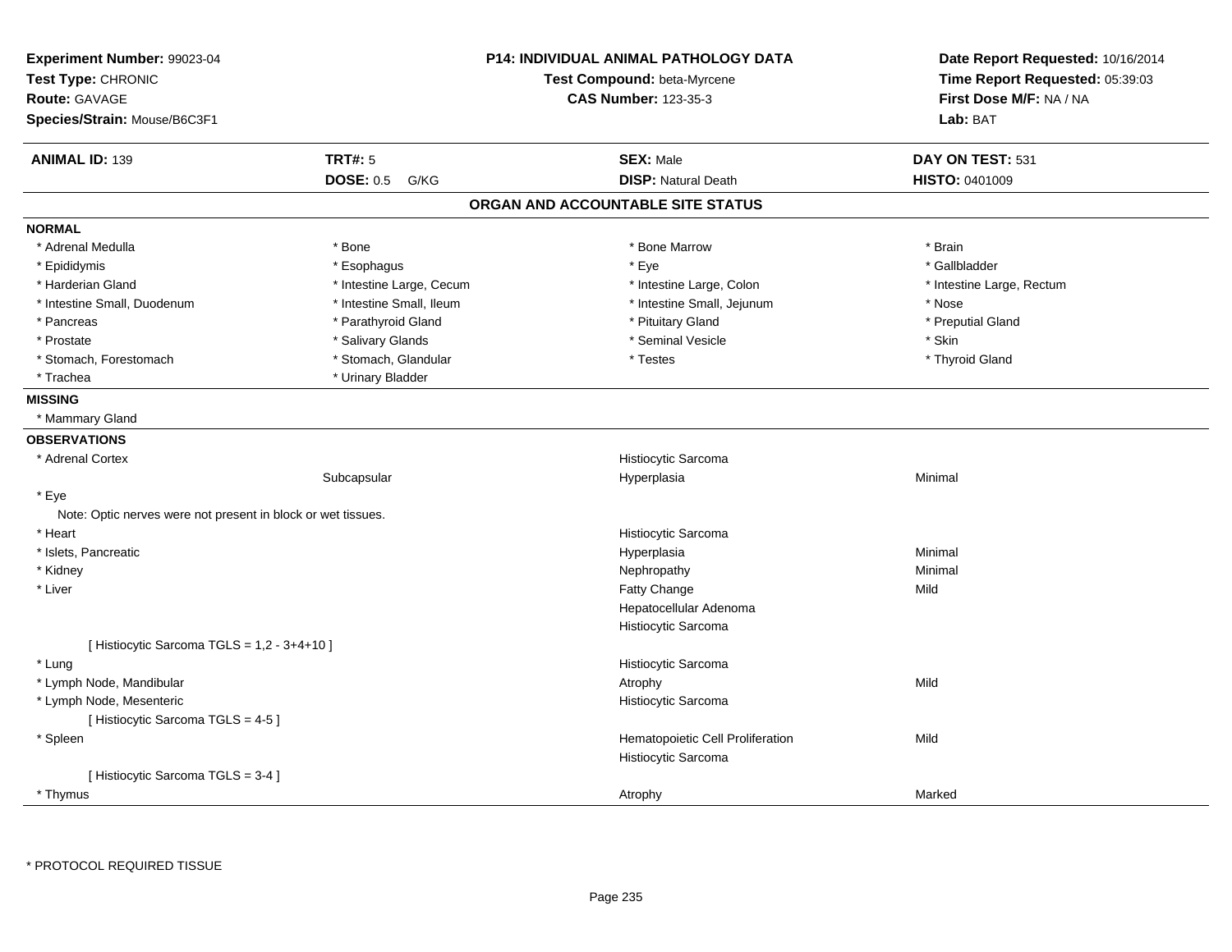**Experiment Number:** 99023-04
**Test Type:** CHRONIC
**Route:** GAVAGE
**Species/Strain:** Mouse/B6C3F1

**P14: INDIVIDUAL ANIMAL PATHOLOGY DATA**
**Test Compound:** beta-Myrcene
**CAS Number:** 123-35-3

**Date Report Requested:** 10/16/2014
**Time Report Requested:** 05:39:03
**First Dose M/F:** NA / NA
**Lab:** BAT

| **ANIMAL ID:** 139 | **TRT#:** 5 | **SEX:** Male | **DAY ON TEST:** 531 |
|---|---|---|---|
| | **DOSE:** 0.5 G/KG | **DISP:** Natural Death | **HISTO:** 0401009 |

## ORGAN AND ACCOUNTABLE SITE STATUS

**NORMAL**

| | | | |
|---|---|---|---|
| * Adrenal Medulla | * Bone | * Bone Marrow | * Brain |
| * Epididymis | * Esophagus | * Eye | * Gallbladder |
| * Harderian Gland | * Intestine Large, Cecum | * Intestine Large, Colon | * Intestine Large, Rectum |
| * Intestine Small, Duodenum | * Intestine Small, Ileum | * Intestine Small, Jejunum | * Nose |
| * Pancreas | * Parathyroid Gland | * Pituitary Gland | * Preputial Gland |
| * Prostate | * Salivary Glands | * Seminal Vesicle | * Skin |
| * Stomach, Forestomach | * Stomach, Glandular | * Testes | * Thyroid Gland |
| * Trachea | * Urinary Bladder | | |

**MISSING**

* Mammary Gland

**OBSERVATIONS**

| | | | |
|---|---|---|---|
| * Adrenal Cortex | | Histiocytic Sarcoma | |
| | Subcapsular | Hyperplasia | Minimal |
| * Eye | | | |
| Note: Optic nerves were not present in block or wet tissues. | | | |
| * Heart | | Histiocytic Sarcoma | |
| * Islets, Pancreatic | | Hyperplasia | Minimal |
| * Kidney | | Nephropathy | Minimal |
| * Liver | | Fatty Change | Mild |
| | | Hepatocellular Adenoma | |
| | | Histiocytic Sarcoma | |
| [ Histiocytic Sarcoma TGLS = 1,2 - 3+4+10 ] | | | |
| * Lung | | Histiocytic Sarcoma | |
| * Lymph Node, Mandibular | | Atrophy | Mild |
| * Lymph Node, Mesenteric | | Histiocytic Sarcoma | |
| [ Histiocytic Sarcoma TGLS = 4-5 ] | | | |
| * Spleen | | Hematopoietic Cell Proliferation | Mild |
| | | Histiocytic Sarcoma | |
| [ Histiocytic Sarcoma TGLS = 3-4 ] | | | |
| * Thymus | | Atrophy | Marked |

* PROTOCOL REQUIRED TISSUE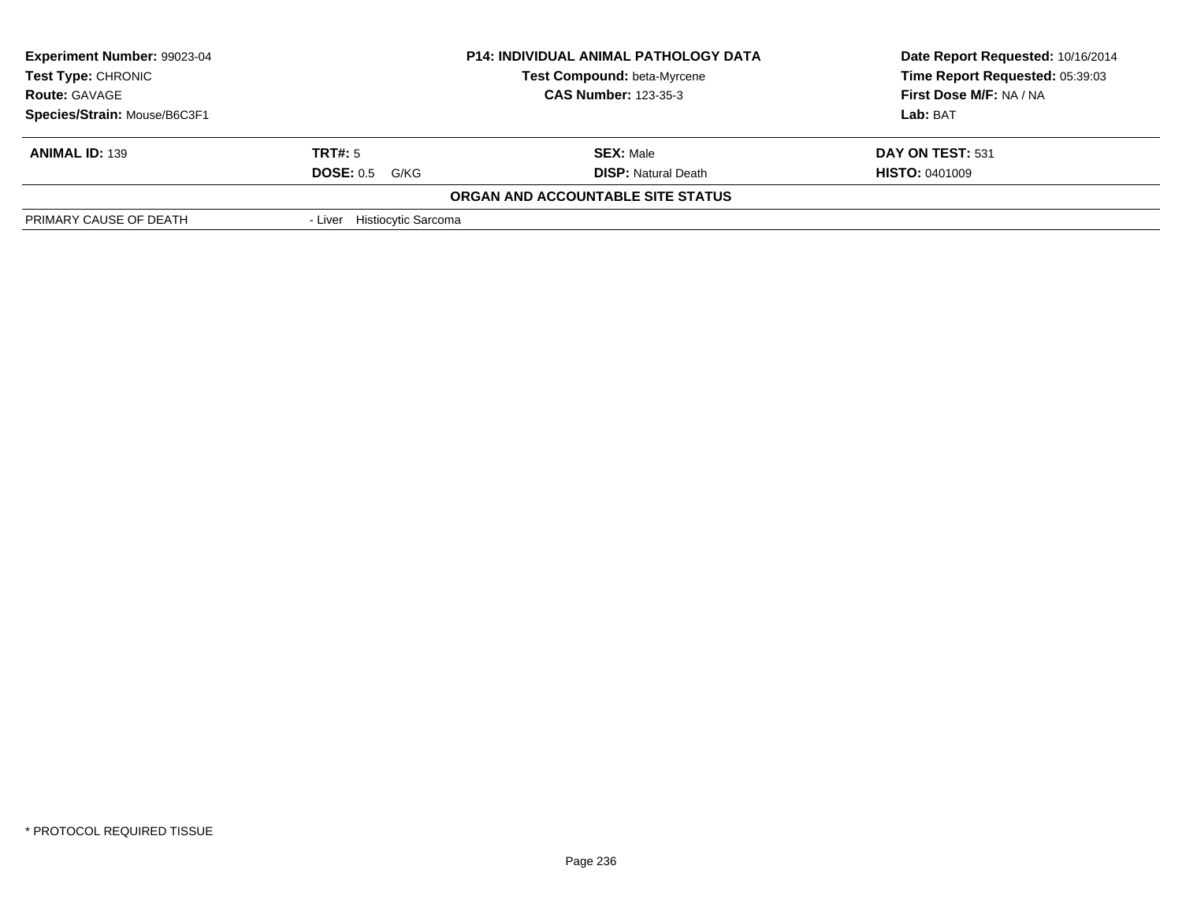| Experiment Number: 99023-04 | P14: INDIVIDUAL ANIMAL PATHOLOGY DATA | Date Report Requested: 10/16/2014 |
|---|---|---|
| Test Type: CHRONIC | Test Compound: beta-Myrcene | Time Report Requested: 05:39:03 |
| Route: GAVAGE | CAS Number: 123-35-3 | First Dose M/F: NA / NA |
| Species/Strain: Mouse/B6C3F1 | | Lab: BAT |

| ANIMAL ID: 139 | TRT#: 5 | SEX: Male | DAY ON TEST: 531 |
|---|---|---|---|
| | DOSE: 0.5 G/KG | DISP: Natural Death | HISTO: 0401009 |

**ORGAN AND ACCOUNTABLE SITE STATUS**

| PRIMARY CAUSE OF DEATH | - Liver Histiocytic Sarcoma |
|---|---|

\* PROTOCOL REQUIRED TISSUE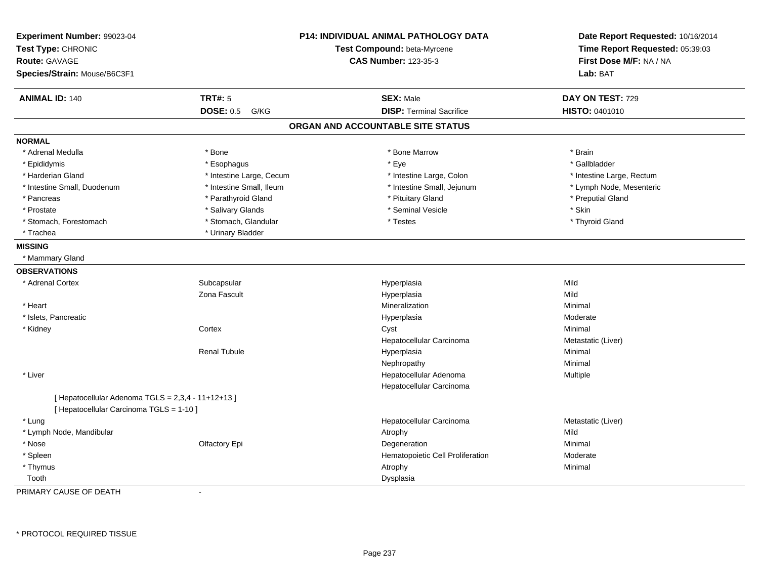**Experiment Number:** 99023-04
**Test Type:** CHRONIC
**Route:** GAVAGE
**Species/Strain:** Mouse/B6C3F1

**P14: INDIVIDUAL ANIMAL PATHOLOGY DATA**
**Test Compound:** beta-Myrcene
**CAS Number:** 123-35-3

**Date Report Requested:** 10/16/2014
**Time Report Requested:** 05:39:03
**First Dose M/F:** NA / NA
**Lab:** BAT

| **ANIMAL ID:** 140 | **TRT#:** 5 | **SEX:** Male | **DAY ON TEST:** 729 |
|---|---|---|---|
| | **DOSE:** 0.5 G/KG | **DISP:** Terminal Sacrifice | **HISTO:** 0401010 |

## ORGAN AND ACCOUNTABLE SITE STATUS

**NORMAL**

| | | | |
|---|---|---|---|
| * Adrenal Medulla | * Bone | * Bone Marrow | * Brain |
| * Epididymis | * Esophagus | * Eye | * Gallbladder |
| * Harderian Gland | * Intestine Large, Cecum | * Intestine Large, Colon | * Intestine Large, Rectum |
| * Intestine Small, Duodenum | * Intestine Small, Ileum | * Intestine Small, Jejunum | * Lymph Node, Mesenteric |
| * Pancreas | * Parathyroid Gland | * Pituitary Gland | * Preputial Gland |
| * Prostate | * Salivary Glands | * Seminal Vesicle | * Skin |
| * Stomach, Forestomach | * Stomach, Glandular | * Testes | * Thyroid Gland |
| * Trachea | * Urinary Bladder | | |

**MISSING**

* Mammary Gland

**OBSERVATIONS**

| | | | |
|---|---|---|---|
| * Adrenal Cortex | Subcapsular | Hyperplasia | Mild |
| | Zona Fascult | Hyperplasia | Mild |
| * Heart | | Mineralization | Minimal |
| * Islets, Pancreatic | | Hyperplasia | Moderate |
| * Kidney | Cortex | Cyst | Minimal |
| | | Hepatocellular Carcinoma | Metastatic (Liver) |
| | Renal Tubule | Hyperplasia | Minimal |
| | | Nephropathy | Minimal |
| * Liver | | Hepatocellular Adenoma | Multiple |
| | | Hepatocellular Carcinoma | |
| [ Hepatocellular Adenoma TGLS = 2,3,4 - 11+12+13 ] | | | |
| [ Hepatocellular Carcinoma TGLS = 1-10 ] | | | |
| * Lung | | Hepatocellular Carcinoma | Metastatic (Liver) |
| * Lymph Node, Mandibular | | Atrophy | Mild |
| * Nose | Olfactory Epi | Degeneration | Minimal |
| * Spleen | | Hematopoietic Cell Proliferation | Moderate |
| * Thymus | | Atrophy | Minimal |
| Tooth | | Dysplasia | |

PRIMARY CAUSE OF DEATH -

* PROTOCOL REQUIRED TISSUE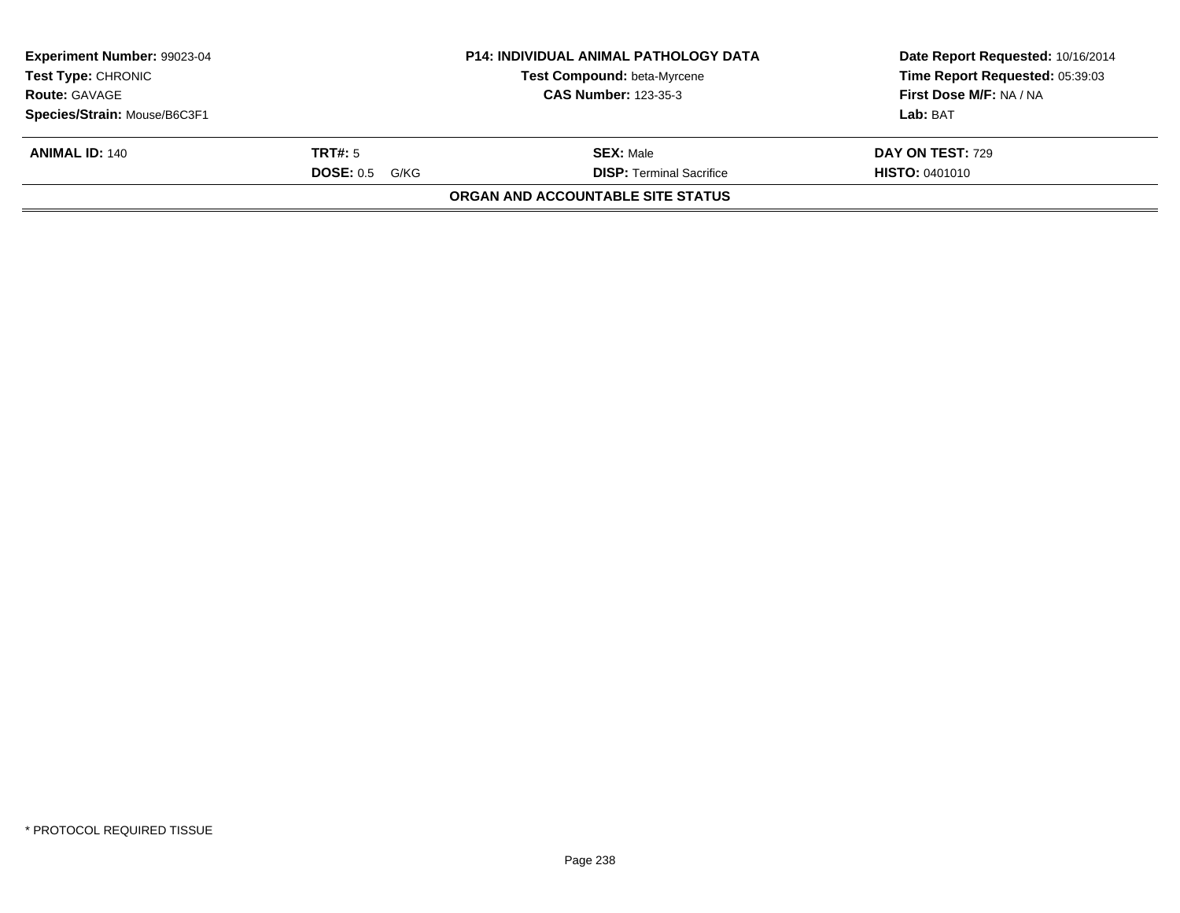| **Experiment Number:** 99023-04 | **P14: INDIVIDUAL ANIMAL PATHOLOGY DATA** | **Date Report Requested:** 10/16/2014 |
|---|---|---|
| **Test Type:** CHRONIC | **Test Compound:** beta-Myrcene | **Time Report Requested:** 05:39:03 |
| **Route:** GAVAGE | **CAS Number:** 123-35-3 | **First Dose M/F:** NA / NA |
| **Species/Strain:** Mouse/B6C3F1 | | **Lab:** BAT |

| **ANIMAL ID:** 140 | **TRT#:** 5 | **SEX:** Male | **DAY ON TEST:** 729 |
|---|---|---|---|
| | **DOSE:** 0.5 G/KG | **DISP:** Terminal Sacrifice | **HISTO:** 0401010 |

**ORGAN AND ACCOUNTABLE SITE STATUS**

* PROTOCOL REQUIRED TISSUE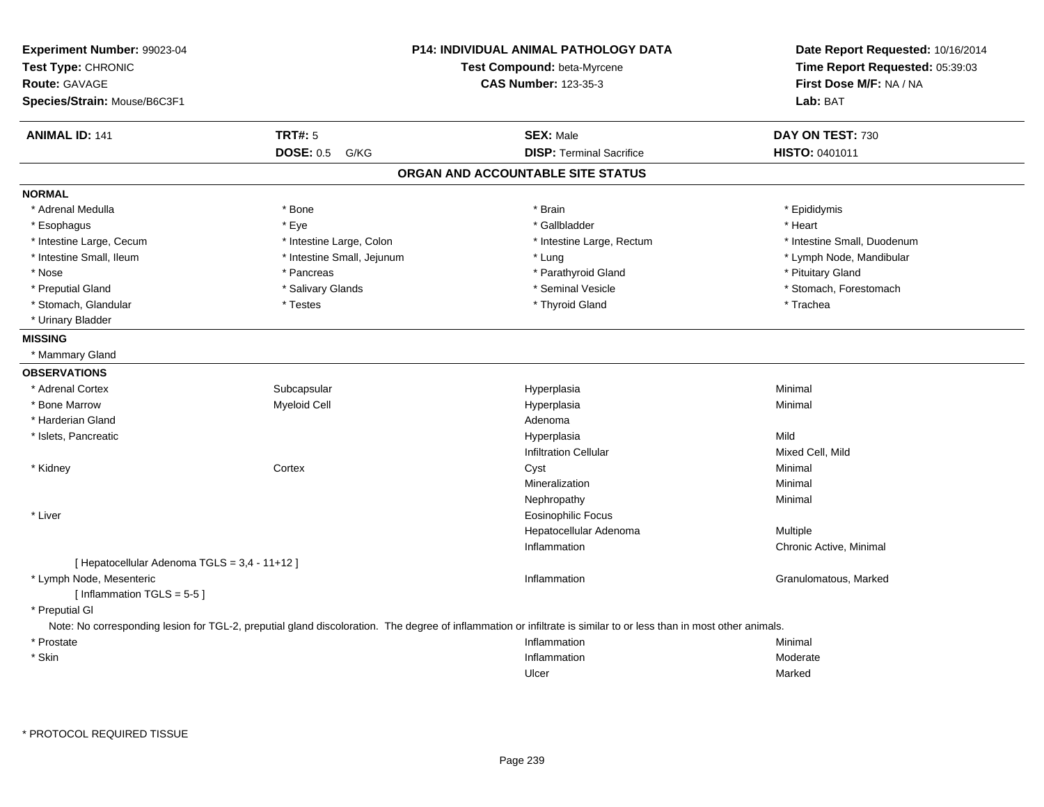**Experiment Number:** 99023-04
**Test Type:** CHRONIC
**Route:** GAVAGE
**Species/Strain:** Mouse/B6C3F1

**P14: INDIVIDUAL ANIMAL PATHOLOGY DATA**
**Test Compound:** beta-Myrcene
**CAS Number:** 123-35-3

**Date Report Requested:** 10/16/2014
**Time Report Requested:** 05:39:03
**First Dose M/F:** NA / NA
**Lab:** BAT

| **ANIMAL ID:** 141 | **TRT#:** 5 | **SEX:** Male | **DAY ON TEST:** 730 |
|---|---|---|---|
| | **DOSE:** 0.5 G/KG | **DISP:** Terminal Sacrifice | **HISTO:** 0401011 |

## ORGAN AND ACCOUNTABLE SITE STATUS

**NORMAL**

| | | | |
|---|---|---|---|
| * Adrenal Medulla | * Bone | * Brain | * Epididymis |
| * Esophagus | * Eye | * Gallbladder | * Heart |
| * Intestine Large, Cecum | * Intestine Large, Colon | * Intestine Large, Rectum | * Intestine Small, Duodenum |
| * Intestine Small, Ileum | * Intestine Small, Jejunum | * Lung | * Lymph Node, Mandibular |
| * Nose | * Pancreas | * Parathyroid Gland | * Pituitary Gland |
| * Preputial Gland | * Salivary Glands | * Seminal Vesicle | * Stomach, Forestomach |
| * Stomach, Glandular | * Testes | * Thyroid Gland | * Trachea |
| * Urinary Bladder | | | |

**MISSING**

* Mammary Gland

**OBSERVATIONS**

| | | | |
|---|---|---|---|
| * Adrenal Cortex | Subcapsular | Hyperplasia | Minimal |
| * Bone Marrow | Myeloid Cell | Hyperplasia | Minimal |
| * Harderian Gland | | Adenoma | |
| * Islets, Pancreatic | | Hyperplasia | Mild |
| | | Infiltration Cellular | Mixed Cell, Mild |
| * Kidney | Cortex | Cyst | Minimal |
| | | Mineralization | Minimal |
| | | Nephropathy | Minimal |
| * Liver | | Eosinophilic Focus | |
| | | Hepatocellular Adenoma | Multiple |
| | | Inflammation | Chronic Active, Minimal |
| [ Hepatocellular Adenoma TGLS = 3,4 - 11+12 ] | | | |
| * Lymph Node, Mesenteric | | Inflammation | Granulomatous, Marked |
| [ Inflammation TGLS = 5-5 ] | | | |
| * Preputial Gl | | | |

Note: No corresponding lesion for TGL-2, preputial gland discoloration. The degree of inflammation or infiltrate is similar to or less than in most other animals.

| | | | |
|---|---|---|---|
| * Prostate | | Inflammation | Minimal |
| * Skin | | Inflammation | Moderate |
| | | Ulcer | Marked |

* PROTOCOL REQUIRED TISSUE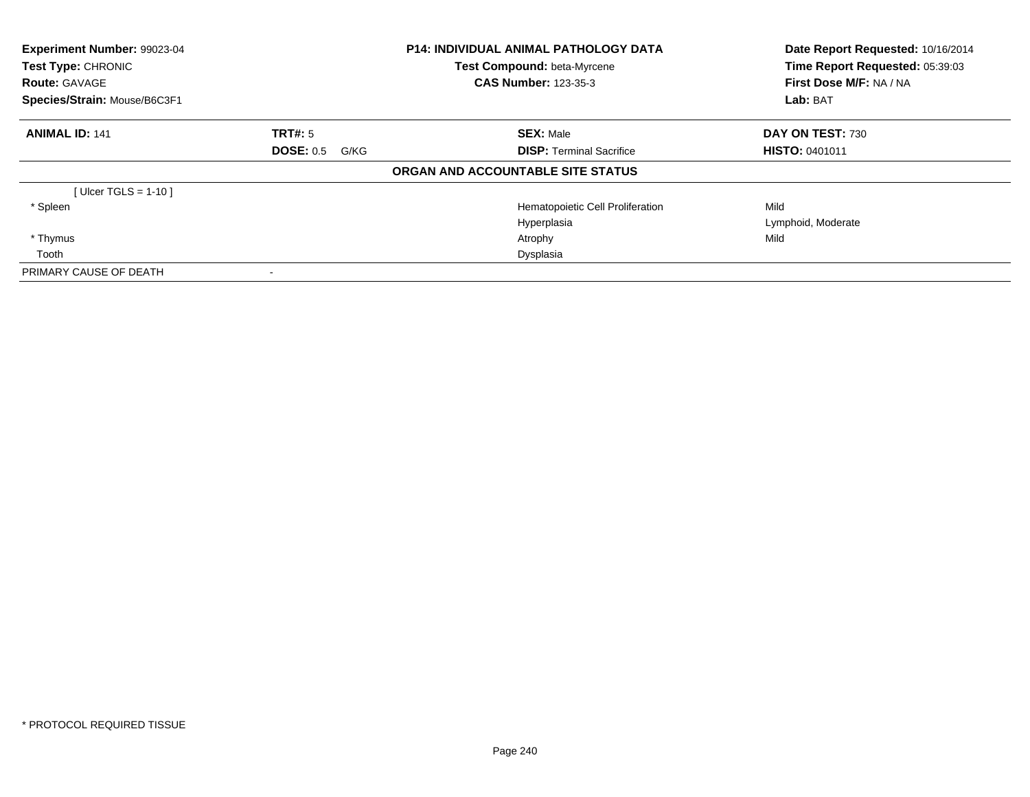| **Experiment Number:** 99023-04 | **P14: INDIVIDUAL ANIMAL PATHOLOGY DATA** | **Date Report Requested:** 10/16/2014 |
|---|---|---|
| **Test Type:** CHRONIC | **Test Compound:** beta-Myrcene | **Time Report Requested:** 05:39:03 |
| **Route:** GAVAGE | **CAS Number:** 123-35-3 | **First Dose M/F:** NA / NA |
| **Species/Strain:** Mouse/B6C3F1 | | **Lab:** BAT |

| **ANIMAL ID:** 141 | **TRT#:** 5 | **SEX:** Male | **DAY ON TEST:** 730 |
|---|---|---|---|
| | **DOSE:** 0.5 G/KG | **DISP:** Terminal Sacrifice | **HISTO:** 0401011 |

**ORGAN AND ACCOUNTABLE SITE STATUS**

| | | | |
|---|---|---|---|
| [ Ulcer TGLS = 1-10 ] | | | |
| * Spleen | | Hematopoietic Cell Proliferation | Mild |
| | | Hyperplasia | Lymphoid, Moderate |
| * Thymus | | Atrophy | Mild |
| Tooth | | Dysplasia | |
| PRIMARY CAUSE OF DEATH | - | | |

* PROTOCOL REQUIRED TISSUE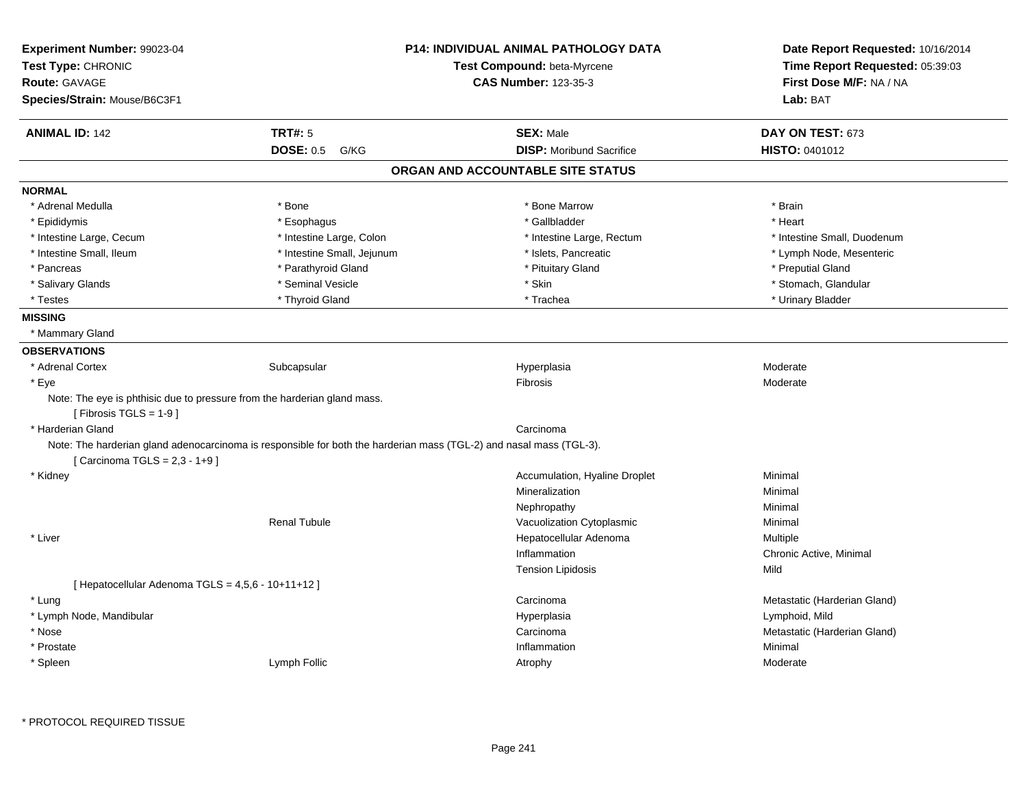**Experiment Number:** 99023-04
**Test Type:** CHRONIC
**Route:** GAVAGE
**Species/Strain:** Mouse/B6C3F1

**P14: INDIVIDUAL ANIMAL PATHOLOGY DATA**
**Test Compound:** beta-Myrcene
**CAS Number:** 123-35-3

**Date Report Requested:** 10/16/2014
**Time Report Requested:** 05:39:03
**First Dose M/F:** NA / NA
**Lab:** BAT

| **ANIMAL ID:** 142 | **TRT#:** 5 | **SEX:** Male | **DAY ON TEST:** 673 |
|---|---|---|---|
| | **DOSE:** 0.5 G/KG | **DISP:** Moribund Sacrifice | **HISTO:** 0401012 |

## ORGAN AND ACCOUNTABLE SITE STATUS

**NORMAL**

| | | | |
|---|---|---|---|
| * Adrenal Medulla | * Bone | * Bone Marrow | * Brain |
| * Epididymis | * Esophagus | * Gallbladder | * Heart |
| * Intestine Large, Cecum | * Intestine Large, Colon | * Intestine Large, Rectum | * Intestine Small, Duodenum |
| * Intestine Small, Ileum | * Intestine Small, Jejunum | * Islets, Pancreatic | * Lymph Node, Mesenteric |
| * Pancreas | * Parathyroid Gland | * Pituitary Gland | * Preputial Gland |
| * Salivary Glands | * Seminal Vesicle | * Skin | * Stomach, Glandular |
| * Testes | * Thyroid Gland | * Trachea | * Urinary Bladder |

**MISSING**

* Mammary Gland

**OBSERVATIONS**

| | | | |
|---|---|---|---|
| * Adrenal Cortex | Subcapsular | Hyperplasia | Moderate |
| * Eye | | Fibrosis | Moderate |

Note: The eye is phthisic due to pressure from the harderian gland mass.
[ Fibrosis TGLS = 1-9 ]

| | | | |
|---|---|---|---|
| * Harderian Gland | | Carcinoma | |

Note: The harderian gland adenocarcinoma is responsible for both the harderian mass (TGL-2) and nasal mass (TGL-3).
[ Carcinoma TGLS = 2,3 - 1+9 ]

| | | | |
|---|---|---|---|
| * Kidney | | Accumulation, Hyaline Droplet | Minimal |
| | | Mineralization | Minimal |
| | | Nephropathy | Minimal |
| | Renal Tubule | Vacuolization Cytoplasmic | Minimal |
| * Liver | | Hepatocellular Adenoma | Multiple |
| | | Inflammation | Chronic Active, Minimal |
| | | Tension Lipidosis | Mild |

[ Hepatocellular Adenoma TGLS = 4,5,6 - 10+11+12 ]

| | | | |
|---|---|---|---|
| * Lung | | Carcinoma | Metastatic (Harderian Gland) |
| * Lymph Node, Mandibular | | Hyperplasia | Lymphoid, Mild |
| * Nose | | Carcinoma | Metastatic (Harderian Gland) |
| * Prostate | | Inflammation | Minimal |
| * Spleen | Lymph Follic | Atrophy | Moderate |

\* PROTOCOL REQUIRED TISSUE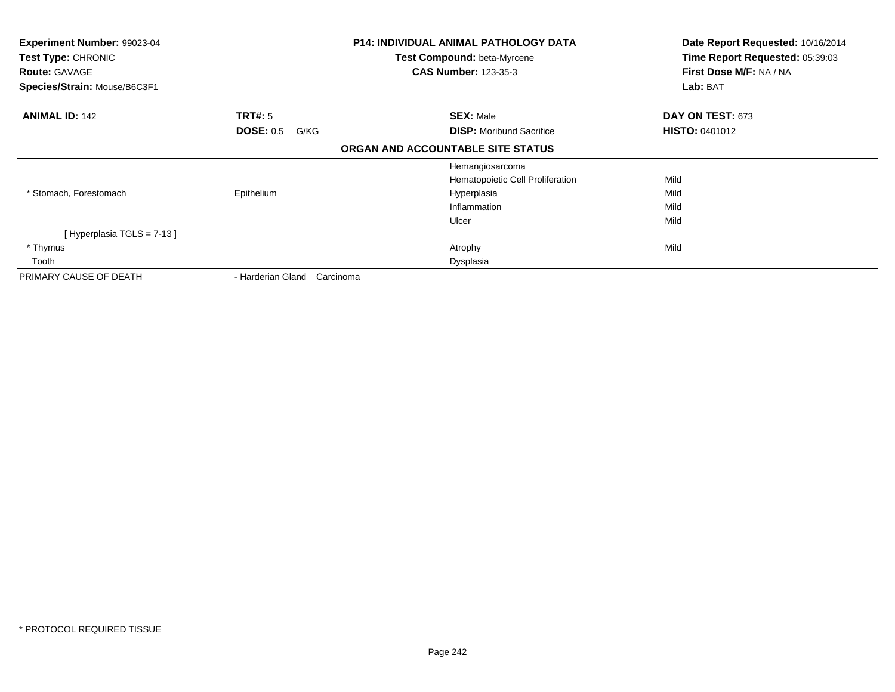**Experiment Number:** 99023-04
**Test Type:** CHRONIC
**Route:** GAVAGE
**Species/Strain:** Mouse/B6C3F1

**P14: INDIVIDUAL ANIMAL PATHOLOGY DATA**
**Test Compound:** beta-Myrcene
**CAS Number:** 123-35-3

**Date Report Requested:** 10/16/2014
**Time Report Requested:** 05:39:03
**First Dose M/F:** NA / NA
**Lab:** BAT

| **ANIMAL ID:** 142 | **TRT#:** 5 | **SEX:** Male | **DAY ON TEST:** 673 |
|---|---|---|---|
| | **DOSE:** 0.5 G/KG | **DISP:** Moribund Sacrifice | **HISTO:** 0401012 |

**ORGAN AND ACCOUNTABLE SITE STATUS**

| | | | |
|---|---|---|---|
| | | Hemangiosarcoma | |
| | | Hematopoietic Cell Proliferation | Mild |
| * Stomach, Forestomach | Epithelium | Hyperplasia | Mild |
| | | Inflammation | Mild |
| | | Ulcer | Mild |
| [ Hyperplasia TGLS = 7-13 ] | | | |
| * Thymus | | Atrophy | Mild |
| Tooth | | Dysplasia | |
| PRIMARY CAUSE OF DEATH | - Harderian Gland Carcinoma | | |

* PROTOCOL REQUIRED TISSUE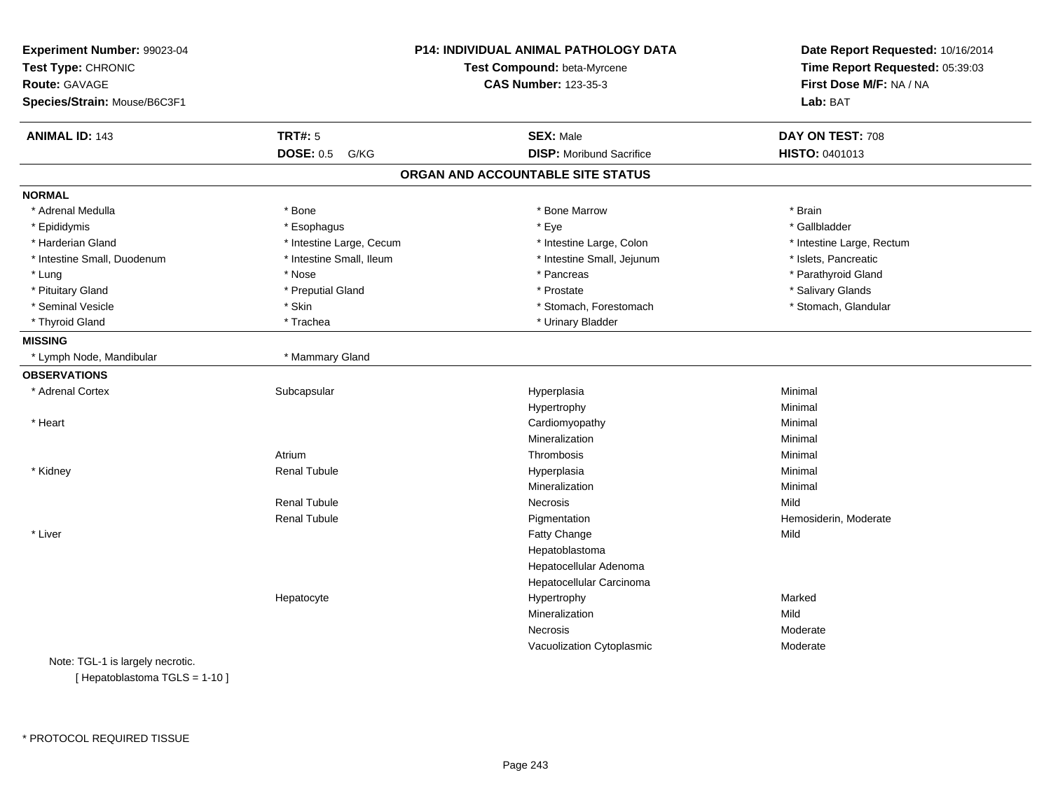**Experiment Number:** 99023-04
**Test Type:** CHRONIC
**Route:** GAVAGE
**Species/Strain:** Mouse/B6C3F1

**P14: INDIVIDUAL ANIMAL PATHOLOGY DATA**
**Test Compound:** beta-Myrcene
**CAS Number:** 123-35-3

**Date Report Requested:** 10/16/2014
**Time Report Requested:** 05:39:03
**First Dose M/F:** NA / NA
**Lab:** BAT

| **ANIMAL ID:** 143 | **TRT#:** 5 | **SEX:** Male | **DAY ON TEST:** 708 |
|---|---|---|---|
| | **DOSE:** 0.5 G/KG | **DISP:** Moribund Sacrifice | **HISTO:** 0401013 |

## ORGAN AND ACCOUNTABLE SITE STATUS

**NORMAL**

| | | | |
|---|---|---|---|
| * Adrenal Medulla | * Bone | * Bone Marrow | * Brain |
| * Epididymis | * Esophagus | * Eye | * Gallbladder |
| * Harderian Gland | * Intestine Large, Cecum | * Intestine Large, Colon | * Intestine Large, Rectum |
| * Intestine Small, Duodenum | * Intestine Small, Ileum | * Intestine Small, Jejunum | * Islets, Pancreatic |
| * Lung | * Nose | * Pancreas | * Parathyroid Gland |
| * Pituitary Gland | * Preputial Gland | * Prostate | * Salivary Glands |
| * Seminal Vesicle | * Skin | * Stomach, Forestomach | * Stomach, Glandular |
| * Thyroid Gland | * Trachea | * Urinary Bladder | |

**MISSING**

| | |
|---|---|
| * Lymph Node, Mandibular | * Mammary Gland |

**OBSERVATIONS**

| | | | |
|---|---|---|---|
| * Adrenal Cortex | Subcapsular | Hyperplasia | Minimal |
| | | Hypertrophy | Minimal |
| * Heart | | Cardiomyopathy | Minimal |
| | | Mineralization | Minimal |
| | Atrium | Thrombosis | Minimal |
| * Kidney | Renal Tubule | Hyperplasia | Minimal |
| | | Mineralization | Minimal |
| | Renal Tubule | Necrosis | Mild |
| | Renal Tubule | Pigmentation | Hemosiderin, Moderate |
| * Liver | | Fatty Change | Mild |
| | | Hepatoblastoma | |
| | | Hepatocellular Adenoma | |
| | | Hepatocellular Carcinoma | |
| | Hepatocyte | Hypertrophy | Marked |
| | | Mineralization | Mild |
| | | Necrosis | Moderate |
| | | Vacuolization Cytoplasmic | Moderate |

Note: TGL-1 is largely necrotic.
[ Hepatoblastoma TGLS = 1-10 ]

* PROTOCOL REQUIRED TISSUE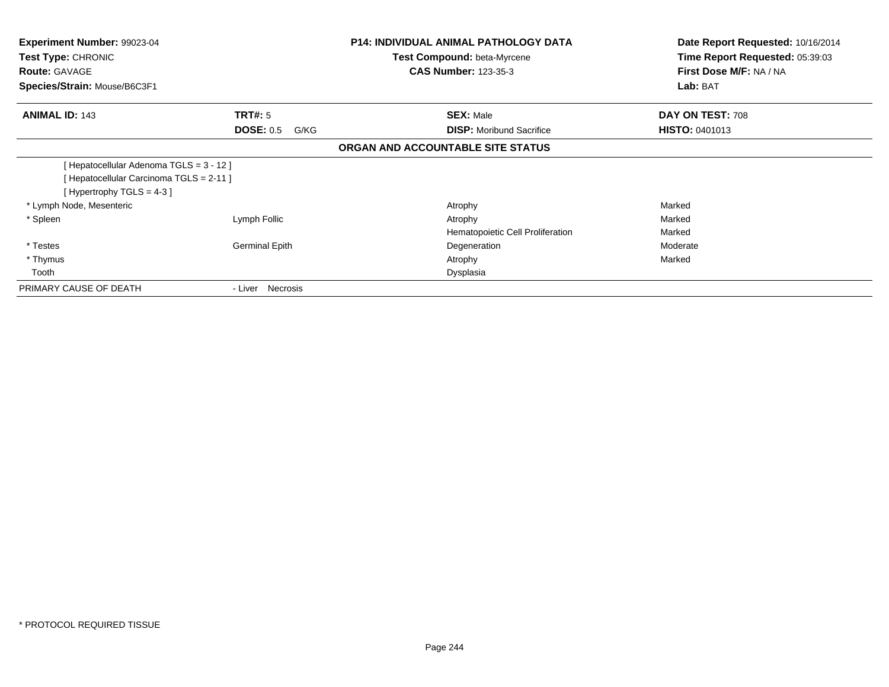**Experiment Number:** 99023-04
**Test Type:** CHRONIC
**Route:** GAVAGE
**Species/Strain:** Mouse/B6C3F1

**P14: INDIVIDUAL ANIMAL PATHOLOGY DATA**
**Test Compound:** beta-Myrcene
**CAS Number:** 123-35-3

**Date Report Requested:** 10/16/2014
**Time Report Requested:** 05:39:03
**First Dose M/F:** NA / NA
**Lab:** BAT

| **ANIMAL ID:** 143 | **TRT#:** 5 | **SEX:** Male | **DAY ON TEST:** 708 |
|---|---|---|---|
| | **DOSE:** 0.5 G/KG | **DISP:** Moribund Sacrifice | **HISTO:** 0401013 |

**ORGAN AND ACCOUNTABLE SITE STATUS**

| | | | |
|---|---|---|---|
| [ Hepatocellular Adenoma TGLS = 3 - 12 ] | | | |
| [ Hepatocellular Carcinoma TGLS = 2-11 ] | | | |
| [ Hypertrophy TGLS = 4-3 ] | | | |
| * Lymph Node, Mesenteric | | Atrophy | Marked |
| * Spleen | Lymph Follic | Atrophy | Marked |
| | | Hematopoietic Cell Proliferation | Marked |
| * Testes | Germinal Epith | Degeneration | Moderate |
| * Thymus | | Atrophy | Marked |
| Tooth | | Dysplasia | |
| PRIMARY CAUSE OF DEATH | - Liver Necrosis | | |

* PROTOCOL REQUIRED TISSUE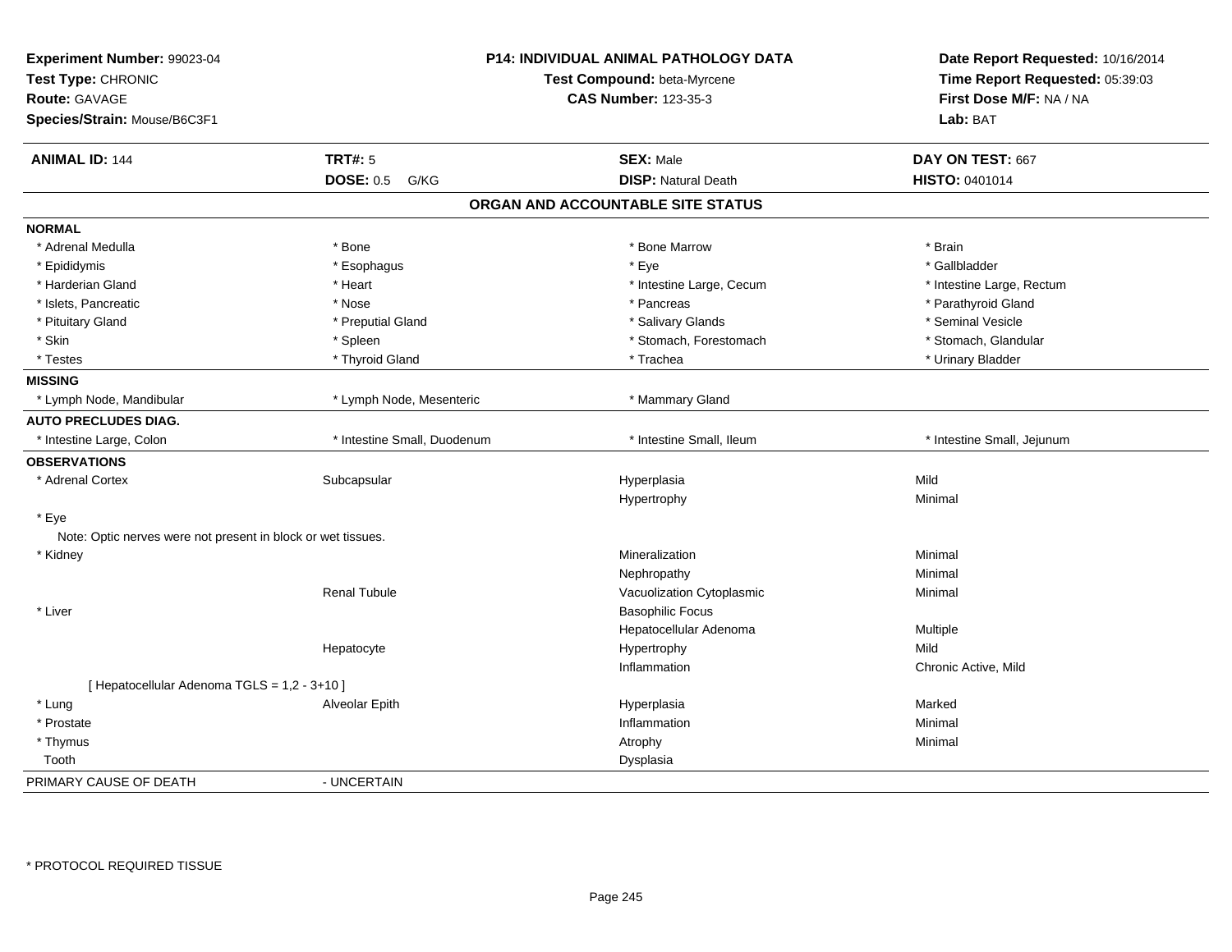**Experiment Number:** 99023-04
**Test Type:** CHRONIC
**Route:** GAVAGE
**Species/Strain:** Mouse/B6C3F1

**P14: INDIVIDUAL ANIMAL PATHOLOGY DATA**
**Test Compound:** beta-Myrcene
**CAS Number:** 123-35-3

**Date Report Requested:** 10/16/2014
**Time Report Requested:** 05:39:03
**First Dose M/F:** NA / NA
**Lab:** BAT

| **ANIMAL ID:** 144 | **TRT#:** 5 | **SEX:** Male | **DAY ON TEST:** 667 |
|---|---|---|---|
| | **DOSE:** 0.5 G/KG | **DISP:** Natural Death | **HISTO:** 0401014 |

## ORGAN AND ACCOUNTABLE SITE STATUS

**NORMAL**

| | | | |
|---|---|---|---|
| * Adrenal Medulla | * Bone | * Bone Marrow | * Brain |
| * Epididymis | * Esophagus | * Eye | * Gallbladder |
| * Harderian Gland | * Heart | * Intestine Large, Cecum | * Intestine Large, Rectum |
| * Islets, Pancreatic | * Nose | * Pancreas | * Parathyroid Gland |
| * Pituitary Gland | * Preputial Gland | * Salivary Glands | * Seminal Vesicle |
| * Skin | * Spleen | * Stomach, Forestomach | * Stomach, Glandular |
| * Testes | * Thyroid Gland | * Trachea | * Urinary Bladder |

**MISSING**

| | | | |
|---|---|---|---|
| * Lymph Node, Mandibular | * Lymph Node, Mesenteric | * Mammary Gland | |

**AUTO PRECLUDES DIAG.**

| | | | |
|---|---|---|---|
| * Intestine Large, Colon | * Intestine Small, Duodenum | * Intestine Small, Ileum | * Intestine Small, Jejunum |

**OBSERVATIONS**

| | | | |
|---|---|---|---|
| * Adrenal Cortex | Subcapsular | Hyperplasia | Mild |
| | | Hypertrophy | Minimal |
| * Eye | | | |
| Note: Optic nerves were not present in block or wet tissues. | | | |
| * Kidney | | Mineralization | Minimal |
| | | Nephropathy | Minimal |
| | Renal Tubule | Vacuolization Cytoplasmic | Minimal |
| * Liver | | Basophilic Focus | |
| | | Hepatocellular Adenoma | Multiple |
| | Hepatocyte | Hypertrophy | Mild |
| | | Inflammation | Chronic Active, Mild |
| [ Hepatocellular Adenoma TGLS = 1,2 - 3+10 ] | | | |
| * Lung | Alveolar Epith | Hyperplasia | Marked |
| * Prostate | | Inflammation | Minimal |
| * Thymus | | Atrophy | Minimal |
| Tooth | | Dysplasia | |

PRIMARY CAUSE OF DEATH - UNCERTAIN

* PROTOCOL REQUIRED TISSUE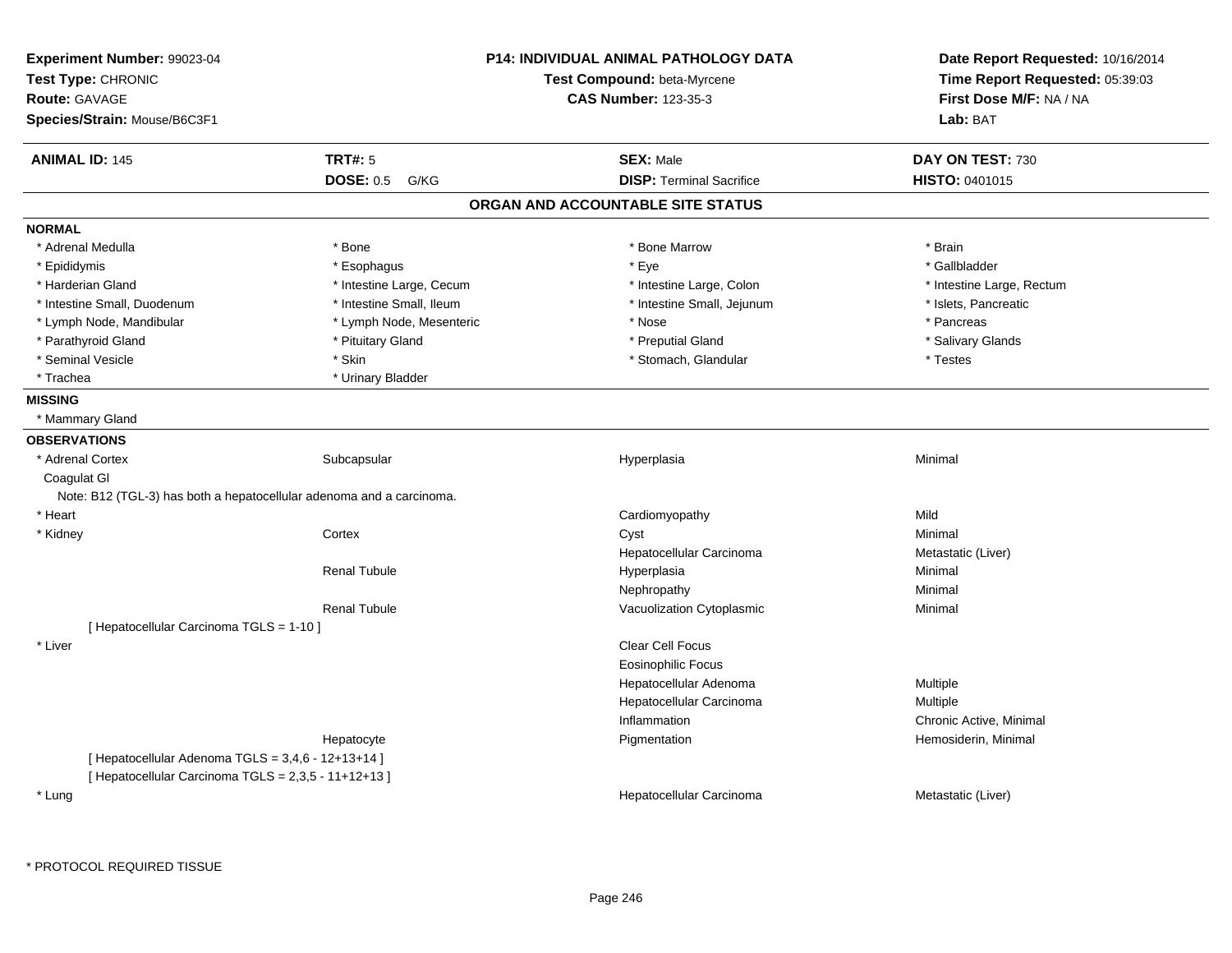**Experiment Number:** 99023-04
**Test Type:** CHRONIC
**Route:** GAVAGE
**Species/Strain:** Mouse/B6C3F1

**P14: INDIVIDUAL ANIMAL PATHOLOGY DATA**
**Test Compound:** beta-Myrcene
**CAS Number:** 123-35-3

**Date Report Requested:** 10/16/2014
**Time Report Requested:** 05:39:03
**First Dose M/F:** NA / NA
**Lab:** BAT

| **ANIMAL ID:** 145 | **TRT#:** 5 | **SEX:** Male | **DAY ON TEST:** 730 |
|---|---|---|---|
| | **DOSE:** 0.5 G/KG | **DISP:** Terminal Sacrifice | **HISTO:** 0401015 |

## ORGAN AND ACCOUNTABLE SITE STATUS

**NORMAL**

| | | | |
|---|---|---|---|
| * Adrenal Medulla | * Bone | * Bone Marrow | * Brain |
| * Epididymis | * Esophagus | * Eye | * Gallbladder |
| * Harderian Gland | * Intestine Large, Cecum | * Intestine Large, Colon | * Intestine Large, Rectum |
| * Intestine Small, Duodenum | * Intestine Small, Ileum | * Intestine Small, Jejunum | * Islets, Pancreatic |
| * Lymph Node, Mandibular | * Lymph Node, Mesenteric | * Nose | * Pancreas |
| * Parathyroid Gland | * Pituitary Gland | * Preputial Gland | * Salivary Glands |
| * Seminal Vesicle | * Skin | * Stomach, Glandular | * Testes |
| * Trachea | * Urinary Bladder | | |

**MISSING**

* Mammary Gland

**OBSERVATIONS**

| | | | |
|---|---|---|---|
| * Adrenal Cortex | Subcapsular | Hyperplasia | Minimal |
| Coagulat Gl | | | |
| Note: B12 (TGL-3) has both a hepatocellular adenoma and a carcinoma. | | | |
| * Heart | | Cardiomyopathy | Mild |
| * Kidney | Cortex | Cyst | Minimal |
| | | Hepatocellular Carcinoma | Metastatic (Liver) |
| | Renal Tubule | Hyperplasia | Minimal |
| | | Nephropathy | Minimal |
| | Renal Tubule | Vacuolization Cytoplasmic | Minimal |
| [ Hepatocellular Carcinoma TGLS = 1-10 ] | | | |
| * Liver | | Clear Cell Focus | |
| | | Eosinophilic Focus | |
| | | Hepatocellular Adenoma | Multiple |
| | | Hepatocellular Carcinoma | Multiple |
| | | Inflammation | Chronic Active, Minimal |
| | Hepatocyte | Pigmentation | Hemosiderin, Minimal |
| [ Hepatocellular Adenoma TGLS = 3,4,6 - 12+13+14 ] | | | |
| [ Hepatocellular Carcinoma TGLS = 2,3,5 - 11+12+13 ] | | | |
| * Lung | | Hepatocellular Carcinoma | Metastatic (Liver) |

\* PROTOCOL REQUIRED TISSUE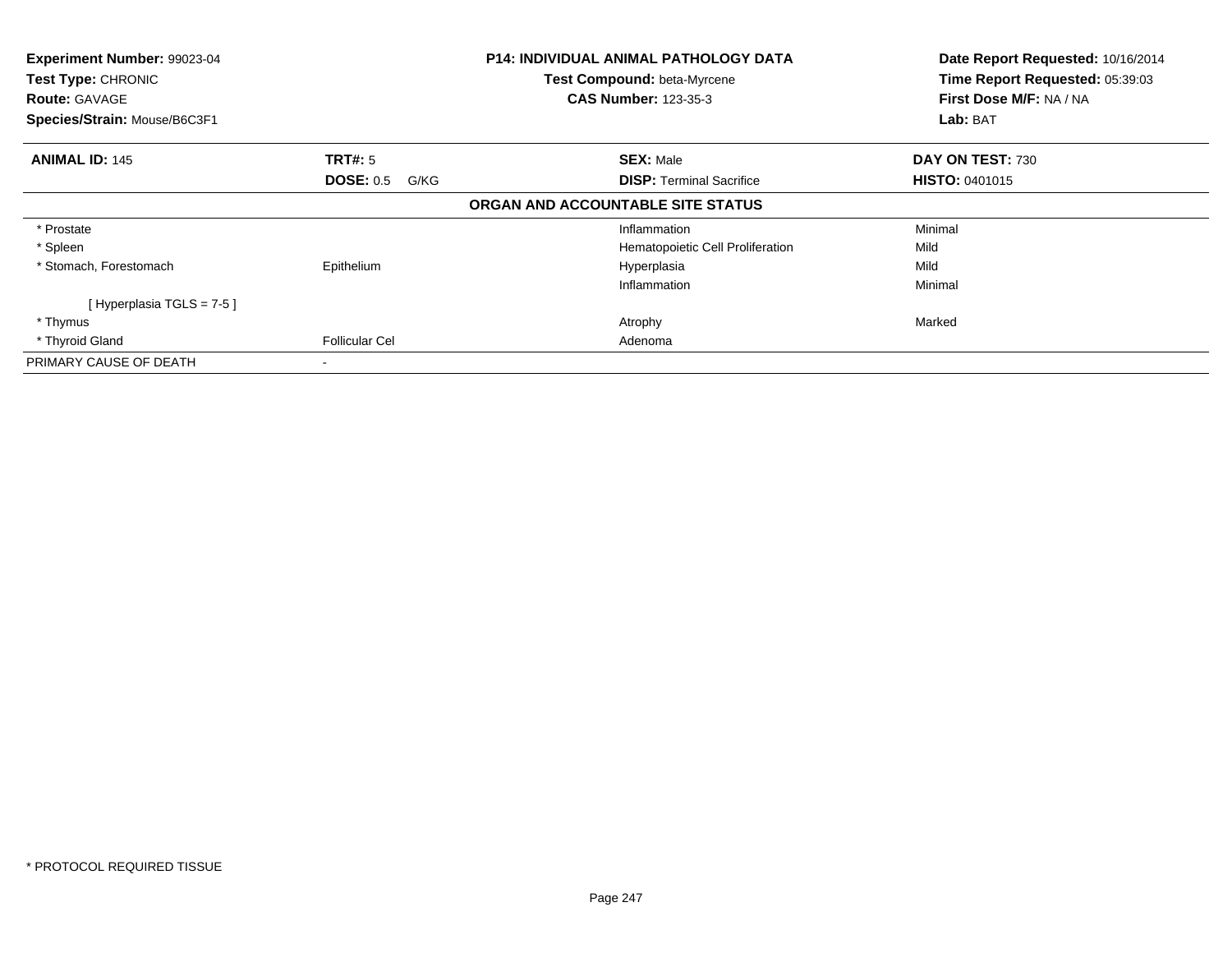**Experiment Number:** 99023-04
**Test Type:** CHRONIC
**Route:** GAVAGE
**Species/Strain:** Mouse/B6C3F1

**P14: INDIVIDUAL ANIMAL PATHOLOGY DATA**
**Test Compound:** beta-Myrcene
**CAS Number:** 123-35-3

**Date Report Requested:** 10/16/2014
**Time Report Requested:** 05:39:03
**First Dose M/F:** NA / NA
**Lab:** BAT

| **ANIMAL ID:** 145 | **TRT#:** 5 | **SEX:** Male | **DAY ON TEST:** 730 |
|---|---|---|---|
| | **DOSE:** 0.5 G/KG | **DISP:** Terminal Sacrifice | **HISTO:** 0401015 |

**ORGAN AND ACCOUNTABLE SITE STATUS**

| | | | |
|---|---|---|---|
| * Prostate | | Inflammation | Minimal |
| * Spleen | | Hematopoietic Cell Proliferation | Mild |
| * Stomach, Forestomach | Epithelium | Hyperplasia | Mild |
| | | Inflammation | Minimal |
| [ Hyperplasia TGLS = 7-5 ] | | | |
| * Thymus | | Atrophy | Marked |
| * Thyroid Gland | Follicular Cel | Adenoma | |
| PRIMARY CAUSE OF DEATH | - | | |

* PROTOCOL REQUIRED TISSUE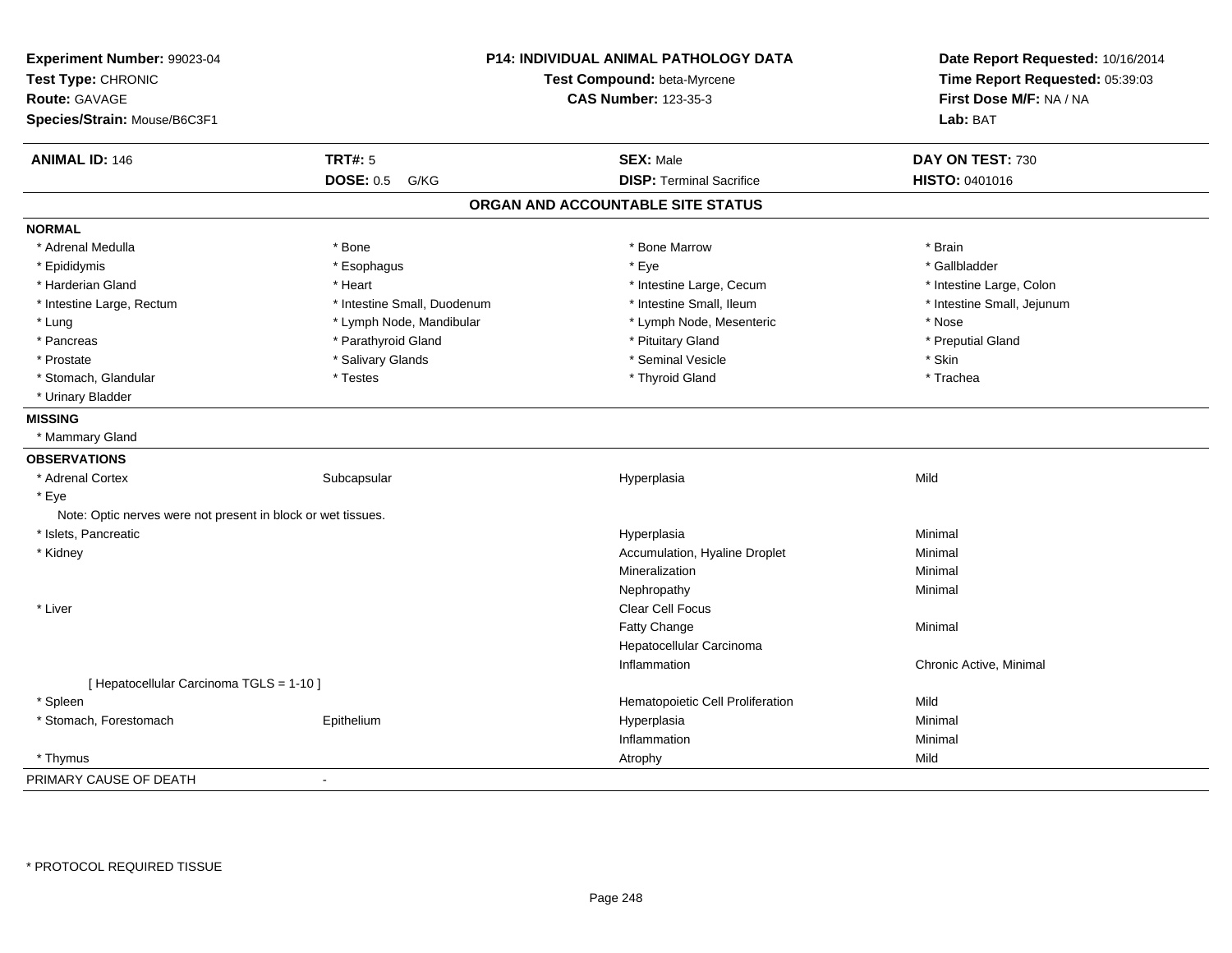**Experiment Number:** 99023-04
**Test Type:** CHRONIC
**Route:** GAVAGE
**Species/Strain:** Mouse/B6C3F1

**P14: INDIVIDUAL ANIMAL PATHOLOGY DATA**
**Test Compound:** beta-Myrcene
**CAS Number:** 123-35-3

**Date Report Requested:** 10/16/2014
**Time Report Requested:** 05:39:03
**First Dose M/F:** NA / NA
**Lab:** BAT

| **ANIMAL ID:** 146 | **TRT#:** 5 | **SEX:** Male | **DAY ON TEST:** 730 |
|---|---|---|---|
| | **DOSE:** 0.5 G/KG | **DISP:** Terminal Sacrifice | **HISTO:** 0401016 |

## ORGAN AND ACCOUNTABLE SITE STATUS

**NORMAL**

| | | | |
|---|---|---|---|
| * Adrenal Medulla | * Bone | * Bone Marrow | * Brain |
| * Epididymis | * Esophagus | * Eye | * Gallbladder |
| * Harderian Gland | * Heart | * Intestine Large, Cecum | * Intestine Large, Colon |
| * Intestine Large, Rectum | * Intestine Small, Duodenum | * Intestine Small, Ileum | * Intestine Small, Jejunum |
| * Lung | * Lymph Node, Mandibular | * Lymph Node, Mesenteric | * Nose |
| * Pancreas | * Parathyroid Gland | * Pituitary Gland | * Preputial Gland |
| * Prostate | * Salivary Glands | * Seminal Vesicle | * Skin |
| * Stomach, Glandular | * Testes | * Thyroid Gland | * Trachea |
| * Urinary Bladder | | | |

**MISSING**

* Mammary Gland

**OBSERVATIONS**

| | | | |
|---|---|---|---|
| * Adrenal Cortex | Subcapsular | Hyperplasia | Mild |
| * Eye | | | |
| Note: Optic nerves were not present in block or wet tissues. | | | |
| * Islets, Pancreatic | | Hyperplasia | Minimal |
| * Kidney | | Accumulation, Hyaline Droplet | Minimal |
| | | Mineralization | Minimal |
| | | Nephropathy | Minimal |
| * Liver | | Clear Cell Focus | |
| | | Fatty Change | Minimal |
| | | Hepatocellular Carcinoma | |
| | | Inflammation | Chronic Active, Minimal |
| [ Hepatocellular Carcinoma TGLS = 1-10 ] | | | |
| * Spleen | | Hematopoietic Cell Proliferation | Mild |
| * Stomach, Forestomach | Epithelium | Hyperplasia | Minimal |
| | | Inflammation | Minimal |
| * Thymus | | Atrophy | Mild |

PRIMARY CAUSE OF DEATH -

* PROTOCOL REQUIRED TISSUE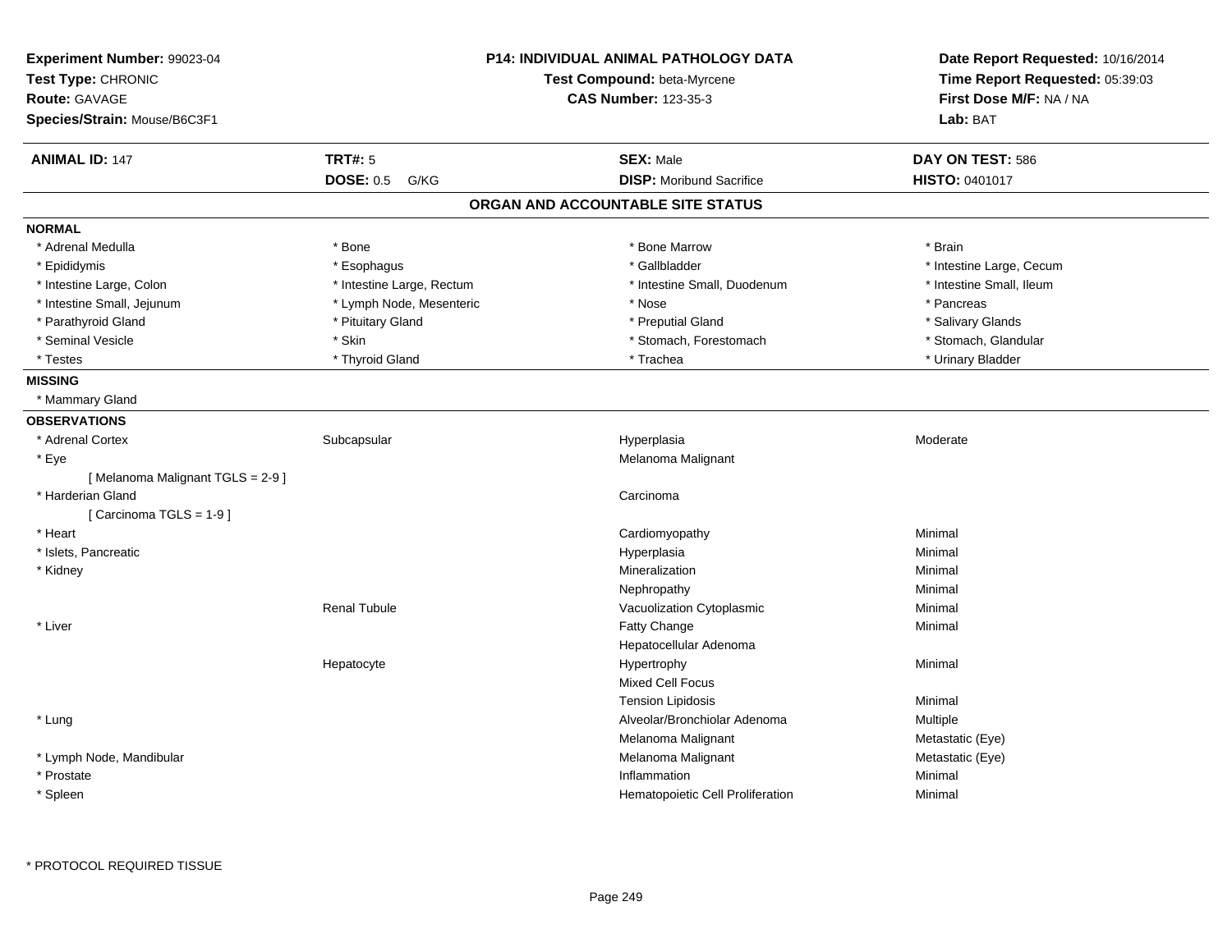**Experiment Number:** 99023-04
**Test Type:** CHRONIC
**Route:** GAVAGE
**Species/Strain:** Mouse/B6C3F1

**P14: INDIVIDUAL ANIMAL PATHOLOGY DATA**
**Test Compound:** beta-Myrcene
**CAS Number:** 123-35-3

**Date Report Requested:** 10/16/2014
**Time Report Requested:** 05:39:03
**First Dose M/F:** NA / NA
**Lab:** BAT

| **ANIMAL ID:** 147 | **TRT#:** 5 | **SEX:** Male | **DAY ON TEST:** 586 |
|---|---|---|---|
| | **DOSE:** 0.5 G/KG | **DISP:** Moribund Sacrifice | **HISTO:** 0401017 |

## ORGAN AND ACCOUNTABLE SITE STATUS

**NORMAL**

| | | | |
|---|---|---|---|
| * Adrenal Medulla | * Bone | * Bone Marrow | * Brain |
| * Epididymis | * Esophagus | * Gallbladder | * Intestine Large, Cecum |
| * Intestine Large, Colon | * Intestine Large, Rectum | * Intestine Small, Duodenum | * Intestine Small, Ileum |
| * Intestine Small, Jejunum | * Lymph Node, Mesenteric | * Nose | * Pancreas |
| * Parathyroid Gland | * Pituitary Gland | * Preputial Gland | * Salivary Glands |
| * Seminal Vesicle | * Skin | * Stomach, Forestomach | * Stomach, Glandular |
| * Testes | * Thyroid Gland | * Trachea | * Urinary Bladder |

**MISSING**

* Mammary Gland

**OBSERVATIONS**

| | | | |
|---|---|---|---|
| * Adrenal Cortex | Subcapsular | Hyperplasia | Moderate |
| * Eye | | Melanoma Malignant | |
| [ Melanoma Malignant TGLS = 2-9 ] | | | |
| * Harderian Gland | | Carcinoma | |
| [ Carcinoma TGLS = 1-9 ] | | | |
| * Heart | | Cardiomyopathy | Minimal |
| * Islets, Pancreatic | | Hyperplasia | Minimal |
| * Kidney | | Mineralization | Minimal |
| | | Nephropathy | Minimal |
| | Renal Tubule | Vacuolization Cytoplasmic | Minimal |
| * Liver | | Fatty Change | Minimal |
| | | Hepatocellular Adenoma | |
| | Hepatocyte | Hypertrophy | Minimal |
| | | Mixed Cell Focus | |
| | | Tension Lipidosis | Minimal |
| * Lung | | Alveolar/Bronchiolar Adenoma | Multiple |
| | | Melanoma Malignant | Metastatic (Eye) |
| * Lymph Node, Mandibular | | Melanoma Malignant | Metastatic (Eye) |
| * Prostate | | Inflammation | Minimal |
| * Spleen | | Hematopoietic Cell Proliferation | Minimal |

* PROTOCOL REQUIRED TISSUE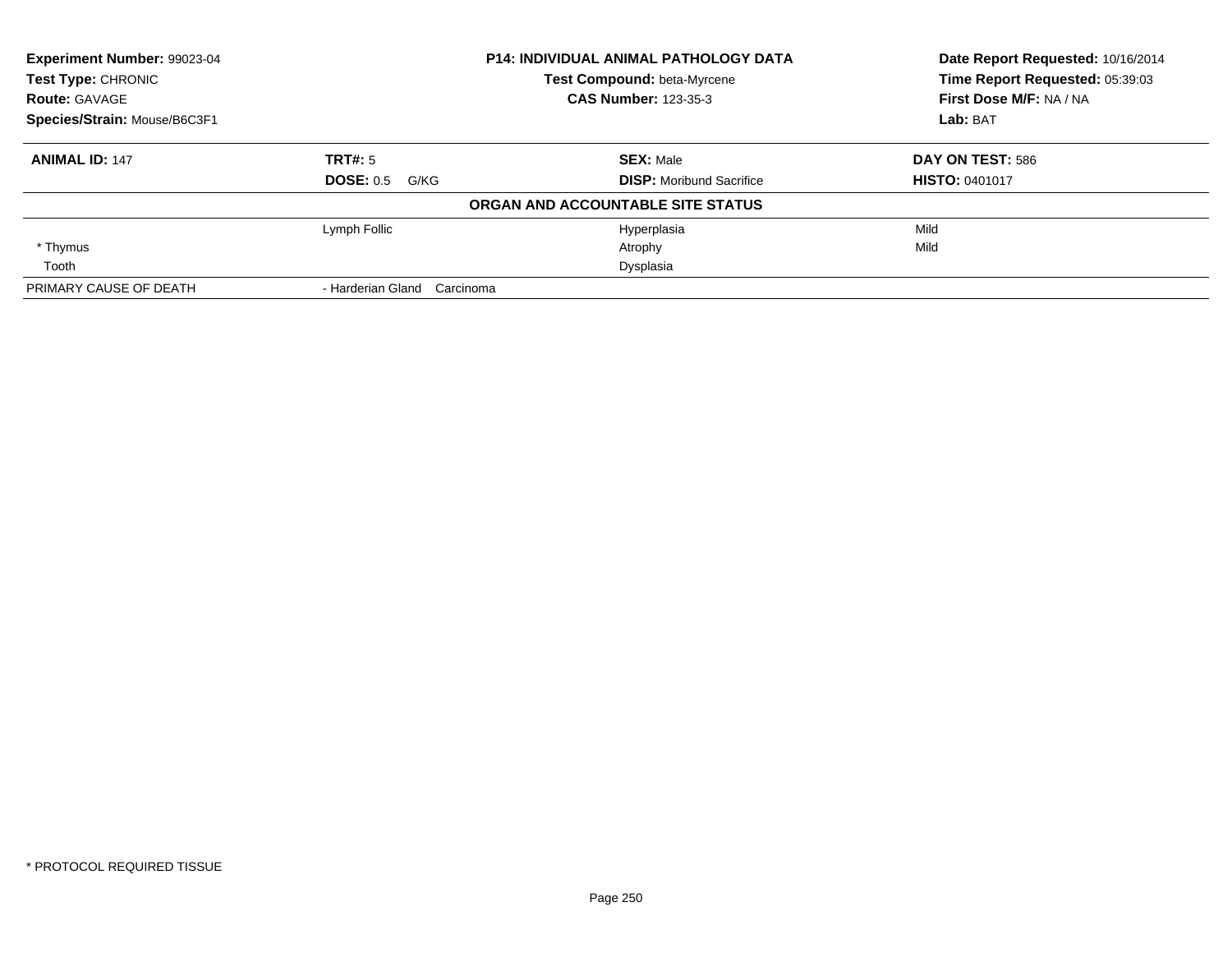**Experiment Number:** 99023-04
**Test Type:** CHRONIC
**Route:** GAVAGE
**Species/Strain:** Mouse/B6C3F1

**P14: INDIVIDUAL ANIMAL PATHOLOGY DATA**
**Test Compound:** beta-Myrcene
**CAS Number:** 123-35-3

**Date Report Requested:** 10/16/2014
**Time Report Requested:** 05:39:03
**First Dose M/F:** NA / NA
**Lab:** BAT

| **ANIMAL ID:** 147 | **TRT#:** 5 | **SEX:** Male | **DAY ON TEST:** 586 |
|---|---|---|---|
| | **DOSE:** 0.5 G/KG | **DISP:** Moribund Sacrifice | **HISTO:** 0401017 |
| | **ORGAN AND ACCOUNTABLE SITE STATUS** | | |
| | Lymph Follic | Hyperplasia | Mild |
| * Thymus | | Atrophy | Mild |
| Tooth | | Dysplasia | |
| PRIMARY CAUSE OF DEATH | - Harderian Gland Carcinoma | | |

* PROTOCOL REQUIRED TISSUE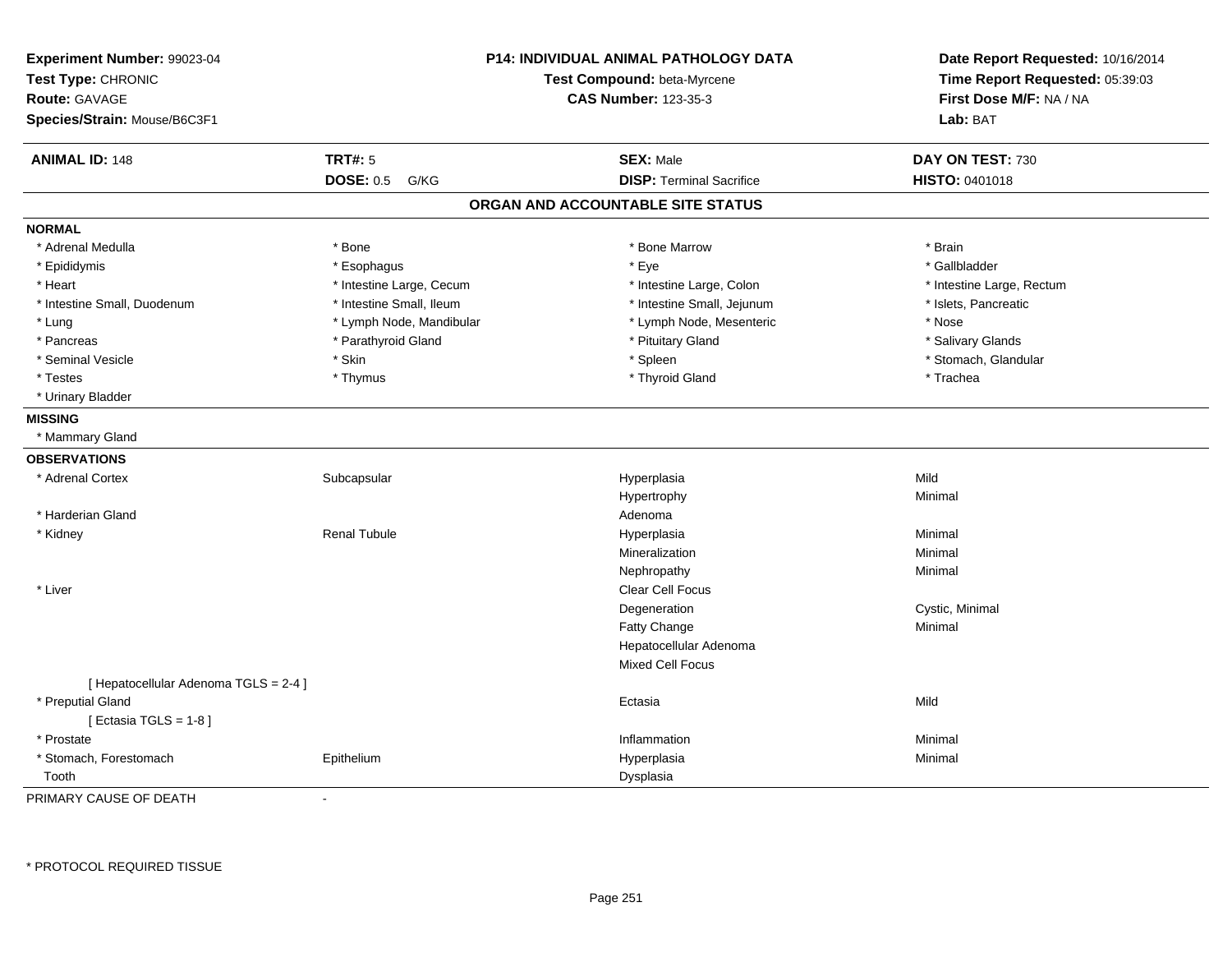**Experiment Number:** 99023-04
**Test Type:** CHRONIC
**Route:** GAVAGE
**Species/Strain:** Mouse/B6C3F1

**P14: INDIVIDUAL ANIMAL PATHOLOGY DATA**
**Test Compound:** beta-Myrcene
**CAS Number:** 123-35-3

**Date Report Requested:** 10/16/2014
**Time Report Requested:** 05:39:03
**First Dose M/F:** NA / NA
**Lab:** BAT

| **ANIMAL ID:** 148 | **TRT#:** 5 | **SEX:** Male | **DAY ON TEST:** 730 |
|---|---|---|---|
| | **DOSE:** 0.5 G/KG | **DISP:** Terminal Sacrifice | **HISTO:** 0401018 |

## ORGAN AND ACCOUNTABLE SITE STATUS

**NORMAL**

| | | | |
|---|---|---|---|
| * Adrenal Medulla | * Bone | * Bone Marrow | * Brain |
| * Epididymis | * Esophagus | * Eye | * Gallbladder |
| * Heart | * Intestine Large, Cecum | * Intestine Large, Colon | * Intestine Large, Rectum |
| * Intestine Small, Duodenum | * Intestine Small, Ileum | * Intestine Small, Jejunum | * Islets, Pancreatic |
| * Lung | * Lymph Node, Mandibular | * Lymph Node, Mesenteric | * Nose |
| * Pancreas | * Parathyroid Gland | * Pituitary Gland | * Salivary Glands |
| * Seminal Vesicle | * Skin | * Spleen | * Stomach, Glandular |
| * Testes | * Thymus | * Thyroid Gland | * Trachea |
| * Urinary Bladder | | | |

**MISSING**

* Mammary Gland

**OBSERVATIONS**

| | | | |
|---|---|---|---|
| * Adrenal Cortex | Subcapsular | Hyperplasia | Mild |
| | | Hypertrophy | Minimal |
| * Harderian Gland | | Adenoma | |
| * Kidney | Renal Tubule | Hyperplasia | Minimal |
| | | Mineralization | Minimal |
| | | Nephropathy | Minimal |
| * Liver | | Clear Cell Focus | |
| | | Degeneration | Cystic, Minimal |
| | | Fatty Change | Minimal |
| | | Hepatocellular Adenoma | |
| | | Mixed Cell Focus | |
| [ Hepatocellular Adenoma TGLS = 2-4 ] | | | |
| * Preputial Gland | | Ectasia | Mild |
| [ Ectasia TGLS = 1-8 ] | | | |
| * Prostate | | Inflammation | Minimal |
| * Stomach, Forestomach | Epithelium | Hyperplasia | Minimal |
| Tooth | | Dysplasia | |

PRIMARY CAUSE OF DEATH -

\* PROTOCOL REQUIRED TISSUE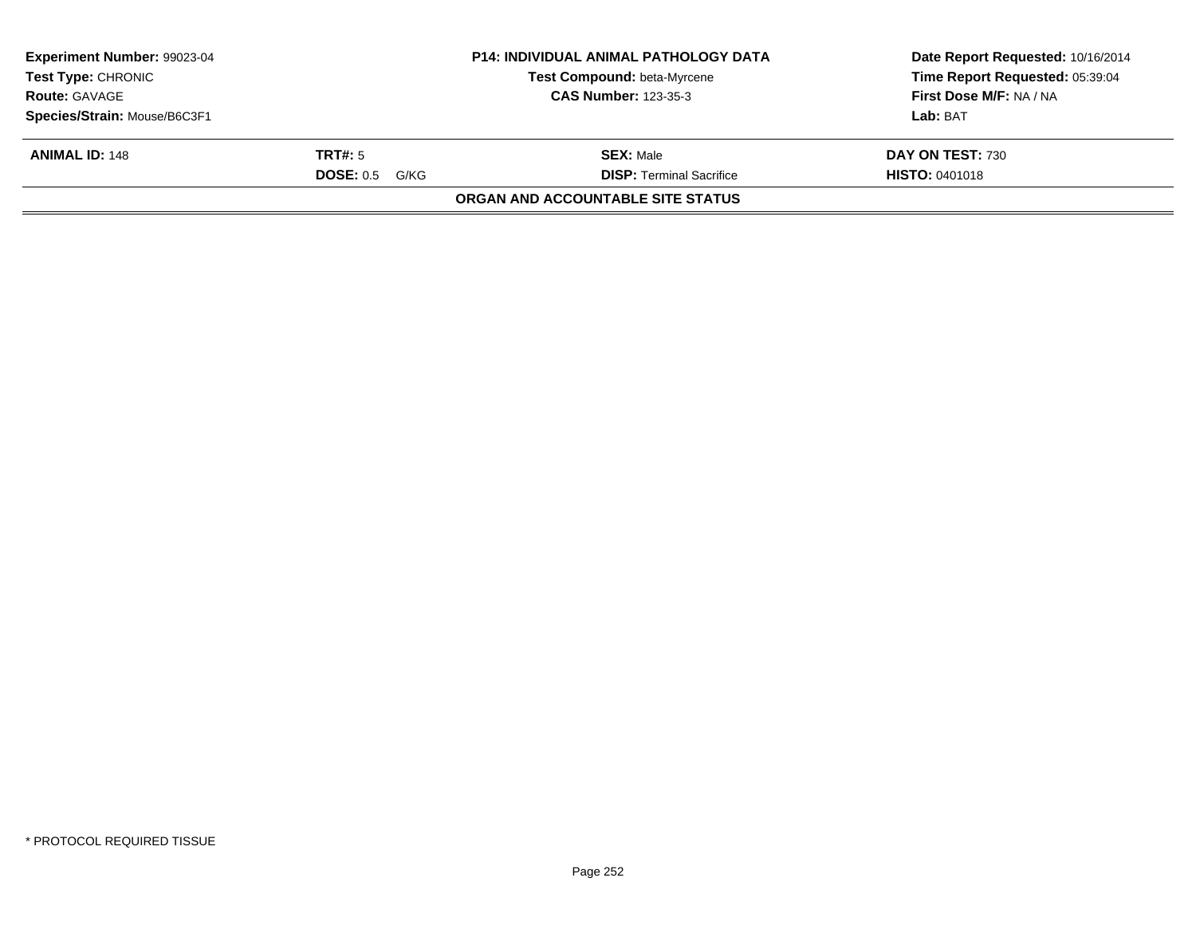| Experiment Number: 99023-04 | P14: INDIVIDUAL ANIMAL PATHOLOGY DATA | Date Report Requested: 10/16/2014 |
|---|---|---|
| Test Type: CHRONIC | Test Compound: beta-Myrcene | Time Report Requested: 05:39:04 |
| Route: GAVAGE | CAS Number: 123-35-3 | First Dose M/F: NA / NA |
| Species/Strain: Mouse/B6C3F1 | | Lab: BAT |

| ANIMAL ID: 148 | TRT#: 5 | SEX: Male | DAY ON TEST: 730 |
|---|---|---|---|
| | DOSE: 0.5 G/KG | DISP: Terminal Sacrifice | HISTO: 0401018 |

**ORGAN AND ACCOUNTABLE SITE STATUS**

* PROTOCOL REQUIRED TISSUE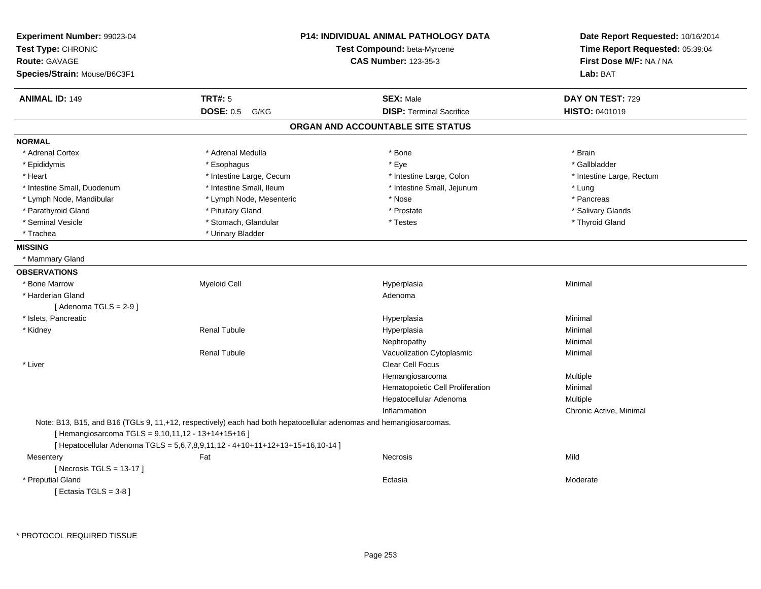**Experiment Number:** 99023-04
**Test Type:** CHRONIC
**Route:** GAVAGE
**Species/Strain:** Mouse/B6C3F1

**P14: INDIVIDUAL ANIMAL PATHOLOGY DATA**
**Test Compound:** beta-Myrcene
**CAS Number:** 123-35-3

**Date Report Requested:** 10/16/2014
**Time Report Requested:** 05:39:04
**First Dose M/F:** NA / NA
**Lab:** BAT

| **ANIMAL ID:** 149 | **TRT#:** 5 | **SEX:** Male | **DAY ON TEST:** 729 |
|---|---|---|---|
| | **DOSE:** 0.5 G/KG | **DISP:** Terminal Sacrifice | **HISTO:** 0401019 |

## ORGAN AND ACCOUNTABLE SITE STATUS

**NORMAL**

| | | | |
|---|---|---|---|
| * Adrenal Cortex | * Adrenal Medulla | * Bone | * Brain |
| * Epididymis | * Esophagus | * Eye | * Gallbladder |
| * Heart | * Intestine Large, Cecum | * Intestine Large, Colon | * Intestine Large, Rectum |
| * Intestine Small, Duodenum | * Intestine Small, Ileum | * Intestine Small, Jejunum | * Lung |
| * Lymph Node, Mandibular | * Lymph Node, Mesenteric | * Nose | * Pancreas |
| * Parathyroid Gland | * Pituitary Gland | * Prostate | * Salivary Glands |
| * Seminal Vesicle | * Stomach, Glandular | * Testes | * Thyroid Gland |
| * Trachea | * Urinary Bladder | | |

**MISSING**

* Mammary Gland

**OBSERVATIONS**

| | | | |
|---|---|---|---|
| * Bone Marrow | Myeloid Cell | Hyperplasia | Minimal |
| * Harderian Gland | | Adenoma | |
| [ Adenoma TGLS = 2-9 ] | | | |
| * Islets, Pancreatic | | Hyperplasia | Minimal |
| * Kidney | Renal Tubule | Hyperplasia | Minimal |
| | | Nephropathy | Minimal |
| | Renal Tubule | Vacuolization Cytoplasmic | Minimal |
| * Liver | | Clear Cell Focus | |
| | | Hemangiosarcoma | Multiple |
| | | Hematopoietic Cell Proliferation | Minimal |
| | | Hepatocellular Adenoma | Multiple |
| | | Inflammation | Chronic Active, Minimal |

Note: B13, B15, and B16 (TGLs 9, 11,+12, respectively) each had both hepatocellular adenomas and hemangiosarcomas.

[ Hemangiosarcoma TGLS = 9,10,11,12 - 13+14+15+16 ]

[ Hepatocellular Adenoma TGLS = 5,6,7,8,9,11,12 - 4+10+11+12+13+15+16,10-14 ]

| | | | |
|---|---|---|---|
| Mesentery | Fat | Necrosis | Mild |
| [ Necrosis TGLS = 13-17 ] | | | |
| * Preputial Gland | | Ectasia | Moderate |
| [ Ectasia TGLS = 3-8 ] | | | |

\* PROTOCOL REQUIRED TISSUE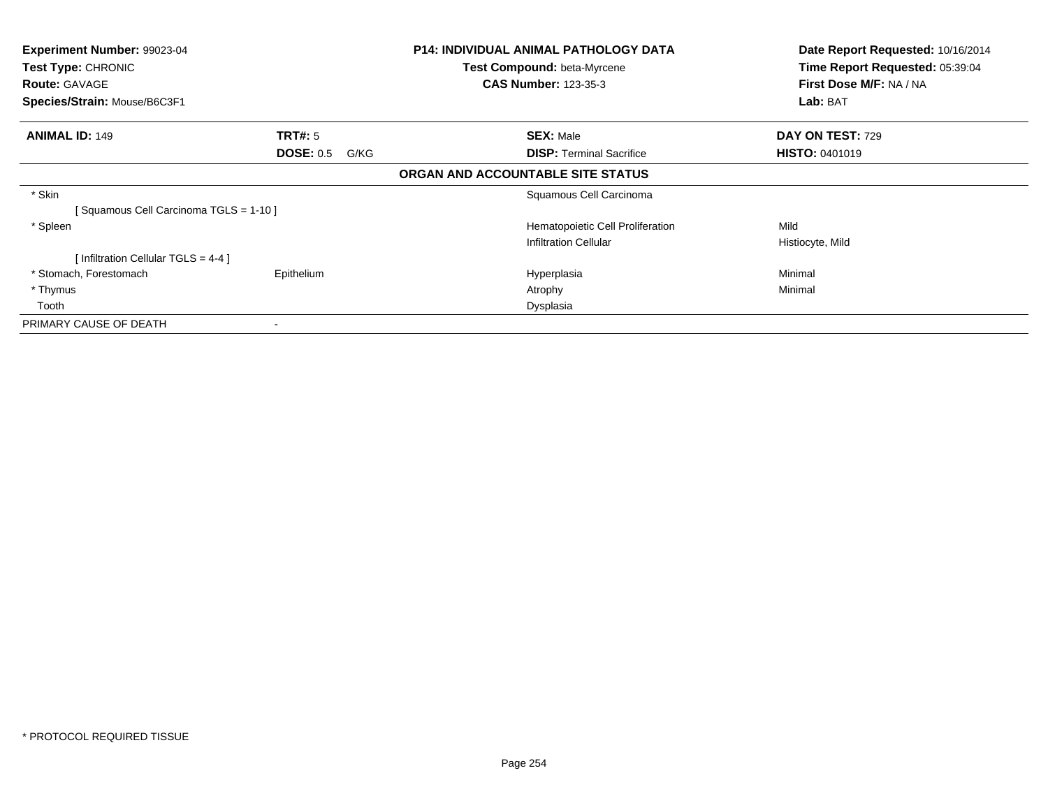**Experiment Number:** 99023-04
**Test Type:** CHRONIC
**Route:** GAVAGE
**Species/Strain:** Mouse/B6C3F1

**P14: INDIVIDUAL ANIMAL PATHOLOGY DATA**
**Test Compound:** beta-Myrcene
**CAS Number:** 123-35-3

**Date Report Requested:** 10/16/2014
**Time Report Requested:** 05:39:04
**First Dose M/F:** NA / NA
**Lab:** BAT

| **ANIMAL ID:** 149 | **TRT#:** 5 | **SEX:** Male | **DAY ON TEST:** 729 |
|---|---|---|---|
| | **DOSE:** 0.5 G/KG | **DISP:** Terminal Sacrifice | **HISTO:** 0401019 |

## ORGAN AND ACCOUNTABLE SITE STATUS

| | | | |
|---|---|---|---|
| * Skin | | Squamous Cell Carcinoma | |
| [ Squamous Cell Carcinoma TGLS = 1-10 ] | | | |
| * Spleen | | Hematopoietic Cell Proliferation | Mild |
| | | Infiltration Cellular | Histiocyte, Mild |
| [ Infiltration Cellular TGLS = 4-4 ] | | | |
| * Stomach, Forestomach | Epithelium | Hyperplasia | Minimal |
| * Thymus | | Atrophy | Minimal |
| Tooth | | Dysplasia | |
| PRIMARY CAUSE OF DEATH | - | | |

* PROTOCOL REQUIRED TISSUE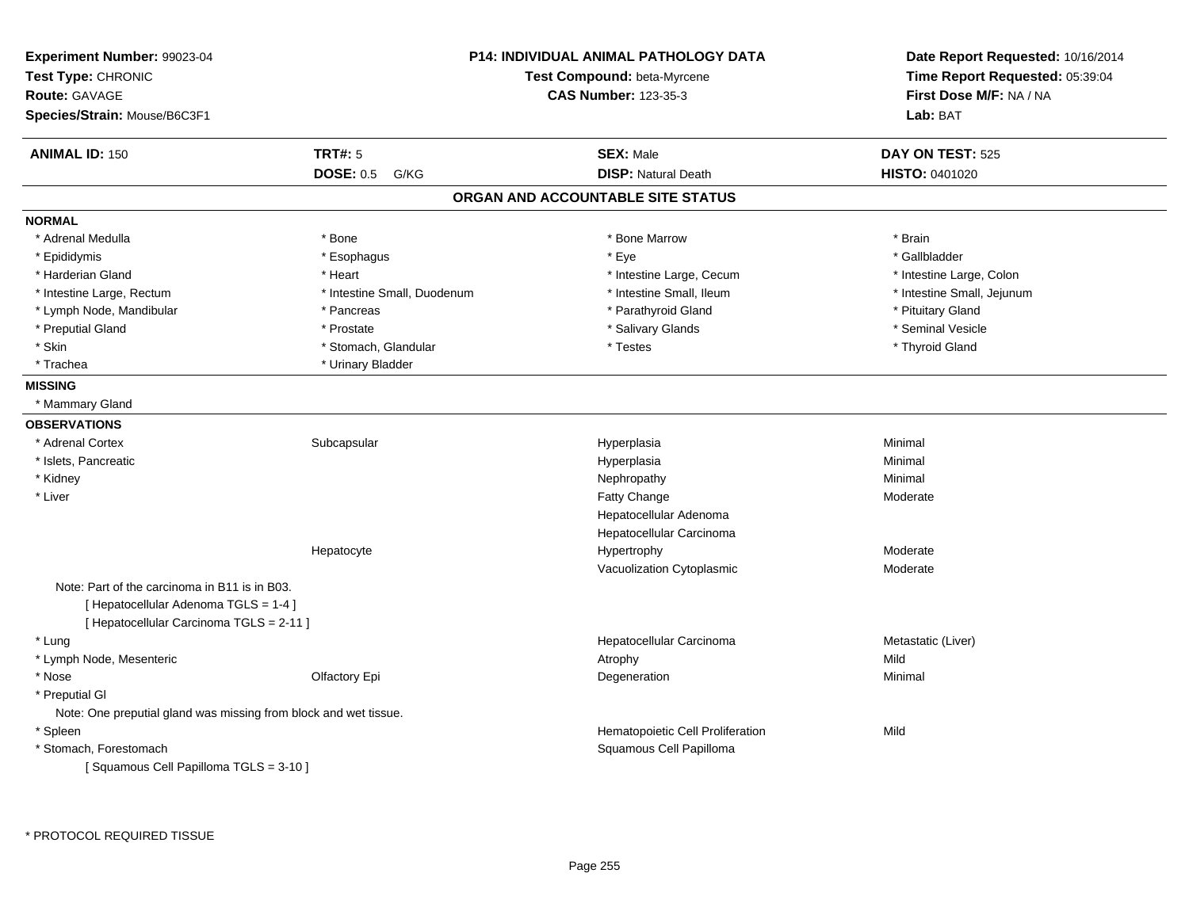**Experiment Number:** 99023-04
**Test Type:** CHRONIC
**Route:** GAVAGE
**Species/Strain:** Mouse/B6C3F1

**P14: INDIVIDUAL ANIMAL PATHOLOGY DATA**
**Test Compound:** beta-Myrcene
**CAS Number:** 123-35-3

**Date Report Requested:** 10/16/2014
**Time Report Requested:** 05:39:04
**First Dose M/F:** NA / NA
**Lab:** BAT

| **ANIMAL ID:** 150 | **TRT#:** 5 | **SEX:** Male | **DAY ON TEST:** 525 |
|---|---|---|---|
| | **DOSE:** 0.5 G/KG | **DISP:** Natural Death | **HISTO:** 0401020 |

## ORGAN AND ACCOUNTABLE SITE STATUS

**NORMAL**

| | | | |
|---|---|---|---|
| * Adrenal Medulla | * Bone | * Bone Marrow | * Brain |
| * Epididymis | * Esophagus | * Eye | * Gallbladder |
| * Harderian Gland | * Heart | * Intestine Large, Cecum | * Intestine Large, Colon |
| * Intestine Large, Rectum | * Intestine Small, Duodenum | * Intestine Small, Ileum | * Intestine Small, Jejunum |
| * Lymph Node, Mandibular | * Pancreas | * Parathyroid Gland | * Pituitary Gland |
| * Preputial Gland | * Prostate | * Salivary Glands | * Seminal Vesicle |
| * Skin | * Stomach, Glandular | * Testes | * Thyroid Gland |
| * Trachea | * Urinary Bladder | | |

**MISSING**

* Mammary Gland

**OBSERVATIONS**

| | | | |
|---|---|---|---|
| * Adrenal Cortex | Subcapsular | Hyperplasia | Minimal |
| * Islets, Pancreatic | | Hyperplasia | Minimal |
| * Kidney | | Nephropathy | Minimal |
| * Liver | | Fatty Change | Moderate |
| | | Hepatocellular Adenoma | |
| | | Hepatocellular Carcinoma | |
| | Hepatocyte | Hypertrophy | Moderate |
| | | Vacuolization Cytoplasmic | Moderate |

Note: Part of the carcinoma in B11 is in B03.
[ Hepatocellular Adenoma TGLS = 1-4 ]
[ Hepatocellular Carcinoma TGLS = 2-11 ]

| | | | |
|---|---|---|---|
| * Lung | | Hepatocellular Carcinoma | Metastatic (Liver) |
| * Lymph Node, Mesenteric | | Atrophy | Mild |
| * Nose | Olfactory Epi | Degeneration | Minimal |
| * Preputial Gl | | | |

Note: One preputial gland was missing from block and wet tissue.

| | | | |
|---|---|---|---|
| * Spleen | | Hematopoietic Cell Proliferation | Mild |
| * Stomach, Forestomach | | Squamous Cell Papilloma | |

[ Squamous Cell Papilloma TGLS = 3-10 ]

* PROTOCOL REQUIRED TISSUE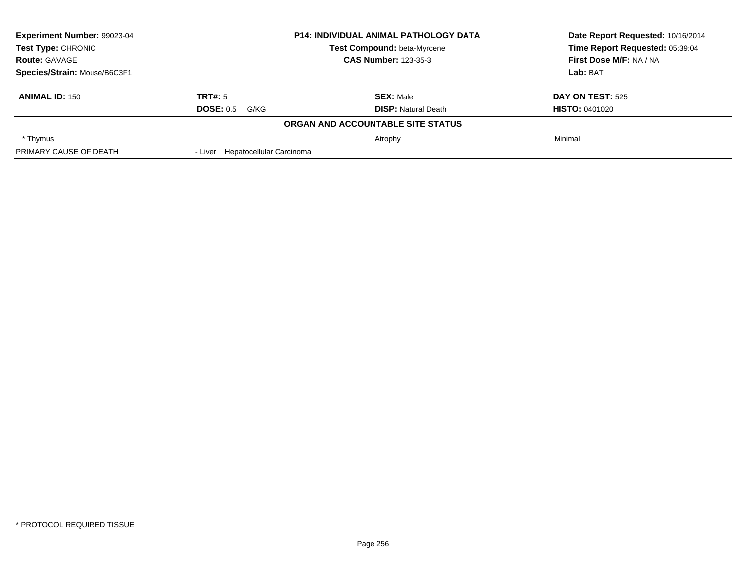| Experiment Number: 99023-04 | P14: INDIVIDUAL ANIMAL PATHOLOGY DATA | Date Report Requested: 10/16/2014 |
|---|---|---|
| Test Type: CHRONIC | Test Compound: beta-Myrcene | Time Report Requested: 05:39:04 |
| Route: GAVAGE | CAS Number: 123-35-3 | First Dose M/F: NA / NA |
| Species/Strain: Mouse/B6C3F1 | | Lab: BAT |

| ANIMAL ID: 150 | TRT#: 5 | SEX: Male | DAY ON TEST: 525 |
|---|---|---|---|
| | DOSE: 0.5 G/KG | DISP: Natural Death | HISTO: 0401020 |

**ORGAN AND ACCOUNTABLE SITE STATUS**

| | | | |
|---|---|---|---|
| * Thymus | | Atrophy | Minimal |
| PRIMARY CAUSE OF DEATH | - Liver Hepatocellular Carcinoma | | |

* PROTOCOL REQUIRED TISSUE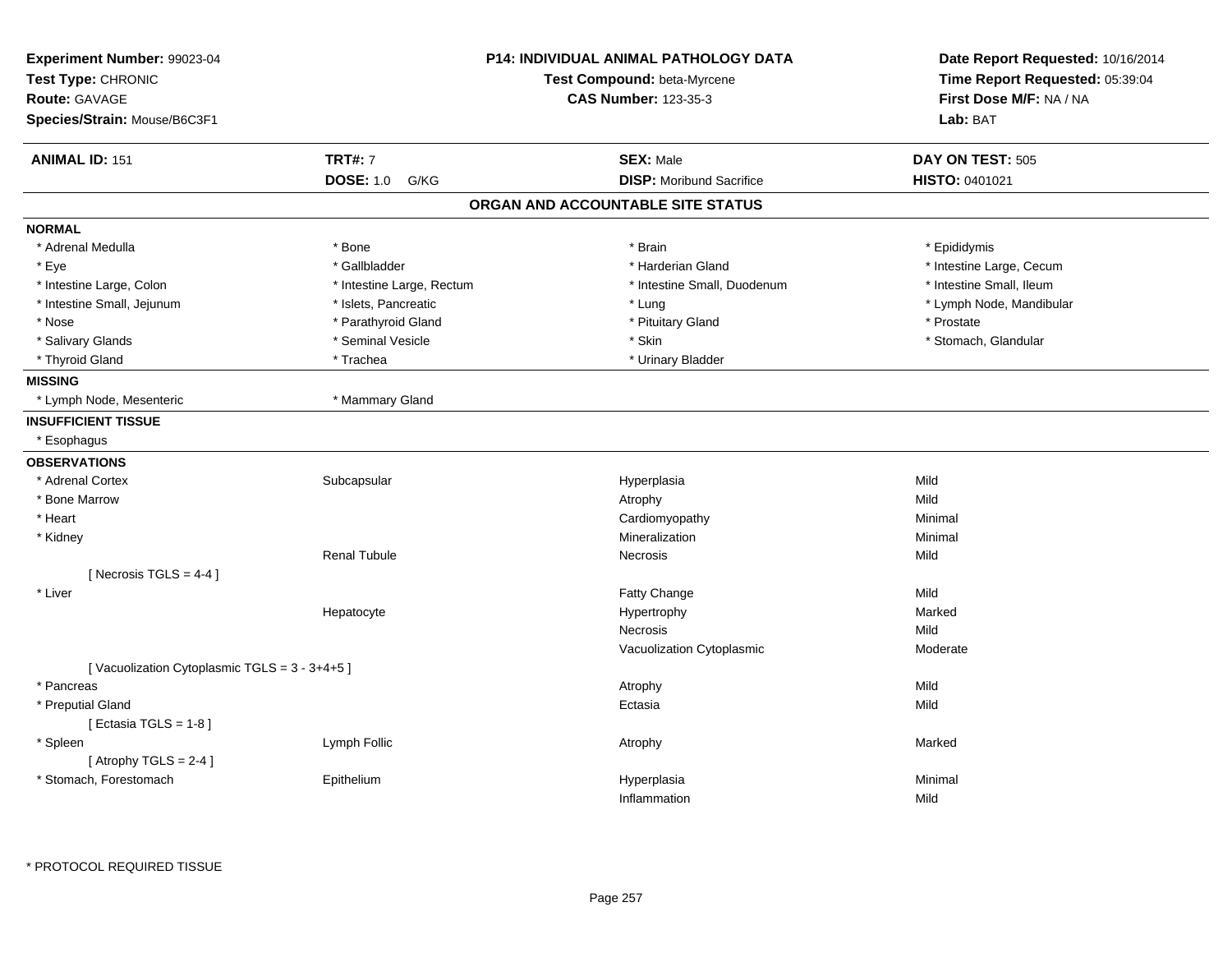**Experiment Number:** 99023-04
**Test Type:** CHRONIC
**Route:** GAVAGE
**Species/Strain:** Mouse/B6C3F1

**P14: INDIVIDUAL ANIMAL PATHOLOGY DATA**
**Test Compound:** beta-Myrcene
**CAS Number:** 123-35-3

**Date Report Requested:** 10/16/2014
**Time Report Requested:** 05:39:04
**First Dose M/F:** NA / NA
**Lab:** BAT

| **ANIMAL ID:** 151 | **TRT#:** 7 | **SEX:** Male | **DAY ON TEST:** 505 |
|---|---|---|---|
| | **DOSE:** 1.0 G/KG | **DISP:** Moribund Sacrifice | **HISTO:** 0401021 |

## ORGAN AND ACCOUNTABLE SITE STATUS

**NORMAL**

| | | | |
|---|---|---|---|
| * Adrenal Medulla | * Bone | * Brain | * Epididymis |
| * Eye | * Gallbladder | * Harderian Gland | * Intestine Large, Cecum |
| * Intestine Large, Colon | * Intestine Large, Rectum | * Intestine Small, Duodenum | * Intestine Small, Ileum |
| * Intestine Small, Jejunum | * Islets, Pancreatic | * Lung | * Lymph Node, Mandibular |
| * Nose | * Parathyroid Gland | * Pituitary Gland | * Prostate |
| * Salivary Glands | * Seminal Vesicle | * Skin | * Stomach, Glandular |
| * Thyroid Gland | * Trachea | * Urinary Bladder | |

**MISSING**

* Lymph Node, Mesenteric
* Mammary Gland

**INSUFFICIENT TISSUE**

* Esophagus

**OBSERVATIONS**

| Organ | Site | Observation | Severity |
|---|---|---|---|
| * Adrenal Cortex | Subcapsular | Hyperplasia | Mild |
| * Bone Marrow | | Atrophy | Mild |
| * Heart | | Cardiomyopathy | Minimal |
| * Kidney | | Mineralization | Minimal |
| | Renal Tubule | Necrosis | Mild |
| [ Necrosis TGLS = 4-4 ] | | | |
| * Liver | | Fatty Change | Mild |
| | Hepatocyte | Hypertrophy | Marked |
| | | Necrosis | Mild |
| | | Vacuolization Cytoplasmic | Moderate |
| [ Vacuolization Cytoplasmic TGLS = 3 - 3+4+5 ] | | | |
| * Pancreas | | Atrophy | Mild |
| * Preputial Gland | | Ectasia | Mild |
| [ Ectasia TGLS = 1-8 ] | | | |
| * Spleen | Lymph Follic | Atrophy | Marked |
| [ Atrophy TGLS = 2-4 ] | | | |
| * Stomach, Forestomach | Epithelium | Hyperplasia | Minimal |
| | | Inflammation | Mild |

* PROTOCOL REQUIRED TISSUE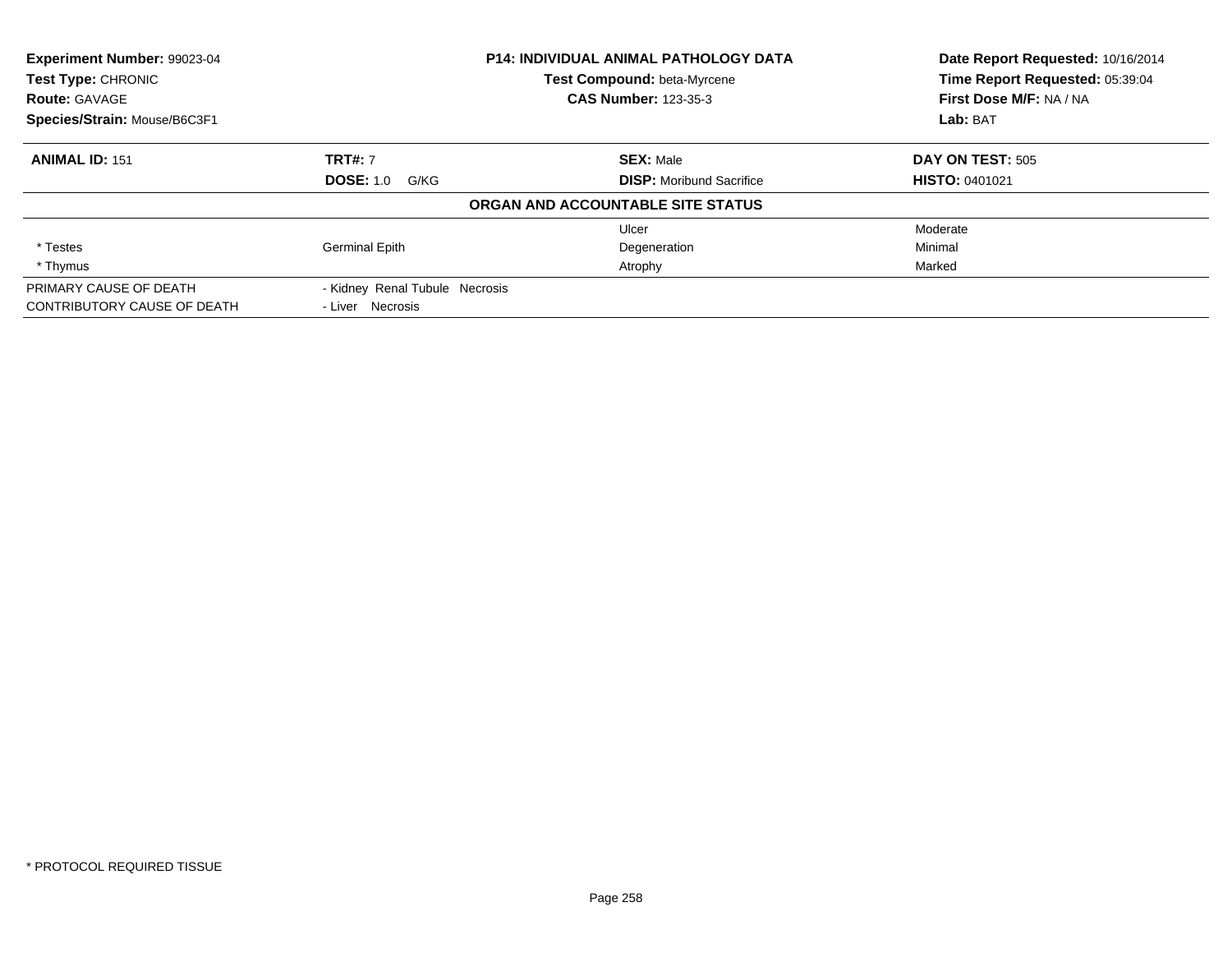**Experiment Number:** 99023-04
**Test Type:** CHRONIC
**Route:** GAVAGE
**Species/Strain:** Mouse/B6C3F1

**P14: INDIVIDUAL ANIMAL PATHOLOGY DATA**
**Test Compound:** beta-Myrcene
**CAS Number:** 123-35-3

**Date Report Requested:** 10/16/2014
**Time Report Requested:** 05:39:04
**First Dose M/F:** NA / NA
**Lab:** BAT

| **ANIMAL ID:** 151 | **TRT#:** 7 | **SEX:** Male | **DAY ON TEST:** 505 |
|---|---|---|---|
| | **DOSE:** 1.0 G/KG | **DISP:** Moribund Sacrifice | **HISTO:** 0401021 |

**ORGAN AND ACCOUNTABLE SITE STATUS**

| | | | |
|---|---|---|---|
| | | Ulcer | Moderate |
| * Testes | Germinal Epith | Degeneration | Minimal |
| * Thymus | | Atrophy | Marked |
| PRIMARY CAUSE OF DEATH | - Kidney Renal Tubule Necrosis | | |
| CONTRIBUTORY CAUSE OF DEATH | - Liver Necrosis | | |

* PROTOCOL REQUIRED TISSUE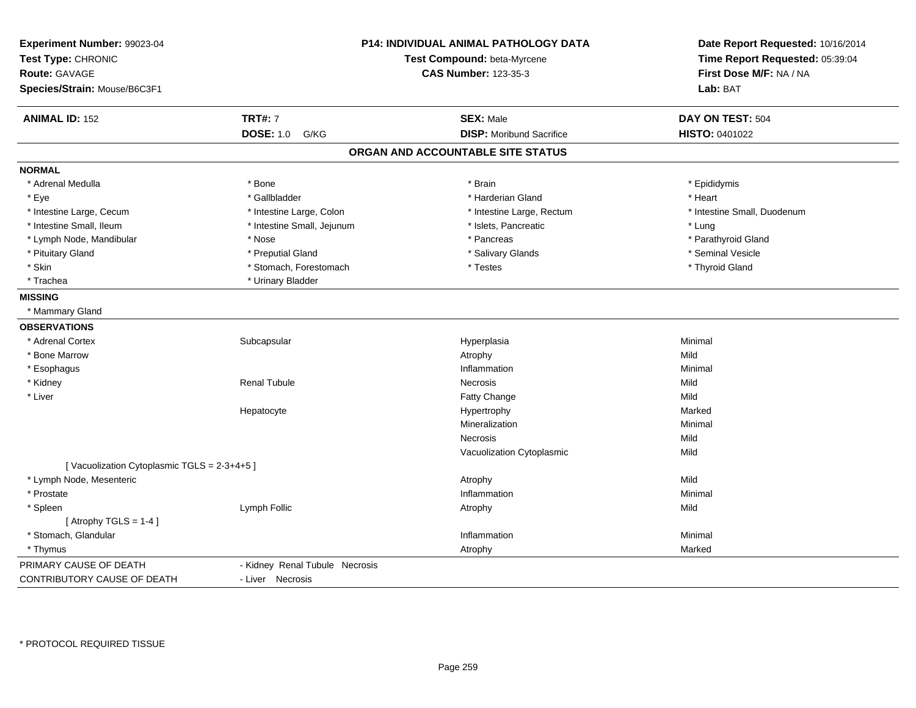**Experiment Number:** 99023-04
**Test Type:** CHRONIC
**Route:** GAVAGE
**Species/Strain:** Mouse/B6C3F1

**P14: INDIVIDUAL ANIMAL PATHOLOGY DATA**
**Test Compound:** beta-Myrcene
**CAS Number:** 123-35-3

**Date Report Requested:** 10/16/2014
**Time Report Requested:** 05:39:04
**First Dose M/F:** NA / NA
**Lab:** BAT

| **ANIMAL ID:** 152 | **TRT#:** 7 | **SEX:** Male | **DAY ON TEST:** 504 |
|---|---|---|---|
| | **DOSE:** 1.0 G/KG | **DISP:** Moribund Sacrifice | **HISTO:** 0401022 |

## ORGAN AND ACCOUNTABLE SITE STATUS

**NORMAL**

| | | | |
|---|---|---|---|
| * Adrenal Medulla | * Bone | * Brain | * Epididymis |
| * Eye | * Gallbladder | * Harderian Gland | * Heart |
| * Intestine Large, Cecum | * Intestine Large, Colon | * Intestine Large, Rectum | * Intestine Small, Duodenum |
| * Intestine Small, Ileum | * Intestine Small, Jejunum | * Islets, Pancreatic | * Lung |
| * Lymph Node, Mandibular | * Nose | * Pancreas | * Parathyroid Gland |
| * Pituitary Gland | * Preputial Gland | * Salivary Glands | * Seminal Vesicle |
| * Skin | * Stomach, Forestomach | * Testes | * Thyroid Gland |
| * Trachea | * Urinary Bladder | | |

**MISSING**

* Mammary Gland

**OBSERVATIONS**

| | | | |
|---|---|---|---|
| * Adrenal Cortex | Subcapsular | Hyperplasia | Minimal |
| * Bone Marrow | | Atrophy | Mild |
| * Esophagus | | Inflammation | Minimal |
| * Kidney | Renal Tubule | Necrosis | Mild |
| * Liver | | Fatty Change | Mild |
| | Hepatocyte | Hypertrophy | Marked |
| | | Mineralization | Minimal |
| | | Necrosis | Mild |
| | | Vacuolization Cytoplasmic | Mild |
| [ Vacuolization Cytoplasmic TGLS = 2-3+4+5 ] | | | |
| * Lymph Node, Mesenteric | | Atrophy | Mild |
| * Prostate | | Inflammation | Minimal |
| * Spleen | Lymph Follic | Atrophy | Mild |
| [ Atrophy TGLS = 1-4 ] | | | |
| * Stomach, Glandular | | Inflammation | Minimal |
| * Thymus | | Atrophy | Marked |

| | |
|---|---|
| PRIMARY CAUSE OF DEATH | - Kidney Renal Tubule Necrosis |
| CONTRIBUTORY CAUSE OF DEATH | - Liver Necrosis |

* PROTOCOL REQUIRED TISSUE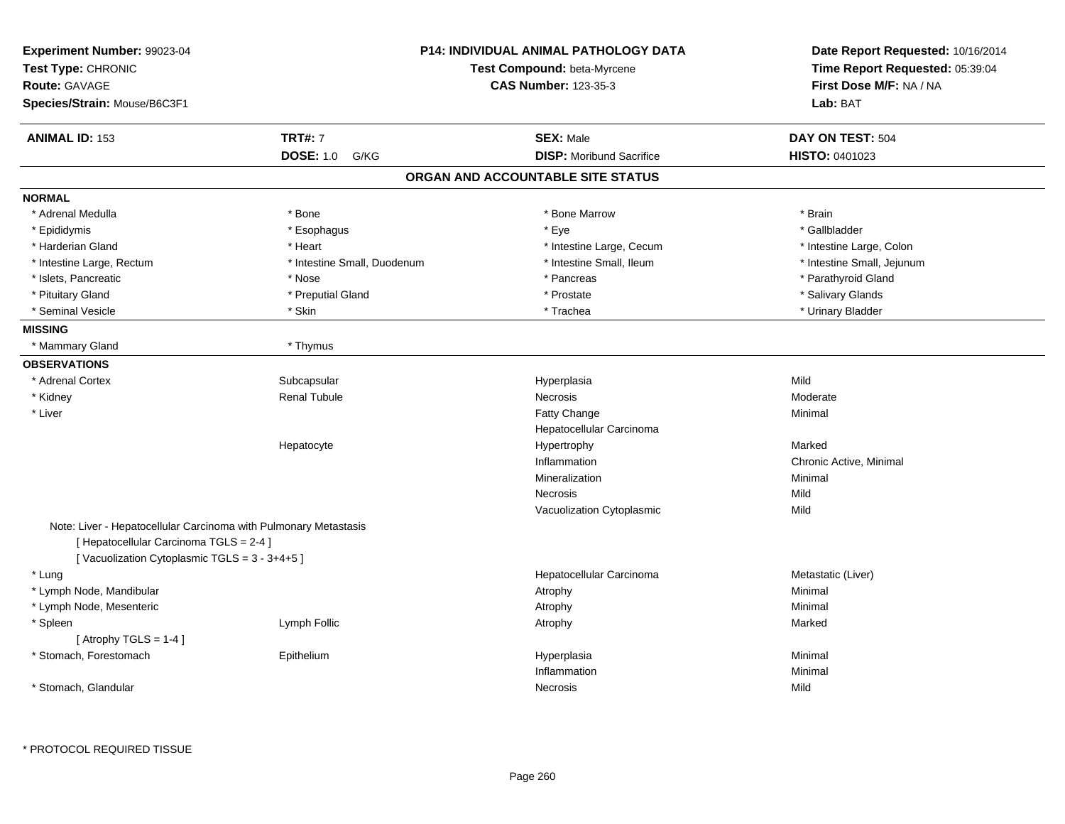**Experiment Number:** 99023-04
**Test Type:** CHRONIC
**Route:** GAVAGE
**Species/Strain:** Mouse/B6C3F1

**P14: INDIVIDUAL ANIMAL PATHOLOGY DATA**
**Test Compound:** beta-Myrcene
**CAS Number:** 123-35-3

**Date Report Requested:** 10/16/2014
**Time Report Requested:** 05:39:04
**First Dose M/F:** NA / NA
**Lab:** BAT

| **ANIMAL ID:** 153 | **TRT#:** 7 | **SEX:** Male | **DAY ON TEST:** 504 |
|---|---|---|---|
| | **DOSE:** 1.0 G/KG | **DISP:** Moribund Sacrifice | **HISTO:** 0401023 |

## ORGAN AND ACCOUNTABLE SITE STATUS

**NORMAL**

| | | | |
|---|---|---|---|
| * Adrenal Medulla | * Bone | * Bone Marrow | * Brain |
| * Epididymis | * Esophagus | * Eye | * Gallbladder |
| * Harderian Gland | * Heart | * Intestine Large, Cecum | * Intestine Large, Colon |
| * Intestine Large, Rectum | * Intestine Small, Duodenum | * Intestine Small, Ileum | * Intestine Small, Jejunum |
| * Islets, Pancreatic | * Nose | * Pancreas | * Parathyroid Gland |
| * Pituitary Gland | * Preputial Gland | * Prostate | * Salivary Glands |
| * Seminal Vesicle | * Skin | * Trachea | * Urinary Bladder |

**MISSING**

| | |
|---|---|
| * Mammary Gland | * Thymus |

**OBSERVATIONS**

| | | | |
|---|---|---|---|
| * Adrenal Cortex | Subcapsular | Hyperplasia | Mild |
| * Kidney | Renal Tubule | Necrosis | Moderate |
| * Liver | | Fatty Change | Minimal |
| | | Hepatocellular Carcinoma | |
| | Hepatocyte | Hypertrophy | Marked |
| | | Inflammation | Chronic Active, Minimal |
| | | Mineralization | Minimal |
| | | Necrosis | Mild |
| | | Vacuolization Cytoplasmic | Mild |

Note: Liver - Hepatocellular Carcinoma with Pulmonary Metastasis
[ Hepatocellular Carcinoma TGLS = 2-4 ]
[ Vacuolization Cytoplasmic TGLS = 3 - 3+4+5 ]

| | | | |
|---|---|---|---|
| * Lung | | Hepatocellular Carcinoma | Metastatic (Liver) |
| * Lymph Node, Mandibular | | Atrophy | Minimal |
| * Lymph Node, Mesenteric | | Atrophy | Minimal |
| * Spleen | Lymph Follic | Atrophy | Marked |

[ Atrophy TGLS = 1-4 ]

| | | | |
|---|---|---|---|
| * Stomach, Forestomach | Epithelium | Hyperplasia | Minimal |
| | | Inflammation | Minimal |
| * Stomach, Glandular | | Necrosis | Mild |

* PROTOCOL REQUIRED TISSUE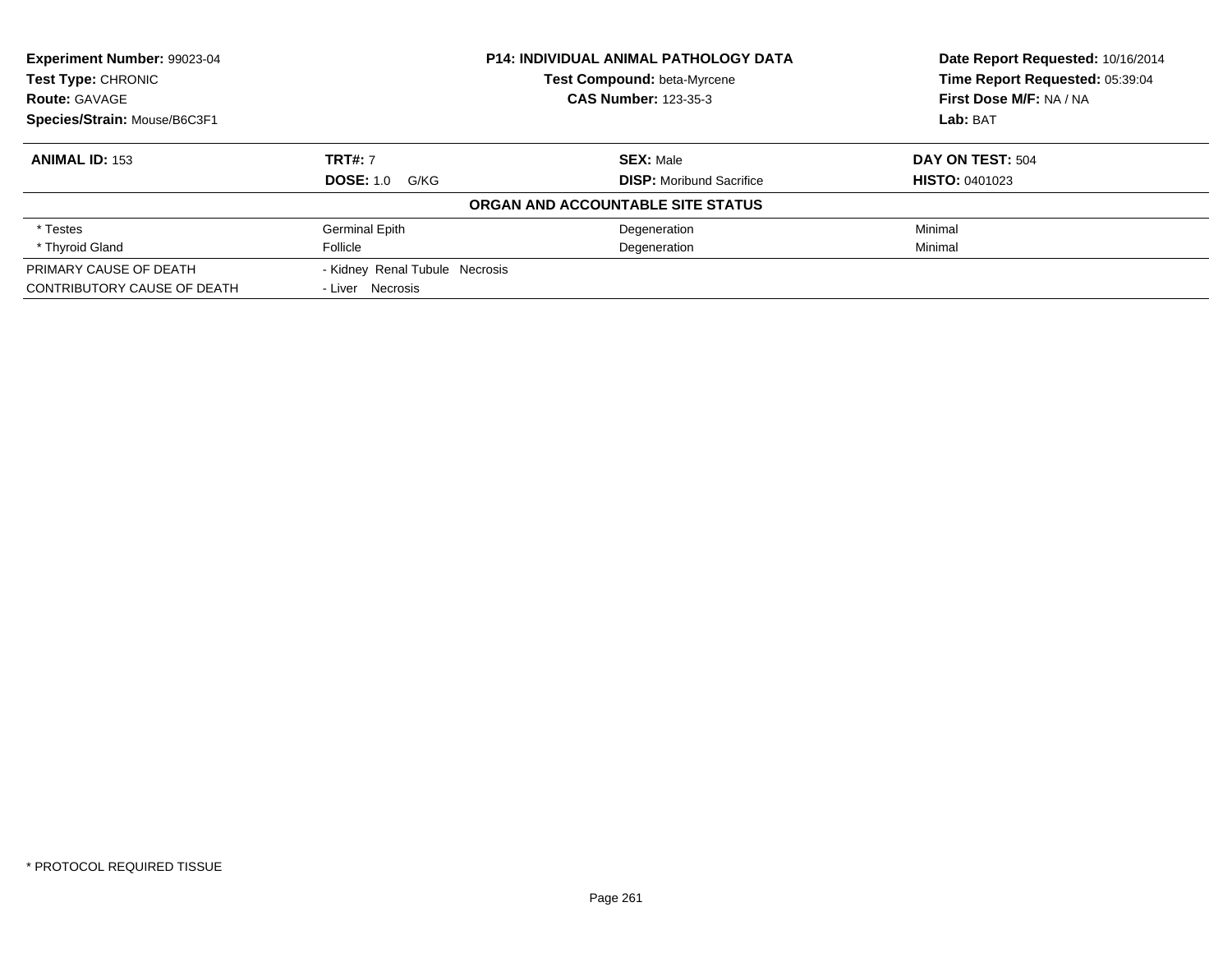**Experiment Number:** 99023-04
**Test Type:** CHRONIC
**Route:** GAVAGE
**Species/Strain:** Mouse/B6C3F1

**P14: INDIVIDUAL ANIMAL PATHOLOGY DATA**
**Test Compound:** beta-Myrcene
**CAS Number:** 123-35-3

**Date Report Requested:** 10/16/2014
**Time Report Requested:** 05:39:04
**First Dose M/F:** NA / NA
**Lab:** BAT

| **ANIMAL ID:** 153 | **TRT#:** 7 | **SEX:** Male | **DAY ON TEST:** 504 |
|---|---|---|---|
| | **DOSE:** 1.0 G/KG | **DISP:** Moribund Sacrifice | **HISTO:** 0401023 |
| **ORGAN AND ACCOUNTABLE SITE STATUS** | | | |
| * Testes | Germinal Epith | Degeneration | Minimal |
| * Thyroid Gland | Follicle | Degeneration | Minimal |
| PRIMARY CAUSE OF DEATH | - Kidney Renal Tubule Necrosis | | |
| CONTRIBUTORY CAUSE OF DEATH | - Liver Necrosis | | |

* PROTOCOL REQUIRED TISSUE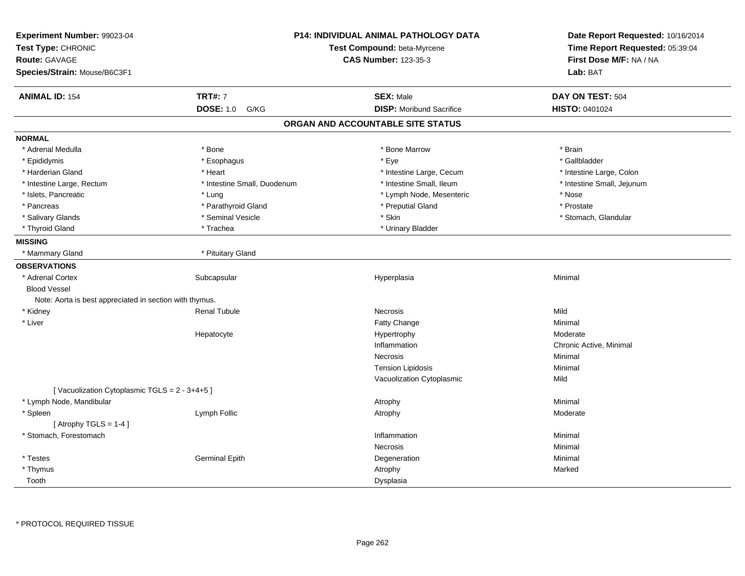**Experiment Number:** 99023-04
**Test Type:** CHRONIC
**Route:** GAVAGE
**Species/Strain:** Mouse/B6C3F1

**P14: INDIVIDUAL ANIMAL PATHOLOGY DATA**
**Test Compound:** beta-Myrcene
**CAS Number:** 123-35-3

**Date Report Requested:** 10/16/2014
**Time Report Requested:** 05:39:04
**First Dose M/F:** NA / NA
**Lab:** BAT

| **ANIMAL ID:** 154 | **TRT#:** 7 | **SEX:** Male | **DAY ON TEST:** 504 |
|---|---|---|---|
| | **DOSE:** 1.0 G/KG | **DISP:** Moribund Sacrifice | **HISTO:** 0401024 |

## ORGAN AND ACCOUNTABLE SITE STATUS

**NORMAL**

| | | | |
|---|---|---|---|
| * Adrenal Medulla | * Bone | * Bone Marrow | * Brain |
| * Epididymis | * Esophagus | * Eye | * Gallbladder |
| * Harderian Gland | * Heart | * Intestine Large, Cecum | * Intestine Large, Colon |
| * Intestine Large, Rectum | * Intestine Small, Duodenum | * Intestine Small, Ileum | * Intestine Small, Jejunum |
| * Islets, Pancreatic | * Lung | * Lymph Node, Mesenteric | * Nose |
| * Pancreas | * Parathyroid Gland | * Preputial Gland | * Prostate |
| * Salivary Glands | * Seminal Vesicle | * Skin | * Stomach, Glandular |
| * Thyroid Gland | * Trachea | * Urinary Bladder | |

**MISSING**

| | |
|---|---|
| * Mammary Gland | * Pituitary Gland |

**OBSERVATIONS**

| | | | |
|---|---|---|---|
| * Adrenal Cortex | Subcapsular | Hyperplasia | Minimal |
| Blood Vessel | | | |
| Note: Aorta is best appreciated in section with thymus. | | | |
| * Kidney | Renal Tubule | Necrosis | Mild |
| * Liver | | Fatty Change | Minimal |
| | Hepatocyte | Hypertrophy | Moderate |
| | | Inflammation | Chronic Active, Minimal |
| | | Necrosis | Minimal |
| | | Tension Lipidosis | Minimal |
| | | Vacuolization Cytoplasmic | Mild |
| [ Vacuolization Cytoplasmic TGLS = 2 - 3+4+5 ] | | | |
| * Lymph Node, Mandibular | | Atrophy | Minimal |
| * Spleen | Lymph Follic | Atrophy | Moderate |
| [ Atrophy TGLS = 1-4 ] | | | |
| * Stomach, Forestomach | | Inflammation | Minimal |
| | | Necrosis | Minimal |
| * Testes | Germinal Epith | Degeneration | Minimal |
| * Thymus | | Atrophy | Marked |
| Tooth | | Dysplasia | |

* PROTOCOL REQUIRED TISSUE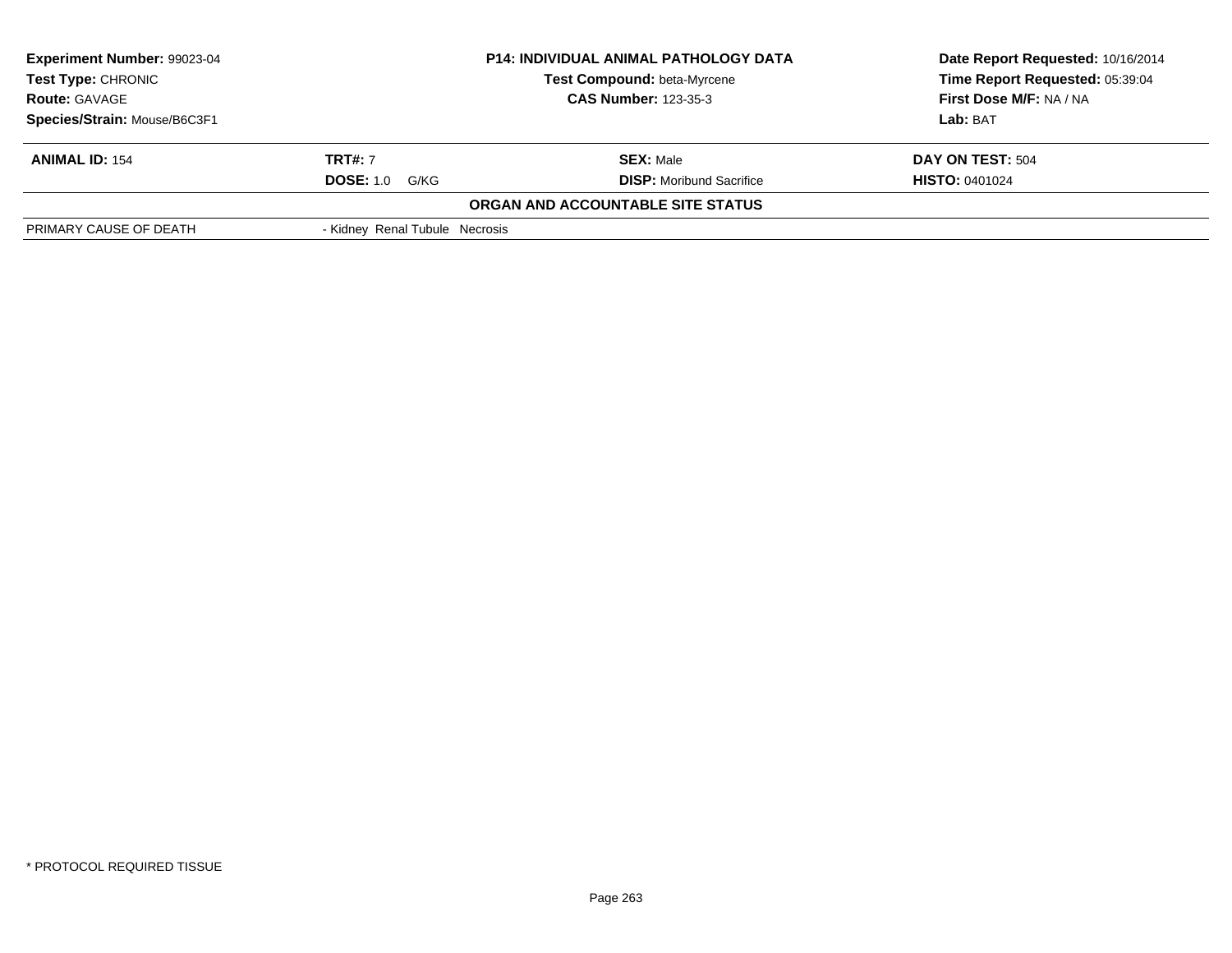**Experiment Number:** 99023-04
**Test Type:** CHRONIC
**Route:** GAVAGE
**Species/Strain:** Mouse/B6C3F1

**P14: INDIVIDUAL ANIMAL PATHOLOGY DATA**
**Test Compound:** beta-Myrcene
**CAS Number:** 123-35-3

**Date Report Requested:** 10/16/2014
**Time Report Requested:** 05:39:04
**First Dose M/F:** NA / NA
**Lab:** BAT

| **ANIMAL ID:** 154 | **TRT#:** 7 | **SEX:** Male | **DAY ON TEST:** 504 |
|---|---|---|---|
| | **DOSE:** 1.0 G/KG | **DISP:** Moribund Sacrifice | **HISTO:** 0401024 |

**ORGAN AND ACCOUNTABLE SITE STATUS**

| | |
|---|---|
| PRIMARY CAUSE OF DEATH | - Kidney Renal Tubule Necrosis |

* PROTOCOL REQUIRED TISSUE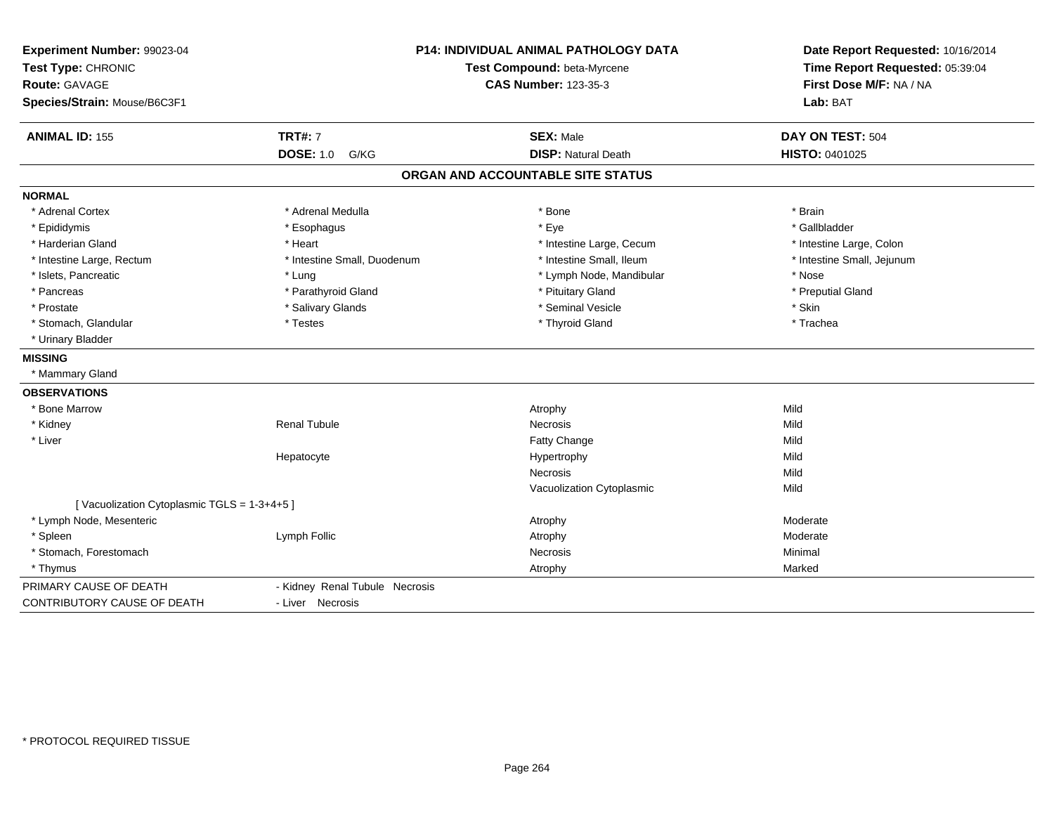**Experiment Number:** 99023-04
**Test Type:** CHRONIC
**Route:** GAVAGE
**Species/Strain:** Mouse/B6C3F1

**P14: INDIVIDUAL ANIMAL PATHOLOGY DATA**
**Test Compound:** beta-Myrcene
**CAS Number:** 123-35-3

**Date Report Requested:** 10/16/2014
**Time Report Requested:** 05:39:04
**First Dose M/F:** NA / NA
**Lab:** BAT

| **ANIMAL ID:** 155 | **TRT#:** 7 | **SEX:** Male | **DAY ON TEST:** 504 |
|---|---|---|---|
| | **DOSE:** 1.0 G/KG | **DISP:** Natural Death | **HISTO:** 0401025 |

## ORGAN AND ACCOUNTABLE SITE STATUS

**NORMAL**

| | | | |
|---|---|---|---|
| * Adrenal Cortex | * Adrenal Medulla | * Bone | * Brain |
| * Epididymis | * Esophagus | * Eye | * Gallbladder |
| * Harderian Gland | * Heart | * Intestine Large, Cecum | * Intestine Large, Colon |
| * Intestine Large, Rectum | * Intestine Small, Duodenum | * Intestine Small, Ileum | * Intestine Small, Jejunum |
| * Islets, Pancreatic | * Lung | * Lymph Node, Mandibular | * Nose |
| * Pancreas | * Parathyroid Gland | * Pituitary Gland | * Preputial Gland |
| * Prostate | * Salivary Glands | * Seminal Vesicle | * Skin |
| * Stomach, Glandular | * Testes | * Thyroid Gland | * Trachea |
| * Urinary Bladder | | | |

**MISSING**

* Mammary Gland

**OBSERVATIONS**

| | | | |
|---|---|---|---|
| * Bone Marrow | | Atrophy | Mild |
| * Kidney | Renal Tubule | Necrosis | Mild |
| * Liver | | Fatty Change | Mild |
| | Hepatocyte | Hypertrophy | Mild |
| | | Necrosis | Mild |
| | | Vacuolization Cytoplasmic | Mild |
| [ Vacuolization Cytoplasmic TGLS = 1-3+4+5 ] | | | |
| * Lymph Node, Mesenteric | | Atrophy | Moderate |
| * Spleen | Lymph Follic | Atrophy | Moderate |
| * Stomach, Forestomach | | Necrosis | Minimal |
| * Thymus | | Atrophy | Marked |

| | |
|---|---|
| PRIMARY CAUSE OF DEATH | - Kidney Renal Tubule Necrosis |
| CONTRIBUTORY CAUSE OF DEATH | - Liver Necrosis |

* PROTOCOL REQUIRED TISSUE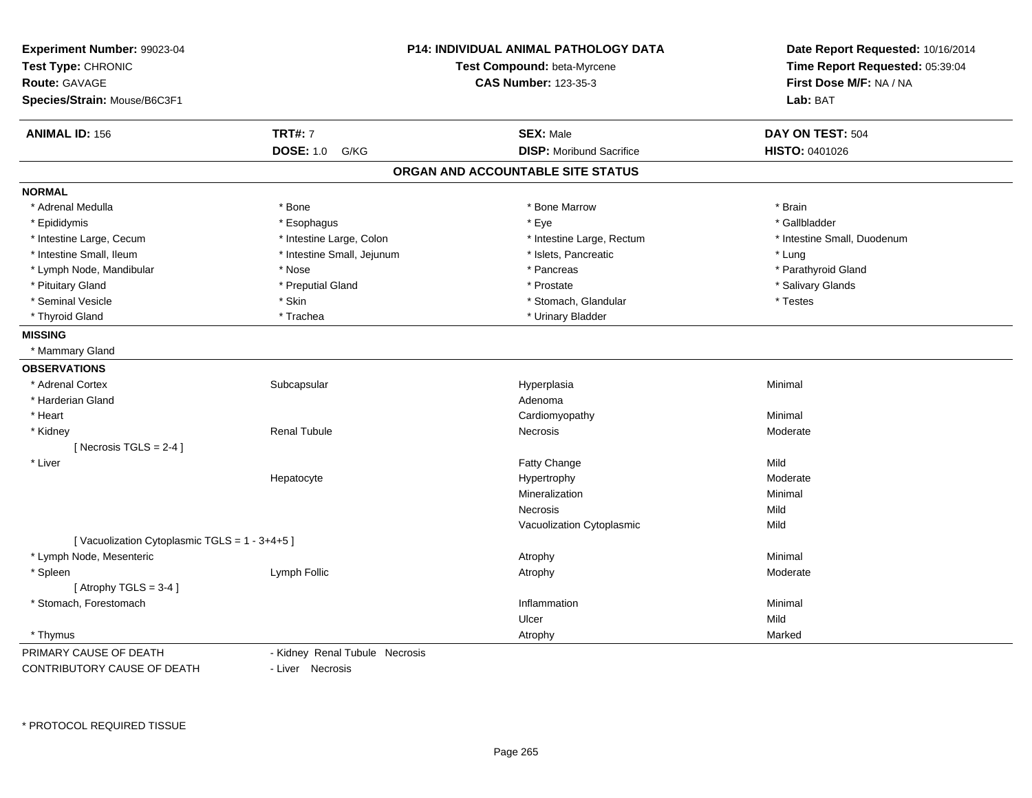**Experiment Number:** 99023-04
**Test Type:** CHRONIC
**Route:** GAVAGE
**Species/Strain:** Mouse/B6C3F1

**P14: INDIVIDUAL ANIMAL PATHOLOGY DATA**
**Test Compound:** beta-Myrcene
**CAS Number:** 123-35-3

**Date Report Requested:** 10/16/2014
**Time Report Requested:** 05:39:04
**First Dose M/F:** NA / NA
**Lab:** BAT

| **ANIMAL ID:** 156 | **TRT#:** 7 | **SEX:** Male | **DAY ON TEST:** 504 |
|---|---|---|---|
| | **DOSE:** 1.0 G/KG | **DISP:** Moribund Sacrifice | **HISTO:** 0401026 |

## ORGAN AND ACCOUNTABLE SITE STATUS

**NORMAL**

| | | | |
|---|---|---|---|
| * Adrenal Medulla | * Bone | * Bone Marrow | * Brain |
| * Epididymis | * Esophagus | * Eye | * Gallbladder |
| * Intestine Large, Cecum | * Intestine Large, Colon | * Intestine Large, Rectum | * Intestine Small, Duodenum |
| * Intestine Small, Ileum | * Intestine Small, Jejunum | * Islets, Pancreatic | * Lung |
| * Lymph Node, Mandibular | * Nose | * Pancreas | * Parathyroid Gland |
| * Pituitary Gland | * Preputial Gland | * Prostate | * Salivary Glands |
| * Seminal Vesicle | * Skin | * Stomach, Glandular | * Testes |
| * Thyroid Gland | * Trachea | * Urinary Bladder | |

**MISSING**

* Mammary Gland

**OBSERVATIONS**

| | | | |
|---|---|---|---|
| * Adrenal Cortex | Subcapsular | Hyperplasia | Minimal |
| * Harderian Gland | | Adenoma | |
| * Heart | | Cardiomyopathy | Minimal |
| * Kidney | Renal Tubule | Necrosis | Moderate |
| [ Necrosis TGLS = 2-4 ] | | | |
| * Liver | | Fatty Change | Mild |
| | Hepatocyte | Hypertrophy | Moderate |
| | | Mineralization | Minimal |
| | | Necrosis | Mild |
| | | Vacuolization Cytoplasmic | Mild |
| [ Vacuolization Cytoplasmic TGLS = 1 - 3+4+5 ] | | | |
| * Lymph Node, Mesenteric | | Atrophy | Minimal |
| * Spleen | Lymph Follic | Atrophy | Moderate |
| [ Atrophy TGLS = 3-4 ] | | | |
| * Stomach, Forestomach | | Inflammation | Minimal |
| | | Ulcer | Mild |
| * Thymus | | Atrophy | Marked |

PRIMARY CAUSE OF DEATH - Kidney Renal Tubule Necrosis

CONTRIBUTORY CAUSE OF DEATH - Liver Necrosis

* PROTOCOL REQUIRED TISSUE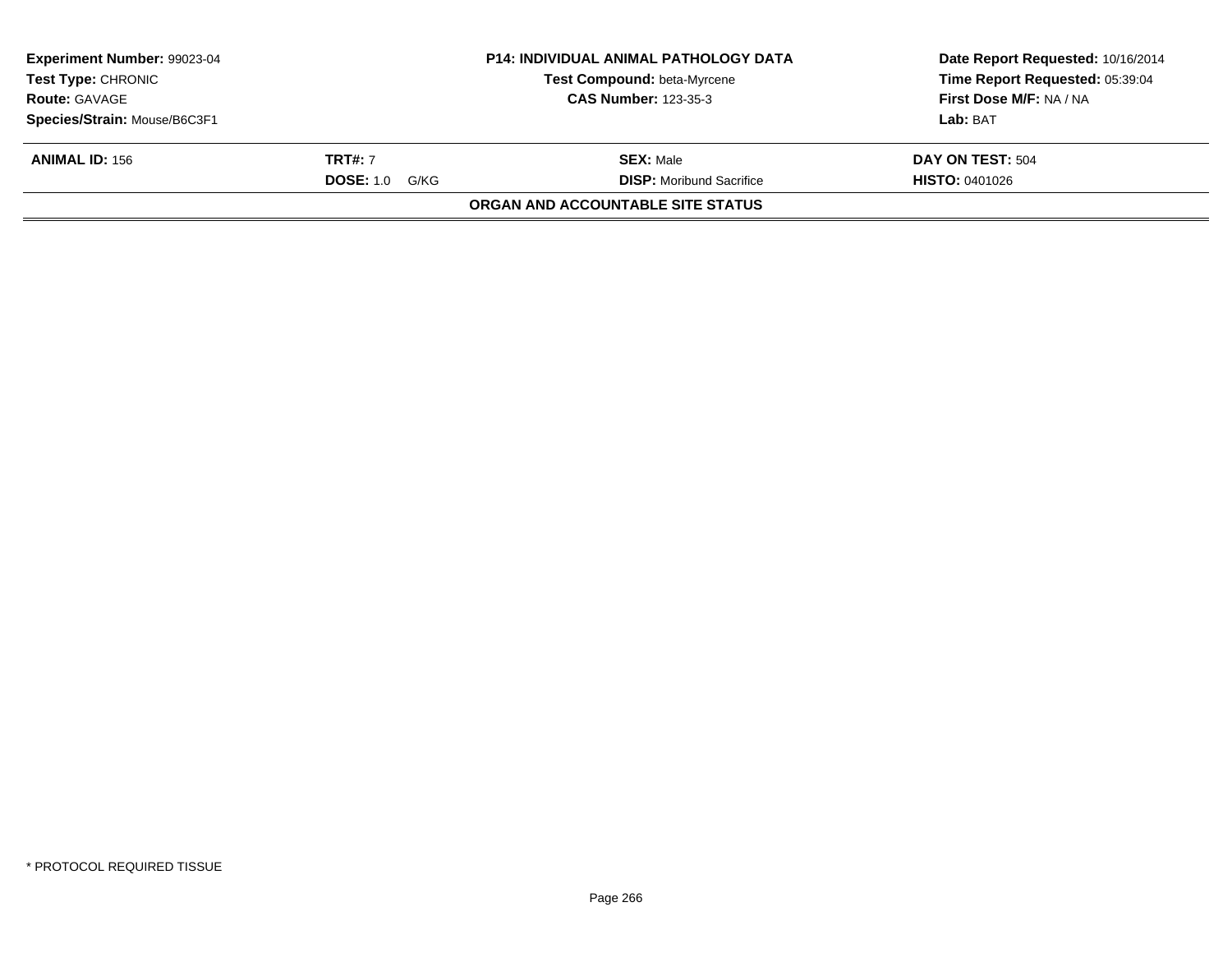| **Experiment Number:** 99023-04 | **P14: INDIVIDUAL ANIMAL PATHOLOGY DATA** | **Date Report Requested:** 10/16/2014 |
|---|---|---|
| **Test Type:** CHRONIC | **Test Compound:** beta-Myrcene | **Time Report Requested:** 05:39:04 |
| **Route:** GAVAGE | **CAS Number:** 123-35-3 | **First Dose M/F:** NA / NA |
| **Species/Strain:** Mouse/B6C3F1 | | **Lab:** BAT |

| **ANIMAL ID:** 156 | **TRT#:** 7 | **SEX:** Male | **DAY ON TEST:** 504 |
|---|---|---|---|
| | **DOSE:** 1.0 G/KG | **DISP:** Moribund Sacrifice | **HISTO:** 0401026 |

**ORGAN AND ACCOUNTABLE SITE STATUS**

* PROTOCOL REQUIRED TISSUE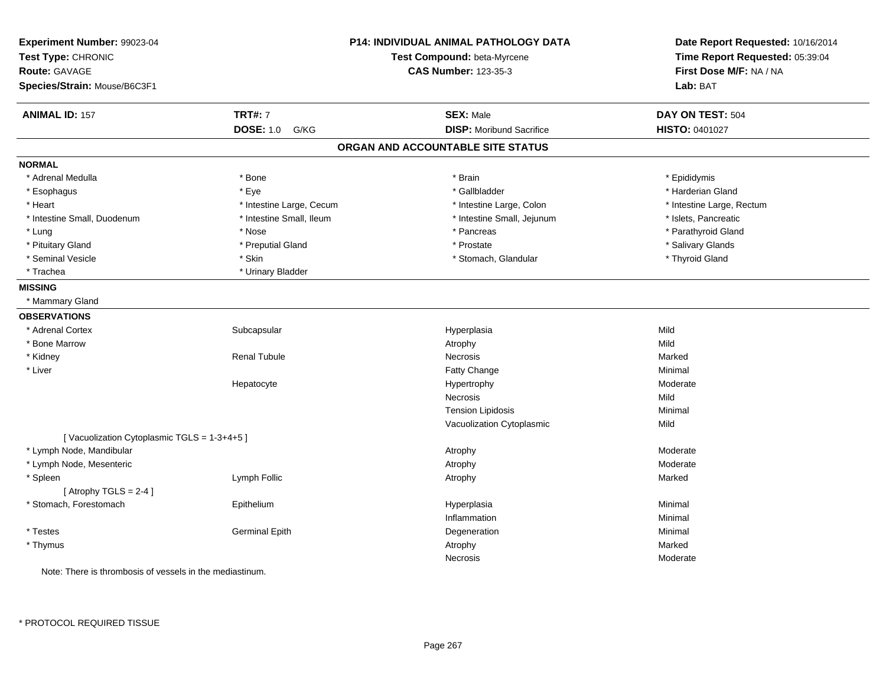**Experiment Number:** 99023-04
**Test Type:** CHRONIC
**Route:** GAVAGE
**Species/Strain:** Mouse/B6C3F1

**P14: INDIVIDUAL ANIMAL PATHOLOGY DATA**
**Test Compound:** beta-Myrcene
**CAS Number:** 123-35-3

**Date Report Requested:** 10/16/2014
**Time Report Requested:** 05:39:04
**First Dose M/F:** NA / NA
**Lab:** BAT

| **ANIMAL ID:** 157 | **TRT#:** 7 | **SEX:** Male | **DAY ON TEST:** 504 |
|---|---|---|---|
| | **DOSE:** 1.0 G/KG | **DISP:** Moribund Sacrifice | **HISTO:** 0401027 |

## ORGAN AND ACCOUNTABLE SITE STATUS

**NORMAL**

| | | | |
|---|---|---|---|
| * Adrenal Medulla | * Bone | * Brain | * Epididymis |
| * Esophagus | * Eye | * Gallbladder | * Harderian Gland |
| * Heart | * Intestine Large, Cecum | * Intestine Large, Colon | * Intestine Large, Rectum |
| * Intestine Small, Duodenum | * Intestine Small, Ileum | * Intestine Small, Jejunum | * Islets, Pancreatic |
| * Lung | * Nose | * Pancreas | * Parathyroid Gland |
| * Pituitary Gland | * Preputial Gland | * Prostate | * Salivary Glands |
| * Seminal Vesicle | * Skin | * Stomach, Glandular | * Thyroid Gland |
| * Trachea | * Urinary Bladder | | |

**MISSING**

* Mammary Gland

**OBSERVATIONS**

| | | | |
|---|---|---|---|
| * Adrenal Cortex | Subcapsular | Hyperplasia | Mild |
| * Bone Marrow | | Atrophy | Mild |
| * Kidney | Renal Tubule | Necrosis | Marked |
| * Liver | | Fatty Change | Minimal |
| | Hepatocyte | Hypertrophy | Moderate |
| | | Necrosis | Mild |
| | | Tension Lipidosis | Minimal |
| | | Vacuolization Cytoplasmic | Mild |
| [ Vacuolization Cytoplasmic TGLS = 1-3+4+5 ] | | | |
| * Lymph Node, Mandibular | | Atrophy | Moderate |
| * Lymph Node, Mesenteric | | Atrophy | Moderate |
| * Spleen | Lymph Follic | Atrophy | Marked |
| [ Atrophy TGLS = 2-4 ] | | | |
| * Stomach, Forestomach | Epithelium | Hyperplasia | Minimal |
| | | Inflammation | Minimal |
| * Testes | Germinal Epith | Degeneration | Minimal |
| * Thymus | | Atrophy | Marked |
| | | Necrosis | Moderate |

Note: There is thrombosis of vessels in the mediastinum.

\* PROTOCOL REQUIRED TISSUE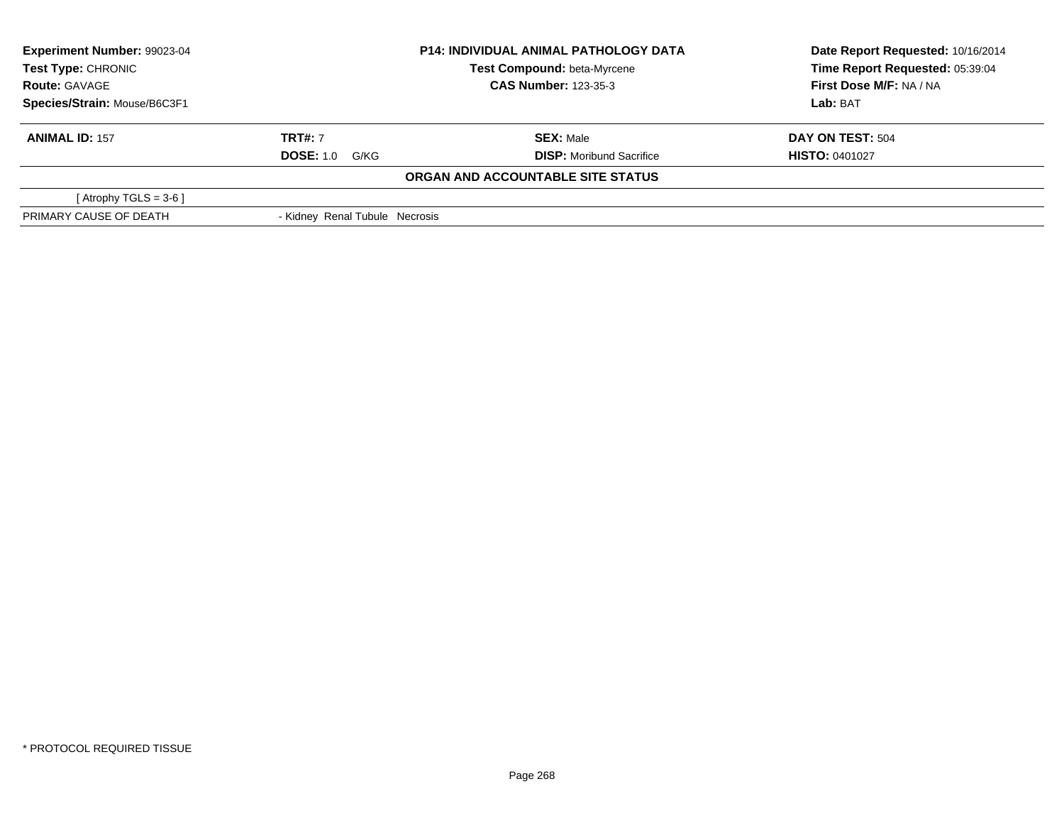| **Experiment Number:** 99023-04 | **P14: INDIVIDUAL ANIMAL PATHOLOGY DATA** | **Date Report Requested:** 10/16/2014 |
|---|---|---|
| **Test Type:** CHRONIC | **Test Compound:** beta-Myrcene | **Time Report Requested:** 05:39:04 |
| **Route:** GAVAGE | **CAS Number:** 123-35-3 | **First Dose M/F:** NA / NA |
| **Species/Strain:** Mouse/B6C3F1 | | **Lab:** BAT |

| **ANIMAL ID:** 157 | **TRT#:** 7 | **SEX:** Male | **DAY ON TEST:** 504 |
|---|---|---|---|
| | **DOSE:** 1.0 G/KG | **DISP:** Moribund Sacrifice | **HISTO:** 0401027 |

**ORGAN AND ACCOUNTABLE SITE STATUS**

| | |
|---|---|
| [ Atrophy TGLS = 3-6 ] | |
| PRIMARY CAUSE OF DEATH | - Kidney Renal Tubule Necrosis |

* PROTOCOL REQUIRED TISSUE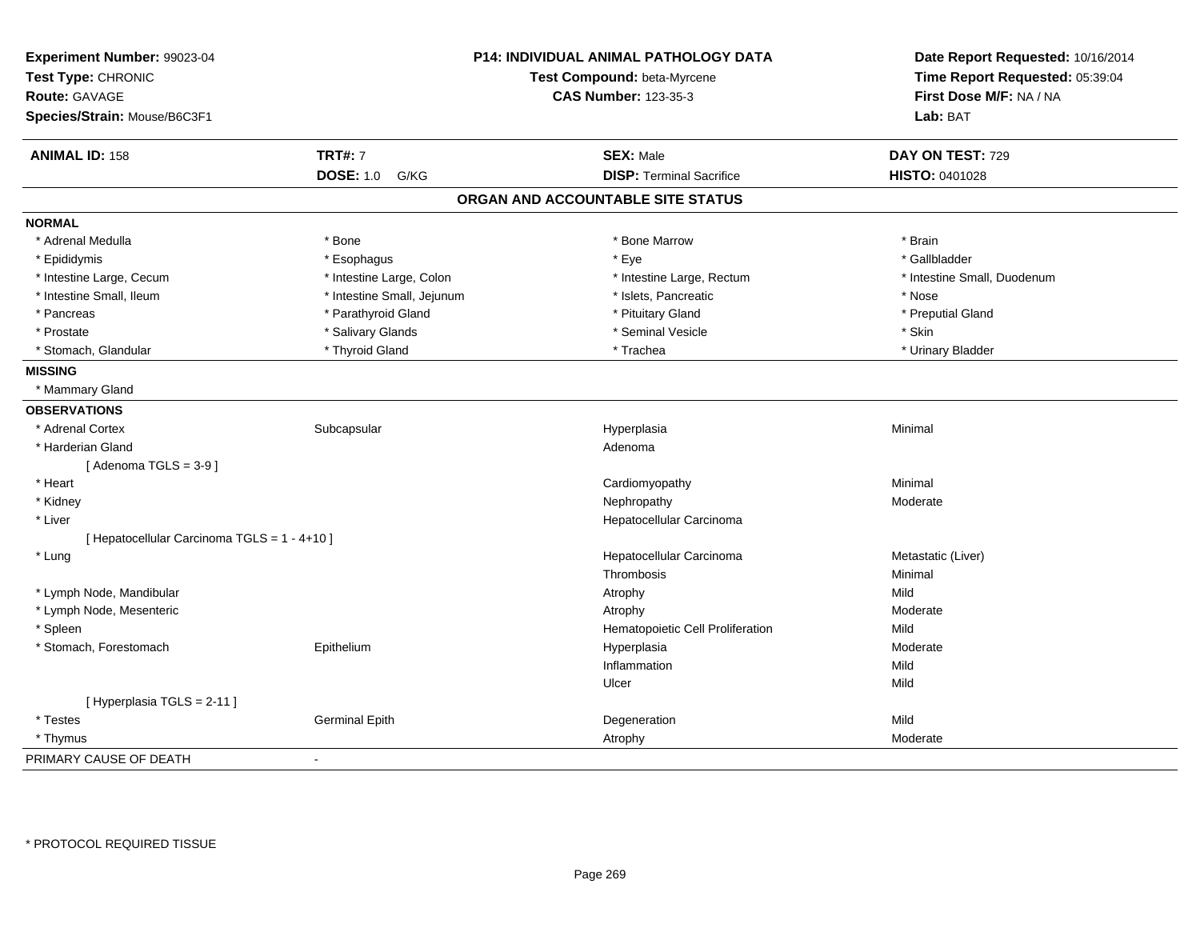**Experiment Number:** 99023-04
**Test Type:** CHRONIC
**Route:** GAVAGE
**Species/Strain:** Mouse/B6C3F1

**P14: INDIVIDUAL ANIMAL PATHOLOGY DATA**
**Test Compound:** beta-Myrcene
**CAS Number:** 123-35-3

**Date Report Requested:** 10/16/2014
**Time Report Requested:** 05:39:04
**First Dose M/F:** NA / NA
**Lab:** BAT

| **ANIMAL ID:** 158 | **TRT#:** 7 | **SEX:** Male | **DAY ON TEST:** 729 |
|---|---|---|---|
| | **DOSE:** 1.0 G/KG | **DISP:** Terminal Sacrifice | **HISTO:** 0401028 |

## ORGAN AND ACCOUNTABLE SITE STATUS

**NORMAL**

| | | | |
|---|---|---|---|
| * Adrenal Medulla | * Bone | * Bone Marrow | * Brain |
| * Epididymis | * Esophagus | * Eye | * Gallbladder |
| * Intestine Large, Cecum | * Intestine Large, Colon | * Intestine Large, Rectum | * Intestine Small, Duodenum |
| * Intestine Small, Ileum | * Intestine Small, Jejunum | * Islets, Pancreatic | * Nose |
| * Pancreas | * Parathyroid Gland | * Pituitary Gland | * Preputial Gland |
| * Prostate | * Salivary Glands | * Seminal Vesicle | * Skin |
| * Stomach, Glandular | * Thyroid Gland | * Trachea | * Urinary Bladder |

**MISSING**

* Mammary Gland

**OBSERVATIONS**

| | | | |
|---|---|---|---|
| * Adrenal Cortex | Subcapsular | Hyperplasia | Minimal |
| * Harderian Gland | | Adenoma | |
| [ Adenoma TGLS = 3-9 ] | | | |
| * Heart | | Cardiomyopathy | Minimal |
| * Kidney | | Nephropathy | Moderate |
| * Liver | | Hepatocellular Carcinoma | |
| [ Hepatocellular Carcinoma TGLS = 1 - 4+10 ] | | | |
| * Lung | | Hepatocellular Carcinoma | Metastatic (Liver) |
| | | Thrombosis | Minimal |
| * Lymph Node, Mandibular | | Atrophy | Mild |
| * Lymph Node, Mesenteric | | Atrophy | Moderate |
| * Spleen | | Hematopoietic Cell Proliferation | Mild |
| * Stomach, Forestomach | Epithelium | Hyperplasia | Moderate |
| | | Inflammation | Mild |
| | | Ulcer | Mild |
| [ Hyperplasia TGLS = 2-11 ] | | | |
| * Testes | Germinal Epith | Degeneration | Mild |
| * Thymus | | Atrophy | Moderate |

PRIMARY CAUSE OF DEATH -

* PROTOCOL REQUIRED TISSUE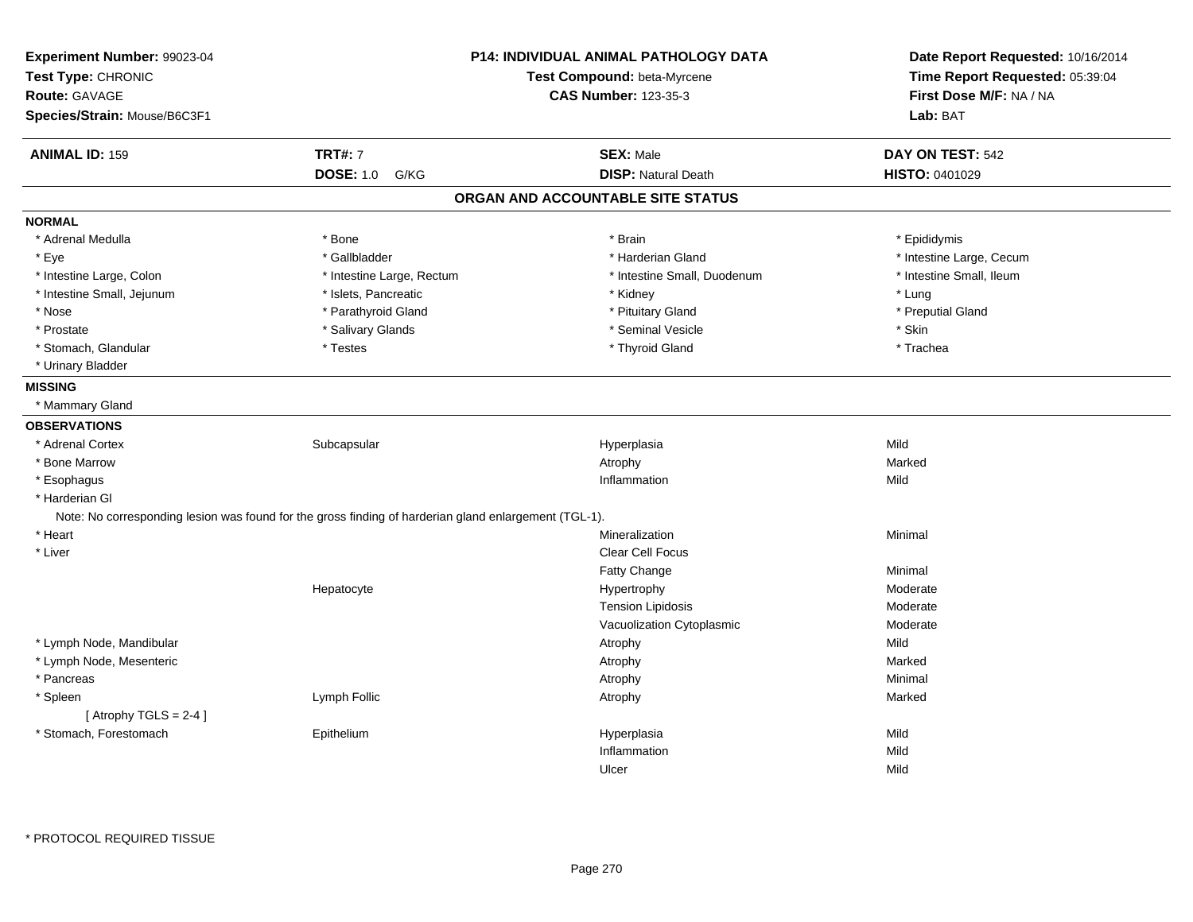**Experiment Number:** 99023-04
**Test Type:** CHRONIC
**Route:** GAVAGE
**Species/Strain:** Mouse/B6C3F1

**P14: INDIVIDUAL ANIMAL PATHOLOGY DATA**
**Test Compound:** beta-Myrcene
**CAS Number:** 123-35-3

**Date Report Requested:** 10/16/2014
**Time Report Requested:** 05:39:04
**First Dose M/F:** NA / NA
**Lab:** BAT

| **ANIMAL ID:** 159 | **TRT#:** 7 | **SEX:** Male | **DAY ON TEST:** 542 |
|---|---|---|---|
| | **DOSE:** 1.0 G/KG | **DISP:** Natural Death | **HISTO:** 0401029 |

## ORGAN AND ACCOUNTABLE SITE STATUS

**NORMAL**

| | | | |
|---|---|---|---|
| * Adrenal Medulla | * Bone | * Brain | * Epididymis |
| * Eye | * Gallbladder | * Harderian Gland | * Intestine Large, Cecum |
| * Intestine Large, Colon | * Intestine Large, Rectum | * Intestine Small, Duodenum | * Intestine Small, Ileum |
| * Intestine Small, Jejunum | * Islets, Pancreatic | * Kidney | * Lung |
| * Nose | * Parathyroid Gland | * Pituitary Gland | * Preputial Gland |
| * Prostate | * Salivary Glands | * Seminal Vesicle | * Skin |
| * Stomach, Glandular | * Testes | * Thyroid Gland | * Trachea |
| * Urinary Bladder | | | |

**MISSING**

* Mammary Gland

**OBSERVATIONS**

| | | | |
|---|---|---|---|
| * Adrenal Cortex | Subcapsular | Hyperplasia | Mild |
| * Bone Marrow | | Atrophy | Marked |
| * Esophagus | | Inflammation | Mild |
| * Harderian Gl | | | |
| Note: No corresponding lesion was found for the gross finding of harderian gland enlargement (TGL-1). | | | |
| * Heart | | Mineralization | Minimal |
| * Liver | | Clear Cell Focus | |
| | | Fatty Change | Minimal |
| | Hepatocyte | Hypertrophy | Moderate |
| | | Tension Lipidosis | Moderate |
| | | Vacuolization Cytoplasmic | Moderate |
| * Lymph Node, Mandibular | | Atrophy | Mild |
| * Lymph Node, Mesenteric | | Atrophy | Marked |
| * Pancreas | | Atrophy | Minimal |
| * Spleen | Lymph Follic | Atrophy | Marked |
| [ Atrophy TGLS = 2-4 ] | | | |
| * Stomach, Forestomach | Epithelium | Hyperplasia | Mild |
| | | Inflammation | Mild |
| | | Ulcer | Mild |

* PROTOCOL REQUIRED TISSUE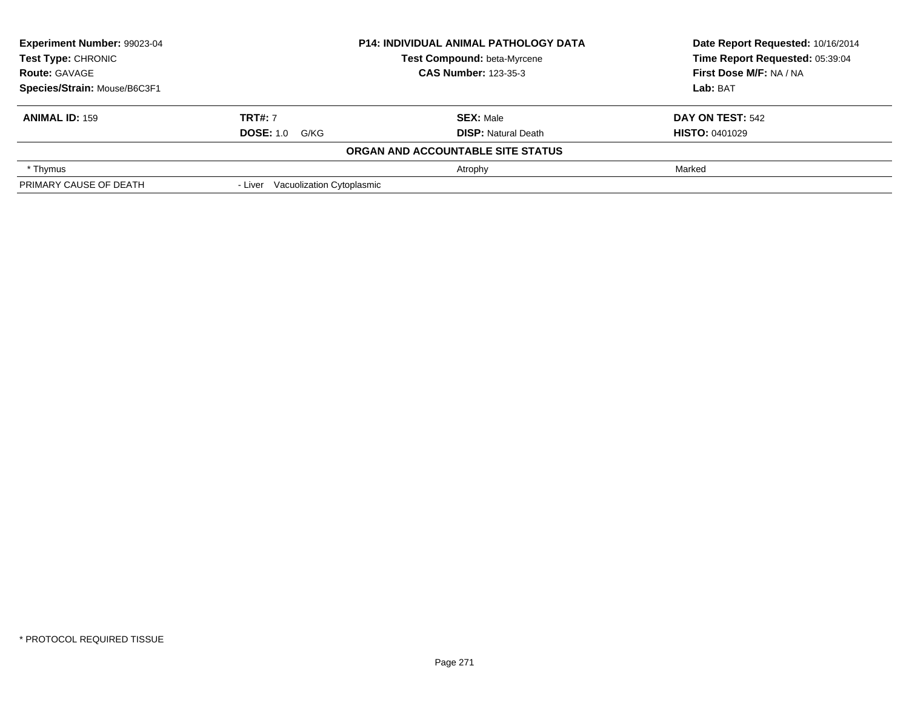| **Experiment Number:** 99023-04 | **P14: INDIVIDUAL ANIMAL PATHOLOGY DATA** | **Date Report Requested:** 10/16/2014 |
|---|---|---|
| **Test Type:** CHRONIC | **Test Compound:** beta-Myrcene | **Time Report Requested:** 05:39:04 |
| **Route:** GAVAGE | **CAS Number:** 123-35-3 | **First Dose M/F:** NA / NA |
| **Species/Strain:** Mouse/B6C3F1 | | **Lab:** BAT |

| **ANIMAL ID:** 159 | **TRT#:** 7 | **SEX:** Male | **DAY ON TEST:** 542 |
|---|---|---|---|
| | **DOSE:** 1.0 G/KG | **DISP:** Natural Death | **HISTO:** 0401029 |

**ORGAN AND ACCOUNTABLE SITE STATUS**

| | | | |
|---|---|---|---|
| * Thymus | | Atrophy | Marked |
| PRIMARY CAUSE OF DEATH | - Liver Vacuolization Cytoplasmic | | |

* PROTOCOL REQUIRED TISSUE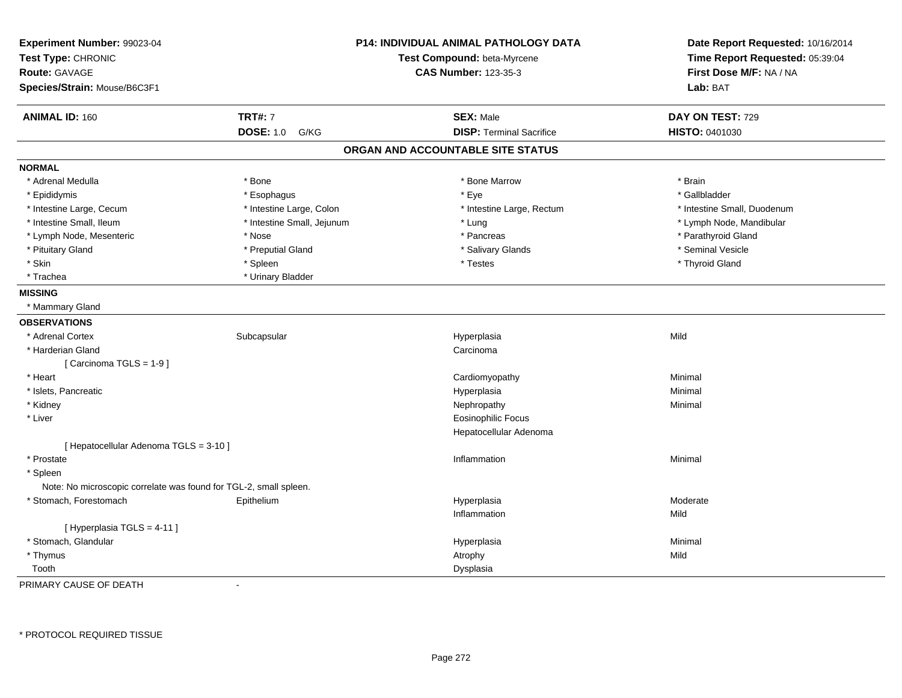**Experiment Number:** 99023-04
**Test Type:** CHRONIC
**Route:** GAVAGE
**Species/Strain:** Mouse/B6C3F1

**P14: INDIVIDUAL ANIMAL PATHOLOGY DATA**
**Test Compound:** beta-Myrcene
**CAS Number:** 123-35-3

**Date Report Requested:** 10/16/2014
**Time Report Requested:** 05:39:04
**First Dose M/F:** NA / NA
**Lab:** BAT

| **ANIMAL ID:** 160 | **TRT#:** 7 | **SEX:** Male | **DAY ON TEST:** 729 |
|---|---|---|---|
| | **DOSE:** 1.0 G/KG | **DISP:** Terminal Sacrifice | **HISTO:** 0401030 |

## ORGAN AND ACCOUNTABLE SITE STATUS

**NORMAL**

| | | | |
|---|---|---|---|
| * Adrenal Medulla | * Bone | * Bone Marrow | * Brain |
| * Epididymis | * Esophagus | * Eye | * Gallbladder |
| * Intestine Large, Cecum | * Intestine Large, Colon | * Intestine Large, Rectum | * Intestine Small, Duodenum |
| * Intestine Small, Ileum | * Intestine Small, Jejunum | * Lung | * Lymph Node, Mandibular |
| * Lymph Node, Mesenteric | * Nose | * Pancreas | * Parathyroid Gland |
| * Pituitary Gland | * Preputial Gland | * Salivary Glands | * Seminal Vesicle |
| * Skin | * Spleen | * Testes | * Thyroid Gland |
| * Trachea | * Urinary Bladder | | |

**MISSING**

* Mammary Gland

**OBSERVATIONS**

| | | | |
|---|---|---|---|
| * Adrenal Cortex | Subcapsular | Hyperplasia | Mild |
| * Harderian Gland | | Carcinoma | |
| [ Carcinoma TGLS = 1-9 ] | | | |
| * Heart | | Cardiomyopathy | Minimal |
| * Islets, Pancreatic | | Hyperplasia | Minimal |
| * Kidney | | Nephropathy | Minimal |
| * Liver | | Eosinophilic Focus | |
| | | Hepatocellular Adenoma | |
| [ Hepatocellular Adenoma TGLS = 3-10 ] | | | |
| * Prostate | | Inflammation | Minimal |
| * Spleen | | | |
| Note: No microscopic correlate was found for TGL-2, small spleen. | | | |
| * Stomach, Forestomach | Epithelium | Hyperplasia | Moderate |
| | | Inflammation | Mild |
| [ Hyperplasia TGLS = 4-11 ] | | | |
| * Stomach, Glandular | | Hyperplasia | Minimal |
| * Thymus | | Atrophy | Mild |
| Tooth | | Dysplasia | |

PRIMARY CAUSE OF DEATH -

\* PROTOCOL REQUIRED TISSUE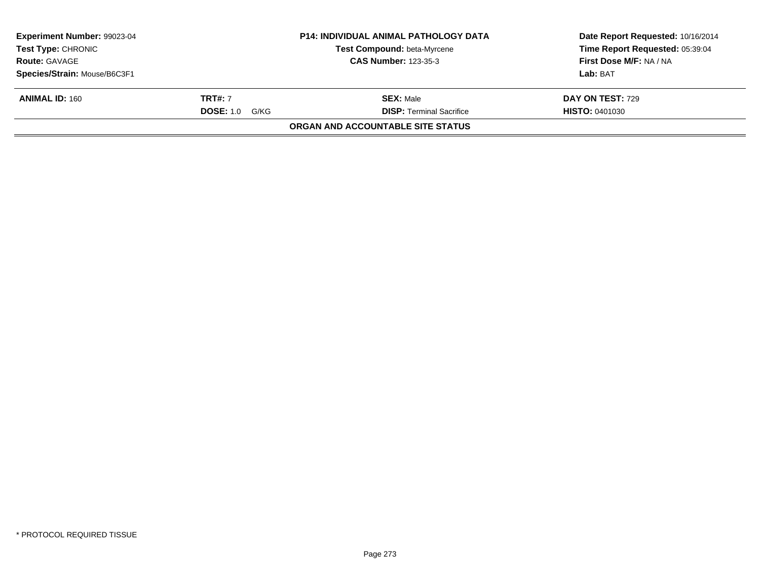| Experiment Number: 99023-04 | P14: INDIVIDUAL ANIMAL PATHOLOGY DATA | Date Report Requested: 10/16/2014 |
|---|---|---|
| Test Type: CHRONIC | Test Compound: beta-Myrcene | Time Report Requested: 05:39:04 |
| Route: GAVAGE | CAS Number: 123-35-3 | First Dose M/F: NA / NA |
| Species/Strain: Mouse/B6C3F1 | | Lab: BAT |

| ANIMAL ID: 160 | TRT#: 7 | SEX: Male | DAY ON TEST: 729 |
|---|---|---|---|
| | DOSE: 1.0 G/KG | DISP: Terminal Sacrifice | HISTO: 0401030 |

**ORGAN AND ACCOUNTABLE SITE STATUS**

* PROTOCOL REQUIRED TISSUE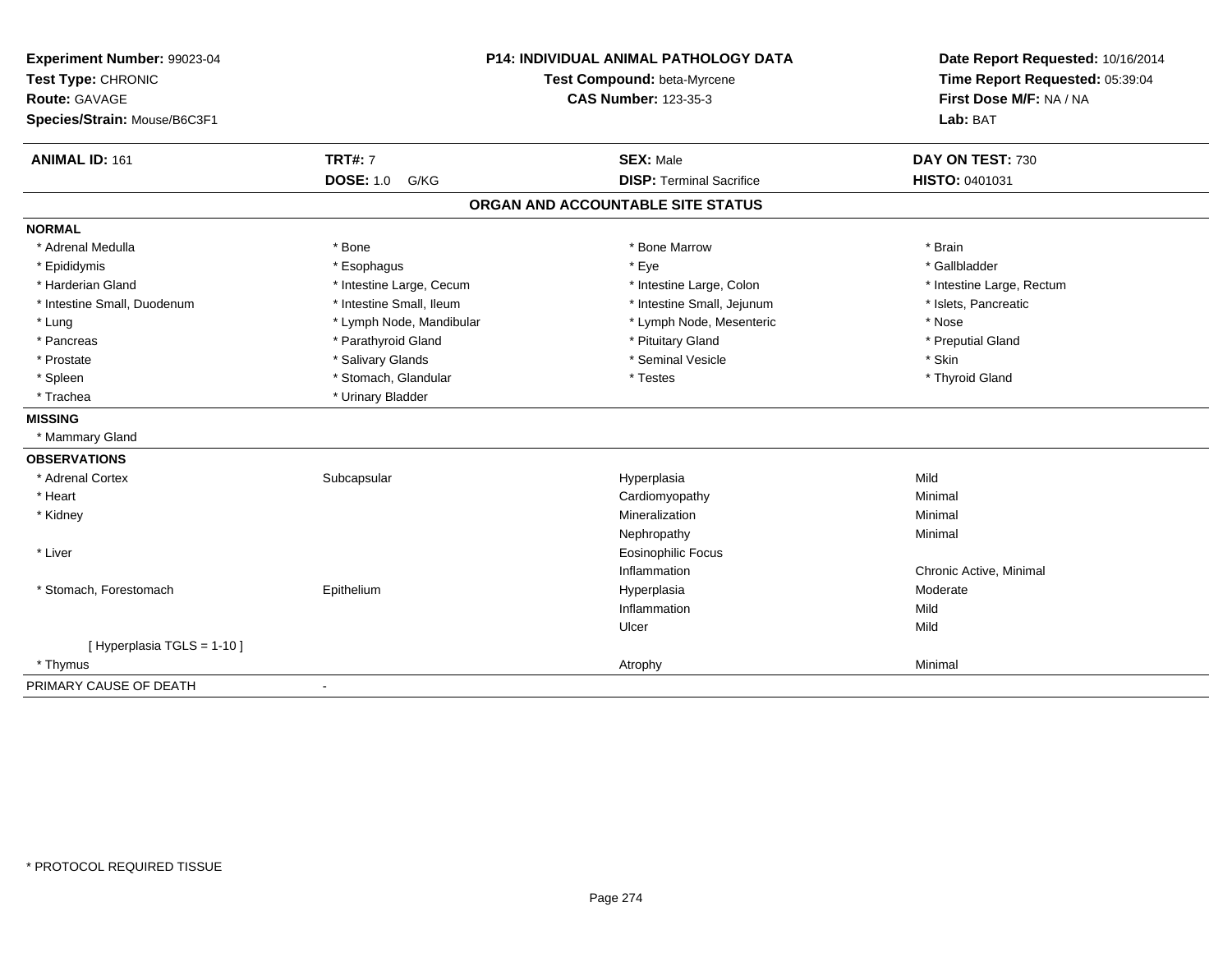**Experiment Number:** 99023-04
**Test Type:** CHRONIC
**Route:** GAVAGE
**Species/Strain:** Mouse/B6C3F1

**P14: INDIVIDUAL ANIMAL PATHOLOGY DATA**
**Test Compound:** beta-Myrcene
**CAS Number:** 123-35-3

**Date Report Requested:** 10/16/2014
**Time Report Requested:** 05:39:04
**First Dose M/F:** NA / NA
**Lab:** BAT

| **ANIMAL ID:** 161 | **TRT#:** 7 | **SEX:** Male | **DAY ON TEST:** 730 |
|---|---|---|---|
| | **DOSE:** 1.0 G/KG | **DISP:** Terminal Sacrifice | **HISTO:** 0401031 |

## ORGAN AND ACCOUNTABLE SITE STATUS

**NORMAL**

| | | | |
|---|---|---|---|
| * Adrenal Medulla | * Bone | * Bone Marrow | * Brain |
| * Epididymis | * Esophagus | * Eye | * Gallbladder |
| * Harderian Gland | * Intestine Large, Cecum | * Intestine Large, Colon | * Intestine Large, Rectum |
| * Intestine Small, Duodenum | * Intestine Small, Ileum | * Intestine Small, Jejunum | * Islets, Pancreatic |
| * Lung | * Lymph Node, Mandibular | * Lymph Node, Mesenteric | * Nose |
| * Pancreas | * Parathyroid Gland | * Pituitary Gland | * Preputial Gland |
| * Prostate | * Salivary Glands | * Seminal Vesicle | * Skin |
| * Spleen | * Stomach, Glandular | * Testes | * Thyroid Gland |
| * Trachea | * Urinary Bladder | | |

**MISSING**

* Mammary Gland

**OBSERVATIONS**

| | | | |
|---|---|---|---|
| * Adrenal Cortex | Subcapsular | Hyperplasia | Mild |
| * Heart | | Cardiomyopathy | Minimal |
| * Kidney | | Mineralization | Minimal |
| | | Nephropathy | Minimal |
| * Liver | | Eosinophilic Focus | |
| | | Inflammation | Chronic Active, Minimal |
| * Stomach, Forestomach | Epithelium | Hyperplasia | Moderate |
| | | Inflammation | Mild |
| | | Ulcer | Mild |
| [ Hyperplasia TGLS = 1-10 ] | | | |
| * Thymus | | Atrophy | Minimal |

PRIMARY CAUSE OF DEATH -

* PROTOCOL REQUIRED TISSUE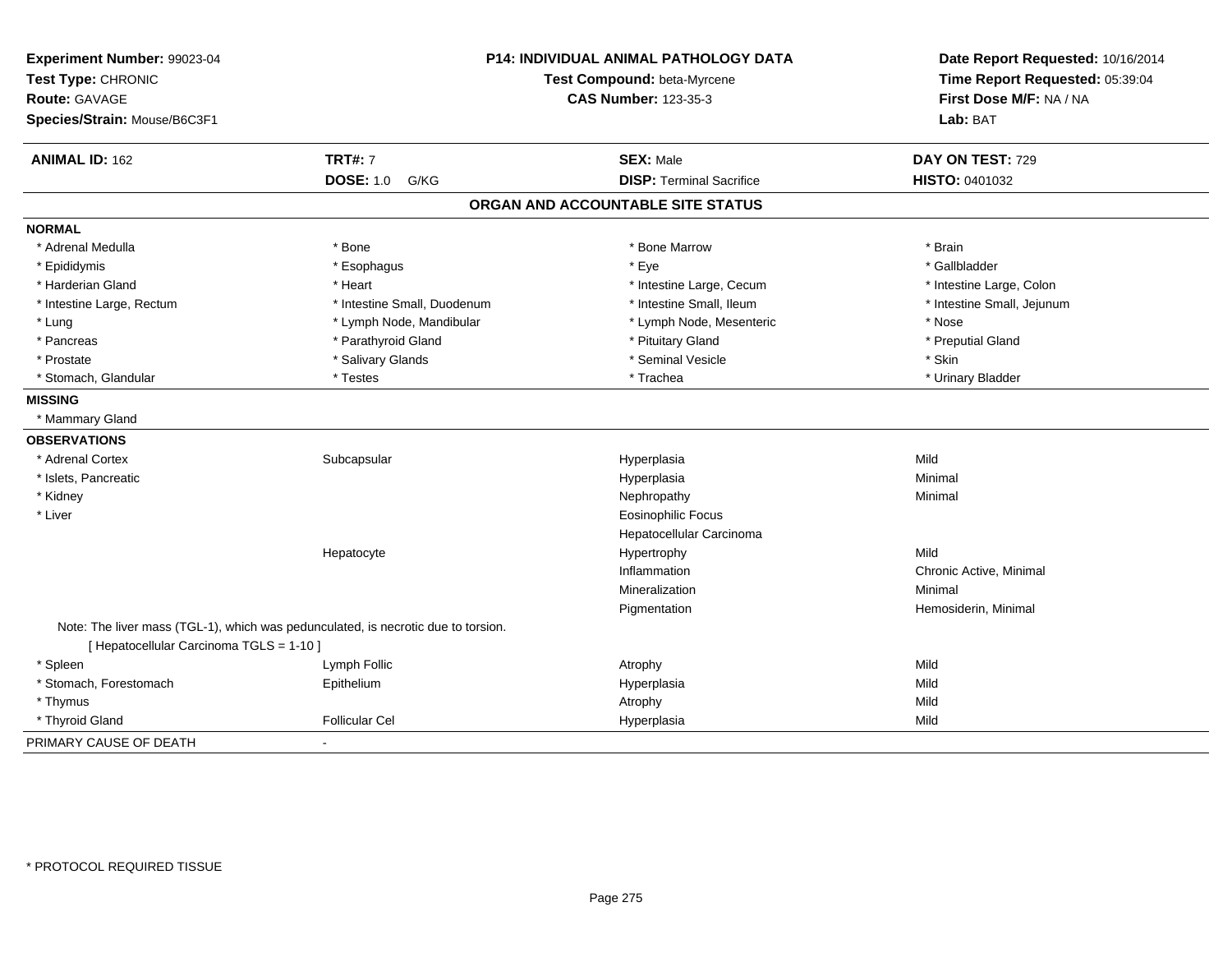**Experiment Number:** 99023-04
**Test Type:** CHRONIC
**Route:** GAVAGE
**Species/Strain:** Mouse/B6C3F1

**P14: INDIVIDUAL ANIMAL PATHOLOGY DATA**
**Test Compound:** beta-Myrcene
**CAS Number:** 123-35-3

**Date Report Requested:** 10/16/2014
**Time Report Requested:** 05:39:04
**First Dose M/F:** NA / NA
**Lab:** BAT

| **ANIMAL ID:** 162 | **TRT#:** 7 | **SEX:** Male | **DAY ON TEST:** 729 |
|---|---|---|---|
| | **DOSE:** 1.0 G/KG | **DISP:** Terminal Sacrifice | **HISTO:** 0401032 |

## ORGAN AND ACCOUNTABLE SITE STATUS

**NORMAL**

| | | | |
|---|---|---|---|
| * Adrenal Medulla | * Bone | * Bone Marrow | * Brain |
| * Epididymis | * Esophagus | * Eye | * Gallbladder |
| * Harderian Gland | * Heart | * Intestine Large, Cecum | * Intestine Large, Colon |
| * Intestine Large, Rectum | * Intestine Small, Duodenum | * Intestine Small, Ileum | * Intestine Small, Jejunum |
| * Lung | * Lymph Node, Mandibular | * Lymph Node, Mesenteric | * Nose |
| * Pancreas | * Parathyroid Gland | * Pituitary Gland | * Preputial Gland |
| * Prostate | * Salivary Glands | * Seminal Vesicle | * Skin |
| * Stomach, Glandular | * Testes | * Trachea | * Urinary Bladder |

**MISSING**

* Mammary Gland

**OBSERVATIONS**

| | | | |
|---|---|---|---|
| * Adrenal Cortex | Subcapsular | Hyperplasia | Mild |
| * Islets, Pancreatic | | Hyperplasia | Minimal |
| * Kidney | | Nephropathy | Minimal |
| * Liver | | Eosinophilic Focus | |
| | | Hepatocellular Carcinoma | |
| | Hepatocyte | Hypertrophy | Mild |
| | | Inflammation | Chronic Active, Minimal |
| | | Mineralization | Minimal |
| | | Pigmentation | Hemosiderin, Minimal |

Note: The liver mass (TGL-1), which was pedunculated, is necrotic due to torsion.
[ Hepatocellular Carcinoma TGLS = 1-10 ]

| | | | |
|---|---|---|---|
| * Spleen | Lymph Follic | Atrophy | Mild |
| * Stomach, Forestomach | Epithelium | Hyperplasia | Mild |
| * Thymus | | Atrophy | Mild |
| * Thyroid Gland | Follicular Cel | Hyperplasia | Mild |

PRIMARY CAUSE OF DEATH -

* PROTOCOL REQUIRED TISSUE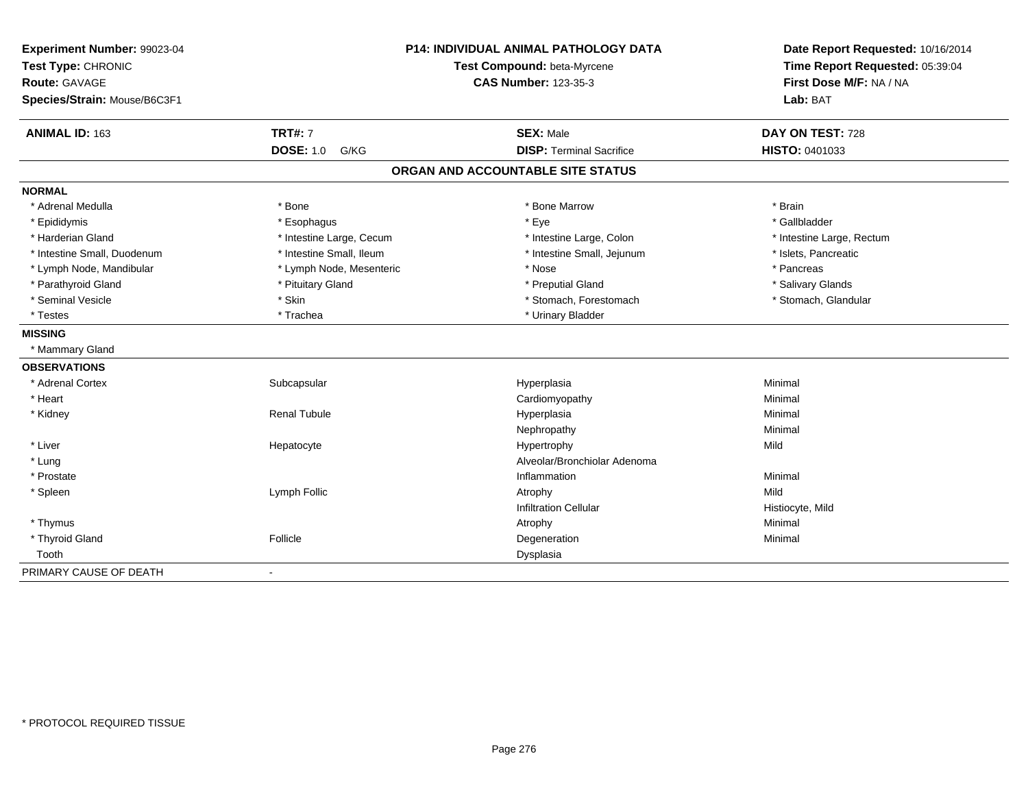**Experiment Number:** 99023-04
**Test Type:** CHRONIC
**Route:** GAVAGE
**Species/Strain:** Mouse/B6C3F1

**P14: INDIVIDUAL ANIMAL PATHOLOGY DATA**
**Test Compound:** beta-Myrcene
**CAS Number:** 123-35-3

**Date Report Requested:** 10/16/2014
**Time Report Requested:** 05:39:04
**First Dose M/F:** NA / NA
**Lab:** BAT

| **ANIMAL ID:** 163 | **TRT#:** 7 | **SEX:** Male | **DAY ON TEST:** 728 |
|---|---|---|---|
| | **DOSE:** 1.0 G/KG | **DISP:** Terminal Sacrifice | **HISTO:** 0401033 |

## ORGAN AND ACCOUNTABLE SITE STATUS

**NORMAL**

| | | | |
|---|---|---|---|
| * Adrenal Medulla | * Bone | * Bone Marrow | * Brain |
| * Epididymis | * Esophagus | * Eye | * Gallbladder |
| * Harderian Gland | * Intestine Large, Cecum | * Intestine Large, Colon | * Intestine Large, Rectum |
| * Intestine Small, Duodenum | * Intestine Small, Ileum | * Intestine Small, Jejunum | * Islets, Pancreatic |
| * Lymph Node, Mandibular | * Lymph Node, Mesenteric | * Nose | * Pancreas |
| * Parathyroid Gland | * Pituitary Gland | * Preputial Gland | * Salivary Glands |
| * Seminal Vesicle | * Skin | * Stomach, Forestomach | * Stomach, Glandular |
| * Testes | * Trachea | * Urinary Bladder | |

**MISSING**

* Mammary Gland

**OBSERVATIONS**

| | | | |
|---|---|---|---|
| * Adrenal Cortex | Subcapsular | Hyperplasia | Minimal |
| * Heart | | Cardiomyopathy | Minimal |
| * Kidney | Renal Tubule | Hyperplasia | Minimal |
| | | Nephropathy | Minimal |
| * Liver | Hepatocyte | Hypertrophy | Mild |
| * Lung | | Alveolar/Bronchiolar Adenoma | |
| * Prostate | | Inflammation | Minimal |
| * Spleen | Lymph Follic | Atrophy | Mild |
| | | Infiltration Cellular | Histiocyte, Mild |
| * Thymus | | Atrophy | Minimal |
| * Thyroid Gland | Follicle | Degeneration | Minimal |
| Tooth | | Dysplasia | |

PRIMARY CAUSE OF DEATH -

* PROTOCOL REQUIRED TISSUE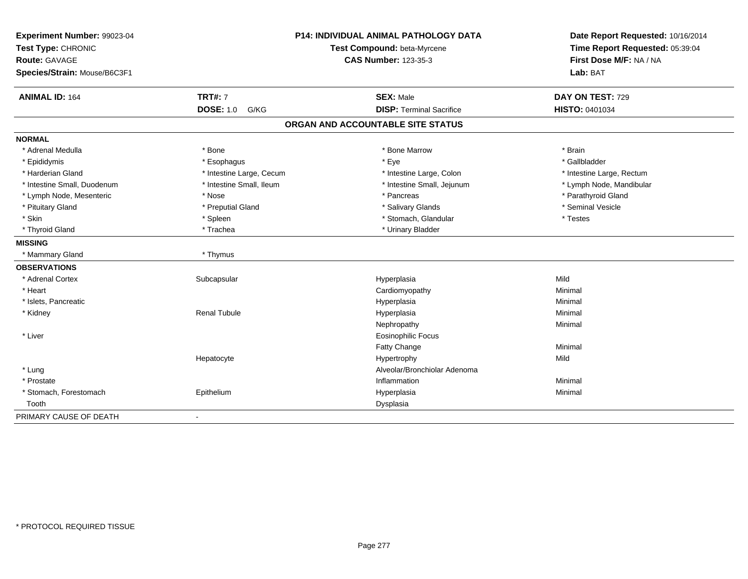**Experiment Number:** 99023-04
**Test Type:** CHRONIC
**Route:** GAVAGE
**Species/Strain:** Mouse/B6C3F1

**P14: INDIVIDUAL ANIMAL PATHOLOGY DATA**
**Test Compound:** beta-Myrcene
**CAS Number:** 123-35-3

**Date Report Requested:** 10/16/2014
**Time Report Requested:** 05:39:04
**First Dose M/F:** NA / NA
**Lab:** BAT

| **ANIMAL ID:** 164 | **TRT#:** 7 | **SEX:** Male | **DAY ON TEST:** 729 |
|---|---|---|---|
| | **DOSE:** 1.0 G/KG | **DISP:** Terminal Sacrifice | **HISTO:** 0401034 |

**ORGAN AND ACCOUNTABLE SITE STATUS**

**NORMAL**

| | | | |
|---|---|---|---|
| * Adrenal Medulla | * Bone | * Bone Marrow | * Brain |
| * Epididymis | * Esophagus | * Eye | * Gallbladder |
| * Harderian Gland | * Intestine Large, Cecum | * Intestine Large, Colon | * Intestine Large, Rectum |
| * Intestine Small, Duodenum | * Intestine Small, Ileum | * Intestine Small, Jejunum | * Lymph Node, Mandibular |
| * Lymph Node, Mesenteric | * Nose | * Pancreas | * Parathyroid Gland |
| * Pituitary Gland | * Preputial Gland | * Salivary Glands | * Seminal Vesicle |
| * Skin | * Spleen | * Stomach, Glandular | * Testes |
| * Thyroid Gland | * Trachea | * Urinary Bladder | |

**MISSING**

| | |
|---|---|
| * Mammary Gland | * Thymus |

**OBSERVATIONS**

| | | | |
|---|---|---|---|
| * Adrenal Cortex | Subcapsular | Hyperplasia | Mild |
| * Heart | | Cardiomyopathy | Minimal |
| * Islets, Pancreatic | | Hyperplasia | Minimal |
| * Kidney | Renal Tubule | Hyperplasia | Minimal |
| | | Nephropathy | Minimal |
| * Liver | | Eosinophilic Focus | |
| | | Fatty Change | Minimal |
| | Hepatocyte | Hypertrophy | Mild |
| * Lung | | Alveolar/Bronchiolar Adenoma | |
| * Prostate | | Inflammation | Minimal |
| * Stomach, Forestomach | Epithelium | Hyperplasia | Minimal |
| Tooth | | Dysplasia | |

PRIMARY CAUSE OF DEATH -

* PROTOCOL REQUIRED TISSUE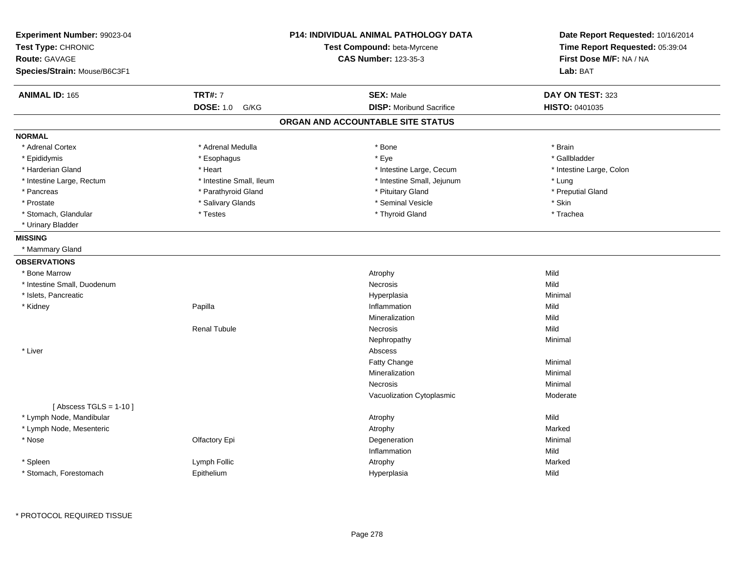**Experiment Number:** 99023-04
**Test Type:** CHRONIC
**Route:** GAVAGE
**Species/Strain:** Mouse/B6C3F1

**P14: INDIVIDUAL ANIMAL PATHOLOGY DATA**
**Test Compound:** beta-Myrcene
**CAS Number:** 123-35-3

**Date Report Requested:** 10/16/2014
**Time Report Requested:** 05:39:04
**First Dose M/F:** NA / NA
**Lab:** BAT

| **ANIMAL ID:** 165 | **TRT#:** 7 | **SEX:** Male | **DAY ON TEST:** 323 |
|---|---|---|---|
| | **DOSE:** 1.0 G/KG | **DISP:** Moribund Sacrifice | **HISTO:** 0401035 |

## ORGAN AND ACCOUNTABLE SITE STATUS

**NORMAL**

| | | | |
|---|---|---|---|
| * Adrenal Cortex | * Adrenal Medulla | * Bone | * Brain |
| * Epididymis | * Esophagus | * Eye | * Gallbladder |
| * Harderian Gland | * Heart | * Intestine Large, Cecum | * Intestine Large, Colon |
| * Intestine Large, Rectum | * Intestine Small, Ileum | * Intestine Small, Jejunum | * Lung |
| * Pancreas | * Parathyroid Gland | * Pituitary Gland | * Preputial Gland |
| * Prostate | * Salivary Glands | * Seminal Vesicle | * Skin |
| * Stomach, Glandular | * Testes | * Thyroid Gland | * Trachea |
| * Urinary Bladder | | | |

**MISSING**

* Mammary Gland

**OBSERVATIONS**

| | | | |
|---|---|---|---|
| * Bone Marrow | | Atrophy | Mild |
| * Intestine Small, Duodenum | | Necrosis | Mild |
| * Islets, Pancreatic | | Hyperplasia | Minimal |
| * Kidney | Papilla | Inflammation | Mild |
| | | Mineralization | Mild |
| | Renal Tubule | Necrosis | Mild |
| | | Nephropathy | Minimal |
| * Liver | | Abscess | |
| | | Fatty Change | Minimal |
| | | Mineralization | Minimal |
| | | Necrosis | Minimal |
| | | Vacuolization Cytoplasmic | Moderate |
| [ Abscess TGLS = 1-10 ] | | | |
| * Lymph Node, Mandibular | | Atrophy | Mild |
| * Lymph Node, Mesenteric | | Atrophy | Marked |
| * Nose | Olfactory Epi | Degeneration | Minimal |
| | | Inflammation | Mild |
| * Spleen | Lymph Follic | Atrophy | Marked |
| * Stomach, Forestomach | Epithelium | Hyperplasia | Mild |

* PROTOCOL REQUIRED TISSUE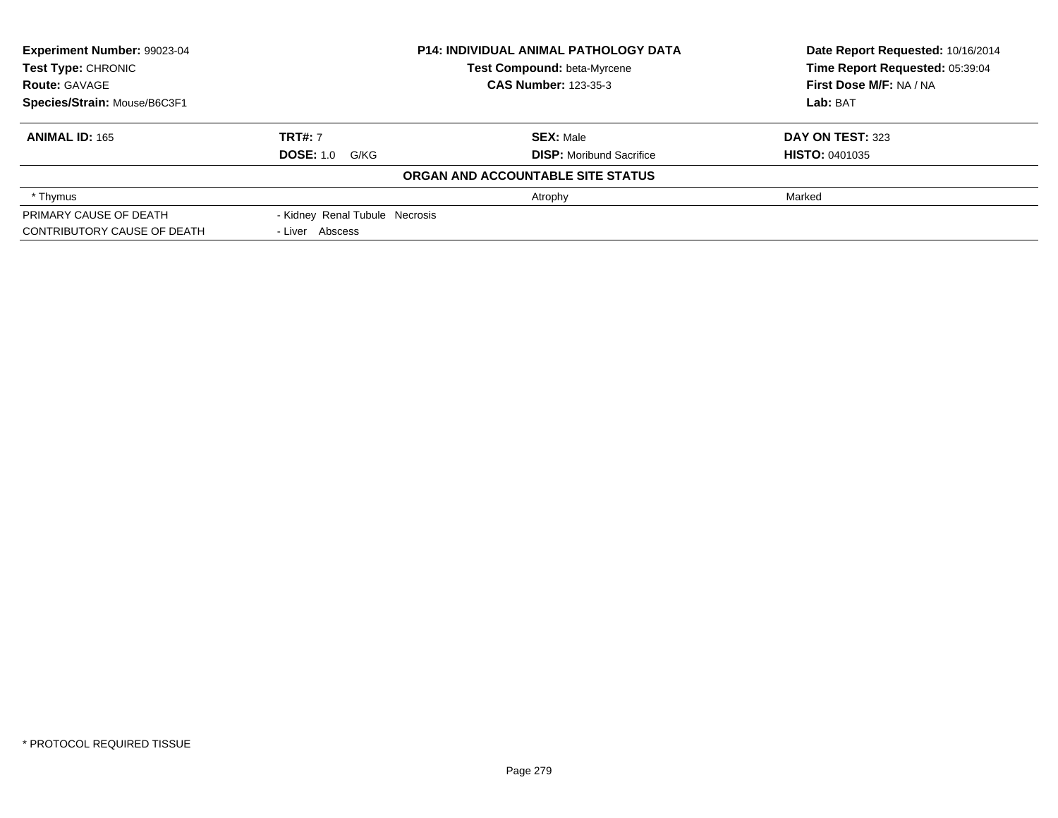**Experiment Number:** 99023-04
**Test Type:** CHRONIC
**Route:** GAVAGE
**Species/Strain:** Mouse/B6C3F1

**P14: INDIVIDUAL ANIMAL PATHOLOGY DATA**
**Test Compound:** beta-Myrcene
**CAS Number:** 123-35-3

**Date Report Requested:** 10/16/2014
**Time Report Requested:** 05:39:04
**First Dose M/F:** NA / NA
**Lab:** BAT

| **ANIMAL ID:** 165 | **TRT#:** 7 | **SEX:** Male | **DAY ON TEST:** 323 |
|---|---|---|---|
| | **DOSE:** 1.0 G/KG | **DISP:** Moribund Sacrifice | **HISTO:** 0401035 |

**ORGAN AND ACCOUNTABLE SITE STATUS**

| | | | |
|---|---|---|---|
| * Thymus | | Atrophy | Marked |
| PRIMARY CAUSE OF DEATH | - Kidney Renal Tubule Necrosis | | |
| CONTRIBUTORY CAUSE OF DEATH | - Liver Abscess | | |

* PROTOCOL REQUIRED TISSUE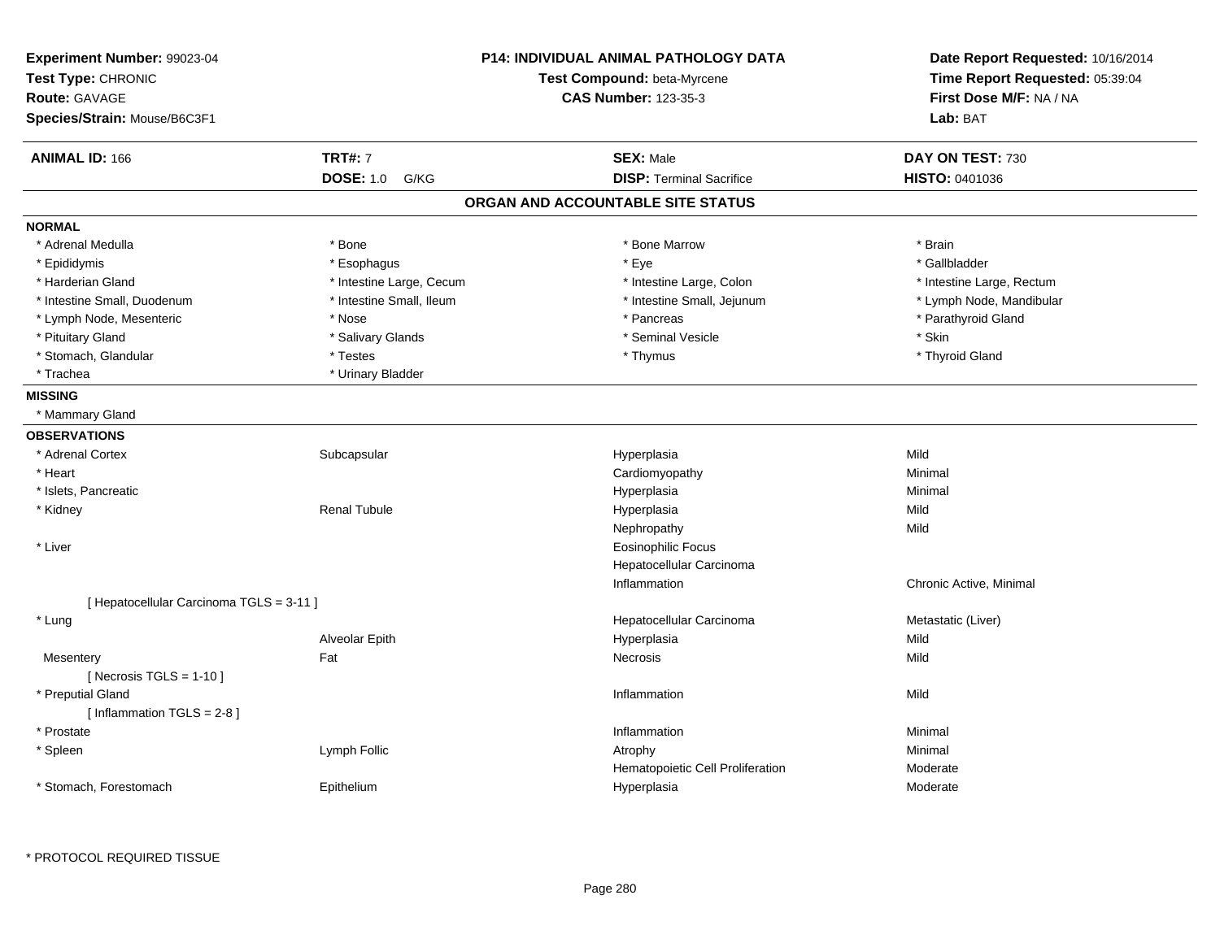**Experiment Number:** 99023-04
**Test Type:** CHRONIC
**Route:** GAVAGE
**Species/Strain:** Mouse/B6C3F1

**P14: INDIVIDUAL ANIMAL PATHOLOGY DATA**
**Test Compound:** beta-Myrcene
**CAS Number:** 123-35-3

**Date Report Requested:** 10/16/2014
**Time Report Requested:** 05:39:04
**First Dose M/F:** NA / NA
**Lab:** BAT

| **ANIMAL ID:** 166 | **TRT#:** 7 | **SEX:** Male | **DAY ON TEST:** 730 |
|---|---|---|---|
| | **DOSE:** 1.0 G/KG | **DISP:** Terminal Sacrifice | **HISTO:** 0401036 |

## ORGAN AND ACCOUNTABLE SITE STATUS

**NORMAL**

| | | | |
|---|---|---|---|
| * Adrenal Medulla | * Bone | * Bone Marrow | * Brain |
| * Epididymis | * Esophagus | * Eye | * Gallbladder |
| * Harderian Gland | * Intestine Large, Cecum | * Intestine Large, Colon | * Intestine Large, Rectum |
| * Intestine Small, Duodenum | * Intestine Small, Ileum | * Intestine Small, Jejunum | * Lymph Node, Mandibular |
| * Lymph Node, Mesenteric | * Nose | * Pancreas | * Parathyroid Gland |
| * Pituitary Gland | * Salivary Glands | * Seminal Vesicle | * Skin |
| * Stomach, Glandular | * Testes | * Thymus | * Thyroid Gland |
| * Trachea | * Urinary Bladder | | |

**MISSING**

* Mammary Gland

**OBSERVATIONS**

| | | | |
|---|---|---|---|
| * Adrenal Cortex | Subcapsular | Hyperplasia | Mild |
| * Heart | | Cardiomyopathy | Minimal |
| * Islets, Pancreatic | | Hyperplasia | Minimal |
| * Kidney | Renal Tubule | Hyperplasia | Mild |
| | | Nephropathy | Mild |
| * Liver | | Eosinophilic Focus | |
| | | Hepatocellular Carcinoma | |
| | | Inflammation | Chronic Active, Minimal |
| [ Hepatocellular Carcinoma TGLS = 3-11 ] | | | |
| * Lung | | Hepatocellular Carcinoma | Metastatic (Liver) |
| | Alveolar Epith | Hyperplasia | Mild |
| Mesentery | Fat | Necrosis | Mild |
| [ Necrosis TGLS = 1-10 ] | | | |
| * Preputial Gland | | Inflammation | Mild |
| [ Inflammation TGLS = 2-8 ] | | | |
| * Prostate | | Inflammation | Minimal |
| * Spleen | Lymph Follic | Atrophy | Minimal |
| | | Hematopoietic Cell Proliferation | Moderate |
| * Stomach, Forestomach | Epithelium | Hyperplasia | Moderate |

\* PROTOCOL REQUIRED TISSUE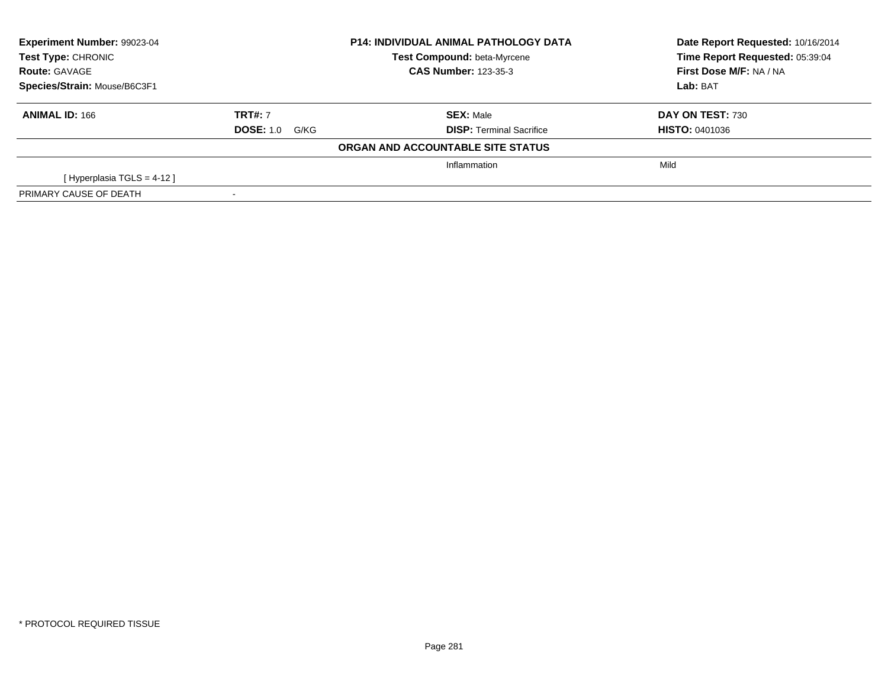**Experiment Number:** 99023-04
**Test Type:** CHRONIC
**Route:** GAVAGE
**Species/Strain:** Mouse/B6C3F1

**P14: INDIVIDUAL ANIMAL PATHOLOGY DATA**
**Test Compound:** beta-Myrcene
**CAS Number:** 123-35-3

**Date Report Requested:** 10/16/2014
**Time Report Requested:** 05:39:04
**First Dose M/F:** NA / NA
**Lab:** BAT

| **ANIMAL ID:** 166 | **TRT#:** 7 | **SEX:** Male | **DAY ON TEST:** 730 |
|---|---|---|---|
| | **DOSE:** 1.0 G/KG | **DISP:** Terminal Sacrifice | **HISTO:** 0401036 |

**ORGAN AND ACCOUNTABLE SITE STATUS**

| | | | |
|---|---|---|---|
| | | Inflammation | Mild |
| [ Hyperplasia TGLS = 4-12 ] | | | |
| PRIMARY CAUSE OF DEATH | - | | |

* PROTOCOL REQUIRED TISSUE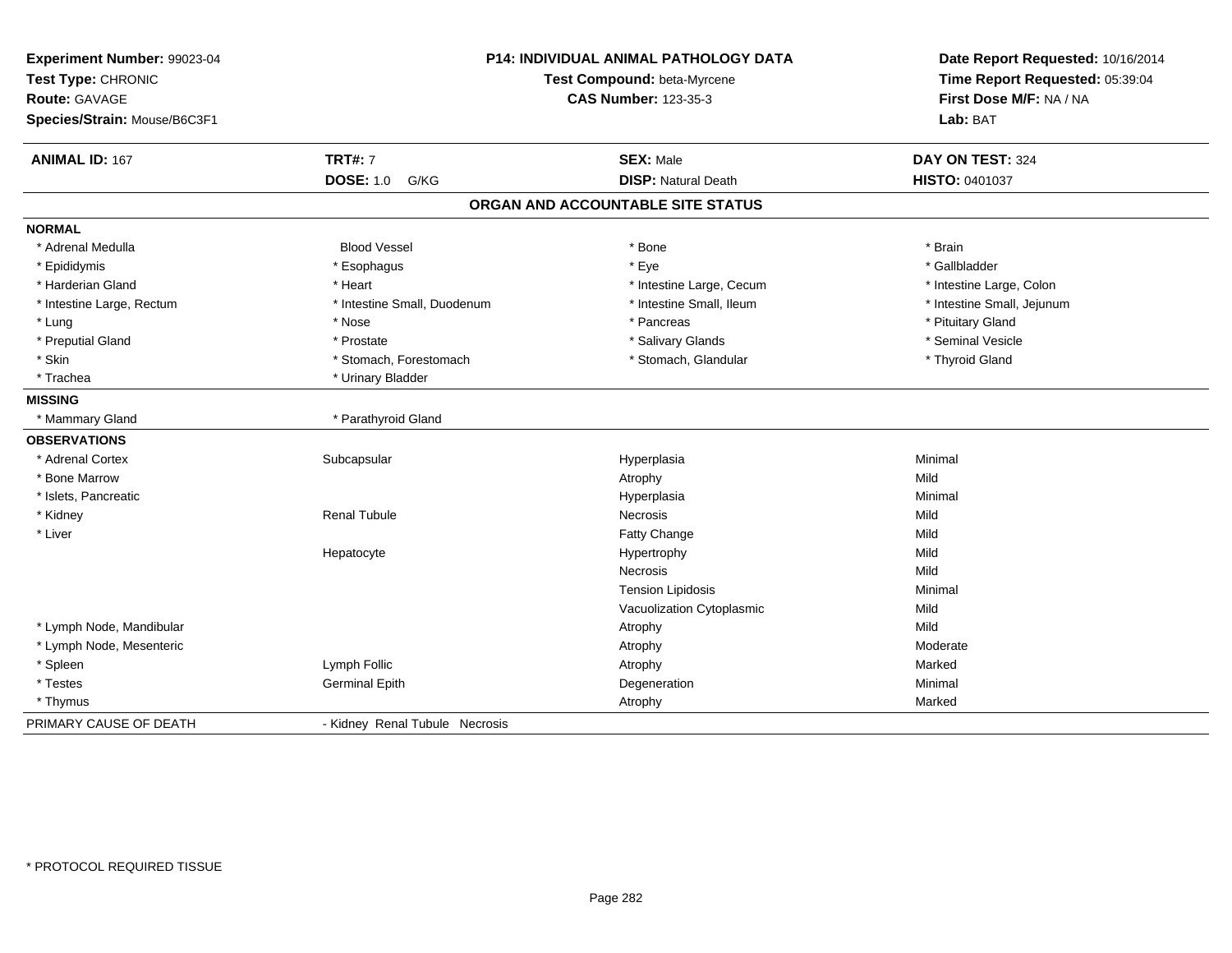**Experiment Number:** 99023-04
**Test Type:** CHRONIC
**Route:** GAVAGE
**Species/Strain:** Mouse/B6C3F1

**P14: INDIVIDUAL ANIMAL PATHOLOGY DATA**
**Test Compound:** beta-Myrcene
**CAS Number:** 123-35-3

**Date Report Requested:** 10/16/2014
**Time Report Requested:** 05:39:04
**First Dose M/F:** NA / NA
**Lab:** BAT

| **ANIMAL ID:** 167 | **TRT#:** 7 | **SEX:** Male | **DAY ON TEST:** 324 |
|---|---|---|---|
| | **DOSE:** 1.0 G/KG | **DISP:** Natural Death | **HISTO:** 0401037 |

## ORGAN AND ACCOUNTABLE SITE STATUS

| | | | |
|---|---|---|---|
| **NORMAL** | | | |
| * Adrenal Medulla | Blood Vessel | * Bone | * Brain |
| * Epididymis | * Esophagus | * Eye | * Gallbladder |
| * Harderian Gland | * Heart | * Intestine Large, Cecum | * Intestine Large, Colon |
| * Intestine Large, Rectum | * Intestine Small, Duodenum | * Intestine Small, Ileum | * Intestine Small, Jejunum |
| * Lung | * Nose | * Pancreas | * Pituitary Gland |
| * Preputial Gland | * Prostate | * Salivary Glands | * Seminal Vesicle |
| * Skin | * Stomach, Forestomach | * Stomach, Glandular | * Thyroid Gland |
| * Trachea | * Urinary Bladder | | |
| **MISSING** | | | |
| * Mammary Gland | * Parathyroid Gland | | |
| **OBSERVATIONS** | | | |
| * Adrenal Cortex | Subcapsular | Hyperplasia | Minimal |
| * Bone Marrow | | Atrophy | Mild |
| * Islets, Pancreatic | | Hyperplasia | Minimal |
| * Kidney | Renal Tubule | Necrosis | Mild |
| * Liver | | Fatty Change | Mild |
| | Hepatocyte | Hypertrophy | Mild |
| | | Necrosis | Mild |
| | | Tension Lipidosis | Minimal |
| | | Vacuolization Cytoplasmic | Mild |
| * Lymph Node, Mandibular | | Atrophy | Mild |
| * Lymph Node, Mesenteric | | Atrophy | Moderate |
| * Spleen | Lymph Follic | Atrophy | Marked |
| * Testes | Germinal Epith | Degeneration | Minimal |
| * Thymus | | Atrophy | Marked |
| PRIMARY CAUSE OF DEATH | - Kidney Renal Tubule Necrosis | | |

* PROTOCOL REQUIRED TISSUE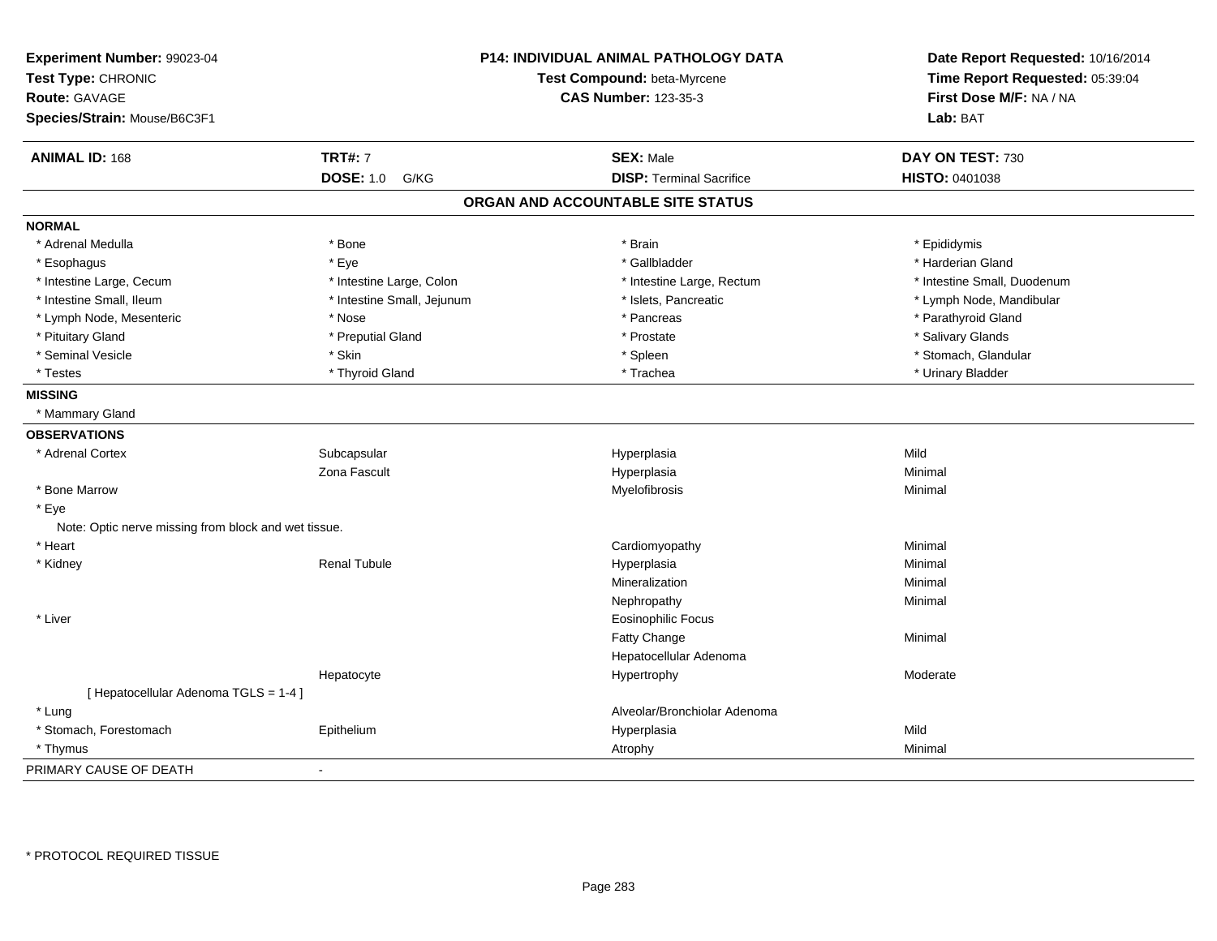**Experiment Number:** 99023-04
**Test Type:** CHRONIC
**Route:** GAVAGE
**Species/Strain:** Mouse/B6C3F1

**P14: INDIVIDUAL ANIMAL PATHOLOGY DATA**
**Test Compound:** beta-Myrcene
**CAS Number:** 123-35-3

**Date Report Requested:** 10/16/2014
**Time Report Requested:** 05:39:04
**First Dose M/F:** NA / NA
**Lab:** BAT

| **ANIMAL ID:** 168 | **TRT#:** 7 | **SEX:** Male | **DAY ON TEST:** 730 |
|---|---|---|---|
| | **DOSE:** 1.0 G/KG | **DISP:** Terminal Sacrifice | **HISTO:** 0401038 |

## ORGAN AND ACCOUNTABLE SITE STATUS

**NORMAL**

| | | | |
|---|---|---|---|
| * Adrenal Medulla | * Bone | * Brain | * Epididymis |
| * Esophagus | * Eye | * Gallbladder | * Harderian Gland |
| * Intestine Large, Cecum | * Intestine Large, Colon | * Intestine Large, Rectum | * Intestine Small, Duodenum |
| * Intestine Small, Ileum | * Intestine Small, Jejunum | * Islets, Pancreatic | * Lymph Node, Mandibular |
| * Lymph Node, Mesenteric | * Nose | * Pancreas | * Parathyroid Gland |
| * Pituitary Gland | * Preputial Gland | * Prostate | * Salivary Glands |
| * Seminal Vesicle | * Skin | * Spleen | * Stomach, Glandular |
| * Testes | * Thyroid Gland | * Trachea | * Urinary Bladder |

**MISSING**

* Mammary Gland

**OBSERVATIONS**

| | | | |
|---|---|---|---|
| * Adrenal Cortex | Subcapsular | Hyperplasia | Mild |
| | Zona Fascult | Hyperplasia | Minimal |
| * Bone Marrow | | Myelofibrosis | Minimal |
| * Eye | | | |
| Note: Optic nerve missing from block and wet tissue. | | | |
| * Heart | | Cardiomyopathy | Minimal |
| * Kidney | Renal Tubule | Hyperplasia | Minimal |
| | | Mineralization | Minimal |
| | | Nephropathy | Minimal |
| * Liver | | Eosinophilic Focus | |
| | | Fatty Change | Minimal |
| | | Hepatocellular Adenoma | |
| | Hepatocyte | Hypertrophy | Moderate |
| [ Hepatocellular Adenoma TGLS = 1-4 ] | | | |
| * Lung | | Alveolar/Bronchiolar Adenoma | |
| * Stomach, Forestomach | Epithelium | Hyperplasia | Mild |
| * Thymus | | Atrophy | Minimal |

PRIMARY CAUSE OF DEATH -

* PROTOCOL REQUIRED TISSUE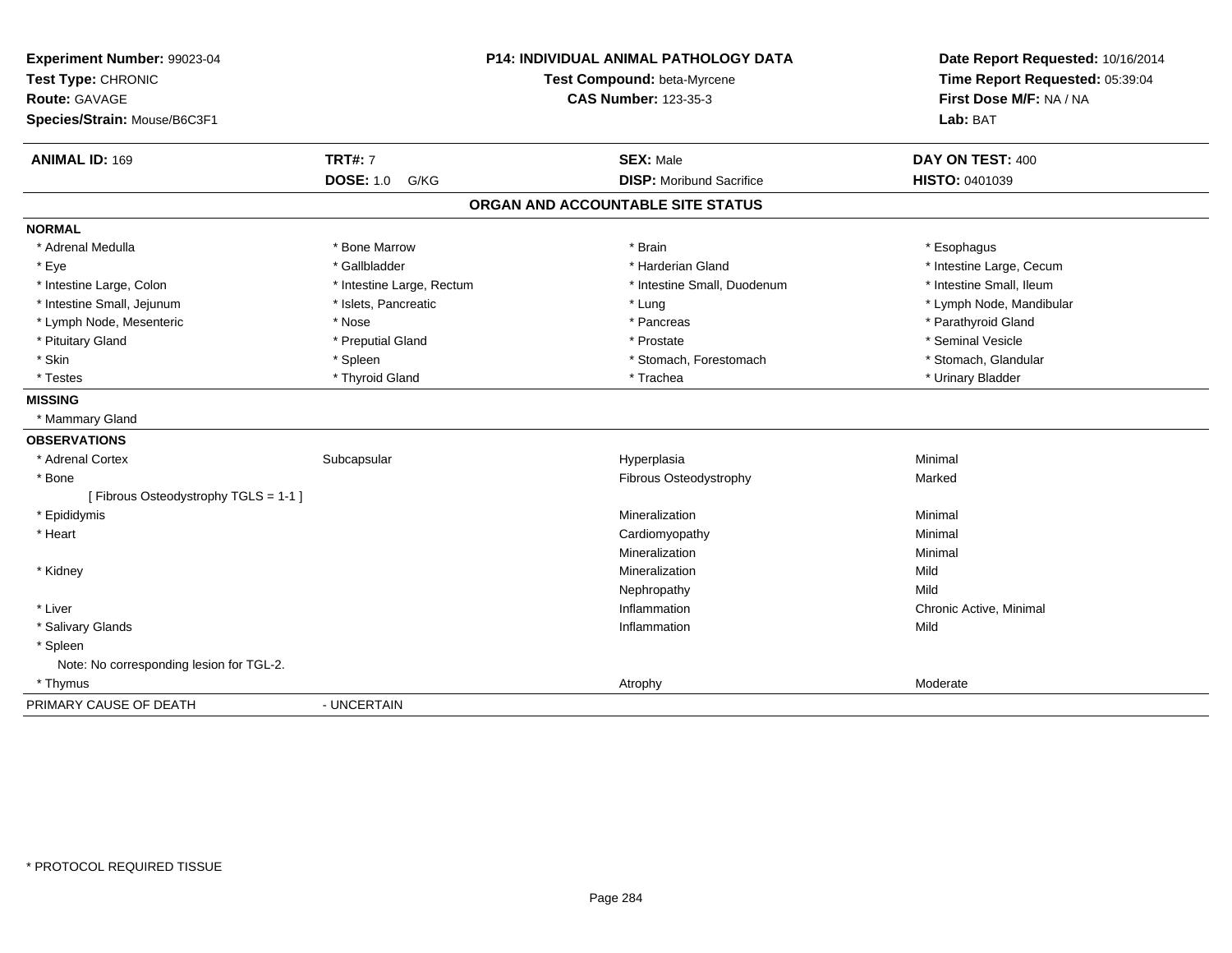**Experiment Number:** 99023-04
**Test Type:** CHRONIC
**Route:** GAVAGE
**Species/Strain:** Mouse/B6C3F1

**P14: INDIVIDUAL ANIMAL PATHOLOGY DATA**
**Test Compound:** beta-Myrcene
**CAS Number:** 123-35-3

**Date Report Requested:** 10/16/2014
**Time Report Requested:** 05:39:04
**First Dose M/F:** NA / NA
**Lab:** BAT

| **ANIMAL ID:** 169 | **TRT#:** 7 | **SEX:** Male | **DAY ON TEST:** 400 |
|---|---|---|---|
| | **DOSE:** 1.0 G/KG | **DISP:** Moribund Sacrifice | **HISTO:** 0401039 |

## ORGAN AND ACCOUNTABLE SITE STATUS

**NORMAL**

| | | | |
|---|---|---|---|
| * Adrenal Medulla | * Bone Marrow | * Brain | * Esophagus |
| * Eye | * Gallbladder | * Harderian Gland | * Intestine Large, Cecum |
| * Intestine Large, Colon | * Intestine Large, Rectum | * Intestine Small, Duodenum | * Intestine Small, Ileum |
| * Intestine Small, Jejunum | * Islets, Pancreatic | * Lung | * Lymph Node, Mandibular |
| * Lymph Node, Mesenteric | * Nose | * Pancreas | * Parathyroid Gland |
| * Pituitary Gland | * Preputial Gland | * Prostate | * Seminal Vesicle |
| * Skin | * Spleen | * Stomach, Forestomach | * Stomach, Glandular |
| * Testes | * Thyroid Gland | * Trachea | * Urinary Bladder |

**MISSING**

* Mammary Gland

**OBSERVATIONS**

| | | | |
|---|---|---|---|
| * Adrenal Cortex | Subcapsular | Hyperplasia | Minimal |
| * Bone | | Fibrous Osteodystrophy | Marked |
| [ Fibrous Osteodystrophy TGLS = 1-1 ] | | | |
| * Epididymis | | Mineralization | Minimal |
| * Heart | | Cardiomyopathy | Minimal |
| | | Mineralization | Minimal |
| * Kidney | | Mineralization | Mild |
| | | Nephropathy | Mild |
| * Liver | | Inflammation | Chronic Active, Minimal |
| * Salivary Glands | | Inflammation | Mild |
| * Spleen | | | |
| Note: No corresponding lesion for TGL-2. | | | |
| * Thymus | | Atrophy | Moderate |

PRIMARY CAUSE OF DEATH - UNCERTAIN

* PROTOCOL REQUIRED TISSUE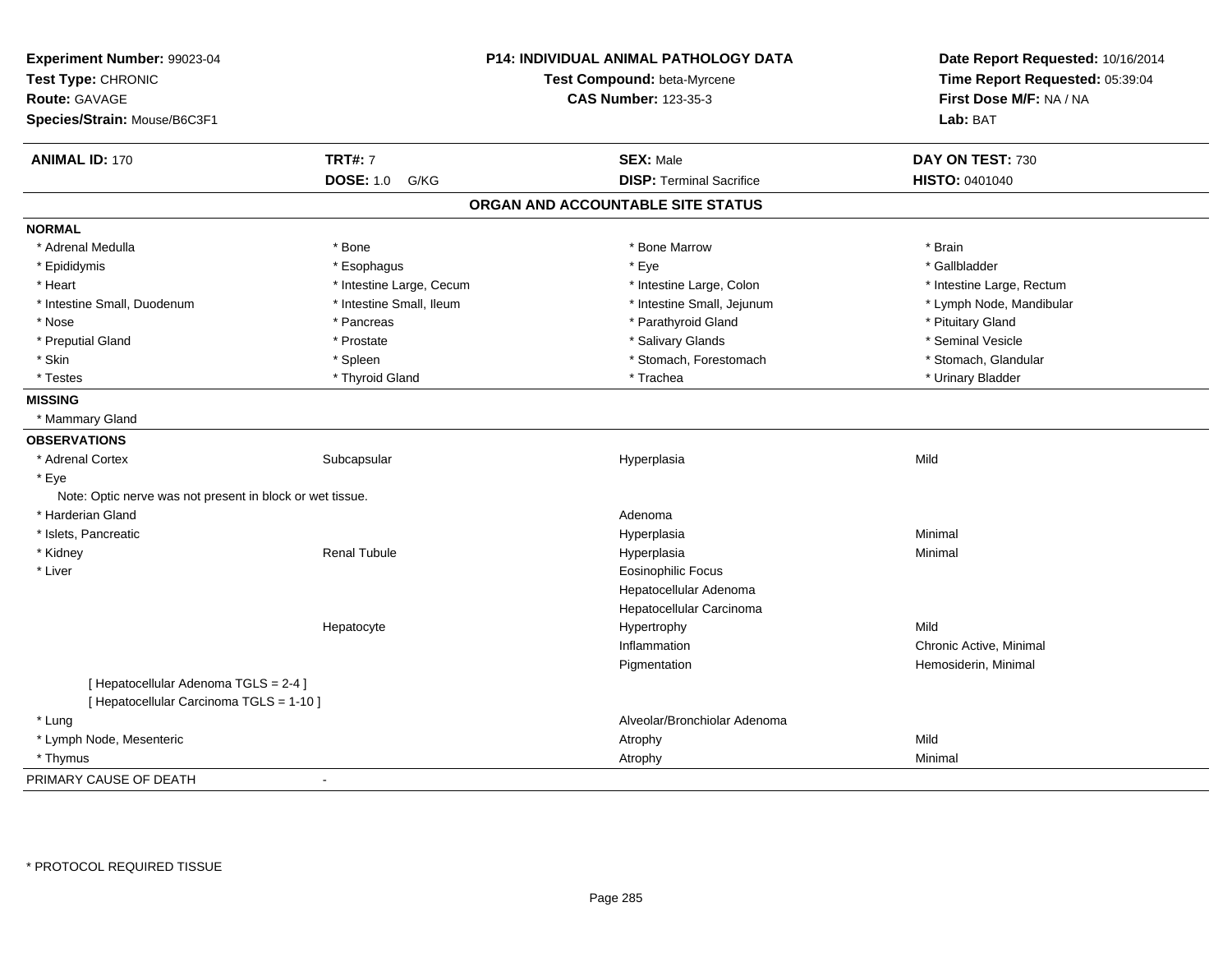**Experiment Number:** 99023-04
**Test Type:** CHRONIC
**Route:** GAVAGE
**Species/Strain:** Mouse/B6C3F1

**P14: INDIVIDUAL ANIMAL PATHOLOGY DATA**
**Test Compound:** beta-Myrcene
**CAS Number:** 123-35-3

**Date Report Requested:** 10/16/2014
**Time Report Requested:** 05:39:04
**First Dose M/F:** NA / NA
**Lab:** BAT

| **ANIMAL ID:** 170 | **TRT#:** 7 | **SEX:** Male | **DAY ON TEST:** 730 |
|---|---|---|---|
| | **DOSE:** 1.0 G/KG | **DISP:** Terminal Sacrifice | **HISTO:** 0401040 |

## ORGAN AND ACCOUNTABLE SITE STATUS

**NORMAL**

| | | | |
|---|---|---|---|
| * Adrenal Medulla | * Bone | * Bone Marrow | * Brain |
| * Epididymis | * Esophagus | * Eye | * Gallbladder |
| * Heart | * Intestine Large, Cecum | * Intestine Large, Colon | * Intestine Large, Rectum |
| * Intestine Small, Duodenum | * Intestine Small, Ileum | * Intestine Small, Jejunum | * Lymph Node, Mandibular |
| * Nose | * Pancreas | * Parathyroid Gland | * Pituitary Gland |
| * Preputial Gland | * Prostate | * Salivary Glands | * Seminal Vesicle |
| * Skin | * Spleen | * Stomach, Forestomach | * Stomach, Glandular |
| * Testes | * Thyroid Gland | * Trachea | * Urinary Bladder |

**MISSING**

* Mammary Gland

**OBSERVATIONS**

| | | | |
|---|---|---|---|
| * Adrenal Cortex | Subcapsular | Hyperplasia | Mild |
| * Eye | | | |
| Note: Optic nerve was not present in block or wet tissue. | | | |
| * Harderian Gland | | Adenoma | |
| * Islets, Pancreatic | | Hyperplasia | Minimal |
| * Kidney | Renal Tubule | Hyperplasia | Minimal |
| * Liver | | Eosinophilic Focus | |
| | | Hepatocellular Adenoma | |
| | | Hepatocellular Carcinoma | |
| | Hepatocyte | Hypertrophy | Mild |
| | | Inflammation | Chronic Active, Minimal |
| | | Pigmentation | Hemosiderin, Minimal |
| [ Hepatocellular Adenoma TGLS = 2-4 ] | | | |
| [ Hepatocellular Carcinoma TGLS = 1-10 ] | | | |
| * Lung | | Alveolar/Bronchiolar Adenoma | |
| * Lymph Node, Mesenteric | | Atrophy | Mild |
| * Thymus | | Atrophy | Minimal |

PRIMARY CAUSE OF DEATH -

* PROTOCOL REQUIRED TISSUE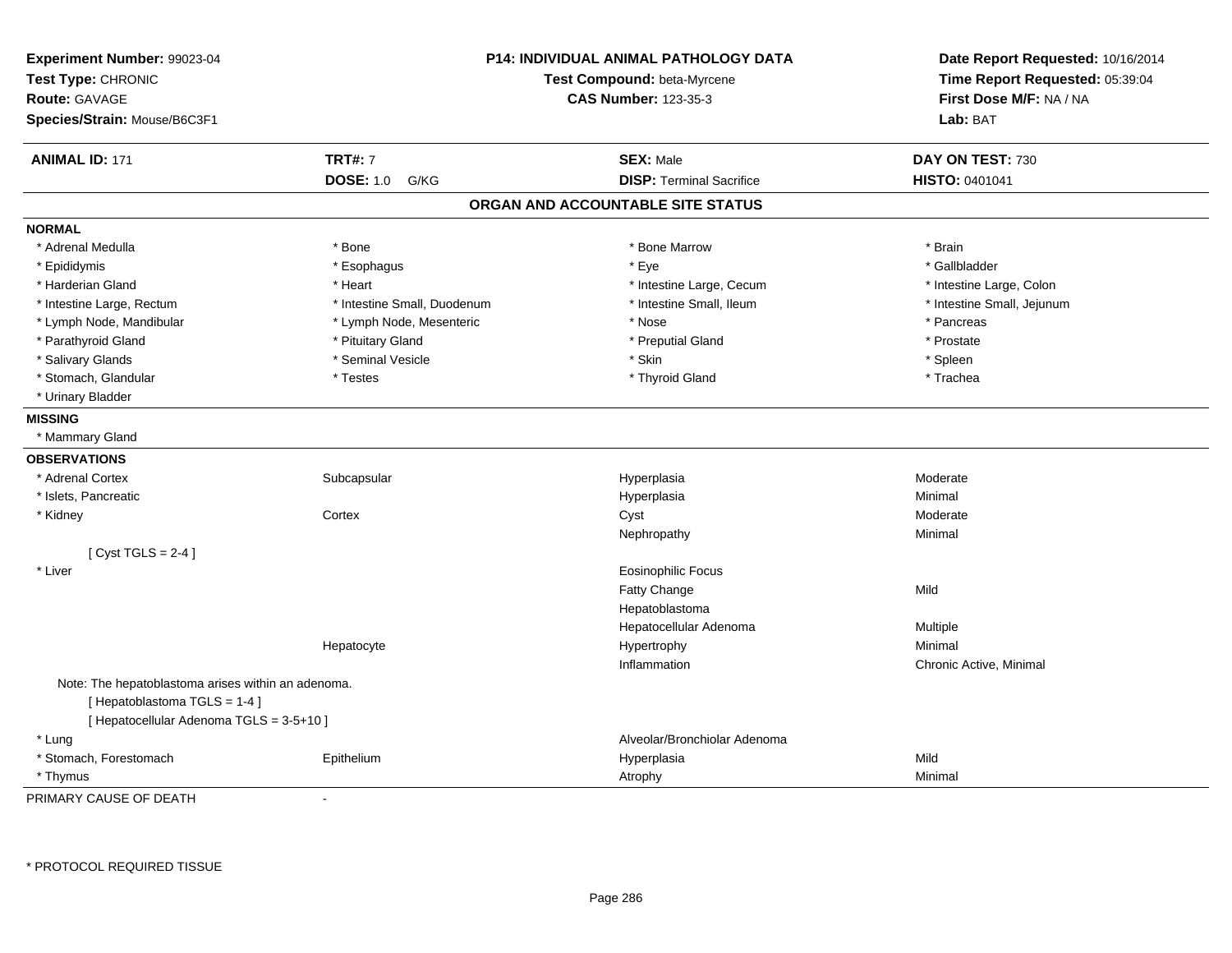**Experiment Number:** 99023-04
**Test Type:** CHRONIC
**Route:** GAVAGE
**Species/Strain:** Mouse/B6C3F1

**P14: INDIVIDUAL ANIMAL PATHOLOGY DATA**
**Test Compound:** beta-Myrcene
**CAS Number:** 123-35-3

**Date Report Requested:** 10/16/2014
**Time Report Requested:** 05:39:04
**First Dose M/F:** NA / NA
**Lab:** BAT

| **ANIMAL ID:** 171 | **TRT#:** 7 | **SEX:** Male | **DAY ON TEST:** 730 |
|---|---|---|---|
| | **DOSE:** 1.0 G/KG | **DISP:** Terminal Sacrifice | **HISTO:** 0401041 |

## ORGAN AND ACCOUNTABLE SITE STATUS

**NORMAL**

| | | | |
|---|---|---|---|
| * Adrenal Medulla | * Bone | * Bone Marrow | * Brain |
| * Epididymis | * Esophagus | * Eye | * Gallbladder |
| * Harderian Gland | * Heart | * Intestine Large, Cecum | * Intestine Large, Colon |
| * Intestine Large, Rectum | * Intestine Small, Duodenum | * Intestine Small, Ileum | * Intestine Small, Jejunum |
| * Lymph Node, Mandibular | * Lymph Node, Mesenteric | * Nose | * Pancreas |
| * Parathyroid Gland | * Pituitary Gland | * Preputial Gland | * Prostate |
| * Salivary Glands | * Seminal Vesicle | * Skin | * Spleen |
| * Stomach, Glandular | * Testes | * Thyroid Gland | * Trachea |
| * Urinary Bladder | | | |

**MISSING**

* Mammary Gland

**OBSERVATIONS**

| | | | |
|---|---|---|---|
| * Adrenal Cortex | Subcapsular | Hyperplasia | Moderate |
| * Islets, Pancreatic | | Hyperplasia | Minimal |
| * Kidney | Cortex | Cyst | Moderate |
| | | Nephropathy | Minimal |
| [ Cyst TGLS = 2-4 ] | | | |
| * Liver | | Eosinophilic Focus | |
| | | Fatty Change | Mild |
| | | Hepatoblastoma | |
| | | Hepatocellular Adenoma | Multiple |
| | Hepatocyte | Hypertrophy | Minimal |
| | | Inflammation | Chronic Active, Minimal |
| Note: The hepatoblastoma arises within an adenoma. | | | |
| [ Hepatoblastoma TGLS = 1-4 ] | | | |
| [ Hepatocellular Adenoma TGLS = 3-5+10 ] | | | |
| * Lung | | Alveolar/Bronchiolar Adenoma | |
| * Stomach, Forestomach | Epithelium | Hyperplasia | Mild |
| * Thymus | | Atrophy | Minimal |

PRIMARY CAUSE OF DEATH -

* PROTOCOL REQUIRED TISSUE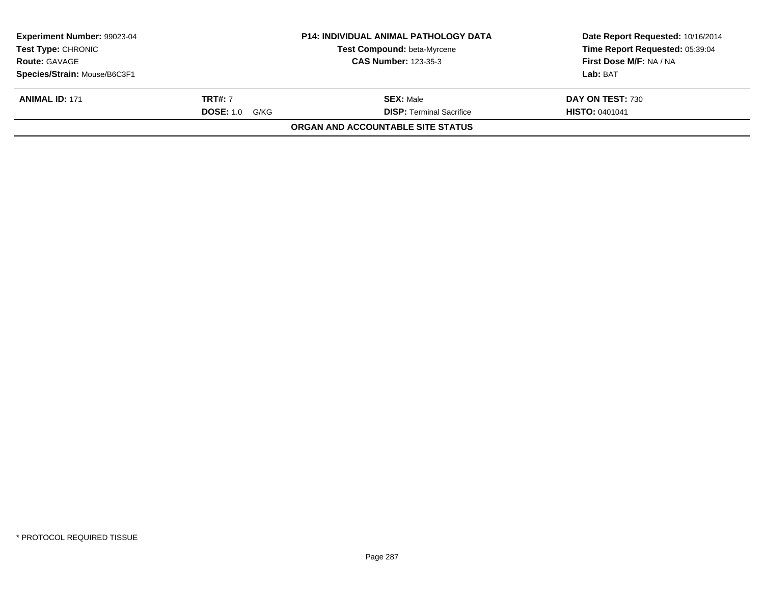| **Experiment Number:** 99023-04 | **P14: INDIVIDUAL ANIMAL PATHOLOGY DATA** | **Date Report Requested:** 10/16/2014 |
|---|---|---|
| **Test Type:** CHRONIC | **Test Compound:** beta-Myrcene | **Time Report Requested:** 05:39:04 |
| **Route:** GAVAGE | **CAS Number:** 123-35-3 | **First Dose M/F:** NA / NA |
| **Species/Strain:** Mouse/B6C3F1 | | **Lab:** BAT |

| **ANIMAL ID:** 171 | **TRT#:** 7 | **SEX:** Male | **DAY ON TEST:** 730 |
|---|---|---|---|
| | **DOSE:** 1.0 G/KG | **DISP:** Terminal Sacrifice | **HISTO:** 0401041 |

**ORGAN AND ACCOUNTABLE SITE STATUS**

* PROTOCOL REQUIRED TISSUE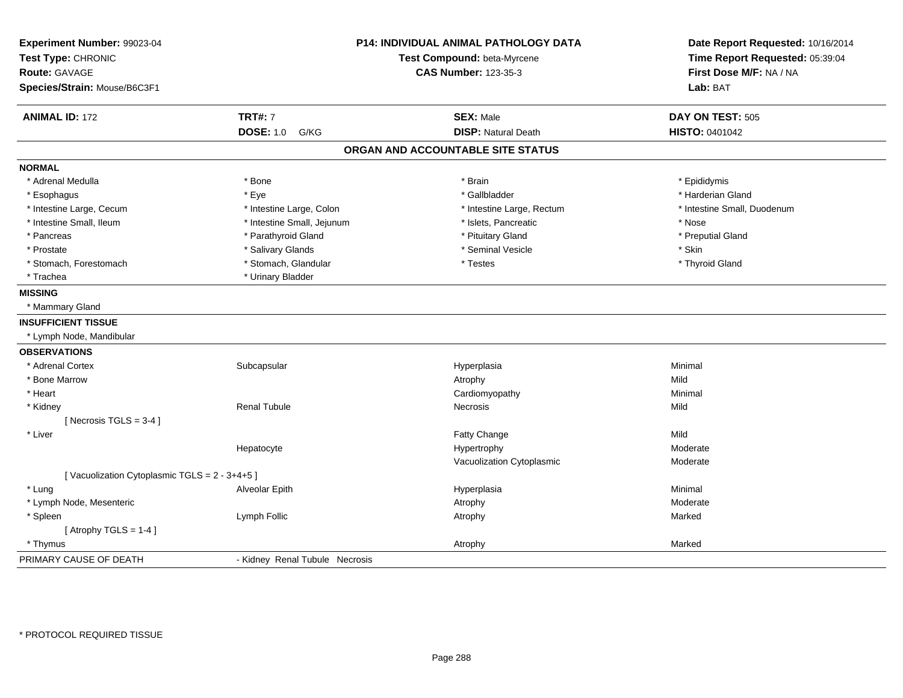**Experiment Number:** 99023-04
**Test Type:** CHRONIC
**Route:** GAVAGE
**Species/Strain:** Mouse/B6C3F1

**P14: INDIVIDUAL ANIMAL PATHOLOGY DATA**
**Test Compound:** beta-Myrcene
**CAS Number:** 123-35-3

**Date Report Requested:** 10/16/2014
**Time Report Requested:** 05:39:04
**First Dose M/F:** NA / NA
**Lab:** BAT

| **ANIMAL ID:** 172 | **TRT#:** 7 | **SEX:** Male | **DAY ON TEST:** 505 |
|---|---|---|---|
| | **DOSE:** 1.0 G/KG | **DISP:** Natural Death | **HISTO:** 0401042 |

## ORGAN AND ACCOUNTABLE SITE STATUS

**NORMAL**

| | | | |
|---|---|---|---|
| * Adrenal Medulla | * Bone | * Brain | * Epididymis |
| * Esophagus | * Eye | * Gallbladder | * Harderian Gland |
| * Intestine Large, Cecum | * Intestine Large, Colon | * Intestine Large, Rectum | * Intestine Small, Duodenum |
| * Intestine Small, Ileum | * Intestine Small, Jejunum | * Islets, Pancreatic | * Nose |
| * Pancreas | * Parathyroid Gland | * Pituitary Gland | * Preputial Gland |
| * Prostate | * Salivary Glands | * Seminal Vesicle | * Skin |
| * Stomach, Forestomach | * Stomach, Glandular | * Testes | * Thyroid Gland |
| * Trachea | * Urinary Bladder | | |

**MISSING**

* Mammary Gland

**INSUFFICIENT TISSUE**

* Lymph Node, Mandibular

**OBSERVATIONS**

| | | | |
|---|---|---|---|
| * Adrenal Cortex | Subcapsular | Hyperplasia | Minimal |
| * Bone Marrow | | Atrophy | Mild |
| * Heart | | Cardiomyopathy | Minimal |
| * Kidney | Renal Tubule | Necrosis | Mild |
| [ Necrosis TGLS = 3-4 ] | | | |
| * Liver | | Fatty Change | Mild |
| | Hepatocyte | Hypertrophy | Moderate |
| | | Vacuolization Cytoplasmic | Moderate |
| [ Vacuolization Cytoplasmic TGLS = 2 - 3+4+5 ] | | | |
| * Lung | Alveolar Epith | Hyperplasia | Minimal |
| * Lymph Node, Mesenteric | | Atrophy | Moderate |
| * Spleen | Lymph Follic | Atrophy | Marked |
| [ Atrophy TGLS = 1-4 ] | | | |
| * Thymus | | Atrophy | Marked |

PRIMARY CAUSE OF DEATH - Kidney Renal Tubule Necrosis

* PROTOCOL REQUIRED TISSUE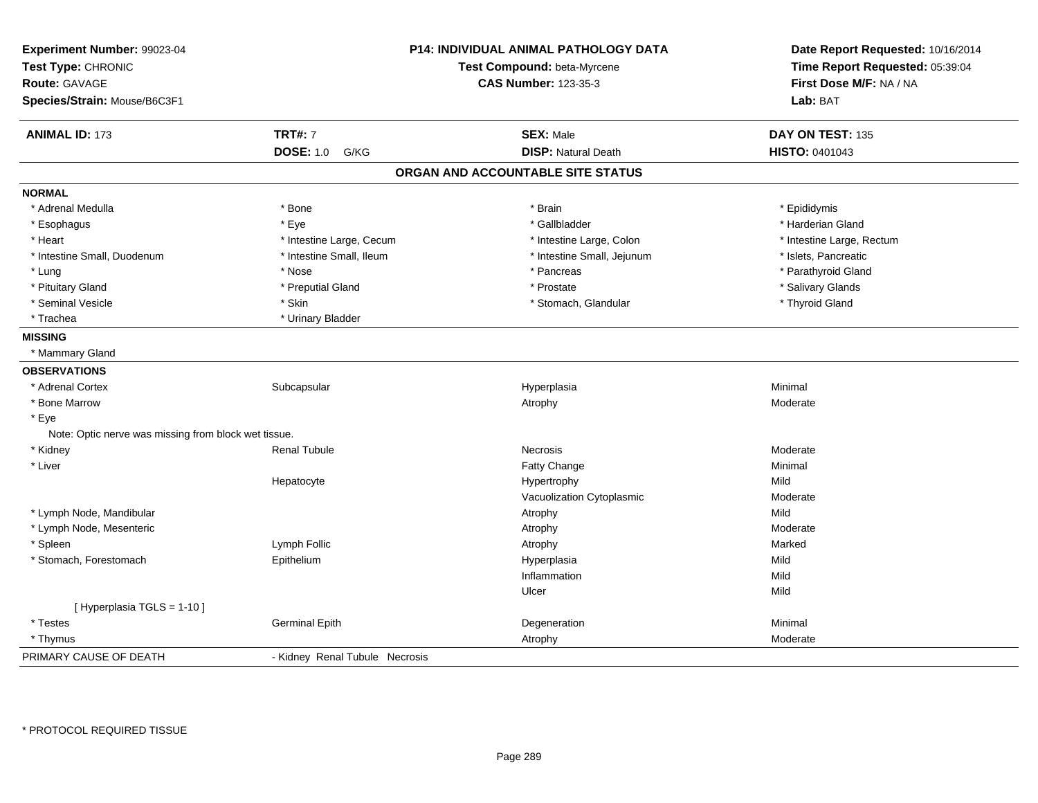**Experiment Number:** 99023-04
**Test Type:** CHRONIC
**Route:** GAVAGE
**Species/Strain:** Mouse/B6C3F1

**P14: INDIVIDUAL ANIMAL PATHOLOGY DATA**
**Test Compound:** beta-Myrcene
**CAS Number:** 123-35-3

**Date Report Requested:** 10/16/2014
**Time Report Requested:** 05:39:04
**First Dose M/F:** NA / NA
**Lab:** BAT

| **ANIMAL ID:** 173 | **TRT#:** 7 | **SEX:** Male | **DAY ON TEST:** 135 |
|---|---|---|---|
| | **DOSE:** 1.0 G/KG | **DISP:** Natural Death | **HISTO:** 0401043 |

## ORGAN AND ACCOUNTABLE SITE STATUS

**NORMAL**

| | | | |
|---|---|---|---|
| * Adrenal Medulla | * Bone | * Brain | * Epididymis |
| * Esophagus | * Eye | * Gallbladder | * Harderian Gland |
| * Heart | * Intestine Large, Cecum | * Intestine Large, Colon | * Intestine Large, Rectum |
| * Intestine Small, Duodenum | * Intestine Small, Ileum | * Intestine Small, Jejunum | * Islets, Pancreatic |
| * Lung | * Nose | * Pancreas | * Parathyroid Gland |
| * Pituitary Gland | * Preputial Gland | * Prostate | * Salivary Glands |
| * Seminal Vesicle | * Skin | * Stomach, Glandular | * Thyroid Gland |
| * Trachea | * Urinary Bladder | | |

**MISSING**

* Mammary Gland

**OBSERVATIONS**

| | | | |
|---|---|---|---|
| * Adrenal Cortex | Subcapsular | Hyperplasia | Minimal |
| * Bone Marrow | | Atrophy | Moderate |
| * Eye | | | |
| Note: Optic nerve was missing from block wet tissue. | | | |
| * Kidney | Renal Tubule | Necrosis | Moderate |
| * Liver | | Fatty Change | Minimal |
| | Hepatocyte | Hypertrophy | Mild |
| | | Vacuolization Cytoplasmic | Moderate |
| * Lymph Node, Mandibular | | Atrophy | Mild |
| * Lymph Node, Mesenteric | | Atrophy | Moderate |
| * Spleen | Lymph Follic | Atrophy | Marked |
| * Stomach, Forestomach | Epithelium | Hyperplasia | Mild |
| | | Inflammation | Mild |
| | | Ulcer | Mild |
| [ Hyperplasia TGLS = 1-10 ] | | | |
| * Testes | Germinal Epith | Degeneration | Minimal |
| * Thymus | | Atrophy | Moderate |

PRIMARY CAUSE OF DEATH - Kidney Renal Tubule Necrosis

* PROTOCOL REQUIRED TISSUE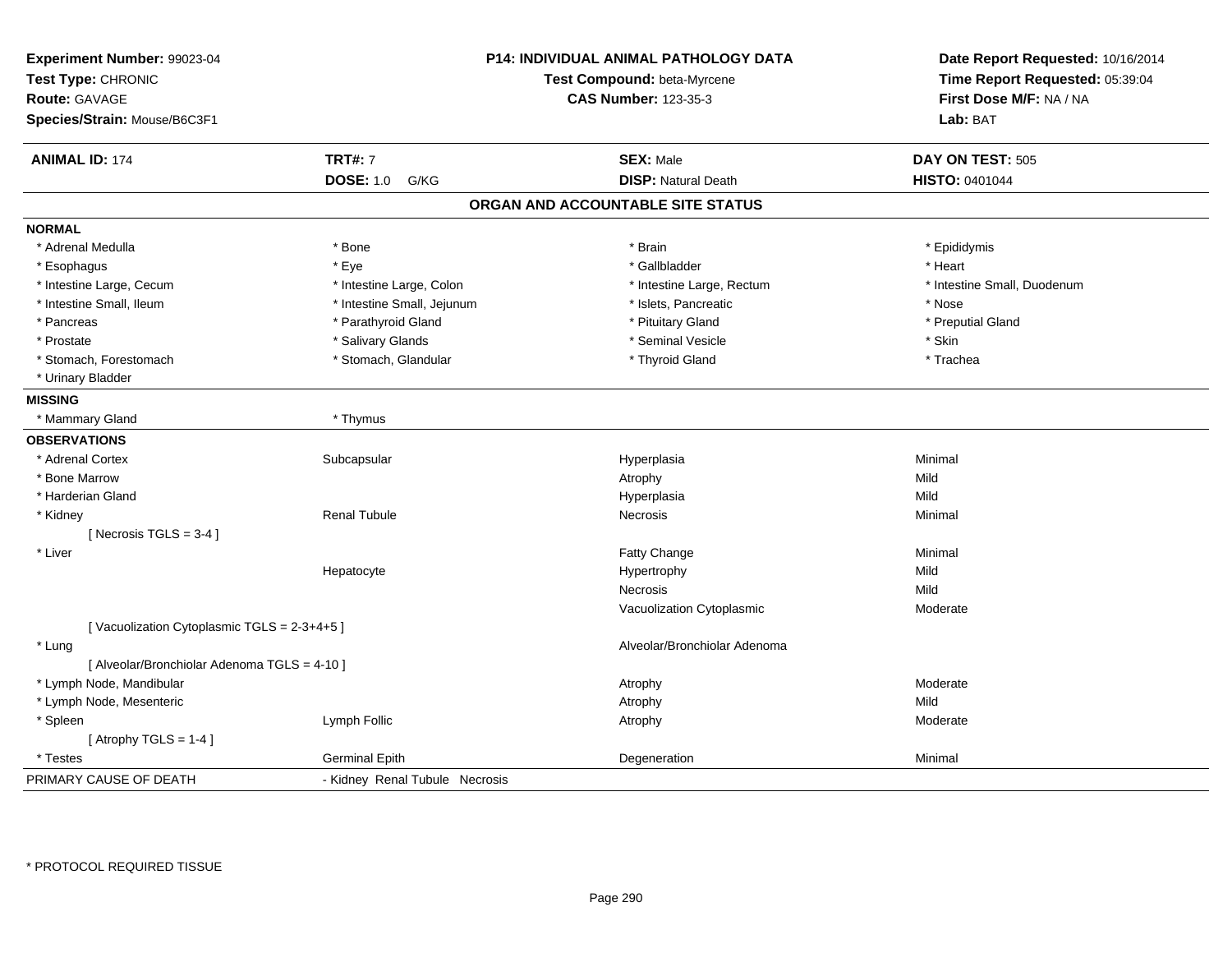**Experiment Number:** 99023-04
**Test Type:** CHRONIC
**Route:** GAVAGE
**Species/Strain:** Mouse/B6C3F1

**P14: INDIVIDUAL ANIMAL PATHOLOGY DATA**
**Test Compound:** beta-Myrcene
**CAS Number:** 123-35-3

**Date Report Requested:** 10/16/2014
**Time Report Requested:** 05:39:04
**First Dose M/F:** NA / NA
**Lab:** BAT

| **ANIMAL ID:** 174 | **TRT#:** 7 | **SEX:** Male | **DAY ON TEST:** 505 |
|---|---|---|---|
| | **DOSE:** 1.0 G/KG | **DISP:** Natural Death | **HISTO:** 0401044 |

## ORGAN AND ACCOUNTABLE SITE STATUS

**NORMAL**

| | | | |
|---|---|---|---|
| * Adrenal Medulla | * Bone | * Brain | * Epididymis |
| * Esophagus | * Eye | * Gallbladder | * Heart |
| * Intestine Large, Cecum | * Intestine Large, Colon | * Intestine Large, Rectum | * Intestine Small, Duodenum |
| * Intestine Small, Ileum | * Intestine Small, Jejunum | * Islets, Pancreatic | * Nose |
| * Pancreas | * Parathyroid Gland | * Pituitary Gland | * Preputial Gland |
| * Prostate | * Salivary Glands | * Seminal Vesicle | * Skin |
| * Stomach, Forestomach | * Stomach, Glandular | * Thyroid Gland | * Trachea |
| * Urinary Bladder | | | |

**MISSING**

| | |
|---|---|
| * Mammary Gland | * Thymus |

**OBSERVATIONS**

| | | | |
|---|---|---|---|
| * Adrenal Cortex | Subcapsular | Hyperplasia | Minimal |
| * Bone Marrow | | Atrophy | Mild |
| * Harderian Gland | | Hyperplasia | Mild |
| * Kidney | Renal Tubule | Necrosis | Minimal |
| [ Necrosis TGLS = 3-4 ] | | | |
| * Liver | | Fatty Change | Minimal |
| | Hepatocyte | Hypertrophy | Mild |
| | | Necrosis | Mild |
| | | Vacuolization Cytoplasmic | Moderate |
| [ Vacuolization Cytoplasmic TGLS = 2-3+4+5 ] | | | |
| * Lung | | Alveolar/Bronchiolar Adenoma | |
| [ Alveolar/Bronchiolar Adenoma TGLS = 4-10 ] | | | |
| * Lymph Node, Mandibular | | Atrophy | Moderate |
| * Lymph Node, Mesenteric | | Atrophy | Mild |
| * Spleen | Lymph Follic | Atrophy | Moderate |
| [ Atrophy TGLS = 1-4 ] | | | |
| * Testes | Germinal Epith | Degeneration | Minimal |

PRIMARY CAUSE OF DEATH - Kidney Renal Tubule Necrosis

\* PROTOCOL REQUIRED TISSUE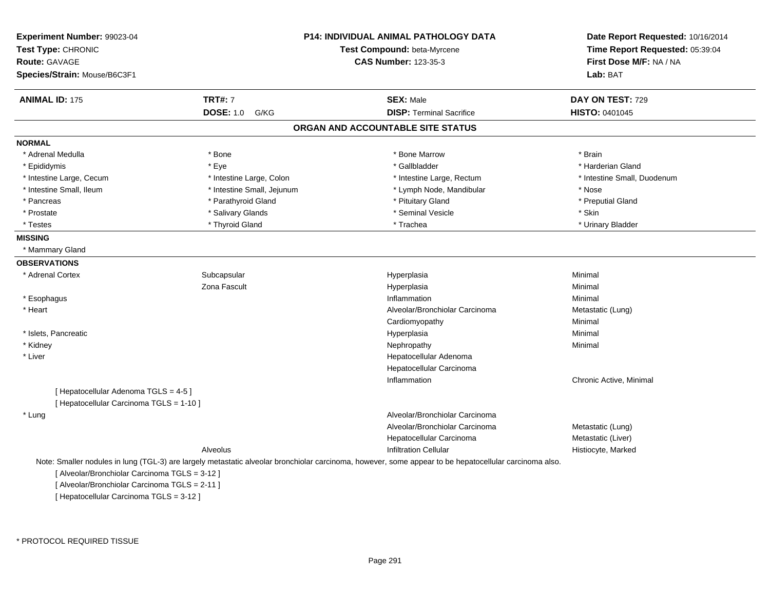**Experiment Number:** 99023-04
**Test Type:** CHRONIC
**Route:** GAVAGE
**Species/Strain:** Mouse/B6C3F1

**P14: INDIVIDUAL ANIMAL PATHOLOGY DATA**
**Test Compound:** beta-Myrcene
**CAS Number:** 123-35-3

**Date Report Requested:** 10/16/2014
**Time Report Requested:** 05:39:04
**First Dose M/F:** NA / NA
**Lab:** BAT

| **ANIMAL ID:** 175 | **TRT#:** 7 | **SEX:** Male | **DAY ON TEST:** 729 |
|---|---|---|---|
| | **DOSE:** 1.0 G/KG | **DISP:** Terminal Sacrifice | **HISTO:** 0401045 |

## ORGAN AND ACCOUNTABLE SITE STATUS

**NORMAL**

| | | | |
|---|---|---|---|
| * Adrenal Medulla | * Bone | * Bone Marrow | * Brain |
| * Epididymis | * Eye | * Gallbladder | * Harderian Gland |
| * Intestine Large, Cecum | * Intestine Large, Colon | * Intestine Large, Rectum | * Intestine Small, Duodenum |
| * Intestine Small, Ileum | * Intestine Small, Jejunum | * Lymph Node, Mandibular | * Nose |
| * Pancreas | * Parathyroid Gland | * Pituitary Gland | * Preputial Gland |
| * Prostate | * Salivary Glands | * Seminal Vesicle | * Skin |
| * Testes | * Thyroid Gland | * Trachea | * Urinary Bladder |

**MISSING**

* Mammary Gland

**OBSERVATIONS**

| | | | |
|---|---|---|---|
| * Adrenal Cortex | Subcapsular | Hyperplasia | Minimal |
| | Zona Fascult | Hyperplasia | Minimal |
| * Esophagus | | Inflammation | Minimal |
| * Heart | | Alveolar/Bronchiolar Carcinoma | Metastatic (Lung) |
| | | Cardiomyopathy | Minimal |
| * Islets, Pancreatic | | Hyperplasia | Minimal |
| * Kidney | | Nephropathy | Minimal |
| * Liver | | Hepatocellular Adenoma | |
| | | Hepatocellular Carcinoma | |
| | | Inflammation | Chronic Active, Minimal |

[ Hepatocellular Adenoma TGLS = 4-5 ]
[ Hepatocellular Carcinoma TGLS = 1-10 ]

| | | | |
|---|---|---|---|
| * Lung | | Alveolar/Bronchiolar Carcinoma | |
| | | Alveolar/Bronchiolar Carcinoma | Metastatic (Lung) |
| | | Hepatocellular Carcinoma | Metastatic (Liver) |
| | Alveolus | Infiltration Cellular | Histiocyte, Marked |

Note: Smaller nodules in lung (TGL-3) are largely metastatic alveolar bronchiolar carcinoma, however, some appear to be hepatocellular carcinoma also.

[ Alveolar/Bronchiolar Carcinoma TGLS = 3-12 ]
[ Alveolar/Bronchiolar Carcinoma TGLS = 2-11 ]
[ Hepatocellular Carcinoma TGLS = 3-12 ]

* PROTOCOL REQUIRED TISSUE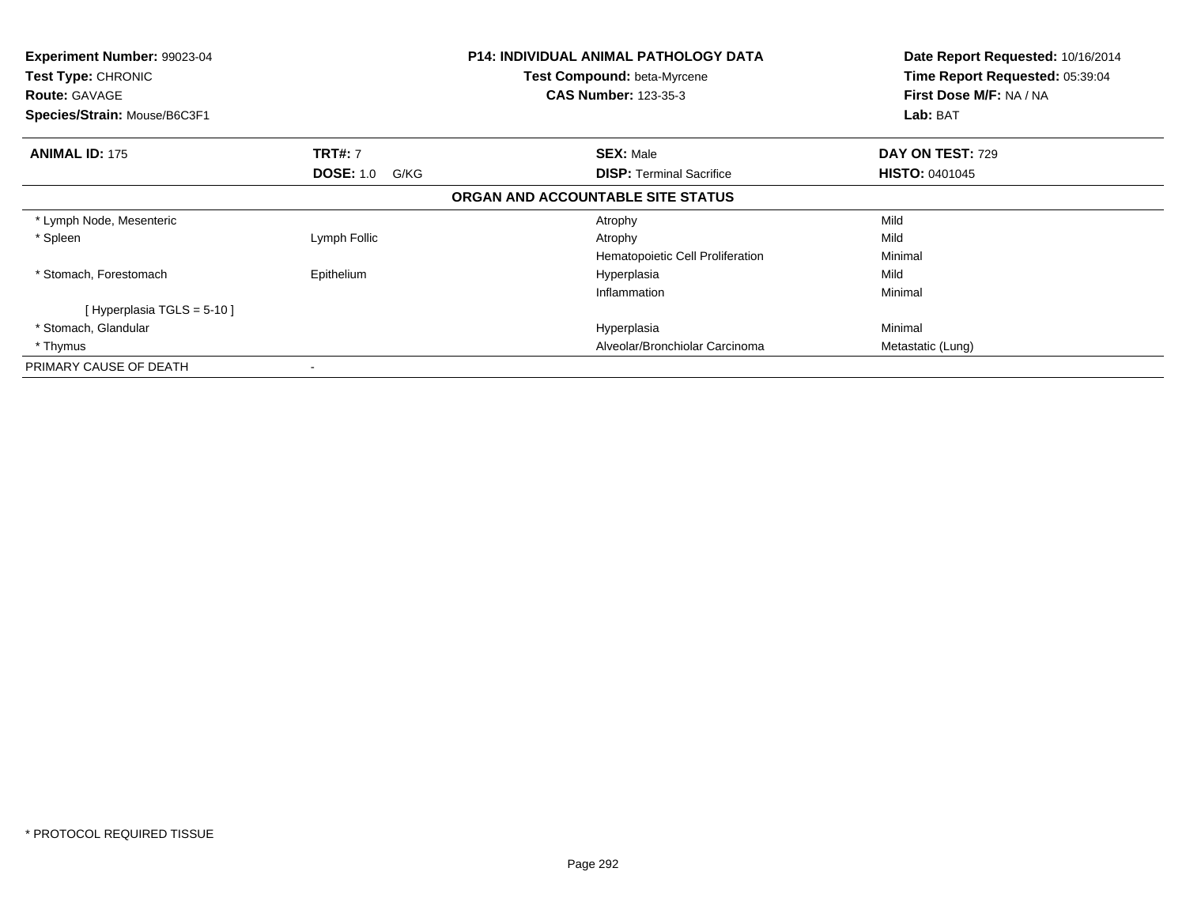**Experiment Number:** 99023-04
**Test Type:** CHRONIC
**Route:** GAVAGE
**Species/Strain:** Mouse/B6C3F1

**P14: INDIVIDUAL ANIMAL PATHOLOGY DATA**
**Test Compound:** beta-Myrcene
**CAS Number:** 123-35-3

**Date Report Requested:** 10/16/2014
**Time Report Requested:** 05:39:04
**First Dose M/F:** NA / NA
**Lab:** BAT

| **ANIMAL ID:** 175 | **TRT#:** 7 | **SEX:** Male | **DAY ON TEST:** 729 |
|---|---|---|---|
| | **DOSE:** 1.0 G/KG | **DISP:** Terminal Sacrifice | **HISTO:** 0401045 |

**ORGAN AND ACCOUNTABLE SITE STATUS**

| | | | |
|---|---|---|---|
| * Lymph Node, Mesenteric | | Atrophy | Mild |
| * Spleen | Lymph Follic | Atrophy | Mild |
| | | Hematopoietic Cell Proliferation | Minimal |
| * Stomach, Forestomach | Epithelium | Hyperplasia | Mild |
| | | Inflammation | Minimal |
| [ Hyperplasia TGLS = 5-10 ] | | | |
| * Stomach, Glandular | | Hyperplasia | Minimal |
| * Thymus | | Alveolar/Bronchiolar Carcinoma | Metastatic (Lung) |
| PRIMARY CAUSE OF DEATH | - | | |

* PROTOCOL REQUIRED TISSUE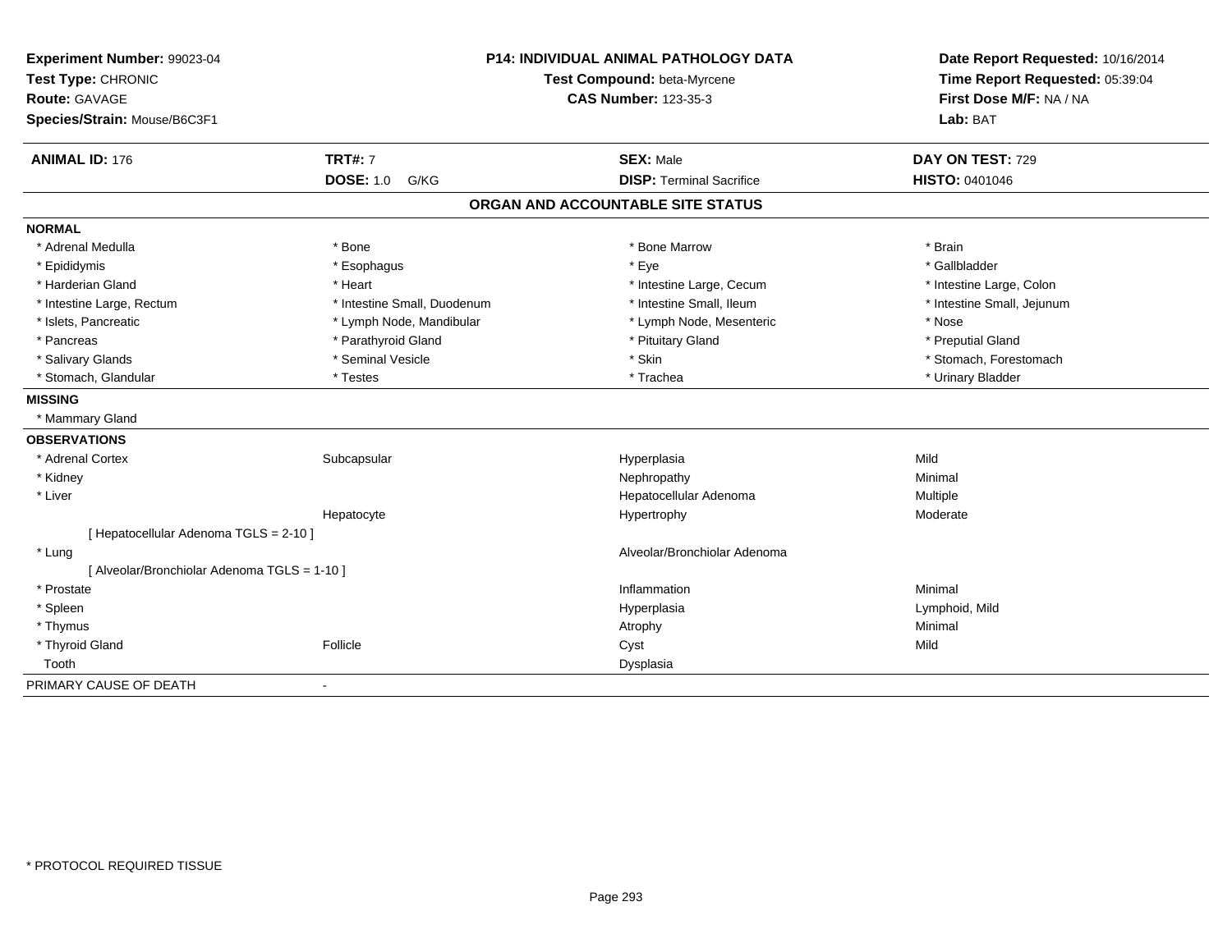**Experiment Number:** 99023-04
**Test Type:** CHRONIC
**Route:** GAVAGE
**Species/Strain:** Mouse/B6C3F1

**P14: INDIVIDUAL ANIMAL PATHOLOGY DATA**
**Test Compound:** beta-Myrcene
**CAS Number:** 123-35-3

**Date Report Requested:** 10/16/2014
**Time Report Requested:** 05:39:04
**First Dose M/F:** NA / NA
**Lab:** BAT

| **ANIMAL ID:** 176 | **TRT#:** 7 | **SEX:** Male | **DAY ON TEST:** 729 |
|---|---|---|---|
| | **DOSE:** 1.0 G/KG | **DISP:** Terminal Sacrifice | **HISTO:** 0401046 |

## ORGAN AND ACCOUNTABLE SITE STATUS

**NORMAL**

| | | | |
|---|---|---|---|
| * Adrenal Medulla | * Bone | * Bone Marrow | * Brain |
| * Epididymis | * Esophagus | * Eye | * Gallbladder |
| * Harderian Gland | * Heart | * Intestine Large, Cecum | * Intestine Large, Colon |
| * Intestine Large, Rectum | * Intestine Small, Duodenum | * Intestine Small, Ileum | * Intestine Small, Jejunum |
| * Islets, Pancreatic | * Lymph Node, Mandibular | * Lymph Node, Mesenteric | * Nose |
| * Pancreas | * Parathyroid Gland | * Pituitary Gland | * Preputial Gland |
| * Salivary Glands | * Seminal Vesicle | * Skin | * Stomach, Forestomach |
| * Stomach, Glandular | * Testes | * Trachea | * Urinary Bladder |

**MISSING**

* Mammary Gland

**OBSERVATIONS**

| | | | |
|---|---|---|---|
| * Adrenal Cortex | Subcapsular | Hyperplasia | Mild |
| * Kidney | | Nephropathy | Minimal |
| * Liver | | Hepatocellular Adenoma | Multiple |
| | Hepatocyte | Hypertrophy | Moderate |
| [ Hepatocellular Adenoma TGLS = 2-10 ] | | | |
| * Lung | | Alveolar/Bronchiolar Adenoma | |
| [ Alveolar/Bronchiolar Adenoma TGLS = 1-10 ] | | | |
| * Prostate | | Inflammation | Minimal |
| * Spleen | | Hyperplasia | Lymphoid, Mild |
| * Thymus | | Atrophy | Minimal |
| * Thyroid Gland | Follicle | Cyst | Mild |
| Tooth | | Dysplasia | |

PRIMARY CAUSE OF DEATH -

* PROTOCOL REQUIRED TISSUE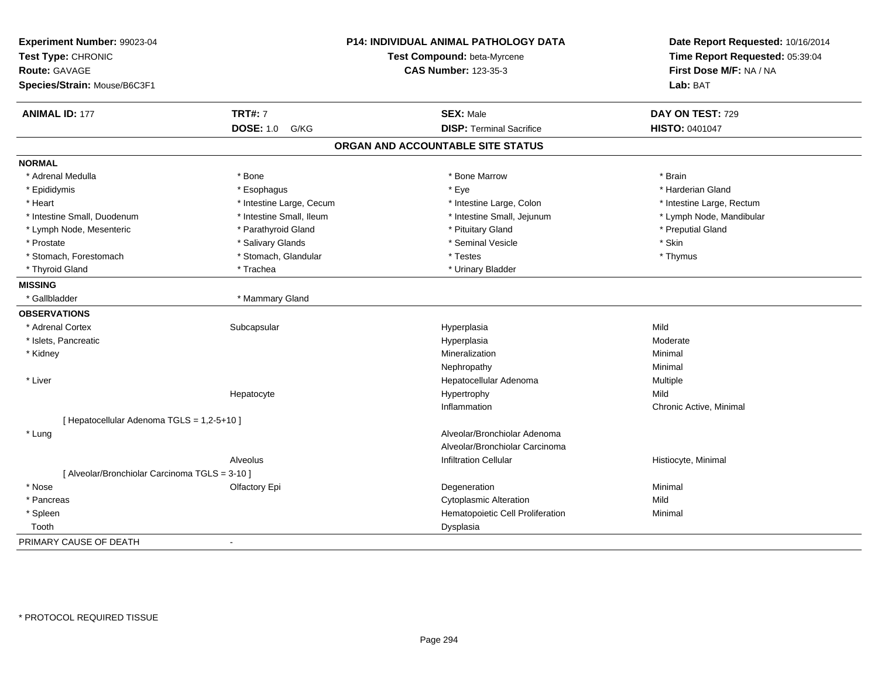**Experiment Number:** 99023-04
**Test Type:** CHRONIC
**Route:** GAVAGE
**Species/Strain:** Mouse/B6C3F1

**P14: INDIVIDUAL ANIMAL PATHOLOGY DATA**
**Test Compound:** beta-Myrcene
**CAS Number:** 123-35-3

**Date Report Requested:** 10/16/2014
**Time Report Requested:** 05:39:04
**First Dose M/F:** NA / NA
**Lab:** BAT

| **ANIMAL ID:** 177 | **TRT#:** 7 | **SEX:** Male | **DAY ON TEST:** 729 |
|---|---|---|---|
| | **DOSE:** 1.0 G/KG | **DISP:** Terminal Sacrifice | **HISTO:** 0401047 |

## ORGAN AND ACCOUNTABLE SITE STATUS

**NORMAL**

| | | | |
|---|---|---|---|
| * Adrenal Medulla | * Bone | * Bone Marrow | * Brain |
| * Epididymis | * Esophagus | * Eye | * Harderian Gland |
| * Heart | * Intestine Large, Cecum | * Intestine Large, Colon | * Intestine Large, Rectum |
| * Intestine Small, Duodenum | * Intestine Small, Ileum | * Intestine Small, Jejunum | * Lymph Node, Mandibular |
| * Lymph Node, Mesenteric | * Parathyroid Gland | * Pituitary Gland | * Preputial Gland |
| * Prostate | * Salivary Glands | * Seminal Vesicle | * Skin |
| * Stomach, Forestomach | * Stomach, Glandular | * Testes | * Thymus |
| * Thyroid Gland | * Trachea | * Urinary Bladder | |

**MISSING**

| | |
|---|---|
| * Gallbladder | * Mammary Gland |

**OBSERVATIONS**

| | | | |
|---|---|---|---|
| * Adrenal Cortex | Subcapsular | Hyperplasia | Mild |
| * Islets, Pancreatic | | Hyperplasia | Moderate |
| * Kidney | | Mineralization | Minimal |
| | | Nephropathy | Minimal |
| * Liver | | Hepatocellular Adenoma | Multiple |
| | Hepatocyte | Hypertrophy | Mild |
| | | Inflammation | Chronic Active, Minimal |
| [ Hepatocellular Adenoma TGLS = 1,2-5+10 ] | | | |
| * Lung | | Alveolar/Bronchiolar Adenoma | |
| | | Alveolar/Bronchiolar Carcinoma | |
| | Alveolus | Infiltration Cellular | Histiocyte, Minimal |
| [ Alveolar/Bronchiolar Carcinoma TGLS = 3-10 ] | | | |
| * Nose | Olfactory Epi | Degeneration | Minimal |
| * Pancreas | | Cytoplasmic Alteration | Mild |
| * Spleen | | Hematopoietic Cell Proliferation | Minimal |
| Tooth | | Dysplasia | |

PRIMARY CAUSE OF DEATH -

\* PROTOCOL REQUIRED TISSUE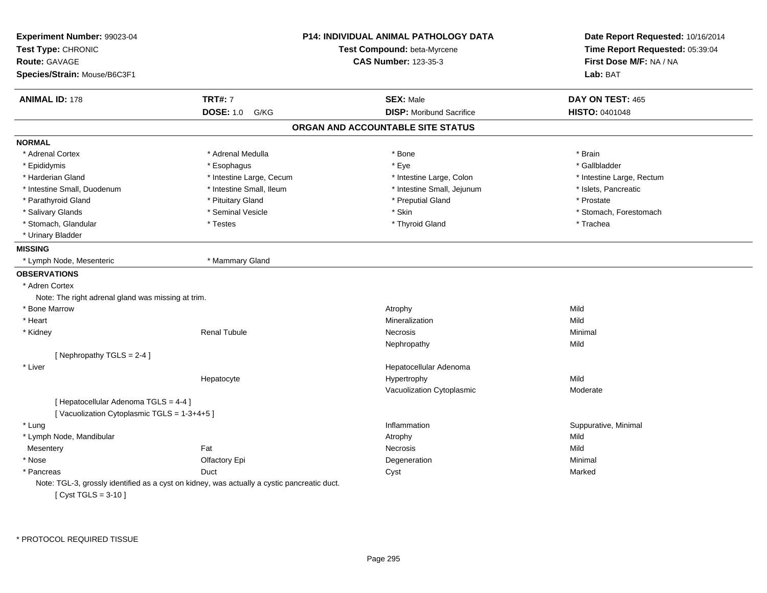**Experiment Number:** 99023-04
**Test Type:** CHRONIC
**Route:** GAVAGE
**Species/Strain:** Mouse/B6C3F1

**P14: INDIVIDUAL ANIMAL PATHOLOGY DATA**
**Test Compound:** beta-Myrcene
**CAS Number:** 123-35-3

**Date Report Requested:** 10/16/2014
**Time Report Requested:** 05:39:04
**First Dose M/F:** NA / NA
**Lab:** BAT

| **ANIMAL ID:** 178 | **TRT#:** 7 | **SEX:** Male | **DAY ON TEST:** 465 |
|---|---|---|---|
| | **DOSE:** 1.0 G/KG | **DISP:** Moribund Sacrifice | **HISTO:** 0401048 |

## ORGAN AND ACCOUNTABLE SITE STATUS

**NORMAL**

| | | | |
|---|---|---|---|
| * Adrenal Cortex | * Adrenal Medulla | * Bone | * Brain |
| * Epididymis | * Esophagus | * Eye | * Gallbladder |
| * Harderian Gland | * Intestine Large, Cecum | * Intestine Large, Colon | * Intestine Large, Rectum |
| * Intestine Small, Duodenum | * Intestine Small, Ileum | * Intestine Small, Jejunum | * Islets, Pancreatic |
| * Parathyroid Gland | * Pituitary Gland | * Preputial Gland | * Prostate |
| * Salivary Glands | * Seminal Vesicle | * Skin | * Stomach, Forestomach |
| * Stomach, Glandular | * Testes | * Thyroid Gland | * Trachea |
| * Urinary Bladder | | | |

**MISSING**

| | |
|---|---|
| * Lymph Node, Mesenteric | * Mammary Gland |

**OBSERVATIONS**

* Adren Cortex
  Note: The right adrenal gland was missing at trim.

| Organ | Site | Observation | Severity |
|---|---|---|---|
| * Bone Marrow | | Atrophy | Mild |
| * Heart | | Mineralization | Mild |
| * Kidney | Renal Tubule | Necrosis | Minimal |
| | | Nephropathy | Mild |

[ Nephropathy TGLS = 2-4 ]

| Organ | Site | Observation | Severity |
|---|---|---|---|
| * Liver | | Hepatocellular Adenoma | |
| | Hepatocyte | Hypertrophy | Mild |
| | | Vacuolization Cytoplasmic | Moderate |

[ Hepatocellular Adenoma TGLS = 4-4 ]
[ Vacuolization Cytoplasmic TGLS = 1-3+4+5 ]

| Organ | Site | Observation | Severity |
|---|---|---|---|
| * Lung | | Inflammation | Suppurative, Minimal |
| * Lymph Node, Mandibular | | Atrophy | Mild |
| Mesentery | Fat | Necrosis | Mild |
| * Nose | Olfactory Epi | Degeneration | Minimal |
| * Pancreas | Duct | Cyst | Marked |

Note: TGL-3, grossly identified as a cyst on kidney, was actually a cystic pancreatic duct.
[ Cyst TGLS = 3-10 ]

\* PROTOCOL REQUIRED TISSUE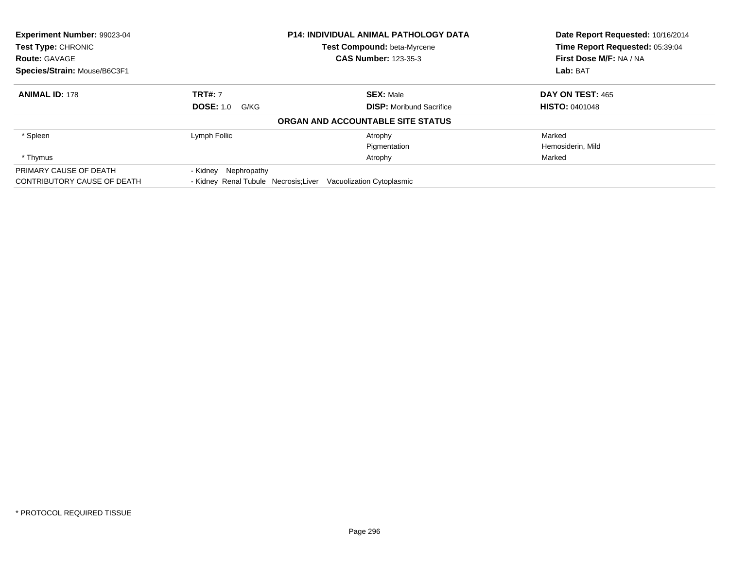**Experiment Number:** 99023-04
**Test Type:** CHRONIC
**Route:** GAVAGE
**Species/Strain:** Mouse/B6C3F1

**P14: INDIVIDUAL ANIMAL PATHOLOGY DATA**
**Test Compound:** beta-Myrcene
**CAS Number:** 123-35-3

**Date Report Requested:** 10/16/2014
**Time Report Requested:** 05:39:04
**First Dose M/F:** NA / NA
**Lab:** BAT

| **ANIMAL ID:** 178 | **TRT#:** 7 | **SEX:** Male | **DAY ON TEST:** 465 |
|---|---|---|---|
| | **DOSE:** 1.0 G/KG | **DISP:** Moribund Sacrifice | **HISTO:** 0401048 |

**ORGAN AND ACCOUNTABLE SITE STATUS**

| | | | |
|---|---|---|---|
| * Spleen | Lymph Follic | Atrophy | Marked |
| | | Pigmentation | Hemosiderin, Mild |
| * Thymus | | Atrophy | Marked |

| | |
|---|---|
| PRIMARY CAUSE OF DEATH | - Kidney Nephropathy |
| CONTRIBUTORY CAUSE OF DEATH | - Kidney Renal Tubule Necrosis;Liver Vacuolization Cytoplasmic |

* PROTOCOL REQUIRED TISSUE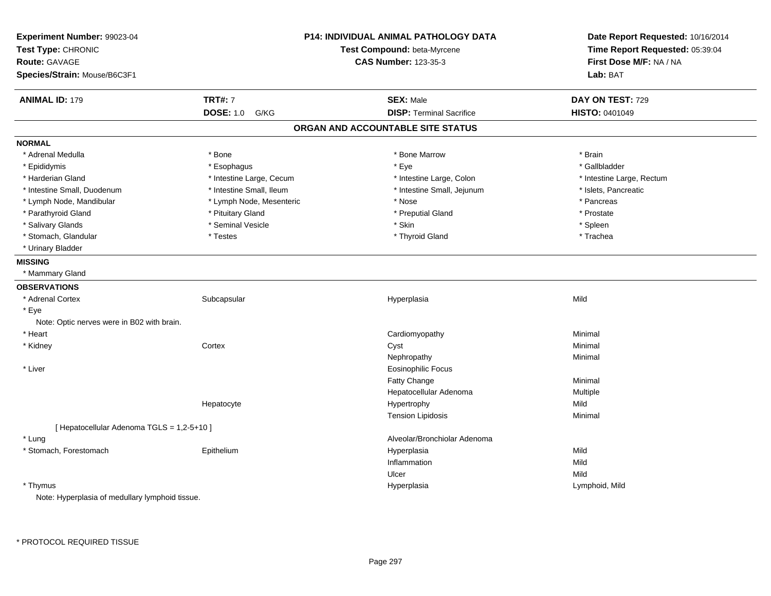**Experiment Number:** 99023-04
**Test Type:** CHRONIC
**Route:** GAVAGE
**Species/Strain:** Mouse/B6C3F1

**P14: INDIVIDUAL ANIMAL PATHOLOGY DATA**
**Test Compound:** beta-Myrcene
**CAS Number:** 123-35-3

**Date Report Requested:** 10/16/2014
**Time Report Requested:** 05:39:04
**First Dose M/F:** NA / NA
**Lab:** BAT

| **ANIMAL ID:** 179 | **TRT#:** 7 | **SEX:** Male | **DAY ON TEST:** 729 |
|---|---|---|---|
| | **DOSE:** 1.0 G/KG | **DISP:** Terminal Sacrifice | **HISTO:** 0401049 |

## ORGAN AND ACCOUNTABLE SITE STATUS

**NORMAL**

| | | | |
|---|---|---|---|
| * Adrenal Medulla | * Bone | * Bone Marrow | * Brain |
| * Epididymis | * Esophagus | * Eye | * Gallbladder |
| * Harderian Gland | * Intestine Large, Cecum | * Intestine Large, Colon | * Intestine Large, Rectum |
| * Intestine Small, Duodenum | * Intestine Small, Ileum | * Intestine Small, Jejunum | * Islets, Pancreatic |
| * Lymph Node, Mandibular | * Lymph Node, Mesenteric | * Nose | * Pancreas |
| * Parathyroid Gland | * Pituitary Gland | * Preputial Gland | * Prostate |
| * Salivary Glands | * Seminal Vesicle | * Skin | * Spleen |
| * Stomach, Glandular | * Testes | * Thyroid Gland | * Trachea |
| * Urinary Bladder | | | |

**MISSING**

* Mammary Gland

**OBSERVATIONS**

| | | | |
|---|---|---|---|
| * Adrenal Cortex | Subcapsular | Hyperplasia | Mild |
| * Eye | | | |
| Note: Optic nerves were in B02 with brain. | | | |
| * Heart | | Cardiomyopathy | Minimal |
| * Kidney | Cortex | Cyst | Minimal |
| | | Nephropathy | Minimal |
| * Liver | | Eosinophilic Focus | |
| | | Fatty Change | Minimal |
| | | Hepatocellular Adenoma | Multiple |
| | Hepatocyte | Hypertrophy | Mild |
| | | Tension Lipidosis | Minimal |
| [ Hepatocellular Adenoma TGLS = 1,2-5+10 ] | | | |
| * Lung | | Alveolar/Bronchiolar Adenoma | |
| * Stomach, Forestomach | Epithelium | Hyperplasia | Mild |
| | | Inflammation | Mild |
| | | Ulcer | Mild |
| * Thymus | | Hyperplasia | Lymphoid, Mild |
| Note: Hyperplasia of medullary lymphoid tissue. | | | |

* PROTOCOL REQUIRED TISSUE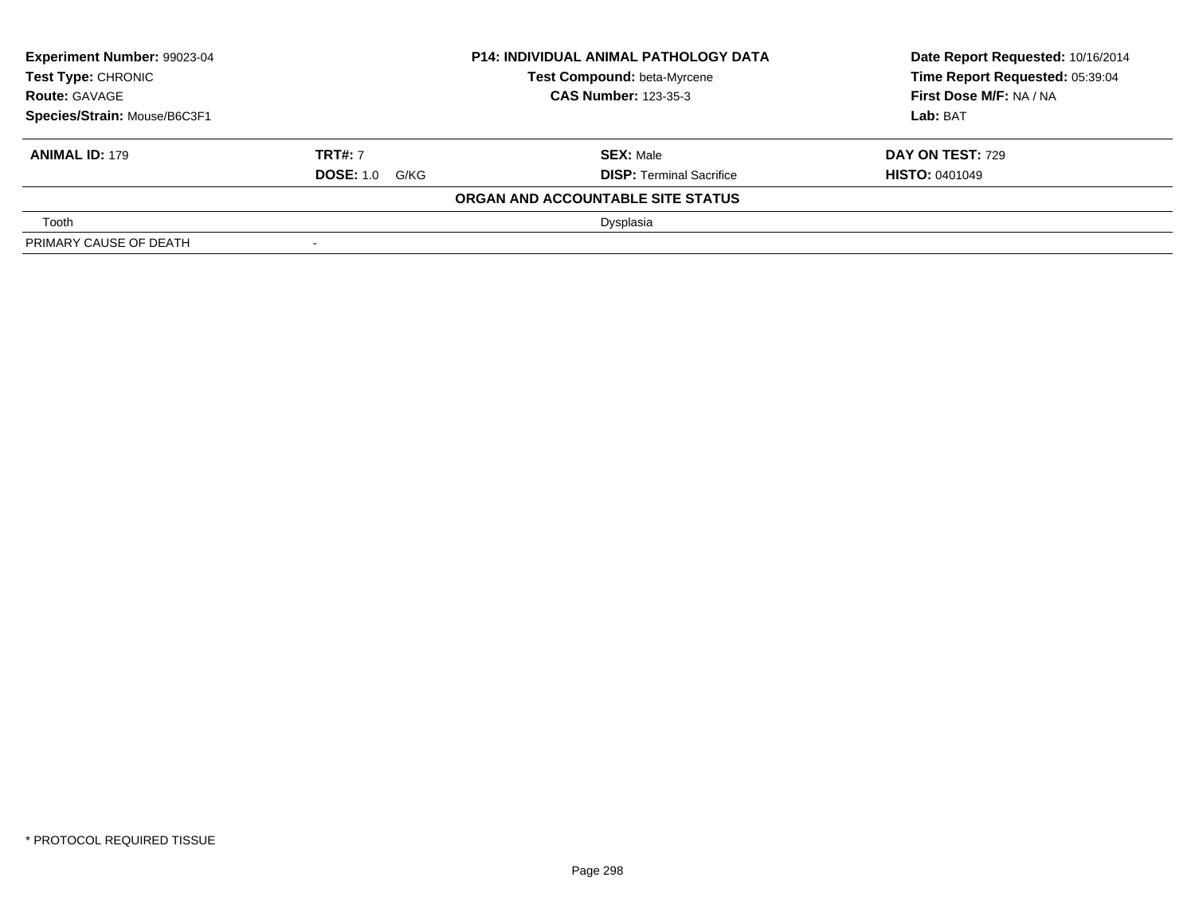**Experiment Number:** 99023-04
**Test Type:** CHRONIC
**Route:** GAVAGE
**Species/Strain:** Mouse/B6C3F1

**P14: INDIVIDUAL ANIMAL PATHOLOGY DATA**
**Test Compound:** beta-Myrcene
**CAS Number:** 123-35-3

**Date Report Requested:** 10/16/2014
**Time Report Requested:** 05:39:04
**First Dose M/F:** NA / NA
**Lab:** BAT

| **ANIMAL ID:** 179 | **TRT#:** 7 | **SEX:** Male | **DAY ON TEST:** 729 |
|---|---|---|---|
| | **DOSE:** 1.0 G/KG | **DISP:** Terminal Sacrifice | **HISTO:** 0401049 |

**ORGAN AND ACCOUNTABLE SITE STATUS**

| | | |
|---|---|---|
| Tooth | | Dysplasia |
| PRIMARY CAUSE OF DEATH | - | |

* PROTOCOL REQUIRED TISSUE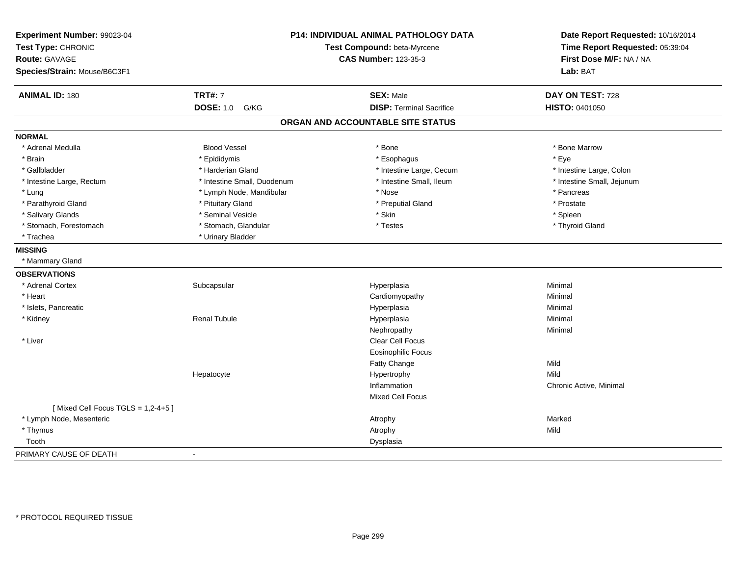**Experiment Number:** 99023-04
**Test Type:** CHRONIC
**Route:** GAVAGE
**Species/Strain:** Mouse/B6C3F1

**P14: INDIVIDUAL ANIMAL PATHOLOGY DATA**
**Test Compound:** beta-Myrcene
**CAS Number:** 123-35-3

**Date Report Requested:** 10/16/2014
**Time Report Requested:** 05:39:04
**First Dose M/F:** NA / NA
**Lab:** BAT

| **ANIMAL ID:** 180 | **TRT#:** 7 | **SEX:** Male | **DAY ON TEST:** 728 |
|---|---|---|---|
| | **DOSE:** 1.0 G/KG | **DISP:** Terminal Sacrifice | **HISTO:** 0401050 |

## ORGAN AND ACCOUNTABLE SITE STATUS

**NORMAL**

| | | | |
|---|---|---|---|
| * Adrenal Medulla | Blood Vessel | * Bone | * Bone Marrow |
| * Brain | * Epididymis | * Esophagus | * Eye |
| * Gallbladder | * Harderian Gland | * Intestine Large, Cecum | * Intestine Large, Colon |
| * Intestine Large, Rectum | * Intestine Small, Duodenum | * Intestine Small, Ileum | * Intestine Small, Jejunum |
| * Lung | * Lymph Node, Mandibular | * Nose | * Pancreas |
| * Parathyroid Gland | * Pituitary Gland | * Preputial Gland | * Prostate |
| * Salivary Glands | * Seminal Vesicle | * Skin | * Spleen |
| * Stomach, Forestomach | * Stomach, Glandular | * Testes | * Thyroid Gland |
| * Trachea | * Urinary Bladder | | |

**MISSING**

* Mammary Gland

**OBSERVATIONS**

| | | | |
|---|---|---|---|
| * Adrenal Cortex | Subcapsular | Hyperplasia | Minimal |
| * Heart | | Cardiomyopathy | Minimal |
| * Islets, Pancreatic | | Hyperplasia | Minimal |
| * Kidney | Renal Tubule | Hyperplasia | Minimal |
| | | Nephropathy | Minimal |
| * Liver | | Clear Cell Focus | |
| | | Eosinophilic Focus | |
| | | Fatty Change | Mild |
| | Hepatocyte | Hypertrophy | Mild |
| | | Inflammation | Chronic Active, Minimal |
| | | Mixed Cell Focus | |
| [ Mixed Cell Focus TGLS = 1,2-4+5 ] | | | |
| * Lymph Node, Mesenteric | | Atrophy | Marked |
| * Thymus | | Atrophy | Mild |
| Tooth | | Dysplasia | |

PRIMARY CAUSE OF DEATH -

* PROTOCOL REQUIRED TISSUE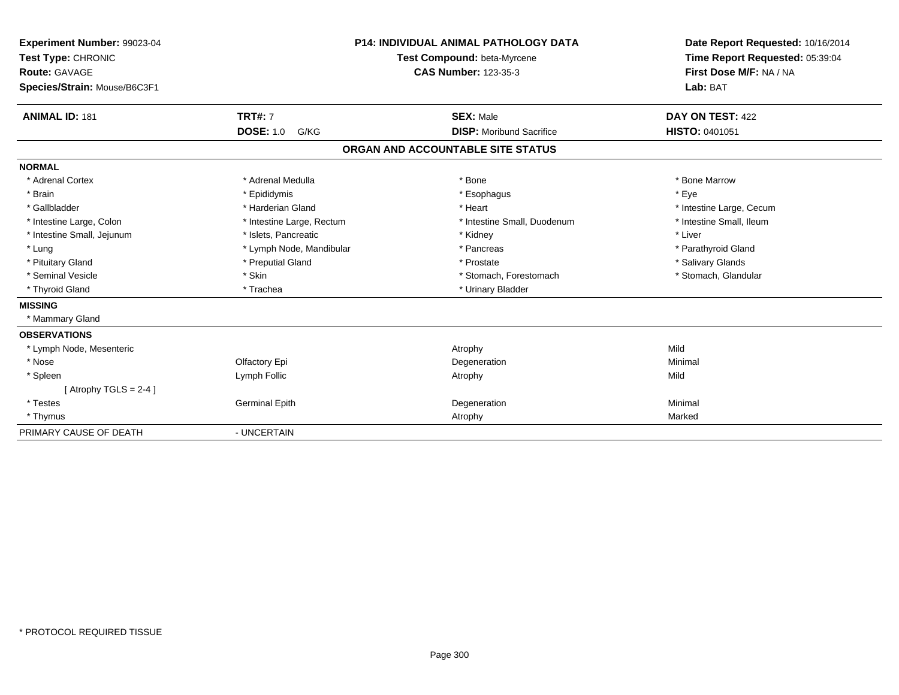**Experiment Number:** 99023-04
**Test Type:** CHRONIC
**Route:** GAVAGE
**Species/Strain:** Mouse/B6C3F1

**P14: INDIVIDUAL ANIMAL PATHOLOGY DATA**
**Test Compound:** beta-Myrcene
**CAS Number:** 123-35-3

**Date Report Requested:** 10/16/2014
**Time Report Requested:** 05:39:04
**First Dose M/F:** NA / NA
**Lab:** BAT

| **ANIMAL ID:** 181 | **TRT#:** 7 | **SEX:** Male | **DAY ON TEST:** 422 |
|---|---|---|---|
| | **DOSE:** 1.0 G/KG | **DISP:** Moribund Sacrifice | **HISTO:** 0401051 |

## ORGAN AND ACCOUNTABLE SITE STATUS

**NORMAL**

| | | | |
|---|---|---|---|
| * Adrenal Cortex | * Adrenal Medulla | * Bone | * Bone Marrow |
| * Brain | * Epididymis | * Esophagus | * Eye |
| * Gallbladder | * Harderian Gland | * Heart | * Intestine Large, Cecum |
| * Intestine Large, Colon | * Intestine Large, Rectum | * Intestine Small, Duodenum | * Intestine Small, Ileum |
| * Intestine Small, Jejunum | * Islets, Pancreatic | * Kidney | * Liver |
| * Lung | * Lymph Node, Mandibular | * Pancreas | * Parathyroid Gland |
| * Pituitary Gland | * Preputial Gland | * Prostate | * Salivary Glands |
| * Seminal Vesicle | * Skin | * Stomach, Forestomach | * Stomach, Glandular |
| * Thyroid Gland | * Trachea | * Urinary Bladder | |

**MISSING**

* Mammary Gland

**OBSERVATIONS**

| | | | |
|---|---|---|---|
| * Lymph Node, Mesenteric | | Atrophy | Mild |
| * Nose | Olfactory Epi | Degeneration | Minimal |
| * Spleen | Lymph Follic | Atrophy | Mild |
| [ Atrophy TGLS = 2-4 ] | | | |
| * Testes | Germinal Epith | Degeneration | Minimal |
| * Thymus | | Atrophy | Marked |

PRIMARY CAUSE OF DEATH - UNCERTAIN

* PROTOCOL REQUIRED TISSUE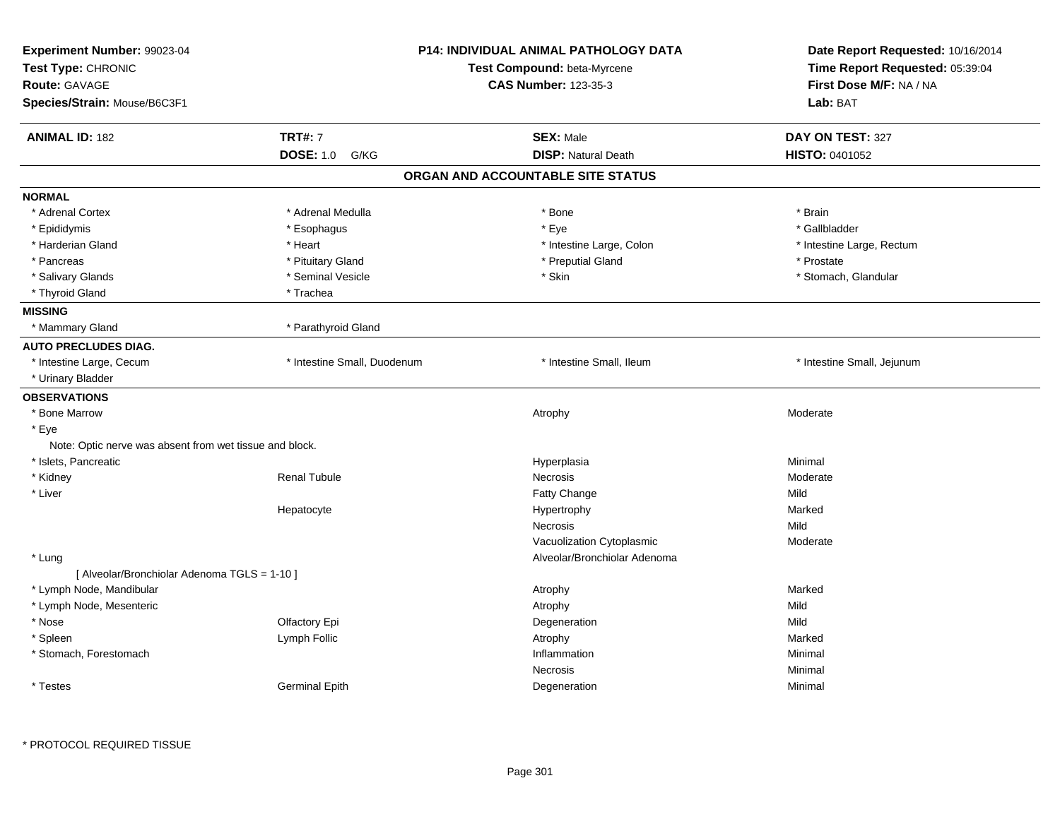**Experiment Number:** 99023-04
**Test Type:** CHRONIC
**Route:** GAVAGE
**Species/Strain:** Mouse/B6C3F1

**P14: INDIVIDUAL ANIMAL PATHOLOGY DATA**
**Test Compound:** beta-Myrcene
**CAS Number:** 123-35-3

**Date Report Requested:** 10/16/2014
**Time Report Requested:** 05:39:04
**First Dose M/F:** NA / NA
**Lab:** BAT

| **ANIMAL ID:** 182 | **TRT#:** 7 | **SEX:** Male | **DAY ON TEST:** 327 |
|---|---|---|---|
| | **DOSE:** 1.0 G/KG | **DISP:** Natural Death | **HISTO:** 0401052 |

## ORGAN AND ACCOUNTABLE SITE STATUS

**NORMAL**

| | | | |
|---|---|---|---|
| * Adrenal Cortex | * Adrenal Medulla | * Bone | * Brain |
| * Epididymis | * Esophagus | * Eye | * Gallbladder |
| * Harderian Gland | * Heart | * Intestine Large, Colon | * Intestine Large, Rectum |
| * Pancreas | * Pituitary Gland | * Preputial Gland | * Prostate |
| * Salivary Glands | * Seminal Vesicle | * Skin | * Stomach, Glandular |
| * Thyroid Gland | * Trachea | | |

**MISSING**

| | |
|---|---|
| * Mammary Gland | * Parathyroid Gland |

**AUTO PRECLUDES DIAG.**

| | | | |
|---|---|---|---|
| * Intestine Large, Cecum | * Intestine Small, Duodenum | * Intestine Small, Ileum | * Intestine Small, Jejunum |
| * Urinary Bladder | | | |

**OBSERVATIONS**

| | | | |
|---|---|---|---|
| * Bone Marrow | | Atrophy | Moderate |
| * Eye | | | |
| Note: Optic nerve was absent from wet tissue and block. | | | |
| * Islets, Pancreatic | | Hyperplasia | Minimal |
| * Kidney | Renal Tubule | Necrosis | Moderate |
| * Liver | | Fatty Change | Mild |
| | Hepatocyte | Hypertrophy | Marked |
| | | Necrosis | Mild |
| | | Vacuolization Cytoplasmic | Moderate |
| * Lung | | Alveolar/Bronchiolar Adenoma | |
| [ Alveolar/Bronchiolar Adenoma TGLS = 1-10 ] | | | |
| * Lymph Node, Mandibular | | Atrophy | Marked |
| * Lymph Node, Mesenteric | | Atrophy | Mild |
| * Nose | Olfactory Epi | Degeneration | Mild |
| * Spleen | Lymph Follic | Atrophy | Marked |
| * Stomach, Forestomach | | Inflammation | Minimal |
| | | Necrosis | Minimal |
| * Testes | Germinal Epith | Degeneration | Minimal |

* PROTOCOL REQUIRED TISSUE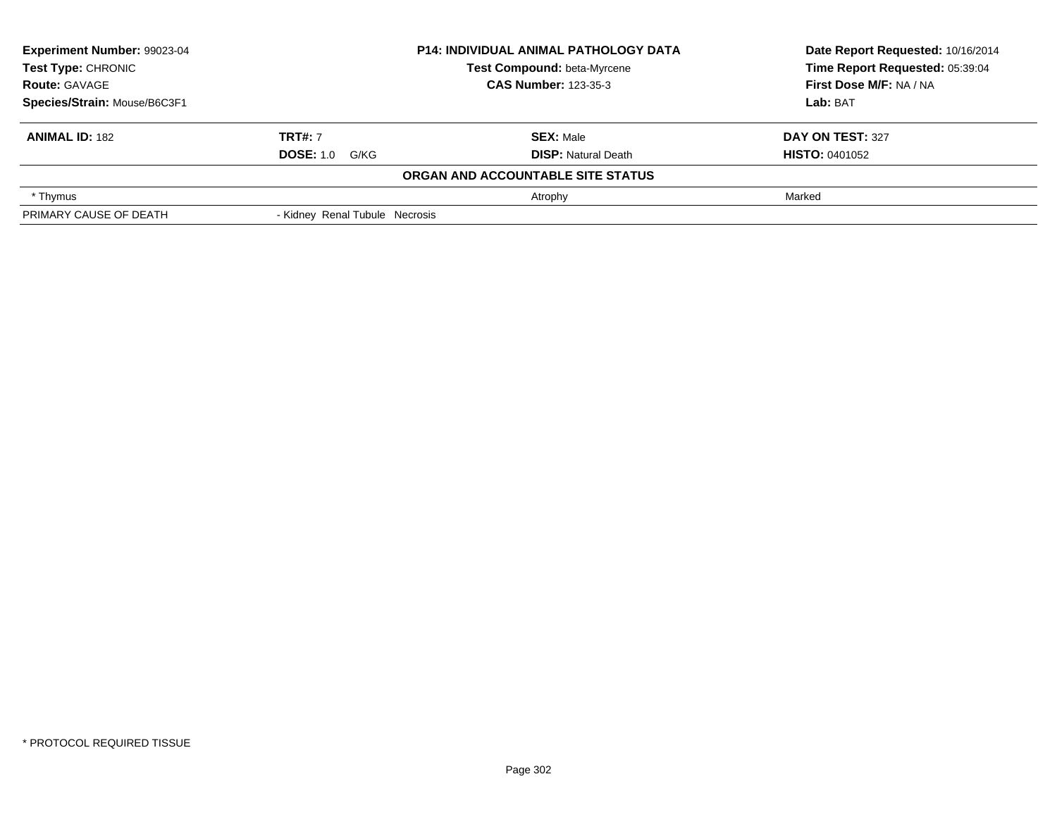| **Experiment Number:** 99023-04 | **P14: INDIVIDUAL ANIMAL PATHOLOGY DATA** | **Date Report Requested:** 10/16/2014 |
|---|---|---|
| **Test Type:** CHRONIC | **Test Compound:** beta-Myrcene | **Time Report Requested:** 05:39:04 |
| **Route:** GAVAGE | **CAS Number:** 123-35-3 | **First Dose M/F:** NA / NA |
| **Species/Strain:** Mouse/B6C3F1 | | **Lab:** BAT |

| **ANIMAL ID:** 182 | **TRT#:** 7 | **SEX:** Male | **DAY ON TEST:** 327 |
|---|---|---|---|
| | **DOSE:** 1.0 G/KG | **DISP:** Natural Death | **HISTO:** 0401052 |
| **ORGAN AND ACCOUNTABLE SITE STATUS** | | | |
| * Thymus | | Atrophy | Marked |
| PRIMARY CAUSE OF DEATH | - Kidney Renal Tubule Necrosis | | |

* PROTOCOL REQUIRED TISSUE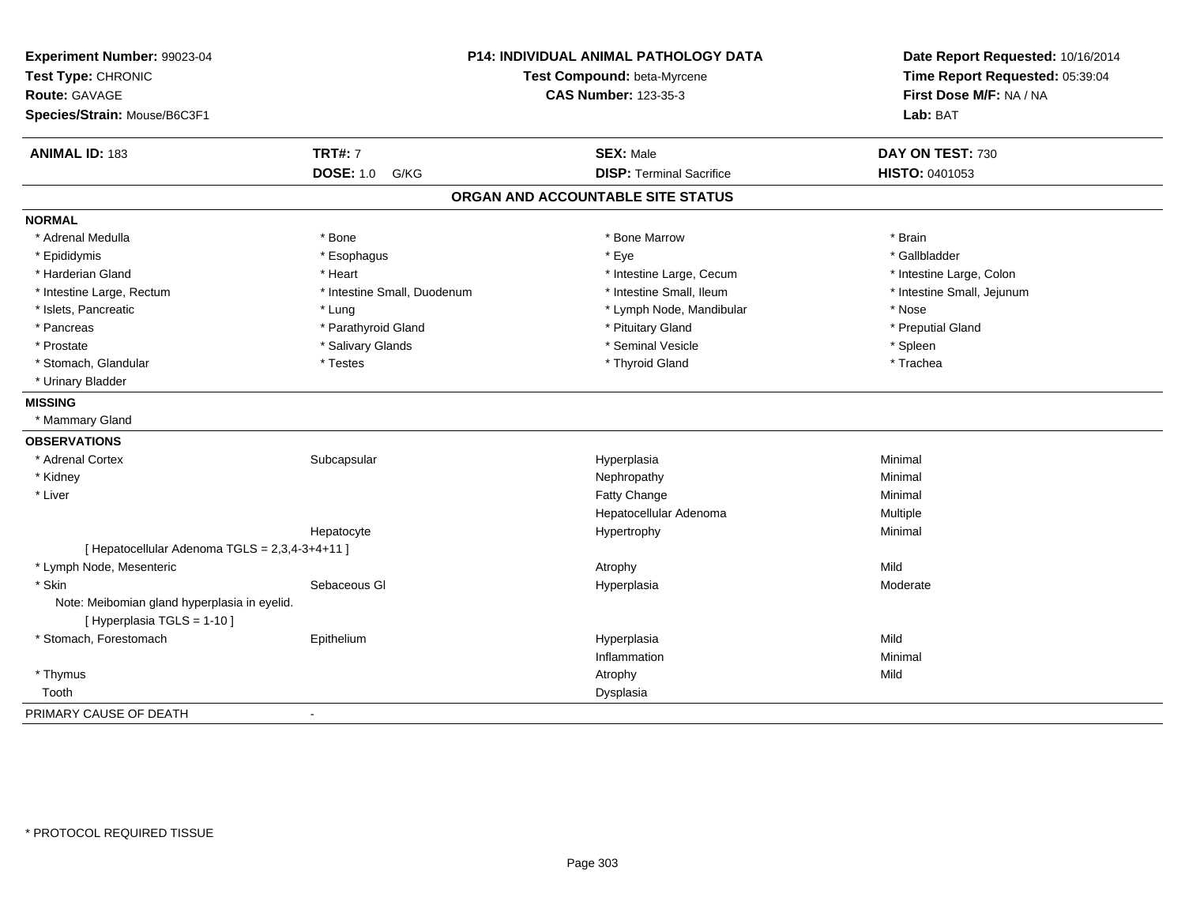**Experiment Number:** 99023-04
**Test Type:** CHRONIC
**Route:** GAVAGE
**Species/Strain:** Mouse/B6C3F1

**P14: INDIVIDUAL ANIMAL PATHOLOGY DATA**
**Test Compound:** beta-Myrcene
**CAS Number:** 123-35-3

**Date Report Requested:** 10/16/2014
**Time Report Requested:** 05:39:04
**First Dose M/F:** NA / NA
**Lab:** BAT

| **ANIMAL ID:** 183 | **TRT#:** 7 | **SEX:** Male | **DAY ON TEST:** 730 |
|---|---|---|---|
| | **DOSE:** 1.0 G/KG | **DISP:** Terminal Sacrifice | **HISTO:** 0401053 |

## ORGAN AND ACCOUNTABLE SITE STATUS

**NORMAL**

| | | | |
|---|---|---|---|
| * Adrenal Medulla | * Bone | * Bone Marrow | * Brain |
| * Epididymis | * Esophagus | * Eye | * Gallbladder |
| * Harderian Gland | * Heart | * Intestine Large, Cecum | * Intestine Large, Colon |
| * Intestine Large, Rectum | * Intestine Small, Duodenum | * Intestine Small, Ileum | * Intestine Small, Jejunum |
| * Islets, Pancreatic | * Lung | * Lymph Node, Mandibular | * Nose |
| * Pancreas | * Parathyroid Gland | * Pituitary Gland | * Preputial Gland |
| * Prostate | * Salivary Glands | * Seminal Vesicle | * Spleen |
| * Stomach, Glandular | * Testes | * Thyroid Gland | * Trachea |
| * Urinary Bladder | | | |

**MISSING**

* Mammary Gland

**OBSERVATIONS**

| | | | |
|---|---|---|---|
| * Adrenal Cortex | Subcapsular | Hyperplasia | Minimal |
| * Kidney | | Nephropathy | Minimal |
| * Liver | | Fatty Change | Minimal |
| | | Hepatocellular Adenoma | Multiple |
| | Hepatocyte | Hypertrophy | Minimal |
| [ Hepatocellular Adenoma TGLS = 2,3,4-3+4+11 ] | | | |
| * Lymph Node, Mesenteric | | Atrophy | Mild |
| * Skin | Sebaceous Gl | Hyperplasia | Moderate |
| Note: Meibomian gland hyperplasia in eyelid. | | | |
| [ Hyperplasia TGLS = 1-10 ] | | | |
| * Stomach, Forestomach | Epithelium | Hyperplasia | Mild |
| | | Inflammation | Minimal |
| * Thymus | | Atrophy | Mild |
| Tooth | | Dysplasia | |

PRIMARY CAUSE OF DEATH -

\* PROTOCOL REQUIRED TISSUE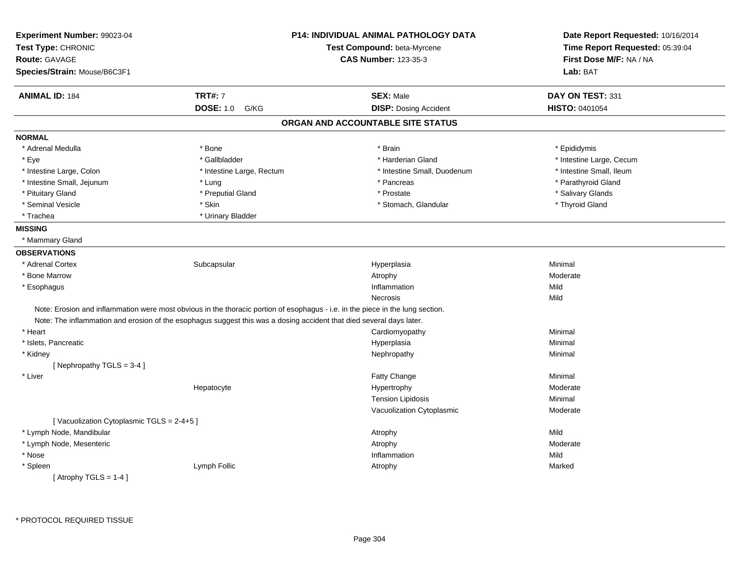**Experiment Number:** 99023-04
**Test Type:** CHRONIC
**Route:** GAVAGE
**Species/Strain:** Mouse/B6C3F1

## P14: INDIVIDUAL ANIMAL PATHOLOGY DATA

**Test Compound:** beta-Myrcene
**CAS Number:** 123-35-3

**Date Report Requested:** 10/16/2014
**Time Report Requested:** 05:39:04
**First Dose M/F:** NA / NA
**Lab:** BAT

| **ANIMAL ID:** 184 | **TRT#:** 7 | **SEX:** Male | **DAY ON TEST:** 331 |
|---|---|---|---|
| | **DOSE:** 1.0 G/KG | **DISP:** Dosing Accident | **HISTO:** 0401054 |

### ORGAN AND ACCOUNTABLE SITE STATUS

**NORMAL**

| | | | |
|---|---|---|---|
| * Adrenal Medulla | * Bone | * Brain | * Epididymis |
| * Eye | * Gallbladder | * Harderian Gland | * Intestine Large, Cecum |
| * Intestine Large, Colon | * Intestine Large, Rectum | * Intestine Small, Duodenum | * Intestine Small, Ileum |
| * Intestine Small, Jejunum | * Lung | * Pancreas | * Parathyroid Gland |
| * Pituitary Gland | * Preputial Gland | * Prostate | * Salivary Glands |
| * Seminal Vesicle | * Skin | * Stomach, Glandular | * Thyroid Gland |
| * Trachea | * Urinary Bladder | | |

**MISSING**

* Mammary Gland

**OBSERVATIONS**

| | | | |
|---|---|---|---|
| * Adrenal Cortex | Subcapsular | Hyperplasia | Minimal |
| * Bone Marrow | | Atrophy | Moderate |
| * Esophagus | | Inflammation | Mild |
| | | Necrosis | Mild |

Note: Erosion and inflammation were most obvious in the thoracic portion of esophagus - i.e. in the piece in the lung section.
Note: The inflammation and erosion of the esophagus suggest this was a dosing accident that died several days later.

| | | | |
|---|---|---|---|
| * Heart | | Cardiomyopathy | Minimal |
| * Islets, Pancreatic | | Hyperplasia | Minimal |
| * Kidney | | Nephropathy | Minimal |
| [ Nephropathy TGLS = 3-4 ] | | | |
| * Liver | | Fatty Change | Minimal |
| | Hepatocyte | Hypertrophy | Moderate |
| | | Tension Lipidosis | Minimal |
| | | Vacuolization Cytoplasmic | Moderate |
| [ Vacuolization Cytoplasmic TGLS = 2-4+5 ] | | | |
| * Lymph Node, Mandibular | | Atrophy | Mild |
| * Lymph Node, Mesenteric | | Atrophy | Moderate |
| * Nose | | Inflammation | Mild |
| * Spleen | Lymph Follic | Atrophy | Marked |
| [ Atrophy TGLS = 1-4 ] | | | |

* PROTOCOL REQUIRED TISSUE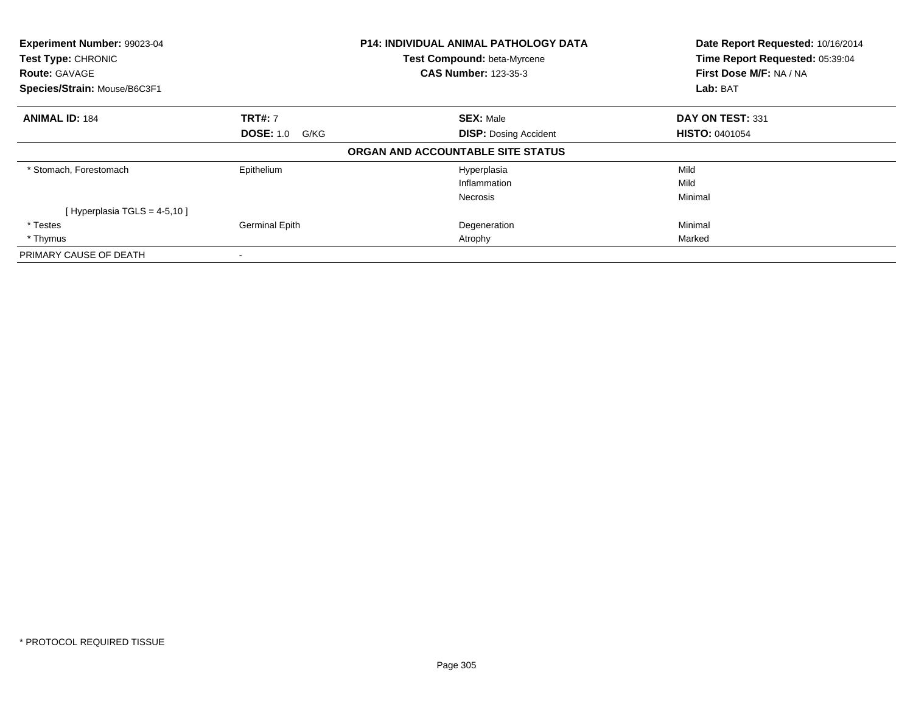**Experiment Number:** 99023-04
**Test Type:** CHRONIC
**Route:** GAVAGE
**Species/Strain:** Mouse/B6C3F1

**P14: INDIVIDUAL ANIMAL PATHOLOGY DATA**
**Test Compound:** beta-Myrcene
**CAS Number:** 123-35-3

**Date Report Requested:** 10/16/2014
**Time Report Requested:** 05:39:04
**First Dose M/F:** NA / NA
**Lab:** BAT

| **ANIMAL ID:** 184 | **TRT#:** 7 | **SEX:** Male | **DAY ON TEST:** 331 |
|---|---|---|---|
| | **DOSE:** 1.0 G/KG | **DISP:** Dosing Accident | **HISTO:** 0401054 |

**ORGAN AND ACCOUNTABLE SITE STATUS**

| | | | |
|---|---|---|---|
| * Stomach, Forestomach | Epithelium | Hyperplasia | Mild |
| | | Inflammation | Mild |
| | | Necrosis | Minimal |
| [ Hyperplasia TGLS = 4-5,10 ] | | | |
| * Testes | Germinal Epith | Degeneration | Minimal |
| * Thymus | | Atrophy | Marked |
| PRIMARY CAUSE OF DEATH | - | | |

* PROTOCOL REQUIRED TISSUE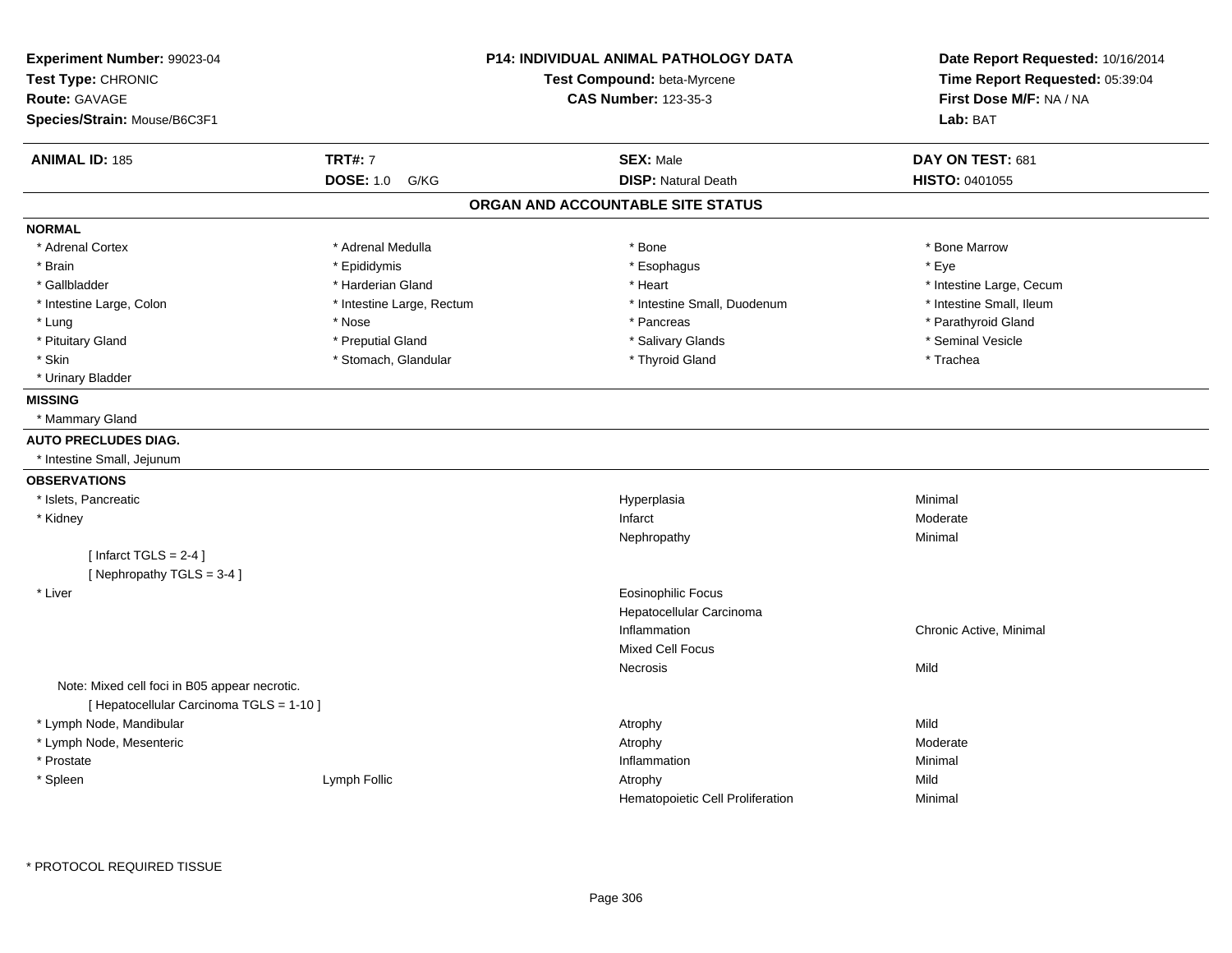**Experiment Number:** 99023-04
**Test Type:** CHRONIC
**Route:** GAVAGE
**Species/Strain:** Mouse/B6C3F1

**P14: INDIVIDUAL ANIMAL PATHOLOGY DATA**
**Test Compound:** beta-Myrcene
**CAS Number:** 123-35-3

**Date Report Requested:** 10/16/2014
**Time Report Requested:** 05:39:04
**First Dose M/F:** NA / NA
**Lab:** BAT

| **ANIMAL ID:** 185 | **TRT#:** 7 | **SEX:** Male | **DAY ON TEST:** 681 |
|---|---|---|---|
| | **DOSE:** 1.0 G/KG | **DISP:** Natural Death | **HISTO:** 0401055 |

## ORGAN AND ACCOUNTABLE SITE STATUS

**NORMAL**

| | | | |
|---|---|---|---|
| * Adrenal Cortex | * Adrenal Medulla | * Bone | * Bone Marrow |
| * Brain | * Epididymis | * Esophagus | * Eye |
| * Gallbladder | * Harderian Gland | * Heart | * Intestine Large, Cecum |
| * Intestine Large, Colon | * Intestine Large, Rectum | * Intestine Small, Duodenum | * Intestine Small, Ileum |
| * Lung | * Nose | * Pancreas | * Parathyroid Gland |
| * Pituitary Gland | * Preputial Gland | * Salivary Glands | * Seminal Vesicle |
| * Skin | * Stomach, Glandular | * Thyroid Gland | * Trachea |
| * Urinary Bladder | | | |

**MISSING**

* Mammary Gland

**AUTO PRECLUDES DIAG.**

* Intestine Small, Jejunum

**OBSERVATIONS**

| | | | |
|---|---|---|---|
| * Islets, Pancreatic | | Hyperplasia | Minimal |
| * Kidney | | Infarct | Moderate |
| | | Nephropathy | Minimal |
| [ Infarct TGLS = 2-4 ] | | | |
| [ Nephropathy TGLS = 3-4 ] | | | |
| * Liver | | Eosinophilic Focus | |
| | | Hepatocellular Carcinoma | |
| | | Inflammation | Chronic Active, Minimal |
| | | Mixed Cell Focus | |
| | | Necrosis | Mild |
| Note: Mixed cell foci in B05 appear necrotic. | | | |
| [ Hepatocellular Carcinoma TGLS = 1-10 ] | | | |
| * Lymph Node, Mandibular | | Atrophy | Mild |
| * Lymph Node, Mesenteric | | Atrophy | Moderate |
| * Prostate | | Inflammation | Minimal |
| * Spleen | Lymph Follic | Atrophy | Mild |
| | | Hematopoietic Cell Proliferation | Minimal |

* PROTOCOL REQUIRED TISSUE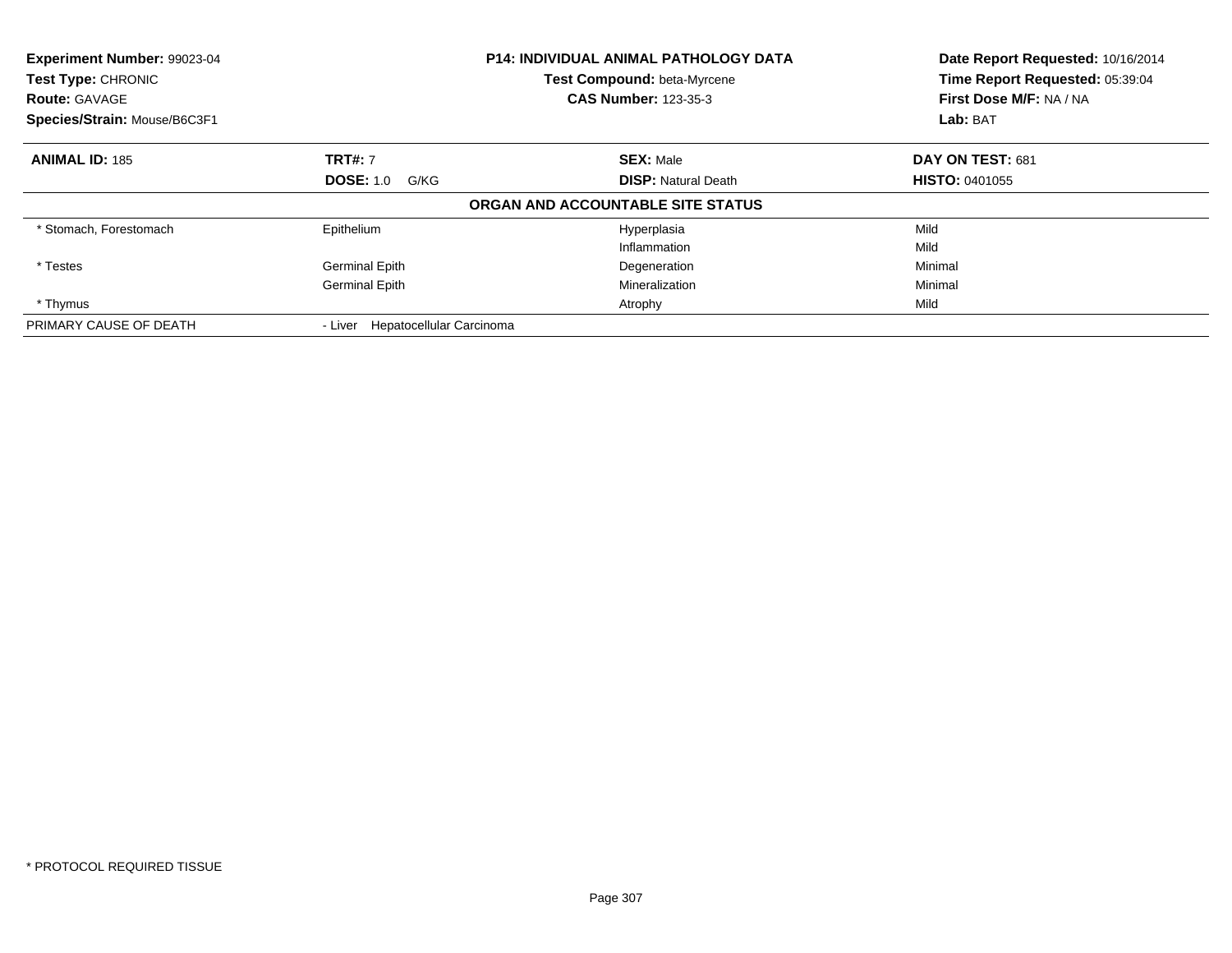**Experiment Number:** 99023-04
**Test Type:** CHRONIC
**Route:** GAVAGE
**Species/Strain:** Mouse/B6C3F1

**P14: INDIVIDUAL ANIMAL PATHOLOGY DATA**
**Test Compound:** beta-Myrcene
**CAS Number:** 123-35-3

**Date Report Requested:** 10/16/2014
**Time Report Requested:** 05:39:04
**First Dose M/F:** NA / NA
**Lab:** BAT

| **ANIMAL ID:** 185 | **TRT#:** 7 | **SEX:** Male | **DAY ON TEST:** 681 |
|---|---|---|---|
| | **DOSE:** 1.0 G/KG | **DISP:** Natural Death | **HISTO:** 0401055 |

**ORGAN AND ACCOUNTABLE SITE STATUS**

| | | | |
|---|---|---|---|
| * Stomach, Forestomach | Epithelium | Hyperplasia | Mild |
| | | Inflammation | Mild |
| * Testes | Germinal Epith | Degeneration | Minimal |
| | Germinal Epith | Mineralization | Minimal |
| * Thymus | | Atrophy | Mild |
| PRIMARY CAUSE OF DEATH | - Liver Hepatocellular Carcinoma | | |

* PROTOCOL REQUIRED TISSUE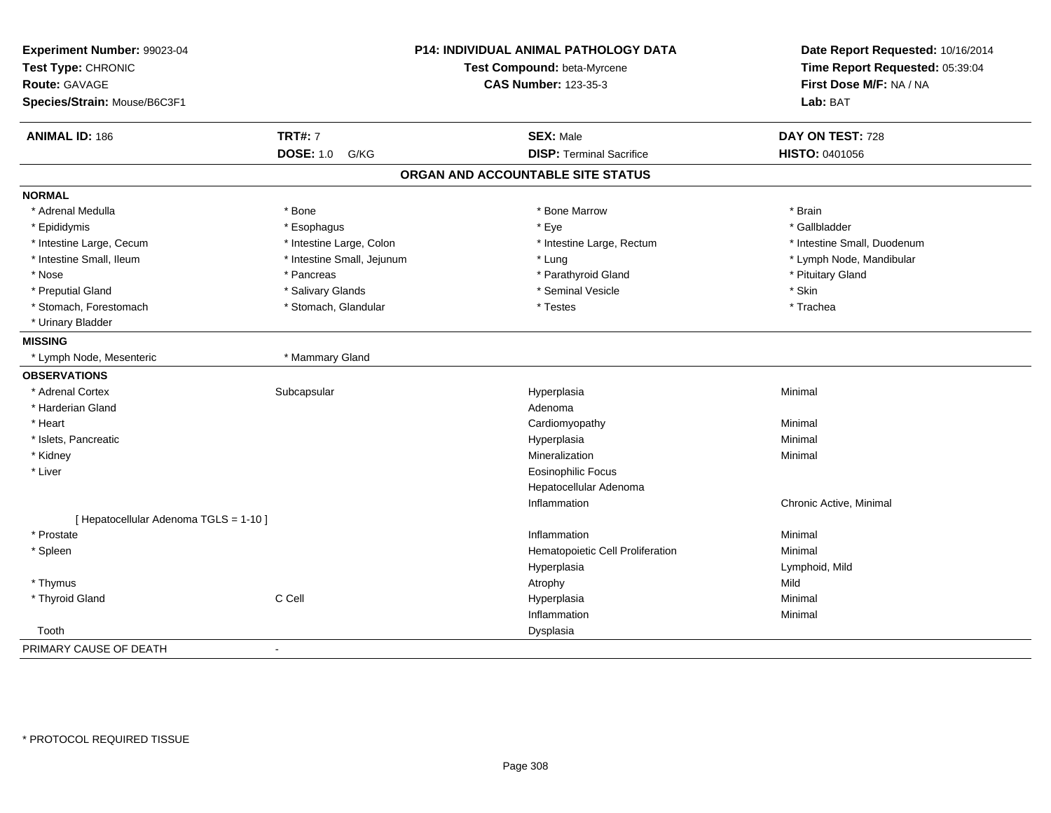**Experiment Number:** 99023-04
**Test Type:** CHRONIC
**Route:** GAVAGE
**Species/Strain:** Mouse/B6C3F1

**P14: INDIVIDUAL ANIMAL PATHOLOGY DATA**
**Test Compound:** beta-Myrcene
**CAS Number:** 123-35-3

**Date Report Requested:** 10/16/2014
**Time Report Requested:** 05:39:04
**First Dose M/F:** NA / NA
**Lab:** BAT

| **ANIMAL ID:** 186 | **TRT#:** 7 | **SEX:** Male | **DAY ON TEST:** 728 |
|---|---|---|---|
| | **DOSE:** 1.0 G/KG | **DISP:** Terminal Sacrifice | **HISTO:** 0401056 |

## ORGAN AND ACCOUNTABLE SITE STATUS

**NORMAL**

| | | | |
|---|---|---|---|
| * Adrenal Medulla | * Bone | * Bone Marrow | * Brain |
| * Epididymis | * Esophagus | * Eye | * Gallbladder |
| * Intestine Large, Cecum | * Intestine Large, Colon | * Intestine Large, Rectum | * Intestine Small, Duodenum |
| * Intestine Small, Ileum | * Intestine Small, Jejunum | * Lung | * Lymph Node, Mandibular |
| * Nose | * Pancreas | * Parathyroid Gland | * Pituitary Gland |
| * Preputial Gland | * Salivary Glands | * Seminal Vesicle | * Skin |
| * Stomach, Forestomach | * Stomach, Glandular | * Testes | * Trachea |
| * Urinary Bladder | | | |

**MISSING**

| | |
|---|---|
| * Lymph Node, Mesenteric | * Mammary Gland |

**OBSERVATIONS**

| Organ | Site | Observation | Severity |
|---|---|---|---|
| * Adrenal Cortex | Subcapsular | Hyperplasia | Minimal |
| * Harderian Gland | | Adenoma | |
| * Heart | | Cardiomyopathy | Minimal |
| * Islets, Pancreatic | | Hyperplasia | Minimal |
| * Kidney | | Mineralization | Minimal |
| * Liver | | Eosinophilic Focus | |
| | | Hepatocellular Adenoma | |
| | | Inflammation | Chronic Active, Minimal |
| [ Hepatocellular Adenoma TGLS = 1-10 ] | | | |
| * Prostate | | Inflammation | Minimal |
| * Spleen | | Hematopoietic Cell Proliferation | Minimal |
| | | Hyperplasia | Lymphoid, Mild |
| * Thymus | | Atrophy | Mild |
| * Thyroid Gland | C Cell | Hyperplasia | Minimal |
| | | Inflammation | Minimal |
| Tooth | | Dysplasia | |

PRIMARY CAUSE OF DEATH -

* PROTOCOL REQUIRED TISSUE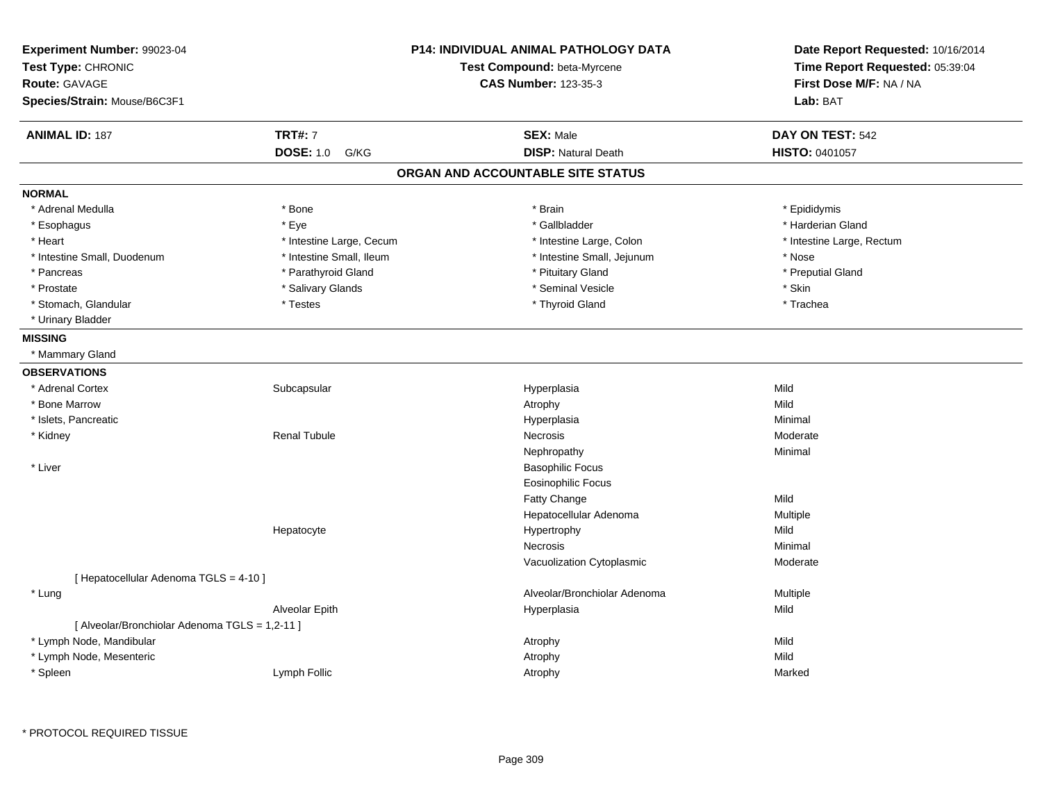**Experiment Number:** 99023-04
**Test Type:** CHRONIC
**Route:** GAVAGE
**Species/Strain:** Mouse/B6C3F1

**P14: INDIVIDUAL ANIMAL PATHOLOGY DATA**
**Test Compound:** beta-Myrcene
**CAS Number:** 123-35-3

**Date Report Requested:** 10/16/2014
**Time Report Requested:** 05:39:04
**First Dose M/F:** NA / NA
**Lab:** BAT

| **ANIMAL ID:** 187 | **TRT#:** 7 | **SEX:** Male | **DAY ON TEST:** 542 |
|---|---|---|---|
| | **DOSE:** 1.0 G/KG | **DISP:** Natural Death | **HISTO:** 0401057 |

## ORGAN AND ACCOUNTABLE SITE STATUS

**NORMAL**

| | | | |
|---|---|---|---|
| * Adrenal Medulla | * Bone | * Brain | * Epididymis |
| * Esophagus | * Eye | * Gallbladder | * Harderian Gland |
| * Heart | * Intestine Large, Cecum | * Intestine Large, Colon | * Intestine Large, Rectum |
| * Intestine Small, Duodenum | * Intestine Small, Ileum | * Intestine Small, Jejunum | * Nose |
| * Pancreas | * Parathyroid Gland | * Pituitary Gland | * Preputial Gland |
| * Prostate | * Salivary Glands | * Seminal Vesicle | * Skin |
| * Stomach, Glandular | * Testes | * Thyroid Gland | * Trachea |
| * Urinary Bladder | | | |

**MISSING**

* Mammary Gland

**OBSERVATIONS**

| | | | |
|---|---|---|---|
| * Adrenal Cortex | Subcapsular | Hyperplasia | Mild |
| * Bone Marrow | | Atrophy | Mild |
| * Islets, Pancreatic | | Hyperplasia | Minimal |
| * Kidney | Renal Tubule | Necrosis | Moderate |
| | | Nephropathy | Minimal |
| * Liver | | Basophilic Focus | |
| | | Eosinophilic Focus | |
| | | Fatty Change | Mild |
| | | Hepatocellular Adenoma | Multiple |
| | Hepatocyte | Hypertrophy | Mild |
| | | Necrosis | Minimal |
| | | Vacuolization Cytoplasmic | Moderate |
| [ Hepatocellular Adenoma TGLS = 4-10 ] | | | |
| * Lung | | Alveolar/Bronchiolar Adenoma | Multiple |
| | Alveolar Epith | Hyperplasia | Mild |
| [ Alveolar/Bronchiolar Adenoma TGLS = 1,2-11 ] | | | |
| * Lymph Node, Mandibular | | Atrophy | Mild |
| * Lymph Node, Mesenteric | | Atrophy | Mild |
| * Spleen | Lymph Follic | Atrophy | Marked |

* PROTOCOL REQUIRED TISSUE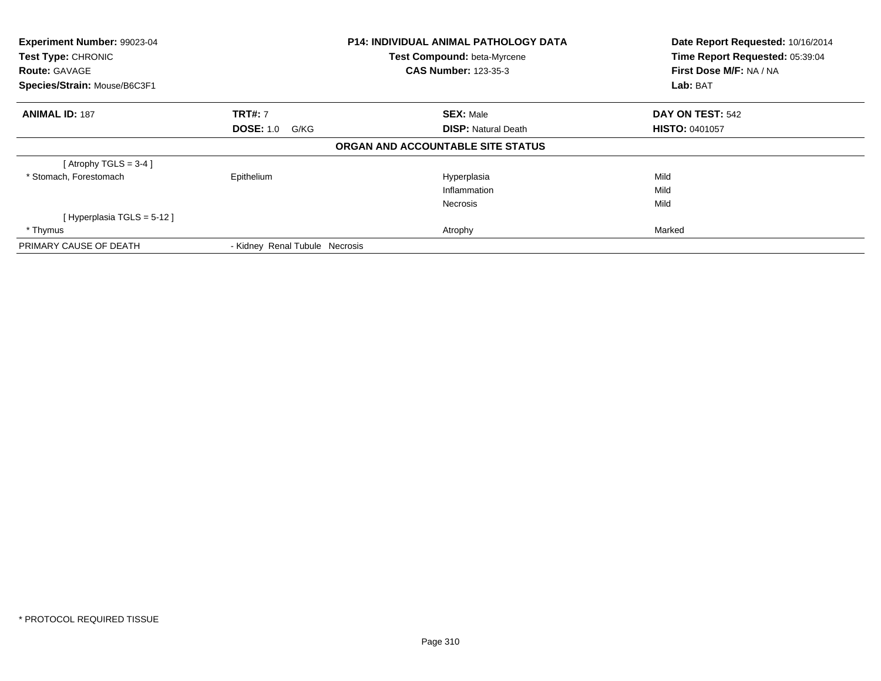**Experiment Number:** 99023-04
**Test Type:** CHRONIC
**Route:** GAVAGE
**Species/Strain:** Mouse/B6C3F1

**P14: INDIVIDUAL ANIMAL PATHOLOGY DATA**
**Test Compound:** beta-Myrcene
**CAS Number:** 123-35-3

**Date Report Requested:** 10/16/2014
**Time Report Requested:** 05:39:04
**First Dose M/F:** NA / NA
**Lab:** BAT

| **ANIMAL ID:** 187 | **TRT#:** 7 | **SEX:** Male | **DAY ON TEST:** 542 |
|---|---|---|---|
| | **DOSE:** 1.0 G/KG | **DISP:** Natural Death | **HISTO:** 0401057 |

**ORGAN AND ACCOUNTABLE SITE STATUS**

| | | | |
|---|---|---|---|
| [ Atrophy TGLS = 3-4 ] | | | |
| * Stomach, Forestomach | Epithelium | Hyperplasia | Mild |
| | | Inflammation | Mild |
| | | Necrosis | Mild |
| [ Hyperplasia TGLS = 5-12 ] | | | |
| * Thymus | | Atrophy | Marked |
| PRIMARY CAUSE OF DEATH | - Kidney Renal Tubule Necrosis | | |

* PROTOCOL REQUIRED TISSUE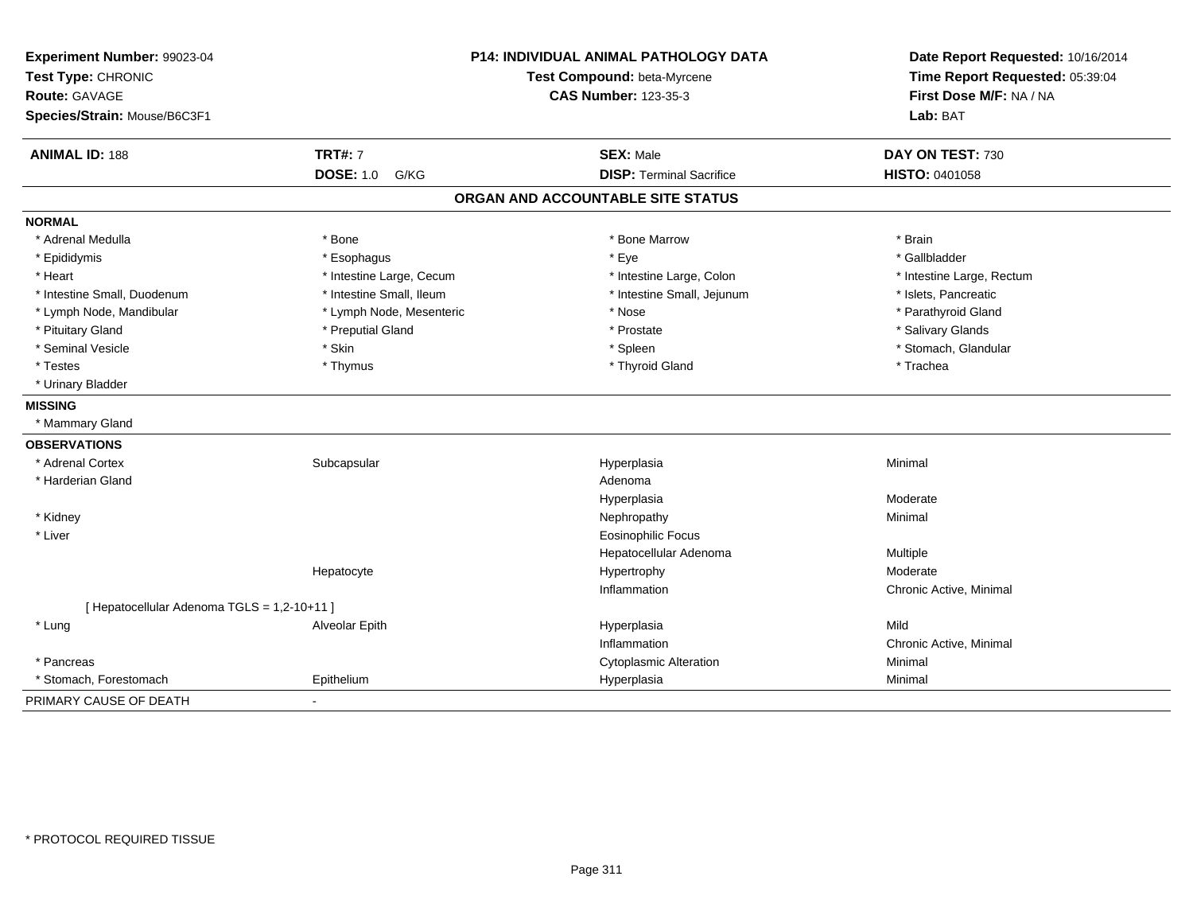**Experiment Number:** 99023-04
**Test Type:** CHRONIC
**Route:** GAVAGE
**Species/Strain:** Mouse/B6C3F1

**P14: INDIVIDUAL ANIMAL PATHOLOGY DATA**
**Test Compound:** beta-Myrcene
**CAS Number:** 123-35-3

**Date Report Requested:** 10/16/2014
**Time Report Requested:** 05:39:04
**First Dose M/F:** NA / NA
**Lab:** BAT

| **ANIMAL ID:** 188 | **TRT#:** 7 | **SEX:** Male | **DAY ON TEST:** 730 |
|---|---|---|---|
| | **DOSE:** 1.0 G/KG | **DISP:** Terminal Sacrifice | **HISTO:** 0401058 |

## ORGAN AND ACCOUNTABLE SITE STATUS

**NORMAL**

| | | | |
|---|---|---|---|
| * Adrenal Medulla | * Bone | * Bone Marrow | * Brain |
| * Epididymis | * Esophagus | * Eye | * Gallbladder |
| * Heart | * Intestine Large, Cecum | * Intestine Large, Colon | * Intestine Large, Rectum |
| * Intestine Small, Duodenum | * Intestine Small, Ileum | * Intestine Small, Jejunum | * Islets, Pancreatic |
| * Lymph Node, Mandibular | * Lymph Node, Mesenteric | * Nose | * Parathyroid Gland |
| * Pituitary Gland | * Preputial Gland | * Prostate | * Salivary Glands |
| * Seminal Vesicle | * Skin | * Spleen | * Stomach, Glandular |
| * Testes | * Thymus | * Thyroid Gland | * Trachea |
| * Urinary Bladder | | | |

**MISSING**

* Mammary Gland

**OBSERVATIONS**

| | | | |
|---|---|---|---|
| * Adrenal Cortex | Subcapsular | Hyperplasia | Minimal |
| * Harderian Gland | | Adenoma | |
| | | Hyperplasia | Moderate |
| * Kidney | | Nephropathy | Minimal |
| * Liver | | Eosinophilic Focus | |
| | | Hepatocellular Adenoma | Multiple |
| | Hepatocyte | Hypertrophy | Moderate |
| | | Inflammation | Chronic Active, Minimal |
| [ Hepatocellular Adenoma TGLS = 1,2-10+11 ] | | | |
| * Lung | Alveolar Epith | Hyperplasia | Mild |
| | | Inflammation | Chronic Active, Minimal |
| * Pancreas | | Cytoplasmic Alteration | Minimal |
| * Stomach, Forestomach | Epithelium | Hyperplasia | Minimal |

PRIMARY CAUSE OF DEATH -

* PROTOCOL REQUIRED TISSUE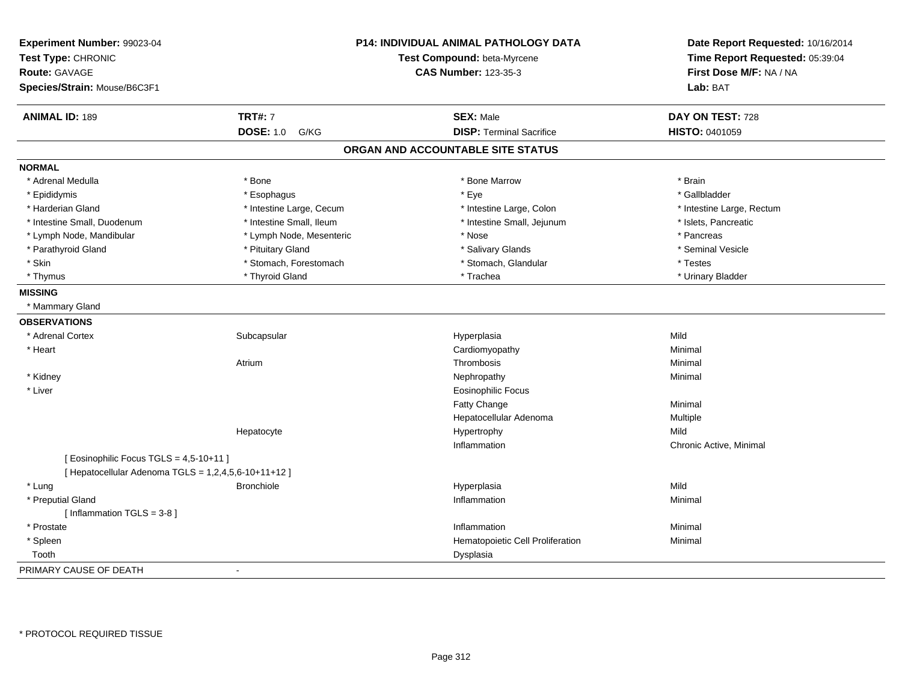**Experiment Number:** 99023-04
**Test Type:** CHRONIC
**Route:** GAVAGE
**Species/Strain:** Mouse/B6C3F1

**P14: INDIVIDUAL ANIMAL PATHOLOGY DATA**
**Test Compound:** beta-Myrcene
**CAS Number:** 123-35-3

**Date Report Requested:** 10/16/2014
**Time Report Requested:** 05:39:04
**First Dose M/F:** NA / NA
**Lab:** BAT

| **ANIMAL ID:** 189 | **TRT#:** 7 | **SEX:** Male | **DAY ON TEST:** 728 |
|---|---|---|---|
| | **DOSE:** 1.0 G/KG | **DISP:** Terminal Sacrifice | **HISTO:** 0401059 |

## ORGAN AND ACCOUNTABLE SITE STATUS

**NORMAL**

| | | | |
|---|---|---|---|
| * Adrenal Medulla | * Bone | * Bone Marrow | * Brain |
| * Epididymis | * Esophagus | * Eye | * Gallbladder |
| * Harderian Gland | * Intestine Large, Cecum | * Intestine Large, Colon | * Intestine Large, Rectum |
| * Intestine Small, Duodenum | * Intestine Small, Ileum | * Intestine Small, Jejunum | * Islets, Pancreatic |
| * Lymph Node, Mandibular | * Lymph Node, Mesenteric | * Nose | * Pancreas |
| * Parathyroid Gland | * Pituitary Gland | * Salivary Glands | * Seminal Vesicle |
| * Skin | * Stomach, Forestomach | * Stomach, Glandular | * Testes |
| * Thymus | * Thyroid Gland | * Trachea | * Urinary Bladder |

**MISSING**

* Mammary Gland

**OBSERVATIONS**

| | | | |
|---|---|---|---|
| * Adrenal Cortex | Subcapsular | Hyperplasia | Mild |
| * Heart | | Cardiomyopathy | Minimal |
| | Atrium | Thrombosis | Minimal |
| * Kidney | | Nephropathy | Minimal |
| * Liver | | Eosinophilic Focus | |
| | | Fatty Change | Minimal |
| | | Hepatocellular Adenoma | Multiple |
| | Hepatocyte | Hypertrophy | Mild |
| | | Inflammation | Chronic Active, Minimal |
| [ Eosinophilic Focus TGLS = 4,5-10+11 ] | | | |
| [ Hepatocellular Adenoma TGLS = 1,2,4,5,6-10+11+12 ] | | | |
| * Lung | Bronchiole | Hyperplasia | Mild |
| * Preputial Gland | | Inflammation | Minimal |
| [ Inflammation TGLS = 3-8 ] | | | |
| * Prostate | | Inflammation | Minimal |
| * Spleen | | Hematopoietic Cell Proliferation | Minimal |
| Tooth | | Dysplasia | |

PRIMARY CAUSE OF DEATH -

* PROTOCOL REQUIRED TISSUE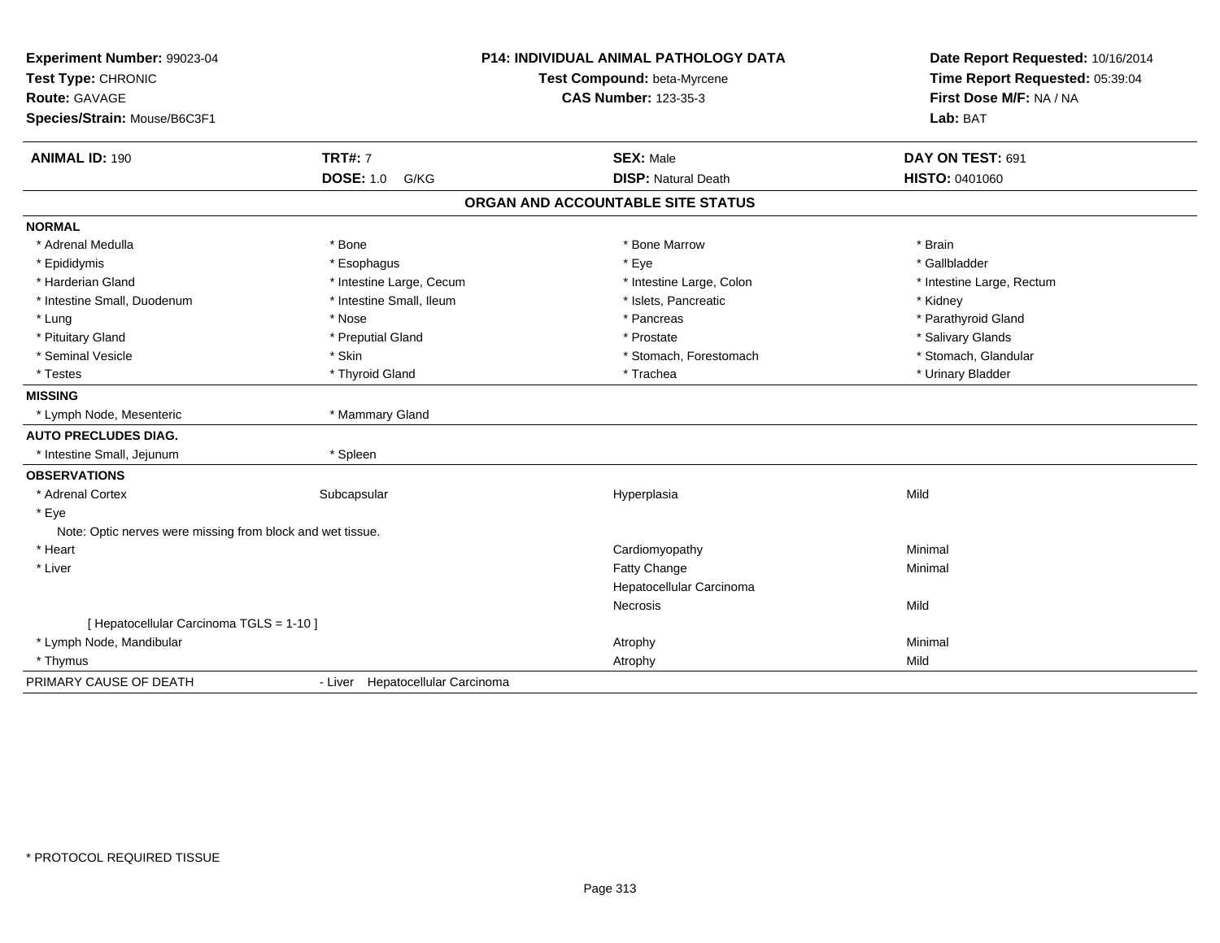**Experiment Number:** 99023-04
**Test Type:** CHRONIC
**Route:** GAVAGE
**Species/Strain:** Mouse/B6C3F1

**P14: INDIVIDUAL ANIMAL PATHOLOGY DATA**
**Test Compound:** beta-Myrcene
**CAS Number:** 123-35-3

**Date Report Requested:** 10/16/2014
**Time Report Requested:** 05:39:04
**First Dose M/F:** NA / NA
**Lab:** BAT

| **ANIMAL ID:** 190 | **TRT#:** 7 | **SEX:** Male | **DAY ON TEST:** 691 |
|---|---|---|---|
| | **DOSE:** 1.0 G/KG | **DISP:** Natural Death | **HISTO:** 0401060 |

## ORGAN AND ACCOUNTABLE SITE STATUS

**NORMAL**

| | | | |
|---|---|---|---|
| * Adrenal Medulla | * Bone | * Bone Marrow | * Brain |
| * Epididymis | * Esophagus | * Eye | * Gallbladder |
| * Harderian Gland | * Intestine Large, Cecum | * Intestine Large, Colon | * Intestine Large, Rectum |
| * Intestine Small, Duodenum | * Intestine Small, Ileum | * Islets, Pancreatic | * Kidney |
| * Lung | * Nose | * Pancreas | * Parathyroid Gland |
| * Pituitary Gland | * Preputial Gland | * Prostate | * Salivary Glands |
| * Seminal Vesicle | * Skin | * Stomach, Forestomach | * Stomach, Glandular |
| * Testes | * Thyroid Gland | * Trachea | * Urinary Bladder |

**MISSING**

| | |
|---|---|
| * Lymph Node, Mesenteric | * Mammary Gland |

**AUTO PRECLUDES DIAG.**

| | |
|---|---|
| * Intestine Small, Jejunum | * Spleen |

**OBSERVATIONS**

| | | | |
|---|---|---|---|
| * Adrenal Cortex | Subcapsular | Hyperplasia | Mild |
| * Eye | | | |
| Note: Optic nerves were missing from block and wet tissue. | | | |
| * Heart | | Cardiomyopathy | Minimal |
| * Liver | | Fatty Change | Minimal |
| | | Hepatocellular Carcinoma | |
| | | Necrosis | Mild |
| [ Hepatocellular Carcinoma TGLS = 1-10 ] | | | |
| * Lymph Node, Mandibular | | Atrophy | Minimal |
| * Thymus | | Atrophy | Mild |

PRIMARY CAUSE OF DEATH - Liver Hepatocellular Carcinoma

* PROTOCOL REQUIRED TISSUE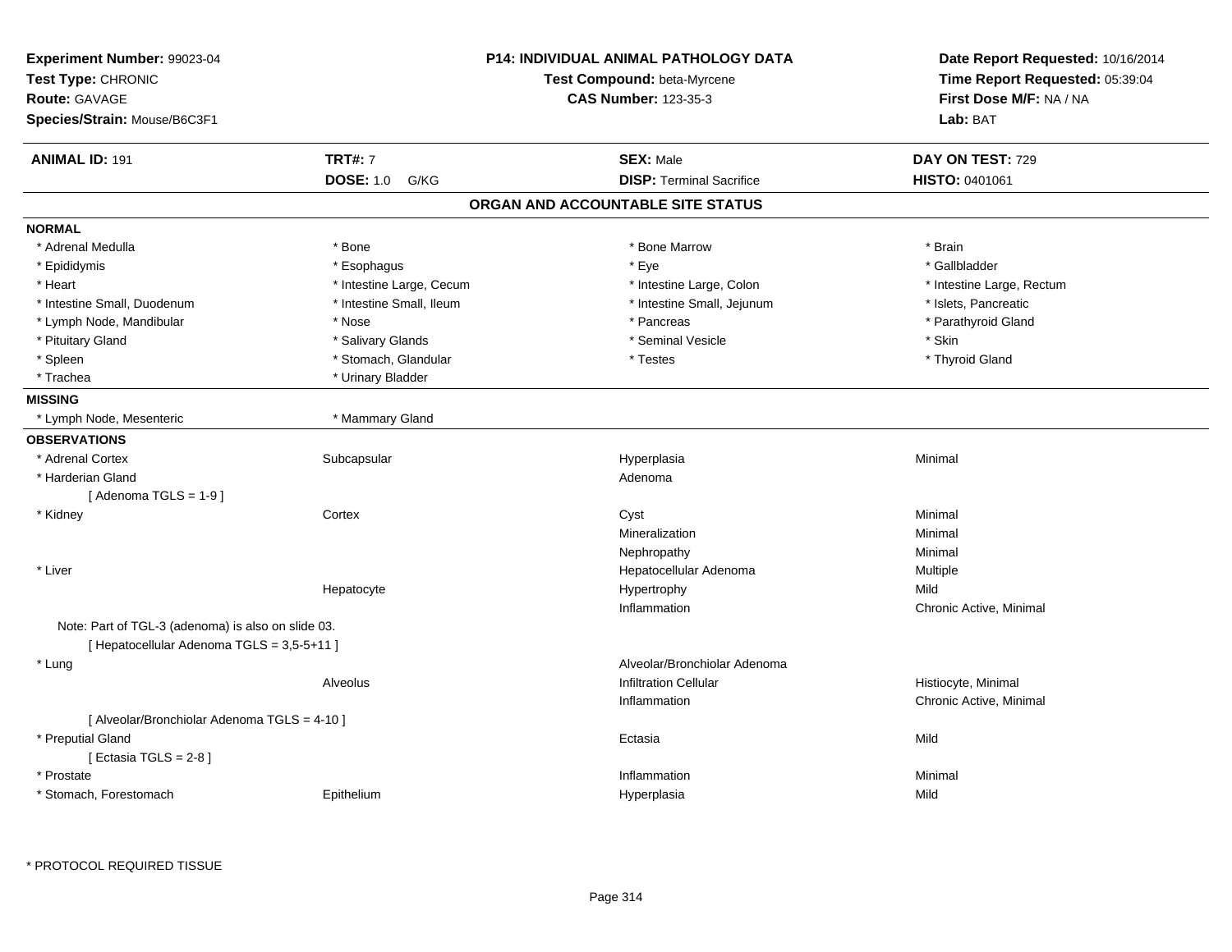**Experiment Number:** 99023-04
**Test Type:** CHRONIC
**Route:** GAVAGE
**Species/Strain:** Mouse/B6C3F1

**P14: INDIVIDUAL ANIMAL PATHOLOGY DATA**
**Test Compound:** beta-Myrcene
**CAS Number:** 123-35-3

**Date Report Requested:** 10/16/2014
**Time Report Requested:** 05:39:04
**First Dose M/F:** NA / NA
**Lab:** BAT

| **ANIMAL ID:** 191 | **TRT#:** 7 | **SEX:** Male | **DAY ON TEST:** 729 |
|---|---|---|---|
| | **DOSE:** 1.0 G/KG | **DISP:** Terminal Sacrifice | **HISTO:** 0401061 |

## ORGAN AND ACCOUNTABLE SITE STATUS

**NORMAL**

| | | | |
|---|---|---|---|
| * Adrenal Medulla | * Bone | * Bone Marrow | * Brain |
| * Epididymis | * Esophagus | * Eye | * Gallbladder |
| * Heart | * Intestine Large, Cecum | * Intestine Large, Colon | * Intestine Large, Rectum |
| * Intestine Small, Duodenum | * Intestine Small, Ileum | * Intestine Small, Jejunum | * Islets, Pancreatic |
| * Lymph Node, Mandibular | * Nose | * Pancreas | * Parathyroid Gland |
| * Pituitary Gland | * Salivary Glands | * Seminal Vesicle | * Skin |
| * Spleen | * Stomach, Glandular | * Testes | * Thyroid Gland |
| * Trachea | * Urinary Bladder | | |

**MISSING**

| | |
|---|---|
| * Lymph Node, Mesenteric | * Mammary Gland |

**OBSERVATIONS**

| | | | |
|---|---|---|---|
| * Adrenal Cortex | Subcapsular | Hyperplasia | Minimal |
| * Harderian Gland | | Adenoma | |
| [ Adenoma TGLS = 1-9 ] | | | |
| * Kidney | Cortex | Cyst | Minimal |
| | | Mineralization | Minimal |
| | | Nephropathy | Minimal |
| * Liver | | Hepatocellular Adenoma | Multiple |
| | Hepatocyte | Hypertrophy | Mild |
| | | Inflammation | Chronic Active, Minimal |
| Note: Part of TGL-3 (adenoma) is also on slide 03. | | | |
| [ Hepatocellular Adenoma TGLS = 3,5-5+11 ] | | | |
| * Lung | | Alveolar/Bronchiolar Adenoma | |
| | Alveolus | Infiltration Cellular | Histiocyte, Minimal |
| | | Inflammation | Chronic Active, Minimal |
| [ Alveolar/Bronchiolar Adenoma TGLS = 4-10 ] | | | |
| * Preputial Gland | | Ectasia | Mild |
| [ Ectasia TGLS = 2-8 ] | | | |
| * Prostate | | Inflammation | Minimal |
| * Stomach, Forestomach | Epithelium | Hyperplasia | Mild |

* PROTOCOL REQUIRED TISSUE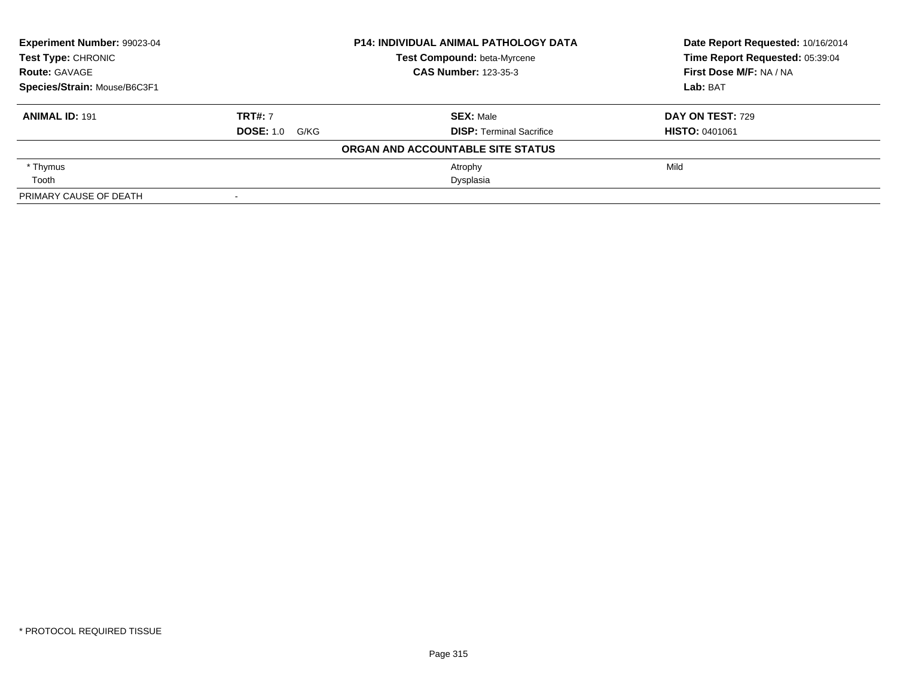| **Experiment Number:** 99023-04 | **P14: INDIVIDUAL ANIMAL PATHOLOGY DATA** | **Date Report Requested:** 10/16/2014 |
|---|---|---|
| **Test Type:** CHRONIC | **Test Compound:** beta-Myrcene | **Time Report Requested:** 05:39:04 |
| **Route:** GAVAGE | **CAS Number:** 123-35-3 | **First Dose M/F:** NA / NA |
| **Species/Strain:** Mouse/B6C3F1 | | **Lab:** BAT |

| **ANIMAL ID:** 191 | **TRT#:** 7 | **SEX:** Male | **DAY ON TEST:** 729 |
|---|---|---|---|
| | **DOSE:** 1.0 G/KG | **DISP:** Terminal Sacrifice | **HISTO:** 0401061 |

**ORGAN AND ACCOUNTABLE SITE STATUS**

| | | | |
|---|---|---|---|
| * Thymus | | Atrophy | Mild |
| Tooth | | Dysplasia | |
| PRIMARY CAUSE OF DEATH | - | | |

* PROTOCOL REQUIRED TISSUE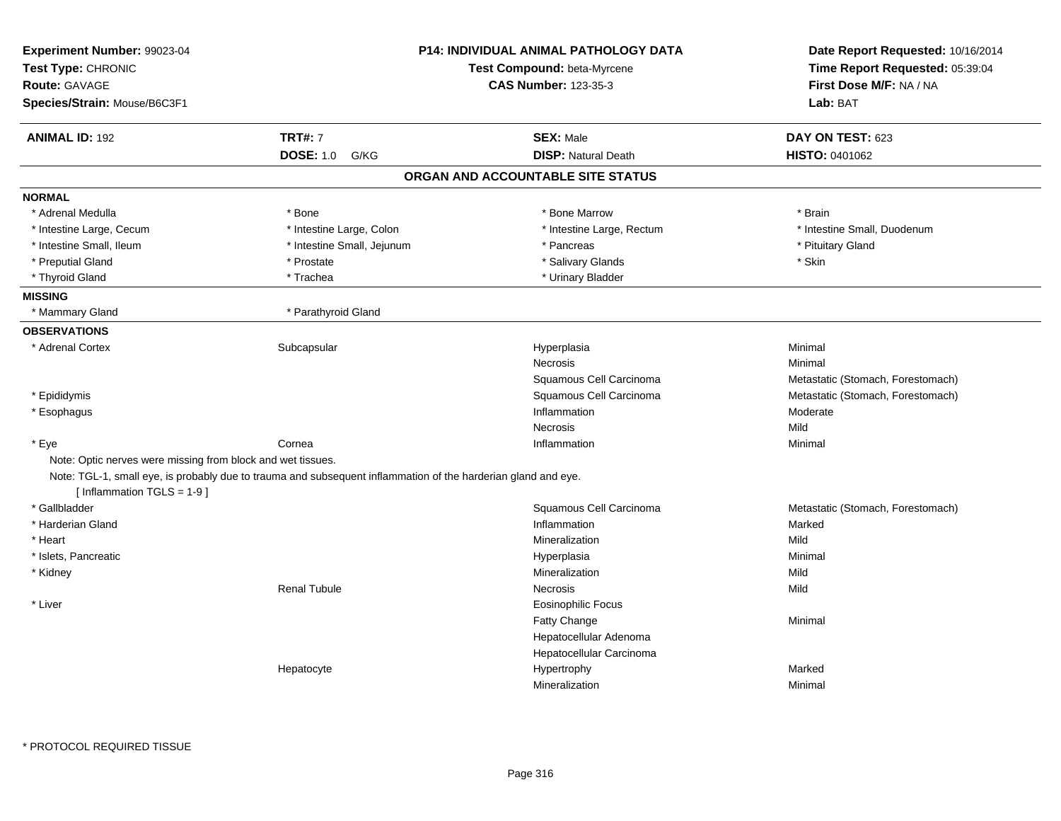**Experiment Number:** 99023-04
**Test Type:** CHRONIC
**Route:** GAVAGE
**Species/Strain:** Mouse/B6C3F1

**P14: INDIVIDUAL ANIMAL PATHOLOGY DATA**
**Test Compound:** beta-Myrcene
**CAS Number:** 123-35-3

**Date Report Requested:** 10/16/2014
**Time Report Requested:** 05:39:04
**First Dose M/F:** NA / NA
**Lab:** BAT

| **ANIMAL ID:** 192 | **TRT#:** 7 | **SEX:** Male | **DAY ON TEST:** 623 |
|---|---|---|---|
| | **DOSE:** 1.0 G/KG | **DISP:** Natural Death | **HISTO:** 0401062 |

## ORGAN AND ACCOUNTABLE SITE STATUS

**NORMAL**

| | | | |
|---|---|---|---|
| * Adrenal Medulla | * Bone | * Bone Marrow | * Brain |
| * Intestine Large, Cecum | * Intestine Large, Colon | * Intestine Large, Rectum | * Intestine Small, Duodenum |
| * Intestine Small, Ileum | * Intestine Small, Jejunum | * Pancreas | * Pituitary Gland |
| * Preputial Gland | * Prostate | * Salivary Glands | * Skin |
| * Thyroid Gland | * Trachea | * Urinary Bladder | |

**MISSING**

| | |
|---|---|
| * Mammary Gland | * Parathyroid Gland |

**OBSERVATIONS**

| | | | |
|---|---|---|---|
| * Adrenal Cortex | Subcapsular | Hyperplasia | Minimal |
| | | Necrosis | Minimal |
| | | Squamous Cell Carcinoma | Metastatic (Stomach, Forestomach) |
| * Epididymis | | Squamous Cell Carcinoma | Metastatic (Stomach, Forestomach) |
| * Esophagus | | Inflammation | Moderate |
| | | Necrosis | Mild |
| * Eye | Cornea | Inflammation | Minimal |

Note: Optic nerves were missing from block and wet tissues.

Note: TGL-1, small eye, is probably due to trauma and subsequent inflammation of the harderian gland and eye.

[ Inflammation TGLS = 1-9 ]

| | | | |
|---|---|---|---|
| * Gallbladder | | Squamous Cell Carcinoma | Metastatic (Stomach, Forestomach) |
| * Harderian Gland | | Inflammation | Marked |
| * Heart | | Mineralization | Mild |
| * Islets, Pancreatic | | Hyperplasia | Minimal |
| * Kidney | | Mineralization | Mild |
| | Renal Tubule | Necrosis | Mild |
| * Liver | | Eosinophilic Focus | |
| | | Fatty Change | Minimal |
| | | Hepatocellular Adenoma | |
| | | Hepatocellular Carcinoma | |
| | Hepatocyte | Hypertrophy | Marked |
| | | Mineralization | Minimal |

* PROTOCOL REQUIRED TISSUE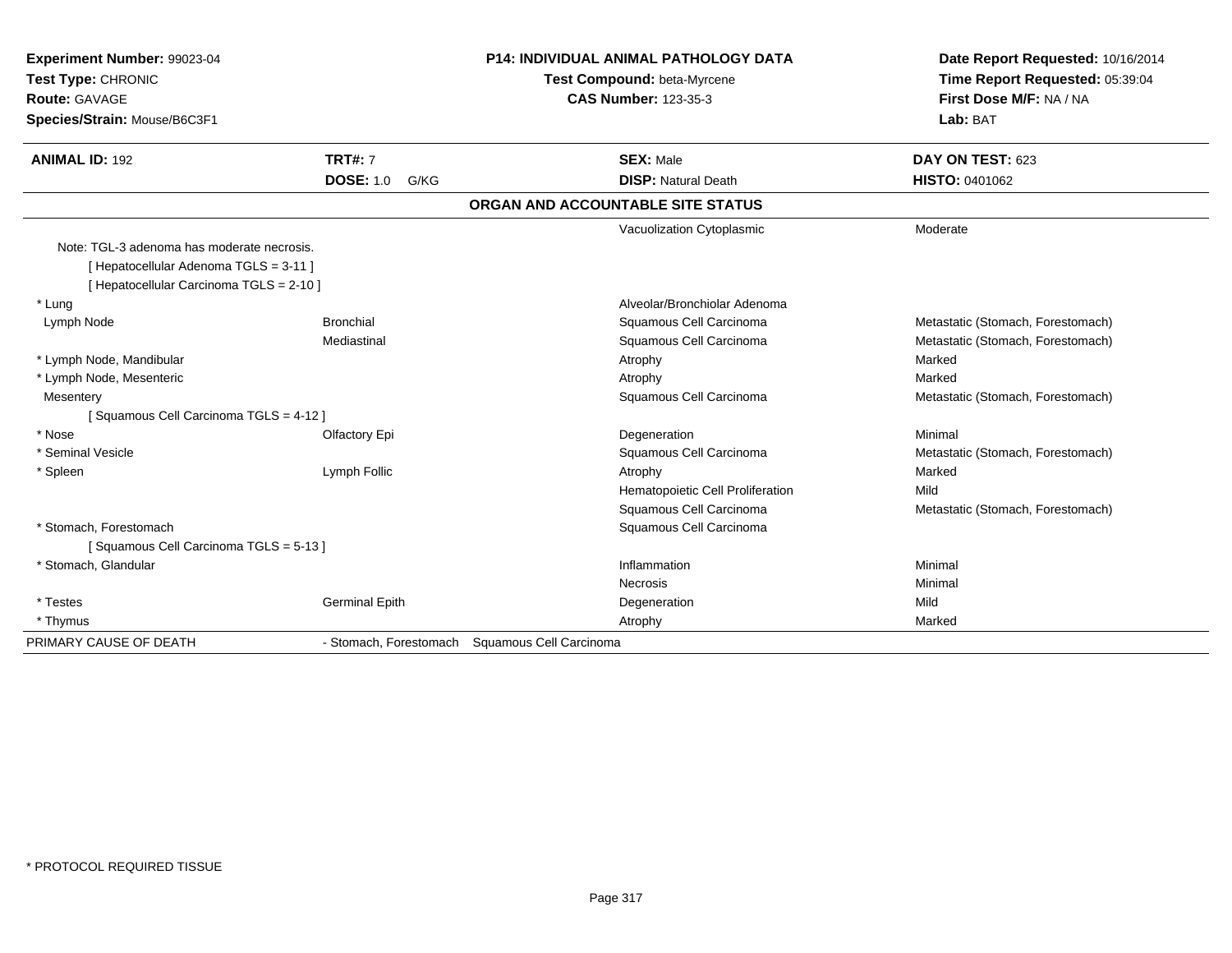**Experiment Number:** 99023-04
**Test Type:** CHRONIC
**Route:** GAVAGE
**Species/Strain:** Mouse/B6C3F1

## P14: INDIVIDUAL ANIMAL PATHOLOGY DATA

**Test Compound:** beta-Myrcene
**CAS Number:** 123-35-3

**Date Report Requested:** 10/16/2014
**Time Report Requested:** 05:39:04
**First Dose M/F:** NA / NA
**Lab:** BAT

| **ANIMAL ID:** 192 | **TRT#:** 7 | **SEX:** Male | **DAY ON TEST:** 623 |
|---|---|---|---|
| | **DOSE:** 1.0 G/KG | **DISP:** Natural Death | **HISTO:** 0401062 |

### ORGAN AND ACCOUNTABLE SITE STATUS

| | | | |
|---|---|---|---|
| | | Vacuolization Cytoplasmic | Moderate |
| Note: TGL-3 adenoma has moderate necrosis. | | | |
| [ Hepatocellular Adenoma TGLS = 3-11 ] | | | |
| [ Hepatocellular Carcinoma TGLS = 2-10 ] | | | |
| * Lung | | Alveolar/Bronchiolar Adenoma | |
| Lymph Node | Bronchial | Squamous Cell Carcinoma | Metastatic (Stomach, Forestomach) |
| | Mediastinal | Squamous Cell Carcinoma | Metastatic (Stomach, Forestomach) |
| * Lymph Node, Mandibular | | Atrophy | Marked |
| * Lymph Node, Mesenteric | | Atrophy | Marked |
| Mesentery | | Squamous Cell Carcinoma | Metastatic (Stomach, Forestomach) |
| [ Squamous Cell Carcinoma TGLS = 4-12 ] | | | |
| * Nose | Olfactory Epi | Degeneration | Minimal |
| * Seminal Vesicle | | Squamous Cell Carcinoma | Metastatic (Stomach, Forestomach) |
| * Spleen | Lymph Follic | Atrophy | Marked |
| | | Hematopoietic Cell Proliferation | Mild |
| | | Squamous Cell Carcinoma | Metastatic (Stomach, Forestomach) |
| * Stomach, Forestomach | | Squamous Cell Carcinoma | |
| [ Squamous Cell Carcinoma TGLS = 5-13 ] | | | |
| * Stomach, Glandular | | Inflammation | Minimal |
| | | Necrosis | Minimal |
| * Testes | Germinal Epith | Degeneration | Mild |
| * Thymus | | Atrophy | Marked |
| PRIMARY CAUSE OF DEATH | - Stomach, Forestomach | Squamous Cell Carcinoma | |

* PROTOCOL REQUIRED TISSUE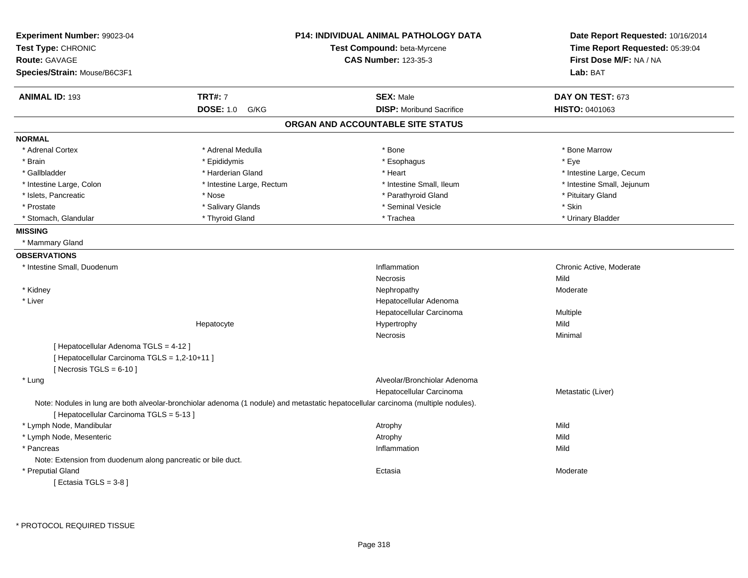**Experiment Number:** 99023-04
**Test Type:** CHRONIC
**Route:** GAVAGE
**Species/Strain:** Mouse/B6C3F1

**P14: INDIVIDUAL ANIMAL PATHOLOGY DATA**
**Test Compound:** beta-Myrcene
**CAS Number:** 123-35-3

**Date Report Requested:** 10/16/2014
**Time Report Requested:** 05:39:04
**First Dose M/F:** NA / NA
**Lab:** BAT

| **ANIMAL ID:** 193 | **TRT#:** 7 | **SEX:** Male | **DAY ON TEST:** 673 |
|---|---|---|---|
| | **DOSE:** 1.0 G/KG | **DISP:** Moribund Sacrifice | **HISTO:** 0401063 |

## ORGAN AND ACCOUNTABLE SITE STATUS

**NORMAL**

| | | | |
|---|---|---|---|
| * Adrenal Cortex | * Adrenal Medulla | * Bone | * Bone Marrow |
| * Brain | * Epididymis | * Esophagus | * Eye |
| * Gallbladder | * Harderian Gland | * Heart | * Intestine Large, Cecum |
| * Intestine Large, Colon | * Intestine Large, Rectum | * Intestine Small, Ileum | * Intestine Small, Jejunum |
| * Islets, Pancreatic | * Nose | * Parathyroid Gland | * Pituitary Gland |
| * Prostate | * Salivary Glands | * Seminal Vesicle | * Skin |
| * Stomach, Glandular | * Thyroid Gland | * Trachea | * Urinary Bladder |

**MISSING**

* Mammary Gland

**OBSERVATIONS**

| Organ | Site | Observation | Qualifier |
|---|---|---|---|
| * Intestine Small, Duodenum | | Inflammation | Chronic Active, Moderate |
| | | Necrosis | Mild |
| * Kidney | | Nephropathy | Moderate |
| * Liver | | Hepatocellular Adenoma | |
| | | Hepatocellular Carcinoma | Multiple |
| | Hepatocyte | Hypertrophy | Mild |
| | | Necrosis | Minimal |

[ Hepatocellular Adenoma TGLS = 4-12 ]
[ Hepatocellular Carcinoma TGLS = 1,2-10+11 ]
[ Necrosis TGLS = 6-10 ]

| Organ | Site | Observation | Qualifier |
|---|---|---|---|
| * Lung | | Alveolar/Bronchiolar Adenoma | |
| | | Hepatocellular Carcinoma | Metastatic (Liver) |

Note: Nodules in lung are both alveolar-bronchiolar adenoma (1 nodule) and metastatic hepatocellular carcinoma (multiple nodules).
[ Hepatocellular Carcinoma TGLS = 5-13 ]

| Organ | Site | Observation | Qualifier |
|---|---|---|---|
| * Lymph Node, Mandibular | | Atrophy | Mild |
| * Lymph Node, Mesenteric | | Atrophy | Mild |
| * Pancreas | | Inflammation | Mild |

Note: Extension from duodenum along pancreatic or bile duct.

| Organ | Site | Observation | Qualifier |
|---|---|---|---|
| * Preputial Gland | | Ectasia | Moderate |

[ Ectasia TGLS = 3-8 ]

\* PROTOCOL REQUIRED TISSUE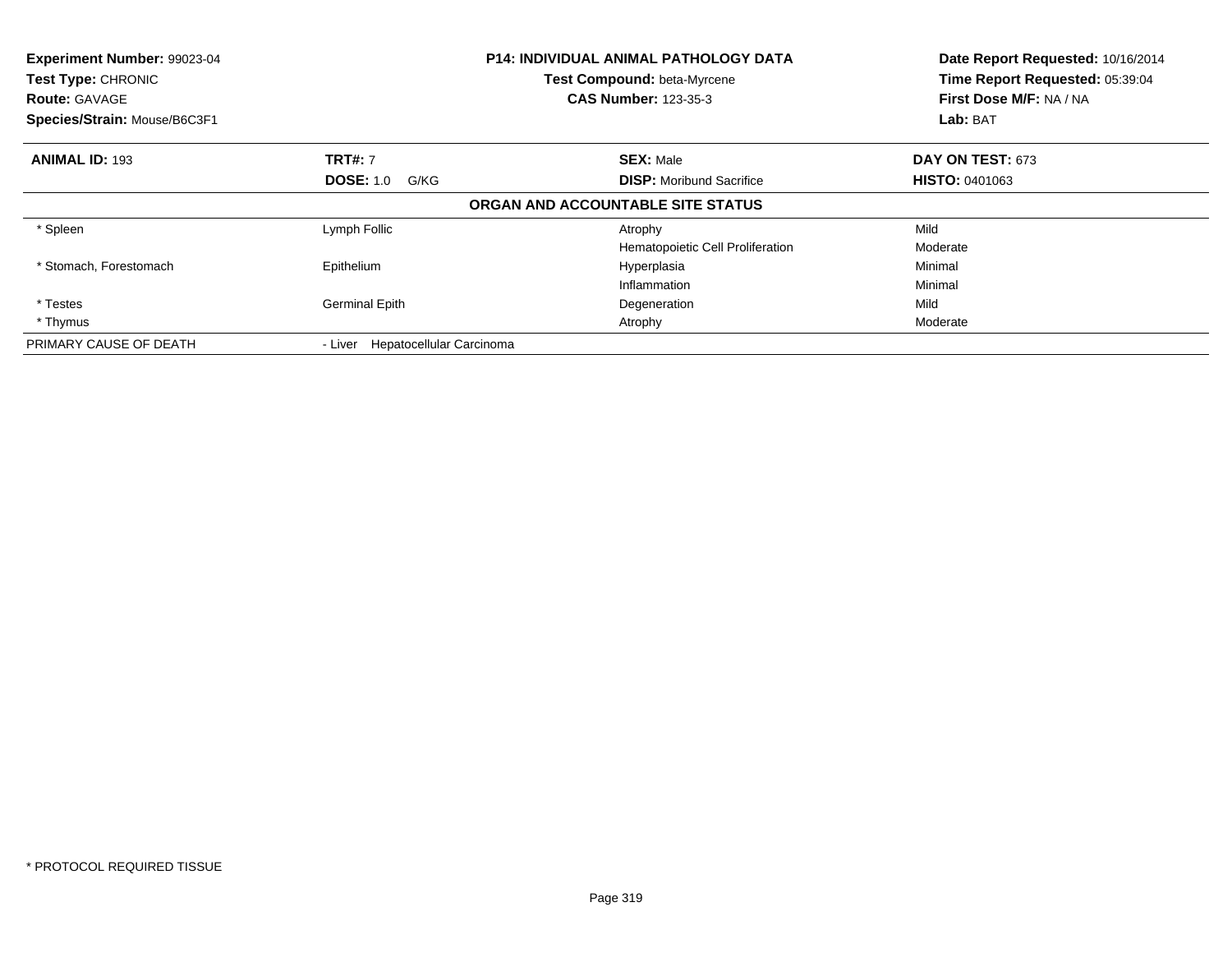**Experiment Number:** 99023-04
**Test Type:** CHRONIC
**Route:** GAVAGE
**Species/Strain:** Mouse/B6C3F1

**P14: INDIVIDUAL ANIMAL PATHOLOGY DATA**
**Test Compound:** beta-Myrcene
**CAS Number:** 123-35-3

**Date Report Requested:** 10/16/2014
**Time Report Requested:** 05:39:04
**First Dose M/F:** NA / NA
**Lab:** BAT

| **ANIMAL ID:** 193 | **TRT#:** 7 | **SEX:** Male | **DAY ON TEST:** 673 |
|---|---|---|---|
| | **DOSE:** 1.0 G/KG | **DISP:** Moribund Sacrifice | **HISTO:** 0401063 |

**ORGAN AND ACCOUNTABLE SITE STATUS**

| | | | |
|---|---|---|---|
| * Spleen | Lymph Follic | Atrophy | Mild |
| | | Hematopoietic Cell Proliferation | Moderate |
| * Stomach, Forestomach | Epithelium | Hyperplasia | Minimal |
| | | Inflammation | Minimal |
| * Testes | Germinal Epith | Degeneration | Mild |
| * Thymus | | Atrophy | Moderate |
| PRIMARY CAUSE OF DEATH | - Liver Hepatocellular Carcinoma | | |

* PROTOCOL REQUIRED TISSUE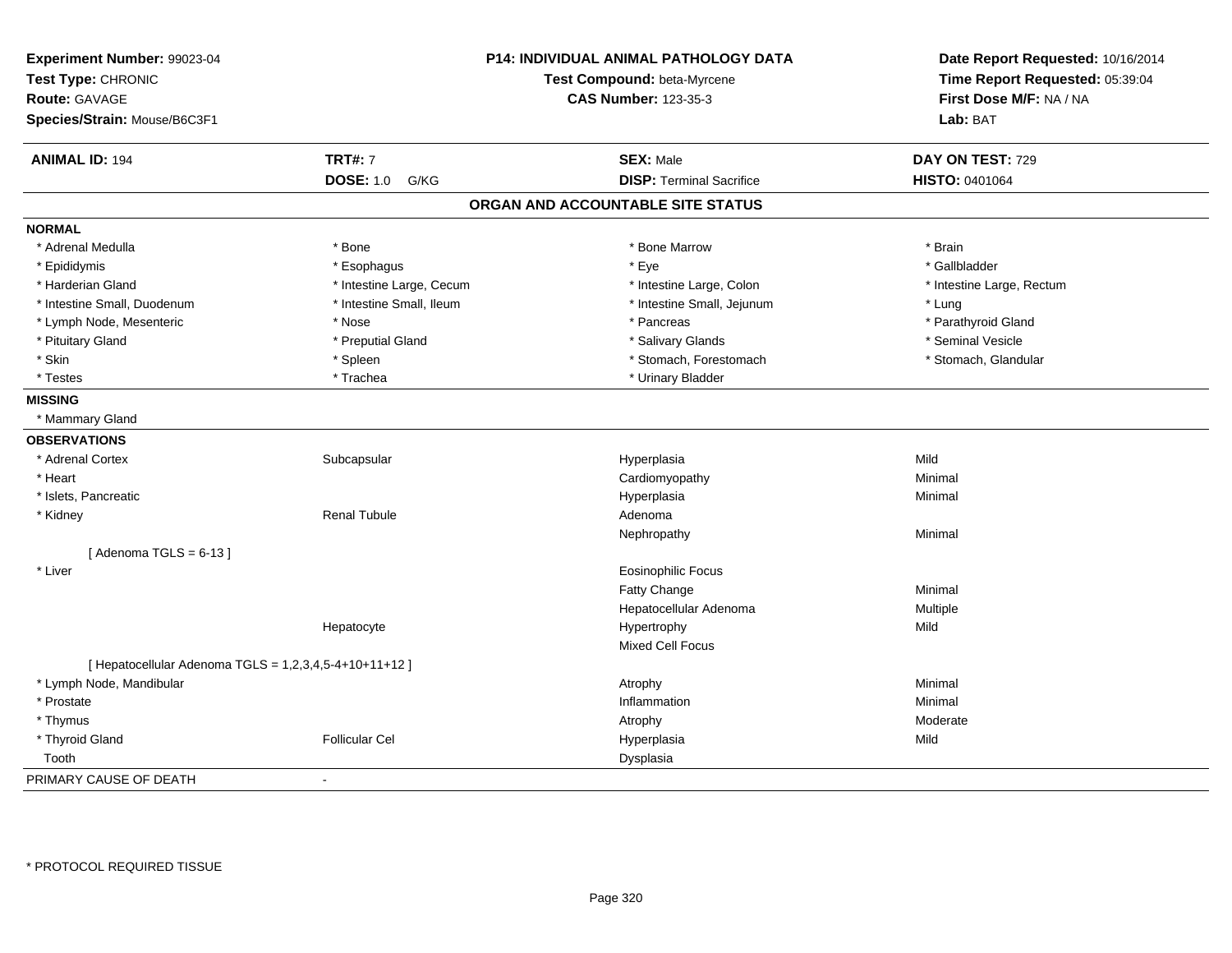**Experiment Number:** 99023-04
**Test Type:** CHRONIC
**Route:** GAVAGE
**Species/Strain:** Mouse/B6C3F1

**P14: INDIVIDUAL ANIMAL PATHOLOGY DATA**
**Test Compound:** beta-Myrcene
**CAS Number:** 123-35-3

**Date Report Requested:** 10/16/2014
**Time Report Requested:** 05:39:04
**First Dose M/F:** NA / NA
**Lab:** BAT

| **ANIMAL ID:** 194 | **TRT#:** 7 | **SEX:** Male | **DAY ON TEST:** 729 |
|---|---|---|---|
| | **DOSE:** 1.0 G/KG | **DISP:** Terminal Sacrifice | **HISTO:** 0401064 |

## ORGAN AND ACCOUNTABLE SITE STATUS

**NORMAL**

| | | | |
|---|---|---|---|
| * Adrenal Medulla | * Bone | * Bone Marrow | * Brain |
| * Epididymis | * Esophagus | * Eye | * Gallbladder |
| * Harderian Gland | * Intestine Large, Cecum | * Intestine Large, Colon | * Intestine Large, Rectum |
| * Intestine Small, Duodenum | * Intestine Small, Ileum | * Intestine Small, Jejunum | * Lung |
| * Lymph Node, Mesenteric | * Nose | * Pancreas | * Parathyroid Gland |
| * Pituitary Gland | * Preputial Gland | * Salivary Glands | * Seminal Vesicle |
| * Skin | * Spleen | * Stomach, Forestomach | * Stomach, Glandular |
| * Testes | * Trachea | * Urinary Bladder | |

**MISSING**

* Mammary Gland

**OBSERVATIONS**

| | | | |
|---|---|---|---|
| * Adrenal Cortex | Subcapsular | Hyperplasia | Mild |
| * Heart | | Cardiomyopathy | Minimal |
| * Islets, Pancreatic | | Hyperplasia | Minimal |
| * Kidney | Renal Tubule | Adenoma | |
| | | Nephropathy | Minimal |
| [ Adenoma TGLS = 6-13 ] | | | |
| * Liver | | Eosinophilic Focus | |
| | | Fatty Change | Minimal |
| | | Hepatocellular Adenoma | Multiple |
| | Hepatocyte | Hypertrophy | Mild |
| | | Mixed Cell Focus | |
| [ Hepatocellular Adenoma TGLS = 1,2,3,4,5-4+10+11+12 ] | | | |
| * Lymph Node, Mandibular | | Atrophy | Minimal |
| * Prostate | | Inflammation | Minimal |
| * Thymus | | Atrophy | Moderate |
| * Thyroid Gland | Follicular Cel | Hyperplasia | Mild |
| Tooth | | Dysplasia | |

PRIMARY CAUSE OF DEATH -

\* PROTOCOL REQUIRED TISSUE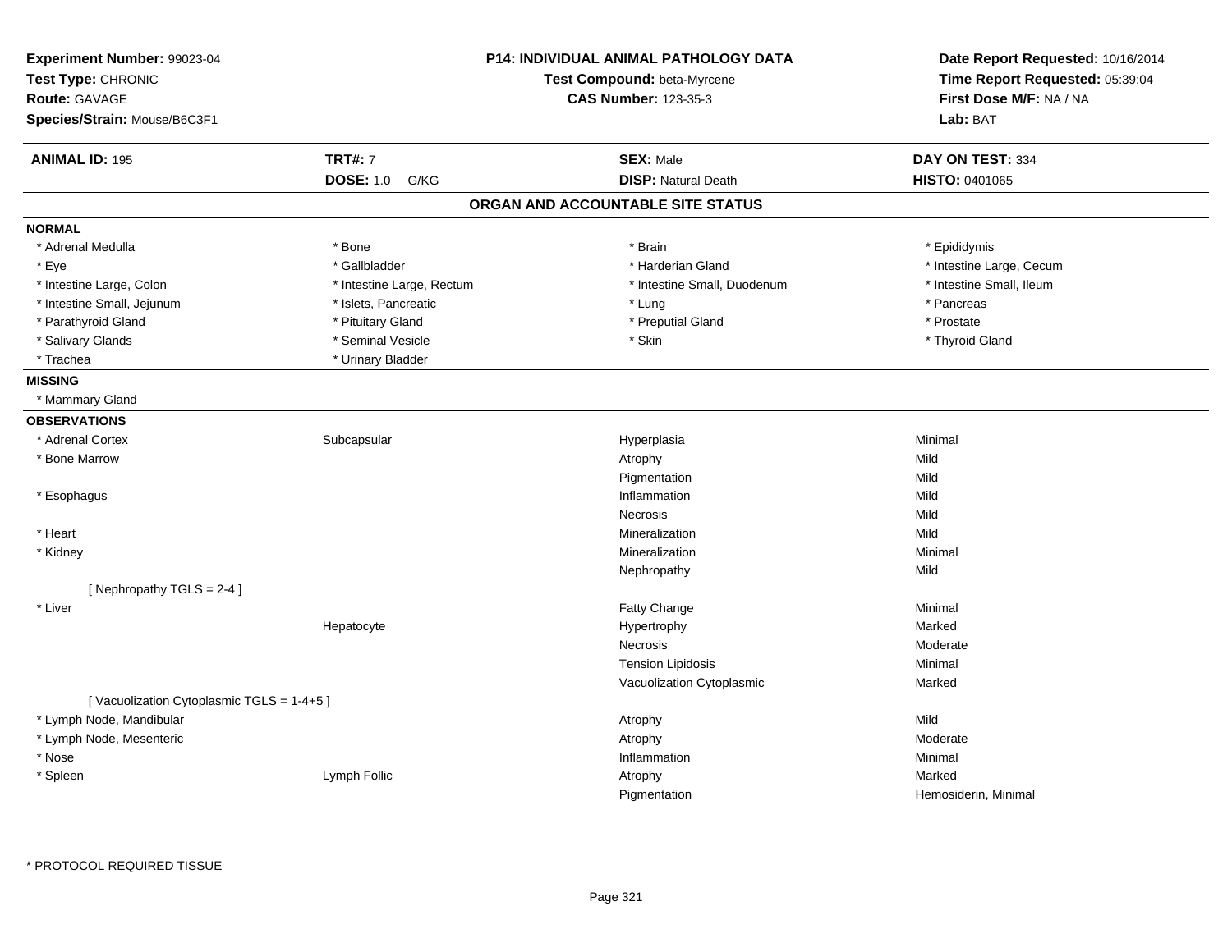**Experiment Number:** 99023-04
**Test Type:** CHRONIC
**Route:** GAVAGE
**Species/Strain:** Mouse/B6C3F1

**P14: INDIVIDUAL ANIMAL PATHOLOGY DATA**
**Test Compound:** beta-Myrcene
**CAS Number:** 123-35-3

**Date Report Requested:** 10/16/2014
**Time Report Requested:** 05:39:04
**First Dose M/F:** NA / NA
**Lab:** BAT

| **ANIMAL ID:** 195 | **TRT#:** 7 | **SEX:** Male | **DAY ON TEST:** 334 |
|---|---|---|---|
| | **DOSE:** 1.0 G/KG | **DISP:** Natural Death | **HISTO:** 0401065 |

## ORGAN AND ACCOUNTABLE SITE STATUS

**NORMAL**

| | | | |
|---|---|---|---|
| * Adrenal Medulla | * Bone | * Brain | * Epididymis |
| * Eye | * Gallbladder | * Harderian Gland | * Intestine Large, Cecum |
| * Intestine Large, Colon | * Intestine Large, Rectum | * Intestine Small, Duodenum | * Intestine Small, Ileum |
| * Intestine Small, Jejunum | * Islets, Pancreatic | * Lung | * Pancreas |
| * Parathyroid Gland | * Pituitary Gland | * Preputial Gland | * Prostate |
| * Salivary Glands | * Seminal Vesicle | * Skin | * Thyroid Gland |
| * Trachea | * Urinary Bladder | | |

**MISSING**

* Mammary Gland

**OBSERVATIONS**

| | | | |
|---|---|---|---|
| * Adrenal Cortex | Subcapsular | Hyperplasia | Minimal |
| * Bone Marrow | | Atrophy | Mild |
| | | Pigmentation | Mild |
| * Esophagus | | Inflammation | Mild |
| | | Necrosis | Mild |
| * Heart | | Mineralization | Mild |
| * Kidney | | Mineralization | Minimal |
| | | Nephropathy | Mild |
| [ Nephropathy TGLS = 2-4 ] | | | |
| * Liver | | Fatty Change | Minimal |
| | Hepatocyte | Hypertrophy | Marked |
| | | Necrosis | Moderate |
| | | Tension Lipidosis | Minimal |
| | | Vacuolization Cytoplasmic | Marked |
| [ Vacuolization Cytoplasmic TGLS = 1-4+5 ] | | | |
| * Lymph Node, Mandibular | | Atrophy | Mild |
| * Lymph Node, Mesenteric | | Atrophy | Moderate |
| * Nose | | Inflammation | Minimal |
| * Spleen | Lymph Follic | Atrophy | Marked |
| | | Pigmentation | Hemosiderin, Minimal |

* PROTOCOL REQUIRED TISSUE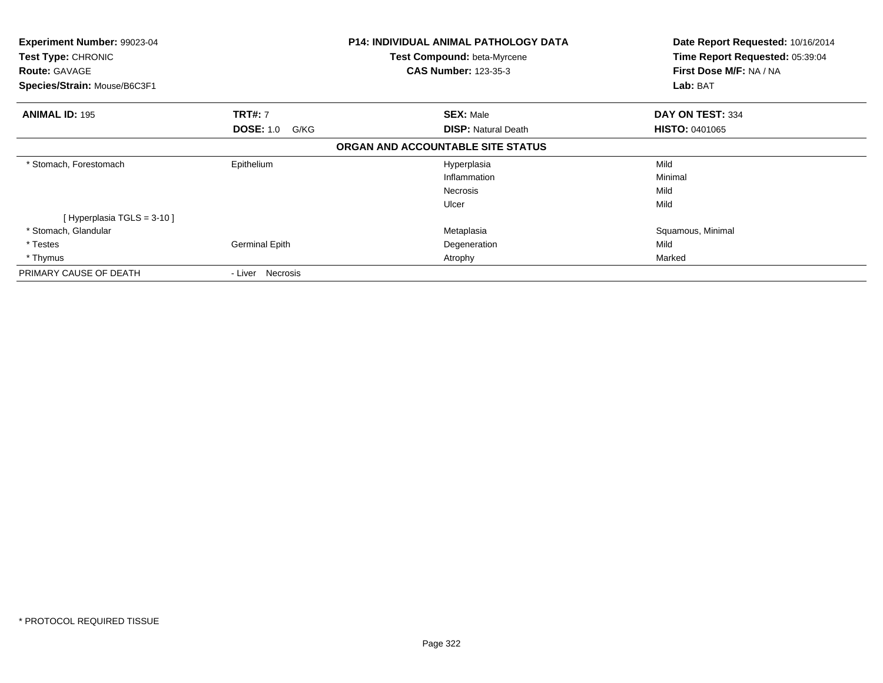**Experiment Number:** 99023-04
**Test Type:** CHRONIC
**Route:** GAVAGE
**Species/Strain:** Mouse/B6C3F1

**P14: INDIVIDUAL ANIMAL PATHOLOGY DATA**
**Test Compound:** beta-Myrcene
**CAS Number:** 123-35-3

**Date Report Requested:** 10/16/2014
**Time Report Requested:** 05:39:04
**First Dose M/F:** NA / NA
**Lab:** BAT

| **ANIMAL ID:** 195 | **TRT#:** 7 | **SEX:** Male | **DAY ON TEST:** 334 |
|---|---|---|---|
| | **DOSE:** 1.0 G/KG | **DISP:** Natural Death | **HISTO:** 0401065 |

**ORGAN AND ACCOUNTABLE SITE STATUS**

| | | | |
|---|---|---|---|
| * Stomach, Forestomach | Epithelium | Hyperplasia | Mild |
| | | Inflammation | Minimal |
| | | Necrosis | Mild |
| | | Ulcer | Mild |
| [ Hyperplasia TGLS = 3-10 ] | | | |
| * Stomach, Glandular | | Metaplasia | Squamous, Minimal |
| * Testes | Germinal Epith | Degeneration | Mild |
| * Thymus | | Atrophy | Marked |
| PRIMARY CAUSE OF DEATH | - Liver Necrosis | | |

* PROTOCOL REQUIRED TISSUE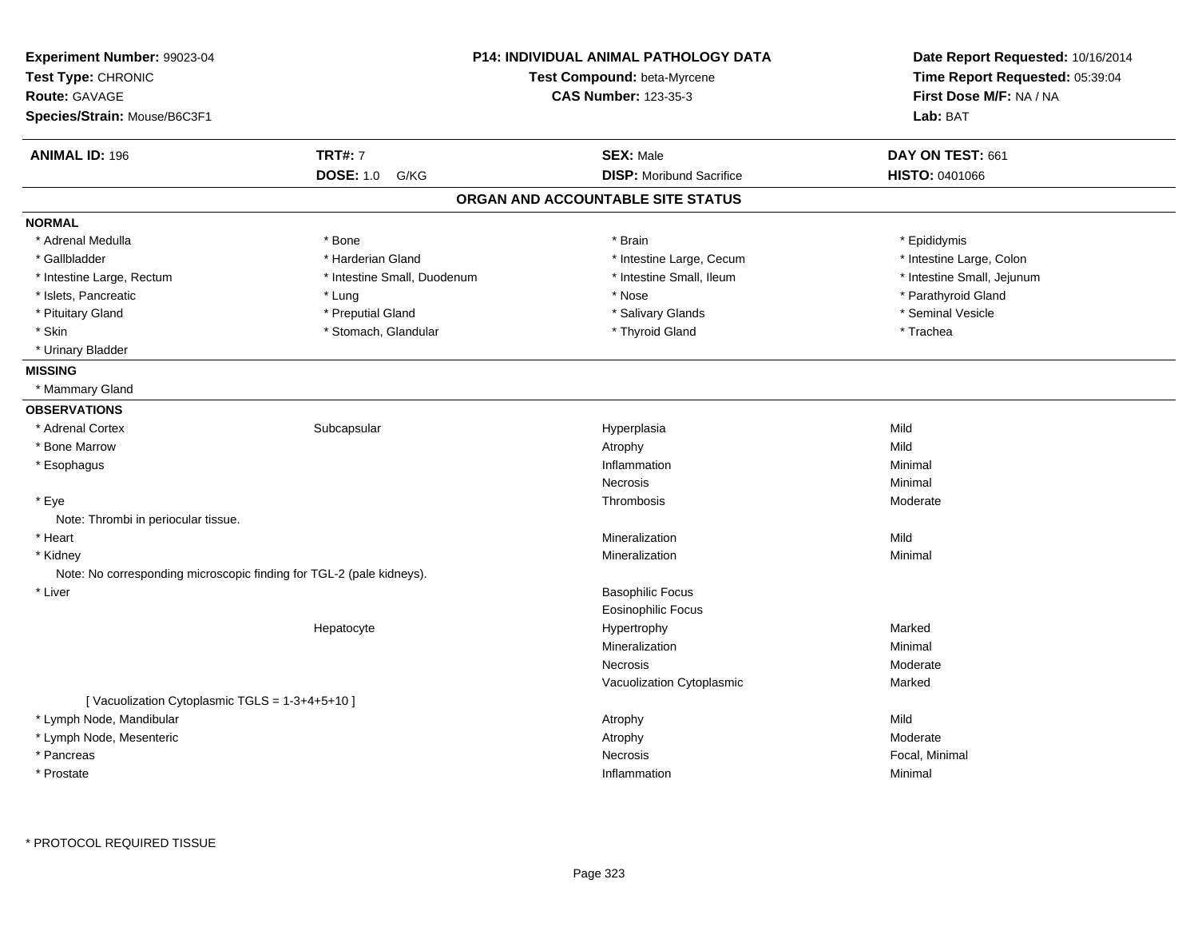**Experiment Number:** 99023-04
**Test Type:** CHRONIC
**Route:** GAVAGE
**Species/Strain:** Mouse/B6C3F1

**P14: INDIVIDUAL ANIMAL PATHOLOGY DATA**
**Test Compound:** beta-Myrcene
**CAS Number:** 123-35-3

**Date Report Requested:** 10/16/2014
**Time Report Requested:** 05:39:04
**First Dose M/F:** NA / NA
**Lab:** BAT

| **ANIMAL ID:** 196 | **TRT#:** 7 | **SEX:** Male | **DAY ON TEST:** 661 |
|---|---|---|---|
| | **DOSE:** 1.0 G/KG | **DISP:** Moribund Sacrifice | **HISTO:** 0401066 |

## ORGAN AND ACCOUNTABLE SITE STATUS

**NORMAL**

| | | | |
|---|---|---|---|
| * Adrenal Medulla | * Bone | * Brain | * Epididymis |
| * Gallbladder | * Harderian Gland | * Intestine Large, Cecum | * Intestine Large, Colon |
| * Intestine Large, Rectum | * Intestine Small, Duodenum | * Intestine Small, Ileum | * Intestine Small, Jejunum |
| * Islets, Pancreatic | * Lung | * Nose | * Parathyroid Gland |
| * Pituitary Gland | * Preputial Gland | * Salivary Glands | * Seminal Vesicle |
| * Skin | * Stomach, Glandular | * Thyroid Gland | * Trachea |
| * Urinary Bladder | | | |

**MISSING**

* Mammary Gland

**OBSERVATIONS**

| | | | |
|---|---|---|---|
| * Adrenal Cortex | Subcapsular | Hyperplasia | Mild |
| * Bone Marrow | | Atrophy | Mild |
| * Esophagus | | Inflammation | Minimal |
| | | Necrosis | Minimal |
| * Eye | | Thrombosis | Moderate |
| Note: Thrombi in periocular tissue. | | | |
| * Heart | | Mineralization | Mild |
| * Kidney | | Mineralization | Minimal |
| Note: No corresponding microscopic finding for TGL-2 (pale kidneys). | | | |
| * Liver | | Basophilic Focus | |
| | | Eosinophilic Focus | |
| | Hepatocyte | Hypertrophy | Marked |
| | | Mineralization | Minimal |
| | | Necrosis | Moderate |
| | | Vacuolization Cytoplasmic | Marked |
| [ Vacuolization Cytoplasmic TGLS = 1-3+4+5+10 ] | | | |
| * Lymph Node, Mandibular | | Atrophy | Mild |
| * Lymph Node, Mesenteric | | Atrophy | Moderate |
| * Pancreas | | Necrosis | Focal, Minimal |
| * Prostate | | Inflammation | Minimal |

* PROTOCOL REQUIRED TISSUE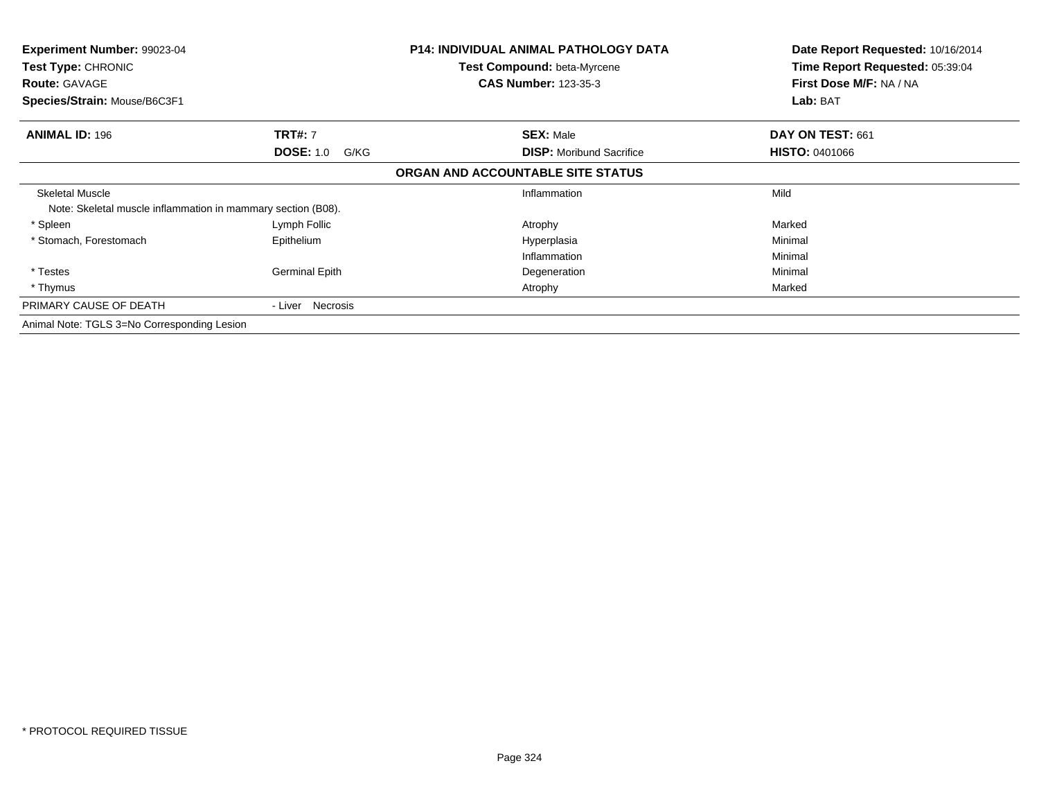**Experiment Number:** 99023-04
**Test Type:** CHRONIC
**Route:** GAVAGE
**Species/Strain:** Mouse/B6C3F1

**P14: INDIVIDUAL ANIMAL PATHOLOGY DATA**
**Test Compound:** beta-Myrcene
**CAS Number:** 123-35-3

**Date Report Requested:** 10/16/2014
**Time Report Requested:** 05:39:04
**First Dose M/F:** NA / NA
**Lab:** BAT

| **ANIMAL ID:** 196 | **TRT#:** 7 | **SEX:** Male | **DAY ON TEST:** 661 |
|---|---|---|---|
| | **DOSE:** 1.0 G/KG | **DISP:** Moribund Sacrifice | **HISTO:** 0401066 |

**ORGAN AND ACCOUNTABLE SITE STATUS**

| Organ | Site | Lesion | Severity |
|---|---|---|---|
| Skeletal Muscle | | Inflammation | Mild |
| Note: Skeletal muscle inflammation in mammary section (B08). | | | |
| * Spleen | Lymph Follic | Atrophy | Marked |
| * Stomach, Forestomach | Epithelium | Hyperplasia | Minimal |
| | | Inflammation | Minimal |
| * Testes | Germinal Epith | Degeneration | Minimal |
| * Thymus | | Atrophy | Marked |
| PRIMARY CAUSE OF DEATH | - Liver Necrosis | | |

Animal Note: TGLS 3=No Corresponding Lesion

* PROTOCOL REQUIRED TISSUE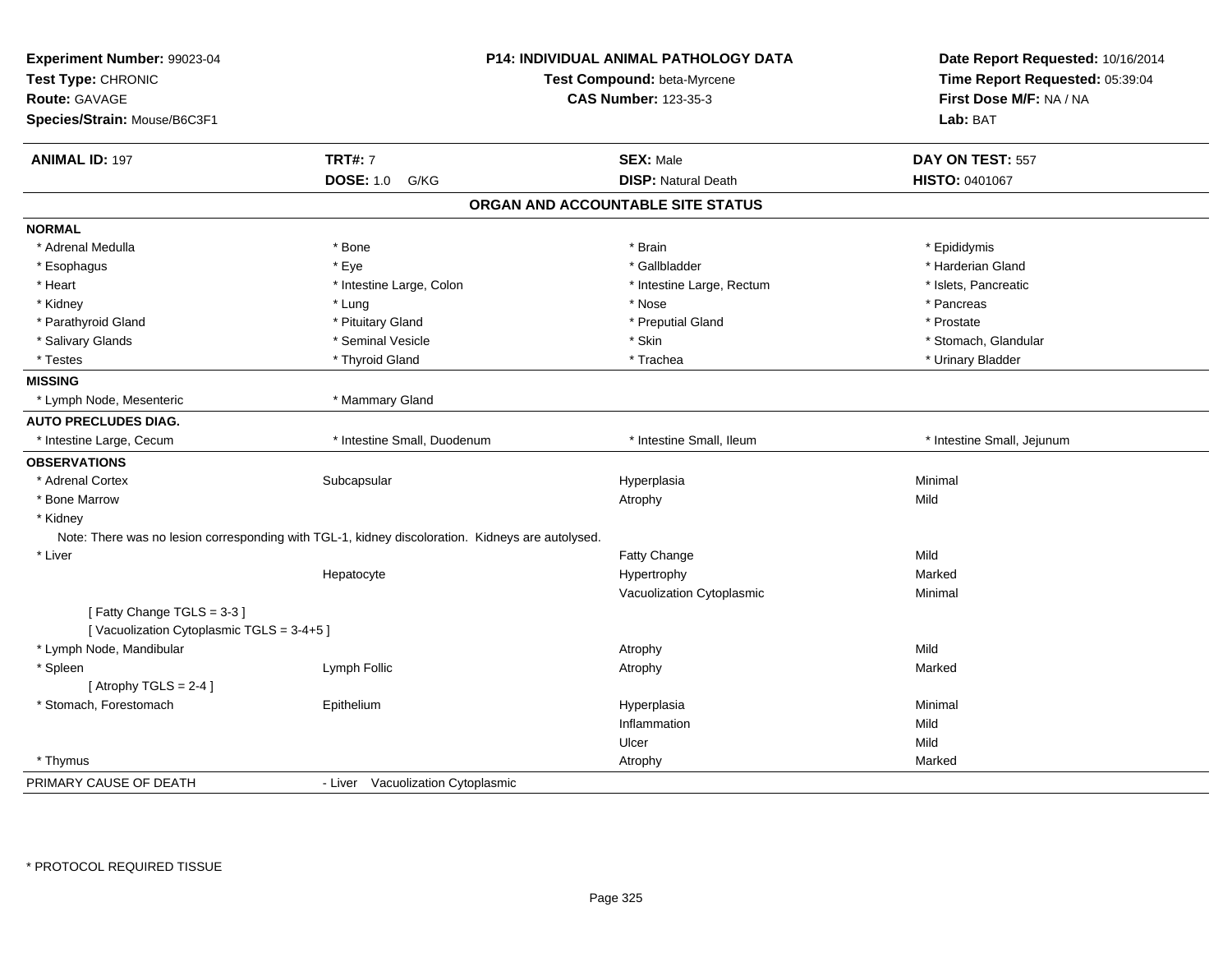**Experiment Number:** 99023-04
**Test Type:** CHRONIC
**Route:** GAVAGE
**Species/Strain:** Mouse/B6C3F1

**P14: INDIVIDUAL ANIMAL PATHOLOGY DATA**
**Test Compound:** beta-Myrcene
**CAS Number:** 123-35-3

**Date Report Requested:** 10/16/2014
**Time Report Requested:** 05:39:04
**First Dose M/F:** NA / NA
**Lab:** BAT

| **ANIMAL ID:** 197 | **TRT#:** 7 | **SEX:** Male | **DAY ON TEST:** 557 |
|---|---|---|---|
| | **DOSE:** 1.0 G/KG | **DISP:** Natural Death | **HISTO:** 0401067 |

## ORGAN AND ACCOUNTABLE SITE STATUS

| | | | |
|---|---|---|---|
| **NORMAL** | | | |
| * Adrenal Medulla | * Bone | * Brain | * Epididymis |
| * Esophagus | * Eye | * Gallbladder | * Harderian Gland |
| * Heart | * Intestine Large, Colon | * Intestine Large, Rectum | * Islets, Pancreatic |
| * Kidney | * Lung | * Nose | * Pancreas |
| * Parathyroid Gland | * Pituitary Gland | * Preputial Gland | * Prostate |
| * Salivary Glands | * Seminal Vesicle | * Skin | * Stomach, Glandular |
| * Testes | * Thyroid Gland | * Trachea | * Urinary Bladder |
| **MISSING** | | | |
| * Lymph Node, Mesenteric | * Mammary Gland | | |
| **AUTO PRECLUDES DIAG.** | | | |
| * Intestine Large, Cecum | * Intestine Small, Duodenum | * Intestine Small, Ileum | * Intestine Small, Jejunum |
| **OBSERVATIONS** | | | |
| * Adrenal Cortex | Subcapsular | Hyperplasia | Minimal |
| * Bone Marrow | | Atrophy | Mild |
| * Kidney | | | |
| Note: There was no lesion corresponding with TGL-1, kidney discoloration. Kidneys are autolysed. | | | |
| * Liver | | Fatty Change | Mild |
| | Hepatocyte | Hypertrophy | Marked |
| | | Vacuolization Cytoplasmic | Minimal |
| [ Fatty Change TGLS = 3-3 ] | | | |
| [ Vacuolization Cytoplasmic TGLS = 3-4+5 ] | | | |
| * Lymph Node, Mandibular | | Atrophy | Mild |
| * Spleen | Lymph Follic | Atrophy | Marked |
| [ Atrophy TGLS = 2-4 ] | | | |
| * Stomach, Forestomach | Epithelium | Hyperplasia | Minimal |
| | | Inflammation | Mild |
| | | Ulcer | Mild |
| * Thymus | | Atrophy | Marked |
| PRIMARY CAUSE OF DEATH | - Liver Vacuolization Cytoplasmic | | |

* PROTOCOL REQUIRED TISSUE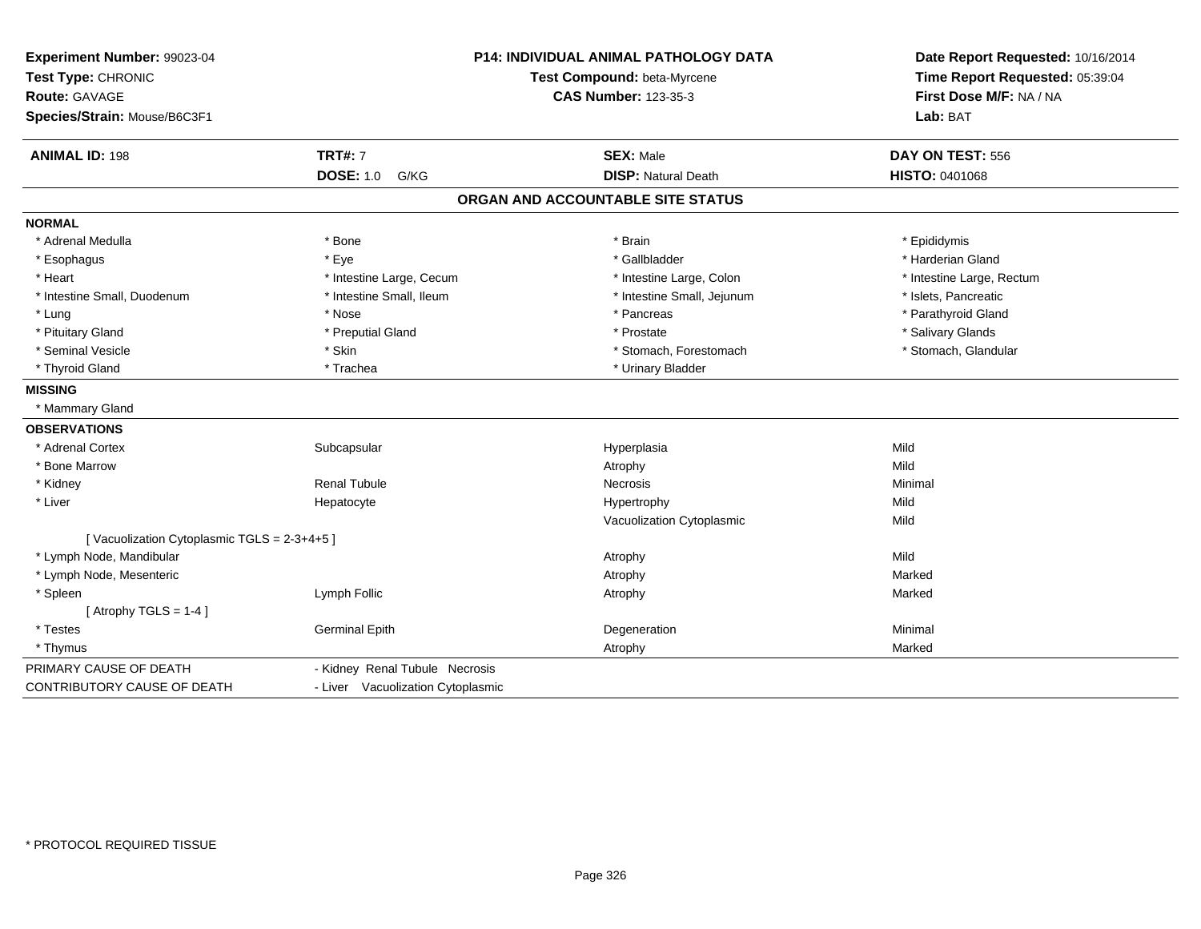**Experiment Number:** 99023-04
**Test Type:** CHRONIC
**Route:** GAVAGE
**Species/Strain:** Mouse/B6C3F1

**P14: INDIVIDUAL ANIMAL PATHOLOGY DATA**
**Test Compound:** beta-Myrcene
**CAS Number:** 123-35-3

**Date Report Requested:** 10/16/2014
**Time Report Requested:** 05:39:04
**First Dose M/F:** NA / NA
**Lab:** BAT

| **ANIMAL ID:** 198 | **TRT#:** 7 | **SEX:** Male | **DAY ON TEST:** 556 |
|---|---|---|---|
| | **DOSE:** 1.0 G/KG | **DISP:** Natural Death | **HISTO:** 0401068 |

## ORGAN AND ACCOUNTABLE SITE STATUS

**NORMAL**

| | | | |
|---|---|---|---|
| * Adrenal Medulla | * Bone | * Brain | * Epididymis |
| * Esophagus | * Eye | * Gallbladder | * Harderian Gland |
| * Heart | * Intestine Large, Cecum | * Intestine Large, Colon | * Intestine Large, Rectum |
| * Intestine Small, Duodenum | * Intestine Small, Ileum | * Intestine Small, Jejunum | * Islets, Pancreatic |
| * Lung | * Nose | * Pancreas | * Parathyroid Gland |
| * Pituitary Gland | * Preputial Gland | * Prostate | * Salivary Glands |
| * Seminal Vesicle | * Skin | * Stomach, Forestomach | * Stomach, Glandular |
| * Thyroid Gland | * Trachea | * Urinary Bladder | |

**MISSING**

* Mammary Gland

**OBSERVATIONS**

| | | | |
|---|---|---|---|
| * Adrenal Cortex | Subcapsular | Hyperplasia | Mild |
| * Bone Marrow | | Atrophy | Mild |
| * Kidney | Renal Tubule | Necrosis | Minimal |
| * Liver | Hepatocyte | Hypertrophy | Mild |
| | | Vacuolization Cytoplasmic | Mild |
| [ Vacuolization Cytoplasmic TGLS = 2-3+4+5 ] | | | |
| * Lymph Node, Mandibular | | Atrophy | Mild |
| * Lymph Node, Mesenteric | | Atrophy | Marked |
| * Spleen | Lymph Follic | Atrophy | Marked |
| [ Atrophy TGLS = 1-4 ] | | | |
| * Testes | Germinal Epith | Degeneration | Minimal |
| * Thymus | | Atrophy | Marked |

| | |
|---|---|
| PRIMARY CAUSE OF DEATH | - Kidney Renal Tubule Necrosis |
| CONTRIBUTORY CAUSE OF DEATH | - Liver Vacuolization Cytoplasmic |

\* PROTOCOL REQUIRED TISSUE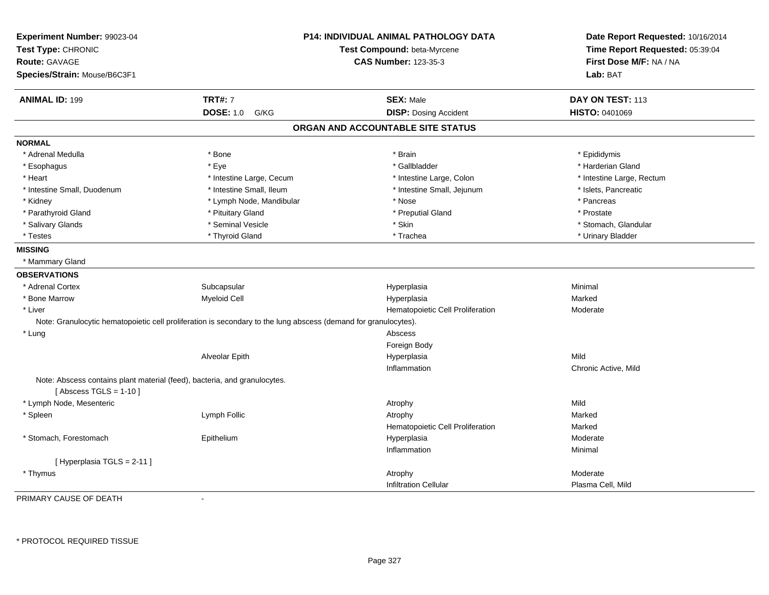**Experiment Number:** 99023-04
**Test Type:** CHRONIC
**Route:** GAVAGE
**Species/Strain:** Mouse/B6C3F1

**P14: INDIVIDUAL ANIMAL PATHOLOGY DATA**
**Test Compound:** beta-Myrcene
**CAS Number:** 123-35-3

**Date Report Requested:** 10/16/2014
**Time Report Requested:** 05:39:04
**First Dose M/F:** NA / NA
**Lab:** BAT

| **ANIMAL ID:** 199 | **TRT#:** 7 | **SEX:** Male | **DAY ON TEST:** 113 |
|---|---|---|---|
| | **DOSE:** 1.0 G/KG | **DISP:** Dosing Accident | **HISTO:** 0401069 |

## ORGAN AND ACCOUNTABLE SITE STATUS

**NORMAL**

| | | | |
|---|---|---|---|
| * Adrenal Medulla | * Bone | * Brain | * Epididymis |
| * Esophagus | * Eye | * Gallbladder | * Harderian Gland |
| * Heart | * Intestine Large, Cecum | * Intestine Large, Colon | * Intestine Large, Rectum |
| * Intestine Small, Duodenum | * Intestine Small, Ileum | * Intestine Small, Jejunum | * Islets, Pancreatic |
| * Kidney | * Lymph Node, Mandibular | * Nose | * Pancreas |
| * Parathyroid Gland | * Pituitary Gland | * Preputial Gland | * Prostate |
| * Salivary Glands | * Seminal Vesicle | * Skin | * Stomach, Glandular |
| * Testes | * Thyroid Gland | * Trachea | * Urinary Bladder |

**MISSING**

* Mammary Gland

**OBSERVATIONS**

| | | | |
|---|---|---|---|
| * Adrenal Cortex | Subcapsular | Hyperplasia | Minimal |
| * Bone Marrow | Myeloid Cell | Hyperplasia | Marked |
| * Liver | | Hematopoietic Cell Proliferation | Moderate |

Note: Granulocytic hematopoietic cell proliferation is secondary to the lung abscess (demand for granulocytes).

| | | | |
|---|---|---|---|
| * Lung | | Abscess | |
| | | Foreign Body | |
| | Alveolar Epith | Hyperplasia | Mild |
| | | Inflammation | Chronic Active, Mild |

Note: Abscess contains plant material (feed), bacteria, and granulocytes.
[ Abscess TGLS = 1-10 ]

| | | | |
|---|---|---|---|
| * Lymph Node, Mesenteric | | Atrophy | Mild |
| * Spleen | Lymph Follic | Atrophy | Marked |
| | | Hematopoietic Cell Proliferation | Marked |
| * Stomach, Forestomach | Epithelium | Hyperplasia | Moderate |
| | | Inflammation | Minimal |

[ Hyperplasia TGLS = 2-11 ]

| | | | |
|---|---|---|---|
| * Thymus | | Atrophy | Moderate |
| | | Infiltration Cellular | Plasma Cell, Mild |

PRIMARY CAUSE OF DEATH -

\* PROTOCOL REQUIRED TISSUE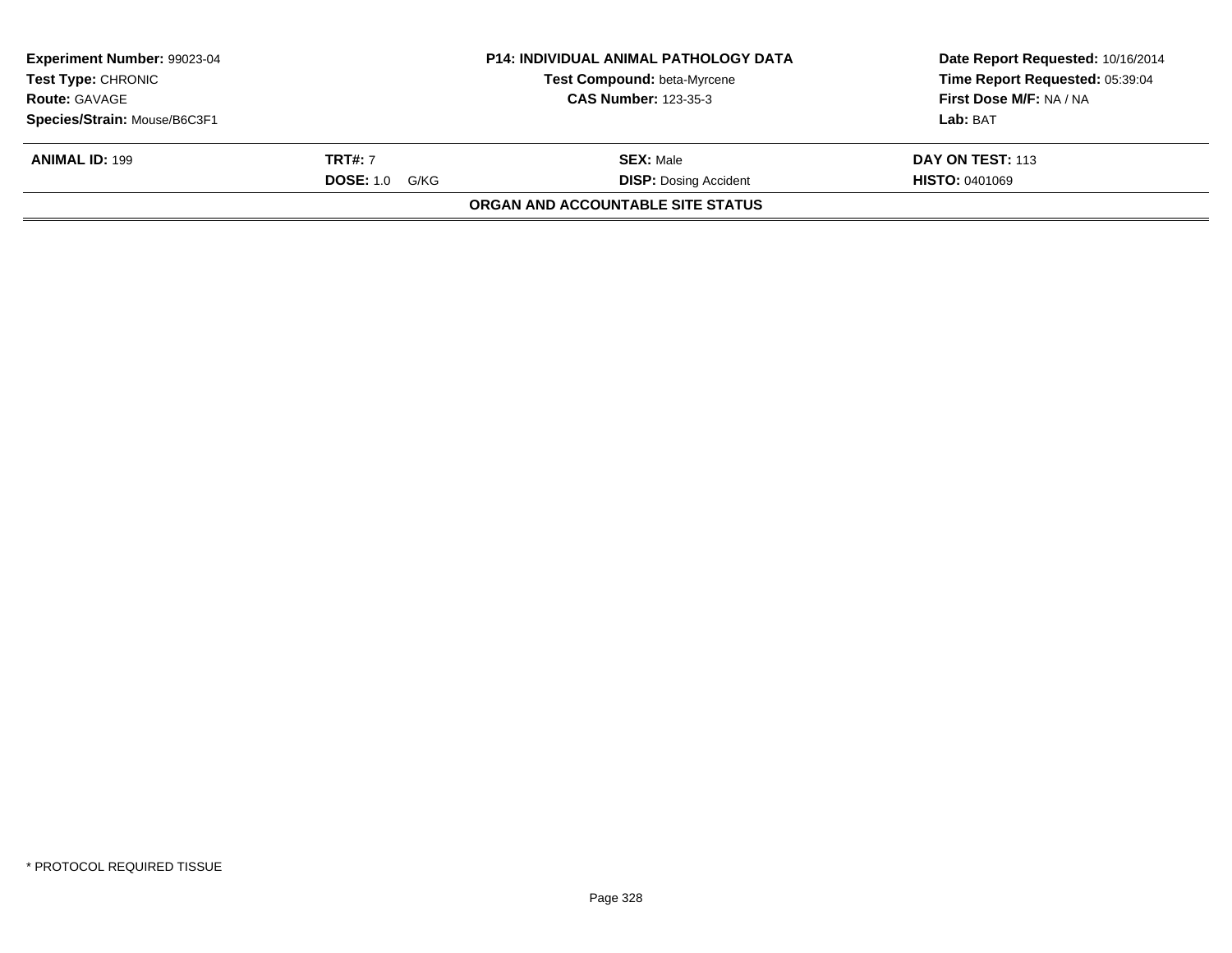| **Experiment Number:** 99023-04 | **P14: INDIVIDUAL ANIMAL PATHOLOGY DATA** | **Date Report Requested:** 10/16/2014 |
|---|---|---|
| **Test Type:** CHRONIC | **Test Compound:** beta-Myrcene | **Time Report Requested:** 05:39:04 |
| **Route:** GAVAGE | **CAS Number:** 123-35-3 | **First Dose M/F:** NA / NA |
| **Species/Strain:** Mouse/B6C3F1 | | **Lab:** BAT |

| **ANIMAL ID:** 199 | **TRT#:** 7 | **SEX:** Male | **DAY ON TEST:** 113 |
|---|---|---|---|
| | **DOSE:** 1.0 G/KG | **DISP:** Dosing Accident | **HISTO:** 0401069 |

**ORGAN AND ACCOUNTABLE SITE STATUS**

* PROTOCOL REQUIRED TISSUE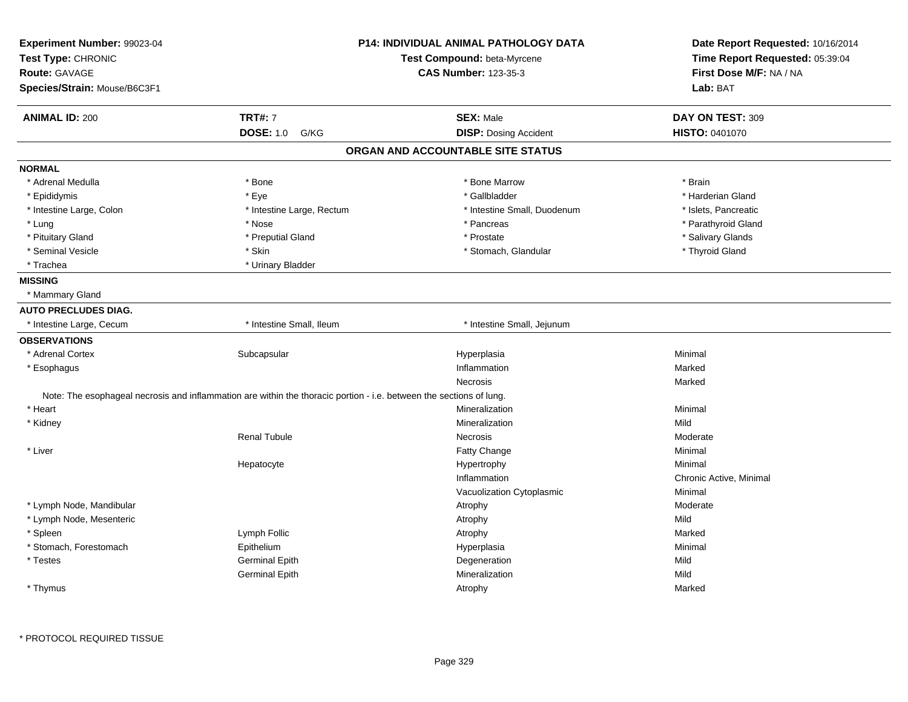**Experiment Number:** 99023-04
**Test Type:** CHRONIC
**Route:** GAVAGE
**Species/Strain:** Mouse/B6C3F1

**P14: INDIVIDUAL ANIMAL PATHOLOGY DATA**
**Test Compound:** beta-Myrcene
**CAS Number:** 123-35-3

**Date Report Requested:** 10/16/2014
**Time Report Requested:** 05:39:04
**First Dose M/F:** NA / NA
**Lab:** BAT

| **ANIMAL ID:** 200 | **TRT#:** 7 | **SEX:** Male | **DAY ON TEST:** 309 |
|---|---|---|---|
| | **DOSE:** 1.0 G/KG | **DISP:** Dosing Accident | **HISTO:** 0401070 |

## ORGAN AND ACCOUNTABLE SITE STATUS

**NORMAL**

| | | | |
|---|---|---|---|
| * Adrenal Medulla | * Bone | * Bone Marrow | * Brain |
| * Epididymis | * Eye | * Gallbladder | * Harderian Gland |
| * Intestine Large, Colon | * Intestine Large, Rectum | * Intestine Small, Duodenum | * Islets, Pancreatic |
| * Lung | * Nose | * Pancreas | * Parathyroid Gland |
| * Pituitary Gland | * Preputial Gland | * Prostate | * Salivary Glands |
| * Seminal Vesicle | * Skin | * Stomach, Glandular | * Thyroid Gland |
| * Trachea | * Urinary Bladder | | |

**MISSING**

* Mammary Gland

**AUTO PRECLUDES DIAG.**

| | | |
|---|---|---|
| * Intestine Large, Cecum | * Intestine Small, Ileum | * Intestine Small, Jejunum |

**OBSERVATIONS**

| | | | |
|---|---|---|---|
| * Adrenal Cortex | Subcapsular | Hyperplasia | Minimal |
| * Esophagus | | Inflammation | Marked |
| | | Necrosis | Marked |

Note: The esophageal necrosis and inflammation are within the thoracic portion - i.e. between the sections of lung.

| | | | |
|---|---|---|---|
| * Heart | | Mineralization | Minimal |
| * Kidney | | Mineralization | Mild |
| | Renal Tubule | Necrosis | Moderate |
| * Liver | | Fatty Change | Minimal |
| | Hepatocyte | Hypertrophy | Minimal |
| | | Inflammation | Chronic Active, Minimal |
| | | Vacuolization Cytoplasmic | Minimal |
| * Lymph Node, Mandibular | | Atrophy | Moderate |
| * Lymph Node, Mesenteric | | Atrophy | Mild |
| * Spleen | Lymph Follic | Atrophy | Marked |
| * Stomach, Forestomach | Epithelium | Hyperplasia | Minimal |
| * Testes | Germinal Epith | Degeneration | Mild |
| | Germinal Epith | Mineralization | Mild |
| * Thymus | | Atrophy | Marked |

\* PROTOCOL REQUIRED TISSUE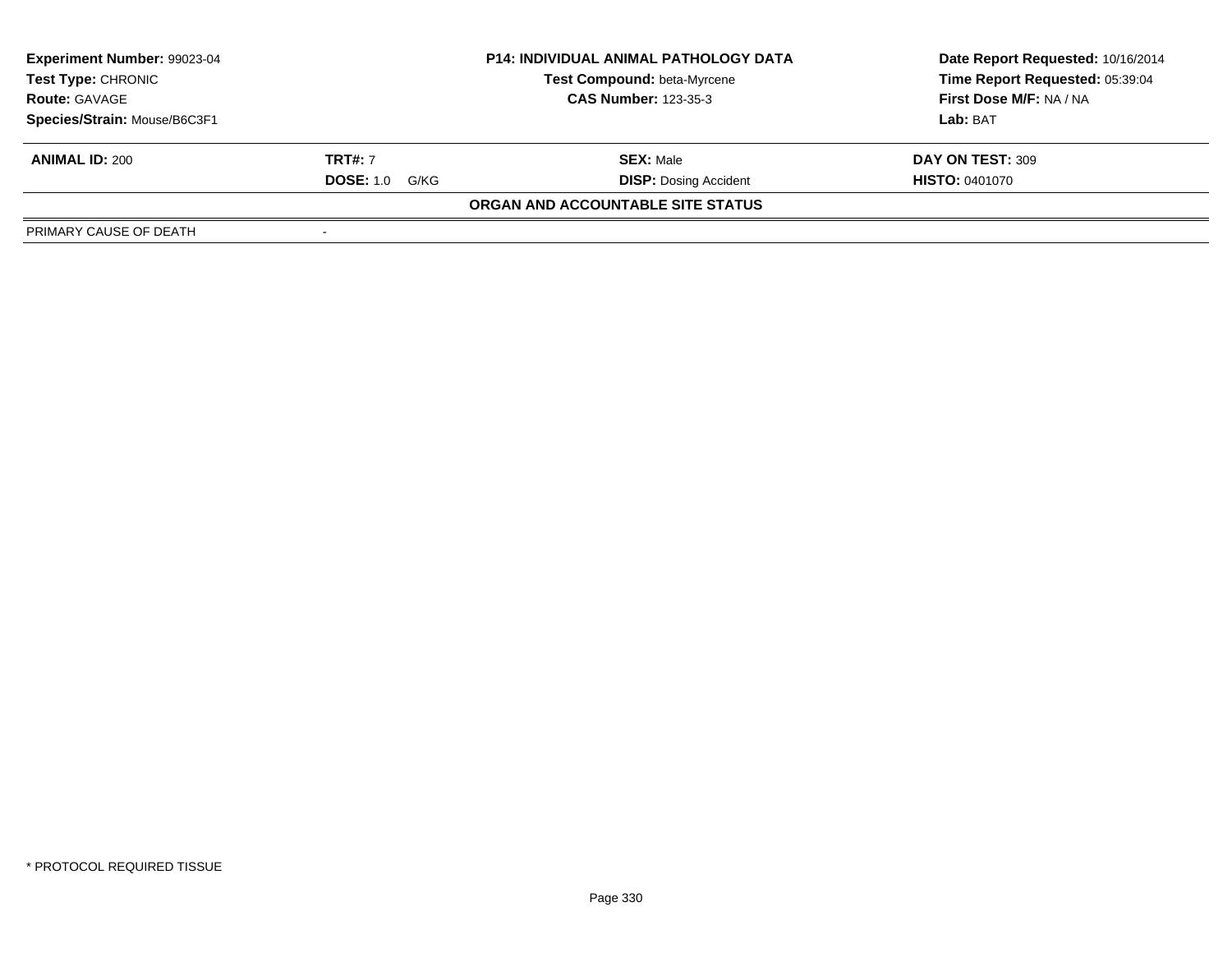| | | | |
|---|---|---|---|
| **Experiment Number:** 99023-04 | **P14: INDIVIDUAL ANIMAL PATHOLOGY DATA** | | **Date Report Requested:** 10/16/2014 |
| **Test Type:** CHRONIC | **Test Compound:** beta-Myrcene | | **Time Report Requested:** 05:39:04 |
| **Route:** GAVAGE | **CAS Number:** 123-35-3 | | **First Dose M/F:** NA / NA |
| **Species/Strain:** Mouse/B6C3F1 | | | **Lab:** BAT |

| | | | |
|---|---|---|---|
| **ANIMAL ID:** 200 | **TRT#:** 7 | **SEX:** Male | **DAY ON TEST:** 309 |
| | **DOSE:** 1.0 G/KG | **DISP:** Dosing Accident | **HISTO:** 0401070 |

**ORGAN AND ACCOUNTABLE SITE STATUS**

| | |
|---|---|
| PRIMARY CAUSE OF DEATH | - |

* PROTOCOL REQUIRED TISSUE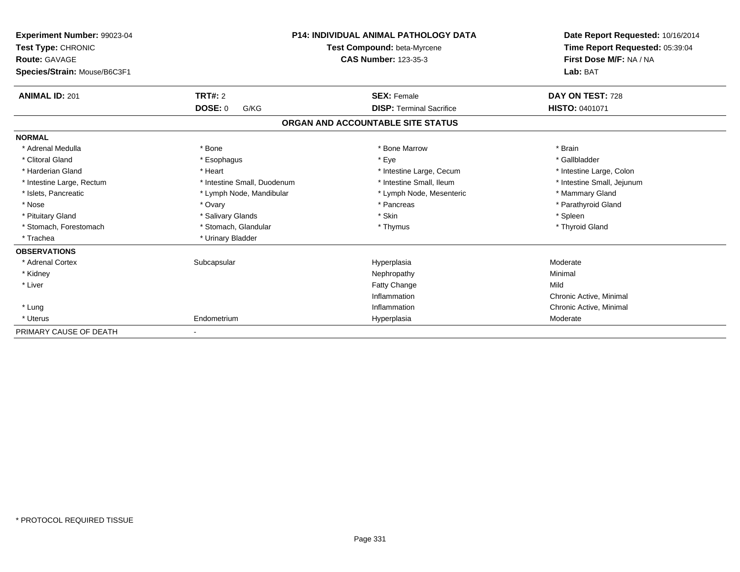**Experiment Number:** 99023-04
**Test Type:** CHRONIC
**Route:** GAVAGE
**Species/Strain:** Mouse/B6C3F1

**P14: INDIVIDUAL ANIMAL PATHOLOGY DATA**
**Test Compound:** beta-Myrcene
**CAS Number:** 123-35-3

**Date Report Requested:** 10/16/2014
**Time Report Requested:** 05:39:04
**First Dose M/F:** NA / NA
**Lab:** BAT

| **ANIMAL ID:** 201 | **TRT#:** 2 | **SEX:** Female | **DAY ON TEST:** 728 |
|---|---|---|---|
| | **DOSE:** 0 G/KG | **DISP:** Terminal Sacrifice | **HISTO:** 0401071 |

## ORGAN AND ACCOUNTABLE SITE STATUS

| | | | |
|---|---|---|---|
| **NORMAL** | | | |
| * Adrenal Medulla | * Bone | * Bone Marrow | * Brain |
| * Clitoral Gland | * Esophagus | * Eye | * Gallbladder |
| * Harderian Gland | * Heart | * Intestine Large, Cecum | * Intestine Large, Colon |
| * Intestine Large, Rectum | * Intestine Small, Duodenum | * Intestine Small, Ileum | * Intestine Small, Jejunum |
| * Islets, Pancreatic | * Lymph Node, Mandibular | * Lymph Node, Mesenteric | * Mammary Gland |
| * Nose | * Ovary | * Pancreas | * Parathyroid Gland |
| * Pituitary Gland | * Salivary Glands | * Skin | * Spleen |
| * Stomach, Forestomach | * Stomach, Glandular | * Thymus | * Thyroid Gland |
| * Trachea | * Urinary Bladder | | |
| **OBSERVATIONS** | | | |
| * Adrenal Cortex | Subcapsular | Hyperplasia | Moderate |
| * Kidney | | Nephropathy | Minimal |
| * Liver | | Fatty Change | Mild |
| | | Inflammation | Chronic Active, Minimal |
| * Lung | | Inflammation | Chronic Active, Minimal |
| * Uterus | Endometrium | Hyperplasia | Moderate |
| PRIMARY CAUSE OF DEATH | - | | |

* PROTOCOL REQUIRED TISSUE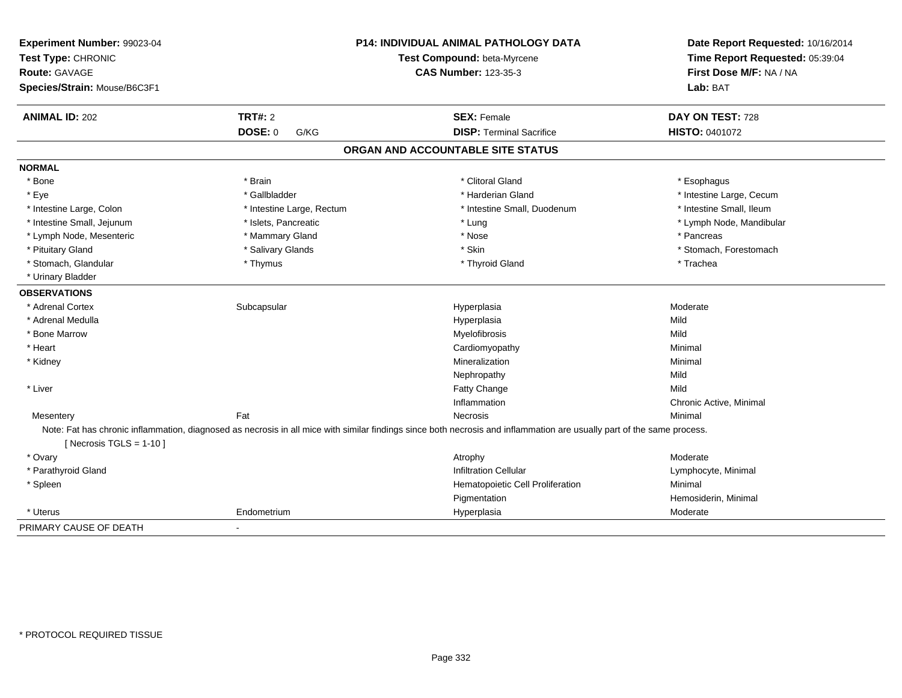**Experiment Number:** 99023-04
**Test Type:** CHRONIC
**Route:** GAVAGE
**Species/Strain:** Mouse/B6C3F1

**P14: INDIVIDUAL ANIMAL PATHOLOGY DATA**
**Test Compound:** beta-Myrcene
**CAS Number:** 123-35-3

**Date Report Requested:** 10/16/2014
**Time Report Requested:** 05:39:04
**First Dose M/F:** NA / NA
**Lab:** BAT

| **ANIMAL ID:** 202 | **TRT#:** 2 | **SEX:** Female | **DAY ON TEST:** 728 |
|---|---|---|---|
| | **DOSE:** 0 G/KG | **DISP:** Terminal Sacrifice | **HISTO:** 0401072 |

## ORGAN AND ACCOUNTABLE SITE STATUS

**NORMAL**

| | | | |
|---|---|---|---|
| * Bone | * Brain | * Clitoral Gland | * Esophagus |
| * Eye | * Gallbladder | * Harderian Gland | * Intestine Large, Cecum |
| * Intestine Large, Colon | * Intestine Large, Rectum | * Intestine Small, Duodenum | * Intestine Small, Ileum |
| * Intestine Small, Jejunum | * Islets, Pancreatic | * Lung | * Lymph Node, Mandibular |
| * Lymph Node, Mesenteric | * Mammary Gland | * Nose | * Pancreas |
| * Pituitary Gland | * Salivary Glands | * Skin | * Stomach, Forestomach |
| * Stomach, Glandular | * Thymus | * Thyroid Gland | * Trachea |
| * Urinary Bladder | | | |

**OBSERVATIONS**

| | | | |
|---|---|---|---|
| * Adrenal Cortex | Subcapsular | Hyperplasia | Moderate |
| * Adrenal Medulla | | Hyperplasia | Mild |
| * Bone Marrow | | Myelofibrosis | Mild |
| * Heart | | Cardiomyopathy | Minimal |
| * Kidney | | Mineralization | Minimal |
| | | Nephropathy | Mild |
| * Liver | | Fatty Change | Mild |
| | | Inflammation | Chronic Active, Minimal |
| Mesentery | Fat | Necrosis | Minimal |

Note: Fat has chronic inflammation, diagnosed as necrosis in all mice with similar findings since both necrosis and inflammation are usually part of the same process.
[ Necrosis TGLS = 1-10 ]

| | | | |
|---|---|---|---|
| * Ovary | | Atrophy | Moderate |
| * Parathyroid Gland | | Infiltration Cellular | Lymphocyte, Minimal |
| * Spleen | | Hematopoietic Cell Proliferation | Minimal |
| | | Pigmentation | Hemosiderin, Minimal |
| * Uterus | Endometrium | Hyperplasia | Moderate |

PRIMARY CAUSE OF DEATH -

\* PROTOCOL REQUIRED TISSUE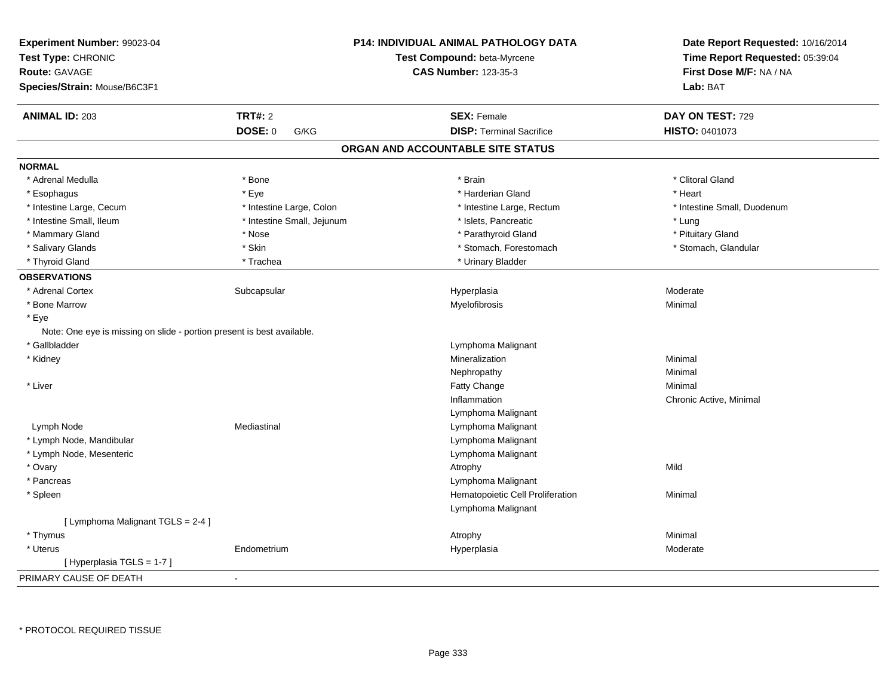**Experiment Number:** 99023-04
**Test Type:** CHRONIC
**Route:** GAVAGE
**Species/Strain:** Mouse/B6C3F1

**P14: INDIVIDUAL ANIMAL PATHOLOGY DATA**
**Test Compound:** beta-Myrcene
**CAS Number:** 123-35-3

**Date Report Requested:** 10/16/2014
**Time Report Requested:** 05:39:04
**First Dose M/F:** NA / NA
**Lab:** BAT

| **ANIMAL ID:** 203 | **TRT#:** 2 | **SEX:** Female | **DAY ON TEST:** 729 |
|---|---|---|---|
| | **DOSE:** 0 G/KG | **DISP:** Terminal Sacrifice | **HISTO:** 0401073 |

## ORGAN AND ACCOUNTABLE SITE STATUS

**NORMAL**

| | | | |
|---|---|---|---|
| * Adrenal Medulla | * Bone | * Brain | * Clitoral Gland |
| * Esophagus | * Eye | * Harderian Gland | * Heart |
| * Intestine Large, Cecum | * Intestine Large, Colon | * Intestine Large, Rectum | * Intestine Small, Duodenum |
| * Intestine Small, Ileum | * Intestine Small, Jejunum | * Islets, Pancreatic | * Lung |
| * Mammary Gland | * Nose | * Parathyroid Gland | * Pituitary Gland |
| * Salivary Glands | * Skin | * Stomach, Forestomach | * Stomach, Glandular |
| * Thyroid Gland | * Trachea | * Urinary Bladder | |

**OBSERVATIONS**

| | | | |
|---|---|---|---|
| * Adrenal Cortex | Subcapsular | Hyperplasia | Moderate |
| * Bone Marrow | | Myelofibrosis | Minimal |
| * Eye | | | |
| Note: One eye is missing on slide - portion present is best available. | | | |
| * Gallbladder | | Lymphoma Malignant | |
| * Kidney | | Mineralization | Minimal |
| | | Nephropathy | Minimal |
| * Liver | | Fatty Change | Minimal |
| | | Inflammation | Chronic Active, Minimal |
| | | Lymphoma Malignant | |
| Lymph Node | Mediastinal | Lymphoma Malignant | |
| * Lymph Node, Mandibular | | Lymphoma Malignant | |
| * Lymph Node, Mesenteric | | Lymphoma Malignant | |
| * Ovary | | Atrophy | Mild |
| * Pancreas | | Lymphoma Malignant | |
| * Spleen | | Hematopoietic Cell Proliferation | Minimal |
| | | Lymphoma Malignant | |
| [ Lymphoma Malignant TGLS = 2-4 ] | | | |
| * Thymus | | Atrophy | Minimal |
| * Uterus | Endometrium | Hyperplasia | Moderate |
| [ Hyperplasia TGLS = 1-7 ] | | | |

| PRIMARY CAUSE OF DEATH | - |
|---|---|

* PROTOCOL REQUIRED TISSUE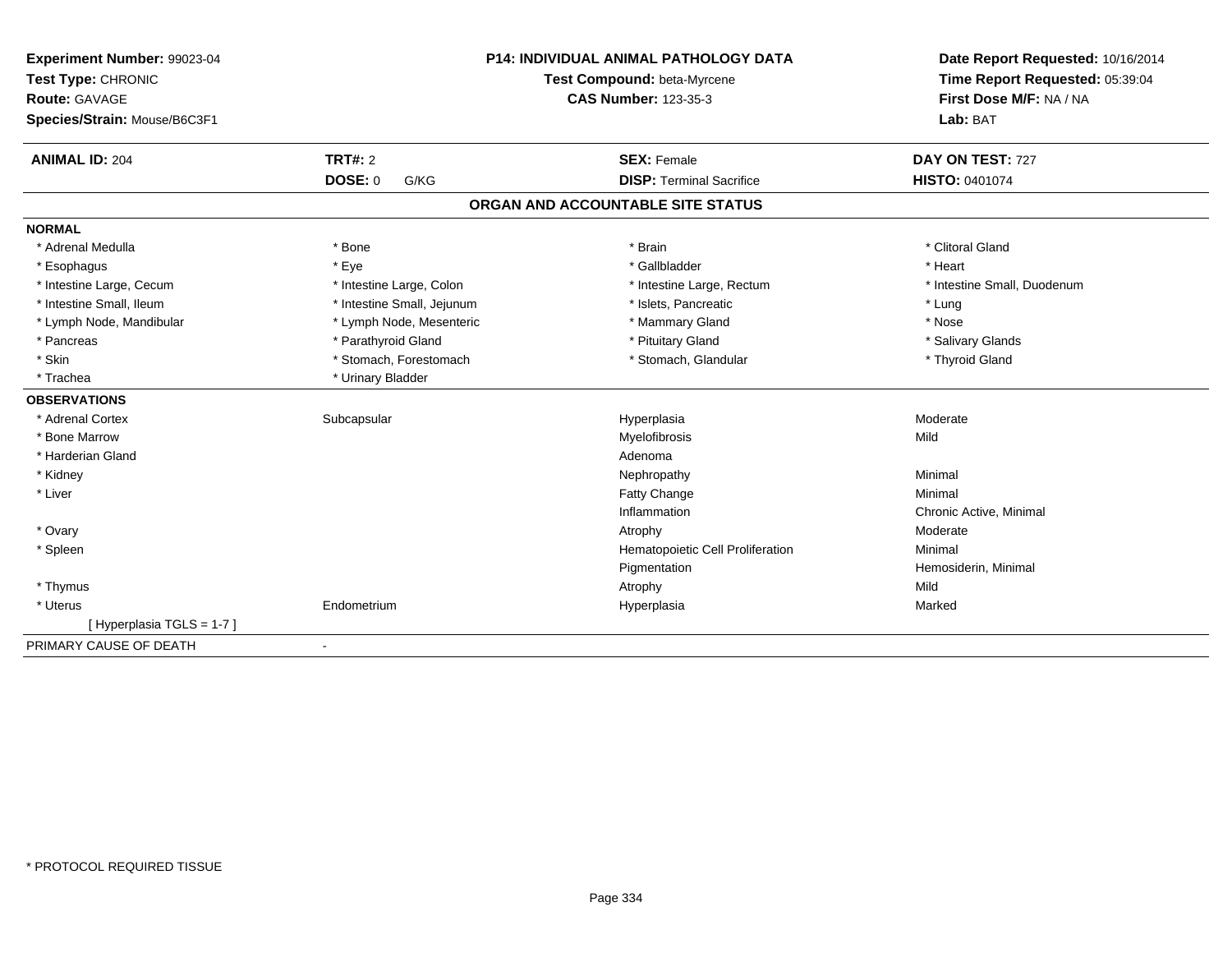**Experiment Number:** 99023-04
**Test Type:** CHRONIC
**Route:** GAVAGE
**Species/Strain:** Mouse/B6C3F1

**P14: INDIVIDUAL ANIMAL PATHOLOGY DATA**
**Test Compound:** beta-Myrcene
**CAS Number:** 123-35-3

**Date Report Requested:** 10/16/2014
**Time Report Requested:** 05:39:04
**First Dose M/F:** NA / NA
**Lab:** BAT

| **ANIMAL ID:** 204 | **TRT#:** 2 | **SEX:** Female | **DAY ON TEST:** 727 |
|---|---|---|---|
| | **DOSE:** 0 G/KG | **DISP:** Terminal Sacrifice | **HISTO:** 0401074 |

## ORGAN AND ACCOUNTABLE SITE STATUS

**NORMAL**

| | | | |
|---|---|---|---|
| * Adrenal Medulla | * Bone | * Brain | * Clitoral Gland |
| * Esophagus | * Eye | * Gallbladder | * Heart |
| * Intestine Large, Cecum | * Intestine Large, Colon | * Intestine Large, Rectum | * Intestine Small, Duodenum |
| * Intestine Small, Ileum | * Intestine Small, Jejunum | * Islets, Pancreatic | * Lung |
| * Lymph Node, Mandibular | * Lymph Node, Mesenteric | * Mammary Gland | * Nose |
| * Pancreas | * Parathyroid Gland | * Pituitary Gland | * Salivary Glands |
| * Skin | * Stomach, Forestomach | * Stomach, Glandular | * Thyroid Gland |
| * Trachea | * Urinary Bladder | | |

**OBSERVATIONS**

| | | | |
|---|---|---|---|
| * Adrenal Cortex | Subcapsular | Hyperplasia | Moderate |
| * Bone Marrow | | Myelofibrosis | Mild |
| * Harderian Gland | | Adenoma | |
| * Kidney | | Nephropathy | Minimal |
| * Liver | | Fatty Change | Minimal |
| | | Inflammation | Chronic Active, Minimal |
| * Ovary | | Atrophy | Moderate |
| * Spleen | | Hematopoietic Cell Proliferation | Minimal |
| | | Pigmentation | Hemosiderin, Minimal |
| * Thymus | | Atrophy | Mild |
| * Uterus | Endometrium | Hyperplasia | Marked |
| [ Hyperplasia TGLS = 1-7 ] | | | |

PRIMARY CAUSE OF DEATH -

* PROTOCOL REQUIRED TISSUE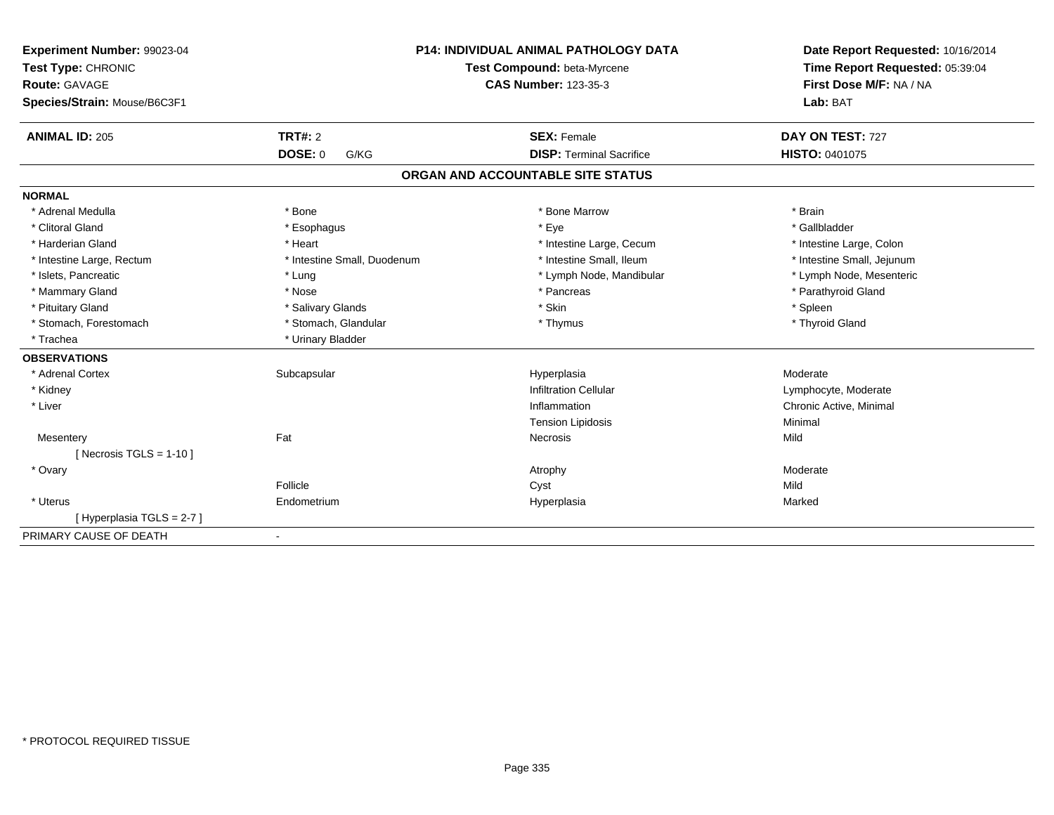**Experiment Number:** 99023-04
**Test Type:** CHRONIC
**Route:** GAVAGE
**Species/Strain:** Mouse/B6C3F1

**P14: INDIVIDUAL ANIMAL PATHOLOGY DATA**
**Test Compound:** beta-Myrcene
**CAS Number:** 123-35-3

**Date Report Requested:** 10/16/2014
**Time Report Requested:** 05:39:04
**First Dose M/F:** NA / NA
**Lab:** BAT

| **ANIMAL ID:** 205 | **TRT#:** 2 | **SEX:** Female | **DAY ON TEST:** 727 |
|---|---|---|---|
| | **DOSE:** 0 G/KG | **DISP:** Terminal Sacrifice | **HISTO:** 0401075 |

## ORGAN AND ACCOUNTABLE SITE STATUS

| | | | |
|---|---|---|---|
| **NORMAL** | | | |
| * Adrenal Medulla | * Bone | * Bone Marrow | * Brain |
| * Clitoral Gland | * Esophagus | * Eye | * Gallbladder |
| * Harderian Gland | * Heart | * Intestine Large, Cecum | * Intestine Large, Colon |
| * Intestine Large, Rectum | * Intestine Small, Duodenum | * Intestine Small, Ileum | * Intestine Small, Jejunum |
| * Islets, Pancreatic | * Lung | * Lymph Node, Mandibular | * Lymph Node, Mesenteric |
| * Mammary Gland | * Nose | * Pancreas | * Parathyroid Gland |
| * Pituitary Gland | * Salivary Glands | * Skin | * Spleen |
| * Stomach, Forestomach | * Stomach, Glandular | * Thymus | * Thyroid Gland |
| * Trachea | * Urinary Bladder | | |
| **OBSERVATIONS** | | | |
| * Adrenal Cortex | Subcapsular | Hyperplasia | Moderate |
| * Kidney | | Infiltration Cellular | Lymphocyte, Moderate |
| * Liver | | Inflammation | Chronic Active, Minimal |
| | | Tension Lipidosis | Minimal |
| Mesentery | Fat | Necrosis | Mild |
| [ Necrosis TGLS = 1-10 ] | | | |
| * Ovary | | Atrophy | Moderate |
| | Follicle | Cyst | Mild |
| * Uterus | Endometrium | Hyperplasia | Marked |
| [ Hyperplasia TGLS = 2-7 ] | | | |
| PRIMARY CAUSE OF DEATH | - | | |

* PROTOCOL REQUIRED TISSUE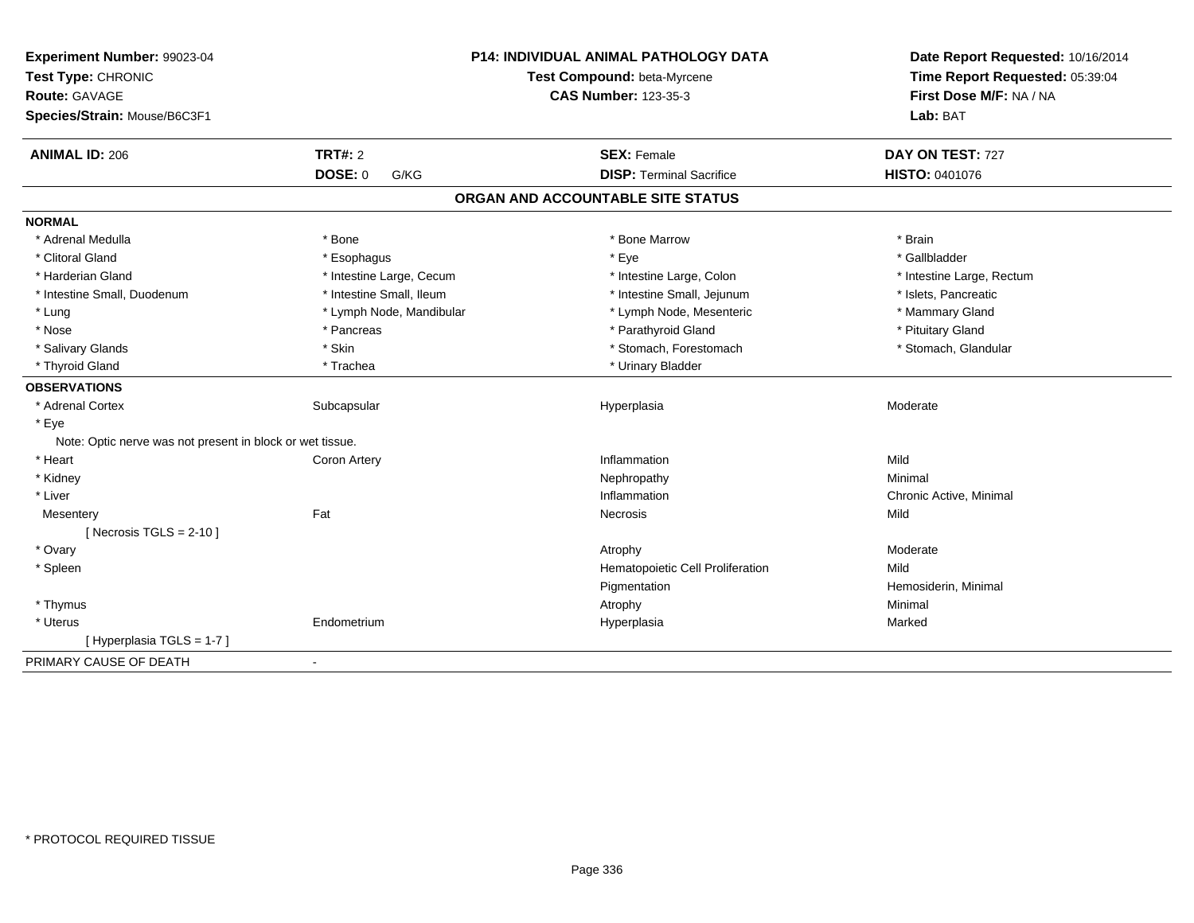**Experiment Number:** 99023-04
**Test Type:** CHRONIC
**Route:** GAVAGE
**Species/Strain:** Mouse/B6C3F1

**P14: INDIVIDUAL ANIMAL PATHOLOGY DATA**
**Test Compound:** beta-Myrcene
**CAS Number:** 123-35-3

**Date Report Requested:** 10/16/2014
**Time Report Requested:** 05:39:04
**First Dose M/F:** NA / NA
**Lab:** BAT

| **ANIMAL ID:** 206 | **TRT#:** 2 | **SEX:** Female | **DAY ON TEST:** 727 |
|---|---|---|---|
| | **DOSE:** 0 G/KG | **DISP:** Terminal Sacrifice | **HISTO:** 0401076 |

## ORGAN AND ACCOUNTABLE SITE STATUS

**NORMAL**

| | | | |
|---|---|---|---|
| * Adrenal Medulla | * Bone | * Bone Marrow | * Brain |
| * Clitoral Gland | * Esophagus | * Eye | * Gallbladder |
| * Harderian Gland | * Intestine Large, Cecum | * Intestine Large, Colon | * Intestine Large, Rectum |
| * Intestine Small, Duodenum | * Intestine Small, Ileum | * Intestine Small, Jejunum | * Islets, Pancreatic |
| * Lung | * Lymph Node, Mandibular | * Lymph Node, Mesenteric | * Mammary Gland |
| * Nose | * Pancreas | * Parathyroid Gland | * Pituitary Gland |
| * Salivary Glands | * Skin | * Stomach, Forestomach | * Stomach, Glandular |
| * Thyroid Gland | * Trachea | * Urinary Bladder | |

**OBSERVATIONS**

| | | | |
|---|---|---|---|
| * Adrenal Cortex | Subcapsular | Hyperplasia | Moderate |
| * Eye | | | |
| Note: Optic nerve was not present in block or wet tissue. | | | |
| * Heart | Coron Artery | Inflammation | Mild |
| * Kidney | | Nephropathy | Minimal |
| * Liver | | Inflammation | Chronic Active, Minimal |
| Mesentery | Fat | Necrosis | Mild |
| [ Necrosis TGLS = 2-10 ] | | | |
| * Ovary | | Atrophy | Moderate |
| * Spleen | | Hematopoietic Cell Proliferation | Mild |
| | | Pigmentation | Hemosiderin, Minimal |
| * Thymus | | Atrophy | Minimal |
| * Uterus | Endometrium | Hyperplasia | Marked |
| [ Hyperplasia TGLS = 1-7 ] | | | |

PRIMARY CAUSE OF DEATH -

* PROTOCOL REQUIRED TISSUE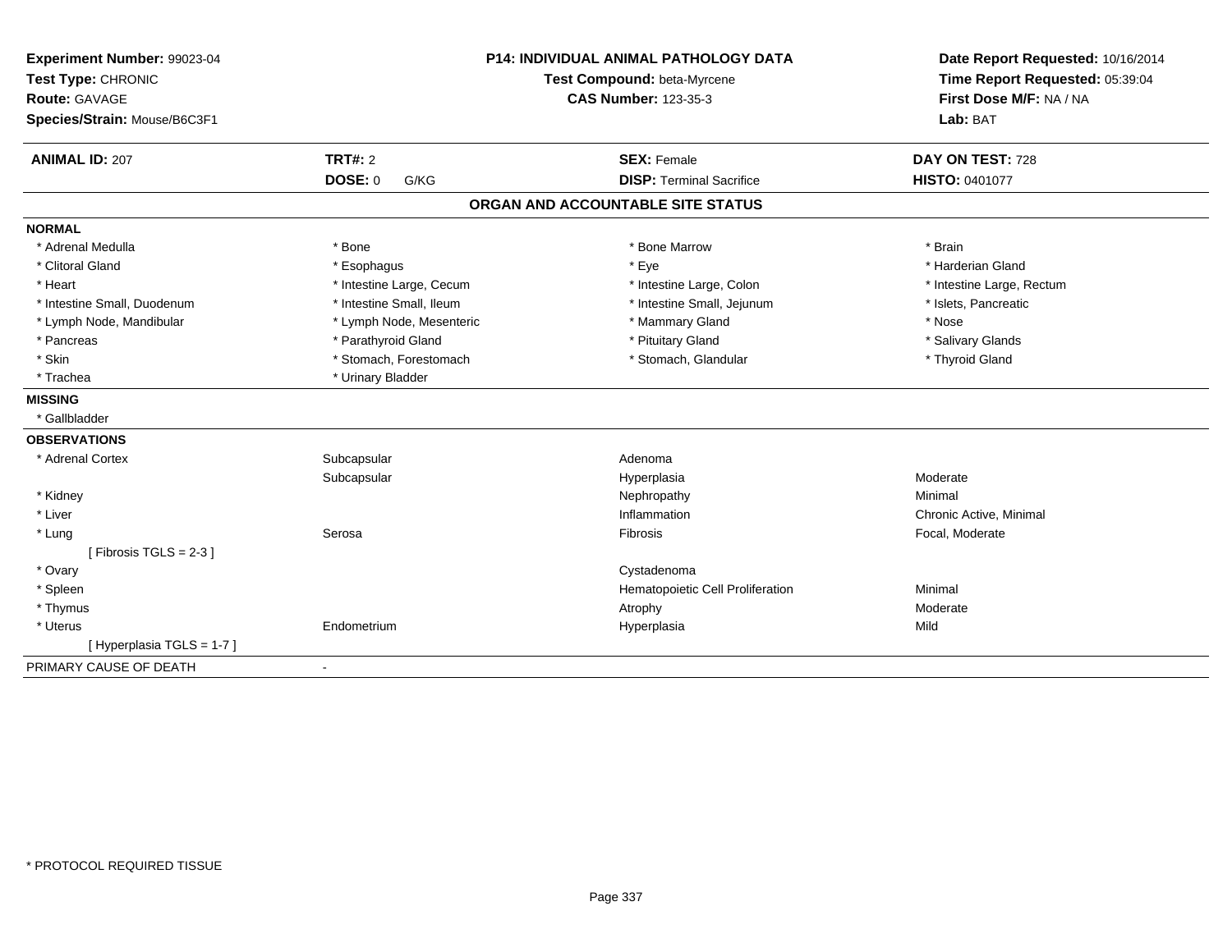**Experiment Number:** 99023-04
**Test Type:** CHRONIC
**Route:** GAVAGE
**Species/Strain:** Mouse/B6C3F1

**P14: INDIVIDUAL ANIMAL PATHOLOGY DATA**
**Test Compound:** beta-Myrcene
**CAS Number:** 123-35-3

**Date Report Requested:** 10/16/2014
**Time Report Requested:** 05:39:04
**First Dose M/F:** NA / NA
**Lab:** BAT

| **ANIMAL ID:** 207 | **TRT#:** 2 | **SEX:** Female | **DAY ON TEST:** 728 |
|---|---|---|---|
| | **DOSE:** 0 G/KG | **DISP:** Terminal Sacrifice | **HISTO:** 0401077 |

## ORGAN AND ACCOUNTABLE SITE STATUS

**NORMAL**

| | | | |
|---|---|---|---|
| * Adrenal Medulla | * Bone | * Bone Marrow | * Brain |
| * Clitoral Gland | * Esophagus | * Eye | * Harderian Gland |
| * Heart | * Intestine Large, Cecum | * Intestine Large, Colon | * Intestine Large, Rectum |
| * Intestine Small, Duodenum | * Intestine Small, Ileum | * Intestine Small, Jejunum | * Islets, Pancreatic |
| * Lymph Node, Mandibular | * Lymph Node, Mesenteric | * Mammary Gland | * Nose |
| * Pancreas | * Parathyroid Gland | * Pituitary Gland | * Salivary Glands |
| * Skin | * Stomach, Forestomach | * Stomach, Glandular | * Thyroid Gland |
| * Trachea | * Urinary Bladder | | |

**MISSING**

* Gallbladder

**OBSERVATIONS**

| | | | |
|---|---|---|---|
| * Adrenal Cortex | Subcapsular | Adenoma | |
| | Subcapsular | Hyperplasia | Moderate |
| * Kidney | | Nephropathy | Minimal |
| * Liver | | Inflammation | Chronic Active, Minimal |
| * Lung | Serosa | Fibrosis | Focal, Moderate |
| [ Fibrosis TGLS = 2-3 ] | | | |
| * Ovary | | Cystadenoma | |
| * Spleen | | Hematopoietic Cell Proliferation | Minimal |
| * Thymus | | Atrophy | Moderate |
| * Uterus | Endometrium | Hyperplasia | Mild |
| [ Hyperplasia TGLS = 1-7 ] | | | |

PRIMARY CAUSE OF DEATH -

* PROTOCOL REQUIRED TISSUE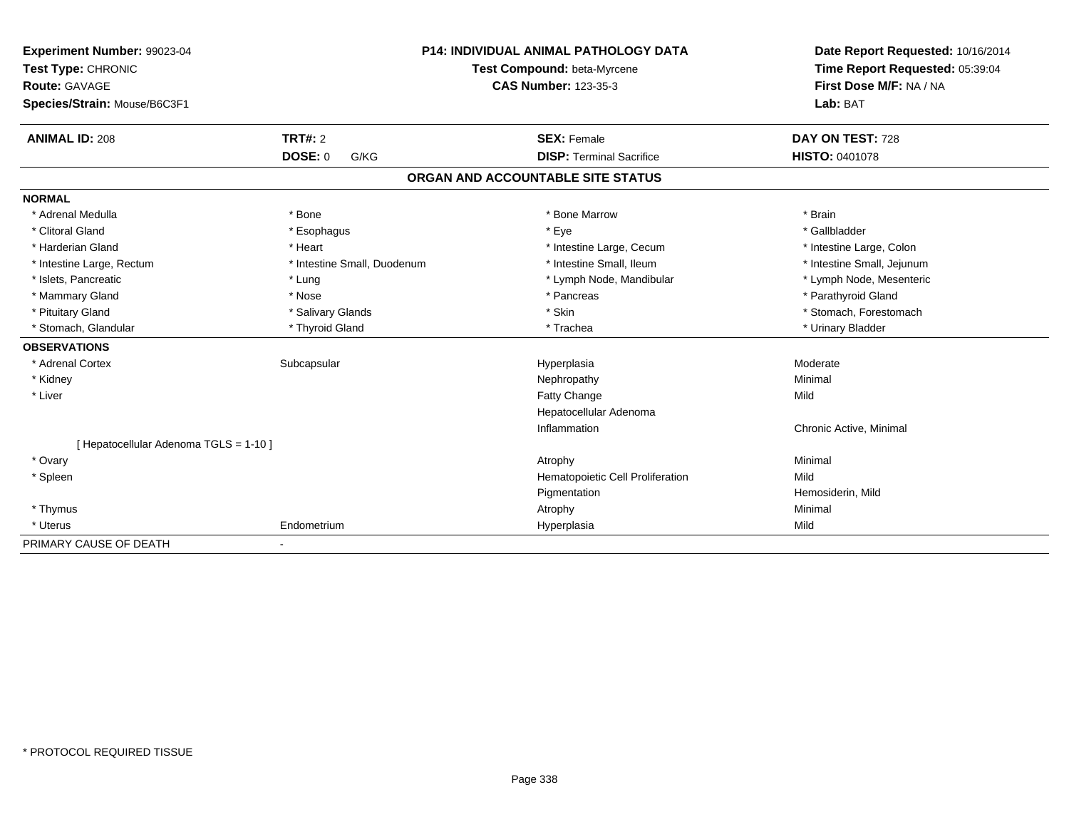**Experiment Number:** 99023-04
**Test Type:** CHRONIC
**Route:** GAVAGE
**Species/Strain:** Mouse/B6C3F1

**P14: INDIVIDUAL ANIMAL PATHOLOGY DATA**
**Test Compound:** beta-Myrcene
**CAS Number:** 123-35-3

**Date Report Requested:** 10/16/2014
**Time Report Requested:** 05:39:04
**First Dose M/F:** NA / NA
**Lab:** BAT

| **ANIMAL ID:** 208 | **TRT#:** 2 | **SEX:** Female | **DAY ON TEST:** 728 |
|---|---|---|---|
| | **DOSE:** 0 G/KG | **DISP:** Terminal Sacrifice | **HISTO:** 0401078 |

## ORGAN AND ACCOUNTABLE SITE STATUS

**NORMAL**

| | | | |
|---|---|---|---|
| * Adrenal Medulla | * Bone | * Bone Marrow | * Brain |
| * Clitoral Gland | * Esophagus | * Eye | * Gallbladder |
| * Harderian Gland | * Heart | * Intestine Large, Cecum | * Intestine Large, Colon |
| * Intestine Large, Rectum | * Intestine Small, Duodenum | * Intestine Small, Ileum | * Intestine Small, Jejunum |
| * Islets, Pancreatic | * Lung | * Lymph Node, Mandibular | * Lymph Node, Mesenteric |
| * Mammary Gland | * Nose | * Pancreas | * Parathyroid Gland |
| * Pituitary Gland | * Salivary Glands | * Skin | * Stomach, Forestomach |
| * Stomach, Glandular | * Thyroid Gland | * Trachea | * Urinary Bladder |

**OBSERVATIONS**

| | | | |
|---|---|---|---|
| * Adrenal Cortex | Subcapsular | Hyperplasia | Moderate |
| * Kidney | | Nephropathy | Minimal |
| * Liver | | Fatty Change | Mild |
| | | Hepatocellular Adenoma | |
| | | Inflammation | Chronic Active, Minimal |
| [ Hepatocellular Adenoma TGLS = 1-10 ] | | | |
| * Ovary | | Atrophy | Minimal |
| * Spleen | | Hematopoietic Cell Proliferation | Mild |
| | | Pigmentation | Hemosiderin, Mild |
| * Thymus | | Atrophy | Minimal |
| * Uterus | Endometrium | Hyperplasia | Mild |

PRIMARY CAUSE OF DEATH -

* PROTOCOL REQUIRED TISSUE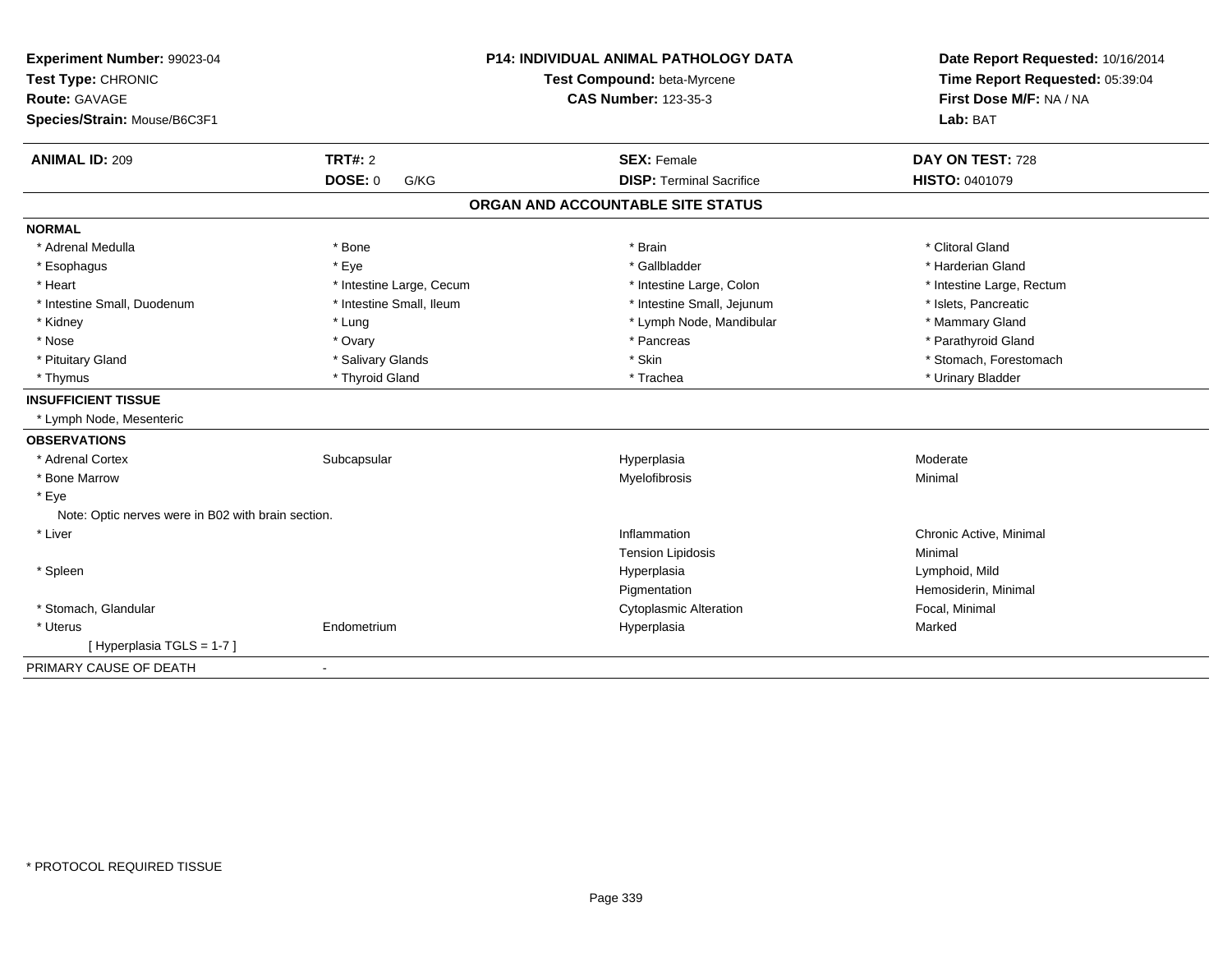**Experiment Number:** 99023-04
**Test Type:** CHRONIC
**Route:** GAVAGE
**Species/Strain:** Mouse/B6C3F1

**P14: INDIVIDUAL ANIMAL PATHOLOGY DATA**
**Test Compound:** beta-Myrcene
**CAS Number:** 123-35-3

**Date Report Requested:** 10/16/2014
**Time Report Requested:** 05:39:04
**First Dose M/F:** NA / NA
**Lab:** BAT

| **ANIMAL ID:** 209 | **TRT#:** 2 | **SEX:** Female | **DAY ON TEST:** 728 |
|---|---|---|---|
| | **DOSE:** 0 G/KG | **DISP:** Terminal Sacrifice | **HISTO:** 0401079 |

## ORGAN AND ACCOUNTABLE SITE STATUS

**NORMAL**

| | | | |
|---|---|---|---|
| * Adrenal Medulla | * Bone | * Brain | * Clitoral Gland |
| * Esophagus | * Eye | * Gallbladder | * Harderian Gland |
| * Heart | * Intestine Large, Cecum | * Intestine Large, Colon | * Intestine Large, Rectum |
| * Intestine Small, Duodenum | * Intestine Small, Ileum | * Intestine Small, Jejunum | * Islets, Pancreatic |
| * Kidney | * Lung | * Lymph Node, Mandibular | * Mammary Gland |
| * Nose | * Ovary | * Pancreas | * Parathyroid Gland |
| * Pituitary Gland | * Salivary Glands | * Skin | * Stomach, Forestomach |
| * Thymus | * Thyroid Gland | * Trachea | * Urinary Bladder |

**INSUFFICIENT TISSUE**

* Lymph Node, Mesenteric

**OBSERVATIONS**

| | | | |
|---|---|---|---|
| * Adrenal Cortex | Subcapsular | Hyperplasia | Moderate |
| * Bone Marrow | | Myelofibrosis | Minimal |
| * Eye | | | |
| Note: Optic nerves were in B02 with brain section. | | | |
| * Liver | | Inflammation | Chronic Active, Minimal |
| | | Tension Lipidosis | Minimal |
| * Spleen | | Hyperplasia | Lymphoid, Mild |
| | | Pigmentation | Hemosiderin, Minimal |
| * Stomach, Glandular | | Cytoplasmic Alteration | Focal, Minimal |
| * Uterus | Endometrium | Hyperplasia | Marked |
| [ Hyperplasia TGLS = 1-7 ] | | | |

PRIMARY CAUSE OF DEATH -

\* PROTOCOL REQUIRED TISSUE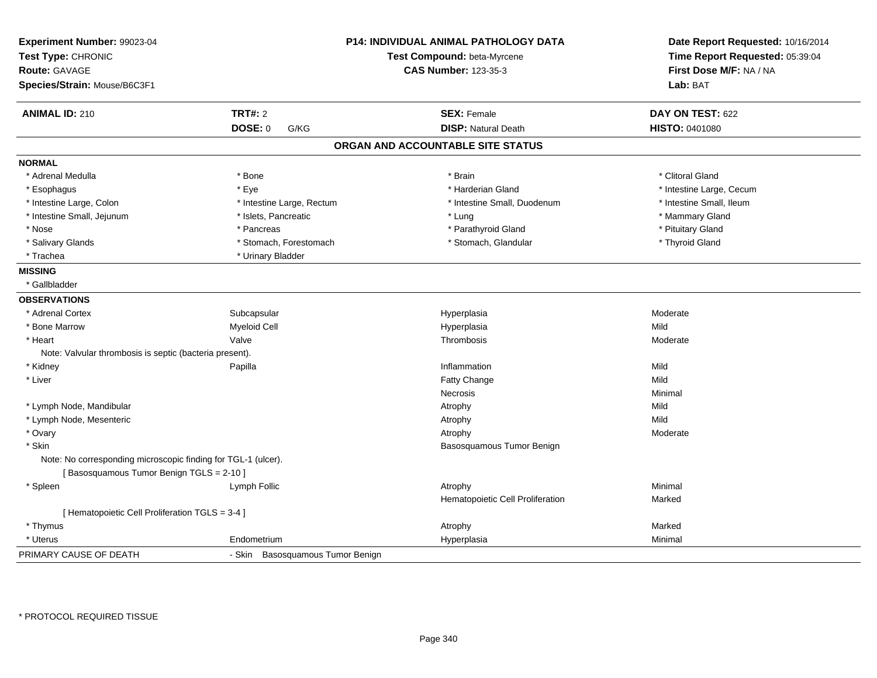**Experiment Number:** 99023-04
**Test Type:** CHRONIC
**Route:** GAVAGE
**Species/Strain:** Mouse/B6C3F1

**P14: INDIVIDUAL ANIMAL PATHOLOGY DATA**
**Test Compound:** beta-Myrcene
**CAS Number:** 123-35-3

**Date Report Requested:** 10/16/2014
**Time Report Requested:** 05:39:04
**First Dose M/F:** NA / NA
**Lab:** BAT

| **ANIMAL ID:** 210 | **TRT#:** 2 | **SEX:** Female | **DAY ON TEST:** 622 |
|---|---|---|---|
| | **DOSE:** 0 G/KG | **DISP:** Natural Death | **HISTO:** 0401080 |

## ORGAN AND ACCOUNTABLE SITE STATUS

**NORMAL**

| | | | |
|---|---|---|---|
| * Adrenal Medulla | * Bone | * Brain | * Clitoral Gland |
| * Esophagus | * Eye | * Harderian Gland | * Intestine Large, Cecum |
| * Intestine Large, Colon | * Intestine Large, Rectum | * Intestine Small, Duodenum | * Intestine Small, Ileum |
| * Intestine Small, Jejunum | * Islets, Pancreatic | * Lung | * Mammary Gland |
| * Nose | * Pancreas | * Parathyroid Gland | * Pituitary Gland |
| * Salivary Glands | * Stomach, Forestomach | * Stomach, Glandular | * Thyroid Gland |
| * Trachea | * Urinary Bladder | | |

**MISSING**

* Gallbladder

**OBSERVATIONS**

| | | | |
|---|---|---|---|
| * Adrenal Cortex | Subcapsular | Hyperplasia | Moderate |
| * Bone Marrow | Myeloid Cell | Hyperplasia | Mild |
| * Heart | Valve | Thrombosis | Moderate |
| Note: Valvular thrombosis is septic (bacteria present). | | | |
| * Kidney | Papilla | Inflammation | Mild |
| * Liver | | Fatty Change | Mild |
| | | Necrosis | Minimal |
| * Lymph Node, Mandibular | | Atrophy | Mild |
| * Lymph Node, Mesenteric | | Atrophy | Mild |
| * Ovary | | Atrophy | Moderate |
| * Skin | | Basosquamous Tumor Benign | |
| Note: No corresponding microscopic finding for TGL-1 (ulcer). | | | |
| [ Basosquamous Tumor Benign TGLS = 2-10 ] | | | |
| * Spleen | Lymph Follic | Atrophy | Minimal |
| | | Hematopoietic Cell Proliferation | Marked |
| [ Hematopoietic Cell Proliferation TGLS = 3-4 ] | | | |
| * Thymus | | Atrophy | Marked |
| * Uterus | Endometrium | Hyperplasia | Minimal |

PRIMARY CAUSE OF DEATH - Skin Basosquamous Tumor Benign

* PROTOCOL REQUIRED TISSUE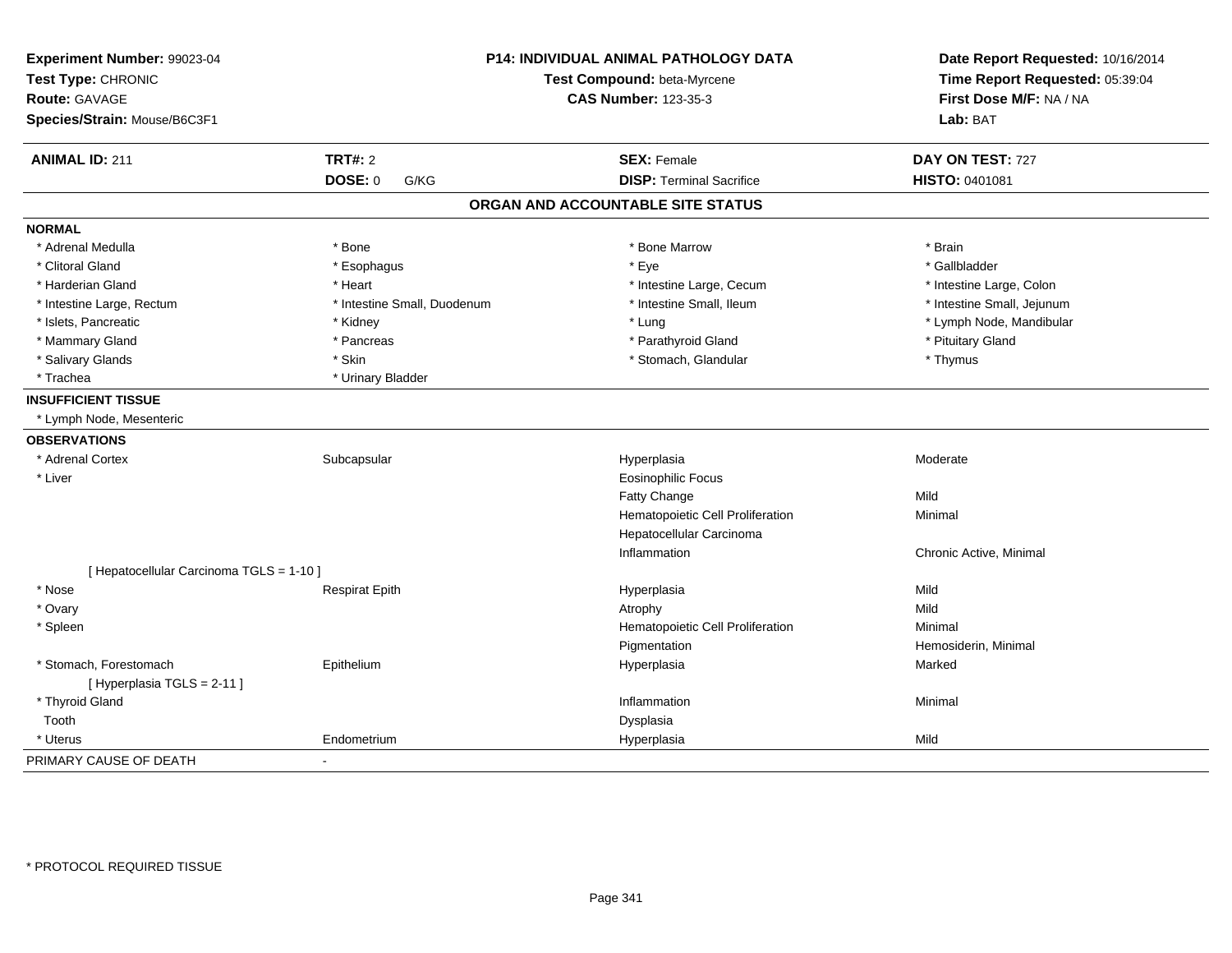**Experiment Number:** 99023-04
**Test Type:** CHRONIC
**Route:** GAVAGE
**Species/Strain:** Mouse/B6C3F1

**P14: INDIVIDUAL ANIMAL PATHOLOGY DATA**
**Test Compound:** beta-Myrcene
**CAS Number:** 123-35-3

**Date Report Requested:** 10/16/2014
**Time Report Requested:** 05:39:04
**First Dose M/F:** NA / NA
**Lab:** BAT

| **ANIMAL ID:** 211 | **TRT#:** 2 | **SEX:** Female | **DAY ON TEST:** 727 |
|---|---|---|---|
| | **DOSE:** 0 G/KG | **DISP:** Terminal Sacrifice | **HISTO:** 0401081 |

## ORGAN AND ACCOUNTABLE SITE STATUS

**NORMAL**

| | | | |
|---|---|---|---|
| * Adrenal Medulla | * Bone | * Bone Marrow | * Brain |
| * Clitoral Gland | * Esophagus | * Eye | * Gallbladder |
| * Harderian Gland | * Heart | * Intestine Large, Cecum | * Intestine Large, Colon |
| * Intestine Large, Rectum | * Intestine Small, Duodenum | * Intestine Small, Ileum | * Intestine Small, Jejunum |
| * Islets, Pancreatic | * Kidney | * Lung | * Lymph Node, Mandibular |
| * Mammary Gland | * Pancreas | * Parathyroid Gland | * Pituitary Gland |
| * Salivary Glands | * Skin | * Stomach, Glandular | * Thymus |
| * Trachea | * Urinary Bladder | | |

**INSUFFICIENT TISSUE**

* Lymph Node, Mesenteric

**OBSERVATIONS**

| | | | |
|---|---|---|---|
| * Adrenal Cortex | Subcapsular | Hyperplasia | Moderate |
| * Liver | | Eosinophilic Focus | |
| | | Fatty Change | Mild |
| | | Hematopoietic Cell Proliferation | Minimal |
| | | Hepatocellular Carcinoma | |
| | | Inflammation | Chronic Active, Minimal |
| [ Hepatocellular Carcinoma TGLS = 1-10 ] | | | |
| * Nose | Respirat Epith | Hyperplasia | Mild |
| * Ovary | | Atrophy | Mild |
| * Spleen | | Hematopoietic Cell Proliferation | Minimal |
| | | Pigmentation | Hemosiderin, Minimal |
| * Stomach, Forestomach | Epithelium | Hyperplasia | Marked |
| [ Hyperplasia TGLS = 2-11 ] | | | |
| * Thyroid Gland | | Inflammation | Minimal |
| Tooth | | Dysplasia | |
| * Uterus | Endometrium | Hyperplasia | Mild |

PRIMARY CAUSE OF DEATH -

* PROTOCOL REQUIRED TISSUE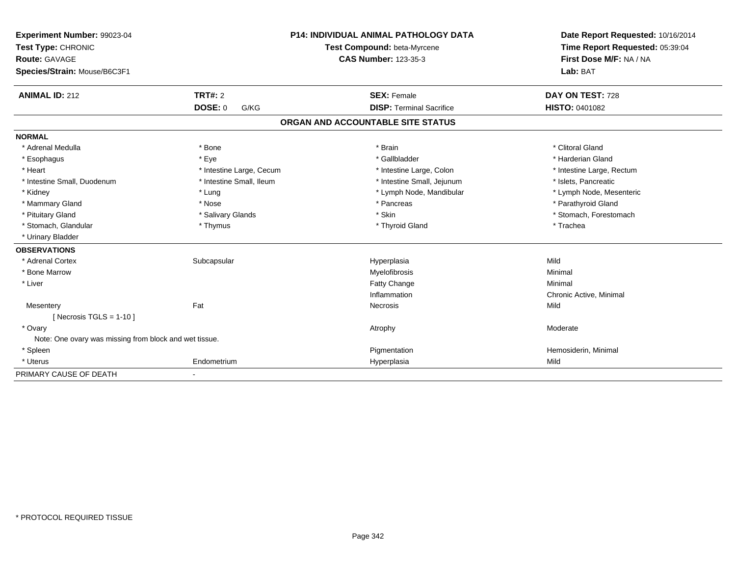**Experiment Number:** 99023-04
**Test Type:** CHRONIC
**Route:** GAVAGE
**Species/Strain:** Mouse/B6C3F1

**P14: INDIVIDUAL ANIMAL PATHOLOGY DATA**
**Test Compound:** beta-Myrcene
**CAS Number:** 123-35-3

**Date Report Requested:** 10/16/2014
**Time Report Requested:** 05:39:04
**First Dose M/F:** NA / NA
**Lab:** BAT

| **ANIMAL ID:** 212 | **TRT#:** 2 | **SEX:** Female | **DAY ON TEST:** 728 |
|---|---|---|---|
| | **DOSE:** 0 G/KG | **DISP:** Terminal Sacrifice | **HISTO:** 0401082 |

## ORGAN AND ACCOUNTABLE SITE STATUS

| **NORMAL** | | | |
|---|---|---|---|
| * Adrenal Medulla | * Bone | * Brain | * Clitoral Gland |
| * Esophagus | * Eye | * Gallbladder | * Harderian Gland |
| * Heart | * Intestine Large, Cecum | * Intestine Large, Colon | * Intestine Large, Rectum |
| * Intestine Small, Duodenum | * Intestine Small, Ileum | * Intestine Small, Jejunum | * Islets, Pancreatic |
| * Kidney | * Lung | * Lymph Node, Mandibular | * Lymph Node, Mesenteric |
| * Mammary Gland | * Nose | * Pancreas | * Parathyroid Gland |
| * Pituitary Gland | * Salivary Glands | * Skin | * Stomach, Forestomach |
| * Stomach, Glandular | * Thymus | * Thyroid Gland | * Trachea |
| * Urinary Bladder | | | |

| **OBSERVATIONS** | | | |
|---|---|---|---|
| * Adrenal Cortex | Subcapsular | Hyperplasia | Mild |
| * Bone Marrow | | Myelofibrosis | Minimal |
| * Liver | | Fatty Change | Minimal |
| | | Inflammation | Chronic Active, Minimal |
| Mesentery | Fat | Necrosis | Mild |
| [ Necrosis TGLS = 1-10 ] | | | |
| * Ovary | | Atrophy | Moderate |
| Note: One ovary was missing from block and wet tissue. | | | |
| * Spleen | | Pigmentation | Hemosiderin, Minimal |
| * Uterus | Endometrium | Hyperplasia | Mild |

| PRIMARY CAUSE OF DEATH | - |
|---|---|

* PROTOCOL REQUIRED TISSUE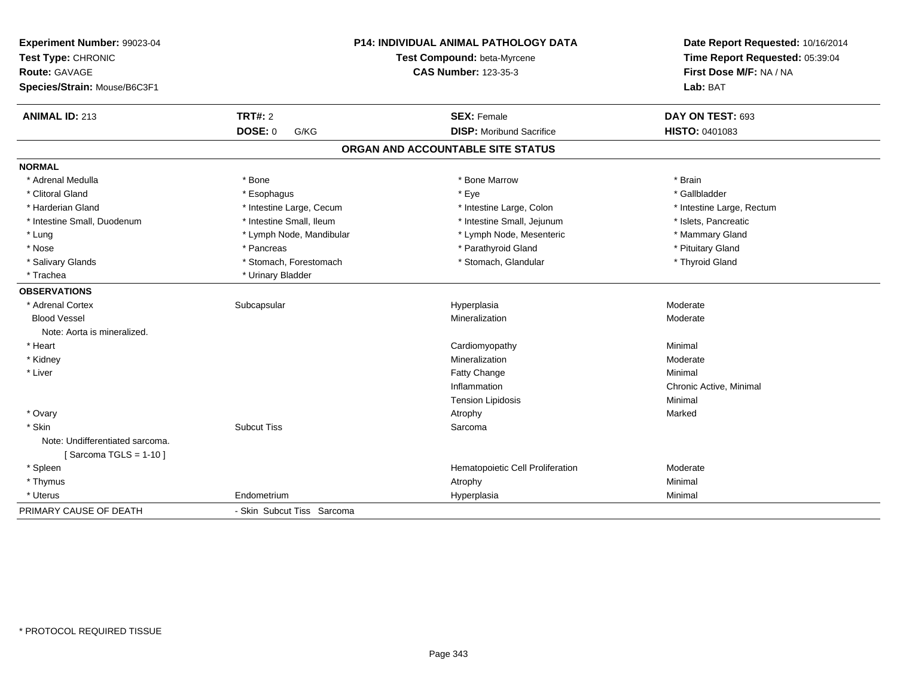**Experiment Number:** 99023-04
**Test Type:** CHRONIC
**Route:** GAVAGE
**Species/Strain:** Mouse/B6C3F1

**P14: INDIVIDUAL ANIMAL PATHOLOGY DATA**
**Test Compound:** beta-Myrcene
**CAS Number:** 123-35-3

**Date Report Requested:** 10/16/2014
**Time Report Requested:** 05:39:04
**First Dose M/F:** NA / NA
**Lab:** BAT

| **ANIMAL ID:** 213 | **TRT#:** 2 | **SEX:** Female | **DAY ON TEST:** 693 |
|---|---|---|---|
| | **DOSE:** 0 G/KG | **DISP:** Moribund Sacrifice | **HISTO:** 0401083 |

## ORGAN AND ACCOUNTABLE SITE STATUS

**NORMAL**

| | | | |
|---|---|---|---|
| * Adrenal Medulla | * Bone | * Bone Marrow | * Brain |
| * Clitoral Gland | * Esophagus | * Eye | * Gallbladder |
| * Harderian Gland | * Intestine Large, Cecum | * Intestine Large, Colon | * Intestine Large, Rectum |
| * Intestine Small, Duodenum | * Intestine Small, Ileum | * Intestine Small, Jejunum | * Islets, Pancreatic |
| * Lung | * Lymph Node, Mandibular | * Lymph Node, Mesenteric | * Mammary Gland |
| * Nose | * Pancreas | * Parathyroid Gland | * Pituitary Gland |
| * Salivary Glands | * Stomach, Forestomach | * Stomach, Glandular | * Thyroid Gland |
| * Trachea | * Urinary Bladder | | |

**OBSERVATIONS**

| | | | |
|---|---|---|---|
| * Adrenal Cortex | Subcapsular | Hyperplasia | Moderate |
| Blood Vessel | | Mineralization | Moderate |
| Note: Aorta is mineralized. | | | |
| * Heart | | Cardiomyopathy | Minimal |
| * Kidney | | Mineralization | Moderate |
| * Liver | | Fatty Change | Minimal |
| | | Inflammation | Chronic Active, Minimal |
| | | Tension Lipidosis | Minimal |
| * Ovary | | Atrophy | Marked |
| * Skin | Subcut Tiss | Sarcoma | |
| Note: Undifferentiated sarcoma. | | | |
| [ Sarcoma TGLS = 1-10 ] | | | |
| * Spleen | | Hematopoietic Cell Proliferation | Moderate |
| * Thymus | | Atrophy | Minimal |
| * Uterus | Endometrium | Hyperplasia | Minimal |

| | |
|---|---|
| PRIMARY CAUSE OF DEATH | - Skin Subcut Tiss Sarcoma |

* PROTOCOL REQUIRED TISSUE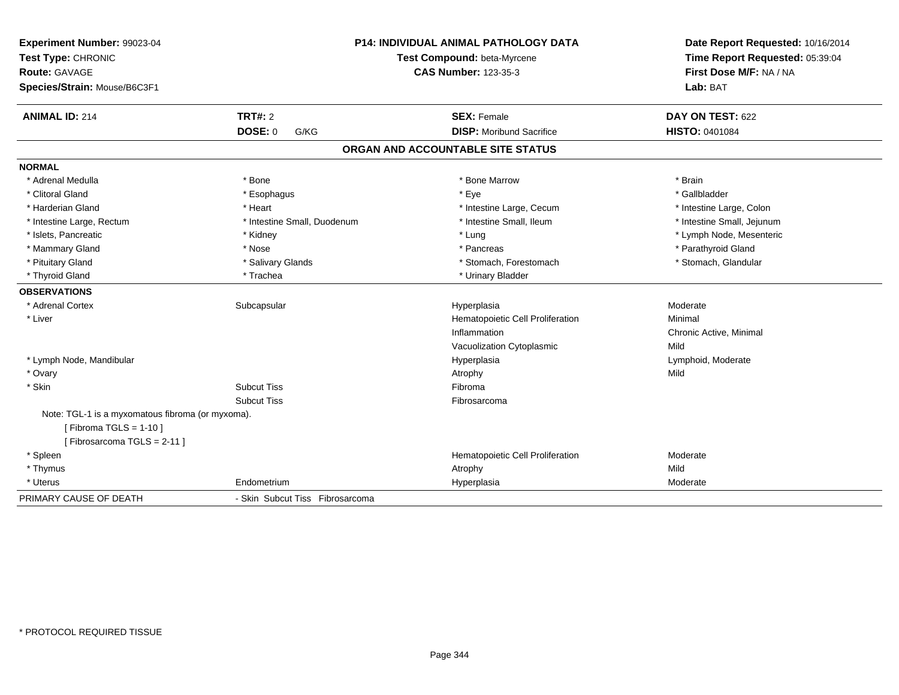**Experiment Number:** 99023-04
**Test Type:** CHRONIC
**Route:** GAVAGE
**Species/Strain:** Mouse/B6C3F1

**P14: INDIVIDUAL ANIMAL PATHOLOGY DATA**
**Test Compound:** beta-Myrcene
**CAS Number:** 123-35-3

**Date Report Requested:** 10/16/2014
**Time Report Requested:** 05:39:04
**First Dose M/F:** NA / NA
**Lab:** BAT

| **ANIMAL ID:** 214 | **TRT#:** 2 | **SEX:** Female | **DAY ON TEST:** 622 |
|---|---|---|---|
| | **DOSE:** 0 G/KG | **DISP:** Moribund Sacrifice | **HISTO:** 0401084 |

## ORGAN AND ACCOUNTABLE SITE STATUS

**NORMAL**

| | | | |
|---|---|---|---|
| * Adrenal Medulla | * Bone | * Bone Marrow | * Brain |
| * Clitoral Gland | * Esophagus | * Eye | * Gallbladder |
| * Harderian Gland | * Heart | * Intestine Large, Cecum | * Intestine Large, Colon |
| * Intestine Large, Rectum | * Intestine Small, Duodenum | * Intestine Small, Ileum | * Intestine Small, Jejunum |
| * Islets, Pancreatic | * Kidney | * Lung | * Lymph Node, Mesenteric |
| * Mammary Gland | * Nose | * Pancreas | * Parathyroid Gland |
| * Pituitary Gland | * Salivary Glands | * Stomach, Forestomach | * Stomach, Glandular |
| * Thyroid Gland | * Trachea | * Urinary Bladder | |

**OBSERVATIONS**

| | | | |
|---|---|---|---|
| * Adrenal Cortex | Subcapsular | Hyperplasia | Moderate |
| * Liver | | Hematopoietic Cell Proliferation | Minimal |
| | | Inflammation | Chronic Active, Minimal |
| | | Vacuolization Cytoplasmic | Mild |
| * Lymph Node, Mandibular | | Hyperplasia | Lymphoid, Moderate |
| * Ovary | | Atrophy | Mild |
| * Skin | Subcut Tiss | Fibroma | |
| | Subcut Tiss | Fibrosarcoma | |

Note: TGL-1 is a myxomatous fibroma (or myxoma).
[ Fibroma TGLS = 1-10 ]
[ Fibrosarcoma TGLS = 2-11 ]

| | | | |
|---|---|---|---|
| * Spleen | | Hematopoietic Cell Proliferation | Moderate |
| * Thymus | | Atrophy | Mild |
| * Uterus | Endometrium | Hyperplasia | Moderate |

PRIMARY CAUSE OF DEATH - Skin Subcut Tiss Fibrosarcoma

* PROTOCOL REQUIRED TISSUE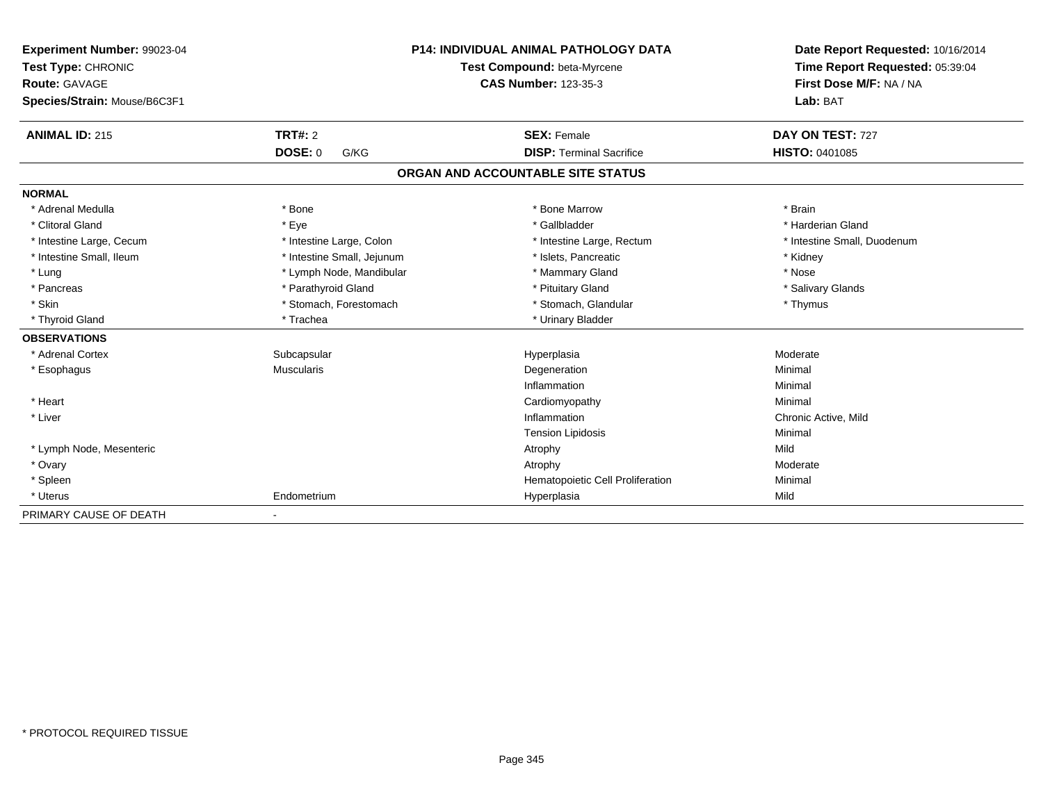**Experiment Number:** 99023-04
**Test Type:** CHRONIC
**Route:** GAVAGE
**Species/Strain:** Mouse/B6C3F1

**P14: INDIVIDUAL ANIMAL PATHOLOGY DATA**
**Test Compound:** beta-Myrcene
**CAS Number:** 123-35-3

**Date Report Requested:** 10/16/2014
**Time Report Requested:** 05:39:04
**First Dose M/F:** NA / NA
**Lab:** BAT

| **ANIMAL ID:** 215 | **TRT#:** 2 | **SEX:** Female | **DAY ON TEST:** 727 |
|---|---|---|---|
| | **DOSE:** 0 G/KG | **DISP:** Terminal Sacrifice | **HISTO:** 0401085 |

## ORGAN AND ACCOUNTABLE SITE STATUS

| | | | |
|---|---|---|---|
| **NORMAL** | | | |
| * Adrenal Medulla | * Bone | * Bone Marrow | * Brain |
| * Clitoral Gland | * Eye | * Gallbladder | * Harderian Gland |
| * Intestine Large, Cecum | * Intestine Large, Colon | * Intestine Large, Rectum | * Intestine Small, Duodenum |
| * Intestine Small, Ileum | * Intestine Small, Jejunum | * Islets, Pancreatic | * Kidney |
| * Lung | * Lymph Node, Mandibular | * Mammary Gland | * Nose |
| * Pancreas | * Parathyroid Gland | * Pituitary Gland | * Salivary Glands |
| * Skin | * Stomach, Forestomach | * Stomach, Glandular | * Thymus |
| * Thyroid Gland | * Trachea | * Urinary Bladder | |
| **OBSERVATIONS** | | | |
| * Adrenal Cortex | Subcapsular | Hyperplasia | Moderate |
| * Esophagus | Muscularis | Degeneration | Minimal |
| | | Inflammation | Minimal |
| * Heart | | Cardiomyopathy | Minimal |
| * Liver | | Inflammation | Chronic Active, Mild |
| | | Tension Lipidosis | Minimal |
| * Lymph Node, Mesenteric | | Atrophy | Mild |
| * Ovary | | Atrophy | Moderate |
| * Spleen | | Hematopoietic Cell Proliferation | Minimal |
| * Uterus | Endometrium | Hyperplasia | Mild |
| PRIMARY CAUSE OF DEATH | - | | |

* PROTOCOL REQUIRED TISSUE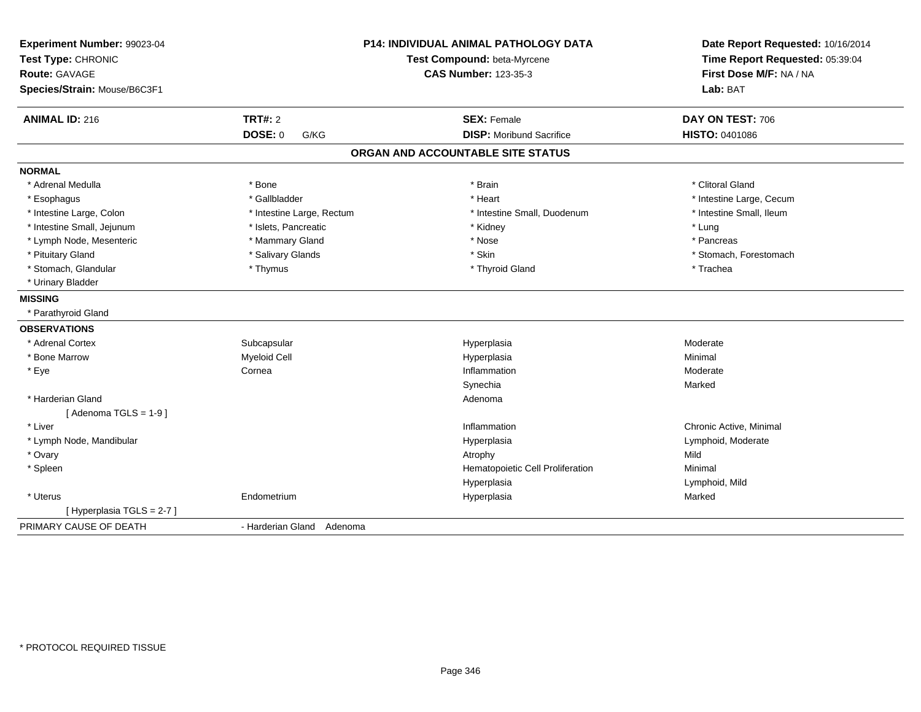**Experiment Number:** 99023-04
**Test Type:** CHRONIC
**Route:** GAVAGE
**Species/Strain:** Mouse/B6C3F1

**P14: INDIVIDUAL ANIMAL PATHOLOGY DATA**
**Test Compound:** beta-Myrcene
**CAS Number:** 123-35-3

**Date Report Requested:** 10/16/2014
**Time Report Requested:** 05:39:04
**First Dose M/F:** NA / NA
**Lab:** BAT

| **ANIMAL ID:** 216 | **TRT#:** 2 | **SEX:** Female | **DAY ON TEST:** 706 |
|---|---|---|---|
| | **DOSE:** 0 G/KG | **DISP:** Moribund Sacrifice | **HISTO:** 0401086 |

## ORGAN AND ACCOUNTABLE SITE STATUS

**NORMAL**

| | | | |
|---|---|---|---|
| * Adrenal Medulla | * Bone | * Brain | * Clitoral Gland |
| * Esophagus | * Gallbladder | * Heart | * Intestine Large, Cecum |
| * Intestine Large, Colon | * Intestine Large, Rectum | * Intestine Small, Duodenum | * Intestine Small, Ileum |
| * Intestine Small, Jejunum | * Islets, Pancreatic | * Kidney | * Lung |
| * Lymph Node, Mesenteric | * Mammary Gland | * Nose | * Pancreas |
| * Pituitary Gland | * Salivary Glands | * Skin | * Stomach, Forestomach |
| * Stomach, Glandular | * Thymus | * Thyroid Gland | * Trachea |
| * Urinary Bladder | | | |

**MISSING**

* Parathyroid Gland

**OBSERVATIONS**

| | | | |
|---|---|---|---|
| * Adrenal Cortex | Subcapsular | Hyperplasia | Moderate |
| * Bone Marrow | Myeloid Cell | Hyperplasia | Minimal |
| * Eye | Cornea | Inflammation | Moderate |
| | | Synechia | Marked |
| * Harderian Gland | | Adenoma | |
| [ Adenoma TGLS = 1-9 ] | | | |
| * Liver | | Inflammation | Chronic Active, Minimal |
| * Lymph Node, Mandibular | | Hyperplasia | Lymphoid, Moderate |
| * Ovary | | Atrophy | Mild |
| * Spleen | | Hematopoietic Cell Proliferation | Minimal |
| | | Hyperplasia | Lymphoid, Mild |
| * Uterus | Endometrium | Hyperplasia | Marked |
| [ Hyperplasia TGLS = 2-7 ] | | | |

PRIMARY CAUSE OF DEATH - Harderian Gland Adenoma

* PROTOCOL REQUIRED TISSUE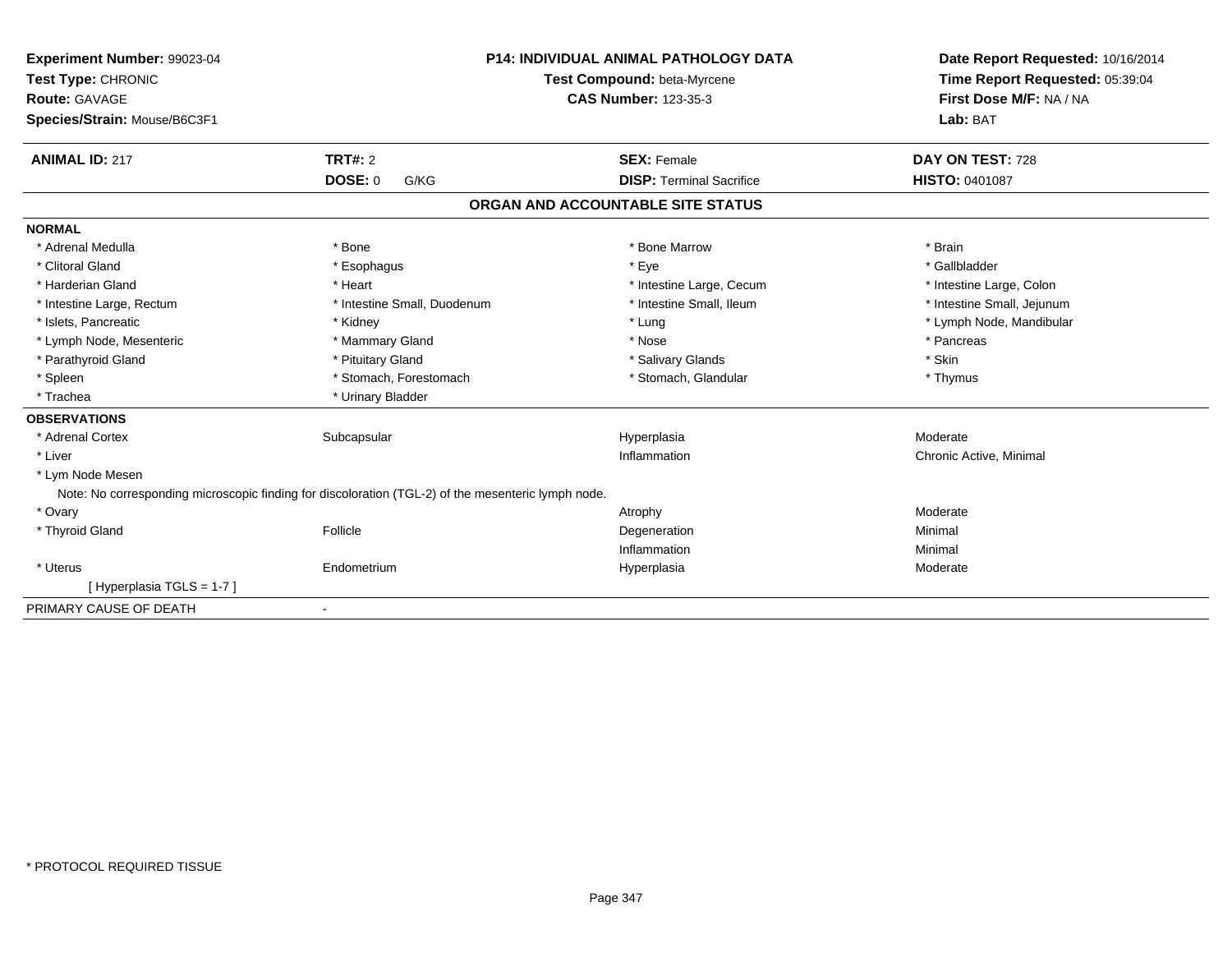**Experiment Number:** 99023-04
**Test Type:** CHRONIC
**Route:** GAVAGE
**Species/Strain:** Mouse/B6C3F1

**P14: INDIVIDUAL ANIMAL PATHOLOGY DATA**
**Test Compound:** beta-Myrcene
**CAS Number:** 123-35-3

**Date Report Requested:** 10/16/2014
**Time Report Requested:** 05:39:04
**First Dose M/F:** NA / NA
**Lab:** BAT

| **ANIMAL ID:** 217 | **TRT#:** 2 | **SEX:** Female | **DAY ON TEST:** 728 |
|---|---|---|---|
| | **DOSE:** 0 G/KG | **DISP:** Terminal Sacrifice | **HISTO:** 0401087 |

## ORGAN AND ACCOUNTABLE SITE STATUS

**NORMAL**

| | | | |
|---|---|---|---|
| * Adrenal Medulla | * Bone | * Bone Marrow | * Brain |
| * Clitoral Gland | * Esophagus | * Eye | * Gallbladder |
| * Harderian Gland | * Heart | * Intestine Large, Cecum | * Intestine Large, Colon |
| * Intestine Large, Rectum | * Intestine Small, Duodenum | * Intestine Small, Ileum | * Intestine Small, Jejunum |
| * Islets, Pancreatic | * Kidney | * Lung | * Lymph Node, Mandibular |
| * Lymph Node, Mesenteric | * Mammary Gland | * Nose | * Pancreas |
| * Parathyroid Gland | * Pituitary Gland | * Salivary Glands | * Skin |
| * Spleen | * Stomach, Forestomach | * Stomach, Glandular | * Thymus |
| * Trachea | * Urinary Bladder | | |

**OBSERVATIONS**

| | | | |
|---|---|---|---|
| * Adrenal Cortex | Subcapsular | Hyperplasia | Moderate |
| * Liver | | Inflammation | Chronic Active, Minimal |
| * Lym Node Mesen | | | |

Note: No corresponding microscopic finding for discoloration (TGL-2) of the mesenteric lymph node.

| | | | |
|---|---|---|---|
| * Ovary | | Atrophy | Moderate |
| * Thyroid Gland | Follicle | Degeneration | Minimal |
| | | Inflammation | Minimal |
| * Uterus | Endometrium | Hyperplasia | Moderate |
| [ Hyperplasia TGLS = 1-7 ] | | | |

PRIMARY CAUSE OF DEATH -

* PROTOCOL REQUIRED TISSUE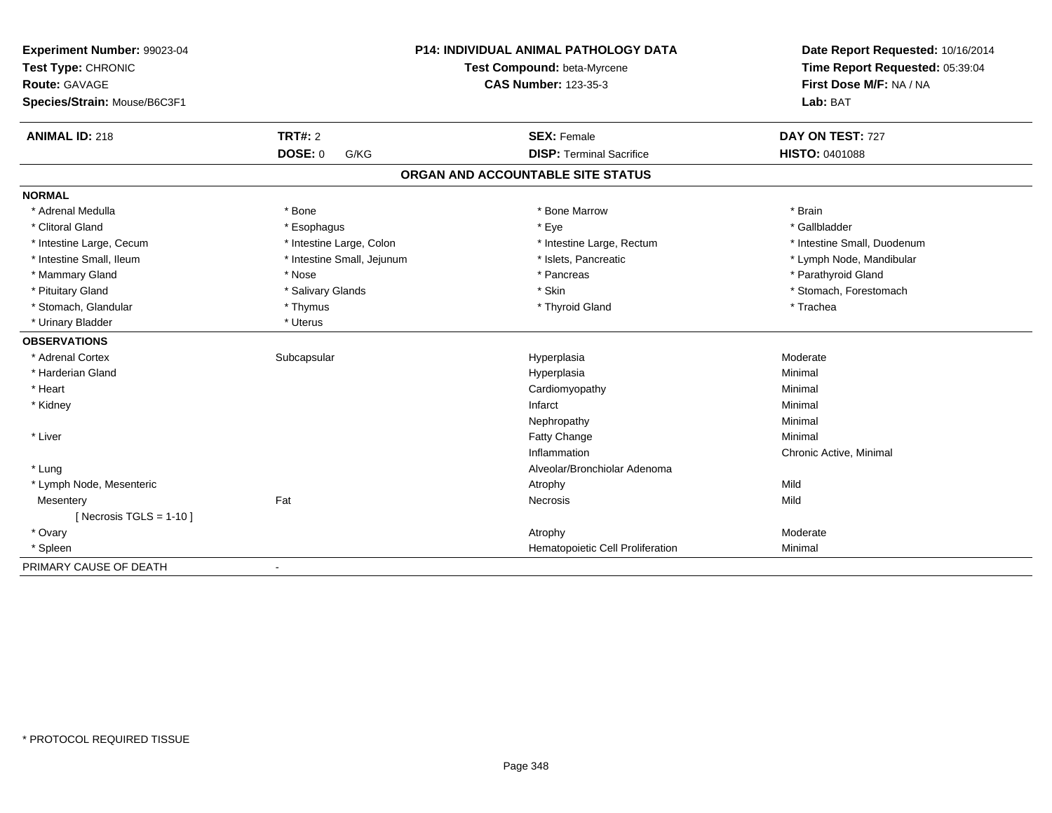**Experiment Number:** 99023-04
**Test Type:** CHRONIC
**Route:** GAVAGE
**Species/Strain:** Mouse/B6C3F1

**P14: INDIVIDUAL ANIMAL PATHOLOGY DATA**
**Test Compound:** beta-Myrcene
**CAS Number:** 123-35-3

**Date Report Requested:** 10/16/2014
**Time Report Requested:** 05:39:04
**First Dose M/F:** NA / NA
**Lab:** BAT

| **ANIMAL ID:** 218 | **TRT#:** 2 | **SEX:** Female | **DAY ON TEST:** 727 |
|---|---|---|---|
| | **DOSE:** 0 G/KG | **DISP:** Terminal Sacrifice | **HISTO:** 0401088 |

## ORGAN AND ACCOUNTABLE SITE STATUS

| | | | |
|---|---|---|---|
| **NORMAL** | | | |
| * Adrenal Medulla | * Bone | * Bone Marrow | * Brain |
| * Clitoral Gland | * Esophagus | * Eye | * Gallbladder |
| * Intestine Large, Cecum | * Intestine Large, Colon | * Intestine Large, Rectum | * Intestine Small, Duodenum |
| * Intestine Small, Ileum | * Intestine Small, Jejunum | * Islets, Pancreatic | * Lymph Node, Mandibular |
| * Mammary Gland | * Nose | * Pancreas | * Parathyroid Gland |
| * Pituitary Gland | * Salivary Glands | * Skin | * Stomach, Forestomach |
| * Stomach, Glandular | * Thymus | * Thyroid Gland | * Trachea |
| * Urinary Bladder | * Uterus | | |
| **OBSERVATIONS** | | | |
| * Adrenal Cortex | Subcapsular | Hyperplasia | Moderate |
| * Harderian Gland | | Hyperplasia | Minimal |
| * Heart | | Cardiomyopathy | Minimal |
| * Kidney | | Infarct | Minimal |
| | | Nephropathy | Minimal |
| * Liver | | Fatty Change | Minimal |
| | | Inflammation | Chronic Active, Minimal |
| * Lung | | Alveolar/Bronchiolar Adenoma | |
| * Lymph Node, Mesenteric | | Atrophy | Mild |
| Mesentery | Fat | Necrosis | Mild |
| [ Necrosis TGLS = 1-10 ] | | | |
| * Ovary | | Atrophy | Moderate |
| * Spleen | | Hematopoietic Cell Proliferation | Minimal |
| PRIMARY CAUSE OF DEATH | - | | |

* PROTOCOL REQUIRED TISSUE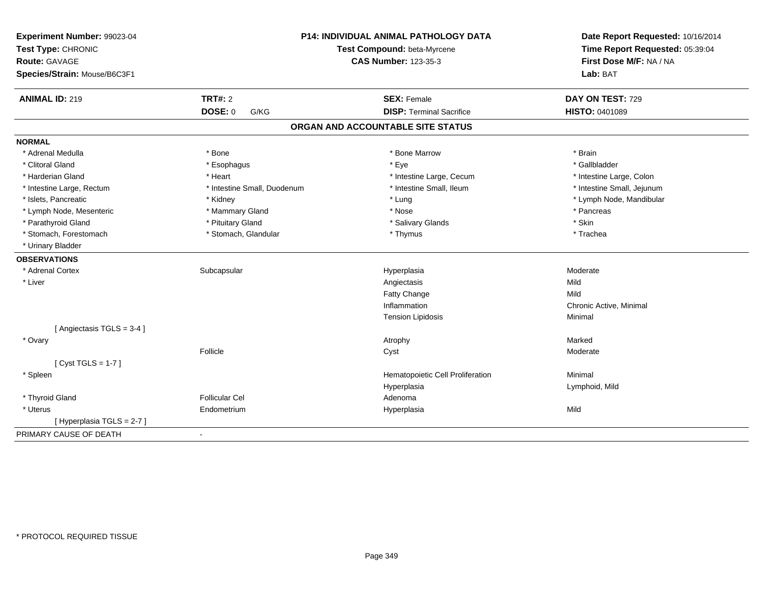**Experiment Number:** 99023-04
**Test Type:** CHRONIC
**Route:** GAVAGE
**Species/Strain:** Mouse/B6C3F1

**P14: INDIVIDUAL ANIMAL PATHOLOGY DATA**
**Test Compound:** beta-Myrcene
**CAS Number:** 123-35-3

**Date Report Requested:** 10/16/2014
**Time Report Requested:** 05:39:04
**First Dose M/F:** NA / NA
**Lab:** BAT

| **ANIMAL ID:** 219 | **TRT#:** 2 | **SEX:** Female | **DAY ON TEST:** 729 |
|---|---|---|---|
| | **DOSE:** 0 G/KG | **DISP:** Terminal Sacrifice | **HISTO:** 0401089 |

## ORGAN AND ACCOUNTABLE SITE STATUS

**NORMAL**

| | | | |
|---|---|---|---|
| * Adrenal Medulla | * Bone | * Bone Marrow | * Brain |
| * Clitoral Gland | * Esophagus | * Eye | * Gallbladder |
| * Harderian Gland | * Heart | * Intestine Large, Cecum | * Intestine Large, Colon |
| * Intestine Large, Rectum | * Intestine Small, Duodenum | * Intestine Small, Ileum | * Intestine Small, Jejunum |
| * Islets, Pancreatic | * Kidney | * Lung | * Lymph Node, Mandibular |
| * Lymph Node, Mesenteric | * Mammary Gland | * Nose | * Pancreas |
| * Parathyroid Gland | * Pituitary Gland | * Salivary Glands | * Skin |
| * Stomach, Forestomach | * Stomach, Glandular | * Thymus | * Trachea |
| * Urinary Bladder | | | |

**OBSERVATIONS**

| | | | |
|---|---|---|---|
| * Adrenal Cortex | Subcapsular | Hyperplasia | Moderate |
| * Liver | | Angiectasis | Mild |
| | | Fatty Change | Mild |
| | | Inflammation | Chronic Active, Minimal |
| | | Tension Lipidosis | Minimal |
| [ Angiectasis TGLS = 3-4 ] | | | |
| * Ovary | | Atrophy | Marked |
| | Follicle | Cyst | Moderate |
| [ Cyst TGLS = 1-7 ] | | | |
| * Spleen | | Hematopoietic Cell Proliferation | Minimal |
| | | Hyperplasia | Lymphoid, Mild |
| * Thyroid Gland | Follicular Cel | Adenoma | |
| * Uterus | Endometrium | Hyperplasia | Mild |
| [ Hyperplasia TGLS = 2-7 ] | | | |

PRIMARY CAUSE OF DEATH -

* PROTOCOL REQUIRED TISSUE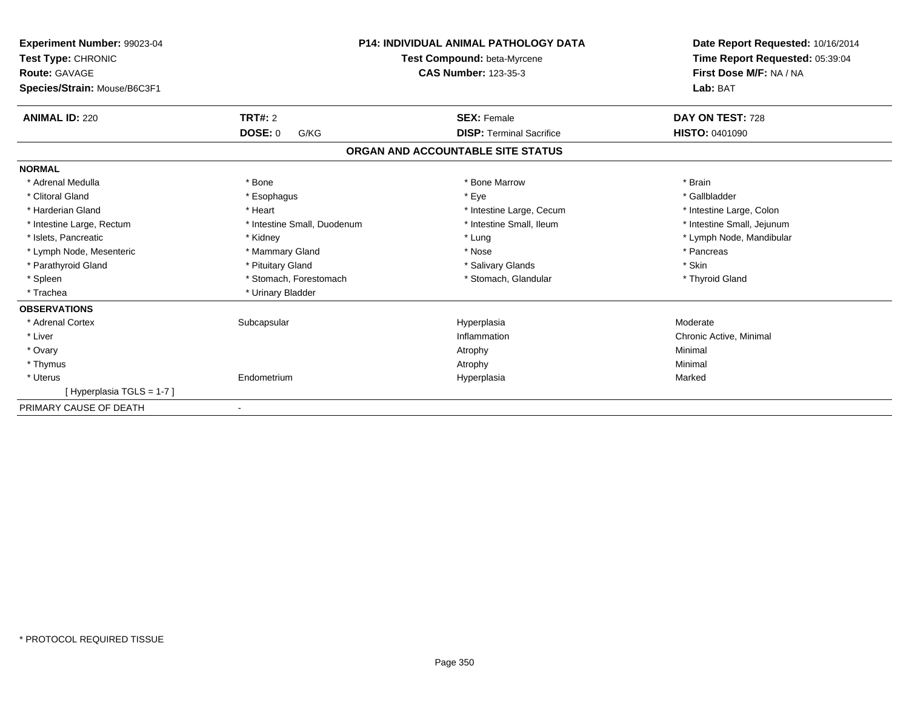**Experiment Number:** 99023-04
**Test Type:** CHRONIC
**Route:** GAVAGE
**Species/Strain:** Mouse/B6C3F1

**P14: INDIVIDUAL ANIMAL PATHOLOGY DATA**
**Test Compound:** beta-Myrcene
**CAS Number:** 123-35-3

**Date Report Requested:** 10/16/2014
**Time Report Requested:** 05:39:04
**First Dose M/F:** NA / NA
**Lab:** BAT

| **ANIMAL ID:** 220 | **TRT#:** 2 | **SEX:** Female | **DAY ON TEST:** 728 |
|---|---|---|---|
| | **DOSE:** 0 G/KG | **DISP:** Terminal Sacrifice | **HISTO:** 0401090 |

## ORGAN AND ACCOUNTABLE SITE STATUS

| | | | |
|---|---|---|---|
| **NORMAL** | | | |
| * Adrenal Medulla | * Bone | * Bone Marrow | * Brain |
| * Clitoral Gland | * Esophagus | * Eye | * Gallbladder |
| * Harderian Gland | * Heart | * Intestine Large, Cecum | * Intestine Large, Colon |
| * Intestine Large, Rectum | * Intestine Small, Duodenum | * Intestine Small, Ileum | * Intestine Small, Jejunum |
| * Islets, Pancreatic | * Kidney | * Lung | * Lymph Node, Mandibular |
| * Lymph Node, Mesenteric | * Mammary Gland | * Nose | * Pancreas |
| * Parathyroid Gland | * Pituitary Gland | * Salivary Glands | * Skin |
| * Spleen | * Stomach, Forestomach | * Stomach, Glandular | * Thyroid Gland |
| * Trachea | * Urinary Bladder | | |
| **OBSERVATIONS** | | | |
| * Adrenal Cortex | Subcapsular | Hyperplasia | Moderate |
| * Liver | | Inflammation | Chronic Active, Minimal |
| * Ovary | | Atrophy | Minimal |
| * Thymus | | Atrophy | Minimal |
| * Uterus | Endometrium | Hyperplasia | Marked |
| [ Hyperplasia TGLS = 1-7 ] | | | |
| PRIMARY CAUSE OF DEATH | - | | |

* PROTOCOL REQUIRED TISSUE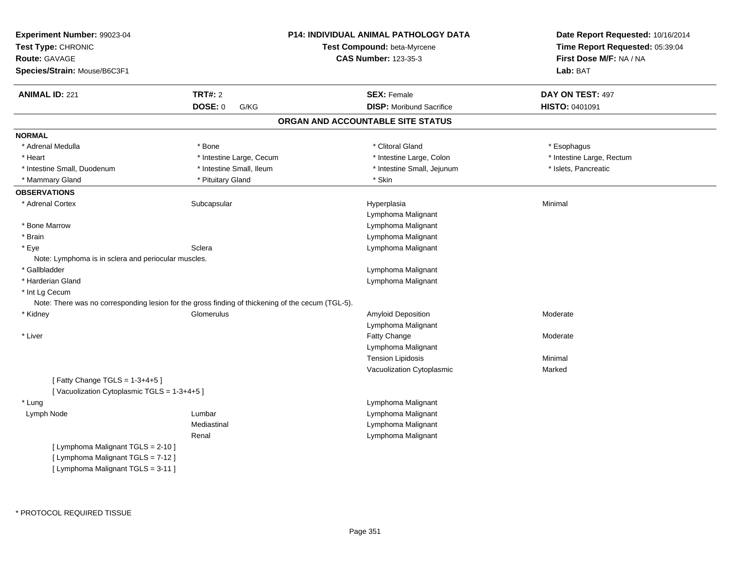**Experiment Number:** 99023-04
**Test Type:** CHRONIC
**Route:** GAVAGE
**Species/Strain:** Mouse/B6C3F1

**P14: INDIVIDUAL ANIMAL PATHOLOGY DATA**
**Test Compound:** beta-Myrcene
**CAS Number:** 123-35-3

**Date Report Requested:** 10/16/2014
**Time Report Requested:** 05:39:04
**First Dose M/F:** NA / NA
**Lab:** BAT

| **ANIMAL ID:** 221 | **TRT#:** 2 | **SEX:** Female | **DAY ON TEST:** 497 |
|---|---|---|---|
| | **DOSE:** 0 G/KG | **DISP:** Moribund Sacrifice | **HISTO:** 0401091 |

## ORGAN AND ACCOUNTABLE SITE STATUS

**NORMAL**

| | | | |
|---|---|---|---|
| * Adrenal Medulla | * Bone | * Clitoral Gland | * Esophagus |
| * Heart | * Intestine Large, Cecum | * Intestine Large, Colon | * Intestine Large, Rectum |
| * Intestine Small, Duodenum | * Intestine Small, Ileum | * Intestine Small, Jejunum | * Islets, Pancreatic |
| * Mammary Gland | * Pituitary Gland | * Skin | |

**OBSERVATIONS**

| Organ | Site | Observation | Severity |
|---|---|---|---|
| * Adrenal Cortex | Subcapsular | Hyperplasia | Minimal |
| | | Lymphoma Malignant | |
| * Bone Marrow | | Lymphoma Malignant | |
| * Brain | | Lymphoma Malignant | |
| * Eye | Sclera | Lymphoma Malignant | |
| Note: Lymphoma is in sclera and periocular muscles. | | | |
| * Gallbladder | | Lymphoma Malignant | |
| * Harderian Gland | | Lymphoma Malignant | |
| * Int Lg Cecum | | | |
| Note: There was no corresponding lesion for the gross finding of thickening of the cecum (TGL-5). | | | |
| * Kidney | Glomerulus | Amyloid Deposition | Moderate |
| | | Lymphoma Malignant | |
| * Liver | | Fatty Change | Moderate |
| | | Lymphoma Malignant | |
| | | Tension Lipidosis | Minimal |
| | | Vacuolization Cytoplasmic | Marked |
| [ Fatty Change TGLS = 1-3+4+5 ] | | | |
| [ Vacuolization Cytoplasmic TGLS = 1-3+4+5 ] | | | |
| * Lung | | Lymphoma Malignant | |
| Lymph Node | Lumbar | Lymphoma Malignant | |
| | Mediastinal | Lymphoma Malignant | |
| | Renal | Lymphoma Malignant | |
| [ Lymphoma Malignant TGLS = 2-10 ] | | | |
| [ Lymphoma Malignant TGLS = 7-12 ] | | | |
| [ Lymphoma Malignant TGLS = 3-11 ] | | | |

* PROTOCOL REQUIRED TISSUE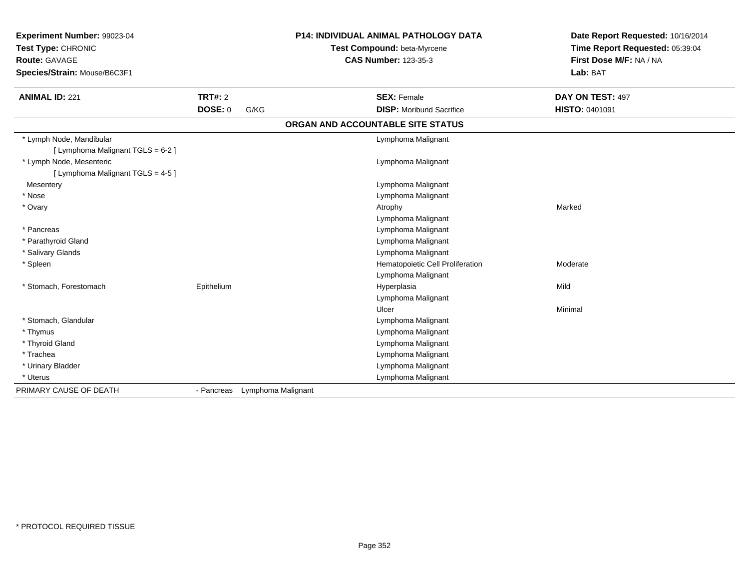**Experiment Number:** 99023-04
**Test Type:** CHRONIC
**Route:** GAVAGE
**Species/Strain:** Mouse/B6C3F1

**P14: INDIVIDUAL ANIMAL PATHOLOGY DATA**
**Test Compound:** beta-Myrcene
**CAS Number:** 123-35-3

**Date Report Requested:** 10/16/2014
**Time Report Requested:** 05:39:04
**First Dose M/F:** NA / NA
**Lab:** BAT

| **ANIMAL ID:** 221 | **TRT#:** 2 | **SEX:** Female | **DAY ON TEST:** 497 |
|---|---|---|---|
| | **DOSE:** 0 G/KG | **DISP:** Moribund Sacrifice | **HISTO:** 0401091 |

## ORGAN AND ACCOUNTABLE SITE STATUS

| Organ | Site | Finding | Severity |
|---|---|---|---|
| * Lymph Node, Mandibular | | Lymphoma Malignant | |
| [ Lymphoma Malignant TGLS = 6-2 ] | | | |
| * Lymph Node, Mesenteric | | Lymphoma Malignant | |
| [ Lymphoma Malignant TGLS = 4-5 ] | | | |
| Mesentery | | Lymphoma Malignant | |
| * Nose | | Lymphoma Malignant | |
| * Ovary | | Atrophy | Marked |
| | | Lymphoma Malignant | |
| * Pancreas | | Lymphoma Malignant | |
| * Parathyroid Gland | | Lymphoma Malignant | |
| * Salivary Glands | | Lymphoma Malignant | |
| * Spleen | | Hematopoietic Cell Proliferation | Moderate |
| | | Lymphoma Malignant | |
| * Stomach, Forestomach | Epithelium | Hyperplasia | Mild |
| | | Lymphoma Malignant | |
| | | Ulcer | Minimal |
| * Stomach, Glandular | | Lymphoma Malignant | |
| * Thymus | | Lymphoma Malignant | |
| * Thyroid Gland | | Lymphoma Malignant | |
| * Trachea | | Lymphoma Malignant | |
| * Urinary Bladder | | Lymphoma Malignant | |
| * Uterus | | Lymphoma Malignant | |

PRIMARY CAUSE OF DEATH - Pancreas Lymphoma Malignant

* PROTOCOL REQUIRED TISSUE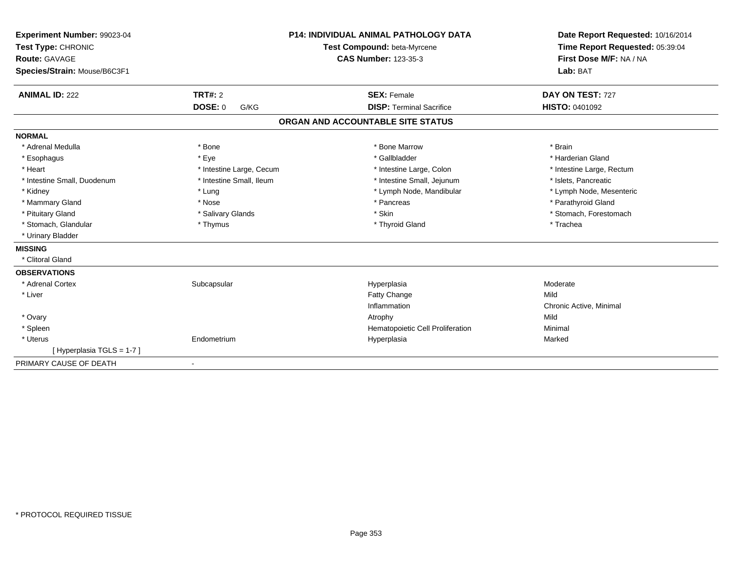**Experiment Number:** 99023-04
**Test Type:** CHRONIC
**Route:** GAVAGE
**Species/Strain:** Mouse/B6C3F1

**P14: INDIVIDUAL ANIMAL PATHOLOGY DATA**
**Test Compound:** beta-Myrcene
**CAS Number:** 123-35-3

**Date Report Requested:** 10/16/2014
**Time Report Requested:** 05:39:04
**First Dose M/F:** NA / NA
**Lab:** BAT

| **ANIMAL ID:** 222 | **TRT#:** 2 | **SEX:** Female | **DAY ON TEST:** 727 |
|---|---|---|---|
| | **DOSE:** 0 G/KG | **DISP:** Terminal Sacrifice | **HISTO:** 0401092 |

## ORGAN AND ACCOUNTABLE SITE STATUS

**NORMAL**

| | | | |
|---|---|---|---|
| * Adrenal Medulla | * Bone | * Bone Marrow | * Brain |
| * Esophagus | * Eye | * Gallbladder | * Harderian Gland |
| * Heart | * Intestine Large, Cecum | * Intestine Large, Colon | * Intestine Large, Rectum |
| * Intestine Small, Duodenum | * Intestine Small, Ileum | * Intestine Small, Jejunum | * Islets, Pancreatic |
| * Kidney | * Lung | * Lymph Node, Mandibular | * Lymph Node, Mesenteric |
| * Mammary Gland | * Nose | * Pancreas | * Parathyroid Gland |
| * Pituitary Gland | * Salivary Glands | * Skin | * Stomach, Forestomach |
| * Stomach, Glandular | * Thymus | * Thyroid Gland | * Trachea |
| * Urinary Bladder | | | |

**MISSING**

* Clitoral Gland

**OBSERVATIONS**

| | | | |
|---|---|---|---|
| * Adrenal Cortex | Subcapsular | Hyperplasia | Moderate |
| * Liver | | Fatty Change | Mild |
| | | Inflammation | Chronic Active, Minimal |
| * Ovary | | Atrophy | Mild |
| * Spleen | | Hematopoietic Cell Proliferation | Minimal |
| * Uterus | Endometrium | Hyperplasia | Marked |
| [ Hyperplasia TGLS = 1-7 ] | | | |

PRIMARY CAUSE OF DEATH -

* PROTOCOL REQUIRED TISSUE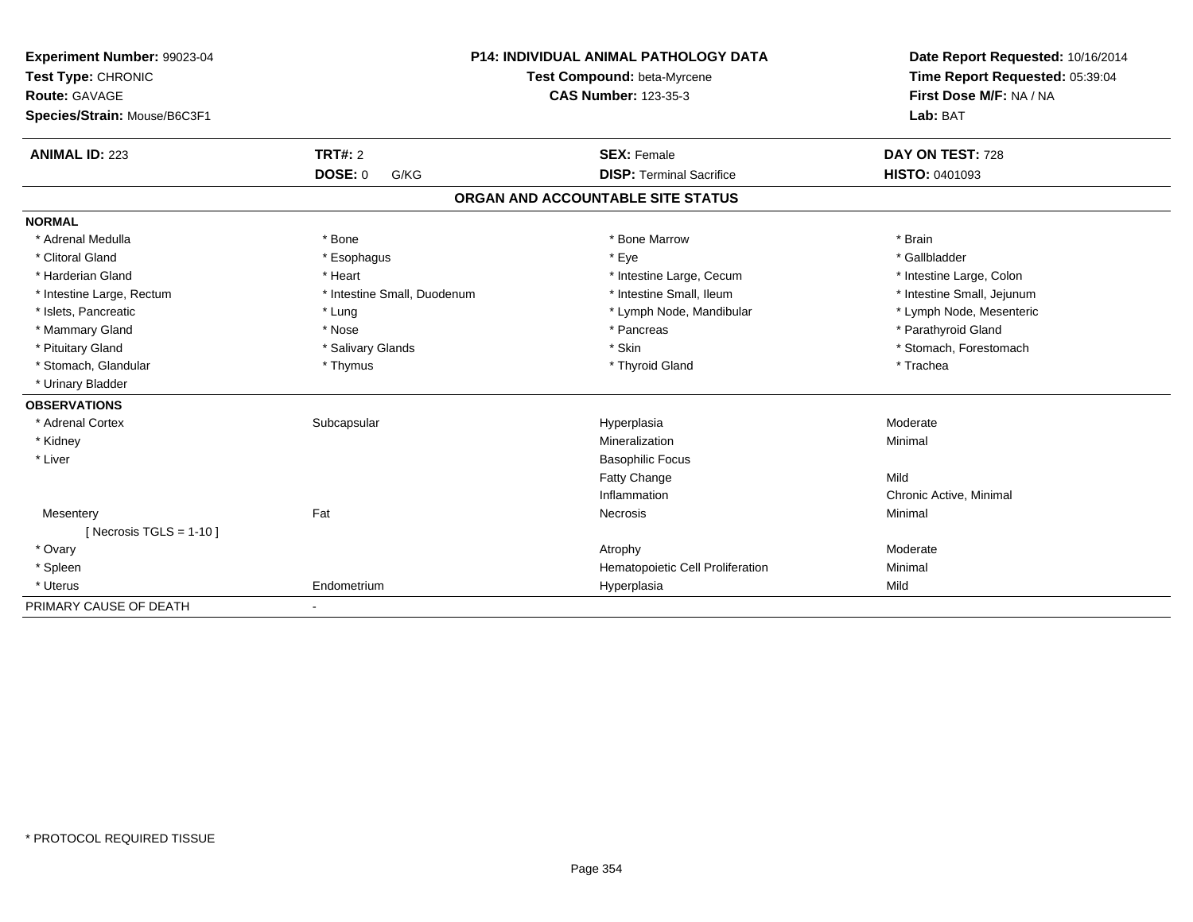**Experiment Number:** 99023-04
**Test Type:** CHRONIC
**Route:** GAVAGE
**Species/Strain:** Mouse/B6C3F1

**P14: INDIVIDUAL ANIMAL PATHOLOGY DATA**
**Test Compound:** beta-Myrcene
**CAS Number:** 123-35-3

**Date Report Requested:** 10/16/2014
**Time Report Requested:** 05:39:04
**First Dose M/F:** NA / NA
**Lab:** BAT

| **ANIMAL ID:** 223 | **TRT#:** 2 | **SEX:** Female | **DAY ON TEST:** 728 |
|---|---|---|---|
| | **DOSE:** 0 G/KG | **DISP:** Terminal Sacrifice | **HISTO:** 0401093 |

## ORGAN AND ACCOUNTABLE SITE STATUS

| | | | |
|---|---|---|---|
| **NORMAL** | | | |
| * Adrenal Medulla | * Bone | * Bone Marrow | * Brain |
| * Clitoral Gland | * Esophagus | * Eye | * Gallbladder |
| * Harderian Gland | * Heart | * Intestine Large, Cecum | * Intestine Large, Colon |
| * Intestine Large, Rectum | * Intestine Small, Duodenum | * Intestine Small, Ileum | * Intestine Small, Jejunum |
| * Islets, Pancreatic | * Lung | * Lymph Node, Mandibular | * Lymph Node, Mesenteric |
| * Mammary Gland | * Nose | * Pancreas | * Parathyroid Gland |
| * Pituitary Gland | * Salivary Glands | * Skin | * Stomach, Forestomach |
| * Stomach, Glandular | * Thymus | * Thyroid Gland | * Trachea |
| * Urinary Bladder | | | |
| **OBSERVATIONS** | | | |
| * Adrenal Cortex | Subcapsular | Hyperplasia | Moderate |
| * Kidney | | Mineralization | Minimal |
| * Liver | | Basophilic Focus | |
| | | Fatty Change | Mild |
| | | Inflammation | Chronic Active, Minimal |
| Mesentery | Fat | Necrosis | Minimal |
| [ Necrosis TGLS = 1-10 ] | | | |
| * Ovary | | Atrophy | Moderate |
| * Spleen | | Hematopoietic Cell Proliferation | Minimal |
| * Uterus | Endometrium | Hyperplasia | Mild |
| PRIMARY CAUSE OF DEATH | - | | |

* PROTOCOL REQUIRED TISSUE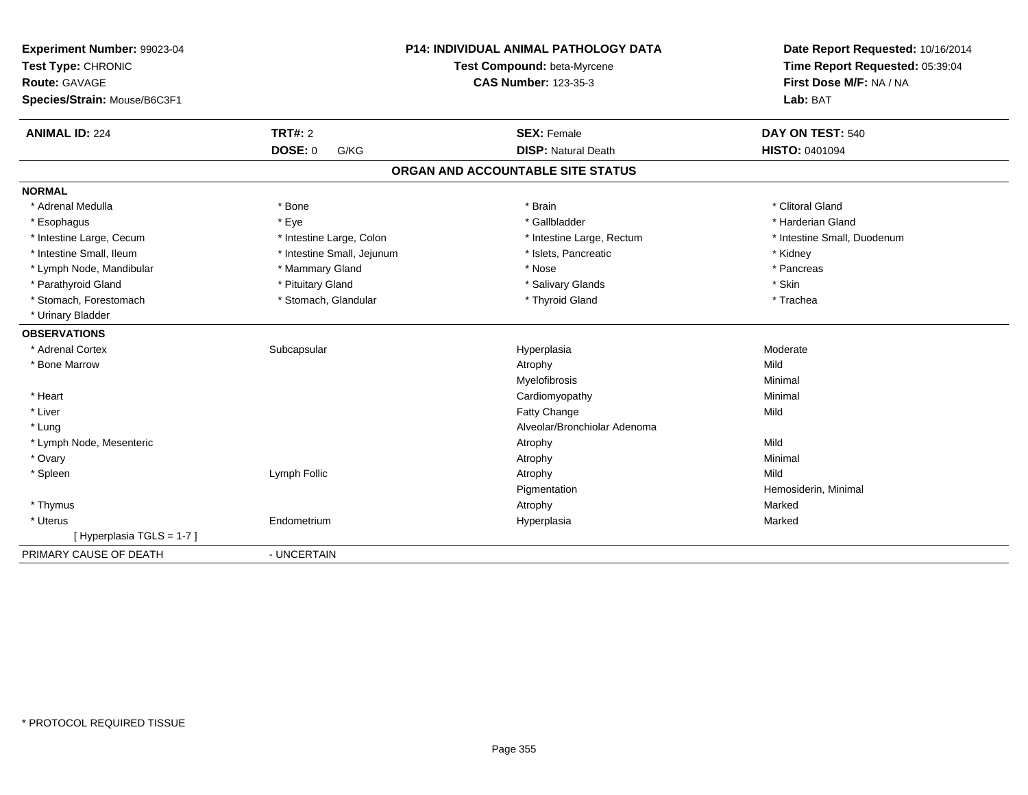**Experiment Number:** 99023-04
**Test Type:** CHRONIC
**Route:** GAVAGE
**Species/Strain:** Mouse/B6C3F1

**P14: INDIVIDUAL ANIMAL PATHOLOGY DATA**
**Test Compound:** beta-Myrcene
**CAS Number:** 123-35-3

**Date Report Requested:** 10/16/2014
**Time Report Requested:** 05:39:04
**First Dose M/F:** NA / NA
**Lab:** BAT

| **ANIMAL ID:** 224 | **TRT#:** 2 | **SEX:** Female | **DAY ON TEST:** 540 |
|---|---|---|---|
| | **DOSE:** 0 G/KG | **DISP:** Natural Death | **HISTO:** 0401094 |

## ORGAN AND ACCOUNTABLE SITE STATUS

**NORMAL**

| | | | |
|---|---|---|---|
| * Adrenal Medulla | * Bone | * Brain | * Clitoral Gland |
| * Esophagus | * Eye | * Gallbladder | * Harderian Gland |
| * Intestine Large, Cecum | * Intestine Large, Colon | * Intestine Large, Rectum | * Intestine Small, Duodenum |
| * Intestine Small, Ileum | * Intestine Small, Jejunum | * Islets, Pancreatic | * Kidney |
| * Lymph Node, Mandibular | * Mammary Gland | * Nose | * Pancreas |
| * Parathyroid Gland | * Pituitary Gland | * Salivary Glands | * Skin |
| * Stomach, Forestomach | * Stomach, Glandular | * Thyroid Gland | * Trachea |
| * Urinary Bladder | | | |

**OBSERVATIONS**

| | | | |
|---|---|---|---|
| * Adrenal Cortex | Subcapsular | Hyperplasia | Moderate |
| * Bone Marrow | | Atrophy | Mild |
| | | Myelofibrosis | Minimal |
| * Heart | | Cardiomyopathy | Minimal |
| * Liver | | Fatty Change | Mild |
| * Lung | | Alveolar/Bronchiolar Adenoma | |
| * Lymph Node, Mesenteric | | Atrophy | Mild |
| * Ovary | | Atrophy | Minimal |
| * Spleen | Lymph Follic | Atrophy | Mild |
| | | Pigmentation | Hemosiderin, Minimal |
| * Thymus | | Atrophy | Marked |
| * Uterus | Endometrium | Hyperplasia | Marked |
| [ Hyperplasia TGLS = 1-7 ] | | | |

PRIMARY CAUSE OF DEATH - UNCERTAIN

* PROTOCOL REQUIRED TISSUE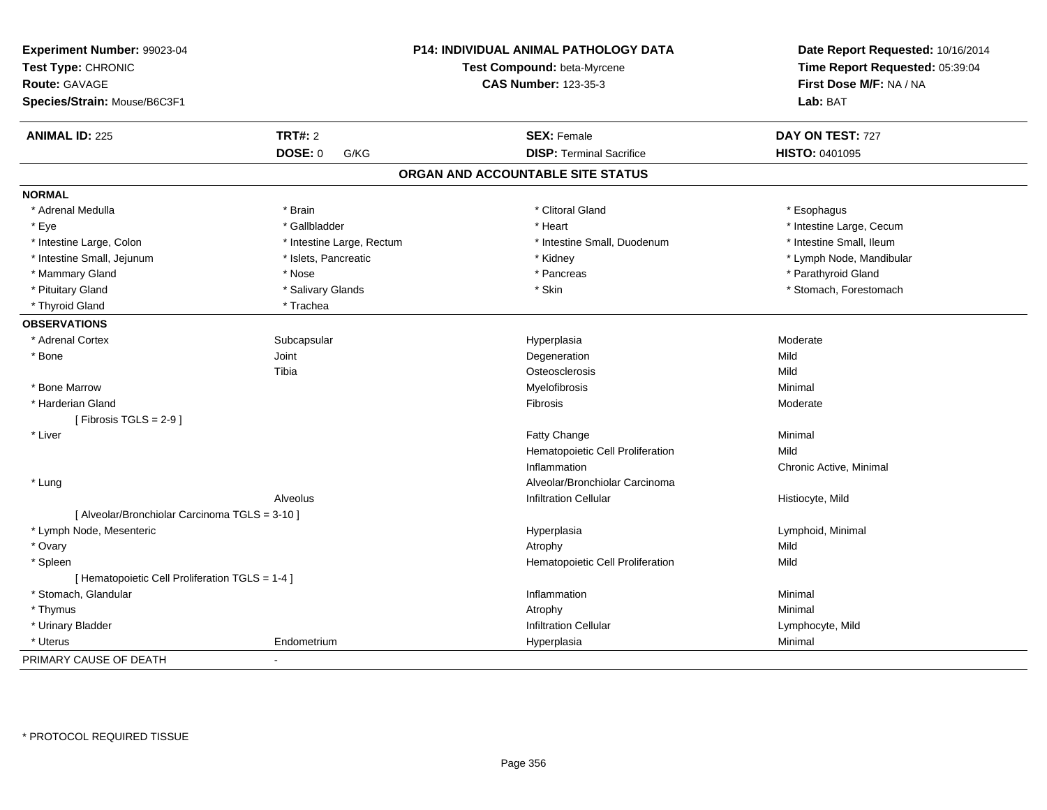**Experiment Number:** 99023-04
**Test Type:** CHRONIC
**Route:** GAVAGE
**Species/Strain:** Mouse/B6C3F1

**P14: INDIVIDUAL ANIMAL PATHOLOGY DATA**
**Test Compound:** beta-Myrcene
**CAS Number:** 123-35-3

**Date Report Requested:** 10/16/2014
**Time Report Requested:** 05:39:04
**First Dose M/F:** NA / NA
**Lab:** BAT

| **ANIMAL ID:** 225 | **TRT#:** 2 | **SEX:** Female | **DAY ON TEST:** 727 |
|---|---|---|---|
| | **DOSE:** 0 G/KG | **DISP:** Terminal Sacrifice | **HISTO:** 0401095 |

## ORGAN AND ACCOUNTABLE SITE STATUS

**NORMAL**

| | | | |
|---|---|---|---|
| * Adrenal Medulla | * Brain | * Clitoral Gland | * Esophagus |
| * Eye | * Gallbladder | * Heart | * Intestine Large, Cecum |
| * Intestine Large, Colon | * Intestine Large, Rectum | * Intestine Small, Duodenum | * Intestine Small, Ileum |
| * Intestine Small, Jejunum | * Islets, Pancreatic | * Kidney | * Lymph Node, Mandibular |
| * Mammary Gland | * Nose | * Pancreas | * Parathyroid Gland |
| * Pituitary Gland | * Salivary Glands | * Skin | * Stomach, Forestomach |
| * Thyroid Gland | * Trachea | | |

**OBSERVATIONS**

| | | | |
|---|---|---|---|
| * Adrenal Cortex | Subcapsular | Hyperplasia | Moderate |
| * Bone | Joint | Degeneration | Mild |
| | Tibia | Osteosclerosis | Mild |
| * Bone Marrow | | Myelofibrosis | Minimal |
| * Harderian Gland | | Fibrosis | Moderate |
| [ Fibrosis TGLS = 2-9 ] | | | |
| * Liver | | Fatty Change | Minimal |
| | | Hematopoietic Cell Proliferation | Mild |
| | | Inflammation | Chronic Active, Minimal |
| * Lung | | Alveolar/Bronchiolar Carcinoma | |
| | Alveolus | Infiltration Cellular | Histiocyte, Mild |
| [ Alveolar/Bronchiolar Carcinoma TGLS = 3-10 ] | | | |
| * Lymph Node, Mesenteric | | Hyperplasia | Lymphoid, Minimal |
| * Ovary | | Atrophy | Mild |
| * Spleen | | Hematopoietic Cell Proliferation | Mild |
| [ Hematopoietic Cell Proliferation TGLS = 1-4 ] | | | |
| * Stomach, Glandular | | Inflammation | Minimal |
| * Thymus | | Atrophy | Minimal |
| * Urinary Bladder | | Infiltration Cellular | Lymphocyte, Mild |
| * Uterus | Endometrium | Hyperplasia | Minimal |

PRIMARY CAUSE OF DEATH -

\* PROTOCOL REQUIRED TISSUE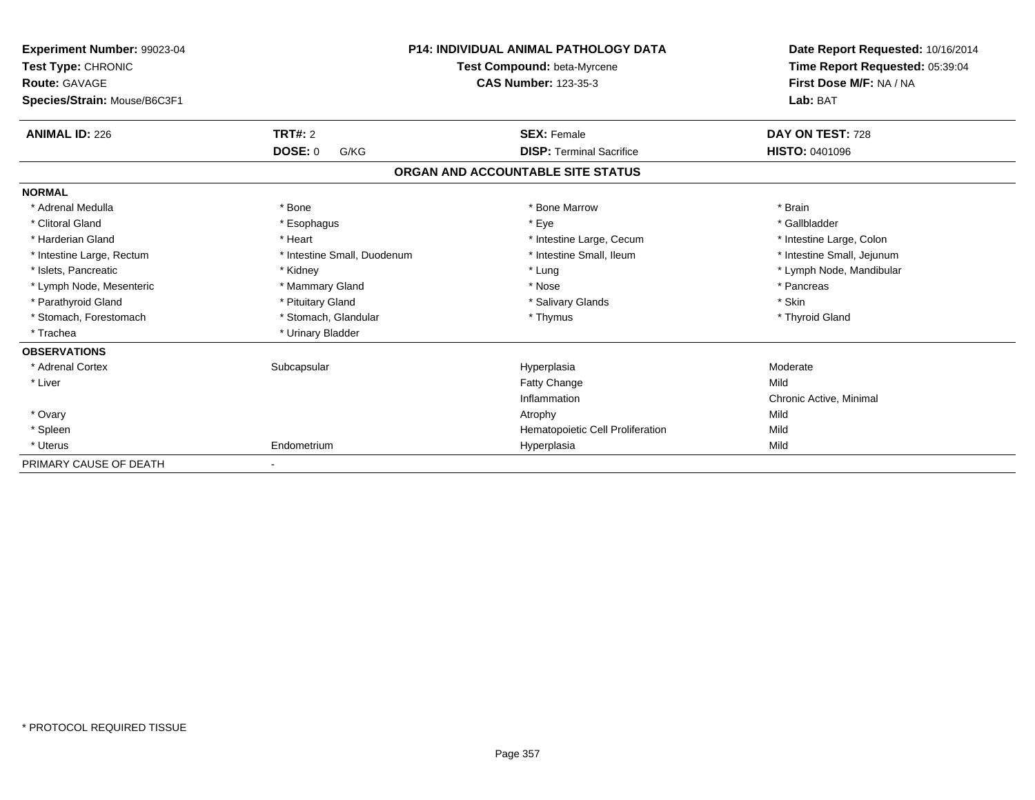**Experiment Number:** 99023-04
**Test Type:** CHRONIC
**Route:** GAVAGE
**Species/Strain:** Mouse/B6C3F1

**P14: INDIVIDUAL ANIMAL PATHOLOGY DATA**
**Test Compound:** beta-Myrcene
**CAS Number:** 123-35-3

**Date Report Requested:** 10/16/2014
**Time Report Requested:** 05:39:04
**First Dose M/F:** NA / NA
**Lab:** BAT

| **ANIMAL ID:** 226 | **TRT#:** 2 | **SEX:** Female | **DAY ON TEST:** 728 |
|---|---|---|---|
| | **DOSE:** 0 G/KG | **DISP:** Terminal Sacrifice | **HISTO:** 0401096 |

## ORGAN AND ACCOUNTABLE SITE STATUS

| | | | |
|---|---|---|---|
| **NORMAL** | | | |
| * Adrenal Medulla | * Bone | * Bone Marrow | * Brain |
| * Clitoral Gland | * Esophagus | * Eye | * Gallbladder |
| * Harderian Gland | * Heart | * Intestine Large, Cecum | * Intestine Large, Colon |
| * Intestine Large, Rectum | * Intestine Small, Duodenum | * Intestine Small, Ileum | * Intestine Small, Jejunum |
| * Islets, Pancreatic | * Kidney | * Lung | * Lymph Node, Mandibular |
| * Lymph Node, Mesenteric | * Mammary Gland | * Nose | * Pancreas |
| * Parathyroid Gland | * Pituitary Gland | * Salivary Glands | * Skin |
| * Stomach, Forestomach | * Stomach, Glandular | * Thymus | * Thyroid Gland |
| * Trachea | * Urinary Bladder | | |
| **OBSERVATIONS** | | | |
| * Adrenal Cortex | Subcapsular | Hyperplasia | Moderate |
| * Liver | | Fatty Change | Mild |
| | | Inflammation | Chronic Active, Minimal |
| * Ovary | | Atrophy | Mild |
| * Spleen | | Hematopoietic Cell Proliferation | Mild |
| * Uterus | Endometrium | Hyperplasia | Mild |
| PRIMARY CAUSE OF DEATH | - | | |

* PROTOCOL REQUIRED TISSUE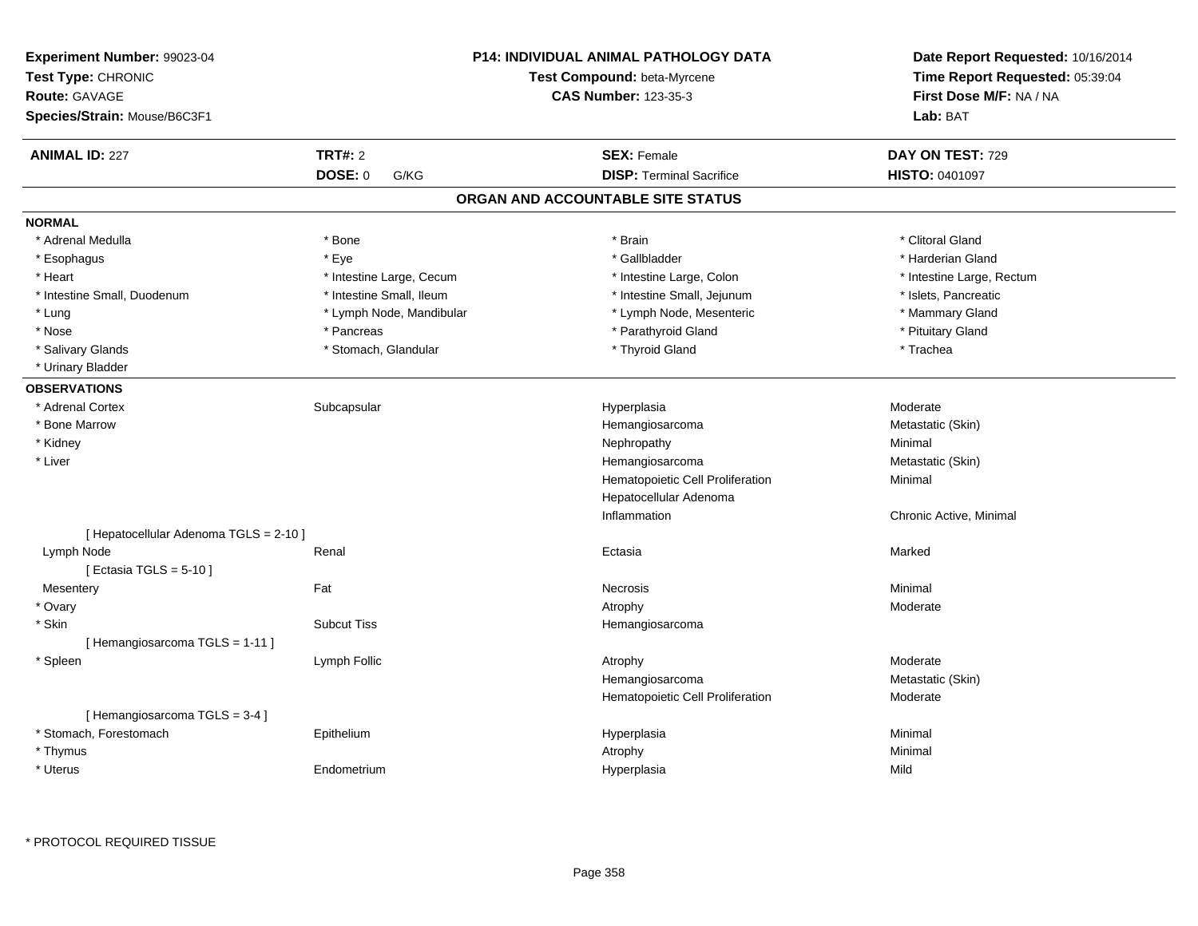**Experiment Number:** 99023-04
**Test Type:** CHRONIC
**Route:** GAVAGE
**Species/Strain:** Mouse/B6C3F1

**P14: INDIVIDUAL ANIMAL PATHOLOGY DATA**
**Test Compound:** beta-Myrcene
**CAS Number:** 123-35-3

**Date Report Requested:** 10/16/2014
**Time Report Requested:** 05:39:04
**First Dose M/F:** NA / NA
**Lab:** BAT

| **ANIMAL ID:** 227 | **TRT#:** 2 | **SEX:** Female | **DAY ON TEST:** 729 |
|---|---|---|---|
| | **DOSE:** 0 G/KG | **DISP:** Terminal Sacrifice | **HISTO:** 0401097 |

## ORGAN AND ACCOUNTABLE SITE STATUS

**NORMAL**

| | | | |
|---|---|---|---|
| * Adrenal Medulla | * Bone | * Brain | * Clitoral Gland |
| * Esophagus | * Eye | * Gallbladder | * Harderian Gland |
| * Heart | * Intestine Large, Cecum | * Intestine Large, Colon | * Intestine Large, Rectum |
| * Intestine Small, Duodenum | * Intestine Small, Ileum | * Intestine Small, Jejunum | * Islets, Pancreatic |
| * Lung | * Lymph Node, Mandibular | * Lymph Node, Mesenteric | * Mammary Gland |
| * Nose | * Pancreas | * Parathyroid Gland | * Pituitary Gland |
| * Salivary Glands | * Stomach, Glandular | * Thyroid Gland | * Trachea |
| * Urinary Bladder | | | |

**OBSERVATIONS**

| | | | |
|---|---|---|---|
| * Adrenal Cortex | Subcapsular | Hyperplasia | Moderate |
| * Bone Marrow | | Hemangiosarcoma | Metastatic (Skin) |
| * Kidney | | Nephropathy | Minimal |
| * Liver | | Hemangiosarcoma | Metastatic (Skin) |
| | | Hematopoietic Cell Proliferation | Minimal |
| | | Hepatocellular Adenoma | |
| | | Inflammation | Chronic Active, Minimal |
| [ Hepatocellular Adenoma TGLS = 2-10 ] | | | |
| Lymph Node | Renal | Ectasia | Marked |
| [ Ectasia TGLS = 5-10 ] | | | |
| Mesentery | Fat | Necrosis | Minimal |
| * Ovary | | Atrophy | Moderate |
| * Skin | Subcut Tiss | Hemangiosarcoma | |
| [ Hemangiosarcoma TGLS = 1-11 ] | | | |
| * Spleen | Lymph Follic | Atrophy | Moderate |
| | | Hemangiosarcoma | Metastatic (Skin) |
| | | Hematopoietic Cell Proliferation | Moderate |
| [ Hemangiosarcoma TGLS = 3-4 ] | | | |
| * Stomach, Forestomach | Epithelium | Hyperplasia | Minimal |
| * Thymus | | Atrophy | Minimal |
| * Uterus | Endometrium | Hyperplasia | Mild |

\* PROTOCOL REQUIRED TISSUE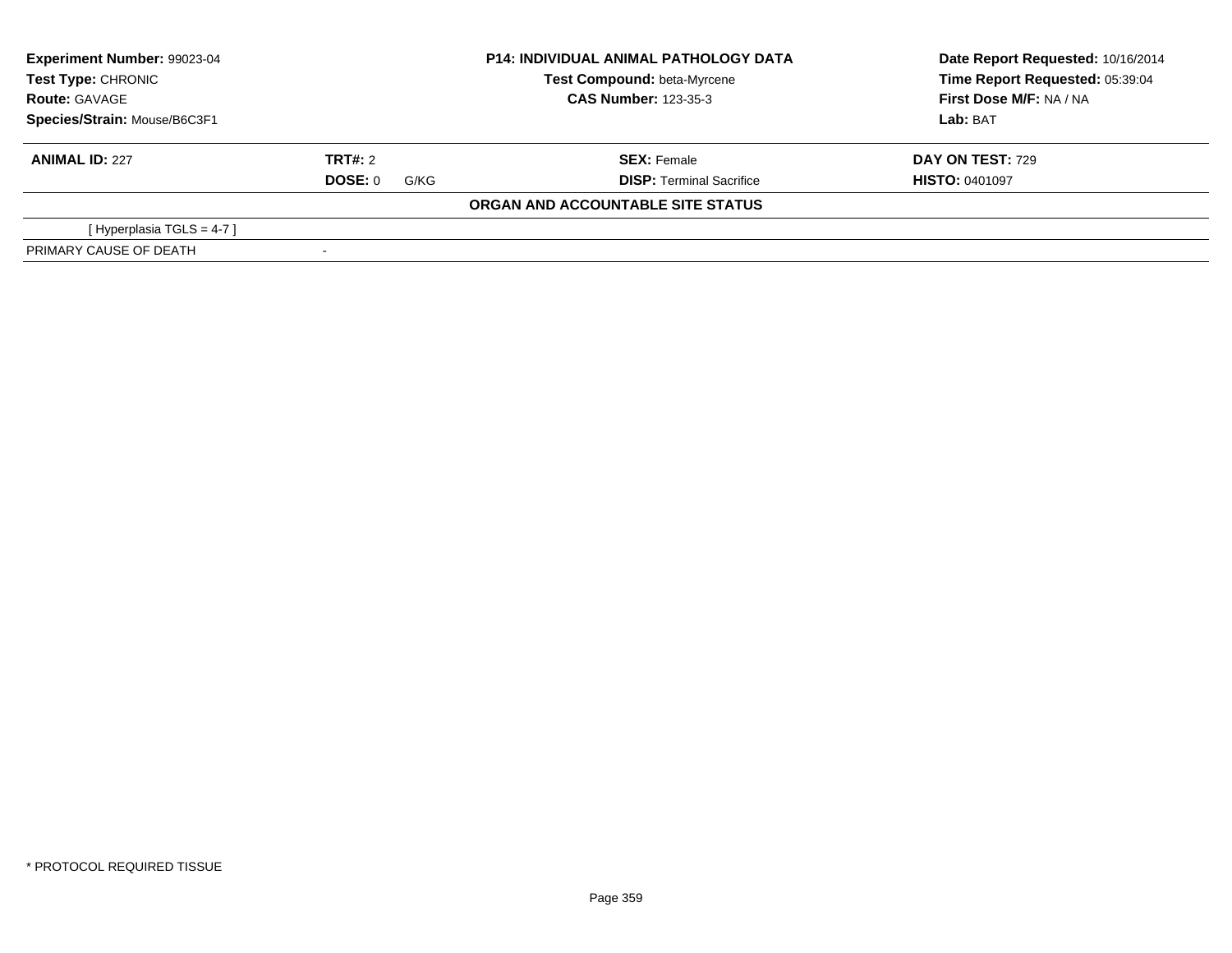**Experiment Number:** 99023-04
**Test Type:** CHRONIC
**Route:** GAVAGE
**Species/Strain:** Mouse/B6C3F1

**P14: INDIVIDUAL ANIMAL PATHOLOGY DATA**
**Test Compound:** beta-Myrcene
**CAS Number:** 123-35-3

**Date Report Requested:** 10/16/2014
**Time Report Requested:** 05:39:04
**First Dose M/F:** NA / NA
**Lab:** BAT

| **ANIMAL ID:** 227 | **TRT#:** 2 | **SEX:** Female | **DAY ON TEST:** 729 |
|---|---|---|---|
| | **DOSE:** 0 G/KG | **DISP:** Terminal Sacrifice | **HISTO:** 0401097 |

**ORGAN AND ACCOUNTABLE SITE STATUS**

| | |
|---|---|
| [ Hyperplasia TGLS = 4-7 ] | |
| PRIMARY CAUSE OF DEATH | - |

* PROTOCOL REQUIRED TISSUE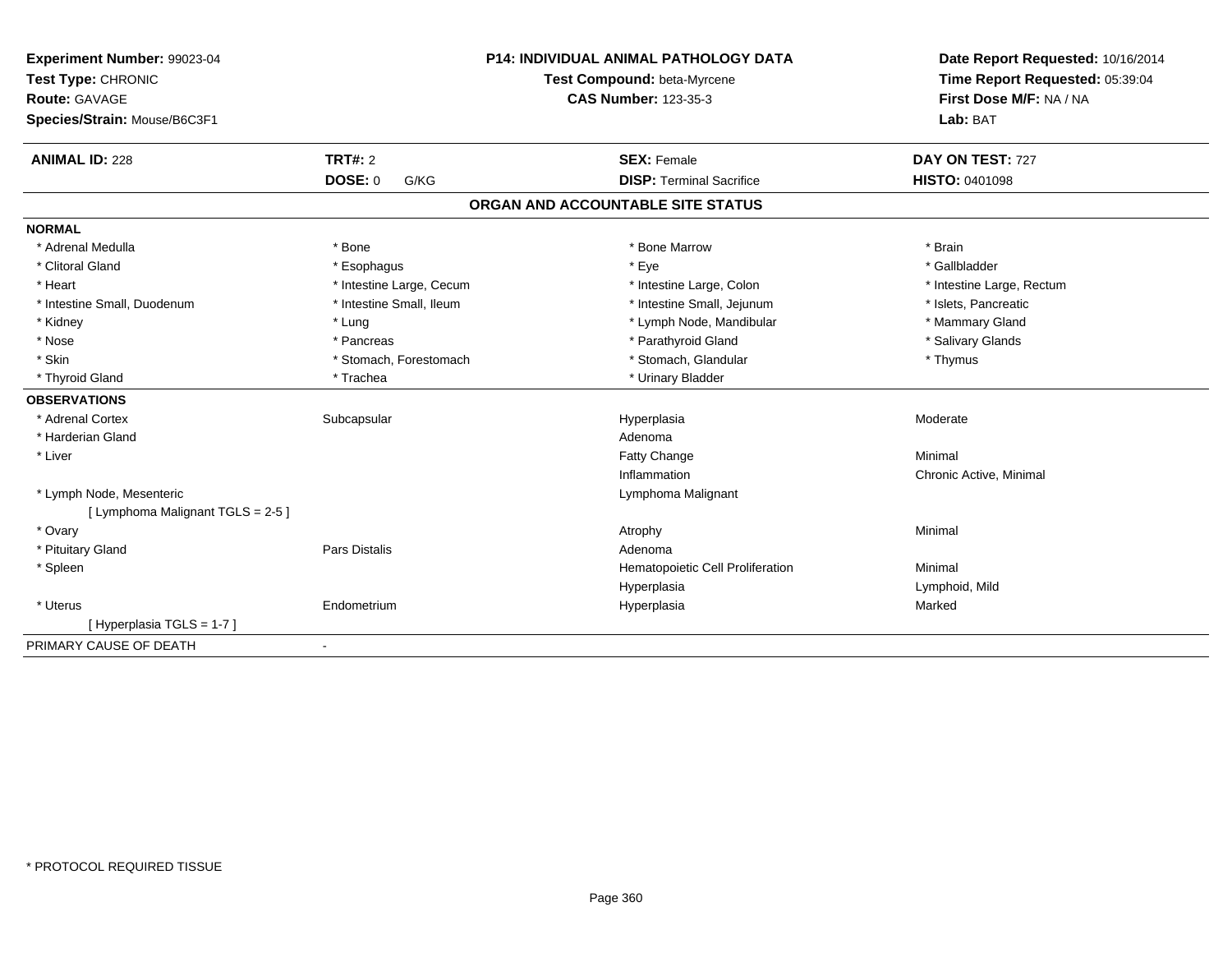**Experiment Number:** 99023-04
**Test Type:** CHRONIC
**Route:** GAVAGE
**Species/Strain:** Mouse/B6C3F1

**P14: INDIVIDUAL ANIMAL PATHOLOGY DATA**
**Test Compound:** beta-Myrcene
**CAS Number:** 123-35-3

**Date Report Requested:** 10/16/2014
**Time Report Requested:** 05:39:04
**First Dose M/F:** NA / NA
**Lab:** BAT

| **ANIMAL ID:** 228 | **TRT#:** 2 | **SEX:** Female | **DAY ON TEST:** 727 |
|---|---|---|---|
| | **DOSE:** 0 G/KG | **DISP:** Terminal Sacrifice | **HISTO:** 0401098 |

## ORGAN AND ACCOUNTABLE SITE STATUS

**NORMAL**

| | | | |
|---|---|---|---|
| * Adrenal Medulla | * Bone | * Bone Marrow | * Brain |
| * Clitoral Gland | * Esophagus | * Eye | * Gallbladder |
| * Heart | * Intestine Large, Cecum | * Intestine Large, Colon | * Intestine Large, Rectum |
| * Intestine Small, Duodenum | * Intestine Small, Ileum | * Intestine Small, Jejunum | * Islets, Pancreatic |
| * Kidney | * Lung | * Lymph Node, Mandibular | * Mammary Gland |
| * Nose | * Pancreas | * Parathyroid Gland | * Salivary Glands |
| * Skin | * Stomach, Forestomach | * Stomach, Glandular | * Thymus |
| * Thyroid Gland | * Trachea | * Urinary Bladder | |

**OBSERVATIONS**

| | | | |
|---|---|---|---|
| * Adrenal Cortex | Subcapsular | Hyperplasia | Moderate |
| * Harderian Gland | | Adenoma | |
| * Liver | | Fatty Change | Minimal |
| | | Inflammation | Chronic Active, Minimal |
| * Lymph Node, Mesenteric | | Lymphoma Malignant | |
| [ Lymphoma Malignant TGLS = 2-5 ] | | | |
| * Ovary | | Atrophy | Minimal |
| * Pituitary Gland | Pars Distalis | Adenoma | |
| * Spleen | | Hematopoietic Cell Proliferation | Minimal |
| | | Hyperplasia | Lymphoid, Mild |
| * Uterus | Endometrium | Hyperplasia | Marked |
| [ Hyperplasia TGLS = 1-7 ] | | | |

PRIMARY CAUSE OF DEATH -

* PROTOCOL REQUIRED TISSUE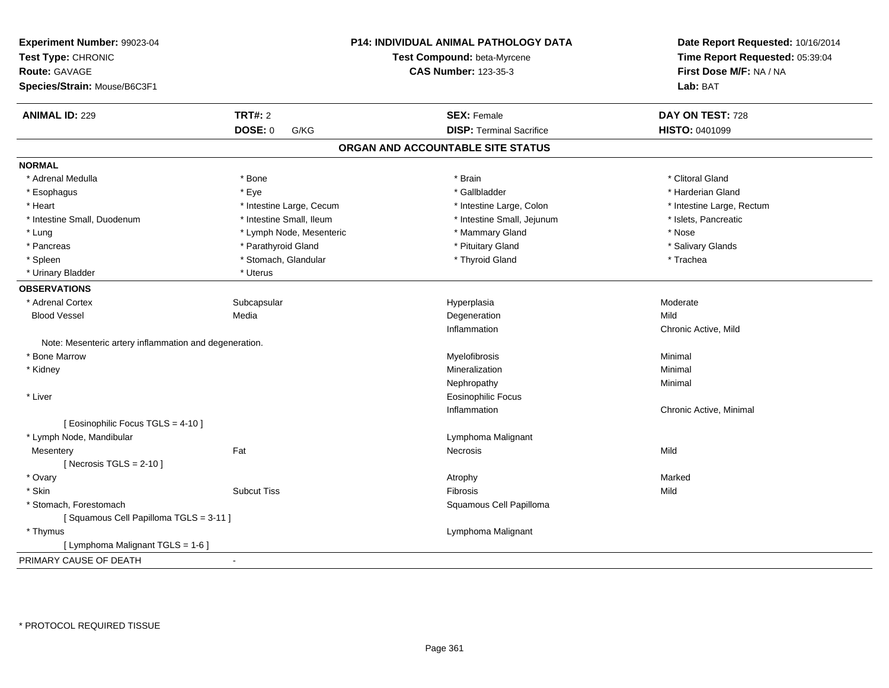**Experiment Number:** 99023-04
**Test Type:** CHRONIC
**Route:** GAVAGE
**Species/Strain:** Mouse/B6C3F1

**P14: INDIVIDUAL ANIMAL PATHOLOGY DATA**
**Test Compound:** beta-Myrcene
**CAS Number:** 123-35-3

**Date Report Requested:** 10/16/2014
**Time Report Requested:** 05:39:04
**First Dose M/F:** NA / NA
**Lab:** BAT

| **ANIMAL ID:** 229 | **TRT#:** 2 | **SEX:** Female | **DAY ON TEST:** 728 |
|---|---|---|---|
| | **DOSE:** 0 G/KG | **DISP:** Terminal Sacrifice | **HISTO:** 0401099 |

## ORGAN AND ACCOUNTABLE SITE STATUS

**NORMAL**

| | | | |
|---|---|---|---|
| * Adrenal Medulla | * Bone | * Brain | * Clitoral Gland |
| * Esophagus | * Eye | * Gallbladder | * Harderian Gland |
| * Heart | * Intestine Large, Cecum | * Intestine Large, Colon | * Intestine Large, Rectum |
| * Intestine Small, Duodenum | * Intestine Small, Ileum | * Intestine Small, Jejunum | * Islets, Pancreatic |
| * Lung | * Lymph Node, Mesenteric | * Mammary Gland | * Nose |
| * Pancreas | * Parathyroid Gland | * Pituitary Gland | * Salivary Glands |
| * Spleen | * Stomach, Glandular | * Thyroid Gland | * Trachea |
| * Urinary Bladder | * Uterus | | |

**OBSERVATIONS**

| | | | |
|---|---|---|---|
| * Adrenal Cortex | Subcapsular | Hyperplasia | Moderate |
| Blood Vessel | Media | Degeneration | Mild |
| | | Inflammation | Chronic Active, Mild |
| Note: Mesenteric artery inflammation and degeneration. | | | |
| * Bone Marrow | | Myelofibrosis | Minimal |
| * Kidney | | Mineralization | Minimal |
| | | Nephropathy | Minimal |
| * Liver | | Eosinophilic Focus | |
| | | Inflammation | Chronic Active, Minimal |
| [ Eosinophilic Focus TGLS = 4-10 ] | | | |
| * Lymph Node, Mandibular | | Lymphoma Malignant | |
| Mesentery | Fat | Necrosis | Mild |
| [ Necrosis TGLS = 2-10 ] | | | |
| * Ovary | | Atrophy | Marked |
| * Skin | Subcut Tiss | Fibrosis | Mild |
| * Stomach, Forestomach | | Squamous Cell Papilloma | |
| [ Squamous Cell Papilloma TGLS = 3-11 ] | | | |
| * Thymus | | Lymphoma Malignant | |
| [ Lymphoma Malignant TGLS = 1-6 ] | | | |

PRIMARY CAUSE OF DEATH -

* PROTOCOL REQUIRED TISSUE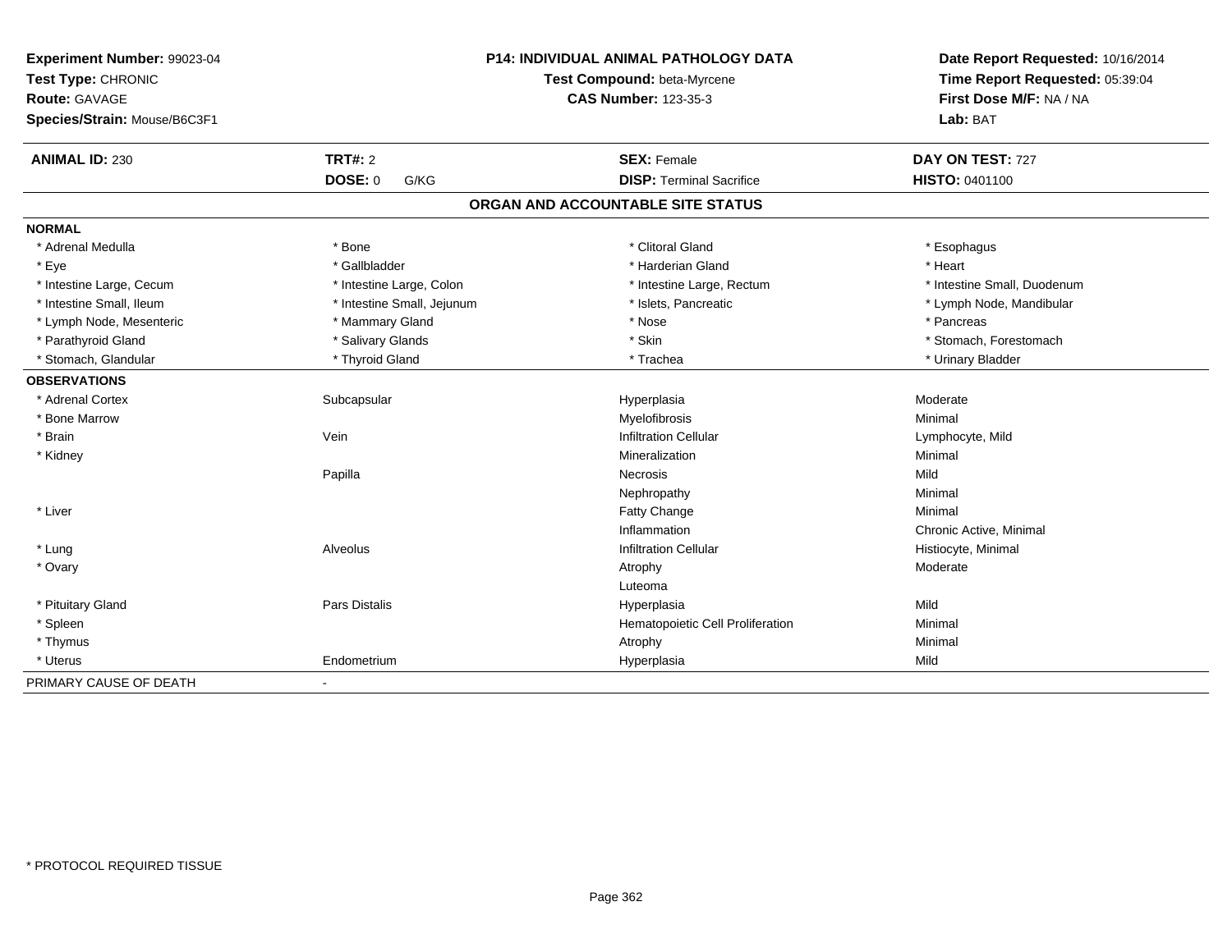**Experiment Number:** 99023-04
**Test Type:** CHRONIC
**Route:** GAVAGE
**Species/Strain:** Mouse/B6C3F1

**P14: INDIVIDUAL ANIMAL PATHOLOGY DATA**
**Test Compound:** beta-Myrcene
**CAS Number:** 123-35-3

**Date Report Requested:** 10/16/2014
**Time Report Requested:** 05:39:04
**First Dose M/F:** NA / NA
**Lab:** BAT

| **ANIMAL ID:** 230 | **TRT#:** 2 | **SEX:** Female | **DAY ON TEST:** 727 |
|---|---|---|---|
| | **DOSE:** 0 G/KG | **DISP:** Terminal Sacrifice | **HISTO:** 0401100 |

## ORGAN AND ACCOUNTABLE SITE STATUS

| | | | |
|---|---|---|---|
| **NORMAL** | | | |
| * Adrenal Medulla | * Bone | * Clitoral Gland | * Esophagus |
| * Eye | * Gallbladder | * Harderian Gland | * Heart |
| * Intestine Large, Cecum | * Intestine Large, Colon | * Intestine Large, Rectum | * Intestine Small, Duodenum |
| * Intestine Small, Ileum | * Intestine Small, Jejunum | * Islets, Pancreatic | * Lymph Node, Mandibular |
| * Lymph Node, Mesenteric | * Mammary Gland | * Nose | * Pancreas |
| * Parathyroid Gland | * Salivary Glands | * Skin | * Stomach, Forestomach |
| * Stomach, Glandular | * Thyroid Gland | * Trachea | * Urinary Bladder |
| **OBSERVATIONS** | | | |
| * Adrenal Cortex | Subcapsular | Hyperplasia | Moderate |
| * Bone Marrow | | Myelofibrosis | Minimal |
| * Brain | Vein | Infiltration Cellular | Lymphocyte, Mild |
| * Kidney | | Mineralization | Minimal |
| | Papilla | Necrosis | Mild |
| | | Nephropathy | Minimal |
| * Liver | | Fatty Change | Minimal |
| | | Inflammation | Chronic Active, Minimal |
| * Lung | Alveolus | Infiltration Cellular | Histiocyte, Minimal |
| * Ovary | | Atrophy | Moderate |
| | | Luteoma | |
| * Pituitary Gland | Pars Distalis | Hyperplasia | Mild |
| * Spleen | | Hematopoietic Cell Proliferation | Minimal |
| * Thymus | | Atrophy | Minimal |
| * Uterus | Endometrium | Hyperplasia | Mild |
| PRIMARY CAUSE OF DEATH | - | | |

* PROTOCOL REQUIRED TISSUE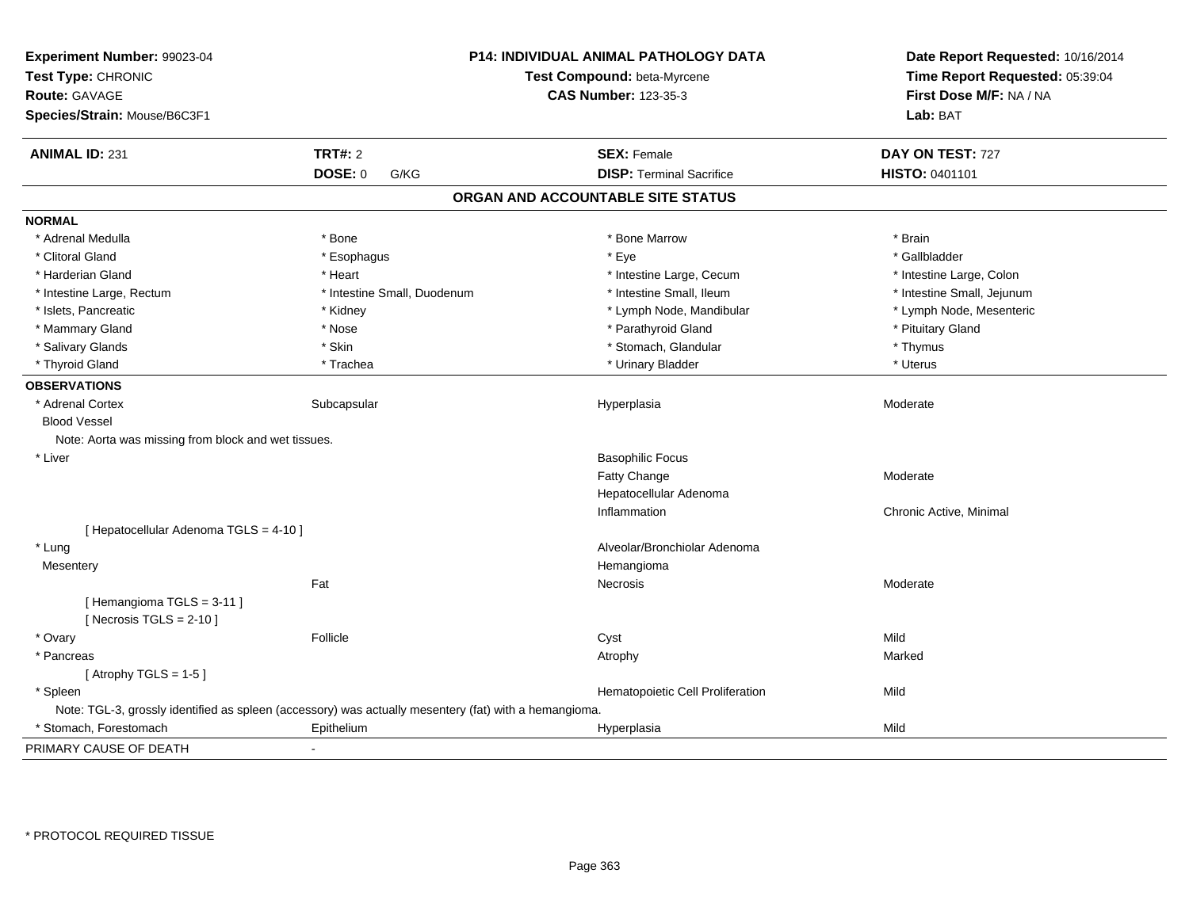**Experiment Number:** 99023-04
**Test Type:** CHRONIC
**Route:** GAVAGE
**Species/Strain:** Mouse/B6C3F1

**P14: INDIVIDUAL ANIMAL PATHOLOGY DATA**
**Test Compound:** beta-Myrcene
**CAS Number:** 123-35-3

**Date Report Requested:** 10/16/2014
**Time Report Requested:** 05:39:04
**First Dose M/F:** NA / NA
**Lab:** BAT

| **ANIMAL ID:** 231 | **TRT#:** 2 | **SEX:** Female | **DAY ON TEST:** 727 |
|---|---|---|---|
| | **DOSE:** 0 G/KG | **DISP:** Terminal Sacrifice | **HISTO:** 0401101 |

## ORGAN AND ACCOUNTABLE SITE STATUS

**NORMAL**

| | | | |
|---|---|---|---|
| * Adrenal Medulla | * Bone | * Bone Marrow | * Brain |
| * Clitoral Gland | * Esophagus | * Eye | * Gallbladder |
| * Harderian Gland | * Heart | * Intestine Large, Cecum | * Intestine Large, Colon |
| * Intestine Large, Rectum | * Intestine Small, Duodenum | * Intestine Small, Ileum | * Intestine Small, Jejunum |
| * Islets, Pancreatic | * Kidney | * Lymph Node, Mandibular | * Lymph Node, Mesenteric |
| * Mammary Gland | * Nose | * Parathyroid Gland | * Pituitary Gland |
| * Salivary Glands | * Skin | * Stomach, Glandular | * Thymus |
| * Thyroid Gland | * Trachea | * Urinary Bladder | * Uterus |

**OBSERVATIONS**

| | | | |
|---|---|---|---|
| * Adrenal Cortex | Subcapsular | Hyperplasia | Moderate |
| Blood Vessel | | | |
| Note: Aorta was missing from block and wet tissues. | | | |
| * Liver | | Basophilic Focus | |
| | | Fatty Change | Moderate |
| | | Hepatocellular Adenoma | |
| | | Inflammation | Chronic Active, Minimal |
| [ Hepatocellular Adenoma TGLS = 4-10 ] | | | |
| * Lung | | Alveolar/Bronchiolar Adenoma | |
| Mesentery | | Hemangioma | |
| | Fat | Necrosis | Moderate |
| [ Hemangioma TGLS = 3-11 ] | | | |
| [ Necrosis TGLS = 2-10 ] | | | |
| * Ovary | Follicle | Cyst | Mild |
| * Pancreas | | Atrophy | Marked |
| [ Atrophy TGLS = 1-5 ] | | | |
| * Spleen | | Hematopoietic Cell Proliferation | Mild |
| Note: TGL-3, grossly identified as spleen (accessory) was actually mesentery (fat) with a hemangioma. | | | |
| * Stomach, Forestomach | Epithelium | Hyperplasia | Mild |

PRIMARY CAUSE OF DEATH -

\* PROTOCOL REQUIRED TISSUE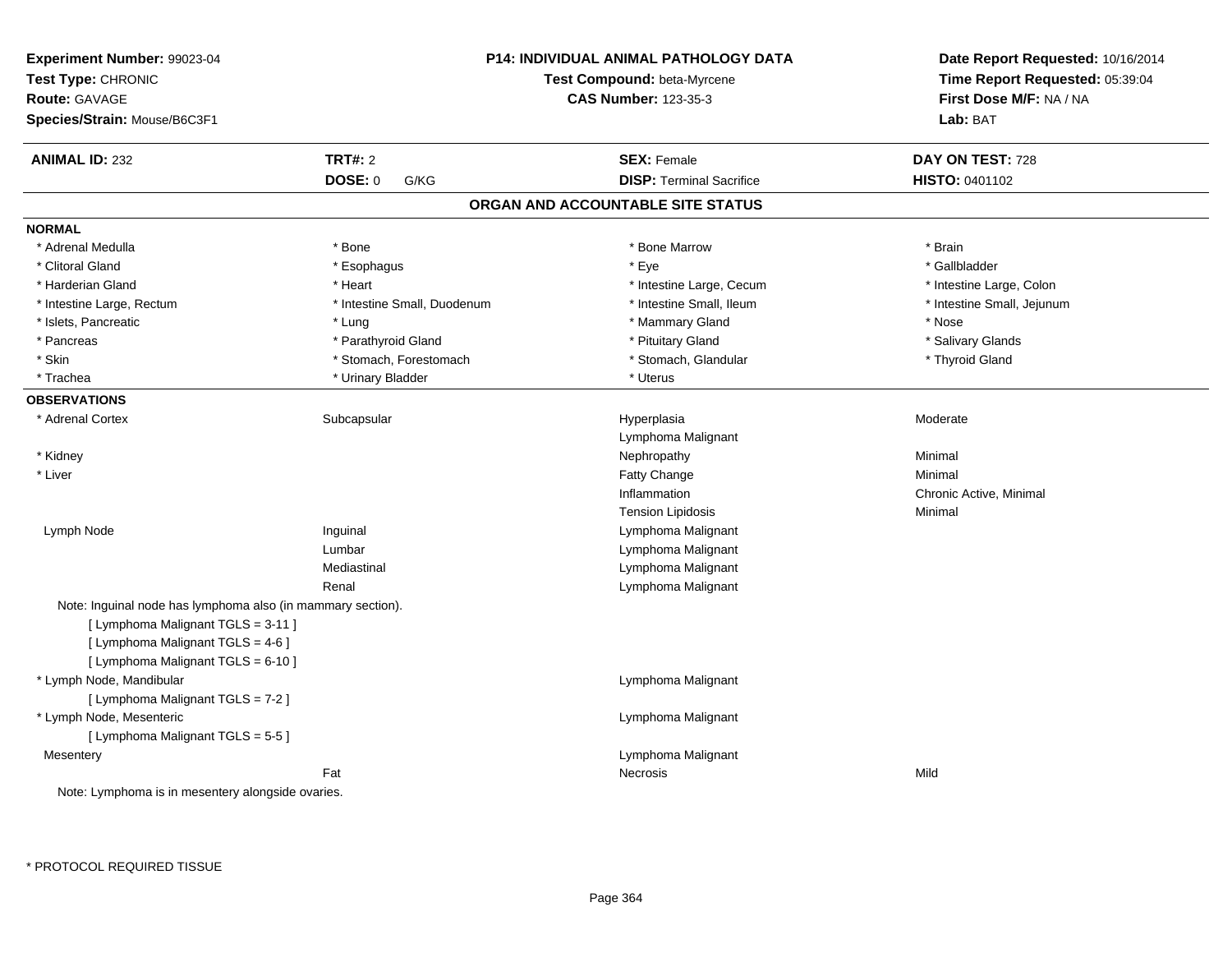**Experiment Number:** 99023-04
**Test Type:** CHRONIC
**Route:** GAVAGE
**Species/Strain:** Mouse/B6C3F1

**P14: INDIVIDUAL ANIMAL PATHOLOGY DATA**
**Test Compound:** beta-Myrcene
**CAS Number:** 123-35-3

**Date Report Requested:** 10/16/2014
**Time Report Requested:** 05:39:04
**First Dose M/F:** NA / NA
**Lab:** BAT

| **ANIMAL ID:** 232 | **TRT#:** 2 | **SEX:** Female | **DAY ON TEST:** 728 |
|---|---|---|---|
| | **DOSE:** 0 G/KG | **DISP:** Terminal Sacrifice | **HISTO:** 0401102 |

## ORGAN AND ACCOUNTABLE SITE STATUS

**NORMAL**

| | | | |
|---|---|---|---|
| * Adrenal Medulla | * Bone | * Bone Marrow | * Brain |
| * Clitoral Gland | * Esophagus | * Eye | * Gallbladder |
| * Harderian Gland | * Heart | * Intestine Large, Cecum | * Intestine Large, Colon |
| * Intestine Large, Rectum | * Intestine Small, Duodenum | * Intestine Small, Ileum | * Intestine Small, Jejunum |
| * Islets, Pancreatic | * Lung | * Mammary Gland | * Nose |
| * Pancreas | * Parathyroid Gland | * Pituitary Gland | * Salivary Glands |
| * Skin | * Stomach, Forestomach | * Stomach, Glandular | * Thyroid Gland |
| * Trachea | * Urinary Bladder | * Uterus | |

**OBSERVATIONS**

| | | | |
|---|---|---|---|
| * Adrenal Cortex | Subcapsular | Hyperplasia | Moderate |
| | | Lymphoma Malignant | |
| * Kidney | | Nephropathy | Minimal |
| * Liver | | Fatty Change | Minimal |
| | | Inflammation | Chronic Active, Minimal |
| | | Tension Lipidosis | Minimal |
| Lymph Node | Inguinal | Lymphoma Malignant | |
| | Lumbar | Lymphoma Malignant | |
| | Mediastinal | Lymphoma Malignant | |
| | Renal | Lymphoma Malignant | |

Note: Inguinal node has lymphoma also (in mammary section).
[ Lymphoma Malignant TGLS = 3-11 ]
[ Lymphoma Malignant TGLS = 4-6 ]
[ Lymphoma Malignant TGLS = 6-10 ]

| | | | |
|---|---|---|---|
| * Lymph Node, Mandibular | | Lymphoma Malignant | |

[ Lymphoma Malignant TGLS = 7-2 ]

| | | | |
|---|---|---|---|
| * Lymph Node, Mesenteric | | Lymphoma Malignant | |

[ Lymphoma Malignant TGLS = 5-5 ]

| | | | |
|---|---|---|---|
| Mesentery | | Lymphoma Malignant | |
| | Fat | Necrosis | Mild |

Note: Lymphoma is in mesentery alongside ovaries.

\* PROTOCOL REQUIRED TISSUE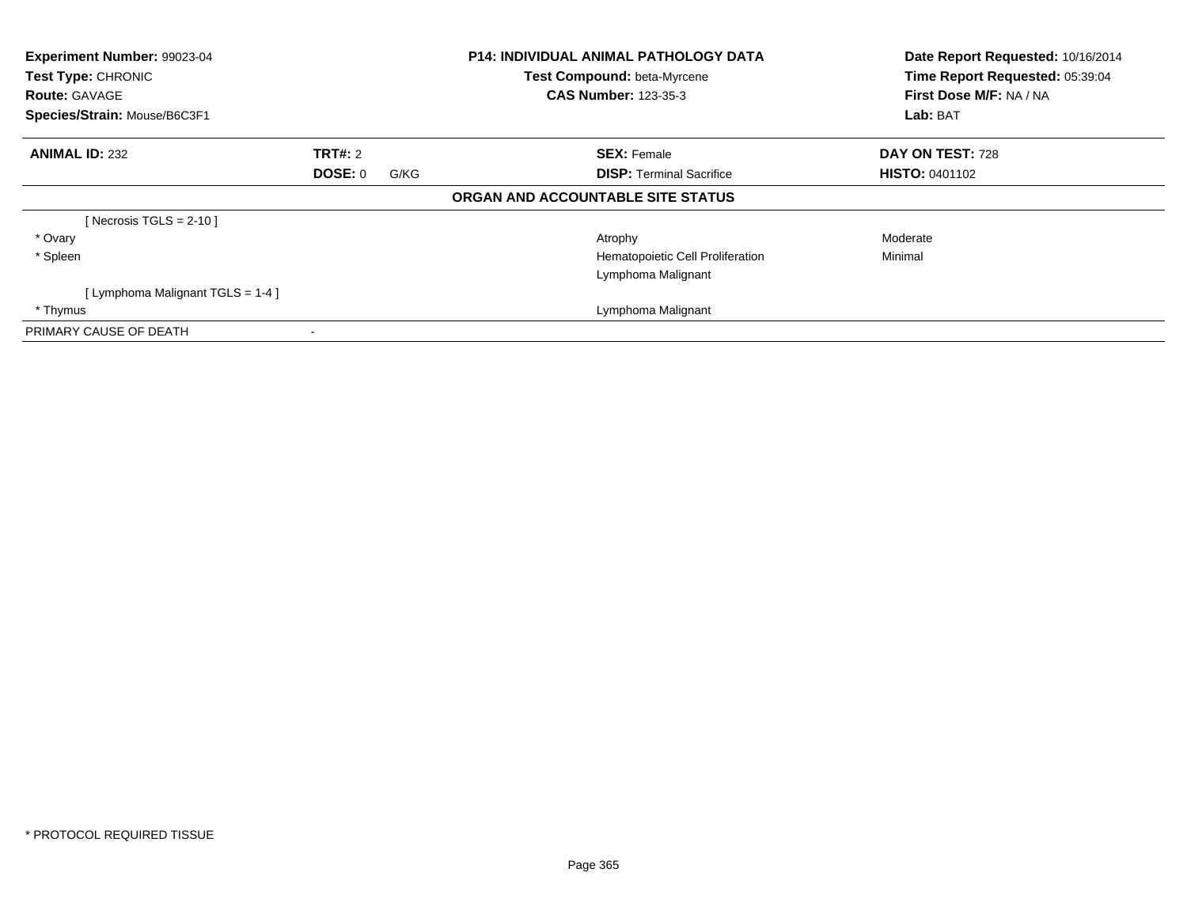**Experiment Number:** 99023-04
**Test Type:** CHRONIC
**Route:** GAVAGE
**Species/Strain:** Mouse/B6C3F1

**P14: INDIVIDUAL ANIMAL PATHOLOGY DATA**
**Test Compound:** beta-Myrcene
**CAS Number:** 123-35-3

**Date Report Requested:** 10/16/2014
**Time Report Requested:** 05:39:04
**First Dose M/F:** NA / NA
**Lab:** BAT

| **ANIMAL ID:** 232 | **TRT#:** 2 | **SEX:** Female | **DAY ON TEST:** 728 |
|---|---|---|---|
| | **DOSE:** 0 G/KG | **DISP:** Terminal Sacrifice | **HISTO:** 0401102 |

**ORGAN AND ACCOUNTABLE SITE STATUS**

| | | | |
|---|---|---|---|
| [ Necrosis TGLS = 2-10 ] | | | |
| * Ovary | | Atrophy | Moderate |
| * Spleen | | Hematopoietic Cell Proliferation | Minimal |
| | | Lymphoma Malignant | |
| [ Lymphoma Malignant TGLS = 1-4 ] | | | |
| * Thymus | | Lymphoma Malignant | |
| PRIMARY CAUSE OF DEATH | - | | |

* PROTOCOL REQUIRED TISSUE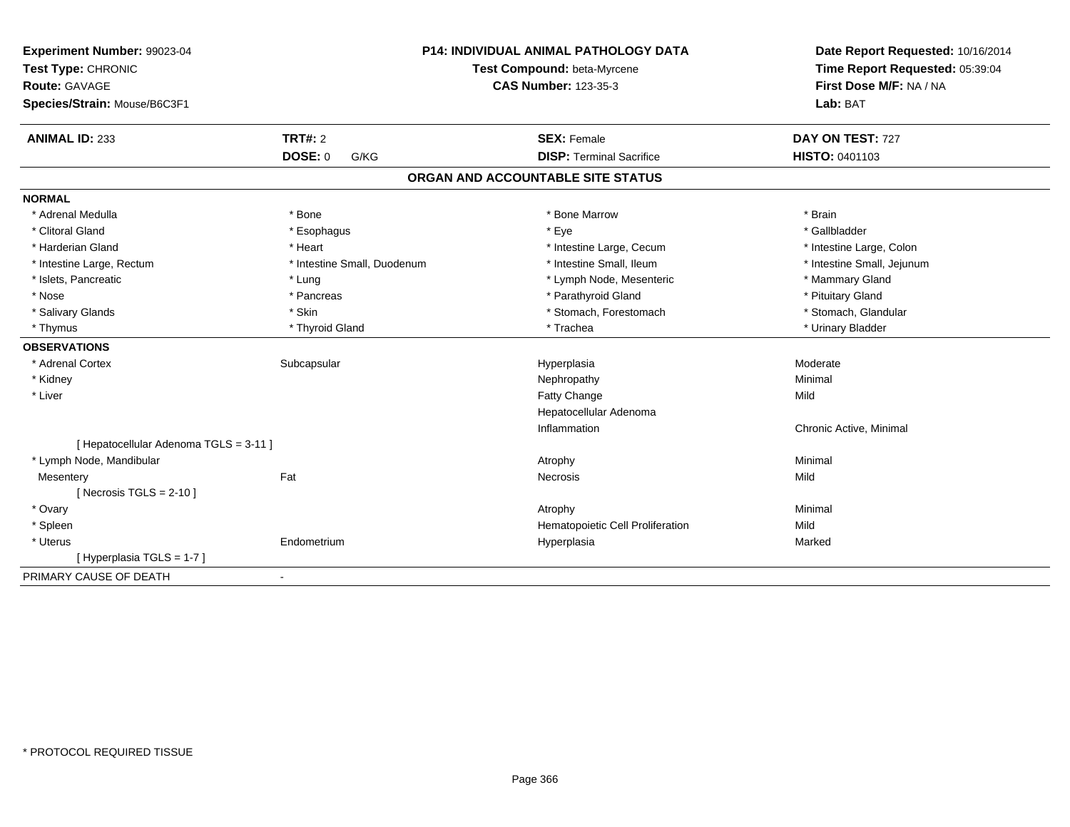**Experiment Number:** 99023-04
**Test Type:** CHRONIC
**Route:** GAVAGE
**Species/Strain:** Mouse/B6C3F1

**P14: INDIVIDUAL ANIMAL PATHOLOGY DATA**
**Test Compound:** beta-Myrcene
**CAS Number:** 123-35-3

**Date Report Requested:** 10/16/2014
**Time Report Requested:** 05:39:04
**First Dose M/F:** NA / NA
**Lab:** BAT

| **ANIMAL ID:** 233 | **TRT#:** 2 | **SEX:** Female | **DAY ON TEST:** 727 |
|---|---|---|---|
| | **DOSE:** 0 G/KG | **DISP:** Terminal Sacrifice | **HISTO:** 0401103 |

## ORGAN AND ACCOUNTABLE SITE STATUS

**NORMAL**

| | | | |
|---|---|---|---|
| * Adrenal Medulla | * Bone | * Bone Marrow | * Brain |
| * Clitoral Gland | * Esophagus | * Eye | * Gallbladder |
| * Harderian Gland | * Heart | * Intestine Large, Cecum | * Intestine Large, Colon |
| * Intestine Large, Rectum | * Intestine Small, Duodenum | * Intestine Small, Ileum | * Intestine Small, Jejunum |
| * Islets, Pancreatic | * Lung | * Lymph Node, Mesenteric | * Mammary Gland |
| * Nose | * Pancreas | * Parathyroid Gland | * Pituitary Gland |
| * Salivary Glands | * Skin | * Stomach, Forestomach | * Stomach, Glandular |
| * Thymus | * Thyroid Gland | * Trachea | * Urinary Bladder |

**OBSERVATIONS**

| | | | |
|---|---|---|---|
| * Adrenal Cortex | Subcapsular | Hyperplasia | Moderate |
| * Kidney | | Nephropathy | Minimal |
| * Liver | | Fatty Change | Mild |
| | | Hepatocellular Adenoma | |
| | | Inflammation | Chronic Active, Minimal |
| [ Hepatocellular Adenoma TGLS = 3-11 ] | | | |
| * Lymph Node, Mandibular | | Atrophy | Minimal |
| Mesentery | Fat | Necrosis | Mild |
| [ Necrosis TGLS = 2-10 ] | | | |
| * Ovary | | Atrophy | Minimal |
| * Spleen | | Hematopoietic Cell Proliferation | Mild |
| * Uterus | Endometrium | Hyperplasia | Marked |
| [ Hyperplasia TGLS = 1-7 ] | | | |

PRIMARY CAUSE OF DEATH -

* PROTOCOL REQUIRED TISSUE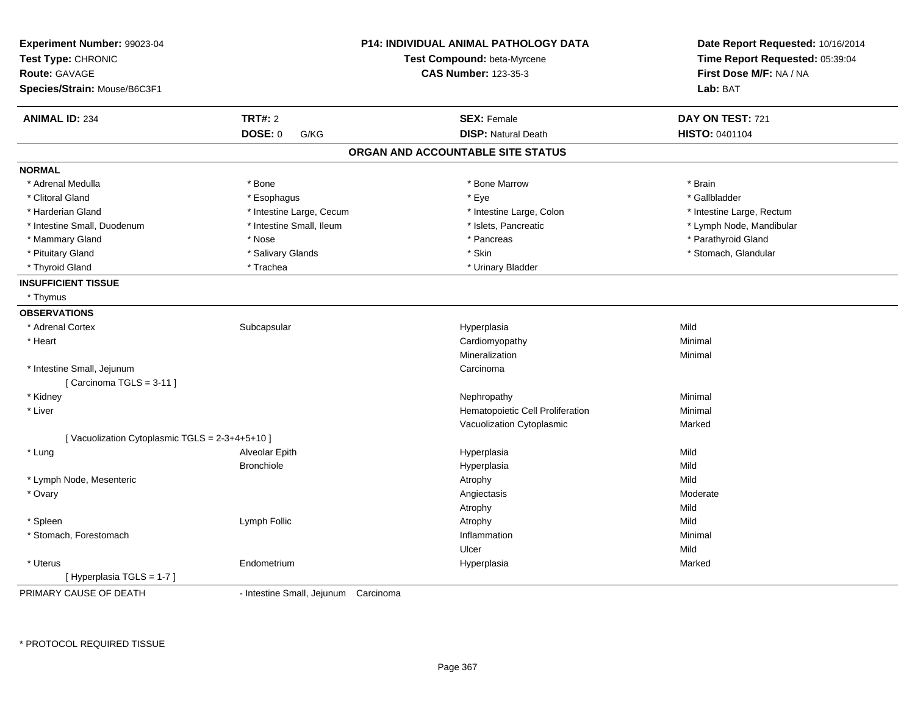**Experiment Number:** 99023-04
**Test Type:** CHRONIC
**Route:** GAVAGE
**Species/Strain:** Mouse/B6C3F1

**P14: INDIVIDUAL ANIMAL PATHOLOGY DATA**
**Test Compound:** beta-Myrcene
**CAS Number:** 123-35-3

**Date Report Requested:** 10/16/2014
**Time Report Requested:** 05:39:04
**First Dose M/F:** NA / NA
**Lab:** BAT

| **ANIMAL ID:** 234 | **TRT#:** 2 | **SEX:** Female | **DAY ON TEST:** 721 |
|---|---|---|---|
| | **DOSE:** 0 G/KG | **DISP:** Natural Death | **HISTO:** 0401104 |

## ORGAN AND ACCOUNTABLE SITE STATUS

**NORMAL**

| | | | |
|---|---|---|---|
| * Adrenal Medulla | * Bone | * Bone Marrow | * Brain |
| * Clitoral Gland | * Esophagus | * Eye | * Gallbladder |
| * Harderian Gland | * Intestine Large, Cecum | * Intestine Large, Colon | * Intestine Large, Rectum |
| * Intestine Small, Duodenum | * Intestine Small, Ileum | * Islets, Pancreatic | * Lymph Node, Mandibular |
| * Mammary Gland | * Nose | * Pancreas | * Parathyroid Gland |
| * Pituitary Gland | * Salivary Glands | * Skin | * Stomach, Glandular |
| * Thyroid Gland | * Trachea | * Urinary Bladder | |

**INSUFFICIENT TISSUE**

* Thymus

**OBSERVATIONS**

| | | | |
|---|---|---|---|
| * Adrenal Cortex | Subcapsular | Hyperplasia | Mild |
| * Heart | | Cardiomyopathy | Minimal |
| | | Mineralization | Minimal |
| * Intestine Small, Jejunum | | Carcinoma | |
| [ Carcinoma TGLS = 3-11 ] | | | |
| * Kidney | | Nephropathy | Minimal |
| * Liver | | Hematopoietic Cell Proliferation | Minimal |
| | | Vacuolization Cytoplasmic | Marked |
| [ Vacuolization Cytoplasmic TGLS = 2-3+4+5+10 ] | | | |
| * Lung | Alveolar Epith | Hyperplasia | Mild |
| | Bronchiole | Hyperplasia | Mild |
| * Lymph Node, Mesenteric | | Atrophy | Mild |
| * Ovary | | Angiectasis | Moderate |
| | | Atrophy | Mild |
| * Spleen | Lymph Follic | Atrophy | Mild |
| * Stomach, Forestomach | | Inflammation | Minimal |
| | | Ulcer | Mild |
| * Uterus | Endometrium | Hyperplasia | Marked |
| [ Hyperplasia TGLS = 1-7 ] | | | |

PRIMARY CAUSE OF DEATH - Intestine Small, Jejunum Carcinoma

* PROTOCOL REQUIRED TISSUE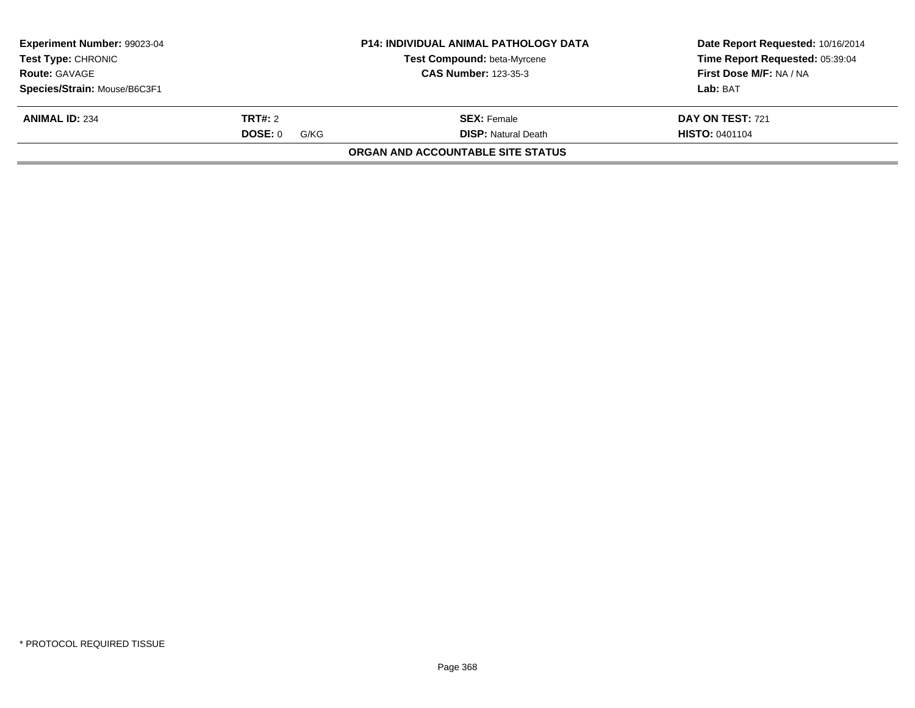| Experiment Number: 99023-04 | P14: INDIVIDUAL ANIMAL PATHOLOGY DATA | Date Report Requested: 10/16/2014 |
|---|---|---|
| Test Type: CHRONIC | Test Compound: beta-Myrcene | Time Report Requested: 05:39:04 |
| Route: GAVAGE | CAS Number: 123-35-3 | First Dose M/F: NA / NA |
| Species/Strain: Mouse/B6C3F1 | | Lab: BAT |

| ANIMAL ID: 234 | TRT#: 2 | SEX: Female | DAY ON TEST: 721 |
|---|---|---|---|
| | DOSE: 0 G/KG | DISP: Natural Death | HISTO: 0401104 |

**ORGAN AND ACCOUNTABLE SITE STATUS**

* PROTOCOL REQUIRED TISSUE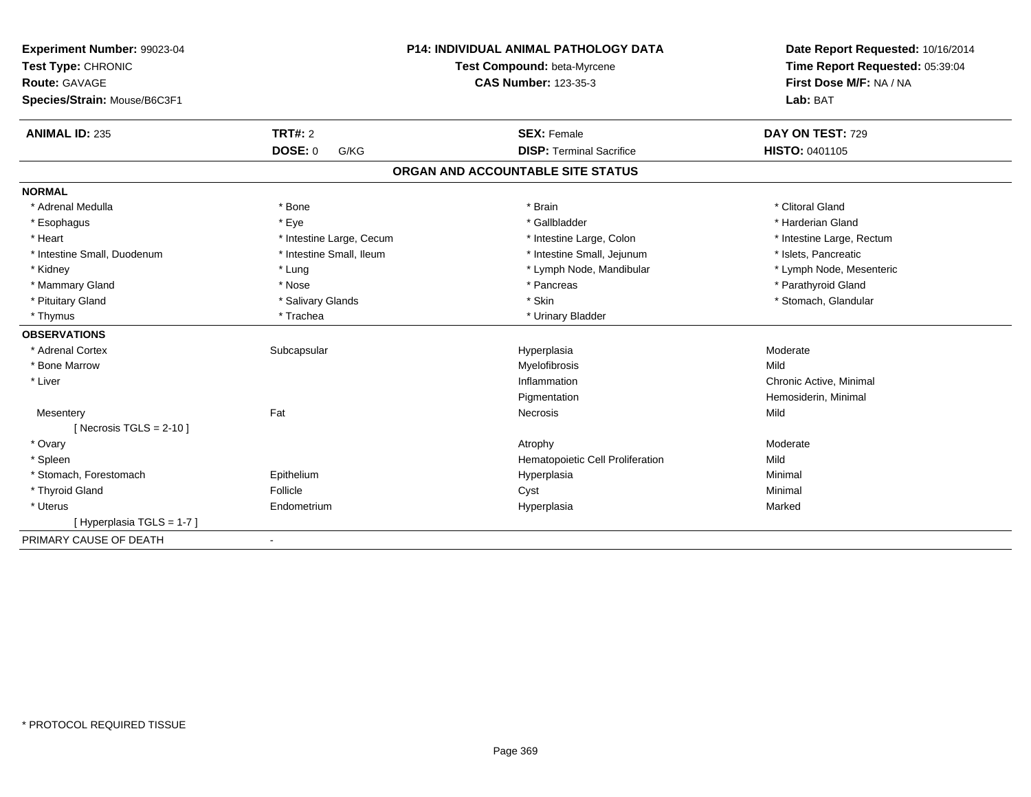**Experiment Number:** 99023-04
**Test Type:** CHRONIC
**Route:** GAVAGE
**Species/Strain:** Mouse/B6C3F1

**P14: INDIVIDUAL ANIMAL PATHOLOGY DATA**
**Test Compound:** beta-Myrcene
**CAS Number:** 123-35-3

**Date Report Requested:** 10/16/2014
**Time Report Requested:** 05:39:04
**First Dose M/F:** NA / NA
**Lab:** BAT

| **ANIMAL ID:** 235 | **TRT#:** 2 | **SEX:** Female | **DAY ON TEST:** 729 |
|---|---|---|---|
| | **DOSE:** 0 G/KG | **DISP:** Terminal Sacrifice | **HISTO:** 0401105 |

## ORGAN AND ACCOUNTABLE SITE STATUS

**NORMAL**

| | | | |
|---|---|---|---|
| * Adrenal Medulla | * Bone | * Brain | * Clitoral Gland |
| * Esophagus | * Eye | * Gallbladder | * Harderian Gland |
| * Heart | * Intestine Large, Cecum | * Intestine Large, Colon | * Intestine Large, Rectum |
| * Intestine Small, Duodenum | * Intestine Small, Ileum | * Intestine Small, Jejunum | * Islets, Pancreatic |
| * Kidney | * Lung | * Lymph Node, Mandibular | * Lymph Node, Mesenteric |
| * Mammary Gland | * Nose | * Pancreas | * Parathyroid Gland |
| * Pituitary Gland | * Salivary Glands | * Skin | * Stomach, Glandular |
| * Thymus | * Trachea | * Urinary Bladder | |

**OBSERVATIONS**

| | | | |
|---|---|---|---|
| * Adrenal Cortex | Subcapsular | Hyperplasia | Moderate |
| * Bone Marrow | | Myelofibrosis | Mild |
| * Liver | | Inflammation | Chronic Active, Minimal |
| | | Pigmentation | Hemosiderin, Minimal |
| Mesentery | Fat | Necrosis | Mild |
| [ Necrosis TGLS = 2-10 ] | | | |
| * Ovary | | Atrophy | Moderate |
| * Spleen | | Hematopoietic Cell Proliferation | Mild |
| * Stomach, Forestomach | Epithelium | Hyperplasia | Minimal |
| * Thyroid Gland | Follicle | Cyst | Minimal |
| * Uterus | Endometrium | Hyperplasia | Marked |
| [ Hyperplasia TGLS = 1-7 ] | | | |

PRIMARY CAUSE OF DEATH -

\* PROTOCOL REQUIRED TISSUE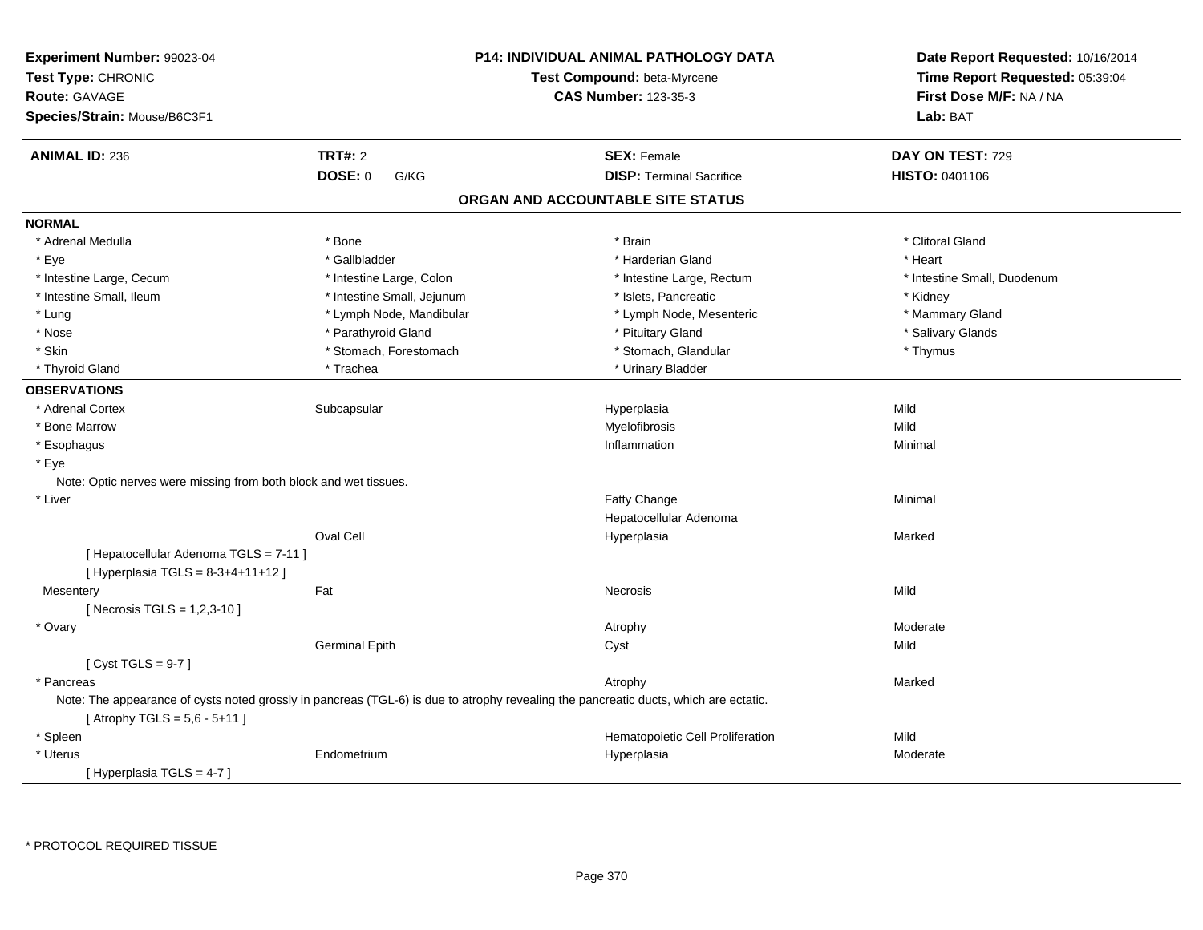**Experiment Number:** 99023-04
**Test Type:** CHRONIC
**Route:** GAVAGE
**Species/Strain:** Mouse/B6C3F1

**P14: INDIVIDUAL ANIMAL PATHOLOGY DATA**
**Test Compound:** beta-Myrcene
**CAS Number:** 123-35-3

**Date Report Requested:** 10/16/2014
**Time Report Requested:** 05:39:04
**First Dose M/F:** NA / NA
**Lab:** BAT

| **ANIMAL ID:** 236 | **TRT#:** 2 | **SEX:** Female | **DAY ON TEST:** 729 |
|---|---|---|---|
| | **DOSE:** 0 G/KG | **DISP:** Terminal Sacrifice | **HISTO:** 0401106 |

## ORGAN AND ACCOUNTABLE SITE STATUS

**NORMAL**

| | | | |
|---|---|---|---|
| * Adrenal Medulla | * Bone | * Brain | * Clitoral Gland |
| * Eye | * Gallbladder | * Harderian Gland | * Heart |
| * Intestine Large, Cecum | * Intestine Large, Colon | * Intestine Large, Rectum | * Intestine Small, Duodenum |
| * Intestine Small, Ileum | * Intestine Small, Jejunum | * Islets, Pancreatic | * Kidney |
| * Lung | * Lymph Node, Mandibular | * Lymph Node, Mesenteric | * Mammary Gland |
| * Nose | * Parathyroid Gland | * Pituitary Gland | * Salivary Glands |
| * Skin | * Stomach, Forestomach | * Stomach, Glandular | * Thymus |
| * Thyroid Gland | * Trachea | * Urinary Bladder | |

**OBSERVATIONS**

| | | | |
|---|---|---|---|
| * Adrenal Cortex | Subcapsular | Hyperplasia | Mild |
| * Bone Marrow | | Myelofibrosis | Mild |
| * Esophagus | | Inflammation | Minimal |
| * Eye | | | |
| Note: Optic nerves were missing from both block and wet tissues. | | | |
| * Liver | | Fatty Change | Minimal |
| | | Hepatocellular Adenoma | |
| | Oval Cell | Hyperplasia | Marked |
| [ Hepatocellular Adenoma TGLS = 7-11 ] | | | |
| [ Hyperplasia TGLS = 8-3+4+11+12 ] | | | |
| Mesentery | Fat | Necrosis | Mild |
| [ Necrosis TGLS = 1,2,3-10 ] | | | |
| * Ovary | | Atrophy | Moderate |
| | Germinal Epith | Cyst | Mild |
| [ Cyst TGLS = 9-7 ] | | | |
| * Pancreas | | Atrophy | Marked |
| Note: The appearance of cysts noted grossly in pancreas (TGL-6) is due to atrophy revealing the pancreatic ducts, which are ectatic. | | | |
| [ Atrophy TGLS = 5,6 - 5+11 ] | | | |
| * Spleen | | Hematopoietic Cell Proliferation | Mild |
| * Uterus | Endometrium | Hyperplasia | Moderate |
| [ Hyperplasia TGLS = 4-7 ] | | | |

* PROTOCOL REQUIRED TISSUE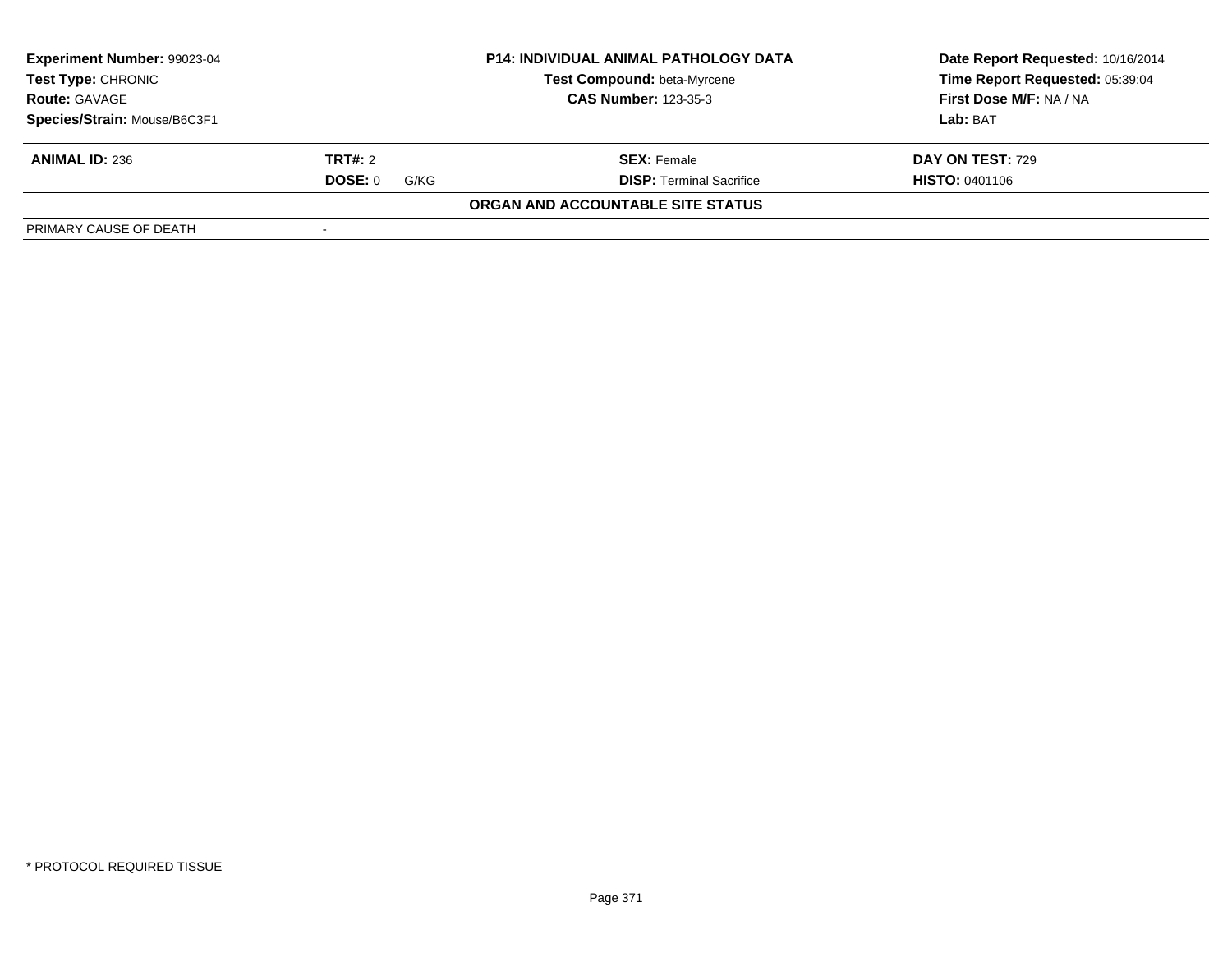| Experiment Number: 99023-04 | P14: INDIVIDUAL ANIMAL PATHOLOGY DATA | Date Report Requested: 10/16/2014 |
|---|---|---|
| Test Type: CHRONIC | Test Compound: beta-Myrcene | Time Report Requested: 05:39:04 |
| Route: GAVAGE | CAS Number: 123-35-3 | First Dose M/F: NA / NA |
| Species/Strain: Mouse/B6C3F1 | | Lab: BAT |

| ANIMAL ID: 236 | TRT#: 2 | SEX: Female | DAY ON TEST: 729 |
|---|---|---|---|
| | DOSE: 0 G/KG | DISP: Terminal Sacrifice | HISTO: 0401106 |

**ORGAN AND ACCOUNTABLE SITE STATUS**

| PRIMARY CAUSE OF DEATH | - |
|---|---|

\* PROTOCOL REQUIRED TISSUE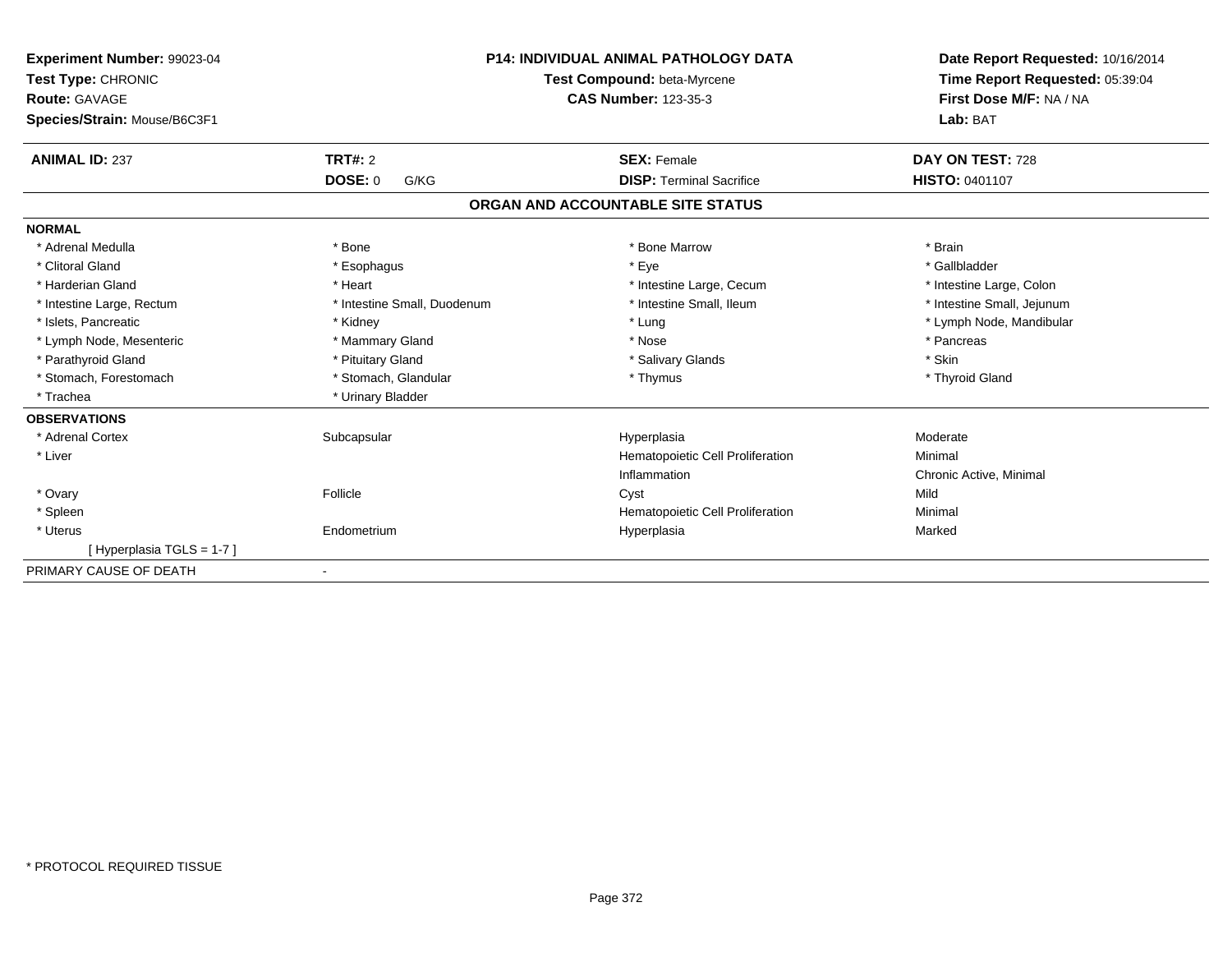**Experiment Number:** 99023-04
**Test Type:** CHRONIC
**Route:** GAVAGE
**Species/Strain:** Mouse/B6C3F1

**P14: INDIVIDUAL ANIMAL PATHOLOGY DATA**
**Test Compound:** beta-Myrcene
**CAS Number:** 123-35-3

**Date Report Requested:** 10/16/2014
**Time Report Requested:** 05:39:04
**First Dose M/F:** NA / NA
**Lab:** BAT

| **ANIMAL ID:** 237 | **TRT#:** 2 | **SEX:** Female | **DAY ON TEST:** 728 |
|---|---|---|---|
| | **DOSE:** 0 G/KG | **DISP:** Terminal Sacrifice | **HISTO:** 0401107 |

**ORGAN AND ACCOUNTABLE SITE STATUS**

**NORMAL**

| | | | |
|---|---|---|---|
| * Adrenal Medulla | * Bone | * Bone Marrow | * Brain |
| * Clitoral Gland | * Esophagus | * Eye | * Gallbladder |
| * Harderian Gland | * Heart | * Intestine Large, Cecum | * Intestine Large, Colon |
| * Intestine Large, Rectum | * Intestine Small, Duodenum | * Intestine Small, Ileum | * Intestine Small, Jejunum |
| * Islets, Pancreatic | * Kidney | * Lung | * Lymph Node, Mandibular |
| * Lymph Node, Mesenteric | * Mammary Gland | * Nose | * Pancreas |
| * Parathyroid Gland | * Pituitary Gland | * Salivary Glands | * Skin |
| * Stomach, Forestomach | * Stomach, Glandular | * Thymus | * Thyroid Gland |
| * Trachea | * Urinary Bladder | | |

**OBSERVATIONS**

| | | | |
|---|---|---|---|
| * Adrenal Cortex | Subcapsular | Hyperplasia | Moderate |
| * Liver | | Hematopoietic Cell Proliferation | Minimal |
| | | Inflammation | Chronic Active, Minimal |
| * Ovary | Follicle | Cyst | Mild |
| * Spleen | | Hematopoietic Cell Proliferation | Minimal |
| * Uterus | Endometrium | Hyperplasia | Marked |
| [ Hyperplasia TGLS = 1-7 ] | | | |

PRIMARY CAUSE OF DEATH -

* PROTOCOL REQUIRED TISSUE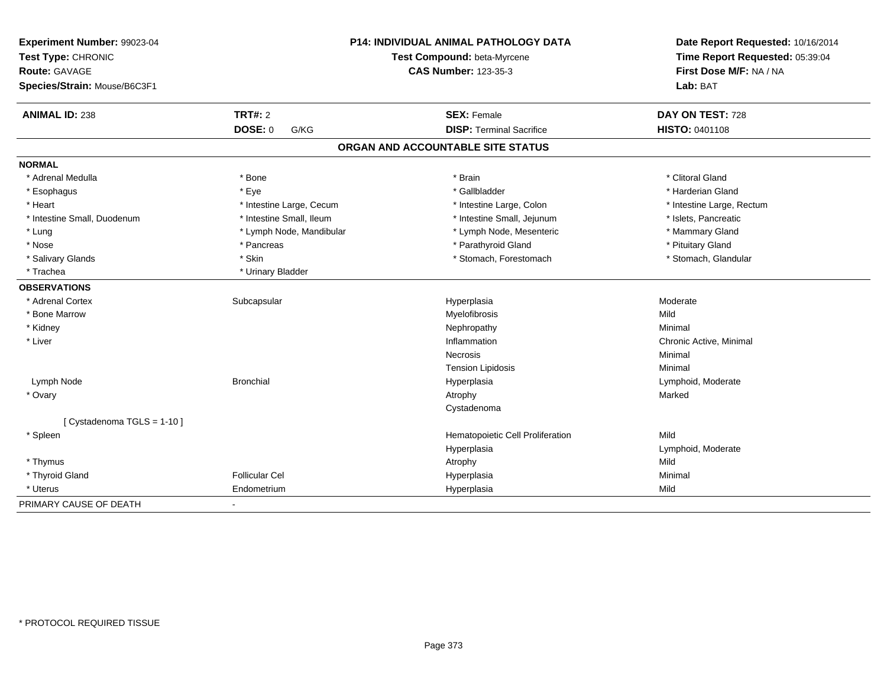**Experiment Number:** 99023-04
**Test Type:** CHRONIC
**Route:** GAVAGE
**Species/Strain:** Mouse/B6C3F1

**P14: INDIVIDUAL ANIMAL PATHOLOGY DATA**
**Test Compound:** beta-Myrcene
**CAS Number:** 123-35-3

**Date Report Requested:** 10/16/2014
**Time Report Requested:** 05:39:04
**First Dose M/F:** NA / NA
**Lab:** BAT

| **ANIMAL ID:** 238 | **TRT#:** 2 | **SEX:** Female | **DAY ON TEST:** 728 |
|---|---|---|---|
| | **DOSE:** 0 G/KG | **DISP:** Terminal Sacrifice | **HISTO:** 0401108 |

## ORGAN AND ACCOUNTABLE SITE STATUS

**NORMAL**

| | | | |
|---|---|---|---|
| * Adrenal Medulla | * Bone | * Brain | * Clitoral Gland |
| * Esophagus | * Eye | * Gallbladder | * Harderian Gland |
| * Heart | * Intestine Large, Cecum | * Intestine Large, Colon | * Intestine Large, Rectum |
| * Intestine Small, Duodenum | * Intestine Small, Ileum | * Intestine Small, Jejunum | * Islets, Pancreatic |
| * Lung | * Lymph Node, Mandibular | * Lymph Node, Mesenteric | * Mammary Gland |
| * Nose | * Pancreas | * Parathyroid Gland | * Pituitary Gland |
| * Salivary Glands | * Skin | * Stomach, Forestomach | * Stomach, Glandular |
| * Trachea | * Urinary Bladder | | |

**OBSERVATIONS**

| | | | |
|---|---|---|---|
| * Adrenal Cortex | Subcapsular | Hyperplasia | Moderate |
| * Bone Marrow | | Myelofibrosis | Mild |
| * Kidney | | Nephropathy | Minimal |
| * Liver | | Inflammation | Chronic Active, Minimal |
| | | Necrosis | Minimal |
| | | Tension Lipidosis | Minimal |
| Lymph Node | Bronchial | Hyperplasia | Lymphoid, Moderate |
| * Ovary | | Atrophy | Marked |
| | | Cystadenoma | |
| [ Cystadenoma TGLS = 1-10 ] | | | |
| * Spleen | | Hematopoietic Cell Proliferation | Mild |
| | | Hyperplasia | Lymphoid, Moderate |
| * Thymus | | Atrophy | Mild |
| * Thyroid Gland | Follicular Cel | Hyperplasia | Minimal |
| * Uterus | Endometrium | Hyperplasia | Mild |

PRIMARY CAUSE OF DEATH -

* PROTOCOL REQUIRED TISSUE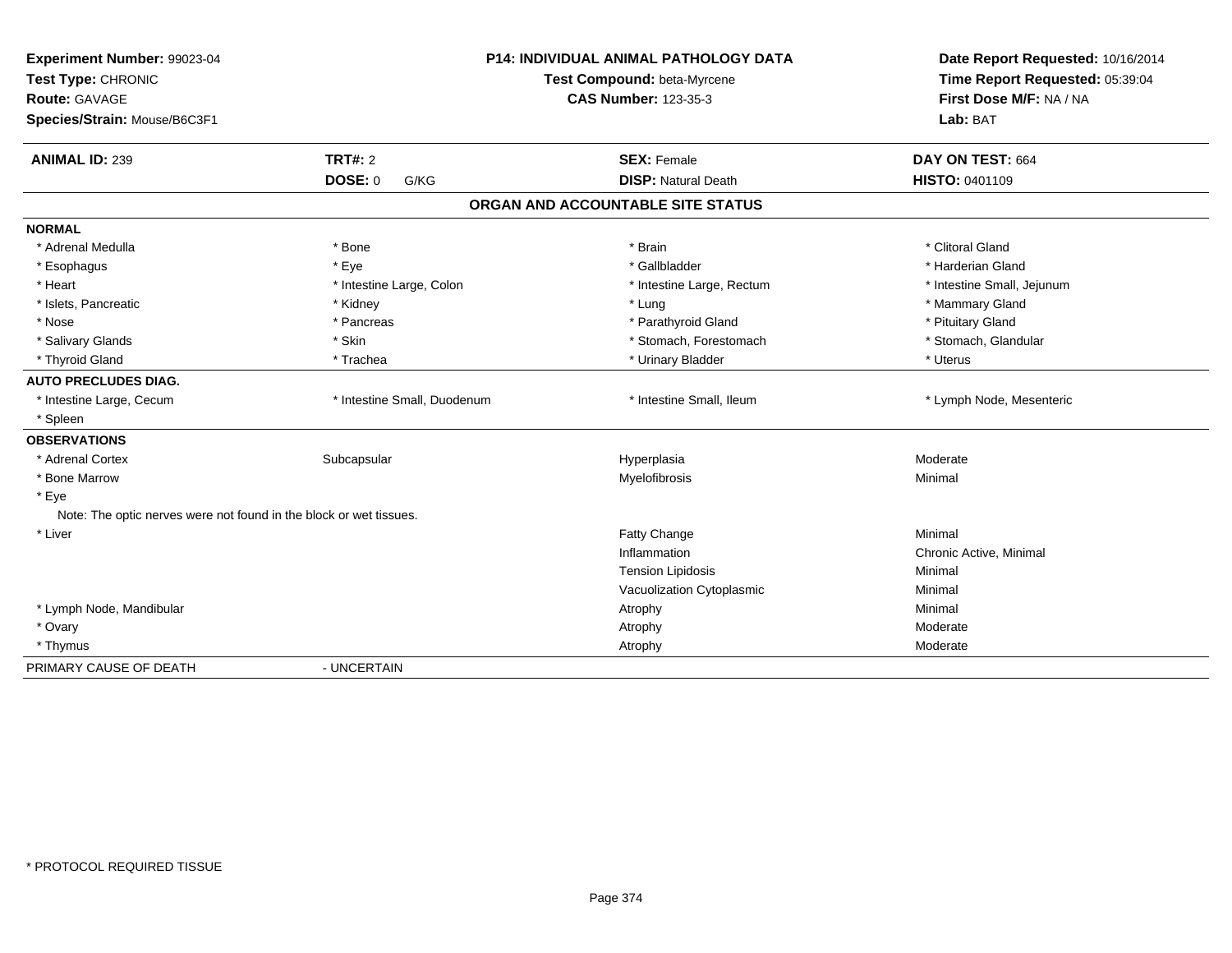**Experiment Number:** 99023-04
**Test Type:** CHRONIC
**Route:** GAVAGE
**Species/Strain:** Mouse/B6C3F1

**P14: INDIVIDUAL ANIMAL PATHOLOGY DATA**
**Test Compound:** beta-Myrcene
**CAS Number:** 123-35-3

**Date Report Requested:** 10/16/2014
**Time Report Requested:** 05:39:04
**First Dose M/F:** NA / NA
**Lab:** BAT

| **ANIMAL ID:** 239 | **TRT#:** 2 | **SEX:** Female | **DAY ON TEST:** 664 |
|---|---|---|---|
| | **DOSE:** 0 G/KG | **DISP:** Natural Death | **HISTO:** 0401109 |

## ORGAN AND ACCOUNTABLE SITE STATUS

| | | | |
|---|---|---|---|
| **NORMAL** | | | |
| * Adrenal Medulla | * Bone | * Brain | * Clitoral Gland |
| * Esophagus | * Eye | * Gallbladder | * Harderian Gland |
| * Heart | * Intestine Large, Colon | * Intestine Large, Rectum | * Intestine Small, Jejunum |
| * Islets, Pancreatic | * Kidney | * Lung | * Mammary Gland |
| * Nose | * Pancreas | * Parathyroid Gland | * Pituitary Gland |
| * Salivary Glands | * Skin | * Stomach, Forestomach | * Stomach, Glandular |
| * Thyroid Gland | * Trachea | * Urinary Bladder | * Uterus |
| **AUTO PRECLUDES DIAG.** | | | |
| * Intestine Large, Cecum | * Intestine Small, Duodenum | * Intestine Small, Ileum | * Lymph Node, Mesenteric |
| * Spleen | | | |
| **OBSERVATIONS** | | | |
| * Adrenal Cortex | Subcapsular | Hyperplasia | Moderate |
| * Bone Marrow | | Myelofibrosis | Minimal |
| * Eye | | | |
| Note: The optic nerves were not found in the block or wet tissues. | | | |
| * Liver | | Fatty Change | Minimal |
| | | Inflammation | Chronic Active, Minimal |
| | | Tension Lipidosis | Minimal |
| | | Vacuolization Cytoplasmic | Minimal |
| * Lymph Node, Mandibular | | Atrophy | Minimal |
| * Ovary | | Atrophy | Moderate |
| * Thymus | | Atrophy | Moderate |
| PRIMARY CAUSE OF DEATH | - UNCERTAIN | | |

* PROTOCOL REQUIRED TISSUE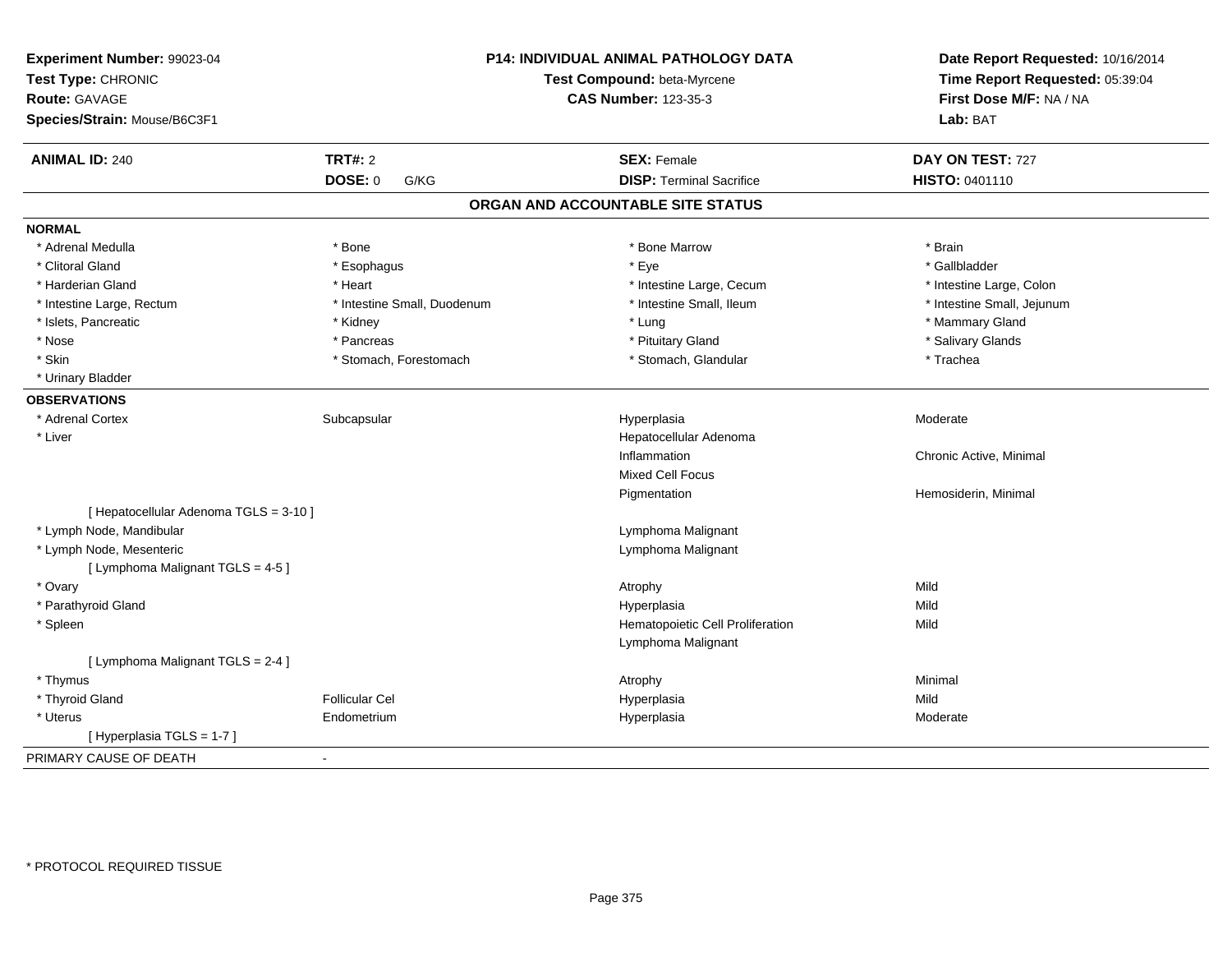**Experiment Number:** 99023-04
**Test Type:** CHRONIC
**Route:** GAVAGE
**Species/Strain:** Mouse/B6C3F1

**P14: INDIVIDUAL ANIMAL PATHOLOGY DATA**
**Test Compound:** beta-Myrcene
**CAS Number:** 123-35-3

**Date Report Requested:** 10/16/2014
**Time Report Requested:** 05:39:04
**First Dose M/F:** NA / NA
**Lab:** BAT

| **ANIMAL ID:** 240 | **TRT#:** 2 | **SEX:** Female | **DAY ON TEST:** 727 |
|---|---|---|---|
| | **DOSE:** 0 G/KG | **DISP:** Terminal Sacrifice | **HISTO:** 0401110 |

## ORGAN AND ACCOUNTABLE SITE STATUS

**NORMAL**

| | | | |
|---|---|---|---|
| * Adrenal Medulla | * Bone | * Bone Marrow | * Brain |
| * Clitoral Gland | * Esophagus | * Eye | * Gallbladder |
| * Harderian Gland | * Heart | * Intestine Large, Cecum | * Intestine Large, Colon |
| * Intestine Large, Rectum | * Intestine Small, Duodenum | * Intestine Small, Ileum | * Intestine Small, Jejunum |
| * Islets, Pancreatic | * Kidney | * Lung | * Mammary Gland |
| * Nose | * Pancreas | * Pituitary Gland | * Salivary Glands |
| * Skin | * Stomach, Forestomach | * Stomach, Glandular | * Trachea |
| * Urinary Bladder | | | |

**OBSERVATIONS**

| | | | |
|---|---|---|---|
| * Adrenal Cortex | Subcapsular | Hyperplasia | Moderate |
| * Liver | | Hepatocellular Adenoma | |
| | | Inflammation | Chronic Active, Minimal |
| | | Mixed Cell Focus | |
| | | Pigmentation | Hemosiderin, Minimal |
| [ Hepatocellular Adenoma TGLS = 3-10 ] | | | |
| * Lymph Node, Mandibular | | Lymphoma Malignant | |
| * Lymph Node, Mesenteric | | Lymphoma Malignant | |
| [ Lymphoma Malignant TGLS = 4-5 ] | | | |
| * Ovary | | Atrophy | Mild |
| * Parathyroid Gland | | Hyperplasia | Mild |
| * Spleen | | Hematopoietic Cell Proliferation | Mild |
| | | Lymphoma Malignant | |
| [ Lymphoma Malignant TGLS = 2-4 ] | | | |
| * Thymus | | Atrophy | Minimal |
| * Thyroid Gland | Follicular Cel | Hyperplasia | Mild |
| * Uterus | Endometrium | Hyperplasia | Moderate |
| [ Hyperplasia TGLS = 1-7 ] | | | |

PRIMARY CAUSE OF DEATH -

\* PROTOCOL REQUIRED TISSUE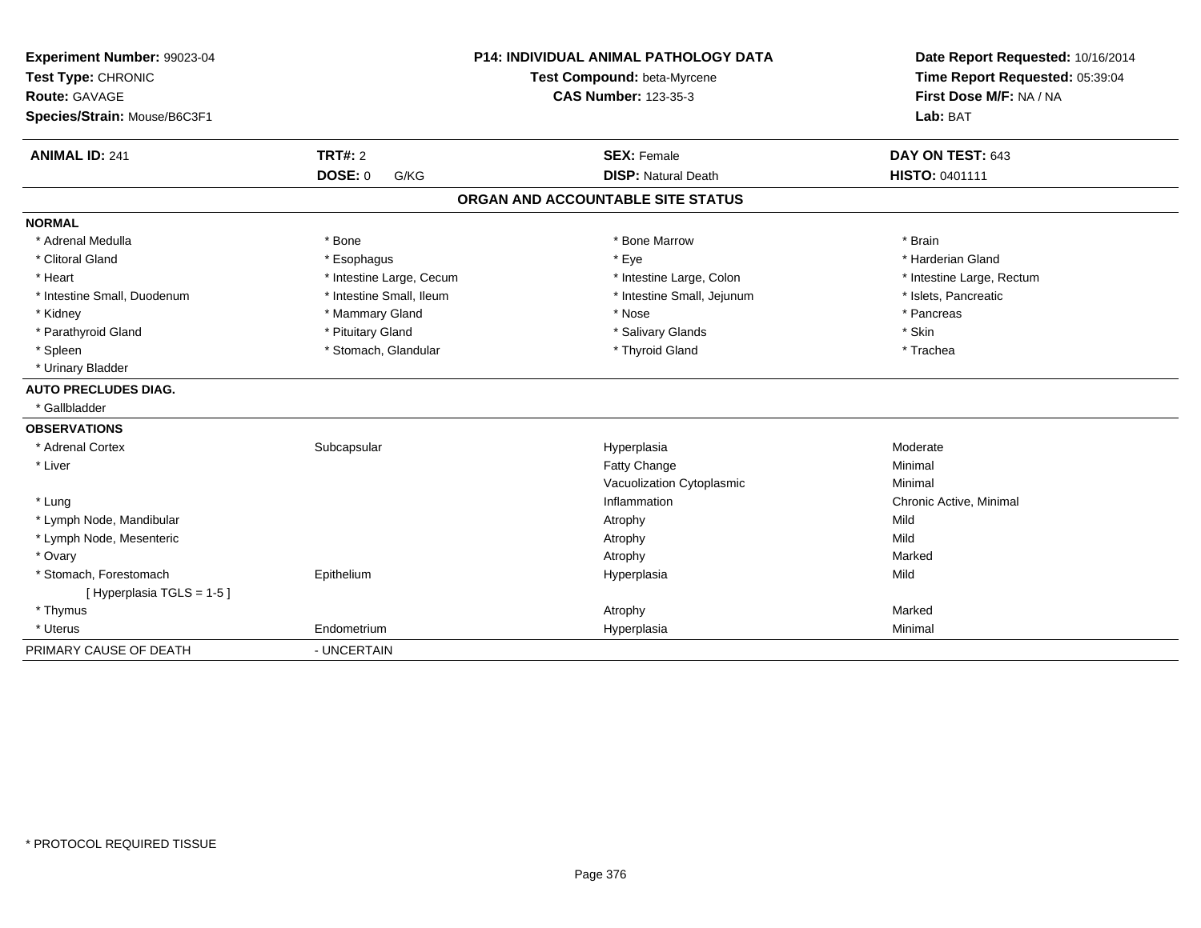**Experiment Number:** 99023-04
**Test Type:** CHRONIC
**Route:** GAVAGE
**Species/Strain:** Mouse/B6C3F1

**P14: INDIVIDUAL ANIMAL PATHOLOGY DATA**
**Test Compound:** beta-Myrcene
**CAS Number:** 123-35-3

**Date Report Requested:** 10/16/2014
**Time Report Requested:** 05:39:04
**First Dose M/F:** NA / NA
**Lab:** BAT

| **ANIMAL ID:** 241 | **TRT#:** 2 | **SEX:** Female | **DAY ON TEST:** 643 |
|---|---|---|---|
| | **DOSE:** 0 G/KG | **DISP:** Natural Death | **HISTO:** 0401111 |

## ORGAN AND ACCOUNTABLE SITE STATUS

**NORMAL**

| | | | |
|---|---|---|---|
| * Adrenal Medulla | * Bone | * Bone Marrow | * Brain |
| * Clitoral Gland | * Esophagus | * Eye | * Harderian Gland |
| * Heart | * Intestine Large, Cecum | * Intestine Large, Colon | * Intestine Large, Rectum |
| * Intestine Small, Duodenum | * Intestine Small, Ileum | * Intestine Small, Jejunum | * Islets, Pancreatic |
| * Kidney | * Mammary Gland | * Nose | * Pancreas |
| * Parathyroid Gland | * Pituitary Gland | * Salivary Glands | * Skin |
| * Spleen | * Stomach, Glandular | * Thyroid Gland | * Trachea |
| * Urinary Bladder | | | |

**AUTO PRECLUDES DIAG.**

* Gallbladder

**OBSERVATIONS**

| | | | |
|---|---|---|---|
| * Adrenal Cortex | Subcapsular | Hyperplasia | Moderate |
| * Liver | | Fatty Change | Minimal |
| | | Vacuolization Cytoplasmic | Minimal |
| * Lung | | Inflammation | Chronic Active, Minimal |
| * Lymph Node, Mandibular | | Atrophy | Mild |
| * Lymph Node, Mesenteric | | Atrophy | Mild |
| * Ovary | | Atrophy | Marked |
| * Stomach, Forestomach | Epithelium | Hyperplasia | Mild |
| [ Hyperplasia TGLS = 1-5 ] | | | |
| * Thymus | | Atrophy | Marked |
| * Uterus | Endometrium | Hyperplasia | Minimal |

PRIMARY CAUSE OF DEATH - UNCERTAIN

* PROTOCOL REQUIRED TISSUE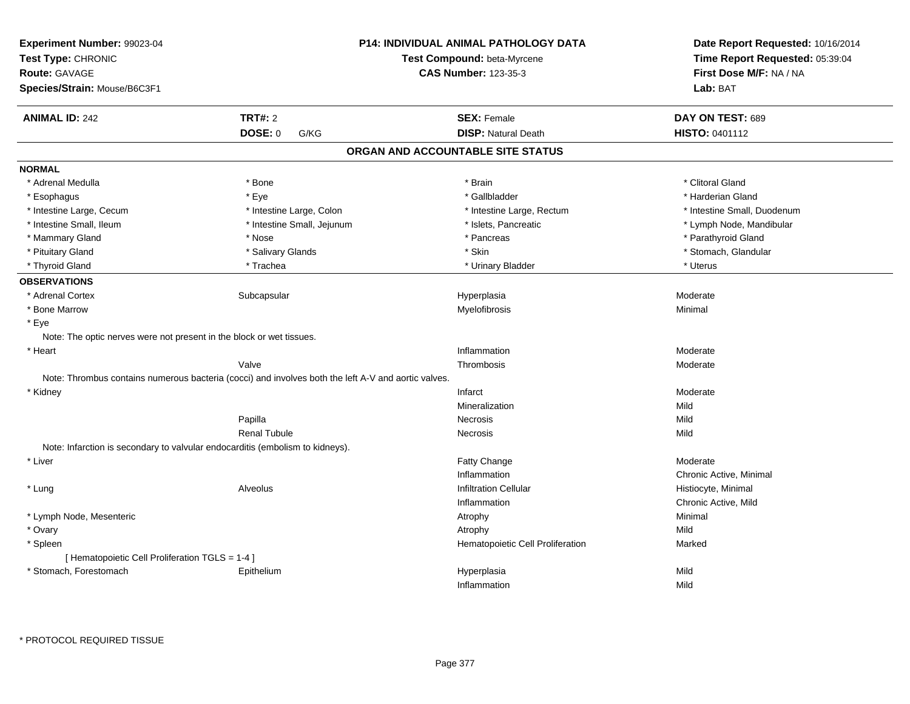**Experiment Number:** 99023-04
**Test Type:** CHRONIC
**Route:** GAVAGE
**Species/Strain:** Mouse/B6C3F1

**P14: INDIVIDUAL ANIMAL PATHOLOGY DATA**
**Test Compound:** beta-Myrcene
**CAS Number:** 123-35-3

**Date Report Requested:** 10/16/2014
**Time Report Requested:** 05:39:04
**First Dose M/F:** NA / NA
**Lab:** BAT

| **ANIMAL ID:** 242 | **TRT#:** 2 | **SEX:** Female | **DAY ON TEST:** 689 |
|---|---|---|---|
| | **DOSE:** 0 G/KG | **DISP:** Natural Death | **HISTO:** 0401112 |

## ORGAN AND ACCOUNTABLE SITE STATUS

**NORMAL**

| | | | |
|---|---|---|---|
| * Adrenal Medulla | * Bone | * Brain | * Clitoral Gland |
| * Esophagus | * Eye | * Gallbladder | * Harderian Gland |
| * Intestine Large, Cecum | * Intestine Large, Colon | * Intestine Large, Rectum | * Intestine Small, Duodenum |
| * Intestine Small, Ileum | * Intestine Small, Jejunum | * Islets, Pancreatic | * Lymph Node, Mandibular |
| * Mammary Gland | * Nose | * Pancreas | * Parathyroid Gland |
| * Pituitary Gland | * Salivary Glands | * Skin | * Stomach, Glandular |
| * Thyroid Gland | * Trachea | * Urinary Bladder | * Uterus |

**OBSERVATIONS**

| | | | |
|---|---|---|---|
| * Adrenal Cortex | Subcapsular | Hyperplasia | Moderate |
| * Bone Marrow | | Myelofibrosis | Minimal |
| * Eye | | | |
| Note: The optic nerves were not present in the block or wet tissues. | | | |
| * Heart | | Inflammation | Moderate |
| | Valve | Thrombosis | Moderate |
| Note: Thrombus contains numerous bacteria (cocci) and involves both the left A-V and aortic valves. | | | |
| * Kidney | | Infarct | Moderate |
| | | Mineralization | Mild |
| | Papilla | Necrosis | Mild |
| | Renal Tubule | Necrosis | Mild |
| Note: Infarction is secondary to valvular endocarditis (embolism to kidneys). | | | |
| * Liver | | Fatty Change | Moderate |
| | | Inflammation | Chronic Active, Minimal |
| * Lung | Alveolus | Infiltration Cellular | Histiocyte, Minimal |
| | | Inflammation | Chronic Active, Mild |
| * Lymph Node, Mesenteric | | Atrophy | Minimal |
| * Ovary | | Atrophy | Mild |
| * Spleen | | Hematopoietic Cell Proliferation | Marked |
| [ Hematopoietic Cell Proliferation TGLS = 1-4 ] | | | |
| * Stomach, Forestomach | Epithelium | Hyperplasia | Mild |
| | | Inflammation | Mild |

* PROTOCOL REQUIRED TISSUE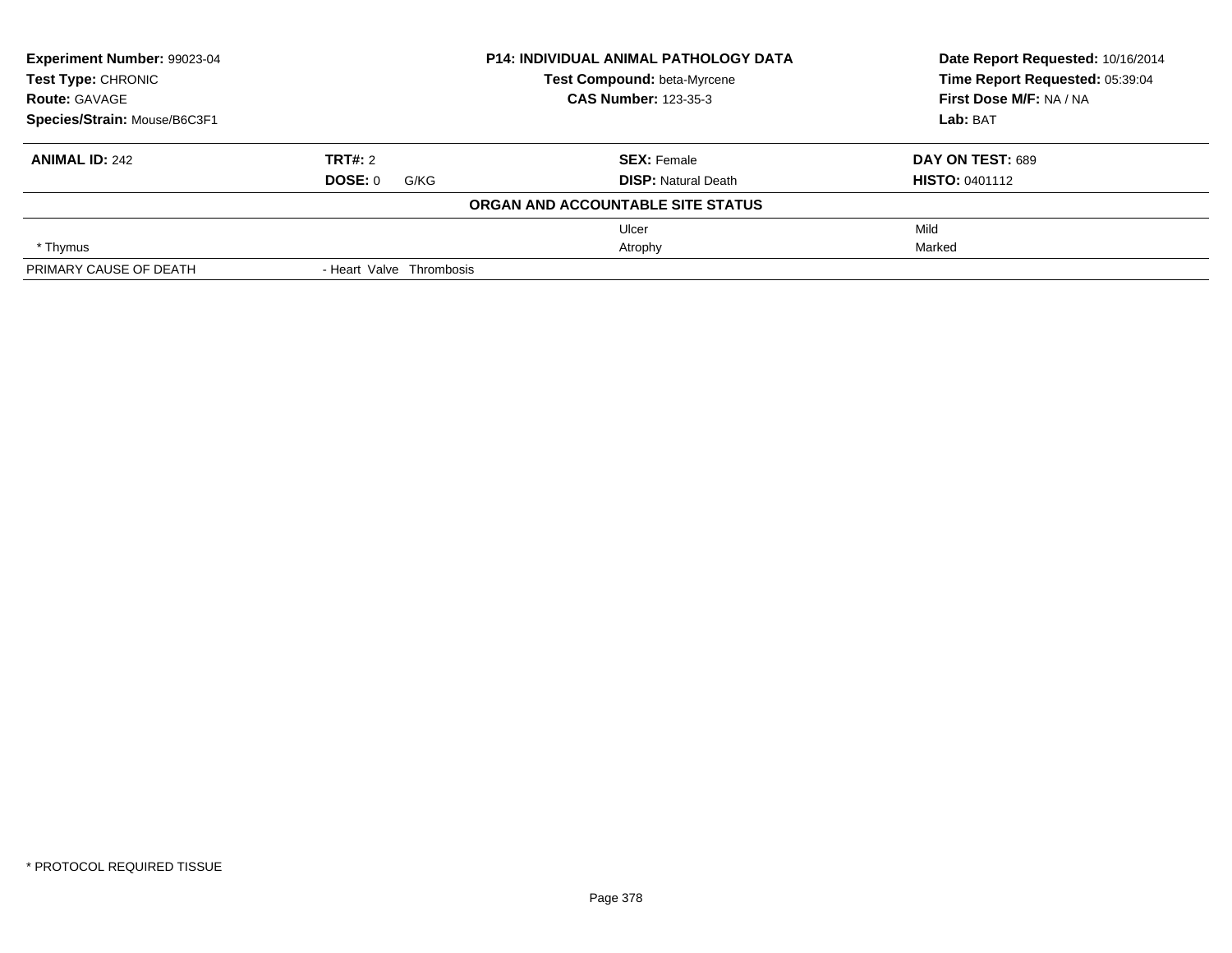**Experiment Number:** 99023-04
**Test Type:** CHRONIC
**Route:** GAVAGE
**Species/Strain:** Mouse/B6C3F1

**P14: INDIVIDUAL ANIMAL PATHOLOGY DATA**
**Test Compound:** beta-Myrcene
**CAS Number:** 123-35-3

**Date Report Requested:** 10/16/2014
**Time Report Requested:** 05:39:04
**First Dose M/F:** NA / NA
**Lab:** BAT

| **ANIMAL ID:** 242 | **TRT#:** 2 | **SEX:** Female | **DAY ON TEST:** 689 |
|---|---|---|---|
| | **DOSE:** 0 G/KG | **DISP:** Natural Death | **HISTO:** 0401112 |

**ORGAN AND ACCOUNTABLE SITE STATUS**

| | | | |
|---|---|---|---|
| | | Ulcer | Mild |
| * Thymus | | Atrophy | Marked |
| PRIMARY CAUSE OF DEATH | - Heart Valve Thrombosis | | |

* PROTOCOL REQUIRED TISSUE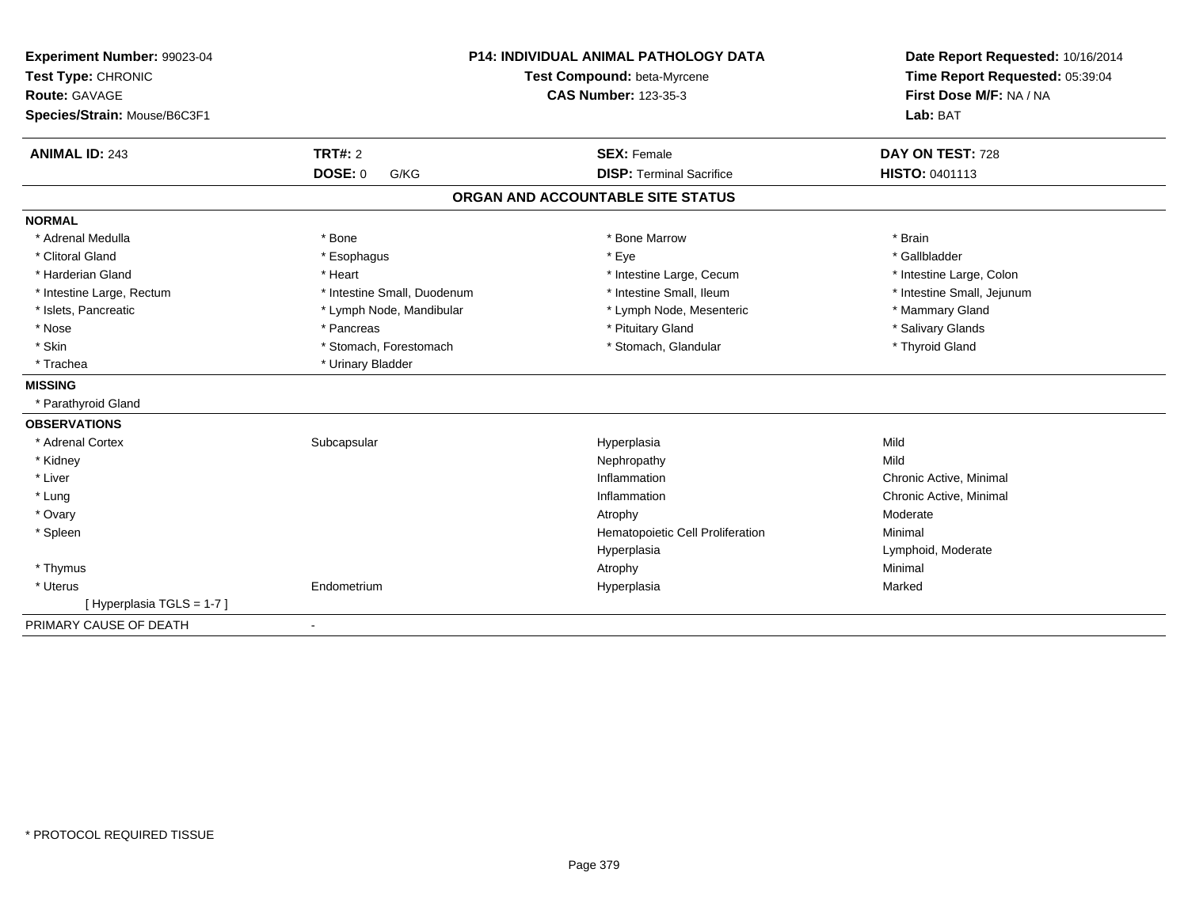**Experiment Number:** 99023-04
**Test Type:** CHRONIC
**Route:** GAVAGE
**Species/Strain:** Mouse/B6C3F1

**P14: INDIVIDUAL ANIMAL PATHOLOGY DATA**
**Test Compound:** beta-Myrcene
**CAS Number:** 123-35-3

**Date Report Requested:** 10/16/2014
**Time Report Requested:** 05:39:04
**First Dose M/F:** NA / NA
**Lab:** BAT

| **ANIMAL ID:** 243 | **TRT#:** 2 | **SEX:** Female | **DAY ON TEST:** 728 |
|---|---|---|---|
| | **DOSE:** 0 G/KG | **DISP:** Terminal Sacrifice | **HISTO:** 0401113 |

## ORGAN AND ACCOUNTABLE SITE STATUS

**NORMAL**

| | | | |
|---|---|---|---|
| * Adrenal Medulla | * Bone | * Bone Marrow | * Brain |
| * Clitoral Gland | * Esophagus | * Eye | * Gallbladder |
| * Harderian Gland | * Heart | * Intestine Large, Cecum | * Intestine Large, Colon |
| * Intestine Large, Rectum | * Intestine Small, Duodenum | * Intestine Small, Ileum | * Intestine Small, Jejunum |
| * Islets, Pancreatic | * Lymph Node, Mandibular | * Lymph Node, Mesenteric | * Mammary Gland |
| * Nose | * Pancreas | * Pituitary Gland | * Salivary Glands |
| * Skin | * Stomach, Forestomach | * Stomach, Glandular | * Thyroid Gland |
| * Trachea | * Urinary Bladder | | |

**MISSING**

* Parathyroid Gland

**OBSERVATIONS**

| | | | |
|---|---|---|---|
| * Adrenal Cortex | Subcapsular | Hyperplasia | Mild |
| * Kidney | | Nephropathy | Mild |
| * Liver | | Inflammation | Chronic Active, Minimal |
| * Lung | | Inflammation | Chronic Active, Minimal |
| * Ovary | | Atrophy | Moderate |
| * Spleen | | Hematopoietic Cell Proliferation | Minimal |
| | | Hyperplasia | Lymphoid, Moderate |
| * Thymus | | Atrophy | Minimal |
| * Uterus | Endometrium | Hyperplasia | Marked |
| [ Hyperplasia TGLS = 1-7 ] | | | |

PRIMARY CAUSE OF DEATH -

* PROTOCOL REQUIRED TISSUE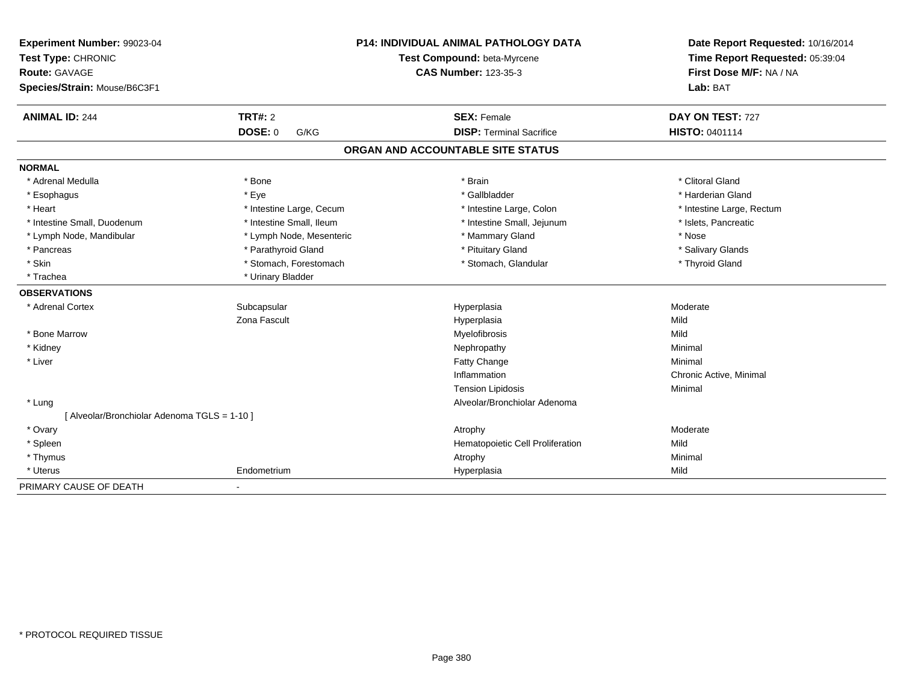**Experiment Number:** 99023-04
**Test Type:** CHRONIC
**Route:** GAVAGE
**Species/Strain:** Mouse/B6C3F1

**P14: INDIVIDUAL ANIMAL PATHOLOGY DATA**
**Test Compound:** beta-Myrcene
**CAS Number:** 123-35-3

**Date Report Requested:** 10/16/2014
**Time Report Requested:** 05:39:04
**First Dose M/F:** NA / NA
**Lab:** BAT

| **ANIMAL ID:** 244 | **TRT#:** 2 | **SEX:** Female | **DAY ON TEST:** 727 |
|---|---|---|---|
| | **DOSE:** 0 G/KG | **DISP:** Terminal Sacrifice | **HISTO:** 0401114 |

## ORGAN AND ACCOUNTABLE SITE STATUS

**NORMAL**

| | | | |
|---|---|---|---|
| * Adrenal Medulla | * Bone | * Brain | * Clitoral Gland |
| * Esophagus | * Eye | * Gallbladder | * Harderian Gland |
| * Heart | * Intestine Large, Cecum | * Intestine Large, Colon | * Intestine Large, Rectum |
| * Intestine Small, Duodenum | * Intestine Small, Ileum | * Intestine Small, Jejunum | * Islets, Pancreatic |
| * Lymph Node, Mandibular | * Lymph Node, Mesenteric | * Mammary Gland | * Nose |
| * Pancreas | * Parathyroid Gland | * Pituitary Gland | * Salivary Glands |
| * Skin | * Stomach, Forestomach | * Stomach, Glandular | * Thyroid Gland |
| * Trachea | * Urinary Bladder | | |

**OBSERVATIONS**

| | | | |
|---|---|---|---|
| * Adrenal Cortex | Subcapsular | Hyperplasia | Moderate |
| | Zona Fascult | Hyperplasia | Mild |
| * Bone Marrow | | Myelofibrosis | Mild |
| * Kidney | | Nephropathy | Minimal |
| * Liver | | Fatty Change | Minimal |
| | | Inflammation | Chronic Active, Minimal |
| | | Tension Lipidosis | Minimal |
| * Lung | | Alveolar/Bronchiolar Adenoma | |
| [ Alveolar/Bronchiolar Adenoma TGLS = 1-10 ] | | | |
| * Ovary | | Atrophy | Moderate |
| * Spleen | | Hematopoietic Cell Proliferation | Mild |
| * Thymus | | Atrophy | Minimal |
| * Uterus | Endometrium | Hyperplasia | Mild |

PRIMARY CAUSE OF DEATH -

* PROTOCOL REQUIRED TISSUE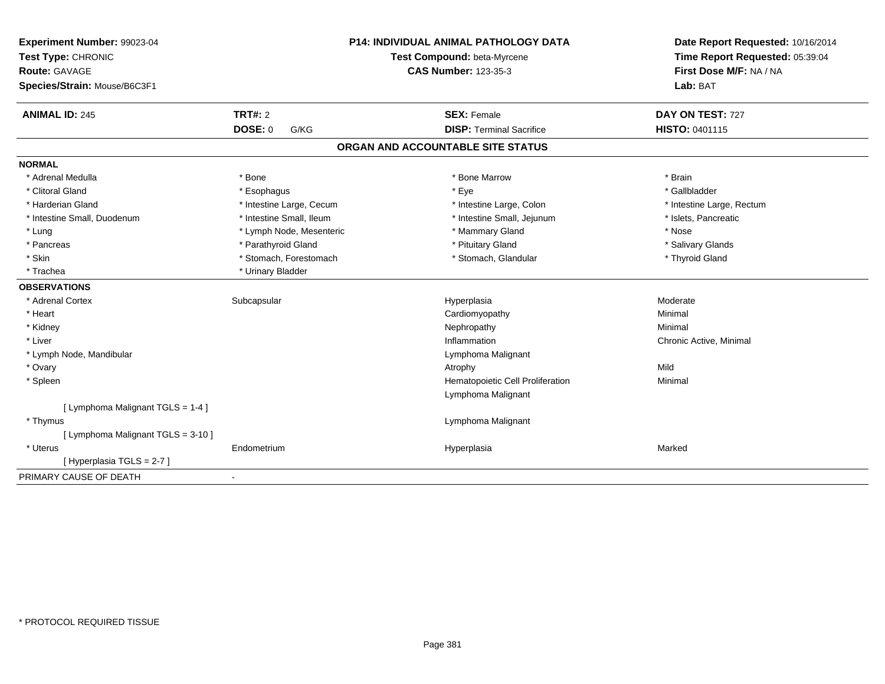**Experiment Number:** 99023-04
**Test Type:** CHRONIC
**Route:** GAVAGE
**Species/Strain:** Mouse/B6C3F1

**P14: INDIVIDUAL ANIMAL PATHOLOGY DATA**
**Test Compound:** beta-Myrcene
**CAS Number:** 123-35-3

**Date Report Requested:** 10/16/2014
**Time Report Requested:** 05:39:04
**First Dose M/F:** NA / NA
**Lab:** BAT

| **ANIMAL ID:** 245 | **TRT#:** 2 | **SEX:** Female | **DAY ON TEST:** 727 |
|---|---|---|---|
| | **DOSE:** 0 G/KG | **DISP:** Terminal Sacrifice | **HISTO:** 0401115 |

## ORGAN AND ACCOUNTABLE SITE STATUS

**NORMAL**

| | | | |
|---|---|---|---|
| * Adrenal Medulla | * Bone | * Bone Marrow | * Brain |
| * Clitoral Gland | * Esophagus | * Eye | * Gallbladder |
| * Harderian Gland | * Intestine Large, Cecum | * Intestine Large, Colon | * Intestine Large, Rectum |
| * Intestine Small, Duodenum | * Intestine Small, Ileum | * Intestine Small, Jejunum | * Islets, Pancreatic |
| * Lung | * Lymph Node, Mesenteric | * Mammary Gland | * Nose |
| * Pancreas | * Parathyroid Gland | * Pituitary Gland | * Salivary Glands |
| * Skin | * Stomach, Forestomach | * Stomach, Glandular | * Thyroid Gland |
| * Trachea | * Urinary Bladder | | |

**OBSERVATIONS**

| | | | |
|---|---|---|---|
| * Adrenal Cortex | Subcapsular | Hyperplasia | Moderate |
| * Heart | | Cardiomyopathy | Minimal |
| * Kidney | | Nephropathy | Minimal |
| * Liver | | Inflammation | Chronic Active, Minimal |
| * Lymph Node, Mandibular | | Lymphoma Malignant | |
| * Ovary | | Atrophy | Mild |
| * Spleen | | Hematopoietic Cell Proliferation | Minimal |
| | | Lymphoma Malignant | |
| [ Lymphoma Malignant TGLS = 1-4 ] | | | |
| * Thymus | | Lymphoma Malignant | |
| [ Lymphoma Malignant TGLS = 3-10 ] | | | |
| * Uterus | Endometrium | Hyperplasia | Marked |
| [ Hyperplasia TGLS = 2-7 ] | | | |

PRIMARY CAUSE OF DEATH -

\* PROTOCOL REQUIRED TISSUE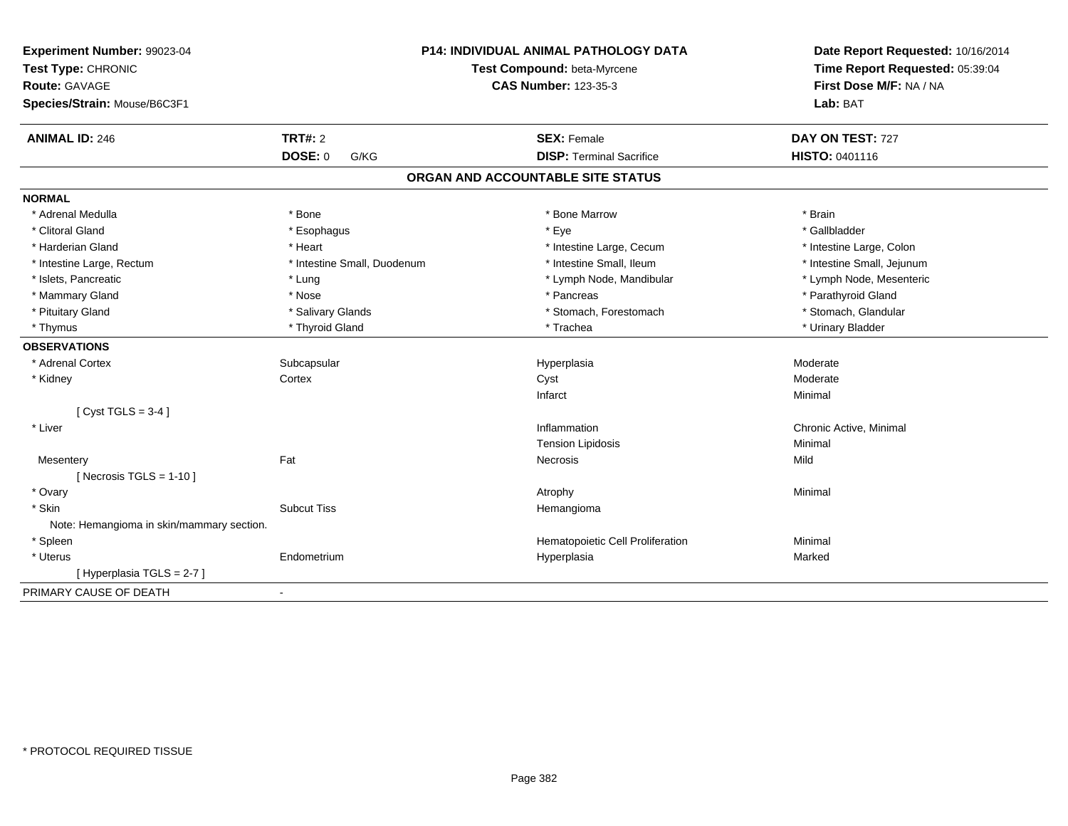**Experiment Number:** 99023-04
**Test Type:** CHRONIC
**Route:** GAVAGE
**Species/Strain:** Mouse/B6C3F1

**P14: INDIVIDUAL ANIMAL PATHOLOGY DATA**
**Test Compound:** beta-Myrcene
**CAS Number:** 123-35-3

**Date Report Requested:** 10/16/2014
**Time Report Requested:** 05:39:04
**First Dose M/F:** NA / NA
**Lab:** BAT

| **ANIMAL ID:** 246 | **TRT#:** 2 | **SEX:** Female | **DAY ON TEST:** 727 |
|---|---|---|---|
| | **DOSE:** 0 G/KG | **DISP:** Terminal Sacrifice | **HISTO:** 0401116 |

## ORGAN AND ACCOUNTABLE SITE STATUS

**NORMAL**

| | | | |
|---|---|---|---|
| * Adrenal Medulla | * Bone | * Bone Marrow | * Brain |
| * Clitoral Gland | * Esophagus | * Eye | * Gallbladder |
| * Harderian Gland | * Heart | * Intestine Large, Cecum | * Intestine Large, Colon |
| * Intestine Large, Rectum | * Intestine Small, Duodenum | * Intestine Small, Ileum | * Intestine Small, Jejunum |
| * Islets, Pancreatic | * Lung | * Lymph Node, Mandibular | * Lymph Node, Mesenteric |
| * Mammary Gland | * Nose | * Pancreas | * Parathyroid Gland |
| * Pituitary Gland | * Salivary Glands | * Stomach, Forestomach | * Stomach, Glandular |
| * Thymus | * Thyroid Gland | * Trachea | * Urinary Bladder |

**OBSERVATIONS**

| | | | |
|---|---|---|---|
| * Adrenal Cortex | Subcapsular | Hyperplasia | Moderate |
| * Kidney | Cortex | Cyst | Moderate |
| | | Infarct | Minimal |
| [ Cyst TGLS = 3-4 ] | | | |
| * Liver | | Inflammation | Chronic Active, Minimal |
| | | Tension Lipidosis | Minimal |
| Mesentery | Fat | Necrosis | Mild |
| [ Necrosis TGLS = 1-10 ] | | | |
| * Ovary | | Atrophy | Minimal |
| * Skin | Subcut Tiss | Hemangioma | |
| Note: Hemangioma in skin/mammary section. | | | |
| * Spleen | | Hematopoietic Cell Proliferation | Minimal |
| * Uterus | Endometrium | Hyperplasia | Marked |
| [ Hyperplasia TGLS = 2-7 ] | | | |

PRIMARY CAUSE OF DEATH -

* PROTOCOL REQUIRED TISSUE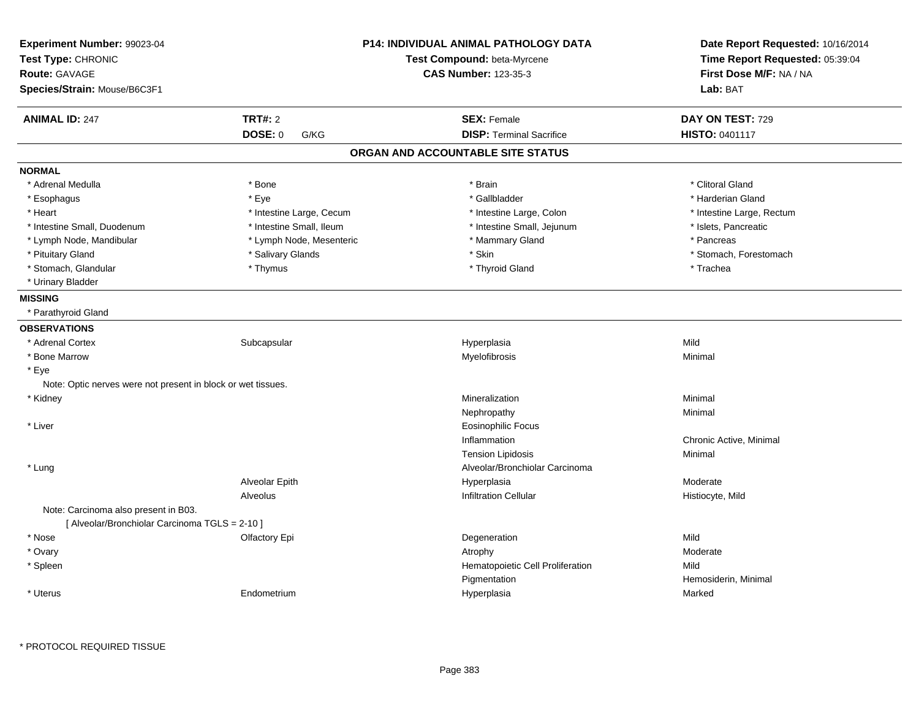**Experiment Number:** 99023-04
**Test Type:** CHRONIC
**Route:** GAVAGE
**Species/Strain:** Mouse/B6C3F1

**P14: INDIVIDUAL ANIMAL PATHOLOGY DATA**
**Test Compound:** beta-Myrcene
**CAS Number:** 123-35-3

**Date Report Requested:** 10/16/2014
**Time Report Requested:** 05:39:04
**First Dose M/F:** NA / NA
**Lab:** BAT

| **ANIMAL ID:** 247 | **TRT#:** 2 | **SEX:** Female | **DAY ON TEST:** 729 |
|---|---|---|---|
| | **DOSE:** 0 G/KG | **DISP:** Terminal Sacrifice | **HISTO:** 0401117 |

## ORGAN AND ACCOUNTABLE SITE STATUS

**NORMAL**

| | | | |
|---|---|---|---|
| * Adrenal Medulla | * Bone | * Brain | * Clitoral Gland |
| * Esophagus | * Eye | * Gallbladder | * Harderian Gland |
| * Heart | * Intestine Large, Cecum | * Intestine Large, Colon | * Intestine Large, Rectum |
| * Intestine Small, Duodenum | * Intestine Small, Ileum | * Intestine Small, Jejunum | * Islets, Pancreatic |
| * Lymph Node, Mandibular | * Lymph Node, Mesenteric | * Mammary Gland | * Pancreas |
| * Pituitary Gland | * Salivary Glands | * Skin | * Stomach, Forestomach |
| * Stomach, Glandular | * Thymus | * Thyroid Gland | * Trachea |
| * Urinary Bladder | | | |

**MISSING**

* Parathyroid Gland

**OBSERVATIONS**

| | | | |
|---|---|---|---|
| * Adrenal Cortex | Subcapsular | Hyperplasia | Mild |
| * Bone Marrow | | Myelofibrosis | Minimal |
| * Eye | | | |
| Note: Optic nerves were not present in block or wet tissues. | | | |
| * Kidney | | Mineralization | Minimal |
| | | Nephropathy | Minimal |
| * Liver | | Eosinophilic Focus | |
| | | Inflammation | Chronic Active, Minimal |
| | | Tension Lipidosis | Minimal |
| * Lung | | Alveolar/Bronchiolar Carcinoma | |
| | Alveolar Epith | Hyperplasia | Moderate |
| | Alveolus | Infiltration Cellular | Histiocyte, Mild |
| Note: Carcinoma also present in B03. | | | |
| [ Alveolar/Bronchiolar Carcinoma TGLS = 2-10 ] | | | |
| * Nose | Olfactory Epi | Degeneration | Mild |
| * Ovary | | Atrophy | Moderate |
| * Spleen | | Hematopoietic Cell Proliferation | Mild |
| | | Pigmentation | Hemosiderin, Minimal |
| * Uterus | Endometrium | Hyperplasia | Marked |

* PROTOCOL REQUIRED TISSUE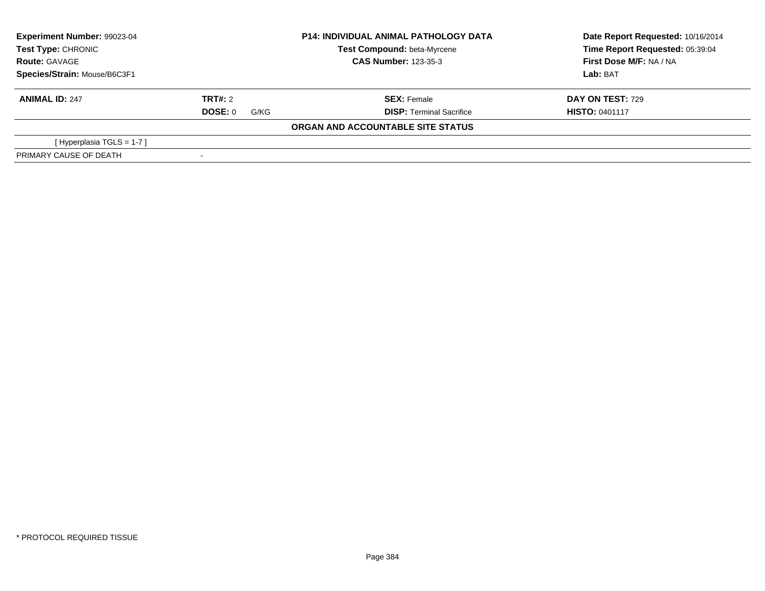| **Experiment Number:** 99023-04 | **P14: INDIVIDUAL ANIMAL PATHOLOGY DATA** | **Date Report Requested:** 10/16/2014 |
|---|---|---|
| **Test Type:** CHRONIC | **Test Compound:** beta-Myrcene | **Time Report Requested:** 05:39:04 |
| **Route:** GAVAGE | **CAS Number:** 123-35-3 | **First Dose M/F:** NA / NA |
| **Species/Strain:** Mouse/B6C3F1 | | **Lab:** BAT |

| **ANIMAL ID:** 247 | **TRT#:** 2 | **SEX:** Female | **DAY ON TEST:** 729 |
|---|---|---|---|
| | **DOSE:** 0 G/KG | **DISP:** Terminal Sacrifice | **HISTO:** 0401117 |

**ORGAN AND ACCOUNTABLE SITE STATUS**

| | |
|---|---|
| [ Hyperplasia TGLS = 1-7 ] | |
| PRIMARY CAUSE OF DEATH | - |

* PROTOCOL REQUIRED TISSUE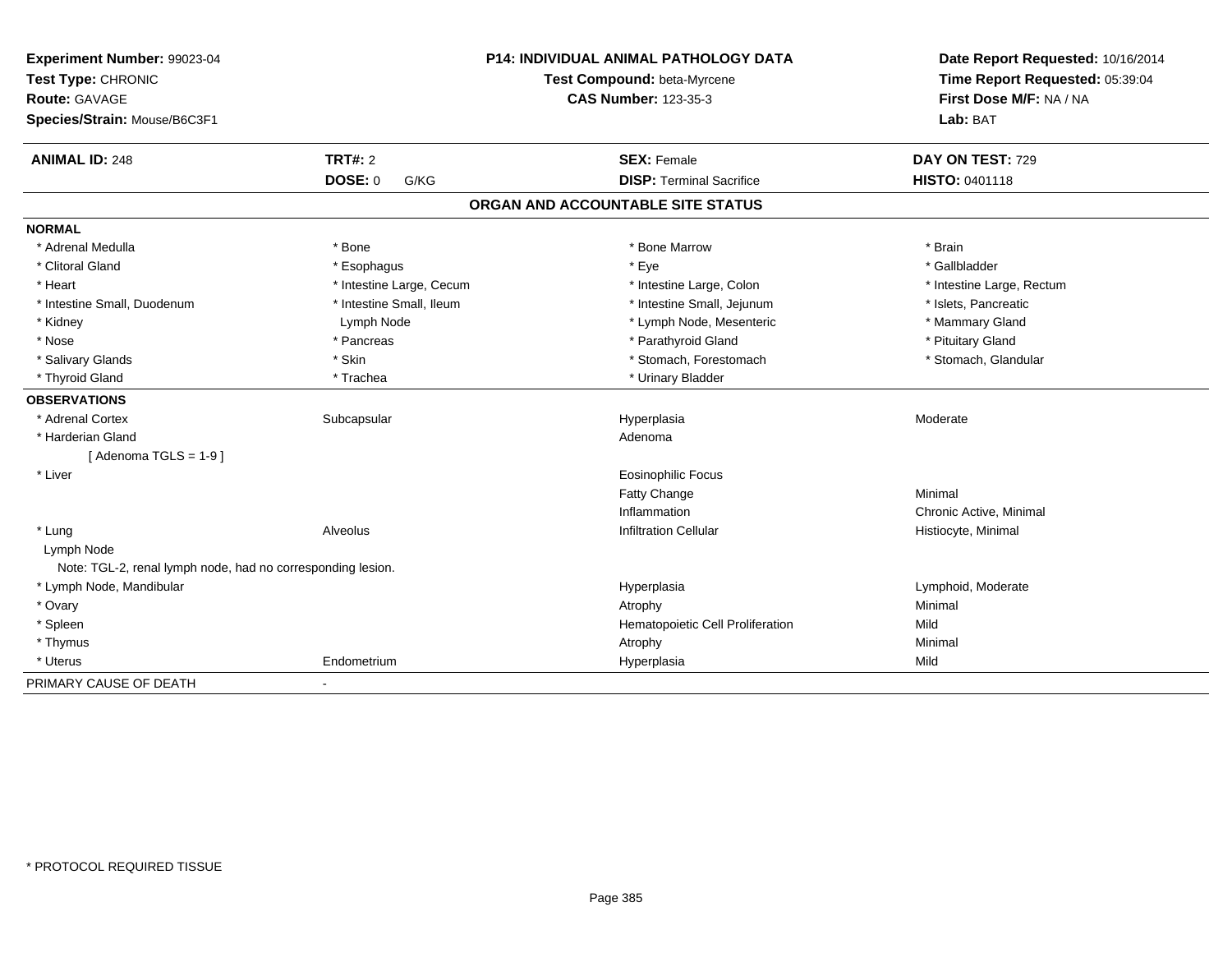**Experiment Number:** 99023-04
**Test Type:** CHRONIC
**Route:** GAVAGE
**Species/Strain:** Mouse/B6C3F1

**P14: INDIVIDUAL ANIMAL PATHOLOGY DATA**
**Test Compound:** beta-Myrcene
**CAS Number:** 123-35-3

**Date Report Requested:** 10/16/2014
**Time Report Requested:** 05:39:04
**First Dose M/F:** NA / NA
**Lab:** BAT

| **ANIMAL ID:** 248 | **TRT#:** 2 | **SEX:** Female | **DAY ON TEST:** 729 |
|---|---|---|---|
| | **DOSE:** 0 G/KG | **DISP:** Terminal Sacrifice | **HISTO:** 0401118 |

## ORGAN AND ACCOUNTABLE SITE STATUS

**NORMAL**

| | | | |
|---|---|---|---|
| * Adrenal Medulla | * Bone | * Bone Marrow | * Brain |
| * Clitoral Gland | * Esophagus | * Eye | * Gallbladder |
| * Heart | * Intestine Large, Cecum | * Intestine Large, Colon | * Intestine Large, Rectum |
| * Intestine Small, Duodenum | * Intestine Small, Ileum | * Intestine Small, Jejunum | * Islets, Pancreatic |
| * Kidney | Lymph Node | * Lymph Node, Mesenteric | * Mammary Gland |
| * Nose | * Pancreas | * Parathyroid Gland | * Pituitary Gland |
| * Salivary Glands | * Skin | * Stomach, Forestomach | * Stomach, Glandular |
| * Thyroid Gland | * Trachea | * Urinary Bladder | |

**OBSERVATIONS**

| | | | |
|---|---|---|---|
| * Adrenal Cortex | Subcapsular | Hyperplasia | Moderate |
| * Harderian Gland | | Adenoma | |
| [ Adenoma TGLS = 1-9 ] | | | |
| * Liver | | Eosinophilic Focus | |
| | | Fatty Change | Minimal |
| | | Inflammation | Chronic Active, Minimal |
| * Lung | Alveolus | Infiltration Cellular | Histiocyte, Minimal |
| Lymph Node | | | |
| Note: TGL-2, renal lymph node, had no corresponding lesion. | | | |
| * Lymph Node, Mandibular | | Hyperplasia | Lymphoid, Moderate |
| * Ovary | | Atrophy | Minimal |
| * Spleen | | Hematopoietic Cell Proliferation | Mild |
| * Thymus | | Atrophy | Minimal |
| * Uterus | Endometrium | Hyperplasia | Mild |

PRIMARY CAUSE OF DEATH -

* PROTOCOL REQUIRED TISSUE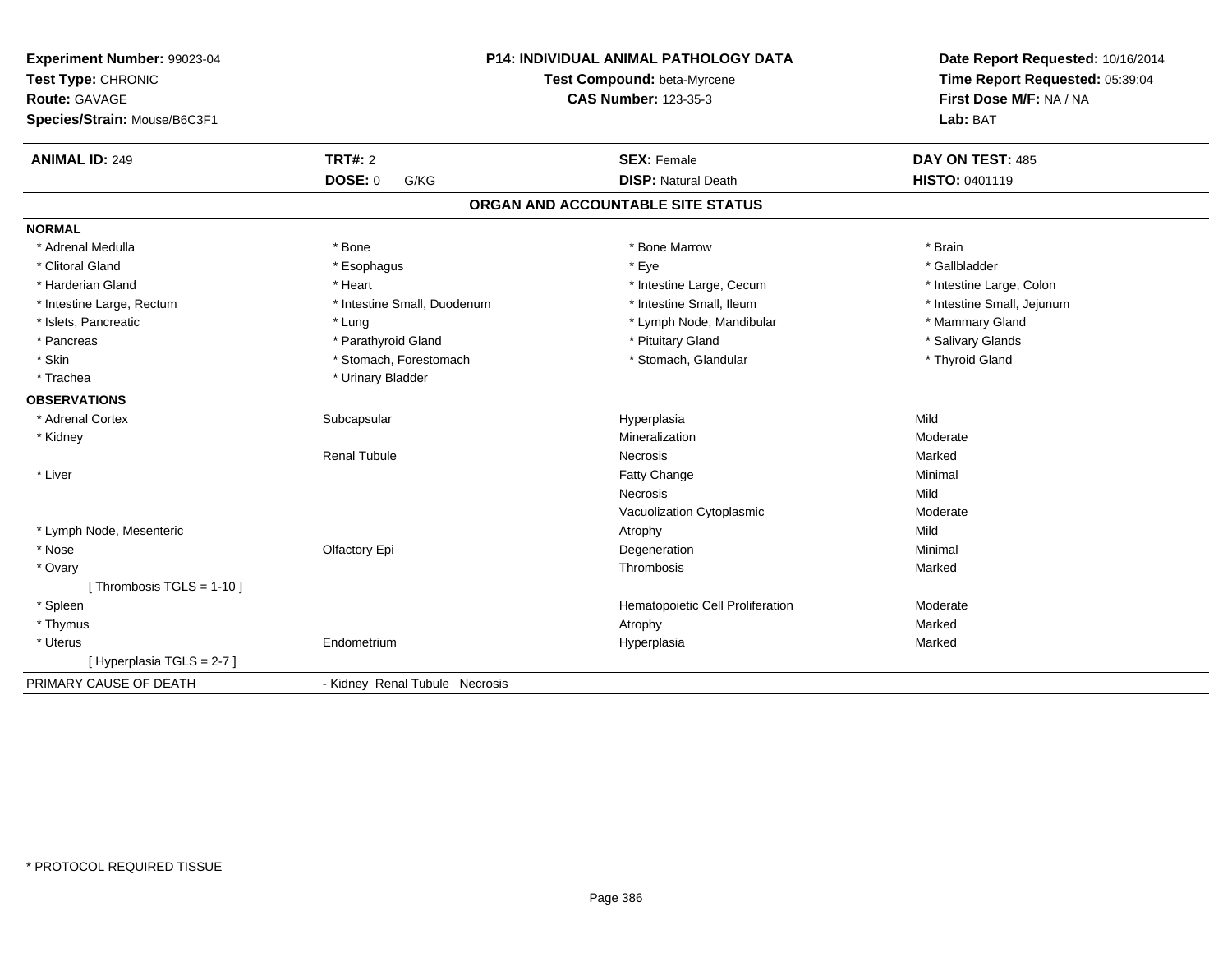**Experiment Number:** 99023-04
**Test Type:** CHRONIC
**Route:** GAVAGE
**Species/Strain:** Mouse/B6C3F1

**P14: INDIVIDUAL ANIMAL PATHOLOGY DATA**
**Test Compound:** beta-Myrcene
**CAS Number:** 123-35-3

**Date Report Requested:** 10/16/2014
**Time Report Requested:** 05:39:04
**First Dose M/F:** NA / NA
**Lab:** BAT

| **ANIMAL ID:** 249 | **TRT#:** 2 | **SEX:** Female | **DAY ON TEST:** 485 |
|---|---|---|---|
| | **DOSE:** 0 G/KG | **DISP:** Natural Death | **HISTO:** 0401119 |

## ORGAN AND ACCOUNTABLE SITE STATUS

**NORMAL**

| | | | |
|---|---|---|---|
| * Adrenal Medulla | * Bone | * Bone Marrow | * Brain |
| * Clitoral Gland | * Esophagus | * Eye | * Gallbladder |
| * Harderian Gland | * Heart | * Intestine Large, Cecum | * Intestine Large, Colon |
| * Intestine Large, Rectum | * Intestine Small, Duodenum | * Intestine Small, Ileum | * Intestine Small, Jejunum |
| * Islets, Pancreatic | * Lung | * Lymph Node, Mandibular | * Mammary Gland |
| * Pancreas | * Parathyroid Gland | * Pituitary Gland | * Salivary Glands |
| * Skin | * Stomach, Forestomach | * Stomach, Glandular | * Thyroid Gland |
| * Trachea | * Urinary Bladder | | |

**OBSERVATIONS**

| | | | |
|---|---|---|---|
| * Adrenal Cortex | Subcapsular | Hyperplasia | Mild |
| * Kidney | | Mineralization | Moderate |
| | Renal Tubule | Necrosis | Marked |
| * Liver | | Fatty Change | Minimal |
| | | Necrosis | Mild |
| | | Vacuolization Cytoplasmic | Moderate |
| * Lymph Node, Mesenteric | | Atrophy | Mild |
| * Nose | Olfactory Epi | Degeneration | Minimal |
| * Ovary | | Thrombosis | Marked |
| [ Thrombosis TGLS = 1-10 ] | | | |
| * Spleen | | Hematopoietic Cell Proliferation | Moderate |
| * Thymus | | Atrophy | Marked |
| * Uterus | Endometrium | Hyperplasia | Marked |
| [ Hyperplasia TGLS = 2-7 ] | | | |

PRIMARY CAUSE OF DEATH - Kidney Renal Tubule Necrosis

\* PROTOCOL REQUIRED TISSUE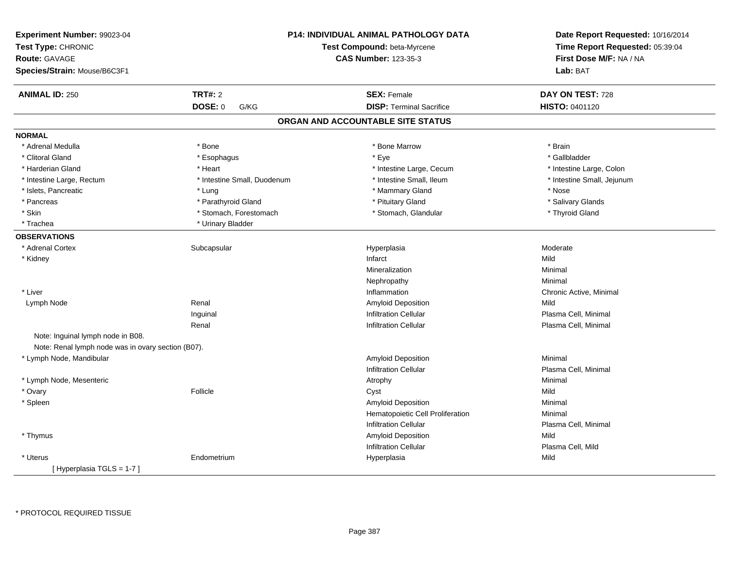**Experiment Number:** 99023-04
**Test Type:** CHRONIC
**Route:** GAVAGE
**Species/Strain:** Mouse/B6C3F1

**P14: INDIVIDUAL ANIMAL PATHOLOGY DATA**
**Test Compound:** beta-Myrcene
**CAS Number:** 123-35-3

**Date Report Requested:** 10/16/2014
**Time Report Requested:** 05:39:04
**First Dose M/F:** NA / NA
**Lab:** BAT

| **ANIMAL ID:** 250 | **TRT#:** 2 | **SEX:** Female | **DAY ON TEST:** 728 |
|---|---|---|---|
| | **DOSE:** 0 G/KG | **DISP:** Terminal Sacrifice | **HISTO:** 0401120 |

## ORGAN AND ACCOUNTABLE SITE STATUS

**NORMAL**

| | | | |
|---|---|---|---|
| * Adrenal Medulla | * Bone | * Bone Marrow | * Brain |
| * Clitoral Gland | * Esophagus | * Eye | * Gallbladder |
| * Harderian Gland | * Heart | * Intestine Large, Cecum | * Intestine Large, Colon |
| * Intestine Large, Rectum | * Intestine Small, Duodenum | * Intestine Small, Ileum | * Intestine Small, Jejunum |
| * Islets, Pancreatic | * Lung | * Mammary Gland | * Nose |
| * Pancreas | * Parathyroid Gland | * Pituitary Gland | * Salivary Glands |
| * Skin | * Stomach, Forestomach | * Stomach, Glandular | * Thyroid Gland |
| * Trachea | * Urinary Bladder | | |

**OBSERVATIONS**

| | | | |
|---|---|---|---|
| * Adrenal Cortex | Subcapsular | Hyperplasia | Moderate |
| * Kidney | | Infarct | Mild |
| | | Mineralization | Minimal |
| | | Nephropathy | Minimal |
| * Liver | | Inflammation | Chronic Active, Minimal |
| Lymph Node | Renal | Amyloid Deposition | Mild |
| | Inguinal | Infiltration Cellular | Plasma Cell, Minimal |
| | Renal | Infiltration Cellular | Plasma Cell, Minimal |

Note: Inguinal lymph node in B08.
Note: Renal lymph node was in ovary section (B07).

| | | | |
|---|---|---|---|
| * Lymph Node, Mandibular | | Amyloid Deposition | Minimal |
| | | Infiltration Cellular | Plasma Cell, Minimal |
| * Lymph Node, Mesenteric | | Atrophy | Minimal |
| * Ovary | Follicle | Cyst | Mild |
| * Spleen | | Amyloid Deposition | Minimal |
| | | Hematopoietic Cell Proliferation | Minimal |
| | | Infiltration Cellular | Plasma Cell, Minimal |
| * Thymus | | Amyloid Deposition | Mild |
| | | Infiltration Cellular | Plasma Cell, Mild |
| * Uterus | Endometrium | Hyperplasia | Mild |

[ Hyperplasia TGLS = 1-7 ]

* PROTOCOL REQUIRED TISSUE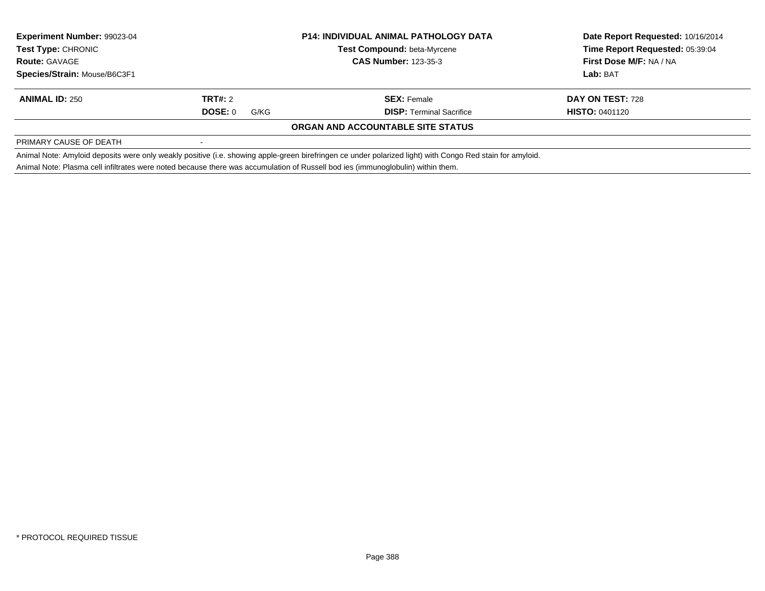| **Experiment Number:** 99023-04 | **P14: INDIVIDUAL ANIMAL PATHOLOGY DATA** | **Date Report Requested:** 10/16/2014 |
|---|---|---|
| **Test Type:** CHRONIC | **Test Compound:** beta-Myrcene | **Time Report Requested:** 05:39:04 |
| **Route:** GAVAGE | **CAS Number:** 123-35-3 | **First Dose M/F:** NA / NA |
| **Species/Strain:** Mouse/B6C3F1 | | **Lab:** BAT |

| **ANIMAL ID:** 250 | **TRT#:** 2 | **SEX:** Female | **DAY ON TEST:** 728 |
|---|---|---|---|
| | **DOSE:** 0 G/KG | **DISP:** Terminal Sacrifice | **HISTO:** 0401120 |

**ORGAN AND ACCOUNTABLE SITE STATUS**

| PRIMARY CAUSE OF DEATH | - |
|---|---|

Animal Note: Amyloid deposits were only weakly positive (i.e. showing apple-green birefringen ce under polarized light) with Congo Red stain for amyloid.

Animal Note: Plasma cell infiltrates were noted because there was accumulation of Russell bod ies (immunoglobulin) within them.

* PROTOCOL REQUIRED TISSUE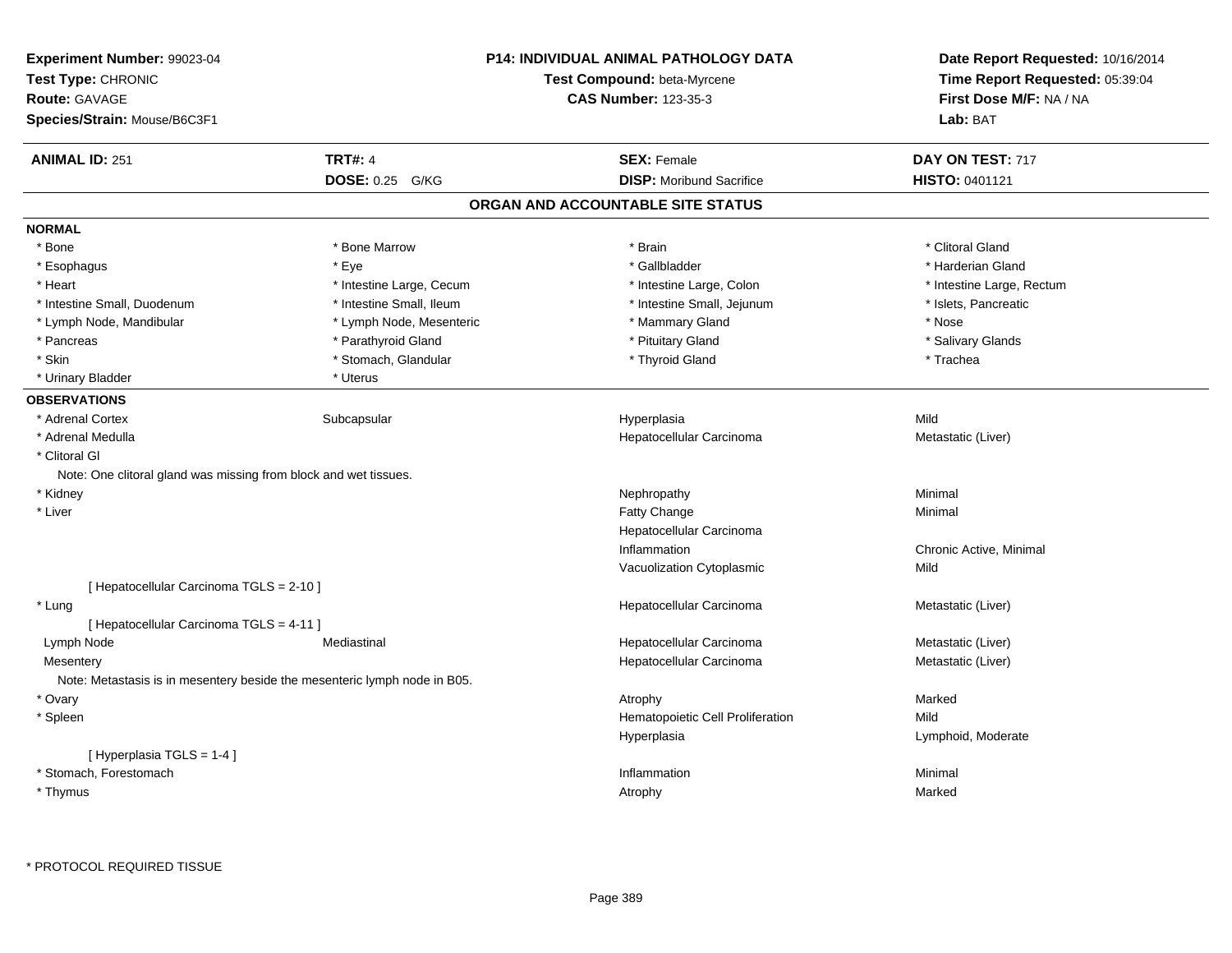**Experiment Number:** 99023-04
**Test Type:** CHRONIC
**Route:** GAVAGE
**Species/Strain:** Mouse/B6C3F1

**P14: INDIVIDUAL ANIMAL PATHOLOGY DATA**
**Test Compound:** beta-Myrcene
**CAS Number:** 123-35-3

**Date Report Requested:** 10/16/2014
**Time Report Requested:** 05:39:04
**First Dose M/F:** NA / NA
**Lab:** BAT

| **ANIMAL ID:** 251 | **TRT#:** 4 | **SEX:** Female | **DAY ON TEST:** 717 |
|---|---|---|---|
| | **DOSE:** 0.25 G/KG | **DISP:** Moribund Sacrifice | **HISTO:** 0401121 |

## ORGAN AND ACCOUNTABLE SITE STATUS

**NORMAL**

| | | | |
|---|---|---|---|
| * Bone | * Bone Marrow | * Brain | * Clitoral Gland |
| * Esophagus | * Eye | * Gallbladder | * Harderian Gland |
| * Heart | * Intestine Large, Cecum | * Intestine Large, Colon | * Intestine Large, Rectum |
| * Intestine Small, Duodenum | * Intestine Small, Ileum | * Intestine Small, Jejunum | * Islets, Pancreatic |
| * Lymph Node, Mandibular | * Lymph Node, Mesenteric | * Mammary Gland | * Nose |
| * Pancreas | * Parathyroid Gland | * Pituitary Gland | * Salivary Glands |
| * Skin | * Stomach, Glandular | * Thyroid Gland | * Trachea |
| * Urinary Bladder | * Uterus | | |

**OBSERVATIONS**

| | | | |
|---|---|---|---|
| * Adrenal Cortex | Subcapsular | Hyperplasia | Mild |
| * Adrenal Medulla | | Hepatocellular Carcinoma | Metastatic (Liver) |
| * Clitoral Gl | | | |
| Note: One clitoral gland was missing from block and wet tissues. | | | |
| * Kidney | | Nephropathy | Minimal |
| * Liver | | Fatty Change | Minimal |
| | | Hepatocellular Carcinoma | |
| | | Inflammation | Chronic Active, Minimal |
| | | Vacuolization Cytoplasmic | Mild |
| [ Hepatocellular Carcinoma TGLS = 2-10 ] | | | |
| * Lung | | Hepatocellular Carcinoma | Metastatic (Liver) |
| [ Hepatocellular Carcinoma TGLS = 4-11 ] | | | |
| Lymph Node | Mediastinal | Hepatocellular Carcinoma | Metastatic (Liver) |
| Mesentery | | Hepatocellular Carcinoma | Metastatic (Liver) |
| Note: Metastasis is in mesentery beside the mesenteric lymph node in B05. | | | |
| * Ovary | | Atrophy | Marked |
| * Spleen | | Hematopoietic Cell Proliferation | Mild |
| | | Hyperplasia | Lymphoid, Moderate |
| [ Hyperplasia TGLS = 1-4 ] | | | |
| * Stomach, Forestomach | | Inflammation | Minimal |
| * Thymus | | Atrophy | Marked |

\* PROTOCOL REQUIRED TISSUE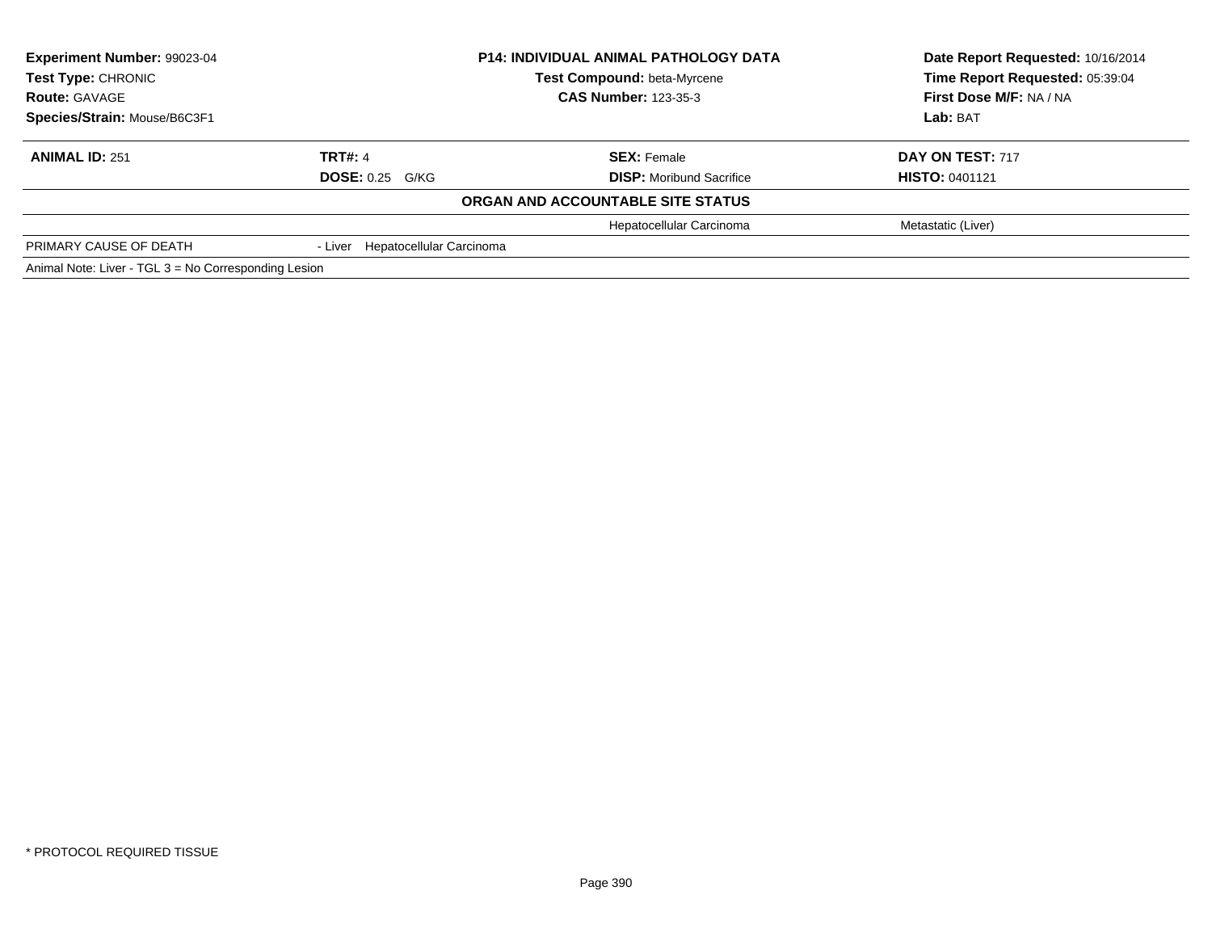**Experiment Number:** 99023-04
**Test Type:** CHRONIC
**Route:** GAVAGE
**Species/Strain:** Mouse/B6C3F1

**P14: INDIVIDUAL ANIMAL PATHOLOGY DATA**
**Test Compound:** beta-Myrcene
**CAS Number:** 123-35-3

**Date Report Requested:** 10/16/2014
**Time Report Requested:** 05:39:04
**First Dose M/F:** NA / NA
**Lab:** BAT

| **ANIMAL ID:** 251 | **TRT#:** 4 | **SEX:** Female | **DAY ON TEST:** 717 |
|---|---|---|---|
| | **DOSE:** 0.25 G/KG | **DISP:** Moribund Sacrifice | **HISTO:** 0401121 |

**ORGAN AND ACCOUNTABLE SITE STATUS**

| | | | |
|---|---|---|---|
| | | Hepatocellular Carcinoma | Metastatic (Liver) |
| PRIMARY CAUSE OF DEATH | - Liver Hepatocellular Carcinoma | | |

Animal Note: Liver - TGL 3 = No Corresponding Lesion

* PROTOCOL REQUIRED TISSUE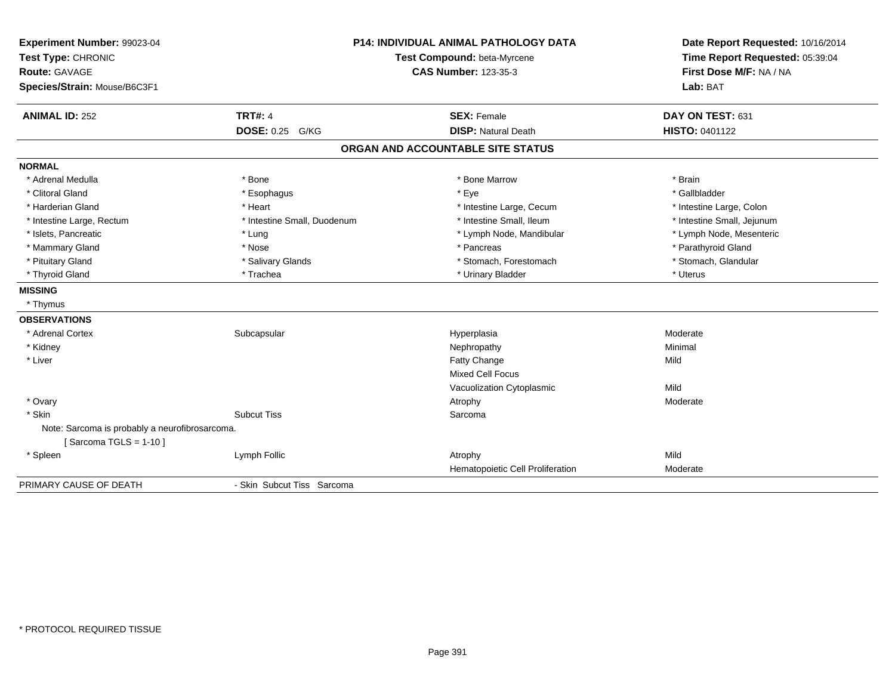**Experiment Number:** 99023-04
**Test Type:** CHRONIC
**Route:** GAVAGE
**Species/Strain:** Mouse/B6C3F1

**P14: INDIVIDUAL ANIMAL PATHOLOGY DATA**
**Test Compound:** beta-Myrcene
**CAS Number:** 123-35-3

**Date Report Requested:** 10/16/2014
**Time Report Requested:** 05:39:04
**First Dose M/F:** NA / NA
**Lab:** BAT

| **ANIMAL ID:** 252 | **TRT#:** 4 | **SEX:** Female | **DAY ON TEST:** 631 |
|---|---|---|---|
| | **DOSE:** 0.25 G/KG | **DISP:** Natural Death | **HISTO:** 0401122 |

## ORGAN AND ACCOUNTABLE SITE STATUS

**NORMAL**

| | | | |
|---|---|---|---|
| * Adrenal Medulla | * Bone | * Bone Marrow | * Brain |
| * Clitoral Gland | * Esophagus | * Eye | * Gallbladder |
| * Harderian Gland | * Heart | * Intestine Large, Cecum | * Intestine Large, Colon |
| * Intestine Large, Rectum | * Intestine Small, Duodenum | * Intestine Small, Ileum | * Intestine Small, Jejunum |
| * Islets, Pancreatic | * Lung | * Lymph Node, Mandibular | * Lymph Node, Mesenteric |
| * Mammary Gland | * Nose | * Pancreas | * Parathyroid Gland |
| * Pituitary Gland | * Salivary Glands | * Stomach, Forestomach | * Stomach, Glandular |
| * Thyroid Gland | * Trachea | * Urinary Bladder | * Uterus |

**MISSING**

* Thymus

**OBSERVATIONS**

| | | | |
|---|---|---|---|
| * Adrenal Cortex | Subcapsular | Hyperplasia | Moderate |
| * Kidney | | Nephropathy | Minimal |
| * Liver | | Fatty Change | Mild |
| | | Mixed Cell Focus | |
| | | Vacuolization Cytoplasmic | Mild |
| * Ovary | | Atrophy | Moderate |
| * Skin | Subcut Tiss | Sarcoma | |

Note: Sarcoma is probably a neurofibrosarcoma.
[ Sarcoma TGLS = 1-10 ]

| | | | |
|---|---|---|---|
| * Spleen | Lymph Follic | Atrophy | Mild |
| | | Hematopoietic Cell Proliferation | Moderate |

PRIMARY CAUSE OF DEATH - Skin Subcut Tiss Sarcoma

* PROTOCOL REQUIRED TISSUE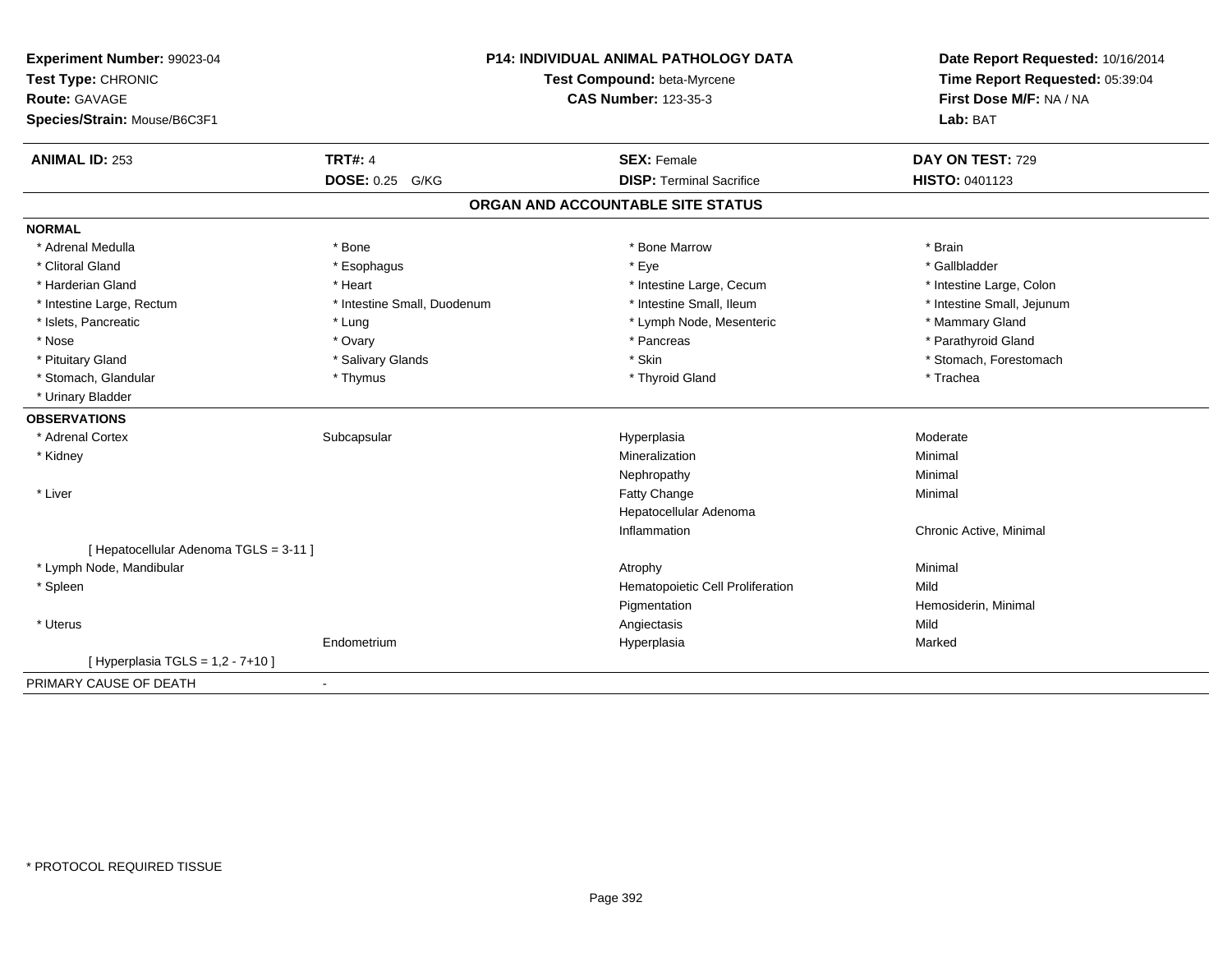**Experiment Number:** 99023-04
**Test Type:** CHRONIC
**Route:** GAVAGE
**Species/Strain:** Mouse/B6C3F1

**P14: INDIVIDUAL ANIMAL PATHOLOGY DATA**
**Test Compound:** beta-Myrcene
**CAS Number:** 123-35-3

**Date Report Requested:** 10/16/2014
**Time Report Requested:** 05:39:04
**First Dose M/F:** NA / NA
**Lab:** BAT

| **ANIMAL ID:** 253 | **TRT#:** 4 | **SEX:** Female | **DAY ON TEST:** 729 |
|---|---|---|---|
| | **DOSE:** 0.25 G/KG | **DISP:** Terminal Sacrifice | **HISTO:** 0401123 |

## ORGAN AND ACCOUNTABLE SITE STATUS

**NORMAL**

| | | | |
|---|---|---|---|
| * Adrenal Medulla | * Bone | * Bone Marrow | * Brain |
| * Clitoral Gland | * Esophagus | * Eye | * Gallbladder |
| * Harderian Gland | * Heart | * Intestine Large, Cecum | * Intestine Large, Colon |
| * Intestine Large, Rectum | * Intestine Small, Duodenum | * Intestine Small, Ileum | * Intestine Small, Jejunum |
| * Islets, Pancreatic | * Lung | * Lymph Node, Mesenteric | * Mammary Gland |
| * Nose | * Ovary | * Pancreas | * Parathyroid Gland |
| * Pituitary Gland | * Salivary Glands | * Skin | * Stomach, Forestomach |
| * Stomach, Glandular | * Thymus | * Thyroid Gland | * Trachea |
| * Urinary Bladder | | | |

**OBSERVATIONS**

| | | | |
|---|---|---|---|
| * Adrenal Cortex | Subcapsular | Hyperplasia | Moderate |
| * Kidney | | Mineralization | Minimal |
| | | Nephropathy | Minimal |
| * Liver | | Fatty Change | Minimal |
| | | Hepatocellular Adenoma | |
| | | Inflammation | Chronic Active, Minimal |
| [ Hepatocellular Adenoma TGLS = 3-11 ] | | | |
| * Lymph Node, Mandibular | | Atrophy | Minimal |
| * Spleen | | Hematopoietic Cell Proliferation | Mild |
| | | Pigmentation | Hemosiderin, Minimal |
| * Uterus | | Angiectasis | Mild |
| | Endometrium | Hyperplasia | Marked |
| [ Hyperplasia TGLS = 1,2 - 7+10 ] | | | |

PRIMARY CAUSE OF DEATH -

* PROTOCOL REQUIRED TISSUE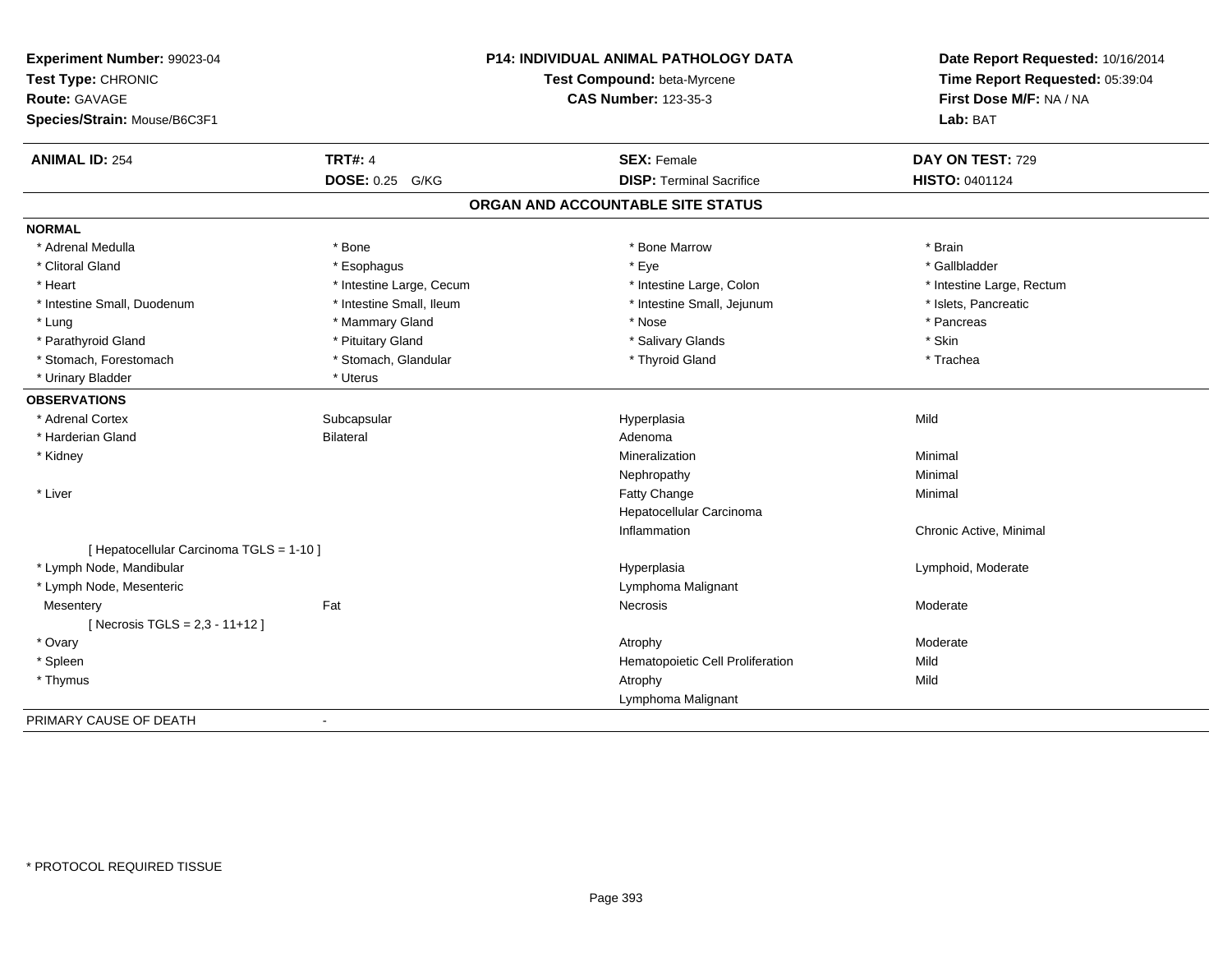**Experiment Number:** 99023-04
**Test Type:** CHRONIC
**Route:** GAVAGE
**Species/Strain:** Mouse/B6C3F1

**P14: INDIVIDUAL ANIMAL PATHOLOGY DATA**
**Test Compound:** beta-Myrcene
**CAS Number:** 123-35-3

**Date Report Requested:** 10/16/2014
**Time Report Requested:** 05:39:04
**First Dose M/F:** NA / NA
**Lab:** BAT

| **ANIMAL ID:** 254 | **TRT#:** 4 | **SEX:** Female | **DAY ON TEST:** 729 |
|---|---|---|---|
| | **DOSE:** 0.25 G/KG | **DISP:** Terminal Sacrifice | **HISTO:** 0401124 |

## ORGAN AND ACCOUNTABLE SITE STATUS

### NORMAL

| | | | |
|---|---|---|---|
| * Adrenal Medulla | * Bone | * Bone Marrow | * Brain |
| * Clitoral Gland | * Esophagus | * Eye | * Gallbladder |
| * Heart | * Intestine Large, Cecum | * Intestine Large, Colon | * Intestine Large, Rectum |
| * Intestine Small, Duodenum | * Intestine Small, Ileum | * Intestine Small, Jejunum | * Islets, Pancreatic |
| * Lung | * Mammary Gland | * Nose | * Pancreas |
| * Parathyroid Gland | * Pituitary Gland | * Salivary Glands | * Skin |
| * Stomach, Forestomach | * Stomach, Glandular | * Thyroid Gland | * Trachea |
| * Urinary Bladder | * Uterus | | |

### OBSERVATIONS

| | | | |
|---|---|---|---|
| * Adrenal Cortex | Subcapsular | Hyperplasia | Mild |
| * Harderian Gland | Bilateral | Adenoma | |
| * Kidney | | Mineralization | Minimal |
| | | Nephropathy | Minimal |
| * Liver | | Fatty Change | Minimal |
| | | Hepatocellular Carcinoma | |
| | | Inflammation | Chronic Active, Minimal |
| [ Hepatocellular Carcinoma TGLS = 1-10 ] | | | |
| * Lymph Node, Mandibular | | Hyperplasia | Lymphoid, Moderate |
| * Lymph Node, Mesenteric | | Lymphoma Malignant | |
| Mesentery | Fat | Necrosis | Moderate |
| [ Necrosis TGLS = 2,3 - 11+12 ] | | | |
| * Ovary | | Atrophy | Moderate |
| * Spleen | | Hematopoietic Cell Proliferation | Mild |
| * Thymus | | Atrophy | Mild |
| | | Lymphoma Malignant | |

PRIMARY CAUSE OF DEATH -

* PROTOCOL REQUIRED TISSUE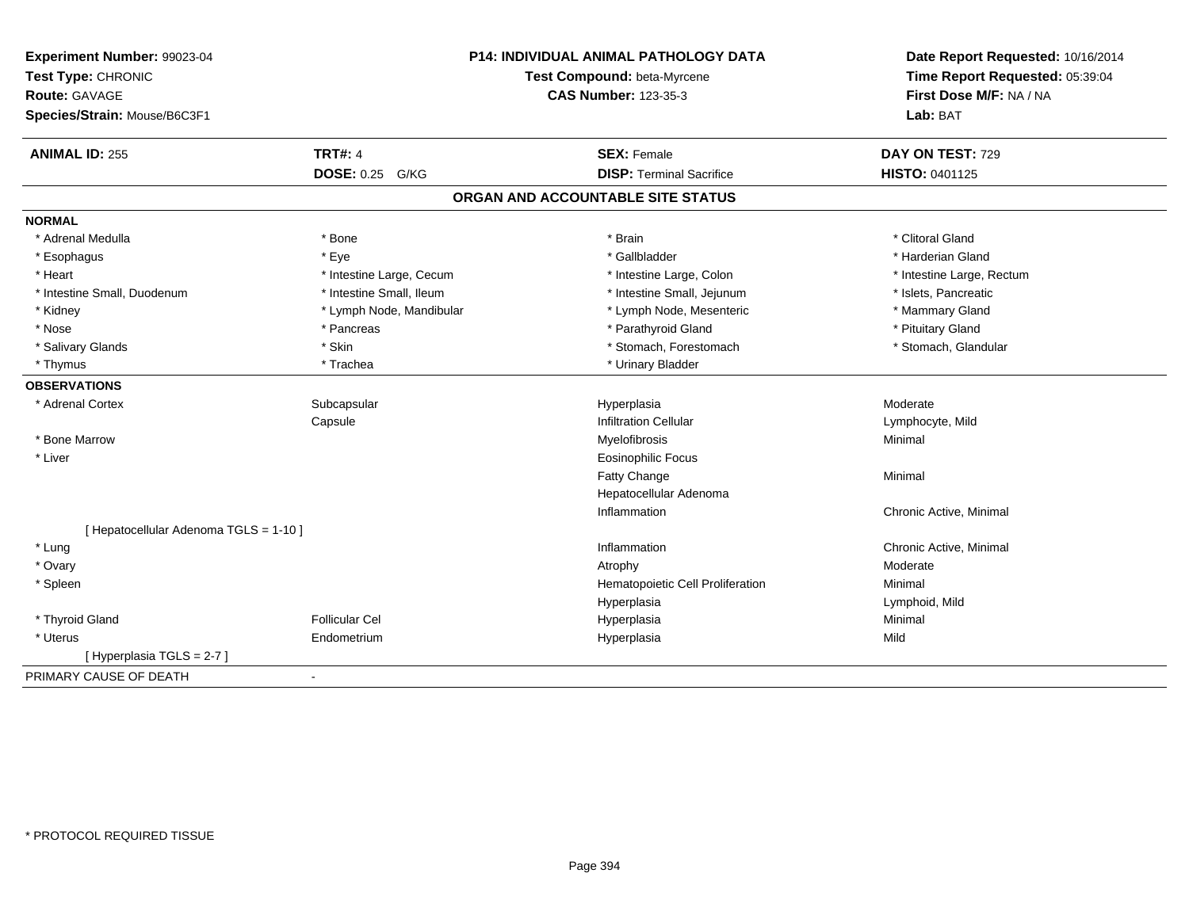**Experiment Number:** 99023-04
**Test Type:** CHRONIC
**Route:** GAVAGE
**Species/Strain:** Mouse/B6C3F1

**P14: INDIVIDUAL ANIMAL PATHOLOGY DATA**
**Test Compound:** beta-Myrcene
**CAS Number:** 123-35-3

**Date Report Requested:** 10/16/2014
**Time Report Requested:** 05:39:04
**First Dose M/F:** NA / NA
**Lab:** BAT

| **ANIMAL ID:** 255 | **TRT#:** 4 | **SEX:** Female | **DAY ON TEST:** 729 |
|---|---|---|---|
| | **DOSE:** 0.25 G/KG | **DISP:** Terminal Sacrifice | **HISTO:** 0401125 |

## ORGAN AND ACCOUNTABLE SITE STATUS

**NORMAL**

| | | | |
|---|---|---|---|
| * Adrenal Medulla | * Bone | * Brain | * Clitoral Gland |
| * Esophagus | * Eye | * Gallbladder | * Harderian Gland |
| * Heart | * Intestine Large, Cecum | * Intestine Large, Colon | * Intestine Large, Rectum |
| * Intestine Small, Duodenum | * Intestine Small, Ileum | * Intestine Small, Jejunum | * Islets, Pancreatic |
| * Kidney | * Lymph Node, Mandibular | * Lymph Node, Mesenteric | * Mammary Gland |
| * Nose | * Pancreas | * Parathyroid Gland | * Pituitary Gland |
| * Salivary Glands | * Skin | * Stomach, Forestomach | * Stomach, Glandular |
| * Thymus | * Trachea | * Urinary Bladder | |

**OBSERVATIONS**

| | | | |
|---|---|---|---|
| * Adrenal Cortex | Subcapsular | Hyperplasia | Moderate |
| | Capsule | Infiltration Cellular | Lymphocyte, Mild |
| * Bone Marrow | | Myelofibrosis | Minimal |
| * Liver | | Eosinophilic Focus | |
| | | Fatty Change | Minimal |
| | | Hepatocellular Adenoma | |
| | | Inflammation | Chronic Active, Minimal |
| [ Hepatocellular Adenoma TGLS = 1-10 ] | | | |
| * Lung | | Inflammation | Chronic Active, Minimal |
| * Ovary | | Atrophy | Moderate |
| * Spleen | | Hematopoietic Cell Proliferation | Minimal |
| | | Hyperplasia | Lymphoid, Mild |
| * Thyroid Gland | Follicular Cel | Hyperplasia | Minimal |
| * Uterus | Endometrium | Hyperplasia | Mild |
| [ Hyperplasia TGLS = 2-7 ] | | | |

PRIMARY CAUSE OF DEATH -

* PROTOCOL REQUIRED TISSUE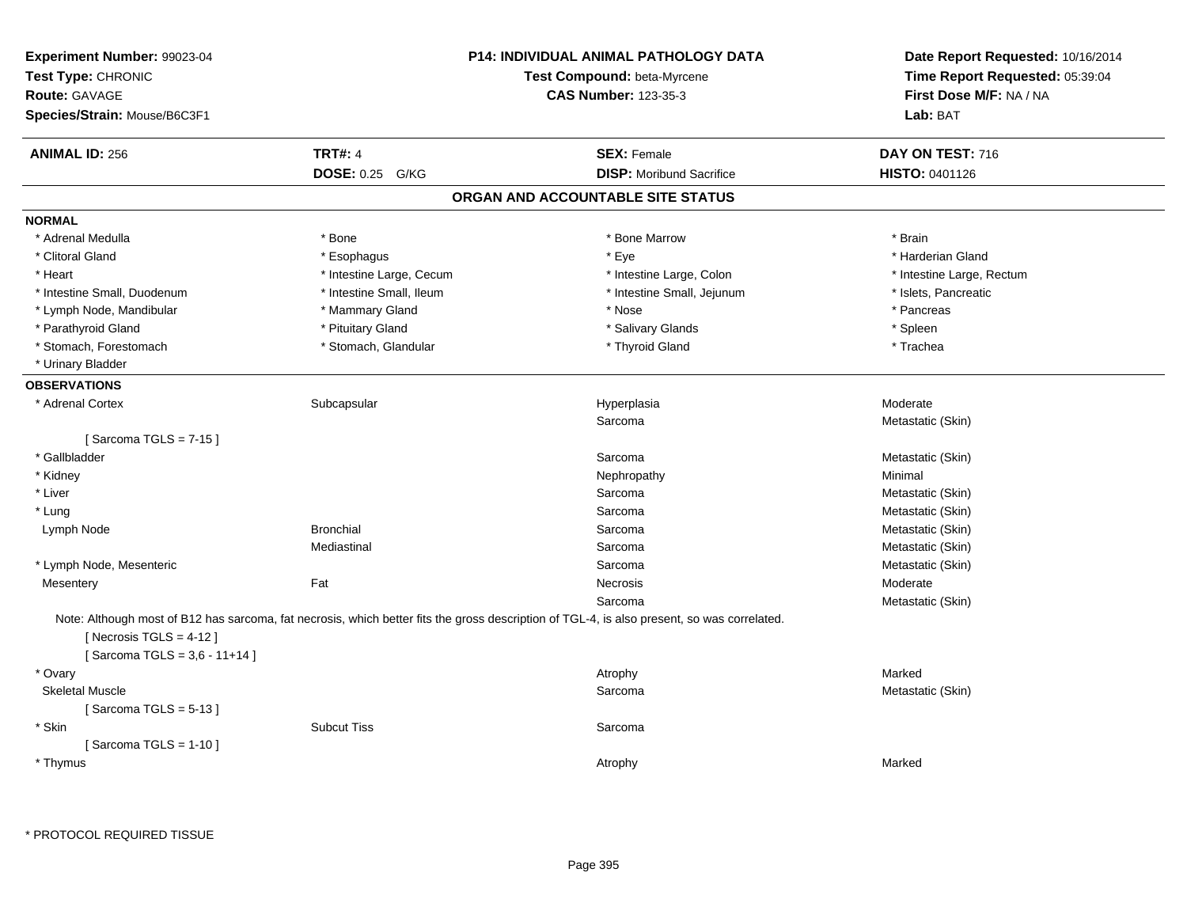**Experiment Number:** 99023-04
**Test Type:** CHRONIC
**Route:** GAVAGE
**Species/Strain:** Mouse/B6C3F1

**P14: INDIVIDUAL ANIMAL PATHOLOGY DATA**
**Test Compound:** beta-Myrcene
**CAS Number:** 123-35-3

**Date Report Requested:** 10/16/2014
**Time Report Requested:** 05:39:04
**First Dose M/F:** NA / NA
**Lab:** BAT

| **ANIMAL ID:** 256 | **TRT#:** 4 | **SEX:** Female | **DAY ON TEST:** 716 |
|---|---|---|---|
| | **DOSE:** 0.25 G/KG | **DISP:** Moribund Sacrifice | **HISTO:** 0401126 |

## ORGAN AND ACCOUNTABLE SITE STATUS

**NORMAL**

| | | | |
|---|---|---|---|
| * Adrenal Medulla | * Bone | * Bone Marrow | * Brain |
| * Clitoral Gland | * Esophagus | * Eye | * Harderian Gland |
| * Heart | * Intestine Large, Cecum | * Intestine Large, Colon | * Intestine Large, Rectum |
| * Intestine Small, Duodenum | * Intestine Small, Ileum | * Intestine Small, Jejunum | * Islets, Pancreatic |
| * Lymph Node, Mandibular | * Mammary Gland | * Nose | * Pancreas |
| * Parathyroid Gland | * Pituitary Gland | * Salivary Glands | * Spleen |
| * Stomach, Forestomach | * Stomach, Glandular | * Thyroid Gland | * Trachea |
| * Urinary Bladder | | | |

**OBSERVATIONS**

| | | | |
|---|---|---|---|
| * Adrenal Cortex | Subcapsular | Hyperplasia | Moderate |
| | | Sarcoma | Metastatic (Skin) |
| [ Sarcoma TGLS = 7-15 ] | | | |
| * Gallbladder | | Sarcoma | Metastatic (Skin) |
| * Kidney | | Nephropathy | Minimal |
| * Liver | | Sarcoma | Metastatic (Skin) |
| * Lung | | Sarcoma | Metastatic (Skin) |
| Lymph Node | Bronchial | Sarcoma | Metastatic (Skin) |
| | Mediastinal | Sarcoma | Metastatic (Skin) |
| * Lymph Node, Mesenteric | | Sarcoma | Metastatic (Skin) |
| Mesentery | Fat | Necrosis | Moderate |
| | | Sarcoma | Metastatic (Skin) |

Note: Although most of B12 has sarcoma, fat necrosis, which better fits the gross description of TGL-4, is also present, so was correlated.

[ Necrosis TGLS = 4-12 ]
[ Sarcoma TGLS = 3,6 - 11+14 ]

| | | | |
|---|---|---|---|
| * Ovary | | Atrophy | Marked |
| Skeletal Muscle | | Sarcoma | Metastatic (Skin) |
| [ Sarcoma TGLS = 5-13 ] | | | |
| * Skin | Subcut Tiss | Sarcoma | |
| [ Sarcoma TGLS = 1-10 ] | | | |
| * Thymus | | Atrophy | Marked |

* PROTOCOL REQUIRED TISSUE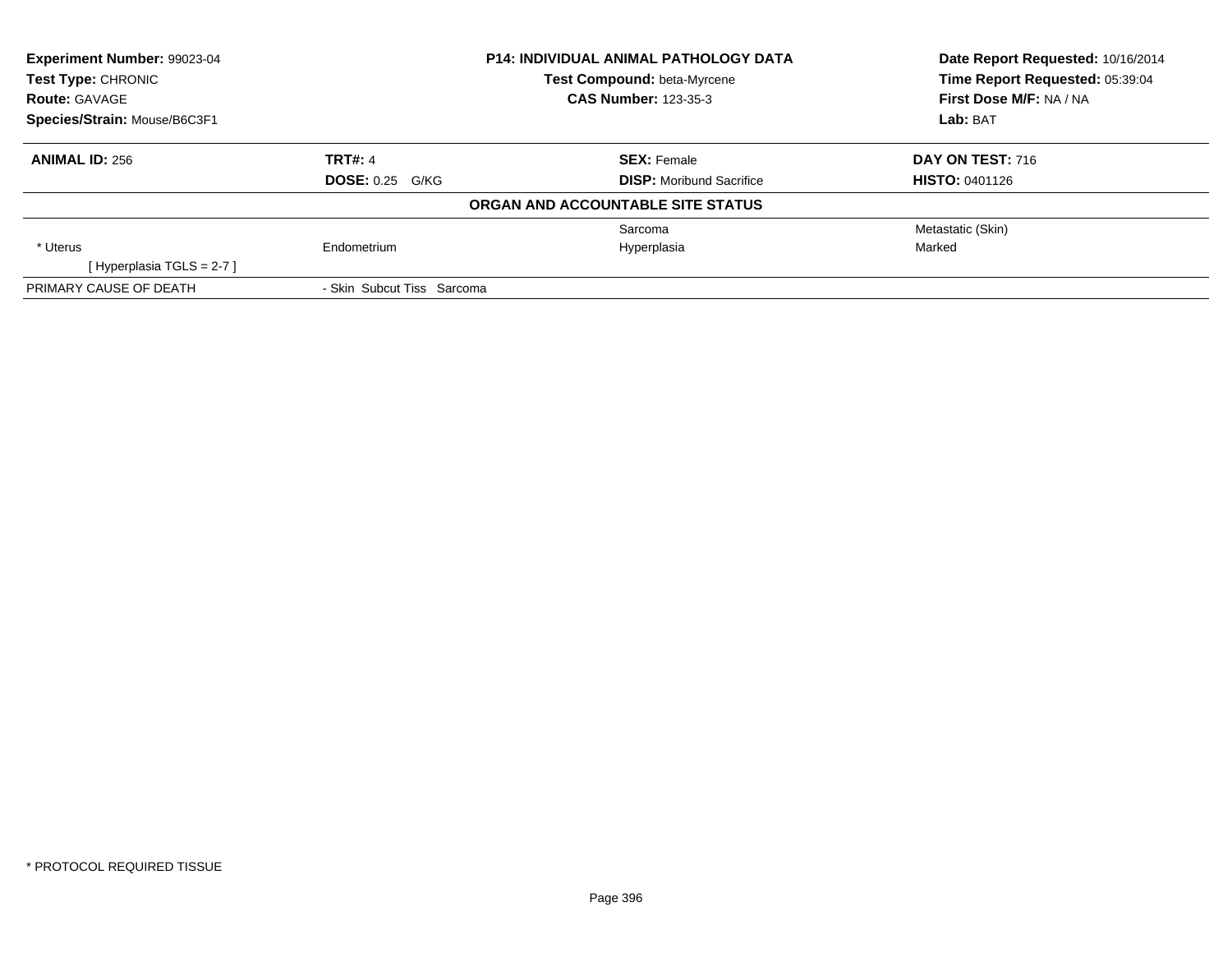| **Experiment Number:** 99023-04 | **P14: INDIVIDUAL ANIMAL PATHOLOGY DATA** | | **Date Report Requested:** 10/16/2014 |
|---|---|---|---|
| **Test Type:** CHRONIC | **Test Compound:** beta-Myrcene | | **Time Report Requested:** 05:39:04 |
| **Route:** GAVAGE | **CAS Number:** 123-35-3 | | **First Dose M/F:** NA / NA |
| **Species/Strain:** Mouse/B6C3F1 | | | **Lab:** BAT |

| **ANIMAL ID:** 256 | **TRT#:** 4 | **SEX:** Female | **DAY ON TEST:** 716 |
|---|---|---|---|
| | **DOSE:** 0.25 G/KG | **DISP:** Moribund Sacrifice | **HISTO:** 0401126 |
| **ORGAN AND ACCOUNTABLE SITE STATUS** | | | |
| | | Sarcoma | Metastatic (Skin) |
| * Uterus | Endometrium | Hyperplasia | Marked |
| [ Hyperplasia TGLS = 2-7 ] | | | |
| PRIMARY CAUSE OF DEATH | - Skin Subcut Tiss Sarcoma | | |

* PROTOCOL REQUIRED TISSUE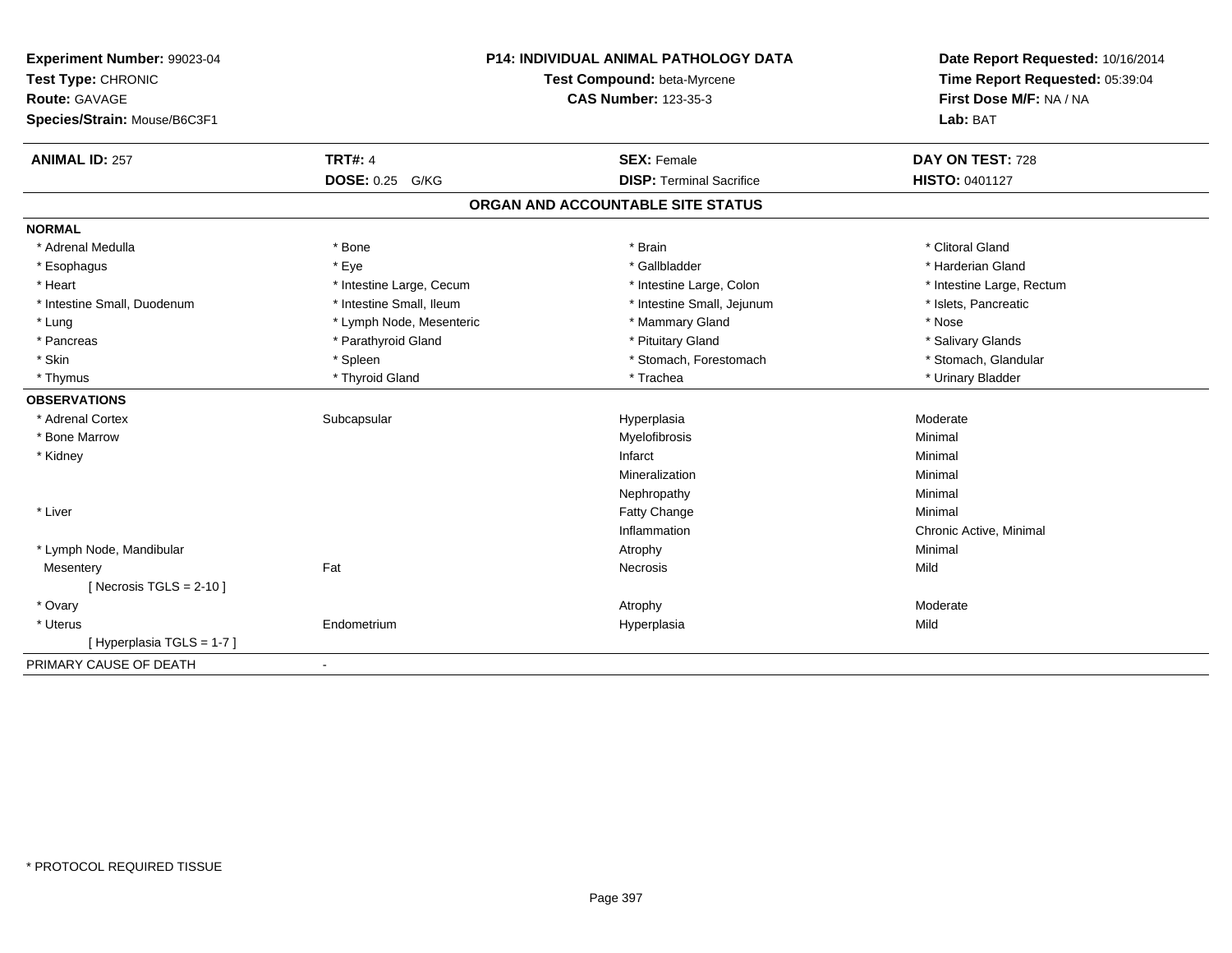**Experiment Number:** 99023-04
**Test Type:** CHRONIC
**Route:** GAVAGE
**Species/Strain:** Mouse/B6C3F1

**P14: INDIVIDUAL ANIMAL PATHOLOGY DATA**
**Test Compound:** beta-Myrcene
**CAS Number:** 123-35-3

**Date Report Requested:** 10/16/2014
**Time Report Requested:** 05:39:04
**First Dose M/F:** NA / NA
**Lab:** BAT

| **ANIMAL ID:** 257 | **TRT#:** 4 | **SEX:** Female | **DAY ON TEST:** 728 |
|---|---|---|---|
| | **DOSE:** 0.25 G/KG | **DISP:** Terminal Sacrifice | **HISTO:** 0401127 |

## ORGAN AND ACCOUNTABLE SITE STATUS

**NORMAL**

| | | | |
|---|---|---|---|
| * Adrenal Medulla | * Bone | * Brain | * Clitoral Gland |
| * Esophagus | * Eye | * Gallbladder | * Harderian Gland |
| * Heart | * Intestine Large, Cecum | * Intestine Large, Colon | * Intestine Large, Rectum |
| * Intestine Small, Duodenum | * Intestine Small, Ileum | * Intestine Small, Jejunum | * Islets, Pancreatic |
| * Lung | * Lymph Node, Mesenteric | * Mammary Gland | * Nose |
| * Pancreas | * Parathyroid Gland | * Pituitary Gland | * Salivary Glands |
| * Skin | * Spleen | * Stomach, Forestomach | * Stomach, Glandular |
| * Thymus | * Thyroid Gland | * Trachea | * Urinary Bladder |

**OBSERVATIONS**

| | | | |
|---|---|---|---|
| * Adrenal Cortex | Subcapsular | Hyperplasia | Moderate |
| * Bone Marrow | | Myelofibrosis | Minimal |
| * Kidney | | Infarct | Minimal |
| | | Mineralization | Minimal |
| | | Nephropathy | Minimal |
| * Liver | | Fatty Change | Minimal |
| | | Inflammation | Chronic Active, Minimal |
| * Lymph Node, Mandibular | | Atrophy | Minimal |
| Mesentery | Fat | Necrosis | Mild |
| [ Necrosis TGLS = 2-10 ] | | | |
| * Ovary | | Atrophy | Moderate |
| * Uterus | Endometrium | Hyperplasia | Mild |
| [ Hyperplasia TGLS = 1-7 ] | | | |

PRIMARY CAUSE OF DEATH -

* PROTOCOL REQUIRED TISSUE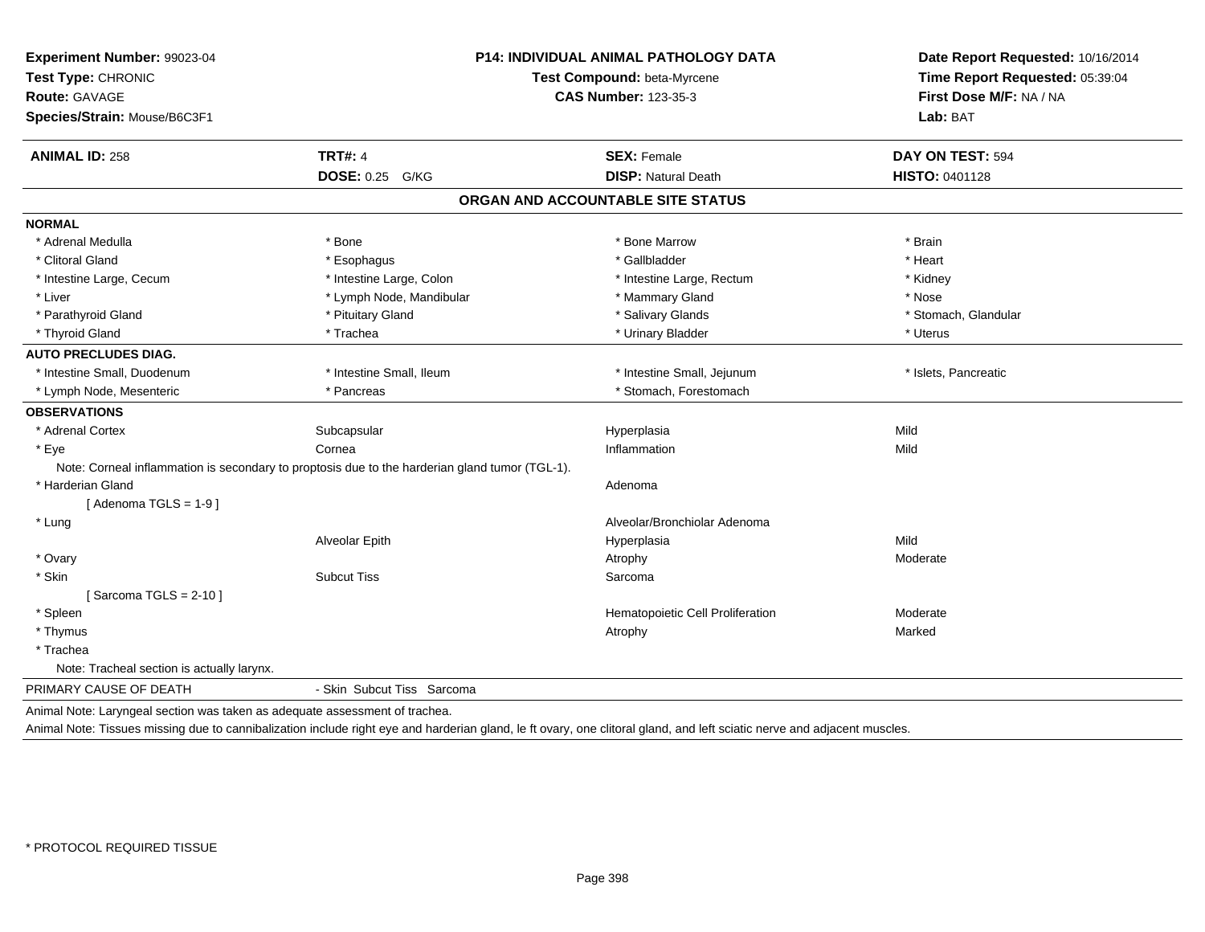**Experiment Number:** 99023-04
**Test Type:** CHRONIC
**Route:** GAVAGE
**Species/Strain:** Mouse/B6C3F1

**P14: INDIVIDUAL ANIMAL PATHOLOGY DATA**
**Test Compound:** beta-Myrcene
**CAS Number:** 123-35-3

**Date Report Requested:** 10/16/2014
**Time Report Requested:** 05:39:04
**First Dose M/F:** NA / NA
**Lab:** BAT

| **ANIMAL ID:** 258 | **TRT#:** 4 | **SEX:** Female | **DAY ON TEST:** 594 |
|---|---|---|---|
| | **DOSE:** 0.25 G/KG | **DISP:** Natural Death | **HISTO:** 0401128 |

## ORGAN AND ACCOUNTABLE SITE STATUS

**NORMAL**

| | | | |
|---|---|---|---|
| * Adrenal Medulla | * Bone | * Bone Marrow | * Brain |
| * Clitoral Gland | * Esophagus | * Gallbladder | * Heart |
| * Intestine Large, Cecum | * Intestine Large, Colon | * Intestine Large, Rectum | * Kidney |
| * Liver | * Lymph Node, Mandibular | * Mammary Gland | * Nose |
| * Parathyroid Gland | * Pituitary Gland | * Salivary Glands | * Stomach, Glandular |
| * Thyroid Gland | * Trachea | * Urinary Bladder | * Uterus |

**AUTO PRECLUDES DIAG.**

| | | | |
|---|---|---|---|
| * Intestine Small, Duodenum | * Intestine Small, Ileum | * Intestine Small, Jejunum | * Islets, Pancreatic |
| * Lymph Node, Mesenteric | * Pancreas | * Stomach, Forestomach | |

**OBSERVATIONS**

| | | | |
|---|---|---|---|
| * Adrenal Cortex | Subcapsular | Hyperplasia | Mild |
| * Eye | Cornea | Inflammation | Mild |
| Note: Corneal inflammation is secondary to proptosis due to the harderian gland tumor (TGL-1). | | | |
| * Harderian Gland | | Adenoma | |
| [ Adenoma TGLS = 1-9 ] | | | |
| * Lung | | Alveolar/Bronchiolar Adenoma | |
| | Alveolar Epith | Hyperplasia | Mild |
| * Ovary | | Atrophy | Moderate |
| * Skin | Subcut Tiss | Sarcoma | |
| [ Sarcoma TGLS = 2-10 ] | | | |
| * Spleen | | Hematopoietic Cell Proliferation | Moderate |
| * Thymus | | Atrophy | Marked |
| * Trachea | | | |
| Note: Tracheal section is actually larynx. | | | |

PRIMARY CAUSE OF DEATH - Skin Subcut Tiss Sarcoma

Animal Note: Laryngeal section was taken as adequate assessment of trachea.

Animal Note: Tissues missing due to cannibalization include right eye and harderian gland, le ft ovary, one clitoral gland, and left sciatic nerve and adjacent muscles.

\* PROTOCOL REQUIRED TISSUE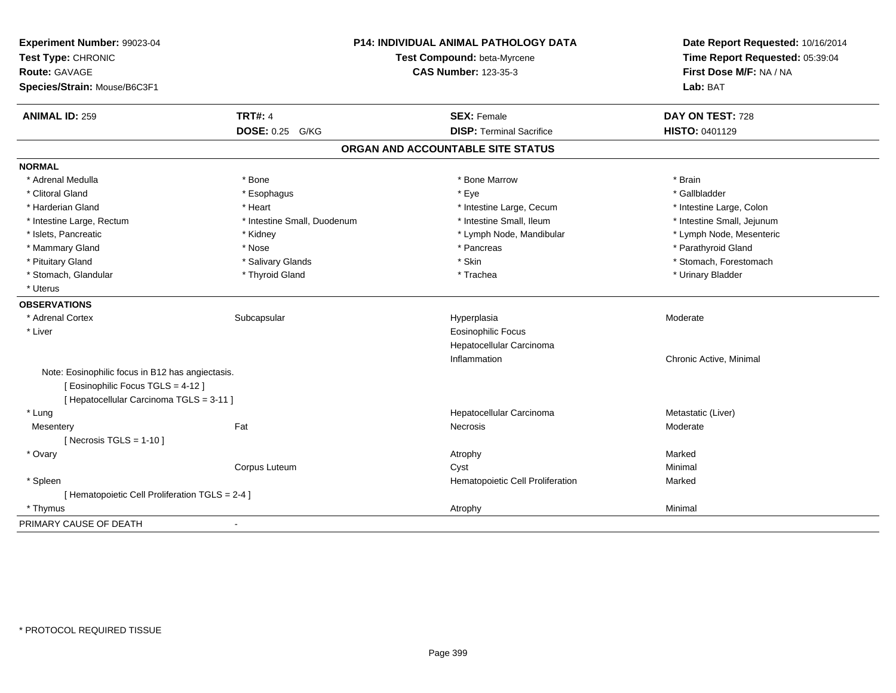**Experiment Number:** 99023-04
**Test Type:** CHRONIC
**Route:** GAVAGE
**Species/Strain:** Mouse/B6C3F1

**P14: INDIVIDUAL ANIMAL PATHOLOGY DATA**
**Test Compound:** beta-Myrcene
**CAS Number:** 123-35-3

**Date Report Requested:** 10/16/2014
**Time Report Requested:** 05:39:04
**First Dose M/F:** NA / NA
**Lab:** BAT

| **ANIMAL ID:** 259 | **TRT#:** 4 | **SEX:** Female | **DAY ON TEST:** 728 |
|---|---|---|---|
| | **DOSE:** 0.25 G/KG | **DISP:** Terminal Sacrifice | **HISTO:** 0401129 |

## ORGAN AND ACCOUNTABLE SITE STATUS

**NORMAL**

| | | | |
|---|---|---|---|
| * Adrenal Medulla | * Bone | * Bone Marrow | * Brain |
| * Clitoral Gland | * Esophagus | * Eye | * Gallbladder |
| * Harderian Gland | * Heart | * Intestine Large, Cecum | * Intestine Large, Colon |
| * Intestine Large, Rectum | * Intestine Small, Duodenum | * Intestine Small, Ileum | * Intestine Small, Jejunum |
| * Islets, Pancreatic | * Kidney | * Lymph Node, Mandibular | * Lymph Node, Mesenteric |
| * Mammary Gland | * Nose | * Pancreas | * Parathyroid Gland |
| * Pituitary Gland | * Salivary Glands | * Skin | * Stomach, Forestomach |
| * Stomach, Glandular | * Thyroid Gland | * Trachea | * Urinary Bladder |
| * Uterus | | | |

**OBSERVATIONS**

| | | | |
|---|---|---|---|
| * Adrenal Cortex | Subcapsular | Hyperplasia | Moderate |
| * Liver | | Eosinophilic Focus | |
| | | Hepatocellular Carcinoma | |
| | | Inflammation | Chronic Active, Minimal |
| Note: Eosinophilic focus in B12 has angiectasis. | | | |
| [ Eosinophilic Focus TGLS = 4-12 ] | | | |
| [ Hepatocellular Carcinoma TGLS = 3-11 ] | | | |
| * Lung | | Hepatocellular Carcinoma | Metastatic (Liver) |
| Mesentery | Fat | Necrosis | Moderate |
| [ Necrosis TGLS = 1-10 ] | | | |
| * Ovary | | Atrophy | Marked |
| | Corpus Luteum | Cyst | Minimal |
| * Spleen | | Hematopoietic Cell Proliferation | Marked |
| [ Hematopoietic Cell Proliferation TGLS = 2-4 ] | | | |
| * Thymus | | Atrophy | Minimal |

PRIMARY CAUSE OF DEATH -

* PROTOCOL REQUIRED TISSUE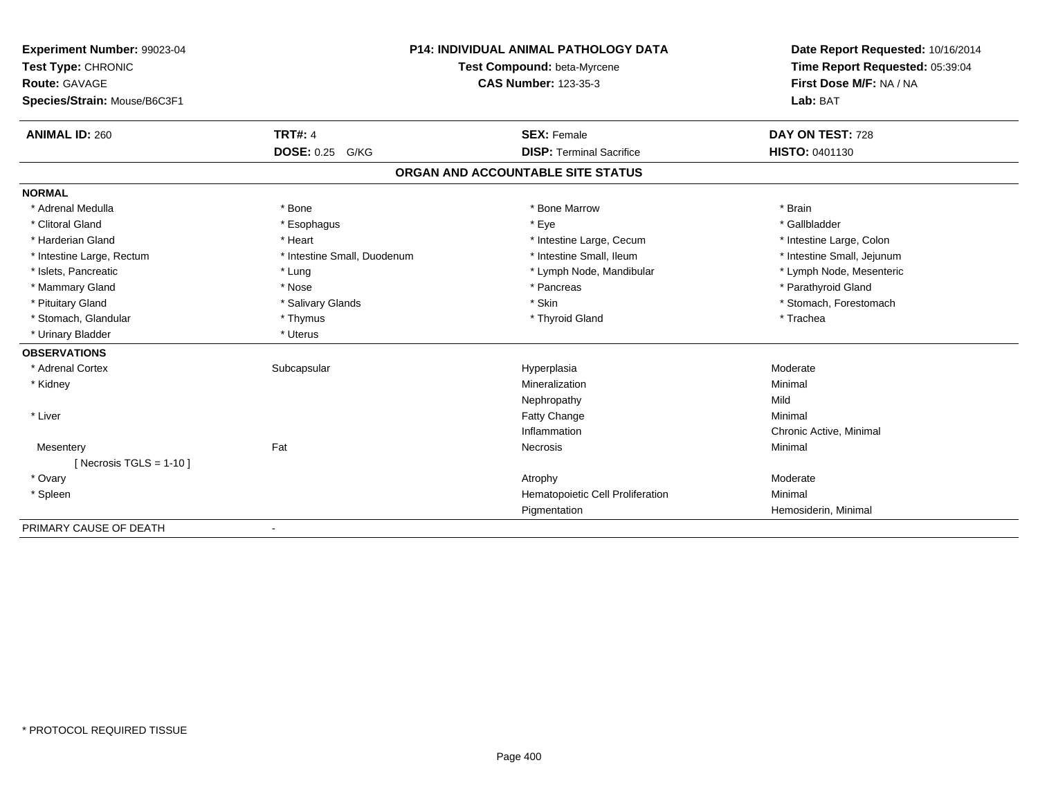**Experiment Number:** 99023-04
**Test Type:** CHRONIC
**Route:** GAVAGE
**Species/Strain:** Mouse/B6C3F1

**P14: INDIVIDUAL ANIMAL PATHOLOGY DATA**
**Test Compound:** beta-Myrcene
**CAS Number:** 123-35-3

**Date Report Requested:** 10/16/2014
**Time Report Requested:** 05:39:04
**First Dose M/F:** NA / NA
**Lab:** BAT

| **ANIMAL ID:** 260 | **TRT#:** 4 | **SEX:** Female | **DAY ON TEST:** 728 |
|---|---|---|---|
| | **DOSE:** 0.25 G/KG | **DISP:** Terminal Sacrifice | **HISTO:** 0401130 |

## ORGAN AND ACCOUNTABLE SITE STATUS

**NORMAL**

| | | | |
|---|---|---|---|
| * Adrenal Medulla | * Bone | * Bone Marrow | * Brain |
| * Clitoral Gland | * Esophagus | * Eye | * Gallbladder |
| * Harderian Gland | * Heart | * Intestine Large, Cecum | * Intestine Large, Colon |
| * Intestine Large, Rectum | * Intestine Small, Duodenum | * Intestine Small, Ileum | * Intestine Small, Jejunum |
| * Islets, Pancreatic | * Lung | * Lymph Node, Mandibular | * Lymph Node, Mesenteric |
| * Mammary Gland | * Nose | * Pancreas | * Parathyroid Gland |
| * Pituitary Gland | * Salivary Glands | * Skin | * Stomach, Forestomach |
| * Stomach, Glandular | * Thymus | * Thyroid Gland | * Trachea |
| * Urinary Bladder | * Uterus | | |

**OBSERVATIONS**

| | | | |
|---|---|---|---|
| * Adrenal Cortex | Subcapsular | Hyperplasia | Moderate |
| * Kidney | | Mineralization | Minimal |
| | | Nephropathy | Mild |
| * Liver | | Fatty Change | Minimal |
| | | Inflammation | Chronic Active, Minimal |
| Mesentery | Fat | Necrosis | Minimal |
| [ Necrosis TGLS = 1-10 ] | | | |
| * Ovary | | Atrophy | Moderate |
| * Spleen | | Hematopoietic Cell Proliferation | Minimal |
| | | Pigmentation | Hemosiderin, Minimal |

PRIMARY CAUSE OF DEATH -

* PROTOCOL REQUIRED TISSUE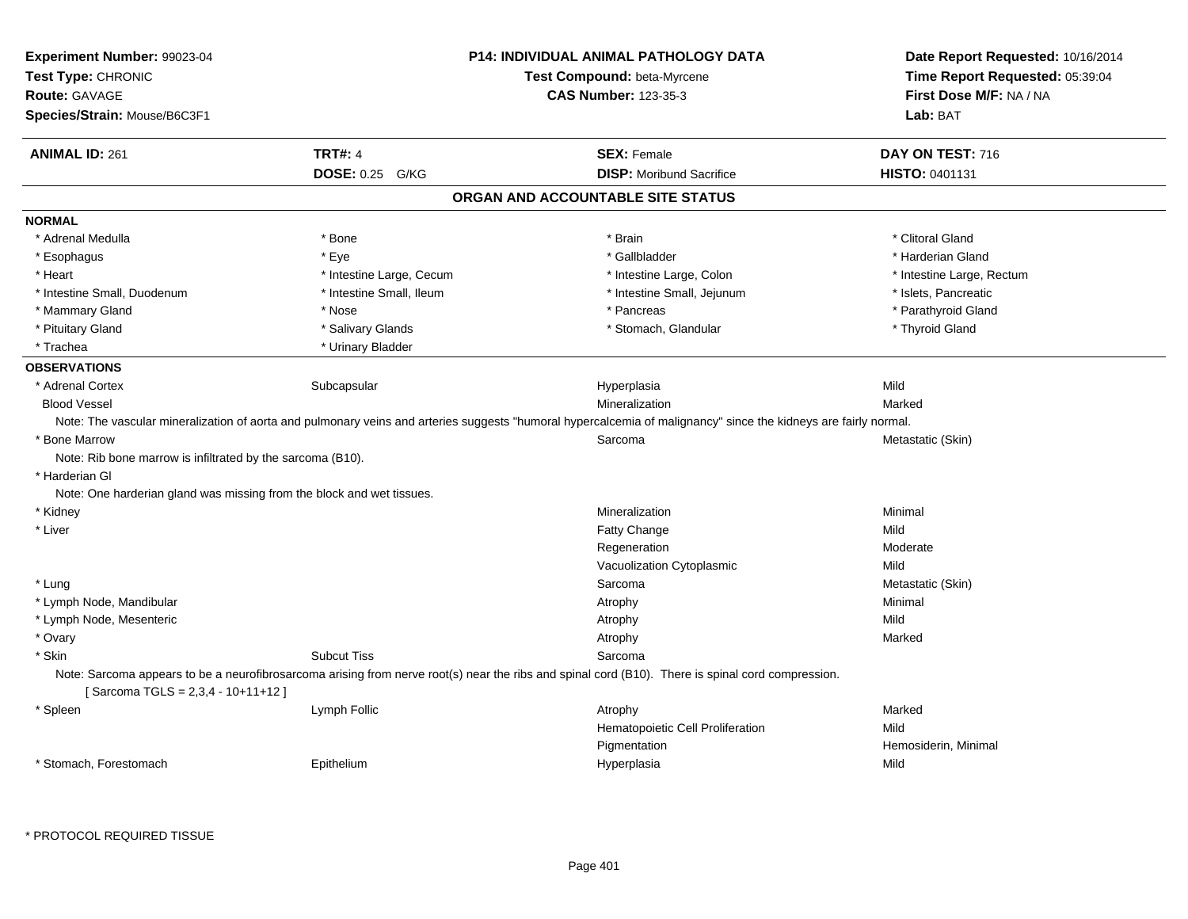**Experiment Number:** 99023-04
**Test Type:** CHRONIC
**Route:** GAVAGE
**Species/Strain:** Mouse/B6C3F1

**P14: INDIVIDUAL ANIMAL PATHOLOGY DATA**
**Test Compound:** beta-Myrcene
**CAS Number:** 123-35-3

**Date Report Requested:** 10/16/2014
**Time Report Requested:** 05:39:04
**First Dose M/F:** NA / NA
**Lab:** BAT

| **ANIMAL ID:** 261 | **TRT#:** 4 | **SEX:** Female | **DAY ON TEST:** 716 |
|---|---|---|---|
| | **DOSE:** 0.25 G/KG | **DISP:** Moribund Sacrifice | **HISTO:** 0401131 |

## ORGAN AND ACCOUNTABLE SITE STATUS

**NORMAL**

| | | | |
|---|---|---|---|
| * Adrenal Medulla | * Bone | * Brain | * Clitoral Gland |
| * Esophagus | * Eye | * Gallbladder | * Harderian Gland |
| * Heart | * Intestine Large, Cecum | * Intestine Large, Colon | * Intestine Large, Rectum |
| * Intestine Small, Duodenum | * Intestine Small, Ileum | * Intestine Small, Jejunum | * Islets, Pancreatic |
| * Mammary Gland | * Nose | * Pancreas | * Parathyroid Gland |
| * Pituitary Gland | * Salivary Glands | * Stomach, Glandular | * Thyroid Gland |
| * Trachea | * Urinary Bladder | | |

**OBSERVATIONS**

| | | | |
|---|---|---|---|
| * Adrenal Cortex | Subcapsular | Hyperplasia | Mild |
| Blood Vessel | | Mineralization | Marked |

Note: The vascular mineralization of aorta and pulmonary veins and arteries suggests "humoral hypercalcemia of malignancy" since the kidneys are fairly normal.

| | | | |
|---|---|---|---|
| * Bone Marrow | | Sarcoma | Metastatic (Skin) |

Note: Rib bone marrow is infiltrated by the sarcoma (B10).

* Harderian Gl

Note: One harderian gland was missing from the block and wet tissues.

| | | | |
|---|---|---|---|
| * Kidney | | Mineralization | Minimal |
| * Liver | | Fatty Change | Mild |
| | | Regeneration | Moderate |
| | | Vacuolization Cytoplasmic | Mild |
| * Lung | | Sarcoma | Metastatic (Skin) |
| * Lymph Node, Mandibular | | Atrophy | Minimal |
| * Lymph Node, Mesenteric | | Atrophy | Mild |
| * Ovary | | Atrophy | Marked |
| * Skin | Subcut Tiss | Sarcoma | |

Note: Sarcoma appears to be a neurofibrosarcoma arising from nerve root(s) near the ribs and spinal cord (B10). There is spinal cord compression.
[ Sarcoma TGLS = 2,3,4 - 10+11+12 ]

| | | | |
|---|---|---|---|
| * Spleen | Lymph Follic | Atrophy | Marked |
| | | Hematopoietic Cell Proliferation | Mild |
| | | Pigmentation | Hemosiderin, Minimal |
| * Stomach, Forestomach | Epithelium | Hyperplasia | Mild |

\* PROTOCOL REQUIRED TISSUE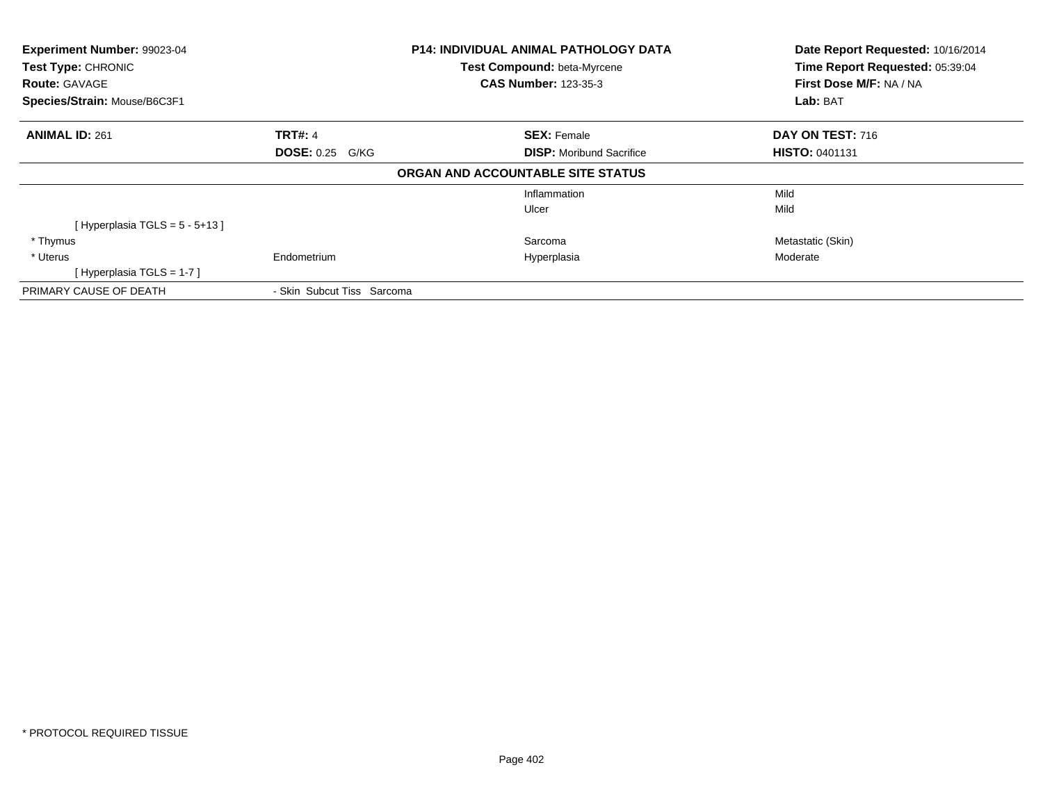**Experiment Number:** 99023-04
**Test Type:** CHRONIC
**Route:** GAVAGE
**Species/Strain:** Mouse/B6C3F1

**P14: INDIVIDUAL ANIMAL PATHOLOGY DATA**
**Test Compound:** beta-Myrcene
**CAS Number:** 123-35-3

**Date Report Requested:** 10/16/2014
**Time Report Requested:** 05:39:04
**First Dose M/F:** NA / NA
**Lab:** BAT

| **ANIMAL ID:** 261 | **TRT#:** 4 | **SEX:** Female | **DAY ON TEST:** 716 |
|---|---|---|---|
| | **DOSE:** 0.25 G/KG | **DISP:** Moribund Sacrifice | **HISTO:** 0401131 |

**ORGAN AND ACCOUNTABLE SITE STATUS**

| | | | |
|---|---|---|---|
| | | Inflammation | Mild |
| | | Ulcer | Mild |
| [ Hyperplasia TGLS = 5 - 5+13 ] | | | |
| * Thymus | | Sarcoma | Metastatic (Skin) |
| * Uterus | Endometrium | Hyperplasia | Moderate |
| [ Hyperplasia TGLS = 1-7 ] | | | |
| PRIMARY CAUSE OF DEATH | - Skin Subcut Tiss Sarcoma | | |

* PROTOCOL REQUIRED TISSUE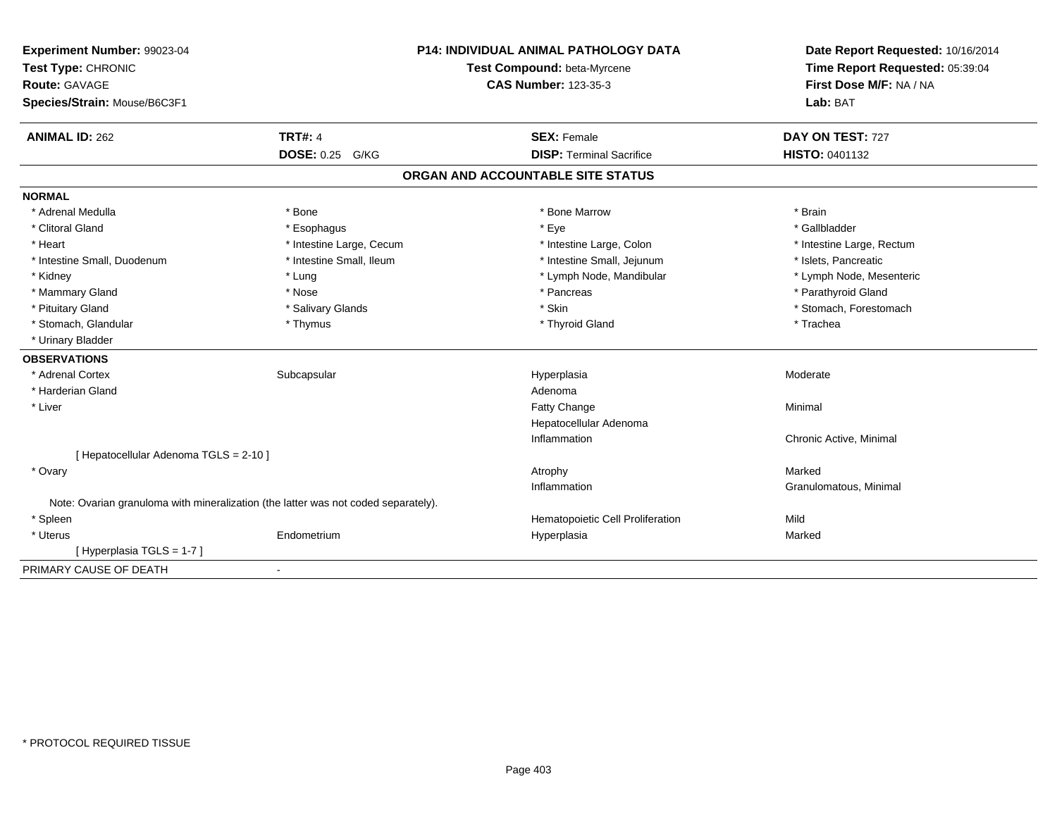**Experiment Number:** 99023-04
**Test Type:** CHRONIC
**Route:** GAVAGE
**Species/Strain:** Mouse/B6C3F1

**P14: INDIVIDUAL ANIMAL PATHOLOGY DATA**
**Test Compound:** beta-Myrcene
**CAS Number:** 123-35-3

**Date Report Requested:** 10/16/2014
**Time Report Requested:** 05:39:04
**First Dose M/F:** NA / NA
**Lab:** BAT

| **ANIMAL ID:** 262 | **TRT#:** 4 | **SEX:** Female | **DAY ON TEST:** 727 |
|---|---|---|---|
| | **DOSE:** 0.25 G/KG | **DISP:** Terminal Sacrifice | **HISTO:** 0401132 |

## ORGAN AND ACCOUNTABLE SITE STATUS

**NORMAL**

| | | | |
|---|---|---|---|
| * Adrenal Medulla | * Bone | * Bone Marrow | * Brain |
| * Clitoral Gland | * Esophagus | * Eye | * Gallbladder |
| * Heart | * Intestine Large, Cecum | * Intestine Large, Colon | * Intestine Large, Rectum |
| * Intestine Small, Duodenum | * Intestine Small, Ileum | * Intestine Small, Jejunum | * Islets, Pancreatic |
| * Kidney | * Lung | * Lymph Node, Mandibular | * Lymph Node, Mesenteric |
| * Mammary Gland | * Nose | * Pancreas | * Parathyroid Gland |
| * Pituitary Gland | * Salivary Glands | * Skin | * Stomach, Forestomach |
| * Stomach, Glandular | * Thymus | * Thyroid Gland | * Trachea |
| * Urinary Bladder | | | |

**OBSERVATIONS**

| | | | |
|---|---|---|---|
| * Adrenal Cortex | Subcapsular | Hyperplasia | Moderate |
| * Harderian Gland | | Adenoma | |
| * Liver | | Fatty Change | Minimal |
| | | Hepatocellular Adenoma | |
| | | Inflammation | Chronic Active, Minimal |
| [ Hepatocellular Adenoma TGLS = 2-10 ] | | | |
| * Ovary | | Atrophy | Marked |
| | | Inflammation | Granulomatous, Minimal |
| Note: Ovarian granuloma with mineralization (the latter was not coded separately). | | | |
| * Spleen | | Hematopoietic Cell Proliferation | Mild |
| * Uterus | Endometrium | Hyperplasia | Marked |
| [ Hyperplasia TGLS = 1-7 ] | | | |

PRIMARY CAUSE OF DEATH -

* PROTOCOL REQUIRED TISSUE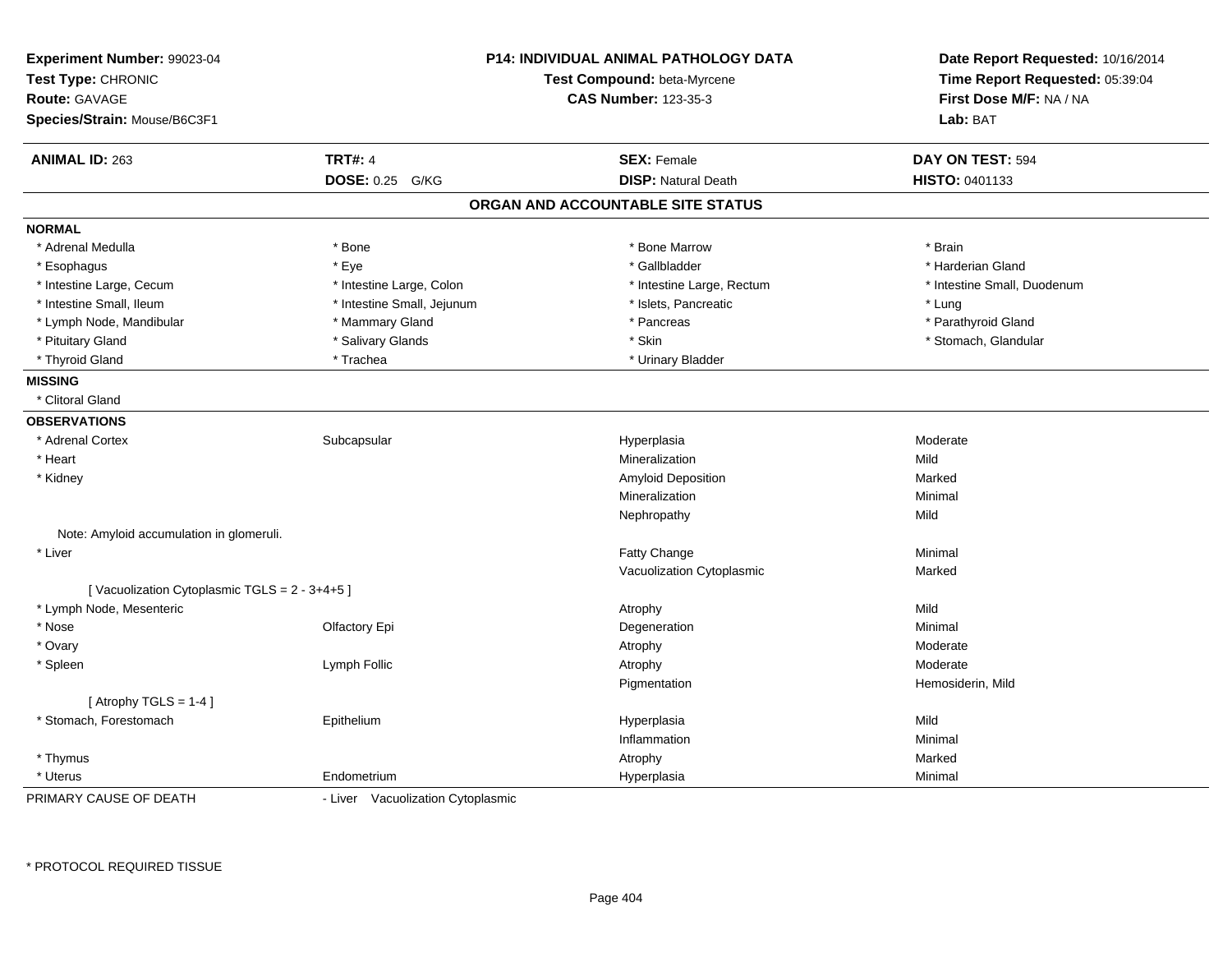**Experiment Number:** 99023-04
**Test Type:** CHRONIC
**Route:** GAVAGE
**Species/Strain:** Mouse/B6C3F1

**P14: INDIVIDUAL ANIMAL PATHOLOGY DATA**
**Test Compound:** beta-Myrcene
**CAS Number:** 123-35-3

**Date Report Requested:** 10/16/2014
**Time Report Requested:** 05:39:04
**First Dose M/F:** NA / NA
**Lab:** BAT

| **ANIMAL ID:** 263 | **TRT#:** 4 | **SEX:** Female | **DAY ON TEST:** 594 |
|---|---|---|---|
| | **DOSE:** 0.25 G/KG | **DISP:** Natural Death | **HISTO:** 0401133 |

## ORGAN AND ACCOUNTABLE SITE STATUS

**NORMAL**

| | | | |
|---|---|---|---|
| * Adrenal Medulla | * Bone | * Bone Marrow | * Brain |
| * Esophagus | * Eye | * Gallbladder | * Harderian Gland |
| * Intestine Large, Cecum | * Intestine Large, Colon | * Intestine Large, Rectum | * Intestine Small, Duodenum |
| * Intestine Small, Ileum | * Intestine Small, Jejunum | * Islets, Pancreatic | * Lung |
| * Lymph Node, Mandibular | * Mammary Gland | * Pancreas | * Parathyroid Gland |
| * Pituitary Gland | * Salivary Glands | * Skin | * Stomach, Glandular |
| * Thyroid Gland | * Trachea | * Urinary Bladder | |

**MISSING**

* Clitoral Gland

**OBSERVATIONS**

| | | | |
|---|---|---|---|
| * Adrenal Cortex | Subcapsular | Hyperplasia | Moderate |
| * Heart | | Mineralization | Mild |
| * Kidney | | Amyloid Deposition | Marked |
| | | Mineralization | Minimal |
| | | Nephropathy | Mild |
| Note: Amyloid accumulation in glomeruli. | | | |
| * Liver | | Fatty Change | Minimal |
| | | Vacuolization Cytoplasmic | Marked |
| [ Vacuolization Cytoplasmic TGLS = 2 - 3+4+5 ] | | | |
| * Lymph Node, Mesenteric | | Atrophy | Mild |
| * Nose | Olfactory Epi | Degeneration | Minimal |
| * Ovary | | Atrophy | Moderate |
| * Spleen | Lymph Follic | Atrophy | Moderate |
| | | Pigmentation | Hemosiderin, Mild |
| [ Atrophy TGLS = 1-4 ] | | | |
| * Stomach, Forestomach | Epithelium | Hyperplasia | Mild |
| | | Inflammation | Minimal |
| * Thymus | | Atrophy | Marked |
| * Uterus | Endometrium | Hyperplasia | Minimal |

PRIMARY CAUSE OF DEATH - Liver Vacuolization Cytoplasmic

* PROTOCOL REQUIRED TISSUE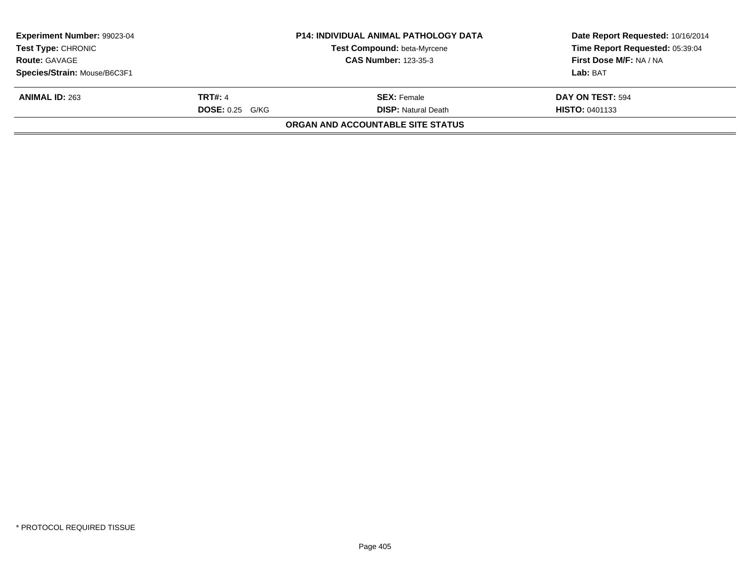| Experiment Number: 99023-04 | P14: INDIVIDUAL ANIMAL PATHOLOGY DATA | Date Report Requested: 10/16/2014 |
|---|---|---|
| Test Type: CHRONIC | Test Compound: beta-Myrcene | Time Report Requested: 05:39:04 |
| Route: GAVAGE | CAS Number: 123-35-3 | First Dose M/F: NA / NA |
| Species/Strain: Mouse/B6C3F1 | | Lab: BAT |

| ANIMAL ID: 263 | TRT#: 4 | SEX: Female | DAY ON TEST: 594 |
|---|---|---|---|
| | DOSE: 0.25 G/KG | DISP: Natural Death | HISTO: 0401133 |

**ORGAN AND ACCOUNTABLE SITE STATUS**

* PROTOCOL REQUIRED TISSUE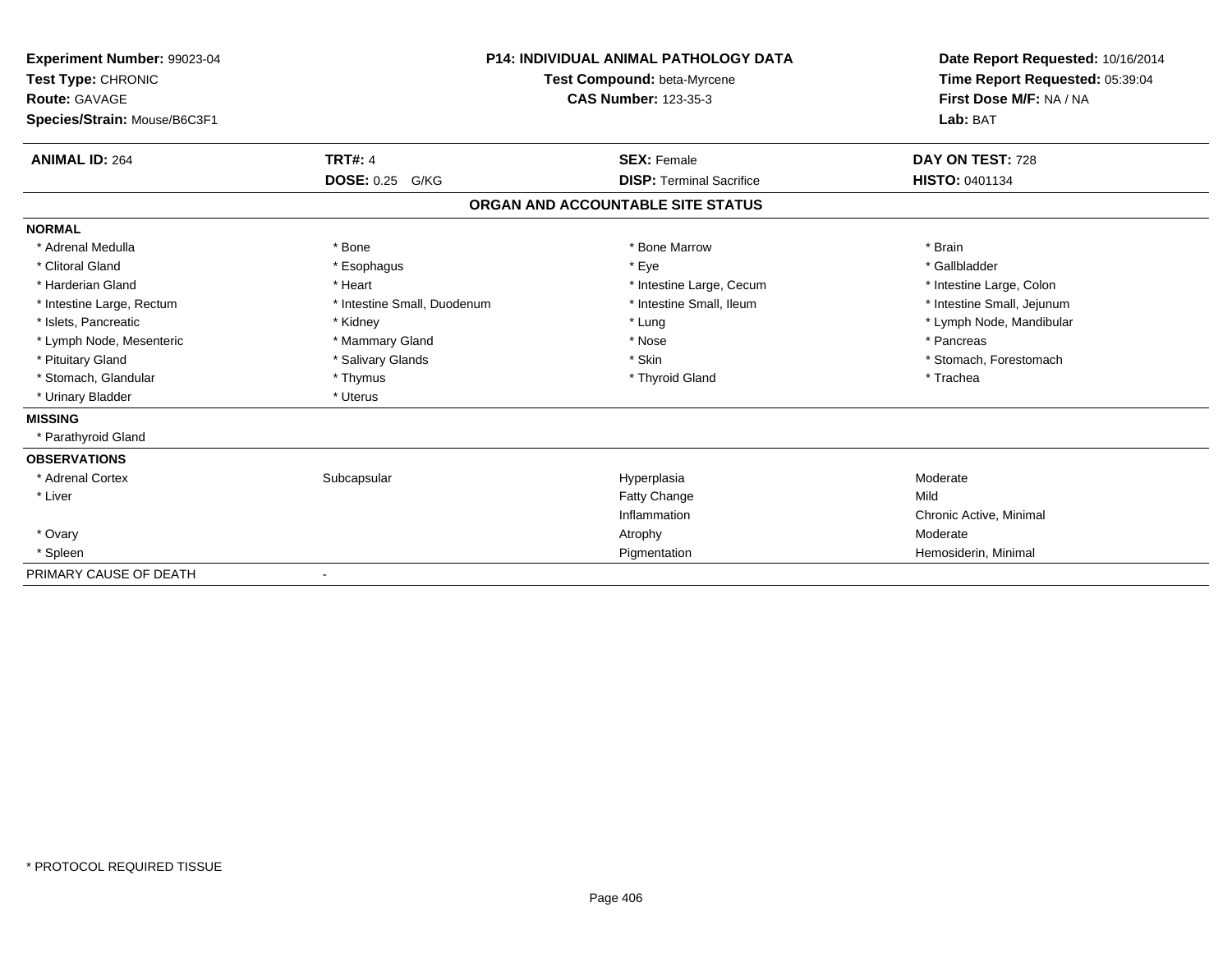**Experiment Number:** 99023-04
**Test Type:** CHRONIC
**Route:** GAVAGE
**Species/Strain:** Mouse/B6C3F1

**P14: INDIVIDUAL ANIMAL PATHOLOGY DATA**
**Test Compound:** beta-Myrcene
**CAS Number:** 123-35-3

**Date Report Requested:** 10/16/2014
**Time Report Requested:** 05:39:04
**First Dose M/F:** NA / NA
**Lab:** BAT

| **ANIMAL ID:** 264 | **TRT#:** 4 | **SEX:** Female | **DAY ON TEST:** 728 |
|---|---|---|---|
| | **DOSE:** 0.25 G/KG | **DISP:** Terminal Sacrifice | **HISTO:** 0401134 |

## ORGAN AND ACCOUNTABLE SITE STATUS

**NORMAL**

| | | | |
|---|---|---|---|
| * Adrenal Medulla | * Bone | * Bone Marrow | * Brain |
| * Clitoral Gland | * Esophagus | * Eye | * Gallbladder |
| * Harderian Gland | * Heart | * Intestine Large, Cecum | * Intestine Large, Colon |
| * Intestine Large, Rectum | * Intestine Small, Duodenum | * Intestine Small, Ileum | * Intestine Small, Jejunum |
| * Islets, Pancreatic | * Kidney | * Lung | * Lymph Node, Mandibular |
| * Lymph Node, Mesenteric | * Mammary Gland | * Nose | * Pancreas |
| * Pituitary Gland | * Salivary Glands | * Skin | * Stomach, Forestomach |
| * Stomach, Glandular | * Thymus | * Thyroid Gland | * Trachea |
| * Urinary Bladder | * Uterus | | |

**MISSING**

* Parathyroid Gland

**OBSERVATIONS**

| | | | |
|---|---|---|---|
| * Adrenal Cortex | Subcapsular | Hyperplasia | Moderate |
| * Liver | | Fatty Change | Mild |
| | | Inflammation | Chronic Active, Minimal |
| * Ovary | | Atrophy | Moderate |
| * Spleen | | Pigmentation | Hemosiderin, Minimal |

PRIMARY CAUSE OF DEATH -

* PROTOCOL REQUIRED TISSUE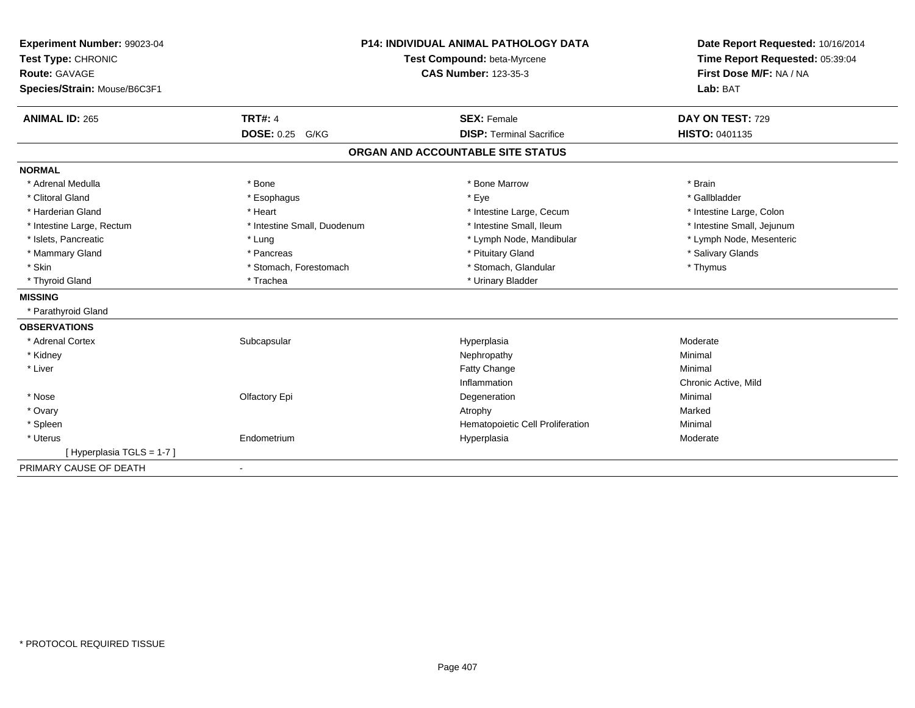**Experiment Number:** 99023-04
**Test Type:** CHRONIC
**Route:** GAVAGE
**Species/Strain:** Mouse/B6C3F1

**P14: INDIVIDUAL ANIMAL PATHOLOGY DATA**
**Test Compound:** beta-Myrcene
**CAS Number:** 123-35-3

**Date Report Requested:** 10/16/2014
**Time Report Requested:** 05:39:04
**First Dose M/F:** NA / NA
**Lab:** BAT

| **ANIMAL ID:** 265 | **TRT#:** 4 | **SEX:** Female | **DAY ON TEST:** 729 |
|---|---|---|---|
| | **DOSE:** 0.25 G/KG | **DISP:** Terminal Sacrifice | **HISTO:** 0401135 |

## ORGAN AND ACCOUNTABLE SITE STATUS

**NORMAL**

| | | | |
|---|---|---|---|
| * Adrenal Medulla | * Bone | * Bone Marrow | * Brain |
| * Clitoral Gland | * Esophagus | * Eye | * Gallbladder |
| * Harderian Gland | * Heart | * Intestine Large, Cecum | * Intestine Large, Colon |
| * Intestine Large, Rectum | * Intestine Small, Duodenum | * Intestine Small, Ileum | * Intestine Small, Jejunum |
| * Islets, Pancreatic | * Lung | * Lymph Node, Mandibular | * Lymph Node, Mesenteric |
| * Mammary Gland | * Pancreas | * Pituitary Gland | * Salivary Glands |
| * Skin | * Stomach, Forestomach | * Stomach, Glandular | * Thymus |
| * Thyroid Gland | * Trachea | * Urinary Bladder | |

**MISSING**

* Parathyroid Gland

**OBSERVATIONS**

| | | | |
|---|---|---|---|
| * Adrenal Cortex | Subcapsular | Hyperplasia | Moderate |
| * Kidney | | Nephropathy | Minimal |
| * Liver | | Fatty Change | Minimal |
| | | Inflammation | Chronic Active, Mild |
| * Nose | Olfactory Epi | Degeneration | Minimal |
| * Ovary | | Atrophy | Marked |
| * Spleen | | Hematopoietic Cell Proliferation | Minimal |
| * Uterus | Endometrium | Hyperplasia | Moderate |
| [ Hyperplasia TGLS = 1-7 ] | | | |

PRIMARY CAUSE OF DEATH -

* PROTOCOL REQUIRED TISSUE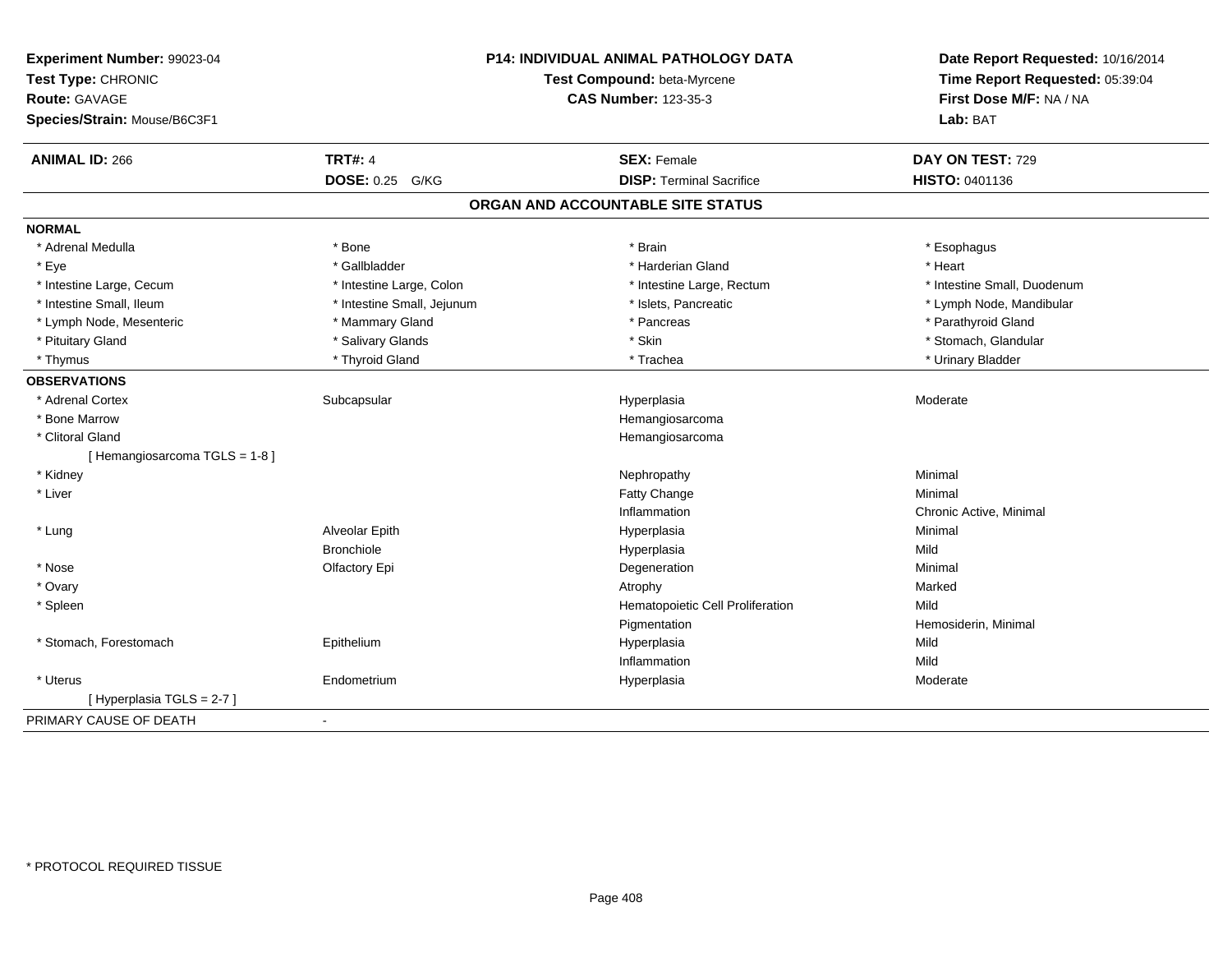**Experiment Number:** 99023-04
**Test Type:** CHRONIC
**Route:** GAVAGE
**Species/Strain:** Mouse/B6C3F1

**P14: INDIVIDUAL ANIMAL PATHOLOGY DATA**
**Test Compound:** beta-Myrcene
**CAS Number:** 123-35-3

**Date Report Requested:** 10/16/2014
**Time Report Requested:** 05:39:04
**First Dose M/F:** NA / NA
**Lab:** BAT

| **ANIMAL ID:** 266 | **TRT#:** 4 | **SEX:** Female | **DAY ON TEST:** 729 |
|---|---|---|---|
| | **DOSE:** 0.25 G/KG | **DISP:** Terminal Sacrifice | **HISTO:** 0401136 |

## ORGAN AND ACCOUNTABLE SITE STATUS

**NORMAL**

| | | | |
|---|---|---|---|
| * Adrenal Medulla | * Bone | * Brain | * Esophagus |
| * Eye | * Gallbladder | * Harderian Gland | * Heart |
| * Intestine Large, Cecum | * Intestine Large, Colon | * Intestine Large, Rectum | * Intestine Small, Duodenum |
| * Intestine Small, Ileum | * Intestine Small, Jejunum | * Islets, Pancreatic | * Lymph Node, Mandibular |
| * Lymph Node, Mesenteric | * Mammary Gland | * Pancreas | * Parathyroid Gland |
| * Pituitary Gland | * Salivary Glands | * Skin | * Stomach, Glandular |
| * Thymus | * Thyroid Gland | * Trachea | * Urinary Bladder |

**OBSERVATIONS**

| | | | |
|---|---|---|---|
| * Adrenal Cortex | Subcapsular | Hyperplasia | Moderate |
| * Bone Marrow | | Hemangiosarcoma | |
| * Clitoral Gland | | Hemangiosarcoma | |
| [ Hemangiosarcoma TGLS = 1-8 ] | | | |
| * Kidney | | Nephropathy | Minimal |
| * Liver | | Fatty Change | Minimal |
| | | Inflammation | Chronic Active, Minimal |
| * Lung | Alveolar Epith | Hyperplasia | Minimal |
| | Bronchiole | Hyperplasia | Mild |
| * Nose | Olfactory Epi | Degeneration | Minimal |
| * Ovary | | Atrophy | Marked |
| * Spleen | | Hematopoietic Cell Proliferation | Mild |
| | | Pigmentation | Hemosiderin, Minimal |
| * Stomach, Forestomach | Epithelium | Hyperplasia | Mild |
| | | Inflammation | Mild |
| * Uterus | Endometrium | Hyperplasia | Moderate |
| [ Hyperplasia TGLS = 2-7 ] | | | |

PRIMARY CAUSE OF DEATH -

* PROTOCOL REQUIRED TISSUE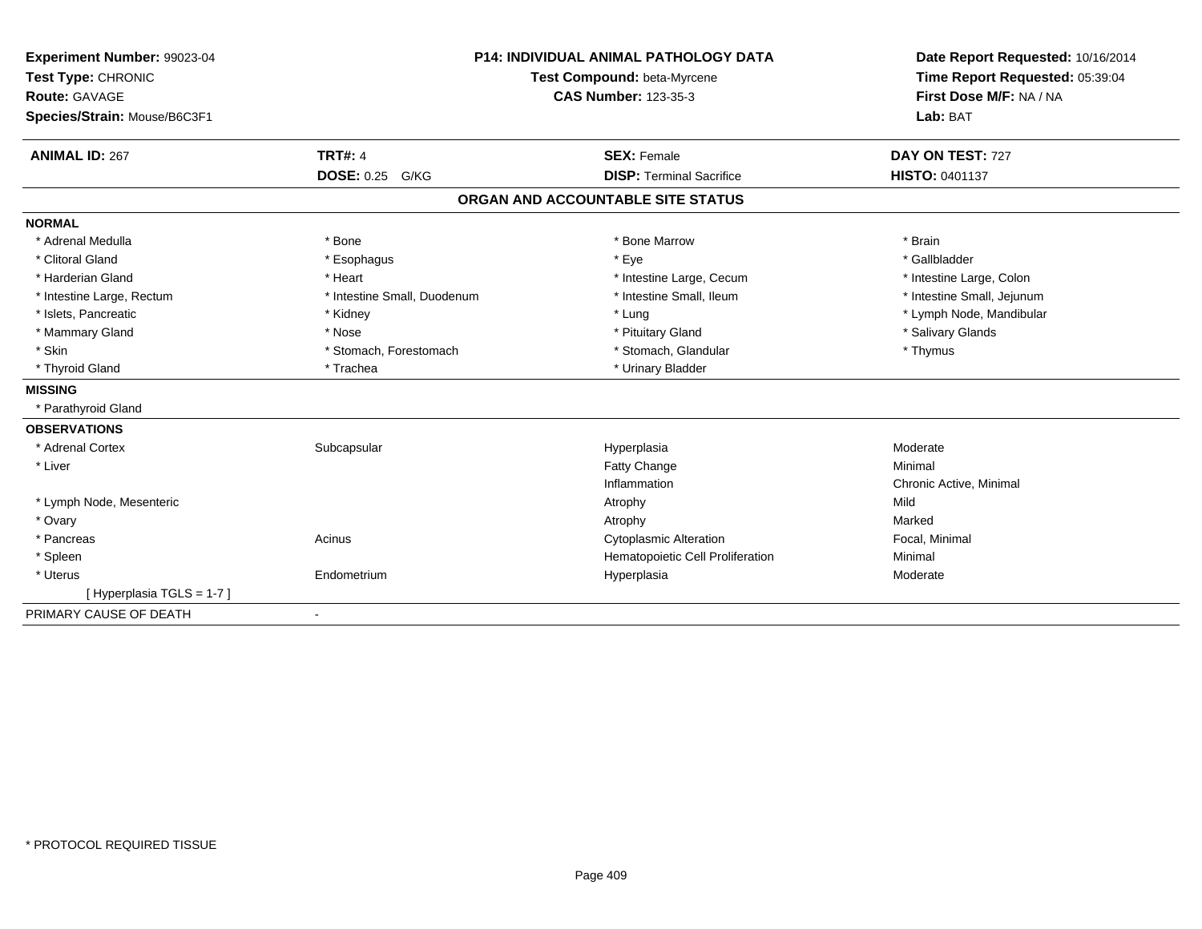**Experiment Number:** 99023-04
**Test Type:** CHRONIC
**Route:** GAVAGE
**Species/Strain:** Mouse/B6C3F1

**P14: INDIVIDUAL ANIMAL PATHOLOGY DATA**
**Test Compound:** beta-Myrcene
**CAS Number:** 123-35-3

**Date Report Requested:** 10/16/2014
**Time Report Requested:** 05:39:04
**First Dose M/F:** NA / NA
**Lab:** BAT

| **ANIMAL ID:** 267 | **TRT#:** 4 | **SEX:** Female | **DAY ON TEST:** 727 |
|---|---|---|---|
| | **DOSE:** 0.25 G/KG | **DISP:** Terminal Sacrifice | **HISTO:** 0401137 |

## ORGAN AND ACCOUNTABLE SITE STATUS

**NORMAL**

| | | | |
|---|---|---|---|
| * Adrenal Medulla | * Bone | * Bone Marrow | * Brain |
| * Clitoral Gland | * Esophagus | * Eye | * Gallbladder |
| * Harderian Gland | * Heart | * Intestine Large, Cecum | * Intestine Large, Colon |
| * Intestine Large, Rectum | * Intestine Small, Duodenum | * Intestine Small, Ileum | * Intestine Small, Jejunum |
| * Islets, Pancreatic | * Kidney | * Lung | * Lymph Node, Mandibular |
| * Mammary Gland | * Nose | * Pituitary Gland | * Salivary Glands |
| * Skin | * Stomach, Forestomach | * Stomach, Glandular | * Thymus |
| * Thyroid Gland | * Trachea | * Urinary Bladder | |

**MISSING**

* Parathyroid Gland

**OBSERVATIONS**

| | | | |
|---|---|---|---|
| * Adrenal Cortex | Subcapsular | Hyperplasia | Moderate |
| * Liver | | Fatty Change | Minimal |
| | | Inflammation | Chronic Active, Minimal |
| * Lymph Node, Mesenteric | | Atrophy | Mild |
| * Ovary | | Atrophy | Marked |
| * Pancreas | Acinus | Cytoplasmic Alteration | Focal, Minimal |
| * Spleen | | Hematopoietic Cell Proliferation | Minimal |
| * Uterus | Endometrium | Hyperplasia | Moderate |
| [ Hyperplasia TGLS = 1-7 ] | | | |

PRIMARY CAUSE OF DEATH -

* PROTOCOL REQUIRED TISSUE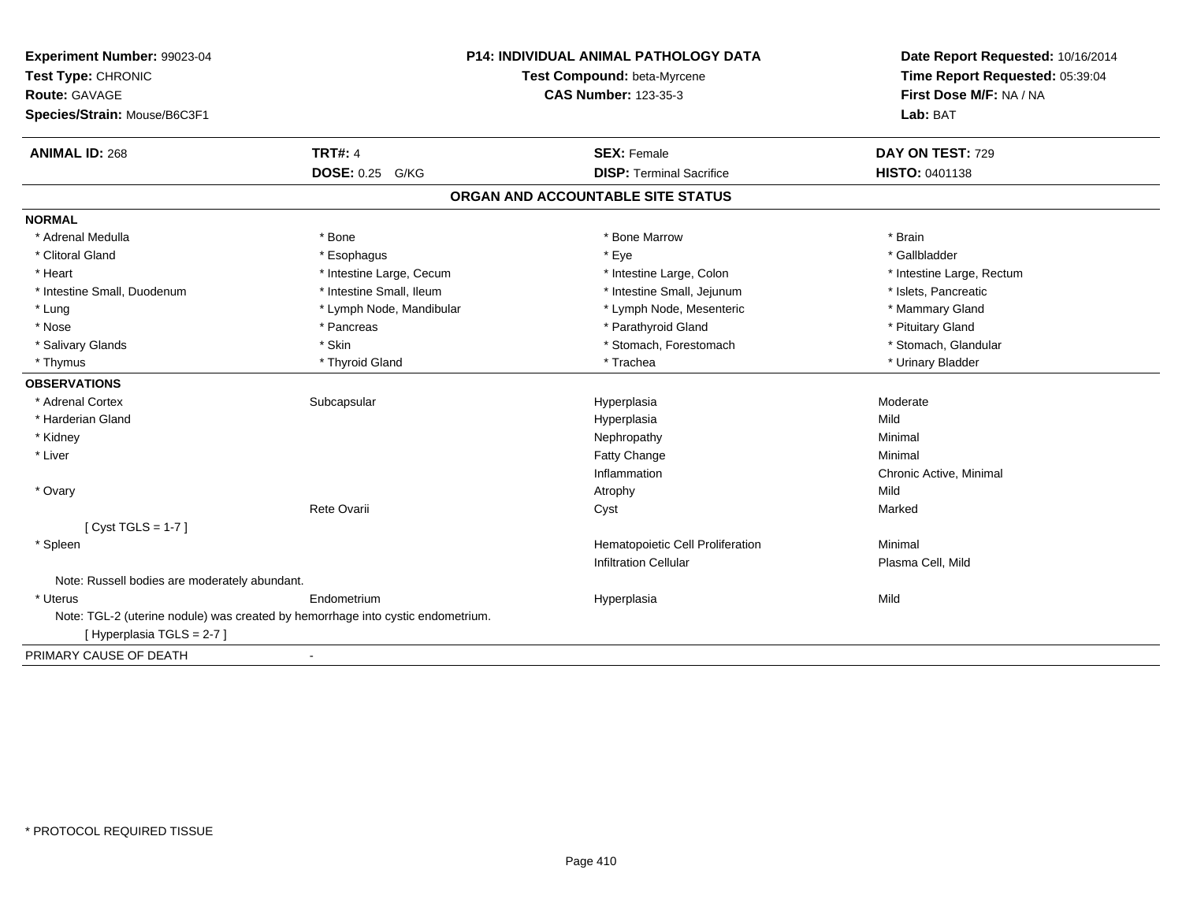**Experiment Number:** 99023-04
**Test Type:** CHRONIC
**Route:** GAVAGE
**Species/Strain:** Mouse/B6C3F1

**P14: INDIVIDUAL ANIMAL PATHOLOGY DATA**
**Test Compound:** beta-Myrcene
**CAS Number:** 123-35-3

**Date Report Requested:** 10/16/2014
**Time Report Requested:** 05:39:04
**First Dose M/F:** NA / NA
**Lab:** BAT

| **ANIMAL ID:** 268 | **TRT#:** 4 | **SEX:** Female | **DAY ON TEST:** 729 |
|---|---|---|---|
| | **DOSE:** 0.25 G/KG | **DISP:** Terminal Sacrifice | **HISTO:** 0401138 |

## ORGAN AND ACCOUNTABLE SITE STATUS

**NORMAL**

| | | | |
|---|---|---|---|
| * Adrenal Medulla | * Bone | * Bone Marrow | * Brain |
| * Clitoral Gland | * Esophagus | * Eye | * Gallbladder |
| * Heart | * Intestine Large, Cecum | * Intestine Large, Colon | * Intestine Large, Rectum |
| * Intestine Small, Duodenum | * Intestine Small, Ileum | * Intestine Small, Jejunum | * Islets, Pancreatic |
| * Lung | * Lymph Node, Mandibular | * Lymph Node, Mesenteric | * Mammary Gland |
| * Nose | * Pancreas | * Parathyroid Gland | * Pituitary Gland |
| * Salivary Glands | * Skin | * Stomach, Forestomach | * Stomach, Glandular |
| * Thymus | * Thyroid Gland | * Trachea | * Urinary Bladder |

**OBSERVATIONS**

| | | | |
|---|---|---|---|
| * Adrenal Cortex | Subcapsular | Hyperplasia | Moderate |
| * Harderian Gland | | Hyperplasia | Mild |
| * Kidney | | Nephropathy | Minimal |
| * Liver | | Fatty Change | Minimal |
| | | Inflammation | Chronic Active, Minimal |
| * Ovary | | Atrophy | Mild |
| | Rete Ovarii | Cyst | Marked |
| [ Cyst TGLS = 1-7 ] | | | |
| * Spleen | | Hematopoietic Cell Proliferation | Minimal |
| | | Infiltration Cellular | Plasma Cell, Mild |
| Note: Russell bodies are moderately abundant. | | | |
| * Uterus | Endometrium | Hyperplasia | Mild |
| Note: TGL-2 (uterine nodule) was created by hemorrhage into cystic endometrium. | | | |
| [ Hyperplasia TGLS = 2-7 ] | | | |

PRIMARY CAUSE OF DEATH -

* PROTOCOL REQUIRED TISSUE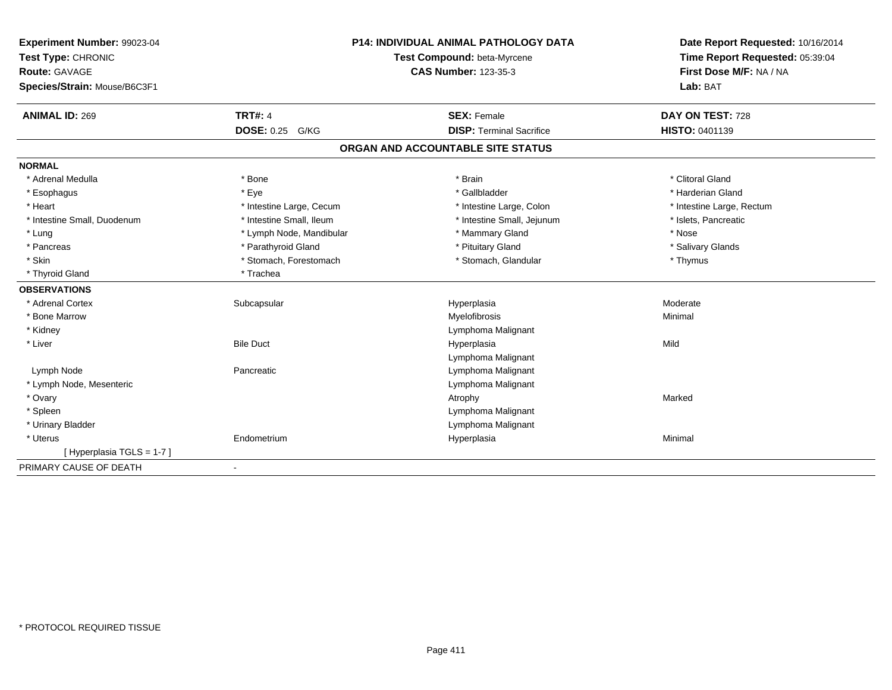**Experiment Number:** 99023-04
**Test Type:** CHRONIC
**Route:** GAVAGE
**Species/Strain:** Mouse/B6C3F1

**P14: INDIVIDUAL ANIMAL PATHOLOGY DATA**
**Test Compound:** beta-Myrcene
**CAS Number:** 123-35-3

**Date Report Requested:** 10/16/2014
**Time Report Requested:** 05:39:04
**First Dose M/F:** NA / NA
**Lab:** BAT

| **ANIMAL ID:** 269 | **TRT#:** 4 | **SEX:** Female | **DAY ON TEST:** 728 |
|---|---|---|---|
| | **DOSE:** 0.25 G/KG | **DISP:** Terminal Sacrifice | **HISTO:** 0401139 |

## ORGAN AND ACCOUNTABLE SITE STATUS

| | | | |
|---|---|---|---|
| **NORMAL** | | | |
| * Adrenal Medulla | * Bone | * Brain | * Clitoral Gland |
| * Esophagus | * Eye | * Gallbladder | * Harderian Gland |
| * Heart | * Intestine Large, Cecum | * Intestine Large, Colon | * Intestine Large, Rectum |
| * Intestine Small, Duodenum | * Intestine Small, Ileum | * Intestine Small, Jejunum | * Islets, Pancreatic |
| * Lung | * Lymph Node, Mandibular | * Mammary Gland | * Nose |
| * Pancreas | * Parathyroid Gland | * Pituitary Gland | * Salivary Glands |
| * Skin | * Stomach, Forestomach | * Stomach, Glandular | * Thymus |
| * Thyroid Gland | * Trachea | | |
| **OBSERVATIONS** | | | |
| * Adrenal Cortex | Subcapsular | Hyperplasia | Moderate |
| * Bone Marrow | | Myelofibrosis | Minimal |
| * Kidney | | Lymphoma Malignant | |
| * Liver | Bile Duct | Hyperplasia | Mild |
| | | Lymphoma Malignant | |
| Lymph Node | Pancreatic | Lymphoma Malignant | |
| * Lymph Node, Mesenteric | | Lymphoma Malignant | |
| * Ovary | | Atrophy | Marked |
| * Spleen | | Lymphoma Malignant | |
| * Urinary Bladder | | Lymphoma Malignant | |
| * Uterus | Endometrium | Hyperplasia | Minimal |
| [ Hyperplasia TGLS = 1-7 ] | | | |
| PRIMARY CAUSE OF DEATH | - | | |

\* PROTOCOL REQUIRED TISSUE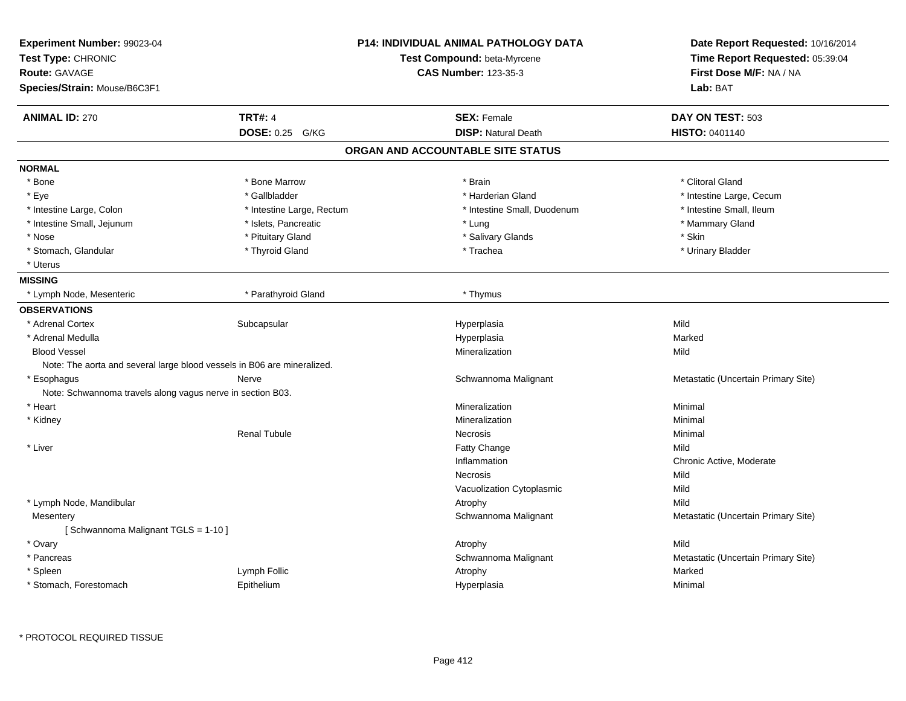**Experiment Number:** 99023-04
**Test Type:** CHRONIC
**Route:** GAVAGE
**Species/Strain:** Mouse/B6C3F1

## P14: INDIVIDUAL ANIMAL PATHOLOGY DATA

**Test Compound:** beta-Myrcene
**CAS Number:** 123-35-3

**Date Report Requested:** 10/16/2014
**Time Report Requested:** 05:39:04
**First Dose M/F:** NA / NA
**Lab:** BAT

| **ANIMAL ID:** 270 | **TRT#:** 4 | **SEX:** Female | **DAY ON TEST:** 503 |
|---|---|---|---|
| | **DOSE:** 0.25 G/KG | **DISP:** Natural Death | **HISTO:** 0401140 |

### ORGAN AND ACCOUNTABLE SITE STATUS

**NORMAL**

| | | | |
|---|---|---|---|
| * Bone | * Bone Marrow | * Brain | * Clitoral Gland |
| * Eye | * Gallbladder | * Harderian Gland | * Intestine Large, Cecum |
| * Intestine Large, Colon | * Intestine Large, Rectum | * Intestine Small, Duodenum | * Intestine Small, Ileum |
| * Intestine Small, Jejunum | * Islets, Pancreatic | * Lung | * Mammary Gland |
| * Nose | * Pituitary Gland | * Salivary Glands | * Skin |
| * Stomach, Glandular | * Thyroid Gland | * Trachea | * Urinary Bladder |
| * Uterus | | | |

**MISSING**

| | | |
|---|---|---|
| * Lymph Node, Mesenteric | * Parathyroid Gland | * Thymus |

**OBSERVATIONS**

| | | | |
|---|---|---|---|
| * Adrenal Cortex | Subcapsular | Hyperplasia | Mild |
| * Adrenal Medulla | | Hyperplasia | Marked |
| Blood Vessel | | Mineralization | Mild |
| Note: The aorta and several large blood vessels in B06 are mineralized. | | | |
| * Esophagus | Nerve | Schwannoma Malignant | Metastatic (Uncertain Primary Site) |
| Note: Schwannoma travels along vagus nerve in section B03. | | | |
| * Heart | | Mineralization | Minimal |
| * Kidney | | Mineralization | Minimal |
| | Renal Tubule | Necrosis | Minimal |
| * Liver | | Fatty Change | Mild |
| | | Inflammation | Chronic Active, Moderate |
| | | Necrosis | Mild |
| | | Vacuolization Cytoplasmic | Mild |
| * Lymph Node, Mandibular | | Atrophy | Mild |
| Mesentery | | Schwannoma Malignant | Metastatic (Uncertain Primary Site) |
| [ Schwannoma Malignant TGLS = 1-10 ] | | | |
| * Ovary | | Atrophy | Mild |
| * Pancreas | | Schwannoma Malignant | Metastatic (Uncertain Primary Site) |
| * Spleen | Lymph Follic | Atrophy | Marked |
| * Stomach, Forestomach | Epithelium | Hyperplasia | Minimal |

\* PROTOCOL REQUIRED TISSUE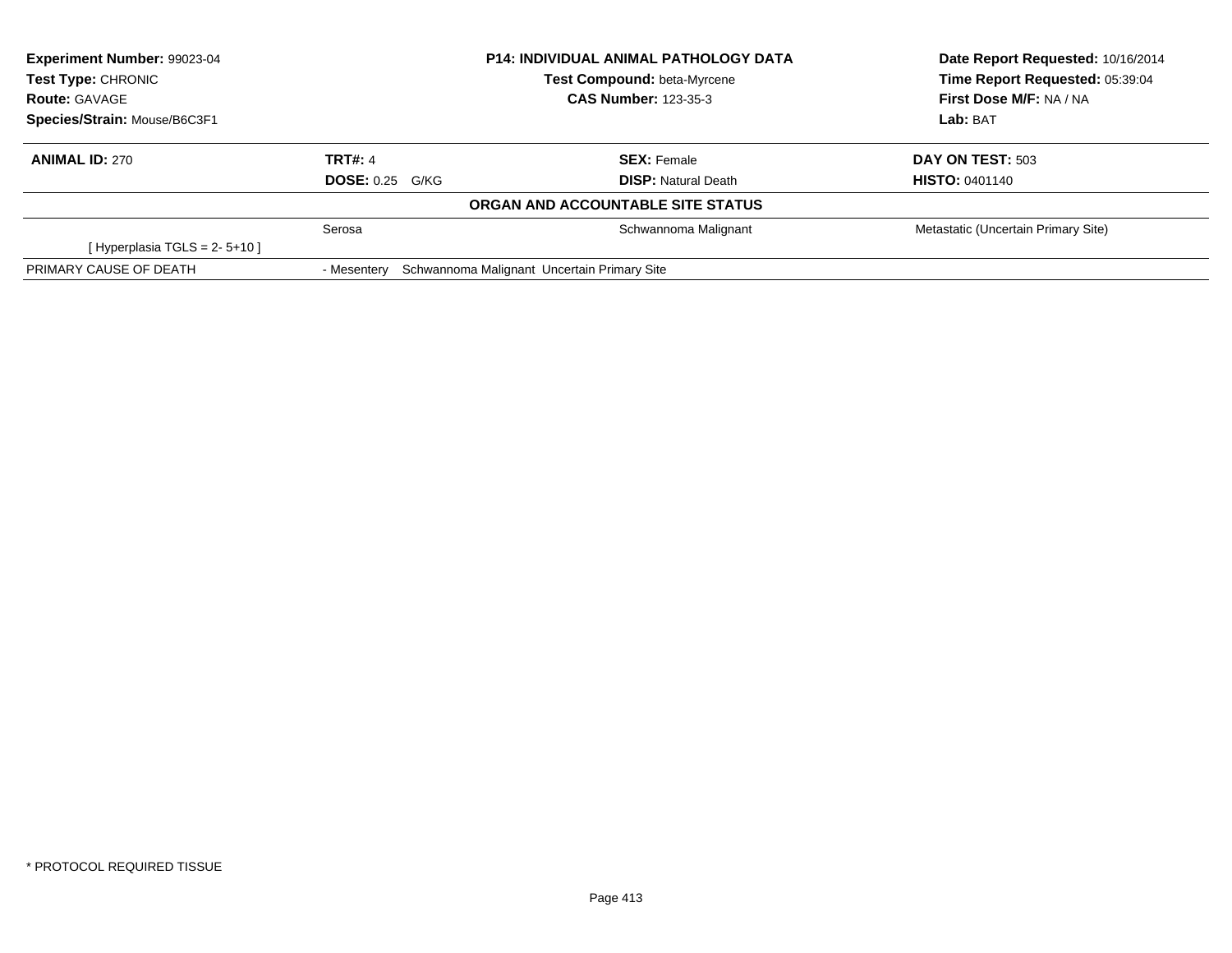**Experiment Number:** 99023-04
**Test Type:** CHRONIC
**Route:** GAVAGE
**Species/Strain:** Mouse/B6C3F1

**P14: INDIVIDUAL ANIMAL PATHOLOGY DATA**
**Test Compound:** beta-Myrcene
**CAS Number:** 123-35-3

**Date Report Requested:** 10/16/2014
**Time Report Requested:** 05:39:04
**First Dose M/F:** NA / NA
**Lab:** BAT

| **ANIMAL ID:** 270 | **TRT#:** 4 | **SEX:** Female | **DAY ON TEST:** 503 |
|---|---|---|---|
| | **DOSE:** 0.25 G/KG | **DISP:** Natural Death | **HISTO:** 0401140 |

**ORGAN AND ACCOUNTABLE SITE STATUS**

| | | | |
|---|---|---|---|
| | Serosa | Schwannoma Malignant | Metastatic (Uncertain Primary Site) |
| [ Hyperplasia TGLS = 2- 5+10 ] | | | |
| PRIMARY CAUSE OF DEATH | - Mesentery | Schwannoma Malignant Uncertain Primary Site | |

* PROTOCOL REQUIRED TISSUE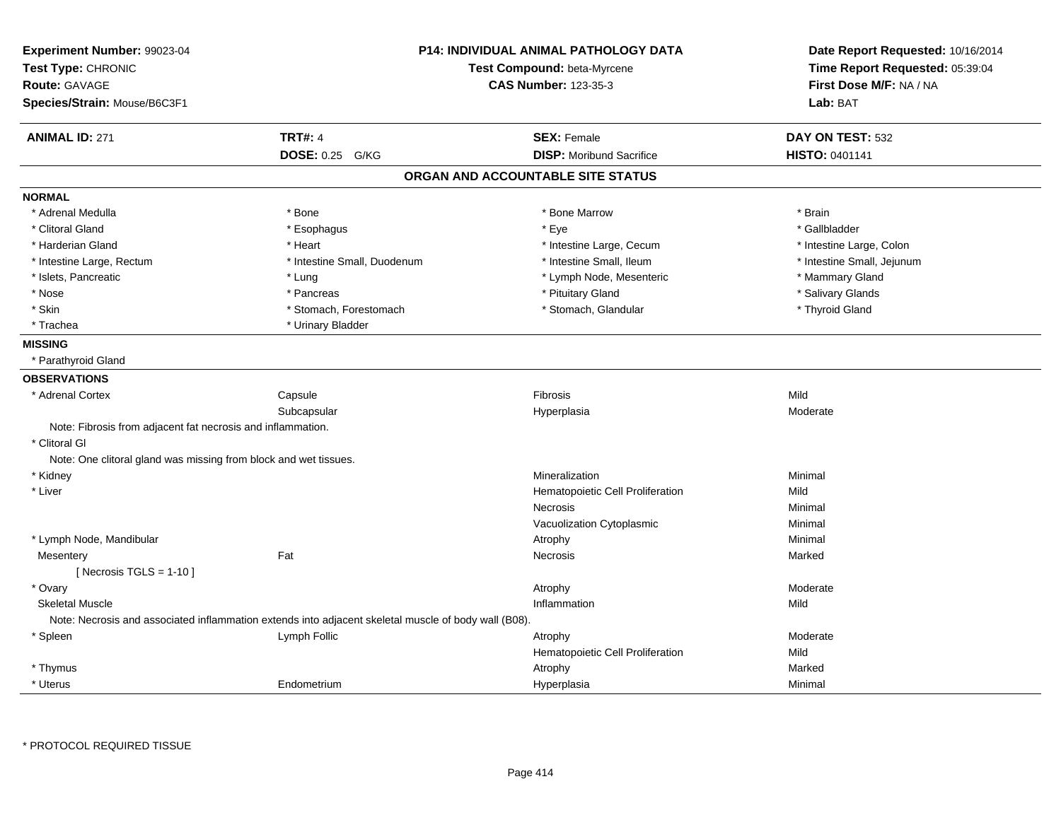**Experiment Number:** 99023-04
**Test Type:** CHRONIC
**Route:** GAVAGE
**Species/Strain:** Mouse/B6C3F1

**P14: INDIVIDUAL ANIMAL PATHOLOGY DATA**
**Test Compound:** beta-Myrcene
**CAS Number:** 123-35-3

**Date Report Requested:** 10/16/2014
**Time Report Requested:** 05:39:04
**First Dose M/F:** NA / NA
**Lab:** BAT

| **ANIMAL ID:** 271 | **TRT#:** 4 | **SEX:** Female | **DAY ON TEST:** 532 |
|---|---|---|---|
| | **DOSE:** 0.25 G/KG | **DISP:** Moribund Sacrifice | **HISTO:** 0401141 |

## ORGAN AND ACCOUNTABLE SITE STATUS

**NORMAL**

| | | | |
|---|---|---|---|
| * Adrenal Medulla | * Bone | * Bone Marrow | * Brain |
| * Clitoral Gland | * Esophagus | * Eye | * Gallbladder |
| * Harderian Gland | * Heart | * Intestine Large, Cecum | * Intestine Large, Colon |
| * Intestine Large, Rectum | * Intestine Small, Duodenum | * Intestine Small, Ileum | * Intestine Small, Jejunum |
| * Islets, Pancreatic | * Lung | * Lymph Node, Mesenteric | * Mammary Gland |
| * Nose | * Pancreas | * Pituitary Gland | * Salivary Glands |
| * Skin | * Stomach, Forestomach | * Stomach, Glandular | * Thyroid Gland |
| * Trachea | * Urinary Bladder | | |

**MISSING**

* Parathyroid Gland

**OBSERVATIONS**

| | | | |
|---|---|---|---|
| * Adrenal Cortex | Capsule | Fibrosis | Mild |
| | Subcapsular | Hyperplasia | Moderate |
| Note: Fibrosis from adjacent fat necrosis and inflammation. | | | |
| * Clitoral Gl | | | |
| Note: One clitoral gland was missing from block and wet tissues. | | | |
| * Kidney | | Mineralization | Minimal |
| * Liver | | Hematopoietic Cell Proliferation | Mild |
| | | Necrosis | Minimal |
| | | Vacuolization Cytoplasmic | Minimal |
| * Lymph Node, Mandibular | | Atrophy | Minimal |
| Mesentery | Fat | Necrosis | Marked |
| [ Necrosis TGLS = 1-10 ] | | | |
| * Ovary | | Atrophy | Moderate |
| Skeletal Muscle | | Inflammation | Mild |
| Note: Necrosis and associated inflammation extends into adjacent skeletal muscle of body wall (B08). | | | |
| * Spleen | Lymph Follic | Atrophy | Moderate |
| | | Hematopoietic Cell Proliferation | Mild |
| * Thymus | | Atrophy | Marked |
| * Uterus | Endometrium | Hyperplasia | Minimal |

* PROTOCOL REQUIRED TISSUE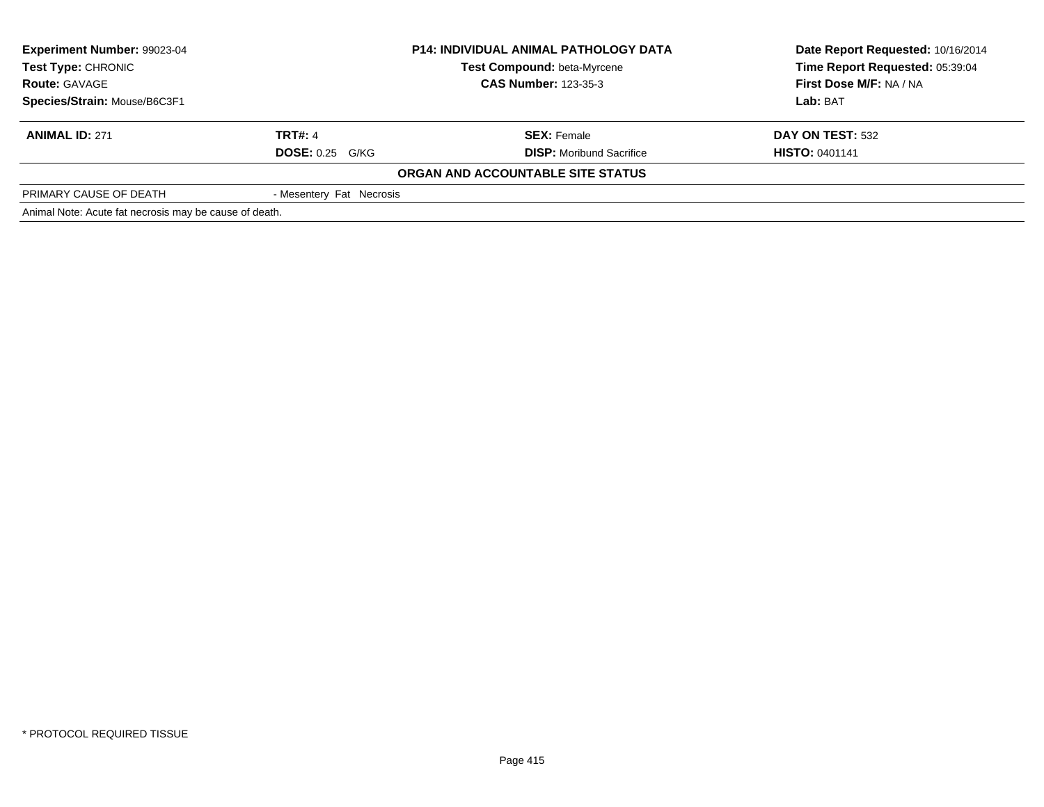**Experiment Number:** 99023-04
**Test Type:** CHRONIC
**Route:** GAVAGE
**Species/Strain:** Mouse/B6C3F1

**P14: INDIVIDUAL ANIMAL PATHOLOGY DATA**
**Test Compound:** beta-Myrcene
**CAS Number:** 123-35-3

**Date Report Requested:** 10/16/2014
**Time Report Requested:** 05:39:04
**First Dose M/F:** NA / NA
**Lab:** BAT

| **ANIMAL ID:** 271 | **TRT#:** 4 | **SEX:** Female | **DAY ON TEST:** 532 |
|---|---|---|---|
| | **DOSE:** 0.25 G/KG | **DISP:** Moribund Sacrifice | **HISTO:** 0401141 |

**ORGAN AND ACCOUNTABLE SITE STATUS**

| PRIMARY CAUSE OF DEATH | - Mesentery Fat Necrosis |
|---|---|

Animal Note: Acute fat necrosis may be cause of death.

* PROTOCOL REQUIRED TISSUE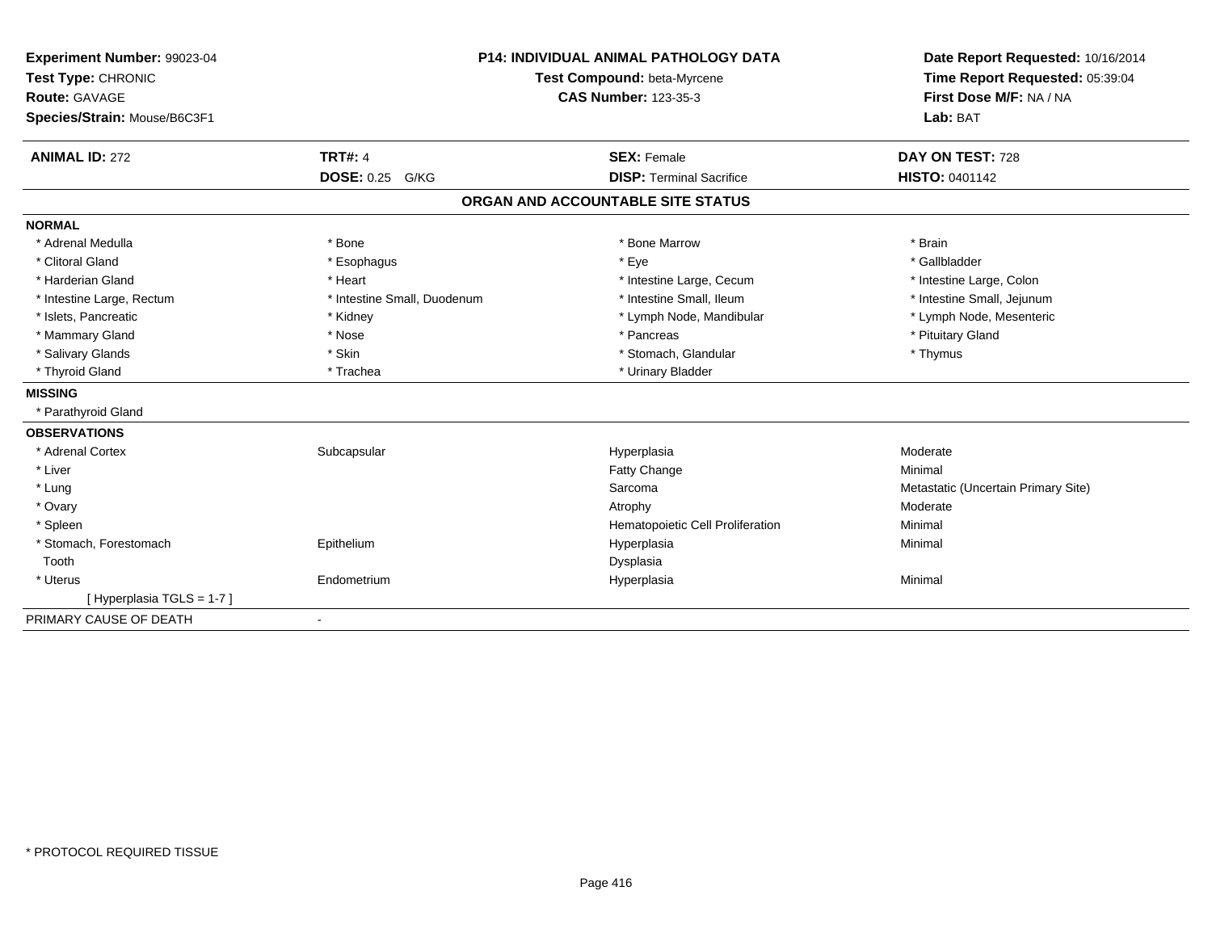**Experiment Number:** 99023-04
**Test Type:** CHRONIC
**Route:** GAVAGE
**Species/Strain:** Mouse/B6C3F1

**P14: INDIVIDUAL ANIMAL PATHOLOGY DATA**
**Test Compound:** beta-Myrcene
**CAS Number:** 123-35-3

**Date Report Requested:** 10/16/2014
**Time Report Requested:** 05:39:04
**First Dose M/F:** NA / NA
**Lab:** BAT

| **ANIMAL ID:** 272 | **TRT#:** 4 | **SEX:** Female | **DAY ON TEST:** 728 |
|---|---|---|---|
| | **DOSE:** 0.25 G/KG | **DISP:** Terminal Sacrifice | **HISTO:** 0401142 |

## ORGAN AND ACCOUNTABLE SITE STATUS

**NORMAL**

| | | | |
|---|---|---|---|
| * Adrenal Medulla | * Bone | * Bone Marrow | * Brain |
| * Clitoral Gland | * Esophagus | * Eye | * Gallbladder |
| * Harderian Gland | * Heart | * Intestine Large, Cecum | * Intestine Large, Colon |
| * Intestine Large, Rectum | * Intestine Small, Duodenum | * Intestine Small, Ileum | * Intestine Small, Jejunum |
| * Islets, Pancreatic | * Kidney | * Lymph Node, Mandibular | * Lymph Node, Mesenteric |
| * Mammary Gland | * Nose | * Pancreas | * Pituitary Gland |
| * Salivary Glands | * Skin | * Stomach, Glandular | * Thymus |
| * Thyroid Gland | * Trachea | * Urinary Bladder | |

**MISSING**

* Parathyroid Gland

**OBSERVATIONS**

| | | | |
|---|---|---|---|
| * Adrenal Cortex | Subcapsular | Hyperplasia | Moderate |
| * Liver | | Fatty Change | Minimal |
| * Lung | | Sarcoma | Metastatic (Uncertain Primary Site) |
| * Ovary | | Atrophy | Moderate |
| * Spleen | | Hematopoietic Cell Proliferation | Minimal |
| * Stomach, Forestomach | Epithelium | Hyperplasia | Minimal |
| Tooth | | Dysplasia | |
| * Uterus | Endometrium | Hyperplasia | Minimal |
| [ Hyperplasia TGLS = 1-7 ] | | | |

PRIMARY CAUSE OF DEATH -

* PROTOCOL REQUIRED TISSUE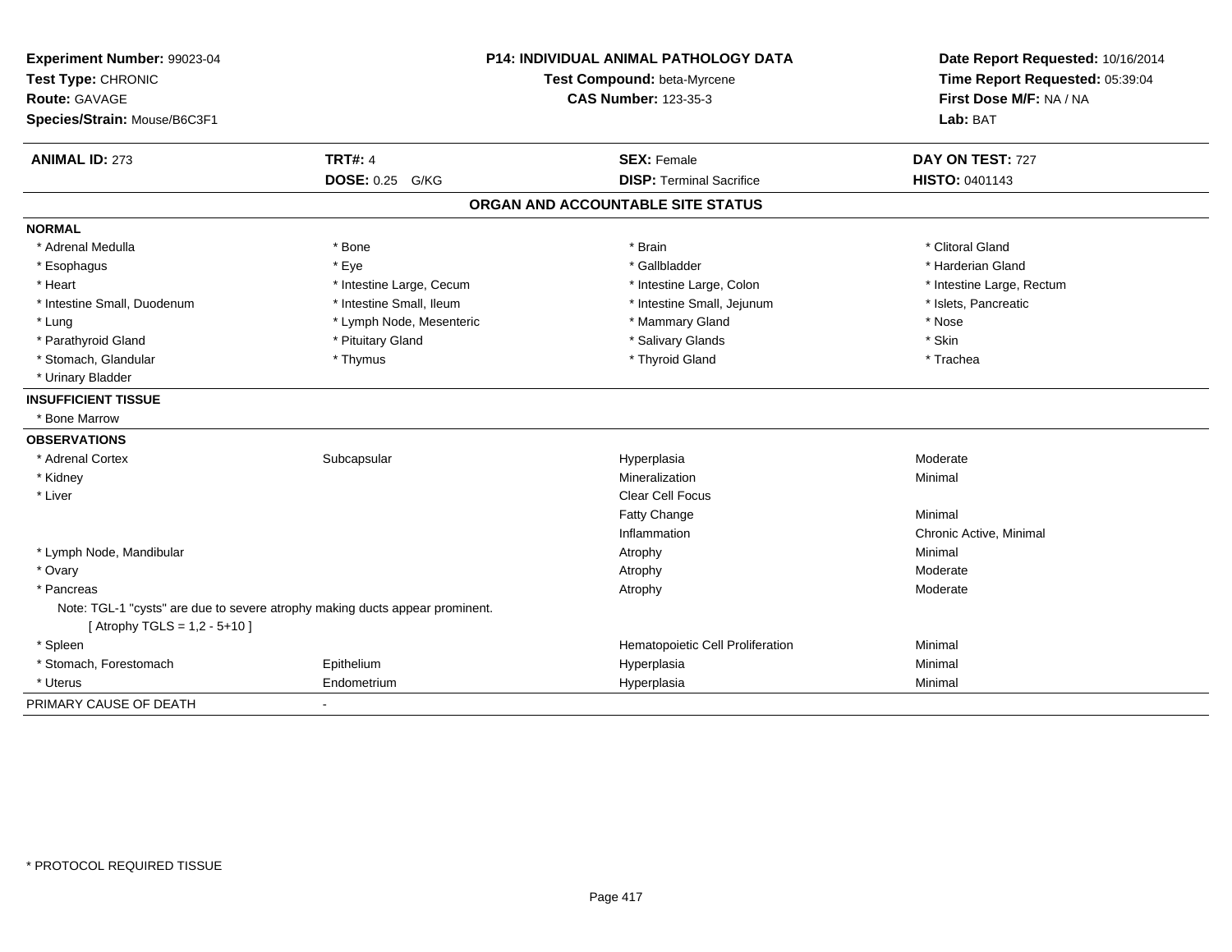**Experiment Number:** 99023-04
**Test Type:** CHRONIC
**Route:** GAVAGE
**Species/Strain:** Mouse/B6C3F1

**P14: INDIVIDUAL ANIMAL PATHOLOGY DATA**
**Test Compound:** beta-Myrcene
**CAS Number:** 123-35-3

**Date Report Requested:** 10/16/2014
**Time Report Requested:** 05:39:04
**First Dose M/F:** NA / NA
**Lab:** BAT

| **ANIMAL ID:** 273 | **TRT#:** 4 | **SEX:** Female | **DAY ON TEST:** 727 |
|---|---|---|---|
| | **DOSE:** 0.25 G/KG | **DISP:** Terminal Sacrifice | **HISTO:** 0401143 |

## ORGAN AND ACCOUNTABLE SITE STATUS

**NORMAL**

| | | | |
|---|---|---|---|
| * Adrenal Medulla | * Bone | * Brain | * Clitoral Gland |
| * Esophagus | * Eye | * Gallbladder | * Harderian Gland |
| * Heart | * Intestine Large, Cecum | * Intestine Large, Colon | * Intestine Large, Rectum |
| * Intestine Small, Duodenum | * Intestine Small, Ileum | * Intestine Small, Jejunum | * Islets, Pancreatic |
| * Lung | * Lymph Node, Mesenteric | * Mammary Gland | * Nose |
| * Parathyroid Gland | * Pituitary Gland | * Salivary Glands | * Skin |
| * Stomach, Glandular | * Thymus | * Thyroid Gland | * Trachea |
| * Urinary Bladder | | | |

**INSUFFICIENT TISSUE**

* Bone Marrow

**OBSERVATIONS**

| | | | |
|---|---|---|---|
| * Adrenal Cortex | Subcapsular | Hyperplasia | Moderate |
| * Kidney | | Mineralization | Minimal |
| * Liver | | Clear Cell Focus | |
| | | Fatty Change | Minimal |
| | | Inflammation | Chronic Active, Minimal |
| * Lymph Node, Mandibular | | Atrophy | Minimal |
| * Ovary | | Atrophy | Moderate |
| * Pancreas | | Atrophy | Moderate |

Note: TGL-1 "cysts" are due to severe atrophy making ducts appear prominent.
[ Atrophy TGLS = 1,2 - 5+10 ]

| | | | |
|---|---|---|---|
| * Spleen | | Hematopoietic Cell Proliferation | Minimal |
| * Stomach, Forestomach | Epithelium | Hyperplasia | Minimal |
| * Uterus | Endometrium | Hyperplasia | Minimal |

PRIMARY CAUSE OF DEATH -

* PROTOCOL REQUIRED TISSUE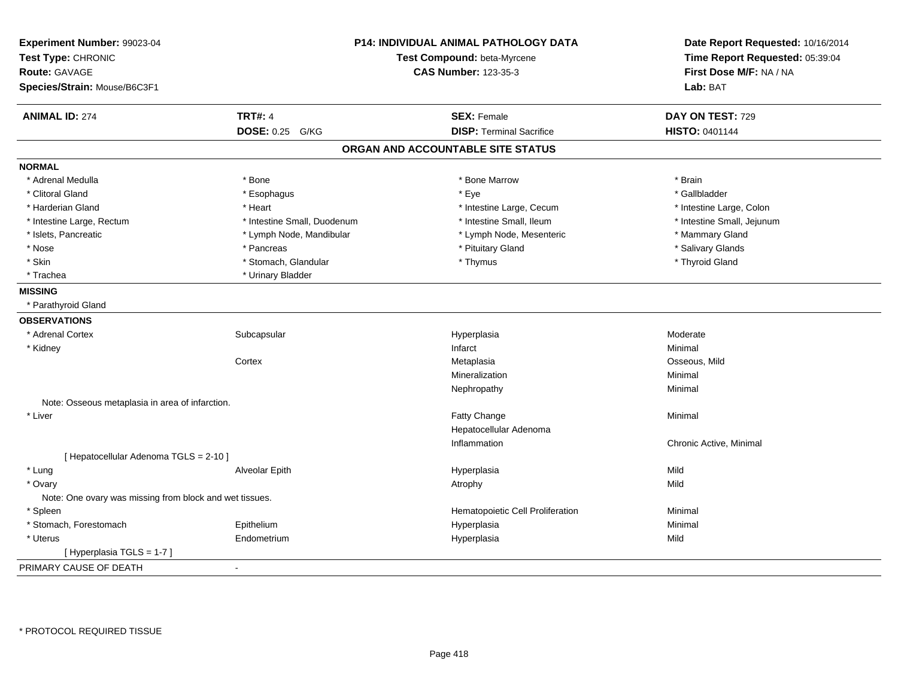**Experiment Number:** 99023-04
**Test Type:** CHRONIC
**Route:** GAVAGE
**Species/Strain:** Mouse/B6C3F1

**P14: INDIVIDUAL ANIMAL PATHOLOGY DATA**
**Test Compound:** beta-Myrcene
**CAS Number:** 123-35-3

**Date Report Requested:** 10/16/2014
**Time Report Requested:** 05:39:04
**First Dose M/F:** NA / NA
**Lab:** BAT

| **ANIMAL ID:** 274 | **TRT#:** 4 | **SEX:** Female | **DAY ON TEST:** 729 |
|---|---|---|---|
| | **DOSE:** 0.25 G/KG | **DISP:** Terminal Sacrifice | **HISTO:** 0401144 |

## ORGAN AND ACCOUNTABLE SITE STATUS

**NORMAL**

| | | | |
|---|---|---|---|
| * Adrenal Medulla | * Bone | * Bone Marrow | * Brain |
| * Clitoral Gland | * Esophagus | * Eye | * Gallbladder |
| * Harderian Gland | * Heart | * Intestine Large, Cecum | * Intestine Large, Colon |
| * Intestine Large, Rectum | * Intestine Small, Duodenum | * Intestine Small, Ileum | * Intestine Small, Jejunum |
| * Islets, Pancreatic | * Lymph Node, Mandibular | * Lymph Node, Mesenteric | * Mammary Gland |
| * Nose | * Pancreas | * Pituitary Gland | * Salivary Glands |
| * Skin | * Stomach, Glandular | * Thymus | * Thyroid Gland |
| * Trachea | * Urinary Bladder | | |

**MISSING**

* Parathyroid Gland

**OBSERVATIONS**

| | | | |
|---|---|---|---|
| * Adrenal Cortex | Subcapsular | Hyperplasia | Moderate |
| * Kidney | | Infarct | Minimal |
| | Cortex | Metaplasia | Osseous, Mild |
| | | Mineralization | Minimal |
| | | Nephropathy | Minimal |
| Note: Osseous metaplasia in area of infarction. | | | |
| * Liver | | Fatty Change | Minimal |
| | | Hepatocellular Adenoma | |
| | | Inflammation | Chronic Active, Minimal |
| [ Hepatocellular Adenoma TGLS = 2-10 ] | | | |
| * Lung | Alveolar Epith | Hyperplasia | Mild |
| * Ovary | | Atrophy | Mild |
| Note: One ovary was missing from block and wet tissues. | | | |
| * Spleen | | Hematopoietic Cell Proliferation | Minimal |
| * Stomach, Forestomach | Epithelium | Hyperplasia | Minimal |
| * Uterus | Endometrium | Hyperplasia | Mild |
| [ Hyperplasia TGLS = 1-7 ] | | | |

PRIMARY CAUSE OF DEATH -

* PROTOCOL REQUIRED TISSUE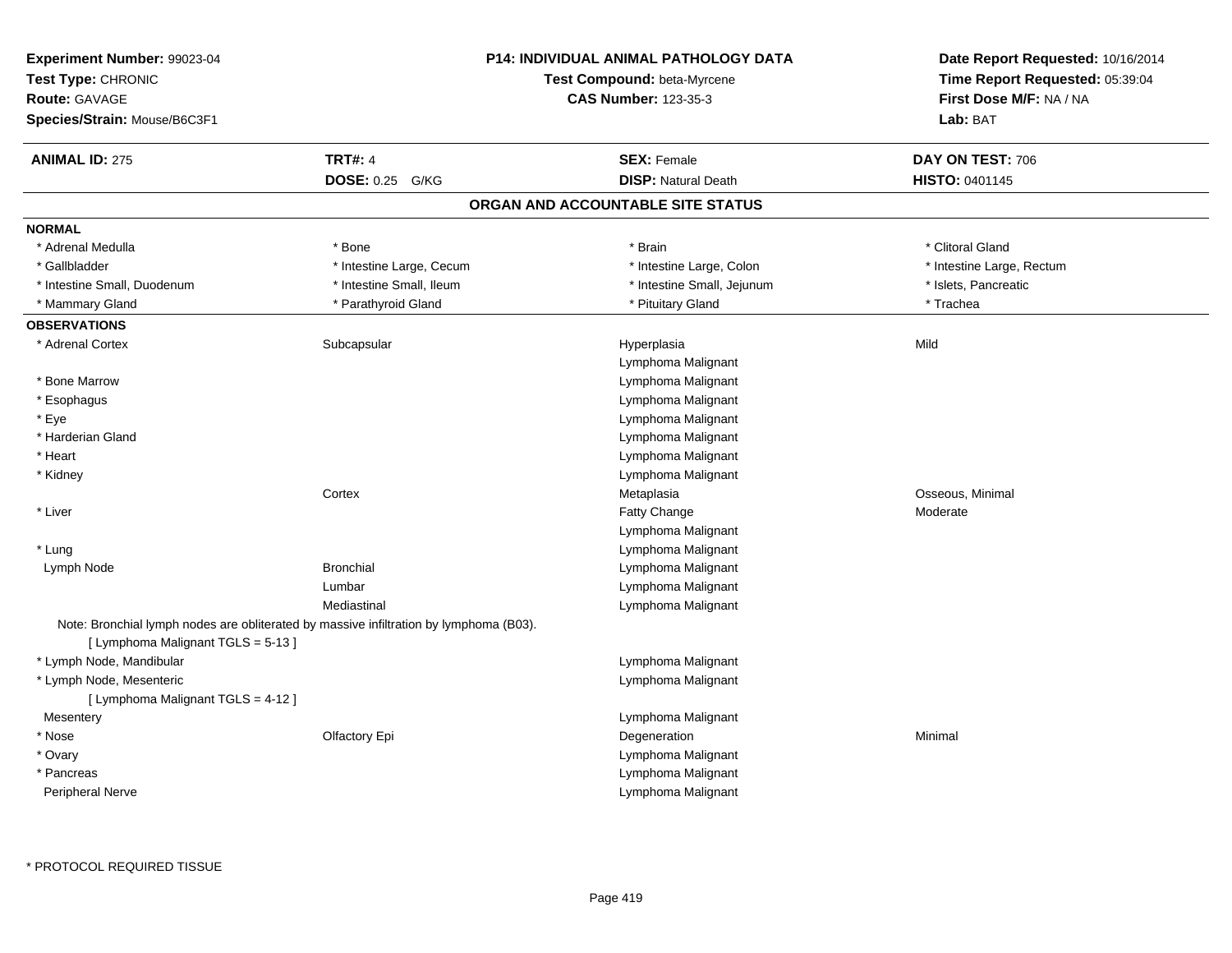**Experiment Number:** 99023-04
**Test Type:** CHRONIC
**Route:** GAVAGE
**Species/Strain:** Mouse/B6C3F1

**P14: INDIVIDUAL ANIMAL PATHOLOGY DATA**
**Test Compound:** beta-Myrcene
**CAS Number:** 123-35-3

**Date Report Requested:** 10/16/2014
**Time Report Requested:** 05:39:04
**First Dose M/F:** NA / NA
**Lab:** BAT

| **ANIMAL ID:** 275 | **TRT#:** 4 | **SEX:** Female | **DAY ON TEST:** 706 |
|---|---|---|---|
| | **DOSE:** 0.25 G/KG | **DISP:** Natural Death | **HISTO:** 0401145 |

## ORGAN AND ACCOUNTABLE SITE STATUS

**NORMAL**

| | | | |
|---|---|---|---|
| * Adrenal Medulla | * Bone | * Brain | * Clitoral Gland |
| * Gallbladder | * Intestine Large, Cecum | * Intestine Large, Colon | * Intestine Large, Rectum |
| * Intestine Small, Duodenum | * Intestine Small, Ileum | * Intestine Small, Jejunum | * Islets, Pancreatic |
| * Mammary Gland | * Parathyroid Gland | * Pituitary Gland | * Trachea |

**OBSERVATIONS**

| | | | |
|---|---|---|---|
| * Adrenal Cortex | Subcapsular | Hyperplasia | Mild |
| | | Lymphoma Malignant | |
| * Bone Marrow | | Lymphoma Malignant | |
| * Esophagus | | Lymphoma Malignant | |
| * Eye | | Lymphoma Malignant | |
| * Harderian Gland | | Lymphoma Malignant | |
| * Heart | | Lymphoma Malignant | |
| * Kidney | | Lymphoma Malignant | |
| | Cortex | Metaplasia | Osseous, Minimal |
| * Liver | | Fatty Change | Moderate |
| | | Lymphoma Malignant | |
| * Lung | | Lymphoma Malignant | |
| Lymph Node | Bronchial | Lymphoma Malignant | |
| | Lumbar | Lymphoma Malignant | |
| | Mediastinal | Lymphoma Malignant | |

Note: Bronchial lymph nodes are obliterated by massive infiltration by lymphoma (B03).
[ Lymphoma Malignant TGLS = 5-13 ]

| | | | |
|---|---|---|---|
| * Lymph Node, Mandibular | | Lymphoma Malignant | |
| * Lymph Node, Mesenteric | | Lymphoma Malignant | |

[ Lymphoma Malignant TGLS = 4-12 ]

| | | | |
|---|---|---|---|
| Mesentery | | Lymphoma Malignant | |
| * Nose | Olfactory Epi | Degeneration | Minimal |
| * Ovary | | Lymphoma Malignant | |
| * Pancreas | | Lymphoma Malignant | |
| Peripheral Nerve | | Lymphoma Malignant | |

* PROTOCOL REQUIRED TISSUE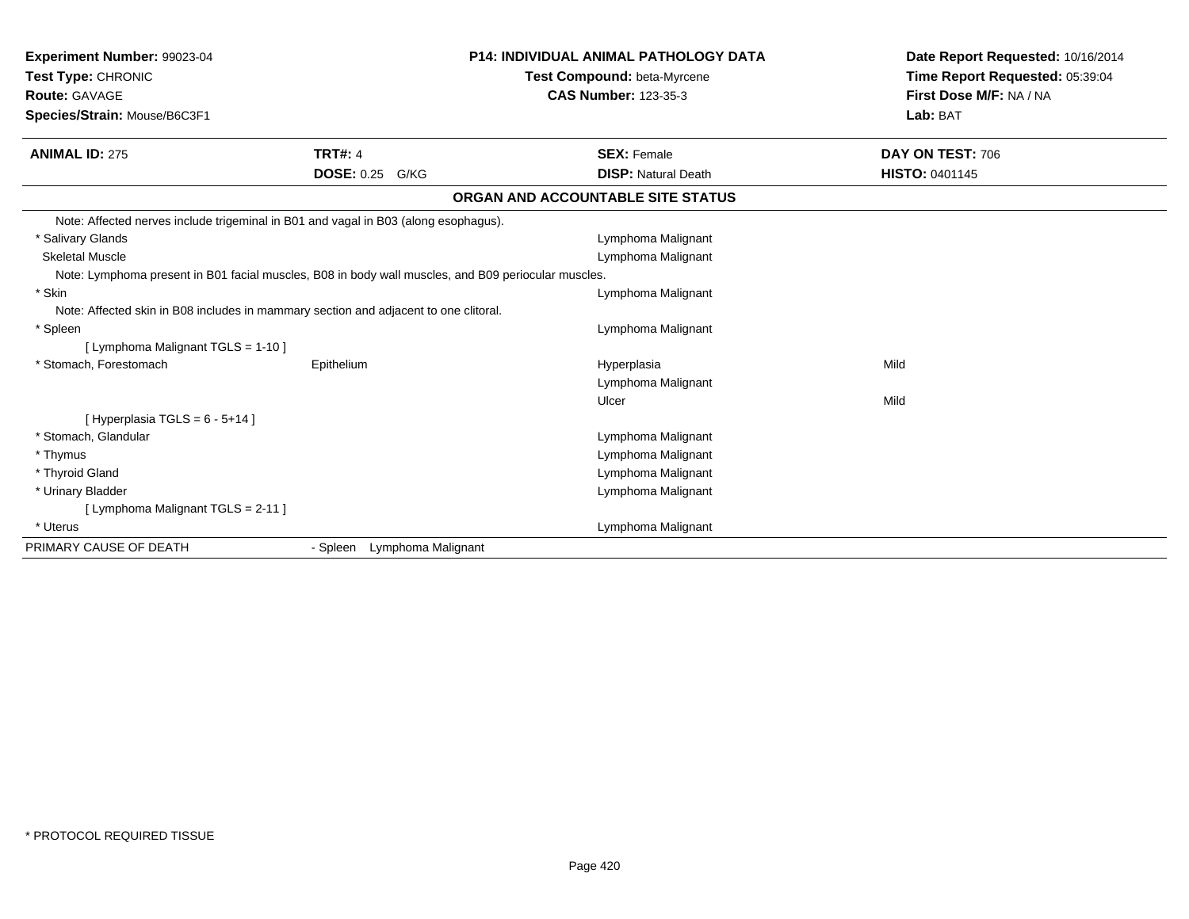**Experiment Number:** 99023-04
**Test Type:** CHRONIC
**Route:** GAVAGE
**Species/Strain:** Mouse/B6C3F1

**P14: INDIVIDUAL ANIMAL PATHOLOGY DATA**
**Test Compound:** beta-Myrcene
**CAS Number:** 123-35-3

**Date Report Requested:** 10/16/2014
**Time Report Requested:** 05:39:04
**First Dose M/F:** NA / NA
**Lab:** BAT

| **ANIMAL ID:** 275 | **TRT#:** 4 | **SEX:** Female | **DAY ON TEST:** 706 |
|---|---|---|---|
| | **DOSE:** 0.25 G/KG | **DISP:** Natural Death | **HISTO:** 0401145 |

**ORGAN AND ACCOUNTABLE SITE STATUS**

| | | | |
|---|---|---|---|
| Note: Affected nerves include trigeminal in B01 and vagal in B03 (along esophagus). | | | |
| * Salivary Glands | | Lymphoma Malignant | |
| Skeletal Muscle | | Lymphoma Malignant | |
| Note: Lymphoma present in B01 facial muscles, B08 in body wall muscles, and B09 periocular muscles. | | | |
| * Skin | | Lymphoma Malignant | |
| Note: Affected skin in B08 includes in mammary section and adjacent to one clitoral. | | | |
| * Spleen | | Lymphoma Malignant | |
| [ Lymphoma Malignant TGLS = 1-10 ] | | | |
| * Stomach, Forestomach | Epithelium | Hyperplasia | Mild |
| | | Lymphoma Malignant | |
| | | Ulcer | Mild |
| [ Hyperplasia TGLS = 6 - 5+14 ] | | | |
| * Stomach, Glandular | | Lymphoma Malignant | |
| * Thymus | | Lymphoma Malignant | |
| * Thyroid Gland | | Lymphoma Malignant | |
| * Urinary Bladder | | Lymphoma Malignant | |
| [ Lymphoma Malignant TGLS = 2-11 ] | | | |
| * Uterus | | Lymphoma Malignant | |
| PRIMARY CAUSE OF DEATH | - Spleen Lymphoma Malignant | | |

* PROTOCOL REQUIRED TISSUE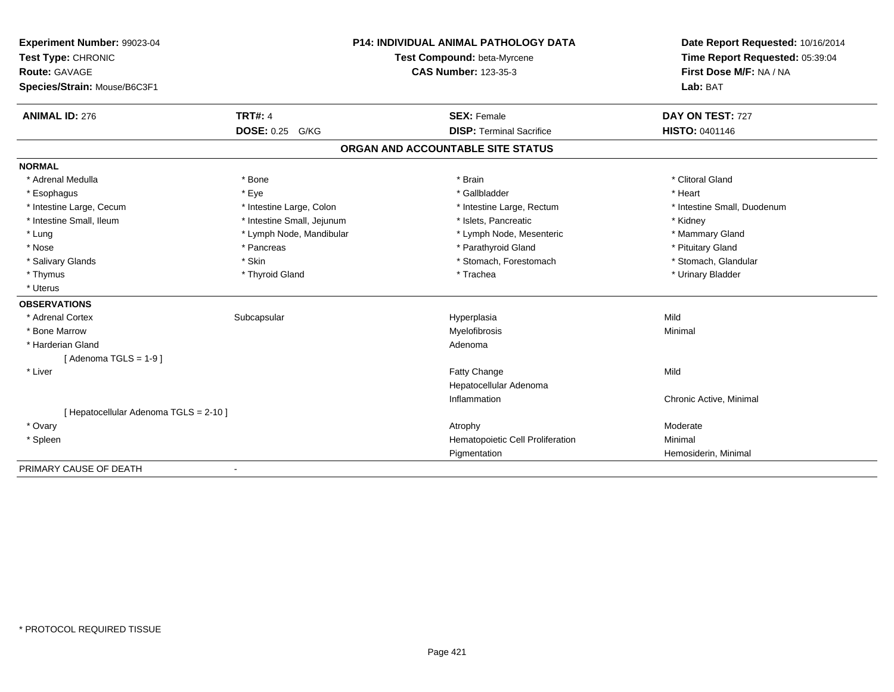**Experiment Number:** 99023-04
**Test Type:** CHRONIC
**Route:** GAVAGE
**Species/Strain:** Mouse/B6C3F1

**P14: INDIVIDUAL ANIMAL PATHOLOGY DATA**
**Test Compound:** beta-Myrcene
**CAS Number:** 123-35-3

**Date Report Requested:** 10/16/2014
**Time Report Requested:** 05:39:04
**First Dose M/F:** NA / NA
**Lab:** BAT

| **ANIMAL ID:** 276 | **TRT#:** 4 | **SEX:** Female | **DAY ON TEST:** 727 |
|---|---|---|---|
| | **DOSE:** 0.25 G/KG | **DISP:** Terminal Sacrifice | **HISTO:** 0401146 |

## ORGAN AND ACCOUNTABLE SITE STATUS

**NORMAL**

| | | | |
|---|---|---|---|
| * Adrenal Medulla | * Bone | * Brain | * Clitoral Gland |
| * Esophagus | * Eye | * Gallbladder | * Heart |
| * Intestine Large, Cecum | * Intestine Large, Colon | * Intestine Large, Rectum | * Intestine Small, Duodenum |
| * Intestine Small, Ileum | * Intestine Small, Jejunum | * Islets, Pancreatic | * Kidney |
| * Lung | * Lymph Node, Mandibular | * Lymph Node, Mesenteric | * Mammary Gland |
| * Nose | * Pancreas | * Parathyroid Gland | * Pituitary Gland |
| * Salivary Glands | * Skin | * Stomach, Forestomach | * Stomach, Glandular |
| * Thymus | * Thyroid Gland | * Trachea | * Urinary Bladder |
| * Uterus | | | |

**OBSERVATIONS**

| | | | |
|---|---|---|---|
| * Adrenal Cortex | Subcapsular | Hyperplasia | Mild |
| * Bone Marrow | | Myelofibrosis | Minimal |
| * Harderian Gland | | Adenoma | |
| [ Adenoma TGLS = 1-9 ] | | | |
| * Liver | | Fatty Change | Mild |
| | | Hepatocellular Adenoma | |
| | | Inflammation | Chronic Active, Minimal |
| [ Hepatocellular Adenoma TGLS = 2-10 ] | | | |
| * Ovary | | Atrophy | Moderate |
| * Spleen | | Hematopoietic Cell Proliferation | Minimal |
| | | Pigmentation | Hemosiderin, Minimal |

PRIMARY CAUSE OF DEATH -

* PROTOCOL REQUIRED TISSUE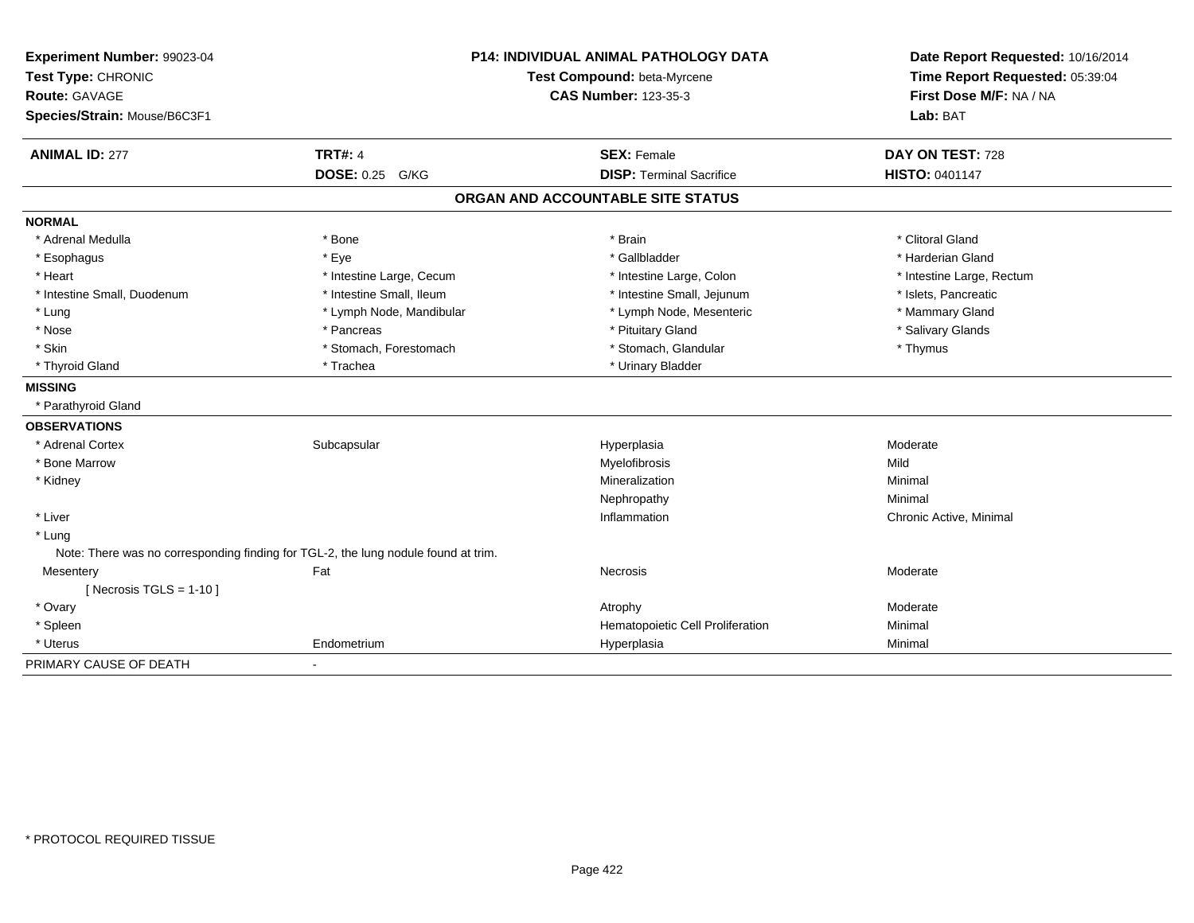**Experiment Number:** 99023-04
**Test Type:** CHRONIC
**Route:** GAVAGE
**Species/Strain:** Mouse/B6C3F1

**P14: INDIVIDUAL ANIMAL PATHOLOGY DATA**
**Test Compound:** beta-Myrcene
**CAS Number:** 123-35-3

**Date Report Requested:** 10/16/2014
**Time Report Requested:** 05:39:04
**First Dose M/F:** NA / NA
**Lab:** BAT

| **ANIMAL ID:** 277 | **TRT#:** 4 | **SEX:** Female | **DAY ON TEST:** 728 |
|---|---|---|---|
| | **DOSE:** 0.25 G/KG | **DISP:** Terminal Sacrifice | **HISTO:** 0401147 |

## ORGAN AND ACCOUNTABLE SITE STATUS

**NORMAL**

| | | | |
|---|---|---|---|
| * Adrenal Medulla | * Bone | * Brain | * Clitoral Gland |
| * Esophagus | * Eye | * Gallbladder | * Harderian Gland |
| * Heart | * Intestine Large, Cecum | * Intestine Large, Colon | * Intestine Large, Rectum |
| * Intestine Small, Duodenum | * Intestine Small, Ileum | * Intestine Small, Jejunum | * Islets, Pancreatic |
| * Lung | * Lymph Node, Mandibular | * Lymph Node, Mesenteric | * Mammary Gland |
| * Nose | * Pancreas | * Pituitary Gland | * Salivary Glands |
| * Skin | * Stomach, Forestomach | * Stomach, Glandular | * Thymus |
| * Thyroid Gland | * Trachea | * Urinary Bladder | |

**MISSING**

* Parathyroid Gland

**OBSERVATIONS**

| | | | |
|---|---|---|---|
| * Adrenal Cortex | Subcapsular | Hyperplasia | Moderate |
| * Bone Marrow | | Myelofibrosis | Mild |
| * Kidney | | Mineralization | Minimal |
| | | Nephropathy | Minimal |
| * Liver | | Inflammation | Chronic Active, Minimal |
| * Lung | | | |
| Note: There was no corresponding finding for TGL-2, the lung nodule found at trim. | | | |
| Mesentery | Fat | Necrosis | Moderate |
| [ Necrosis TGLS = 1-10 ] | | | |
| * Ovary | | Atrophy | Moderate |
| * Spleen | | Hematopoietic Cell Proliferation | Minimal |
| * Uterus | Endometrium | Hyperplasia | Minimal |

PRIMARY CAUSE OF DEATH -

* PROTOCOL REQUIRED TISSUE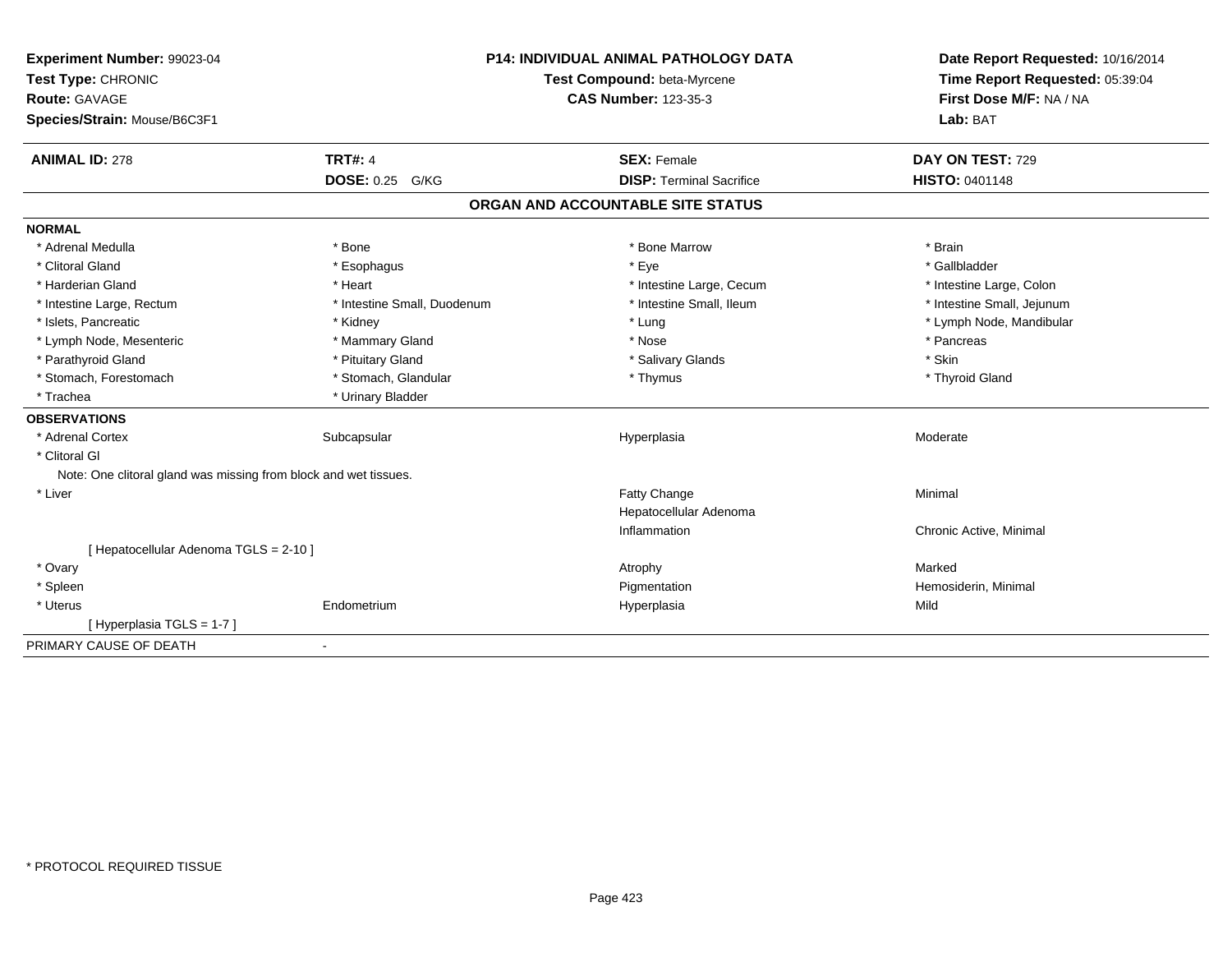**Experiment Number:** 99023-04
**Test Type:** CHRONIC
**Route:** GAVAGE
**Species/Strain:** Mouse/B6C3F1

**P14: INDIVIDUAL ANIMAL PATHOLOGY DATA**
**Test Compound:** beta-Myrcene
**CAS Number:** 123-35-3

**Date Report Requested:** 10/16/2014
**Time Report Requested:** 05:39:04
**First Dose M/F:** NA / NA
**Lab:** BAT

| **ANIMAL ID:** 278 | **TRT#:** 4 | **SEX:** Female | **DAY ON TEST:** 729 |
|---|---|---|---|
| | **DOSE:** 0.25 G/KG | **DISP:** Terminal Sacrifice | **HISTO:** 0401148 |

**ORGAN AND ACCOUNTABLE SITE STATUS**

**NORMAL**

| | | | |
|---|---|---|---|
| * Adrenal Medulla | * Bone | * Bone Marrow | * Brain |
| * Clitoral Gland | * Esophagus | * Eye | * Gallbladder |
| * Harderian Gland | * Heart | * Intestine Large, Cecum | * Intestine Large, Colon |
| * Intestine Large, Rectum | * Intestine Small, Duodenum | * Intestine Small, Ileum | * Intestine Small, Jejunum |
| * Islets, Pancreatic | * Kidney | * Lung | * Lymph Node, Mandibular |
| * Lymph Node, Mesenteric | * Mammary Gland | * Nose | * Pancreas |
| * Parathyroid Gland | * Pituitary Gland | * Salivary Glands | * Skin |
| * Stomach, Forestomach | * Stomach, Glandular | * Thymus | * Thyroid Gland |
| * Trachea | * Urinary Bladder | | |

**OBSERVATIONS**

| | | | |
|---|---|---|---|
| * Adrenal Cortex | Subcapsular | Hyperplasia | Moderate |
| * Clitoral Gl | | | |
| Note: One clitoral gland was missing from block and wet tissues. | | | |
| * Liver | | Fatty Change | Minimal |
| | | Hepatocellular Adenoma | |
| | | Inflammation | Chronic Active, Minimal |
| [ Hepatocellular Adenoma TGLS = 2-10 ] | | | |
| * Ovary | | Atrophy | Marked |
| * Spleen | | Pigmentation | Hemosiderin, Minimal |
| * Uterus | Endometrium | Hyperplasia | Mild |
| [ Hyperplasia TGLS = 1-7 ] | | | |

PRIMARY CAUSE OF DEATH -

* PROTOCOL REQUIRED TISSUE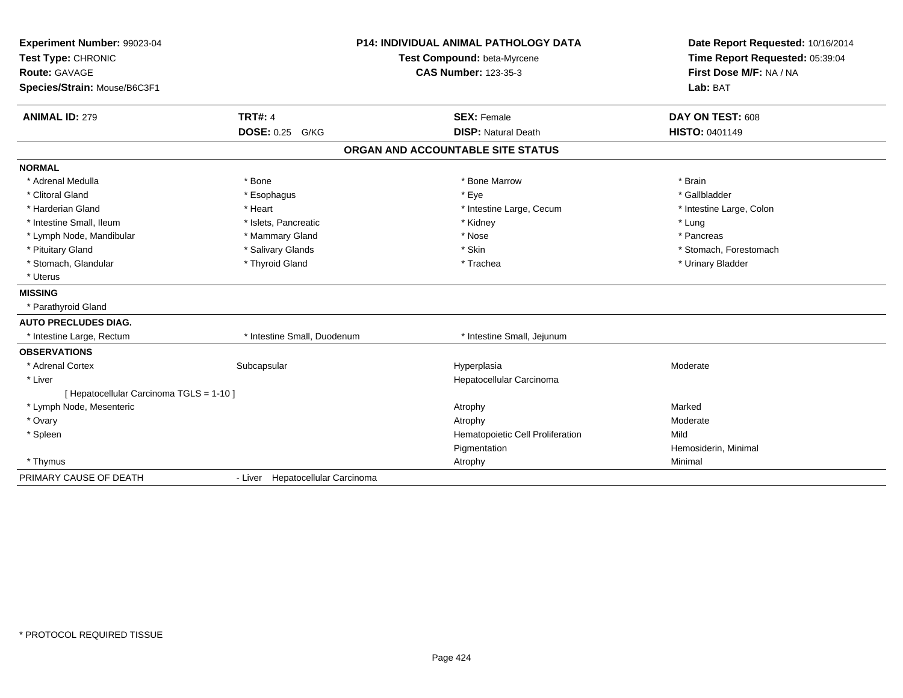**Experiment Number:** 99023-04
**Test Type:** CHRONIC
**Route:** GAVAGE
**Species/Strain:** Mouse/B6C3F1

**P14: INDIVIDUAL ANIMAL PATHOLOGY DATA**
**Test Compound:** beta-Myrcene
**CAS Number:** 123-35-3

**Date Report Requested:** 10/16/2014
**Time Report Requested:** 05:39:04
**First Dose M/F:** NA / NA
**Lab:** BAT

| **ANIMAL ID:** 279 | **TRT#:** 4 | **SEX:** Female | **DAY ON TEST:** 608 |
|---|---|---|---|
| | **DOSE:** 0.25 G/KG | **DISP:** Natural Death | **HISTO:** 0401149 |

## ORGAN AND ACCOUNTABLE SITE STATUS

**NORMAL**

| | | | |
|---|---|---|---|
| * Adrenal Medulla | * Bone | * Bone Marrow | * Brain |
| * Clitoral Gland | * Esophagus | * Eye | * Gallbladder |
| * Harderian Gland | * Heart | * Intestine Large, Cecum | * Intestine Large, Colon |
| * Intestine Small, Ileum | * Islets, Pancreatic | * Kidney | * Lung |
| * Lymph Node, Mandibular | * Mammary Gland | * Nose | * Pancreas |
| * Pituitary Gland | * Salivary Glands | * Skin | * Stomach, Forestomach |
| * Stomach, Glandular | * Thyroid Gland | * Trachea | * Urinary Bladder |
| * Uterus | | | |

**MISSING**

* Parathyroid Gland

**AUTO PRECLUDES DIAG.**

| | | |
|---|---|---|
| * Intestine Large, Rectum | * Intestine Small, Duodenum | * Intestine Small, Jejunum |

**OBSERVATIONS**

| | | | |
|---|---|---|---|
| * Adrenal Cortex | Subcapsular | Hyperplasia | Moderate |
| * Liver | | Hepatocellular Carcinoma | |
| [ Hepatocellular Carcinoma TGLS = 1-10 ] | | | |
| * Lymph Node, Mesenteric | | Atrophy | Marked |
| * Ovary | | Atrophy | Moderate |
| * Spleen | | Hematopoietic Cell Proliferation | Mild |
| | | Pigmentation | Hemosiderin, Minimal |
| * Thymus | | Atrophy | Minimal |

PRIMARY CAUSE OF DEATH - Liver Hepatocellular Carcinoma

* PROTOCOL REQUIRED TISSUE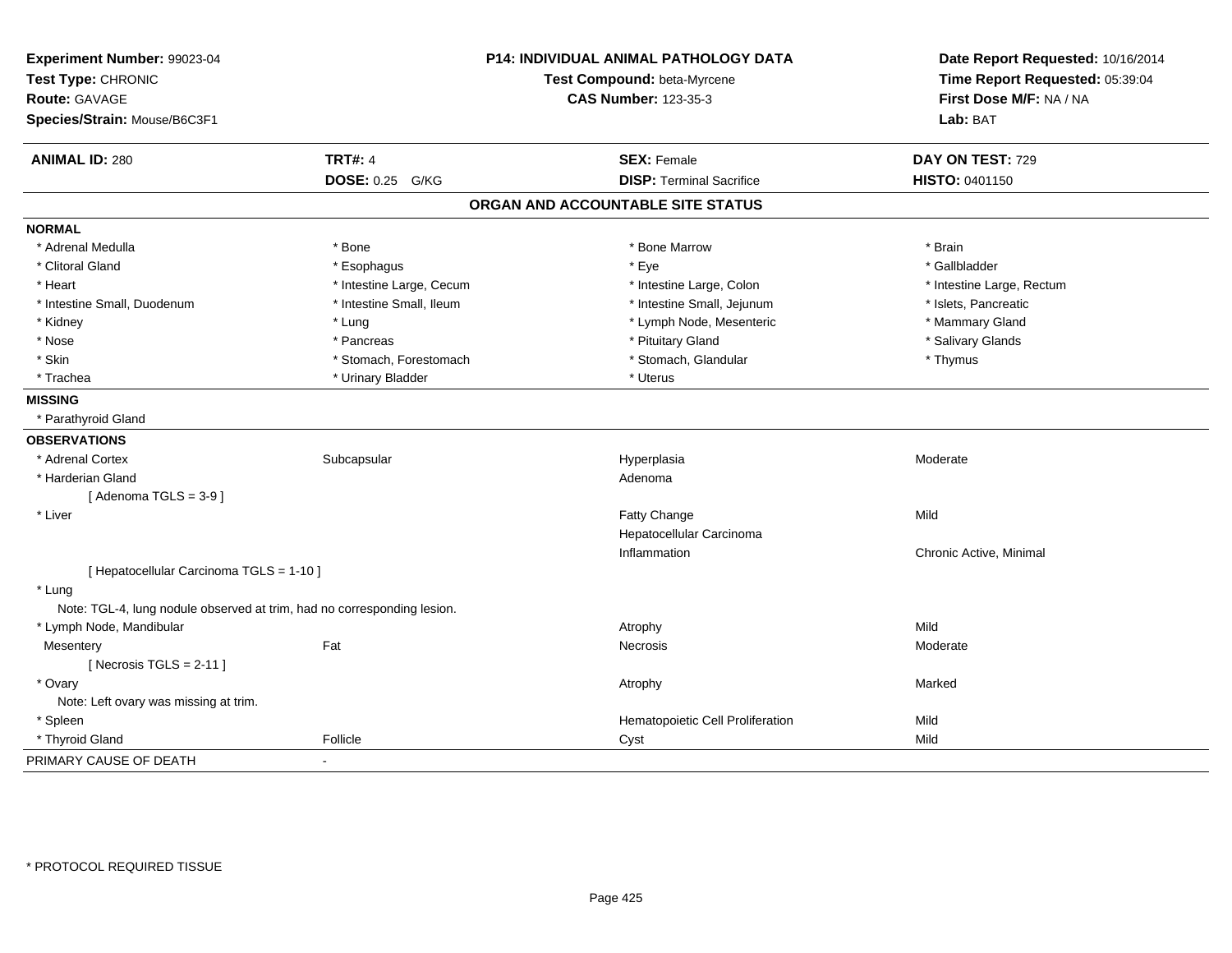**Experiment Number:** 99023-04
**Test Type:** CHRONIC
**Route:** GAVAGE
**Species/Strain:** Mouse/B6C3F1

**P14: INDIVIDUAL ANIMAL PATHOLOGY DATA**
**Test Compound:** beta-Myrcene
**CAS Number:** 123-35-3

**Date Report Requested:** 10/16/2014
**Time Report Requested:** 05:39:04
**First Dose M/F:** NA / NA
**Lab:** BAT

| **ANIMAL ID:** 280 | **TRT#:** 4 | **SEX:** Female | **DAY ON TEST:** 729 |
|---|---|---|---|
| | **DOSE:** 0.25 G/KG | **DISP:** Terminal Sacrifice | **HISTO:** 0401150 |

## ORGAN AND ACCOUNTABLE SITE STATUS

**NORMAL**

| | | | |
|---|---|---|---|
| * Adrenal Medulla | * Bone | * Bone Marrow | * Brain |
| * Clitoral Gland | * Esophagus | * Eye | * Gallbladder |
| * Heart | * Intestine Large, Cecum | * Intestine Large, Colon | * Intestine Large, Rectum |
| * Intestine Small, Duodenum | * Intestine Small, Ileum | * Intestine Small, Jejunum | * Islets, Pancreatic |
| * Kidney | * Lung | * Lymph Node, Mesenteric | * Mammary Gland |
| * Nose | * Pancreas | * Pituitary Gland | * Salivary Glands |
| * Skin | * Stomach, Forestomach | * Stomach, Glandular | * Thymus |
| * Trachea | * Urinary Bladder | * Uterus | |

**MISSING**

* Parathyroid Gland

**OBSERVATIONS**

| | | | |
|---|---|---|---|
| * Adrenal Cortex | Subcapsular | Hyperplasia | Moderate |
| * Harderian Gland | | Adenoma | |
| [ Adenoma TGLS = 3-9 ] | | | |
| * Liver | | Fatty Change | Mild |
| | | Hepatocellular Carcinoma | |
| | | Inflammation | Chronic Active, Minimal |
| [ Hepatocellular Carcinoma TGLS = 1-10 ] | | | |
| * Lung | | | |
| Note: TGL-4, lung nodule observed at trim, had no corresponding lesion. | | | |
| * Lymph Node, Mandibular | | Atrophy | Mild |
| Mesentery | Fat | Necrosis | Moderate |
| [ Necrosis TGLS = 2-11 ] | | | |
| * Ovary | | Atrophy | Marked |
| Note: Left ovary was missing at trim. | | | |
| * Spleen | | Hematopoietic Cell Proliferation | Mild |
| * Thyroid Gland | Follicle | Cyst | Mild |

PRIMARY CAUSE OF DEATH -

* PROTOCOL REQUIRED TISSUE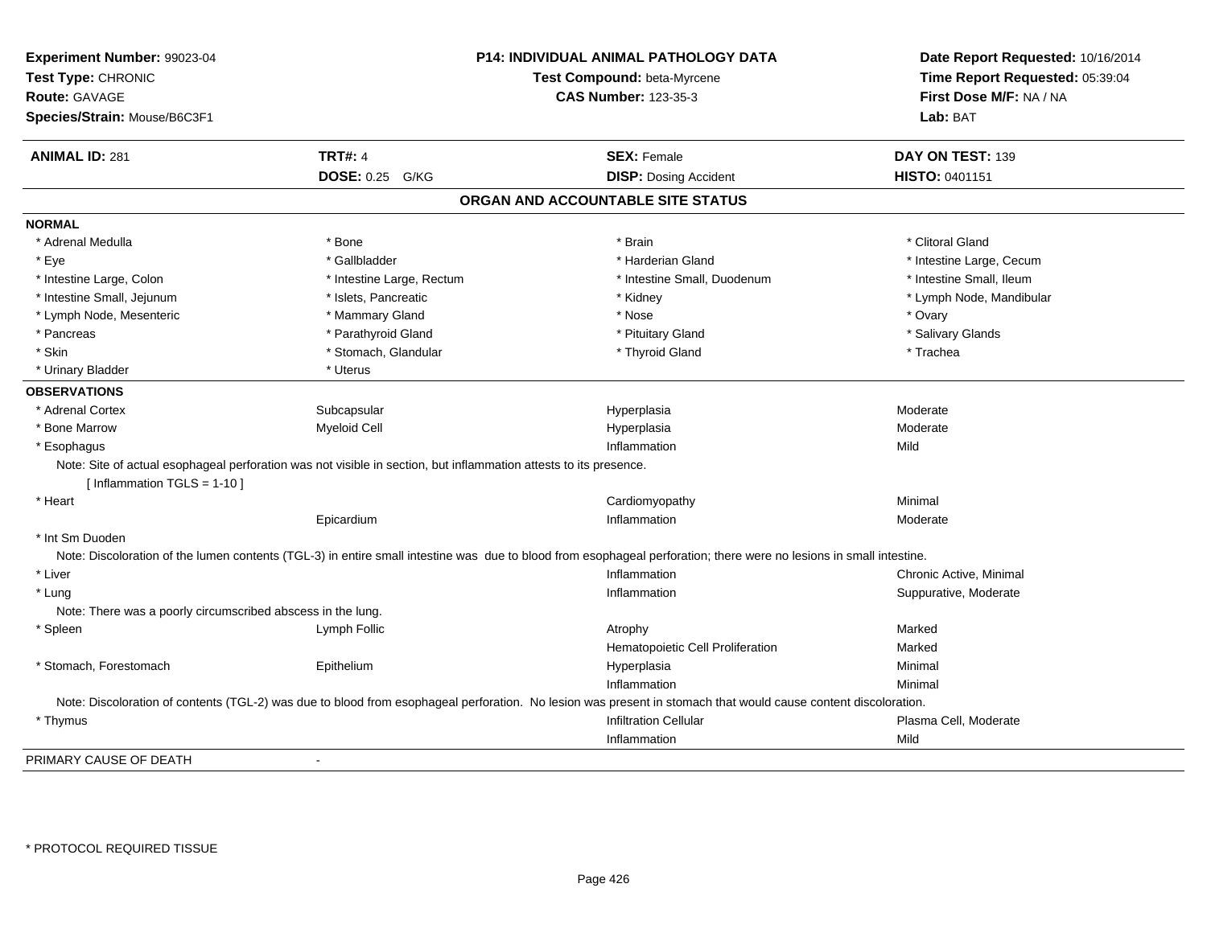**Experiment Number:** 99023-04
**Test Type:** CHRONIC
**Route:** GAVAGE
**Species/Strain:** Mouse/B6C3F1

**P14: INDIVIDUAL ANIMAL PATHOLOGY DATA**
**Test Compound:** beta-Myrcene
**CAS Number:** 123-35-3

**Date Report Requested:** 10/16/2014
**Time Report Requested:** 05:39:04
**First Dose M/F:** NA / NA
**Lab:** BAT

| **ANIMAL ID:** 281 | **TRT#:** 4 | **SEX:** Female | **DAY ON TEST:** 139 |
|---|---|---|---|
| | **DOSE:** 0.25 G/KG | **DISP:** Dosing Accident | **HISTO:** 0401151 |

## ORGAN AND ACCOUNTABLE SITE STATUS

**NORMAL**

| | | | |
|---|---|---|---|
| * Adrenal Medulla | * Bone | * Brain | * Clitoral Gland |
| * Eye | * Gallbladder | * Harderian Gland | * Intestine Large, Cecum |
| * Intestine Large, Colon | * Intestine Large, Rectum | * Intestine Small, Duodenum | * Intestine Small, Ileum |
| * Intestine Small, Jejunum | * Islets, Pancreatic | * Kidney | * Lymph Node, Mandibular |
| * Lymph Node, Mesenteric | * Mammary Gland | * Nose | * Ovary |
| * Pancreas | * Parathyroid Gland | * Pituitary Gland | * Salivary Glands |
| * Skin | * Stomach, Glandular | * Thyroid Gland | * Trachea |
| * Urinary Bladder | * Uterus | | |

**OBSERVATIONS**

| | | | |
|---|---|---|---|
| * Adrenal Cortex | Subcapsular | Hyperplasia | Moderate |
| * Bone Marrow | Myeloid Cell | Hyperplasia | Moderate |
| * Esophagus | | Inflammation | Mild |

Note: Site of actual esophageal perforation was not visible in section, but inflammation attests to its presence.
[ Inflammation TGLS = 1-10 ]

| | | | |
|---|---|---|---|
| * Heart | | Cardiomyopathy | Minimal |
| | Epicardium | Inflammation | Moderate |
| * Int Sm Duoden | | | |

Note: Discoloration of the lumen contents (TGL-3) in entire small intestine was due to blood from esophageal perforation; there were no lesions in small intestine.

| | | | |
|---|---|---|---|
| * Liver | | Inflammation | Chronic Active, Minimal |
| * Lung | | Inflammation | Suppurative, Moderate |

Note: There was a poorly circumscribed abscess in the lung.

| | | | |
|---|---|---|---|
| * Spleen | Lymph Follic | Atrophy | Marked |
| | | Hematopoietic Cell Proliferation | Marked |
| * Stomach, Forestomach | Epithelium | Hyperplasia | Minimal |
| | | Inflammation | Minimal |

Note: Discoloration of contents (TGL-2) was due to blood from esophageal perforation. No lesion was present in stomach that would cause content discoloration.

| | | | |
|---|---|---|---|
| * Thymus | | Infiltration Cellular | Plasma Cell, Moderate |
| | | Inflammation | Mild |

PRIMARY CAUSE OF DEATH -

* PROTOCOL REQUIRED TISSUE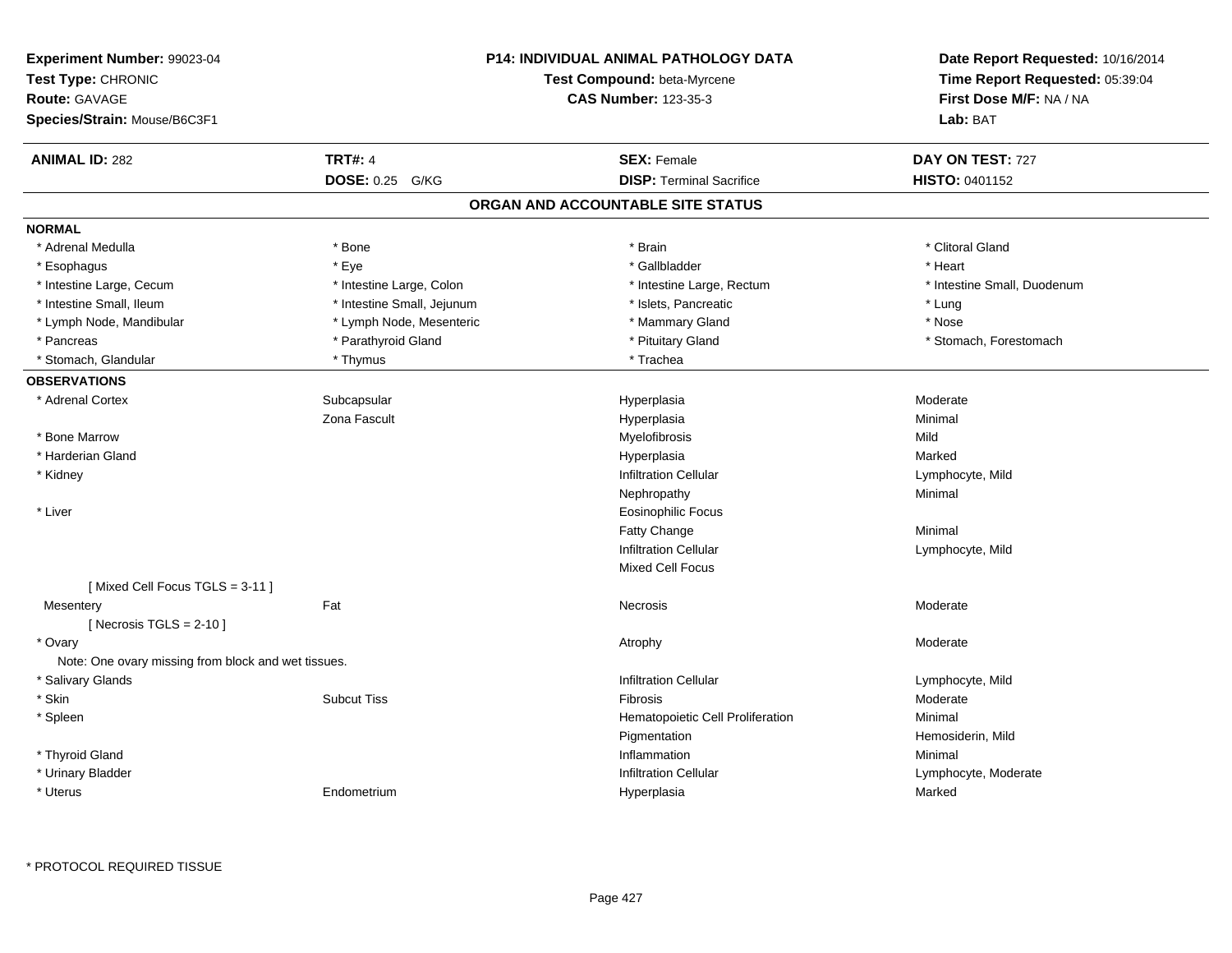**Experiment Number:** 99023-04
**Test Type:** CHRONIC
**Route:** GAVAGE
**Species/Strain:** Mouse/B6C3F1

**P14: INDIVIDUAL ANIMAL PATHOLOGY DATA**
**Test Compound:** beta-Myrcene
**CAS Number:** 123-35-3

**Date Report Requested:** 10/16/2014
**Time Report Requested:** 05:39:04
**First Dose M/F:** NA / NA
**Lab:** BAT

| **ANIMAL ID:** 282 | **TRT#:** 4 | **SEX:** Female | **DAY ON TEST:** 727 |
|---|---|---|---|
| | **DOSE:** 0.25 G/KG | **DISP:** Terminal Sacrifice | **HISTO:** 0401152 |

## ORGAN AND ACCOUNTABLE SITE STATUS

**NORMAL**

| | | | |
|---|---|---|---|
| * Adrenal Medulla | * Bone | * Brain | * Clitoral Gland |
| * Esophagus | * Eye | * Gallbladder | * Heart |
| * Intestine Large, Cecum | * Intestine Large, Colon | * Intestine Large, Rectum | * Intestine Small, Duodenum |
| * Intestine Small, Ileum | * Intestine Small, Jejunum | * Islets, Pancreatic | * Lung |
| * Lymph Node, Mandibular | * Lymph Node, Mesenteric | * Mammary Gland | * Nose |
| * Pancreas | * Parathyroid Gland | * Pituitary Gland | * Stomach, Forestomach |
| * Stomach, Glandular | * Thymus | * Trachea | |

**OBSERVATIONS**

| | | | |
|---|---|---|---|
| * Adrenal Cortex | Subcapsular | Hyperplasia | Moderate |
| | Zona Fascult | Hyperplasia | Minimal |
| * Bone Marrow | | Myelofibrosis | Mild |
| * Harderian Gland | | Hyperplasia | Marked |
| * Kidney | | Infiltration Cellular | Lymphocyte, Mild |
| | | Nephropathy | Minimal |
| * Liver | | Eosinophilic Focus | |
| | | Fatty Change | Minimal |
| | | Infiltration Cellular | Lymphocyte, Mild |
| | | Mixed Cell Focus | |
| [ Mixed Cell Focus TGLS = 3-11 ] | | | |
| Mesentery | Fat | Necrosis | Moderate |
| [ Necrosis TGLS = 2-10 ] | | | |
| * Ovary | | Atrophy | Moderate |
| Note: One ovary missing from block and wet tissues. | | | |
| * Salivary Glands | | Infiltration Cellular | Lymphocyte, Mild |
| * Skin | Subcut Tiss | Fibrosis | Moderate |
| * Spleen | | Hematopoietic Cell Proliferation | Minimal |
| | | Pigmentation | Hemosiderin, Mild |
| * Thyroid Gland | | Inflammation | Minimal |
| * Urinary Bladder | | Infiltration Cellular | Lymphocyte, Moderate |
| * Uterus | Endometrium | Hyperplasia | Marked |

* PROTOCOL REQUIRED TISSUE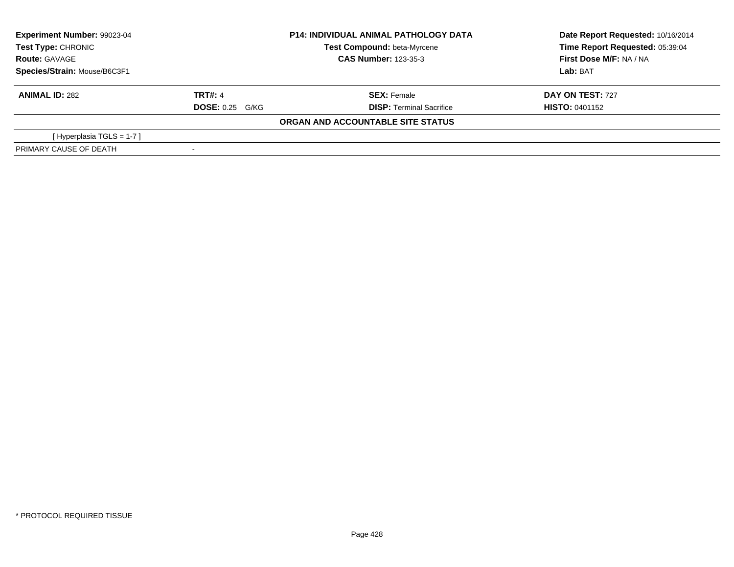| **Experiment Number:** 99023-04 | **P14: INDIVIDUAL ANIMAL PATHOLOGY DATA** | **Date Report Requested:** 10/16/2014 |
|---|---|---|
| **Test Type:** CHRONIC | **Test Compound:** beta-Myrcene | **Time Report Requested:** 05:39:04 |
| **Route:** GAVAGE | **CAS Number:** 123-35-3 | **First Dose M/F:** NA / NA |
| **Species/Strain:** Mouse/B6C3F1 | | **Lab:** BAT |

| **ANIMAL ID:** 282 | **TRT#:** 4 | **SEX:** Female | **DAY ON TEST:** 727 |
|---|---|---|---|
| | **DOSE:** 0.25 G/KG | **DISP:** Terminal Sacrifice | **HISTO:** 0401152 |

**ORGAN AND ACCOUNTABLE SITE STATUS**

| | |
|---|---|
| [ Hyperplasia TGLS = 1-7 ] | |
| PRIMARY CAUSE OF DEATH | - |

* PROTOCOL REQUIRED TISSUE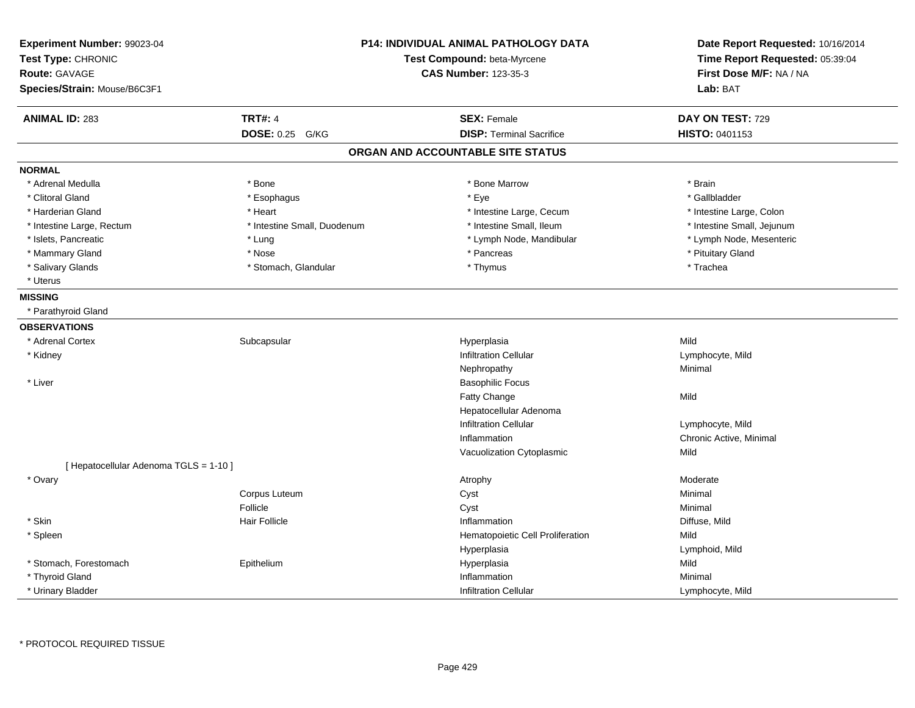**Experiment Number:** 99023-04
**Test Type:** CHRONIC
**Route:** GAVAGE
**Species/Strain:** Mouse/B6C3F1

**P14: INDIVIDUAL ANIMAL PATHOLOGY DATA**
**Test Compound:** beta-Myrcene
**CAS Number:** 123-35-3

**Date Report Requested:** 10/16/2014
**Time Report Requested:** 05:39:04
**First Dose M/F:** NA / NA
**Lab:** BAT

| **ANIMAL ID:** 283 | **TRT#:** 4 | **SEX:** Female | **DAY ON TEST:** 729 |
|---|---|---|---|
| | **DOSE:** 0.25 G/KG | **DISP:** Terminal Sacrifice | **HISTO:** 0401153 |

## ORGAN AND ACCOUNTABLE SITE STATUS

**NORMAL**

| | | | |
|---|---|---|---|
| * Adrenal Medulla | * Bone | * Bone Marrow | * Brain |
| * Clitoral Gland | * Esophagus | * Eye | * Gallbladder |
| * Harderian Gland | * Heart | * Intestine Large, Cecum | * Intestine Large, Colon |
| * Intestine Large, Rectum | * Intestine Small, Duodenum | * Intestine Small, Ileum | * Intestine Small, Jejunum |
| * Islets, Pancreatic | * Lung | * Lymph Node, Mandibular | * Lymph Node, Mesenteric |
| * Mammary Gland | * Nose | * Pancreas | * Pituitary Gland |
| * Salivary Glands | * Stomach, Glandular | * Thymus | * Trachea |
| * Uterus | | | |

**MISSING**

* Parathyroid Gland

**OBSERVATIONS**

| | | | |
|---|---|---|---|
| * Adrenal Cortex | Subcapsular | Hyperplasia | Mild |
| * Kidney | | Infiltration Cellular | Lymphocyte, Mild |
| | | Nephropathy | Minimal |
| * Liver | | Basophilic Focus | |
| | | Fatty Change | Mild |
| | | Hepatocellular Adenoma | |
| | | Infiltration Cellular | Lymphocyte, Mild |
| | | Inflammation | Chronic Active, Minimal |
| | | Vacuolization Cytoplasmic | Mild |
| [ Hepatocellular Adenoma TGLS = 1-10 ] | | | |
| * Ovary | | Atrophy | Moderate |
| | Corpus Luteum | Cyst | Minimal |
| | Follicle | Cyst | Minimal |
| * Skin | Hair Follicle | Inflammation | Diffuse, Mild |
| * Spleen | | Hematopoietic Cell Proliferation | Mild |
| | | Hyperplasia | Lymphoid, Mild |
| * Stomach, Forestomach | Epithelium | Hyperplasia | Mild |
| * Thyroid Gland | | Inflammation | Minimal |
| * Urinary Bladder | | Infiltration Cellular | Lymphocyte, Mild |

* PROTOCOL REQUIRED TISSUE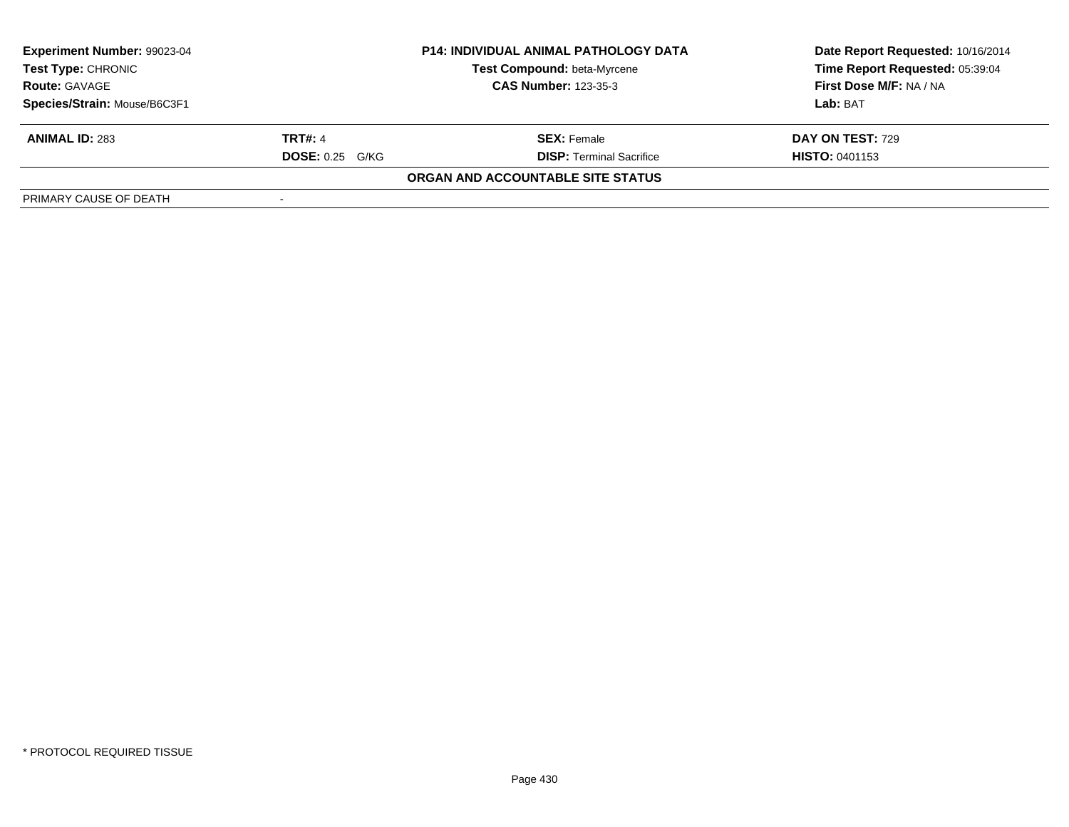| **Experiment Number:** 99023-04 | **P14: INDIVIDUAL ANIMAL PATHOLOGY DATA** | **Date Report Requested:** 10/16/2014 |
|---|---|---|
| **Test Type:** CHRONIC | **Test Compound:** beta-Myrcene | **Time Report Requested:** 05:39:04 |
| **Route:** GAVAGE | **CAS Number:** 123-35-3 | **First Dose M/F:** NA / NA |
| **Species/Strain:** Mouse/B6C3F1 | | **Lab:** BAT |

| **ANIMAL ID:** 283 | **TRT#:** 4 | **SEX:** Female | **DAY ON TEST:** 729 |
|---|---|---|---|
| | **DOSE:** 0.25 G/KG | **DISP:** Terminal Sacrifice | **HISTO:** 0401153 |

**ORGAN AND ACCOUNTABLE SITE STATUS**

| PRIMARY CAUSE OF DEATH | - |
|---|---|

\* PROTOCOL REQUIRED TISSUE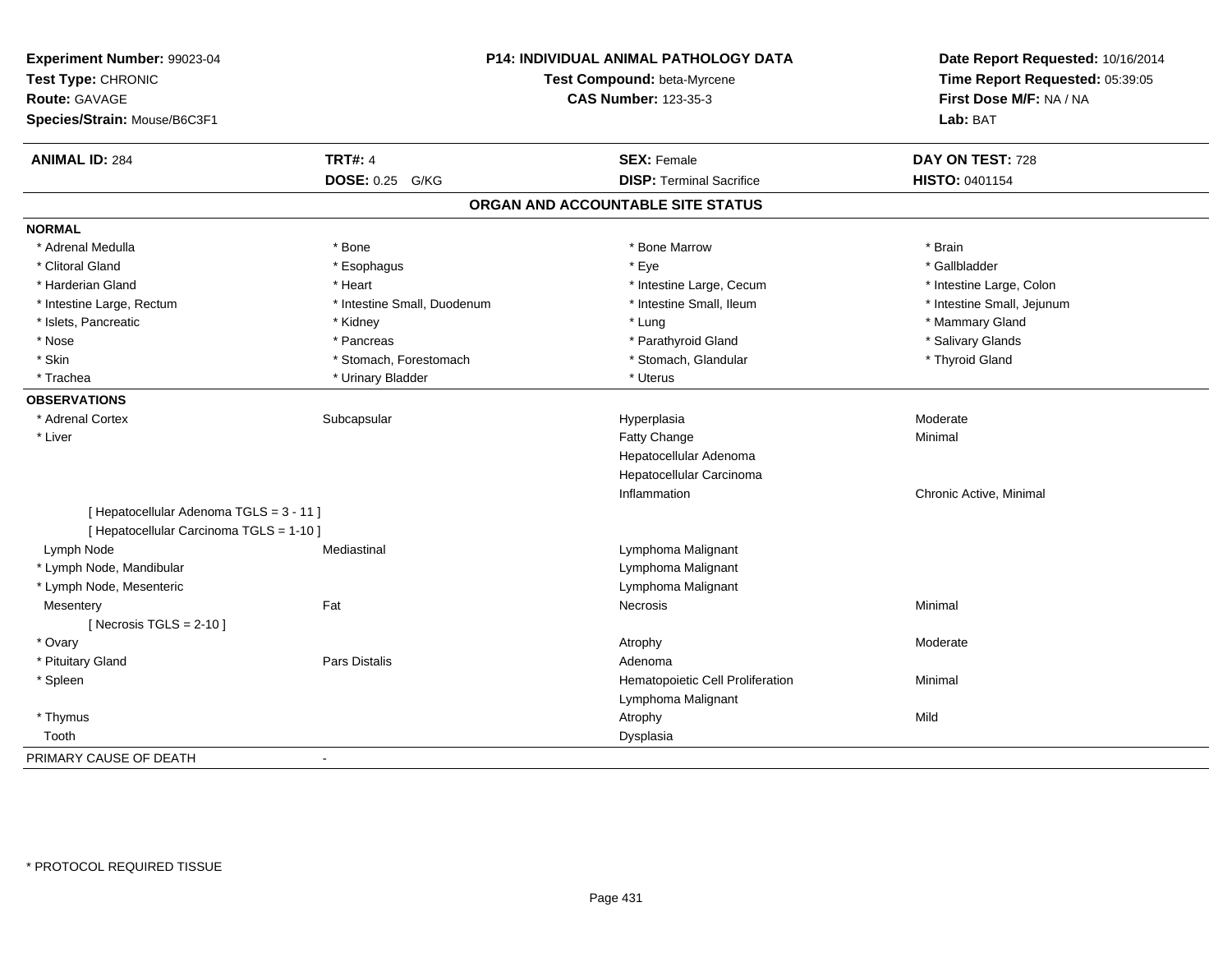**Experiment Number:** 99023-04
**Test Type:** CHRONIC
**Route:** GAVAGE
**Species/Strain:** Mouse/B6C3F1

**P14: INDIVIDUAL ANIMAL PATHOLOGY DATA**
**Test Compound:** beta-Myrcene
**CAS Number:** 123-35-3

**Date Report Requested:** 10/16/2014
**Time Report Requested:** 05:39:05
**First Dose M/F:** NA / NA
**Lab:** BAT

| **ANIMAL ID:** 284 | **TRT#:** 4 | **SEX:** Female | **DAY ON TEST:** 728 |
|---|---|---|---|
| | **DOSE:** 0.25 G/KG | **DISP:** Terminal Sacrifice | **HISTO:** 0401154 |

## ORGAN AND ACCOUNTABLE SITE STATUS

**NORMAL**

| | | | |
|---|---|---|---|
| * Adrenal Medulla | * Bone | * Bone Marrow | * Brain |
| * Clitoral Gland | * Esophagus | * Eye | * Gallbladder |
| * Harderian Gland | * Heart | * Intestine Large, Cecum | * Intestine Large, Colon |
| * Intestine Large, Rectum | * Intestine Small, Duodenum | * Intestine Small, Ileum | * Intestine Small, Jejunum |
| * Islets, Pancreatic | * Kidney | * Lung | * Mammary Gland |
| * Nose | * Pancreas | * Parathyroid Gland | * Salivary Glands |
| * Skin | * Stomach, Forestomach | * Stomach, Glandular | * Thyroid Gland |
| * Trachea | * Urinary Bladder | * Uterus | |

**OBSERVATIONS**

| | | | |
|---|---|---|---|
| * Adrenal Cortex | Subcapsular | Hyperplasia | Moderate |
| * Liver | | Fatty Change | Minimal |
| | | Hepatocellular Adenoma | |
| | | Hepatocellular Carcinoma | |
| | | Inflammation | Chronic Active, Minimal |
| [ Hepatocellular Adenoma TGLS = 3 - 11 ] | | | |
| [ Hepatocellular Carcinoma TGLS = 1-10 ] | | | |
| Lymph Node | Mediastinal | Lymphoma Malignant | |
| * Lymph Node, Mandibular | | Lymphoma Malignant | |
| * Lymph Node, Mesenteric | | Lymphoma Malignant | |
| Mesentery | Fat | Necrosis | Minimal |
| [ Necrosis TGLS = 2-10 ] | | | |
| * Ovary | | Atrophy | Moderate |
| * Pituitary Gland | Pars Distalis | Adenoma | |
| * Spleen | | Hematopoietic Cell Proliferation | Minimal |
| | | Lymphoma Malignant | |
| * Thymus | | Atrophy | Mild |
| Tooth | | Dysplasia | |

PRIMARY CAUSE OF DEATH -

* PROTOCOL REQUIRED TISSUE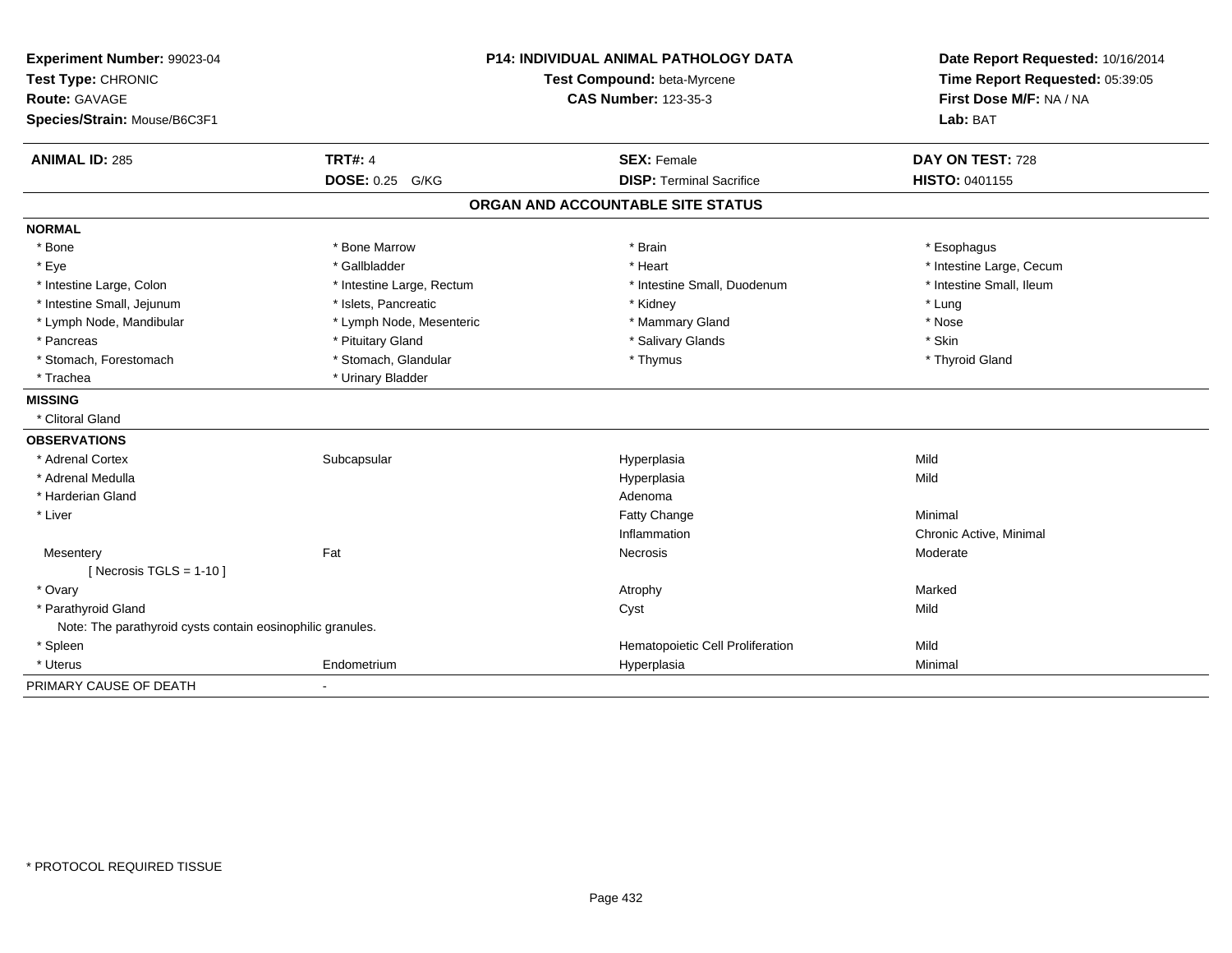**Experiment Number:** 99023-04
**Test Type:** CHRONIC
**Route:** GAVAGE
**Species/Strain:** Mouse/B6C3F1

**P14: INDIVIDUAL ANIMAL PATHOLOGY DATA**
**Test Compound:** beta-Myrcene
**CAS Number:** 123-35-3

**Date Report Requested:** 10/16/2014
**Time Report Requested:** 05:39:05
**First Dose M/F:** NA / NA
**Lab:** BAT

| **ANIMAL ID:** 285 | **TRT#:** 4 | **SEX:** Female | **DAY ON TEST:** 728 |
|---|---|---|---|
| | **DOSE:** 0.25 G/KG | **DISP:** Terminal Sacrifice | **HISTO:** 0401155 |

## ORGAN AND ACCOUNTABLE SITE STATUS

**NORMAL**

| | | | |
|---|---|---|---|
| * Bone | * Bone Marrow | * Brain | * Esophagus |
| * Eye | * Gallbladder | * Heart | * Intestine Large, Cecum |
| * Intestine Large, Colon | * Intestine Large, Rectum | * Intestine Small, Duodenum | * Intestine Small, Ileum |
| * Intestine Small, Jejunum | * Islets, Pancreatic | * Kidney | * Lung |
| * Lymph Node, Mandibular | * Lymph Node, Mesenteric | * Mammary Gland | * Nose |
| * Pancreas | * Pituitary Gland | * Salivary Glands | * Skin |
| * Stomach, Forestomach | * Stomach, Glandular | * Thymus | * Thyroid Gland |
| * Trachea | * Urinary Bladder | | |

**MISSING**

* Clitoral Gland

**OBSERVATIONS**

| | | | |
|---|---|---|---|
| * Adrenal Cortex | Subcapsular | Hyperplasia | Mild |
| * Adrenal Medulla | | Hyperplasia | Mild |
| * Harderian Gland | | Adenoma | |
| * Liver | | Fatty Change | Minimal |
| | | Inflammation | Chronic Active, Minimal |
| Mesentery | Fat | Necrosis | Moderate |
| [ Necrosis TGLS = 1-10 ] | | | |
| * Ovary | | Atrophy | Marked |
| * Parathyroid Gland | | Cyst | Mild |
| Note: The parathyroid cysts contain eosinophilic granules. | | | |
| * Spleen | | Hematopoietic Cell Proliferation | Mild |
| * Uterus | Endometrium | Hyperplasia | Minimal |

PRIMARY CAUSE OF DEATH -

* PROTOCOL REQUIRED TISSUE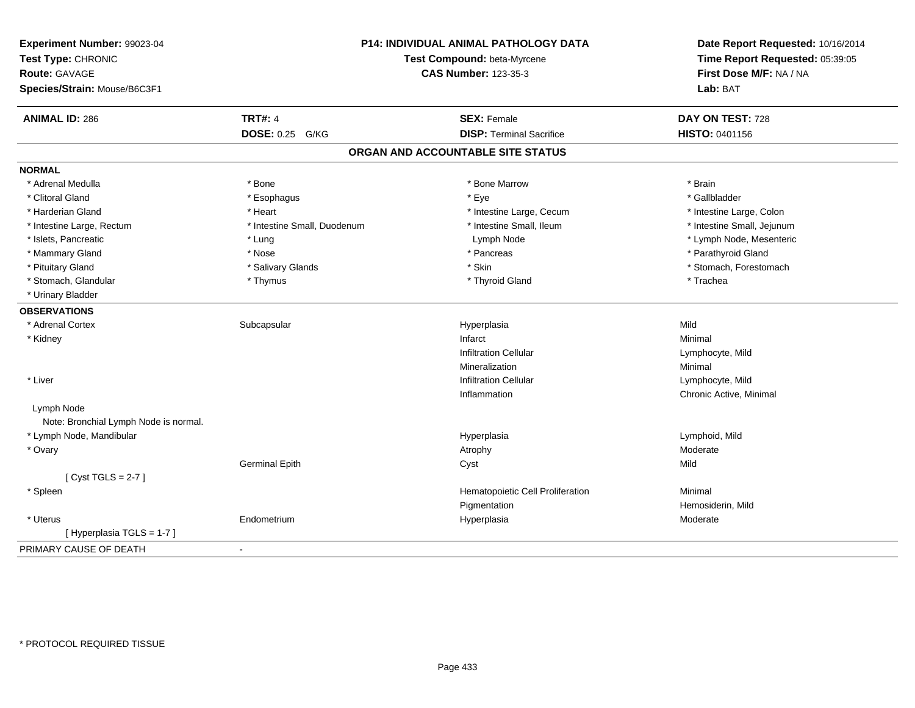**Experiment Number:** 99023-04
**Test Type:** CHRONIC
**Route:** GAVAGE
**Species/Strain:** Mouse/B6C3F1

**P14: INDIVIDUAL ANIMAL PATHOLOGY DATA**
**Test Compound:** beta-Myrcene
**CAS Number:** 123-35-3

**Date Report Requested:** 10/16/2014
**Time Report Requested:** 05:39:05
**First Dose M/F:** NA / NA
**Lab:** BAT

| **ANIMAL ID:** 286 | **TRT#:** 4 | **SEX:** Female | **DAY ON TEST:** 728 |
|---|---|---|---|
| | **DOSE:** 0.25 G/KG | **DISP:** Terminal Sacrifice | **HISTO:** 0401156 |

## ORGAN AND ACCOUNTABLE SITE STATUS

**NORMAL**

| | | | |
|---|---|---|---|
| * Adrenal Medulla | * Bone | * Bone Marrow | * Brain |
| * Clitoral Gland | * Esophagus | * Eye | * Gallbladder |
| * Harderian Gland | * Heart | * Intestine Large, Cecum | * Intestine Large, Colon |
| * Intestine Large, Rectum | * Intestine Small, Duodenum | * Intestine Small, Ileum | * Intestine Small, Jejunum |
| * Islets, Pancreatic | * Lung | Lymph Node | * Lymph Node, Mesenteric |
| * Mammary Gland | * Nose | * Pancreas | * Parathyroid Gland |
| * Pituitary Gland | * Salivary Glands | * Skin | * Stomach, Forestomach |
| * Stomach, Glandular | * Thymus | * Thyroid Gland | * Trachea |
| * Urinary Bladder | | | |

**OBSERVATIONS**

| | | | |
|---|---|---|---|
| * Adrenal Cortex | Subcapsular | Hyperplasia | Mild |
| * Kidney | | Infarct | Minimal |
| | | Infiltration Cellular | Lymphocyte, Mild |
| | | Mineralization | Minimal |
| * Liver | | Infiltration Cellular | Lymphocyte, Mild |
| | | Inflammation | Chronic Active, Minimal |
| Lymph Node | | | |
| Note: Bronchial Lymph Node is normal. | | | |
| * Lymph Node, Mandibular | | Hyperplasia | Lymphoid, Mild |
| * Ovary | | Atrophy | Moderate |
| | Germinal Epith | Cyst | Mild |
| [ Cyst TGLS = 2-7 ] | | | |
| * Spleen | | Hematopoietic Cell Proliferation | Minimal |
| | | Pigmentation | Hemosiderin, Mild |
| * Uterus | Endometrium | Hyperplasia | Moderate |
| [ Hyperplasia TGLS = 1-7 ] | | | |

PRIMARY CAUSE OF DEATH -

* PROTOCOL REQUIRED TISSUE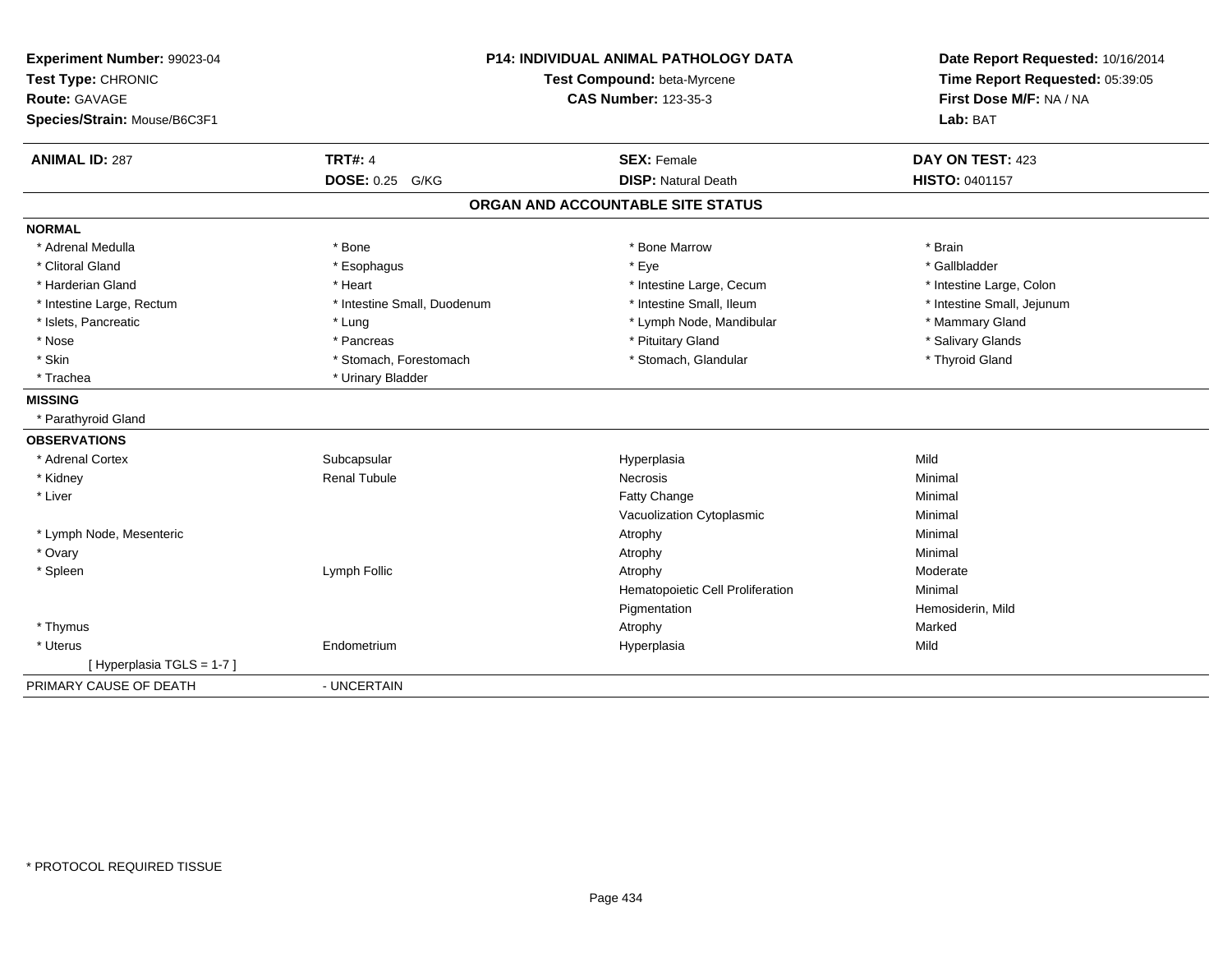**Experiment Number:** 99023-04
**Test Type:** CHRONIC
**Route:** GAVAGE
**Species/Strain:** Mouse/B6C3F1

**P14: INDIVIDUAL ANIMAL PATHOLOGY DATA**
**Test Compound:** beta-Myrcene
**CAS Number:** 123-35-3

**Date Report Requested:** 10/16/2014
**Time Report Requested:** 05:39:05
**First Dose M/F:** NA / NA
**Lab:** BAT

| **ANIMAL ID:** 287 | **TRT#:** 4 | **SEX:** Female | **DAY ON TEST:** 423 |
|---|---|---|---|
| | **DOSE:** 0.25 G/KG | **DISP:** Natural Death | **HISTO:** 0401157 |

## ORGAN AND ACCOUNTABLE SITE STATUS

**NORMAL**

| | | | |
|---|---|---|---|
| * Adrenal Medulla | * Bone | * Bone Marrow | * Brain |
| * Clitoral Gland | * Esophagus | * Eye | * Gallbladder |
| * Harderian Gland | * Heart | * Intestine Large, Cecum | * Intestine Large, Colon |
| * Intestine Large, Rectum | * Intestine Small, Duodenum | * Intestine Small, Ileum | * Intestine Small, Jejunum |
| * Islets, Pancreatic | * Lung | * Lymph Node, Mandibular | * Mammary Gland |
| * Nose | * Pancreas | * Pituitary Gland | * Salivary Glands |
| * Skin | * Stomach, Forestomach | * Stomach, Glandular | * Thyroid Gland |
| * Trachea | * Urinary Bladder | | |

**MISSING**

* Parathyroid Gland

**OBSERVATIONS**

| | | | |
|---|---|---|---|
| * Adrenal Cortex | Subcapsular | Hyperplasia | Mild |
| * Kidney | Renal Tubule | Necrosis | Minimal |
| * Liver | | Fatty Change | Minimal |
| | | Vacuolization Cytoplasmic | Minimal |
| * Lymph Node, Mesenteric | | Atrophy | Minimal |
| * Ovary | | Atrophy | Minimal |
| * Spleen | Lymph Follic | Atrophy | Moderate |
| | | Hematopoietic Cell Proliferation | Minimal |
| | | Pigmentation | Hemosiderin, Mild |
| * Thymus | | Atrophy | Marked |
| * Uterus | Endometrium | Hyperplasia | Mild |
| [ Hyperplasia TGLS = 1-7 ] | | | |

PRIMARY CAUSE OF DEATH - UNCERTAIN

* PROTOCOL REQUIRED TISSUE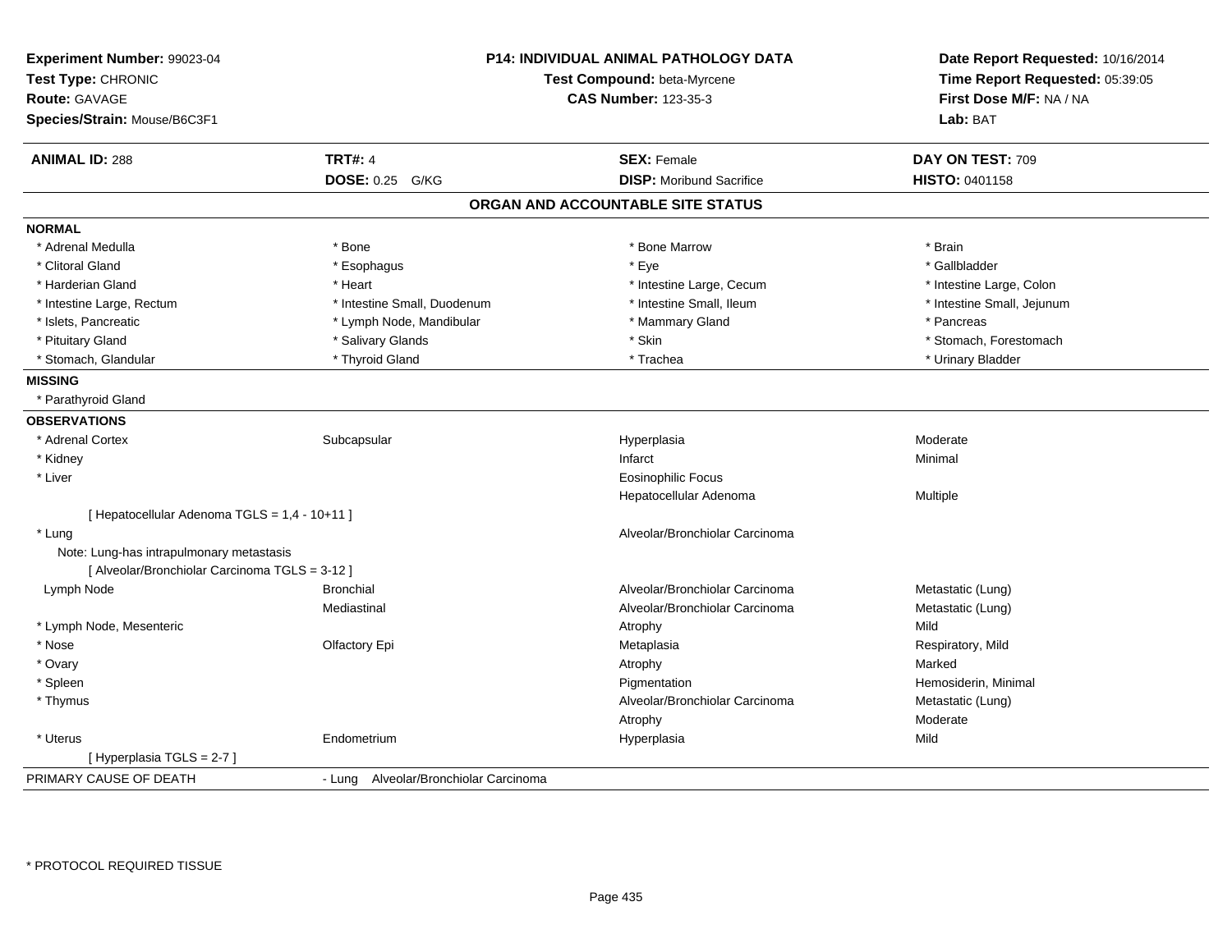**Experiment Number:** 99023-04
**Test Type:** CHRONIC
**Route:** GAVAGE
**Species/Strain:** Mouse/B6C3F1

**P14: INDIVIDUAL ANIMAL PATHOLOGY DATA**
**Test Compound:** beta-Myrcene
**CAS Number:** 123-35-3

**Date Report Requested:** 10/16/2014
**Time Report Requested:** 05:39:05
**First Dose M/F:** NA / NA
**Lab:** BAT

| **ANIMAL ID:** 288 | **TRT#:** 4 | **SEX:** Female | **DAY ON TEST:** 709 |
|---|---|---|---|
| | **DOSE:** 0.25 G/KG | **DISP:** Moribund Sacrifice | **HISTO:** 0401158 |

## ORGAN AND ACCOUNTABLE SITE STATUS

**NORMAL**

| | | | |
|---|---|---|---|
| * Adrenal Medulla | * Bone | * Bone Marrow | * Brain |
| * Clitoral Gland | * Esophagus | * Eye | * Gallbladder |
| * Harderian Gland | * Heart | * Intestine Large, Cecum | * Intestine Large, Colon |
| * Intestine Large, Rectum | * Intestine Small, Duodenum | * Intestine Small, Ileum | * Intestine Small, Jejunum |
| * Islets, Pancreatic | * Lymph Node, Mandibular | * Mammary Gland | * Pancreas |
| * Pituitary Gland | * Salivary Glands | * Skin | * Stomach, Forestomach |
| * Stomach, Glandular | * Thyroid Gland | * Trachea | * Urinary Bladder |

**MISSING**

* Parathyroid Gland

**OBSERVATIONS**

| | | | |
|---|---|---|---|
| * Adrenal Cortex | Subcapsular | Hyperplasia | Moderate |
| * Kidney | | Infarct | Minimal |
| * Liver | | Eosinophilic Focus | |
| | | Hepatocellular Adenoma | Multiple |
| [ Hepatocellular Adenoma TGLS = 1,4 - 10+11 ] | | | |
| * Lung | | Alveolar/Bronchiolar Carcinoma | |
| Note: Lung-has intrapulmonary metastasis | | | |
| [ Alveolar/Bronchiolar Carcinoma TGLS = 3-12 ] | | | |
| Lymph Node | Bronchial | Alveolar/Bronchiolar Carcinoma | Metastatic (Lung) |
| | Mediastinal | Alveolar/Bronchiolar Carcinoma | Metastatic (Lung) |
| * Lymph Node, Mesenteric | | Atrophy | Mild |
| * Nose | Olfactory Epi | Metaplasia | Respiratory, Mild |
| * Ovary | | Atrophy | Marked |
| * Spleen | | Pigmentation | Hemosiderin, Minimal |
| * Thymus | | Alveolar/Bronchiolar Carcinoma | Metastatic (Lung) |
| | | Atrophy | Moderate |
| * Uterus | Endometrium | Hyperplasia | Mild |
| [ Hyperplasia TGLS = 2-7 ] | | | |

PRIMARY CAUSE OF DEATH - Lung Alveolar/Bronchiolar Carcinoma

\* PROTOCOL REQUIRED TISSUE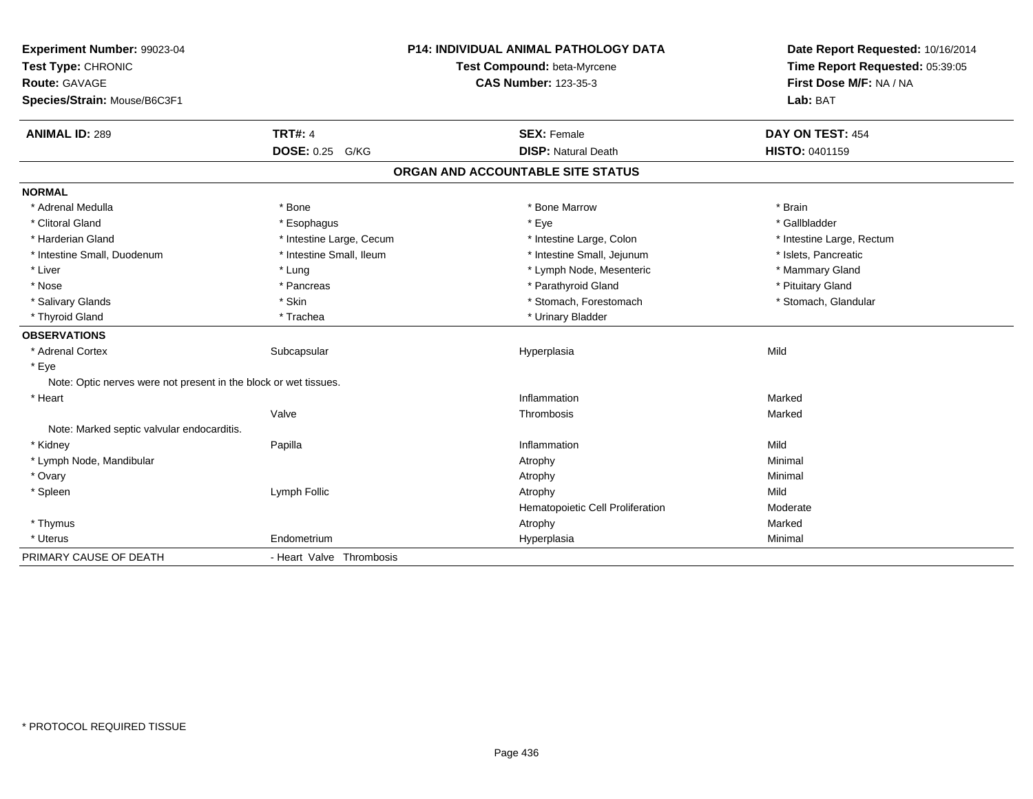**Experiment Number:** 99023-04
**Test Type:** CHRONIC
**Route:** GAVAGE
**Species/Strain:** Mouse/B6C3F1

**P14: INDIVIDUAL ANIMAL PATHOLOGY DATA**
**Test Compound:** beta-Myrcene
**CAS Number:** 123-35-3

**Date Report Requested:** 10/16/2014
**Time Report Requested:** 05:39:05
**First Dose M/F:** NA / NA
**Lab:** BAT

| **ANIMAL ID:** 289 | **TRT#:** 4 | **SEX:** Female | **DAY ON TEST:** 454 |
|---|---|---|---|
| | **DOSE:** 0.25 G/KG | **DISP:** Natural Death | **HISTO:** 0401159 |

## ORGAN AND ACCOUNTABLE SITE STATUS

**NORMAL**

| | | | |
|---|---|---|---|
| * Adrenal Medulla | * Bone | * Bone Marrow | * Brain |
| * Clitoral Gland | * Esophagus | * Eye | * Gallbladder |
| * Harderian Gland | * Intestine Large, Cecum | * Intestine Large, Colon | * Intestine Large, Rectum |
| * Intestine Small, Duodenum | * Intestine Small, Ileum | * Intestine Small, Jejunum | * Islets, Pancreatic |
| * Liver | * Lung | * Lymph Node, Mesenteric | * Mammary Gland |
| * Nose | * Pancreas | * Parathyroid Gland | * Pituitary Gland |
| * Salivary Glands | * Skin | * Stomach, Forestomach | * Stomach, Glandular |
| * Thyroid Gland | * Trachea | * Urinary Bladder | |

**OBSERVATIONS**

| | | | |
|---|---|---|---|
| * Adrenal Cortex | Subcapsular | Hyperplasia | Mild |
| * Eye | | | |
| Note: Optic nerves were not present in the block or wet tissues. | | | |
| * Heart | | Inflammation | Marked |
| | Valve | Thrombosis | Marked |
| Note: Marked septic valvular endocarditis. | | | |
| * Kidney | Papilla | Inflammation | Mild |
| * Lymph Node, Mandibular | | Atrophy | Minimal |
| * Ovary | | Atrophy | Minimal |
| * Spleen | Lymph Follic | Atrophy | Mild |
| | | Hematopoietic Cell Proliferation | Moderate |
| * Thymus | | Atrophy | Marked |
| * Uterus | Endometrium | Hyperplasia | Minimal |

PRIMARY CAUSE OF DEATH - Heart Valve Thrombosis

\* PROTOCOL REQUIRED TISSUE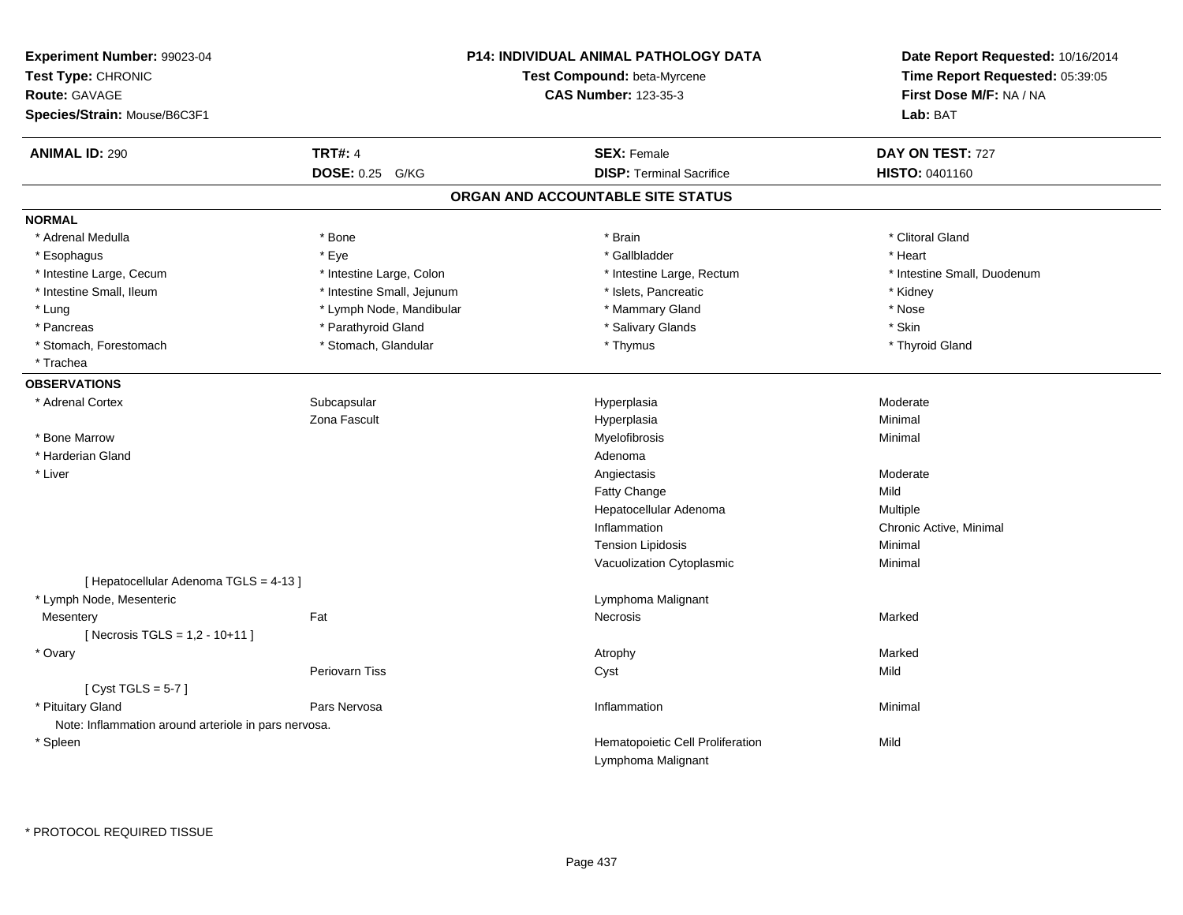**Experiment Number:** 99023-04
**Test Type:** CHRONIC
**Route:** GAVAGE
**Species/Strain:** Mouse/B6C3F1

**P14: INDIVIDUAL ANIMAL PATHOLOGY DATA**
**Test Compound:** beta-Myrcene
**CAS Number:** 123-35-3

**Date Report Requested:** 10/16/2014
**Time Report Requested:** 05:39:05
**First Dose M/F:** NA / NA
**Lab:** BAT

| **ANIMAL ID:** 290 | **TRT#:** 4 | **SEX:** Female | **DAY ON TEST:** 727 |
|---|---|---|---|
| | **DOSE:** 0.25 G/KG | **DISP:** Terminal Sacrifice | **HISTO:** 0401160 |

## ORGAN AND ACCOUNTABLE SITE STATUS

**NORMAL**

| | | | |
|---|---|---|---|
| * Adrenal Medulla | * Bone | * Brain | * Clitoral Gland |
| * Esophagus | * Eye | * Gallbladder | * Heart |
| * Intestine Large, Cecum | * Intestine Large, Colon | * Intestine Large, Rectum | * Intestine Small, Duodenum |
| * Intestine Small, Ileum | * Intestine Small, Jejunum | * Islets, Pancreatic | * Kidney |
| * Lung | * Lymph Node, Mandibular | * Mammary Gland | * Nose |
| * Pancreas | * Parathyroid Gland | * Salivary Glands | * Skin |
| * Stomach, Forestomach | * Stomach, Glandular | * Thymus | * Thyroid Gland |
| * Trachea | | | |

**OBSERVATIONS**

| | | | |
|---|---|---|---|
| * Adrenal Cortex | Subcapsular | Hyperplasia | Moderate |
| | Zona Fascult | Hyperplasia | Minimal |
| * Bone Marrow | | Myelofibrosis | Minimal |
| * Harderian Gland | | Adenoma | |
| * Liver | | Angiectasis | Moderate |
| | | Fatty Change | Mild |
| | | Hepatocellular Adenoma | Multiple |
| | | Inflammation | Chronic Active, Minimal |
| | | Tension Lipidosis | Minimal |
| | | Vacuolization Cytoplasmic | Minimal |
| [ Hepatocellular Adenoma TGLS = 4-13 ] | | | |
| * Lymph Node, Mesenteric | | Lymphoma Malignant | |
| Mesentery | Fat | Necrosis | Marked |
| [ Necrosis TGLS = 1,2 - 10+11 ] | | | |
| * Ovary | | Atrophy | Marked |
| | Periovarn Tiss | Cyst | Mild |
| [ Cyst TGLS = 5-7 ] | | | |
| * Pituitary Gland | Pars Nervosa | Inflammation | Minimal |
| Note: Inflammation around arteriole in pars nervosa. | | | |
| * Spleen | | Hematopoietic Cell Proliferation | Mild |
| | | Lymphoma Malignant | |

* PROTOCOL REQUIRED TISSUE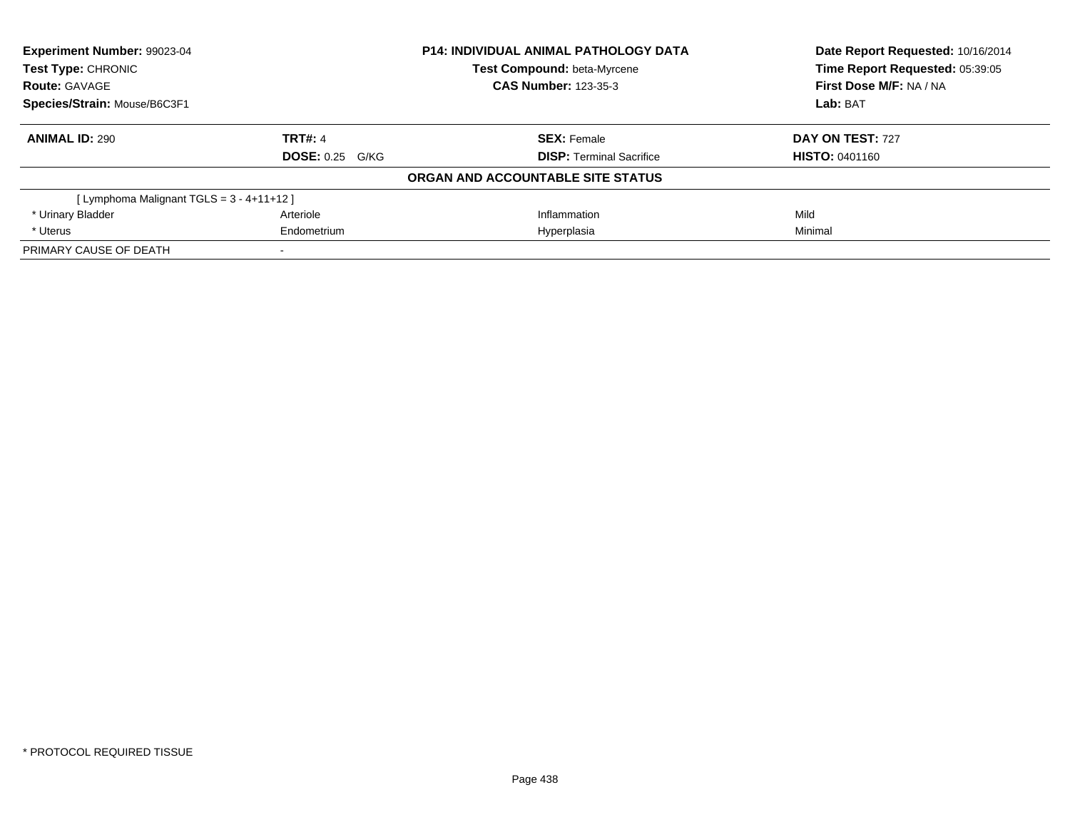**Experiment Number:** 99023-04
**Test Type:** CHRONIC
**Route:** GAVAGE
**Species/Strain:** Mouse/B6C3F1

**P14: INDIVIDUAL ANIMAL PATHOLOGY DATA**
**Test Compound:** beta-Myrcene
**CAS Number:** 123-35-3

**Date Report Requested:** 10/16/2014
**Time Report Requested:** 05:39:05
**First Dose M/F:** NA / NA
**Lab:** BAT

| **ANIMAL ID:** 290 | **TRT#:** 4 | **SEX:** Female | **DAY ON TEST:** 727 |
|---|---|---|---|
| | **DOSE:** 0.25 G/KG | **DISP:** Terminal Sacrifice | **HISTO:** 0401160 |

**ORGAN AND ACCOUNTABLE SITE STATUS**

| | | | |
|---|---|---|---|
| [ Lymphoma Malignant TGLS = 3 - 4+11+12 ] | | | |
| * Urinary Bladder | Arteriole | Inflammation | Mild |
| * Uterus | Endometrium | Hyperplasia | Minimal |
| PRIMARY CAUSE OF DEATH | - | | |

* PROTOCOL REQUIRED TISSUE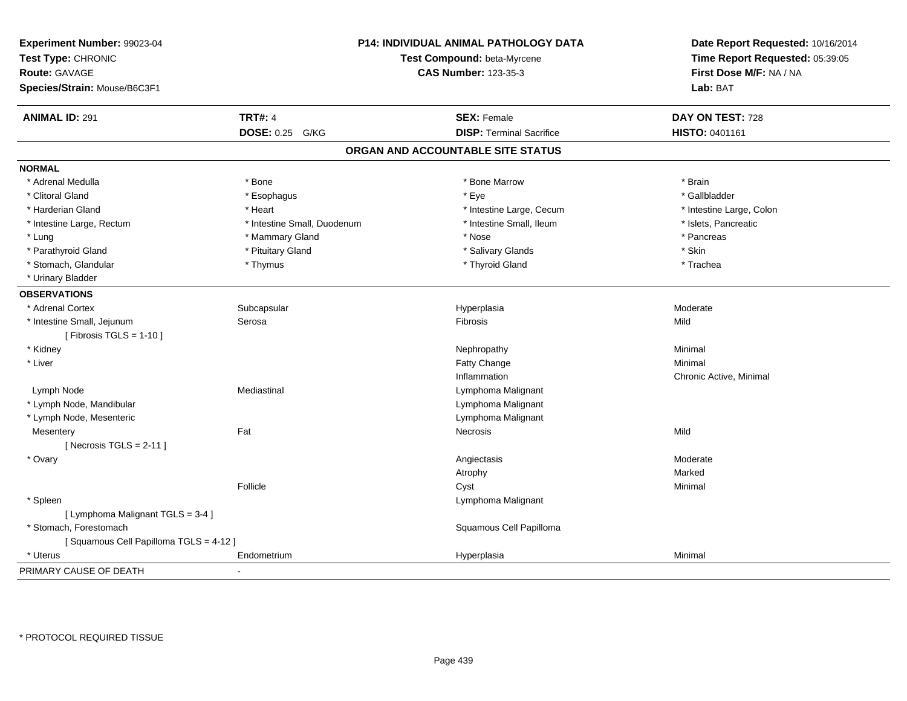**Experiment Number:** 99023-04
**Test Type:** CHRONIC
**Route:** GAVAGE
**Species/Strain:** Mouse/B6C3F1

**P14: INDIVIDUAL ANIMAL PATHOLOGY DATA**
**Test Compound:** beta-Myrcene
**CAS Number:** 123-35-3

**Date Report Requested:** 10/16/2014
**Time Report Requested:** 05:39:05
**First Dose M/F:** NA / NA
**Lab:** BAT

| **ANIMAL ID:** 291 | **TRT#:** 4 | **SEX:** Female | **DAY ON TEST:** 728 |
|---|---|---|---|
| | **DOSE:** 0.25 G/KG | **DISP:** Terminal Sacrifice | **HISTO:** 0401161 |

## ORGAN AND ACCOUNTABLE SITE STATUS

**NORMAL**

| | | | |
|---|---|---|---|
| * Adrenal Medulla | * Bone | * Bone Marrow | * Brain |
| * Clitoral Gland | * Esophagus | * Eye | * Gallbladder |
| * Harderian Gland | * Heart | * Intestine Large, Cecum | * Intestine Large, Colon |
| * Intestine Large, Rectum | * Intestine Small, Duodenum | * Intestine Small, Ileum | * Islets, Pancreatic |
| * Lung | * Mammary Gland | * Nose | * Pancreas |
| * Parathyroid Gland | * Pituitary Gland | * Salivary Glands | * Skin |
| * Stomach, Glandular | * Thymus | * Thyroid Gland | * Trachea |
| * Urinary Bladder | | | |

**OBSERVATIONS**

| | | | |
|---|---|---|---|
| * Adrenal Cortex | Subcapsular | Hyperplasia | Moderate |
| * Intestine Small, Jejunum | Serosa | Fibrosis | Mild |
| [ Fibrosis TGLS = 1-10 ] | | | |
| * Kidney | | Nephropathy | Minimal |
| * Liver | | Fatty Change | Minimal |
| | | Inflammation | Chronic Active, Minimal |
| Lymph Node | Mediastinal | Lymphoma Malignant | |
| * Lymph Node, Mandibular | | Lymphoma Malignant | |
| * Lymph Node, Mesenteric | | Lymphoma Malignant | |
| Mesentery | Fat | Necrosis | Mild |
| [ Necrosis TGLS = 2-11 ] | | | |
| * Ovary | | Angiectasis | Moderate |
| | | Atrophy | Marked |
| | Follicle | Cyst | Minimal |
| * Spleen | | Lymphoma Malignant | |
| [ Lymphoma Malignant TGLS = 3-4 ] | | | |
| * Stomach, Forestomach | | Squamous Cell Papilloma | |
| [ Squamous Cell Papilloma TGLS = 4-12 ] | | | |
| * Uterus | Endometrium | Hyperplasia | Minimal |

PRIMARY CAUSE OF DEATH -

* PROTOCOL REQUIRED TISSUE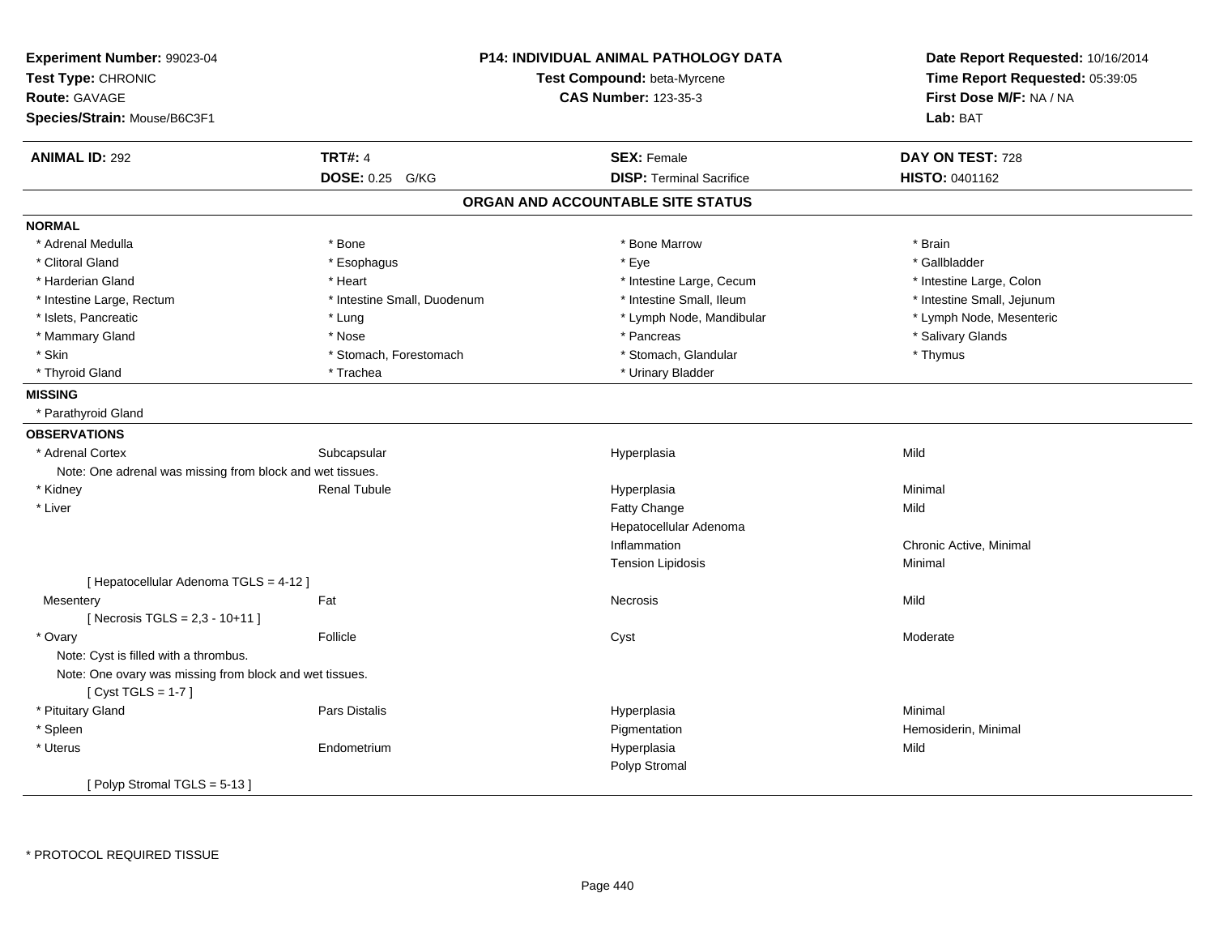**Experiment Number:** 99023-04
**Test Type:** CHRONIC
**Route:** GAVAGE
**Species/Strain:** Mouse/B6C3F1

**P14: INDIVIDUAL ANIMAL PATHOLOGY DATA**
**Test Compound:** beta-Myrcene
**CAS Number:** 123-35-3

**Date Report Requested:** 10/16/2014
**Time Report Requested:** 05:39:05
**First Dose M/F:** NA / NA
**Lab:** BAT

| **ANIMAL ID:** 292 | **TRT#:** 4 | **SEX:** Female | **DAY ON TEST:** 728 |
|---|---|---|---|
| | **DOSE:** 0.25 G/KG | **DISP:** Terminal Sacrifice | **HISTO:** 0401162 |

## ORGAN AND ACCOUNTABLE SITE STATUS

**NORMAL**

| | | | |
|---|---|---|---|
| * Adrenal Medulla | * Bone | * Bone Marrow | * Brain |
| * Clitoral Gland | * Esophagus | * Eye | * Gallbladder |
| * Harderian Gland | * Heart | * Intestine Large, Cecum | * Intestine Large, Colon |
| * Intestine Large, Rectum | * Intestine Small, Duodenum | * Intestine Small, Ileum | * Intestine Small, Jejunum |
| * Islets, Pancreatic | * Lung | * Lymph Node, Mandibular | * Lymph Node, Mesenteric |
| * Mammary Gland | * Nose | * Pancreas | * Salivary Glands |
| * Skin | * Stomach, Forestomach | * Stomach, Glandular | * Thymus |
| * Thyroid Gland | * Trachea | * Urinary Bladder | |

**MISSING**

* Parathyroid Gland

**OBSERVATIONS**

| | | | |
|---|---|---|---|
| * Adrenal Cortex | Subcapsular | Hyperplasia | Mild |
| Note: One adrenal was missing from block and wet tissues. | | | |
| * Kidney | Renal Tubule | Hyperplasia | Minimal |
| * Liver | | Fatty Change | Mild |
| | | Hepatocellular Adenoma | |
| | | Inflammation | Chronic Active, Minimal |
| | | Tension Lipidosis | Minimal |
| [ Hepatocellular Adenoma TGLS = 4-12 ] | | | |
| Mesentery | Fat | Necrosis | Mild |
| [ Necrosis TGLS = 2,3 - 10+11 ] | | | |
| * Ovary | Follicle | Cyst | Moderate |
| Note: Cyst is filled with a thrombus. | | | |
| Note: One ovary was missing from block and wet tissues. | | | |
| [ Cyst TGLS = 1-7 ] | | | |
| * Pituitary Gland | Pars Distalis | Hyperplasia | Minimal |
| * Spleen | | Pigmentation | Hemosiderin, Minimal |
| * Uterus | Endometrium | Hyperplasia | Mild |
| | | Polyp Stromal | |
| [ Polyp Stromal TGLS = 5-13 ] | | | |

* PROTOCOL REQUIRED TISSUE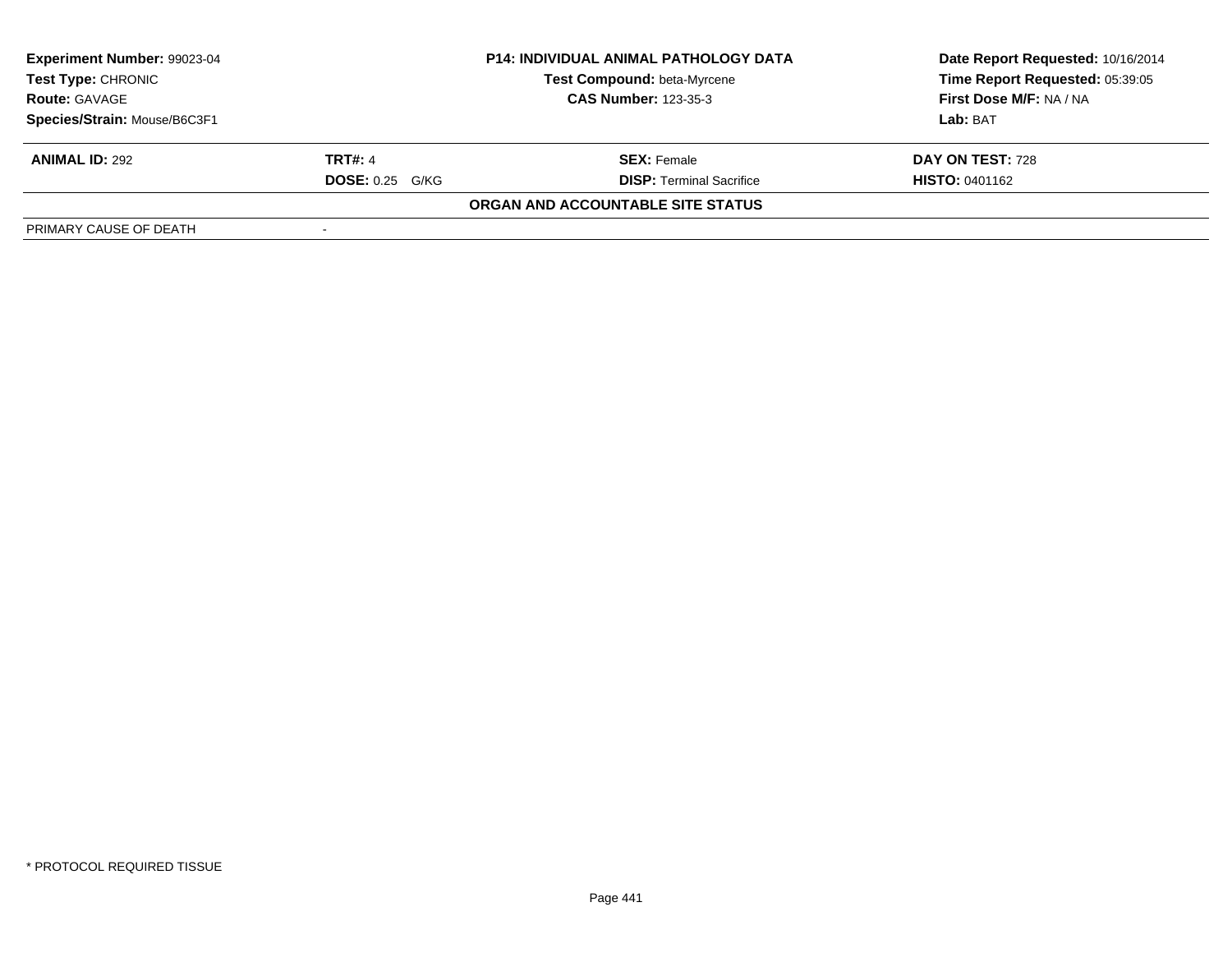| Experiment Number: 99023-04 | P14: INDIVIDUAL ANIMAL PATHOLOGY DATA | Date Report Requested: 10/16/2014 |
|---|---|---|
| Test Type: CHRONIC | Test Compound: beta-Myrcene | Time Report Requested: 05:39:05 |
| Route: GAVAGE | CAS Number: 123-35-3 | First Dose M/F: NA / NA |
| Species/Strain: Mouse/B6C3F1 | | Lab: BAT |

| ANIMAL ID: 292 | TRT#: 4 | SEX: Female | DAY ON TEST: 728 |
|---|---|---|---|
| | DOSE: 0.25 G/KG | DISP: Terminal Sacrifice | HISTO: 0401162 |

**ORGAN AND ACCOUNTABLE SITE STATUS**

| PRIMARY CAUSE OF DEATH | - |
|---|---|

* PROTOCOL REQUIRED TISSUE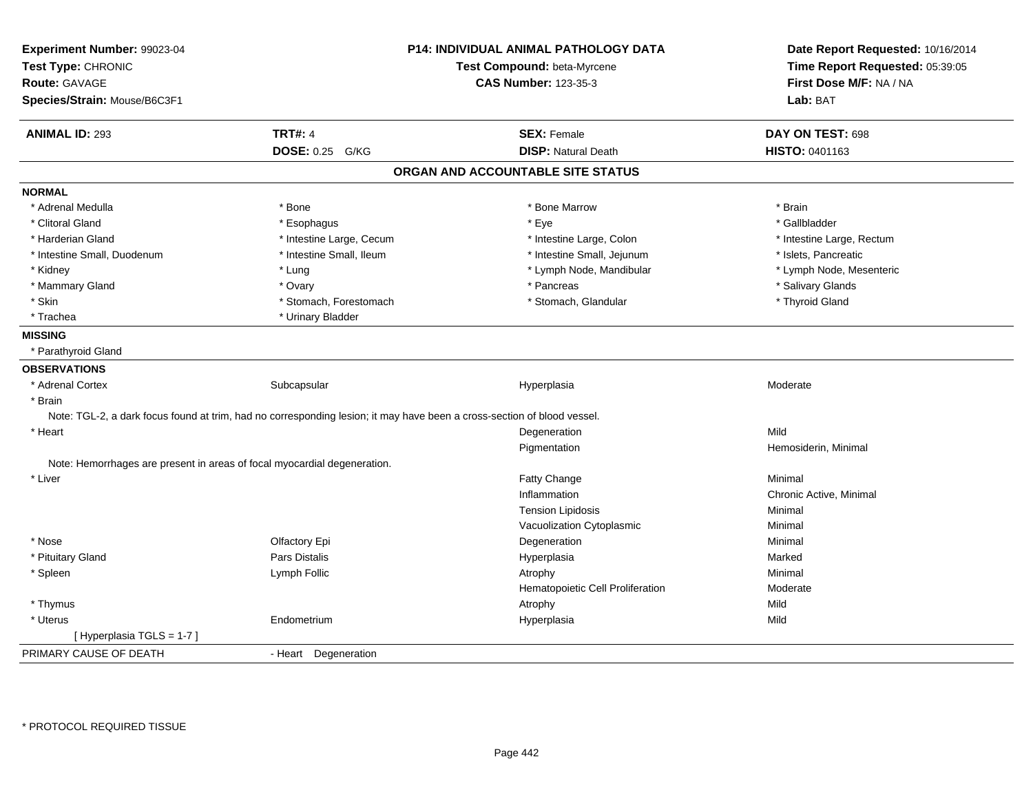**Experiment Number:** 99023-04
**Test Type:** CHRONIC
**Route:** GAVAGE
**Species/Strain:** Mouse/B6C3F1

**P14: INDIVIDUAL ANIMAL PATHOLOGY DATA**
**Test Compound:** beta-Myrcene
**CAS Number:** 123-35-3

**Date Report Requested:** 10/16/2014
**Time Report Requested:** 05:39:05
**First Dose M/F:** NA / NA
**Lab:** BAT

| **ANIMAL ID:** 293 | **TRT#:** 4 | **SEX:** Female | **DAY ON TEST:** 698 |
|---|---|---|---|
| | **DOSE:** 0.25 G/KG | **DISP:** Natural Death | **HISTO:** 0401163 |

## ORGAN AND ACCOUNTABLE SITE STATUS

**NORMAL**

| | | | |
|---|---|---|---|
| * Adrenal Medulla | * Bone | * Bone Marrow | * Brain |
| * Clitoral Gland | * Esophagus | * Eye | * Gallbladder |
| * Harderian Gland | * Intestine Large, Cecum | * Intestine Large, Colon | * Intestine Large, Rectum |
| * Intestine Small, Duodenum | * Intestine Small, Ileum | * Intestine Small, Jejunum | * Islets, Pancreatic |
| * Kidney | * Lung | * Lymph Node, Mandibular | * Lymph Node, Mesenteric |
| * Mammary Gland | * Ovary | * Pancreas | * Salivary Glands |
| * Skin | * Stomach, Forestomach | * Stomach, Glandular | * Thyroid Gland |
| * Trachea | * Urinary Bladder | | |

**MISSING**

* Parathyroid Gland

**OBSERVATIONS**

| | | | |
|---|---|---|---|
| * Adrenal Cortex | Subcapsular | Hyperplasia | Moderate |
| * Brain | | | |
| Note: TGL-2, a dark focus found at trim, had no corresponding lesion; it may have been a cross-section of blood vessel. | | | |
| * Heart | | Degeneration | Mild |
| | | Pigmentation | Hemosiderin, Minimal |
| Note: Hemorrhages are present in areas of focal myocardial degeneration. | | | |
| * Liver | | Fatty Change | Minimal |
| | | Inflammation | Chronic Active, Minimal |
| | | Tension Lipidosis | Minimal |
| | | Vacuolization Cytoplasmic | Minimal |
| * Nose | Olfactory Epi | Degeneration | Minimal |
| * Pituitary Gland | Pars Distalis | Hyperplasia | Marked |
| * Spleen | Lymph Follic | Atrophy | Minimal |
| | | Hematopoietic Cell Proliferation | Moderate |
| * Thymus | | Atrophy | Mild |
| * Uterus | Endometrium | Hyperplasia | Mild |
| [ Hyperplasia TGLS = 1-7 ] | | | |

PRIMARY CAUSE OF DEATH - Heart Degeneration

* PROTOCOL REQUIRED TISSUE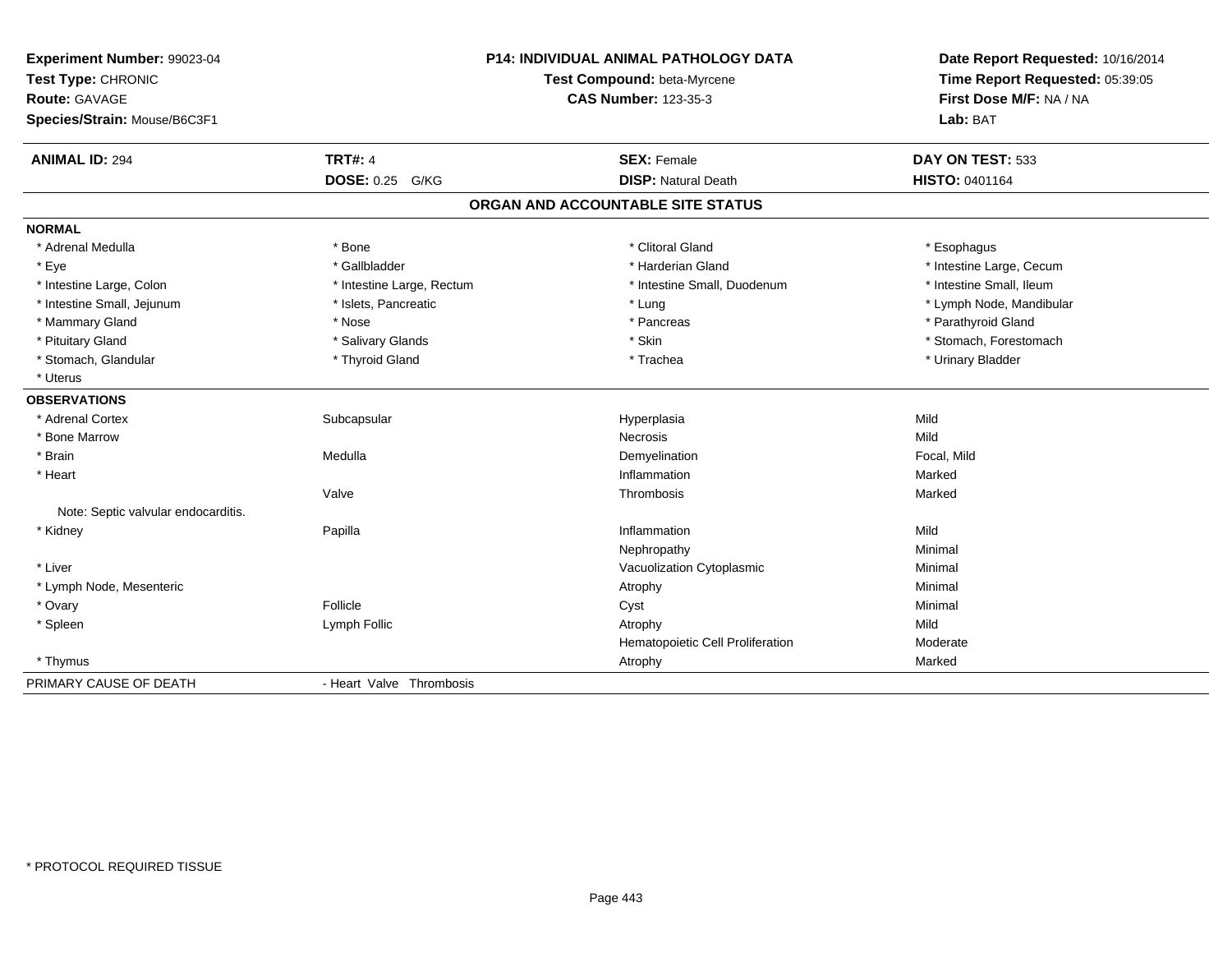**Experiment Number:** 99023-04
**Test Type:** CHRONIC
**Route:** GAVAGE
**Species/Strain:** Mouse/B6C3F1

**P14: INDIVIDUAL ANIMAL PATHOLOGY DATA**
**Test Compound:** beta-Myrcene
**CAS Number:** 123-35-3

**Date Report Requested:** 10/16/2014
**Time Report Requested:** 05:39:05
**First Dose M/F:** NA / NA
**Lab:** BAT

| **ANIMAL ID:** 294 | **TRT#:** 4 | **SEX:** Female | **DAY ON TEST:** 533 |
|---|---|---|---|
| | **DOSE:** 0.25 G/KG | **DISP:** Natural Death | **HISTO:** 0401164 |

## ORGAN AND ACCOUNTABLE SITE STATUS

**NORMAL**

| | | | |
|---|---|---|---|
| * Adrenal Medulla | * Bone | * Clitoral Gland | * Esophagus |
| * Eye | * Gallbladder | * Harderian Gland | * Intestine Large, Cecum |
| * Intestine Large, Colon | * Intestine Large, Rectum | * Intestine Small, Duodenum | * Intestine Small, Ileum |
| * Intestine Small, Jejunum | * Islets, Pancreatic | * Lung | * Lymph Node, Mandibular |
| * Mammary Gland | * Nose | * Pancreas | * Parathyroid Gland |
| * Pituitary Gland | * Salivary Glands | * Skin | * Stomach, Forestomach |
| * Stomach, Glandular | * Thyroid Gland | * Trachea | * Urinary Bladder |
| * Uterus | | | |

**OBSERVATIONS**

| | | | |
|---|---|---|---|
| * Adrenal Cortex | Subcapsular | Hyperplasia | Mild |
| * Bone Marrow | | Necrosis | Mild |
| * Brain | Medulla | Demyelination | Focal, Mild |
| * Heart | | Inflammation | Marked |
| | Valve | Thrombosis | Marked |
| Note: Septic valvular endocarditis. | | | |
| * Kidney | Papilla | Inflammation | Mild |
| | | Nephropathy | Minimal |
| * Liver | | Vacuolization Cytoplasmic | Minimal |
| * Lymph Node, Mesenteric | | Atrophy | Minimal |
| * Ovary | Follicle | Cyst | Minimal |
| * Spleen | Lymph Follic | Atrophy | Mild |
| | | Hematopoietic Cell Proliferation | Moderate |
| * Thymus | | Atrophy | Marked |

PRIMARY CAUSE OF DEATH - Heart Valve Thrombosis

* PROTOCOL REQUIRED TISSUE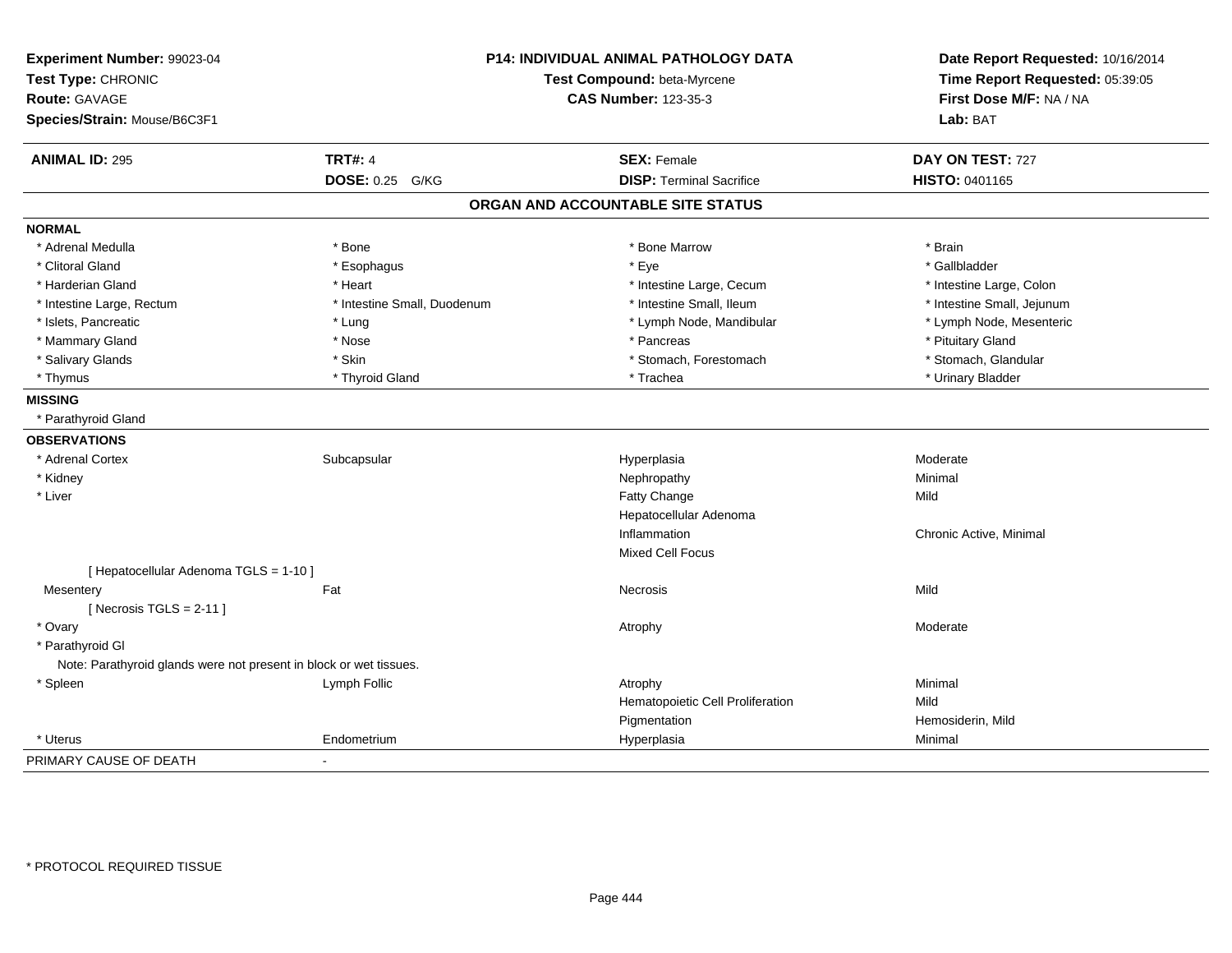**Experiment Number:** 99023-04
**Test Type:** CHRONIC
**Route:** GAVAGE
**Species/Strain:** Mouse/B6C3F1

**P14: INDIVIDUAL ANIMAL PATHOLOGY DATA**
**Test Compound:** beta-Myrcene
**CAS Number:** 123-35-3

**Date Report Requested:** 10/16/2014
**Time Report Requested:** 05:39:05
**First Dose M/F:** NA / NA
**Lab:** BAT

| **ANIMAL ID:** 295 | **TRT#:** 4 | **SEX:** Female | **DAY ON TEST:** 727 |
|---|---|---|---|
| | **DOSE:** 0.25 G/KG | **DISP:** Terminal Sacrifice | **HISTO:** 0401165 |

## ORGAN AND ACCOUNTABLE SITE STATUS

**NORMAL**

| | | | |
|---|---|---|---|
| * Adrenal Medulla | * Bone | * Bone Marrow | * Brain |
| * Clitoral Gland | * Esophagus | * Eye | * Gallbladder |
| * Harderian Gland | * Heart | * Intestine Large, Cecum | * Intestine Large, Colon |
| * Intestine Large, Rectum | * Intestine Small, Duodenum | * Intestine Small, Ileum | * Intestine Small, Jejunum |
| * Islets, Pancreatic | * Lung | * Lymph Node, Mandibular | * Lymph Node, Mesenteric |
| * Mammary Gland | * Nose | * Pancreas | * Pituitary Gland |
| * Salivary Glands | * Skin | * Stomach, Forestomach | * Stomach, Glandular |
| * Thymus | * Thyroid Gland | * Trachea | * Urinary Bladder |

**MISSING**

* Parathyroid Gland

**OBSERVATIONS**

| | | | |
|---|---|---|---|
| * Adrenal Cortex | Subcapsular | Hyperplasia | Moderate |
| * Kidney | | Nephropathy | Minimal |
| * Liver | | Fatty Change | Mild |
| | | Hepatocellular Adenoma | |
| | | Inflammation | Chronic Active, Minimal |
| | | Mixed Cell Focus | |
| [ Hepatocellular Adenoma TGLS = 1-10 ] | | | |
| Mesentery | Fat | Necrosis | Mild |
| [ Necrosis TGLS = 2-11 ] | | | |
| * Ovary | | Atrophy | Moderate |
| * Parathyroid Gl | | | |
| Note: Parathyroid glands were not present in block or wet tissues. | | | |
| * Spleen | Lymph Follic | Atrophy | Minimal |
| | | Hematopoietic Cell Proliferation | Mild |
| | | Pigmentation | Hemosiderin, Mild |
| * Uterus | Endometrium | Hyperplasia | Minimal |

PRIMARY CAUSE OF DEATH -

* PROTOCOL REQUIRED TISSUE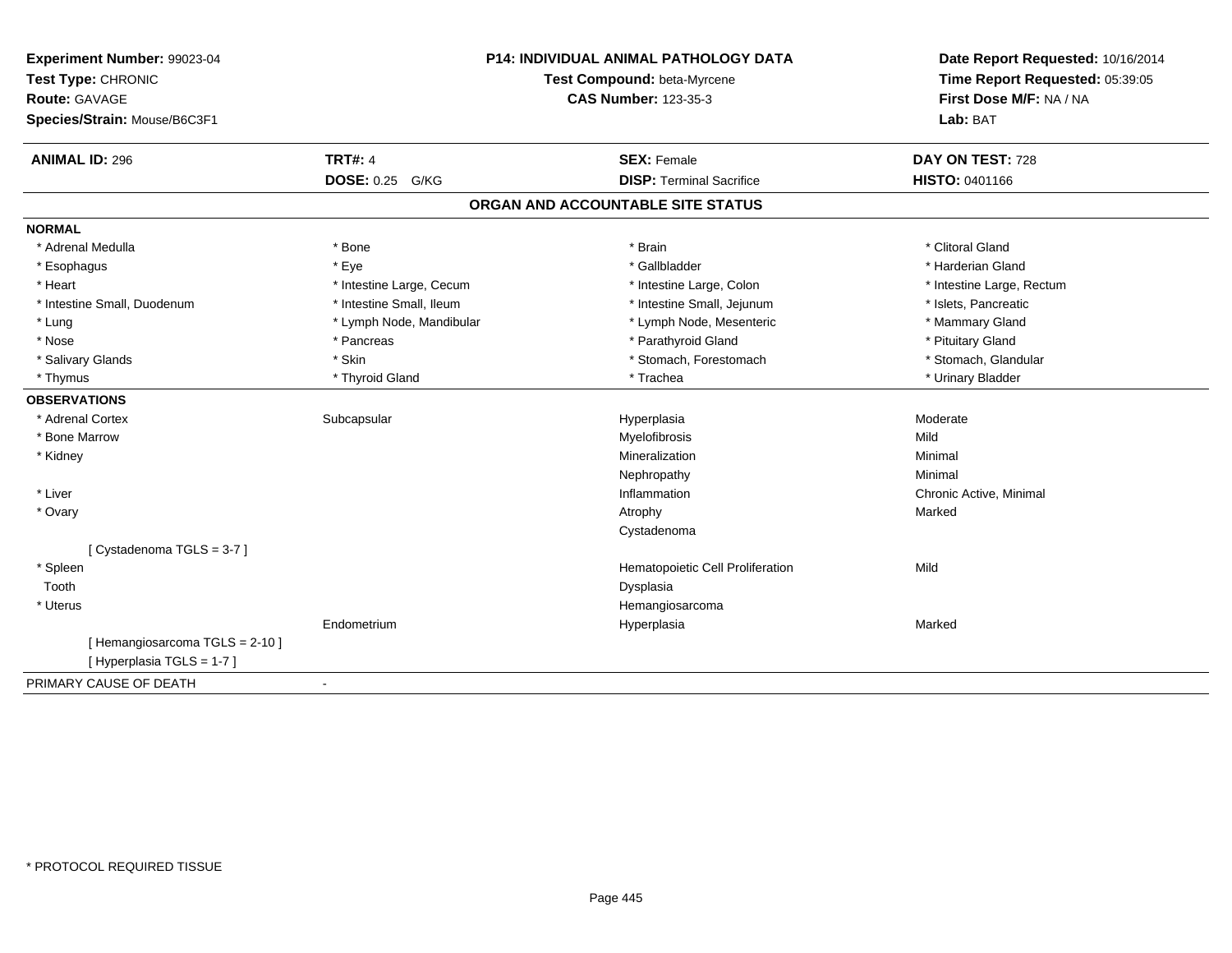**Experiment Number:** 99023-04
**Test Type:** CHRONIC
**Route:** GAVAGE
**Species/Strain:** Mouse/B6C3F1

**P14: INDIVIDUAL ANIMAL PATHOLOGY DATA**
**Test Compound:** beta-Myrcene
**CAS Number:** 123-35-3

**Date Report Requested:** 10/16/2014
**Time Report Requested:** 05:39:05
**First Dose M/F:** NA / NA
**Lab:** BAT

| **ANIMAL ID:** 296 | **TRT#:** 4 | **SEX:** Female | **DAY ON TEST:** 728 |
|---|---|---|---|
| | **DOSE:** 0.25 G/KG | **DISP:** Terminal Sacrifice | **HISTO:** 0401166 |

## ORGAN AND ACCOUNTABLE SITE STATUS

**NORMAL**

| | | | |
|---|---|---|---|
| * Adrenal Medulla | * Bone | * Brain | * Clitoral Gland |
| * Esophagus | * Eye | * Gallbladder | * Harderian Gland |
| * Heart | * Intestine Large, Cecum | * Intestine Large, Colon | * Intestine Large, Rectum |
| * Intestine Small, Duodenum | * Intestine Small, Ileum | * Intestine Small, Jejunum | * Islets, Pancreatic |
| * Lung | * Lymph Node, Mandibular | * Lymph Node, Mesenteric | * Mammary Gland |
| * Nose | * Pancreas | * Parathyroid Gland | * Pituitary Gland |
| * Salivary Glands | * Skin | * Stomach, Forestomach | * Stomach, Glandular |
| * Thymus | * Thyroid Gland | * Trachea | * Urinary Bladder |

**OBSERVATIONS**

| | | | |
|---|---|---|---|
| * Adrenal Cortex | Subcapsular | Hyperplasia | Moderate |
| * Bone Marrow | | Myelofibrosis | Mild |
| * Kidney | | Mineralization | Minimal |
| | | Nephropathy | Minimal |
| * Liver | | Inflammation | Chronic Active, Minimal |
| * Ovary | | Atrophy | Marked |
| | | Cystadenoma | |
| [ Cystadenoma TGLS = 3-7 ] | | | |
| * Spleen | | Hematopoietic Cell Proliferation | Mild |
| Tooth | | Dysplasia | |
| * Uterus | | Hemangiosarcoma | |
| | Endometrium | Hyperplasia | Marked |
| [ Hemangiosarcoma TGLS = 2-10 ] | | | |
| [ Hyperplasia TGLS = 1-7 ] | | | |

PRIMARY CAUSE OF DEATH -

* PROTOCOL REQUIRED TISSUE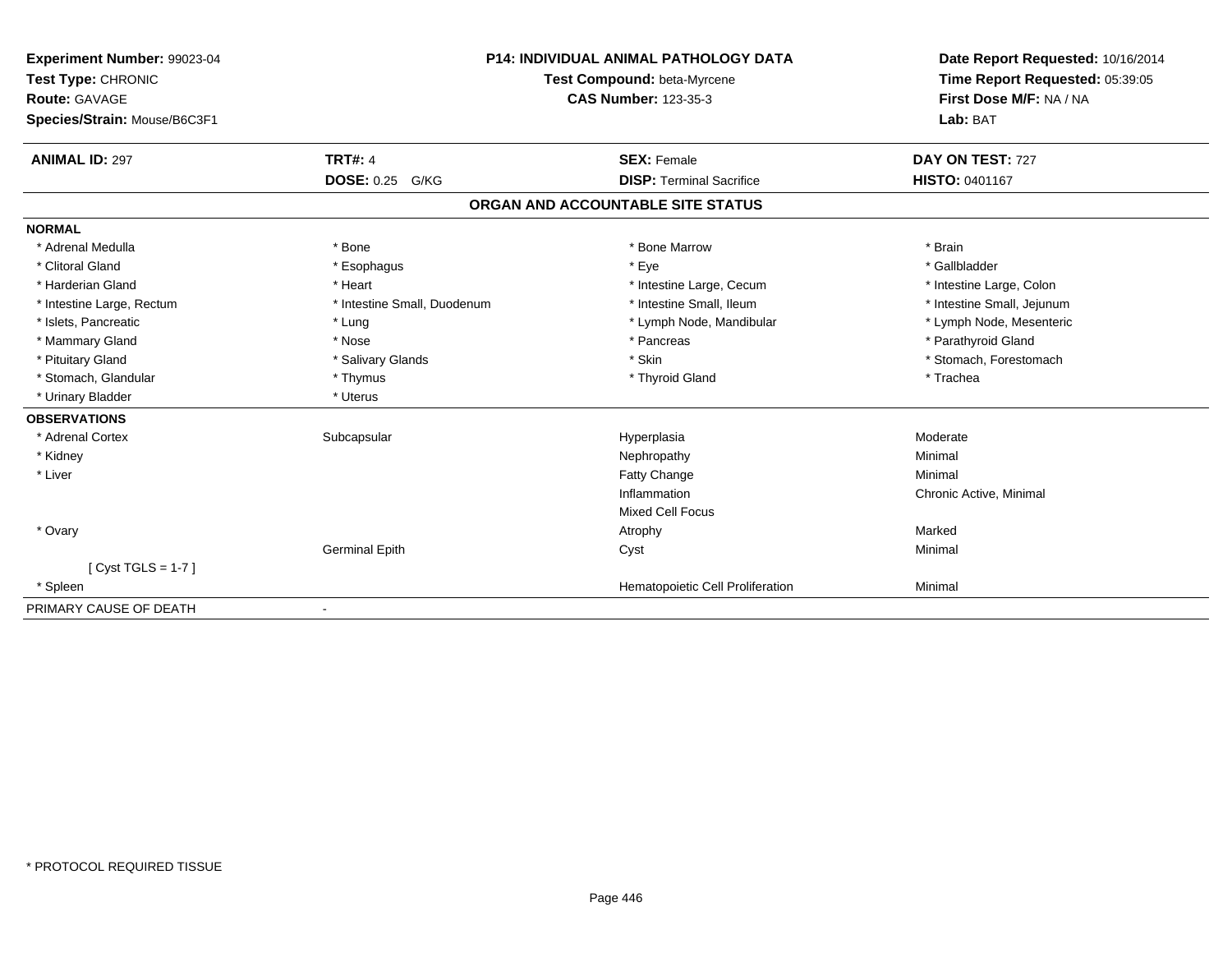**Experiment Number:** 99023-04
**Test Type:** CHRONIC
**Route:** GAVAGE
**Species/Strain:** Mouse/B6C3F1

**P14: INDIVIDUAL ANIMAL PATHOLOGY DATA**
**Test Compound:** beta-Myrcene
**CAS Number:** 123-35-3

**Date Report Requested:** 10/16/2014
**Time Report Requested:** 05:39:05
**First Dose M/F:** NA / NA
**Lab:** BAT

| **ANIMAL ID:** 297 | **TRT#:** 4 | **SEX:** Female | **DAY ON TEST:** 727 |
|---|---|---|---|
| | **DOSE:** 0.25 G/KG | **DISP:** Terminal Sacrifice | **HISTO:** 0401167 |

## ORGAN AND ACCOUNTABLE SITE STATUS

**NORMAL**

| | | | |
|---|---|---|---|
| * Adrenal Medulla | * Bone | * Bone Marrow | * Brain |
| * Clitoral Gland | * Esophagus | * Eye | * Gallbladder |
| * Harderian Gland | * Heart | * Intestine Large, Cecum | * Intestine Large, Colon |
| * Intestine Large, Rectum | * Intestine Small, Duodenum | * Intestine Small, Ileum | * Intestine Small, Jejunum |
| * Islets, Pancreatic | * Lung | * Lymph Node, Mandibular | * Lymph Node, Mesenteric |
| * Mammary Gland | * Nose | * Pancreas | * Parathyroid Gland |
| * Pituitary Gland | * Salivary Glands | * Skin | * Stomach, Forestomach |
| * Stomach, Glandular | * Thymus | * Thyroid Gland | * Trachea |
| * Urinary Bladder | * Uterus | | |

**OBSERVATIONS**

| | | | |
|---|---|---|---|
| * Adrenal Cortex | Subcapsular | Hyperplasia | Moderate |
| * Kidney | | Nephropathy | Minimal |
| * Liver | | Fatty Change | Minimal |
| | | Inflammation | Chronic Active, Minimal |
| | | Mixed Cell Focus | |
| * Ovary | | Atrophy | Marked |
| | Germinal Epith | Cyst | Minimal |
| [ Cyst TGLS = 1-7 ] | | | |
| * Spleen | | Hematopoietic Cell Proliferation | Minimal |

PRIMARY CAUSE OF DEATH -

* PROTOCOL REQUIRED TISSUE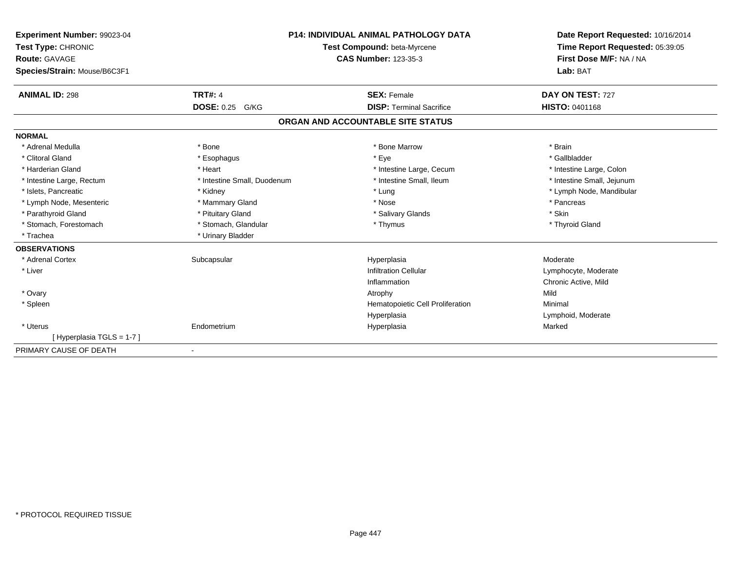**Experiment Number:** 99023-04
**Test Type:** CHRONIC
**Route:** GAVAGE
**Species/Strain:** Mouse/B6C3F1

**P14: INDIVIDUAL ANIMAL PATHOLOGY DATA**
**Test Compound:** beta-Myrcene
**CAS Number:** 123-35-3

**Date Report Requested:** 10/16/2014
**Time Report Requested:** 05:39:05
**First Dose M/F:** NA / NA
**Lab:** BAT

| **ANIMAL ID:** 298 | **TRT#:** 4 | **SEX:** Female | **DAY ON TEST:** 727 |
|---|---|---|---|
| | **DOSE:** 0.25 G/KG | **DISP:** Terminal Sacrifice | **HISTO:** 0401168 |

## ORGAN AND ACCOUNTABLE SITE STATUS

**NORMAL**

| | | | |
|---|---|---|---|
| * Adrenal Medulla | * Bone | * Bone Marrow | * Brain |
| * Clitoral Gland | * Esophagus | * Eye | * Gallbladder |
| * Harderian Gland | * Heart | * Intestine Large, Cecum | * Intestine Large, Colon |
| * Intestine Large, Rectum | * Intestine Small, Duodenum | * Intestine Small, Ileum | * Intestine Small, Jejunum |
| * Islets, Pancreatic | * Kidney | * Lung | * Lymph Node, Mandibular |
| * Lymph Node, Mesenteric | * Mammary Gland | * Nose | * Pancreas |
| * Parathyroid Gland | * Pituitary Gland | * Salivary Glands | * Skin |
| * Stomach, Forestomach | * Stomach, Glandular | * Thymus | * Thyroid Gland |
| * Trachea | * Urinary Bladder | | |

**OBSERVATIONS**

| | | | |
|---|---|---|---|
| * Adrenal Cortex | Subcapsular | Hyperplasia | Moderate |
| * Liver | | Infiltration Cellular | Lymphocyte, Moderate |
| | | Inflammation | Chronic Active, Mild |
| * Ovary | | Atrophy | Mild |
| * Spleen | | Hematopoietic Cell Proliferation | Minimal |
| | | Hyperplasia | Lymphoid, Moderate |
| * Uterus | Endometrium | Hyperplasia | Marked |
| [ Hyperplasia TGLS = 1-7 ] | | | |

PRIMARY CAUSE OF DEATH -

* PROTOCOL REQUIRED TISSUE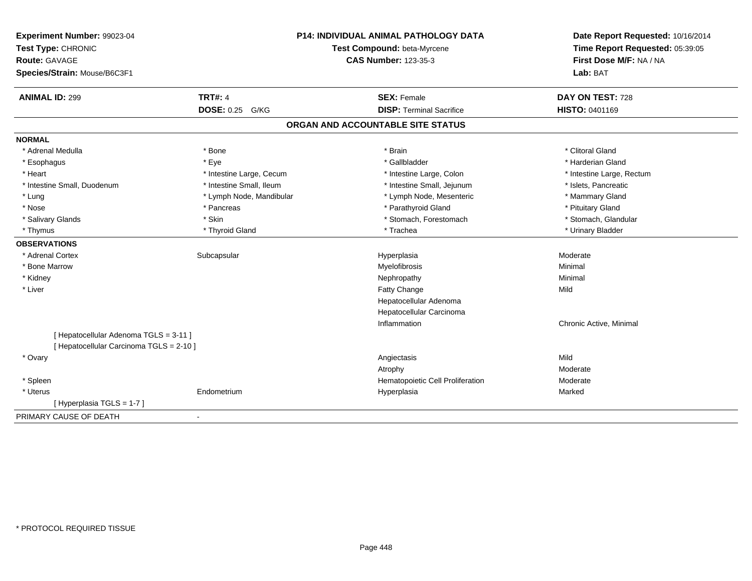| Experiment Number: 99023-04 | P14: INDIVIDUAL ANIMAL PATHOLOGY DATA | Date Report Requested: 10/16/2014 |
|---|---|---|
| Test Type: CHRONIC | Test Compound: beta-Myrcene | Time Report Requested: 05:39:05 |
| Route: GAVAGE | CAS Number: 123-35-3 | First Dose M/F: NA / NA |
| Species/Strain: Mouse/B6C3F1 | | Lab: BAT |

| ANIMAL ID: 299 | TRT#: 4 | SEX: Female | DAY ON TEST: 728 |
|---|---|---|---|
| | DOSE: 0.25 G/KG | DISP: Terminal Sacrifice | HISTO: 0401169 |

## ORGAN AND ACCOUNTABLE SITE STATUS

**NORMAL**

| | | | |
|---|---|---|---|
| * Adrenal Medulla | * Bone | * Brain | * Clitoral Gland |
| * Esophagus | * Eye | * Gallbladder | * Harderian Gland |
| * Heart | * Intestine Large, Cecum | * Intestine Large, Colon | * Intestine Large, Rectum |
| * Intestine Small, Duodenum | * Intestine Small, Ileum | * Intestine Small, Jejunum | * Islets, Pancreatic |
| * Lung | * Lymph Node, Mandibular | * Lymph Node, Mesenteric | * Mammary Gland |
| * Nose | * Pancreas | * Parathyroid Gland | * Pituitary Gland |
| * Salivary Glands | * Skin | * Stomach, Forestomach | * Stomach, Glandular |
| * Thymus | * Thyroid Gland | * Trachea | * Urinary Bladder |

**OBSERVATIONS**

| | | | |
|---|---|---|---|
| * Adrenal Cortex | Subcapsular | Hyperplasia | Moderate |
| * Bone Marrow | | Myelofibrosis | Minimal |
| * Kidney | | Nephropathy | Minimal |
| * Liver | | Fatty Change | Mild |
| | | Hepatocellular Adenoma | |
| | | Hepatocellular Carcinoma | |
| | | Inflammation | Chronic Active, Minimal |
| [ Hepatocellular Adenoma TGLS = 3-11 ] | | | |
| [ Hepatocellular Carcinoma TGLS = 2-10 ] | | | |
| * Ovary | | Angiectasis | Mild |
| | | Atrophy | Moderate |
| * Spleen | | Hematopoietic Cell Proliferation | Moderate |
| * Uterus | Endometrium | Hyperplasia | Marked |
| [ Hyperplasia TGLS = 1-7 ] | | | |

PRIMARY CAUSE OF DEATH -

* PROTOCOL REQUIRED TISSUE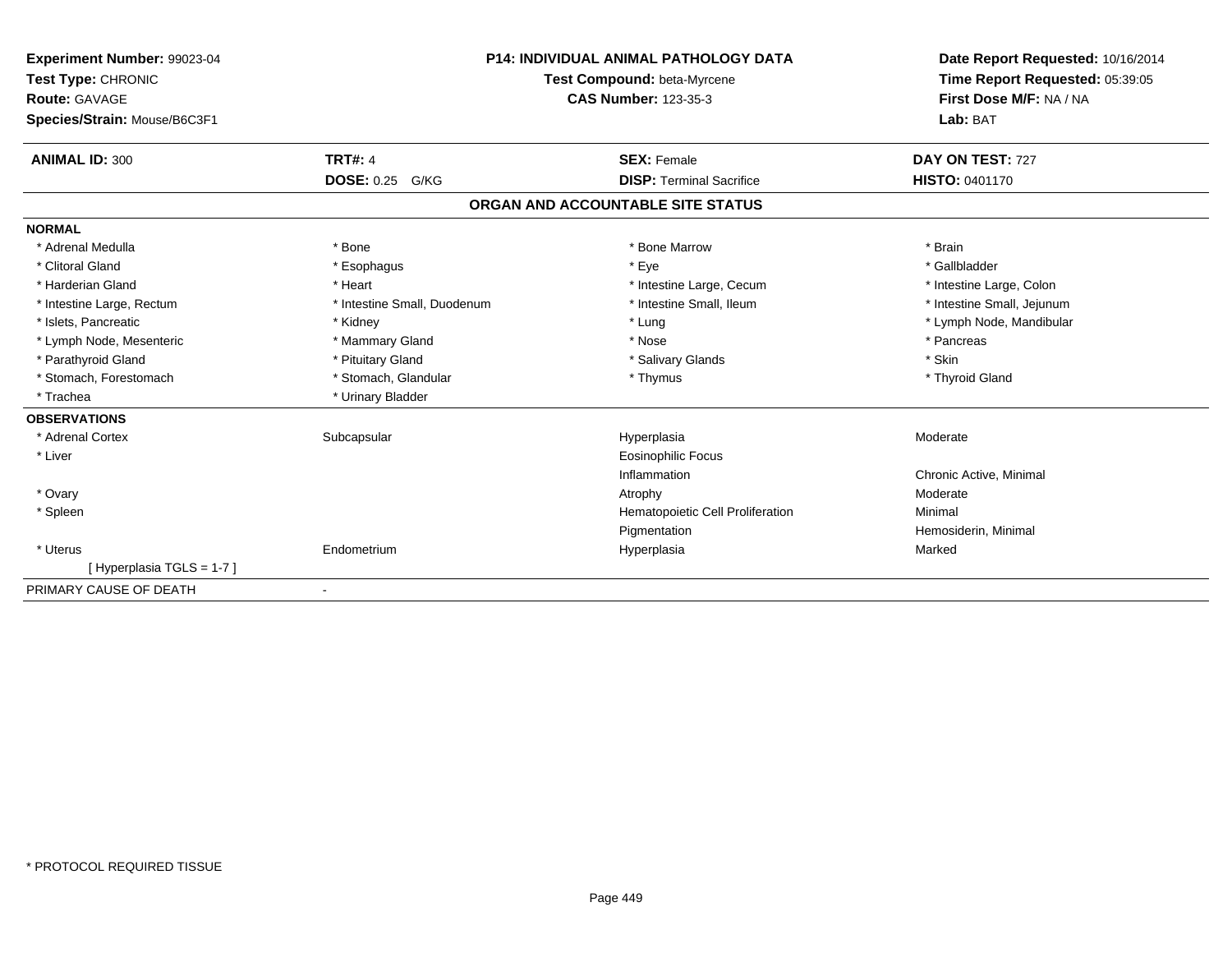**Experiment Number:** 99023-04
**Test Type:** CHRONIC
**Route:** GAVAGE
**Species/Strain:** Mouse/B6C3F1

**P14: INDIVIDUAL ANIMAL PATHOLOGY DATA**
**Test Compound:** beta-Myrcene
**CAS Number:** 123-35-3

**Date Report Requested:** 10/16/2014
**Time Report Requested:** 05:39:05
**First Dose M/F:** NA / NA
**Lab:** BAT

| **ANIMAL ID:** 300 | **TRT#:** 4 | **SEX:** Female | **DAY ON TEST:** 727 |
|---|---|---|---|
| | **DOSE:** 0.25 G/KG | **DISP:** Terminal Sacrifice | **HISTO:** 0401170 |

## ORGAN AND ACCOUNTABLE SITE STATUS

**NORMAL**

| | | | |
|---|---|---|---|
| * Adrenal Medulla | * Bone | * Bone Marrow | * Brain |
| * Clitoral Gland | * Esophagus | * Eye | * Gallbladder |
| * Harderian Gland | * Heart | * Intestine Large, Cecum | * Intestine Large, Colon |
| * Intestine Large, Rectum | * Intestine Small, Duodenum | * Intestine Small, Ileum | * Intestine Small, Jejunum |
| * Islets, Pancreatic | * Kidney | * Lung | * Lymph Node, Mandibular |
| * Lymph Node, Mesenteric | * Mammary Gland | * Nose | * Pancreas |
| * Parathyroid Gland | * Pituitary Gland | * Salivary Glands | * Skin |
| * Stomach, Forestomach | * Stomach, Glandular | * Thymus | * Thyroid Gland |
| * Trachea | * Urinary Bladder | | |

**OBSERVATIONS**

| | | | |
|---|---|---|---|
| * Adrenal Cortex | Subcapsular | Hyperplasia | Moderate |
| * Liver | | Eosinophilic Focus | |
| | | Inflammation | Chronic Active, Minimal |
| * Ovary | | Atrophy | Moderate |
| * Spleen | | Hematopoietic Cell Proliferation | Minimal |
| | | Pigmentation | Hemosiderin, Minimal |
| * Uterus | Endometrium | Hyperplasia | Marked |
| [ Hyperplasia TGLS = 1-7 ] | | | |

PRIMARY CAUSE OF DEATH -

* PROTOCOL REQUIRED TISSUE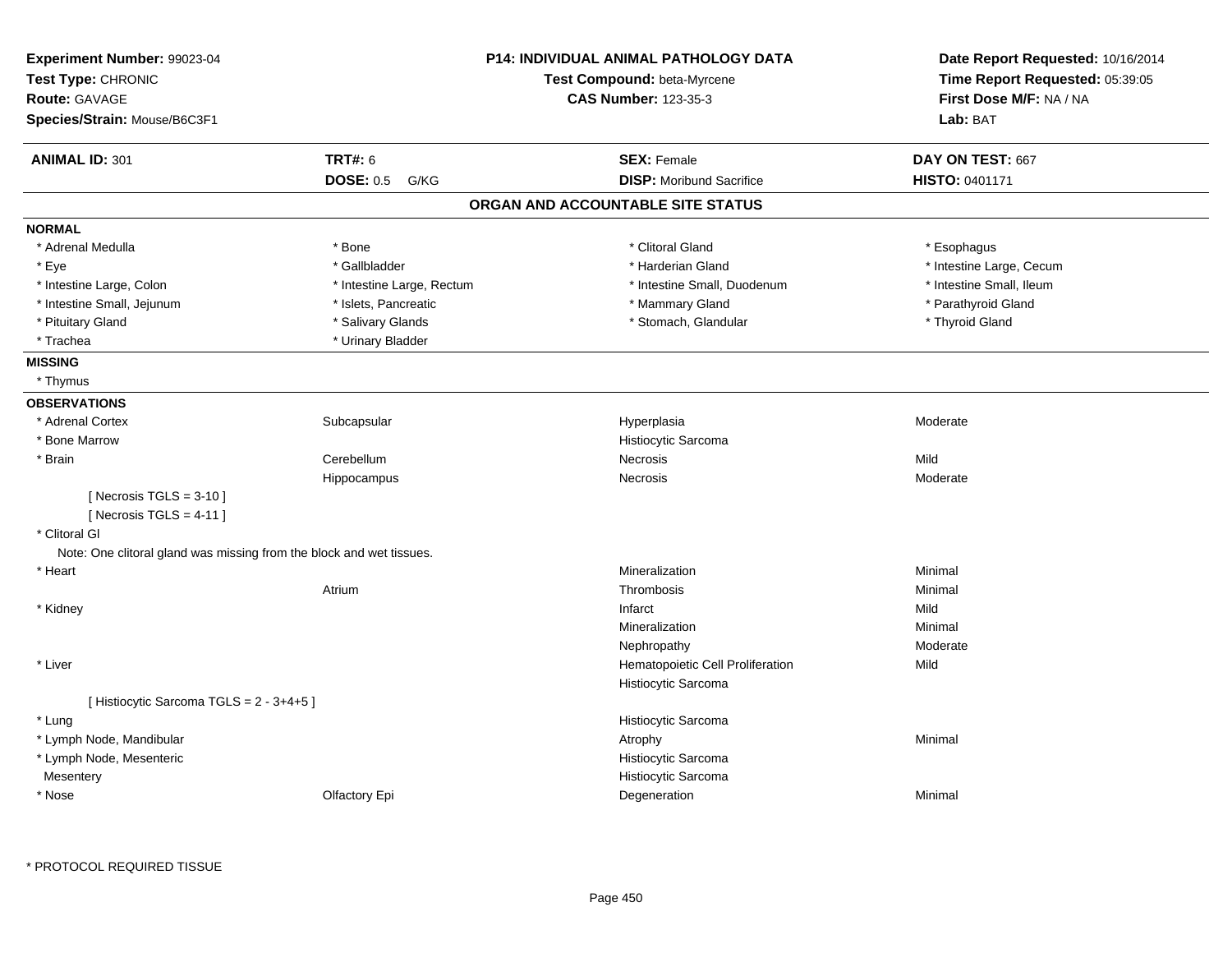**Experiment Number:** 99023-04
**Test Type:** CHRONIC
**Route:** GAVAGE
**Species/Strain:** Mouse/B6C3F1

**P14: INDIVIDUAL ANIMAL PATHOLOGY DATA**
**Test Compound:** beta-Myrcene
**CAS Number:** 123-35-3

**Date Report Requested:** 10/16/2014
**Time Report Requested:** 05:39:05
**First Dose M/F:** NA / NA
**Lab:** BAT

| **ANIMAL ID:** 301 | **TRT#:** 6 | **SEX:** Female | **DAY ON TEST:** 667 |
|---|---|---|---|
| | **DOSE:** 0.5 G/KG | **DISP:** Moribund Sacrifice | **HISTO:** 0401171 |

## ORGAN AND ACCOUNTABLE SITE STATUS

**NORMAL**

| | | | |
|---|---|---|---|
| * Adrenal Medulla | * Bone | * Clitoral Gland | * Esophagus |
| * Eye | * Gallbladder | * Harderian Gland | * Intestine Large, Cecum |
| * Intestine Large, Colon | * Intestine Large, Rectum | * Intestine Small, Duodenum | * Intestine Small, Ileum |
| * Intestine Small, Jejunum | * Islets, Pancreatic | * Mammary Gland | * Parathyroid Gland |
| * Pituitary Gland | * Salivary Glands | * Stomach, Glandular | * Thyroid Gland |
| * Trachea | * Urinary Bladder | | |

**MISSING**

* Thymus

**OBSERVATIONS**

| | | | |
|---|---|---|---|
| * Adrenal Cortex | Subcapsular | Hyperplasia | Moderate |
| * Bone Marrow | | Histiocytic Sarcoma | |
| * Brain | Cerebellum | Necrosis | Mild |
| | Hippocampus | Necrosis | Moderate |
| [ Necrosis TGLS = 3-10 ] | | | |
| [ Necrosis TGLS = 4-11 ] | | | |
| * Clitoral Gl | | | |
| Note: One clitoral gland was missing from the block and wet tissues. | | | |
| * Heart | | Mineralization | Minimal |
| | Atrium | Thrombosis | Minimal |
| * Kidney | | Infarct | Mild |
| | | Mineralization | Minimal |
| | | Nephropathy | Moderate |
| * Liver | | Hematopoietic Cell Proliferation | Mild |
| | | Histiocytic Sarcoma | |
| [ Histiocytic Sarcoma TGLS = 2 - 3+4+5 ] | | | |
| * Lung | | Histiocytic Sarcoma | |
| * Lymph Node, Mandibular | | Atrophy | Minimal |
| * Lymph Node, Mesenteric | | Histiocytic Sarcoma | |
| Mesentery | | Histiocytic Sarcoma | |
| * Nose | Olfactory Epi | Degeneration | Minimal |

* PROTOCOL REQUIRED TISSUE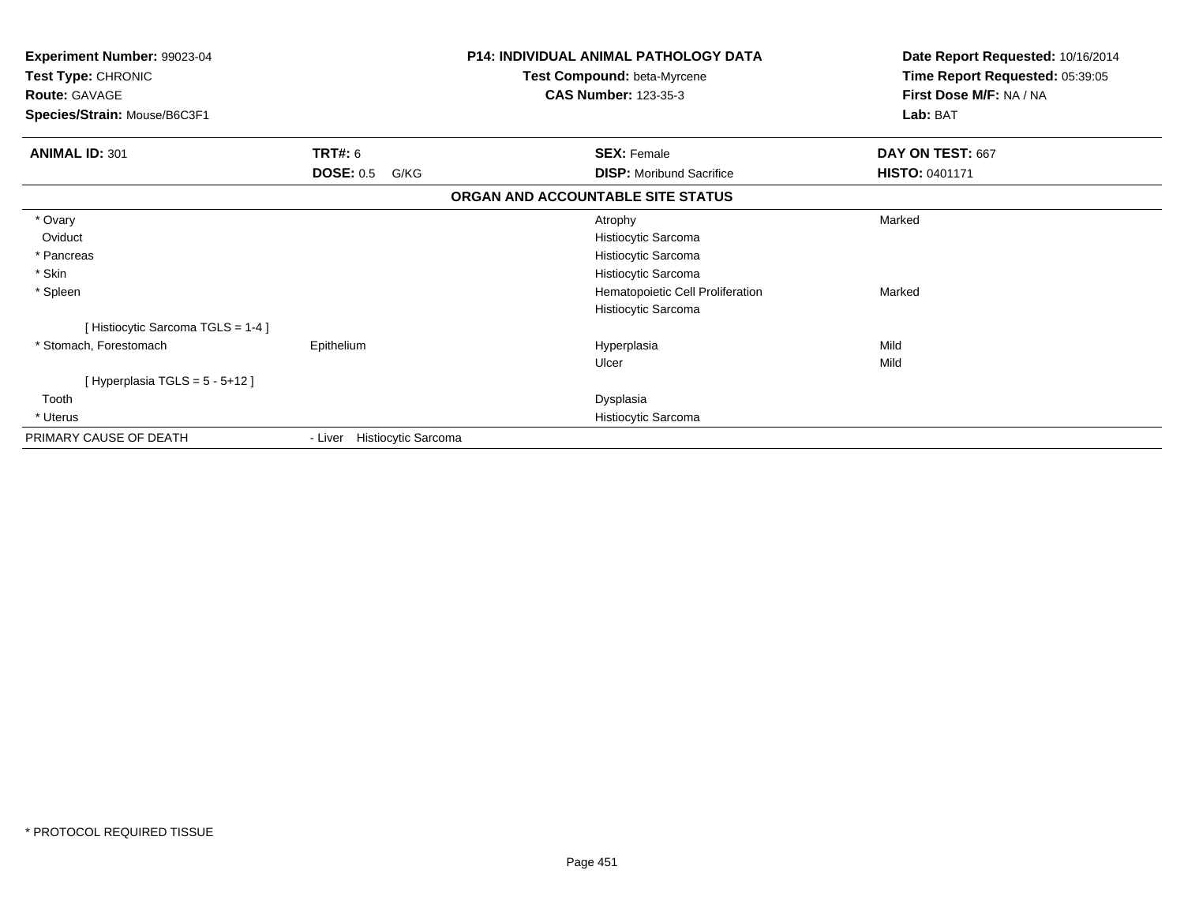**Experiment Number:** 99023-04
**Test Type:** CHRONIC
**Route:** GAVAGE
**Species/Strain:** Mouse/B6C3F1

**P14: INDIVIDUAL ANIMAL PATHOLOGY DATA**
**Test Compound:** beta-Myrcene
**CAS Number:** 123-35-3

**Date Report Requested:** 10/16/2014
**Time Report Requested:** 05:39:05
**First Dose M/F:** NA / NA
**Lab:** BAT

| **ANIMAL ID:** 301 | **TRT#:** 6 | **SEX:** Female | **DAY ON TEST:** 667 |
|---|---|---|---|
| | **DOSE:** 0.5 G/KG | **DISP:** Moribund Sacrifice | **HISTO:** 0401171 |

**ORGAN AND ACCOUNTABLE SITE STATUS**

| Organ | Site | Finding | Severity |
|---|---|---|---|
| * Ovary | | Atrophy | Marked |
| Oviduct | | Histiocytic Sarcoma | |
| * Pancreas | | Histiocytic Sarcoma | |
| * Skin | | Histiocytic Sarcoma | |
| * Spleen | | Hematopoietic Cell Proliferation | Marked |
| | | Histiocytic Sarcoma | |
| [ Histiocytic Sarcoma TGLS = 1-4 ] | | | |
| * Stomach, Forestomach | Epithelium | Hyperplasia | Mild |
| | | Ulcer | Mild |
| [ Hyperplasia TGLS = 5 - 5+12 ] | | | |
| Tooth | | Dysplasia | |
| * Uterus | | Histiocytic Sarcoma | |
| PRIMARY CAUSE OF DEATH | - Liver Histiocytic Sarcoma | | |

* PROTOCOL REQUIRED TISSUE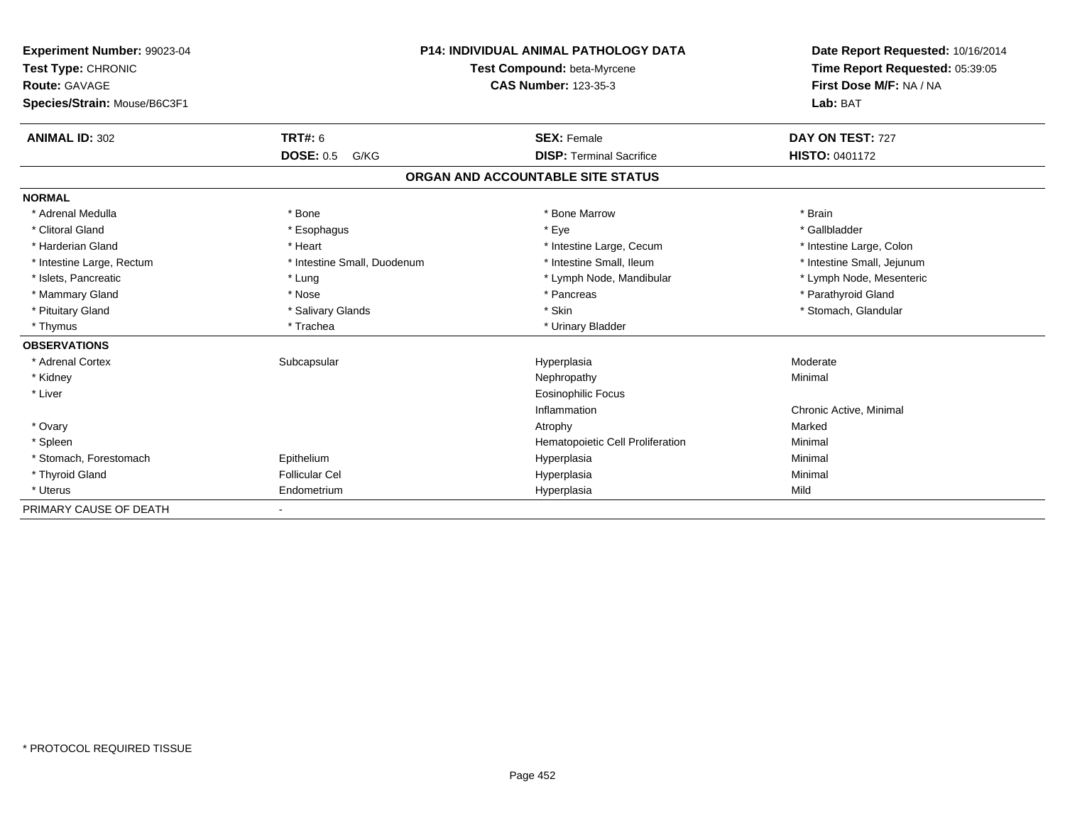**Experiment Number:** 99023-04
**Test Type:** CHRONIC
**Route:** GAVAGE
**Species/Strain:** Mouse/B6C3F1

**P14: INDIVIDUAL ANIMAL PATHOLOGY DATA**
**Test Compound:** beta-Myrcene
**CAS Number:** 123-35-3

**Date Report Requested:** 10/16/2014
**Time Report Requested:** 05:39:05
**First Dose M/F:** NA / NA
**Lab:** BAT

| **ANIMAL ID:** 302 | **TRT#:** 6 | **SEX:** Female | **DAY ON TEST:** 727 |
|---|---|---|---|
| | **DOSE:** 0.5 G/KG | **DISP:** Terminal Sacrifice | **HISTO:** 0401172 |

## ORGAN AND ACCOUNTABLE SITE STATUS

| | | | |
|---|---|---|---|
| **NORMAL** | | | |
| * Adrenal Medulla | * Bone | * Bone Marrow | * Brain |
| * Clitoral Gland | * Esophagus | * Eye | * Gallbladder |
| * Harderian Gland | * Heart | * Intestine Large, Cecum | * Intestine Large, Colon |
| * Intestine Large, Rectum | * Intestine Small, Duodenum | * Intestine Small, Ileum | * Intestine Small, Jejunum |
| * Islets, Pancreatic | * Lung | * Lymph Node, Mandibular | * Lymph Node, Mesenteric |
| * Mammary Gland | * Nose | * Pancreas | * Parathyroid Gland |
| * Pituitary Gland | * Salivary Glands | * Skin | * Stomach, Glandular |
| * Thymus | * Trachea | * Urinary Bladder | |
| **OBSERVATIONS** | | | |
| * Adrenal Cortex | Subcapsular | Hyperplasia | Moderate |
| * Kidney | | Nephropathy | Minimal |
| * Liver | | Eosinophilic Focus | |
| | | Inflammation | Chronic Active, Minimal |
| * Ovary | | Atrophy | Marked |
| * Spleen | | Hematopoietic Cell Proliferation | Minimal |
| * Stomach, Forestomach | Epithelium | Hyperplasia | Minimal |
| * Thyroid Gland | Follicular Cel | Hyperplasia | Minimal |
| * Uterus | Endometrium | Hyperplasia | Mild |
| PRIMARY CAUSE OF DEATH | - | | |

* PROTOCOL REQUIRED TISSUE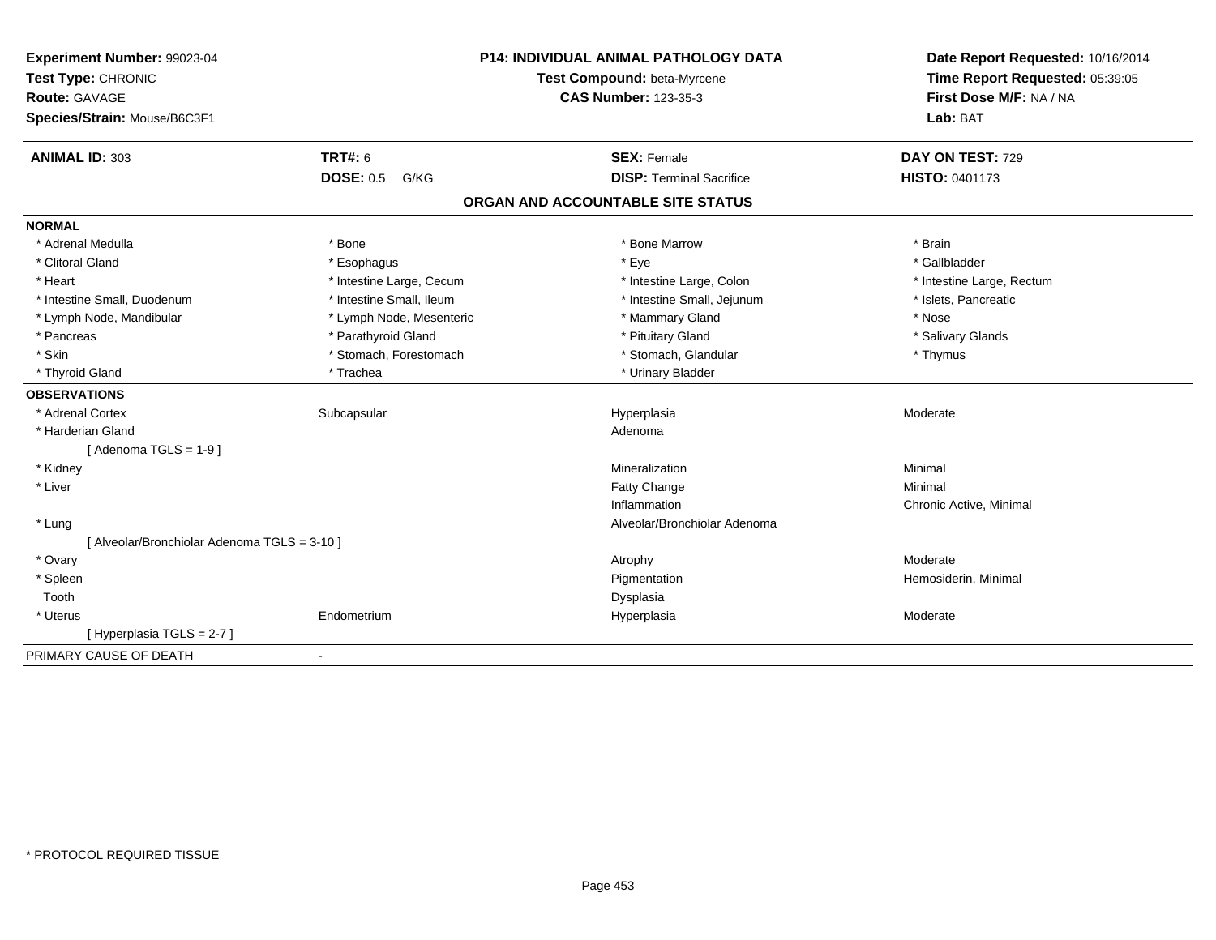**Experiment Number:** 99023-04
**Test Type:** CHRONIC
**Route:** GAVAGE
**Species/Strain:** Mouse/B6C3F1

**P14: INDIVIDUAL ANIMAL PATHOLOGY DATA**
**Test Compound:** beta-Myrcene
**CAS Number:** 123-35-3

**Date Report Requested:** 10/16/2014
**Time Report Requested:** 05:39:05
**First Dose M/F:** NA / NA
**Lab:** BAT

| **ANIMAL ID:** 303 | **TRT#:** 6 | **SEX:** Female | **DAY ON TEST:** 729 |
|---|---|---|---|
| | **DOSE:** 0.5 G/KG | **DISP:** Terminal Sacrifice | **HISTO:** 0401173 |

## ORGAN AND ACCOUNTABLE SITE STATUS

**NORMAL**

| | | | |
|---|---|---|---|
| * Adrenal Medulla | * Bone | * Bone Marrow | * Brain |
| * Clitoral Gland | * Esophagus | * Eye | * Gallbladder |
| * Heart | * Intestine Large, Cecum | * Intestine Large, Colon | * Intestine Large, Rectum |
| * Intestine Small, Duodenum | * Intestine Small, Ileum | * Intestine Small, Jejunum | * Islets, Pancreatic |
| * Lymph Node, Mandibular | * Lymph Node, Mesenteric | * Mammary Gland | * Nose |
| * Pancreas | * Parathyroid Gland | * Pituitary Gland | * Salivary Glands |
| * Skin | * Stomach, Forestomach | * Stomach, Glandular | * Thymus |
| * Thyroid Gland | * Trachea | * Urinary Bladder | |

**OBSERVATIONS**

| | | | |
|---|---|---|---|
| * Adrenal Cortex | Subcapsular | Hyperplasia | Moderate |
| * Harderian Gland | | Adenoma | |
| [ Adenoma TGLS = 1-9 ] | | | |
| * Kidney | | Mineralization | Minimal |
| * Liver | | Fatty Change | Minimal |
| | | Inflammation | Chronic Active, Minimal |
| * Lung | | Alveolar/Bronchiolar Adenoma | |
| [ Alveolar/Bronchiolar Adenoma TGLS = 3-10 ] | | | |
| * Ovary | | Atrophy | Moderate |
| * Spleen | | Pigmentation | Hemosiderin, Minimal |
| Tooth | | Dysplasia | |
| * Uterus | Endometrium | Hyperplasia | Moderate |
| [ Hyperplasia TGLS = 2-7 ] | | | |

PRIMARY CAUSE OF DEATH -

* PROTOCOL REQUIRED TISSUE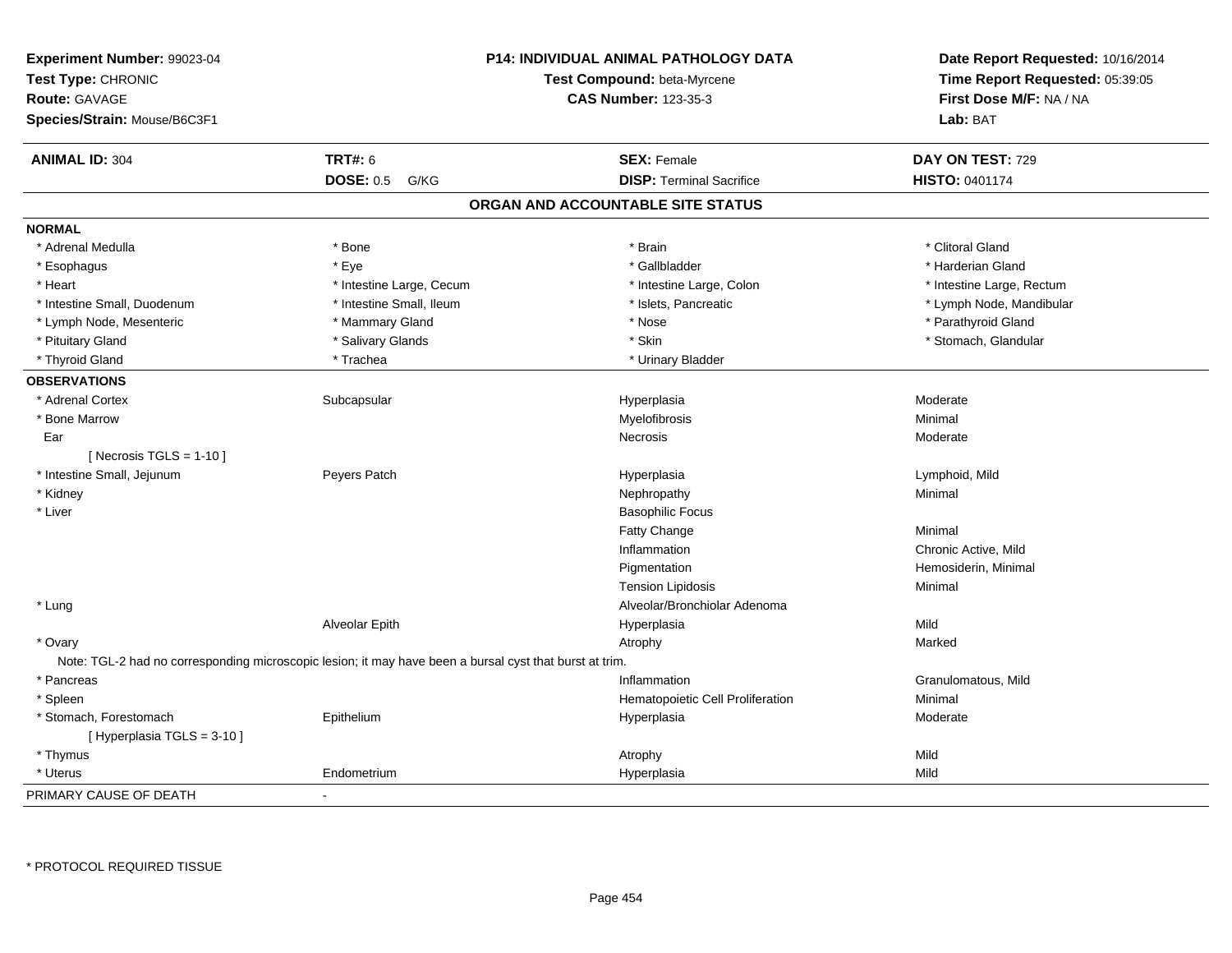**Experiment Number:** 99023-04
**Test Type:** CHRONIC
**Route:** GAVAGE
**Species/Strain:** Mouse/B6C3F1

**P14: INDIVIDUAL ANIMAL PATHOLOGY DATA**
**Test Compound:** beta-Myrcene
**CAS Number:** 123-35-3

**Date Report Requested:** 10/16/2014
**Time Report Requested:** 05:39:05
**First Dose M/F:** NA / NA
**Lab:** BAT

| **ANIMAL ID:** 304 | **TRT#:** 6 | **SEX:** Female | **DAY ON TEST:** 729 |
|---|---|---|---|
| | **DOSE:** 0.5 G/KG | **DISP:** Terminal Sacrifice | **HISTO:** 0401174 |

## ORGAN AND ACCOUNTABLE SITE STATUS

**NORMAL**

| | | | |
|---|---|---|---|
| * Adrenal Medulla | * Bone | * Brain | * Clitoral Gland |
| * Esophagus | * Eye | * Gallbladder | * Harderian Gland |
| * Heart | * Intestine Large, Cecum | * Intestine Large, Colon | * Intestine Large, Rectum |
| * Intestine Small, Duodenum | * Intestine Small, Ileum | * Islets, Pancreatic | * Lymph Node, Mandibular |
| * Lymph Node, Mesenteric | * Mammary Gland | * Nose | * Parathyroid Gland |
| * Pituitary Gland | * Salivary Glands | * Skin | * Stomach, Glandular |
| * Thyroid Gland | * Trachea | * Urinary Bladder | |

**OBSERVATIONS**

| | | | |
|---|---|---|---|
| * Adrenal Cortex | Subcapsular | Hyperplasia | Moderate |
| * Bone Marrow | | Myelofibrosis | Minimal |
| Ear | | Necrosis | Moderate |
| [ Necrosis TGLS = 1-10 ] | | | |
| * Intestine Small, Jejunum | Peyers Patch | Hyperplasia | Lymphoid, Mild |
| * Kidney | | Nephropathy | Minimal |
| * Liver | | Basophilic Focus | |
| | | Fatty Change | Minimal |
| | | Inflammation | Chronic Active, Mild |
| | | Pigmentation | Hemosiderin, Minimal |
| | | Tension Lipidosis | Minimal |
| * Lung | | Alveolar/Bronchiolar Adenoma | |
| | Alveolar Epith | Hyperplasia | Mild |
| * Ovary | | Atrophy | Marked |
| Note: TGL-2 had no corresponding microscopic lesion; it may have been a bursal cyst that burst at trim. | | | |
| * Pancreas | | Inflammation | Granulomatous, Mild |
| * Spleen | | Hematopoietic Cell Proliferation | Minimal |
| * Stomach, Forestomach | Epithelium | Hyperplasia | Moderate |
| [ Hyperplasia TGLS = 3-10 ] | | | |
| * Thymus | | Atrophy | Mild |
| * Uterus | Endometrium | Hyperplasia | Mild |

PRIMARY CAUSE OF DEATH -

* PROTOCOL REQUIRED TISSUE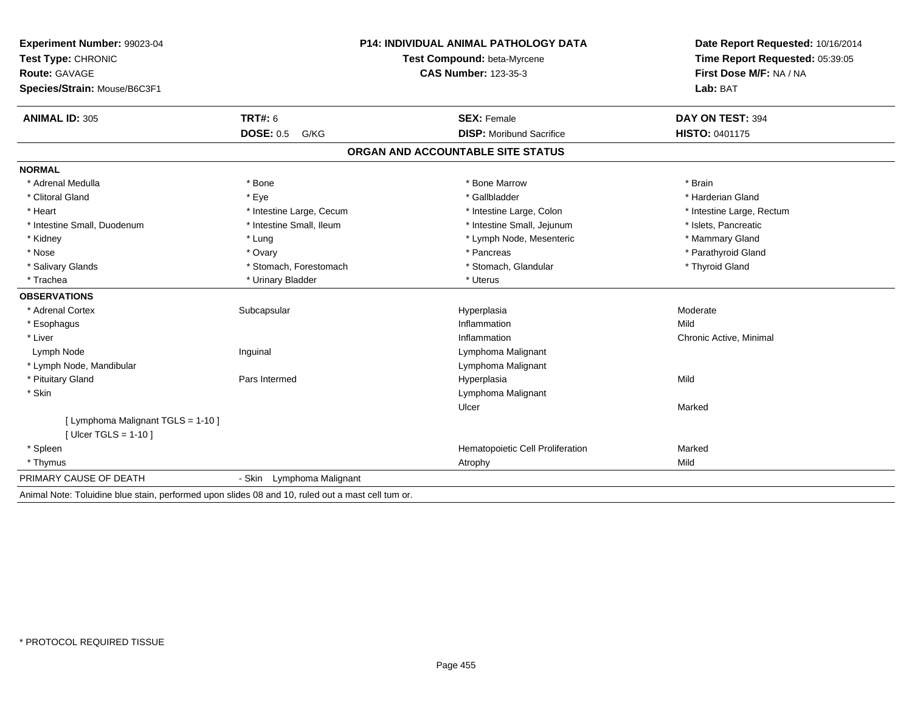**Experiment Number:** 99023-04
**Test Type:** CHRONIC
**Route:** GAVAGE
**Species/Strain:** Mouse/B6C3F1

**P14: INDIVIDUAL ANIMAL PATHOLOGY DATA**
**Test Compound:** beta-Myrcene
**CAS Number:** 123-35-3

**Date Report Requested:** 10/16/2014
**Time Report Requested:** 05:39:05
**First Dose M/F:** NA / NA
**Lab:** BAT

| **ANIMAL ID:** 305 | **TRT#:** 6 | **SEX:** Female | **DAY ON TEST:** 394 |
|---|---|---|---|
| | **DOSE:** 0.5 G/KG | **DISP:** Moribund Sacrifice | **HISTO:** 0401175 |

## ORGAN AND ACCOUNTABLE SITE STATUS

**NORMAL**

| | | | |
|---|---|---|---|
| * Adrenal Medulla | * Bone | * Bone Marrow | * Brain |
| * Clitoral Gland | * Eye | * Gallbladder | * Harderian Gland |
| * Heart | * Intestine Large, Cecum | * Intestine Large, Colon | * Intestine Large, Rectum |
| * Intestine Small, Duodenum | * Intestine Small, Ileum | * Intestine Small, Jejunum | * Islets, Pancreatic |
| * Kidney | * Lung | * Lymph Node, Mesenteric | * Mammary Gland |
| * Nose | * Ovary | * Pancreas | * Parathyroid Gland |
| * Salivary Glands | * Stomach, Forestomach | * Stomach, Glandular | * Thyroid Gland |
| * Trachea | * Urinary Bladder | * Uterus | |

**OBSERVATIONS**

| | | | |
|---|---|---|---|
| * Adrenal Cortex | Subcapsular | Hyperplasia | Moderate |
| * Esophagus | | Inflammation | Mild |
| * Liver | | Inflammation | Chronic Active, Minimal |
| Lymph Node | Inguinal | Lymphoma Malignant | |
| * Lymph Node, Mandibular | | Lymphoma Malignant | |
| * Pituitary Gland | Pars Intermed | Hyperplasia | Mild |
| * Skin | | Lymphoma Malignant | |
| | | Ulcer | Marked |
| [ Lymphoma Malignant TGLS = 1-10 ] | | | |
| [ Ulcer TGLS = 1-10 ] | | | |
| * Spleen | | Hematopoietic Cell Proliferation | Marked |
| * Thymus | | Atrophy | Mild |

PRIMARY CAUSE OF DEATH - Skin Lymphoma Malignant

Animal Note: Toluidine blue stain, performed upon slides 08 and 10, ruled out a mast cell tum or.

* PROTOCOL REQUIRED TISSUE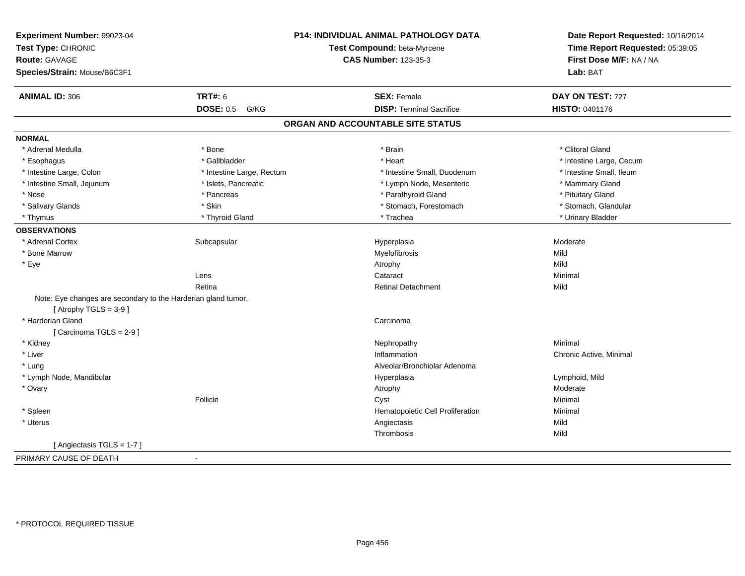**Experiment Number:** 99023-04
**Test Type:** CHRONIC
**Route:** GAVAGE
**Species/Strain:** Mouse/B6C3F1

**P14: INDIVIDUAL ANIMAL PATHOLOGY DATA**
**Test Compound:** beta-Myrcene
**CAS Number:** 123-35-3

**Date Report Requested:** 10/16/2014
**Time Report Requested:** 05:39:05
**First Dose M/F:** NA / NA
**Lab:** BAT

| **ANIMAL ID:** 306 | **TRT#:** 6 | **SEX:** Female | **DAY ON TEST:** 727 |
|---|---|---|---|
| | **DOSE:** 0.5 G/KG | **DISP:** Terminal Sacrifice | **HISTO:** 0401176 |

## ORGAN AND ACCOUNTABLE SITE STATUS

**NORMAL**

| | | | |
|---|---|---|---|
| * Adrenal Medulla | * Bone | * Brain | * Clitoral Gland |
| * Esophagus | * Gallbladder | * Heart | * Intestine Large, Cecum |
| * Intestine Large, Colon | * Intestine Large, Rectum | * Intestine Small, Duodenum | * Intestine Small, Ileum |
| * Intestine Small, Jejunum | * Islets, Pancreatic | * Lymph Node, Mesenteric | * Mammary Gland |
| * Nose | * Pancreas | * Parathyroid Gland | * Pituitary Gland |
| * Salivary Glands | * Skin | * Stomach, Forestomach | * Stomach, Glandular |
| * Thymus | * Thyroid Gland | * Trachea | * Urinary Bladder |

**OBSERVATIONS**

| | | | |
|---|---|---|---|
| * Adrenal Cortex | Subcapsular | Hyperplasia | Moderate |
| * Bone Marrow | | Myelofibrosis | Mild |
| * Eye | | Atrophy | Mild |
| | Lens | Cataract | Minimal |
| | Retina | Retinal Detachment | Mild |
| Note: Eye changes are secondary to the Harderian gland tumor. | | | |
| [ Atrophy TGLS = 3-9 ] | | | |
| * Harderian Gland | | Carcinoma | |
| [ Carcinoma TGLS = 2-9 ] | | | |
| * Kidney | | Nephropathy | Minimal |
| * Liver | | Inflammation | Chronic Active, Minimal |
| * Lung | | Alveolar/Bronchiolar Adenoma | |
| * Lymph Node, Mandibular | | Hyperplasia | Lymphoid, Mild |
| * Ovary | | Atrophy | Moderate |
| | Follicle | Cyst | Minimal |
| * Spleen | | Hematopoietic Cell Proliferation | Minimal |
| * Uterus | | Angiectasis | Mild |
| | | Thrombosis | Mild |
| [ Angiectasis TGLS = 1-7 ] | | | |

PRIMARY CAUSE OF DEATH -

* PROTOCOL REQUIRED TISSUE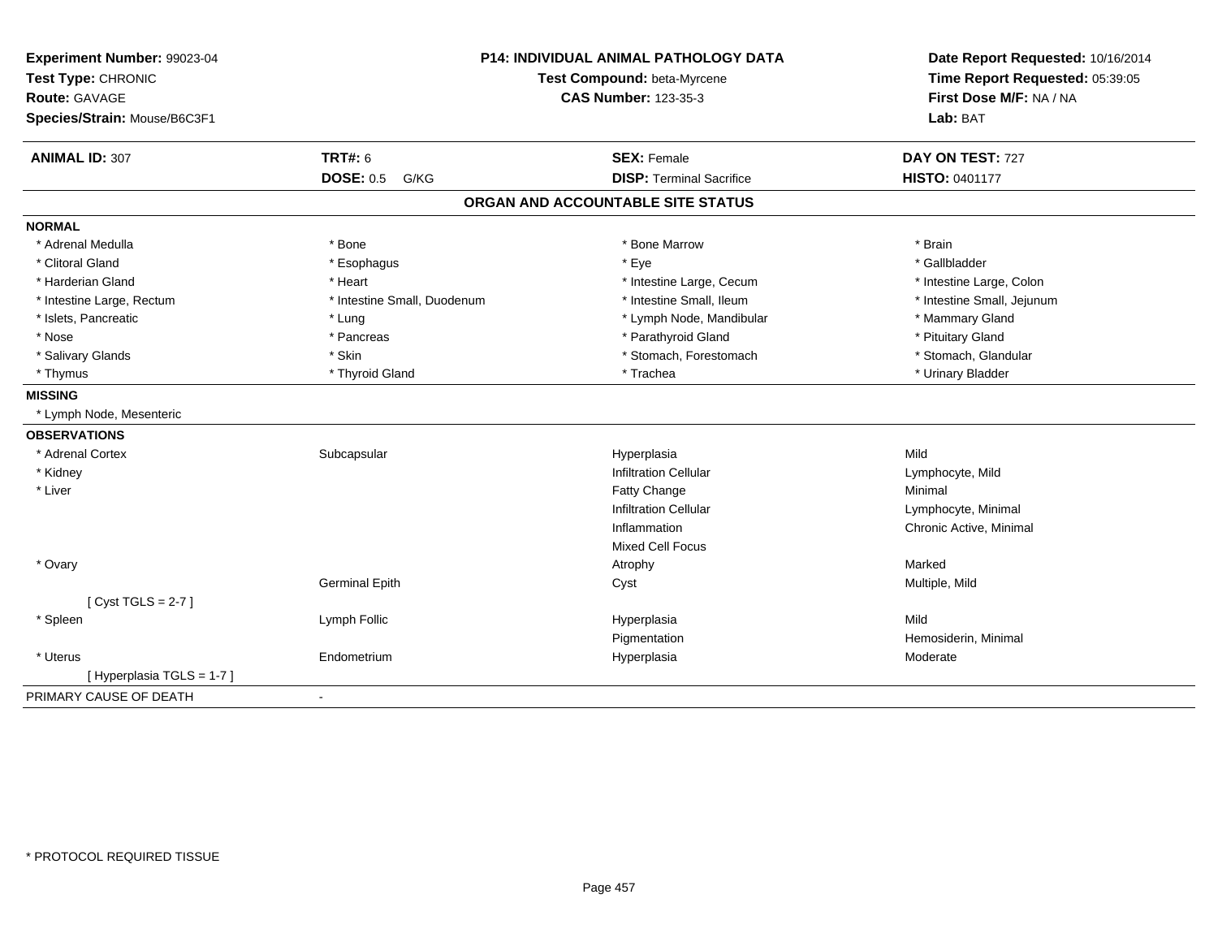**Experiment Number:** 99023-04
**Test Type:** CHRONIC
**Route:** GAVAGE
**Species/Strain:** Mouse/B6C3F1

**P14: INDIVIDUAL ANIMAL PATHOLOGY DATA**
**Test Compound:** beta-Myrcene
**CAS Number:** 123-35-3

**Date Report Requested:** 10/16/2014
**Time Report Requested:** 05:39:05
**First Dose M/F:** NA / NA
**Lab:** BAT

| **ANIMAL ID:** 307 | **TRT#:** 6 | **SEX:** Female | **DAY ON TEST:** 727 |
|---|---|---|---|
| | **DOSE:** 0.5 G/KG | **DISP:** Terminal Sacrifice | **HISTO:** 0401177 |

## ORGAN AND ACCOUNTABLE SITE STATUS

**NORMAL**

| | | | |
|---|---|---|---|
| * Adrenal Medulla | * Bone | * Bone Marrow | * Brain |
| * Clitoral Gland | * Esophagus | * Eye | * Gallbladder |
| * Harderian Gland | * Heart | * Intestine Large, Cecum | * Intestine Large, Colon |
| * Intestine Large, Rectum | * Intestine Small, Duodenum | * Intestine Small, Ileum | * Intestine Small, Jejunum |
| * Islets, Pancreatic | * Lung | * Lymph Node, Mandibular | * Mammary Gland |
| * Nose | * Pancreas | * Parathyroid Gland | * Pituitary Gland |
| * Salivary Glands | * Skin | * Stomach, Forestomach | * Stomach, Glandular |
| * Thymus | * Thyroid Gland | * Trachea | * Urinary Bladder |

**MISSING**

* Lymph Node, Mesenteric

**OBSERVATIONS**

| | | | |
|---|---|---|---|
| * Adrenal Cortex | Subcapsular | Hyperplasia | Mild |
| * Kidney | | Infiltration Cellular | Lymphocyte, Mild |
| * Liver | | Fatty Change | Minimal |
| | | Infiltration Cellular | Lymphocyte, Minimal |
| | | Inflammation | Chronic Active, Minimal |
| | | Mixed Cell Focus | |
| * Ovary | | Atrophy | Marked |
| | Germinal Epith | Cyst | Multiple, Mild |
| [ Cyst TGLS = 2-7 ] | | | |
| * Spleen | Lymph Follic | Hyperplasia | Mild |
| | | Pigmentation | Hemosiderin, Minimal |
| * Uterus | Endometrium | Hyperplasia | Moderate |
| [ Hyperplasia TGLS = 1-7 ] | | | |

PRIMARY CAUSE OF DEATH -

* PROTOCOL REQUIRED TISSUE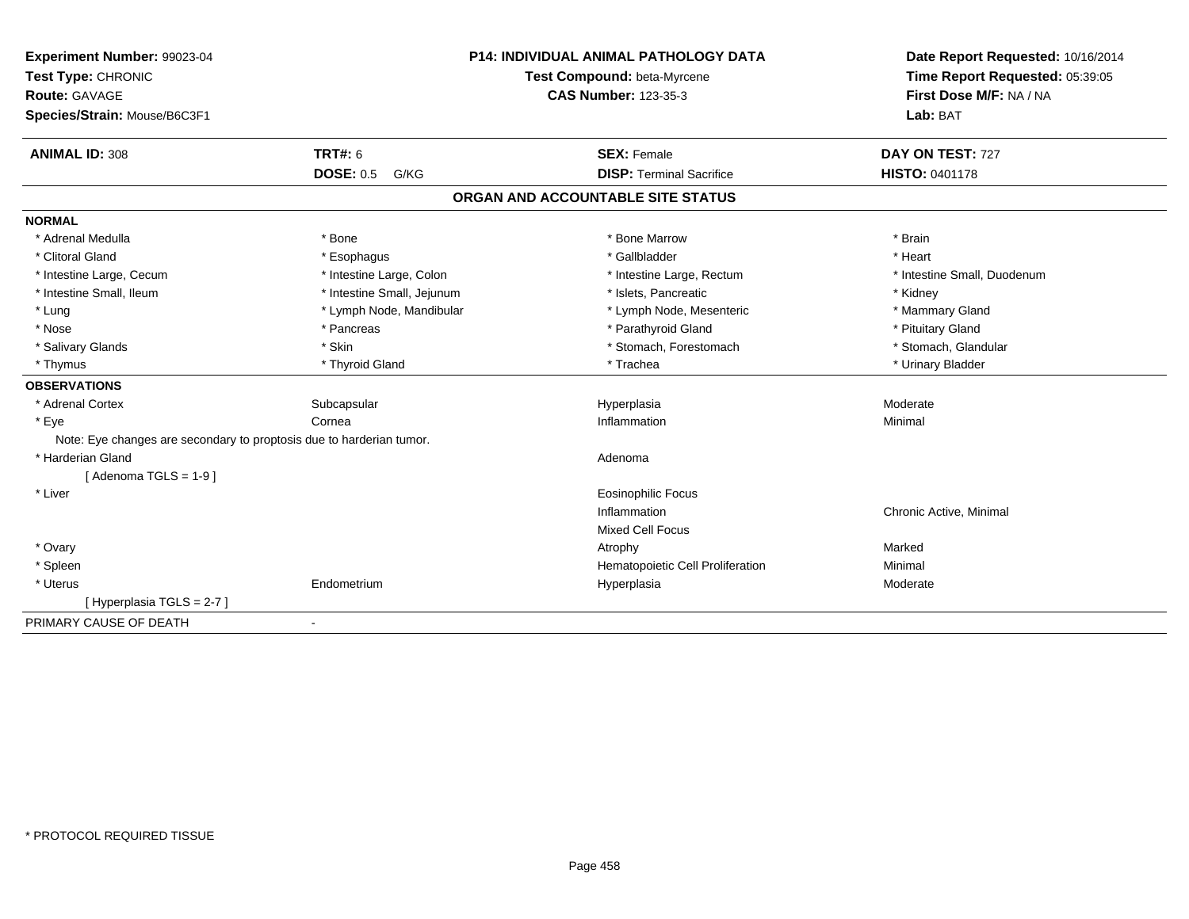**Experiment Number:** 99023-04
**Test Type:** CHRONIC
**Route:** GAVAGE
**Species/Strain:** Mouse/B6C3F1

**P14: INDIVIDUAL ANIMAL PATHOLOGY DATA**
**Test Compound:** beta-Myrcene
**CAS Number:** 123-35-3

**Date Report Requested:** 10/16/2014
**Time Report Requested:** 05:39:05
**First Dose M/F:** NA / NA
**Lab:** BAT

| **ANIMAL ID:** 308 | **TRT#:** 6 | **SEX:** Female | **DAY ON TEST:** 727 |
|---|---|---|---|
| | **DOSE:** 0.5 G/KG | **DISP:** Terminal Sacrifice | **HISTO:** 0401178 |

## ORGAN AND ACCOUNTABLE SITE STATUS

**NORMAL**

| | | | |
|---|---|---|---|
| * Adrenal Medulla | * Bone | * Bone Marrow | * Brain |
| * Clitoral Gland | * Esophagus | * Gallbladder | * Heart |
| * Intestine Large, Cecum | * Intestine Large, Colon | * Intestine Large, Rectum | * Intestine Small, Duodenum |
| * Intestine Small, Ileum | * Intestine Small, Jejunum | * Islets, Pancreatic | * Kidney |
| * Lung | * Lymph Node, Mandibular | * Lymph Node, Mesenteric | * Mammary Gland |
| * Nose | * Pancreas | * Parathyroid Gland | * Pituitary Gland |
| * Salivary Glands | * Skin | * Stomach, Forestomach | * Stomach, Glandular |
| * Thymus | * Thyroid Gland | * Trachea | * Urinary Bladder |

**OBSERVATIONS**

| | | | |
|---|---|---|---|
| * Adrenal Cortex | Subcapsular | Hyperplasia | Moderate |
| * Eye | Cornea | Inflammation | Minimal |
| Note: Eye changes are secondary to proptosis due to harderian tumor. | | | |
| * Harderian Gland | | Adenoma | |
| [ Adenoma TGLS = 1-9 ] | | | |
| * Liver | | Eosinophilic Focus | |
| | | Inflammation | Chronic Active, Minimal |
| | | Mixed Cell Focus | |
| * Ovary | | Atrophy | Marked |
| * Spleen | | Hematopoietic Cell Proliferation | Minimal |
| * Uterus | Endometrium | Hyperplasia | Moderate |
| [ Hyperplasia TGLS = 2-7 ] | | | |

PRIMARY CAUSE OF DEATH -

* PROTOCOL REQUIRED TISSUE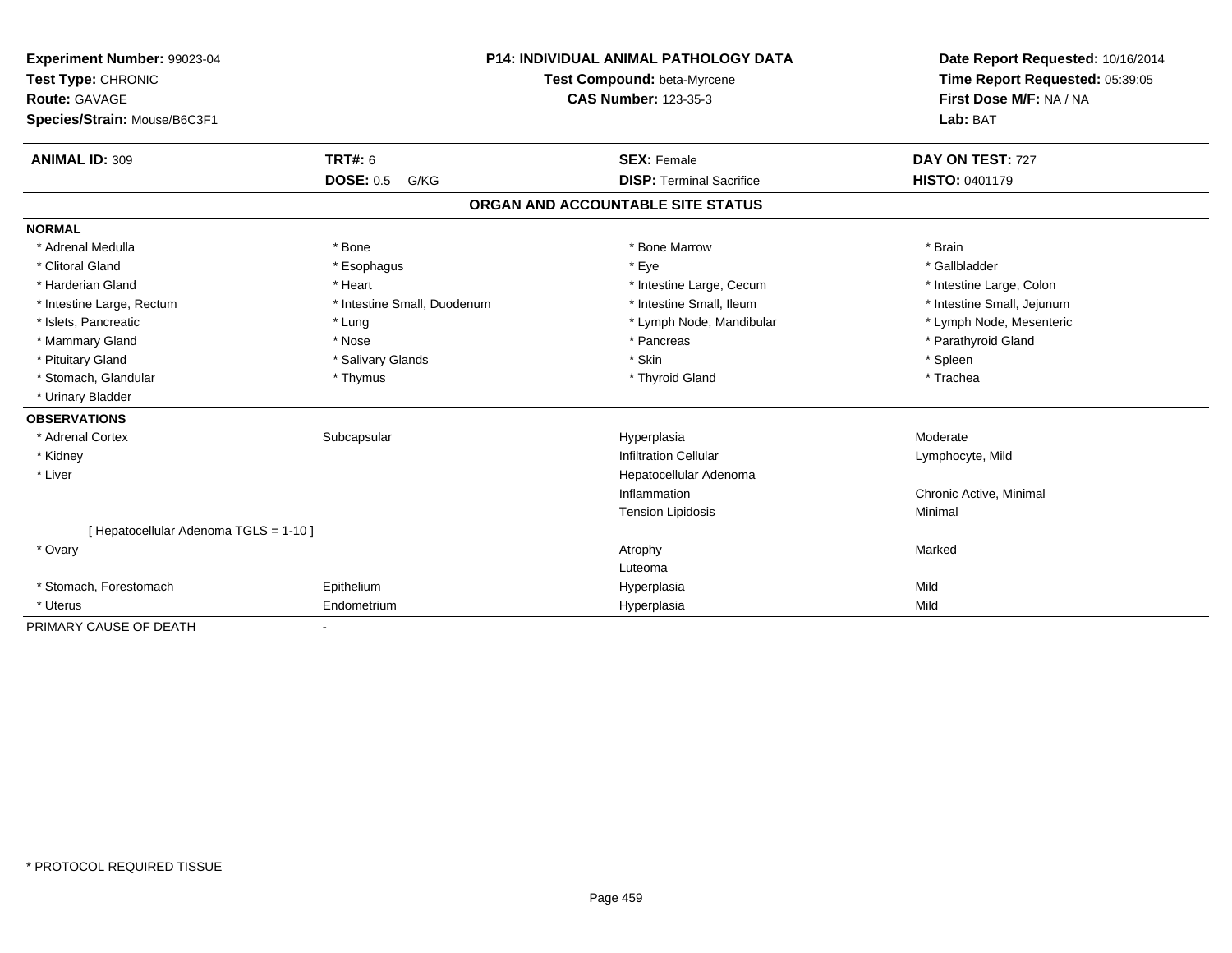**Experiment Number:** 99023-04
**Test Type:** CHRONIC
**Route:** GAVAGE
**Species/Strain:** Mouse/B6C3F1

**P14: INDIVIDUAL ANIMAL PATHOLOGY DATA**
**Test Compound:** beta-Myrcene
**CAS Number:** 123-35-3

**Date Report Requested:** 10/16/2014
**Time Report Requested:** 05:39:05
**First Dose M/F:** NA / NA
**Lab:** BAT

| **ANIMAL ID:** 309 | **TRT#:** 6 | **SEX:** Female | **DAY ON TEST:** 727 |
|---|---|---|---|
| | **DOSE:** 0.5 G/KG | **DISP:** Terminal Sacrifice | **HISTO:** 0401179 |

## ORGAN AND ACCOUNTABLE SITE STATUS

**NORMAL**

| | | | |
|---|---|---|---|
| * Adrenal Medulla | * Bone | * Bone Marrow | * Brain |
| * Clitoral Gland | * Esophagus | * Eye | * Gallbladder |
| * Harderian Gland | * Heart | * Intestine Large, Cecum | * Intestine Large, Colon |
| * Intestine Large, Rectum | * Intestine Small, Duodenum | * Intestine Small, Ileum | * Intestine Small, Jejunum |
| * Islets, Pancreatic | * Lung | * Lymph Node, Mandibular | * Lymph Node, Mesenteric |
| * Mammary Gland | * Nose | * Pancreas | * Parathyroid Gland |
| * Pituitary Gland | * Salivary Glands | * Skin | * Spleen |
| * Stomach, Glandular | * Thymus | * Thyroid Gland | * Trachea |
| * Urinary Bladder | | | |

**OBSERVATIONS**

| | | | |
|---|---|---|---|
| * Adrenal Cortex | Subcapsular | Hyperplasia | Moderate |
| * Kidney | | Infiltration Cellular | Lymphocyte, Mild |
| * Liver | | Hepatocellular Adenoma | |
| | | Inflammation | Chronic Active, Minimal |
| | | Tension Lipidosis | Minimal |
| [ Hepatocellular Adenoma TGLS = 1-10 ] | | | |
| * Ovary | | Atrophy | Marked |
| | | Luteoma | |
| * Stomach, Forestomach | Epithelium | Hyperplasia | Mild |
| * Uterus | Endometrium | Hyperplasia | Mild |

PRIMARY CAUSE OF DEATH -

* PROTOCOL REQUIRED TISSUE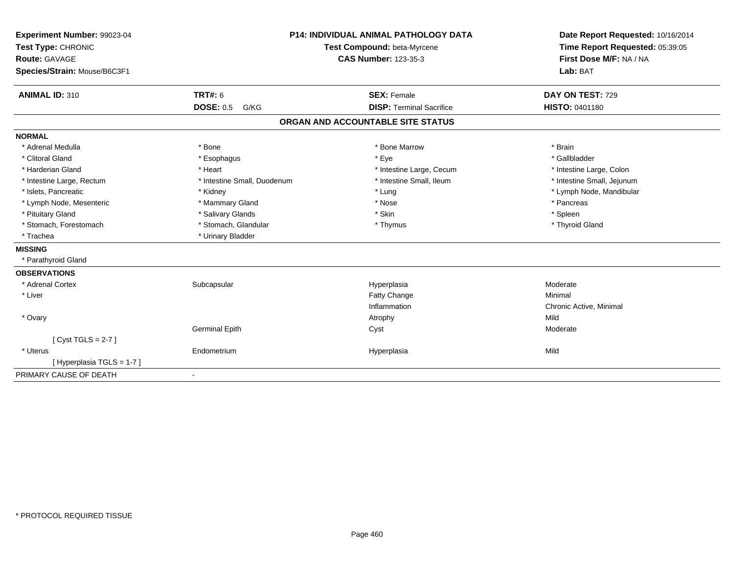**Experiment Number:** 99023-04
**Test Type:** CHRONIC
**Route:** GAVAGE
**Species/Strain:** Mouse/B6C3F1

**P14: INDIVIDUAL ANIMAL PATHOLOGY DATA**
**Test Compound:** beta-Myrcene
**CAS Number:** 123-35-3

**Date Report Requested:** 10/16/2014
**Time Report Requested:** 05:39:05
**First Dose M/F:** NA / NA
**Lab:** BAT

| **ANIMAL ID:** 310 | **TRT#:** 6 | **SEX:** Female | **DAY ON TEST:** 729 |
|---|---|---|---|
| | **DOSE:** 0.5 G/KG | **DISP:** Terminal Sacrifice | **HISTO:** 0401180 |

## ORGAN AND ACCOUNTABLE SITE STATUS

**NORMAL**

| | | | |
|---|---|---|---|
| * Adrenal Medulla | * Bone | * Bone Marrow | * Brain |
| * Clitoral Gland | * Esophagus | * Eye | * Gallbladder |
| * Harderian Gland | * Heart | * Intestine Large, Cecum | * Intestine Large, Colon |
| * Intestine Large, Rectum | * Intestine Small, Duodenum | * Intestine Small, Ileum | * Intestine Small, Jejunum |
| * Islets, Pancreatic | * Kidney | * Lung | * Lymph Node, Mandibular |
| * Lymph Node, Mesenteric | * Mammary Gland | * Nose | * Pancreas |
| * Pituitary Gland | * Salivary Glands | * Skin | * Spleen |
| * Stomach, Forestomach | * Stomach, Glandular | * Thymus | * Thyroid Gland |
| * Trachea | * Urinary Bladder | | |

**MISSING**

* Parathyroid Gland

**OBSERVATIONS**

| | | | |
|---|---|---|---|
| * Adrenal Cortex | Subcapsular | Hyperplasia | Moderate |
| * Liver | | Fatty Change | Minimal |
| | | Inflammation | Chronic Active, Minimal |
| * Ovary | | Atrophy | Mild |
| | Germinal Epith | Cyst | Moderate |
| [ Cyst TGLS = 2-7 ] | | | |
| * Uterus | Endometrium | Hyperplasia | Mild |
| [ Hyperplasia TGLS = 1-7 ] | | | |

PRIMARY CAUSE OF DEATH -

* PROTOCOL REQUIRED TISSUE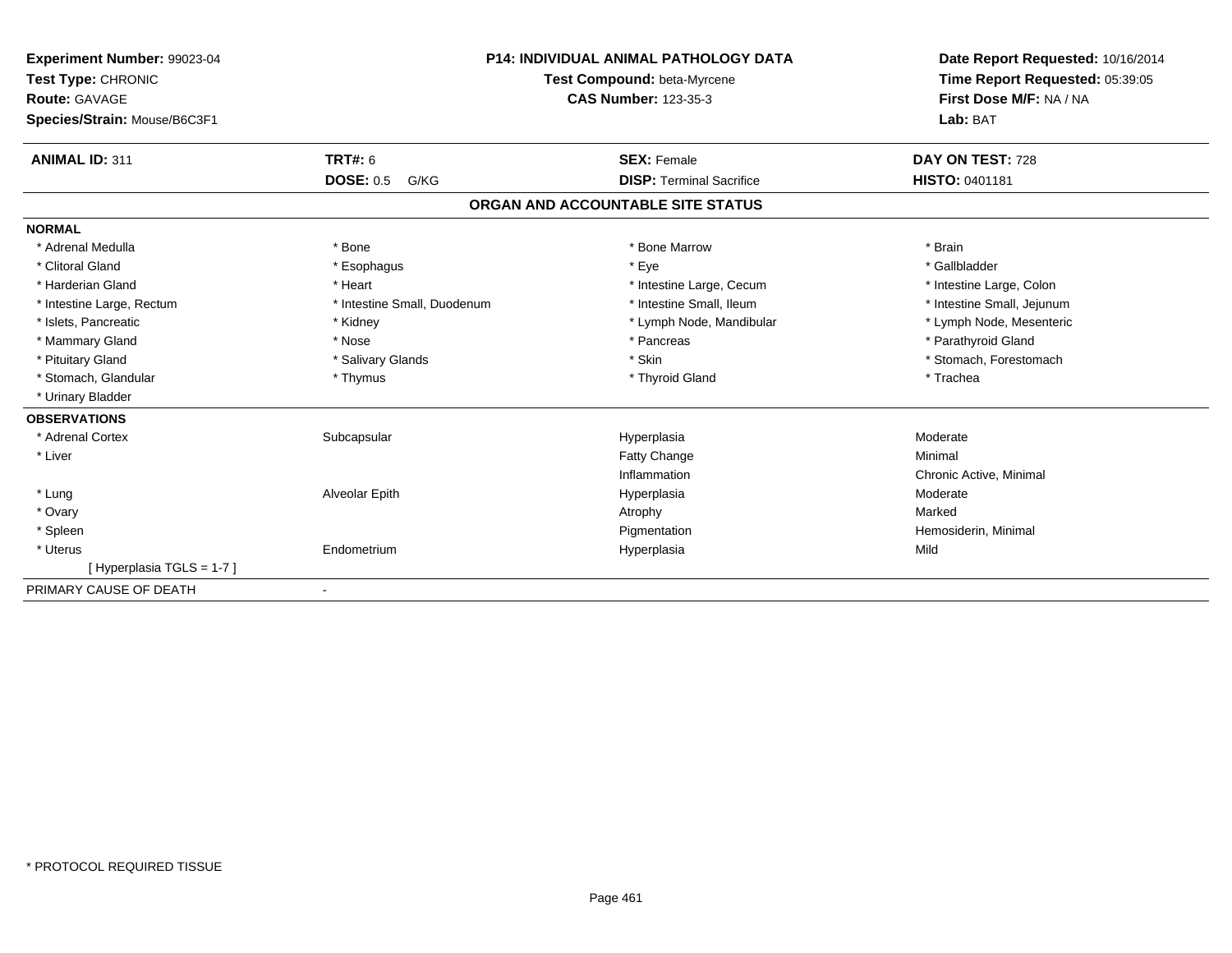**Experiment Number:** 99023-04
**Test Type:** CHRONIC
**Route:** GAVAGE
**Species/Strain:** Mouse/B6C3F1

**P14: INDIVIDUAL ANIMAL PATHOLOGY DATA**
**Test Compound:** beta-Myrcene
**CAS Number:** 123-35-3

**Date Report Requested:** 10/16/2014
**Time Report Requested:** 05:39:05
**First Dose M/F:** NA / NA
**Lab:** BAT

| **ANIMAL ID:** 311 | **TRT#:** 6 | **SEX:** Female | **DAY ON TEST:** 728 |
|---|---|---|---|
| | **DOSE:** 0.5 G/KG | **DISP:** Terminal Sacrifice | **HISTO:** 0401181 |

## ORGAN AND ACCOUNTABLE SITE STATUS

**NORMAL**

| | | | |
|---|---|---|---|
| * Adrenal Medulla | * Bone | * Bone Marrow | * Brain |
| * Clitoral Gland | * Esophagus | * Eye | * Gallbladder |
| * Harderian Gland | * Heart | * Intestine Large, Cecum | * Intestine Large, Colon |
| * Intestine Large, Rectum | * Intestine Small, Duodenum | * Intestine Small, Ileum | * Intestine Small, Jejunum |
| * Islets, Pancreatic | * Kidney | * Lymph Node, Mandibular | * Lymph Node, Mesenteric |
| * Mammary Gland | * Nose | * Pancreas | * Parathyroid Gland |
| * Pituitary Gland | * Salivary Glands | * Skin | * Stomach, Forestomach |
| * Stomach, Glandular | * Thymus | * Thyroid Gland | * Trachea |
| * Urinary Bladder | | | |

**OBSERVATIONS**

| | | | |
|---|---|---|---|
| * Adrenal Cortex | Subcapsular | Hyperplasia | Moderate |
| * Liver | | Fatty Change | Minimal |
| | | Inflammation | Chronic Active, Minimal |
| * Lung | Alveolar Epith | Hyperplasia | Moderate |
| * Ovary | | Atrophy | Marked |
| * Spleen | | Pigmentation | Hemosiderin, Minimal |
| * Uterus | Endometrium | Hyperplasia | Mild |
| [ Hyperplasia TGLS = 1-7 ] | | | |

PRIMARY CAUSE OF DEATH -

* PROTOCOL REQUIRED TISSUE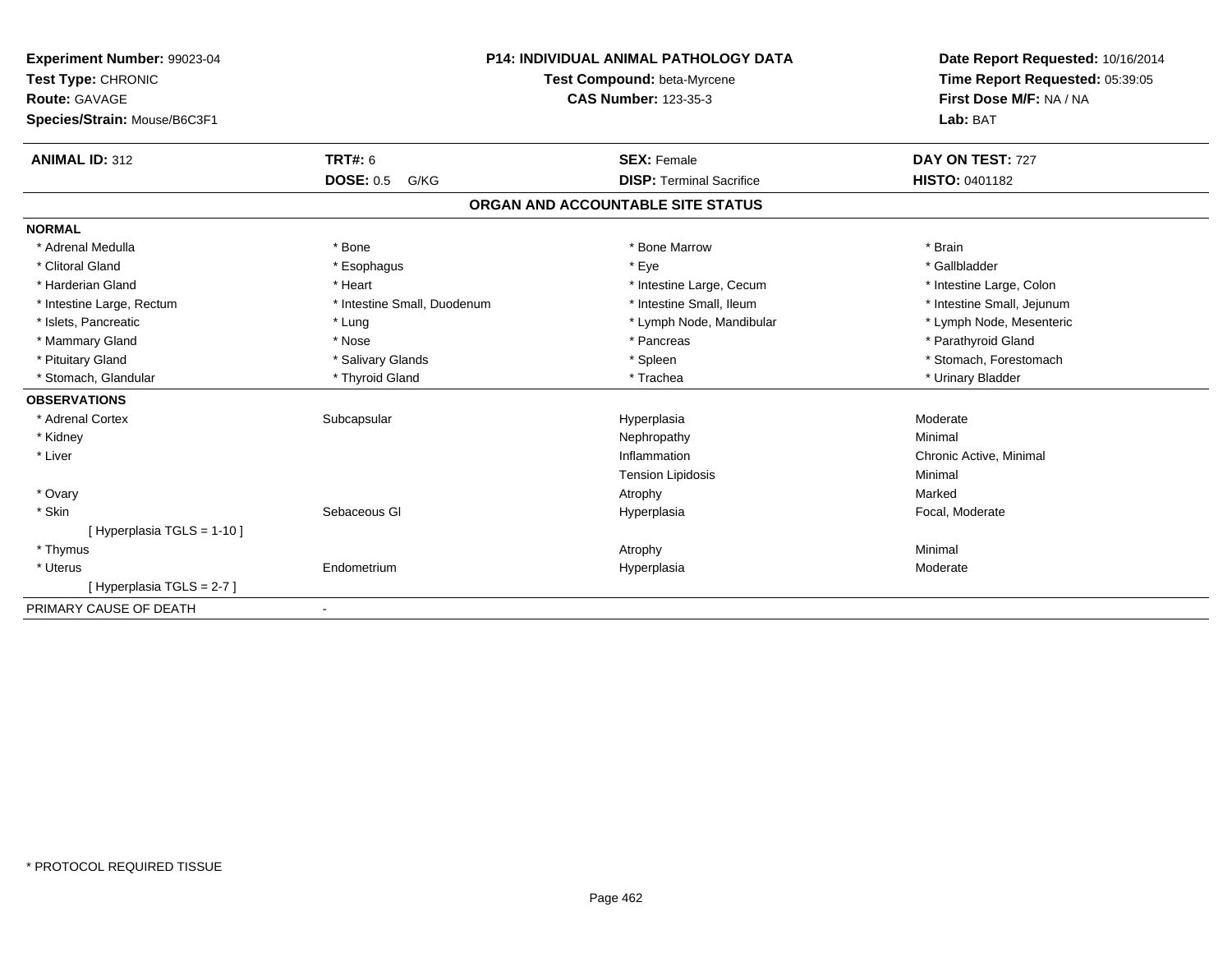**Experiment Number:** 99023-04
**Test Type:** CHRONIC
**Route:** GAVAGE
**Species/Strain:** Mouse/B6C3F1

**P14: INDIVIDUAL ANIMAL PATHOLOGY DATA**
**Test Compound:** beta-Myrcene
**CAS Number:** 123-35-3

**Date Report Requested:** 10/16/2014
**Time Report Requested:** 05:39:05
**First Dose M/F:** NA / NA
**Lab:** BAT

| **ANIMAL ID:** 312 | **TRT#:** 6 | **SEX:** Female | **DAY ON TEST:** 727 |
|---|---|---|---|
| | **DOSE:** 0.5 G/KG | **DISP:** Terminal Sacrifice | **HISTO:** 0401182 |

## ORGAN AND ACCOUNTABLE SITE STATUS

**NORMAL**

| | | | |
|---|---|---|---|
| * Adrenal Medulla | * Bone | * Bone Marrow | * Brain |
| * Clitoral Gland | * Esophagus | * Eye | * Gallbladder |
| * Harderian Gland | * Heart | * Intestine Large, Cecum | * Intestine Large, Colon |
| * Intestine Large, Rectum | * Intestine Small, Duodenum | * Intestine Small, Ileum | * Intestine Small, Jejunum |
| * Islets, Pancreatic | * Lung | * Lymph Node, Mandibular | * Lymph Node, Mesenteric |
| * Mammary Gland | * Nose | * Pancreas | * Parathyroid Gland |
| * Pituitary Gland | * Salivary Glands | * Spleen | * Stomach, Forestomach |
| * Stomach, Glandular | * Thyroid Gland | * Trachea | * Urinary Bladder |

**OBSERVATIONS**

| | | | |
|---|---|---|---|
| * Adrenal Cortex | Subcapsular | Hyperplasia | Moderate |
| * Kidney | | Nephropathy | Minimal |
| * Liver | | Inflammation | Chronic Active, Minimal |
| | | Tension Lipidosis | Minimal |
| * Ovary | | Atrophy | Marked |
| * Skin | Sebaceous Gl | Hyperplasia | Focal, Moderate |
| [ Hyperplasia TGLS = 1-10 ] | | | |
| * Thymus | | Atrophy | Minimal |
| * Uterus | Endometrium | Hyperplasia | Moderate |
| [ Hyperplasia TGLS = 2-7 ] | | | |

PRIMARY CAUSE OF DEATH -

* PROTOCOL REQUIRED TISSUE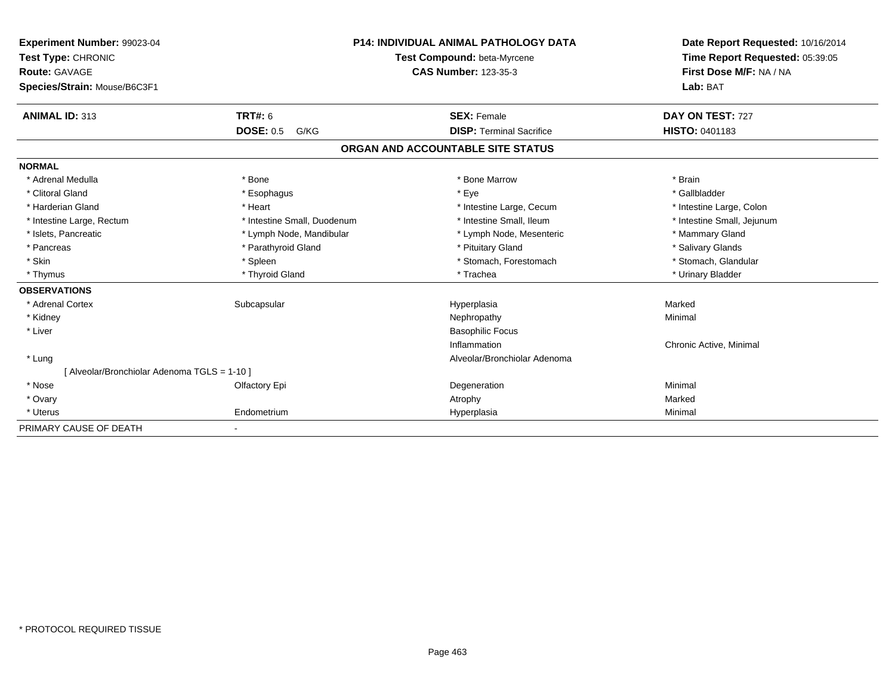**Experiment Number:** 99023-04
**Test Type:** CHRONIC
**Route:** GAVAGE
**Species/Strain:** Mouse/B6C3F1

**P14: INDIVIDUAL ANIMAL PATHOLOGY DATA**
**Test Compound:** beta-Myrcene
**CAS Number:** 123-35-3

**Date Report Requested:** 10/16/2014
**Time Report Requested:** 05:39:05
**First Dose M/F:** NA / NA
**Lab:** BAT

| **ANIMAL ID:** 313 | **TRT#:** 6 | **SEX:** Female | **DAY ON TEST:** 727 |
|---|---|---|---|
| | **DOSE:** 0.5 G/KG | **DISP:** Terminal Sacrifice | **HISTO:** 0401183 |

## ORGAN AND ACCOUNTABLE SITE STATUS

**NORMAL**

| | | | |
|---|---|---|---|
| * Adrenal Medulla | * Bone | * Bone Marrow | * Brain |
| * Clitoral Gland | * Esophagus | * Eye | * Gallbladder |
| * Harderian Gland | * Heart | * Intestine Large, Cecum | * Intestine Large, Colon |
| * Intestine Large, Rectum | * Intestine Small, Duodenum | * Intestine Small, Ileum | * Intestine Small, Jejunum |
| * Islets, Pancreatic | * Lymph Node, Mandibular | * Lymph Node, Mesenteric | * Mammary Gland |
| * Pancreas | * Parathyroid Gland | * Pituitary Gland | * Salivary Glands |
| * Skin | * Spleen | * Stomach, Forestomach | * Stomach, Glandular |
| * Thymus | * Thyroid Gland | * Trachea | * Urinary Bladder |

**OBSERVATIONS**

| | | | |
|---|---|---|---|
| * Adrenal Cortex | Subcapsular | Hyperplasia | Marked |
| * Kidney | | Nephropathy | Minimal |
| * Liver | | Basophilic Focus | |
| | | Inflammation | Chronic Active, Minimal |
| * Lung | | Alveolar/Bronchiolar Adenoma | |
| [ Alveolar/Bronchiolar Adenoma TGLS = 1-10 ] | | | |
| * Nose | Olfactory Epi | Degeneration | Minimal |
| * Ovary | | Atrophy | Marked |
| * Uterus | Endometrium | Hyperplasia | Minimal |

PRIMARY CAUSE OF DEATH -

* PROTOCOL REQUIRED TISSUE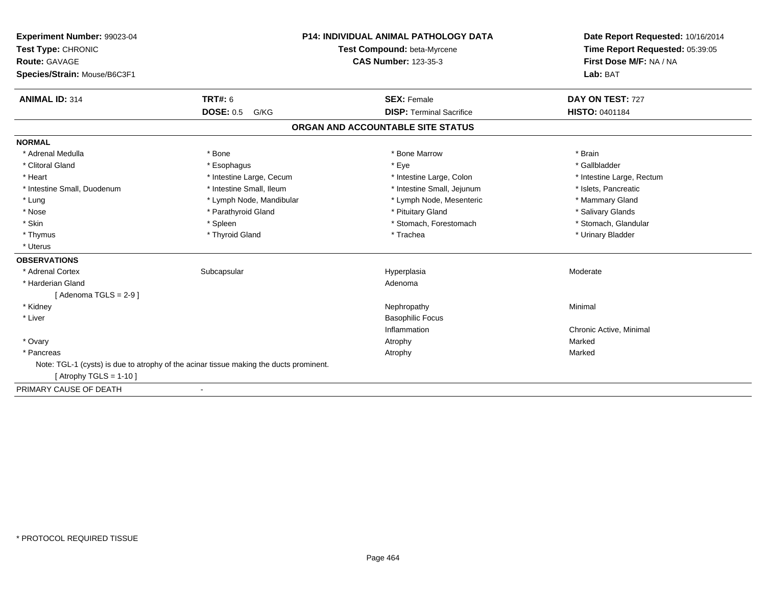**Experiment Number:** 99023-04
**Test Type:** CHRONIC
**Route:** GAVAGE
**Species/Strain:** Mouse/B6C3F1

**P14: INDIVIDUAL ANIMAL PATHOLOGY DATA**
**Test Compound:** beta-Myrcene
**CAS Number:** 123-35-3

**Date Report Requested:** 10/16/2014
**Time Report Requested:** 05:39:05
**First Dose M/F:** NA / NA
**Lab:** BAT

| **ANIMAL ID:** 314 | **TRT#:** 6 | **SEX:** Female | **DAY ON TEST:** 727 |
|---|---|---|---|
| | **DOSE:** 0.5 G/KG | **DISP:** Terminal Sacrifice | **HISTO:** 0401184 |

## ORGAN AND ACCOUNTABLE SITE STATUS

**NORMAL**

| | | | |
|---|---|---|---|
| * Adrenal Medulla | * Bone | * Bone Marrow | * Brain |
| * Clitoral Gland | * Esophagus | * Eye | * Gallbladder |
| * Heart | * Intestine Large, Cecum | * Intestine Large, Colon | * Intestine Large, Rectum |
| * Intestine Small, Duodenum | * Intestine Small, Ileum | * Intestine Small, Jejunum | * Islets, Pancreatic |
| * Lung | * Lymph Node, Mandibular | * Lymph Node, Mesenteric | * Mammary Gland |
| * Nose | * Parathyroid Gland | * Pituitary Gland | * Salivary Glands |
| * Skin | * Spleen | * Stomach, Forestomach | * Stomach, Glandular |
| * Thymus | * Thyroid Gland | * Trachea | * Urinary Bladder |
| * Uterus | | | |

**OBSERVATIONS**

| | | | |
|---|---|---|---|
| * Adrenal Cortex | Subcapsular | Hyperplasia | Moderate |
| * Harderian Gland | | Adenoma | |
| [ Adenoma TGLS = 2-9 ] | | | |
| * Kidney | | Nephropathy | Minimal |
| * Liver | | Basophilic Focus | |
| | | Inflammation | Chronic Active, Minimal |
| * Ovary | | Atrophy | Marked |
| * Pancreas | | Atrophy | Marked |

Note: TGL-1 (cysts) is due to atrophy of the acinar tissue making the ducts prominent.
[ Atrophy TGLS = 1-10 ]

PRIMARY CAUSE OF DEATH -

* PROTOCOL REQUIRED TISSUE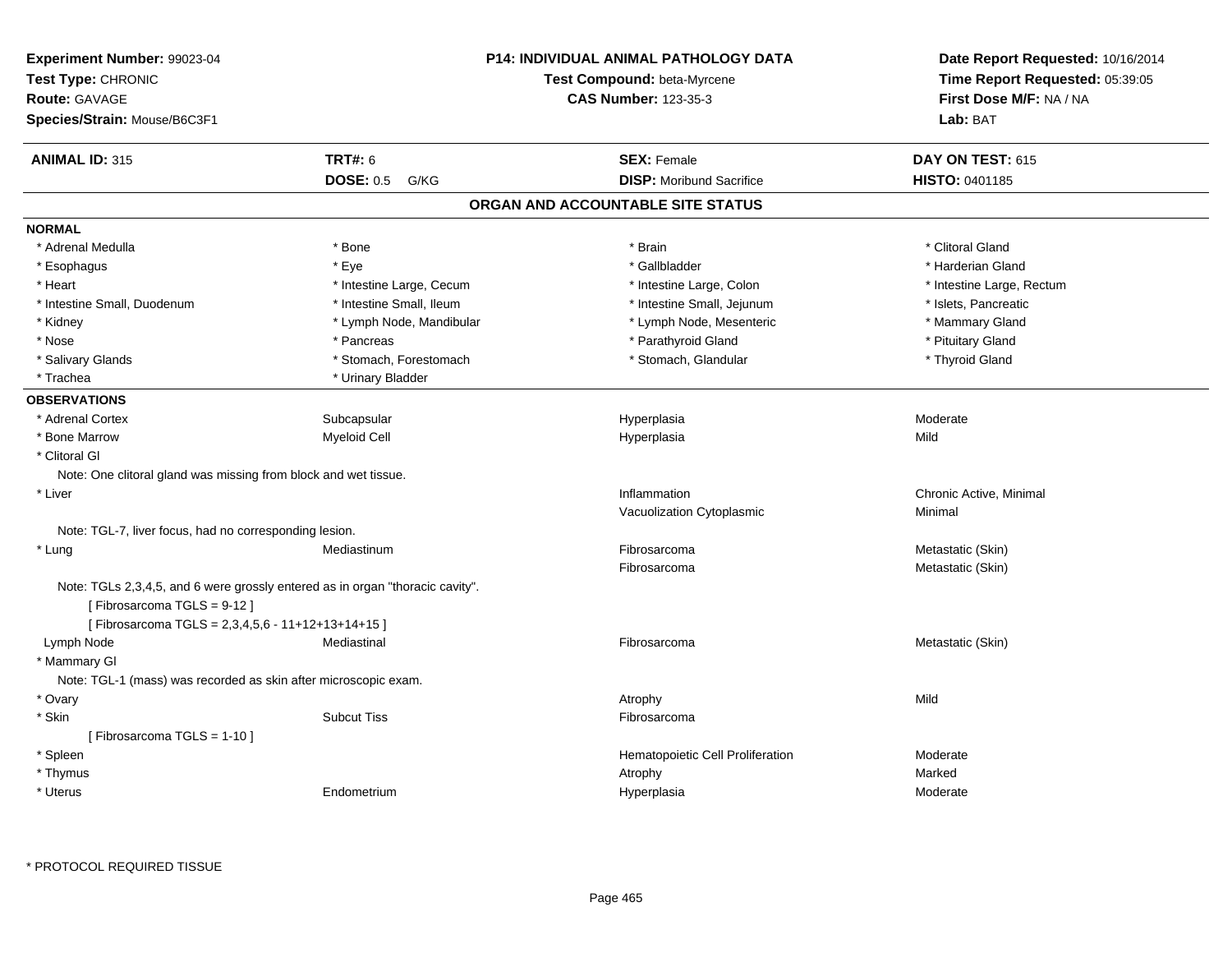**Experiment Number:** 99023-04
**Test Type:** CHRONIC
**Route:** GAVAGE
**Species/Strain:** Mouse/B6C3F1

**P14: INDIVIDUAL ANIMAL PATHOLOGY DATA**
**Test Compound:** beta-Myrcene
**CAS Number:** 123-35-3

**Date Report Requested:** 10/16/2014
**Time Report Requested:** 05:39:05
**First Dose M/F:** NA / NA
**Lab:** BAT

| **ANIMAL ID:** 315 | **TRT#:** 6 | **SEX:** Female | **DAY ON TEST:** 615 |
|---|---|---|---|
| | **DOSE:** 0.5 G/KG | **DISP:** Moribund Sacrifice | **HISTO:** 0401185 |

## ORGAN AND ACCOUNTABLE SITE STATUS

**NORMAL**

| | | | |
|---|---|---|---|
| * Adrenal Medulla | * Bone | * Brain | * Clitoral Gland |
| * Esophagus | * Eye | * Gallbladder | * Harderian Gland |
| * Heart | * Intestine Large, Cecum | * Intestine Large, Colon | * Intestine Large, Rectum |
| * Intestine Small, Duodenum | * Intestine Small, Ileum | * Intestine Small, Jejunum | * Islets, Pancreatic |
| * Kidney | * Lymph Node, Mandibular | * Lymph Node, Mesenteric | * Mammary Gland |
| * Nose | * Pancreas | * Parathyroid Gland | * Pituitary Gland |
| * Salivary Glands | * Stomach, Forestomach | * Stomach, Glandular | * Thyroid Gland |
| * Trachea | * Urinary Bladder | | |

**OBSERVATIONS**

| | | | |
|---|---|---|---|
| * Adrenal Cortex | Subcapsular | Hyperplasia | Moderate |
| * Bone Marrow | Myeloid Cell | Hyperplasia | Mild |
| * Clitoral Gl | | | |
| Note: One clitoral gland was missing from block and wet tissue. | | | |
| * Liver | | Inflammation | Chronic Active, Minimal |
| | | Vacuolization Cytoplasmic | Minimal |
| Note: TGL-7, liver focus, had no corresponding lesion. | | | |
| * Lung | Mediastinum | Fibrosarcoma | Metastatic (Skin) |
| | | Fibrosarcoma | Metastatic (Skin) |
| Note: TGLs 2,3,4,5, and 6 were grossly entered as in organ "thoracic cavity". | | | |
| [ Fibrosarcoma TGLS = 9-12 ] | | | |
| [ Fibrosarcoma TGLS = 2,3,4,5,6 - 11+12+13+14+15 ] | | | |
| Lymph Node | Mediastinal | Fibrosarcoma | Metastatic (Skin) |
| * Mammary Gl | | | |
| Note: TGL-1 (mass) was recorded as skin after microscopic exam. | | | |
| * Ovary | | Atrophy | Mild |
| * Skin | Subcut Tiss | Fibrosarcoma | |
| [ Fibrosarcoma TGLS = 1-10 ] | | | |
| * Spleen | | Hematopoietic Cell Proliferation | Moderate |
| * Thymus | | Atrophy | Marked |
| * Uterus | Endometrium | Hyperplasia | Moderate |

* PROTOCOL REQUIRED TISSUE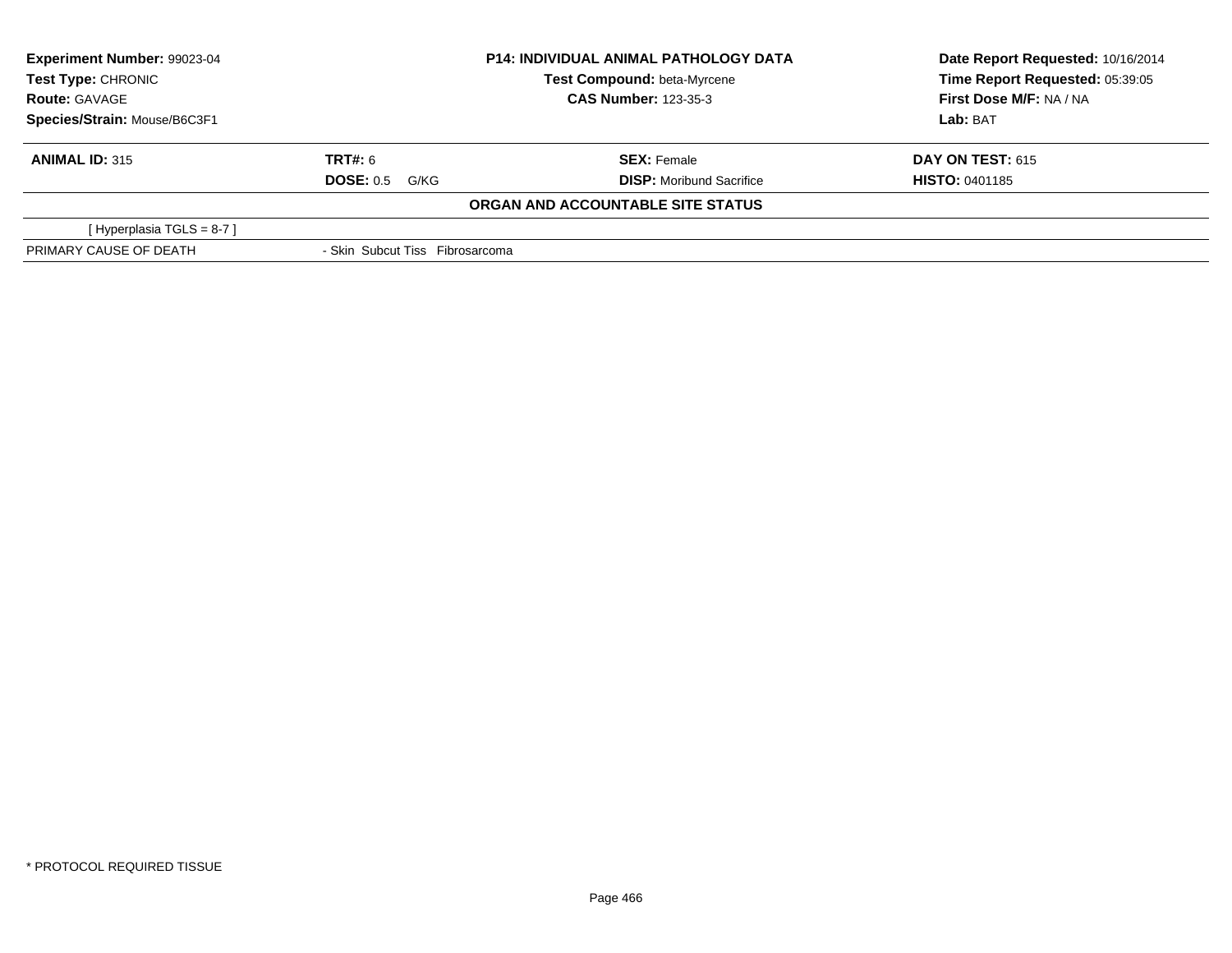| **Experiment Number:** 99023-04 | **P14: INDIVIDUAL ANIMAL PATHOLOGY DATA** | **Date Report Requested:** 10/16/2014 |
|---|---|---|
| **Test Type:** CHRONIC | **Test Compound:** beta-Myrcene | **Time Report Requested:** 05:39:05 |
| **Route:** GAVAGE | **CAS Number:** 123-35-3 | **First Dose M/F:** NA / NA |
| **Species/Strain:** Mouse/B6C3F1 | | **Lab:** BAT |

| **ANIMAL ID:** 315 | **TRT#:** 6 | **SEX:** Female | **DAY ON TEST:** 615 |
|---|---|---|---|
| | **DOSE:** 0.5 G/KG | **DISP:** Moribund Sacrifice | **HISTO:** 0401185 |

**ORGAN AND ACCOUNTABLE SITE STATUS**

| | |
|---|---|
| [ Hyperplasia TGLS = 8-7 ] | |
| PRIMARY CAUSE OF DEATH | - Skin Subcut Tiss Fibrosarcoma |

* PROTOCOL REQUIRED TISSUE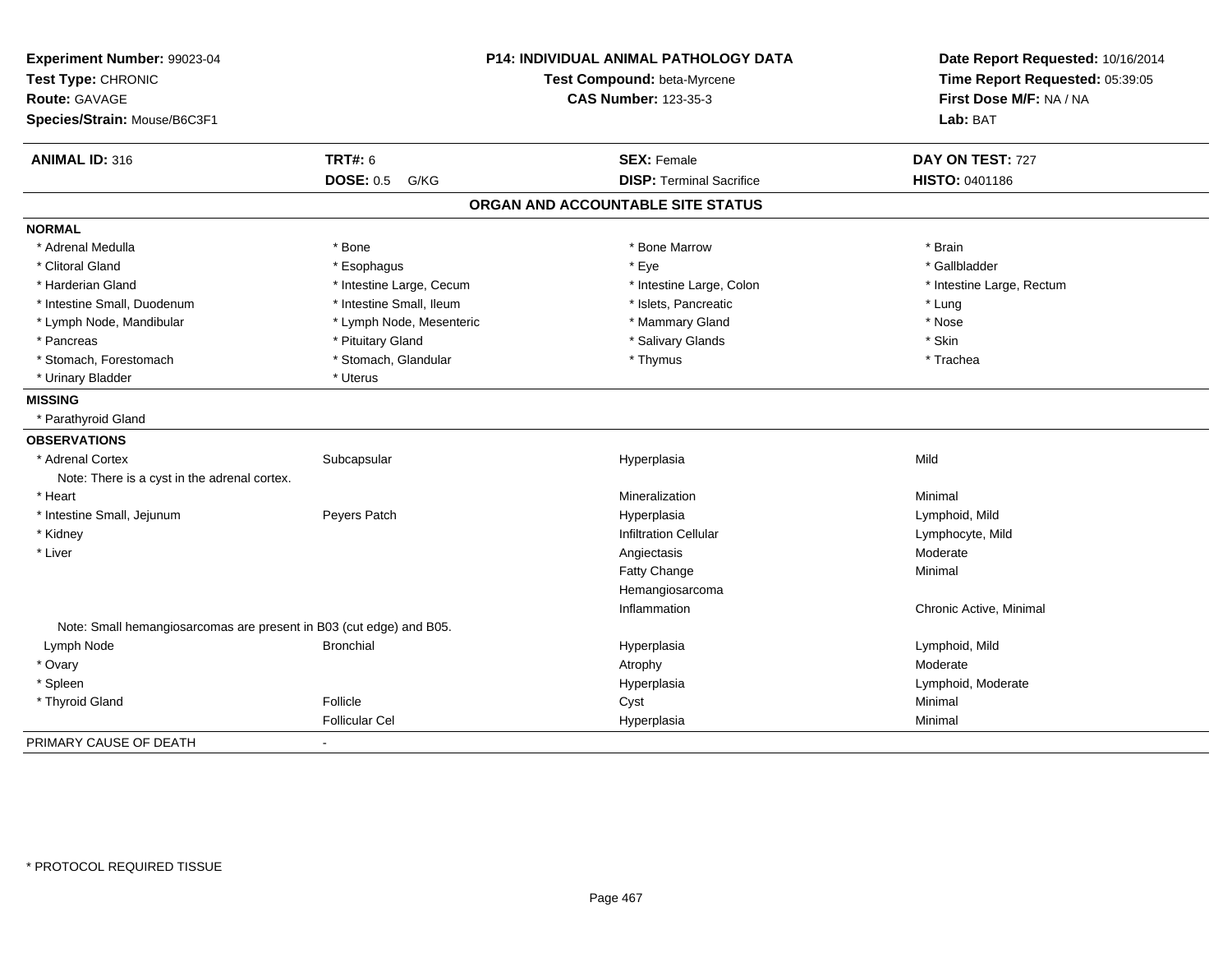**Experiment Number:** 99023-04
**Test Type:** CHRONIC
**Route:** GAVAGE
**Species/Strain:** Mouse/B6C3F1

**P14: INDIVIDUAL ANIMAL PATHOLOGY DATA**
**Test Compound:** beta-Myrcene
**CAS Number:** 123-35-3

**Date Report Requested:** 10/16/2014
**Time Report Requested:** 05:39:05
**First Dose M/F:** NA / NA
**Lab:** BAT

| **ANIMAL ID:** 316 | **TRT#:** 6 | **SEX:** Female | **DAY ON TEST:** 727 |
|---|---|---|---|
| | **DOSE:** 0.5 G/KG | **DISP:** Terminal Sacrifice | **HISTO:** 0401186 |

## ORGAN AND ACCOUNTABLE SITE STATUS

**NORMAL**

| | | | |
|---|---|---|---|
| * Adrenal Medulla | * Bone | * Bone Marrow | * Brain |
| * Clitoral Gland | * Esophagus | * Eye | * Gallbladder |
| * Harderian Gland | * Intestine Large, Cecum | * Intestine Large, Colon | * Intestine Large, Rectum |
| * Intestine Small, Duodenum | * Intestine Small, Ileum | * Islets, Pancreatic | * Lung |
| * Lymph Node, Mandibular | * Lymph Node, Mesenteric | * Mammary Gland | * Nose |
| * Pancreas | * Pituitary Gland | * Salivary Glands | * Skin |
| * Stomach, Forestomach | * Stomach, Glandular | * Thymus | * Trachea |
| * Urinary Bladder | * Uterus | | |

**MISSING**

* Parathyroid Gland

**OBSERVATIONS**

| | | | |
|---|---|---|---|
| * Adrenal Cortex | Subcapsular | Hyperplasia | Mild |
| Note: There is a cyst in the adrenal cortex. | | | |
| * Heart | | Mineralization | Minimal |
| * Intestine Small, Jejunum | Peyers Patch | Hyperplasia | Lymphoid, Mild |
| * Kidney | | Infiltration Cellular | Lymphocyte, Mild |
| * Liver | | Angiectasis | Moderate |
| | | Fatty Change | Minimal |
| | | Hemangiosarcoma | |
| | | Inflammation | Chronic Active, Minimal |
| Note: Small hemangiosarcomas are present in B03 (cut edge) and B05. | | | |
| Lymph Node | Bronchial | Hyperplasia | Lymphoid, Mild |
| * Ovary | | Atrophy | Moderate |
| * Spleen | | Hyperplasia | Lymphoid, Moderate |
| * Thyroid Gland | Follicle | Cyst | Minimal |
| | Follicular Cel | Hyperplasia | Minimal |

PRIMARY CAUSE OF DEATH -

* PROTOCOL REQUIRED TISSUE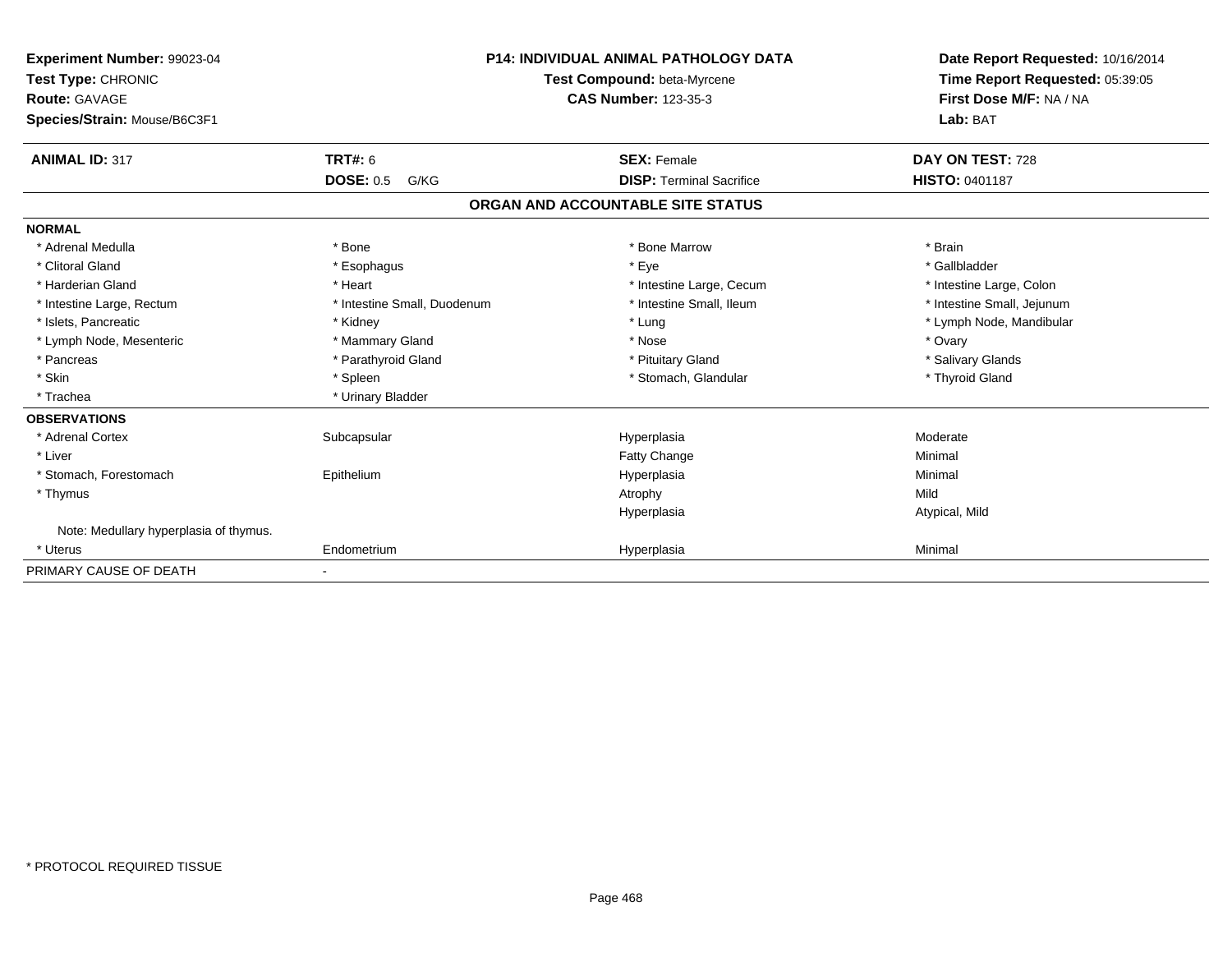**Experiment Number:** 99023-04
**Test Type:** CHRONIC
**Route:** GAVAGE
**Species/Strain:** Mouse/B6C3F1

**P14: INDIVIDUAL ANIMAL PATHOLOGY DATA**
**Test Compound:** beta-Myrcene
**CAS Number:** 123-35-3

**Date Report Requested:** 10/16/2014
**Time Report Requested:** 05:39:05
**First Dose M/F:** NA / NA
**Lab:** BAT

| **ANIMAL ID:** 317 | **TRT#:** 6 | **SEX:** Female | **DAY ON TEST:** 728 |
|---|---|---|---|
| | **DOSE:** 0.5 G/KG | **DISP:** Terminal Sacrifice | **HISTO:** 0401187 |

## ORGAN AND ACCOUNTABLE SITE STATUS

**NORMAL**

| | | | |
|---|---|---|---|
| * Adrenal Medulla | * Bone | * Bone Marrow | * Brain |
| * Clitoral Gland | * Esophagus | * Eye | * Gallbladder |
| * Harderian Gland | * Heart | * Intestine Large, Cecum | * Intestine Large, Colon |
| * Intestine Large, Rectum | * Intestine Small, Duodenum | * Intestine Small, Ileum | * Intestine Small, Jejunum |
| * Islets, Pancreatic | * Kidney | * Lung | * Lymph Node, Mandibular |
| * Lymph Node, Mesenteric | * Mammary Gland | * Nose | * Ovary |
| * Pancreas | * Parathyroid Gland | * Pituitary Gland | * Salivary Glands |
| * Skin | * Spleen | * Stomach, Glandular | * Thyroid Gland |
| * Trachea | * Urinary Bladder | | |

**OBSERVATIONS**

| | | | |
|---|---|---|---|
| * Adrenal Cortex | Subcapsular | Hyperplasia | Moderate |
| * Liver | | Fatty Change | Minimal |
| * Stomach, Forestomach | Epithelium | Hyperplasia | Minimal |
| * Thymus | | Atrophy | Mild |
| | | Hyperplasia | Atypical, Mild |
| Note: Medullary hyperplasia of thymus. | | | |
| * Uterus | Endometrium | Hyperplasia | Minimal |

PRIMARY CAUSE OF DEATH -

\* PROTOCOL REQUIRED TISSUE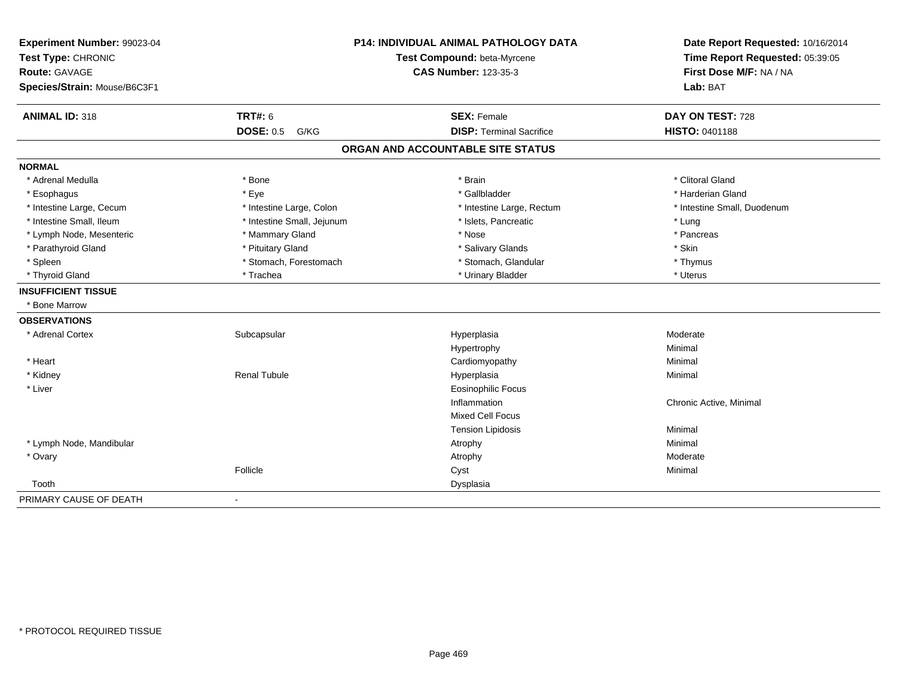**Experiment Number:** 99023-04
**Test Type:** CHRONIC
**Route:** GAVAGE
**Species/Strain:** Mouse/B6C3F1

**P14: INDIVIDUAL ANIMAL PATHOLOGY DATA**
**Test Compound:** beta-Myrcene
**CAS Number:** 123-35-3

**Date Report Requested:** 10/16/2014
**Time Report Requested:** 05:39:05
**First Dose M/F:** NA / NA
**Lab:** BAT

| **ANIMAL ID:** 318 | **TRT#:** 6 | **SEX:** Female | **DAY ON TEST:** 728 |
|---|---|---|---|
| | **DOSE:** 0.5 G/KG | **DISP:** Terminal Sacrifice | **HISTO:** 0401188 |

## ORGAN AND ACCOUNTABLE SITE STATUS

**NORMAL**

| | | | |
|---|---|---|---|
| * Adrenal Medulla | * Bone | * Brain | * Clitoral Gland |
| * Esophagus | * Eye | * Gallbladder | * Harderian Gland |
| * Intestine Large, Cecum | * Intestine Large, Colon | * Intestine Large, Rectum | * Intestine Small, Duodenum |
| * Intestine Small, Ileum | * Intestine Small, Jejunum | * Islets, Pancreatic | * Lung |
| * Lymph Node, Mesenteric | * Mammary Gland | * Nose | * Pancreas |
| * Parathyroid Gland | * Pituitary Gland | * Salivary Glands | * Skin |
| * Spleen | * Stomach, Forestomach | * Stomach, Glandular | * Thymus |
| * Thyroid Gland | * Trachea | * Urinary Bladder | * Uterus |

**INSUFFICIENT TISSUE**

* Bone Marrow

**OBSERVATIONS**

| | | | |
|---|---|---|---|
| * Adrenal Cortex | Subcapsular | Hyperplasia | Moderate |
| | | Hypertrophy | Minimal |
| * Heart | | Cardiomyopathy | Minimal |
| * Kidney | Renal Tubule | Hyperplasia | Minimal |
| * Liver | | Eosinophilic Focus | |
| | | Inflammation | Chronic Active, Minimal |
| | | Mixed Cell Focus | |
| | | Tension Lipidosis | Minimal |
| * Lymph Node, Mandibular | | Atrophy | Minimal |
| * Ovary | | Atrophy | Moderate |
| | Follicle | Cyst | Minimal |
| Tooth | | Dysplasia | |

PRIMARY CAUSE OF DEATH -

* PROTOCOL REQUIRED TISSUE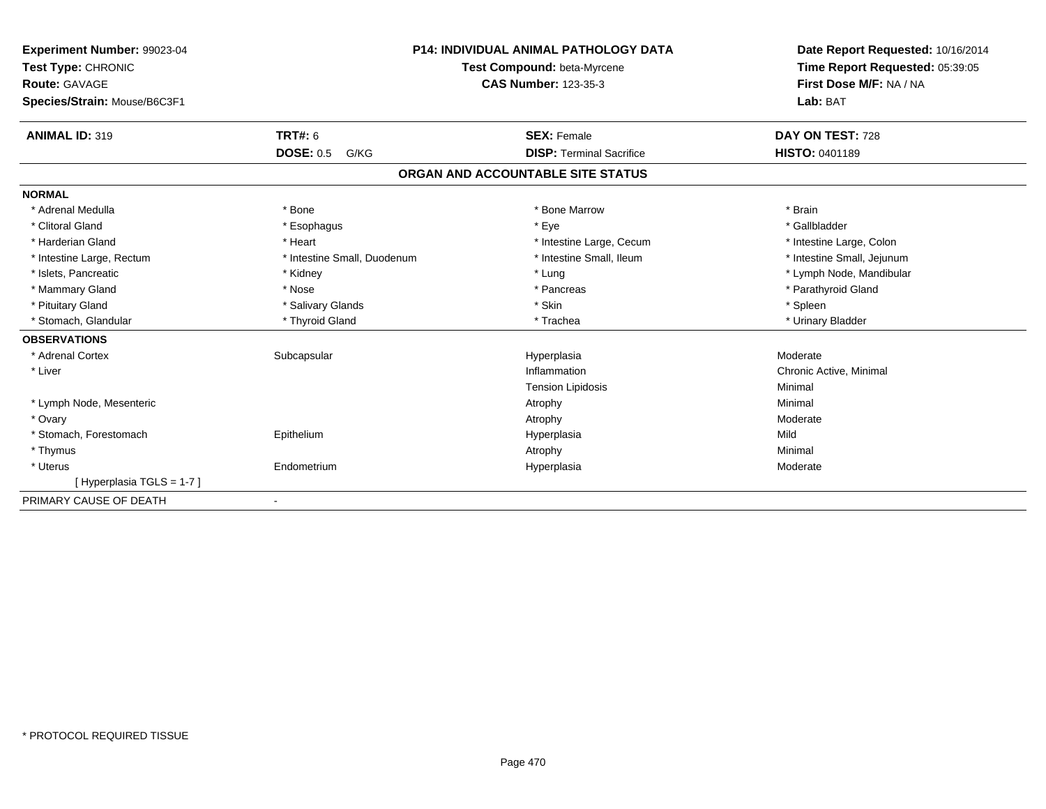**Experiment Number:** 99023-04
**Test Type:** CHRONIC
**Route:** GAVAGE
**Species/Strain:** Mouse/B6C3F1

**P14: INDIVIDUAL ANIMAL PATHOLOGY DATA**
**Test Compound:** beta-Myrcene
**CAS Number:** 123-35-3

**Date Report Requested:** 10/16/2014
**Time Report Requested:** 05:39:05
**First Dose M/F:** NA / NA
**Lab:** BAT

| **ANIMAL ID:** 319 | **TRT#:** 6 | **SEX:** Female | **DAY ON TEST:** 728 |
|---|---|---|---|
| | **DOSE:** 0.5 G/KG | **DISP:** Terminal Sacrifice | **HISTO:** 0401189 |

**ORGAN AND ACCOUNTABLE SITE STATUS**

**NORMAL**

| | | | |
|---|---|---|---|
| * Adrenal Medulla | * Bone | * Bone Marrow | * Brain |
| * Clitoral Gland | * Esophagus | * Eye | * Gallbladder |
| * Harderian Gland | * Heart | * Intestine Large, Cecum | * Intestine Large, Colon |
| * Intestine Large, Rectum | * Intestine Small, Duodenum | * Intestine Small, Ileum | * Intestine Small, Jejunum |
| * Islets, Pancreatic | * Kidney | * Lung | * Lymph Node, Mandibular |
| * Mammary Gland | * Nose | * Pancreas | * Parathyroid Gland |
| * Pituitary Gland | * Salivary Glands | * Skin | * Spleen |
| * Stomach, Glandular | * Thyroid Gland | * Trachea | * Urinary Bladder |

**OBSERVATIONS**

| | | | |
|---|---|---|---|
| * Adrenal Cortex | Subcapsular | Hyperplasia | Moderate |
| * Liver | | Inflammation | Chronic Active, Minimal |
| | | Tension Lipidosis | Minimal |
| * Lymph Node, Mesenteric | | Atrophy | Minimal |
| * Ovary | | Atrophy | Moderate |
| * Stomach, Forestomach | Epithelium | Hyperplasia | Mild |
| * Thymus | | Atrophy | Minimal |
| * Uterus | Endometrium | Hyperplasia | Moderate |
| [ Hyperplasia TGLS = 1-7 ] | | | |

PRIMARY CAUSE OF DEATH -

* PROTOCOL REQUIRED TISSUE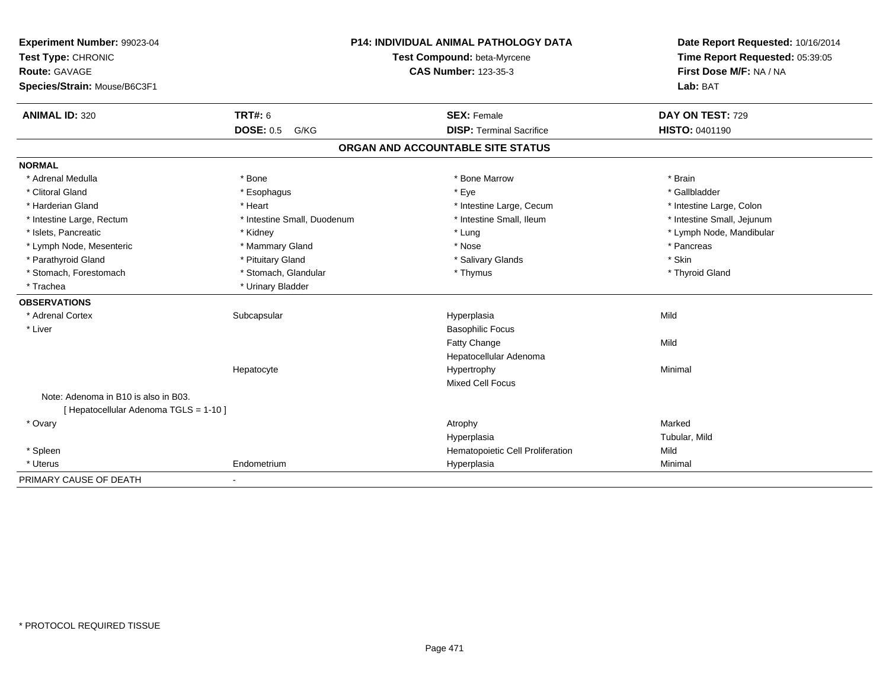**Experiment Number:** 99023-04
**Test Type:** CHRONIC
**Route:** GAVAGE
**Species/Strain:** Mouse/B6C3F1

**P14: INDIVIDUAL ANIMAL PATHOLOGY DATA**
**Test Compound:** beta-Myrcene
**CAS Number:** 123-35-3

**Date Report Requested:** 10/16/2014
**Time Report Requested:** 05:39:05
**First Dose M/F:** NA / NA
**Lab:** BAT

| **ANIMAL ID:** 320 | **TRT#:** 6 | **SEX:** Female | **DAY ON TEST:** 729 |
|---|---|---|---|
| | **DOSE:** 0.5 G/KG | **DISP:** Terminal Sacrifice | **HISTO:** 0401190 |

## ORGAN AND ACCOUNTABLE SITE STATUS

| | | | |
|---|---|---|---|
| **NORMAL** | | | |
| * Adrenal Medulla | * Bone | * Bone Marrow | * Brain |
| * Clitoral Gland | * Esophagus | * Eye | * Gallbladder |
| * Harderian Gland | * Heart | * Intestine Large, Cecum | * Intestine Large, Colon |
| * Intestine Large, Rectum | * Intestine Small, Duodenum | * Intestine Small, Ileum | * Intestine Small, Jejunum |
| * Islets, Pancreatic | * Kidney | * Lung | * Lymph Node, Mandibular |
| * Lymph Node, Mesenteric | * Mammary Gland | * Nose | * Pancreas |
| * Parathyroid Gland | * Pituitary Gland | * Salivary Glands | * Skin |
| * Stomach, Forestomach | * Stomach, Glandular | * Thymus | * Thyroid Gland |
| * Trachea | * Urinary Bladder | | |
| **OBSERVATIONS** | | | |
| * Adrenal Cortex | Subcapsular | Hyperplasia | Mild |
| * Liver | | Basophilic Focus | |
| | | Fatty Change | Mild |
| | | Hepatocellular Adenoma | |
| | Hepatocyte | Hypertrophy | Minimal |
| | | Mixed Cell Focus | |
| Note: Adenoma in B10 is also in B03. | | | |
| [ Hepatocellular Adenoma TGLS = 1-10 ] | | | |
| * Ovary | | Atrophy | Marked |
| | | Hyperplasia | Tubular, Mild |
| * Spleen | | Hematopoietic Cell Proliferation | Mild |
| * Uterus | Endometrium | Hyperplasia | Minimal |
| PRIMARY CAUSE OF DEATH | - | | |

* PROTOCOL REQUIRED TISSUE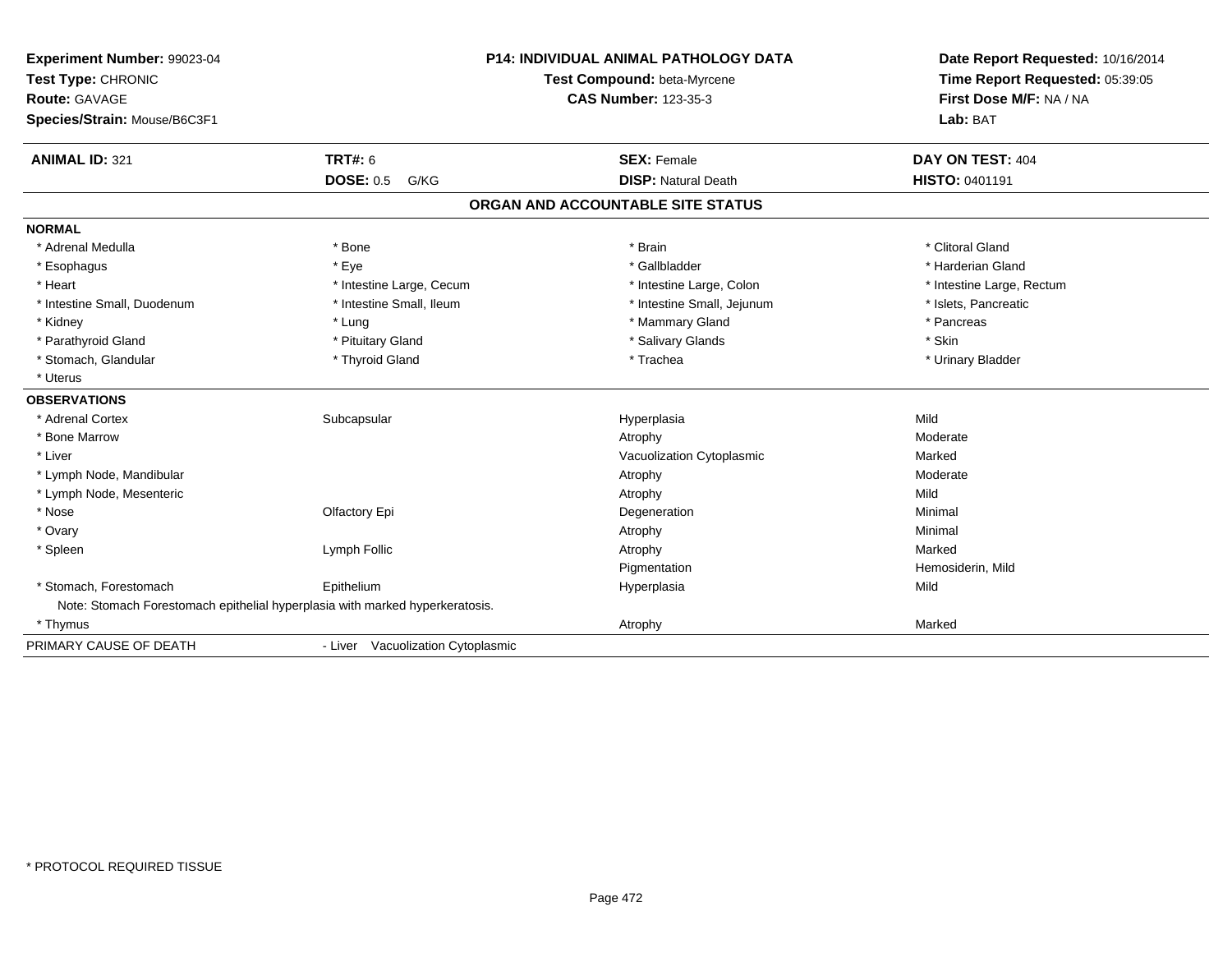**Experiment Number:** 99023-04
**Test Type:** CHRONIC
**Route:** GAVAGE
**Species/Strain:** Mouse/B6C3F1

**P14: INDIVIDUAL ANIMAL PATHOLOGY DATA**
**Test Compound:** beta-Myrcene
**CAS Number:** 123-35-3

**Date Report Requested:** 10/16/2014
**Time Report Requested:** 05:39:05
**First Dose M/F:** NA / NA
**Lab:** BAT

| **ANIMAL ID:** 321 | **TRT#:** 6 | **SEX:** Female | **DAY ON TEST:** 404 |
|---|---|---|---|
| | **DOSE:** 0.5 G/KG | **DISP:** Natural Death | **HISTO:** 0401191 |

## ORGAN AND ACCOUNTABLE SITE STATUS

**NORMAL**

| | | | |
|---|---|---|---|
| * Adrenal Medulla | * Bone | * Brain | * Clitoral Gland |
| * Esophagus | * Eye | * Gallbladder | * Harderian Gland |
| * Heart | * Intestine Large, Cecum | * Intestine Large, Colon | * Intestine Large, Rectum |
| * Intestine Small, Duodenum | * Intestine Small, Ileum | * Intestine Small, Jejunum | * Islets, Pancreatic |
| * Kidney | * Lung | * Mammary Gland | * Pancreas |
| * Parathyroid Gland | * Pituitary Gland | * Salivary Glands | * Skin |
| * Stomach, Glandular | * Thyroid Gland | * Trachea | * Urinary Bladder |
| * Uterus | | | |

**OBSERVATIONS**

| | | | |
|---|---|---|---|
| * Adrenal Cortex | Subcapsular | Hyperplasia | Mild |
| * Bone Marrow | | Atrophy | Moderate |
| * Liver | | Vacuolization Cytoplasmic | Marked |
| * Lymph Node, Mandibular | | Atrophy | Moderate |
| * Lymph Node, Mesenteric | | Atrophy | Mild |
| * Nose | Olfactory Epi | Degeneration | Minimal |
| * Ovary | | Atrophy | Minimal |
| * Spleen | Lymph Follic | Atrophy | Marked |
| | | Pigmentation | Hemosiderin, Mild |
| * Stomach, Forestomach | Epithelium | Hyperplasia | Mild |
| Note: Stomach Forestomach epithelial hyperplasia with marked hyperkeratosis. | | | |
| * Thymus | | Atrophy | Marked |

PRIMARY CAUSE OF DEATH - Liver Vacuolization Cytoplasmic

\* PROTOCOL REQUIRED TISSUE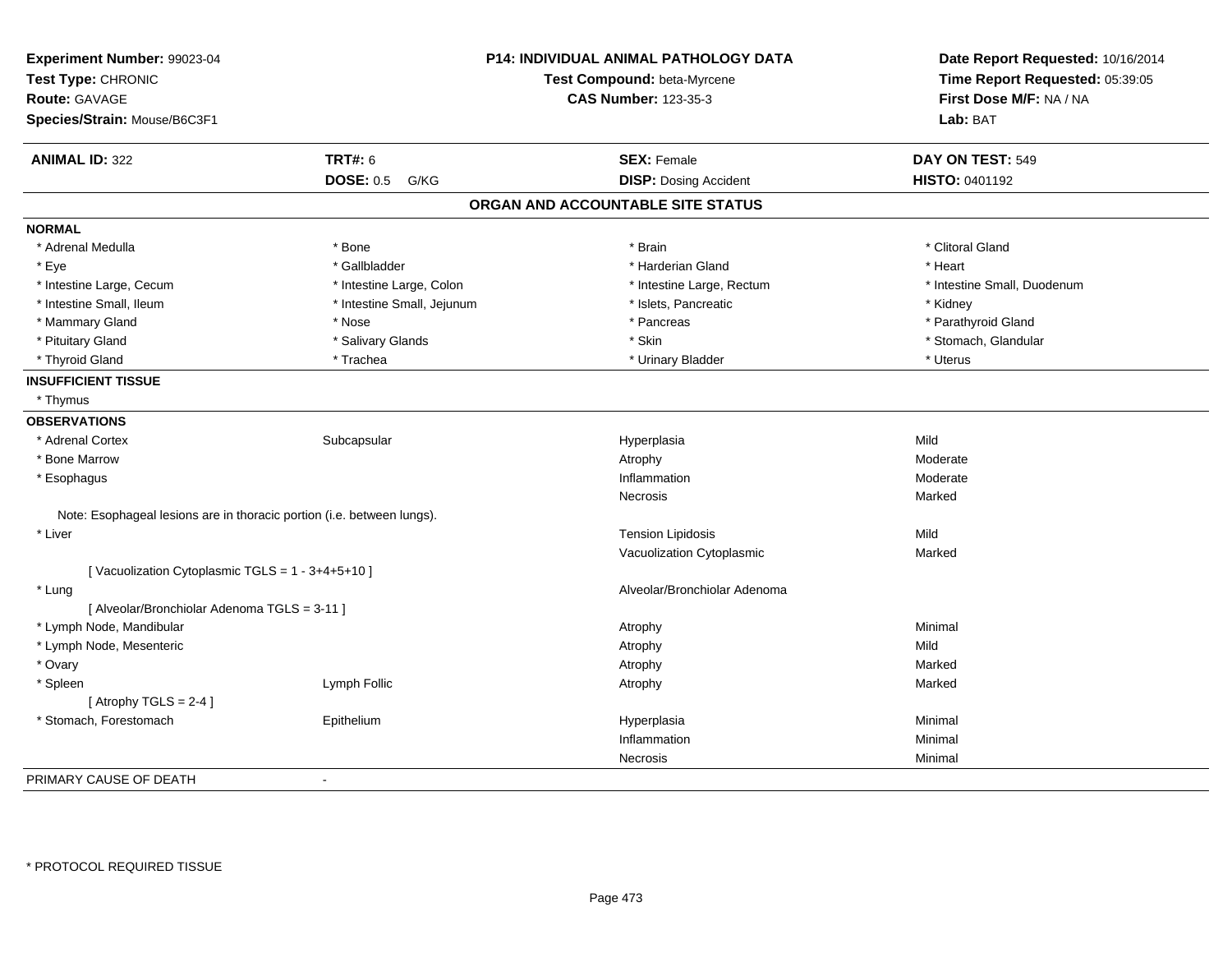**Experiment Number:** 99023-04
**Test Type:** CHRONIC
**Route:** GAVAGE
**Species/Strain:** Mouse/B6C3F1

**P14: INDIVIDUAL ANIMAL PATHOLOGY DATA**
**Test Compound:** beta-Myrcene
**CAS Number:** 123-35-3

**Date Report Requested:** 10/16/2014
**Time Report Requested:** 05:39:05
**First Dose M/F:** NA / NA
**Lab:** BAT

| **ANIMAL ID:** 322 | **TRT#:** 6 | **SEX:** Female | **DAY ON TEST:** 549 |
|---|---|---|---|
| | **DOSE:** 0.5 G/KG | **DISP:** Dosing Accident | **HISTO:** 0401192 |

## ORGAN AND ACCOUNTABLE SITE STATUS

**NORMAL**

| | | | |
|---|---|---|---|
| * Adrenal Medulla | * Bone | * Brain | * Clitoral Gland |
| * Eye | * Gallbladder | * Harderian Gland | * Heart |
| * Intestine Large, Cecum | * Intestine Large, Colon | * Intestine Large, Rectum | * Intestine Small, Duodenum |
| * Intestine Small, Ileum | * Intestine Small, Jejunum | * Islets, Pancreatic | * Kidney |
| * Mammary Gland | * Nose | * Pancreas | * Parathyroid Gland |
| * Pituitary Gland | * Salivary Glands | * Skin | * Stomach, Glandular |
| * Thyroid Gland | * Trachea | * Urinary Bladder | * Uterus |

**INSUFFICIENT TISSUE**

* Thymus

**OBSERVATIONS**

| | | | |
|---|---|---|---|
| * Adrenal Cortex | Subcapsular | Hyperplasia | Mild |
| * Bone Marrow | | Atrophy | Moderate |
| * Esophagus | | Inflammation | Moderate |
| | | Necrosis | Marked |
| Note: Esophageal lesions are in thoracic portion (i.e. between lungs). | | | |
| * Liver | | Tension Lipidosis | Mild |
| | | Vacuolization Cytoplasmic | Marked |
| [ Vacuolization Cytoplasmic TGLS = 1 - 3+4+5+10 ] | | | |
| * Lung | | Alveolar/Bronchiolar Adenoma | |
| [ Alveolar/Bronchiolar Adenoma TGLS = 3-11 ] | | | |
| * Lymph Node, Mandibular | | Atrophy | Minimal |
| * Lymph Node, Mesenteric | | Atrophy | Mild |
| * Ovary | | Atrophy | Marked |
| * Spleen | Lymph Follic | Atrophy | Marked |
| [ Atrophy TGLS = 2-4 ] | | | |
| * Stomach, Forestomach | Epithelium | Hyperplasia | Minimal |
| | | Inflammation | Minimal |
| | | Necrosis | Minimal |

PRIMARY CAUSE OF DEATH -

\* PROTOCOL REQUIRED TISSUE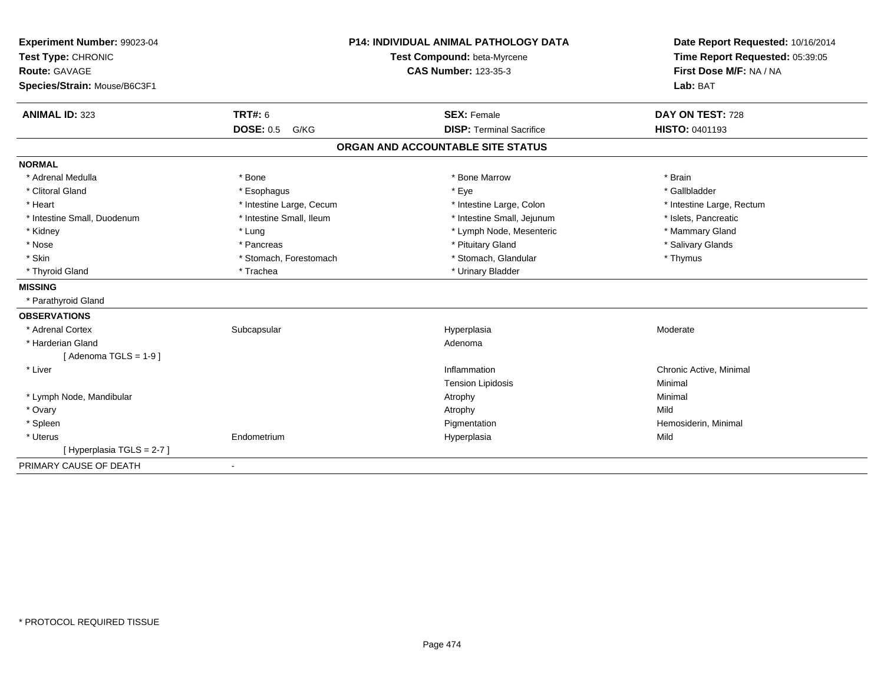**Experiment Number:** 99023-04
**Test Type:** CHRONIC
**Route:** GAVAGE
**Species/Strain:** Mouse/B6C3F1

**P14: INDIVIDUAL ANIMAL PATHOLOGY DATA**
**Test Compound:** beta-Myrcene
**CAS Number:** 123-35-3

**Date Report Requested:** 10/16/2014
**Time Report Requested:** 05:39:05
**First Dose M/F:** NA / NA
**Lab:** BAT

| **ANIMAL ID:** 323 | **TRT#:** 6 | **SEX:** Female | **DAY ON TEST:** 728 |
|---|---|---|---|
| | **DOSE:** 0.5 G/KG | **DISP:** Terminal Sacrifice | **HISTO:** 0401193 |

## ORGAN AND ACCOUNTABLE SITE STATUS

**NORMAL**

| | | | |
|---|---|---|---|
| * Adrenal Medulla | * Bone | * Bone Marrow | * Brain |
| * Clitoral Gland | * Esophagus | * Eye | * Gallbladder |
| * Heart | * Intestine Large, Cecum | * Intestine Large, Colon | * Intestine Large, Rectum |
| * Intestine Small, Duodenum | * Intestine Small, Ileum | * Intestine Small, Jejunum | * Islets, Pancreatic |
| * Kidney | * Lung | * Lymph Node, Mesenteric | * Mammary Gland |
| * Nose | * Pancreas | * Pituitary Gland | * Salivary Glands |
| * Skin | * Stomach, Forestomach | * Stomach, Glandular | * Thymus |
| * Thyroid Gland | * Trachea | * Urinary Bladder | |

**MISSING**

* Parathyroid Gland

**OBSERVATIONS**

| | | | |
|---|---|---|---|
| * Adrenal Cortex | Subcapsular | Hyperplasia | Moderate |
| * Harderian Gland | | Adenoma | |
| [ Adenoma TGLS = 1-9 ] | | | |
| * Liver | | Inflammation | Chronic Active, Minimal |
| | | Tension Lipidosis | Minimal |
| * Lymph Node, Mandibular | | Atrophy | Minimal |
| * Ovary | | Atrophy | Mild |
| * Spleen | | Pigmentation | Hemosiderin, Minimal |
| * Uterus | Endometrium | Hyperplasia | Mild |
| [ Hyperplasia TGLS = 2-7 ] | | | |

PRIMARY CAUSE OF DEATH -

\* PROTOCOL REQUIRED TISSUE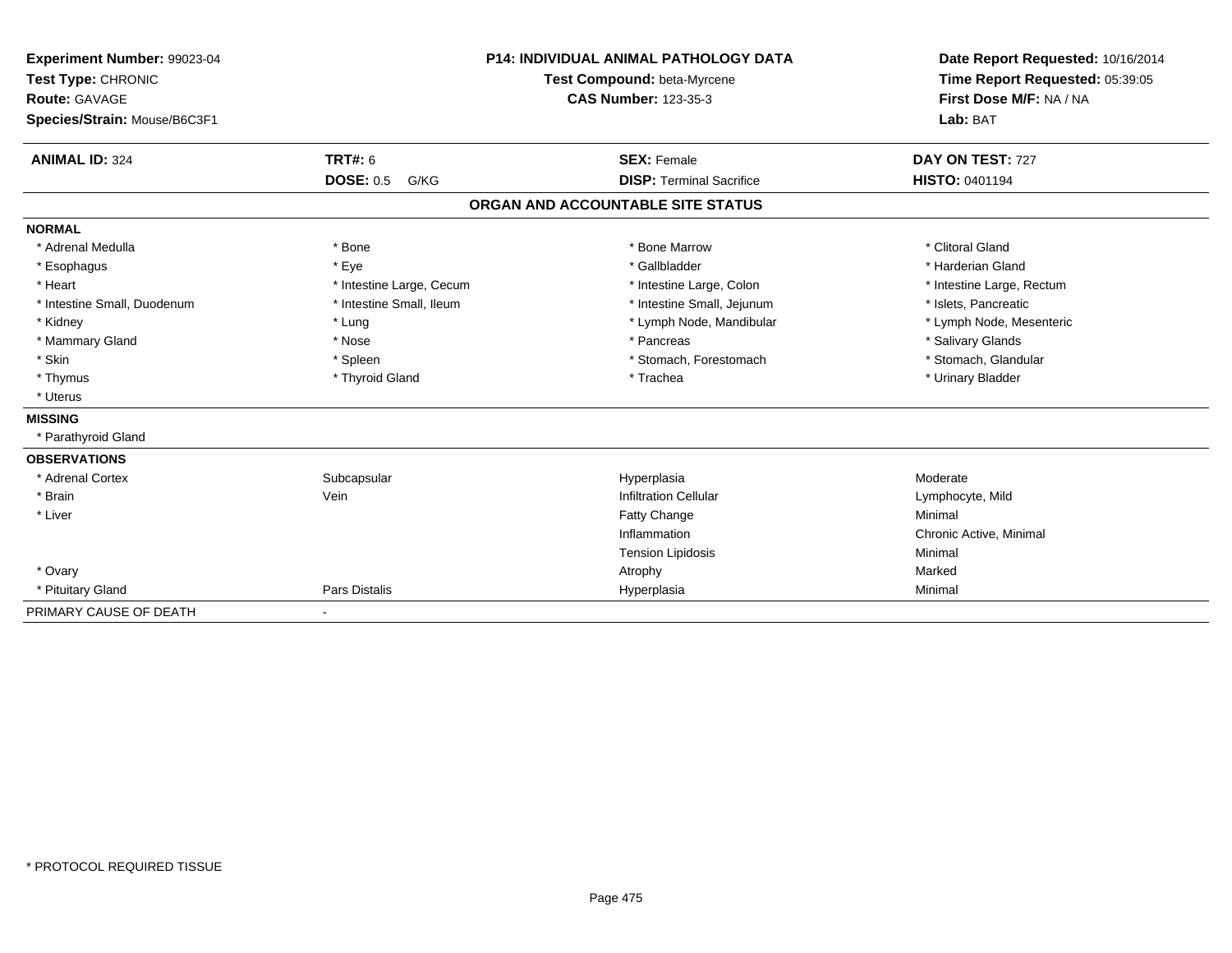**Experiment Number:** 99023-04
**Test Type:** CHRONIC
**Route:** GAVAGE
**Species/Strain:** Mouse/B6C3F1

**P14: INDIVIDUAL ANIMAL PATHOLOGY DATA**
**Test Compound:** beta-Myrcene
**CAS Number:** 123-35-3

**Date Report Requested:** 10/16/2014
**Time Report Requested:** 05:39:05
**First Dose M/F:** NA / NA
**Lab:** BAT

| **ANIMAL ID:** 324 | **TRT#:** 6 | **SEX:** Female | **DAY ON TEST:** 727 |
|---|---|---|---|
| | **DOSE:** 0.5 G/KG | **DISP:** Terminal Sacrifice | **HISTO:** 0401194 |

## ORGAN AND ACCOUNTABLE SITE STATUS

**NORMAL**

| | | | |
|---|---|---|---|
| * Adrenal Medulla | * Bone | * Bone Marrow | * Clitoral Gland |
| * Esophagus | * Eye | * Gallbladder | * Harderian Gland |
| * Heart | * Intestine Large, Cecum | * Intestine Large, Colon | * Intestine Large, Rectum |
| * Intestine Small, Duodenum | * Intestine Small, Ileum | * Intestine Small, Jejunum | * Islets, Pancreatic |
| * Kidney | * Lung | * Lymph Node, Mandibular | * Lymph Node, Mesenteric |
| * Mammary Gland | * Nose | * Pancreas | * Salivary Glands |
| * Skin | * Spleen | * Stomach, Forestomach | * Stomach, Glandular |
| * Thymus | * Thyroid Gland | * Trachea | * Urinary Bladder |
| * Uterus | | | |

**MISSING**

* Parathyroid Gland

**OBSERVATIONS**

| | | | |
|---|---|---|---|
| * Adrenal Cortex | Subcapsular | Hyperplasia | Moderate |
| * Brain | Vein | Infiltration Cellular | Lymphocyte, Mild |
| * Liver | | Fatty Change | Minimal |
| | | Inflammation | Chronic Active, Minimal |
| | | Tension Lipidosis | Minimal |
| * Ovary | | Atrophy | Marked |
| * Pituitary Gland | Pars Distalis | Hyperplasia | Minimal |

PRIMARY CAUSE OF DEATH -

* PROTOCOL REQUIRED TISSUE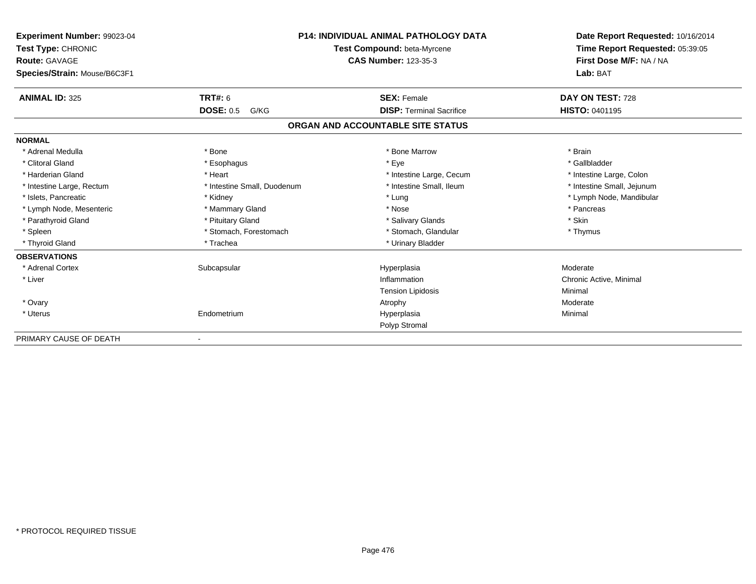**Experiment Number:** 99023-04
**Test Type:** CHRONIC
**Route:** GAVAGE
**Species/Strain:** Mouse/B6C3F1

**P14: INDIVIDUAL ANIMAL PATHOLOGY DATA**
**Test Compound:** beta-Myrcene
**CAS Number:** 123-35-3

**Date Report Requested:** 10/16/2014
**Time Report Requested:** 05:39:05
**First Dose M/F:** NA / NA
**Lab:** BAT

| **ANIMAL ID:** 325 | **TRT#:** 6 | **SEX:** Female | **DAY ON TEST:** 728 |
|---|---|---|---|
| | **DOSE:** 0.5 G/KG | **DISP:** Terminal Sacrifice | **HISTO:** 0401195 |

## ORGAN AND ACCOUNTABLE SITE STATUS

**NORMAL**

| | | | |
|---|---|---|---|
| * Adrenal Medulla | * Bone | * Bone Marrow | * Brain |
| * Clitoral Gland | * Esophagus | * Eye | * Gallbladder |
| * Harderian Gland | * Heart | * Intestine Large, Cecum | * Intestine Large, Colon |
| * Intestine Large, Rectum | * Intestine Small, Duodenum | * Intestine Small, Ileum | * Intestine Small, Jejunum |
| * Islets, Pancreatic | * Kidney | * Lung | * Lymph Node, Mandibular |
| * Lymph Node, Mesenteric | * Mammary Gland | * Nose | * Pancreas |
| * Parathyroid Gland | * Pituitary Gland | * Salivary Glands | * Skin |
| * Spleen | * Stomach, Forestomach | * Stomach, Glandular | * Thymus |
| * Thyroid Gland | * Trachea | * Urinary Bladder | |

**OBSERVATIONS**

| | | | |
|---|---|---|---|
| * Adrenal Cortex | Subcapsular | Hyperplasia | Moderate |
| * Liver | | Inflammation | Chronic Active, Minimal |
| | | Tension Lipidosis | Minimal |
| * Ovary | | Atrophy | Moderate |
| * Uterus | Endometrium | Hyperplasia | Minimal |
| | | Polyp Stromal | |

PRIMARY CAUSE OF DEATH -

\* PROTOCOL REQUIRED TISSUE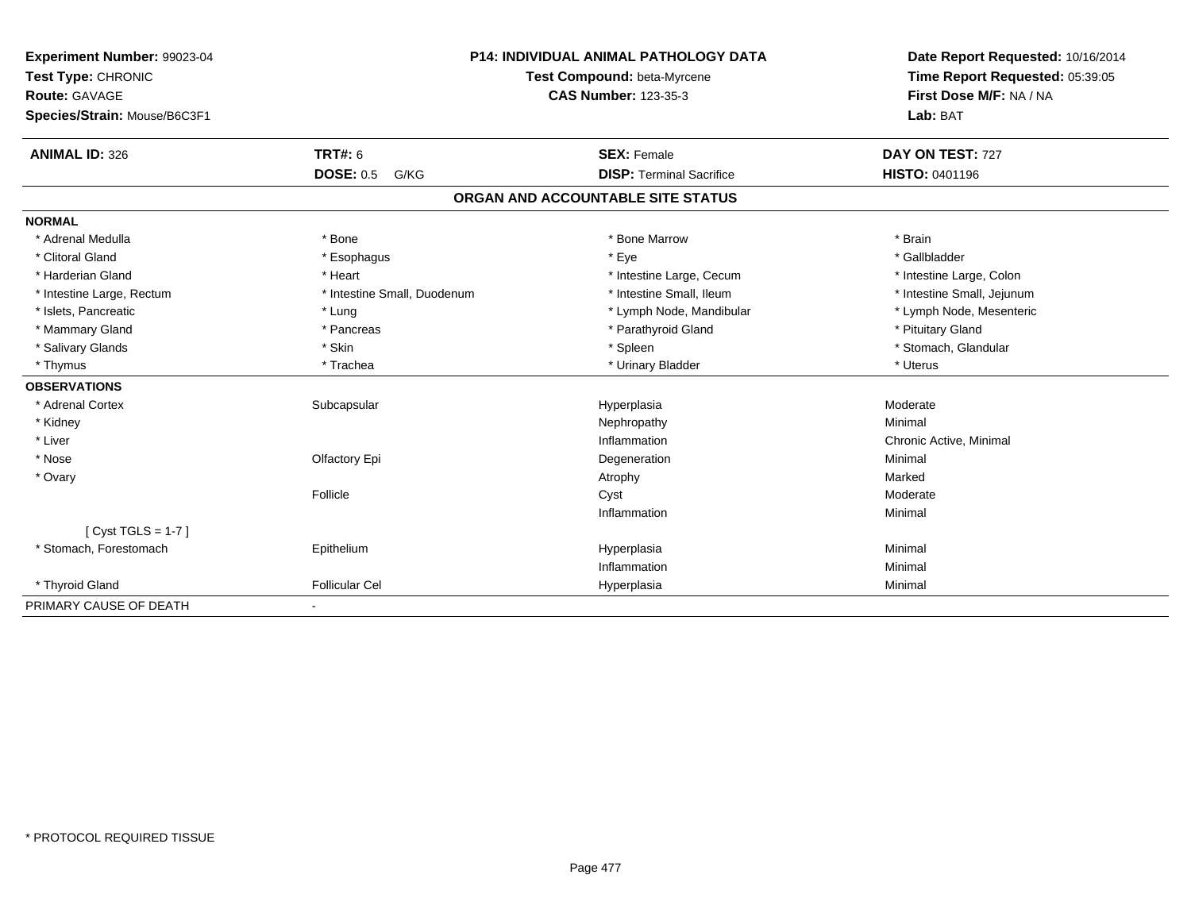**Experiment Number:** 99023-04
**Test Type:** CHRONIC
**Route:** GAVAGE
**Species/Strain:** Mouse/B6C3F1

**P14: INDIVIDUAL ANIMAL PATHOLOGY DATA**
**Test Compound:** beta-Myrcene
**CAS Number:** 123-35-3

**Date Report Requested:** 10/16/2014
**Time Report Requested:** 05:39:05
**First Dose M/F:** NA / NA
**Lab:** BAT

| **ANIMAL ID:** 326 | **TRT#:** 6 | **SEX:** Female | **DAY ON TEST:** 727 |
|---|---|---|---|
| | **DOSE:** 0.5 G/KG | **DISP:** Terminal Sacrifice | **HISTO:** 0401196 |

## ORGAN AND ACCOUNTABLE SITE STATUS

**NORMAL**

| | | | |
|---|---|---|---|
| * Adrenal Medulla | * Bone | * Bone Marrow | * Brain |
| * Clitoral Gland | * Esophagus | * Eye | * Gallbladder |
| * Harderian Gland | * Heart | * Intestine Large, Cecum | * Intestine Large, Colon |
| * Intestine Large, Rectum | * Intestine Small, Duodenum | * Intestine Small, Ileum | * Intestine Small, Jejunum |
| * Islets, Pancreatic | * Lung | * Lymph Node, Mandibular | * Lymph Node, Mesenteric |
| * Mammary Gland | * Pancreas | * Parathyroid Gland | * Pituitary Gland |
| * Salivary Glands | * Skin | * Spleen | * Stomach, Glandular |
| * Thymus | * Trachea | * Urinary Bladder | * Uterus |

**OBSERVATIONS**

| | | | |
|---|---|---|---|
| * Adrenal Cortex | Subcapsular | Hyperplasia | Moderate |
| * Kidney | | Nephropathy | Minimal |
| * Liver | | Inflammation | Chronic Active, Minimal |
| * Nose | Olfactory Epi | Degeneration | Minimal |
| * Ovary | | Atrophy | Marked |
| | Follicle | Cyst | Moderate |
| | | Inflammation | Minimal |
| [ Cyst TGLS = 1-7 ] | | | |
| * Stomach, Forestomach | Epithelium | Hyperplasia | Minimal |
| | | Inflammation | Minimal |
| * Thyroid Gland | Follicular Cel | Hyperplasia | Minimal |

PRIMARY CAUSE OF DEATH -

* PROTOCOL REQUIRED TISSUE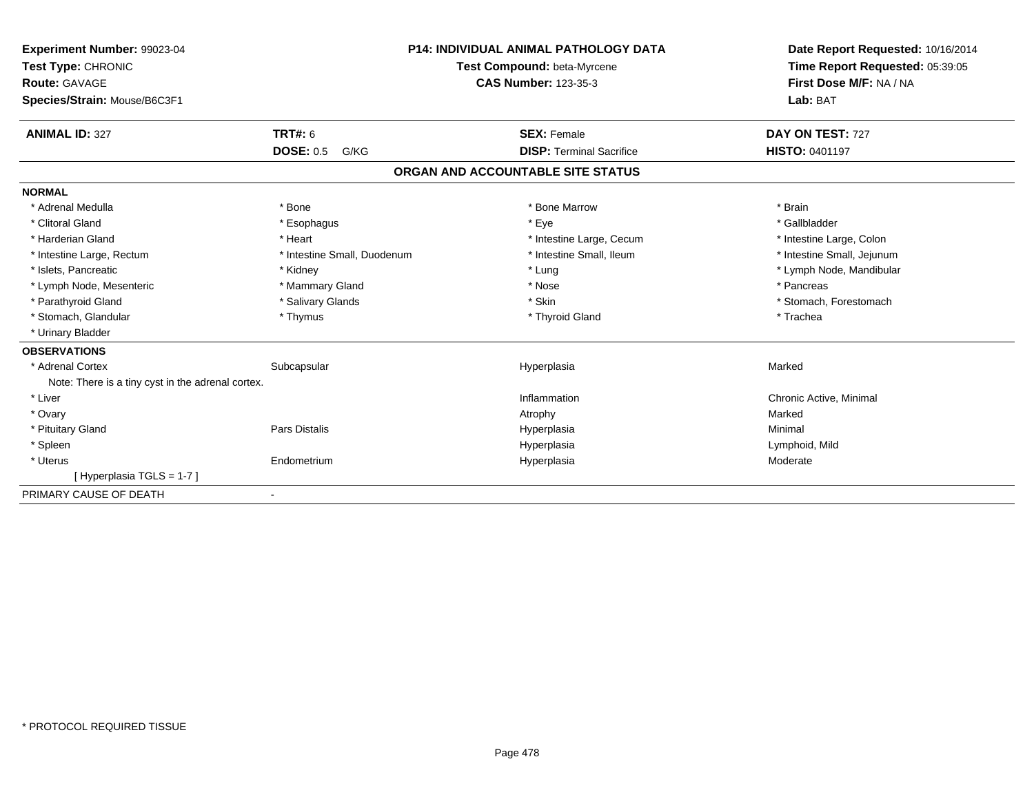**Experiment Number:** 99023-04
**Test Type:** CHRONIC
**Route:** GAVAGE
**Species/Strain:** Mouse/B6C3F1

**P14: INDIVIDUAL ANIMAL PATHOLOGY DATA**
**Test Compound:** beta-Myrcene
**CAS Number:** 123-35-3

**Date Report Requested:** 10/16/2014
**Time Report Requested:** 05:39:05
**First Dose M/F:** NA / NA
**Lab:** BAT

| **ANIMAL ID:** 327 | **TRT#:** 6 | **SEX:** Female | **DAY ON TEST:** 727 |
|---|---|---|---|
| | **DOSE:** 0.5 G/KG | **DISP:** Terminal Sacrifice | **HISTO:** 0401197 |

## ORGAN AND ACCOUNTABLE SITE STATUS

**NORMAL**

| | | | |
|---|---|---|---|
| * Adrenal Medulla | * Bone | * Bone Marrow | * Brain |
| * Clitoral Gland | * Esophagus | * Eye | * Gallbladder |
| * Harderian Gland | * Heart | * Intestine Large, Cecum | * Intestine Large, Colon |
| * Intestine Large, Rectum | * Intestine Small, Duodenum | * Intestine Small, Ileum | * Intestine Small, Jejunum |
| * Islets, Pancreatic | * Kidney | * Lung | * Lymph Node, Mandibular |
| * Lymph Node, Mesenteric | * Mammary Gland | * Nose | * Pancreas |
| * Parathyroid Gland | * Salivary Glands | * Skin | * Stomach, Forestomach |
| * Stomach, Glandular | * Thymus | * Thyroid Gland | * Trachea |
| * Urinary Bladder | | | |

**OBSERVATIONS**

| | | | |
|---|---|---|---|
| * Adrenal Cortex | Subcapsular | Hyperplasia | Marked |
| Note: There is a tiny cyst in the adrenal cortex. | | | |
| * Liver | | Inflammation | Chronic Active, Minimal |
| * Ovary | | Atrophy | Marked |
| * Pituitary Gland | Pars Distalis | Hyperplasia | Minimal |
| * Spleen | | Hyperplasia | Lymphoid, Mild |
| * Uterus | Endometrium | Hyperplasia | Moderate |
| [ Hyperplasia TGLS = 1-7 ] | | | |

PRIMARY CAUSE OF DEATH -

* PROTOCOL REQUIRED TISSUE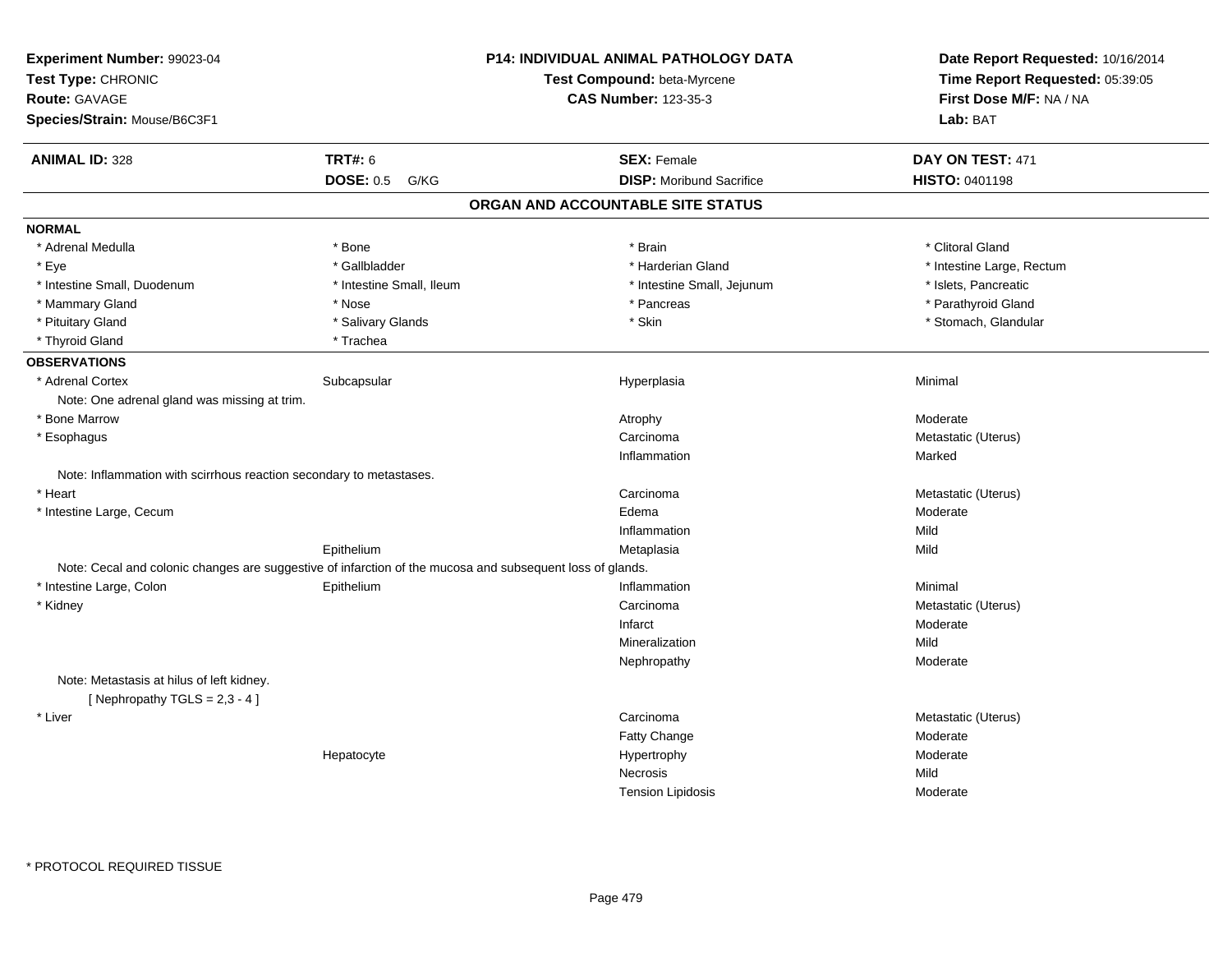**Experiment Number:** 99023-04
**Test Type:** CHRONIC
**Route:** GAVAGE
**Species/Strain:** Mouse/B6C3F1

**P14: INDIVIDUAL ANIMAL PATHOLOGY DATA**
**Test Compound:** beta-Myrcene
**CAS Number:** 123-35-3

**Date Report Requested:** 10/16/2014
**Time Report Requested:** 05:39:05
**First Dose M/F:** NA / NA
**Lab:** BAT

| **ANIMAL ID:** 328 | **TRT#:** 6 | **SEX:** Female | **DAY ON TEST:** 471 |
|---|---|---|---|
| | **DOSE:** 0.5 G/KG | **DISP:** Moribund Sacrifice | **HISTO:** 0401198 |

## ORGAN AND ACCOUNTABLE SITE STATUS

**NORMAL**

| | | | |
|---|---|---|---|
| * Adrenal Medulla | * Bone | * Brain | * Clitoral Gland |
| * Eye | * Gallbladder | * Harderian Gland | * Intestine Large, Rectum |
| * Intestine Small, Duodenum | * Intestine Small, Ileum | * Intestine Small, Jejunum | * Islets, Pancreatic |
| * Mammary Gland | * Nose | * Pancreas | * Parathyroid Gland |
| * Pituitary Gland | * Salivary Glands | * Skin | * Stomach, Glandular |
| * Thyroid Gland | * Trachea | | |

**OBSERVATIONS**

| | | | |
|---|---|---|---|
| * Adrenal Cortex | Subcapsular | Hyperplasia | Minimal |
| Note: One adrenal gland was missing at trim. | | | |
| * Bone Marrow | | Atrophy | Moderate |
| * Esophagus | | Carcinoma | Metastatic (Uterus) |
| | | Inflammation | Marked |
| Note: Inflammation with scirrhous reaction secondary to metastases. | | | |
| * Heart | | Carcinoma | Metastatic (Uterus) |
| * Intestine Large, Cecum | | Edema | Moderate |
| | | Inflammation | Mild |
| | Epithelium | Metaplasia | Mild |
| Note: Cecal and colonic changes are suggestive of infarction of the mucosa and subsequent loss of glands. | | | |
| * Intestine Large, Colon | Epithelium | Inflammation | Minimal |
| * Kidney | | Carcinoma | Metastatic (Uterus) |
| | | Infarct | Moderate |
| | | Mineralization | Mild |
| | | Nephropathy | Moderate |
| Note: Metastasis at hilus of left kidney. [ Nephropathy TGLS = 2,3 - 4 ] | | | |
| * Liver | | Carcinoma | Metastatic (Uterus) |
| | | Fatty Change | Moderate |
| | Hepatocyte | Hypertrophy | Moderate |
| | | Necrosis | Mild |
| | | Tension Lipidosis | Moderate |

* PROTOCOL REQUIRED TISSUE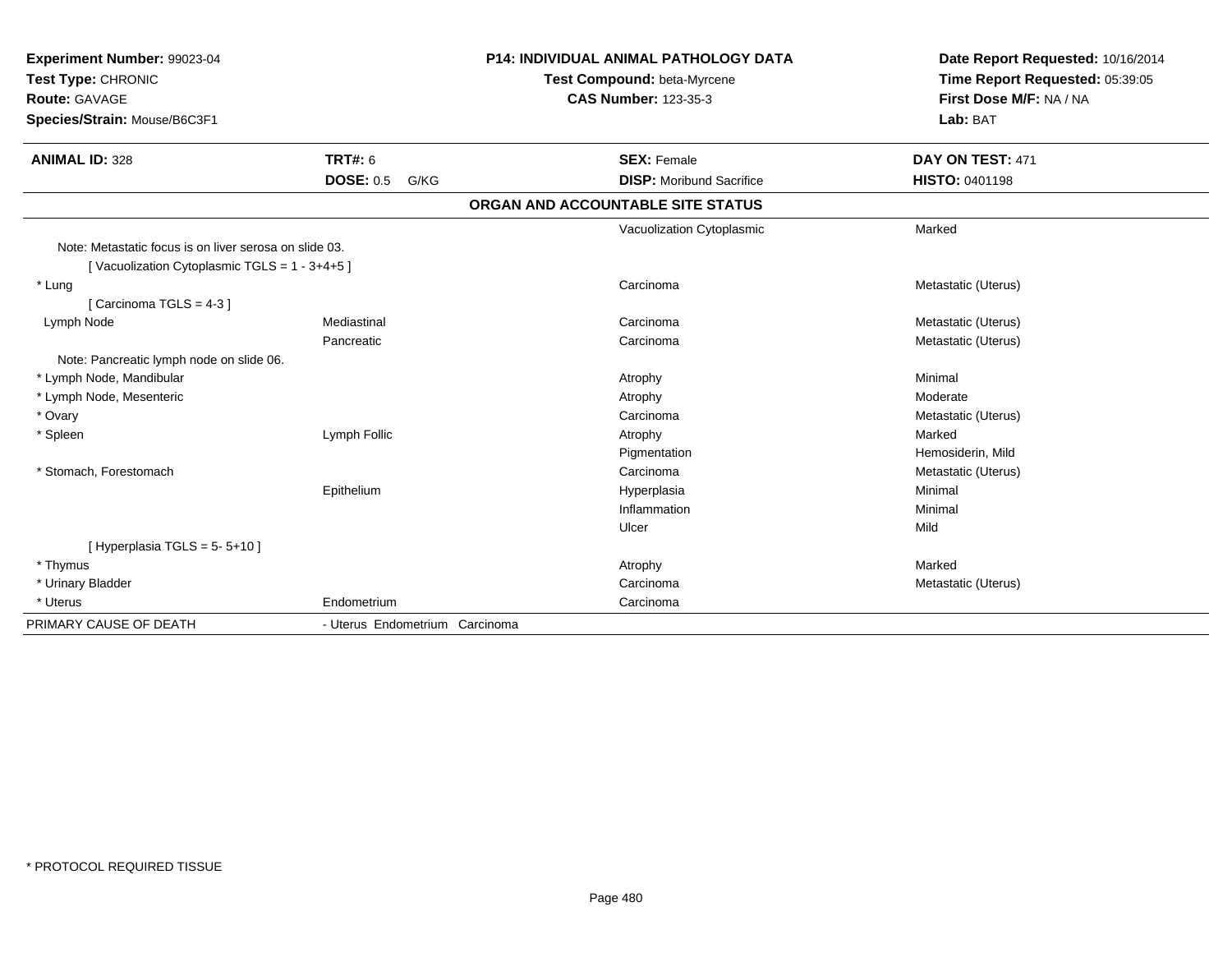**Experiment Number:** 99023-04
**Test Type:** CHRONIC
**Route:** GAVAGE
**Species/Strain:** Mouse/B6C3F1

**P14: INDIVIDUAL ANIMAL PATHOLOGY DATA**
**Test Compound:** beta-Myrcene
**CAS Number:** 123-35-3

**Date Report Requested:** 10/16/2014
**Time Report Requested:** 05:39:05
**First Dose M/F:** NA / NA
**Lab:** BAT

| **ANIMAL ID:** 328 | **TRT#:** 6 | **SEX:** Female | **DAY ON TEST:** 471 |
|---|---|---|---|
| | **DOSE:** 0.5 G/KG | **DISP:** Moribund Sacrifice | **HISTO:** 0401198 |

**ORGAN AND ACCOUNTABLE SITE STATUS**

| | | | |
|---|---|---|---|
| | | Vacuolization Cytoplasmic | Marked |
| Note: Metastatic focus is on liver serosa on slide 03. | | | |
| [ Vacuolization Cytoplasmic TGLS = 1 - 3+4+5 ] | | | |
| * Lung | | Carcinoma | Metastatic (Uterus) |
| [ Carcinoma TGLS = 4-3 ] | | | |
| Lymph Node | Mediastinal | Carcinoma | Metastatic (Uterus) |
| | Pancreatic | Carcinoma | Metastatic (Uterus) |
| Note: Pancreatic lymph node on slide 06. | | | |
| * Lymph Node, Mandibular | | Atrophy | Minimal |
| * Lymph Node, Mesenteric | | Atrophy | Moderate |
| * Ovary | | Carcinoma | Metastatic (Uterus) |
| * Spleen | Lymph Follic | Atrophy | Marked |
| | | Pigmentation | Hemosiderin, Mild |
| * Stomach, Forestomach | | Carcinoma | Metastatic (Uterus) |
| | Epithelium | Hyperplasia | Minimal |
| | | Inflammation | Minimal |
| | | Ulcer | Mild |
| [ Hyperplasia TGLS = 5- 5+10 ] | | | |
| * Thymus | | Atrophy | Marked |
| * Urinary Bladder | | Carcinoma | Metastatic (Uterus) |
| * Uterus | Endometrium | Carcinoma | |
| PRIMARY CAUSE OF DEATH | - Uterus Endometrium Carcinoma | | |

* PROTOCOL REQUIRED TISSUE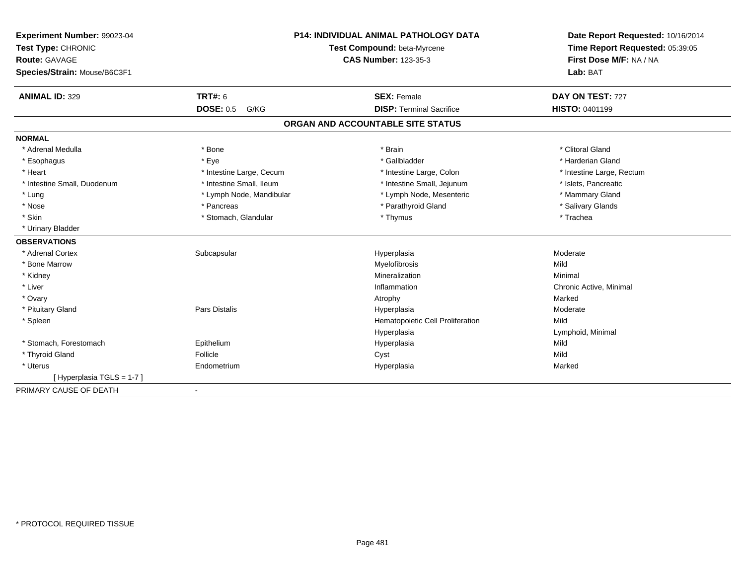**Experiment Number:** 99023-04
**Test Type:** CHRONIC
**Route:** GAVAGE
**Species/Strain:** Mouse/B6C3F1

**P14: INDIVIDUAL ANIMAL PATHOLOGY DATA**
**Test Compound:** beta-Myrcene
**CAS Number:** 123-35-3

**Date Report Requested:** 10/16/2014
**Time Report Requested:** 05:39:05
**First Dose M/F:** NA / NA
**Lab:** BAT

| **ANIMAL ID:** 329 | **TRT#:** 6 | **SEX:** Female | **DAY ON TEST:** 727 |
|---|---|---|---|
| | **DOSE:** 0.5 G/KG | **DISP:** Terminal Sacrifice | **HISTO:** 0401199 |

## ORGAN AND ACCOUNTABLE SITE STATUS

**NORMAL**

| | | | |
|---|---|---|---|
| * Adrenal Medulla | * Bone | * Brain | * Clitoral Gland |
| * Esophagus | * Eye | * Gallbladder | * Harderian Gland |
| * Heart | * Intestine Large, Cecum | * Intestine Large, Colon | * Intestine Large, Rectum |
| * Intestine Small, Duodenum | * Intestine Small, Ileum | * Intestine Small, Jejunum | * Islets, Pancreatic |
| * Lung | * Lymph Node, Mandibular | * Lymph Node, Mesenteric | * Mammary Gland |
| * Nose | * Pancreas | * Parathyroid Gland | * Salivary Glands |
| * Skin | * Stomach, Glandular | * Thymus | * Trachea |
| * Urinary Bladder | | | |

**OBSERVATIONS**

| | | | |
|---|---|---|---|
| * Adrenal Cortex | Subcapsular | Hyperplasia | Moderate |
| * Bone Marrow | | Myelofibrosis | Mild |
| * Kidney | | Mineralization | Minimal |
| * Liver | | Inflammation | Chronic Active, Minimal |
| * Ovary | | Atrophy | Marked |
| * Pituitary Gland | Pars Distalis | Hyperplasia | Moderate |
| * Spleen | | Hematopoietic Cell Proliferation | Mild |
| | | Hyperplasia | Lymphoid, Minimal |
| * Stomach, Forestomach | Epithelium | Hyperplasia | Mild |
| * Thyroid Gland | Follicle | Cyst | Mild |
| * Uterus | Endometrium | Hyperplasia | Marked |
| [ Hyperplasia TGLS = 1-7 ] | | | |

PRIMARY CAUSE OF DEATH -

* PROTOCOL REQUIRED TISSUE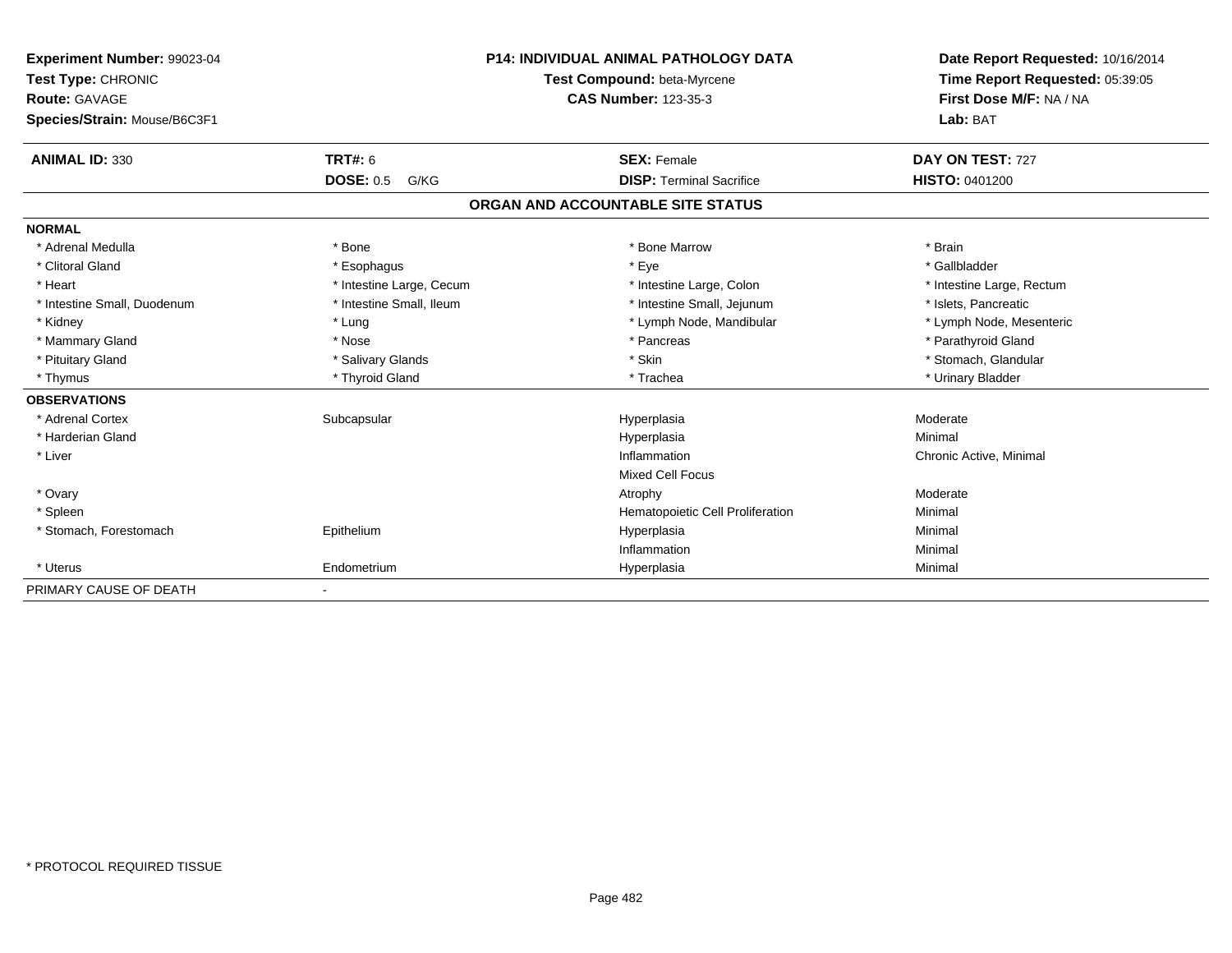**Experiment Number:** 99023-04
**Test Type:** CHRONIC
**Route:** GAVAGE
**Species/Strain:** Mouse/B6C3F1

**P14: INDIVIDUAL ANIMAL PATHOLOGY DATA**
**Test Compound:** beta-Myrcene
**CAS Number:** 123-35-3

**Date Report Requested:** 10/16/2014
**Time Report Requested:** 05:39:05
**First Dose M/F:** NA / NA
**Lab:** BAT

| **ANIMAL ID:** 330 | **TRT#:** 6 | **SEX:** Female | **DAY ON TEST:** 727 |
|---|---|---|---|
| | **DOSE:** 0.5 G/KG | **DISP:** Terminal Sacrifice | **HISTO:** 0401200 |

## ORGAN AND ACCOUNTABLE SITE STATUS

**NORMAL**

| | | | |
|---|---|---|---|
| * Adrenal Medulla | * Bone | * Bone Marrow | * Brain |
| * Clitoral Gland | * Esophagus | * Eye | * Gallbladder |
| * Heart | * Intestine Large, Cecum | * Intestine Large, Colon | * Intestine Large, Rectum |
| * Intestine Small, Duodenum | * Intestine Small, Ileum | * Intestine Small, Jejunum | * Islets, Pancreatic |
| * Kidney | * Lung | * Lymph Node, Mandibular | * Lymph Node, Mesenteric |
| * Mammary Gland | * Nose | * Pancreas | * Parathyroid Gland |
| * Pituitary Gland | * Salivary Glands | * Skin | * Stomach, Glandular |
| * Thymus | * Thyroid Gland | * Trachea | * Urinary Bladder |

**OBSERVATIONS**

| | | | |
|---|---|---|---|
| * Adrenal Cortex | Subcapsular | Hyperplasia | Moderate |
| * Harderian Gland | | Hyperplasia | Minimal |
| * Liver | | Inflammation | Chronic Active, Minimal |
| | | Mixed Cell Focus | |
| * Ovary | | Atrophy | Moderate |
| * Spleen | | Hematopoietic Cell Proliferation | Minimal |
| * Stomach, Forestomach | Epithelium | Hyperplasia | Minimal |
| | | Inflammation | Minimal |
| * Uterus | Endometrium | Hyperplasia | Minimal |

PRIMARY CAUSE OF DEATH -

* PROTOCOL REQUIRED TISSUE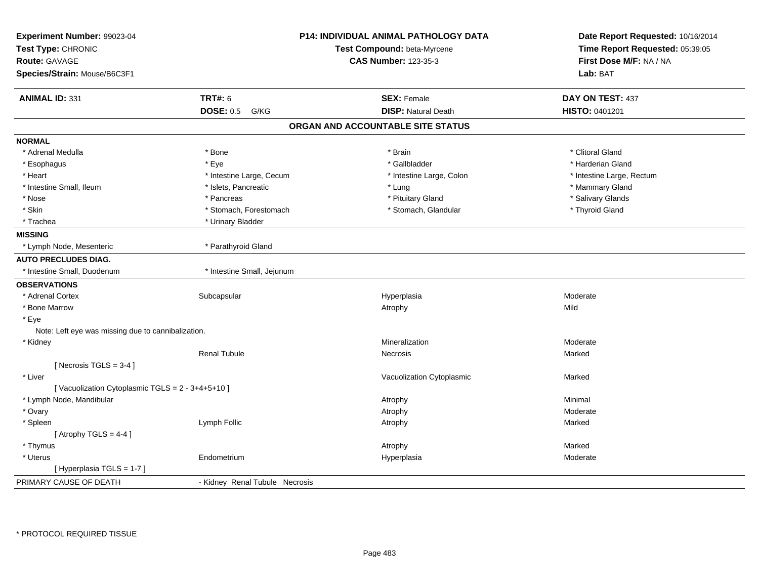**Experiment Number:** 99023-04
**Test Type:** CHRONIC
**Route:** GAVAGE
**Species/Strain:** Mouse/B6C3F1

**P14: INDIVIDUAL ANIMAL PATHOLOGY DATA**
**Test Compound:** beta-Myrcene
**CAS Number:** 123-35-3

**Date Report Requested:** 10/16/2014
**Time Report Requested:** 05:39:05
**First Dose M/F:** NA / NA
**Lab:** BAT

| **ANIMAL ID:** 331 | **TRT#:** 6 | **SEX:** Female | **DAY ON TEST:** 437 |
|---|---|---|---|
| | **DOSE:** 0.5 G/KG | **DISP:** Natural Death | **HISTO:** 0401201 |

## ORGAN AND ACCOUNTABLE SITE STATUS

**NORMAL**

| | | | |
|---|---|---|---|
| * Adrenal Medulla | * Bone | * Brain | * Clitoral Gland |
| * Esophagus | * Eye | * Gallbladder | * Harderian Gland |
| * Heart | * Intestine Large, Cecum | * Intestine Large, Colon | * Intestine Large, Rectum |
| * Intestine Small, Ileum | * Islets, Pancreatic | * Lung | * Mammary Gland |
| * Nose | * Pancreas | * Pituitary Gland | * Salivary Glands |
| * Skin | * Stomach, Forestomach | * Stomach, Glandular | * Thyroid Gland |
| * Trachea | * Urinary Bladder | | |

**MISSING**

* Lymph Node, Mesenteric
* Parathyroid Gland

**AUTO PRECLUDES DIAG.**

* Intestine Small, Duodenum
* Intestine Small, Jejunum

**OBSERVATIONS**

| | | | |
|---|---|---|---|
| * Adrenal Cortex | Subcapsular | Hyperplasia | Moderate |
| * Bone Marrow | | Atrophy | Mild |
| * Eye | | | |
| Note: Left eye was missing due to cannibalization. | | | |
| * Kidney | | Mineralization | Moderate |
| | Renal Tubule | Necrosis | Marked |
| [ Necrosis TGLS = 3-4 ] | | | |
| * Liver | | Vacuolization Cytoplasmic | Marked |
| [ Vacuolization Cytoplasmic TGLS = 2 - 3+4+5+10 ] | | | |
| * Lymph Node, Mandibular | | Atrophy | Minimal |
| * Ovary | | Atrophy | Moderate |
| * Spleen | Lymph Follic | Atrophy | Marked |
| [ Atrophy TGLS = 4-4 ] | | | |
| * Thymus | | Atrophy | Marked |
| * Uterus | Endometrium | Hyperplasia | Moderate |
| [ Hyperplasia TGLS = 1-7 ] | | | |

PRIMARY CAUSE OF DEATH - Kidney Renal Tubule Necrosis

* PROTOCOL REQUIRED TISSUE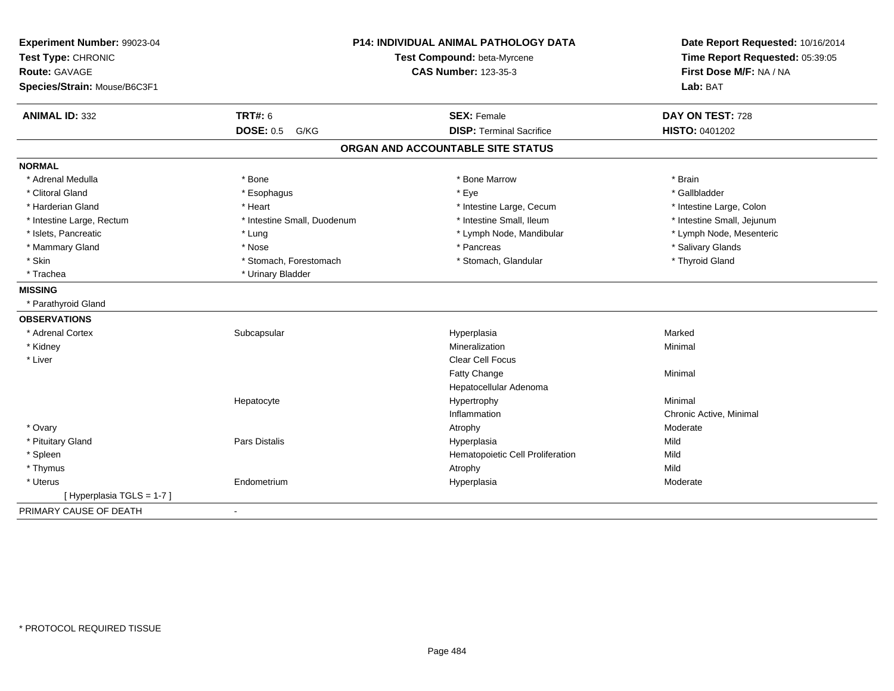**Experiment Number:** 99023-04
**Test Type:** CHRONIC
**Route:** GAVAGE
**Species/Strain:** Mouse/B6C3F1

**P14: INDIVIDUAL ANIMAL PATHOLOGY DATA**
**Test Compound:** beta-Myrcene
**CAS Number:** 123-35-3

**Date Report Requested:** 10/16/2014
**Time Report Requested:** 05:39:05
**First Dose M/F:** NA / NA
**Lab:** BAT

| **ANIMAL ID:** 332 | **TRT#:** 6 | **SEX:** Female | **DAY ON TEST:** 728 |
|---|---|---|---|
| | **DOSE:** 0.5 G/KG | **DISP:** Terminal Sacrifice | **HISTO:** 0401202 |

## ORGAN AND ACCOUNTABLE SITE STATUS

**NORMAL**

| | | | |
|---|---|---|---|
| * Adrenal Medulla | * Bone | * Bone Marrow | * Brain |
| * Clitoral Gland | * Esophagus | * Eye | * Gallbladder |
| * Harderian Gland | * Heart | * Intestine Large, Cecum | * Intestine Large, Colon |
| * Intestine Large, Rectum | * Intestine Small, Duodenum | * Intestine Small, Ileum | * Intestine Small, Jejunum |
| * Islets, Pancreatic | * Lung | * Lymph Node, Mandibular | * Lymph Node, Mesenteric |
| * Mammary Gland | * Nose | * Pancreas | * Salivary Glands |
| * Skin | * Stomach, Forestomach | * Stomach, Glandular | * Thyroid Gland |
| * Trachea | * Urinary Bladder | | |

**MISSING**

* Parathyroid Gland

**OBSERVATIONS**

| | | | |
|---|---|---|---|
| * Adrenal Cortex | Subcapsular | Hyperplasia | Marked |
| * Kidney | | Mineralization | Minimal |
| * Liver | | Clear Cell Focus | |
| | | Fatty Change | Minimal |
| | | Hepatocellular Adenoma | |
| | Hepatocyte | Hypertrophy | Minimal |
| | | Inflammation | Chronic Active, Minimal |
| * Ovary | | Atrophy | Moderate |
| * Pituitary Gland | Pars Distalis | Hyperplasia | Mild |
| * Spleen | | Hematopoietic Cell Proliferation | Mild |
| * Thymus | | Atrophy | Mild |
| * Uterus | Endometrium | Hyperplasia | Moderate |
| [ Hyperplasia TGLS = 1-7 ] | | | |

PRIMARY CAUSE OF DEATH -

* PROTOCOL REQUIRED TISSUE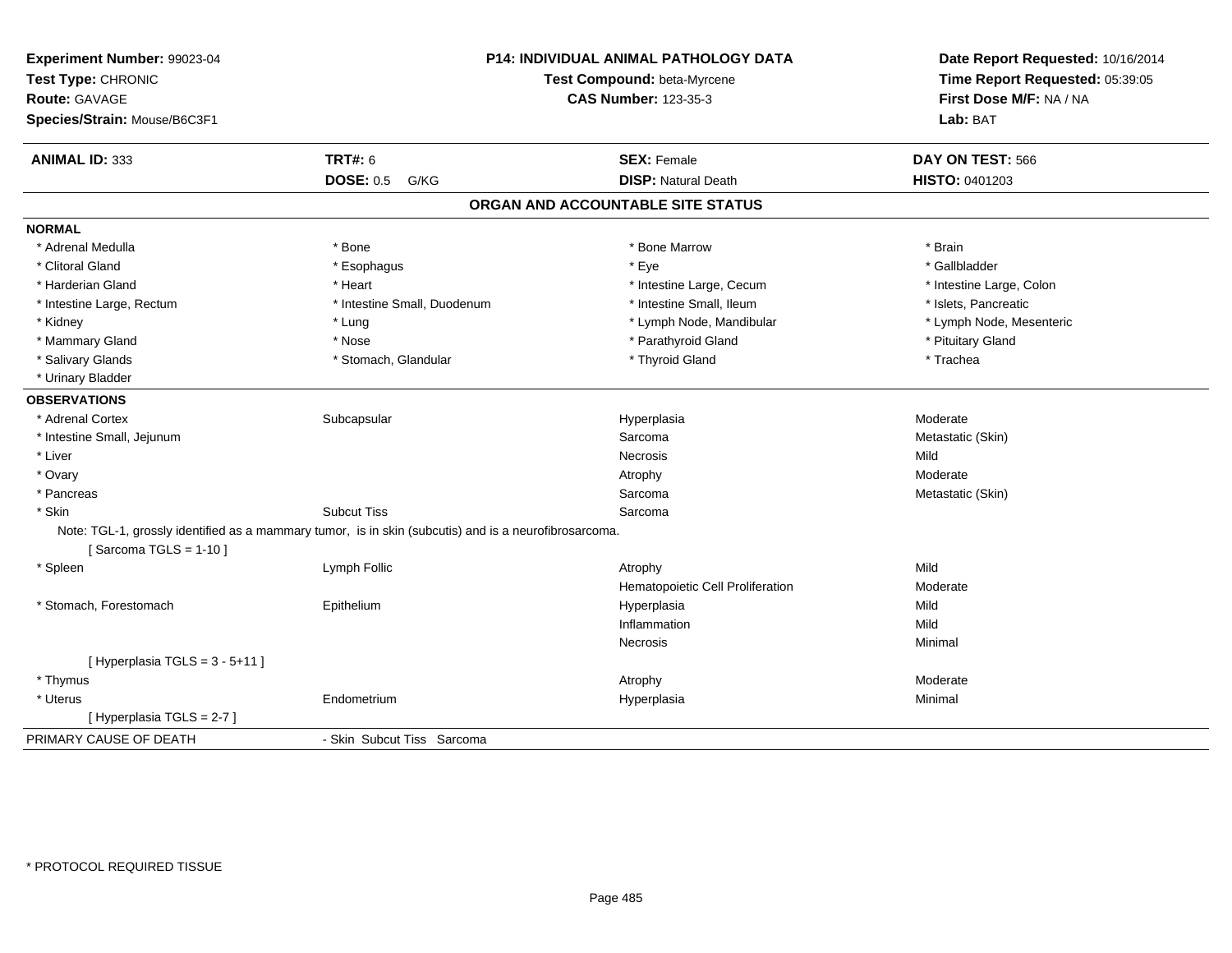**Experiment Number:** 99023-04
**Test Type:** CHRONIC
**Route:** GAVAGE
**Species/Strain:** Mouse/B6C3F1

**P14: INDIVIDUAL ANIMAL PATHOLOGY DATA**
**Test Compound:** beta-Myrcene
**CAS Number:** 123-35-3

**Date Report Requested:** 10/16/2014
**Time Report Requested:** 05:39:05
**First Dose M/F:** NA / NA
**Lab:** BAT

| **ANIMAL ID:** 333 | **TRT#:** 6 | **SEX:** Female | **DAY ON TEST:** 566 |
|---|---|---|---|
| | **DOSE:** 0.5 G/KG | **DISP:** Natural Death | **HISTO:** 0401203 |

## ORGAN AND ACCOUNTABLE SITE STATUS

**NORMAL**

| | | | |
|---|---|---|---|
| * Adrenal Medulla | * Bone | * Bone Marrow | * Brain |
| * Clitoral Gland | * Esophagus | * Eye | * Gallbladder |
| * Harderian Gland | * Heart | * Intestine Large, Cecum | * Intestine Large, Colon |
| * Intestine Large, Rectum | * Intestine Small, Duodenum | * Intestine Small, Ileum | * Islets, Pancreatic |
| * Kidney | * Lung | * Lymph Node, Mandibular | * Lymph Node, Mesenteric |
| * Mammary Gland | * Nose | * Parathyroid Gland | * Pituitary Gland |
| * Salivary Glands | * Stomach, Glandular | * Thyroid Gland | * Trachea |
| * Urinary Bladder | | | |

**OBSERVATIONS**

| | | | |
|---|---|---|---|
| * Adrenal Cortex | Subcapsular | Hyperplasia | Moderate |
| * Intestine Small, Jejunum | | Sarcoma | Metastatic (Skin) |
| * Liver | | Necrosis | Mild |
| * Ovary | | Atrophy | Moderate |
| * Pancreas | | Sarcoma | Metastatic (Skin) |
| * Skin | Subcut Tiss | Sarcoma | |

Note: TGL-1, grossly identified as a mammary tumor, is in skin (subcutis) and is a neurofibrosarcoma.
[ Sarcoma TGLS = 1-10 ]

| | | | |
|---|---|---|---|
| * Spleen | Lymph Follic | Atrophy | Mild |
| | | Hematopoietic Cell Proliferation | Moderate |
| * Stomach, Forestomach | Epithelium | Hyperplasia | Mild |
| | | Inflammation | Mild |
| | | Necrosis | Minimal |

[ Hyperplasia TGLS = 3 - 5+11 ]

| | | | |
|---|---|---|---|
| * Thymus | | Atrophy | Moderate |
| * Uterus | Endometrium | Hyperplasia | Minimal |

[ Hyperplasia TGLS = 2-7 ]

PRIMARY CAUSE OF DEATH - Skin Subcut Tiss Sarcoma

* PROTOCOL REQUIRED TISSUE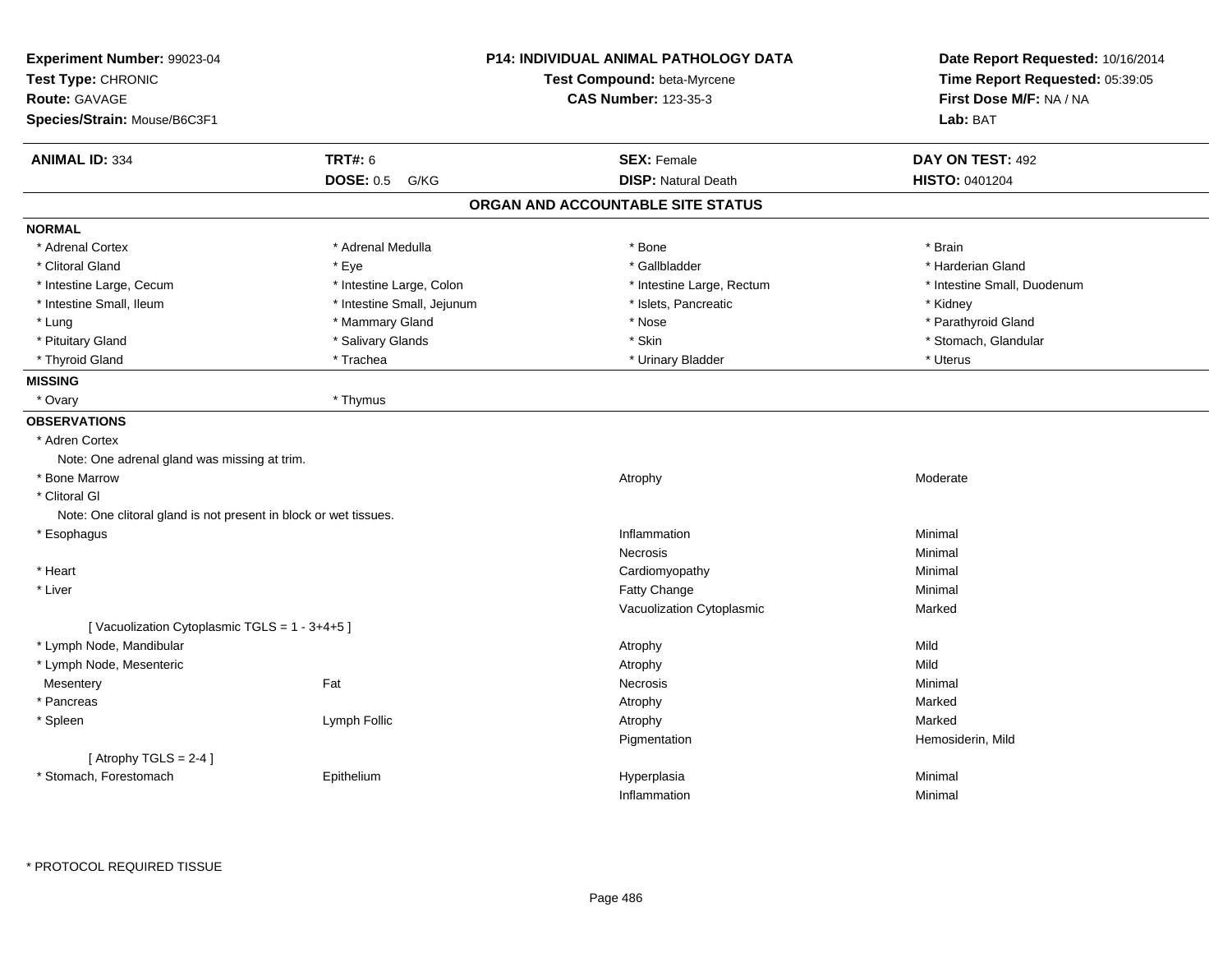**Experiment Number:** 99023-04
**Test Type:** CHRONIC
**Route:** GAVAGE
**Species/Strain:** Mouse/B6C3F1

**P14: INDIVIDUAL ANIMAL PATHOLOGY DATA**
**Test Compound:** beta-Myrcene
**CAS Number:** 123-35-3

**Date Report Requested:** 10/16/2014
**Time Report Requested:** 05:39:05
**First Dose M/F:** NA / NA
**Lab:** BAT

| **ANIMAL ID:** 334 | **TRT#:** 6 | **SEX:** Female | **DAY ON TEST:** 492 |
|---|---|---|---|
| | **DOSE:** 0.5 G/KG | **DISP:** Natural Death | **HISTO:** 0401204 |

## ORGAN AND ACCOUNTABLE SITE STATUS

**NORMAL**

| | | | |
|---|---|---|---|
| * Adrenal Cortex | * Adrenal Medulla | * Bone | * Brain |
| * Clitoral Gland | * Eye | * Gallbladder | * Harderian Gland |
| * Intestine Large, Cecum | * Intestine Large, Colon | * Intestine Large, Rectum | * Intestine Small, Duodenum |
| * Intestine Small, Ileum | * Intestine Small, Jejunum | * Islets, Pancreatic | * Kidney |
| * Lung | * Mammary Gland | * Nose | * Parathyroid Gland |
| * Pituitary Gland | * Salivary Glands | * Skin | * Stomach, Glandular |
| * Thyroid Gland | * Trachea | * Urinary Bladder | * Uterus |

**MISSING**

| | |
|---|---|
| * Ovary | * Thymus |

**OBSERVATIONS**

| Organ | Site | Observation | Severity |
|---|---|---|---|
| * Adren Cortex | | | |
| Note: One adrenal gland was missing at trim. | | | |
| * Bone Marrow | | Atrophy | Moderate |
| * Clitoral Gl | | | |
| Note: One clitoral gland is not present in block or wet tissues. | | | |
| * Esophagus | | Inflammation | Minimal |
| | | Necrosis | Minimal |
| * Heart | | Cardiomyopathy | Minimal |
| * Liver | | Fatty Change | Minimal |
| | | Vacuolization Cytoplasmic | Marked |
| [ Vacuolization Cytoplasmic TGLS = 1 - 3+4+5 ] | | | |
| * Lymph Node, Mandibular | | Atrophy | Mild |
| * Lymph Node, Mesenteric | | Atrophy | Mild |
| Mesentery | Fat | Necrosis | Minimal |
| * Pancreas | | Atrophy | Marked |
| * Spleen | Lymph Follic | Atrophy | Marked |
| | | Pigmentation | Hemosiderin, Mild |
| [ Atrophy TGLS = 2-4 ] | | | |
| * Stomach, Forestomach | Epithelium | Hyperplasia | Minimal |
| | | Inflammation | Minimal |

* PROTOCOL REQUIRED TISSUE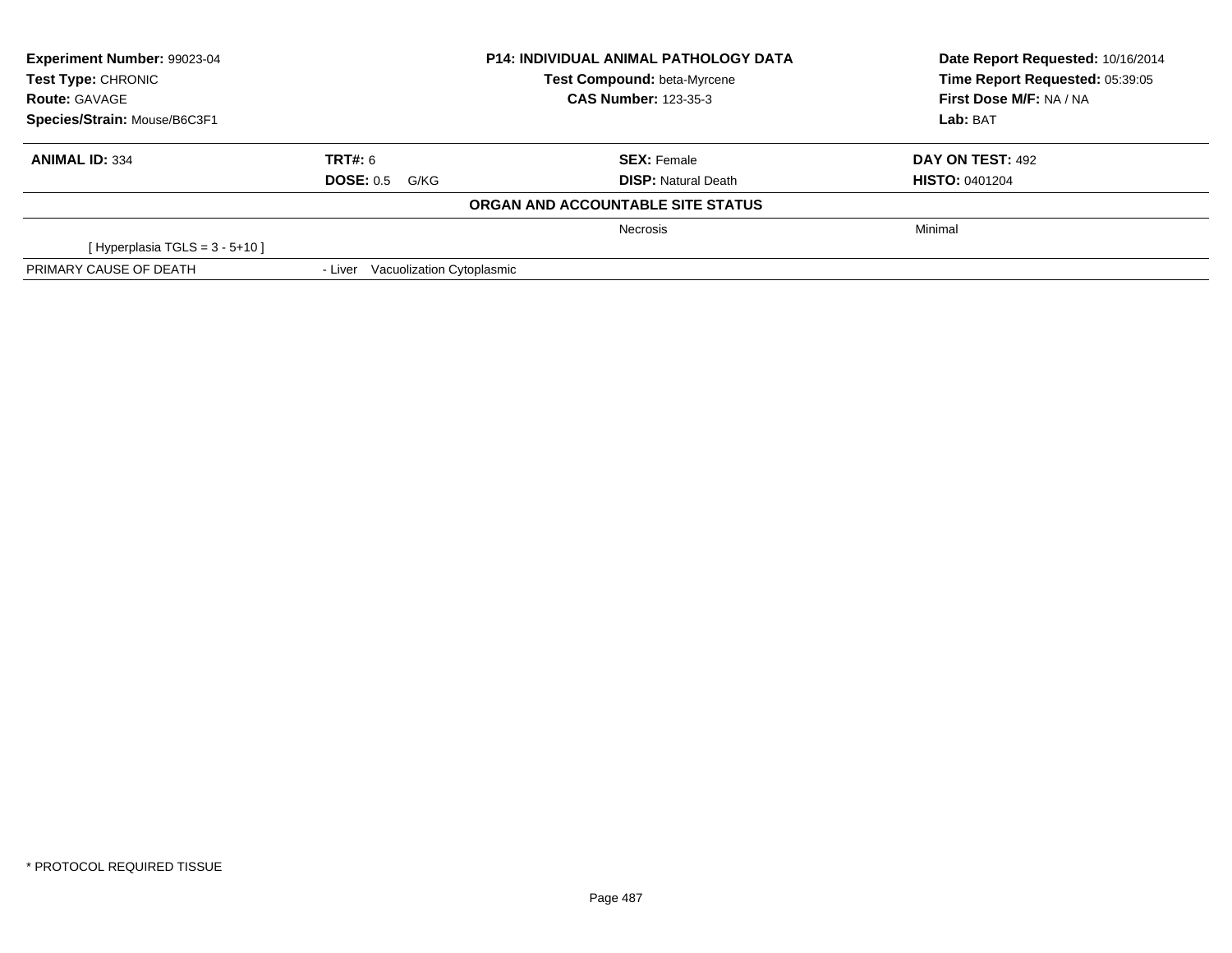**Experiment Number:** 99023-04
**Test Type:** CHRONIC
**Route:** GAVAGE
**Species/Strain:** Mouse/B6C3F1

**P14: INDIVIDUAL ANIMAL PATHOLOGY DATA**
**Test Compound:** beta-Myrcene
**CAS Number:** 123-35-3

**Date Report Requested:** 10/16/2014
**Time Report Requested:** 05:39:05
**First Dose M/F:** NA / NA
**Lab:** BAT

| **ANIMAL ID:** 334 | **TRT#:** 6 | **SEX:** Female | **DAY ON TEST:** 492 |
|---|---|---|---|
| | **DOSE:** 0.5 G/KG | **DISP:** Natural Death | **HISTO:** 0401204 |

**ORGAN AND ACCOUNTABLE SITE STATUS**

| | | | |
|---|---|---|---|
| | | Necrosis | Minimal |
| [ Hyperplasia TGLS = 3 - 5+10 ] | | | |
| PRIMARY CAUSE OF DEATH | - Liver Vacuolization Cytoplasmic | | |

* PROTOCOL REQUIRED TISSUE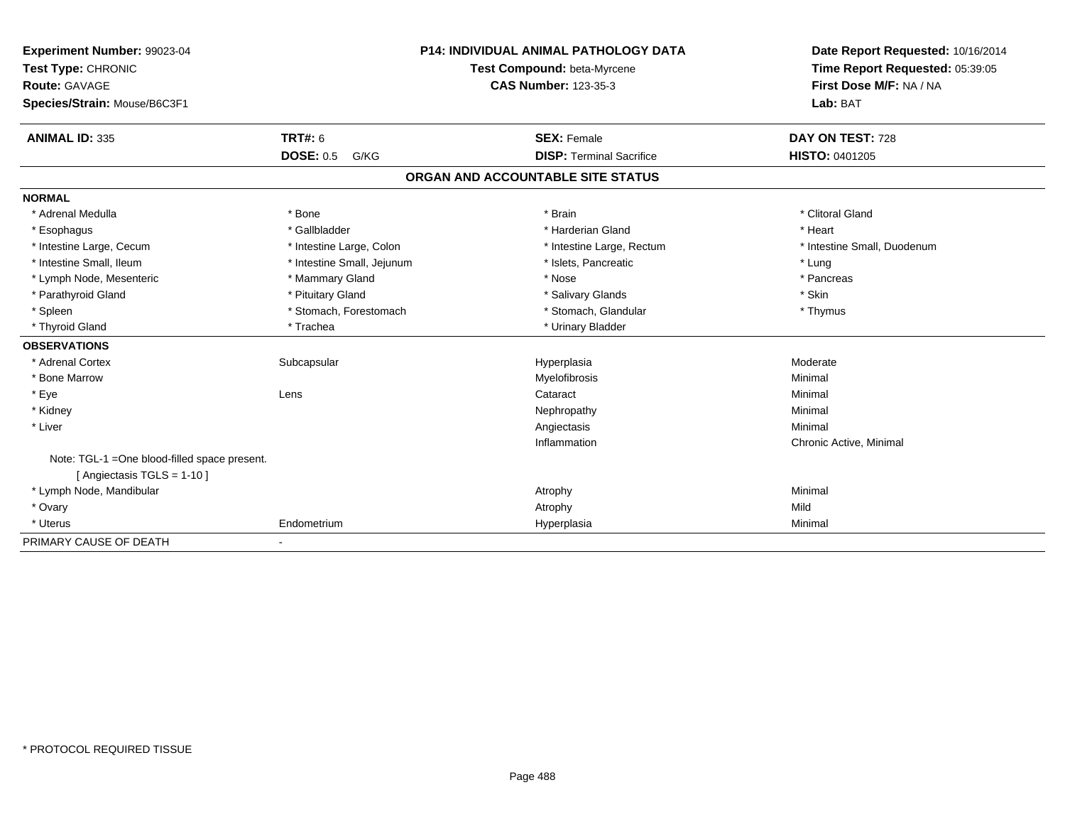**Experiment Number:** 99023-04
**Test Type:** CHRONIC
**Route:** GAVAGE
**Species/Strain:** Mouse/B6C3F1

**P14: INDIVIDUAL ANIMAL PATHOLOGY DATA**
**Test Compound:** beta-Myrcene
**CAS Number:** 123-35-3

**Date Report Requested:** 10/16/2014
**Time Report Requested:** 05:39:05
**First Dose M/F:** NA / NA
**Lab:** BAT

| **ANIMAL ID:** 335 | **TRT#:** 6 | **SEX:** Female | **DAY ON TEST:** 728 |
|---|---|---|---|
| | **DOSE:** 0.5 G/KG | **DISP:** Terminal Sacrifice | **HISTO:** 0401205 |

## ORGAN AND ACCOUNTABLE SITE STATUS

**NORMAL**

| | | | |
|---|---|---|---|
| * Adrenal Medulla | * Bone | * Brain | * Clitoral Gland |
| * Esophagus | * Gallbladder | * Harderian Gland | * Heart |
| * Intestine Large, Cecum | * Intestine Large, Colon | * Intestine Large, Rectum | * Intestine Small, Duodenum |
| * Intestine Small, Ileum | * Intestine Small, Jejunum | * Islets, Pancreatic | * Lung |
| * Lymph Node, Mesenteric | * Mammary Gland | * Nose | * Pancreas |
| * Parathyroid Gland | * Pituitary Gland | * Salivary Glands | * Skin |
| * Spleen | * Stomach, Forestomach | * Stomach, Glandular | * Thymus |
| * Thyroid Gland | * Trachea | * Urinary Bladder | |

**OBSERVATIONS**

| | | | |
|---|---|---|---|
| * Adrenal Cortex | Subcapsular | Hyperplasia | Moderate |
| * Bone Marrow | | Myelofibrosis | Minimal |
| * Eye | Lens | Cataract | Minimal |
| * Kidney | | Nephropathy | Minimal |
| * Liver | | Angiectasis | Minimal |
| | | Inflammation | Chronic Active, Minimal |
| Note: TGL-1 =One blood-filled space present. [ Angiectasis TGLS = 1-10 ] | | | |
| * Lymph Node, Mandibular | | Atrophy | Minimal |
| * Ovary | | Atrophy | Mild |
| * Uterus | Endometrium | Hyperplasia | Minimal |

PRIMARY CAUSE OF DEATH -

* PROTOCOL REQUIRED TISSUE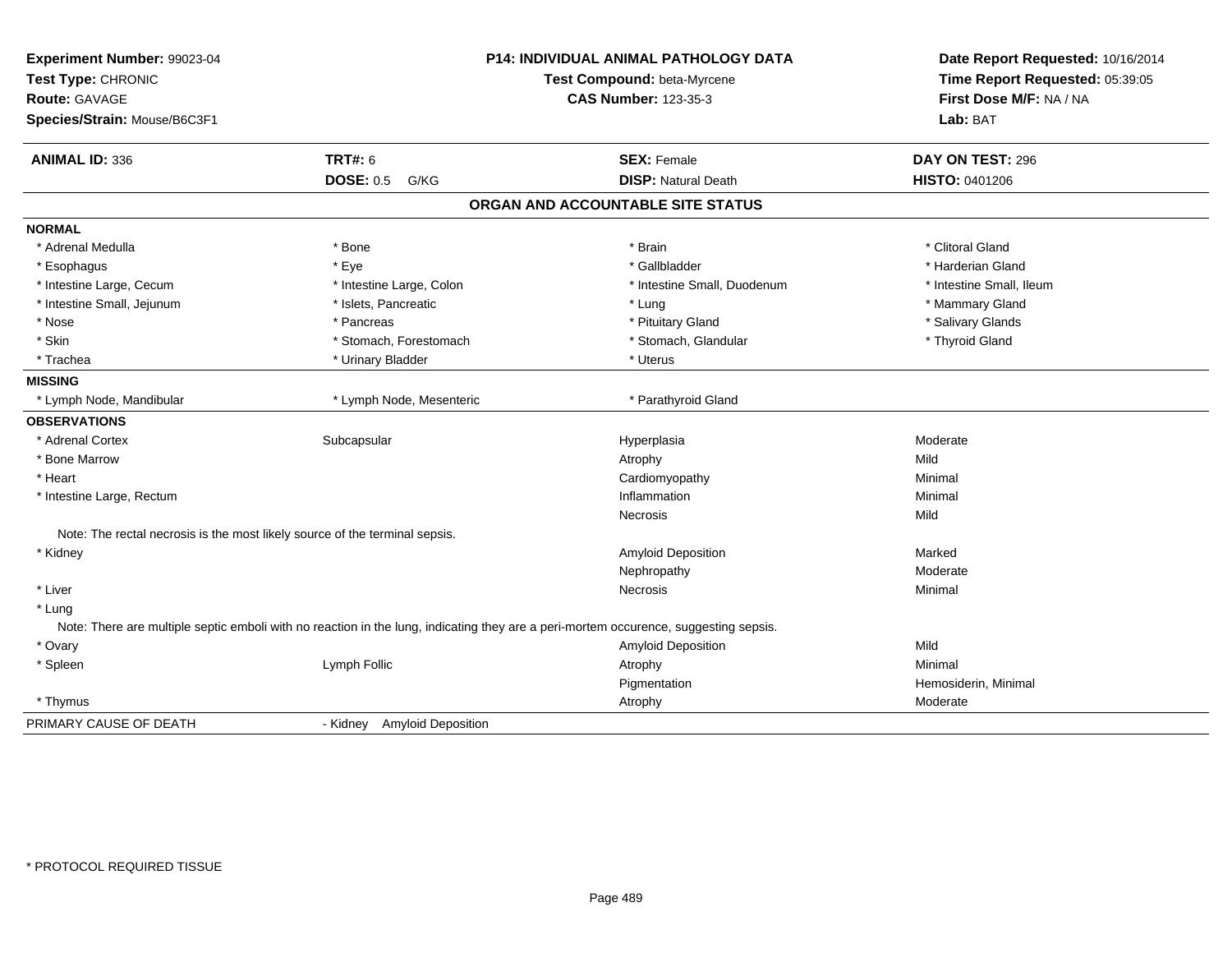**Experiment Number:** 99023-04
**Test Type:** CHRONIC
**Route:** GAVAGE
**Species/Strain:** Mouse/B6C3F1

**P14: INDIVIDUAL ANIMAL PATHOLOGY DATA**
**Test Compound:** beta-Myrcene
**CAS Number:** 123-35-3

**Date Report Requested:** 10/16/2014
**Time Report Requested:** 05:39:05
**First Dose M/F:** NA / NA
**Lab:** BAT

| **ANIMAL ID:** 336 | **TRT#:** 6 | **SEX:** Female | **DAY ON TEST:** 296 |
|---|---|---|---|
| | **DOSE:** 0.5 G/KG | **DISP:** Natural Death | **HISTO:** 0401206 |

## ORGAN AND ACCOUNTABLE SITE STATUS

**NORMAL**

| | | | |
|---|---|---|---|
| * Adrenal Medulla | * Bone | * Brain | * Clitoral Gland |
| * Esophagus | * Eye | * Gallbladder | * Harderian Gland |
| * Intestine Large, Cecum | * Intestine Large, Colon | * Intestine Small, Duodenum | * Intestine Small, Ileum |
| * Intestine Small, Jejunum | * Islets, Pancreatic | * Lung | * Mammary Gland |
| * Nose | * Pancreas | * Pituitary Gland | * Salivary Glands |
| * Skin | * Stomach, Forestomach | * Stomach, Glandular | * Thyroid Gland |
| * Trachea | * Urinary Bladder | * Uterus | |

**MISSING**

| | | |
|---|---|---|
| * Lymph Node, Mandibular | * Lymph Node, Mesenteric | * Parathyroid Gland |

**OBSERVATIONS**

| | | | |
|---|---|---|---|
| * Adrenal Cortex | Subcapsular | Hyperplasia | Moderate |
| * Bone Marrow | | Atrophy | Mild |
| * Heart | | Cardiomyopathy | Minimal |
| * Intestine Large, Rectum | | Inflammation | Minimal |
| | | Necrosis | Mild |

Note: The rectal necrosis is the most likely source of the terminal sepsis.

| | | | |
|---|---|---|---|
| * Kidney | | Amyloid Deposition | Marked |
| | | Nephropathy | Moderate |
| * Liver | | Necrosis | Minimal |
| * Lung | | | |

Note: There are multiple septic emboli with no reaction in the lung, indicating they are a peri-mortem occurence, suggesting sepsis.

| | | | |
|---|---|---|---|
| * Ovary | | Amyloid Deposition | Mild |
| * Spleen | Lymph Follic | Atrophy | Minimal |
| | | Pigmentation | Hemosiderin, Minimal |
| * Thymus | | Atrophy | Moderate |

PRIMARY CAUSE OF DEATH - Kidney Amyloid Deposition

* PROTOCOL REQUIRED TISSUE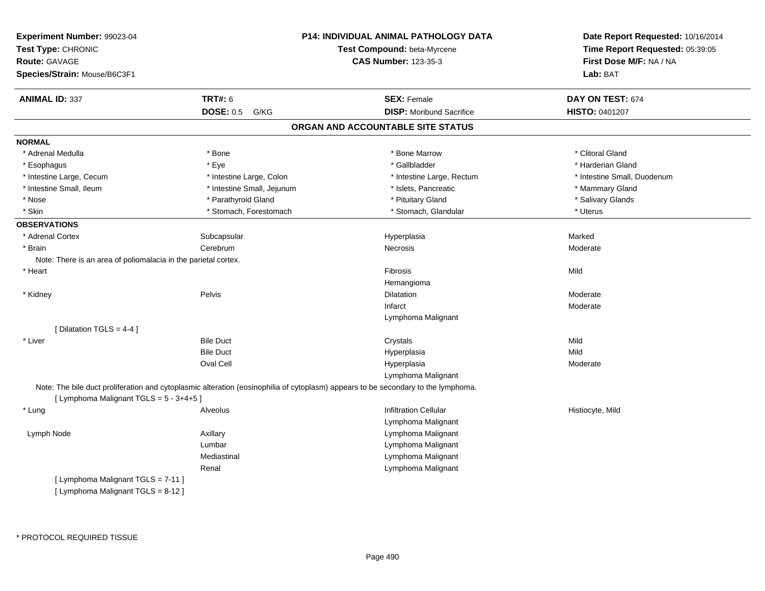**Experiment Number:** 99023-04
**Test Type:** CHRONIC
**Route:** GAVAGE
**Species/Strain:** Mouse/B6C3F1

**P14: INDIVIDUAL ANIMAL PATHOLOGY DATA**
**Test Compound:** beta-Myrcene
**CAS Number:** 123-35-3

**Date Report Requested:** 10/16/2014
**Time Report Requested:** 05:39:05
**First Dose M/F:** NA / NA
**Lab:** BAT

| **ANIMAL ID:** 337 | **TRT#:** 6 | **SEX:** Female | **DAY ON TEST:** 674 |
|---|---|---|---|
| | **DOSE:** 0.5 G/KG | **DISP:** Moribund Sacrifice | **HISTO:** 0401207 |

## ORGAN AND ACCOUNTABLE SITE STATUS

**NORMAL**

| | | | |
|---|---|---|---|
| * Adrenal Medulla | * Bone | * Bone Marrow | * Clitoral Gland |
| * Esophagus | * Eye | * Gallbladder | * Harderian Gland |
| * Intestine Large, Cecum | * Intestine Large, Colon | * Intestine Large, Rectum | * Intestine Small, Duodenum |
| * Intestine Small, Ileum | * Intestine Small, Jejunum | * Islets, Pancreatic | * Mammary Gland |
| * Nose | * Parathyroid Gland | * Pituitary Gland | * Salivary Glands |
| * Skin | * Stomach, Forestomach | * Stomach, Glandular | * Uterus |

**OBSERVATIONS**

| | | | |
|---|---|---|---|
| * Adrenal Cortex | Subcapsular | Hyperplasia | Marked |
| * Brain | Cerebrum | Necrosis | Moderate |
| Note: There is an area of poliomalacia in the parietal cortex. | | | |
| * Heart | | Fibrosis | Mild |
| | | Hemangioma | |
| * Kidney | Pelvis | Dilatation | Moderate |
| | | Infarct | Moderate |
| | | Lymphoma Malignant | |
| [ Dilatation TGLS = 4-4 ] | | | |
| * Liver | Bile Duct | Crystals | Mild |
| | Bile Duct | Hyperplasia | Mild |
| | Oval Cell | Hyperplasia | Moderate |
| | | Lymphoma Malignant | |
| Note: The bile duct proliferation and cytoplasmic alteration (eosinophilia of cytoplasm) appears to be secondary to the lymphoma. | | | |
| [ Lymphoma Malignant TGLS = 5 - 3+4+5 ] | | | |
| * Lung | Alveolus | Infiltration Cellular | Histiocyte, Mild |
| | | Lymphoma Malignant | |
| Lymph Node | Axillary | Lymphoma Malignant | |
| | Lumbar | Lymphoma Malignant | |
| | Mediastinal | Lymphoma Malignant | |
| | Renal | Lymphoma Malignant | |
| [ Lymphoma Malignant TGLS = 7-11 ] | | | |
| [ Lymphoma Malignant TGLS = 8-12 ] | | | |

* PROTOCOL REQUIRED TISSUE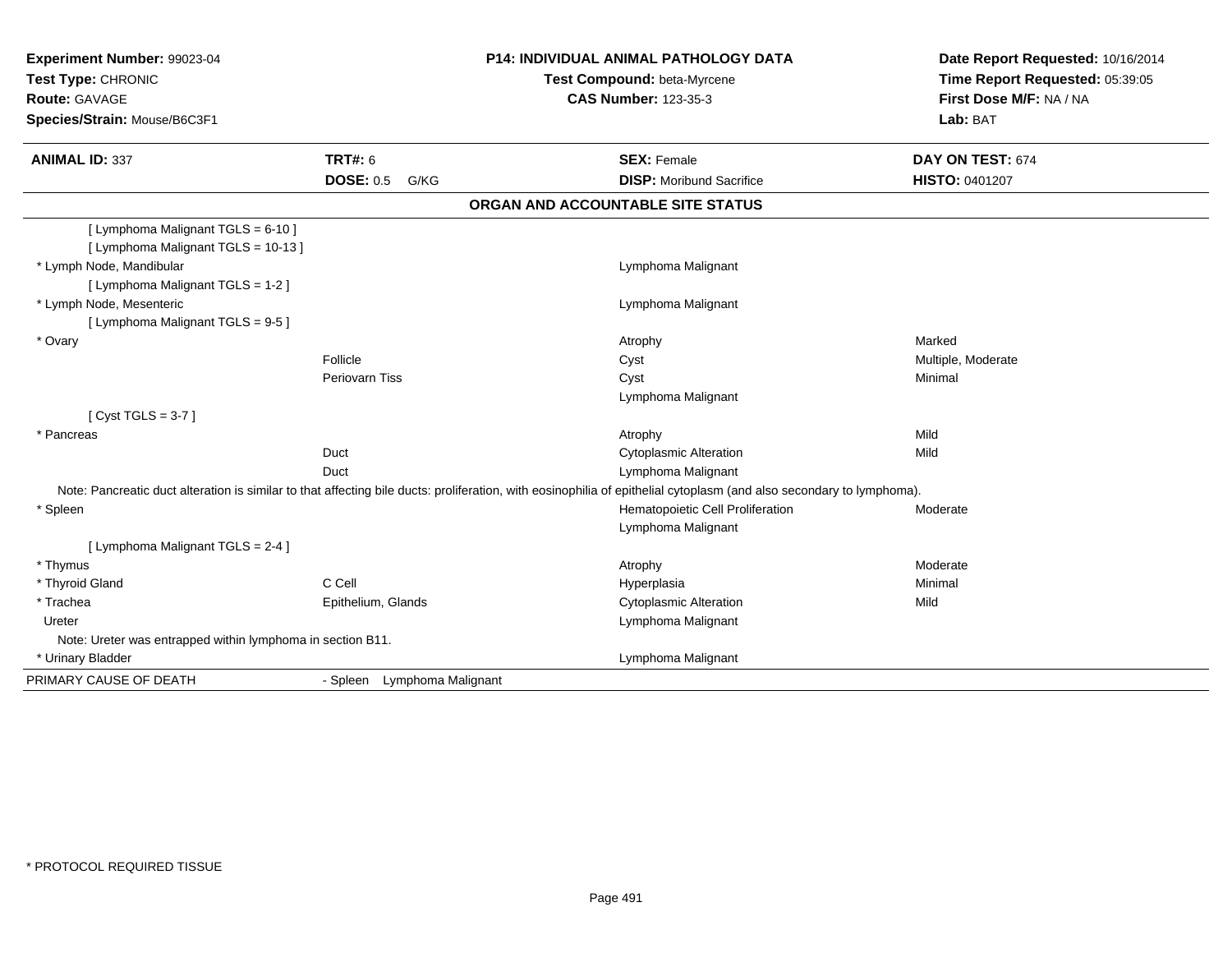**Experiment Number:** 99023-04
**Test Type:** CHRONIC
**Route:** GAVAGE
**Species/Strain:** Mouse/B6C3F1

**P14: INDIVIDUAL ANIMAL PATHOLOGY DATA**
**Test Compound:** beta-Myrcene
**CAS Number:** 123-35-3

**Date Report Requested:** 10/16/2014
**Time Report Requested:** 05:39:05
**First Dose M/F:** NA / NA
**Lab:** BAT

| **ANIMAL ID:** 337 | **TRT#:** 6 | **SEX:** Female | **DAY ON TEST:** 674 |
|---|---|---|---|
| | **DOSE:** 0.5 G/KG | **DISP:** Moribund Sacrifice | **HISTO:** 0401207 |

## ORGAN AND ACCOUNTABLE SITE STATUS

| | | | |
|---|---|---|---|
| [ Lymphoma Malignant TGLS = 6-10 ] | | | |
| [ Lymphoma Malignant TGLS = 10-13 ] | | | |
| * Lymph Node, Mandibular | | Lymphoma Malignant | |
| [ Lymphoma Malignant TGLS = 1-2 ] | | | |
| * Lymph Node, Mesenteric | | Lymphoma Malignant | |
| [ Lymphoma Malignant TGLS = 9-5 ] | | | |
| * Ovary | | Atrophy | Marked |
| | Follicle | Cyst | Multiple, Moderate |
| | Periovarn Tiss | Cyst | Minimal |
| | | Lymphoma Malignant | |
| [ Cyst TGLS = 3-7 ] | | | |
| * Pancreas | | Atrophy | Mild |
| | Duct | Cytoplasmic Alteration | Mild |
| | Duct | Lymphoma Malignant | |
| Note: Pancreatic duct alteration is similar to that affecting bile ducts: proliferation, with eosinophilia of epithelial cytoplasm (and also secondary to lymphoma). | | | |
| * Spleen | | Hematopoietic Cell Proliferation | Moderate |
| | | Lymphoma Malignant | |
| [ Lymphoma Malignant TGLS = 2-4 ] | | | |
| * Thymus | | Atrophy | Moderate |
| * Thyroid Gland | C Cell | Hyperplasia | Minimal |
| * Trachea | Epithelium, Glands | Cytoplasmic Alteration | Mild |
| Ureter | | Lymphoma Malignant | |
| Note: Ureter was entrapped within lymphoma in section B11. | | | |
| * Urinary Bladder | | Lymphoma Malignant | |
| PRIMARY CAUSE OF DEATH | - Spleen Lymphoma Malignant | | |

\* PROTOCOL REQUIRED TISSUE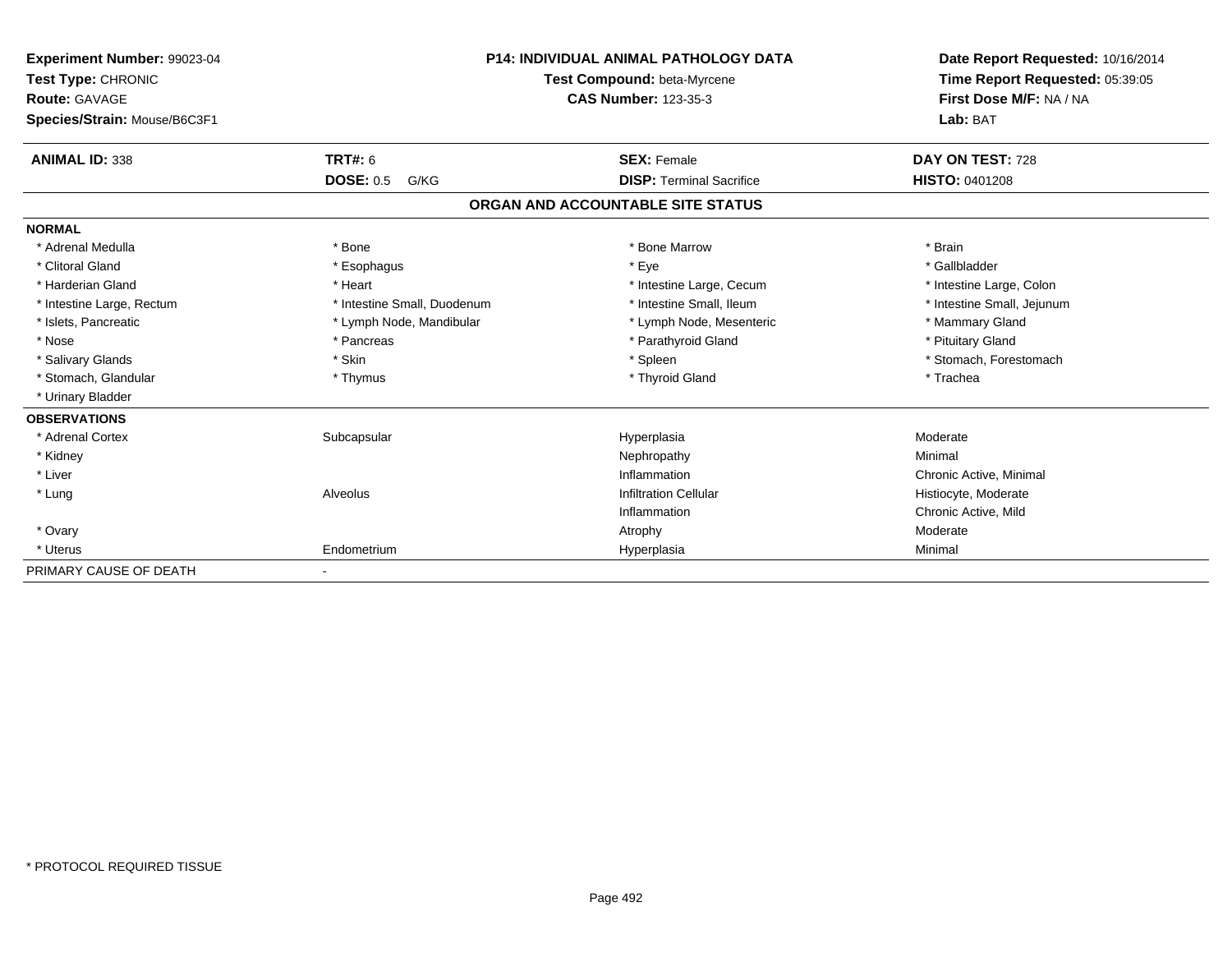**Experiment Number:** 99023-04
**Test Type:** CHRONIC
**Route:** GAVAGE
**Species/Strain:** Mouse/B6C3F1

**P14: INDIVIDUAL ANIMAL PATHOLOGY DATA**
**Test Compound:** beta-Myrcene
**CAS Number:** 123-35-3

**Date Report Requested:** 10/16/2014
**Time Report Requested:** 05:39:05
**First Dose M/F:** NA / NA
**Lab:** BAT

| **ANIMAL ID:** 338 | **TRT#:** 6 | **SEX:** Female | **DAY ON TEST:** 728 |
|---|---|---|---|
| | **DOSE:** 0.5 G/KG | **DISP:** Terminal Sacrifice | **HISTO:** 0401208 |

## ORGAN AND ACCOUNTABLE SITE STATUS

| | | | |
|---|---|---|---|
| **NORMAL** | | | |
| * Adrenal Medulla | * Bone | * Bone Marrow | * Brain |
| * Clitoral Gland | * Esophagus | * Eye | * Gallbladder |
| * Harderian Gland | * Heart | * Intestine Large, Cecum | * Intestine Large, Colon |
| * Intestine Large, Rectum | * Intestine Small, Duodenum | * Intestine Small, Ileum | * Intestine Small, Jejunum |
| * Islets, Pancreatic | * Lymph Node, Mandibular | * Lymph Node, Mesenteric | * Mammary Gland |
| * Nose | * Pancreas | * Parathyroid Gland | * Pituitary Gland |
| * Salivary Glands | * Skin | * Spleen | * Stomach, Forestomach |
| * Stomach, Glandular | * Thymus | * Thyroid Gland | * Trachea |
| * Urinary Bladder | | | |
| **OBSERVATIONS** | | | |
| * Adrenal Cortex | Subcapsular | Hyperplasia | Moderate |
| * Kidney | | Nephropathy | Minimal |
| * Liver | | Inflammation | Chronic Active, Minimal |
| * Lung | Alveolus | Infiltration Cellular | Histiocyte, Moderate |
| | | Inflammation | Chronic Active, Mild |
| * Ovary | | Atrophy | Moderate |
| * Uterus | Endometrium | Hyperplasia | Minimal |
| PRIMARY CAUSE OF DEATH | - | | |

* PROTOCOL REQUIRED TISSUE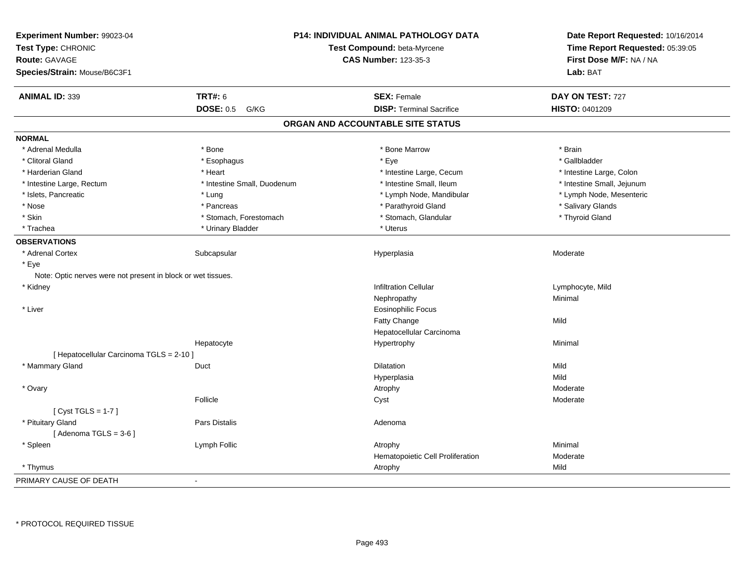**Experiment Number:** 99023-04
**Test Type:** CHRONIC
**Route:** GAVAGE
**Species/Strain:** Mouse/B6C3F1

**P14: INDIVIDUAL ANIMAL PATHOLOGY DATA**
**Test Compound:** beta-Myrcene
**CAS Number:** 123-35-3

**Date Report Requested:** 10/16/2014
**Time Report Requested:** 05:39:05
**First Dose M/F:** NA / NA
**Lab:** BAT

| **ANIMAL ID:** 339 | **TRT#:** 6 | **SEX:** Female | **DAY ON TEST:** 727 |
|---|---|---|---|
| | **DOSE:** 0.5 G/KG | **DISP:** Terminal Sacrifice | **HISTO:** 0401209 |

## ORGAN AND ACCOUNTABLE SITE STATUS

**NORMAL**

| | | | |
|---|---|---|---|
| * Adrenal Medulla | * Bone | * Bone Marrow | * Brain |
| * Clitoral Gland | * Esophagus | * Eye | * Gallbladder |
| * Harderian Gland | * Heart | * Intestine Large, Cecum | * Intestine Large, Colon |
| * Intestine Large, Rectum | * Intestine Small, Duodenum | * Intestine Small, Ileum | * Intestine Small, Jejunum |
| * Islets, Pancreatic | * Lung | * Lymph Node, Mandibular | * Lymph Node, Mesenteric |
| * Nose | * Pancreas | * Parathyroid Gland | * Salivary Glands |
| * Skin | * Stomach, Forestomach | * Stomach, Glandular | * Thyroid Gland |
| * Trachea | * Urinary Bladder | * Uterus | |

**OBSERVATIONS**

| | | | |
|---|---|---|---|
| * Adrenal Cortex | Subcapsular | Hyperplasia | Moderate |
| * Eye | | | |
| Note: Optic nerves were not present in block or wet tissues. | | | |
| * Kidney | | Infiltration Cellular | Lymphocyte, Mild |
| | | Nephropathy | Minimal |
| * Liver | | Eosinophilic Focus | |
| | | Fatty Change | Mild |
| | | Hepatocellular Carcinoma | |
| | Hepatocyte | Hypertrophy | Minimal |
| [ Hepatocellular Carcinoma TGLS = 2-10 ] | | | |
| * Mammary Gland | Duct | Dilatation | Mild |
| | | Hyperplasia | Mild |
| * Ovary | | Atrophy | Moderate |
| | Follicle | Cyst | Moderate |
| [ Cyst TGLS = 1-7 ] | | | |
| * Pituitary Gland | Pars Distalis | Adenoma | |
| [ Adenoma TGLS = 3-6 ] | | | |
| * Spleen | Lymph Follic | Atrophy | Minimal |
| | | Hematopoietic Cell Proliferation | Moderate |
| * Thymus | | Atrophy | Mild |

PRIMARY CAUSE OF DEATH -

\* PROTOCOL REQUIRED TISSUE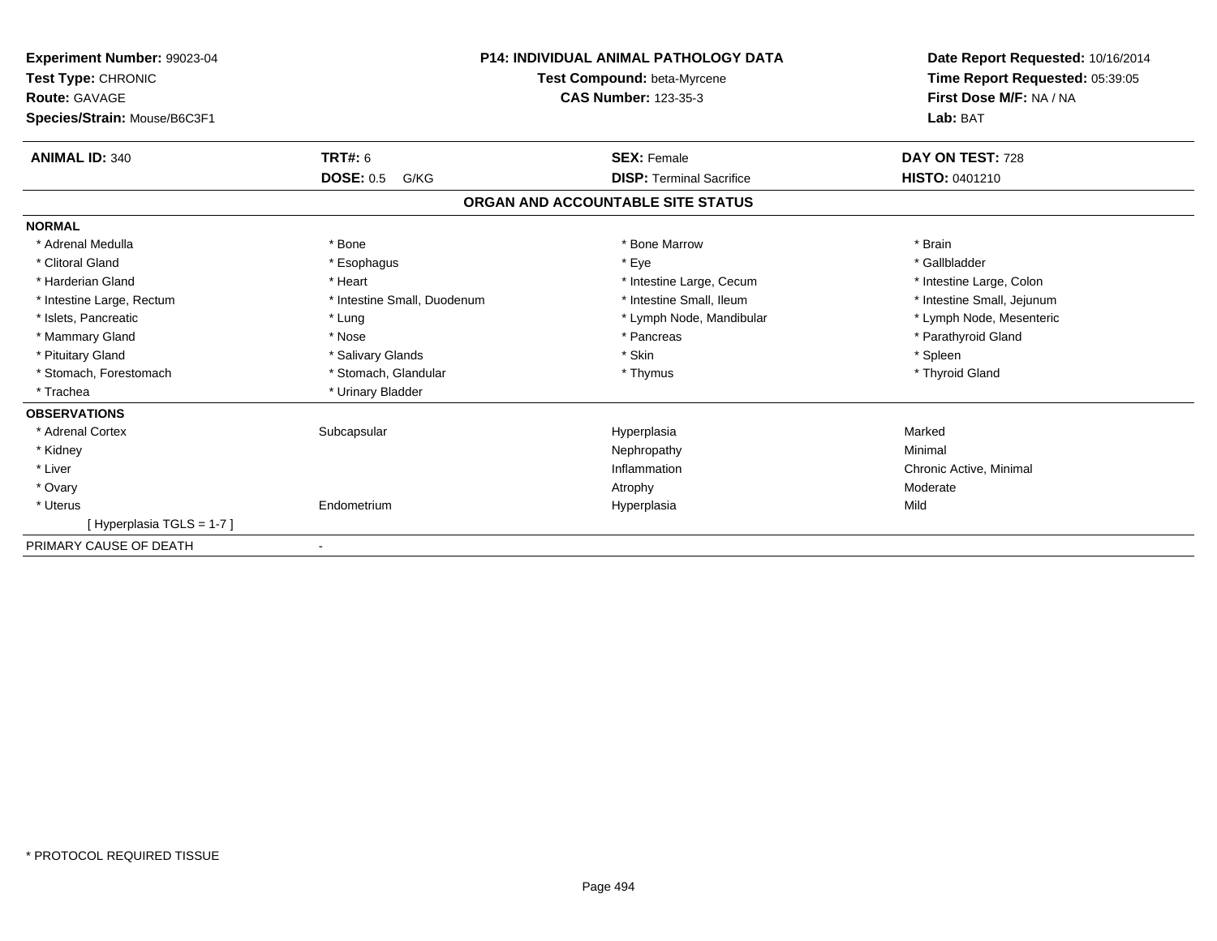**Experiment Number:** 99023-04
**Test Type:** CHRONIC
**Route:** GAVAGE
**Species/Strain:** Mouse/B6C3F1

**P14: INDIVIDUAL ANIMAL PATHOLOGY DATA**
**Test Compound:** beta-Myrcene
**CAS Number:** 123-35-3

**Date Report Requested:** 10/16/2014
**Time Report Requested:** 05:39:05
**First Dose M/F:** NA / NA
**Lab:** BAT

| **ANIMAL ID:** 340 | **TRT#:** 6 | **SEX:** Female | **DAY ON TEST:** 728 |
|---|---|---|---|
| | **DOSE:** 0.5 G/KG | **DISP:** Terminal Sacrifice | **HISTO:** 0401210 |

## ORGAN AND ACCOUNTABLE SITE STATUS

**NORMAL**

| | | | |
|---|---|---|---|
| * Adrenal Medulla | * Bone | * Bone Marrow | * Brain |
| * Clitoral Gland | * Esophagus | * Eye | * Gallbladder |
| * Harderian Gland | * Heart | * Intestine Large, Cecum | * Intestine Large, Colon |
| * Intestine Large, Rectum | * Intestine Small, Duodenum | * Intestine Small, Ileum | * Intestine Small, Jejunum |
| * Islets, Pancreatic | * Lung | * Lymph Node, Mandibular | * Lymph Node, Mesenteric |
| * Mammary Gland | * Nose | * Pancreas | * Parathyroid Gland |
| * Pituitary Gland | * Salivary Glands | * Skin | * Spleen |
| * Stomach, Forestomach | * Stomach, Glandular | * Thymus | * Thyroid Gland |
| * Trachea | * Urinary Bladder | | |

**OBSERVATIONS**

| | | | |
|---|---|---|---|
| * Adrenal Cortex | Subcapsular | Hyperplasia | Marked |
| * Kidney | | Nephropathy | Minimal |
| * Liver | | Inflammation | Chronic Active, Minimal |
| * Ovary | | Atrophy | Moderate |
| * Uterus | Endometrium | Hyperplasia | Mild |
| [ Hyperplasia TGLS = 1-7 ] | | | |

PRIMARY CAUSE OF DEATH -

* PROTOCOL REQUIRED TISSUE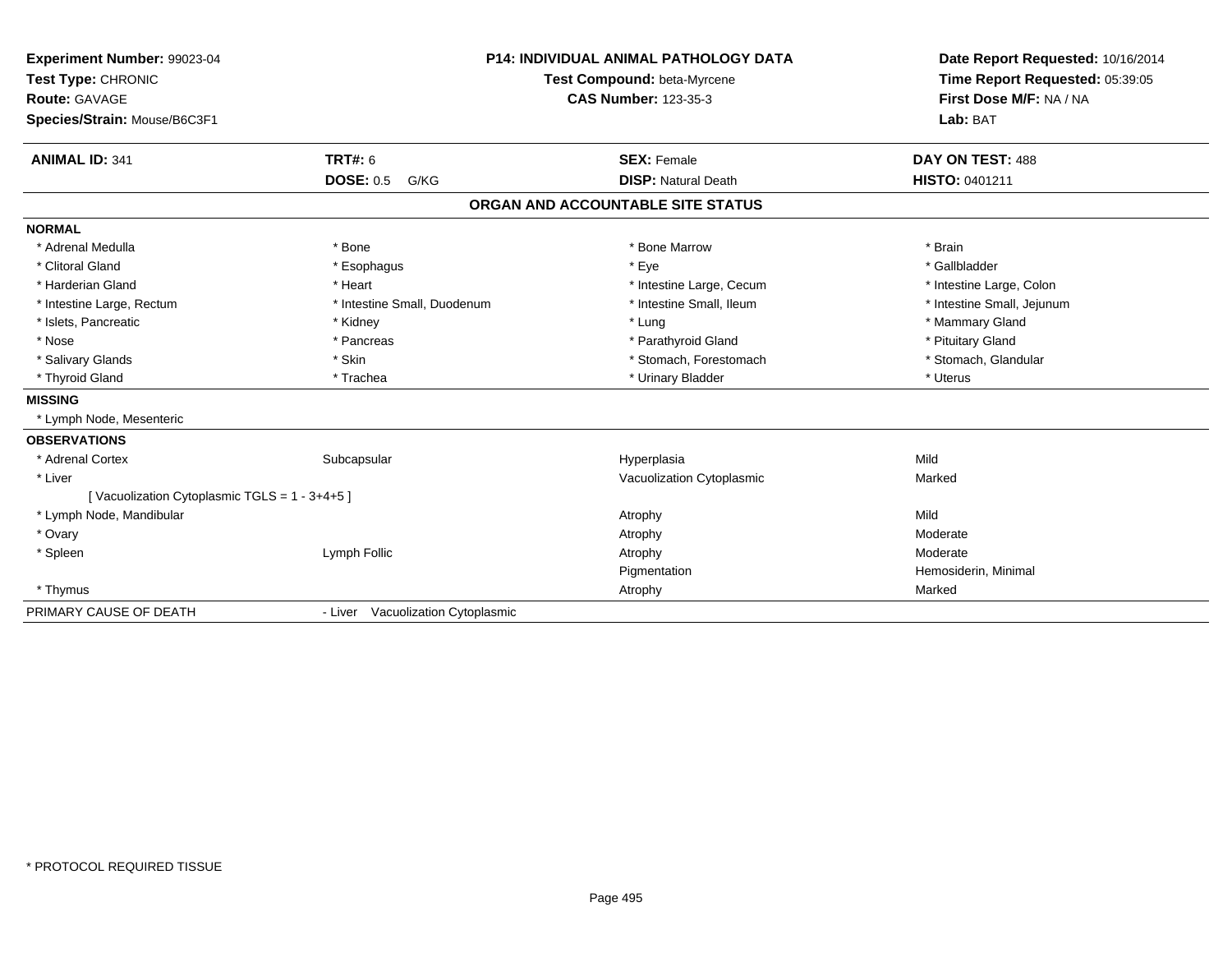**Experiment Number:** 99023-04
**Test Type:** CHRONIC
**Route:** GAVAGE
**Species/Strain:** Mouse/B6C3F1

**P14: INDIVIDUAL ANIMAL PATHOLOGY DATA**
**Test Compound:** beta-Myrcene
**CAS Number:** 123-35-3

**Date Report Requested:** 10/16/2014
**Time Report Requested:** 05:39:05
**First Dose M/F:** NA / NA
**Lab:** BAT

| **ANIMAL ID:** 341 | **TRT#:** 6 | **SEX:** Female | **DAY ON TEST:** 488 |
|---|---|---|---|
| | **DOSE:** 0.5 G/KG | **DISP:** Natural Death | **HISTO:** 0401211 |

## ORGAN AND ACCOUNTABLE SITE STATUS

**NORMAL**

| | | | |
|---|---|---|---|
| * Adrenal Medulla | * Bone | * Bone Marrow | * Brain |
| * Clitoral Gland | * Esophagus | * Eye | * Gallbladder |
| * Harderian Gland | * Heart | * Intestine Large, Cecum | * Intestine Large, Colon |
| * Intestine Large, Rectum | * Intestine Small, Duodenum | * Intestine Small, Ileum | * Intestine Small, Jejunum |
| * Islets, Pancreatic | * Kidney | * Lung | * Mammary Gland |
| * Nose | * Pancreas | * Parathyroid Gland | * Pituitary Gland |
| * Salivary Glands | * Skin | * Stomach, Forestomach | * Stomach, Glandular |
| * Thyroid Gland | * Trachea | * Urinary Bladder | * Uterus |

**MISSING**

* Lymph Node, Mesenteric

**OBSERVATIONS**

| | | | |
|---|---|---|---|
| * Adrenal Cortex | Subcapsular | Hyperplasia | Mild |
| * Liver | | Vacuolization Cytoplasmic | Marked |
| [ Vacuolization Cytoplasmic TGLS = 1 - 3+4+5 ] | | | |
| * Lymph Node, Mandibular | | Atrophy | Mild |
| * Ovary | | Atrophy | Moderate |
| * Spleen | Lymph Follic | Atrophy | Moderate |
| | | Pigmentation | Hemosiderin, Minimal |
| * Thymus | | Atrophy | Marked |

PRIMARY CAUSE OF DEATH - Liver Vacuolization Cytoplasmic

* PROTOCOL REQUIRED TISSUE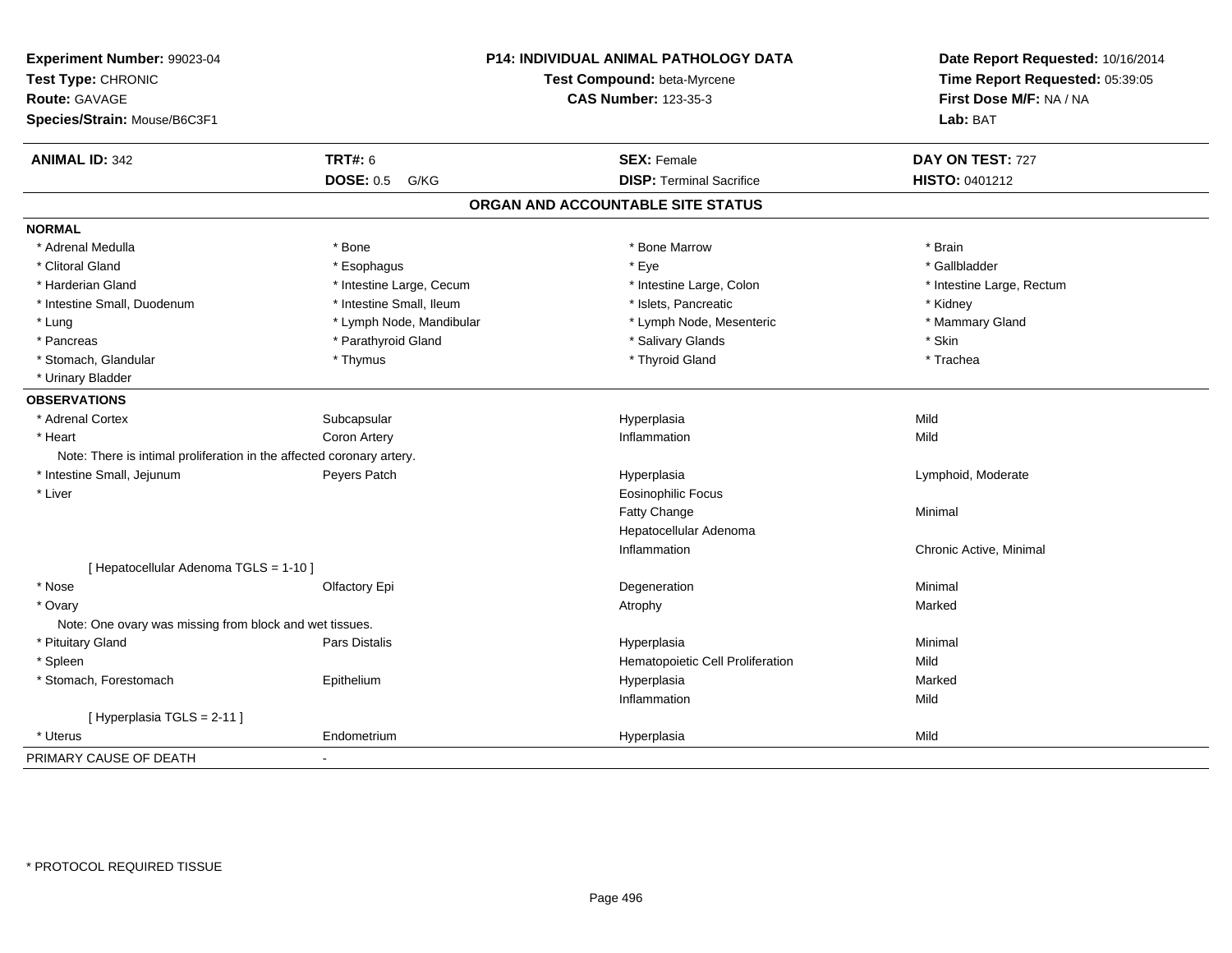**Experiment Number:** 99023-04
**Test Type:** CHRONIC
**Route:** GAVAGE
**Species/Strain:** Mouse/B6C3F1

**P14: INDIVIDUAL ANIMAL PATHOLOGY DATA**
**Test Compound:** beta-Myrcene
**CAS Number:** 123-35-3

**Date Report Requested:** 10/16/2014
**Time Report Requested:** 05:39:05
**First Dose M/F:** NA / NA
**Lab:** BAT

| **ANIMAL ID:** 342 | **TRT#:** 6 | **SEX:** Female | **DAY ON TEST:** 727 |
|---|---|---|---|
| | **DOSE:** 0.5 G/KG | **DISP:** Terminal Sacrifice | **HISTO:** 0401212 |

## ORGAN AND ACCOUNTABLE SITE STATUS

**NORMAL**

| | | | |
|---|---|---|---|
| * Adrenal Medulla | * Bone | * Bone Marrow | * Brain |
| * Clitoral Gland | * Esophagus | * Eye | * Gallbladder |
| * Harderian Gland | * Intestine Large, Cecum | * Intestine Large, Colon | * Intestine Large, Rectum |
| * Intestine Small, Duodenum | * Intestine Small, Ileum | * Islets, Pancreatic | * Kidney |
| * Lung | * Lymph Node, Mandibular | * Lymph Node, Mesenteric | * Mammary Gland |
| * Pancreas | * Parathyroid Gland | * Salivary Glands | * Skin |
| * Stomach, Glandular | * Thymus | * Thyroid Gland | * Trachea |
| * Urinary Bladder | | | |

**OBSERVATIONS**

| | | | |
|---|---|---|---|
| * Adrenal Cortex | Subcapsular | Hyperplasia | Mild |
| * Heart | Coron Artery | Inflammation | Mild |
| Note: There is intimal proliferation in the affected coronary artery. | | | |
| * Intestine Small, Jejunum | Peyers Patch | Hyperplasia | Lymphoid, Moderate |
| * Liver | | Eosinophilic Focus | |
| | | Fatty Change | Minimal |
| | | Hepatocellular Adenoma | |
| | | Inflammation | Chronic Active, Minimal |
| [ Hepatocellular Adenoma TGLS = 1-10 ] | | | |
| * Nose | Olfactory Epi | Degeneration | Minimal |
| * Ovary | | Atrophy | Marked |
| Note: One ovary was missing from block and wet tissues. | | | |
| * Pituitary Gland | Pars Distalis | Hyperplasia | Minimal |
| * Spleen | | Hematopoietic Cell Proliferation | Mild |
| * Stomach, Forestomach | Epithelium | Hyperplasia | Marked |
| | | Inflammation | Mild |
| [ Hyperplasia TGLS = 2-11 ] | | | |
| * Uterus | Endometrium | Hyperplasia | Mild |

PRIMARY CAUSE OF DEATH -

* PROTOCOL REQUIRED TISSUE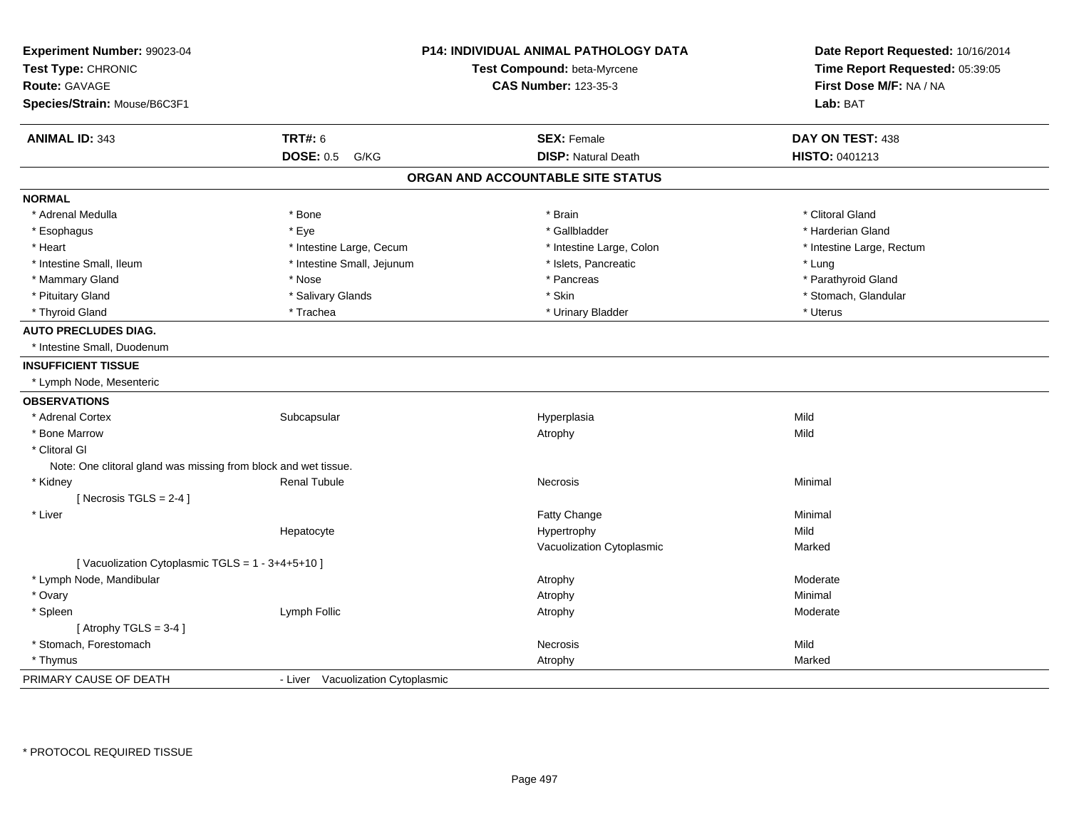**Experiment Number:** 99023-04
**Test Type:** CHRONIC
**Route:** GAVAGE
**Species/Strain:** Mouse/B6C3F1

**P14: INDIVIDUAL ANIMAL PATHOLOGY DATA**
**Test Compound:** beta-Myrcene
**CAS Number:** 123-35-3

**Date Report Requested:** 10/16/2014
**Time Report Requested:** 05:39:05
**First Dose M/F:** NA / NA
**Lab:** BAT

| **ANIMAL ID:** 343 | **TRT#:** 6 | **SEX:** Female | **DAY ON TEST:** 438 |
|---|---|---|---|
| | **DOSE:** 0.5 G/KG | **DISP:** Natural Death | **HISTO:** 0401213 |

## ORGAN AND ACCOUNTABLE SITE STATUS

**NORMAL**

| | | | |
|---|---|---|---|
| * Adrenal Medulla | * Bone | * Brain | * Clitoral Gland |
| * Esophagus | * Eye | * Gallbladder | * Harderian Gland |
| * Heart | * Intestine Large, Cecum | * Intestine Large, Colon | * Intestine Large, Rectum |
| * Intestine Small, Ileum | * Intestine Small, Jejunum | * Islets, Pancreatic | * Lung |
| * Mammary Gland | * Nose | * Pancreas | * Parathyroid Gland |
| * Pituitary Gland | * Salivary Glands | * Skin | * Stomach, Glandular |
| * Thyroid Gland | * Trachea | * Urinary Bladder | * Uterus |

**AUTO PRECLUDES DIAG.**

* Intestine Small, Duodenum

**INSUFFICIENT TISSUE**

* Lymph Node, Mesenteric

**OBSERVATIONS**

| | | | |
|---|---|---|---|
| * Adrenal Cortex | Subcapsular | Hyperplasia | Mild |
| * Bone Marrow | | Atrophy | Mild |
| * Clitoral Gl | | | |
| Note: One clitoral gland was missing from block and wet tissue. | | | |
| * Kidney | Renal Tubule | Necrosis | Minimal |
| [ Necrosis TGLS = 2-4 ] | | | |
| * Liver | | Fatty Change | Minimal |
| | Hepatocyte | Hypertrophy | Mild |
| | | Vacuolization Cytoplasmic | Marked |
| [ Vacuolization Cytoplasmic TGLS = 1 - 3+4+5+10 ] | | | |
| * Lymph Node, Mandibular | | Atrophy | Moderate |
| * Ovary | | Atrophy | Minimal |
| * Spleen | Lymph Follic | Atrophy | Moderate |
| [ Atrophy TGLS = 3-4 ] | | | |
| * Stomach, Forestomach | | Necrosis | Mild |
| * Thymus | | Atrophy | Marked |

PRIMARY CAUSE OF DEATH - Liver Vacuolization Cytoplasmic

* PROTOCOL REQUIRED TISSUE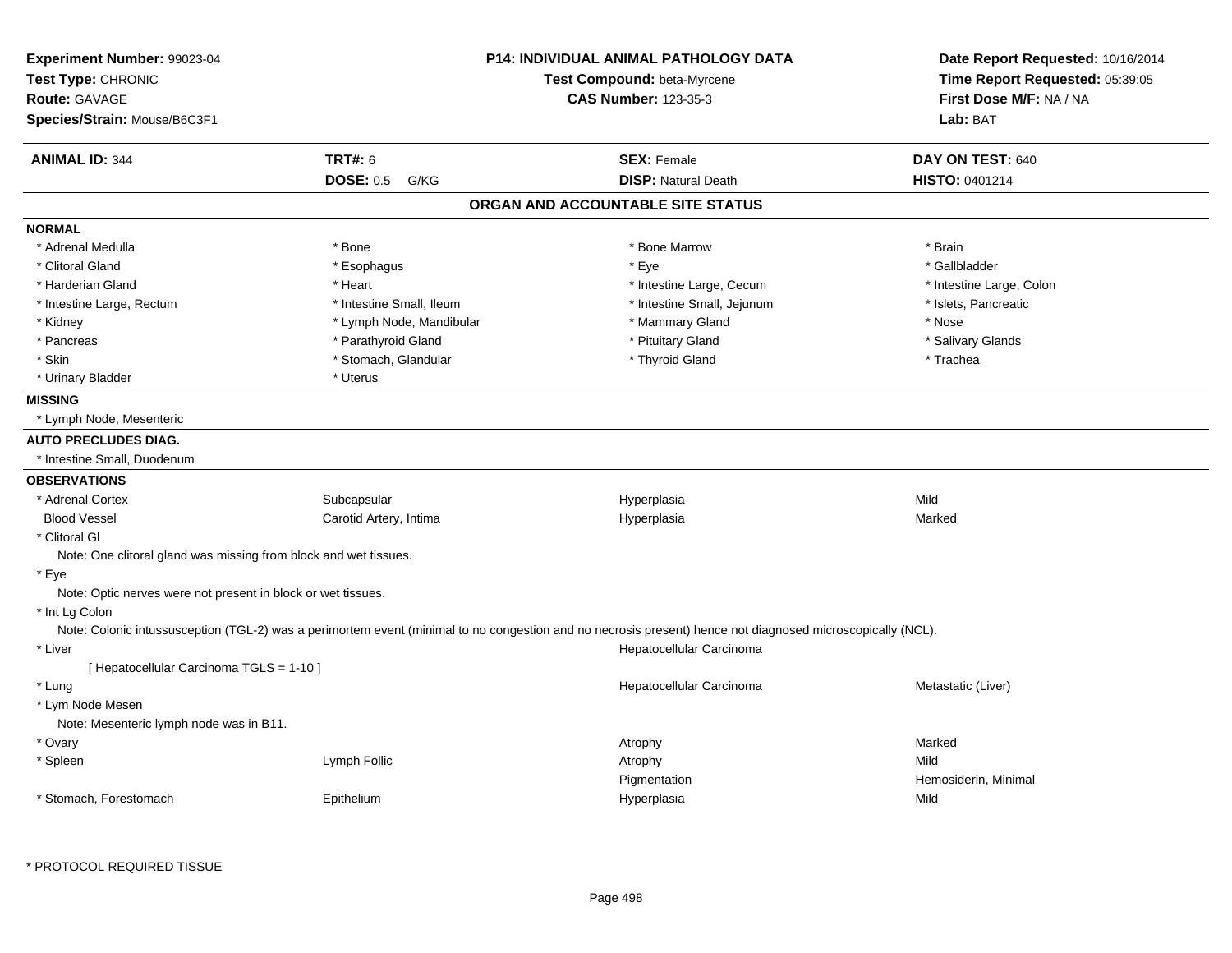**Experiment Number:** 99023-04
**Test Type:** CHRONIC
**Route:** GAVAGE
**Species/Strain:** Mouse/B6C3F1

**P14: INDIVIDUAL ANIMAL PATHOLOGY DATA**
**Test Compound:** beta-Myrcene
**CAS Number:** 123-35-3

**Date Report Requested:** 10/16/2014
**Time Report Requested:** 05:39:05
**First Dose M/F:** NA / NA
**Lab:** BAT

| **ANIMAL ID:** 344 | **TRT#:** 6 | **SEX:** Female | **DAY ON TEST:** 640 |
|---|---|---|---|
| | **DOSE:** 0.5 G/KG | **DISP:** Natural Death | **HISTO:** 0401214 |

## ORGAN AND ACCOUNTABLE SITE STATUS

**NORMAL**

| | | | |
|---|---|---|---|
| * Adrenal Medulla | * Bone | * Bone Marrow | * Brain |
| * Clitoral Gland | * Esophagus | * Eye | * Gallbladder |
| * Harderian Gland | * Heart | * Intestine Large, Cecum | * Intestine Large, Colon |
| * Intestine Large, Rectum | * Intestine Small, Ileum | * Intestine Small, Jejunum | * Islets, Pancreatic |
| * Kidney | * Lymph Node, Mandibular | * Mammary Gland | * Nose |
| * Pancreas | * Parathyroid Gland | * Pituitary Gland | * Salivary Glands |
| * Skin | * Stomach, Glandular | * Thyroid Gland | * Trachea |
| * Urinary Bladder | * Uterus | | |

**MISSING**

* Lymph Node, Mesenteric

**AUTO PRECLUDES DIAG.**

* Intestine Small, Duodenum

**OBSERVATIONS**

| | | | |
|---|---|---|---|
| * Adrenal Cortex | Subcapsular | Hyperplasia | Mild |
| Blood Vessel | Carotid Artery, Intima | Hyperplasia | Marked |
| * Clitoral Gl | | | |

Note: One clitoral gland was missing from block and wet tissues.

* Eye

Note: Optic nerves were not present in block or wet tissues.

* Int Lg Colon

Note: Colonic intussusception (TGL-2) was a perimortem event (minimal to no congestion and no necrosis present) hence not diagnosed microscopically (NCL).

| | | | |
|---|---|---|---|
| * Liver | | Hepatocellular Carcinoma | |
| [ Hepatocellular Carcinoma TGLS = 1-10 ] | | | |
| * Lung | | Hepatocellular Carcinoma | Metastatic (Liver) |
| * Lym Node Mesen | | | |

Note: Mesenteric lymph node was in B11.

| | | | |
|---|---|---|---|
| * Ovary | | Atrophy | Marked |
| * Spleen | Lymph Follic | Atrophy | Mild |
| | | Pigmentation | Hemosiderin, Minimal |
| * Stomach, Forestomach | Epithelium | Hyperplasia | Mild |

* PROTOCOL REQUIRED TISSUE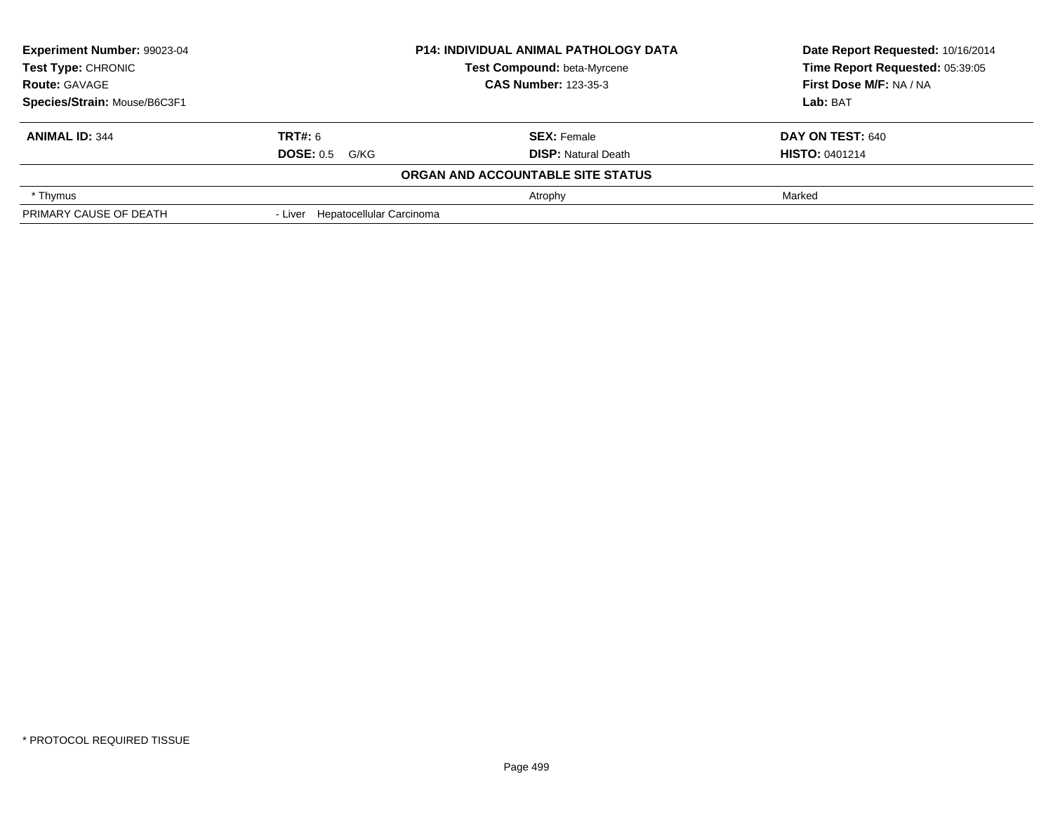**Experiment Number:** 99023-04
**Test Type:** CHRONIC
**Route:** GAVAGE
**Species/Strain:** Mouse/B6C3F1

**P14: INDIVIDUAL ANIMAL PATHOLOGY DATA**
**Test Compound:** beta-Myrcene
**CAS Number:** 123-35-3

**Date Report Requested:** 10/16/2014
**Time Report Requested:** 05:39:05
**First Dose M/F:** NA / NA
**Lab:** BAT

| **ANIMAL ID:** 344 | **TRT#:** 6 | **SEX:** Female | **DAY ON TEST:** 640 |
|---|---|---|---|
| | **DOSE:** 0.5 G/KG | **DISP:** Natural Death | **HISTO:** 0401214 |

**ORGAN AND ACCOUNTABLE SITE STATUS**

| | | | |
|---|---|---|---|
| * Thymus | | Atrophy | Marked |
| PRIMARY CAUSE OF DEATH | - Liver Hepatocellular Carcinoma | | |

* PROTOCOL REQUIRED TISSUE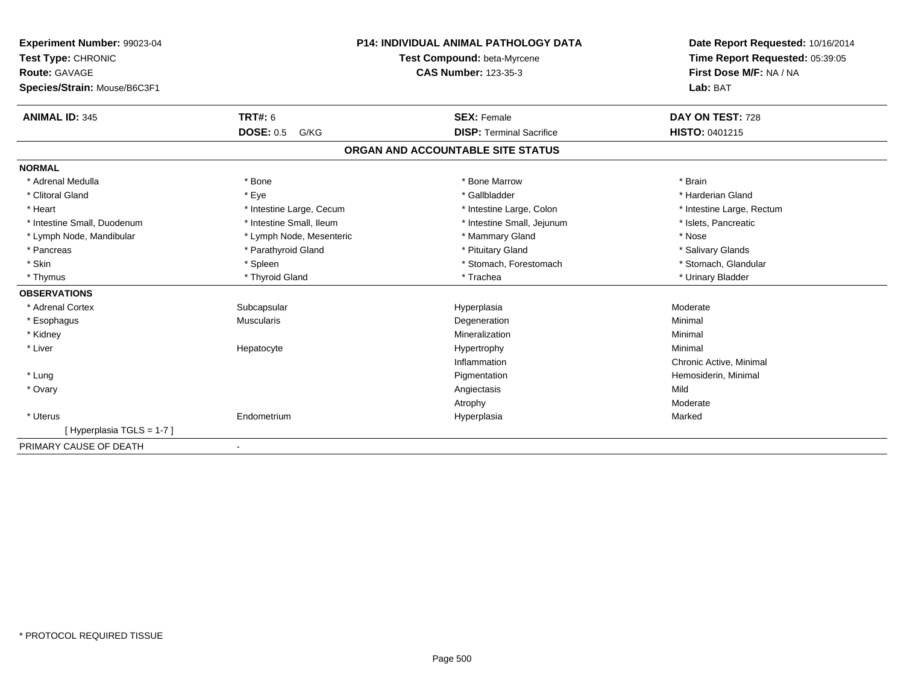**Experiment Number:** 99023-04
**Test Type:** CHRONIC
**Route:** GAVAGE
**Species/Strain:** Mouse/B6C3F1

**P14: INDIVIDUAL ANIMAL PATHOLOGY DATA**
**Test Compound:** beta-Myrcene
**CAS Number:** 123-35-3

**Date Report Requested:** 10/16/2014
**Time Report Requested:** 05:39:05
**First Dose M/F:** NA / NA
**Lab:** BAT

| **ANIMAL ID:** 345 | **TRT#:** 6 | **SEX:** Female | **DAY ON TEST:** 728 |
|---|---|---|---|
| | **DOSE:** 0.5 G/KG | **DISP:** Terminal Sacrifice | **HISTO:** 0401215 |

## ORGAN AND ACCOUNTABLE SITE STATUS

**NORMAL**

| | | | |
|---|---|---|---|
| * Adrenal Medulla | * Bone | * Bone Marrow | * Brain |
| * Clitoral Gland | * Eye | * Gallbladder | * Harderian Gland |
| * Heart | * Intestine Large, Cecum | * Intestine Large, Colon | * Intestine Large, Rectum |
| * Intestine Small, Duodenum | * Intestine Small, Ileum | * Intestine Small, Jejunum | * Islets, Pancreatic |
| * Lymph Node, Mandibular | * Lymph Node, Mesenteric | * Mammary Gland | * Nose |
| * Pancreas | * Parathyroid Gland | * Pituitary Gland | * Salivary Glands |
| * Skin | * Spleen | * Stomach, Forestomach | * Stomach, Glandular |
| * Thymus | * Thyroid Gland | * Trachea | * Urinary Bladder |

**OBSERVATIONS**

| | | | |
|---|---|---|---|
| * Adrenal Cortex | Subcapsular | Hyperplasia | Moderate |
| * Esophagus | Muscularis | Degeneration | Minimal |
| * Kidney | | Mineralization | Minimal |
| * Liver | Hepatocyte | Hypertrophy | Minimal |
| | | Inflammation | Chronic Active, Minimal |
| * Lung | | Pigmentation | Hemosiderin, Minimal |
| * Ovary | | Angiectasis | Mild |
| | | Atrophy | Moderate |
| * Uterus | Endometrium | Hyperplasia | Marked |
| [ Hyperplasia TGLS = 1-7 ] | | | |

PRIMARY CAUSE OF DEATH -

* PROTOCOL REQUIRED TISSUE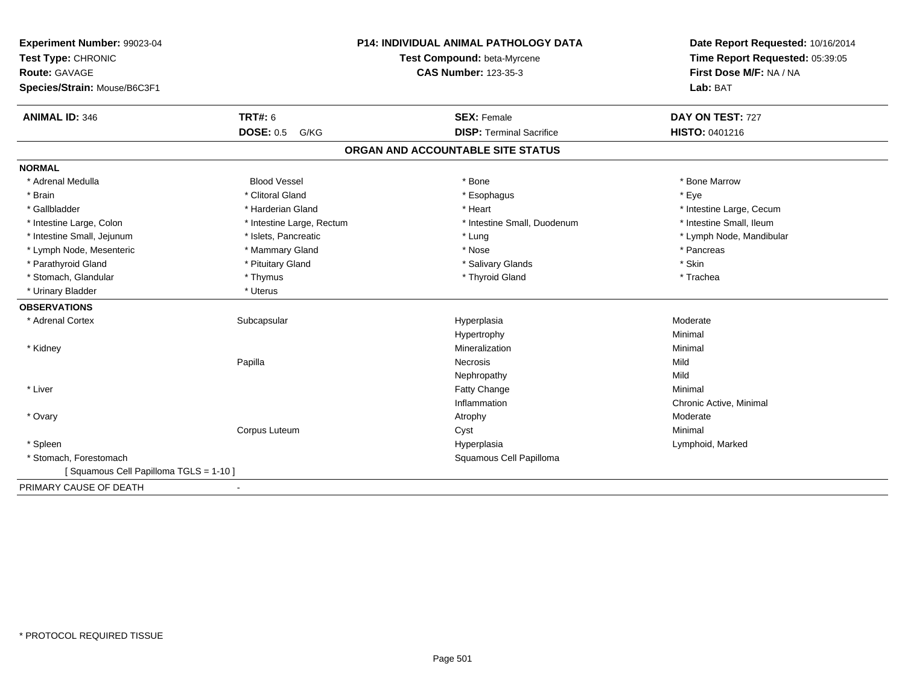**Experiment Number:** 99023-04
**Test Type:** CHRONIC
**Route:** GAVAGE
**Species/Strain:** Mouse/B6C3F1

**P14: INDIVIDUAL ANIMAL PATHOLOGY DATA**
**Test Compound:** beta-Myrcene
**CAS Number:** 123-35-3

**Date Report Requested:** 10/16/2014
**Time Report Requested:** 05:39:05
**First Dose M/F:** NA / NA
**Lab:** BAT

| **ANIMAL ID:** 346 | **TRT#:** 6 | **SEX:** Female | **DAY ON TEST:** 727 |
|---|---|---|---|
| | **DOSE:** 0.5 G/KG | **DISP:** Terminal Sacrifice | **HISTO:** 0401216 |

## ORGAN AND ACCOUNTABLE SITE STATUS

**NORMAL**

| | | | |
|---|---|---|---|
| * Adrenal Medulla | Blood Vessel | * Bone | * Bone Marrow |
| * Brain | * Clitoral Gland | * Esophagus | * Eye |
| * Gallbladder | * Harderian Gland | * Heart | * Intestine Large, Cecum |
| * Intestine Large, Colon | * Intestine Large, Rectum | * Intestine Small, Duodenum | * Intestine Small, Ileum |
| * Intestine Small, Jejunum | * Islets, Pancreatic | * Lung | * Lymph Node, Mandibular |
| * Lymph Node, Mesenteric | * Mammary Gland | * Nose | * Pancreas |
| * Parathyroid Gland | * Pituitary Gland | * Salivary Glands | * Skin |
| * Stomach, Glandular | * Thymus | * Thyroid Gland | * Trachea |
| * Urinary Bladder | * Uterus | | |

**OBSERVATIONS**

| | | | |
|---|---|---|---|
| * Adrenal Cortex | Subcapsular | Hyperplasia | Moderate |
| | | Hypertrophy | Minimal |
| * Kidney | | Mineralization | Minimal |
| | Papilla | Necrosis | Mild |
| | | Nephropathy | Mild |
| * Liver | | Fatty Change | Minimal |
| | | Inflammation | Chronic Active, Minimal |
| * Ovary | | Atrophy | Moderate |
| | Corpus Luteum | Cyst | Minimal |
| * Spleen | | Hyperplasia | Lymphoid, Marked |
| * Stomach, Forestomach | | Squamous Cell Papilloma | |
| [ Squamous Cell Papilloma TGLS = 1-10 ] | | | |

PRIMARY CAUSE OF DEATH -

* PROTOCOL REQUIRED TISSUE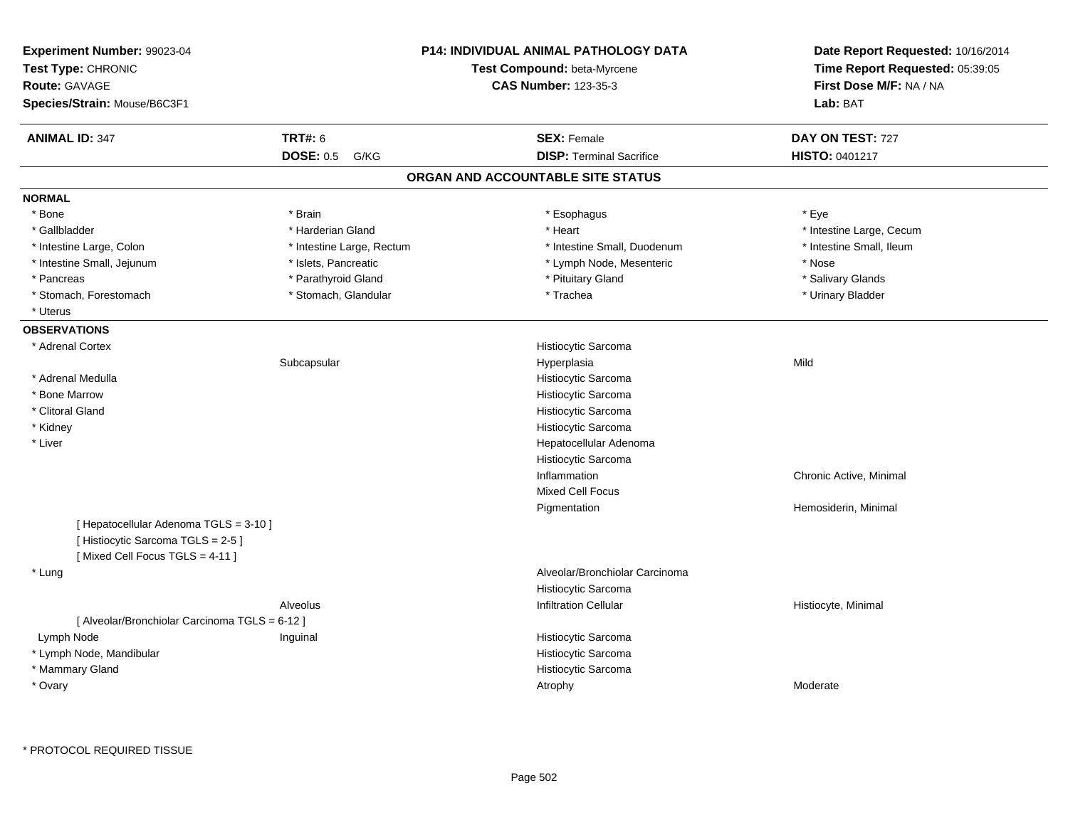**Experiment Number:** 99023-04
**Test Type:** CHRONIC
**Route:** GAVAGE
**Species/Strain:** Mouse/B6C3F1

**P14: INDIVIDUAL ANIMAL PATHOLOGY DATA**
**Test Compound:** beta-Myrcene
**CAS Number:** 123-35-3

**Date Report Requested:** 10/16/2014
**Time Report Requested:** 05:39:05
**First Dose M/F:** NA / NA
**Lab:** BAT

| **ANIMAL ID:** 347 | **TRT#:** 6 | **SEX:** Female | **DAY ON TEST:** 727 |
|---|---|---|---|
| | **DOSE:** 0.5 G/KG | **DISP:** Terminal Sacrifice | **HISTO:** 0401217 |

## ORGAN AND ACCOUNTABLE SITE STATUS

**NORMAL**

| | | | |
|---|---|---|---|
| * Bone | * Brain | * Esophagus | * Eye |
| * Gallbladder | * Harderian Gland | * Heart | * Intestine Large, Cecum |
| * Intestine Large, Colon | * Intestine Large, Rectum | * Intestine Small, Duodenum | * Intestine Small, Ileum |
| * Intestine Small, Jejunum | * Islets, Pancreatic | * Lymph Node, Mesenteric | * Nose |
| * Pancreas | * Parathyroid Gland | * Pituitary Gland | * Salivary Glands |
| * Stomach, Forestomach | * Stomach, Glandular | * Trachea | * Urinary Bladder |
| * Uterus | | | |

**OBSERVATIONS**

| | | | |
|---|---|---|---|
| * Adrenal Cortex | | Histiocytic Sarcoma | |
| | Subcapsular | Hyperplasia | Mild |
| * Adrenal Medulla | | Histiocytic Sarcoma | |
| * Bone Marrow | | Histiocytic Sarcoma | |
| * Clitoral Gland | | Histiocytic Sarcoma | |
| * Kidney | | Histiocytic Sarcoma | |
| * Liver | | Hepatocellular Adenoma | |
| | | Histiocytic Sarcoma | |
| | | Inflammation | Chronic Active, Minimal |
| | | Mixed Cell Focus | |
| | | Pigmentation | Hemosiderin, Minimal |
| [ Hepatocellular Adenoma TGLS = 3-10 ] | | | |
| [ Histiocytic Sarcoma TGLS = 2-5 ] | | | |
| [ Mixed Cell Focus TGLS = 4-11 ] | | | |
| * Lung | | Alveolar/Bronchiolar Carcinoma | |
| | | Histiocytic Sarcoma | |
| | Alveolus | Infiltration Cellular | Histiocyte, Minimal |
| [ Alveolar/Bronchiolar Carcinoma TGLS = 6-12 ] | | | |
| Lymph Node | Inguinal | Histiocytic Sarcoma | |
| * Lymph Node, Mandibular | | Histiocytic Sarcoma | |
| * Mammary Gland | | Histiocytic Sarcoma | |
| * Ovary | | Atrophy | Moderate |

* PROTOCOL REQUIRED TISSUE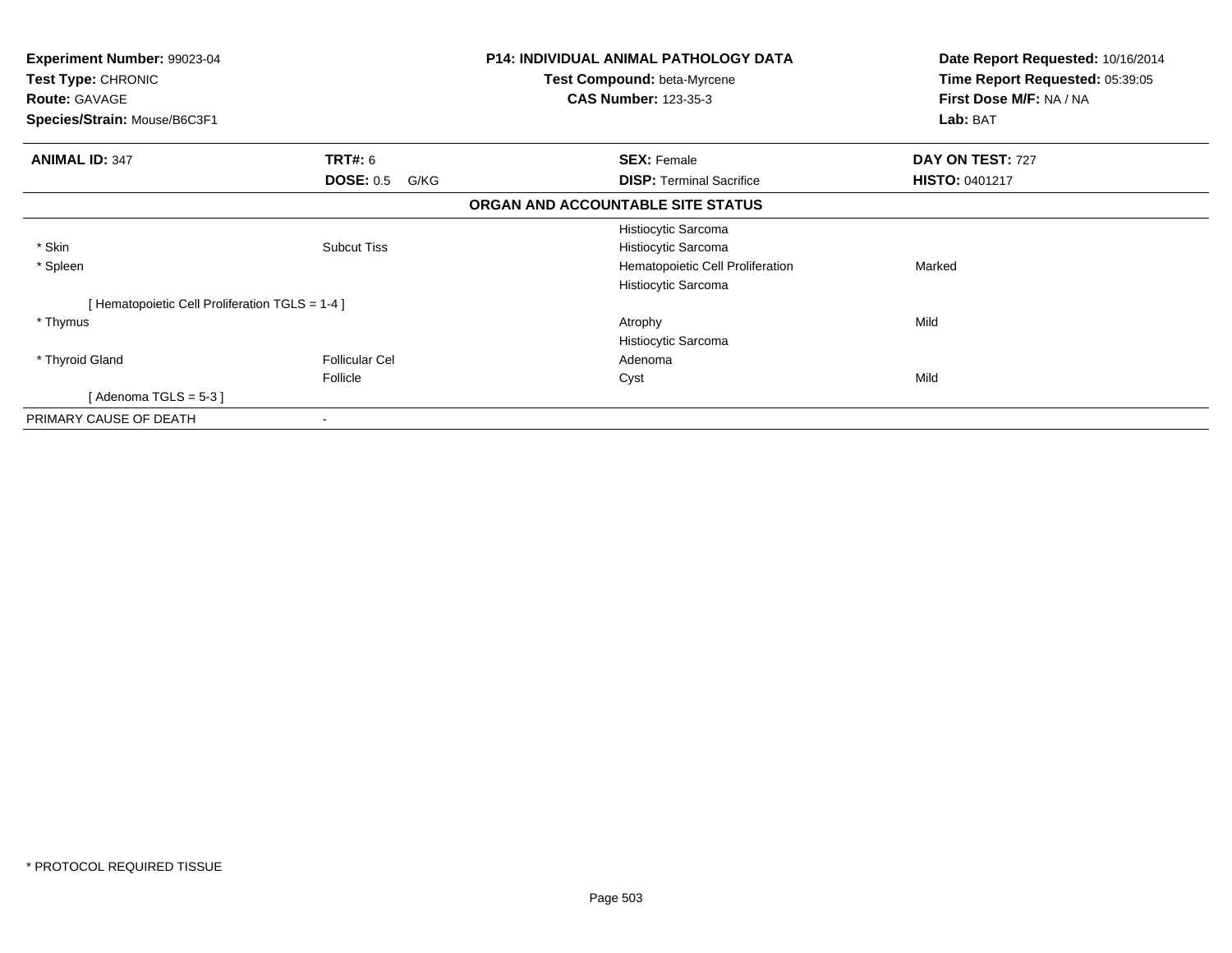**Experiment Number:** 99023-04
**Test Type:** CHRONIC
**Route:** GAVAGE
**Species/Strain:** Mouse/B6C3F1

**P14: INDIVIDUAL ANIMAL PATHOLOGY DATA**
**Test Compound:** beta-Myrcene
**CAS Number:** 123-35-3

**Date Report Requested:** 10/16/2014
**Time Report Requested:** 05:39:05
**First Dose M/F:** NA / NA
**Lab:** BAT

| **ANIMAL ID:** 347 | **TRT#:** 6 | **SEX:** Female | **DAY ON TEST:** 727 |
|---|---|---|---|
| | **DOSE:** 0.5 G/KG | **DISP:** Terminal Sacrifice | **HISTO:** 0401217 |

**ORGAN AND ACCOUNTABLE SITE STATUS**

| | | | |
|---|---|---|---|
| | | Histiocytic Sarcoma | |
| * Skin | Subcut Tiss | Histiocytic Sarcoma | |
| * Spleen | | Hematopoietic Cell Proliferation | Marked |
| | | Histiocytic Sarcoma | |
| [ Hematopoietic Cell Proliferation TGLS = 1-4 ] | | | |
| * Thymus | | Atrophy | Mild |
| | | Histiocytic Sarcoma | |
| * Thyroid Gland | Follicular Cel | Adenoma | |
| | Follicle | Cyst | Mild |
| [ Adenoma TGLS = 5-3 ] | | | |
| PRIMARY CAUSE OF DEATH | - | | |

* PROTOCOL REQUIRED TISSUE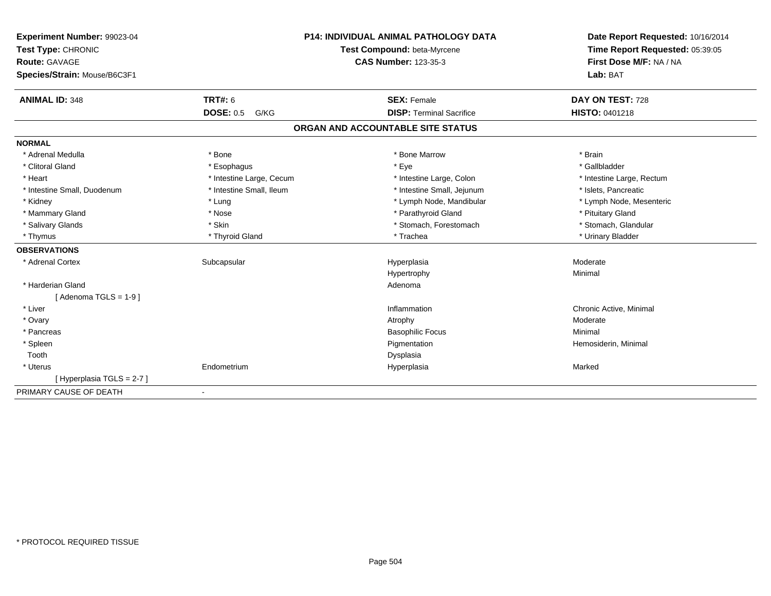**Experiment Number:** 99023-04
**Test Type:** CHRONIC
**Route:** GAVAGE
**Species/Strain:** Mouse/B6C3F1

**P14: INDIVIDUAL ANIMAL PATHOLOGY DATA**
**Test Compound:** beta-Myrcene
**CAS Number:** 123-35-3

**Date Report Requested:** 10/16/2014
**Time Report Requested:** 05:39:05
**First Dose M/F:** NA / NA
**Lab:** BAT

| **ANIMAL ID:** 348 | **TRT#:** 6 | **SEX:** Female | **DAY ON TEST:** 728 |
|---|---|---|---|
| | **DOSE:** 0.5 G/KG | **DISP:** Terminal Sacrifice | **HISTO:** 0401218 |

## ORGAN AND ACCOUNTABLE SITE STATUS

**NORMAL**

| | | | |
|---|---|---|---|
| * Adrenal Medulla | * Bone | * Bone Marrow | * Brain |
| * Clitoral Gland | * Esophagus | * Eye | * Gallbladder |
| * Heart | * Intestine Large, Cecum | * Intestine Large, Colon | * Intestine Large, Rectum |
| * Intestine Small, Duodenum | * Intestine Small, Ileum | * Intestine Small, Jejunum | * Islets, Pancreatic |
| * Kidney | * Lung | * Lymph Node, Mandibular | * Lymph Node, Mesenteric |
| * Mammary Gland | * Nose | * Parathyroid Gland | * Pituitary Gland |
| * Salivary Glands | * Skin | * Stomach, Forestomach | * Stomach, Glandular |
| * Thymus | * Thyroid Gland | * Trachea | * Urinary Bladder |

**OBSERVATIONS**

| | | | |
|---|---|---|---|
| * Adrenal Cortex | Subcapsular | Hyperplasia | Moderate |
| | | Hypertrophy | Minimal |
| * Harderian Gland | | Adenoma | |
| [ Adenoma TGLS = 1-9 ] | | | |
| * Liver | | Inflammation | Chronic Active, Minimal |
| * Ovary | | Atrophy | Moderate |
| * Pancreas | | Basophilic Focus | Minimal |
| * Spleen | | Pigmentation | Hemosiderin, Minimal |
| Tooth | | Dysplasia | |
| * Uterus | Endometrium | Hyperplasia | Marked |
| [ Hyperplasia TGLS = 2-7 ] | | | |

PRIMARY CAUSE OF DEATH -

* PROTOCOL REQUIRED TISSUE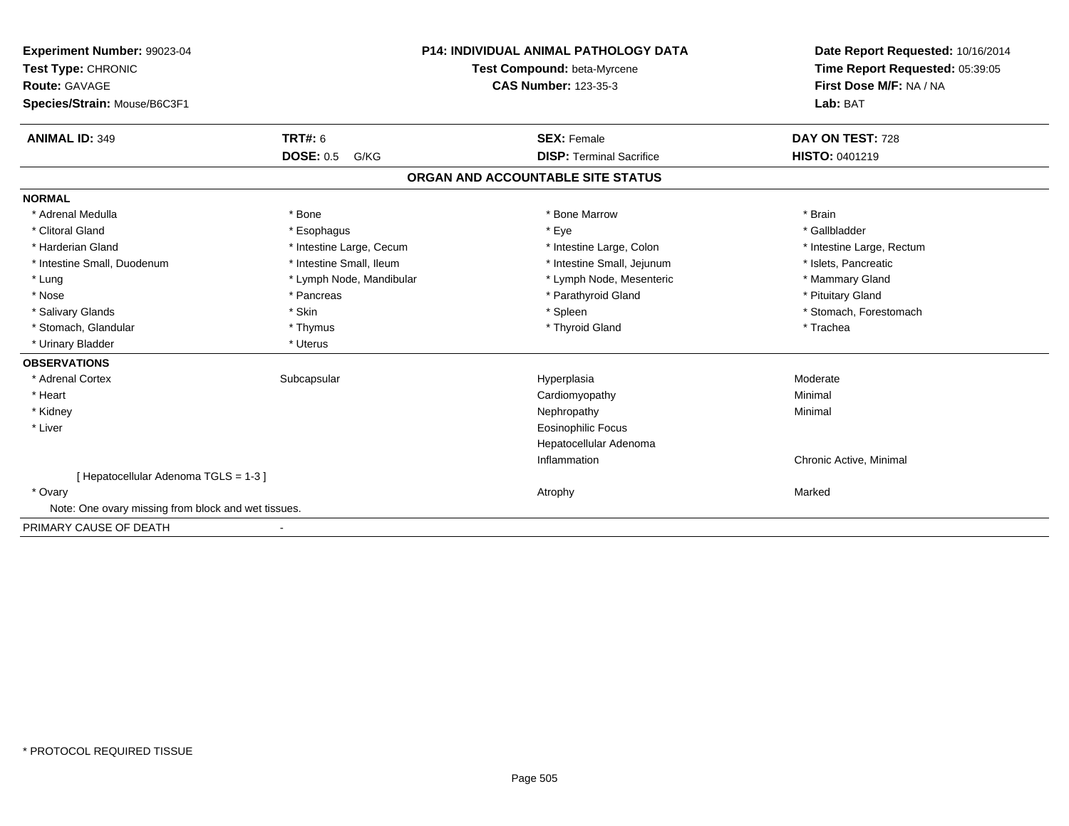**Experiment Number:** 99023-04
**Test Type:** CHRONIC
**Route:** GAVAGE
**Species/Strain:** Mouse/B6C3F1

**P14: INDIVIDUAL ANIMAL PATHOLOGY DATA**
**Test Compound:** beta-Myrcene
**CAS Number:** 123-35-3

**Date Report Requested:** 10/16/2014
**Time Report Requested:** 05:39:05
**First Dose M/F:** NA / NA
**Lab:** BAT

| **ANIMAL ID:** 349 | **TRT#:** 6 | **SEX:** Female | **DAY ON TEST:** 728 |
|---|---|---|---|
| | **DOSE:** 0.5 G/KG | **DISP:** Terminal Sacrifice | **HISTO:** 0401219 |

## ORGAN AND ACCOUNTABLE SITE STATUS

**NORMAL**

| | | | |
|---|---|---|---|
| * Adrenal Medulla | * Bone | * Bone Marrow | * Brain |
| * Clitoral Gland | * Esophagus | * Eye | * Gallbladder |
| * Harderian Gland | * Intestine Large, Cecum | * Intestine Large, Colon | * Intestine Large, Rectum |
| * Intestine Small, Duodenum | * Intestine Small, Ileum | * Intestine Small, Jejunum | * Islets, Pancreatic |
| * Lung | * Lymph Node, Mandibular | * Lymph Node, Mesenteric | * Mammary Gland |
| * Nose | * Pancreas | * Parathyroid Gland | * Pituitary Gland |
| * Salivary Glands | * Skin | * Spleen | * Stomach, Forestomach |
| * Stomach, Glandular | * Thymus | * Thyroid Gland | * Trachea |
| * Urinary Bladder | * Uterus | | |

**OBSERVATIONS**

| | | | |
|---|---|---|---|
| * Adrenal Cortex | Subcapsular | Hyperplasia | Moderate |
| * Heart | | Cardiomyopathy | Minimal |
| * Kidney | | Nephropathy | Minimal |
| * Liver | | Eosinophilic Focus | |
| | | Hepatocellular Adenoma | |
| | | Inflammation | Chronic Active, Minimal |
| [ Hepatocellular Adenoma TGLS = 1-3 ] | | | |
| * Ovary | | Atrophy | Marked |

Note: One ovary missing from block and wet tissues.

PRIMARY CAUSE OF DEATH -

* PROTOCOL REQUIRED TISSUE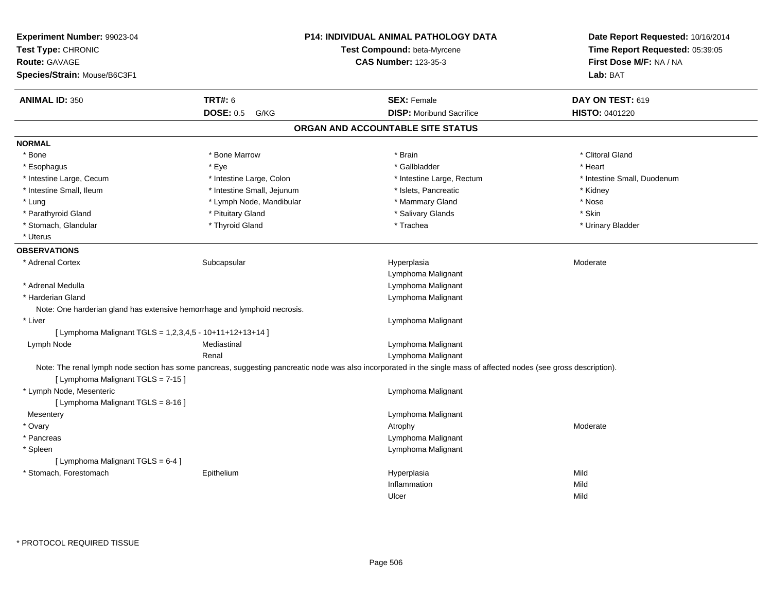**Experiment Number:** 99023-04
**Test Type:** CHRONIC
**Route:** GAVAGE
**Species/Strain:** Mouse/B6C3F1

**P14: INDIVIDUAL ANIMAL PATHOLOGY DATA**
**Test Compound:** beta-Myrcene
**CAS Number:** 123-35-3

**Date Report Requested:** 10/16/2014
**Time Report Requested:** 05:39:05
**First Dose M/F:** NA / NA
**Lab:** BAT

| **ANIMAL ID:** 350 | **TRT#:** 6 | **SEX:** Female | **DAY ON TEST:** 619 |
|---|---|---|---|
| | **DOSE:** 0.5 G/KG | **DISP:** Moribund Sacrifice | **HISTO:** 0401220 |

## ORGAN AND ACCOUNTABLE SITE STATUS

### NORMAL

| | | | |
|---|---|---|---|
| * Bone | * Bone Marrow | * Brain | * Clitoral Gland |
| * Esophagus | * Eye | * Gallbladder | * Heart |
| * Intestine Large, Cecum | * Intestine Large, Colon | * Intestine Large, Rectum | * Intestine Small, Duodenum |
| * Intestine Small, Ileum | * Intestine Small, Jejunum | * Islets, Pancreatic | * Kidney |
| * Lung | * Lymph Node, Mandibular | * Mammary Gland | * Nose |
| * Parathyroid Gland | * Pituitary Gland | * Salivary Glands | * Skin |
| * Stomach, Glandular | * Thyroid Gland | * Trachea | * Urinary Bladder |
| * Uterus | | | |

### OBSERVATIONS

| | | | |
|---|---|---|---|
| * Adrenal Cortex | Subcapsular | Hyperplasia | Moderate |
| | | Lymphoma Malignant | |
| * Adrenal Medulla | | Lymphoma Malignant | |
| * Harderian Gland | | Lymphoma Malignant | |

Note: One harderian gland has extensive hemorrhage and lymphoid necrosis.

| | | | |
|---|---|---|---|
| * Liver | | Lymphoma Malignant | |

[ Lymphoma Malignant TGLS = 1,2,3,4,5 - 10+11+12+13+14 ]

| | | | |
|---|---|---|---|
| Lymph Node | Mediastinal | Lymphoma Malignant | |
| | Renal | Lymphoma Malignant | |

Note: The renal lymph node section has some pancreas, suggesting pancreatic node was also incorporated in the single mass of affected nodes (see gross description).

[ Lymphoma Malignant TGLS = 7-15 ]

| | | | |
|---|---|---|---|
| * Lymph Node, Mesenteric | | Lymphoma Malignant | |

[ Lymphoma Malignant TGLS = 8-16 ]

| | | | |
|---|---|---|---|
| Mesentery | | Lymphoma Malignant | |
| * Ovary | | Atrophy | Moderate |
| * Pancreas | | Lymphoma Malignant | |
| * Spleen | | Lymphoma Malignant | |

[ Lymphoma Malignant TGLS = 6-4 ]

| | | | |
|---|---|---|---|
| * Stomach, Forestomach | Epithelium | Hyperplasia | Mild |
| | | Inflammation | Mild |
| | | Ulcer | Mild |

\* PROTOCOL REQUIRED TISSUE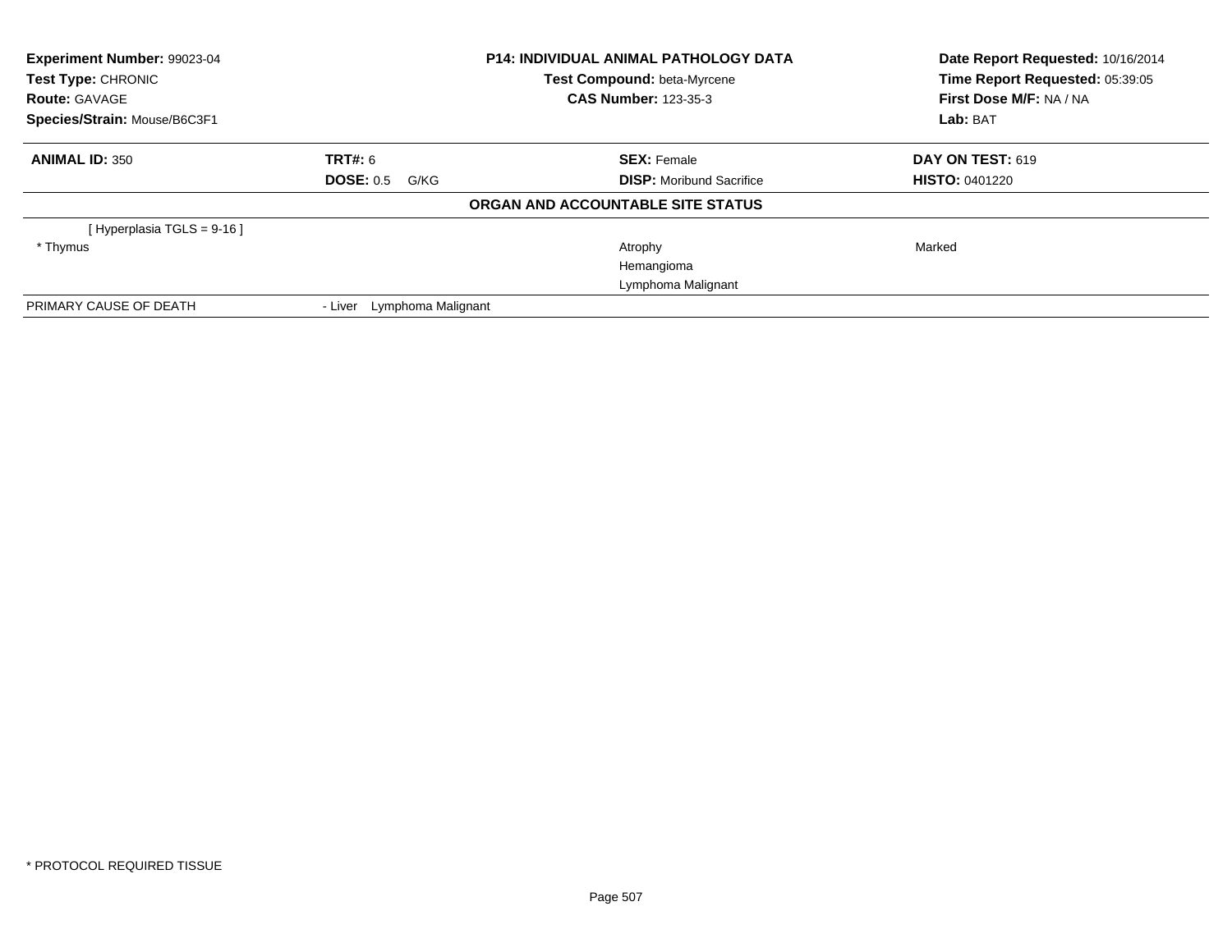**Experiment Number:** 99023-04
**Test Type:** CHRONIC
**Route:** GAVAGE
**Species/Strain:** Mouse/B6C3F1

**P14: INDIVIDUAL ANIMAL PATHOLOGY DATA**
**Test Compound:** beta-Myrcene
**CAS Number:** 123-35-3

**Date Report Requested:** 10/16/2014
**Time Report Requested:** 05:39:05
**First Dose M/F:** NA / NA
**Lab:** BAT

| **ANIMAL ID:** 350 | **TRT#:** 6 | **SEX:** Female | **DAY ON TEST:** 619 |
|---|---|---|---|
| | **DOSE:** 0.5 G/KG | **DISP:** Moribund Sacrifice | **HISTO:** 0401220 |

**ORGAN AND ACCOUNTABLE SITE STATUS**

| | | | |
|---|---|---|---|
| [ Hyperplasia TGLS = 9-16 ] | | | |
| * Thymus | | Atrophy | Marked |
| | | Hemangioma | |
| | | Lymphoma Malignant | |
| PRIMARY CAUSE OF DEATH | - Liver Lymphoma Malignant | | |

* PROTOCOL REQUIRED TISSUE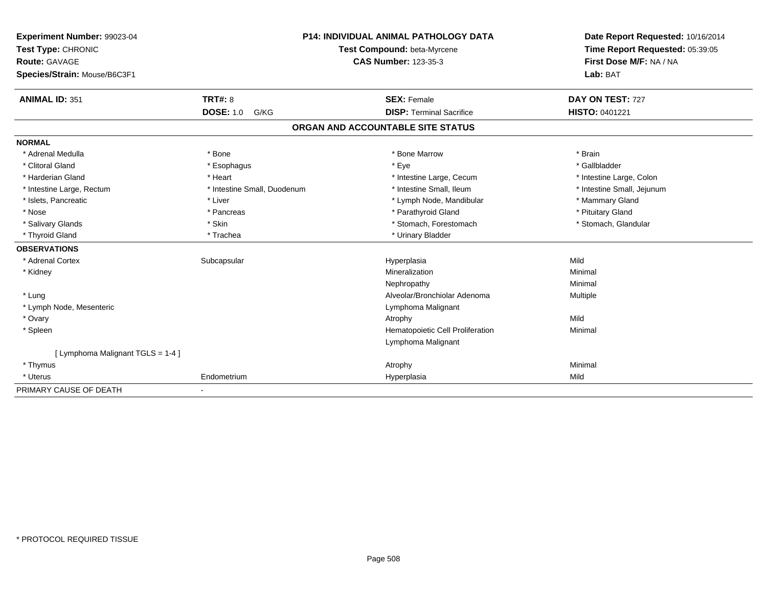**Experiment Number:** 99023-04
**Test Type:** CHRONIC
**Route:** GAVAGE
**Species/Strain:** Mouse/B6C3F1

**P14: INDIVIDUAL ANIMAL PATHOLOGY DATA**
**Test Compound:** beta-Myrcene
**CAS Number:** 123-35-3

**Date Report Requested:** 10/16/2014
**Time Report Requested:** 05:39:05
**First Dose M/F:** NA / NA
**Lab:** BAT

| **ANIMAL ID:** 351 | **TRT#:** 8 | **SEX:** Female | **DAY ON TEST:** 727 |
|---|---|---|---|
| | **DOSE:** 1.0 G/KG | **DISP:** Terminal Sacrifice | **HISTO:** 0401221 |

## ORGAN AND ACCOUNTABLE SITE STATUS

| | | | |
|---|---|---|---|
| **NORMAL** | | | |
| * Adrenal Medulla | * Bone | * Bone Marrow | * Brain |
| * Clitoral Gland | * Esophagus | * Eye | * Gallbladder |
| * Harderian Gland | * Heart | * Intestine Large, Cecum | * Intestine Large, Colon |
| * Intestine Large, Rectum | * Intestine Small, Duodenum | * Intestine Small, Ileum | * Intestine Small, Jejunum |
| * Islets, Pancreatic | * Liver | * Lymph Node, Mandibular | * Mammary Gland |
| * Nose | * Pancreas | * Parathyroid Gland | * Pituitary Gland |
| * Salivary Glands | * Skin | * Stomach, Forestomach | * Stomach, Glandular |
| * Thyroid Gland | * Trachea | * Urinary Bladder | |
| **OBSERVATIONS** | | | |
| * Adrenal Cortex | Subcapsular | Hyperplasia | Mild |
| * Kidney | | Mineralization | Minimal |
| | | Nephropathy | Minimal |
| * Lung | | Alveolar/Bronchiolar Adenoma | Multiple |
| * Lymph Node, Mesenteric | | Lymphoma Malignant | |
| * Ovary | | Atrophy | Mild |
| * Spleen | | Hematopoietic Cell Proliferation | Minimal |
| | | Lymphoma Malignant | |
| [ Lymphoma Malignant TGLS = 1-4 ] | | | |
| * Thymus | | Atrophy | Minimal |
| * Uterus | Endometrium | Hyperplasia | Mild |
| PRIMARY CAUSE OF DEATH | - | | |

* PROTOCOL REQUIRED TISSUE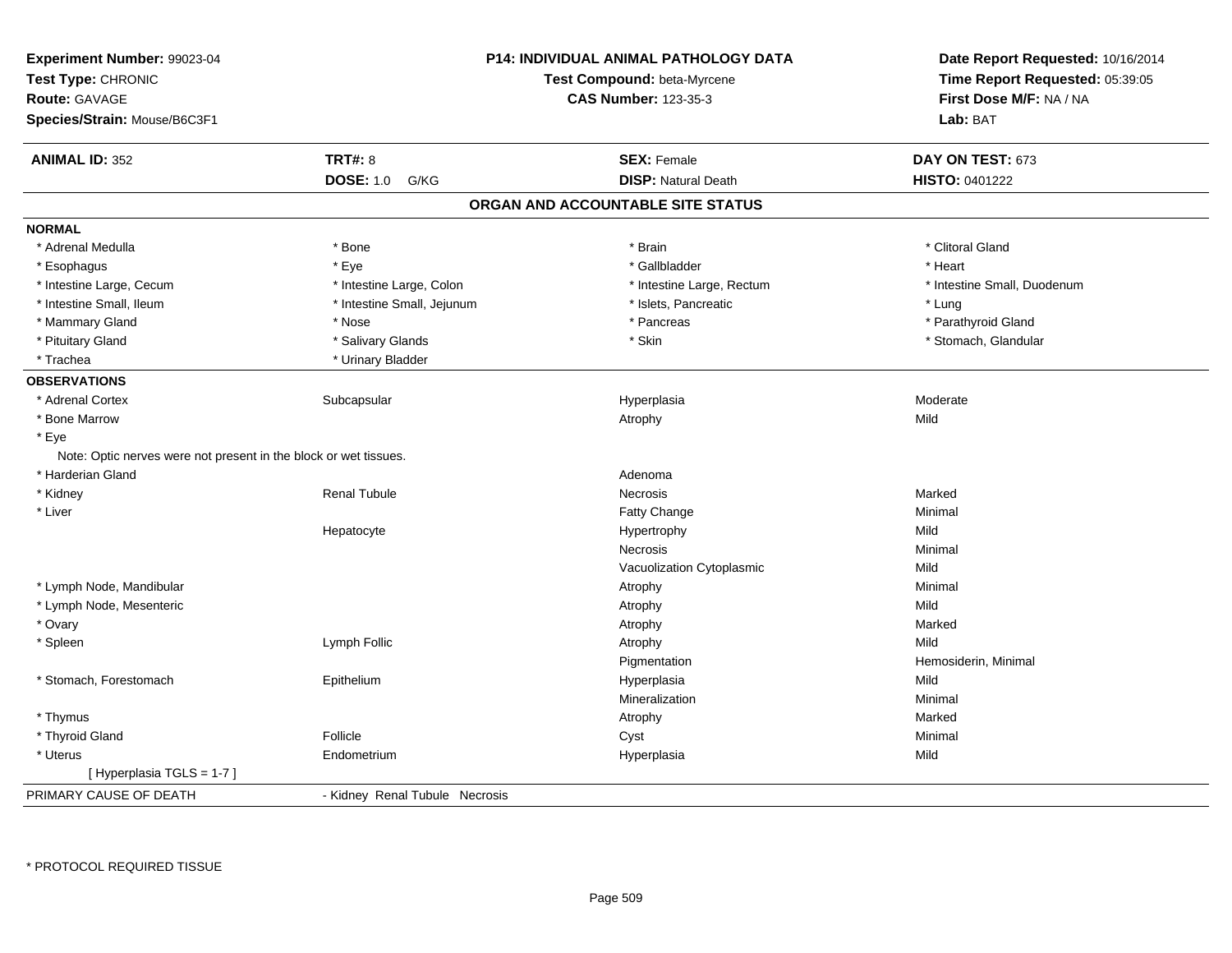**Experiment Number:** 99023-04
**Test Type:** CHRONIC
**Route:** GAVAGE
**Species/Strain:** Mouse/B6C3F1

**P14: INDIVIDUAL ANIMAL PATHOLOGY DATA**
**Test Compound:** beta-Myrcene
**CAS Number:** 123-35-3

**Date Report Requested:** 10/16/2014
**Time Report Requested:** 05:39:05
**First Dose M/F:** NA / NA
**Lab:** BAT

| **ANIMAL ID:** 352 | **TRT#:** 8 | **SEX:** Female | **DAY ON TEST:** 673 |
|---|---|---|---|
| | **DOSE:** 1.0 G/KG | **DISP:** Natural Death | **HISTO:** 0401222 |

## ORGAN AND ACCOUNTABLE SITE STATUS

**NORMAL**

| | | | |
|---|---|---|---|
| * Adrenal Medulla | * Bone | * Brain | * Clitoral Gland |
| * Esophagus | * Eye | * Gallbladder | * Heart |
| * Intestine Large, Cecum | * Intestine Large, Colon | * Intestine Large, Rectum | * Intestine Small, Duodenum |
| * Intestine Small, Ileum | * Intestine Small, Jejunum | * Islets, Pancreatic | * Lung |
| * Mammary Gland | * Nose | * Pancreas | * Parathyroid Gland |
| * Pituitary Gland | * Salivary Glands | * Skin | * Stomach, Glandular |
| * Trachea | * Urinary Bladder | | |

**OBSERVATIONS**

| | | | |
|---|---|---|---|
| * Adrenal Cortex | Subcapsular | Hyperplasia | Moderate |
| * Bone Marrow | | Atrophy | Mild |
| * Eye | | | |
| Note: Optic nerves were not present in the block or wet tissues. | | | |
| * Harderian Gland | | Adenoma | |
| * Kidney | Renal Tubule | Necrosis | Marked |
| * Liver | | Fatty Change | Minimal |
| | Hepatocyte | Hypertrophy | Mild |
| | | Necrosis | Minimal |
| | | Vacuolization Cytoplasmic | Mild |
| * Lymph Node, Mandibular | | Atrophy | Minimal |
| * Lymph Node, Mesenteric | | Atrophy | Mild |
| * Ovary | | Atrophy | Marked |
| * Spleen | Lymph Follic | Atrophy | Mild |
| | | Pigmentation | Hemosiderin, Minimal |
| * Stomach, Forestomach | Epithelium | Hyperplasia | Mild |
| | | Mineralization | Minimal |
| * Thymus | | Atrophy | Marked |
| * Thyroid Gland | Follicle | Cyst | Minimal |
| * Uterus | Endometrium | Hyperplasia | Mild |
| [ Hyperplasia TGLS = 1-7 ] | | | |

PRIMARY CAUSE OF DEATH - Kidney Renal Tubule Necrosis

\* PROTOCOL REQUIRED TISSUE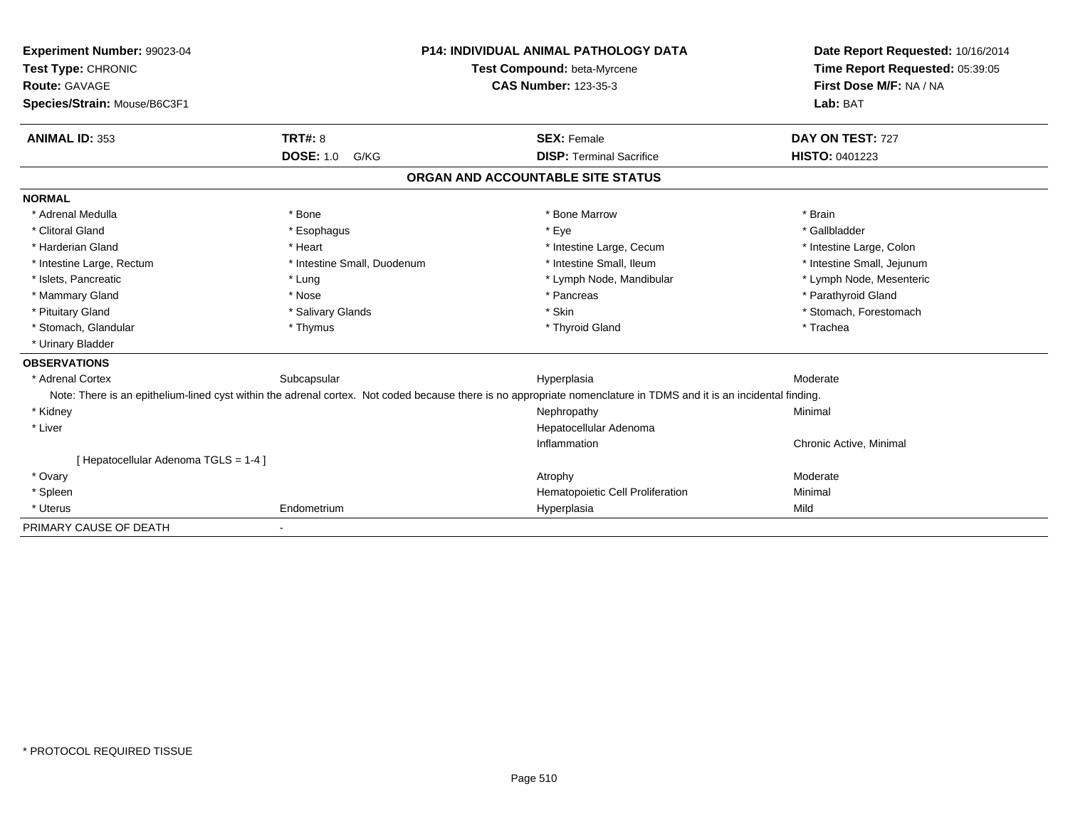**Experiment Number:** 99023-04
**Test Type:** CHRONIC
**Route:** GAVAGE
**Species/Strain:** Mouse/B6C3F1

**P14: INDIVIDUAL ANIMAL PATHOLOGY DATA**
**Test Compound:** beta-Myrcene
**CAS Number:** 123-35-3

**Date Report Requested:** 10/16/2014
**Time Report Requested:** 05:39:05
**First Dose M/F:** NA / NA
**Lab:** BAT

| **ANIMAL ID:** 353 | **TRT#:** 8 | **SEX:** Female | **DAY ON TEST:** 727 |
|---|---|---|---|
| | **DOSE:** 1.0 G/KG | **DISP:** Terminal Sacrifice | **HISTO:** 0401223 |

## ORGAN AND ACCOUNTABLE SITE STATUS

**NORMAL**

| | | | |
|---|---|---|---|
| * Adrenal Medulla | * Bone | * Bone Marrow | * Brain |
| * Clitoral Gland | * Esophagus | * Eye | * Gallbladder |
| * Harderian Gland | * Heart | * Intestine Large, Cecum | * Intestine Large, Colon |
| * Intestine Large, Rectum | * Intestine Small, Duodenum | * Intestine Small, Ileum | * Intestine Small, Jejunum |
| * Islets, Pancreatic | * Lung | * Lymph Node, Mandibular | * Lymph Node, Mesenteric |
| * Mammary Gland | * Nose | * Pancreas | * Parathyroid Gland |
| * Pituitary Gland | * Salivary Glands | * Skin | * Stomach, Forestomach |
| * Stomach, Glandular | * Thymus | * Thyroid Gland | * Trachea |
| * Urinary Bladder | | | |

**OBSERVATIONS**

| | | | |
|---|---|---|---|
| * Adrenal Cortex | Subcapsular | Hyperplasia | Moderate |

Note: There is an epithelium-lined cyst within the adrenal cortex. Not coded because there is no appropriate nomenclature in TDMS and it is an incidental finding.

| | | | |
|---|---|---|---|
| * Kidney | | Nephropathy | Minimal |
| * Liver | | Hepatocellular Adenoma | |
| | | Inflammation | Chronic Active, Minimal |
| [ Hepatocellular Adenoma TGLS = 1-4 ] | | | |
| * Ovary | | Atrophy | Moderate |
| * Spleen | | Hematopoietic Cell Proliferation | Minimal |
| * Uterus | Endometrium | Hyperplasia | Mild |

PRIMARY CAUSE OF DEATH -

* PROTOCOL REQUIRED TISSUE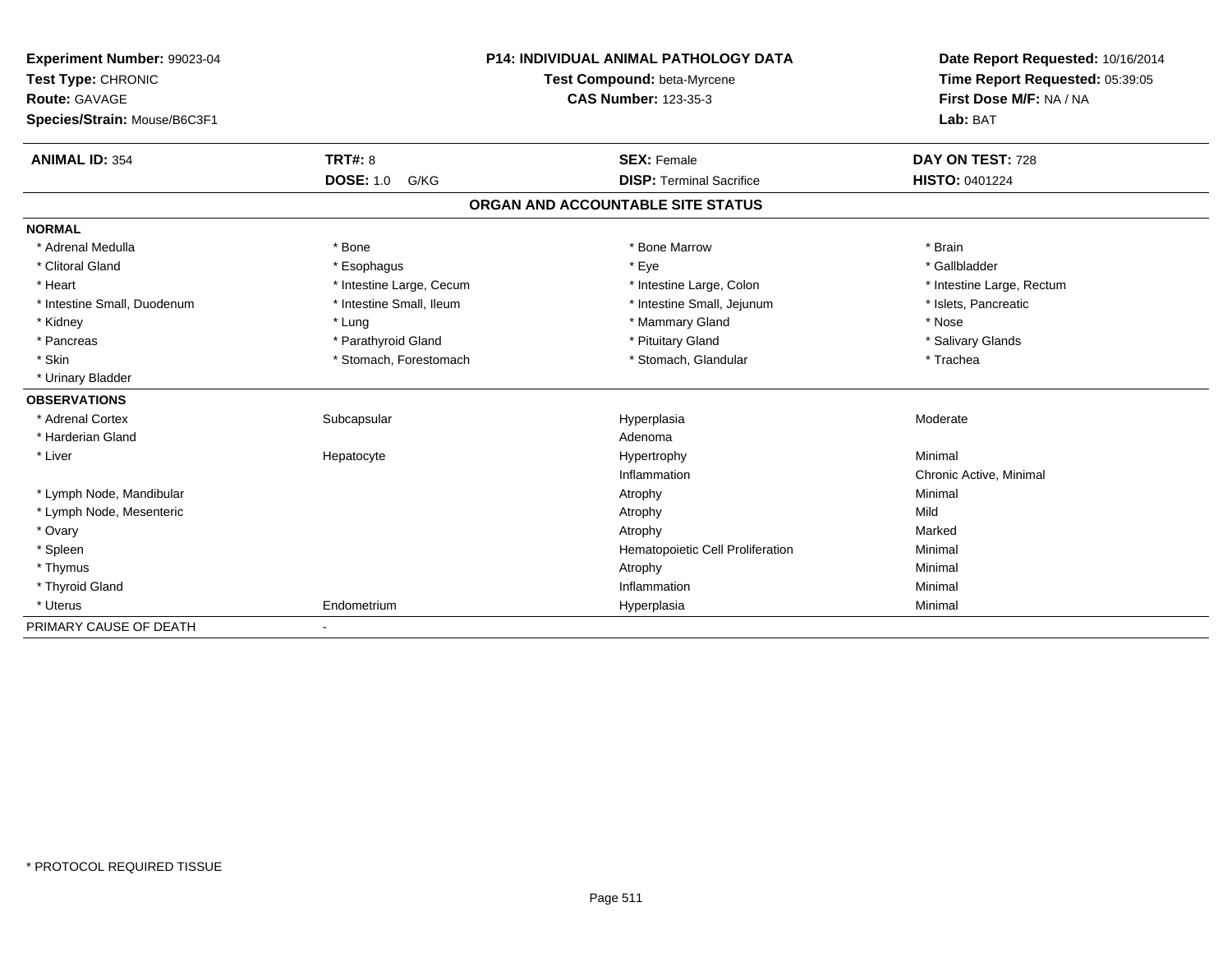**Experiment Number:** 99023-04
**Test Type:** CHRONIC
**Route:** GAVAGE
**Species/Strain:** Mouse/B6C3F1

**P14: INDIVIDUAL ANIMAL PATHOLOGY DATA**
**Test Compound:** beta-Myrcene
**CAS Number:** 123-35-3

**Date Report Requested:** 10/16/2014
**Time Report Requested:** 05:39:05
**First Dose M/F:** NA / NA
**Lab:** BAT

| **ANIMAL ID:** 354 | **TRT#:** 8 | **SEX:** Female | **DAY ON TEST:** 728 |
|---|---|---|---|
| | **DOSE:** 1.0 G/KG | **DISP:** Terminal Sacrifice | **HISTO:** 0401224 |

## ORGAN AND ACCOUNTABLE SITE STATUS

**NORMAL**

| | | | |
|---|---|---|---|
| * Adrenal Medulla | * Bone | * Bone Marrow | * Brain |
| * Clitoral Gland | * Esophagus | * Eye | * Gallbladder |
| * Heart | * Intestine Large, Cecum | * Intestine Large, Colon | * Intestine Large, Rectum |
| * Intestine Small, Duodenum | * Intestine Small, Ileum | * Intestine Small, Jejunum | * Islets, Pancreatic |
| * Kidney | * Lung | * Mammary Gland | * Nose |
| * Pancreas | * Parathyroid Gland | * Pituitary Gland | * Salivary Glands |
| * Skin | * Stomach, Forestomach | * Stomach, Glandular | * Trachea |
| * Urinary Bladder | | | |

**OBSERVATIONS**

| | | | |
|---|---|---|---|
| * Adrenal Cortex | Subcapsular | Hyperplasia | Moderate |
| * Harderian Gland | | Adenoma | |
| * Liver | Hepatocyte | Hypertrophy | Minimal |
| | | Inflammation | Chronic Active, Minimal |
| * Lymph Node, Mandibular | | Atrophy | Minimal |
| * Lymph Node, Mesenteric | | Atrophy | Mild |
| * Ovary | | Atrophy | Marked |
| * Spleen | | Hematopoietic Cell Proliferation | Minimal |
| * Thymus | | Atrophy | Minimal |
| * Thyroid Gland | | Inflammation | Minimal |
| * Uterus | Endometrium | Hyperplasia | Minimal |

PRIMARY CAUSE OF DEATH -

* PROTOCOL REQUIRED TISSUE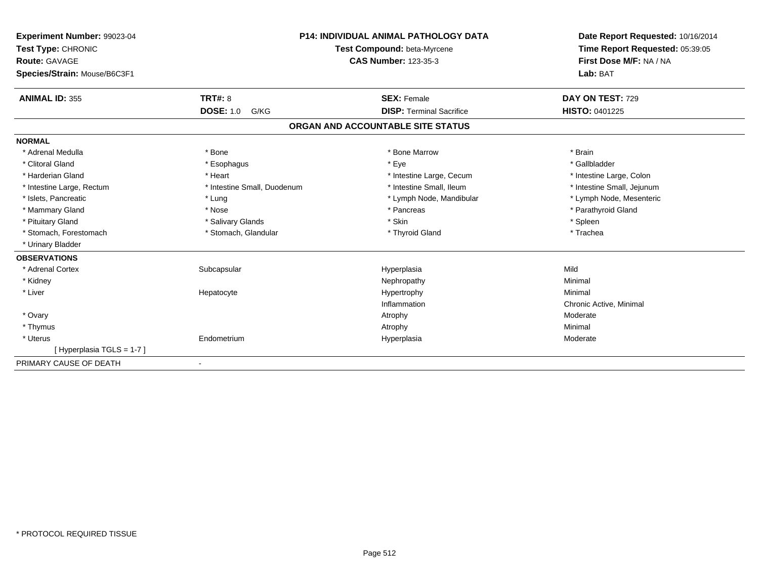**Experiment Number:** 99023-04
**Test Type:** CHRONIC
**Route:** GAVAGE
**Species/Strain:** Mouse/B6C3F1

**P14: INDIVIDUAL ANIMAL PATHOLOGY DATA**
**Test Compound:** beta-Myrcene
**CAS Number:** 123-35-3

**Date Report Requested:** 10/16/2014
**Time Report Requested:** 05:39:05
**First Dose M/F:** NA / NA
**Lab:** BAT

| **ANIMAL ID:** 355 | **TRT#:** 8 | **SEX:** Female | **DAY ON TEST:** 729 |
|---|---|---|---|
| | **DOSE:** 1.0 G/KG | **DISP:** Terminal Sacrifice | **HISTO:** 0401225 |

## ORGAN AND ACCOUNTABLE SITE STATUS

**NORMAL**

| | | | |
|---|---|---|---|
| * Adrenal Medulla | * Bone | * Bone Marrow | * Brain |
| * Clitoral Gland | * Esophagus | * Eye | * Gallbladder |
| * Harderian Gland | * Heart | * Intestine Large, Cecum | * Intestine Large, Colon |
| * Intestine Large, Rectum | * Intestine Small, Duodenum | * Intestine Small, Ileum | * Intestine Small, Jejunum |
| * Islets, Pancreatic | * Lung | * Lymph Node, Mandibular | * Lymph Node, Mesenteric |
| * Mammary Gland | * Nose | * Pancreas | * Parathyroid Gland |
| * Pituitary Gland | * Salivary Glands | * Skin | * Spleen |
| * Stomach, Forestomach | * Stomach, Glandular | * Thyroid Gland | * Trachea |
| * Urinary Bladder | | | |

**OBSERVATIONS**

| | | | |
|---|---|---|---|
| * Adrenal Cortex | Subcapsular | Hyperplasia | Mild |
| * Kidney | | Nephropathy | Minimal |
| * Liver | Hepatocyte | Hypertrophy | Minimal |
| | | Inflammation | Chronic Active, Minimal |
| * Ovary | | Atrophy | Moderate |
| * Thymus | | Atrophy | Minimal |
| * Uterus | Endometrium | Hyperplasia | Moderate |
| [ Hyperplasia TGLS = 1-7 ] | | | |

PRIMARY CAUSE OF DEATH -

* PROTOCOL REQUIRED TISSUE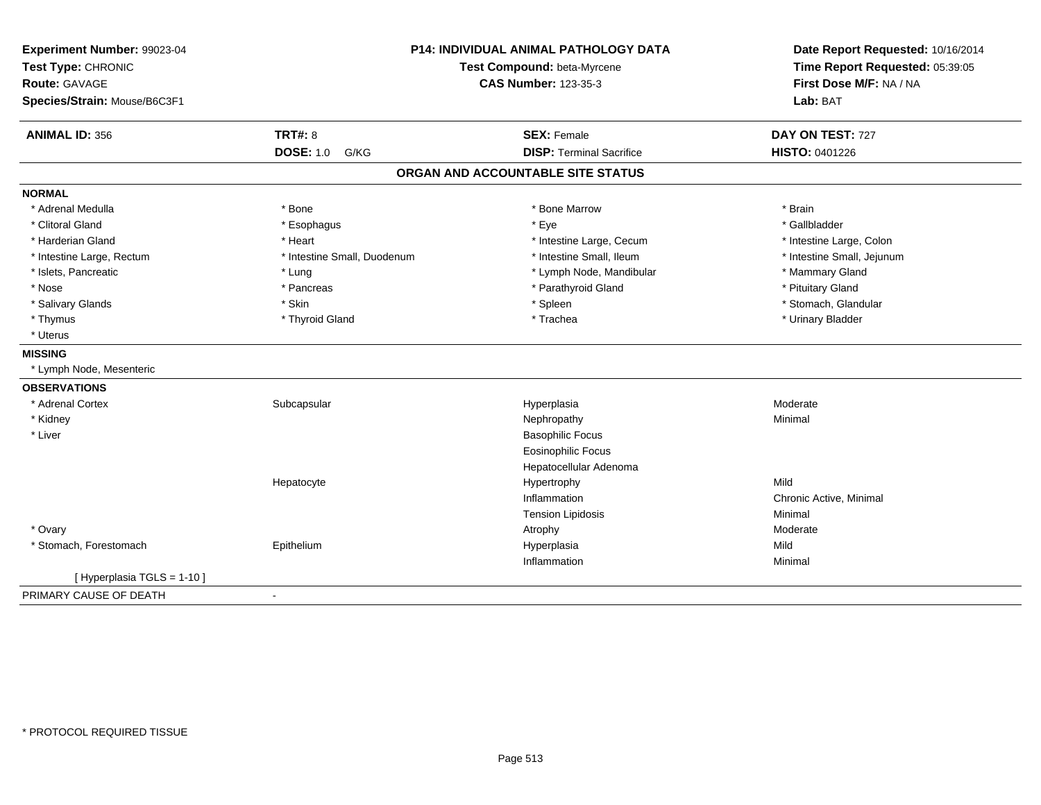**Experiment Number:** 99023-04
**Test Type:** CHRONIC
**Route:** GAVAGE
**Species/Strain:** Mouse/B6C3F1

**P14: INDIVIDUAL ANIMAL PATHOLOGY DATA**
**Test Compound:** beta-Myrcene
**CAS Number:** 123-35-3

**Date Report Requested:** 10/16/2014
**Time Report Requested:** 05:39:05
**First Dose M/F:** NA / NA
**Lab:** BAT

| **ANIMAL ID:** 356 | **TRT#:** 8 | **SEX:** Female | **DAY ON TEST:** 727 |
|---|---|---|---|
| | **DOSE:** 1.0 G/KG | **DISP:** Terminal Sacrifice | **HISTO:** 0401226 |

## ORGAN AND ACCOUNTABLE SITE STATUS

**NORMAL**

| | | | |
|---|---|---|---|
| * Adrenal Medulla | * Bone | * Bone Marrow | * Brain |
| * Clitoral Gland | * Esophagus | * Eye | * Gallbladder |
| * Harderian Gland | * Heart | * Intestine Large, Cecum | * Intestine Large, Colon |
| * Intestine Large, Rectum | * Intestine Small, Duodenum | * Intestine Small, Ileum | * Intestine Small, Jejunum |
| * Islets, Pancreatic | * Lung | * Lymph Node, Mandibular | * Mammary Gland |
| * Nose | * Pancreas | * Parathyroid Gland | * Pituitary Gland |
| * Salivary Glands | * Skin | * Spleen | * Stomach, Glandular |
| * Thymus | * Thyroid Gland | * Trachea | * Urinary Bladder |
| * Uterus | | | |

**MISSING**

* Lymph Node, Mesenteric

**OBSERVATIONS**

| | | | |
|---|---|---|---|
| * Adrenal Cortex | Subcapsular | Hyperplasia | Moderate |
| * Kidney | | Nephropathy | Minimal |
| * Liver | | Basophilic Focus | |
| | | Eosinophilic Focus | |
| | | Hepatocellular Adenoma | |
| | Hepatocyte | Hypertrophy | Mild |
| | | Inflammation | Chronic Active, Minimal |
| | | Tension Lipidosis | Minimal |
| * Ovary | | Atrophy | Moderate |
| * Stomach, Forestomach | Epithelium | Hyperplasia | Mild |
| | | Inflammation | Minimal |
| [ Hyperplasia TGLS = 1-10 ] | | | |

PRIMARY CAUSE OF DEATH -

* PROTOCOL REQUIRED TISSUE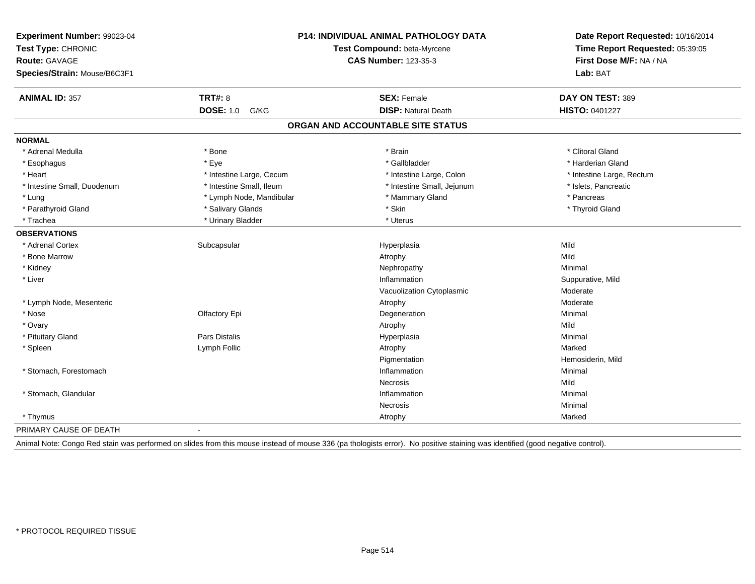**Experiment Number:** 99023-04
**Test Type:** CHRONIC
**Route:** GAVAGE
**Species/Strain:** Mouse/B6C3F1

**P14: INDIVIDUAL ANIMAL PATHOLOGY DATA**
**Test Compound:** beta-Myrcene
**CAS Number:** 123-35-3

**Date Report Requested:** 10/16/2014
**Time Report Requested:** 05:39:05
**First Dose M/F:** NA / NA
**Lab:** BAT

| **ANIMAL ID:** 357 | **TRT#:** 8 | **SEX:** Female | **DAY ON TEST:** 389 |
|---|---|---|---|
| | **DOSE:** 1.0 G/KG | **DISP:** Natural Death | **HISTO:** 0401227 |

## ORGAN AND ACCOUNTABLE SITE STATUS

**NORMAL**

| | | | |
|---|---|---|---|
| * Adrenal Medulla | * Bone | * Brain | * Clitoral Gland |
| * Esophagus | * Eye | * Gallbladder | * Harderian Gland |
| * Heart | * Intestine Large, Cecum | * Intestine Large, Colon | * Intestine Large, Rectum |
| * Intestine Small, Duodenum | * Intestine Small, Ileum | * Intestine Small, Jejunum | * Islets, Pancreatic |
| * Lung | * Lymph Node, Mandibular | * Mammary Gland | * Pancreas |
| * Parathyroid Gland | * Salivary Glands | * Skin | * Thyroid Gland |
| * Trachea | * Urinary Bladder | * Uterus | |

**OBSERVATIONS**

| | | | |
|---|---|---|---|
| * Adrenal Cortex | Subcapsular | Hyperplasia | Mild |
| * Bone Marrow | | Atrophy | Mild |
| * Kidney | | Nephropathy | Minimal |
| * Liver | | Inflammation | Suppurative, Mild |
| | | Vacuolization Cytoplasmic | Moderate |
| * Lymph Node, Mesenteric | | Atrophy | Moderate |
| * Nose | Olfactory Epi | Degeneration | Minimal |
| * Ovary | | Atrophy | Mild |
| * Pituitary Gland | Pars Distalis | Hyperplasia | Minimal |
| * Spleen | Lymph Follic | Atrophy | Marked |
| | | Pigmentation | Hemosiderin, Mild |
| * Stomach, Forestomach | | Inflammation | Minimal |
| | | Necrosis | Mild |
| * Stomach, Glandular | | Inflammation | Minimal |
| | | Necrosis | Minimal |
| * Thymus | | Atrophy | Marked |

PRIMARY CAUSE OF DEATH -

Animal Note: Congo Red stain was performed on slides from this mouse instead of mouse 336 (pa thologists error). No positive staining was identified (good negative control).

* PROTOCOL REQUIRED TISSUE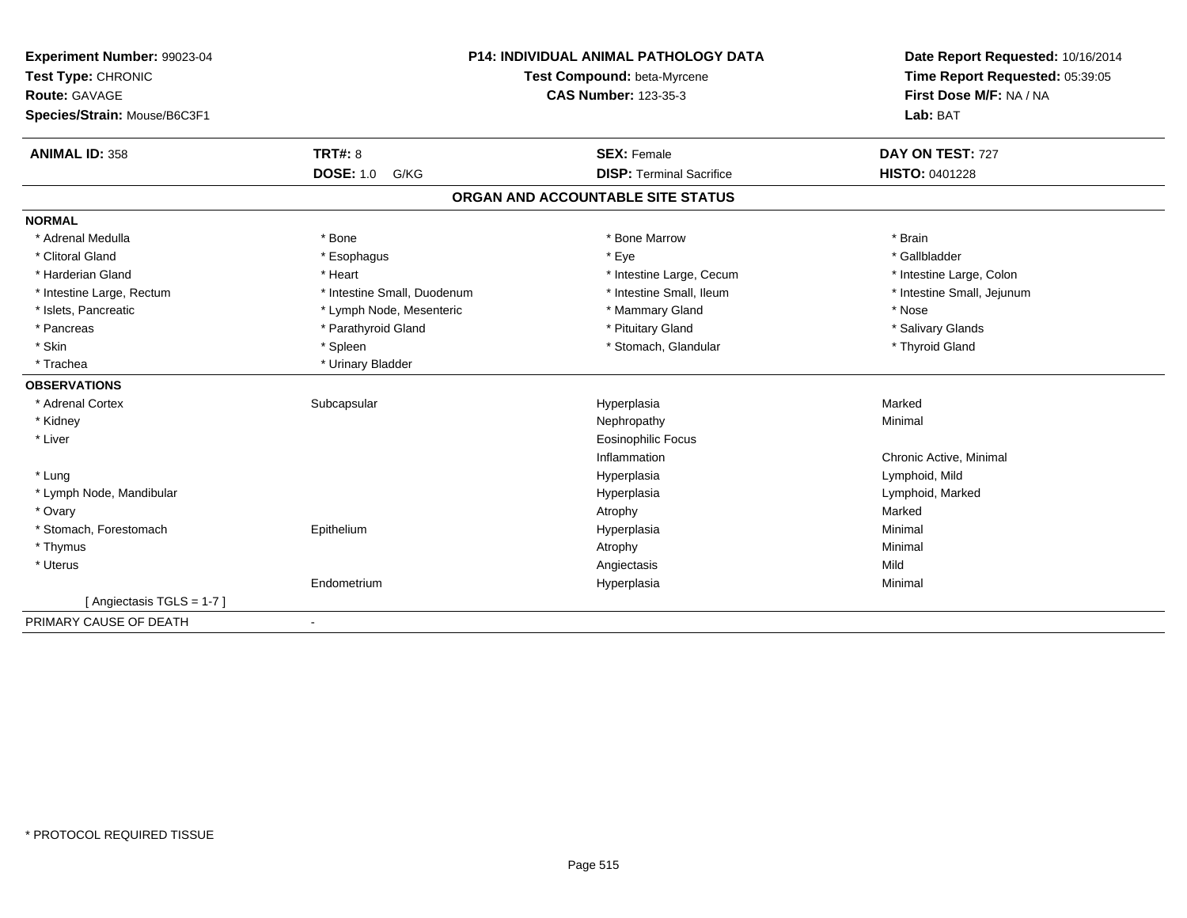**Experiment Number:** 99023-04
**Test Type:** CHRONIC
**Route:** GAVAGE
**Species/Strain:** Mouse/B6C3F1

**P14: INDIVIDUAL ANIMAL PATHOLOGY DATA**
**Test Compound:** beta-Myrcene
**CAS Number:** 123-35-3

**Date Report Requested:** 10/16/2014
**Time Report Requested:** 05:39:05
**First Dose M/F:** NA / NA
**Lab:** BAT

| **ANIMAL ID:** 358 | **TRT#:** 8 | **SEX:** Female | **DAY ON TEST:** 727 |
|---|---|---|---|
| | **DOSE:** 1.0 G/KG | **DISP:** Terminal Sacrifice | **HISTO:** 0401228 |

## ORGAN AND ACCOUNTABLE SITE STATUS

**NORMAL**

| | | | |
|---|---|---|---|
| * Adrenal Medulla | * Bone | * Bone Marrow | * Brain |
| * Clitoral Gland | * Esophagus | * Eye | * Gallbladder |
| * Harderian Gland | * Heart | * Intestine Large, Cecum | * Intestine Large, Colon |
| * Intestine Large, Rectum | * Intestine Small, Duodenum | * Intestine Small, Ileum | * Intestine Small, Jejunum |
| * Islets, Pancreatic | * Lymph Node, Mesenteric | * Mammary Gland | * Nose |
| * Pancreas | * Parathyroid Gland | * Pituitary Gland | * Salivary Glands |
| * Skin | * Spleen | * Stomach, Glandular | * Thyroid Gland |
| * Trachea | * Urinary Bladder | | |

**OBSERVATIONS**

| | | | |
|---|---|---|---|
| * Adrenal Cortex | Subcapsular | Hyperplasia | Marked |
| * Kidney | | Nephropathy | Minimal |
| * Liver | | Eosinophilic Focus | |
| | | Inflammation | Chronic Active, Minimal |
| * Lung | | Hyperplasia | Lymphoid, Mild |
| * Lymph Node, Mandibular | | Hyperplasia | Lymphoid, Marked |
| * Ovary | | Atrophy | Marked |
| * Stomach, Forestomach | Epithelium | Hyperplasia | Minimal |
| * Thymus | | Atrophy | Minimal |
| * Uterus | | Angiectasis | Mild |
| | Endometrium | Hyperplasia | Minimal |
| [ Angiectasis TGLS = 1-7 ] | | | |

PRIMARY CAUSE OF DEATH -

* PROTOCOL REQUIRED TISSUE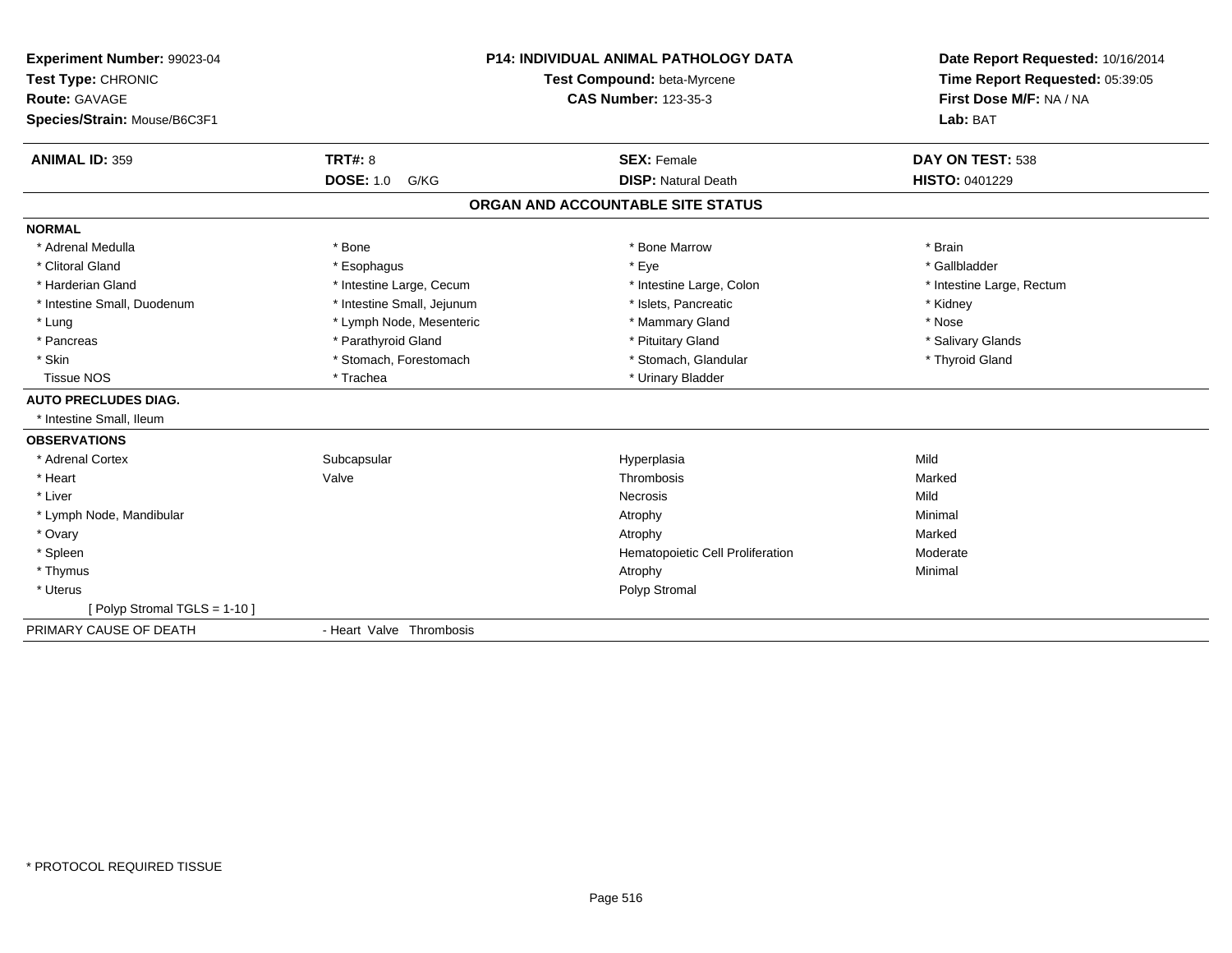**Experiment Number:** 99023-04
**Test Type:** CHRONIC
**Route:** GAVAGE
**Species/Strain:** Mouse/B6C3F1

**P14: INDIVIDUAL ANIMAL PATHOLOGY DATA**
**Test Compound:** beta-Myrcene
**CAS Number:** 123-35-3

**Date Report Requested:** 10/16/2014
**Time Report Requested:** 05:39:05
**First Dose M/F:** NA / NA
**Lab:** BAT

| **ANIMAL ID:** 359 | **TRT#:** 8 | **SEX:** Female | **DAY ON TEST:** 538 |
|---|---|---|---|
| | **DOSE:** 1.0 G/KG | **DISP:** Natural Death | **HISTO:** 0401229 |

## ORGAN AND ACCOUNTABLE SITE STATUS

**NORMAL**

| | | | |
|---|---|---|---|
| * Adrenal Medulla | * Bone | * Bone Marrow | * Brain |
| * Clitoral Gland | * Esophagus | * Eye | * Gallbladder |
| * Harderian Gland | * Intestine Large, Cecum | * Intestine Large, Colon | * Intestine Large, Rectum |
| * Intestine Small, Duodenum | * Intestine Small, Jejunum | * Islets, Pancreatic | * Kidney |
| * Lung | * Lymph Node, Mesenteric | * Mammary Gland | * Nose |
| * Pancreas | * Parathyroid Gland | * Pituitary Gland | * Salivary Glands |
| * Skin | * Stomach, Forestomach | * Stomach, Glandular | * Thyroid Gland |
| Tissue NOS | * Trachea | * Urinary Bladder | |

**AUTO PRECLUDES DIAG.**

* Intestine Small, Ileum

**OBSERVATIONS**

| | | | |
|---|---|---|---|
| * Adrenal Cortex | Subcapsular | Hyperplasia | Mild |
| * Heart | Valve | Thrombosis | Marked |
| * Liver | | Necrosis | Mild |
| * Lymph Node, Mandibular | | Atrophy | Minimal |
| * Ovary | | Atrophy | Marked |
| * Spleen | | Hematopoietic Cell Proliferation | Moderate |
| * Thymus | | Atrophy | Minimal |
| * Uterus | | Polyp Stromal | |
| [ Polyp Stromal TGLS = 1-10 ] | | | |

PRIMARY CAUSE OF DEATH - Heart Valve Thrombosis

* PROTOCOL REQUIRED TISSUE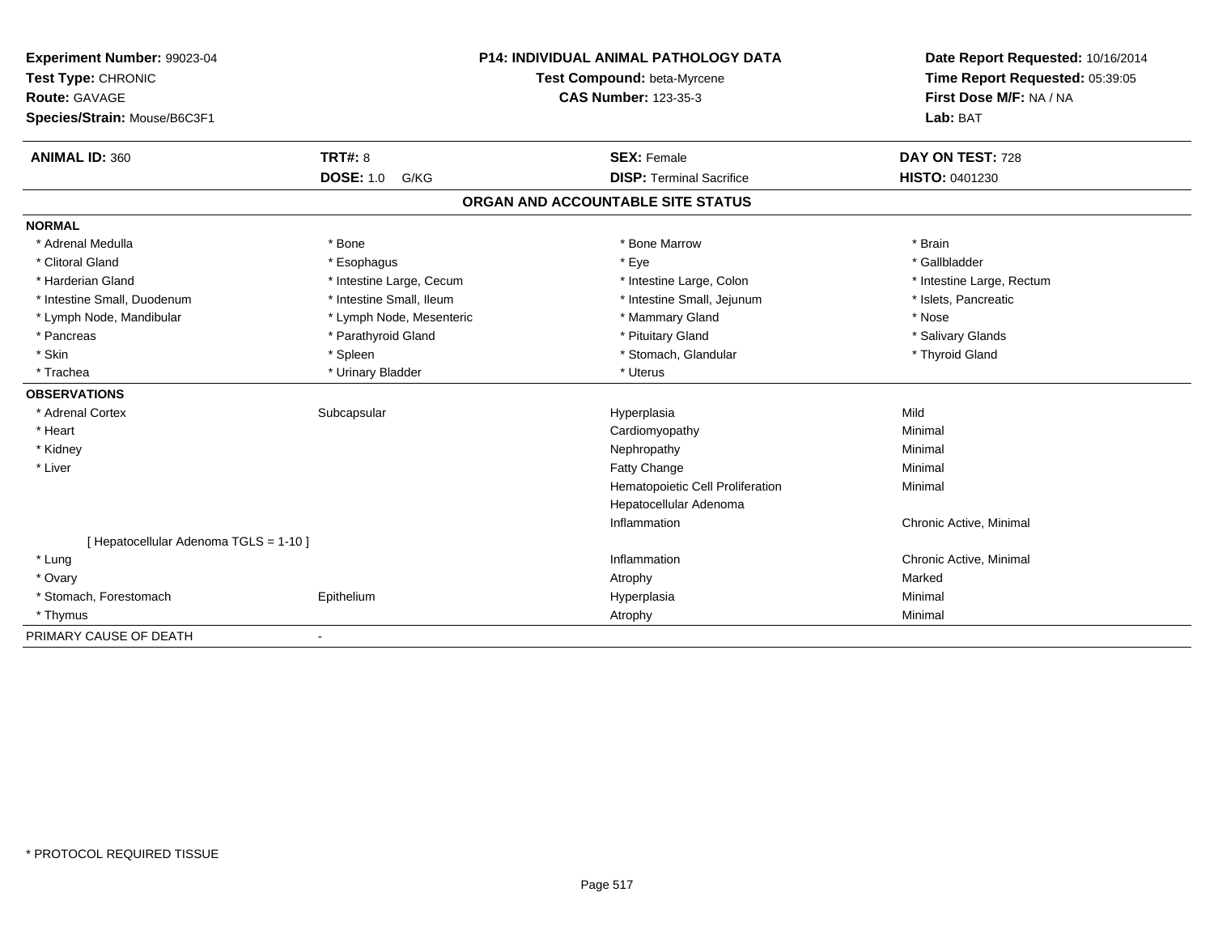**Experiment Number:** 99023-04
**Test Type:** CHRONIC
**Route:** GAVAGE
**Species/Strain:** Mouse/B6C3F1

**P14: INDIVIDUAL ANIMAL PATHOLOGY DATA**
**Test Compound:** beta-Myrcene
**CAS Number:** 123-35-3

**Date Report Requested:** 10/16/2014
**Time Report Requested:** 05:39:05
**First Dose M/F:** NA / NA
**Lab:** BAT

| **ANIMAL ID:** 360 | **TRT#:** 8 | **SEX:** Female | **DAY ON TEST:** 728 |
|---|---|---|---|
| | **DOSE:** 1.0 G/KG | **DISP:** Terminal Sacrifice | **HISTO:** 0401230 |

## ORGAN AND ACCOUNTABLE SITE STATUS

**NORMAL**

| | | | |
|---|---|---|---|
| * Adrenal Medulla | * Bone | * Bone Marrow | * Brain |
| * Clitoral Gland | * Esophagus | * Eye | * Gallbladder |
| * Harderian Gland | * Intestine Large, Cecum | * Intestine Large, Colon | * Intestine Large, Rectum |
| * Intestine Small, Duodenum | * Intestine Small, Ileum | * Intestine Small, Jejunum | * Islets, Pancreatic |
| * Lymph Node, Mandibular | * Lymph Node, Mesenteric | * Mammary Gland | * Nose |
| * Pancreas | * Parathyroid Gland | * Pituitary Gland | * Salivary Glands |
| * Skin | * Spleen | * Stomach, Glandular | * Thyroid Gland |
| * Trachea | * Urinary Bladder | * Uterus | |

**OBSERVATIONS**

| | | | |
|---|---|---|---|
| * Adrenal Cortex | Subcapsular | Hyperplasia | Mild |
| * Heart | | Cardiomyopathy | Minimal |
| * Kidney | | Nephropathy | Minimal |
| * Liver | | Fatty Change | Minimal |
| | | Hematopoietic Cell Proliferation | Minimal |
| | | Hepatocellular Adenoma | |
| | | Inflammation | Chronic Active, Minimal |
| [ Hepatocellular Adenoma TGLS = 1-10 ] | | | |
| * Lung | | Inflammation | Chronic Active, Minimal |
| * Ovary | | Atrophy | Marked |
| * Stomach, Forestomach | Epithelium | Hyperplasia | Minimal |
| * Thymus | | Atrophy | Minimal |

PRIMARY CAUSE OF DEATH -

* PROTOCOL REQUIRED TISSUE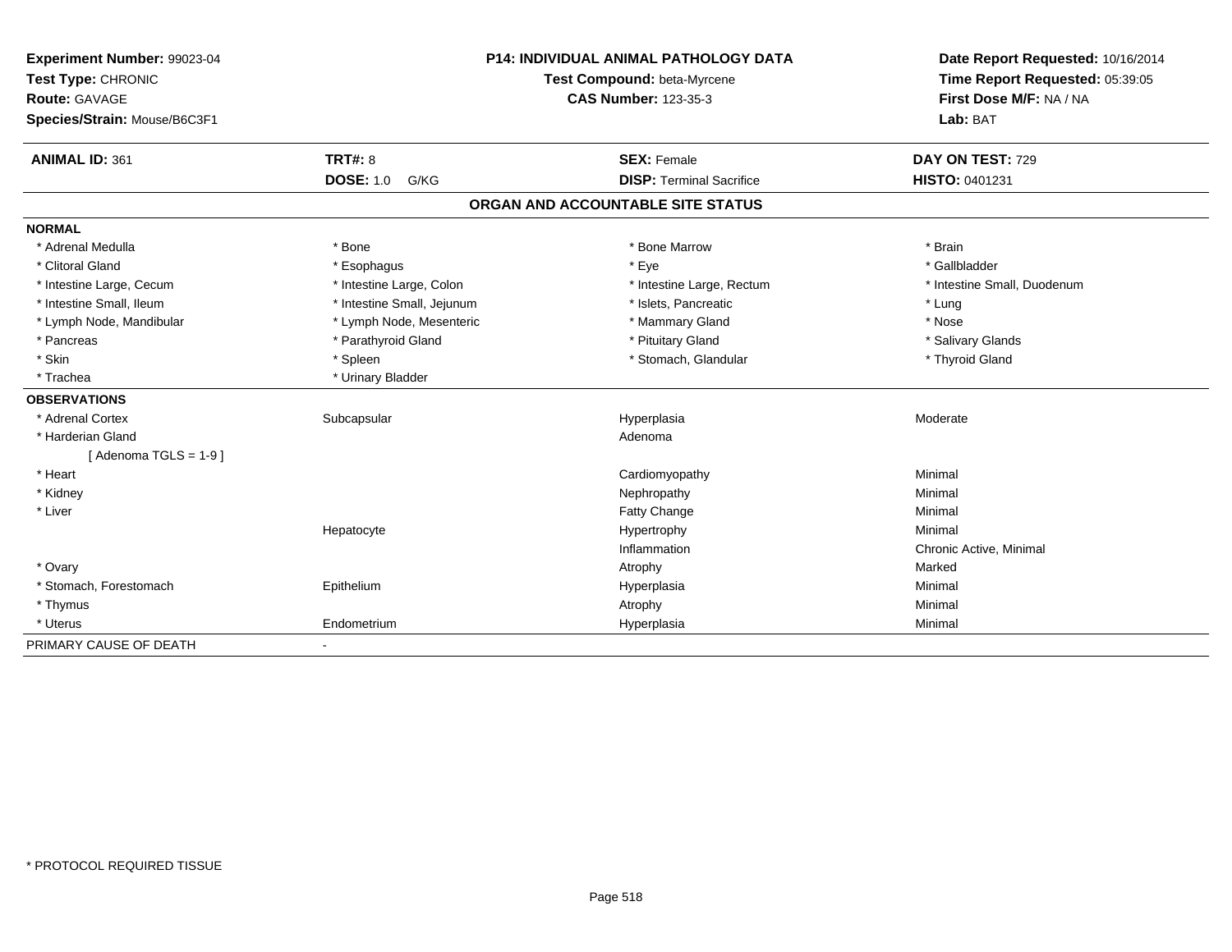**Experiment Number:** 99023-04
**Test Type:** CHRONIC
**Route:** GAVAGE
**Species/Strain:** Mouse/B6C3F1

**P14: INDIVIDUAL ANIMAL PATHOLOGY DATA**
**Test Compound:** beta-Myrcene
**CAS Number:** 123-35-3

**Date Report Requested:** 10/16/2014
**Time Report Requested:** 05:39:05
**First Dose M/F:** NA / NA
**Lab:** BAT

| **ANIMAL ID:** 361 | **TRT#:** 8 | **SEX:** Female | **DAY ON TEST:** 729 |
|---|---|---|---|
| | **DOSE:** 1.0 G/KG | **DISP:** Terminal Sacrifice | **HISTO:** 0401231 |

## ORGAN AND ACCOUNTABLE SITE STATUS

**NORMAL**

| | | | |
|---|---|---|---|
| * Adrenal Medulla | * Bone | * Bone Marrow | * Brain |
| * Clitoral Gland | * Esophagus | * Eye | * Gallbladder |
| * Intestine Large, Cecum | * Intestine Large, Colon | * Intestine Large, Rectum | * Intestine Small, Duodenum |
| * Intestine Small, Ileum | * Intestine Small, Jejunum | * Islets, Pancreatic | * Lung |
| * Lymph Node, Mandibular | * Lymph Node, Mesenteric | * Mammary Gland | * Nose |
| * Pancreas | * Parathyroid Gland | * Pituitary Gland | * Salivary Glands |
| * Skin | * Spleen | * Stomach, Glandular | * Thyroid Gland |
| * Trachea | * Urinary Bladder | | |

**OBSERVATIONS**

| | | | |
|---|---|---|---|
| * Adrenal Cortex | Subcapsular | Hyperplasia | Moderate |
| * Harderian Gland | | Adenoma | |
| [ Adenoma TGLS = 1-9 ] | | | |
| * Heart | | Cardiomyopathy | Minimal |
| * Kidney | | Nephropathy | Minimal |
| * Liver | | Fatty Change | Minimal |
| | Hepatocyte | Hypertrophy | Minimal |
| | | Inflammation | Chronic Active, Minimal |
| * Ovary | | Atrophy | Marked |
| * Stomach, Forestomach | Epithelium | Hyperplasia | Minimal |
| * Thymus | | Atrophy | Minimal |
| * Uterus | Endometrium | Hyperplasia | Minimal |

PRIMARY CAUSE OF DEATH -

* PROTOCOL REQUIRED TISSUE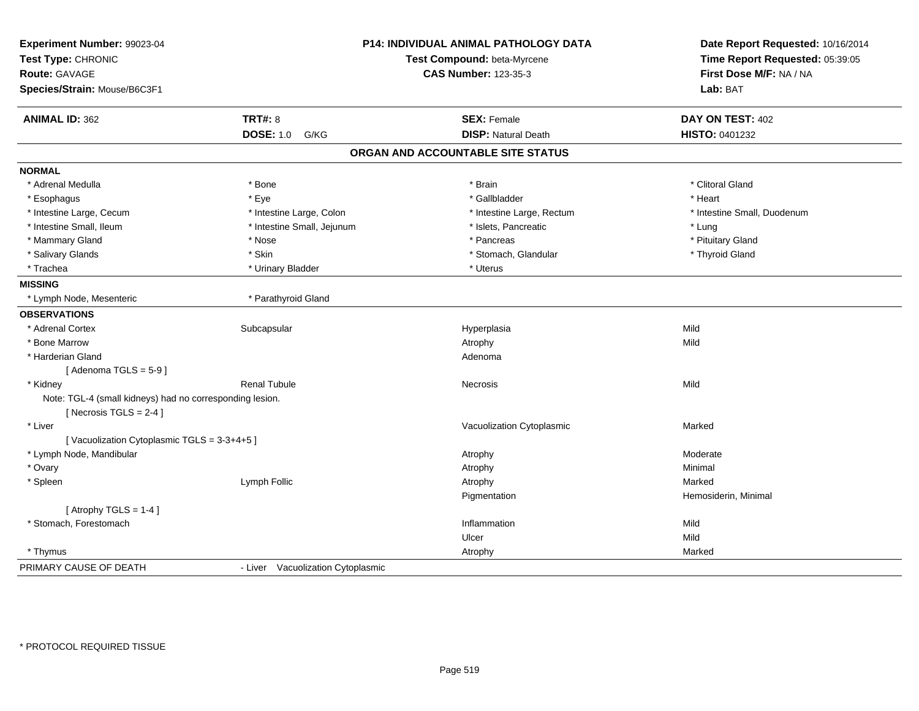**Experiment Number:** 99023-04
**Test Type:** CHRONIC
**Route:** GAVAGE
**Species/Strain:** Mouse/B6C3F1

**P14: INDIVIDUAL ANIMAL PATHOLOGY DATA**
**Test Compound:** beta-Myrcene
**CAS Number:** 123-35-3

**Date Report Requested:** 10/16/2014
**Time Report Requested:** 05:39:05
**First Dose M/F:** NA / NA
**Lab:** BAT

| **ANIMAL ID:** 362 | **TRT#:** 8 | **SEX:** Female | **DAY ON TEST:** 402 |
|---|---|---|---|
| | **DOSE:** 1.0 G/KG | **DISP:** Natural Death | **HISTO:** 0401232 |

## ORGAN AND ACCOUNTABLE SITE STATUS

**NORMAL**

| | | | |
|---|---|---|---|
| * Adrenal Medulla | * Bone | * Brain | * Clitoral Gland |
| * Esophagus | * Eye | * Gallbladder | * Heart |
| * Intestine Large, Cecum | * Intestine Large, Colon | * Intestine Large, Rectum | * Intestine Small, Duodenum |
| * Intestine Small, Ileum | * Intestine Small, Jejunum | * Islets, Pancreatic | * Lung |
| * Mammary Gland | * Nose | * Pancreas | * Pituitary Gland |
| * Salivary Glands | * Skin | * Stomach, Glandular | * Thyroid Gland |
| * Trachea | * Urinary Bladder | * Uterus | |

**MISSING**

| | |
|---|---|
| * Lymph Node, Mesenteric | * Parathyroid Gland |

**OBSERVATIONS**

| | | | |
|---|---|---|---|
| * Adrenal Cortex | Subcapsular | Hyperplasia | Mild |
| * Bone Marrow | | Atrophy | Mild |
| * Harderian Gland | | Adenoma | |
| [ Adenoma TGLS = 5-9 ] | | | |
| * Kidney | Renal Tubule | Necrosis | Mild |
| Note: TGL-4 (small kidneys) had no corresponding lesion. | | | |
| [ Necrosis TGLS = 2-4 ] | | | |
| * Liver | | Vacuolization Cytoplasmic | Marked |
| [ Vacuolization Cytoplasmic TGLS = 3-3+4+5 ] | | | |
| * Lymph Node, Mandibular | | Atrophy | Moderate |
| * Ovary | | Atrophy | Minimal |
| * Spleen | Lymph Follic | Atrophy | Marked |
| | | Pigmentation | Hemosiderin, Minimal |
| [ Atrophy TGLS = 1-4 ] | | | |
| * Stomach, Forestomach | | Inflammation | Mild |
| | | Ulcer | Mild |
| * Thymus | | Atrophy | Marked |

PRIMARY CAUSE OF DEATH - Liver Vacuolization Cytoplasmic

* PROTOCOL REQUIRED TISSUE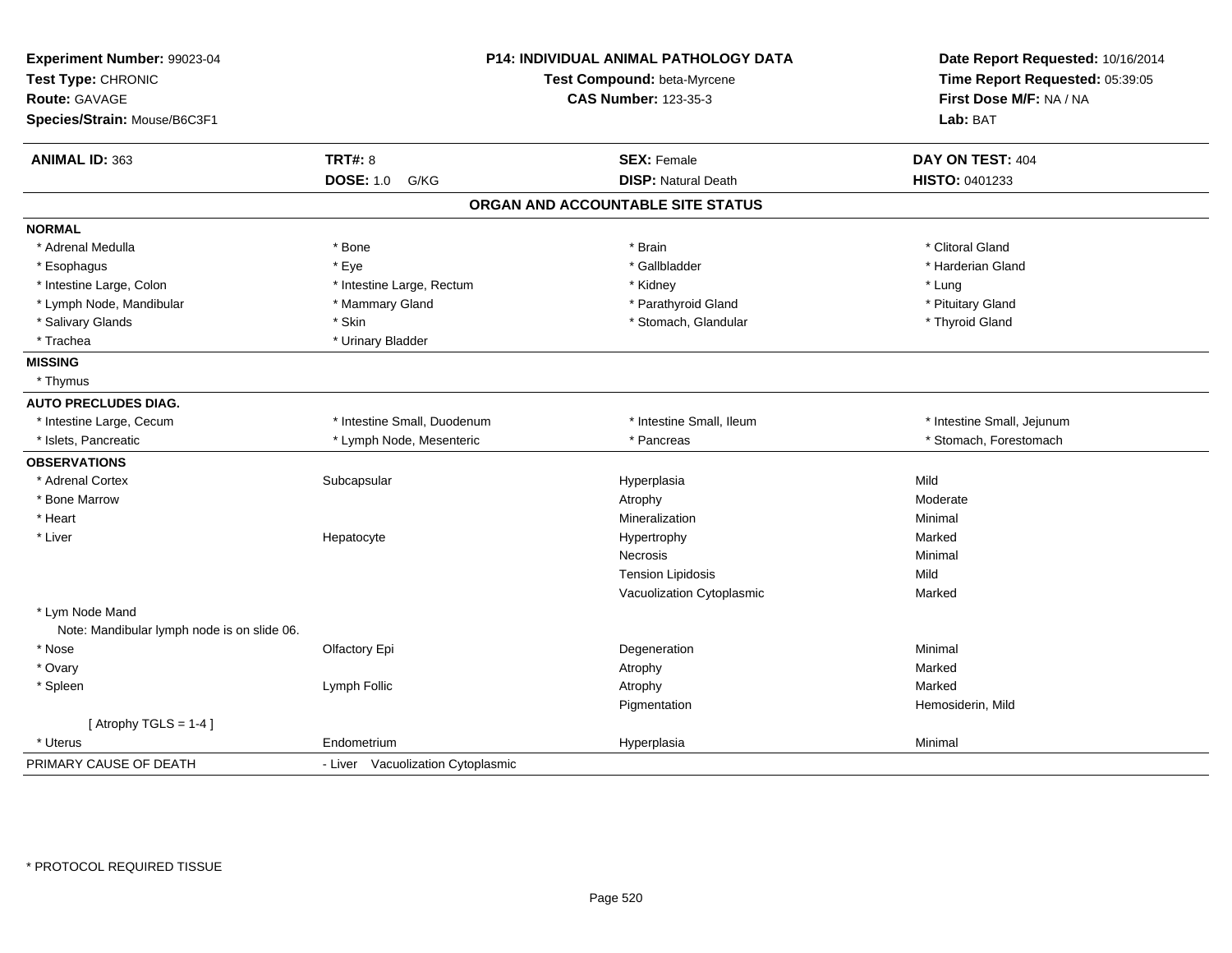**Experiment Number:** 99023-04
**Test Type:** CHRONIC
**Route:** GAVAGE
**Species/Strain:** Mouse/B6C3F1

**P14: INDIVIDUAL ANIMAL PATHOLOGY DATA**
**Test Compound:** beta-Myrcene
**CAS Number:** 123-35-3

**Date Report Requested:** 10/16/2014
**Time Report Requested:** 05:39:05
**First Dose M/F:** NA / NA
**Lab:** BAT

| **ANIMAL ID:** 363 | **TRT#:** 8 | **SEX:** Female | **DAY ON TEST:** 404 |
|---|---|---|---|
| | **DOSE:** 1.0 G/KG | **DISP:** Natural Death | **HISTO:** 0401233 |

## ORGAN AND ACCOUNTABLE SITE STATUS

**NORMAL**

| | | | |
|---|---|---|---|
| * Adrenal Medulla | * Bone | * Brain | * Clitoral Gland |
| * Esophagus | * Eye | * Gallbladder | * Harderian Gland |
| * Intestine Large, Colon | * Intestine Large, Rectum | * Kidney | * Lung |
| * Lymph Node, Mandibular | * Mammary Gland | * Parathyroid Gland | * Pituitary Gland |
| * Salivary Glands | * Skin | * Stomach, Glandular | * Thyroid Gland |
| * Trachea | * Urinary Bladder | | |

**MISSING**

* Thymus

**AUTO PRECLUDES DIAG.**

| | | | |
|---|---|---|---|
| * Intestine Large, Cecum | * Intestine Small, Duodenum | * Intestine Small, Ileum | * Intestine Small, Jejunum |
| * Islets, Pancreatic | * Lymph Node, Mesenteric | * Pancreas | * Stomach, Forestomach |

**OBSERVATIONS**

| | | | |
|---|---|---|---|
| * Adrenal Cortex | Subcapsular | Hyperplasia | Mild |
| * Bone Marrow | | Atrophy | Moderate |
| * Heart | | Mineralization | Minimal |
| * Liver | Hepatocyte | Hypertrophy | Marked |
| | | Necrosis | Minimal |
| | | Tension Lipidosis | Mild |
| | | Vacuolization Cytoplasmic | Marked |
| * Lym Node Mand | | | |
| Note: Mandibular lymph node is on slide 06. | | | |
| * Nose | Olfactory Epi | Degeneration | Minimal |
| * Ovary | | Atrophy | Marked |
| * Spleen | Lymph Follic | Atrophy | Marked |
| | | Pigmentation | Hemosiderin, Mild |
| [ Atrophy TGLS = 1-4 ] | | | |
| * Uterus | Endometrium | Hyperplasia | Minimal |

PRIMARY CAUSE OF DEATH - Liver Vacuolization Cytoplasmic

* PROTOCOL REQUIRED TISSUE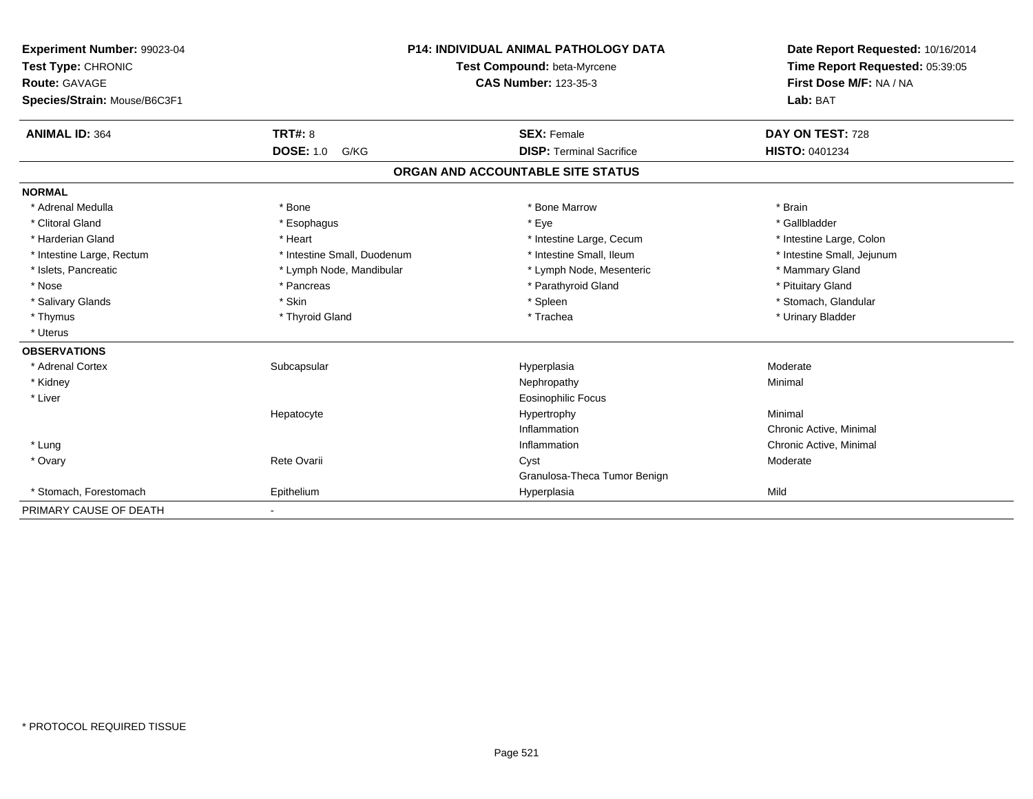**Experiment Number:** 99023-04
**Test Type:** CHRONIC
**Route:** GAVAGE
**Species/Strain:** Mouse/B6C3F1

**P14: INDIVIDUAL ANIMAL PATHOLOGY DATA**
**Test Compound:** beta-Myrcene
**CAS Number:** 123-35-3

**Date Report Requested:** 10/16/2014
**Time Report Requested:** 05:39:05
**First Dose M/F:** NA / NA
**Lab:** BAT

| **ANIMAL ID:** 364 | **TRT#:** 8 | **SEX:** Female | **DAY ON TEST:** 728 |
|---|---|---|---|
| | **DOSE:** 1.0 G/KG | **DISP:** Terminal Sacrifice | **HISTO:** 0401234 |

## ORGAN AND ACCOUNTABLE SITE STATUS

**NORMAL**

| | | | |
|---|---|---|---|
| * Adrenal Medulla | * Bone | * Bone Marrow | * Brain |
| * Clitoral Gland | * Esophagus | * Eye | * Gallbladder |
| * Harderian Gland | * Heart | * Intestine Large, Cecum | * Intestine Large, Colon |
| * Intestine Large, Rectum | * Intestine Small, Duodenum | * Intestine Small, Ileum | * Intestine Small, Jejunum |
| * Islets, Pancreatic | * Lymph Node, Mandibular | * Lymph Node, Mesenteric | * Mammary Gland |
| * Nose | * Pancreas | * Parathyroid Gland | * Pituitary Gland |
| * Salivary Glands | * Skin | * Spleen | * Stomach, Glandular |
| * Thymus | * Thyroid Gland | * Trachea | * Urinary Bladder |
| * Uterus | | | |

**OBSERVATIONS**

| | | | |
|---|---|---|---|
| * Adrenal Cortex | Subcapsular | Hyperplasia | Moderate |
| * Kidney | | Nephropathy | Minimal |
| * Liver | | Eosinophilic Focus | |
| | Hepatocyte | Hypertrophy | Minimal |
| | | Inflammation | Chronic Active, Minimal |
| * Lung | | Inflammation | Chronic Active, Minimal |
| * Ovary | Rete Ovarii | Cyst | Moderate |
| | | Granulosa-Theca Tumor Benign | |
| * Stomach, Forestomach | Epithelium | Hyperplasia | Mild |

| | |
|---|---|
| PRIMARY CAUSE OF DEATH | - |

\* PROTOCOL REQUIRED TISSUE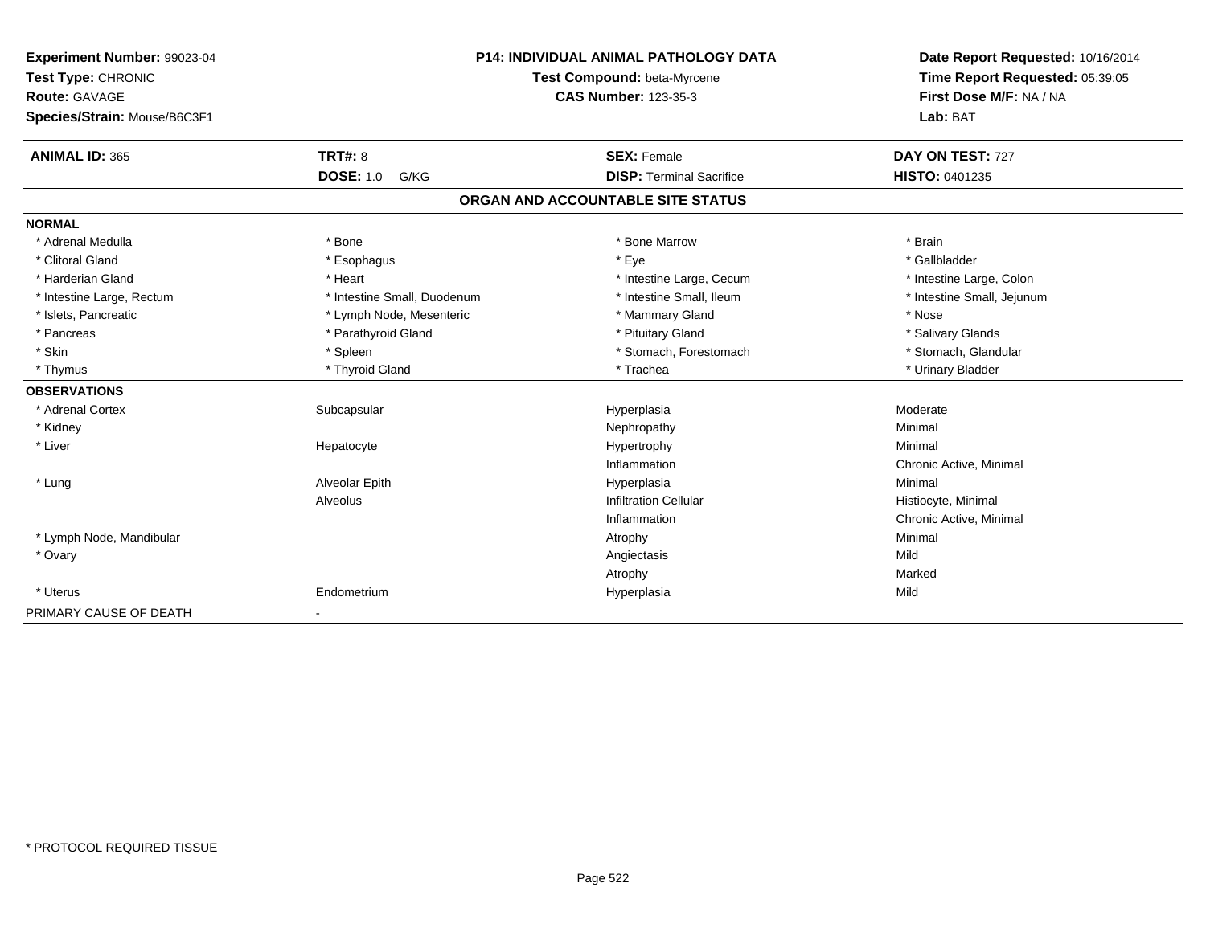**Experiment Number:** 99023-04
**Test Type:** CHRONIC
**Route:** GAVAGE
**Species/Strain:** Mouse/B6C3F1

**P14: INDIVIDUAL ANIMAL PATHOLOGY DATA**
**Test Compound:** beta-Myrcene
**CAS Number:** 123-35-3

**Date Report Requested:** 10/16/2014
**Time Report Requested:** 05:39:05
**First Dose M/F:** NA / NA
**Lab:** BAT

| **ANIMAL ID:** 365 | **TRT#:** 8 | **SEX:** Female | **DAY ON TEST:** 727 |
|---|---|---|---|
| | **DOSE:** 1.0 G/KG | **DISP:** Terminal Sacrifice | **HISTO:** 0401235 |

## ORGAN AND ACCOUNTABLE SITE STATUS

| | | | |
|---|---|---|---|
| **NORMAL** | | | |
| * Adrenal Medulla | * Bone | * Bone Marrow | * Brain |
| * Clitoral Gland | * Esophagus | * Eye | * Gallbladder |
| * Harderian Gland | * Heart | * Intestine Large, Cecum | * Intestine Large, Colon |
| * Intestine Large, Rectum | * Intestine Small, Duodenum | * Intestine Small, Ileum | * Intestine Small, Jejunum |
| * Islets, Pancreatic | * Lymph Node, Mesenteric | * Mammary Gland | * Nose |
| * Pancreas | * Parathyroid Gland | * Pituitary Gland | * Salivary Glands |
| * Skin | * Spleen | * Stomach, Forestomach | * Stomach, Glandular |
| * Thymus | * Thyroid Gland | * Trachea | * Urinary Bladder |
| **OBSERVATIONS** | | | |
| * Adrenal Cortex | Subcapsular | Hyperplasia | Moderate |
| * Kidney | | Nephropathy | Minimal |
| * Liver | Hepatocyte | Hypertrophy | Minimal |
| | | Inflammation | Chronic Active, Minimal |
| * Lung | Alveolar Epith | Hyperplasia | Minimal |
| | Alveolus | Infiltration Cellular | Histiocyte, Minimal |
| | | Inflammation | Chronic Active, Minimal |
| * Lymph Node, Mandibular | | Atrophy | Minimal |
| * Ovary | | Angiectasis | Mild |
| | | Atrophy | Marked |
| * Uterus | Endometrium | Hyperplasia | Mild |
| PRIMARY CAUSE OF DEATH | - | | |

* PROTOCOL REQUIRED TISSUE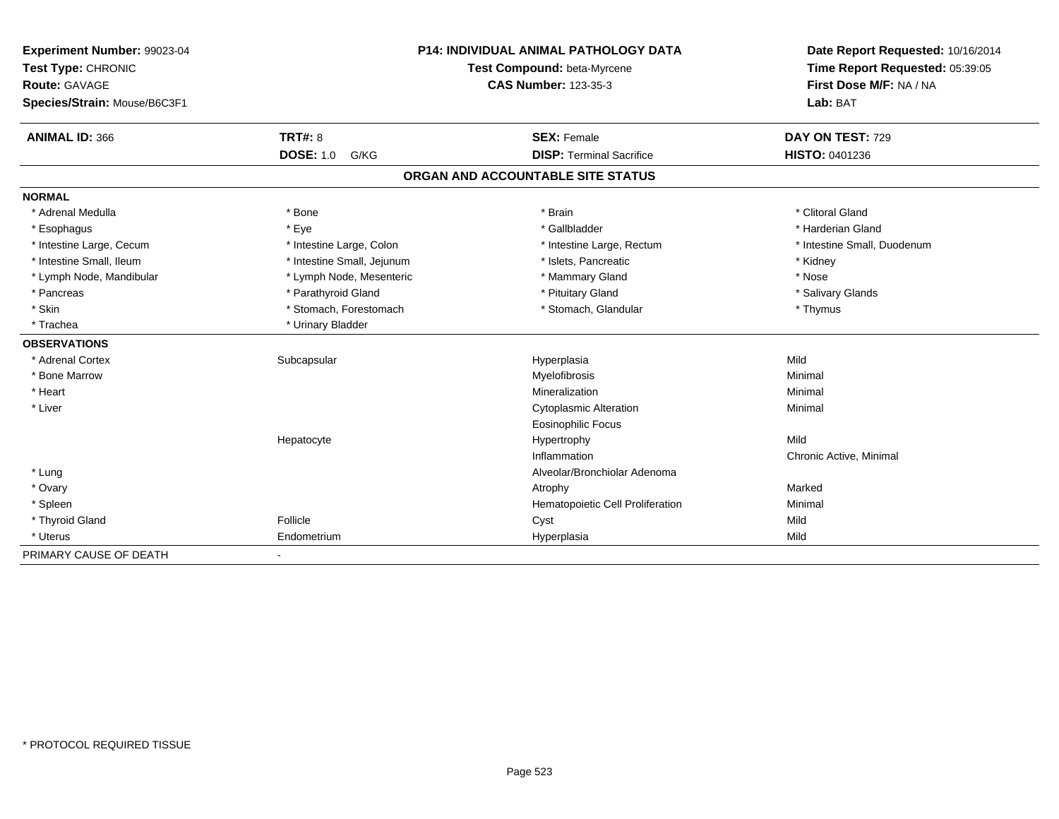**Experiment Number:** 99023-04
**Test Type:** CHRONIC
**Route:** GAVAGE
**Species/Strain:** Mouse/B6C3F1

**P14: INDIVIDUAL ANIMAL PATHOLOGY DATA**
**Test Compound:** beta-Myrcene
**CAS Number:** 123-35-3

**Date Report Requested:** 10/16/2014
**Time Report Requested:** 05:39:05
**First Dose M/F:** NA / NA
**Lab:** BAT

| **ANIMAL ID:** 366 | **TRT#:** 8 | **SEX:** Female | **DAY ON TEST:** 729 |
|---|---|---|---|
| | **DOSE:** 1.0 G/KG | **DISP:** Terminal Sacrifice | **HISTO:** 0401236 |

## ORGAN AND ACCOUNTABLE SITE STATUS

**NORMAL**

| | | | |
|---|---|---|---|
| * Adrenal Medulla | * Bone | * Brain | * Clitoral Gland |
| * Esophagus | * Eye | * Gallbladder | * Harderian Gland |
| * Intestine Large, Cecum | * Intestine Large, Colon | * Intestine Large, Rectum | * Intestine Small, Duodenum |
| * Intestine Small, Ileum | * Intestine Small, Jejunum | * Islets, Pancreatic | * Kidney |
| * Lymph Node, Mandibular | * Lymph Node, Mesenteric | * Mammary Gland | * Nose |
| * Pancreas | * Parathyroid Gland | * Pituitary Gland | * Salivary Glands |
| * Skin | * Stomach, Forestomach | * Stomach, Glandular | * Thymus |
| * Trachea | * Urinary Bladder | | |

**OBSERVATIONS**

| | | | |
|---|---|---|---|
| * Adrenal Cortex | Subcapsular | Hyperplasia | Mild |
| * Bone Marrow | | Myelofibrosis | Minimal |
| * Heart | | Mineralization | Minimal |
| * Liver | | Cytoplasmic Alteration | Minimal |
| | | Eosinophilic Focus | |
| | Hepatocyte | Hypertrophy | Mild |
| | | Inflammation | Chronic Active, Minimal |
| * Lung | | Alveolar/Bronchiolar Adenoma | |
| * Ovary | | Atrophy | Marked |
| * Spleen | | Hematopoietic Cell Proliferation | Minimal |
| * Thyroid Gland | Follicle | Cyst | Mild |
| * Uterus | Endometrium | Hyperplasia | Mild |

PRIMARY CAUSE OF DEATH -

* PROTOCOL REQUIRED TISSUE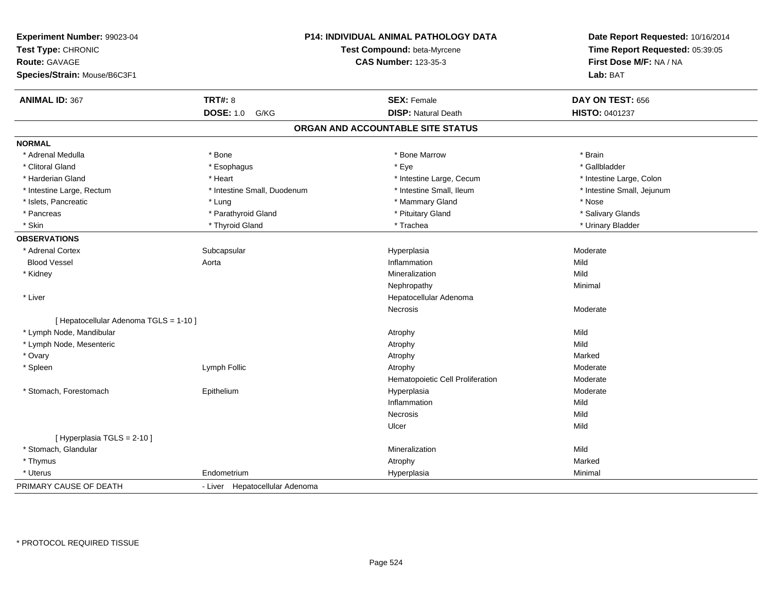**Experiment Number:** 99023-04
**Test Type:** CHRONIC
**Route:** GAVAGE
**Species/Strain:** Mouse/B6C3F1

**P14: INDIVIDUAL ANIMAL PATHOLOGY DATA**
**Test Compound:** beta-Myrcene
**CAS Number:** 123-35-3

**Date Report Requested:** 10/16/2014
**Time Report Requested:** 05:39:05
**First Dose M/F:** NA / NA
**Lab:** BAT

| **ANIMAL ID:** 367 | **TRT#:** 8 | **SEX:** Female | **DAY ON TEST:** 656 |
|---|---|---|---|
| | **DOSE:** 1.0 G/KG | **DISP:** Natural Death | **HISTO:** 0401237 |

## ORGAN AND ACCOUNTABLE SITE STATUS

**NORMAL**

| | | | |
|---|---|---|---|
| * Adrenal Medulla | * Bone | * Bone Marrow | * Brain |
| * Clitoral Gland | * Esophagus | * Eye | * Gallbladder |
| * Harderian Gland | * Heart | * Intestine Large, Cecum | * Intestine Large, Colon |
| * Intestine Large, Rectum | * Intestine Small, Duodenum | * Intestine Small, Ileum | * Intestine Small, Jejunum |
| * Islets, Pancreatic | * Lung | * Mammary Gland | * Nose |
| * Pancreas | * Parathyroid Gland | * Pituitary Gland | * Salivary Glands |
| * Skin | * Thyroid Gland | * Trachea | * Urinary Bladder |

**OBSERVATIONS**

| | | | |
|---|---|---|---|
| * Adrenal Cortex | Subcapsular | Hyperplasia | Moderate |
| Blood Vessel | Aorta | Inflammation | Mild |
| * Kidney | | Mineralization | Mild |
| | | Nephropathy | Minimal |
| * Liver | | Hepatocellular Adenoma | |
| | | Necrosis | Moderate |
| [ Hepatocellular Adenoma TGLS = 1-10 ] | | | |
| * Lymph Node, Mandibular | | Atrophy | Mild |
| * Lymph Node, Mesenteric | | Atrophy | Mild |
| * Ovary | | Atrophy | Marked |
| * Spleen | Lymph Follic | Atrophy | Moderate |
| | | Hematopoietic Cell Proliferation | Moderate |
| * Stomach, Forestomach | Epithelium | Hyperplasia | Moderate |
| | | Inflammation | Mild |
| | | Necrosis | Mild |
| | | Ulcer | Mild |
| [ Hyperplasia TGLS = 2-10 ] | | | |
| * Stomach, Glandular | | Mineralization | Mild |
| * Thymus | | Atrophy | Marked |
| * Uterus | Endometrium | Hyperplasia | Minimal |

PRIMARY CAUSE OF DEATH - Liver Hepatocellular Adenoma

\* PROTOCOL REQUIRED TISSUE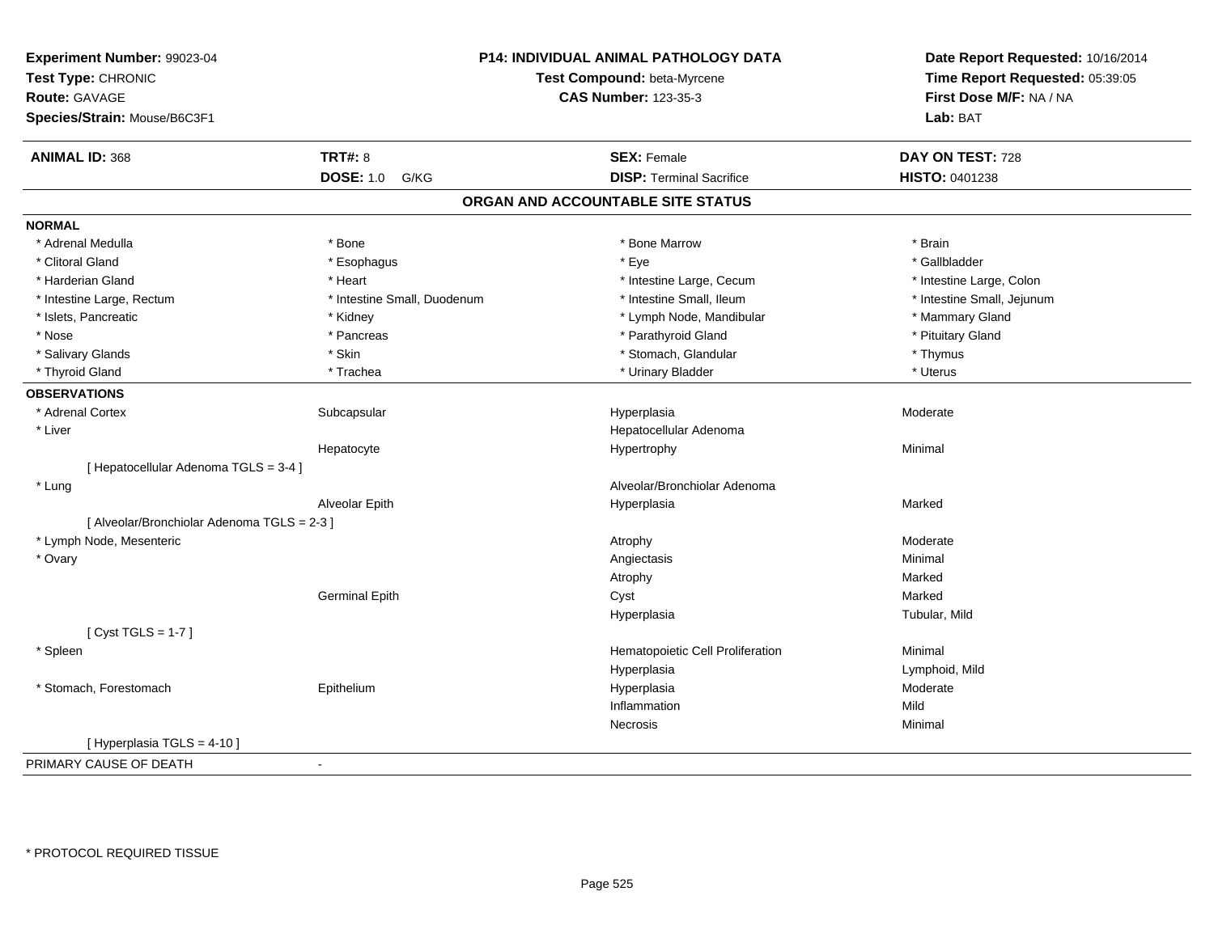**Experiment Number:** 99023-04
**Test Type:** CHRONIC
**Route:** GAVAGE
**Species/Strain:** Mouse/B6C3F1

**P14: INDIVIDUAL ANIMAL PATHOLOGY DATA**
**Test Compound:** beta-Myrcene
**CAS Number:** 123-35-3

**Date Report Requested:** 10/16/2014
**Time Report Requested:** 05:39:05
**First Dose M/F:** NA / NA
**Lab:** BAT

| **ANIMAL ID:** 368 | **TRT#:** 8 | **SEX:** Female | **DAY ON TEST:** 728 |
|---|---|---|---|
| | **DOSE:** 1.0 G/KG | **DISP:** Terminal Sacrifice | **HISTO:** 0401238 |

## ORGAN AND ACCOUNTABLE SITE STATUS

**NORMAL**

| | | | |
|---|---|---|---|
| * Adrenal Medulla | * Bone | * Bone Marrow | * Brain |
| * Clitoral Gland | * Esophagus | * Eye | * Gallbladder |
| * Harderian Gland | * Heart | * Intestine Large, Cecum | * Intestine Large, Colon |
| * Intestine Large, Rectum | * Intestine Small, Duodenum | * Intestine Small, Ileum | * Intestine Small, Jejunum |
| * Islets, Pancreatic | * Kidney | * Lymph Node, Mandibular | * Mammary Gland |
| * Nose | * Pancreas | * Parathyroid Gland | * Pituitary Gland |
| * Salivary Glands | * Skin | * Stomach, Glandular | * Thymus |
| * Thyroid Gland | * Trachea | * Urinary Bladder | * Uterus |

**OBSERVATIONS**

| | | | |
|---|---|---|---|
| * Adrenal Cortex | Subcapsular | Hyperplasia | Moderate |
| * Liver | | Hepatocellular Adenoma | |
| | Hepatocyte | Hypertrophy | Minimal |
| [ Hepatocellular Adenoma TGLS = 3-4 ] | | | |
| * Lung | | Alveolar/Bronchiolar Adenoma | |
| | Alveolar Epith | Hyperplasia | Marked |
| [ Alveolar/Bronchiolar Adenoma TGLS = 2-3 ] | | | |
| * Lymph Node, Mesenteric | | Atrophy | Moderate |
| * Ovary | | Angiectasis | Minimal |
| | | Atrophy | Marked |
| | Germinal Epith | Cyst | Marked |
| | | Hyperplasia | Tubular, Mild |
| [ Cyst TGLS = 1-7 ] | | | |
| * Spleen | | Hematopoietic Cell Proliferation | Minimal |
| | | Hyperplasia | Lymphoid, Mild |
| * Stomach, Forestomach | Epithelium | Hyperplasia | Moderate |
| | | Inflammation | Mild |
| | | Necrosis | Minimal |
| [ Hyperplasia TGLS = 4-10 ] | | | |

PRIMARY CAUSE OF DEATH -

* PROTOCOL REQUIRED TISSUE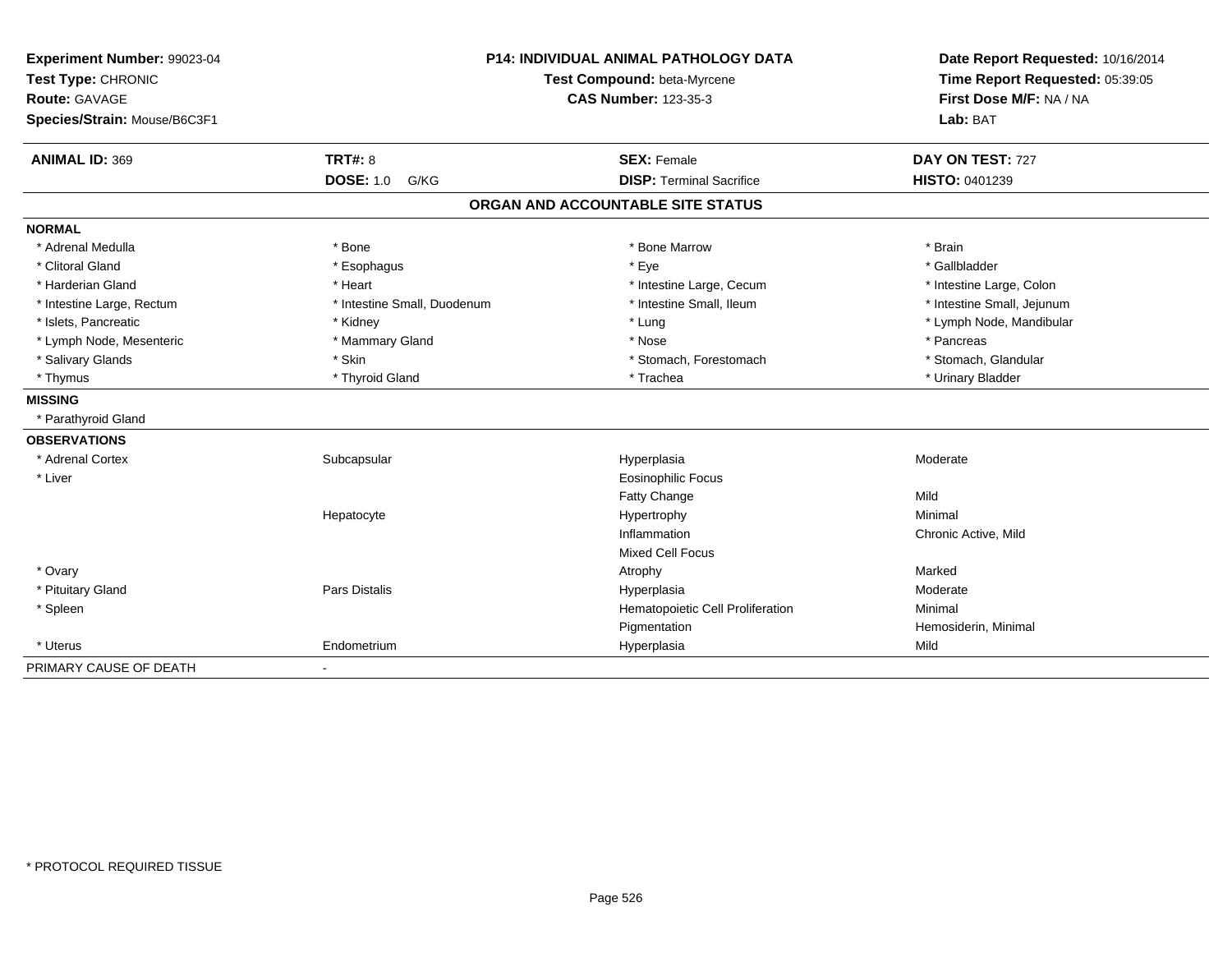**Experiment Number:** 99023-04
**Test Type:** CHRONIC
**Route:** GAVAGE
**Species/Strain:** Mouse/B6C3F1

**P14: INDIVIDUAL ANIMAL PATHOLOGY DATA**
**Test Compound:** beta-Myrcene
**CAS Number:** 123-35-3

**Date Report Requested:** 10/16/2014
**Time Report Requested:** 05:39:05
**First Dose M/F:** NA / NA
**Lab:** BAT

| **ANIMAL ID:** 369 | **TRT#:** 8 | **SEX:** Female | **DAY ON TEST:** 727 |
|---|---|---|---|
| | **DOSE:** 1.0 G/KG | **DISP:** Terminal Sacrifice | **HISTO:** 0401239 |

## ORGAN AND ACCOUNTABLE SITE STATUS

**NORMAL**

| | | | |
|---|---|---|---|
| * Adrenal Medulla | * Bone | * Bone Marrow | * Brain |
| * Clitoral Gland | * Esophagus | * Eye | * Gallbladder |
| * Harderian Gland | * Heart | * Intestine Large, Cecum | * Intestine Large, Colon |
| * Intestine Large, Rectum | * Intestine Small, Duodenum | * Intestine Small, Ileum | * Intestine Small, Jejunum |
| * Islets, Pancreatic | * Kidney | * Lung | * Lymph Node, Mandibular |
| * Lymph Node, Mesenteric | * Mammary Gland | * Nose | * Pancreas |
| * Salivary Glands | * Skin | * Stomach, Forestomach | * Stomach, Glandular |
| * Thymus | * Thyroid Gland | * Trachea | * Urinary Bladder |

**MISSING**

* Parathyroid Gland

**OBSERVATIONS**

| | | | |
|---|---|---|---|
| * Adrenal Cortex | Subcapsular | Hyperplasia | Moderate |
| * Liver | | Eosinophilic Focus | |
| | | Fatty Change | Mild |
| | Hepatocyte | Hypertrophy | Minimal |
| | | Inflammation | Chronic Active, Mild |
| | | Mixed Cell Focus | |
| * Ovary | | Atrophy | Marked |
| * Pituitary Gland | Pars Distalis | Hyperplasia | Moderate |
| * Spleen | | Hematopoietic Cell Proliferation | Minimal |
| | | Pigmentation | Hemosiderin, Minimal |
| * Uterus | Endometrium | Hyperplasia | Mild |

PRIMARY CAUSE OF DEATH -

* PROTOCOL REQUIRED TISSUE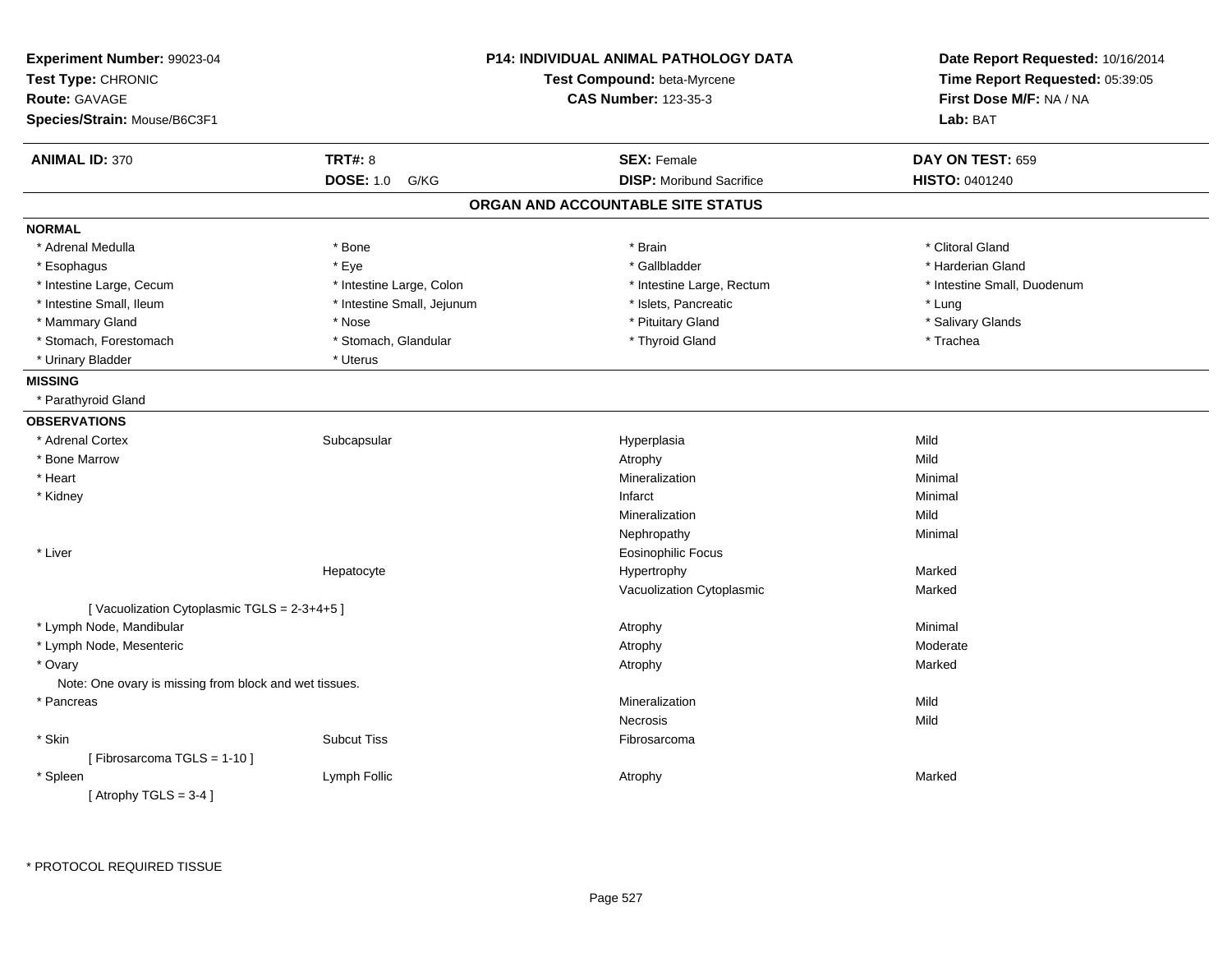**Experiment Number:** 99023-04
**Test Type:** CHRONIC
**Route:** GAVAGE
**Species/Strain:** Mouse/B6C3F1

**P14: INDIVIDUAL ANIMAL PATHOLOGY DATA**
**Test Compound:** beta-Myrcene
**CAS Number:** 123-35-3

**Date Report Requested:** 10/16/2014
**Time Report Requested:** 05:39:05
**First Dose M/F:** NA / NA
**Lab:** BAT

| **ANIMAL ID:** 370 | **TRT#:** 8 | **SEX:** Female | **DAY ON TEST:** 659 |
|---|---|---|---|
| | **DOSE:** 1.0 G/KG | **DISP:** Moribund Sacrifice | **HISTO:** 0401240 |

## ORGAN AND ACCOUNTABLE SITE STATUS

**NORMAL**

| | | | |
|---|---|---|---|
| * Adrenal Medulla | * Bone | * Brain | * Clitoral Gland |
| * Esophagus | * Eye | * Gallbladder | * Harderian Gland |
| * Intestine Large, Cecum | * Intestine Large, Colon | * Intestine Large, Rectum | * Intestine Small, Duodenum |
| * Intestine Small, Ileum | * Intestine Small, Jejunum | * Islets, Pancreatic | * Lung |
| * Mammary Gland | * Nose | * Pituitary Gland | * Salivary Glands |
| * Stomach, Forestomach | * Stomach, Glandular | * Thyroid Gland | * Trachea |
| * Urinary Bladder | * Uterus | | |

**MISSING**

* Parathyroid Gland

**OBSERVATIONS**

| | | | |
|---|---|---|---|
| * Adrenal Cortex | Subcapsular | Hyperplasia | Mild |
| * Bone Marrow | | Atrophy | Mild |
| * Heart | | Mineralization | Minimal |
| * Kidney | | Infarct | Minimal |
| | | Mineralization | Mild |
| | | Nephropathy | Minimal |
| * Liver | | Eosinophilic Focus | |
| | Hepatocyte | Hypertrophy | Marked |
| | | Vacuolization Cytoplasmic | Marked |
| [ Vacuolization Cytoplasmic TGLS = 2-3+4+5 ] | | | |
| * Lymph Node, Mandibular | | Atrophy | Minimal |
| * Lymph Node, Mesenteric | | Atrophy | Moderate |
| * Ovary | | Atrophy | Marked |
| Note: One ovary is missing from block and wet tissues. | | | |
| * Pancreas | | Mineralization | Mild |
| | | Necrosis | Mild |
| * Skin | Subcut Tiss | Fibrosarcoma | |
| [ Fibrosarcoma TGLS = 1-10 ] | | | |
| * Spleen | Lymph Follic | Atrophy | Marked |
| [ Atrophy TGLS = 3-4 ] | | | |

* PROTOCOL REQUIRED TISSUE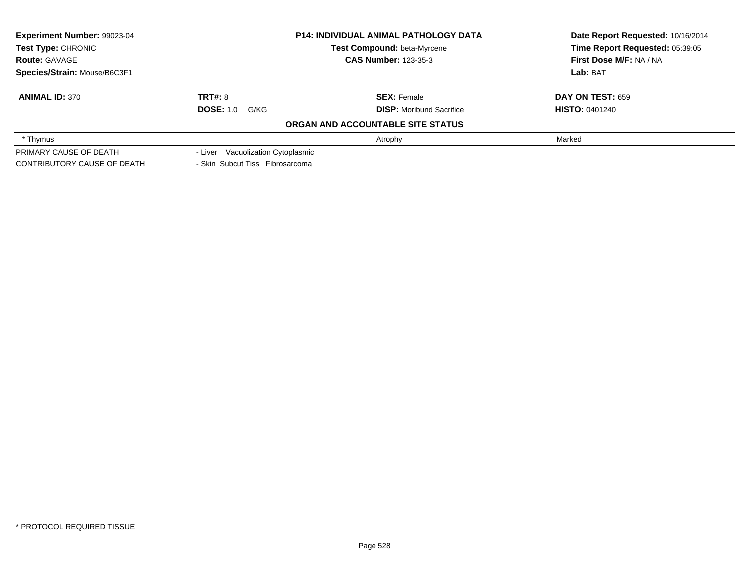**Experiment Number:** 99023-04
**Test Type:** CHRONIC
**Route:** GAVAGE
**Species/Strain:** Mouse/B6C3F1

**P14: INDIVIDUAL ANIMAL PATHOLOGY DATA**
**Test Compound:** beta-Myrcene
**CAS Number:** 123-35-3

**Date Report Requested:** 10/16/2014
**Time Report Requested:** 05:39:05
**First Dose M/F:** NA / NA
**Lab:** BAT

| **ANIMAL ID:** 370 | **TRT#:** 8 | **SEX:** Female | **DAY ON TEST:** 659 |
|---|---|---|---|
| | **DOSE:** 1.0 G/KG | **DISP:** Moribund Sacrifice | **HISTO:** 0401240 |

**ORGAN AND ACCOUNTABLE SITE STATUS**

| | | | |
|---|---|---|---|
| * Thymus | | Atrophy | Marked |
| PRIMARY CAUSE OF DEATH | - Liver Vacuolization Cytoplasmic | | |
| CONTRIBUTORY CAUSE OF DEATH | - Skin Subcut Tiss Fibrosarcoma | | |

* PROTOCOL REQUIRED TISSUE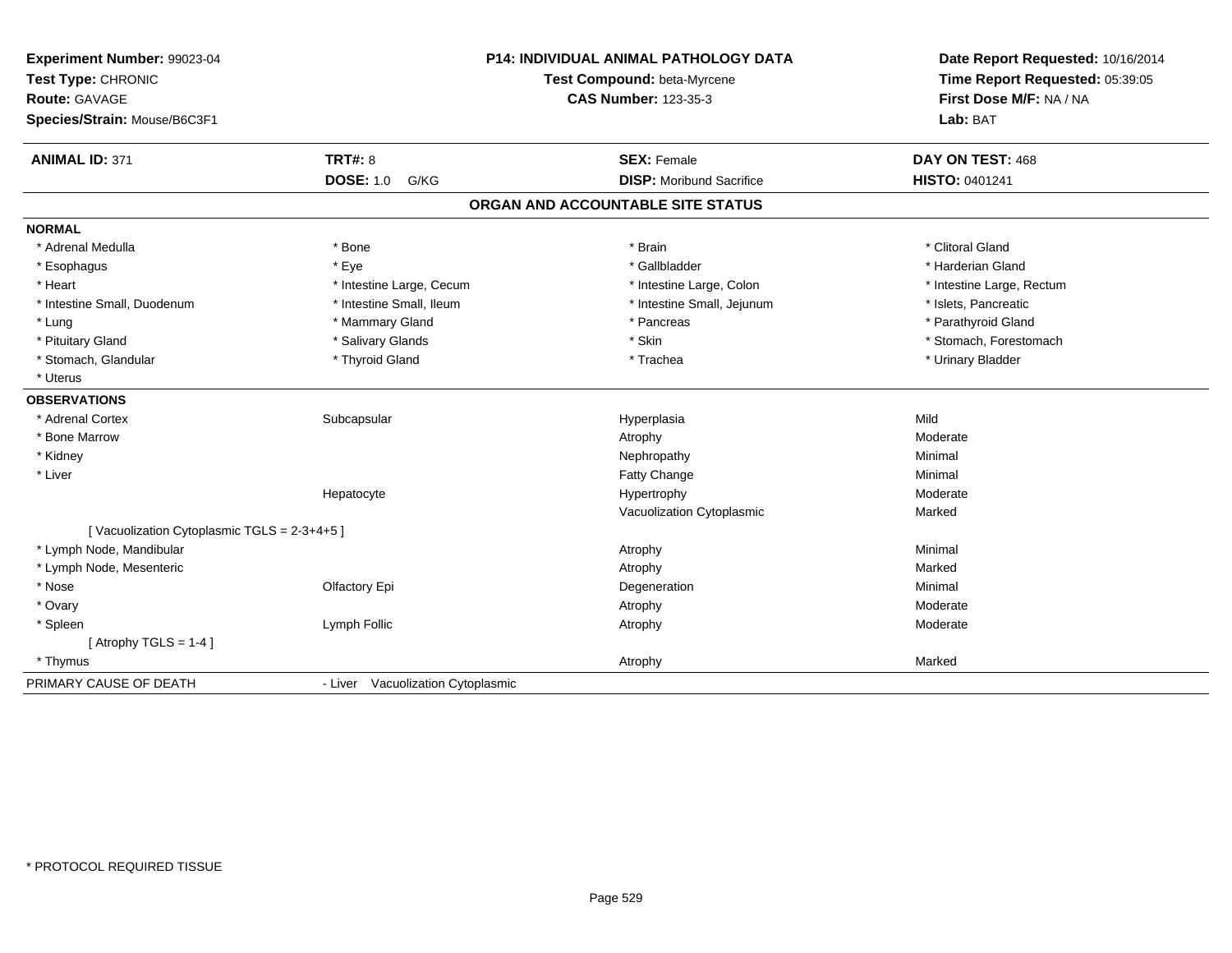**Experiment Number:** 99023-04
**Test Type:** CHRONIC
**Route:** GAVAGE
**Species/Strain:** Mouse/B6C3F1

**P14: INDIVIDUAL ANIMAL PATHOLOGY DATA**
**Test Compound:** beta-Myrcene
**CAS Number:** 123-35-3

**Date Report Requested:** 10/16/2014
**Time Report Requested:** 05:39:05
**First Dose M/F:** NA / NA
**Lab:** BAT

| **ANIMAL ID:** 371 | **TRT#:** 8 | **SEX:** Female | **DAY ON TEST:** 468 |
|---|---|---|---|
| | **DOSE:** 1.0 G/KG | **DISP:** Moribund Sacrifice | **HISTO:** 0401241 |

## ORGAN AND ACCOUNTABLE SITE STATUS

**NORMAL**

| | | | |
|---|---|---|---|
| * Adrenal Medulla | * Bone | * Brain | * Clitoral Gland |
| * Esophagus | * Eye | * Gallbladder | * Harderian Gland |
| * Heart | * Intestine Large, Cecum | * Intestine Large, Colon | * Intestine Large, Rectum |
| * Intestine Small, Duodenum | * Intestine Small, Ileum | * Intestine Small, Jejunum | * Islets, Pancreatic |
| * Lung | * Mammary Gland | * Pancreas | * Parathyroid Gland |
| * Pituitary Gland | * Salivary Glands | * Skin | * Stomach, Forestomach |
| * Stomach, Glandular | * Thyroid Gland | * Trachea | * Urinary Bladder |
| * Uterus | | | |

**OBSERVATIONS**

| | | | |
|---|---|---|---|
| * Adrenal Cortex | Subcapsular | Hyperplasia | Mild |
| * Bone Marrow | | Atrophy | Moderate |
| * Kidney | | Nephropathy | Minimal |
| * Liver | | Fatty Change | Minimal |
| | Hepatocyte | Hypertrophy | Moderate |
| | | Vacuolization Cytoplasmic | Marked |
| [ Vacuolization Cytoplasmic TGLS = 2-3+4+5 ] | | | |
| * Lymph Node, Mandibular | | Atrophy | Minimal |
| * Lymph Node, Mesenteric | | Atrophy | Marked |
| * Nose | Olfactory Epi | Degeneration | Minimal |
| * Ovary | | Atrophy | Moderate |
| * Spleen | Lymph Follic | Atrophy | Moderate |
| [ Atrophy TGLS = 1-4 ] | | | |
| * Thymus | | Atrophy | Marked |

PRIMARY CAUSE OF DEATH - Liver Vacuolization Cytoplasmic

* PROTOCOL REQUIRED TISSUE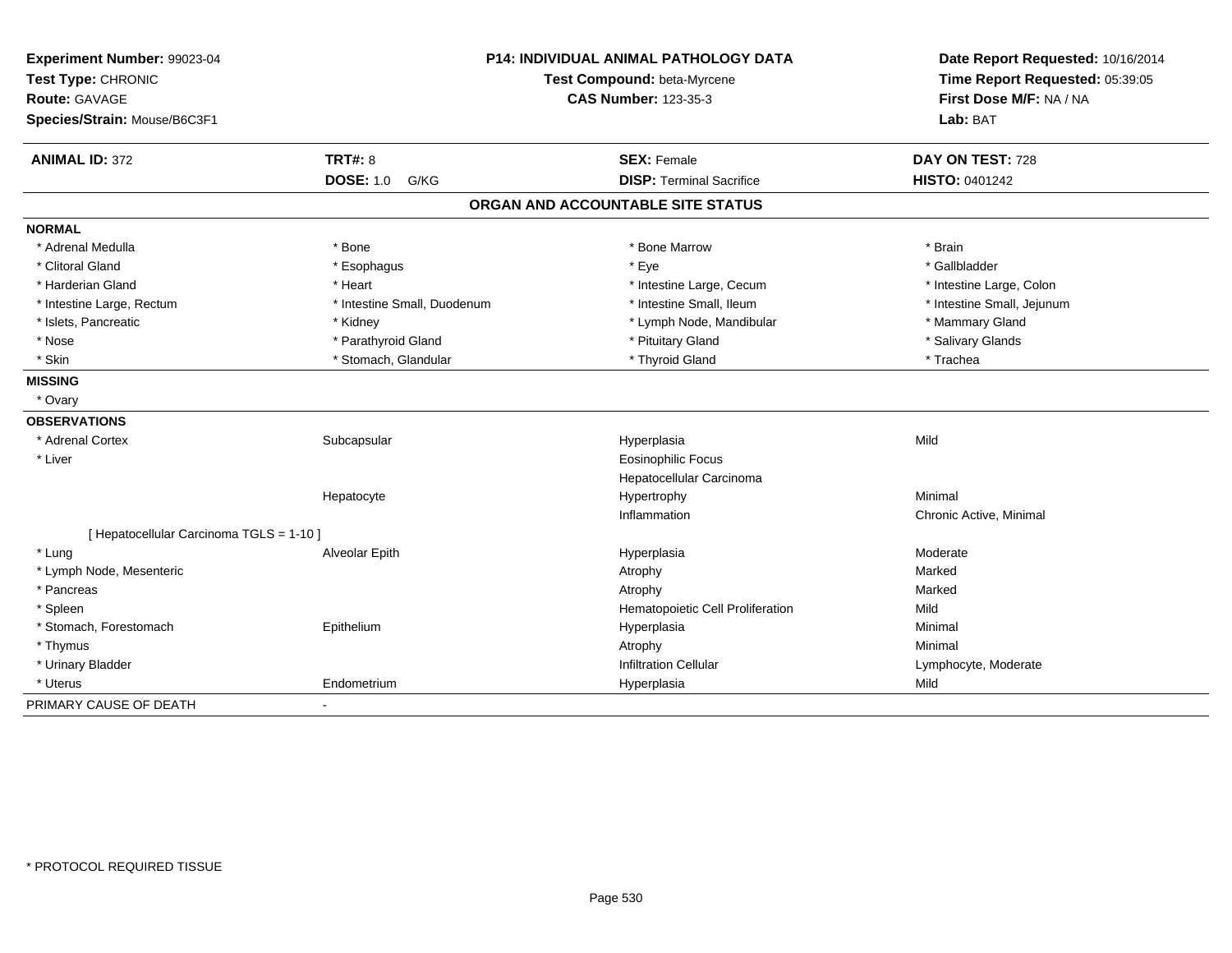**Experiment Number:** 99023-04
**Test Type:** CHRONIC
**Route:** GAVAGE
**Species/Strain:** Mouse/B6C3F1

**P14: INDIVIDUAL ANIMAL PATHOLOGY DATA**
**Test Compound:** beta-Myrcene
**CAS Number:** 123-35-3

**Date Report Requested:** 10/16/2014
**Time Report Requested:** 05:39:05
**First Dose M/F:** NA / NA
**Lab:** BAT

| **ANIMAL ID:** 372 | **TRT#:** 8 | **SEX:** Female | **DAY ON TEST:** 728 |
|---|---|---|---|
| | **DOSE:** 1.0 G/KG | **DISP:** Terminal Sacrifice | **HISTO:** 0401242 |

## ORGAN AND ACCOUNTABLE SITE STATUS

**NORMAL**

| | | | |
|---|---|---|---|
| * Adrenal Medulla | * Bone | * Bone Marrow | * Brain |
| * Clitoral Gland | * Esophagus | * Eye | * Gallbladder |
| * Harderian Gland | * Heart | * Intestine Large, Cecum | * Intestine Large, Colon |
| * Intestine Large, Rectum | * Intestine Small, Duodenum | * Intestine Small, Ileum | * Intestine Small, Jejunum |
| * Islets, Pancreatic | * Kidney | * Lymph Node, Mandibular | * Mammary Gland |
| * Nose | * Parathyroid Gland | * Pituitary Gland | * Salivary Glands |
| * Skin | * Stomach, Glandular | * Thyroid Gland | * Trachea |

**MISSING**

* Ovary

**OBSERVATIONS**

| | | | |
|---|---|---|---|
| * Adrenal Cortex | Subcapsular | Hyperplasia | Mild |
| * Liver | | Eosinophilic Focus | |
| | | Hepatocellular Carcinoma | |
| | Hepatocyte | Hypertrophy | Minimal |
| | | Inflammation | Chronic Active, Minimal |
| [ Hepatocellular Carcinoma TGLS = 1-10 ] | | | |
| * Lung | Alveolar Epith | Hyperplasia | Moderate |
| * Lymph Node, Mesenteric | | Atrophy | Marked |
| * Pancreas | | Atrophy | Marked |
| * Spleen | | Hematopoietic Cell Proliferation | Mild |
| * Stomach, Forestomach | Epithelium | Hyperplasia | Minimal |
| * Thymus | | Atrophy | Minimal |
| * Urinary Bladder | | Infiltration Cellular | Lymphocyte, Moderate |
| * Uterus | Endometrium | Hyperplasia | Mild |

PRIMARY CAUSE OF DEATH -

* PROTOCOL REQUIRED TISSUE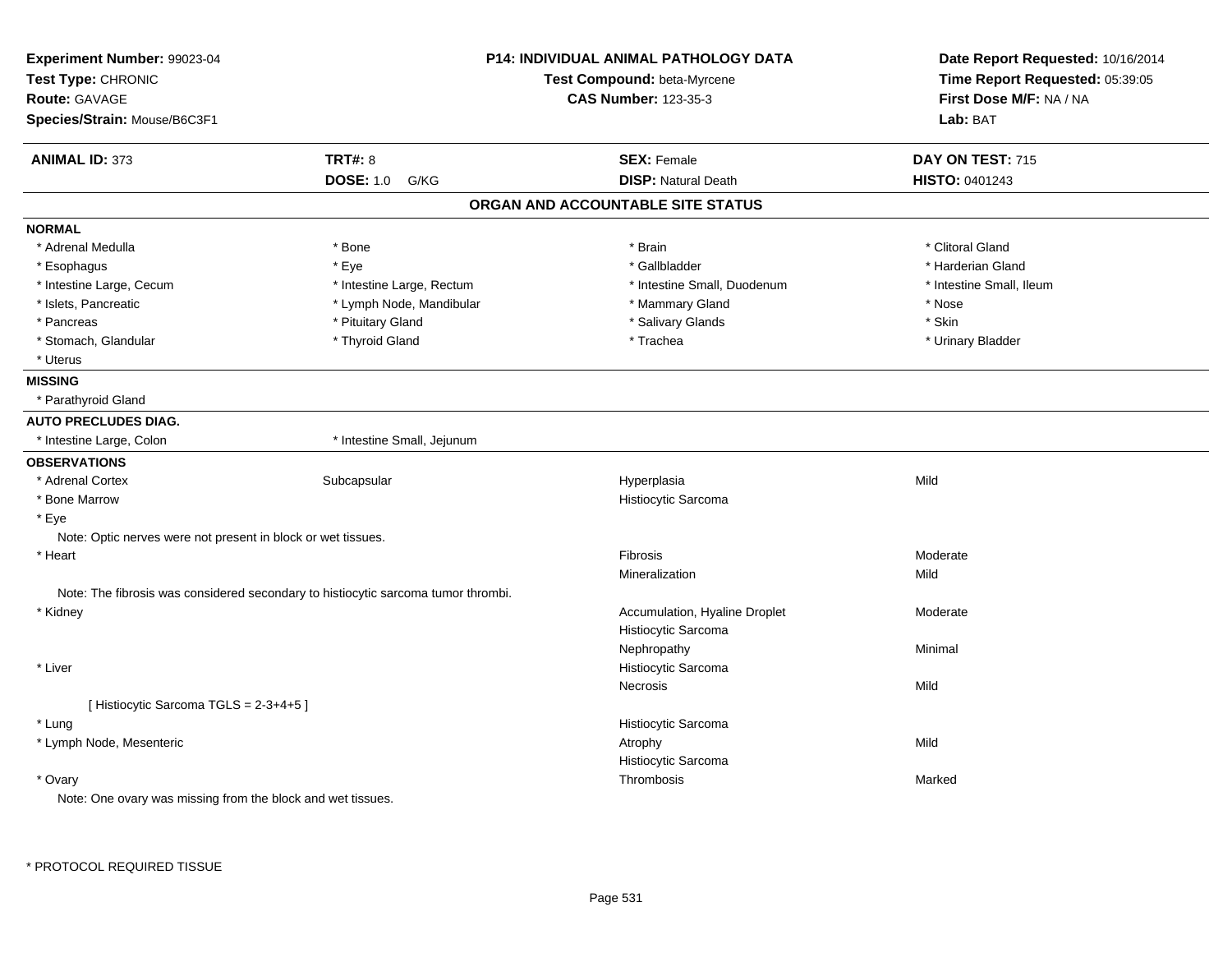**Experiment Number:** 99023-04
**Test Type:** CHRONIC
**Route:** GAVAGE
**Species/Strain:** Mouse/B6C3F1

**P14: INDIVIDUAL ANIMAL PATHOLOGY DATA**
**Test Compound:** beta-Myrcene
**CAS Number:** 123-35-3

**Date Report Requested:** 10/16/2014
**Time Report Requested:** 05:39:05
**First Dose M/F:** NA / NA
**Lab:** BAT

| **ANIMAL ID:** 373 | **TRT#:** 8 | **SEX:** Female | **DAY ON TEST:** 715 |
|---|---|---|---|
| | **DOSE:** 1.0 G/KG | **DISP:** Natural Death | **HISTO:** 0401243 |

## ORGAN AND ACCOUNTABLE SITE STATUS

**NORMAL**

| | | | |
|---|---|---|---|
| * Adrenal Medulla | * Bone | * Brain | * Clitoral Gland |
| * Esophagus | * Eye | * Gallbladder | * Harderian Gland |
| * Intestine Large, Cecum | * Intestine Large, Rectum | * Intestine Small, Duodenum | * Intestine Small, Ileum |
| * Islets, Pancreatic | * Lymph Node, Mandibular | * Mammary Gland | * Nose |
| * Pancreas | * Pituitary Gland | * Salivary Glands | * Skin |
| * Stomach, Glandular | * Thyroid Gland | * Trachea | * Urinary Bladder |
| * Uterus | | | |

**MISSING**

* Parathyroid Gland

**AUTO PRECLUDES DIAG.**

* Intestine Large, Colon
* Intestine Small, Jejunum

**OBSERVATIONS**

| | | | |
|---|---|---|---|
| * Adrenal Cortex | Subcapsular | Hyperplasia | Mild |
| * Bone Marrow | | Histiocytic Sarcoma | |
| * Eye | | | |
| Note: Optic nerves were not present in block or wet tissues. | | | |
| * Heart | | Fibrosis | Moderate |
| | | Mineralization | Mild |
| Note: The fibrosis was considered secondary to histiocytic sarcoma tumor thrombi. | | | |
| * Kidney | | Accumulation, Hyaline Droplet | Moderate |
| | | Histiocytic Sarcoma | |
| | | Nephropathy | Minimal |
| * Liver | | Histiocytic Sarcoma | |
| | | Necrosis | Mild |
| [ Histiocytic Sarcoma TGLS = 2-3+4+5 ] | | | |
| * Lung | | Histiocytic Sarcoma | |
| * Lymph Node, Mesenteric | | Atrophy | Mild |
| | | Histiocytic Sarcoma | |
| * Ovary | | Thrombosis | Marked |
| Note: One ovary was missing from the block and wet tissues. | | | |

\* PROTOCOL REQUIRED TISSUE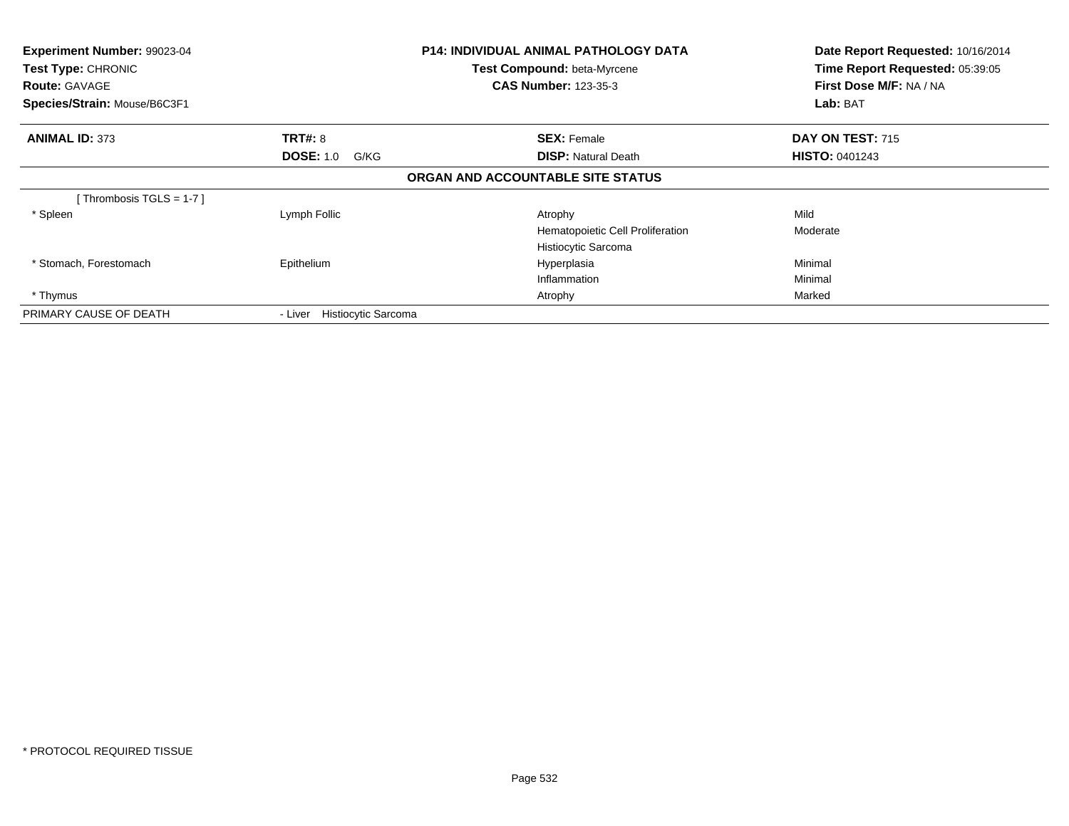**Experiment Number:** 99023-04
**Test Type:** CHRONIC
**Route:** GAVAGE
**Species/Strain:** Mouse/B6C3F1

**P14: INDIVIDUAL ANIMAL PATHOLOGY DATA**
**Test Compound:** beta-Myrcene
**CAS Number:** 123-35-3

**Date Report Requested:** 10/16/2014
**Time Report Requested:** 05:39:05
**First Dose M/F:** NA / NA
**Lab:** BAT

| **ANIMAL ID:** 373 | **TRT#:** 8 | **SEX:** Female | **DAY ON TEST:** 715 |
|---|---|---|---|
| | **DOSE:** 1.0 G/KG | **DISP:** Natural Death | **HISTO:** 0401243 |

**ORGAN AND ACCOUNTABLE SITE STATUS**

| | | | |
|---|---|---|---|
| [ Thrombosis TGLS = 1-7 ] | | | |
| * Spleen | Lymph Follic | Atrophy | Mild |
| | | Hematopoietic Cell Proliferation | Moderate |
| | | Histiocytic Sarcoma | |
| * Stomach, Forestomach | Epithelium | Hyperplasia | Minimal |
| | | Inflammation | Minimal |
| * Thymus | | Atrophy | Marked |
| PRIMARY CAUSE OF DEATH | - Liver Histiocytic Sarcoma | | |

* PROTOCOL REQUIRED TISSUE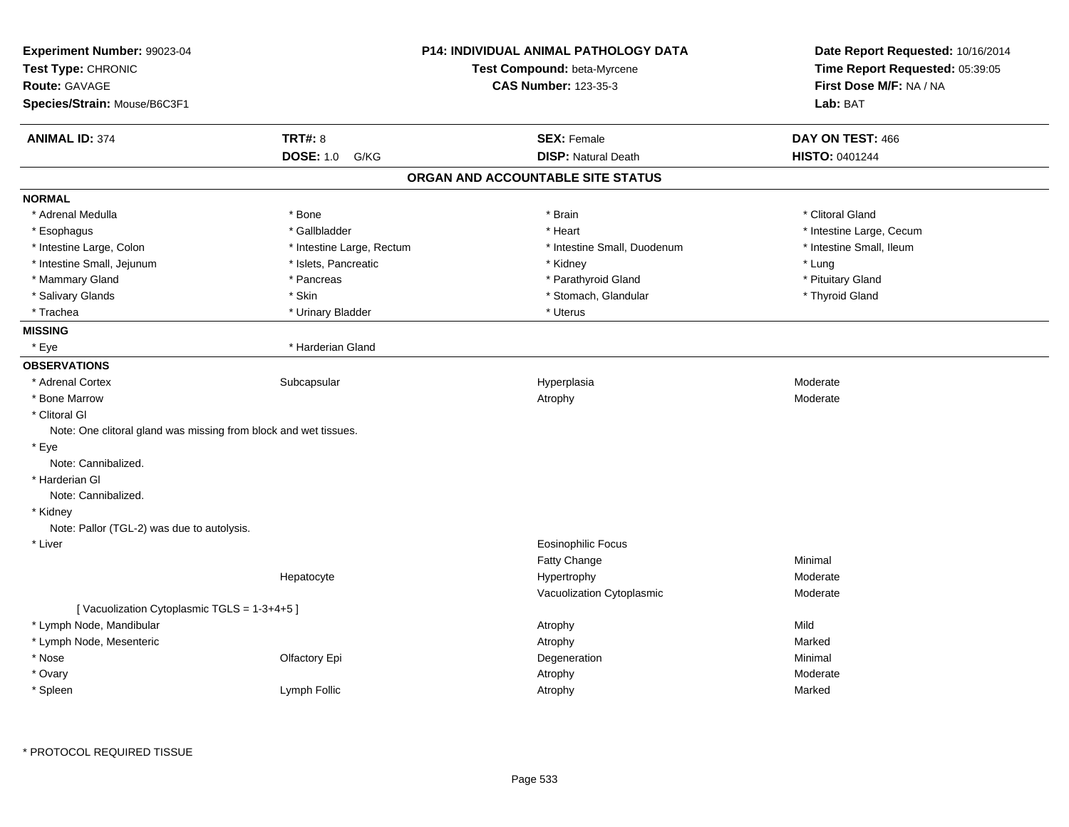**Experiment Number:** 99023-04
**Test Type:** CHRONIC
**Route:** GAVAGE
**Species/Strain:** Mouse/B6C3F1

**P14: INDIVIDUAL ANIMAL PATHOLOGY DATA**
**Test Compound:** beta-Myrcene
**CAS Number:** 123-35-3

**Date Report Requested:** 10/16/2014
**Time Report Requested:** 05:39:05
**First Dose M/F:** NA / NA
**Lab:** BAT

| **ANIMAL ID:** 374 | **TRT#:** 8 | **SEX:** Female | **DAY ON TEST:** 466 |
|---|---|---|---|
| | **DOSE:** 1.0 G/KG | **DISP:** Natural Death | **HISTO:** 0401244 |

## ORGAN AND ACCOUNTABLE SITE STATUS

**NORMAL**

| | | | |
|---|---|---|---|
| * Adrenal Medulla | * Bone | * Brain | * Clitoral Gland |
| * Esophagus | * Gallbladder | * Heart | * Intestine Large, Cecum |
| * Intestine Large, Colon | * Intestine Large, Rectum | * Intestine Small, Duodenum | * Intestine Small, Ileum |
| * Intestine Small, Jejunum | * Islets, Pancreatic | * Kidney | * Lung |
| * Mammary Gland | * Pancreas | * Parathyroid Gland | * Pituitary Gland |
| * Salivary Glands | * Skin | * Stomach, Glandular | * Thyroid Gland |
| * Trachea | * Urinary Bladder | * Uterus | |

**MISSING**

| | |
|---|---|
| * Eye | * Harderian Gland |

**OBSERVATIONS**

| | | | |
|---|---|---|---|
| * Adrenal Cortex | Subcapsular | Hyperplasia | Moderate |
| * Bone Marrow | | Atrophy | Moderate |
| * Clitoral Gl | | | |
| Note: One clitoral gland was missing from block and wet tissues. | | | |
| * Eye | | | |
| Note: Cannibalized. | | | |
| * Harderian Gl | | | |
| Note: Cannibalized. | | | |
| * Kidney | | | |
| Note: Pallor (TGL-2) was due to autolysis. | | | |
| * Liver | | Eosinophilic Focus | |
| | | Fatty Change | Minimal |
| | Hepatocyte | Hypertrophy | Moderate |
| | | Vacuolization Cytoplasmic | Moderate |
| [ Vacuolization Cytoplasmic TGLS = 1-3+4+5 ] | | | |
| * Lymph Node, Mandibular | | Atrophy | Mild |
| * Lymph Node, Mesenteric | | Atrophy | Marked |
| * Nose | Olfactory Epi | Degeneration | Minimal |
| * Ovary | | Atrophy | Moderate |
| * Spleen | Lymph Follic | Atrophy | Marked |

* PROTOCOL REQUIRED TISSUE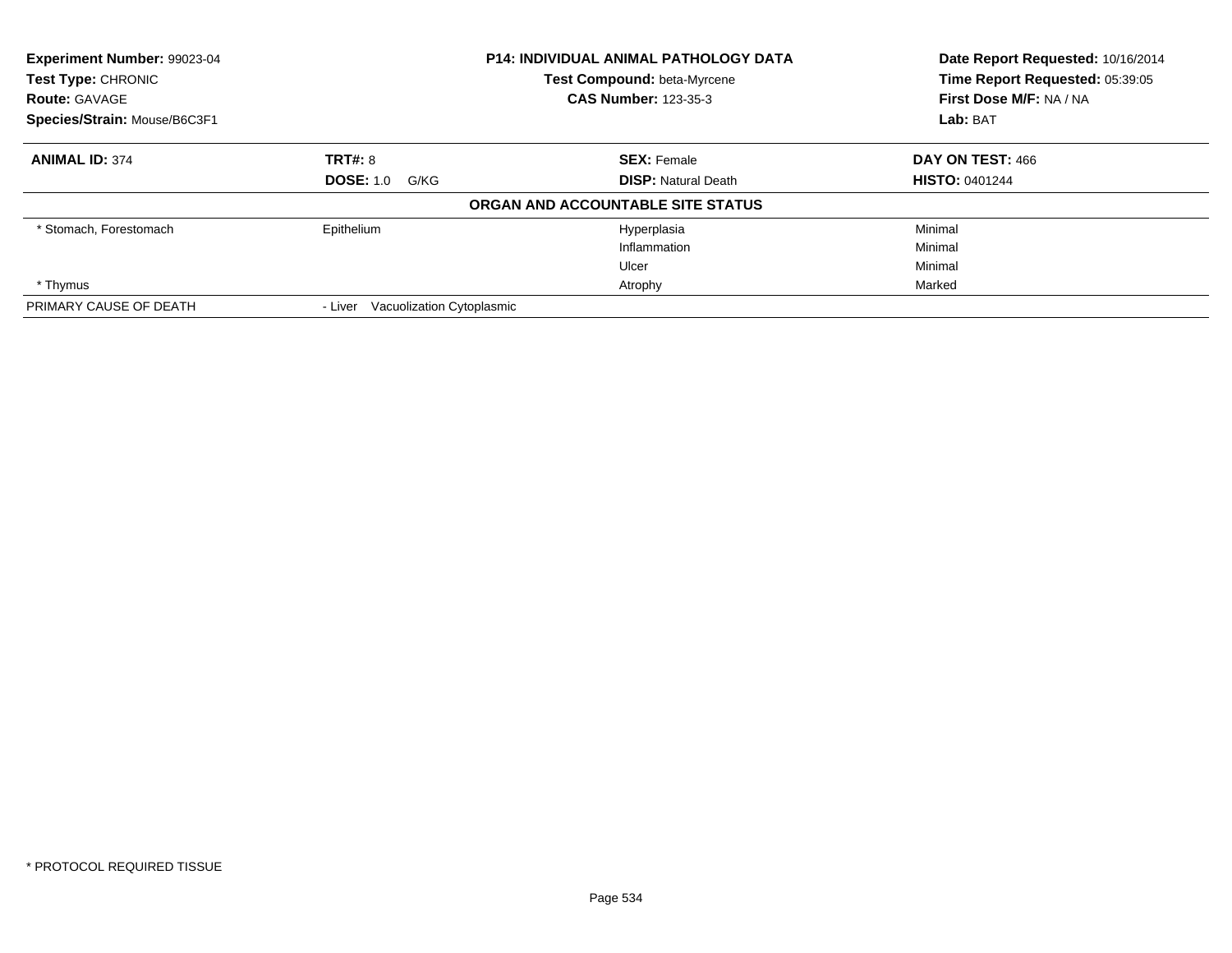**Experiment Number:** 99023-04
**Test Type:** CHRONIC
**Route:** GAVAGE
**Species/Strain:** Mouse/B6C3F1

**P14: INDIVIDUAL ANIMAL PATHOLOGY DATA**
**Test Compound:** beta-Myrcene
**CAS Number:** 123-35-3

**Date Report Requested:** 10/16/2014
**Time Report Requested:** 05:39:05
**First Dose M/F:** NA / NA
**Lab:** BAT

| **ANIMAL ID:** 374 | **TRT#:** 8 | **SEX:** Female | **DAY ON TEST:** 466 |
|---|---|---|---|
| | **DOSE:** 1.0 G/KG | **DISP:** Natural Death | **HISTO:** 0401244 |

**ORGAN AND ACCOUNTABLE SITE STATUS**

| | | | |
|---|---|---|---|
| * Stomach, Forestomach | Epithelium | Hyperplasia | Minimal |
| | | Inflammation | Minimal |
| | | Ulcer | Minimal |
| * Thymus | | Atrophy | Marked |
| PRIMARY CAUSE OF DEATH | - Liver Vacuolization Cytoplasmic | | |

* PROTOCOL REQUIRED TISSUE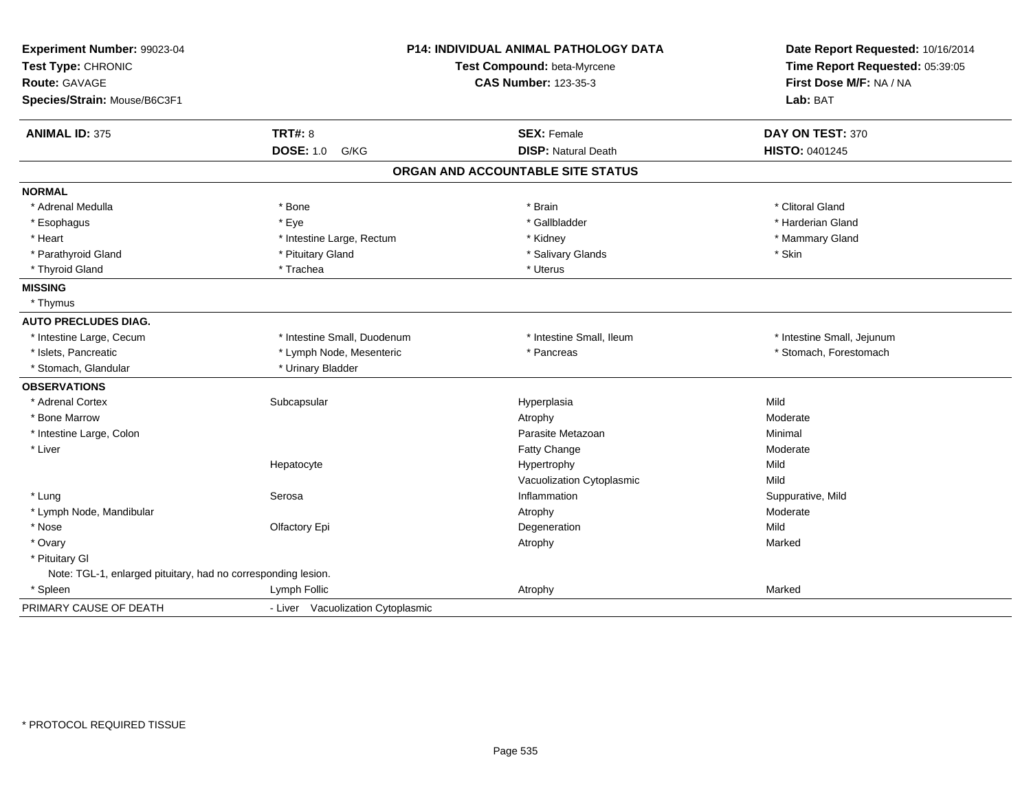**Experiment Number:** 99023-04
**Test Type:** CHRONIC
**Route:** GAVAGE
**Species/Strain:** Mouse/B6C3F1

**P14: INDIVIDUAL ANIMAL PATHOLOGY DATA**
**Test Compound:** beta-Myrcene
**CAS Number:** 123-35-3

**Date Report Requested:** 10/16/2014
**Time Report Requested:** 05:39:05
**First Dose M/F:** NA / NA
**Lab:** BAT

| **ANIMAL ID:** 375 | **TRT#:** 8 | **SEX:** Female | **DAY ON TEST:** 370 |
|---|---|---|---|
| | **DOSE:** 1.0 G/KG | **DISP:** Natural Death | **HISTO:** 0401245 |

## ORGAN AND ACCOUNTABLE SITE STATUS

**NORMAL**

| | | | |
|---|---|---|---|
| * Adrenal Medulla | * Bone | * Brain | * Clitoral Gland |
| * Esophagus | * Eye | * Gallbladder | * Harderian Gland |
| * Heart | * Intestine Large, Rectum | * Kidney | * Mammary Gland |
| * Parathyroid Gland | * Pituitary Gland | * Salivary Glands | * Skin |
| * Thyroid Gland | * Trachea | * Uterus | |

**MISSING**

* Thymus

**AUTO PRECLUDES DIAG.**

| | | | |
|---|---|---|---|
| * Intestine Large, Cecum | * Intestine Small, Duodenum | * Intestine Small, Ileum | * Intestine Small, Jejunum |
| * Islets, Pancreatic | * Lymph Node, Mesenteric | * Pancreas | * Stomach, Forestomach |
| * Stomach, Glandular | * Urinary Bladder | | |

**OBSERVATIONS**

| | | | |
|---|---|---|---|
| * Adrenal Cortex | Subcapsular | Hyperplasia | Mild |
| * Bone Marrow | | Atrophy | Moderate |
| * Intestine Large, Colon | | Parasite Metazoan | Minimal |
| * Liver | | Fatty Change | Moderate |
| | Hepatocyte | Hypertrophy | Mild |
| | | Vacuolization Cytoplasmic | Mild |
| * Lung | Serosa | Inflammation | Suppurative, Mild |
| * Lymph Node, Mandibular | | Atrophy | Moderate |
| * Nose | Olfactory Epi | Degeneration | Mild |
| * Ovary | | Atrophy | Marked |
| * Pituitary Gl | | | |
| Note: TGL-1, enlarged pituitary, had no corresponding lesion. | | | |
| * Spleen | Lymph Follic | Atrophy | Marked |

PRIMARY CAUSE OF DEATH - Liver Vacuolization Cytoplasmic

* PROTOCOL REQUIRED TISSUE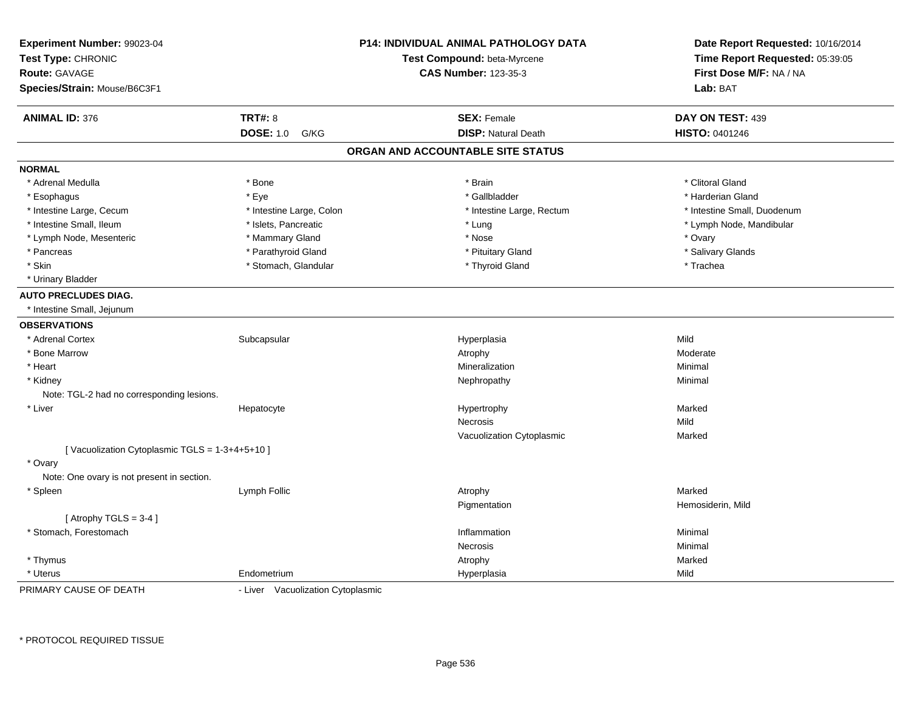**Experiment Number:** 99023-04
**Test Type:** CHRONIC
**Route:** GAVAGE
**Species/Strain:** Mouse/B6C3F1

**P14: INDIVIDUAL ANIMAL PATHOLOGY DATA**
**Test Compound:** beta-Myrcene
**CAS Number:** 123-35-3

**Date Report Requested:** 10/16/2014
**Time Report Requested:** 05:39:05
**First Dose M/F:** NA / NA
**Lab:** BAT

| **ANIMAL ID:** 376 | **TRT#:** 8 | **SEX:** Female | **DAY ON TEST:** 439 |
|---|---|---|---|
| | **DOSE:** 1.0 G/KG | **DISP:** Natural Death | **HISTO:** 0401246 |

## ORGAN AND ACCOUNTABLE SITE STATUS

**NORMAL**

| | | | |
|---|---|---|---|
| * Adrenal Medulla | * Bone | * Brain | * Clitoral Gland |
| * Esophagus | * Eye | * Gallbladder | * Harderian Gland |
| * Intestine Large, Cecum | * Intestine Large, Colon | * Intestine Large, Rectum | * Intestine Small, Duodenum |
| * Intestine Small, Ileum | * Islets, Pancreatic | * Lung | * Lymph Node, Mandibular |
| * Lymph Node, Mesenteric | * Mammary Gland | * Nose | * Ovary |
| * Pancreas | * Parathyroid Gland | * Pituitary Gland | * Salivary Glands |
| * Skin | * Stomach, Glandular | * Thyroid Gland | * Trachea |
| * Urinary Bladder | | | |

**AUTO PRECLUDES DIAG.**

* Intestine Small, Jejunum

**OBSERVATIONS**

| | | | |
|---|---|---|---|
| * Adrenal Cortex | Subcapsular | Hyperplasia | Mild |
| * Bone Marrow | | Atrophy | Moderate |
| * Heart | | Mineralization | Minimal |
| * Kidney | | Nephropathy | Minimal |
| Note: TGL-2 had no corresponding lesions. | | | |
| * Liver | Hepatocyte | Hypertrophy | Marked |
| | | Necrosis | Mild |
| | | Vacuolization Cytoplasmic | Marked |
| [ Vacuolization Cytoplasmic TGLS = 1-3+4+5+10 ] | | | |
| * Ovary | | | |
| Note: One ovary is not present in section. | | | |
| * Spleen | Lymph Follic | Atrophy | Marked |
| | | Pigmentation | Hemosiderin, Mild |
| [ Atrophy TGLS = 3-4 ] | | | |
| * Stomach, Forestomach | | Inflammation | Minimal |
| | | Necrosis | Minimal |
| * Thymus | | Atrophy | Marked |
| * Uterus | Endometrium | Hyperplasia | Mild |

PRIMARY CAUSE OF DEATH - Liver Vacuolization Cytoplasmic

\* PROTOCOL REQUIRED TISSUE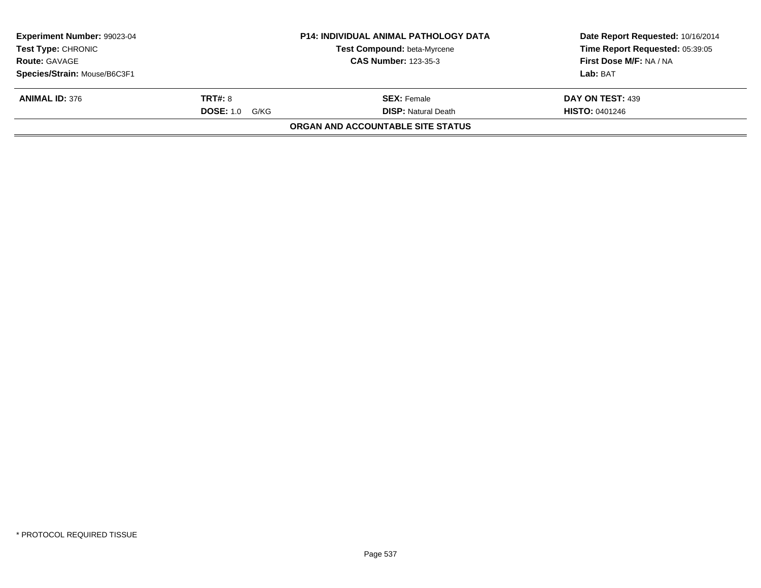| **Experiment Number:** 99023-04 | **P14: INDIVIDUAL ANIMAL PATHOLOGY DATA** | **Date Report Requested:** 10/16/2014 |
|---|---|---|
| **Test Type:** CHRONIC | **Test Compound:** beta-Myrcene | **Time Report Requested:** 05:39:05 |
| **Route:** GAVAGE | **CAS Number:** 123-35-3 | **First Dose M/F:** NA / NA |
| **Species/Strain:** Mouse/B6C3F1 | | **Lab:** BAT |

| **ANIMAL ID:** 376 | **TRT#:** 8 | **SEX:** Female | **DAY ON TEST:** 439 |
|---|---|---|---|
| | **DOSE:** 1.0 G/KG | **DISP:** Natural Death | **HISTO:** 0401246 |

**ORGAN AND ACCOUNTABLE SITE STATUS**

* PROTOCOL REQUIRED TISSUE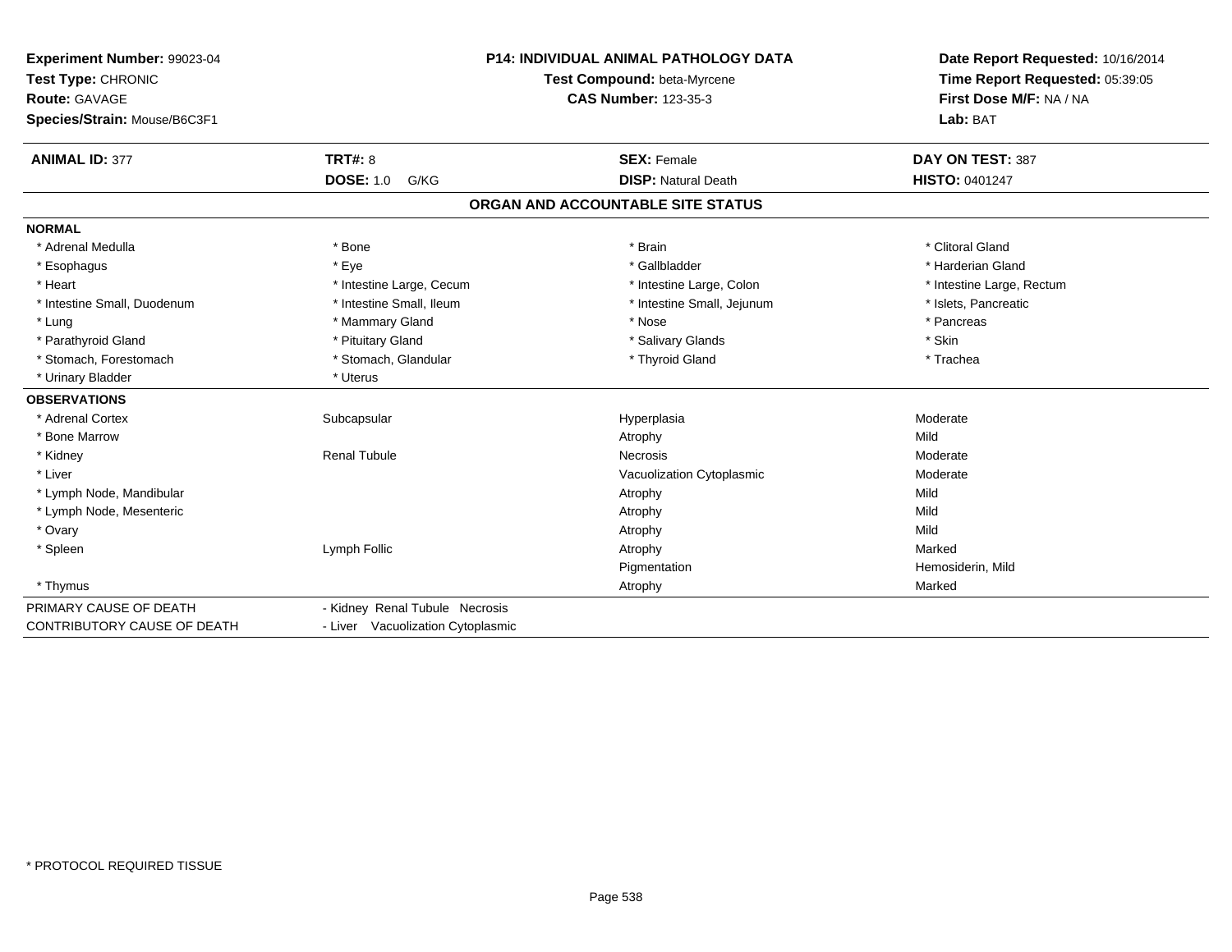**Experiment Number:** 99023-04
**Test Type:** CHRONIC
**Route:** GAVAGE
**Species/Strain:** Mouse/B6C3F1

**P14: INDIVIDUAL ANIMAL PATHOLOGY DATA**
**Test Compound:** beta-Myrcene
**CAS Number:** 123-35-3

**Date Report Requested:** 10/16/2014
**Time Report Requested:** 05:39:05
**First Dose M/F:** NA / NA
**Lab:** BAT

| **ANIMAL ID:** 377 | **TRT#:** 8 | **SEX:** Female | **DAY ON TEST:** 387 |
|---|---|---|---|
| | **DOSE:** 1.0 G/KG | **DISP:** Natural Death | **HISTO:** 0401247 |

## ORGAN AND ACCOUNTABLE SITE STATUS

**NORMAL**

| | | | |
|---|---|---|---|
| * Adrenal Medulla | * Bone | * Brain | * Clitoral Gland |
| * Esophagus | * Eye | * Gallbladder | * Harderian Gland |
| * Heart | * Intestine Large, Cecum | * Intestine Large, Colon | * Intestine Large, Rectum |
| * Intestine Small, Duodenum | * Intestine Small, Ileum | * Intestine Small, Jejunum | * Islets, Pancreatic |
| * Lung | * Mammary Gland | * Nose | * Pancreas |
| * Parathyroid Gland | * Pituitary Gland | * Salivary Glands | * Skin |
| * Stomach, Forestomach | * Stomach, Glandular | * Thyroid Gland | * Trachea |
| * Urinary Bladder | * Uterus | | |

**OBSERVATIONS**

| | | | |
|---|---|---|---|
| * Adrenal Cortex | Subcapsular | Hyperplasia | Moderate |
| * Bone Marrow | | Atrophy | Mild |
| * Kidney | Renal Tubule | Necrosis | Moderate |
| * Liver | | Vacuolization Cytoplasmic | Moderate |
| * Lymph Node, Mandibular | | Atrophy | Mild |
| * Lymph Node, Mesenteric | | Atrophy | Mild |
| * Ovary | | Atrophy | Mild |
| * Spleen | Lymph Follic | Atrophy | Marked |
| | | Pigmentation | Hemosiderin, Mild |
| * Thymus | | Atrophy | Marked |

| | |
|---|---|
| PRIMARY CAUSE OF DEATH | - Kidney Renal Tubule Necrosis |
| CONTRIBUTORY CAUSE OF DEATH | - Liver Vacuolization Cytoplasmic |

* PROTOCOL REQUIRED TISSUE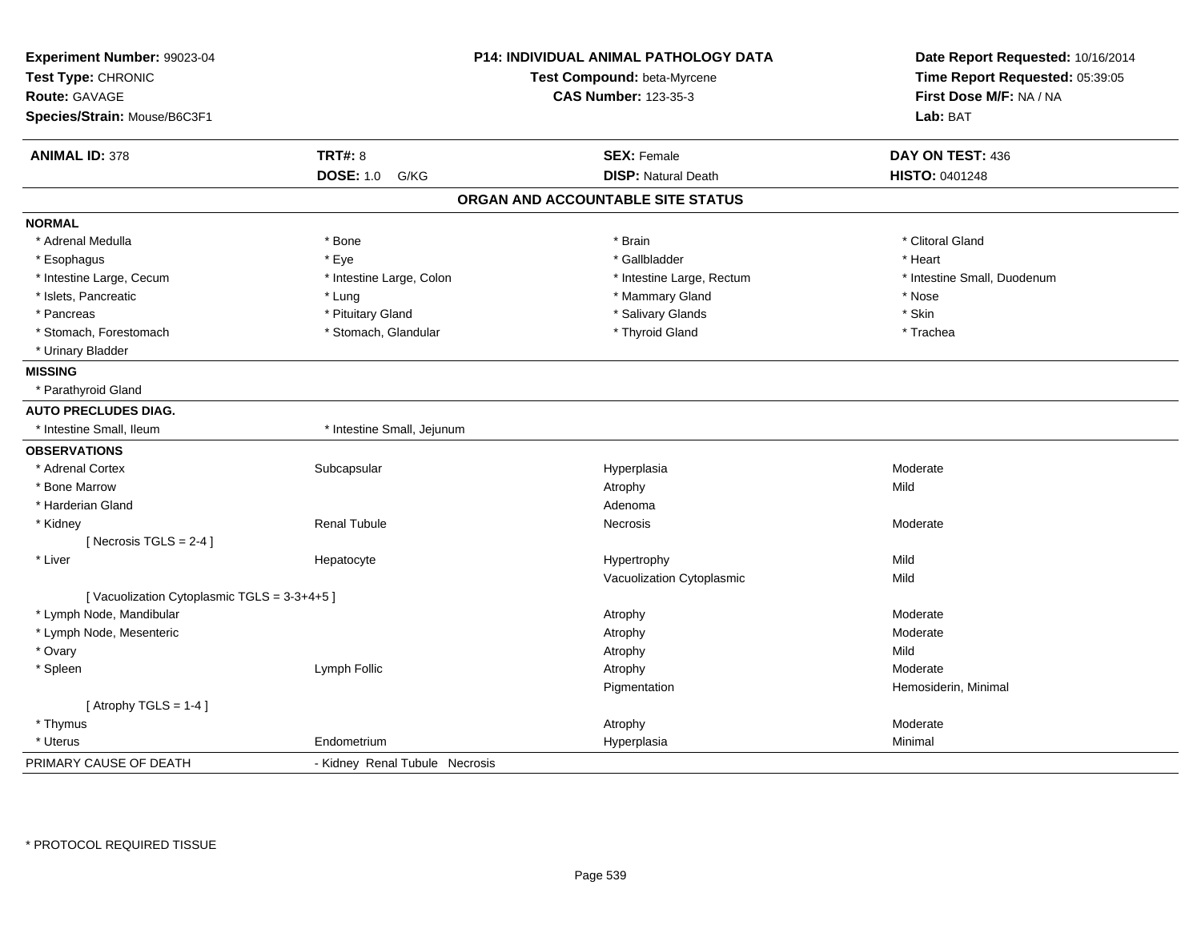**Experiment Number:** 99023-04
**Test Type:** CHRONIC
**Route:** GAVAGE
**Species/Strain:** Mouse/B6C3F1

**P14: INDIVIDUAL ANIMAL PATHOLOGY DATA**
**Test Compound:** beta-Myrcene
**CAS Number:** 123-35-3

**Date Report Requested:** 10/16/2014
**Time Report Requested:** 05:39:05
**First Dose M/F:** NA / NA
**Lab:** BAT

| **ANIMAL ID:** 378 | **TRT#:** 8 | **SEX:** Female | **DAY ON TEST:** 436 |
|---|---|---|---|
| | **DOSE:** 1.0 G/KG | **DISP:** Natural Death | **HISTO:** 0401248 |

## ORGAN AND ACCOUNTABLE SITE STATUS

**NORMAL**

| | | | |
|---|---|---|---|
| * Adrenal Medulla | * Bone | * Brain | * Clitoral Gland |
| * Esophagus | * Eye | * Gallbladder | * Heart |
| * Intestine Large, Cecum | * Intestine Large, Colon | * Intestine Large, Rectum | * Intestine Small, Duodenum |
| * Islets, Pancreatic | * Lung | * Mammary Gland | * Nose |
| * Pancreas | * Pituitary Gland | * Salivary Glands | * Skin |
| * Stomach, Forestomach | * Stomach, Glandular | * Thyroid Gland | * Trachea |
| * Urinary Bladder | | | |

**MISSING**

* Parathyroid Gland

**AUTO PRECLUDES DIAG.**

* Intestine Small, Ileum
* Intestine Small, Jejunum

**OBSERVATIONS**

| | | | |
|---|---|---|---|
| * Adrenal Cortex | Subcapsular | Hyperplasia | Moderate |
| * Bone Marrow | | Atrophy | Mild |
| * Harderian Gland | | Adenoma | |
| * Kidney | Renal Tubule | Necrosis | Moderate |
| [ Necrosis TGLS = 2-4 ] | | | |
| * Liver | Hepatocyte | Hypertrophy | Mild |
| | | Vacuolization Cytoplasmic | Mild |
| [ Vacuolization Cytoplasmic TGLS = 3-3+4+5 ] | | | |
| * Lymph Node, Mandibular | | Atrophy | Moderate |
| * Lymph Node, Mesenteric | | Atrophy | Moderate |
| * Ovary | | Atrophy | Mild |
| * Spleen | Lymph Follic | Atrophy | Moderate |
| | | Pigmentation | Hemosiderin, Minimal |
| [ Atrophy TGLS = 1-4 ] | | | |
| * Thymus | | Atrophy | Moderate |
| * Uterus | Endometrium | Hyperplasia | Minimal |

PRIMARY CAUSE OF DEATH - Kidney Renal Tubule Necrosis

* PROTOCOL REQUIRED TISSUE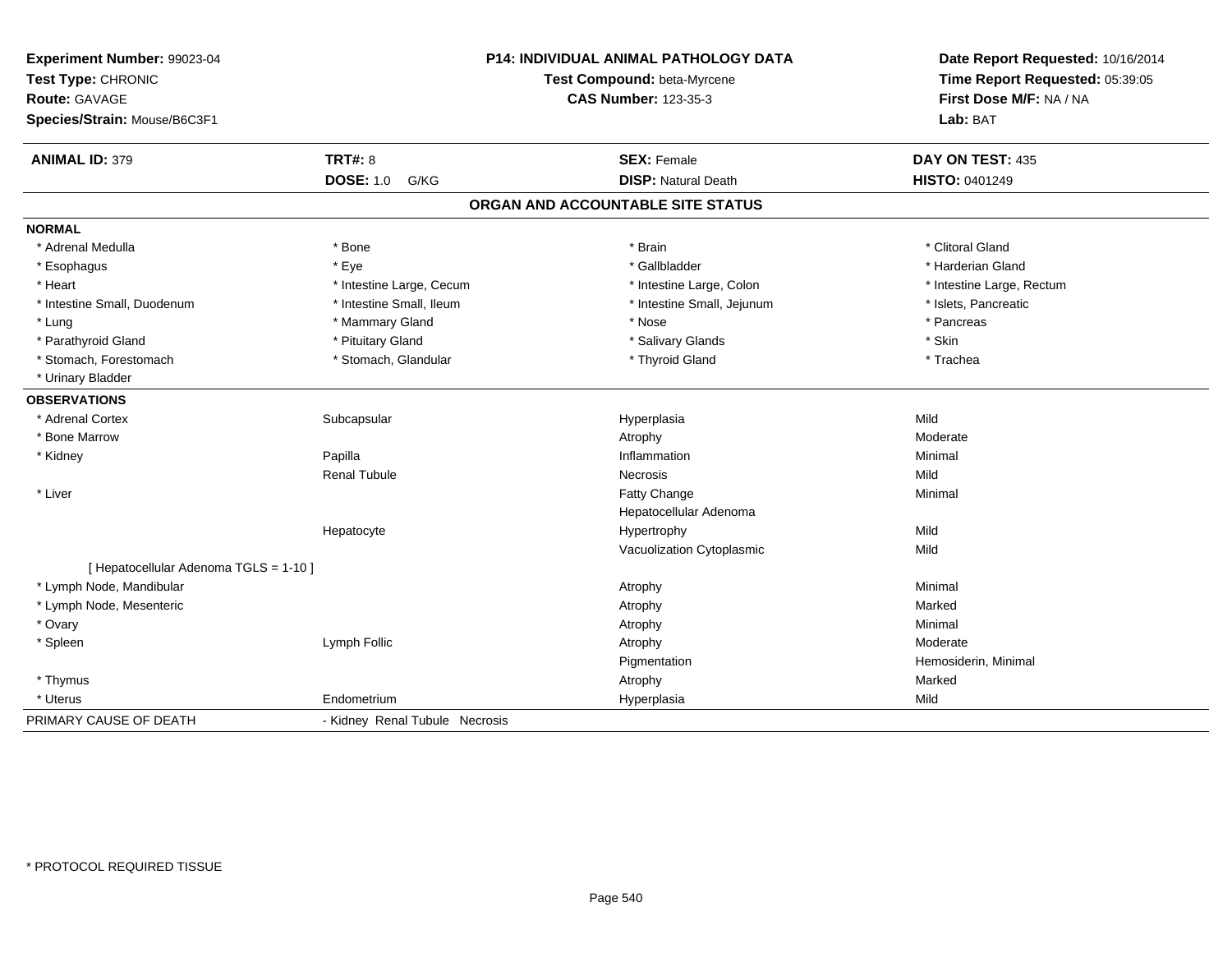**Experiment Number:** 99023-04
**Test Type:** CHRONIC
**Route:** GAVAGE
**Species/Strain:** Mouse/B6C3F1

**P14: INDIVIDUAL ANIMAL PATHOLOGY DATA**
**Test Compound:** beta-Myrcene
**CAS Number:** 123-35-3

**Date Report Requested:** 10/16/2014
**Time Report Requested:** 05:39:05
**First Dose M/F:** NA / NA
**Lab:** BAT

| **ANIMAL ID:** 379 | **TRT#:** 8 | **SEX:** Female | **DAY ON TEST:** 435 |
|---|---|---|---|
| | **DOSE:** 1.0 G/KG | **DISP:** Natural Death | **HISTO:** 0401249 |

## ORGAN AND ACCOUNTABLE SITE STATUS

**NORMAL**

| | | | |
|---|---|---|---|
| * Adrenal Medulla | * Bone | * Brain | * Clitoral Gland |
| * Esophagus | * Eye | * Gallbladder | * Harderian Gland |
| * Heart | * Intestine Large, Cecum | * Intestine Large, Colon | * Intestine Large, Rectum |
| * Intestine Small, Duodenum | * Intestine Small, Ileum | * Intestine Small, Jejunum | * Islets, Pancreatic |
| * Lung | * Mammary Gland | * Nose | * Pancreas |
| * Parathyroid Gland | * Pituitary Gland | * Salivary Glands | * Skin |
| * Stomach, Forestomach | * Stomach, Glandular | * Thyroid Gland | * Trachea |
| * Urinary Bladder | | | |

**OBSERVATIONS**

| | | | |
|---|---|---|---|
| * Adrenal Cortex | Subcapsular | Hyperplasia | Mild |
| * Bone Marrow | | Atrophy | Moderate |
| * Kidney | Papilla | Inflammation | Minimal |
| | Renal Tubule | Necrosis | Mild |
| * Liver | | Fatty Change | Minimal |
| | | Hepatocellular Adenoma | |
| | Hepatocyte | Hypertrophy | Mild |
| | | Vacuolization Cytoplasmic | Mild |
| [ Hepatocellular Adenoma TGLS = 1-10 ] | | | |
| * Lymph Node, Mandibular | | Atrophy | Minimal |
| * Lymph Node, Mesenteric | | Atrophy | Marked |
| * Ovary | | Atrophy | Minimal |
| * Spleen | Lymph Follic | Atrophy | Moderate |
| | | Pigmentation | Hemosiderin, Minimal |
| * Thymus | | Atrophy | Marked |
| * Uterus | Endometrium | Hyperplasia | Mild |

PRIMARY CAUSE OF DEATH - Kidney Renal Tubule Necrosis

* PROTOCOL REQUIRED TISSUE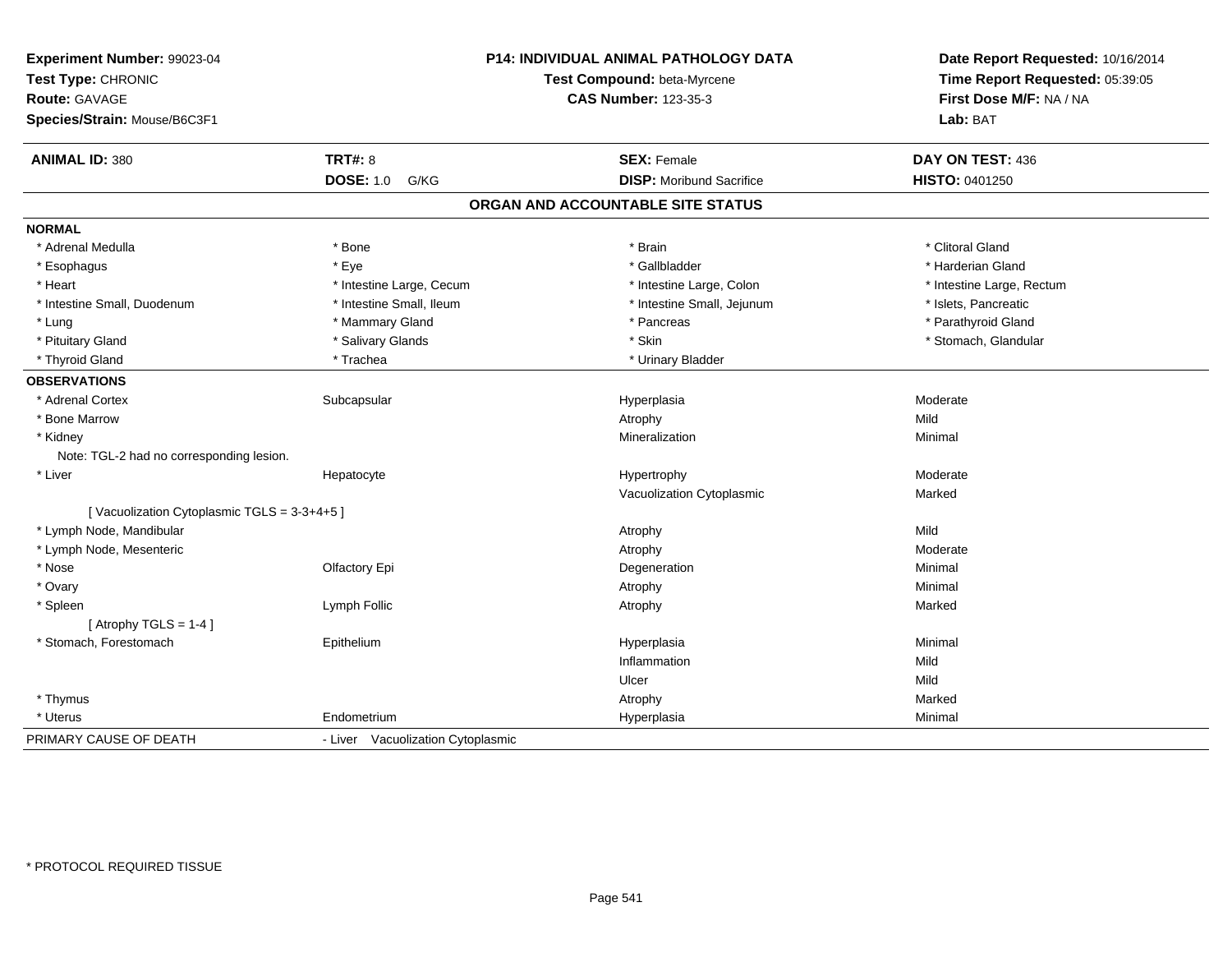**Experiment Number:** 99023-04
**Test Type:** CHRONIC
**Route:** GAVAGE
**Species/Strain:** Mouse/B6C3F1

## P14: INDIVIDUAL ANIMAL PATHOLOGY DATA

**Test Compound:** beta-Myrcene
**CAS Number:** 123-35-3

**Date Report Requested:** 10/16/2014
**Time Report Requested:** 05:39:05
**First Dose M/F:** NA / NA
**Lab:** BAT

| **ANIMAL ID:** 380 | **TRT#:** 8 | **SEX:** Female | **DAY ON TEST:** 436 |
|---|---|---|---|
| | **DOSE:** 1.0 G/KG | **DISP:** Moribund Sacrifice | **HISTO:** 0401250 |

### ORGAN AND ACCOUNTABLE SITE STATUS

**NORMAL**

| | | | |
|---|---|---|---|
| * Adrenal Medulla | * Bone | * Brain | * Clitoral Gland |
| * Esophagus | * Eye | * Gallbladder | * Harderian Gland |
| * Heart | * Intestine Large, Cecum | * Intestine Large, Colon | * Intestine Large, Rectum |
| * Intestine Small, Duodenum | * Intestine Small, Ileum | * Intestine Small, Jejunum | * Islets, Pancreatic |
| * Lung | * Mammary Gland | * Pancreas | * Parathyroid Gland |
| * Pituitary Gland | * Salivary Glands | * Skin | * Stomach, Glandular |
| * Thyroid Gland | * Trachea | * Urinary Bladder | |

**OBSERVATIONS**

| | | | |
|---|---|---|---|
| * Adrenal Cortex | Subcapsular | Hyperplasia | Moderate |
| * Bone Marrow | | Atrophy | Mild |
| * Kidney | | Mineralization | Minimal |
| Note: TGL-2 had no corresponding lesion. | | | |
| * Liver | Hepatocyte | Hypertrophy | Moderate |
| | | Vacuolization Cytoplasmic | Marked |
| [ Vacuolization Cytoplasmic TGLS = 3-3+4+5 ] | | | |
| * Lymph Node, Mandibular | | Atrophy | Mild |
| * Lymph Node, Mesenteric | | Atrophy | Moderate |
| * Nose | Olfactory Epi | Degeneration | Minimal |
| * Ovary | | Atrophy | Minimal |
| * Spleen | Lymph Follic | Atrophy | Marked |
| [ Atrophy TGLS = 1-4 ] | | | |
| * Stomach, Forestomach | Epithelium | Hyperplasia | Minimal |
| | | Inflammation | Mild |
| | | Ulcer | Mild |
| * Thymus | | Atrophy | Marked |
| * Uterus | Endometrium | Hyperplasia | Minimal |

| PRIMARY CAUSE OF DEATH | - Liver Vacuolization Cytoplasmic |
|---|---|

* PROTOCOL REQUIRED TISSUE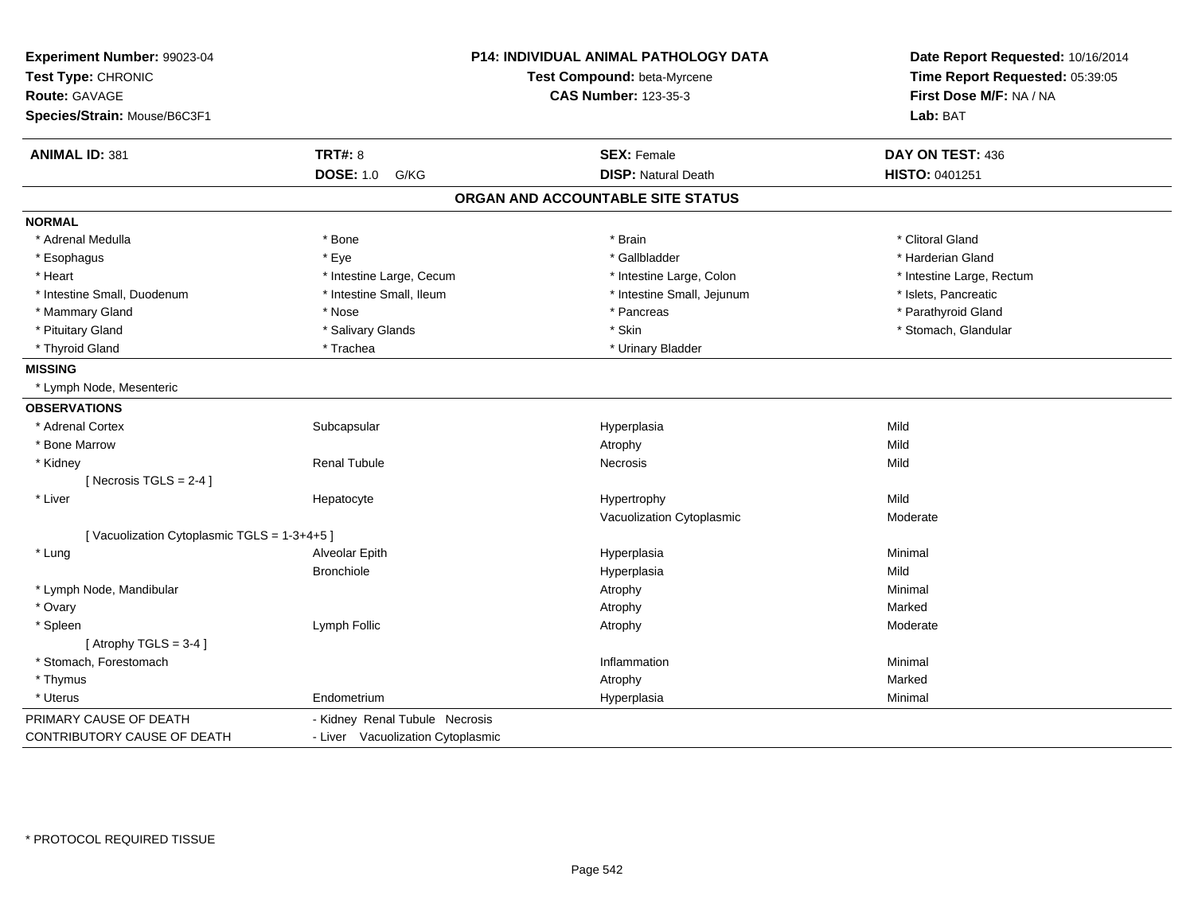**Experiment Number:** 99023-04
**Test Type:** CHRONIC
**Route:** GAVAGE
**Species/Strain:** Mouse/B6C3F1

**P14: INDIVIDUAL ANIMAL PATHOLOGY DATA**
**Test Compound:** beta-Myrcene
**CAS Number:** 123-35-3

**Date Report Requested:** 10/16/2014
**Time Report Requested:** 05:39:05
**First Dose M/F:** NA / NA
**Lab:** BAT

| **ANIMAL ID:** 381 | **TRT#:** 8 | **SEX:** Female | **DAY ON TEST:** 436 |
|---|---|---|---|
| | **DOSE:** 1.0 G/KG | **DISP:** Natural Death | **HISTO:** 0401251 |

## ORGAN AND ACCOUNTABLE SITE STATUS

**NORMAL**

| | | | |
|---|---|---|---|
| * Adrenal Medulla | * Bone | * Brain | * Clitoral Gland |
| * Esophagus | * Eye | * Gallbladder | * Harderian Gland |
| * Heart | * Intestine Large, Cecum | * Intestine Large, Colon | * Intestine Large, Rectum |
| * Intestine Small, Duodenum | * Intestine Small, Ileum | * Intestine Small, Jejunum | * Islets, Pancreatic |
| * Mammary Gland | * Nose | * Pancreas | * Parathyroid Gland |
| * Pituitary Gland | * Salivary Glands | * Skin | * Stomach, Glandular |
| * Thyroid Gland | * Trachea | * Urinary Bladder | |

**MISSING**

* Lymph Node, Mesenteric

**OBSERVATIONS**

| | | | |
|---|---|---|---|
| * Adrenal Cortex | Subcapsular | Hyperplasia | Mild |
| * Bone Marrow | | Atrophy | Mild |
| * Kidney | Renal Tubule | Necrosis | Mild |
| [ Necrosis TGLS = 2-4 ] | | | |
| * Liver | Hepatocyte | Hypertrophy | Mild |
| | | Vacuolization Cytoplasmic | Moderate |
| [ Vacuolization Cytoplasmic TGLS = 1-3+4+5 ] | | | |
| * Lung | Alveolar Epith | Hyperplasia | Minimal |
| | Bronchiole | Hyperplasia | Mild |
| * Lymph Node, Mandibular | | Atrophy | Minimal |
| * Ovary | | Atrophy | Marked |
| * Spleen | Lymph Follic | Atrophy | Moderate |
| [ Atrophy TGLS = 3-4 ] | | | |
| * Stomach, Forestomach | | Inflammation | Minimal |
| * Thymus | | Atrophy | Marked |
| * Uterus | Endometrium | Hyperplasia | Minimal |

| | |
|---|---|
| PRIMARY CAUSE OF DEATH | - Kidney Renal Tubule Necrosis |
| CONTRIBUTORY CAUSE OF DEATH | - Liver Vacuolization Cytoplasmic |

* PROTOCOL REQUIRED TISSUE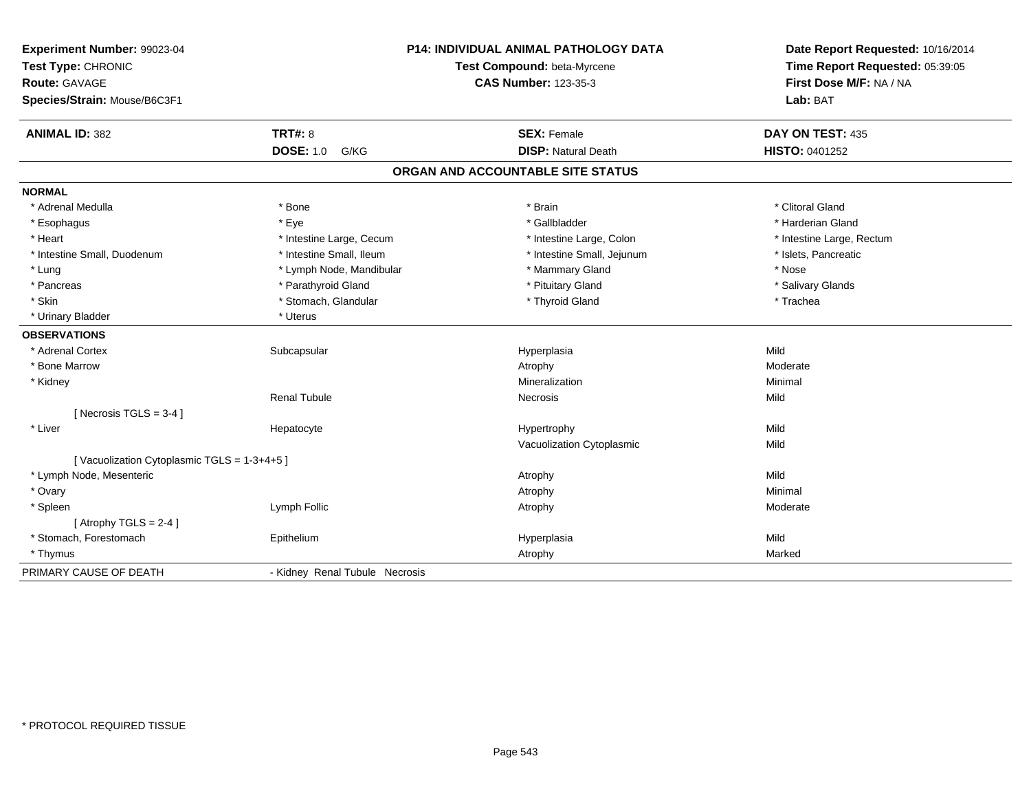**Experiment Number:** 99023-04
**Test Type:** CHRONIC
**Route:** GAVAGE
**Species/Strain:** Mouse/B6C3F1

**P14: INDIVIDUAL ANIMAL PATHOLOGY DATA**
**Test Compound:** beta-Myrcene
**CAS Number:** 123-35-3

**Date Report Requested:** 10/16/2014
**Time Report Requested:** 05:39:05
**First Dose M/F:** NA / NA
**Lab:** BAT

| **ANIMAL ID:** 382 | **TRT#:** 8 | **SEX:** Female | **DAY ON TEST:** 435 |
|---|---|---|---|
| | **DOSE:** 1.0 G/KG | **DISP:** Natural Death | **HISTO:** 0401252 |

## ORGAN AND ACCOUNTABLE SITE STATUS

**NORMAL**

| | | | |
|---|---|---|---|
| * Adrenal Medulla | * Bone | * Brain | * Clitoral Gland |
| * Esophagus | * Eye | * Gallbladder | * Harderian Gland |
| * Heart | * Intestine Large, Cecum | * Intestine Large, Colon | * Intestine Large, Rectum |
| * Intestine Small, Duodenum | * Intestine Small, Ileum | * Intestine Small, Jejunum | * Islets, Pancreatic |
| * Lung | * Lymph Node, Mandibular | * Mammary Gland | * Nose |
| * Pancreas | * Parathyroid Gland | * Pituitary Gland | * Salivary Glands |
| * Skin | * Stomach, Glandular | * Thyroid Gland | * Trachea |
| * Urinary Bladder | * Uterus | | |

**OBSERVATIONS**

| | | | |
|---|---|---|---|
| * Adrenal Cortex | Subcapsular | Hyperplasia | Mild |
| * Bone Marrow | | Atrophy | Moderate |
| * Kidney | | Mineralization | Minimal |
| | Renal Tubule | Necrosis | Mild |
| [ Necrosis TGLS = 3-4 ] | | | |
| * Liver | Hepatocyte | Hypertrophy | Mild |
| | | Vacuolization Cytoplasmic | Mild |
| [ Vacuolization Cytoplasmic TGLS = 1-3+4+5 ] | | | |
| * Lymph Node, Mesenteric | | Atrophy | Mild |
| * Ovary | | Atrophy | Minimal |
| * Spleen | Lymph Follic | Atrophy | Moderate |
| [ Atrophy TGLS = 2-4 ] | | | |
| * Stomach, Forestomach | Epithelium | Hyperplasia | Mild |
| * Thymus | | Atrophy | Marked |

PRIMARY CAUSE OF DEATH - Kidney Renal Tubule Necrosis

* PROTOCOL REQUIRED TISSUE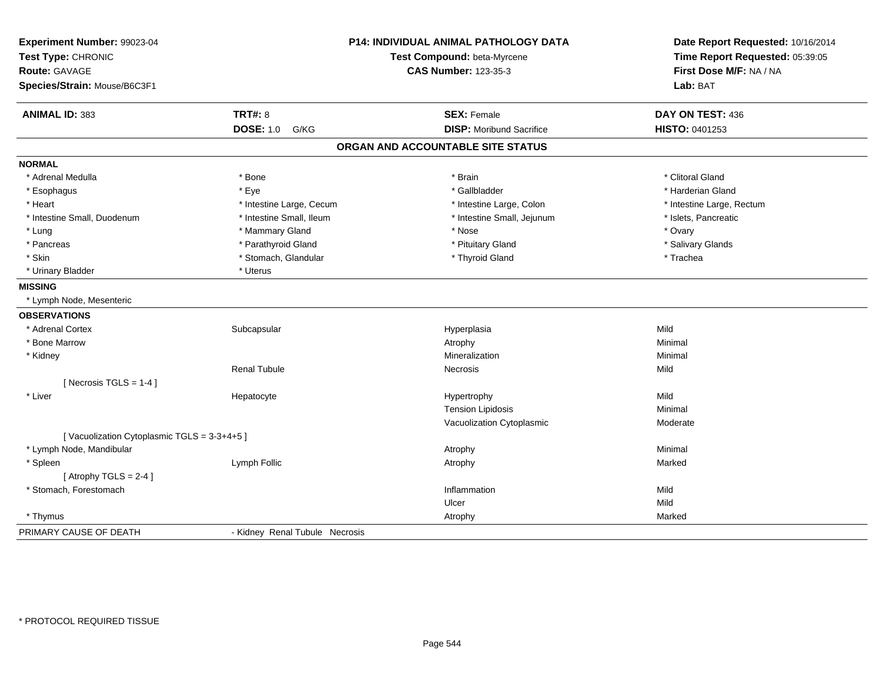**Experiment Number:** 99023-04
**Test Type:** CHRONIC
**Route:** GAVAGE
**Species/Strain:** Mouse/B6C3F1

**P14: INDIVIDUAL ANIMAL PATHOLOGY DATA**
**Test Compound:** beta-Myrcene
**CAS Number:** 123-35-3

**Date Report Requested:** 10/16/2014
**Time Report Requested:** 05:39:05
**First Dose M/F:** NA / NA
**Lab:** BAT

| **ANIMAL ID:** 383 | **TRT#:** 8 | **SEX:** Female | **DAY ON TEST:** 436 |
|---|---|---|---|
| | **DOSE:** 1.0 G/KG | **DISP:** Moribund Sacrifice | **HISTO:** 0401253 |

## ORGAN AND ACCOUNTABLE SITE STATUS

**NORMAL**

| | | | |
|---|---|---|---|
| * Adrenal Medulla | * Bone | * Brain | * Clitoral Gland |
| * Esophagus | * Eye | * Gallbladder | * Harderian Gland |
| * Heart | * Intestine Large, Cecum | * Intestine Large, Colon | * Intestine Large, Rectum |
| * Intestine Small, Duodenum | * Intestine Small, Ileum | * Intestine Small, Jejunum | * Islets, Pancreatic |
| * Lung | * Mammary Gland | * Nose | * Ovary |
| * Pancreas | * Parathyroid Gland | * Pituitary Gland | * Salivary Glands |
| * Skin | * Stomach, Glandular | * Thyroid Gland | * Trachea |
| * Urinary Bladder | * Uterus | | |

**MISSING**

* Lymph Node, Mesenteric

**OBSERVATIONS**

| | | | |
|---|---|---|---|
| * Adrenal Cortex | Subcapsular | Hyperplasia | Mild |
| * Bone Marrow | | Atrophy | Minimal |
| * Kidney | | Mineralization | Minimal |
| | Renal Tubule | Necrosis | Mild |
| [ Necrosis TGLS = 1-4 ] | | | |
| * Liver | Hepatocyte | Hypertrophy | Mild |
| | | Tension Lipidosis | Minimal |
| | | Vacuolization Cytoplasmic | Moderate |
| [ Vacuolization Cytoplasmic TGLS = 3-3+4+5 ] | | | |
| * Lymph Node, Mandibular | | Atrophy | Minimal |
| * Spleen | Lymph Follic | Atrophy | Marked |
| [ Atrophy TGLS = 2-4 ] | | | |
| * Stomach, Forestomach | | Inflammation | Mild |
| | | Ulcer | Mild |
| * Thymus | | Atrophy | Marked |

PRIMARY CAUSE OF DEATH - Kidney Renal Tubule Necrosis

* PROTOCOL REQUIRED TISSUE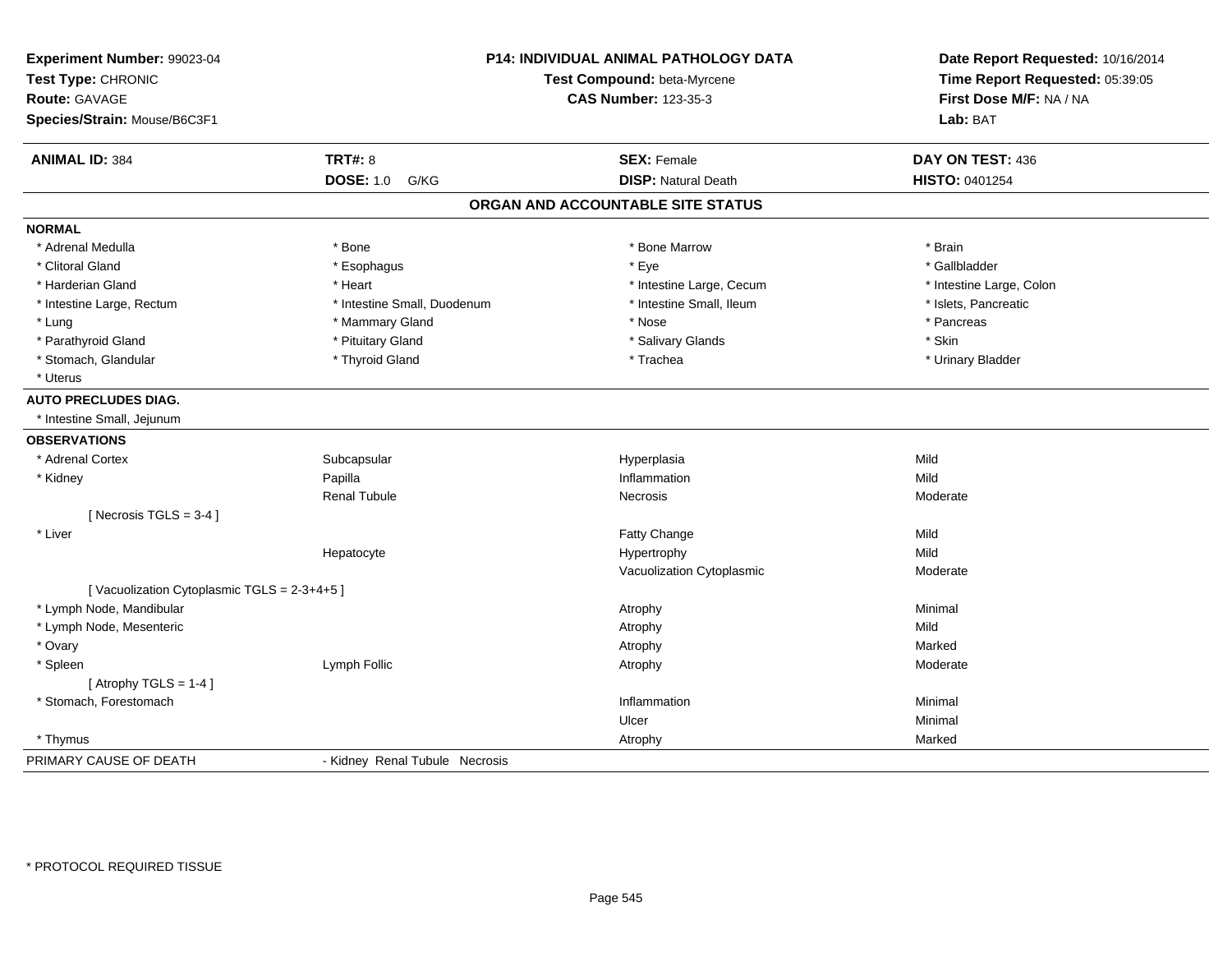**Experiment Number:** 99023-04
**Test Type:** CHRONIC
**Route:** GAVAGE
**Species/Strain:** Mouse/B6C3F1

**P14: INDIVIDUAL ANIMAL PATHOLOGY DATA**
**Test Compound:** beta-Myrcene
**CAS Number:** 123-35-3

**Date Report Requested:** 10/16/2014
**Time Report Requested:** 05:39:05
**First Dose M/F:** NA / NA
**Lab:** BAT

| **ANIMAL ID:** 384 | **TRT#:** 8 | **SEX:** Female | **DAY ON TEST:** 436 |
|---|---|---|---|
| | **DOSE:** 1.0 G/KG | **DISP:** Natural Death | **HISTO:** 0401254 |

## ORGAN AND ACCOUNTABLE SITE STATUS

**NORMAL**

| | | | |
|---|---|---|---|
| * Adrenal Medulla | * Bone | * Bone Marrow | * Brain |
| * Clitoral Gland | * Esophagus | * Eye | * Gallbladder |
| * Harderian Gland | * Heart | * Intestine Large, Cecum | * Intestine Large, Colon |
| * Intestine Large, Rectum | * Intestine Small, Duodenum | * Intestine Small, Ileum | * Islets, Pancreatic |
| * Lung | * Mammary Gland | * Nose | * Pancreas |
| * Parathyroid Gland | * Pituitary Gland | * Salivary Glands | * Skin |
| * Stomach, Glandular | * Thyroid Gland | * Trachea | * Urinary Bladder |
| * Uterus | | | |

**AUTO PRECLUDES DIAG.**

* Intestine Small, Jejunum

**OBSERVATIONS**

| | | | |
|---|---|---|---|
| * Adrenal Cortex | Subcapsular | Hyperplasia | Mild |
| * Kidney | Papilla | Inflammation | Mild |
| | Renal Tubule | Necrosis | Moderate |
| [ Necrosis TGLS = 3-4 ] | | | |
| * Liver | | Fatty Change | Mild |
| | Hepatocyte | Hypertrophy | Mild |
| | | Vacuolization Cytoplasmic | Moderate |
| [ Vacuolization Cytoplasmic TGLS = 2-3+4+5 ] | | | |
| * Lymph Node, Mandibular | | Atrophy | Minimal |
| * Lymph Node, Mesenteric | | Atrophy | Mild |
| * Ovary | | Atrophy | Marked |
| * Spleen | Lymph Follic | Atrophy | Moderate |
| [ Atrophy TGLS = 1-4 ] | | | |
| * Stomach, Forestomach | | Inflammation | Minimal |
| | | Ulcer | Minimal |
| * Thymus | | Atrophy | Marked |

PRIMARY CAUSE OF DEATH - Kidney Renal Tubule Necrosis

* PROTOCOL REQUIRED TISSUE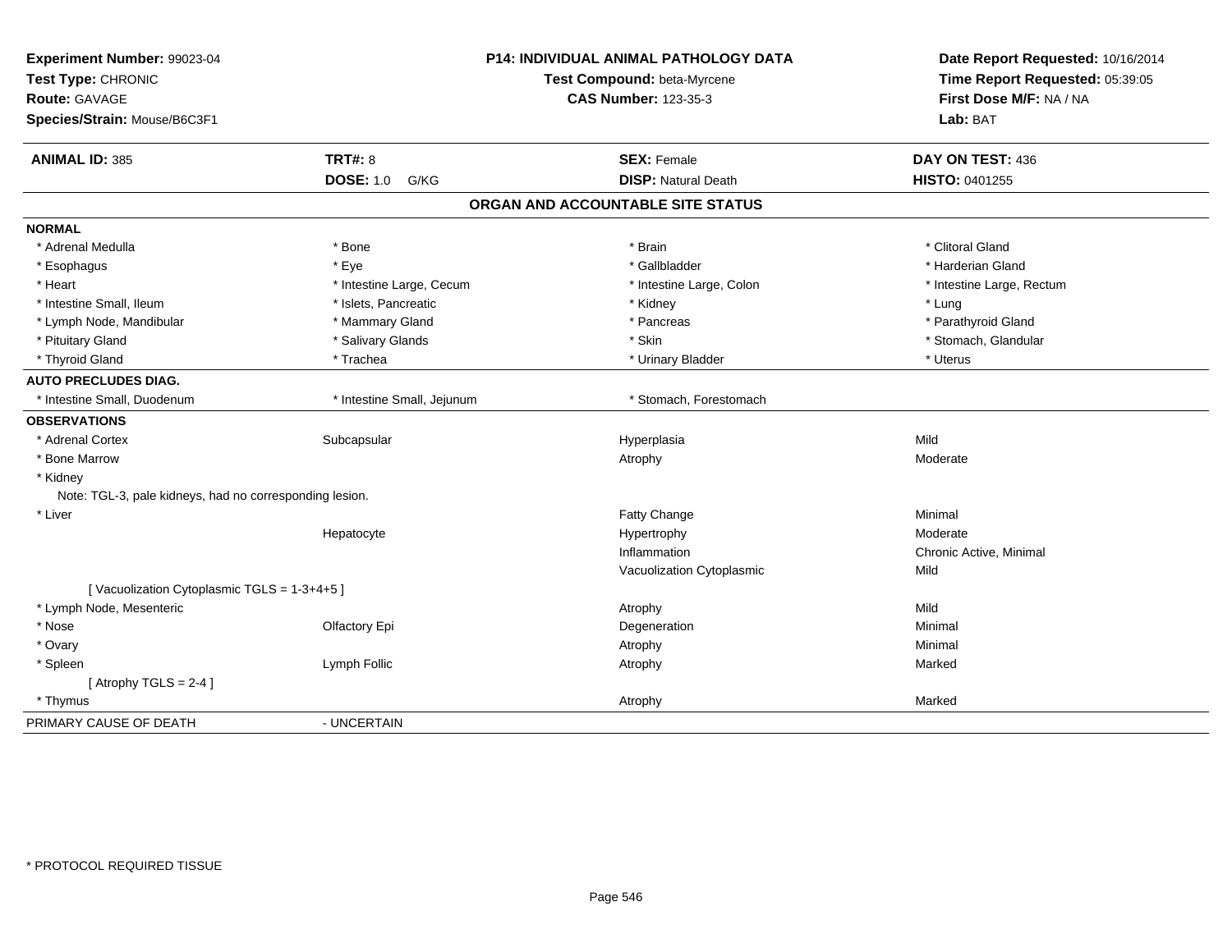**Experiment Number:** 99023-04
**Test Type:** CHRONIC
**Route:** GAVAGE
**Species/Strain:** Mouse/B6C3F1

**P14: INDIVIDUAL ANIMAL PATHOLOGY DATA**
**Test Compound:** beta-Myrcene
**CAS Number:** 123-35-3

**Date Report Requested:** 10/16/2014
**Time Report Requested:** 05:39:05
**First Dose M/F:** NA / NA
**Lab:** BAT

| **ANIMAL ID:** 385 | **TRT#:** 8 | **SEX:** Female | **DAY ON TEST:** 436 |
|---|---|---|---|
| | **DOSE:** 1.0 G/KG | **DISP:** Natural Death | **HISTO:** 0401255 |

## ORGAN AND ACCOUNTABLE SITE STATUS

**NORMAL**

| | | | |
|---|---|---|---|
| * Adrenal Medulla | * Bone | * Brain | * Clitoral Gland |
| * Esophagus | * Eye | * Gallbladder | * Harderian Gland |
| * Heart | * Intestine Large, Cecum | * Intestine Large, Colon | * Intestine Large, Rectum |
| * Intestine Small, Ileum | * Islets, Pancreatic | * Kidney | * Lung |
| * Lymph Node, Mandibular | * Mammary Gland | * Pancreas | * Parathyroid Gland |
| * Pituitary Gland | * Salivary Glands | * Skin | * Stomach, Glandular |
| * Thyroid Gland | * Trachea | * Urinary Bladder | * Uterus |

**AUTO PRECLUDES DIAG.**

| | | |
|---|---|---|
| * Intestine Small, Duodenum | * Intestine Small, Jejunum | * Stomach, Forestomach |

**OBSERVATIONS**

| | | | |
|---|---|---|---|
| * Adrenal Cortex | Subcapsular | Hyperplasia | Mild |
| * Bone Marrow | | Atrophy | Moderate |
| * Kidney | | | |
| Note: TGL-3, pale kidneys, had no corresponding lesion. | | | |
| * Liver | | Fatty Change | Minimal |
| | Hepatocyte | Hypertrophy | Moderate |
| | | Inflammation | Chronic Active, Minimal |
| | | Vacuolization Cytoplasmic | Mild |
| [ Vacuolization Cytoplasmic TGLS = 1-3+4+5 ] | | | |
| * Lymph Node, Mesenteric | | Atrophy | Mild |
| * Nose | Olfactory Epi | Degeneration | Minimal |
| * Ovary | | Atrophy | Minimal |
| * Spleen | Lymph Follic | Atrophy | Marked |
| [ Atrophy TGLS = 2-4 ] | | | |
| * Thymus | | Atrophy | Marked |

PRIMARY CAUSE OF DEATH - UNCERTAIN

* PROTOCOL REQUIRED TISSUE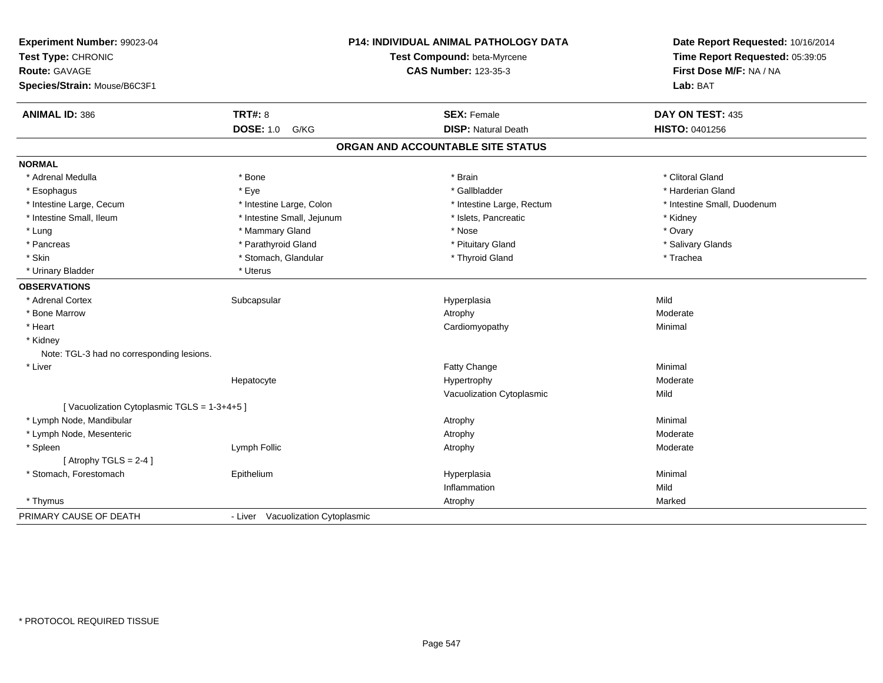**Experiment Number:** 99023-04
**Test Type:** CHRONIC
**Route:** GAVAGE
**Species/Strain:** Mouse/B6C3F1

**P14: INDIVIDUAL ANIMAL PATHOLOGY DATA**
**Test Compound:** beta-Myrcene
**CAS Number:** 123-35-3

**Date Report Requested:** 10/16/2014
**Time Report Requested:** 05:39:05
**First Dose M/F:** NA / NA
**Lab:** BAT

| **ANIMAL ID:** 386 | **TRT#:** 8 | **SEX:** Female | **DAY ON TEST:** 435 |
|---|---|---|---|
| | **DOSE:** 1.0 G/KG | **DISP:** Natural Death | **HISTO:** 0401256 |

## ORGAN AND ACCOUNTABLE SITE STATUS

**NORMAL**

| | | | |
|---|---|---|---|
| * Adrenal Medulla | * Bone | * Brain | * Clitoral Gland |
| * Esophagus | * Eye | * Gallbladder | * Harderian Gland |
| * Intestine Large, Cecum | * Intestine Large, Colon | * Intestine Large, Rectum | * Intestine Small, Duodenum |
| * Intestine Small, Ileum | * Intestine Small, Jejunum | * Islets, Pancreatic | * Kidney |
| * Lung | * Mammary Gland | * Nose | * Ovary |
| * Pancreas | * Parathyroid Gland | * Pituitary Gland | * Salivary Glands |
| * Skin | * Stomach, Glandular | * Thyroid Gland | * Trachea |
| * Urinary Bladder | * Uterus | | |

**OBSERVATIONS**

| | | | |
|---|---|---|---|
| * Adrenal Cortex | Subcapsular | Hyperplasia | Mild |
| * Bone Marrow | | Atrophy | Moderate |
| * Heart | | Cardiomyopathy | Minimal |
| * Kidney | | | |
| Note: TGL-3 had no corresponding lesions. | | | |
| * Liver | | Fatty Change | Minimal |
| | Hepatocyte | Hypertrophy | Moderate |
| | | Vacuolization Cytoplasmic | Mild |
| [ Vacuolization Cytoplasmic TGLS = 1-3+4+5 ] | | | |
| * Lymph Node, Mandibular | | Atrophy | Minimal |
| * Lymph Node, Mesenteric | | Atrophy | Moderate |
| * Spleen | Lymph Follic | Atrophy | Moderate |
| [ Atrophy TGLS = 2-4 ] | | | |
| * Stomach, Forestomach | Epithelium | Hyperplasia | Minimal |
| | | Inflammation | Mild |
| * Thymus | | Atrophy | Marked |

PRIMARY CAUSE OF DEATH - Liver Vacuolization Cytoplasmic

* PROTOCOL REQUIRED TISSUE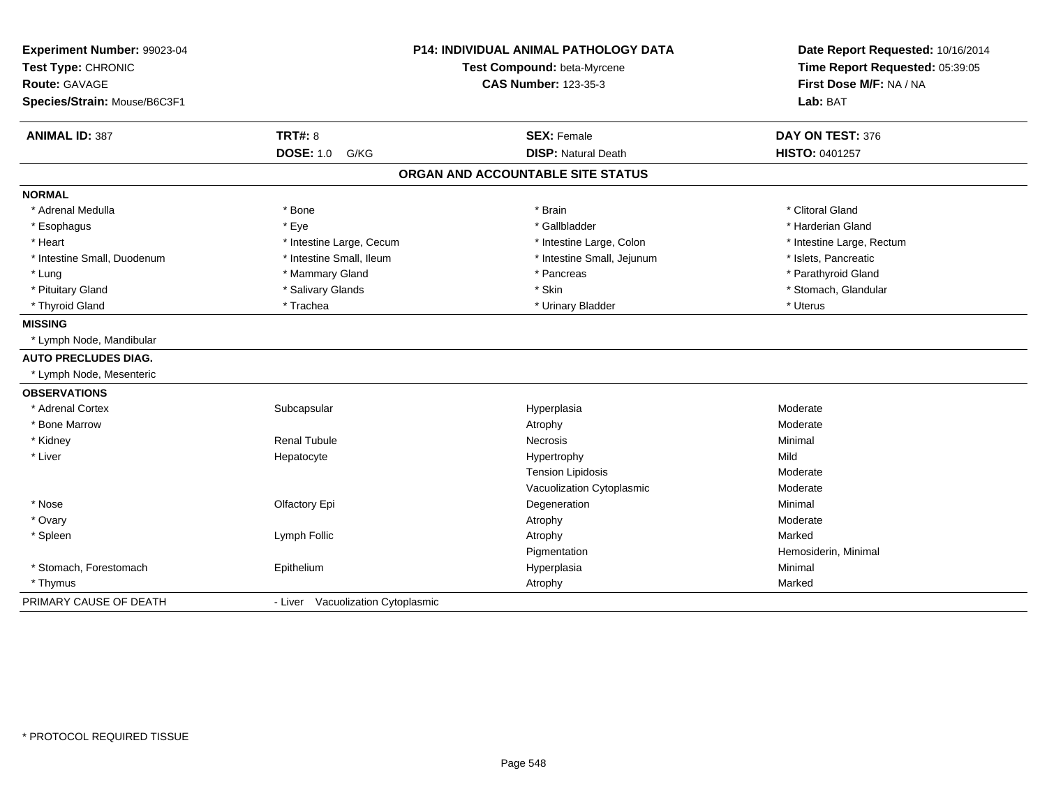**Experiment Number:** 99023-04
**Test Type:** CHRONIC
**Route:** GAVAGE
**Species/Strain:** Mouse/B6C3F1

**P14: INDIVIDUAL ANIMAL PATHOLOGY DATA**
**Test Compound:** beta-Myrcene
**CAS Number:** 123-35-3

**Date Report Requested:** 10/16/2014
**Time Report Requested:** 05:39:05
**First Dose M/F:** NA / NA
**Lab:** BAT

| **ANIMAL ID:** 387 | **TRT#:** 8 | **SEX:** Female | **DAY ON TEST:** 376 |
|---|---|---|---|
| | **DOSE:** 1.0 G/KG | **DISP:** Natural Death | **HISTO:** 0401257 |

## ORGAN AND ACCOUNTABLE SITE STATUS

**NORMAL**

| | | | |
|---|---|---|---|
| * Adrenal Medulla | * Bone | * Brain | * Clitoral Gland |
| * Esophagus | * Eye | * Gallbladder | * Harderian Gland |
| * Heart | * Intestine Large, Cecum | * Intestine Large, Colon | * Intestine Large, Rectum |
| * Intestine Small, Duodenum | * Intestine Small, Ileum | * Intestine Small, Jejunum | * Islets, Pancreatic |
| * Lung | * Mammary Gland | * Pancreas | * Parathyroid Gland |
| * Pituitary Gland | * Salivary Glands | * Skin | * Stomach, Glandular |
| * Thyroid Gland | * Trachea | * Urinary Bladder | * Uterus |

**MISSING**

* Lymph Node, Mandibular

**AUTO PRECLUDES DIAG.**

* Lymph Node, Mesenteric

**OBSERVATIONS**

| | | | |
|---|---|---|---|
| * Adrenal Cortex | Subcapsular | Hyperplasia | Moderate |
| * Bone Marrow | | Atrophy | Moderate |
| * Kidney | Renal Tubule | Necrosis | Minimal |
| * Liver | Hepatocyte | Hypertrophy | Mild |
| | | Tension Lipidosis | Moderate |
| | | Vacuolization Cytoplasmic | Moderate |
| * Nose | Olfactory Epi | Degeneration | Minimal |
| * Ovary | | Atrophy | Moderate |
| * Spleen | Lymph Follic | Atrophy | Marked |
| | | Pigmentation | Hemosiderin, Minimal |
| * Stomach, Forestomach | Epithelium | Hyperplasia | Minimal |
| * Thymus | | Atrophy | Marked |

PRIMARY CAUSE OF DEATH - Liver Vacuolization Cytoplasmic

* PROTOCOL REQUIRED TISSUE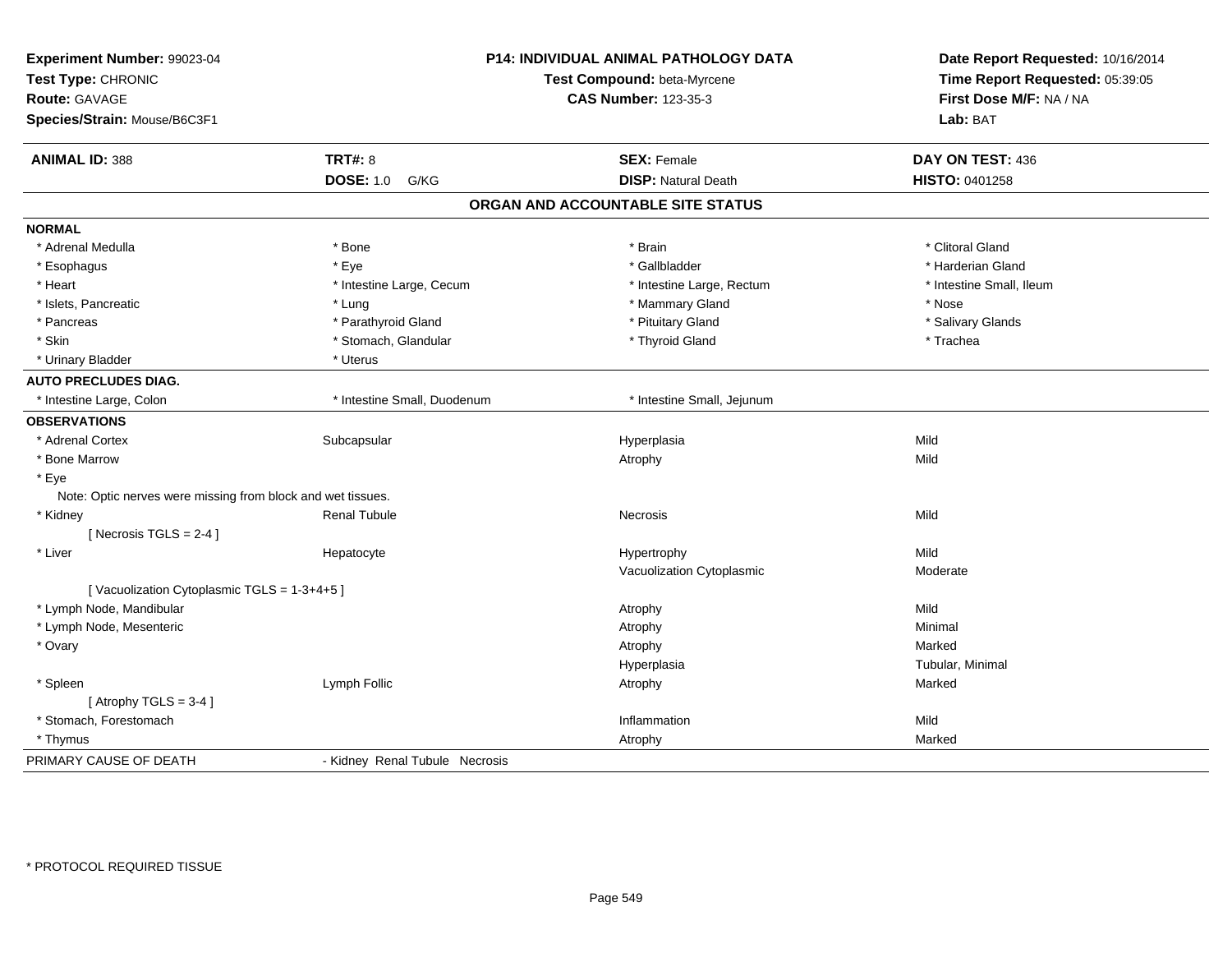**Experiment Number:** 99023-04
**Test Type:** CHRONIC
**Route:** GAVAGE
**Species/Strain:** Mouse/B6C3F1

**P14: INDIVIDUAL ANIMAL PATHOLOGY DATA**
**Test Compound:** beta-Myrcene
**CAS Number:** 123-35-3

**Date Report Requested:** 10/16/2014
**Time Report Requested:** 05:39:05
**First Dose M/F:** NA / NA
**Lab:** BAT

| **ANIMAL ID:** 388 | **TRT#:** 8 | **SEX:** Female | **DAY ON TEST:** 436 |
|---|---|---|---|
| | **DOSE:** 1.0 G/KG | **DISP:** Natural Death | **HISTO:** 0401258 |

## ORGAN AND ACCOUNTABLE SITE STATUS

**NORMAL**

| | | | |
|---|---|---|---|
| * Adrenal Medulla | * Bone | * Brain | * Clitoral Gland |
| * Esophagus | * Eye | * Gallbladder | * Harderian Gland |
| * Heart | * Intestine Large, Cecum | * Intestine Large, Rectum | * Intestine Small, Ileum |
| * Islets, Pancreatic | * Lung | * Mammary Gland | * Nose |
| * Pancreas | * Parathyroid Gland | * Pituitary Gland | * Salivary Glands |
| * Skin | * Stomach, Glandular | * Thyroid Gland | * Trachea |
| * Urinary Bladder | * Uterus | | |

**AUTO PRECLUDES DIAG.**

| | | |
|---|---|---|
| * Intestine Large, Colon | * Intestine Small, Duodenum | * Intestine Small, Jejunum |

**OBSERVATIONS**

| | | | |
|---|---|---|---|
| * Adrenal Cortex | Subcapsular | Hyperplasia | Mild |
| * Bone Marrow | | Atrophy | Mild |
| * Eye | | | |
| Note: Optic nerves were missing from block and wet tissues. | | | |
| * Kidney | Renal Tubule | Necrosis | Mild |
| [ Necrosis TGLS = 2-4 ] | | | |
| * Liver | Hepatocyte | Hypertrophy | Mild |
| | | Vacuolization Cytoplasmic | Moderate |
| [ Vacuolization Cytoplasmic TGLS = 1-3+4+5 ] | | | |
| * Lymph Node, Mandibular | | Atrophy | Mild |
| * Lymph Node, Mesenteric | | Atrophy | Minimal |
| * Ovary | | Atrophy | Marked |
| | | Hyperplasia | Tubular, Minimal |
| * Spleen | Lymph Follic | Atrophy | Marked |
| [ Atrophy TGLS = 3-4 ] | | | |
| * Stomach, Forestomach | | Inflammation | Mild |
| * Thymus | | Atrophy | Marked |

PRIMARY CAUSE OF DEATH - Kidney Renal Tubule Necrosis

\* PROTOCOL REQUIRED TISSUE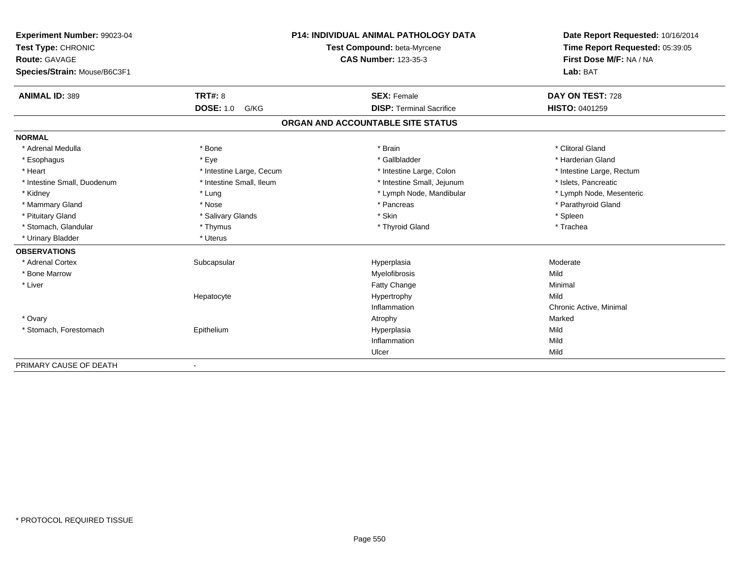**Experiment Number:** 99023-04
**Test Type:** CHRONIC
**Route:** GAVAGE
**Species/Strain:** Mouse/B6C3F1

**P14: INDIVIDUAL ANIMAL PATHOLOGY DATA**
**Test Compound:** beta-Myrcene
**CAS Number:** 123-35-3

**Date Report Requested:** 10/16/2014
**Time Report Requested:** 05:39:05
**First Dose M/F:** NA / NA
**Lab:** BAT

| **ANIMAL ID:** 389 | **TRT#:** 8 | **SEX:** Female | **DAY ON TEST:** 728 |
|---|---|---|---|
| | **DOSE:** 1.0 G/KG | **DISP:** Terminal Sacrifice | **HISTO:** 0401259 |

## ORGAN AND ACCOUNTABLE SITE STATUS

| | | | |
|---|---|---|---|
| **NORMAL** | | | |
| * Adrenal Medulla | * Bone | * Brain | * Clitoral Gland |
| * Esophagus | * Eye | * Gallbladder | * Harderian Gland |
| * Heart | * Intestine Large, Cecum | * Intestine Large, Colon | * Intestine Large, Rectum |
| * Intestine Small, Duodenum | * Intestine Small, Ileum | * Intestine Small, Jejunum | * Islets, Pancreatic |
| * Kidney | * Lung | * Lymph Node, Mandibular | * Lymph Node, Mesenteric |
| * Mammary Gland | * Nose | * Pancreas | * Parathyroid Gland |
| * Pituitary Gland | * Salivary Glands | * Skin | * Spleen |
| * Stomach, Glandular | * Thymus | * Thyroid Gland | * Trachea |
| * Urinary Bladder | * Uterus | | |
| **OBSERVATIONS** | | | |
| * Adrenal Cortex | Subcapsular | Hyperplasia | Moderate |
| * Bone Marrow | | Myelofibrosis | Mild |
| * Liver | | Fatty Change | Minimal |
| | Hepatocyte | Hypertrophy | Mild |
| | | Inflammation | Chronic Active, Minimal |
| * Ovary | | Atrophy | Marked |
| * Stomach, Forestomach | Epithelium | Hyperplasia | Mild |
| | | Inflammation | Mild |
| | | Ulcer | Mild |
| PRIMARY CAUSE OF DEATH | - | | |

* PROTOCOL REQUIRED TISSUE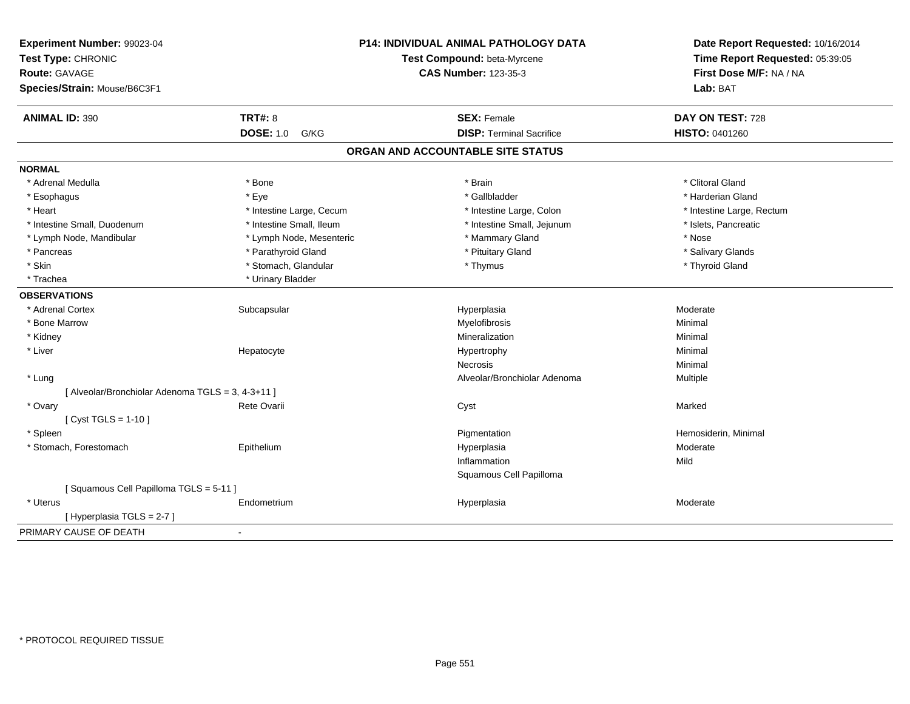**Experiment Number:** 99023-04
**Test Type:** CHRONIC
**Route:** GAVAGE
**Species/Strain:** Mouse/B6C3F1

**P14: INDIVIDUAL ANIMAL PATHOLOGY DATA**
**Test Compound:** beta-Myrcene
**CAS Number:** 123-35-3

**Date Report Requested:** 10/16/2014
**Time Report Requested:** 05:39:05
**First Dose M/F:** NA / NA
**Lab:** BAT

| **ANIMAL ID:** 390 | **TRT#:** 8 | **SEX:** Female | **DAY ON TEST:** 728 |
|---|---|---|---|
| | **DOSE:** 1.0 G/KG | **DISP:** Terminal Sacrifice | **HISTO:** 0401260 |

## ORGAN AND ACCOUNTABLE SITE STATUS

**NORMAL**

| | | | |
|---|---|---|---|
| * Adrenal Medulla | * Bone | * Brain | * Clitoral Gland |
| * Esophagus | * Eye | * Gallbladder | * Harderian Gland |
| * Heart | * Intestine Large, Cecum | * Intestine Large, Colon | * Intestine Large, Rectum |
| * Intestine Small, Duodenum | * Intestine Small, Ileum | * Intestine Small, Jejunum | * Islets, Pancreatic |
| * Lymph Node, Mandibular | * Lymph Node, Mesenteric | * Mammary Gland | * Nose |
| * Pancreas | * Parathyroid Gland | * Pituitary Gland | * Salivary Glands |
| * Skin | * Stomach, Glandular | * Thymus | * Thyroid Gland |
| * Trachea | * Urinary Bladder | | |

**OBSERVATIONS**

| | | | |
|---|---|---|---|
| * Adrenal Cortex | Subcapsular | Hyperplasia | Moderate |
| * Bone Marrow | | Myelofibrosis | Minimal |
| * Kidney | | Mineralization | Minimal |
| * Liver | Hepatocyte | Hypertrophy | Minimal |
| | | Necrosis | Minimal |
| * Lung | | Alveolar/Bronchiolar Adenoma | Multiple |
| [ Alveolar/Bronchiolar Adenoma TGLS = 3, 4-3+11 ] | | | |
| * Ovary | Rete Ovarii | Cyst | Marked |
| [ Cyst TGLS = 1-10 ] | | | |
| * Spleen | | Pigmentation | Hemosiderin, Minimal |
| * Stomach, Forestomach | Epithelium | Hyperplasia | Moderate |
| | | Inflammation | Mild |
| | | Squamous Cell Papilloma | |
| [ Squamous Cell Papilloma TGLS = 5-11 ] | | | |
| * Uterus | Endometrium | Hyperplasia | Moderate |
| [ Hyperplasia TGLS = 2-7 ] | | | |

PRIMARY CAUSE OF DEATH -

* PROTOCOL REQUIRED TISSUE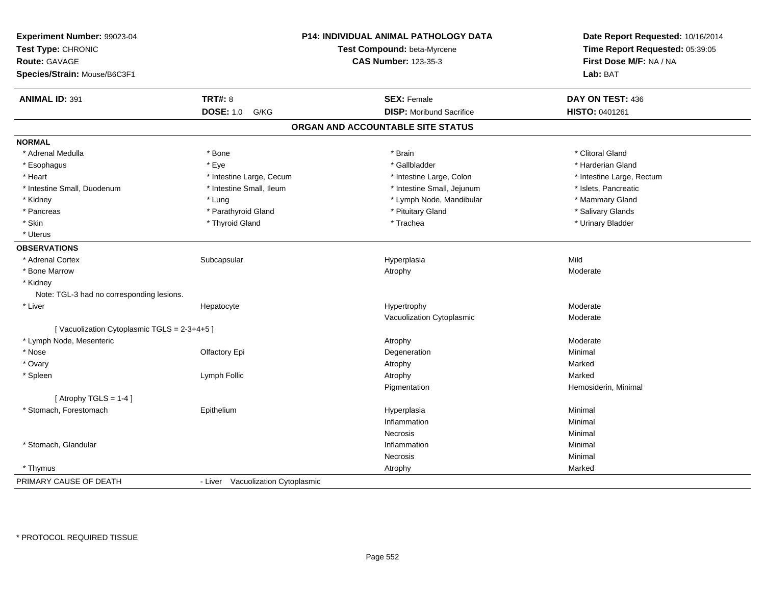**Experiment Number:** 99023-04
**Test Type:** CHRONIC
**Route:** GAVAGE
**Species/Strain:** Mouse/B6C3F1

**P14: INDIVIDUAL ANIMAL PATHOLOGY DATA**
**Test Compound:** beta-Myrcene
**CAS Number:** 123-35-3

**Date Report Requested:** 10/16/2014
**Time Report Requested:** 05:39:05
**First Dose M/F:** NA / NA
**Lab:** BAT

| **ANIMAL ID:** 391 | **TRT#:** 8 | **SEX:** Female | **DAY ON TEST:** 436 |
|---|---|---|---|
| | **DOSE:** 1.0 G/KG | **DISP:** Moribund Sacrifice | **HISTO:** 0401261 |

## ORGAN AND ACCOUNTABLE SITE STATUS

**NORMAL**

| | | | |
|---|---|---|---|
| * Adrenal Medulla | * Bone | * Brain | * Clitoral Gland |
| * Esophagus | * Eye | * Gallbladder | * Harderian Gland |
| * Heart | * Intestine Large, Cecum | * Intestine Large, Colon | * Intestine Large, Rectum |
| * Intestine Small, Duodenum | * Intestine Small, Ileum | * Intestine Small, Jejunum | * Islets, Pancreatic |
| * Kidney | * Lung | * Lymph Node, Mandibular | * Mammary Gland |
| * Pancreas | * Parathyroid Gland | * Pituitary Gland | * Salivary Glands |
| * Skin | * Thyroid Gland | * Trachea | * Urinary Bladder |
| * Uterus | | | |

**OBSERVATIONS**

| | | | |
|---|---|---|---|
| * Adrenal Cortex | Subcapsular | Hyperplasia | Mild |
| * Bone Marrow | | Atrophy | Moderate |
| * Kidney | | | |
| Note: TGL-3 had no corresponding lesions. | | | |
| * Liver | Hepatocyte | Hypertrophy | Moderate |
| | | Vacuolization Cytoplasmic | Moderate |
| [ Vacuolization Cytoplasmic TGLS = 2-3+4+5 ] | | | |
| * Lymph Node, Mesenteric | | Atrophy | Moderate |
| * Nose | Olfactory Epi | Degeneration | Minimal |
| * Ovary | | Atrophy | Marked |
| * Spleen | Lymph Follic | Atrophy | Marked |
| | | Pigmentation | Hemosiderin, Minimal |
| [ Atrophy TGLS = 1-4 ] | | | |
| * Stomach, Forestomach | Epithelium | Hyperplasia | Minimal |
| | | Inflammation | Minimal |
| | | Necrosis | Minimal |
| * Stomach, Glandular | | Inflammation | Minimal |
| | | Necrosis | Minimal |
| * Thymus | | Atrophy | Marked |

PRIMARY CAUSE OF DEATH - Liver Vacuolization Cytoplasmic

* PROTOCOL REQUIRED TISSUE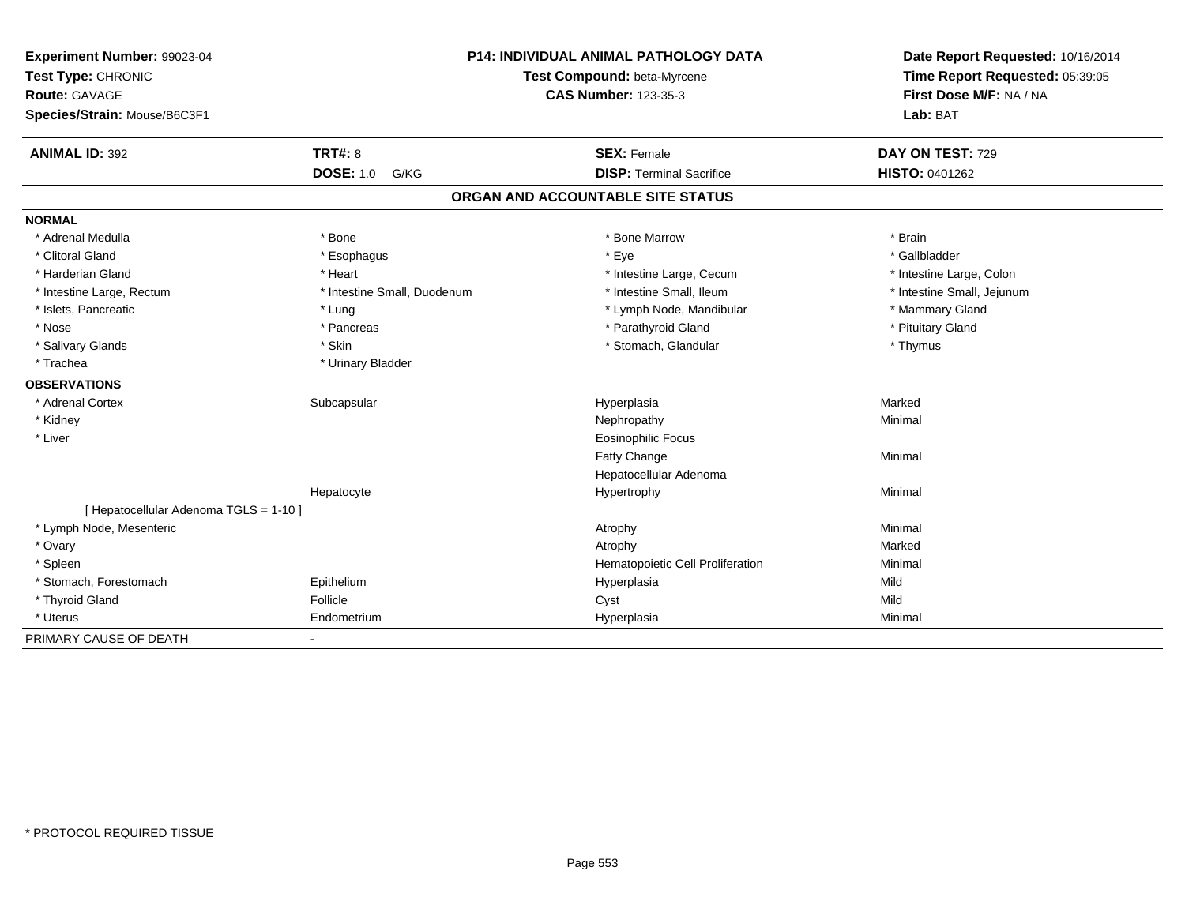**Experiment Number:** 99023-04
**Test Type:** CHRONIC
**Route:** GAVAGE
**Species/Strain:** Mouse/B6C3F1

**P14: INDIVIDUAL ANIMAL PATHOLOGY DATA**
**Test Compound:** beta-Myrcene
**CAS Number:** 123-35-3

**Date Report Requested:** 10/16/2014
**Time Report Requested:** 05:39:05
**First Dose M/F:** NA / NA
**Lab:** BAT

| **ANIMAL ID:** 392 | **TRT#:** 8 | **SEX:** Female | **DAY ON TEST:** 729 |
|---|---|---|---|
| | **DOSE:** 1.0 G/KG | **DISP:** Terminal Sacrifice | **HISTO:** 0401262 |

## ORGAN AND ACCOUNTABLE SITE STATUS

**NORMAL**

| | | | |
|---|---|---|---|
| * Adrenal Medulla | * Bone | * Bone Marrow | * Brain |
| * Clitoral Gland | * Esophagus | * Eye | * Gallbladder |
| * Harderian Gland | * Heart | * Intestine Large, Cecum | * Intestine Large, Colon |
| * Intestine Large, Rectum | * Intestine Small, Duodenum | * Intestine Small, Ileum | * Intestine Small, Jejunum |
| * Islets, Pancreatic | * Lung | * Lymph Node, Mandibular | * Mammary Gland |
| * Nose | * Pancreas | * Parathyroid Gland | * Pituitary Gland |
| * Salivary Glands | * Skin | * Stomach, Glandular | * Thymus |
| * Trachea | * Urinary Bladder | | |

**OBSERVATIONS**

| | | | |
|---|---|---|---|
| * Adrenal Cortex | Subcapsular | Hyperplasia | Marked |
| * Kidney | | Nephropathy | Minimal |
| * Liver | | Eosinophilic Focus | |
| | | Fatty Change | Minimal |
| | | Hepatocellular Adenoma | |
| | Hepatocyte | Hypertrophy | Minimal |
| [ Hepatocellular Adenoma TGLS = 1-10 ] | | | |
| * Lymph Node, Mesenteric | | Atrophy | Minimal |
| * Ovary | | Atrophy | Marked |
| * Spleen | | Hematopoietic Cell Proliferation | Minimal |
| * Stomach, Forestomach | Epithelium | Hyperplasia | Mild |
| * Thyroid Gland | Follicle | Cyst | Mild |
| * Uterus | Endometrium | Hyperplasia | Minimal |

PRIMARY CAUSE OF DEATH -

* PROTOCOL REQUIRED TISSUE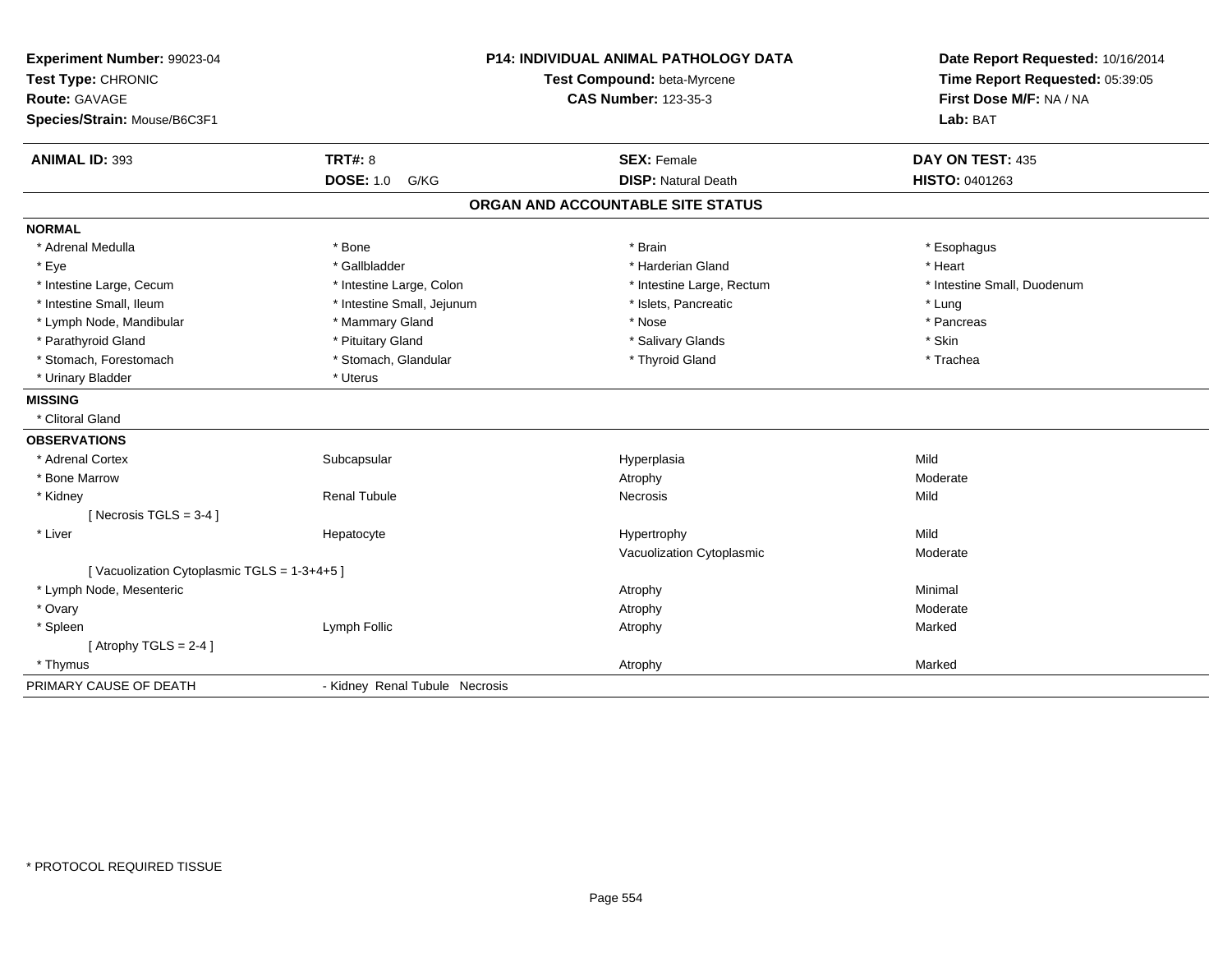**Experiment Number:** 99023-04
**Test Type:** CHRONIC
**Route:** GAVAGE
**Species/Strain:** Mouse/B6C3F1

**P14: INDIVIDUAL ANIMAL PATHOLOGY DATA**
**Test Compound:** beta-Myrcene
**CAS Number:** 123-35-3

**Date Report Requested:** 10/16/2014
**Time Report Requested:** 05:39:05
**First Dose M/F:** NA / NA
**Lab:** BAT

| **ANIMAL ID:** 393 | **TRT#:** 8 | **SEX:** Female | **DAY ON TEST:** 435 |
|---|---|---|---|
| | **DOSE:** 1.0 G/KG | **DISP:** Natural Death | **HISTO:** 0401263 |

## ORGAN AND ACCOUNTABLE SITE STATUS

**NORMAL**

| | | | |
|---|---|---|---|
| * Adrenal Medulla | * Bone | * Brain | * Esophagus |
| * Eye | * Gallbladder | * Harderian Gland | * Heart |
| * Intestine Large, Cecum | * Intestine Large, Colon | * Intestine Large, Rectum | * Intestine Small, Duodenum |
| * Intestine Small, Ileum | * Intestine Small, Jejunum | * Islets, Pancreatic | * Lung |
| * Lymph Node, Mandibular | * Mammary Gland | * Nose | * Pancreas |
| * Parathyroid Gland | * Pituitary Gland | * Salivary Glands | * Skin |
| * Stomach, Forestomach | * Stomach, Glandular | * Thyroid Gland | * Trachea |
| * Urinary Bladder | * Uterus | | |

**MISSING**

* Clitoral Gland

**OBSERVATIONS**

| | | | |
|---|---|---|---|
| * Adrenal Cortex | Subcapsular | Hyperplasia | Mild |
| * Bone Marrow | | Atrophy | Moderate |
| * Kidney | Renal Tubule | Necrosis | Mild |
| [ Necrosis TGLS = 3-4 ] | | | |
| * Liver | Hepatocyte | Hypertrophy | Mild |
| | | Vacuolization Cytoplasmic | Moderate |
| [ Vacuolization Cytoplasmic TGLS = 1-3+4+5 ] | | | |
| * Lymph Node, Mesenteric | | Atrophy | Minimal |
| * Ovary | | Atrophy | Moderate |
| * Spleen | Lymph Follic | Atrophy | Marked |
| [ Atrophy TGLS = 2-4 ] | | | |
| * Thymus | | Atrophy | Marked |

PRIMARY CAUSE OF DEATH - Kidney Renal Tubule Necrosis

* PROTOCOL REQUIRED TISSUE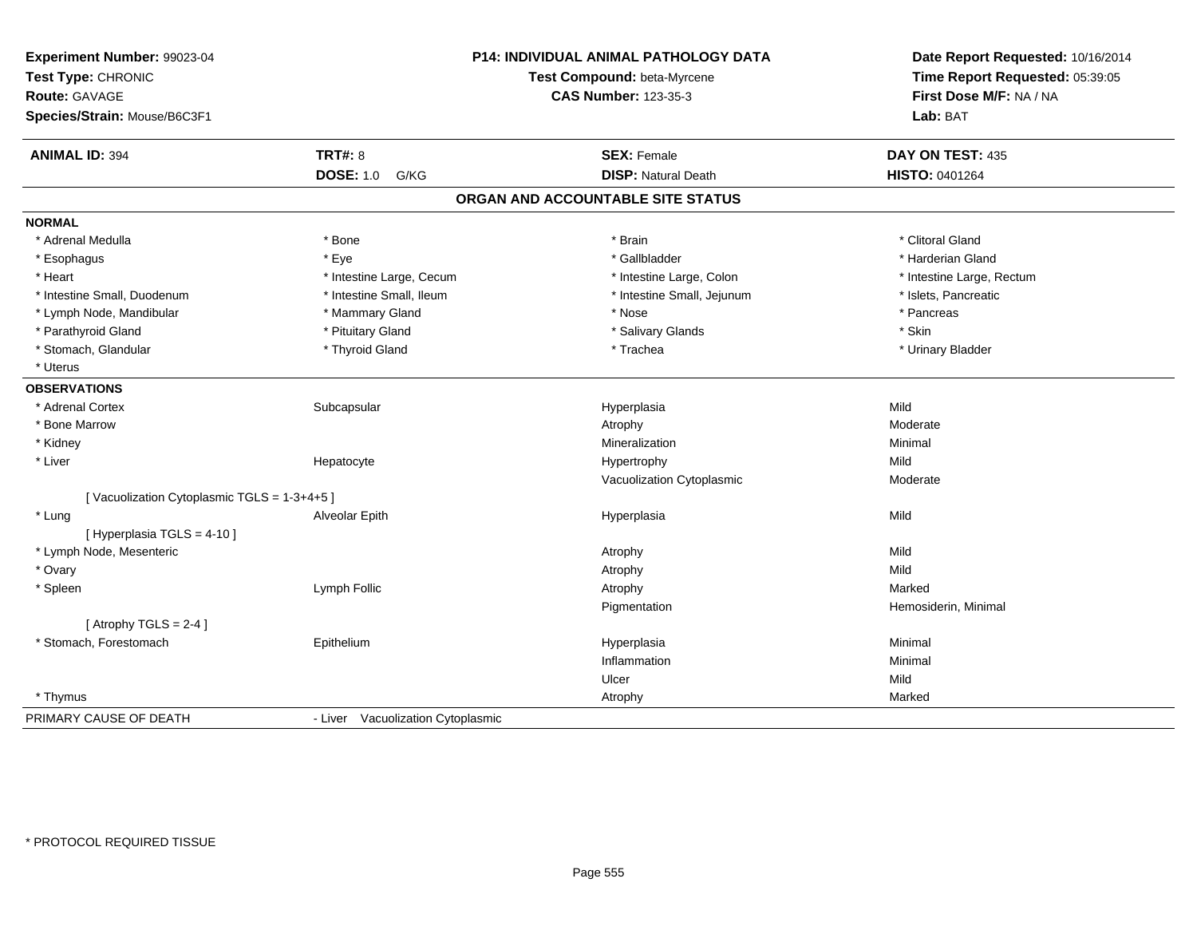**Experiment Number:** 99023-04
**Test Type:** CHRONIC
**Route:** GAVAGE
**Species/Strain:** Mouse/B6C3F1

**P14: INDIVIDUAL ANIMAL PATHOLOGY DATA**
**Test Compound:** beta-Myrcene
**CAS Number:** 123-35-3

**Date Report Requested:** 10/16/2014
**Time Report Requested:** 05:39:05
**First Dose M/F:** NA / NA
**Lab:** BAT

| **ANIMAL ID:** 394 | **TRT#:** 8 | **SEX:** Female | **DAY ON TEST:** 435 |
|---|---|---|---|
| | **DOSE:** 1.0 G/KG | **DISP:** Natural Death | **HISTO:** 0401264 |

## ORGAN AND ACCOUNTABLE SITE STATUS

**NORMAL**

| | | | |
|---|---|---|---|
| * Adrenal Medulla | * Bone | * Brain | * Clitoral Gland |
| * Esophagus | * Eye | * Gallbladder | * Harderian Gland |
| * Heart | * Intestine Large, Cecum | * Intestine Large, Colon | * Intestine Large, Rectum |
| * Intestine Small, Duodenum | * Intestine Small, Ileum | * Intestine Small, Jejunum | * Islets, Pancreatic |
| * Lymph Node, Mandibular | * Mammary Gland | * Nose | * Pancreas |
| * Parathyroid Gland | * Pituitary Gland | * Salivary Glands | * Skin |
| * Stomach, Glandular | * Thyroid Gland | * Trachea | * Urinary Bladder |
| * Uterus | | | |

**OBSERVATIONS**

| | | | |
|---|---|---|---|
| * Adrenal Cortex | Subcapsular | Hyperplasia | Mild |
| * Bone Marrow | | Atrophy | Moderate |
| * Kidney | | Mineralization | Minimal |
| * Liver | Hepatocyte | Hypertrophy | Mild |
| | | Vacuolization Cytoplasmic | Moderate |
| [ Vacuolization Cytoplasmic TGLS = 1-3+4+5 ] | | | |
| * Lung | Alveolar Epith | Hyperplasia | Mild |
| [ Hyperplasia TGLS = 4-10 ] | | | |
| * Lymph Node, Mesenteric | | Atrophy | Mild |
| * Ovary | | Atrophy | Mild |
| * Spleen | Lymph Follic | Atrophy | Marked |
| | | Pigmentation | Hemosiderin, Minimal |
| [ Atrophy TGLS = 2-4 ] | | | |
| * Stomach, Forestomach | Epithelium | Hyperplasia | Minimal |
| | | Inflammation | Minimal |
| | | Ulcer | Mild |
| * Thymus | | Atrophy | Marked |

PRIMARY CAUSE OF DEATH - Liver Vacuolization Cytoplasmic

* PROTOCOL REQUIRED TISSUE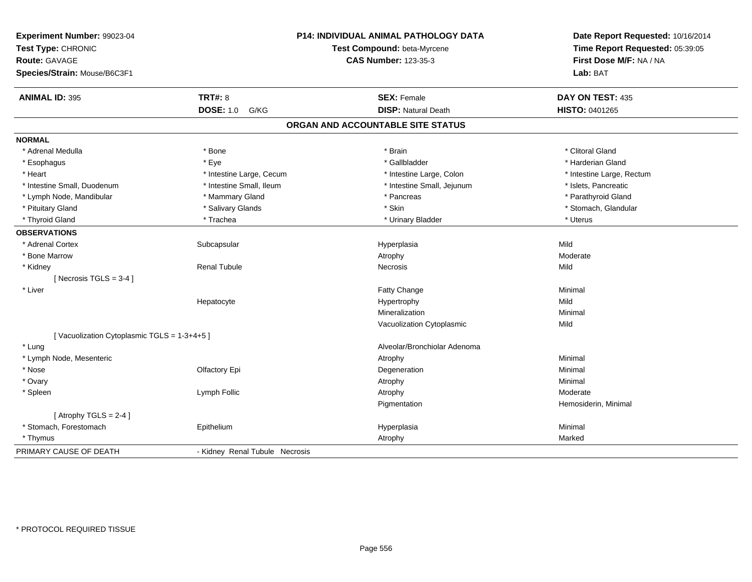**Experiment Number:** 99023-04
**Test Type:** CHRONIC
**Route:** GAVAGE
**Species/Strain:** Mouse/B6C3F1

**P14: INDIVIDUAL ANIMAL PATHOLOGY DATA**
**Test Compound:** beta-Myrcene
**CAS Number:** 123-35-3

**Date Report Requested:** 10/16/2014
**Time Report Requested:** 05:39:05
**First Dose M/F:** NA / NA
**Lab:** BAT

| **ANIMAL ID:** 395 | **TRT#:** 8 | **SEX:** Female | **DAY ON TEST:** 435 |
|---|---|---|---|
| | **DOSE:** 1.0 G/KG | **DISP:** Natural Death | **HISTO:** 0401265 |

## ORGAN AND ACCOUNTABLE SITE STATUS

**NORMAL**

| | | | |
|---|---|---|---|
| * Adrenal Medulla | * Bone | * Brain | * Clitoral Gland |
| * Esophagus | * Eye | * Gallbladder | * Harderian Gland |
| * Heart | * Intestine Large, Cecum | * Intestine Large, Colon | * Intestine Large, Rectum |
| * Intestine Small, Duodenum | * Intestine Small, Ileum | * Intestine Small, Jejunum | * Islets, Pancreatic |
| * Lymph Node, Mandibular | * Mammary Gland | * Pancreas | * Parathyroid Gland |
| * Pituitary Gland | * Salivary Glands | * Skin | * Stomach, Glandular |
| * Thyroid Gland | * Trachea | * Urinary Bladder | * Uterus |

**OBSERVATIONS**

| | | | |
|---|---|---|---|
| * Adrenal Cortex | Subcapsular | Hyperplasia | Mild |
| * Bone Marrow | | Atrophy | Moderate |
| * Kidney | Renal Tubule | Necrosis | Mild |
| [ Necrosis TGLS = 3-4 ] | | | |
| * Liver | | Fatty Change | Minimal |
| | Hepatocyte | Hypertrophy | Mild |
| | | Mineralization | Minimal |
| | | Vacuolization Cytoplasmic | Mild |
| [ Vacuolization Cytoplasmic TGLS = 1-3+4+5 ] | | | |
| * Lung | | Alveolar/Bronchiolar Adenoma | |
| * Lymph Node, Mesenteric | | Atrophy | Minimal |
| * Nose | Olfactory Epi | Degeneration | Minimal |
| * Ovary | | Atrophy | Minimal |
| * Spleen | Lymph Follic | Atrophy | Moderate |
| | | Pigmentation | Hemosiderin, Minimal |
| [ Atrophy TGLS = 2-4 ] | | | |
| * Stomach, Forestomach | Epithelium | Hyperplasia | Minimal |
| * Thymus | | Atrophy | Marked |

PRIMARY CAUSE OF DEATH - Kidney Renal Tubule Necrosis

* PROTOCOL REQUIRED TISSUE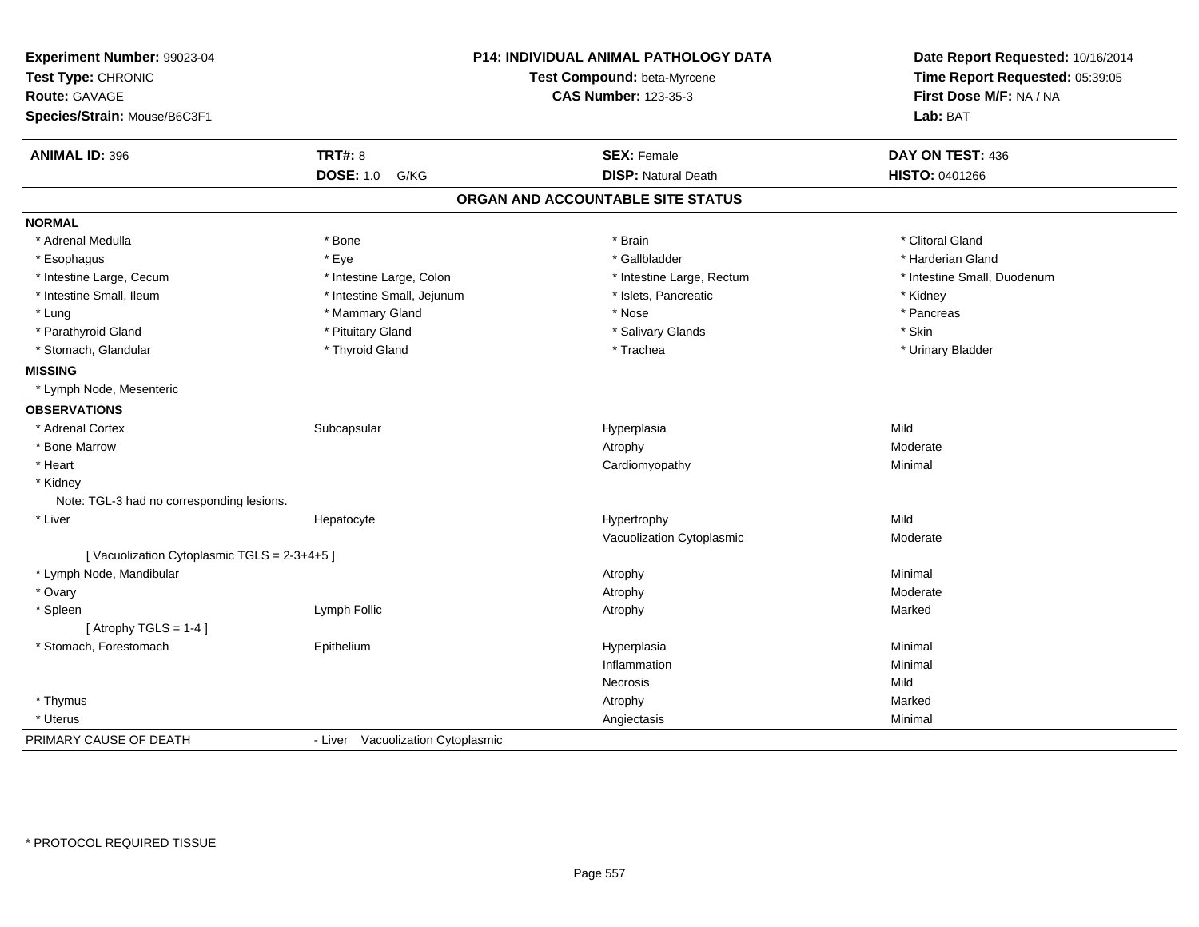**Experiment Number:** 99023-04
**Test Type:** CHRONIC
**Route:** GAVAGE
**Species/Strain:** Mouse/B6C3F1

**P14: INDIVIDUAL ANIMAL PATHOLOGY DATA**
**Test Compound:** beta-Myrcene
**CAS Number:** 123-35-3

**Date Report Requested:** 10/16/2014
**Time Report Requested:** 05:39:05
**First Dose M/F:** NA / NA
**Lab:** BAT

| **ANIMAL ID:** 396 | **TRT#:** 8 | **SEX:** Female | **DAY ON TEST:** 436 |
|---|---|---|---|
| | **DOSE:** 1.0 G/KG | **DISP:** Natural Death | **HISTO:** 0401266 |

## ORGAN AND ACCOUNTABLE SITE STATUS

**NORMAL**

| | | | |
|---|---|---|---|
| * Adrenal Medulla | * Bone | * Brain | * Clitoral Gland |
| * Esophagus | * Eye | * Gallbladder | * Harderian Gland |
| * Intestine Large, Cecum | * Intestine Large, Colon | * Intestine Large, Rectum | * Intestine Small, Duodenum |
| * Intestine Small, Ileum | * Intestine Small, Jejunum | * Islets, Pancreatic | * Kidney |
| * Lung | * Mammary Gland | * Nose | * Pancreas |
| * Parathyroid Gland | * Pituitary Gland | * Salivary Glands | * Skin |
| * Stomach, Glandular | * Thyroid Gland | * Trachea | * Urinary Bladder |

**MISSING**

* Lymph Node, Mesenteric

**OBSERVATIONS**

| | | | |
|---|---|---|---|
| * Adrenal Cortex | Subcapsular | Hyperplasia | Mild |
| * Bone Marrow | | Atrophy | Moderate |
| * Heart | | Cardiomyopathy | Minimal |
| * Kidney | | | |
| Note: TGL-3 had no corresponding lesions. | | | |
| * Liver | Hepatocyte | Hypertrophy | Mild |
| | | Vacuolization Cytoplasmic | Moderate |
| [ Vacuolization Cytoplasmic TGLS = 2-3+4+5 ] | | | |
| * Lymph Node, Mandibular | | Atrophy | Minimal |
| * Ovary | | Atrophy | Moderate |
| * Spleen | Lymph Follic | Atrophy | Marked |
| [ Atrophy TGLS = 1-4 ] | | | |
| * Stomach, Forestomach | Epithelium | Hyperplasia | Minimal |
| | | Inflammation | Minimal |
| | | Necrosis | Mild |
| * Thymus | | Atrophy | Marked |
| * Uterus | | Angiectasis | Minimal |

PRIMARY CAUSE OF DEATH - Liver Vacuolization Cytoplasmic

* PROTOCOL REQUIRED TISSUE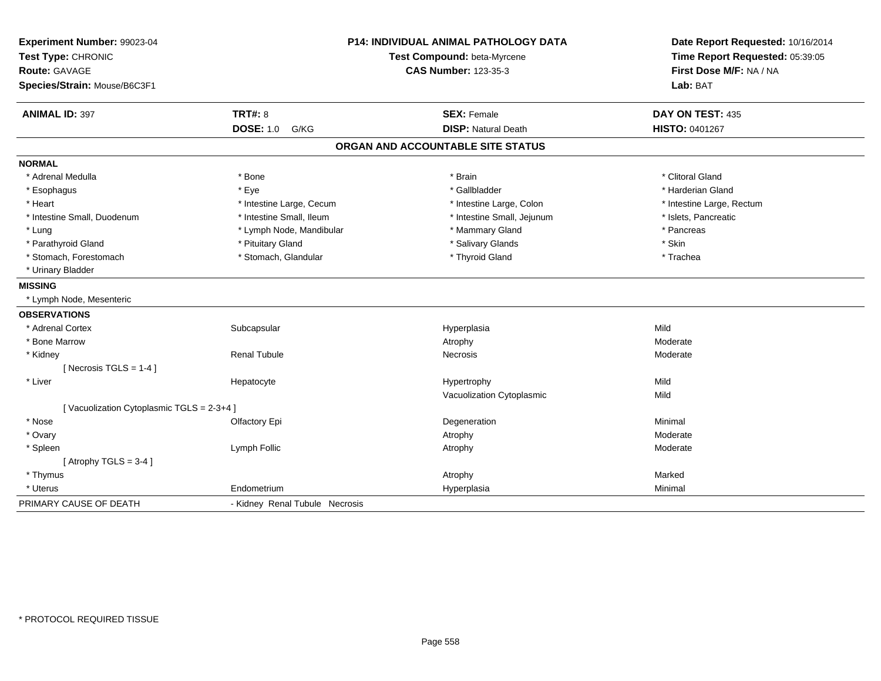**Experiment Number:** 99023-04
**Test Type:** CHRONIC
**Route:** GAVAGE
**Species/Strain:** Mouse/B6C3F1

**P14: INDIVIDUAL ANIMAL PATHOLOGY DATA**
**Test Compound:** beta-Myrcene
**CAS Number:** 123-35-3

**Date Report Requested:** 10/16/2014
**Time Report Requested:** 05:39:05
**First Dose M/F:** NA / NA
**Lab:** BAT

| **ANIMAL ID:** 397 | **TRT#:** 8 | **SEX:** Female | **DAY ON TEST:** 435 |
|---|---|---|---|
| | **DOSE:** 1.0 G/KG | **DISP:** Natural Death | **HISTO:** 0401267 |

## ORGAN AND ACCOUNTABLE SITE STATUS

**NORMAL**

| | | | |
|---|---|---|---|
| * Adrenal Medulla | * Bone | * Brain | * Clitoral Gland |
| * Esophagus | * Eye | * Gallbladder | * Harderian Gland |
| * Heart | * Intestine Large, Cecum | * Intestine Large, Colon | * Intestine Large, Rectum |
| * Intestine Small, Duodenum | * Intestine Small, Ileum | * Intestine Small, Jejunum | * Islets, Pancreatic |
| * Lung | * Lymph Node, Mandibular | * Mammary Gland | * Pancreas |
| * Parathyroid Gland | * Pituitary Gland | * Salivary Glands | * Skin |
| * Stomach, Forestomach | * Stomach, Glandular | * Thyroid Gland | * Trachea |
| * Urinary Bladder | | | |

**MISSING**

* Lymph Node, Mesenteric

**OBSERVATIONS**

| | | | |
|---|---|---|---|
| * Adrenal Cortex | Subcapsular | Hyperplasia | Mild |
| * Bone Marrow | | Atrophy | Moderate |
| * Kidney | Renal Tubule | Necrosis | Moderate |
| [ Necrosis TGLS = 1-4 ] | | | |
| * Liver | Hepatocyte | Hypertrophy | Mild |
| | | Vacuolization Cytoplasmic | Mild |
| [ Vacuolization Cytoplasmic TGLS = 2-3+4 ] | | | |
| * Nose | Olfactory Epi | Degeneration | Minimal |
| * Ovary | | Atrophy | Moderate |
| * Spleen | Lymph Follic | Atrophy | Moderate |
| [ Atrophy TGLS = 3-4 ] | | | |
| * Thymus | | Atrophy | Marked |
| * Uterus | Endometrium | Hyperplasia | Minimal |

PRIMARY CAUSE OF DEATH - Kidney Renal Tubule Necrosis

* PROTOCOL REQUIRED TISSUE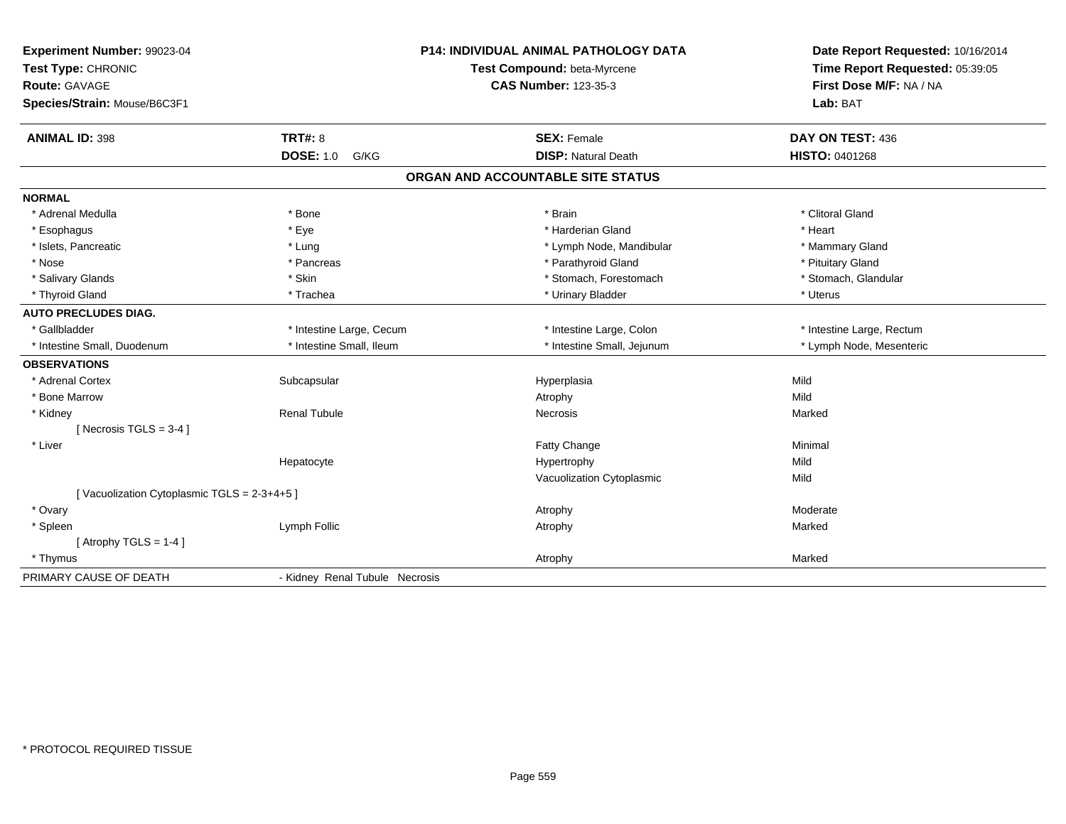**Experiment Number:** 99023-04
**Test Type:** CHRONIC
**Route:** GAVAGE
**Species/Strain:** Mouse/B6C3F1

**P14: INDIVIDUAL ANIMAL PATHOLOGY DATA**
**Test Compound:** beta-Myrcene
**CAS Number:** 123-35-3

**Date Report Requested:** 10/16/2014
**Time Report Requested:** 05:39:05
**First Dose M/F:** NA / NA
**Lab:** BAT

| **ANIMAL ID:** 398 | **TRT#:** 8 | **SEX:** Female | **DAY ON TEST:** 436 |
|---|---|---|---|
| | **DOSE:** 1.0 G/KG | **DISP:** Natural Death | **HISTO:** 0401268 |

## ORGAN AND ACCOUNTABLE SITE STATUS

| | | | |
|---|---|---|---|
| **NORMAL** | | | |
| * Adrenal Medulla | * Bone | * Brain | * Clitoral Gland |
| * Esophagus | * Eye | * Harderian Gland | * Heart |
| * Islets, Pancreatic | * Lung | * Lymph Node, Mandibular | * Mammary Gland |
| * Nose | * Pancreas | * Parathyroid Gland | * Pituitary Gland |
| * Salivary Glands | * Skin | * Stomach, Forestomach | * Stomach, Glandular |
| * Thyroid Gland | * Trachea | * Urinary Bladder | * Uterus |
| **AUTO PRECLUDES DIAG.** | | | |
| * Gallbladder | * Intestine Large, Cecum | * Intestine Large, Colon | * Intestine Large, Rectum |
| * Intestine Small, Duodenum | * Intestine Small, Ileum | * Intestine Small, Jejunum | * Lymph Node, Mesenteric |
| **OBSERVATIONS** | | | |
| * Adrenal Cortex | Subcapsular | Hyperplasia | Mild |
| * Bone Marrow | | Atrophy | Mild |
| * Kidney | Renal Tubule | Necrosis | Marked |
| [ Necrosis TGLS = 3-4 ] | | | |
| * Liver | | Fatty Change | Minimal |
| | Hepatocyte | Hypertrophy | Mild |
| | | Vacuolization Cytoplasmic | Mild |
| [ Vacuolization Cytoplasmic TGLS = 2-3+4+5 ] | | | |
| * Ovary | | Atrophy | Moderate |
| * Spleen | Lymph Follic | Atrophy | Marked |
| [ Atrophy TGLS = 1-4 ] | | | |
| * Thymus | | Atrophy | Marked |
| PRIMARY CAUSE OF DEATH | - Kidney Renal Tubule Necrosis | | |

* PROTOCOL REQUIRED TISSUE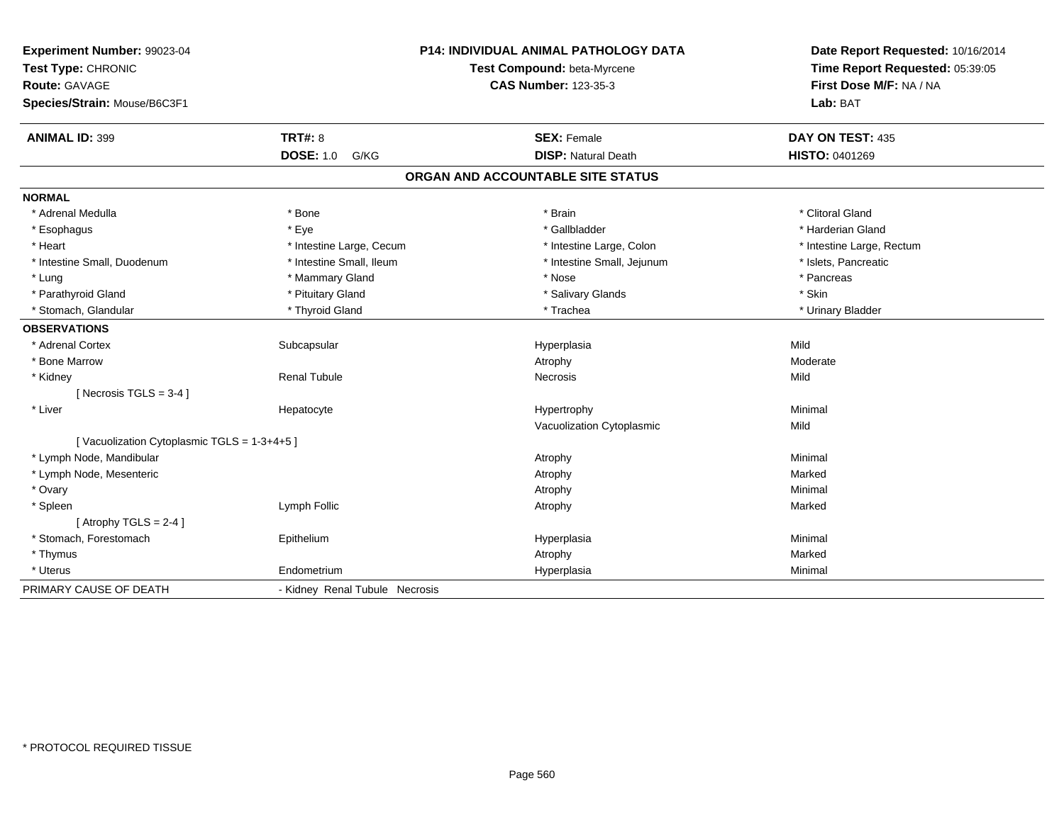**Experiment Number:** 99023-04
**Test Type:** CHRONIC
**Route:** GAVAGE
**Species/Strain:** Mouse/B6C3F1

**P14: INDIVIDUAL ANIMAL PATHOLOGY DATA**
**Test Compound:** beta-Myrcene
**CAS Number:** 123-35-3

**Date Report Requested:** 10/16/2014
**Time Report Requested:** 05:39:05
**First Dose M/F:** NA / NA
**Lab:** BAT

| **ANIMAL ID:** 399 | **TRT#:** 8 | **SEX:** Female | **DAY ON TEST:** 435 |
|---|---|---|---|
| | **DOSE:** 1.0 G/KG | **DISP:** Natural Death | **HISTO:** 0401269 |

## ORGAN AND ACCOUNTABLE SITE STATUS

**NORMAL**

| | | | |
|---|---|---|---|
| * Adrenal Medulla | * Bone | * Brain | * Clitoral Gland |
| * Esophagus | * Eye | * Gallbladder | * Harderian Gland |
| * Heart | * Intestine Large, Cecum | * Intestine Large, Colon | * Intestine Large, Rectum |
| * Intestine Small, Duodenum | * Intestine Small, Ileum | * Intestine Small, Jejunum | * Islets, Pancreatic |
| * Lung | * Mammary Gland | * Nose | * Pancreas |
| * Parathyroid Gland | * Pituitary Gland | * Salivary Glands | * Skin |
| * Stomach, Glandular | * Thyroid Gland | * Trachea | * Urinary Bladder |

**OBSERVATIONS**

| | | | |
|---|---|---|---|
| * Adrenal Cortex | Subcapsular | Hyperplasia | Mild |
| * Bone Marrow | | Atrophy | Moderate |
| * Kidney | Renal Tubule | Necrosis | Mild |
| [ Necrosis TGLS = 3-4 ] | | | |
| * Liver | Hepatocyte | Hypertrophy | Minimal |
| | | Vacuolization Cytoplasmic | Mild |
| [ Vacuolization Cytoplasmic TGLS = 1-3+4+5 ] | | | |
| * Lymph Node, Mandibular | | Atrophy | Minimal |
| * Lymph Node, Mesenteric | | Atrophy | Marked |
| * Ovary | | Atrophy | Minimal |
| * Spleen | Lymph Follic | Atrophy | Marked |
| [ Atrophy TGLS = 2-4 ] | | | |
| * Stomach, Forestomach | Epithelium | Hyperplasia | Minimal |
| * Thymus | | Atrophy | Marked |
| * Uterus | Endometrium | Hyperplasia | Minimal |

PRIMARY CAUSE OF DEATH - Kidney Renal Tubule Necrosis

* PROTOCOL REQUIRED TISSUE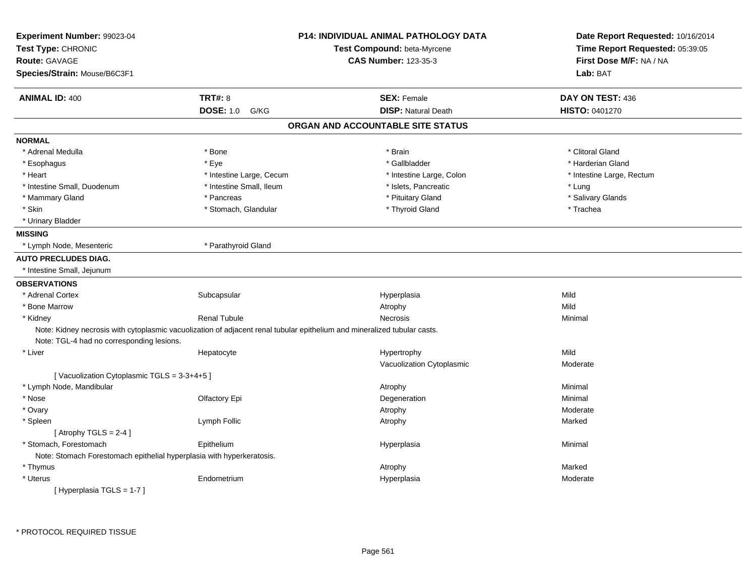**Experiment Number:** 99023-04
**Test Type:** CHRONIC
**Route:** GAVAGE
**Species/Strain:** Mouse/B6C3F1

**P14: INDIVIDUAL ANIMAL PATHOLOGY DATA**
**Test Compound:** beta-Myrcene
**CAS Number:** 123-35-3

**Date Report Requested:** 10/16/2014
**Time Report Requested:** 05:39:05
**First Dose M/F:** NA / NA
**Lab:** BAT

| **ANIMAL ID:** 400 | **TRT#:** 8 | **SEX:** Female | **DAY ON TEST:** 436 |
|---|---|---|---|
| | **DOSE:** 1.0 G/KG | **DISP:** Natural Death | **HISTO:** 0401270 |

## ORGAN AND ACCOUNTABLE SITE STATUS

**NORMAL**

| | | | |
|---|---|---|---|
| * Adrenal Medulla | * Bone | * Brain | * Clitoral Gland |
| * Esophagus | * Eye | * Gallbladder | * Harderian Gland |
| * Heart | * Intestine Large, Cecum | * Intestine Large, Colon | * Intestine Large, Rectum |
| * Intestine Small, Duodenum | * Intestine Small, Ileum | * Islets, Pancreatic | * Lung |
| * Mammary Gland | * Pancreas | * Pituitary Gland | * Salivary Glands |
| * Skin | * Stomach, Glandular | * Thyroid Gland | * Trachea |
| * Urinary Bladder | | | |

**MISSING**

| | |
|---|---|
| * Lymph Node, Mesenteric | * Parathyroid Gland |

**AUTO PRECLUDES DIAG.**

* Intestine Small, Jejunum

**OBSERVATIONS**

| | | | |
|---|---|---|---|
| * Adrenal Cortex | Subcapsular | Hyperplasia | Mild |
| * Bone Marrow | | Atrophy | Mild |
| * Kidney | Renal Tubule | Necrosis | Minimal |

Note: Kidney necrosis with cytoplasmic vacuolization of adjacent renal tubular epithelium and mineralized tubular casts.
Note: TGL-4 had no corresponding lesions.

| | | | |
|---|---|---|---|
| * Liver | Hepatocyte | Hypertrophy | Mild |
| | | Vacuolization Cytoplasmic | Moderate |

[ Vacuolization Cytoplasmic TGLS = 3-3+4+5 ]

| | | | |
|---|---|---|---|
| * Lymph Node, Mandibular | | Atrophy | Minimal |
| * Nose | Olfactory Epi | Degeneration | Minimal |
| * Ovary | | Atrophy | Moderate |
| * Spleen | Lymph Follic | Atrophy | Marked |

[ Atrophy TGLS = 2-4 ]

| | | | |
|---|---|---|---|
| * Stomach, Forestomach | Epithelium | Hyperplasia | Minimal |

Note: Stomach Forestomach epithelial hyperplasia with hyperkeratosis.

| | | | |
|---|---|---|---|
| * Thymus | | Atrophy | Marked |
| * Uterus | Endometrium | Hyperplasia | Moderate |

[ Hyperplasia TGLS = 1-7 ]

* PROTOCOL REQUIRED TISSUE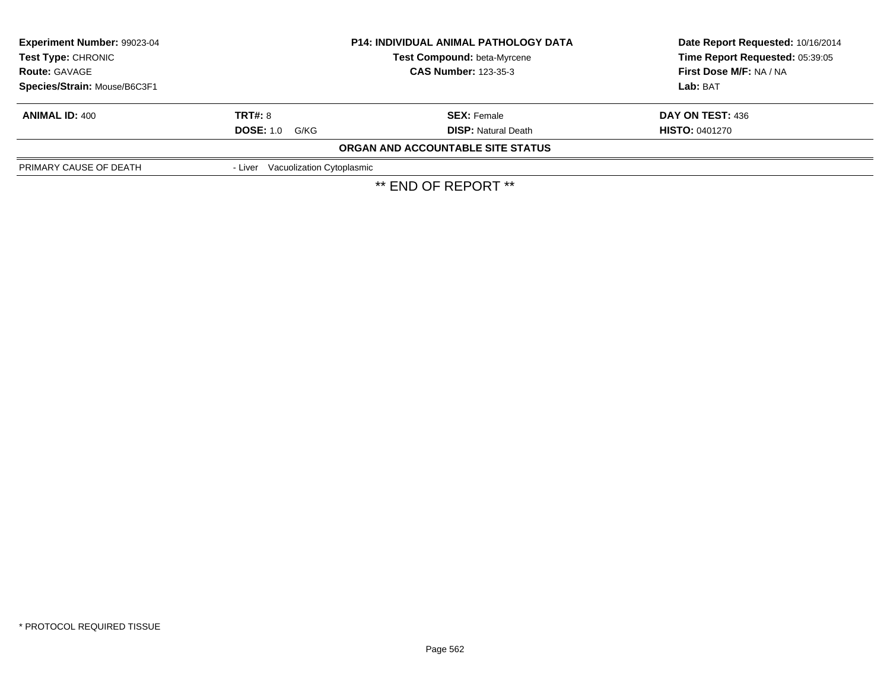| | | | |
|---|---|---|---|
| **Experiment Number:** 99023-04 | **P14: INDIVIDUAL ANIMAL PATHOLOGY DATA** | | **Date Report Requested:** 10/16/2014 |
| **Test Type:** CHRONIC | **Test Compound:** beta-Myrcene | | **Time Report Requested:** 05:39:05 |
| **Route:** GAVAGE | **CAS Number:** 123-35-3 | | **First Dose M/F:** NA / NA |
| **Species/Strain:** Mouse/B6C3F1 | | | **Lab:** BAT |

| | | | |
|---|---|---|---|
| **ANIMAL ID:** 400 | **TRT#:** 8 | **SEX:** Female | **DAY ON TEST:** 436 |
| | **DOSE:** 1.0 G/KG | **DISP:** Natural Death | **HISTO:** 0401270 |

**ORGAN AND ACCOUNTABLE SITE STATUS**

| | |
|---|---|
| PRIMARY CAUSE OF DEATH | - Liver Vacuolization Cytoplasmic |

** END OF REPORT **

* PROTOCOL REQUIRED TISSUE